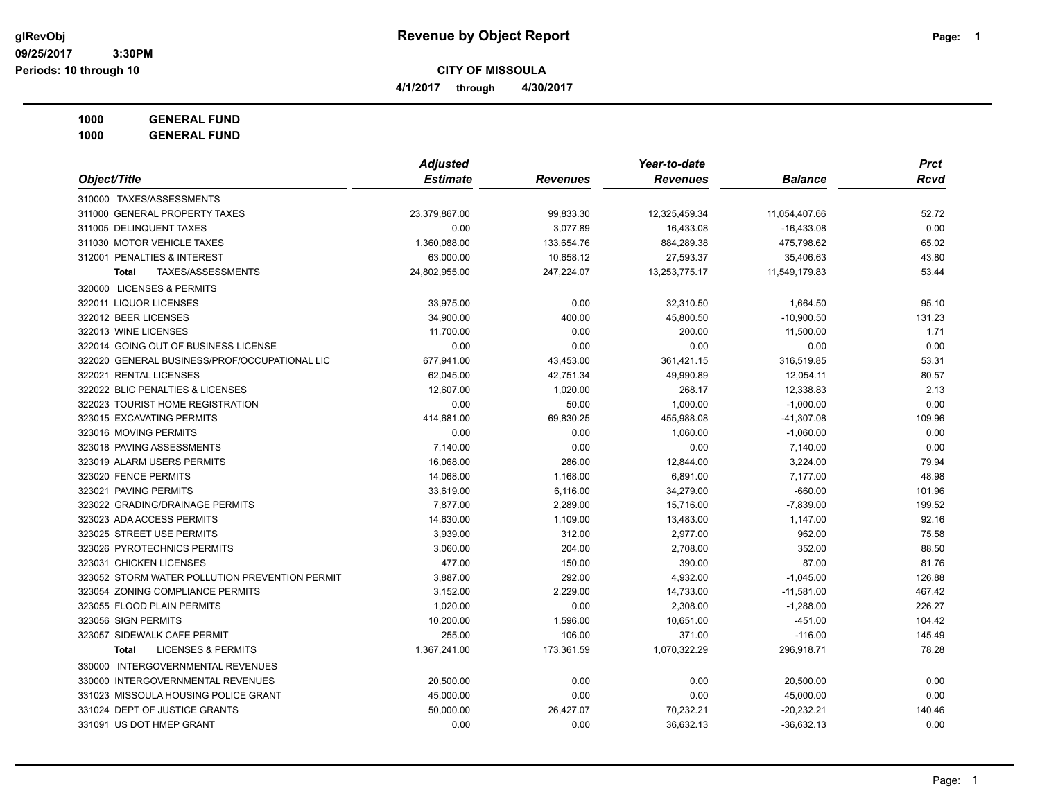# Revenue by Object Report

glRevObj
09/25/2017 3:30PM
Periods: 10 through 10

**CITY OF MISSOULA**

**4/1/2017 through 4/30/2017**

**1000 GENERAL FUND**
**1000 GENERAL FUND**

| Object/Title | Adjusted Estimate | Revenues | Year-to-date Revenues | Balance | Prct Rcvd |
|---|---|---|---|---|---|
| 310000 TAXES/ASSESSMENTS | | | | | |
| 311000 GENERAL PROPERTY TAXES | 23,379,867.00 | 99,833.30 | 12,325,459.34 | 11,054,407.66 | 52.72 |
| 311005 DELINQUENT TAXES | 0.00 | 3,077.89 | 16,433.08 | -16,433.08 | 0.00 |
| 311030 MOTOR VEHICLE TAXES | 1,360,088.00 | 133,654.76 | 884,289.38 | 475,798.62 | 65.02 |
| 312001 PENALTIES & INTEREST | 63,000.00 | 10,658.12 | 27,593.37 | 35,406.63 | 43.80 |
| **Total** TAXES/ASSESSMENTS | 24,802,955.00 | 247,224.07 | 13,253,775.17 | 11,549,179.83 | 53.44 |
| 320000 LICENSES & PERMITS | | | | | |
| 322011 LIQUOR LICENSES | 33,975.00 | 0.00 | 32,310.50 | 1,664.50 | 95.10 |
| 322012 BEER LICENSES | 34,900.00 | 400.00 | 45,800.50 | -10,900.50 | 131.23 |
| 322013 WINE LICENSES | 11,700.00 | 0.00 | 200.00 | 11,500.00 | 1.71 |
| 322014 GOING OUT OF BUSINESS LICENSE | 0.00 | 0.00 | 0.00 | 0.00 | 0.00 |
| 322020 GENERAL BUSINESS/PROF/OCCUPATIONAL LIC | 677,941.00 | 43,453.00 | 361,421.15 | 316,519.85 | 53.31 |
| 322021 RENTAL LICENSES | 62,045.00 | 42,751.34 | 49,990.89 | 12,054.11 | 80.57 |
| 322022 BLIC PENALTIES & LICENSES | 12,607.00 | 1,020.00 | 268.17 | 12,338.83 | 2.13 |
| 322023 TOURIST HOME REGISTRATION | 0.00 | 50.00 | 1,000.00 | -1,000.00 | 0.00 |
| 323015 EXCAVATING PERMITS | 414,681.00 | 69,830.25 | 455,988.08 | -41,307.08 | 109.96 |
| 323016 MOVING PERMITS | 0.00 | 0.00 | 1,060.00 | -1,060.00 | 0.00 |
| 323018 PAVING ASSESSMENTS | 7,140.00 | 0.00 | 0.00 | 7,140.00 | 0.00 |
| 323019 ALARM USERS PERMITS | 16,068.00 | 286.00 | 12,844.00 | 3,224.00 | 79.94 |
| 323020 FENCE PERMITS | 14,068.00 | 1,168.00 | 6,891.00 | 7,177.00 | 48.98 |
| 323021 PAVING PERMITS | 33,619.00 | 6,116.00 | 34,279.00 | -660.00 | 101.96 |
| 323022 GRADING/DRAINAGE PERMITS | 7,877.00 | 2,289.00 | 15,716.00 | -7,839.00 | 199.52 |
| 323023 ADA ACCESS PERMITS | 14,630.00 | 1,109.00 | 13,483.00 | 1,147.00 | 92.16 |
| 323025 STREET USE PERMITS | 3,939.00 | 312.00 | 2,977.00 | 962.00 | 75.58 |
| 323026 PYROTECHNICS PERMITS | 3,060.00 | 204.00 | 2,708.00 | 352.00 | 88.50 |
| 323031 CHICKEN LICENSES | 477.00 | 150.00 | 390.00 | 87.00 | 81.76 |
| 323052 STORM WATER POLLUTION PREVENTION PERMIT | 3,887.00 | 292.00 | 4,932.00 | -1,045.00 | 126.88 |
| 323054 ZONING COMPLIANCE PERMITS | 3,152.00 | 2,229.00 | 14,733.00 | -11,581.00 | 467.42 |
| 323055 FLOOD PLAIN PERMITS | 1,020.00 | 0.00 | 2,308.00 | -1,288.00 | 226.27 |
| 323056 SIGN PERMITS | 10,200.00 | 1,596.00 | 10,651.00 | -451.00 | 104.42 |
| 323057 SIDEWALK CAFE PERMIT | 255.00 | 106.00 | 371.00 | -116.00 | 145.49 |
| **Total** LICENSES & PERMITS | 1,367,241.00 | 173,361.59 | 1,070,322.29 | 296,918.71 | 78.28 |
| 330000 INTERGOVERNMENTAL REVENUES | | | | | |
| 330000 INTERGOVERNMENTAL REVENUES | 20,500.00 | 0.00 | 0.00 | 20,500.00 | 0.00 |
| 331023 MISSOULA HOUSING POLICE GRANT | 45,000.00 | 0.00 | 0.00 | 45,000.00 | 0.00 |
| 331024 DEPT OF JUSTICE GRANTS | 50,000.00 | 26,427.07 | 70,232.21 | -20,232.21 | 140.46 |
| 331091 US DOT HMEP GRANT | 0.00 | 0.00 | 36,632.13 | -36,632.13 | 0.00 |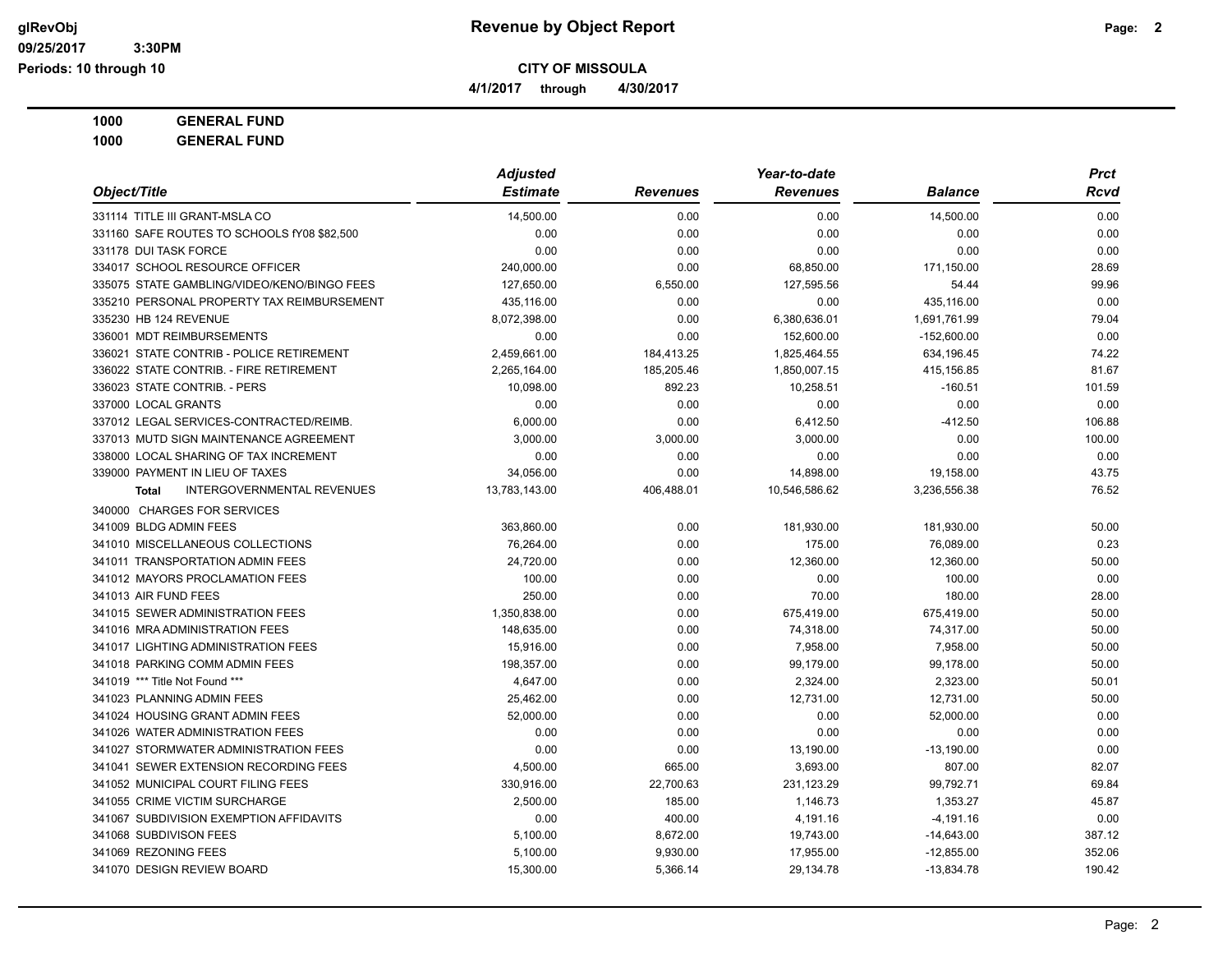**Revenue by Object Report**

**CITY OF MISSOULA**

**4/1/2017 through 4/30/2017**

**1000 GENERAL FUND**

**1000 GENERAL FUND**

| Object/Title | Adjusted Estimate | Revenues | Year-to-date Revenues | Balance | Prct Rcvd |
|---|---|---|---|---|---|
| 331114 TITLE III GRANT-MSLA CO | 14,500.00 | 0.00 | 0.00 | 14,500.00 | 0.00 |
| 331160 SAFE ROUTES TO SCHOOLS fY08 $82,500 | 0.00 | 0.00 | 0.00 | 0.00 | 0.00 |
| 331178 DUI TASK FORCE | 0.00 | 0.00 | 0.00 | 0.00 | 0.00 |
| 334017 SCHOOL RESOURCE OFFICER | 240,000.00 | 0.00 | 68,850.00 | 171,150.00 | 28.69 |
| 335075 STATE GAMBLING/VIDEO/KENO/BINGO FEES | 127,650.00 | 6,550.00 | 127,595.56 | 54.44 | 99.96 |
| 335210 PERSONAL PROPERTY TAX REIMBURSEMENT | 435,116.00 | 0.00 | 0.00 | 435,116.00 | 0.00 |
| 335230 HB 124 REVENUE | 8,072,398.00 | 0.00 | 6,380,636.01 | 1,691,761.99 | 79.04 |
| 336001 MDT REIMBURSEMENTS | 0.00 | 0.00 | 152,600.00 | -152,600.00 | 0.00 |
| 336021 STATE CONTRIB - POLICE RETIREMENT | 2,459,661.00 | 184,413.25 | 1,825,464.55 | 634,196.45 | 74.22 |
| 336022 STATE CONTRIB. - FIRE RETIREMENT | 2,265,164.00 | 185,205.46 | 1,850,007.15 | 415,156.85 | 81.67 |
| 336023 STATE CONTRIB. - PERS | 10,098.00 | 892.23 | 10,258.51 | -160.51 | 101.59 |
| 337000 LOCAL GRANTS | 0.00 | 0.00 | 0.00 | 0.00 | 0.00 |
| 337012 LEGAL SERVICES-CONTRACTED/REIMB. | 6,000.00 | 0.00 | 6,412.50 | -412.50 | 106.88 |
| 337013 MUTD SIGN MAINTENANCE AGREEMENT | 3,000.00 | 3,000.00 | 3,000.00 | 0.00 | 100.00 |
| 338000 LOCAL SHARING OF TAX INCREMENT | 0.00 | 0.00 | 0.00 | 0.00 | 0.00 |
| 339000 PAYMENT IN LIEU OF TAXES | 34,056.00 | 0.00 | 14,898.00 | 19,158.00 | 43.75 |
| **Total** INTERGOVERNMENTAL REVENUES | 13,783,143.00 | 406,488.01 | 10,546,586.62 | 3,236,556.38 | 76.52 |
| 340000 CHARGES FOR SERVICES | | | | | |
| 341009 BLDG ADMIN FEES | 363,860.00 | 0.00 | 181,930.00 | 181,930.00 | 50.00 |
| 341010 MISCELLANEOUS COLLECTIONS | 76,264.00 | 0.00 | 175.00 | 76,089.00 | 0.23 |
| 341011 TRANSPORTATION ADMIN FEES | 24,720.00 | 0.00 | 12,360.00 | 12,360.00 | 50.00 |
| 341012 MAYORS PROCLAMATION FEES | 100.00 | 0.00 | 0.00 | 100.00 | 0.00 |
| 341013 AIR FUND FEES | 250.00 | 0.00 | 70.00 | 180.00 | 28.00 |
| 341015 SEWER ADMINISTRATION FEES | 1,350,838.00 | 0.00 | 675,419.00 | 675,419.00 | 50.00 |
| 341016 MRA ADMINISTRATION FEES | 148,635.00 | 0.00 | 74,318.00 | 74,317.00 | 50.00 |
| 341017 LIGHTING ADMINISTRATION FEES | 15,916.00 | 0.00 | 7,958.00 | 7,958.00 | 50.00 |
| 341018 PARKING COMM ADMIN FEES | 198,357.00 | 0.00 | 99,179.00 | 99,178.00 | 50.00 |
| 341019 *** Title Not Found *** | 4,647.00 | 0.00 | 2,324.00 | 2,323.00 | 50.01 |
| 341023 PLANNING ADMIN FEES | 25,462.00 | 0.00 | 12,731.00 | 12,731.00 | 50.00 |
| 341024 HOUSING GRANT ADMIN FEES | 52,000.00 | 0.00 | 0.00 | 52,000.00 | 0.00 |
| 341026 WATER ADMINISTRATION FEES | 0.00 | 0.00 | 0.00 | 0.00 | 0.00 |
| 341027 STORMWATER ADMINISTRATION FEES | 0.00 | 0.00 | 13,190.00 | -13,190.00 | 0.00 |
| 341041 SEWER EXTENSION RECORDING FEES | 4,500.00 | 665.00 | 3,693.00 | 807.00 | 82.07 |
| 341052 MUNICIPAL COURT FILING FEES | 330,916.00 | 22,700.63 | 231,123.29 | 99,792.71 | 69.84 |
| 341055 CRIME VICTIM SURCHARGE | 2,500.00 | 185.00 | 1,146.73 | 1,353.27 | 45.87 |
| 341067 SUBDIVISION EXEMPTION AFFIDAVITS | 0.00 | 400.00 | 4,191.16 | -4,191.16 | 0.00 |
| 341068 SUBDIVISON FEES | 5,100.00 | 8,672.00 | 19,743.00 | -14,643.00 | 387.12 |
| 341069 REZONING FEES | 5,100.00 | 9,930.00 | 17,955.00 | -12,855.00 | 352.06 |
| 341070 DESIGN REVIEW BOARD | 15,300.00 | 5,366.14 | 29,134.78 | -13,834.78 | 190.42 |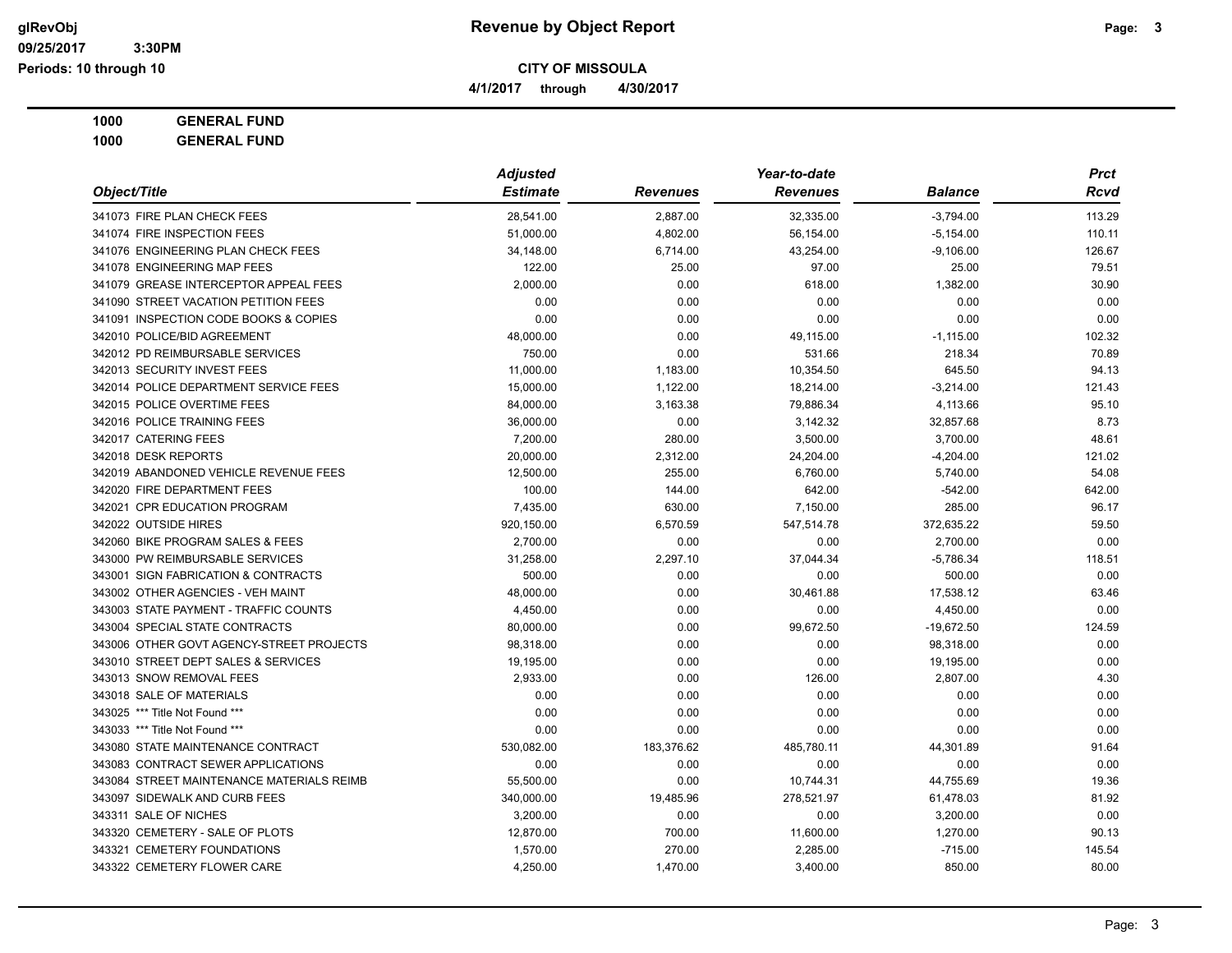**CITY OF MISSOULA**

**4/1/2017 through 4/30/2017**

**glRevObj Revenue by Object Report**

09/25/2017 3:30PM

Periods: 10 through 10

**1000 GENERAL FUND**

**1000 GENERAL FUND**

| Object/Title | Adjusted Estimate | Revenues | Year-to-date Revenues | Balance | Prct Rcvd |
|---|---|---|---|---|---|
| 341073 FIRE PLAN CHECK FEES | 28,541.00 | 2,887.00 | 32,335.00 | -3,794.00 | 113.29 |
| 341074 FIRE INSPECTION FEES | 51,000.00 | 4,802.00 | 56,154.00 | -5,154.00 | 110.11 |
| 341076 ENGINEERING PLAN CHECK FEES | 34,148.00 | 6,714.00 | 43,254.00 | -9,106.00 | 126.67 |
| 341078 ENGINEERING MAP FEES | 122.00 | 25.00 | 97.00 | 25.00 | 79.51 |
| 341079 GREASE INTERCEPTOR APPEAL FEES | 2,000.00 | 0.00 | 618.00 | 1,382.00 | 30.90 |
| 341090 STREET VACATION PETITION FEES | 0.00 | 0.00 | 0.00 | 0.00 | 0.00 |
| 341091 INSPECTION CODE BOOKS & COPIES | 0.00 | 0.00 | 0.00 | 0.00 | 0.00 |
| 342010 POLICE/BID AGREEMENT | 48,000.00 | 0.00 | 49,115.00 | -1,115.00 | 102.32 |
| 342012 PD REIMBURSABLE SERVICES | 750.00 | 0.00 | 531.66 | 218.34 | 70.89 |
| 342013 SECURITY INVEST FEES | 11,000.00 | 1,183.00 | 10,354.50 | 645.50 | 94.13 |
| 342014 POLICE DEPARTMENT SERVICE FEES | 15,000.00 | 1,122.00 | 18,214.00 | -3,214.00 | 121.43 |
| 342015 POLICE OVERTIME FEES | 84,000.00 | 3,163.38 | 79,886.34 | 4,113.66 | 95.10 |
| 342016 POLICE TRAINING FEES | 36,000.00 | 0.00 | 3,142.32 | 32,857.68 | 8.73 |
| 342017 CATERING FEES | 7,200.00 | 280.00 | 3,500.00 | 3,700.00 | 48.61 |
| 342018 DESK REPORTS | 20,000.00 | 2,312.00 | 24,204.00 | -4,204.00 | 121.02 |
| 342019 ABANDONED VEHICLE REVENUE FEES | 12,500.00 | 255.00 | 6,760.00 | 5,740.00 | 54.08 |
| 342020 FIRE DEPARTMENT FEES | 100.00 | 144.00 | 642.00 | -542.00 | 642.00 |
| 342021 CPR EDUCATION PROGRAM | 7,435.00 | 630.00 | 7,150.00 | 285.00 | 96.17 |
| 342022 OUTSIDE HIRES | 920,150.00 | 6,570.59 | 547,514.78 | 372,635.22 | 59.50 |
| 342060 BIKE PROGRAM SALES & FEES | 2,700.00 | 0.00 | 0.00 | 2,700.00 | 0.00 |
| 343000 PW REIMBURSABLE SERVICES | 31,258.00 | 2,297.10 | 37,044.34 | -5,786.34 | 118.51 |
| 343001 SIGN FABRICATION & CONTRACTS | 500.00 | 0.00 | 0.00 | 500.00 | 0.00 |
| 343002 OTHER AGENCIES - VEH MAINT | 48,000.00 | 0.00 | 30,461.88 | 17,538.12 | 63.46 |
| 343003 STATE PAYMENT - TRAFFIC COUNTS | 4,450.00 | 0.00 | 0.00 | 4,450.00 | 0.00 |
| 343004 SPECIAL STATE CONTRACTS | 80,000.00 | 0.00 | 99,672.50 | -19,672.50 | 124.59 |
| 343006 OTHER GOVT AGENCY-STREET PROJECTS | 98,318.00 | 0.00 | 0.00 | 98,318.00 | 0.00 |
| 343010 STREET DEPT SALES & SERVICES | 19,195.00 | 0.00 | 0.00 | 19,195.00 | 0.00 |
| 343013 SNOW REMOVAL FEES | 2,933.00 | 0.00 | 126.00 | 2,807.00 | 4.30 |
| 343018 SALE OF MATERIALS | 0.00 | 0.00 | 0.00 | 0.00 | 0.00 |
| 343025 *** Title Not Found *** | 0.00 | 0.00 | 0.00 | 0.00 | 0.00 |
| 343033 *** Title Not Found *** | 0.00 | 0.00 | 0.00 | 0.00 | 0.00 |
| 343080 STATE MAINTENANCE CONTRACT | 530,082.00 | 183,376.62 | 485,780.11 | 44,301.89 | 91.64 |
| 343083 CONTRACT SEWER APPLICATIONS | 0.00 | 0.00 | 0.00 | 0.00 | 0.00 |
| 343084 STREET MAINTENANCE MATERIALS REIMB | 55,500.00 | 0.00 | 10,744.31 | 44,755.69 | 19.36 |
| 343097 SIDEWALK AND CURB FEES | 340,000.00 | 19,485.96 | 278,521.97 | 61,478.03 | 81.92 |
| 343311 SALE OF NICHES | 3,200.00 | 0.00 | 0.00 | 3,200.00 | 0.00 |
| 343320 CEMETERY - SALE OF PLOTS | 12,870.00 | 700.00 | 11,600.00 | 1,270.00 | 90.13 |
| 343321 CEMETERY FOUNDATIONS | 1,570.00 | 270.00 | 2,285.00 | -715.00 | 145.54 |
| 343322 CEMETERY FLOWER CARE | 4,250.00 | 1,470.00 | 3,400.00 | 850.00 | 80.00 |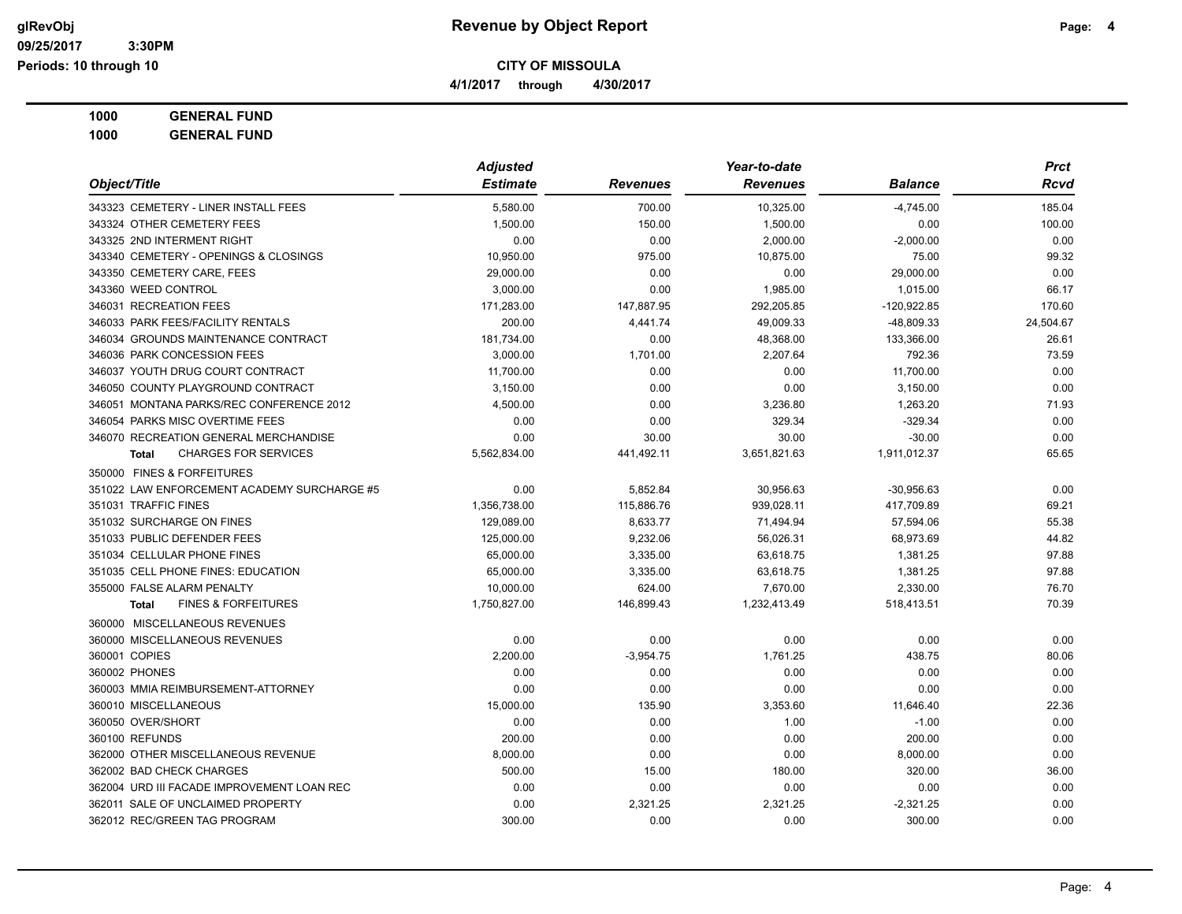# Revenue by Object Report

**CITY OF MISSOULA**

**4/1/2017 through 4/30/2017**

glRevObj
09/25/2017 3:30PM
Periods: 10 through 10

**1000 GENERAL FUND**
**1000 GENERAL FUND**

| Object/Title | Adjusted Estimate | Revenues | Year-to-date Revenues | Balance | Prct Rcvd |
|---|---|---|---|---|---|
| 343323 CEMETERY - LINER INSTALL FEES | 5,580.00 | 700.00 | 10,325.00 | -4,745.00 | 185.04 |
| 343324 OTHER CEMETERY FEES | 1,500.00 | 150.00 | 1,500.00 | 0.00 | 100.00 |
| 343325 2ND INTERMENT RIGHT | 0.00 | 0.00 | 2,000.00 | -2,000.00 | 0.00 |
| 343340 CEMETERY - OPENINGS & CLOSINGS | 10,950.00 | 975.00 | 10,875.00 | 75.00 | 99.32 |
| 343350 CEMETERY CARE, FEES | 29,000.00 | 0.00 | 0.00 | 29,000.00 | 0.00 |
| 343360 WEED CONTROL | 3,000.00 | 0.00 | 1,985.00 | 1,015.00 | 66.17 |
| 346031 RECREATION FEES | 171,283.00 | 147,887.95 | 292,205.85 | -120,922.85 | 170.60 |
| 346033 PARK FEES/FACILITY RENTALS | 200.00 | 4,441.74 | 49,009.33 | -48,809.33 | 24,504.67 |
| 346034 GROUNDS MAINTENANCE CONTRACT | 181,734.00 | 0.00 | 48,368.00 | 133,366.00 | 26.61 |
| 346036 PARK CONCESSION FEES | 3,000.00 | 1,701.00 | 2,207.64 | 792.36 | 73.59 |
| 346037 YOUTH DRUG COURT CONTRACT | 11,700.00 | 0.00 | 0.00 | 11,700.00 | 0.00 |
| 346050 COUNTY PLAYGROUND CONTRACT | 3,150.00 | 0.00 | 0.00 | 3,150.00 | 0.00 |
| 346051 MONTANA PARKS/REC CONFERENCE 2012 | 4,500.00 | 0.00 | 3,236.80 | 1,263.20 | 71.93 |
| 346054 PARKS MISC OVERTIME FEES | 0.00 | 0.00 | 329.34 | -329.34 | 0.00 |
| 346070 RECREATION GENERAL MERCHANDISE | 0.00 | 30.00 | 30.00 | -30.00 | 0.00 |
| **Total** CHARGES FOR SERVICES | 5,562,834.00 | 441,492.11 | 3,651,821.63 | 1,911,012.37 | 65.65 |
| 350000 FINES & FORFEITURES | | | | | |
| 351022 LAW ENFORCEMENT ACADEMY SURCHARGE #5 | 0.00 | 5,852.84 | 30,956.63 | -30,956.63 | 0.00 |
| 351031 TRAFFIC FINES | 1,356,738.00 | 115,886.76 | 939,028.11 | 417,709.89 | 69.21 |
| 351032 SURCHARGE ON FINES | 129,089.00 | 8,633.77 | 71,494.94 | 57,594.06 | 55.38 |
| 351033 PUBLIC DEFENDER FEES | 125,000.00 | 9,232.06 | 56,026.31 | 68,973.69 | 44.82 |
| 351034 CELLULAR PHONE FINES | 65,000.00 | 3,335.00 | 63,618.75 | 1,381.25 | 97.88 |
| 351035 CELL PHONE FINES: EDUCATION | 65,000.00 | 3,335.00 | 63,618.75 | 1,381.25 | 97.88 |
| 355000 FALSE ALARM PENALTY | 10,000.00 | 624.00 | 7,670.00 | 2,330.00 | 76.70 |
| **Total** FINES & FORFEITURES | 1,750,827.00 | 146,899.43 | 1,232,413.49 | 518,413.51 | 70.39 |
| 360000 MISCELLANEOUS REVENUES | | | | | |
| 360000 MISCELLANEOUS REVENUES | 0.00 | 0.00 | 0.00 | 0.00 | 0.00 |
| 360001 COPIES | 2,200.00 | -3,954.75 | 1,761.25 | 438.75 | 80.06 |
| 360002 PHONES | 0.00 | 0.00 | 0.00 | 0.00 | 0.00 |
| 360003 MMIA REIMBURSEMENT-ATTORNEY | 0.00 | 0.00 | 0.00 | 0.00 | 0.00 |
| 360010 MISCELLANEOUS | 15,000.00 | 135.90 | 3,353.60 | 11,646.40 | 22.36 |
| 360050 OVER/SHORT | 0.00 | 0.00 | 1.00 | -1.00 | 0.00 |
| 360100 REFUNDS | 200.00 | 0.00 | 0.00 | 200.00 | 0.00 |
| 362000 OTHER MISCELLANEOUS REVENUE | 8,000.00 | 0.00 | 0.00 | 8,000.00 | 0.00 |
| 362002 BAD CHECK CHARGES | 500.00 | 15.00 | 180.00 | 320.00 | 36.00 |
| 362004 URD III FACADE IMPROVEMENT LOAN REC | 0.00 | 0.00 | 0.00 | 0.00 | 0.00 |
| 362011 SALE OF UNCLAIMED PROPERTY | 0.00 | 2,321.25 | 2,321.25 | -2,321.25 | 0.00 |
| 362012 REC/GREEN TAG PROGRAM | 300.00 | 0.00 | 0.00 | 300.00 | 0.00 |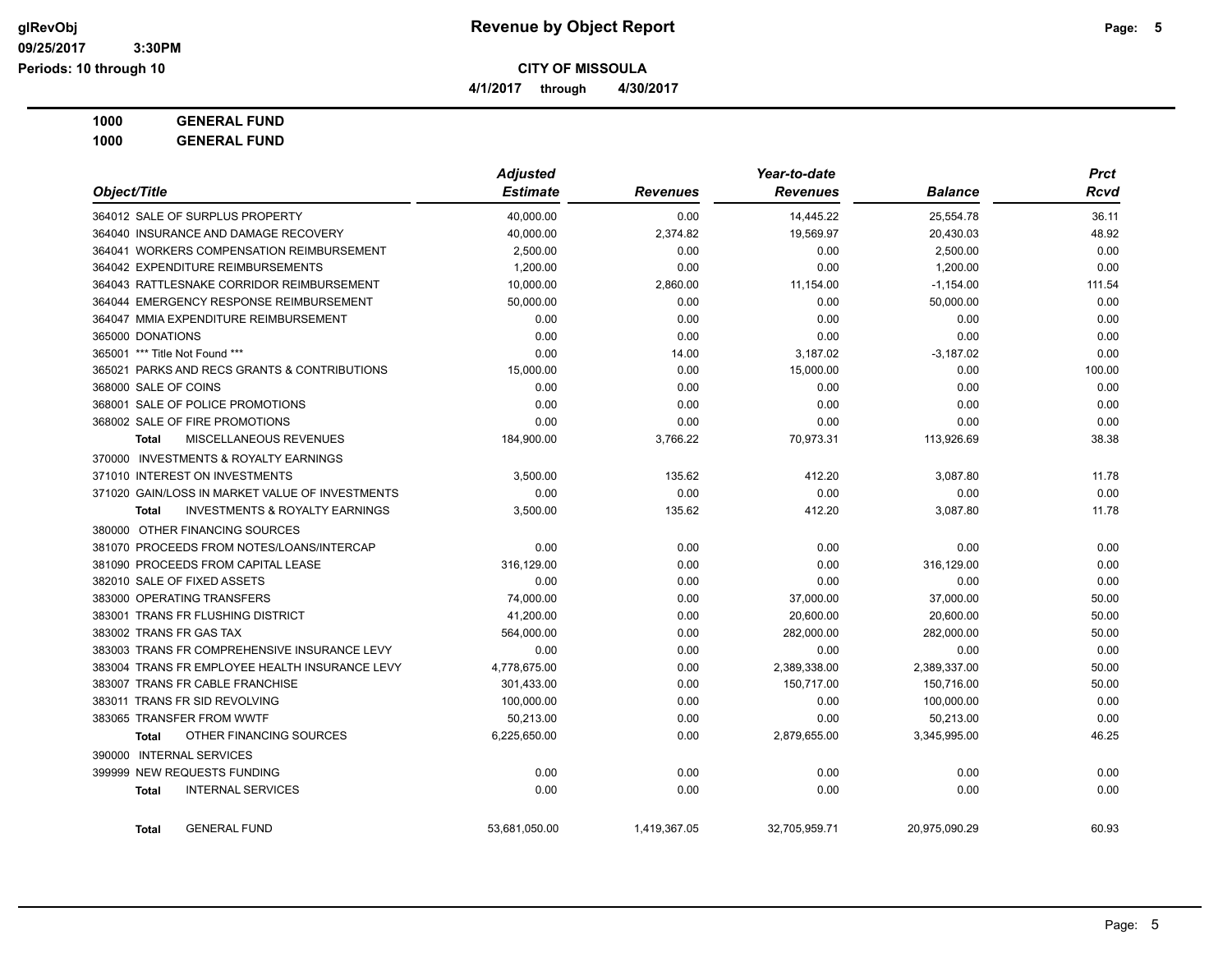**CITY OF MISSOULA**

**4/1/2017 through 4/30/2017**

**1000 GENERAL FUND**

**1000 GENERAL FUND**

| Object/Title | Adjusted Estimate | Revenues | Year-to-date Revenues | Balance | Prct Rcvd |
|---|---|---|---|---|---|
| 364012 SALE OF SURPLUS PROPERTY | 40,000.00 | 0.00 | 14,445.22 | 25,554.78 | 36.11 |
| 364040 INSURANCE AND DAMAGE RECOVERY | 40,000.00 | 2,374.82 | 19,569.97 | 20,430.03 | 48.92 |
| 364041 WORKERS COMPENSATION REIMBURSEMENT | 2,500.00 | 0.00 | 0.00 | 2,500.00 | 0.00 |
| 364042 EXPENDITURE REIMBURSEMENTS | 1,200.00 | 0.00 | 0.00 | 1,200.00 | 0.00 |
| 364043 RATTLESNAKE CORRIDOR REIMBURSEMENT | 10,000.00 | 2,860.00 | 11,154.00 | -1,154.00 | 111.54 |
| 364044 EMERGENCY RESPONSE REIMBURSEMENT | 50,000.00 | 0.00 | 0.00 | 50,000.00 | 0.00 |
| 364047 MMIA EXPENDITURE REIMBURSEMENT | 0.00 | 0.00 | 0.00 | 0.00 | 0.00 |
| 365000 DONATIONS | 0.00 | 0.00 | 0.00 | 0.00 | 0.00 |
| 365001 *** Title Not Found *** | 0.00 | 14.00 | 3,187.02 | -3,187.02 | 0.00 |
| 365021 PARKS AND RECS GRANTS & CONTRIBUTIONS | 15,000.00 | 0.00 | 15,000.00 | 0.00 | 100.00 |
| 368000 SALE OF COINS | 0.00 | 0.00 | 0.00 | 0.00 | 0.00 |
| 368001 SALE OF POLICE PROMOTIONS | 0.00 | 0.00 | 0.00 | 0.00 | 0.00 |
| 368002 SALE OF FIRE PROMOTIONS | 0.00 | 0.00 | 0.00 | 0.00 | 0.00 |
| **Total** MISCELLANEOUS REVENUES | 184,900.00 | 3,766.22 | 70,973.31 | 113,926.69 | 38.38 |
| 370000 INVESTMENTS & ROYALTY EARNINGS | | | | | |
| 371010 INTEREST ON INVESTMENTS | 3,500.00 | 135.62 | 412.20 | 3,087.80 | 11.78 |
| 371020 GAIN/LOSS IN MARKET VALUE OF INVESTMENTS | 0.00 | 0.00 | 0.00 | 0.00 | 0.00 |
| **Total** INVESTMENTS & ROYALTY EARNINGS | 3,500.00 | 135.62 | 412.20 | 3,087.80 | 11.78 |
| 380000 OTHER FINANCING SOURCES | | | | | |
| 381070 PROCEEDS FROM NOTES/LOANS/INTERCAP | 0.00 | 0.00 | 0.00 | 0.00 | 0.00 |
| 381090 PROCEEDS FROM CAPITAL LEASE | 316,129.00 | 0.00 | 0.00 | 316,129.00 | 0.00 |
| 382010 SALE OF FIXED ASSETS | 0.00 | 0.00 | 0.00 | 0.00 | 0.00 |
| 383000 OPERATING TRANSFERS | 74,000.00 | 0.00 | 37,000.00 | 37,000.00 | 50.00 |
| 383001 TRANS FR FLUSHING DISTRICT | 41,200.00 | 0.00 | 20,600.00 | 20,600.00 | 50.00 |
| 383002 TRANS FR GAS TAX | 564,000.00 | 0.00 | 282,000.00 | 282,000.00 | 50.00 |
| 383003 TRANS FR COMPREHENSIVE INSURANCE LEVY | 0.00 | 0.00 | 0.00 | 0.00 | 0.00 |
| 383004 TRANS FR EMPLOYEE HEALTH INSURANCE LEVY | 4,778,675.00 | 0.00 | 2,389,338.00 | 2,389,337.00 | 50.00 |
| 383007 TRANS FR CABLE FRANCHISE | 301,433.00 | 0.00 | 150,717.00 | 150,716.00 | 50.00 |
| 383011 TRANS FR SID REVOLVING | 100,000.00 | 0.00 | 0.00 | 100,000.00 | 0.00 |
| 383065 TRANSFER FROM WWTF | 50,213.00 | 0.00 | 0.00 | 50,213.00 | 0.00 |
| **Total** OTHER FINANCING SOURCES | 6,225,650.00 | 0.00 | 2,879,655.00 | 3,345,995.00 | 46.25 |
| 390000 INTERNAL SERVICES | | | | | |
| 399999 NEW REQUESTS FUNDING | 0.00 | 0.00 | 0.00 | 0.00 | 0.00 |
| **Total** INTERNAL SERVICES | 0.00 | 0.00 | 0.00 | 0.00 | 0.00 |
| **Total** GENERAL FUND | 53,681,050.00 | 1,419,367.05 | 32,705,959.71 | 20,975,090.29 | 60.93 |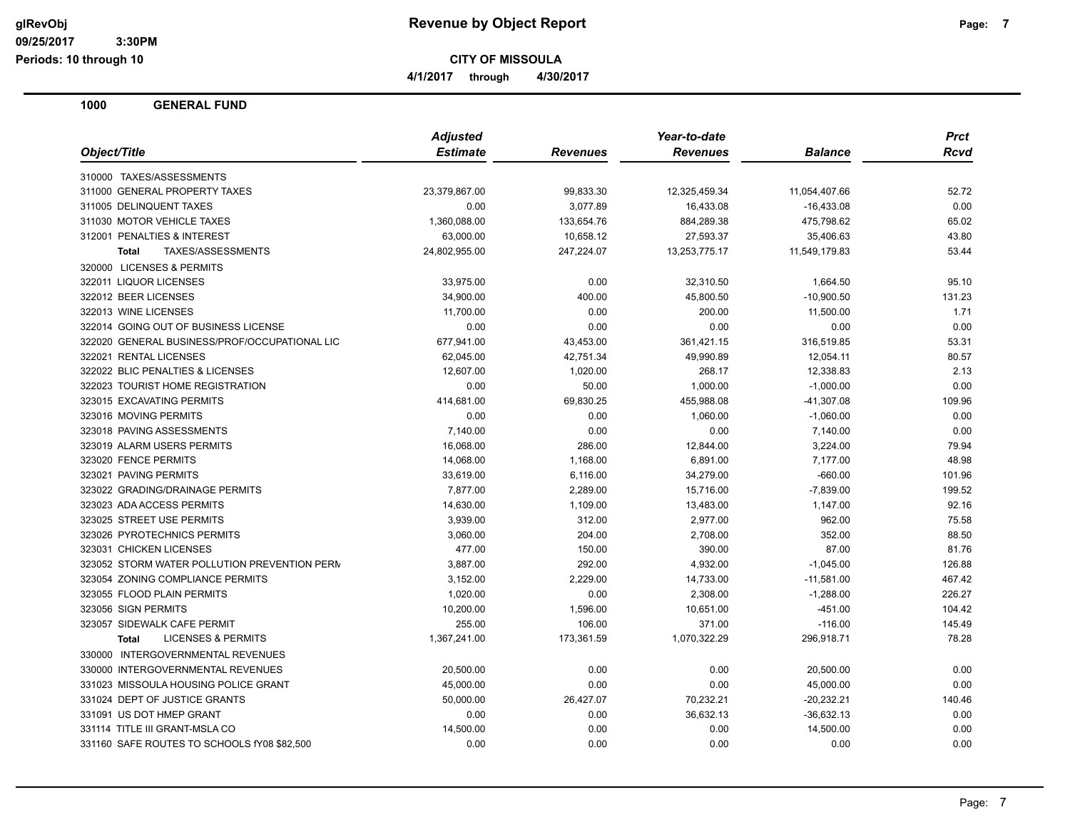# Revenue by Object Report

**CITY OF MISSOULA**

**4/1/2017 through 4/30/2017**

glRevObj
09/25/2017 3:30PM
Periods: 10 through 10

## 1000 GENERAL FUND

| Object/Title | Adjusted Estimate | Revenues | Year-to-date Revenues | Balance | Prct Rcvd |
|---|---|---|---|---|---|
| 310000 TAXES/ASSESSMENTS | | | | | |
| 311000 GENERAL PROPERTY TAXES | 23,379,867.00 | 99,833.30 | 12,325,459.34 | 11,054,407.66 | 52.72 |
| 311005 DELINQUENT TAXES | 0.00 | 3,077.89 | 16,433.08 | -16,433.08 | 0.00 |
| 311030 MOTOR VEHICLE TAXES | 1,360,088.00 | 133,654.76 | 884,289.38 | 475,798.62 | 65.02 |
| 312001 PENALTIES & INTEREST | 63,000.00 | 10,658.12 | 27,593.37 | 35,406.63 | 43.80 |
| **Total** TAXES/ASSESSMENTS | 24,802,955.00 | 247,224.07 | 13,253,775.17 | 11,549,179.83 | 53.44 |
| 320000 LICENSES & PERMITS | | | | | |
| 322011 LIQUOR LICENSES | 33,975.00 | 0.00 | 32,310.50 | 1,664.50 | 95.10 |
| 322012 BEER LICENSES | 34,900.00 | 400.00 | 45,800.50 | -10,900.50 | 131.23 |
| 322013 WINE LICENSES | 11,700.00 | 0.00 | 200.00 | 11,500.00 | 1.71 |
| 322014 GOING OUT OF BUSINESS LICENSE | 0.00 | 0.00 | 0.00 | 0.00 | 0.00 |
| 322020 GENERAL BUSINESS/PROF/OCCUPATIONAL LIC | 677,941.00 | 43,453.00 | 361,421.15 | 316,519.85 | 53.31 |
| 322021 RENTAL LICENSES | 62,045.00 | 42,751.34 | 49,990.89 | 12,054.11 | 80.57 |
| 322022 BLIC PENALTIES & LICENSES | 12,607.00 | 1,020.00 | 268.17 | 12,338.83 | 2.13 |
| 322023 TOURIST HOME REGISTRATION | 0.00 | 50.00 | 1,000.00 | -1,000.00 | 0.00 |
| 323015 EXCAVATING PERMITS | 414,681.00 | 69,830.25 | 455,988.08 | -41,307.08 | 109.96 |
| 323016 MOVING PERMITS | 0.00 | 0.00 | 1,060.00 | -1,060.00 | 0.00 |
| 323018 PAVING ASSESSMENTS | 7,140.00 | 0.00 | 0.00 | 7,140.00 | 0.00 |
| 323019 ALARM USERS PERMITS | 16,068.00 | 286.00 | 12,844.00 | 3,224.00 | 79.94 |
| 323020 FENCE PERMITS | 14,068.00 | 1,168.00 | 6,891.00 | 7,177.00 | 48.98 |
| 323021 PAVING PERMITS | 33,619.00 | 6,116.00 | 34,279.00 | -660.00 | 101.96 |
| 323022 GRADING/DRAINAGE PERMITS | 7,877.00 | 2,289.00 | 15,716.00 | -7,839.00 | 199.52 |
| 323023 ADA ACCESS PERMITS | 14,630.00 | 1,109.00 | 13,483.00 | 1,147.00 | 92.16 |
| 323025 STREET USE PERMITS | 3,939.00 | 312.00 | 2,977.00 | 962.00 | 75.58 |
| 323026 PYROTECHNICS PERMITS | 3,060.00 | 204.00 | 2,708.00 | 352.00 | 88.50 |
| 323031 CHICKEN LICENSES | 477.00 | 150.00 | 390.00 | 87.00 | 81.76 |
| 323052 STORM WATER POLLUTION PREVENTION PERM | 3,887.00 | 292.00 | 4,932.00 | -1,045.00 | 126.88 |
| 323054 ZONING COMPLIANCE PERMITS | 3,152.00 | 2,229.00 | 14,733.00 | -11,581.00 | 467.42 |
| 323055 FLOOD PLAIN PERMITS | 1,020.00 | 0.00 | 2,308.00 | -1,288.00 | 226.27 |
| 323056 SIGN PERMITS | 10,200.00 | 1,596.00 | 10,651.00 | -451.00 | 104.42 |
| 323057 SIDEWALK CAFE PERMIT | 255.00 | 106.00 | 371.00 | -116.00 | 145.49 |
| **Total** LICENSES & PERMITS | 1,367,241.00 | 173,361.59 | 1,070,322.29 | 296,918.71 | 78.28 |
| 330000 INTERGOVERNMENTAL REVENUES | | | | | |
| 330000 INTERGOVERNMENTAL REVENUES | 20,500.00 | 0.00 | 0.00 | 20,500.00 | 0.00 |
| 331023 MISSOULA HOUSING POLICE GRANT | 45,000.00 | 0.00 | 0.00 | 45,000.00 | 0.00 |
| 331024 DEPT OF JUSTICE GRANTS | 50,000.00 | 26,427.07 | 70,232.21 | -20,232.21 | 140.46 |
| 331091 US DOT HMEP GRANT | 0.00 | 0.00 | 36,632.13 | -36,632.13 | 0.00 |
| 331114 TITLE III GRANT-MSLA CO | 14,500.00 | 0.00 | 0.00 | 14,500.00 | 0.00 |
| 331160 SAFE ROUTES TO SCHOOLS fY08 $82,500 | 0.00 | 0.00 | 0.00 | 0.00 | 0.00 |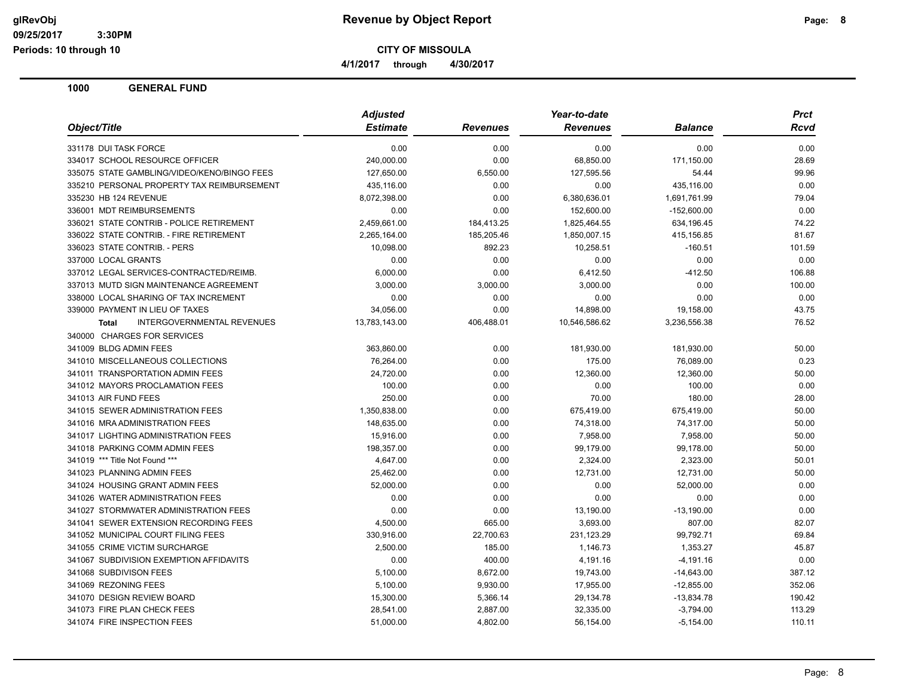**CITY OF MISSOULA**

**4/1/2017 through 4/30/2017**

## 1000 GENERAL FUND

| Object/Title | Adjusted Estimate | Revenues | Year-to-date Revenues | Balance | Prct Rcvd |
|---|---|---|---|---|---|
| 331178 DUI TASK FORCE | 0.00 | 0.00 | 0.00 | 0.00 | 0.00 |
| 334017 SCHOOL RESOURCE OFFICER | 240,000.00 | 0.00 | 68,850.00 | 171,150.00 | 28.69 |
| 335075 STATE GAMBLING/VIDEO/KENO/BINGO FEES | 127,650.00 | 6,550.00 | 127,595.56 | 54.44 | 99.96 |
| 335210 PERSONAL PROPERTY TAX REIMBURSEMENT | 435,116.00 | 0.00 | 0.00 | 435,116.00 | 0.00 |
| 335230 HB 124 REVENUE | 8,072,398.00 | 0.00 | 6,380,636.01 | 1,691,761.99 | 79.04 |
| 336001 MDT REIMBURSEMENTS | 0.00 | 0.00 | 152,600.00 | -152,600.00 | 0.00 |
| 336021 STATE CONTRIB - POLICE RETIREMENT | 2,459,661.00 | 184,413.25 | 1,825,464.55 | 634,196.45 | 74.22 |
| 336022 STATE CONTRIB. - FIRE RETIREMENT | 2,265,164.00 | 185,205.46 | 1,850,007.15 | 415,156.85 | 81.67 |
| 336023 STATE CONTRIB. - PERS | 10,098.00 | 892.23 | 10,258.51 | -160.51 | 101.59 |
| 337000 LOCAL GRANTS | 0.00 | 0.00 | 0.00 | 0.00 | 0.00 |
| 337012 LEGAL SERVICES-CONTRACTED/REIMB. | 6,000.00 | 0.00 | 6,412.50 | -412.50 | 106.88 |
| 337013 MUTD SIGN MAINTENANCE AGREEMENT | 3,000.00 | 3,000.00 | 3,000.00 | 0.00 | 100.00 |
| 338000 LOCAL SHARING OF TAX INCREMENT | 0.00 | 0.00 | 0.00 | 0.00 | 0.00 |
| 339000 PAYMENT IN LIEU OF TAXES | 34,056.00 | 0.00 | 14,898.00 | 19,158.00 | 43.75 |
| **Total** INTERGOVERNMENTAL REVENUES | 13,783,143.00 | 406,488.01 | 10,546,586.62 | 3,236,556.38 | 76.52 |
| 340000 CHARGES FOR SERVICES | | | | | |
| 341009 BLDG ADMIN FEES | 363,860.00 | 0.00 | 181,930.00 | 181,930.00 | 50.00 |
| 341010 MISCELLANEOUS COLLECTIONS | 76,264.00 | 0.00 | 175.00 | 76,089.00 | 0.23 |
| 341011 TRANSPORTATION ADMIN FEES | 24,720.00 | 0.00 | 12,360.00 | 12,360.00 | 50.00 |
| 341012 MAYORS PROCLAMATION FEES | 100.00 | 0.00 | 0.00 | 100.00 | 0.00 |
| 341013 AIR FUND FEES | 250.00 | 0.00 | 70.00 | 180.00 | 28.00 |
| 341015 SEWER ADMINISTRATION FEES | 1,350,838.00 | 0.00 | 675,419.00 | 675,419.00 | 50.00 |
| 341016 MRA ADMINISTRATION FEES | 148,635.00 | 0.00 | 74,318.00 | 74,317.00 | 50.00 |
| 341017 LIGHTING ADMINISTRATION FEES | 15,916.00 | 0.00 | 7,958.00 | 7,958.00 | 50.00 |
| 341018 PARKING COMM ADMIN FEES | 198,357.00 | 0.00 | 99,179.00 | 99,178.00 | 50.00 |
| 341019 *** Title Not Found *** | 4,647.00 | 0.00 | 2,324.00 | 2,323.00 | 50.01 |
| 341023 PLANNING ADMIN FEES | 25,462.00 | 0.00 | 12,731.00 | 12,731.00 | 50.00 |
| 341024 HOUSING GRANT ADMIN FEES | 52,000.00 | 0.00 | 0.00 | 52,000.00 | 0.00 |
| 341026 WATER ADMINISTRATION FEES | 0.00 | 0.00 | 0.00 | 0.00 | 0.00 |
| 341027 STORMWATER ADMINISTRATION FEES | 0.00 | 0.00 | 13,190.00 | -13,190.00 | 0.00 |
| 341041 SEWER EXTENSION RECORDING FEES | 4,500.00 | 665.00 | 3,693.00 | 807.00 | 82.07 |
| 341052 MUNICIPAL COURT FILING FEES | 330,916.00 | 22,700.63 | 231,123.29 | 99,792.71 | 69.84 |
| 341055 CRIME VICTIM SURCHARGE | 2,500.00 | 185.00 | 1,146.73 | 1,353.27 | 45.87 |
| 341067 SUBDIVISION EXEMPTION AFFIDAVITS | 0.00 | 400.00 | 4,191.16 | -4,191.16 | 0.00 |
| 341068 SUBDIVISON FEES | 5,100.00 | 8,672.00 | 19,743.00 | -14,643.00 | 387.12 |
| 341069 REZONING FEES | 5,100.00 | 9,930.00 | 17,955.00 | -12,855.00 | 352.06 |
| 341070 DESIGN REVIEW BOARD | 15,300.00 | 5,366.14 | 29,134.78 | -13,834.78 | 190.42 |
| 341073 FIRE PLAN CHECK FEES | 28,541.00 | 2,887.00 | 32,335.00 | -3,794.00 | 113.29 |
| 341074 FIRE INSPECTION FEES | 51,000.00 | 4,802.00 | 56,154.00 | -5,154.00 | 110.11 |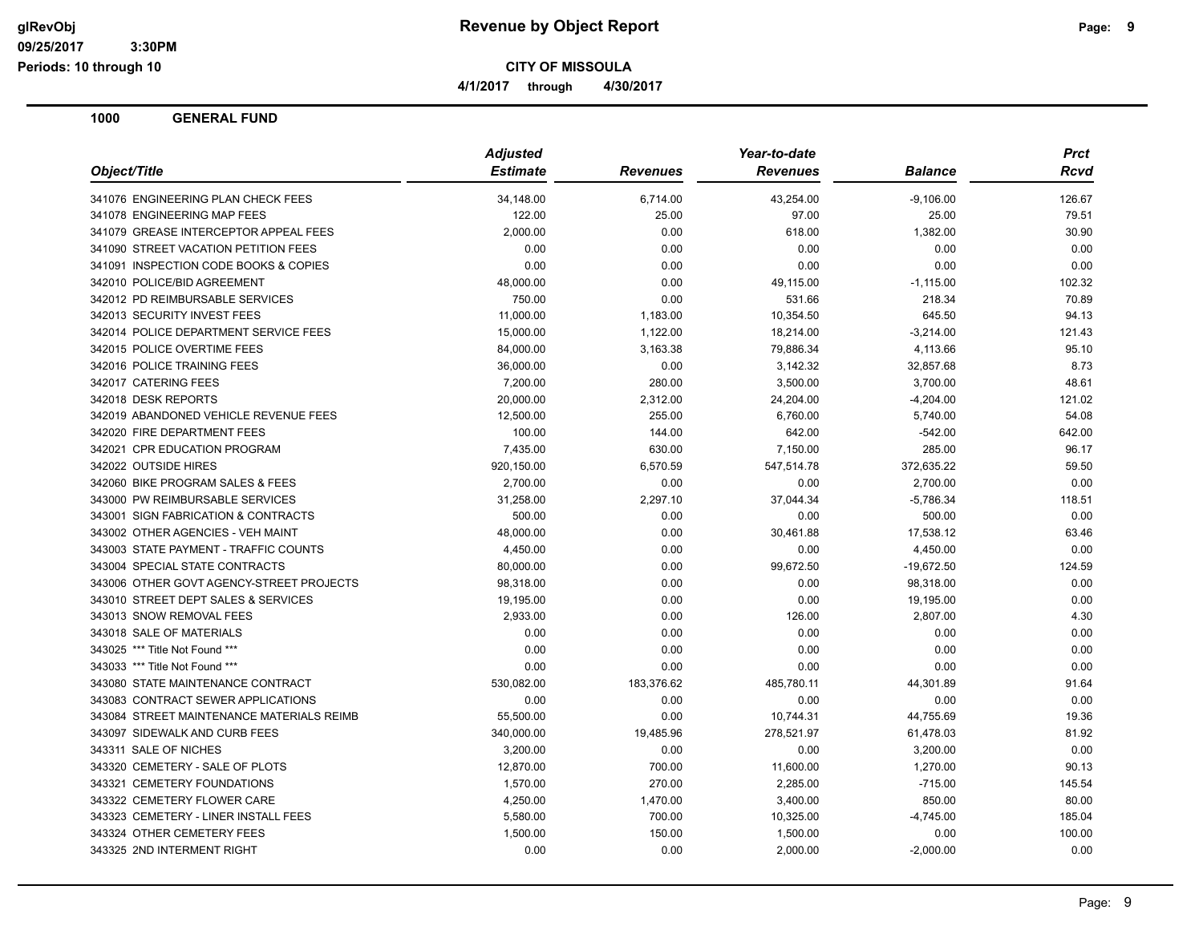# Revenue by Object Report

**CITY OF MISSOULA**

**4/1/2017 through 4/30/2017**

glRevObj
09/25/2017 3:30PM
Periods: 10 through 10

## 1000 GENERAL FUND

| Object/Title | Adjusted Estimate | Revenues | Year-to-date Revenues | Balance | Prct Rcvd |
|---|---|---|---|---|---|
| 341076 ENGINEERING PLAN CHECK FEES | 34,148.00 | 6,714.00 | 43,254.00 | -9,106.00 | 126.67 |
| 341078 ENGINEERING MAP FEES | 122.00 | 25.00 | 97.00 | 25.00 | 79.51 |
| 341079 GREASE INTERCEPTOR APPEAL FEES | 2,000.00 | 0.00 | 618.00 | 1,382.00 | 30.90 |
| 341090 STREET VACATION PETITION FEES | 0.00 | 0.00 | 0.00 | 0.00 | 0.00 |
| 341091 INSPECTION CODE BOOKS & COPIES | 0.00 | 0.00 | 0.00 | 0.00 | 0.00 |
| 342010 POLICE/BID AGREEMENT | 48,000.00 | 0.00 | 49,115.00 | -1,115.00 | 102.32 |
| 342012 PD REIMBURSABLE SERVICES | 750.00 | 0.00 | 531.66 | 218.34 | 70.89 |
| 342013 SECURITY INVEST FEES | 11,000.00 | 1,183.00 | 10,354.50 | 645.50 | 94.13 |
| 342014 POLICE DEPARTMENT SERVICE FEES | 15,000.00 | 1,122.00 | 18,214.00 | -3,214.00 | 121.43 |
| 342015 POLICE OVERTIME FEES | 84,000.00 | 3,163.38 | 79,886.34 | 4,113.66 | 95.10 |
| 342016 POLICE TRAINING FEES | 36,000.00 | 0.00 | 3,142.32 | 32,857.68 | 8.73 |
| 342017 CATERING FEES | 7,200.00 | 280.00 | 3,500.00 | 3,700.00 | 48.61 |
| 342018 DESK REPORTS | 20,000.00 | 2,312.00 | 24,204.00 | -4,204.00 | 121.02 |
| 342019 ABANDONED VEHICLE REVENUE FEES | 12,500.00 | 255.00 | 6,760.00 | 5,740.00 | 54.08 |
| 342020 FIRE DEPARTMENT FEES | 100.00 | 144.00 | 642.00 | -542.00 | 642.00 |
| 342021 CPR EDUCATION PROGRAM | 7,435.00 | 630.00 | 7,150.00 | 285.00 | 96.17 |
| 342022 OUTSIDE HIRES | 920,150.00 | 6,570.59 | 547,514.78 | 372,635.22 | 59.50 |
| 342060 BIKE PROGRAM SALES & FEES | 2,700.00 | 0.00 | 0.00 | 2,700.00 | 0.00 |
| 343000 PW REIMBURSABLE SERVICES | 31,258.00 | 2,297.10 | 37,044.34 | -5,786.34 | 118.51 |
| 343001 SIGN FABRICATION & CONTRACTS | 500.00 | 0.00 | 0.00 | 500.00 | 0.00 |
| 343002 OTHER AGENCIES - VEH MAINT | 48,000.00 | 0.00 | 30,461.88 | 17,538.12 | 63.46 |
| 343003 STATE PAYMENT - TRAFFIC COUNTS | 4,450.00 | 0.00 | 0.00 | 4,450.00 | 0.00 |
| 343004 SPECIAL STATE CONTRACTS | 80,000.00 | 0.00 | 99,672.50 | -19,672.50 | 124.59 |
| 343006 OTHER GOVT AGENCY-STREET PROJECTS | 98,318.00 | 0.00 | 0.00 | 98,318.00 | 0.00 |
| 343010 STREET DEPT SALES & SERVICES | 19,195.00 | 0.00 | 0.00 | 19,195.00 | 0.00 |
| 343013 SNOW REMOVAL FEES | 2,933.00 | 0.00 | 126.00 | 2,807.00 | 4.30 |
| 343018 SALE OF MATERIALS | 0.00 | 0.00 | 0.00 | 0.00 | 0.00 |
| 343025 *** Title Not Found *** | 0.00 | 0.00 | 0.00 | 0.00 | 0.00 |
| 343033 *** Title Not Found *** | 0.00 | 0.00 | 0.00 | 0.00 | 0.00 |
| 343080 STATE MAINTENANCE CONTRACT | 530,082.00 | 183,376.62 | 485,780.11 | 44,301.89 | 91.64 |
| 343083 CONTRACT SEWER APPLICATIONS | 0.00 | 0.00 | 0.00 | 0.00 | 0.00 |
| 343084 STREET MAINTENANCE MATERIALS REIMB | 55,500.00 | 0.00 | 10,744.31 | 44,755.69 | 19.36 |
| 343097 SIDEWALK AND CURB FEES | 340,000.00 | 19,485.96 | 278,521.97 | 61,478.03 | 81.92 |
| 343311 SALE OF NICHES | 3,200.00 | 0.00 | 0.00 | 3,200.00 | 0.00 |
| 343320 CEMETERY - SALE OF PLOTS | 12,870.00 | 700.00 | 11,600.00 | 1,270.00 | 90.13 |
| 343321 CEMETERY FOUNDATIONS | 1,570.00 | 270.00 | 2,285.00 | -715.00 | 145.54 |
| 343322 CEMETERY FLOWER CARE | 4,250.00 | 1,470.00 | 3,400.00 | 850.00 | 80.00 |
| 343323 CEMETERY - LINER INSTALL FEES | 5,580.00 | 700.00 | 10,325.00 | -4,745.00 | 185.04 |
| 343324 OTHER CEMETERY FEES | 1,500.00 | 150.00 | 1,500.00 | 0.00 | 100.00 |
| 343325 2ND INTERMENT RIGHT | 0.00 | 0.00 | 2,000.00 | -2,000.00 | 0.00 |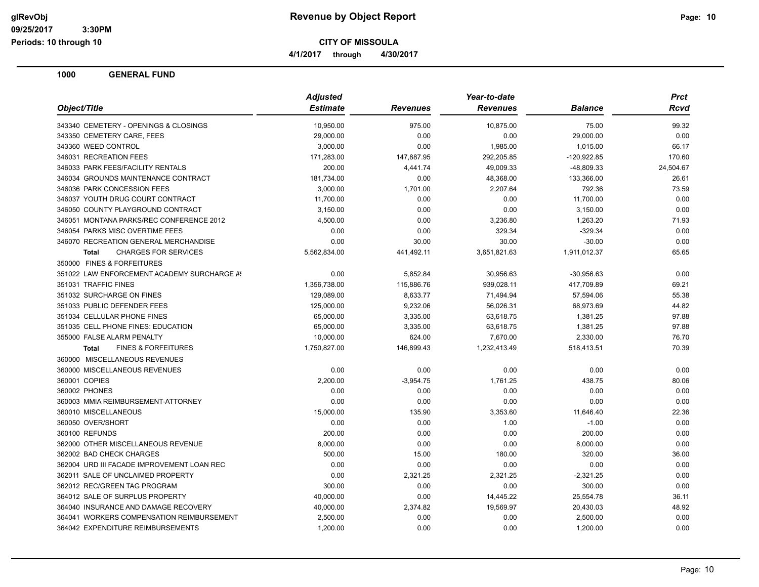**Revenue by Object Report**

**CITY OF MISSOULA**

**4/1/2017 through 4/30/2017**

glRevObj
09/25/2017 3:30PM
Periods: 10 through 10

## 1000 GENERAL FUND

| Object/Title | Adjusted Estimate | Revenues | Year-to-date Revenues | Balance | Prct Rcvd |
|---|---|---|---|---|---|
| 343340 CEMETERY - OPENINGS & CLOSINGS | 10,950.00 | 975.00 | 10,875.00 | 75.00 | 99.32 |
| 343350 CEMETERY CARE, FEES | 29,000.00 | 0.00 | 0.00 | 29,000.00 | 0.00 |
| 343360 WEED CONTROL | 3,000.00 | 0.00 | 1,985.00 | 1,015.00 | 66.17 |
| 346031 RECREATION FEES | 171,283.00 | 147,887.95 | 292,205.85 | -120,922.85 | 170.60 |
| 346033 PARK FEES/FACILITY RENTALS | 200.00 | 4,441.74 | 49,009.33 | -48,809.33 | 24,504.67 |
| 346034 GROUNDS MAINTENANCE CONTRACT | 181,734.00 | 0.00 | 48,368.00 | 133,366.00 | 26.61 |
| 346036 PARK CONCESSION FEES | 3,000.00 | 1,701.00 | 2,207.64 | 792.36 | 73.59 |
| 346037 YOUTH DRUG COURT CONTRACT | 11,700.00 | 0.00 | 0.00 | 11,700.00 | 0.00 |
| 346050 COUNTY PLAYGROUND CONTRACT | 3,150.00 | 0.00 | 0.00 | 3,150.00 | 0.00 |
| 346051 MONTANA PARKS/REC CONFERENCE 2012 | 4,500.00 | 0.00 | 3,236.80 | 1,263.20 | 71.93 |
| 346054 PARKS MISC OVERTIME FEES | 0.00 | 0.00 | 329.34 | -329.34 | 0.00 |
| 346070 RECREATION GENERAL MERCHANDISE | 0.00 | 30.00 | 30.00 | -30.00 | 0.00 |
| **Total** CHARGES FOR SERVICES | 5,562,834.00 | 441,492.11 | 3,651,821.63 | 1,911,012.37 | 65.65 |
| 350000 FINES & FORFEITURES | | | | | |
| 351022 LAW ENFORCEMENT ACADEMY SURCHARGE #! | 0.00 | 5,852.84 | 30,956.63 | -30,956.63 | 0.00 |
| 351031 TRAFFIC FINES | 1,356,738.00 | 115,886.76 | 939,028.11 | 417,709.89 | 69.21 |
| 351032 SURCHARGE ON FINES | 129,089.00 | 8,633.77 | 71,494.94 | 57,594.06 | 55.38 |
| 351033 PUBLIC DEFENDER FEES | 125,000.00 | 9,232.06 | 56,026.31 | 68,973.69 | 44.82 |
| 351034 CELLULAR PHONE FINES | 65,000.00 | 3,335.00 | 63,618.75 | 1,381.25 | 97.88 |
| 351035 CELL PHONE FINES: EDUCATION | 65,000.00 | 3,335.00 | 63,618.75 | 1,381.25 | 97.88 |
| 355000 FALSE ALARM PENALTY | 10,000.00 | 624.00 | 7,670.00 | 2,330.00 | 76.70 |
| **Total** FINES & FORFEITURES | 1,750,827.00 | 146,899.43 | 1,232,413.49 | 518,413.51 | 70.39 |
| 360000 MISCELLANEOUS REVENUES | | | | | |
| 360000 MISCELLANEOUS REVENUES | 0.00 | 0.00 | 0.00 | 0.00 | 0.00 |
| 360001 COPIES | 2,200.00 | -3,954.75 | 1,761.25 | 438.75 | 80.06 |
| 360002 PHONES | 0.00 | 0.00 | 0.00 | 0.00 | 0.00 |
| 360003 MMIA REIMBURSEMENT-ATTORNEY | 0.00 | 0.00 | 0.00 | 0.00 | 0.00 |
| 360010 MISCELLANEOUS | 15,000.00 | 135.90 | 3,353.60 | 11,646.40 | 22.36 |
| 360050 OVER/SHORT | 0.00 | 0.00 | 1.00 | -1.00 | 0.00 |
| 360100 REFUNDS | 200.00 | 0.00 | 0.00 | 200.00 | 0.00 |
| 362000 OTHER MISCELLANEOUS REVENUE | 8,000.00 | 0.00 | 0.00 | 8,000.00 | 0.00 |
| 362002 BAD CHECK CHARGES | 500.00 | 15.00 | 180.00 | 320.00 | 36.00 |
| 362004 URD III FACADE IMPROVEMENT LOAN REC | 0.00 | 0.00 | 0.00 | 0.00 | 0.00 |
| 362011 SALE OF UNCLAIMED PROPERTY | 0.00 | 2,321.25 | 2,321.25 | -2,321.25 | 0.00 |
| 362012 REC/GREEN TAG PROGRAM | 300.00 | 0.00 | 0.00 | 300.00 | 0.00 |
| 364012 SALE OF SURPLUS PROPERTY | 40,000.00 | 0.00 | 14,445.22 | 25,554.78 | 36.11 |
| 364040 INSURANCE AND DAMAGE RECOVERY | 40,000.00 | 2,374.82 | 19,569.97 | 20,430.03 | 48.92 |
| 364041 WORKERS COMPENSATION REIMBURSEMENT | 2,500.00 | 0.00 | 0.00 | 2,500.00 | 0.00 |
| 364042 EXPENDITURE REIMBURSEMENTS | 1,200.00 | 0.00 | 0.00 | 1,200.00 | 0.00 |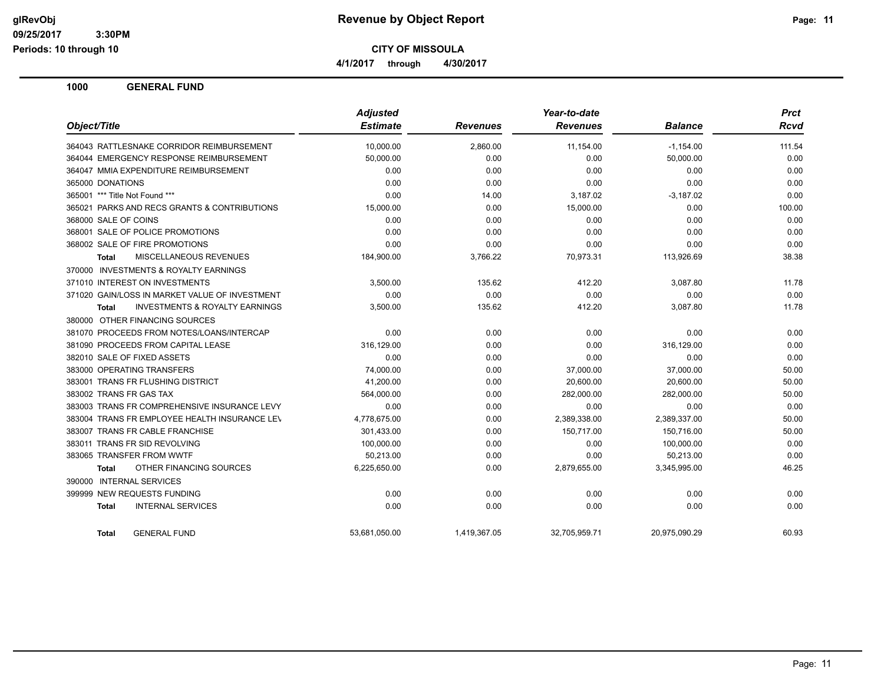# Revenue by Object Report

**CITY OF MISSOULA**

**4/1/2017 through 4/30/2017**

glRevObj
09/25/2017 3:30PM
Periods: 10 through 10

## 1000 GENERAL FUND

| Object/Title | Adjusted Estimate | Revenues | Year-to-date Revenues | Balance | Prct Rcvd |
|---|---|---|---|---|---|
| 364043 RATTLESNAKE CORRIDOR REIMBURSEMENT | 10,000.00 | 2,860.00 | 11,154.00 | -1,154.00 | 111.54 |
| 364044 EMERGENCY RESPONSE REIMBURSEMENT | 50,000.00 | 0.00 | 0.00 | 50,000.00 | 0.00 |
| 364047 MMIA EXPENDITURE REIMBURSEMENT | 0.00 | 0.00 | 0.00 | 0.00 | 0.00 |
| 365000 DONATIONS | 0.00 | 0.00 | 0.00 | 0.00 | 0.00 |
| 365001 *** Title Not Found *** | 0.00 | 14.00 | 3,187.02 | -3,187.02 | 0.00 |
| 365021 PARKS AND RECS GRANTS & CONTRIBUTIONS | 15,000.00 | 0.00 | 15,000.00 | 0.00 | 100.00 |
| 368000 SALE OF COINS | 0.00 | 0.00 | 0.00 | 0.00 | 0.00 |
| 368001 SALE OF POLICE PROMOTIONS | 0.00 | 0.00 | 0.00 | 0.00 | 0.00 |
| 368002 SALE OF FIRE PROMOTIONS | 0.00 | 0.00 | 0.00 | 0.00 | 0.00 |
| **Total** MISCELLANEOUS REVENUES | 184,900.00 | 3,766.22 | 70,973.31 | 113,926.69 | 38.38 |
| 370000 INVESTMENTS & ROYALTY EARNINGS | | | | | |
| 371010 INTEREST ON INVESTMENTS | 3,500.00 | 135.62 | 412.20 | 3,087.80 | 11.78 |
| 371020 GAIN/LOSS IN MARKET VALUE OF INVESTMENT | 0.00 | 0.00 | 0.00 | 0.00 | 0.00 |
| **Total** INVESTMENTS & ROYALTY EARNINGS | 3,500.00 | 135.62 | 412.20 | 3,087.80 | 11.78 |
| 380000 OTHER FINANCING SOURCES | | | | | |
| 381070 PROCEEDS FROM NOTES/LOANS/INTERCAP | 0.00 | 0.00 | 0.00 | 0.00 | 0.00 |
| 381090 PROCEEDS FROM CAPITAL LEASE | 316,129.00 | 0.00 | 0.00 | 316,129.00 | 0.00 |
| 382010 SALE OF FIXED ASSETS | 0.00 | 0.00 | 0.00 | 0.00 | 0.00 |
| 383000 OPERATING TRANSFERS | 74,000.00 | 0.00 | 37,000.00 | 37,000.00 | 50.00 |
| 383001 TRANS FR FLUSHING DISTRICT | 41,200.00 | 0.00 | 20,600.00 | 20,600.00 | 50.00 |
| 383002 TRANS FR GAS TAX | 564,000.00 | 0.00 | 282,000.00 | 282,000.00 | 50.00 |
| 383003 TRANS FR COMPREHENSIVE INSURANCE LEVY | 0.00 | 0.00 | 0.00 | 0.00 | 0.00 |
| 383004 TRANS FR EMPLOYEE HEALTH INSURANCE LEV | 4,778,675.00 | 0.00 | 2,389,338.00 | 2,389,337.00 | 50.00 |
| 383007 TRANS FR CABLE FRANCHISE | 301,433.00 | 0.00 | 150,717.00 | 150,716.00 | 50.00 |
| 383011 TRANS FR SID REVOLVING | 100,000.00 | 0.00 | 0.00 | 100,000.00 | 0.00 |
| 383065 TRANSFER FROM WWTF | 50,213.00 | 0.00 | 0.00 | 50,213.00 | 0.00 |
| **Total** OTHER FINANCING SOURCES | 6,225,650.00 | 0.00 | 2,879,655.00 | 3,345,995.00 | 46.25 |
| 390000 INTERNAL SERVICES | | | | | |
| 399999 NEW REQUESTS FUNDING | 0.00 | 0.00 | 0.00 | 0.00 | 0.00 |
| **Total** INTERNAL SERVICES | 0.00 | 0.00 | 0.00 | 0.00 | 0.00 |
| **Total** GENERAL FUND | 53,681,050.00 | 1,419,367.05 | 32,705,959.71 | 20,975,090.29 | 60.93 |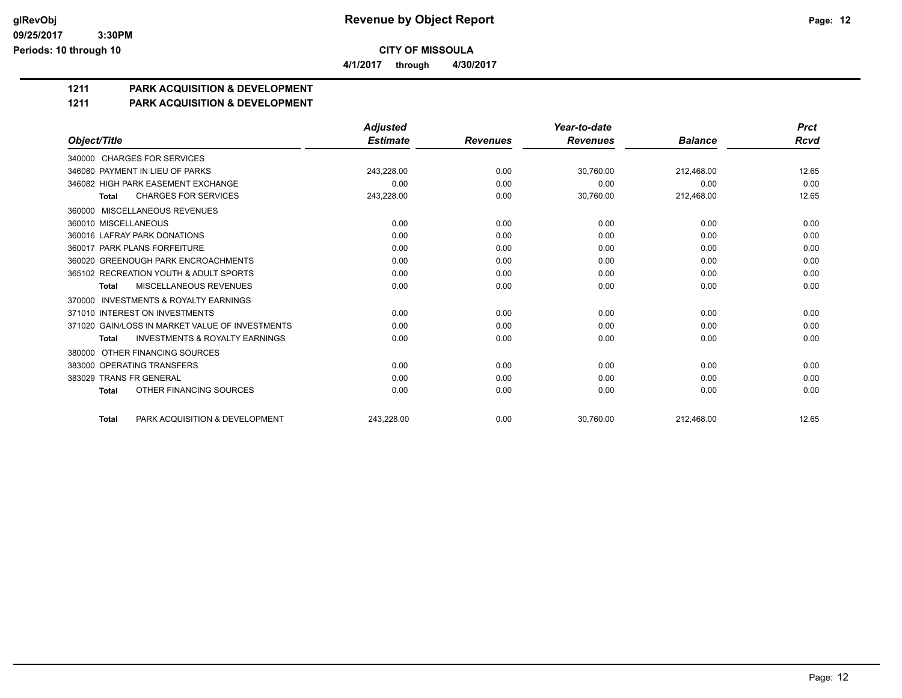**glRevObj** **Revenue by Object Report**

**09/25/2017 3:30PM**

**Periods: 10 through 10**

**CITY OF MISSOULA**

**4/1/2017 through 4/30/2017**

## 1211 PARK ACQUISITION & DEVELOPMENT

## 1211 PARK ACQUISITION & DEVELOPMENT

| Object/Title | Adjusted Estimate | Revenues | Year-to-date Revenues | Balance | Prct Rcvd |
|---|---|---|---|---|---|
| 340000 CHARGES FOR SERVICES | | | | | |
| 346080 PAYMENT IN LIEU OF PARKS | 243,228.00 | 0.00 | 30,760.00 | 212,468.00 | 12.65 |
| 346082 HIGH PARK EASEMENT EXCHANGE | 0.00 | 0.00 | 0.00 | 0.00 | 0.00 |
| **Total** CHARGES FOR SERVICES | 243,228.00 | 0.00 | 30,760.00 | 212,468.00 | 12.65 |
| 360000 MISCELLANEOUS REVENUES | | | | | |
| 360010 MISCELLANEOUS | 0.00 | 0.00 | 0.00 | 0.00 | 0.00 |
| 360016 LAFRAY PARK DONATIONS | 0.00 | 0.00 | 0.00 | 0.00 | 0.00 |
| 360017 PARK PLANS FORFEITURE | 0.00 | 0.00 | 0.00 | 0.00 | 0.00 |
| 360020 GREENOUGH PARK ENCROACHMENTS | 0.00 | 0.00 | 0.00 | 0.00 | 0.00 |
| 365102 RECREATION YOUTH & ADULT SPORTS | 0.00 | 0.00 | 0.00 | 0.00 | 0.00 |
| **Total** MISCELLANEOUS REVENUES | 0.00 | 0.00 | 0.00 | 0.00 | 0.00 |
| 370000 INVESTMENTS & ROYALTY EARNINGS | | | | | |
| 371010 INTEREST ON INVESTMENTS | 0.00 | 0.00 | 0.00 | 0.00 | 0.00 |
| 371020 GAIN/LOSS IN MARKET VALUE OF INVESTMENTS | 0.00 | 0.00 | 0.00 | 0.00 | 0.00 |
| **Total** INVESTMENTS & ROYALTY EARNINGS | 0.00 | 0.00 | 0.00 | 0.00 | 0.00 |
| 380000 OTHER FINANCING SOURCES | | | | | |
| 383000 OPERATING TRANSFERS | 0.00 | 0.00 | 0.00 | 0.00 | 0.00 |
| 383029 TRANS FR GENERAL | 0.00 | 0.00 | 0.00 | 0.00 | 0.00 |
| **Total** OTHER FINANCING SOURCES | 0.00 | 0.00 | 0.00 | 0.00 | 0.00 |
| **Total** PARK ACQUISITION & DEVELOPMENT | 243,228.00 | 0.00 | 30,760.00 | 212,468.00 | 12.65 |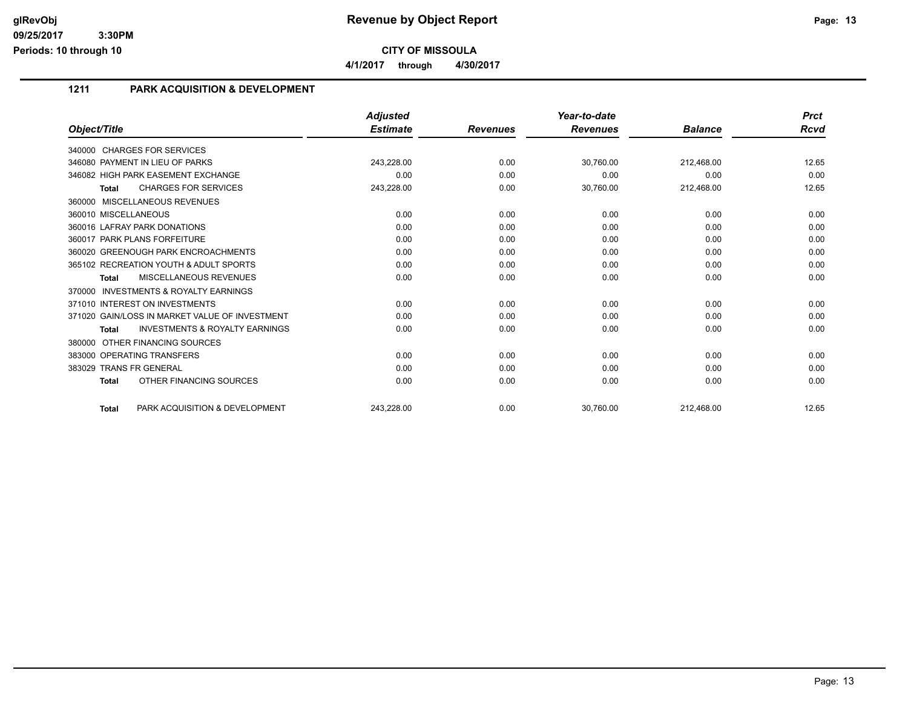**CITY OF MISSOULA**

**4/1/2017 through 4/30/2017**

## 1211 PARK ACQUISITION & DEVELOPMENT

| Object/Title | Adjusted Estimate | Revenues | Year-to-date Revenues | Balance | Prct Rcvd |
|---|---|---|---|---|---|
| 340000 CHARGES FOR SERVICES | | | | | |
| 346080 PAYMENT IN LIEU OF PARKS | 243,228.00 | 0.00 | 30,760.00 | 212,468.00 | 12.65 |
| 346082 HIGH PARK EASEMENT EXCHANGE | 0.00 | 0.00 | 0.00 | 0.00 | 0.00 |
| **Total** CHARGES FOR SERVICES | 243,228.00 | 0.00 | 30,760.00 | 212,468.00 | 12.65 |
| 360000 MISCELLANEOUS REVENUES | | | | | |
| 360010 MISCELLANEOUS | 0.00 | 0.00 | 0.00 | 0.00 | 0.00 |
| 360016 LAFRAY PARK DONATIONS | 0.00 | 0.00 | 0.00 | 0.00 | 0.00 |
| 360017 PARK PLANS FORFEITURE | 0.00 | 0.00 | 0.00 | 0.00 | 0.00 |
| 360020 GREENOUGH PARK ENCROACHMENTS | 0.00 | 0.00 | 0.00 | 0.00 | 0.00 |
| 365102 RECREATION YOUTH & ADULT SPORTS | 0.00 | 0.00 | 0.00 | 0.00 | 0.00 |
| **Total** MISCELLANEOUS REVENUES | 0.00 | 0.00 | 0.00 | 0.00 | 0.00 |
| 370000 INVESTMENTS & ROYALTY EARNINGS | | | | | |
| 371010 INTEREST ON INVESTMENTS | 0.00 | 0.00 | 0.00 | 0.00 | 0.00 |
| 371020 GAIN/LOSS IN MARKET VALUE OF INVESTMENT | 0.00 | 0.00 | 0.00 | 0.00 | 0.00 |
| **Total** INVESTMENTS & ROYALTY EARNINGS | 0.00 | 0.00 | 0.00 | 0.00 | 0.00 |
| 380000 OTHER FINANCING SOURCES | | | | | |
| 383000 OPERATING TRANSFERS | 0.00 | 0.00 | 0.00 | 0.00 | 0.00 |
| 383029 TRANS FR GENERAL | 0.00 | 0.00 | 0.00 | 0.00 | 0.00 |
| **Total** OTHER FINANCING SOURCES | 0.00 | 0.00 | 0.00 | 0.00 | 0.00 |
| **Total** PARK ACQUISITION & DEVELOPMENT | 243,228.00 | 0.00 | 30,760.00 | 212,468.00 | 12.65 |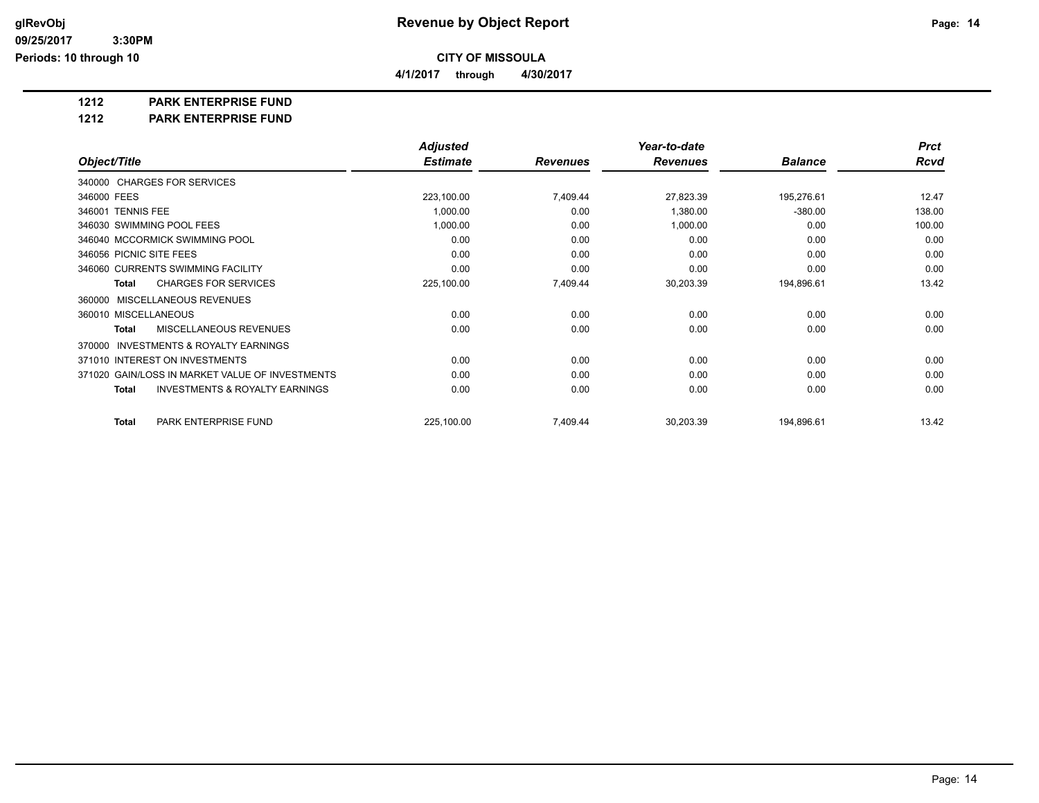**CITY OF MISSOULA**

**4/1/2017 through 4/30/2017**

**1212 PARK ENTERPRISE FUND**

**1212 PARK ENTERPRISE FUND**

| Object/Title | Adjusted Estimate | Revenues | Year-to-date Revenues | Balance | Prct Rcvd |
|---|---|---|---|---|---|
| 340000 CHARGES FOR SERVICES | | | | | |
| 346000 FEES | 223,100.00 | 7,409.44 | 27,823.39 | 195,276.61 | 12.47 |
| 346001 TENNIS FEE | 1,000.00 | 0.00 | 1,380.00 | -380.00 | 138.00 |
| 346030 SWIMMING POOL FEES | 1,000.00 | 0.00 | 1,000.00 | 0.00 | 100.00 |
| 346040 MCCORMICK SWIMMING POOL | 0.00 | 0.00 | 0.00 | 0.00 | 0.00 |
| 346056 PICNIC SITE FEES | 0.00 | 0.00 | 0.00 | 0.00 | 0.00 |
| 346060 CURRENTS SWIMMING FACILITY | 0.00 | 0.00 | 0.00 | 0.00 | 0.00 |
| **Total** CHARGES FOR SERVICES | 225,100.00 | 7,409.44 | 30,203.39 | 194,896.61 | 13.42 |
| 360000 MISCELLANEOUS REVENUES | | | | | |
| 360010 MISCELLANEOUS | 0.00 | 0.00 | 0.00 | 0.00 | 0.00 |
| **Total** MISCELLANEOUS REVENUES | 0.00 | 0.00 | 0.00 | 0.00 | 0.00 |
| 370000 INVESTMENTS & ROYALTY EARNINGS | | | | | |
| 371010 INTEREST ON INVESTMENTS | 0.00 | 0.00 | 0.00 | 0.00 | 0.00 |
| 371020 GAIN/LOSS IN MARKET VALUE OF INVESTMENTS | 0.00 | 0.00 | 0.00 | 0.00 | 0.00 |
| **Total** INVESTMENTS & ROYALTY EARNINGS | 0.00 | 0.00 | 0.00 | 0.00 | 0.00 |
| **Total** PARK ENTERPRISE FUND | 225,100.00 | 7,409.44 | 30,203.39 | 194,896.61 | 13.42 |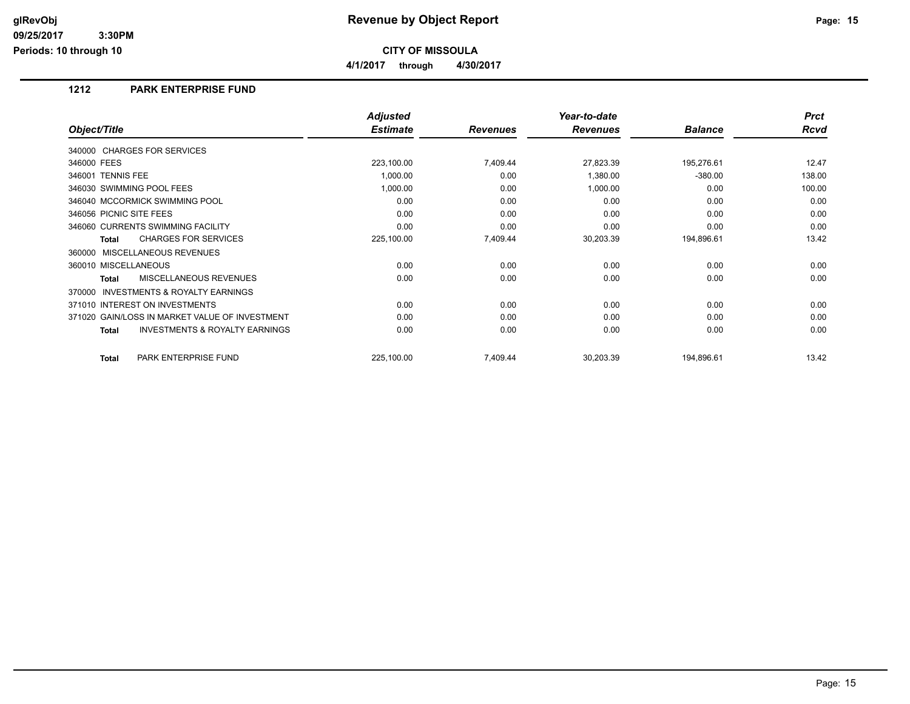# Revenue by Object Report

**CITY OF MISSOULA**

**4/1/2017 through 4/30/2017**

glRevObj
09/25/2017 3:30PM
Periods: 10 through 10

### 1212 PARK ENTERPRISE FUND

| Object/Title | Adjusted Estimate | Revenues | Year-to-date Revenues | Balance | Prct Rcvd |
|---|---|---|---|---|---|
| 340000 CHARGES FOR SERVICES | | | | | |
| 346000 FEES | 223,100.00 | 7,409.44 | 27,823.39 | 195,276.61 | 12.47 |
| 346001 TENNIS FEE | 1,000.00 | 0.00 | 1,380.00 | -380.00 | 138.00 |
| 346030 SWIMMING POOL FEES | 1,000.00 | 0.00 | 1,000.00 | 0.00 | 100.00 |
| 346040 MCCORMICK SWIMMING POOL | 0.00 | 0.00 | 0.00 | 0.00 | 0.00 |
| 346056 PICNIC SITE FEES | 0.00 | 0.00 | 0.00 | 0.00 | 0.00 |
| 346060 CURRENTS SWIMMING FACILITY | 0.00 | 0.00 | 0.00 | 0.00 | 0.00 |
| **Total** CHARGES FOR SERVICES | 225,100.00 | 7,409.44 | 30,203.39 | 194,896.61 | 13.42 |
| 360000 MISCELLANEOUS REVENUES | | | | | |
| 360010 MISCELLANEOUS | 0.00 | 0.00 | 0.00 | 0.00 | 0.00 |
| **Total** MISCELLANEOUS REVENUES | 0.00 | 0.00 | 0.00 | 0.00 | 0.00 |
| 370000 INVESTMENTS & ROYALTY EARNINGS | | | | | |
| 371010 INTEREST ON INVESTMENTS | 0.00 | 0.00 | 0.00 | 0.00 | 0.00 |
| 371020 GAIN/LOSS IN MARKET VALUE OF INVESTMENT | 0.00 | 0.00 | 0.00 | 0.00 | 0.00 |
| **Total** INVESTMENTS & ROYALTY EARNINGS | 0.00 | 0.00 | 0.00 | 0.00 | 0.00 |
| **Total** PARK ENTERPRISE FUND | 225,100.00 | 7,409.44 | 30,203.39 | 194,896.61 | 13.42 |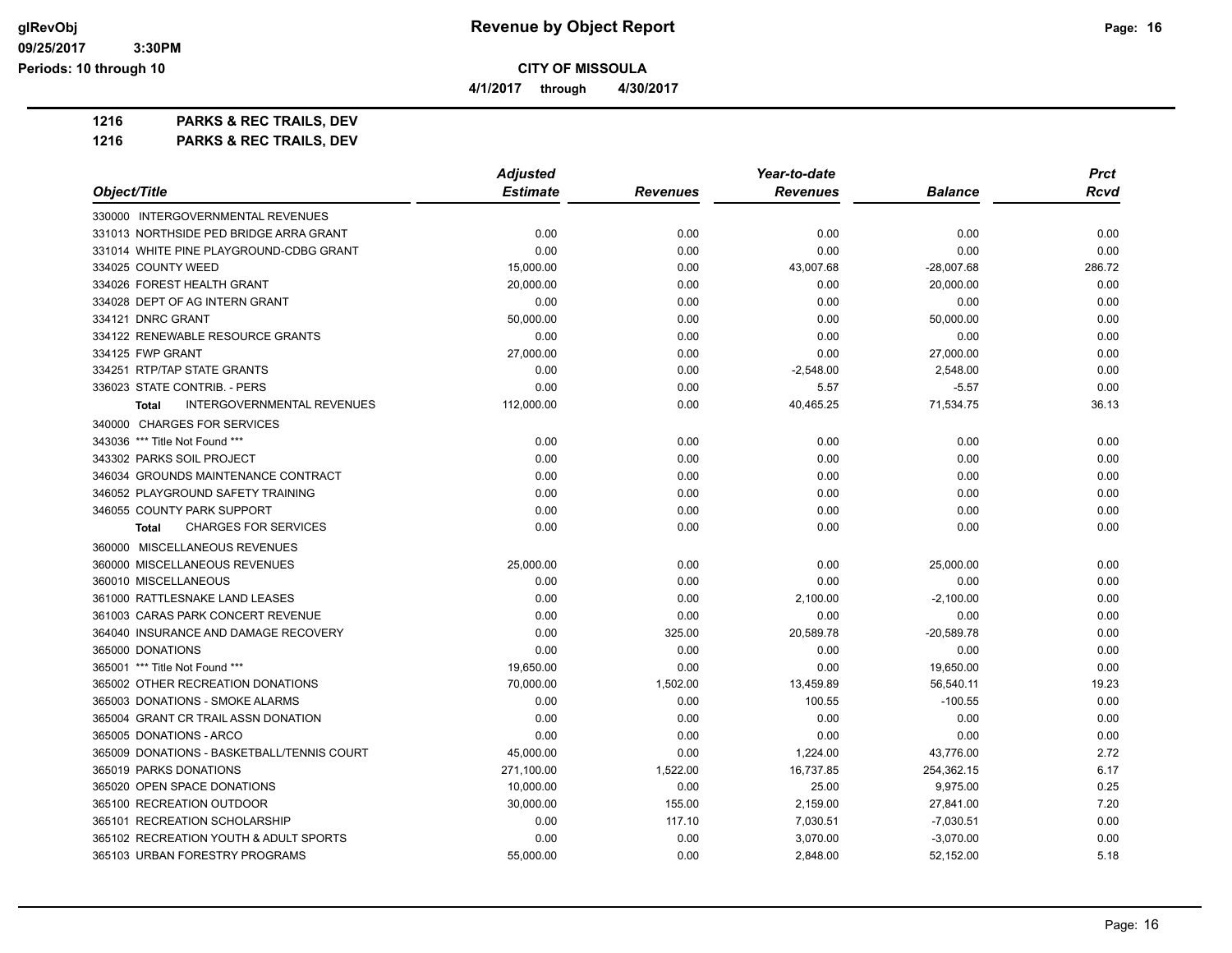**CITY OF MISSOULA**

**4/1/2017 through 4/30/2017**

**Revenue by Object Report**

glRevObj
09/25/2017 3:30PM
Periods: 10 through 10

## 1216 PARKS & REC TRAILS, DEV

## 1216 PARKS & REC TRAILS, DEV

| Object/Title | Adjusted Estimate | Revenues | Year-to-date Revenues | Balance | Prct Rcvd |
|---|---|---|---|---|---|
| 330000 INTERGOVERNMENTAL REVENUES | | | | | |
| 331013 NORTHSIDE PED BRIDGE ARRA GRANT | 0.00 | 0.00 | 0.00 | 0.00 | 0.00 |
| 331014 WHITE PINE PLAYGROUND-CDBG GRANT | 0.00 | 0.00 | 0.00 | 0.00 | 0.00 |
| 334025 COUNTY WEED | 15,000.00 | 0.00 | 43,007.68 | -28,007.68 | 286.72 |
| 334026 FOREST HEALTH GRANT | 20,000.00 | 0.00 | 0.00 | 20,000.00 | 0.00 |
| 334028 DEPT OF AG INTERN GRANT | 0.00 | 0.00 | 0.00 | 0.00 | 0.00 |
| 334121 DNRC GRANT | 50,000.00 | 0.00 | 0.00 | 50,000.00 | 0.00 |
| 334122 RENEWABLE RESOURCE GRANTS | 0.00 | 0.00 | 0.00 | 0.00 | 0.00 |
| 334125 FWP GRANT | 27,000.00 | 0.00 | 0.00 | 27,000.00 | 0.00 |
| 334251 RTP/TAP STATE GRANTS | 0.00 | 0.00 | -2,548.00 | 2,548.00 | 0.00 |
| 336023 STATE CONTRIB. - PERS | 0.00 | 0.00 | 5.57 | -5.57 | 0.00 |
| **Total** INTERGOVERNMENTAL REVENUES | 112,000.00 | 0.00 | 40,465.25 | 71,534.75 | 36.13 |
| 340000 CHARGES FOR SERVICES | | | | | |
| 343036 *** Title Not Found *** | 0.00 | 0.00 | 0.00 | 0.00 | 0.00 |
| 343302 PARKS SOIL PROJECT | 0.00 | 0.00 | 0.00 | 0.00 | 0.00 |
| 346034 GROUNDS MAINTENANCE CONTRACT | 0.00 | 0.00 | 0.00 | 0.00 | 0.00 |
| 346052 PLAYGROUND SAFETY TRAINING | 0.00 | 0.00 | 0.00 | 0.00 | 0.00 |
| 346055 COUNTY PARK SUPPORT | 0.00 | 0.00 | 0.00 | 0.00 | 0.00 |
| **Total** CHARGES FOR SERVICES | 0.00 | 0.00 | 0.00 | 0.00 | 0.00 |
| 360000 MISCELLANEOUS REVENUES | | | | | |
| 360000 MISCELLANEOUS REVENUES | 25,000.00 | 0.00 | 0.00 | 25,000.00 | 0.00 |
| 360010 MISCELLANEOUS | 0.00 | 0.00 | 0.00 | 0.00 | 0.00 |
| 361000 RATTLESNAKE LAND LEASES | 0.00 | 0.00 | 2,100.00 | -2,100.00 | 0.00 |
| 361003 CARAS PARK CONCERT REVENUE | 0.00 | 0.00 | 0.00 | 0.00 | 0.00 |
| 364040 INSURANCE AND DAMAGE RECOVERY | 0.00 | 325.00 | 20,589.78 | -20,589.78 | 0.00 |
| 365000 DONATIONS | 0.00 | 0.00 | 0.00 | 0.00 | 0.00 |
| 365001 *** Title Not Found *** | 19,650.00 | 0.00 | 0.00 | 19,650.00 | 0.00 |
| 365002 OTHER RECREATION DONATIONS | 70,000.00 | 1,502.00 | 13,459.89 | 56,540.11 | 19.23 |
| 365003 DONATIONS - SMOKE ALARMS | 0.00 | 0.00 | 100.55 | -100.55 | 0.00 |
| 365004 GRANT CR TRAIL ASSN DONATION | 0.00 | 0.00 | 0.00 | 0.00 | 0.00 |
| 365005 DONATIONS - ARCO | 0.00 | 0.00 | 0.00 | 0.00 | 0.00 |
| 365009 DONATIONS - BASKETBALL/TENNIS COURT | 45,000.00 | 0.00 | 1,224.00 | 43,776.00 | 2.72 |
| 365019 PARKS DONATIONS | 271,100.00 | 1,522.00 | 16,737.85 | 254,362.15 | 6.17 |
| 365020 OPEN SPACE DONATIONS | 10,000.00 | 0.00 | 25.00 | 9,975.00 | 0.25 |
| 365100 RECREATION OUTDOOR | 30,000.00 | 155.00 | 2,159.00 | 27,841.00 | 7.20 |
| 365101 RECREATION SCHOLARSHIP | 0.00 | 117.10 | 7,030.51 | -7,030.51 | 0.00 |
| 365102 RECREATION YOUTH & ADULT SPORTS | 0.00 | 0.00 | 3,070.00 | -3,070.00 | 0.00 |
| 365103 URBAN FORESTRY PROGRAMS | 55,000.00 | 0.00 | 2,848.00 | 52,152.00 | 5.18 |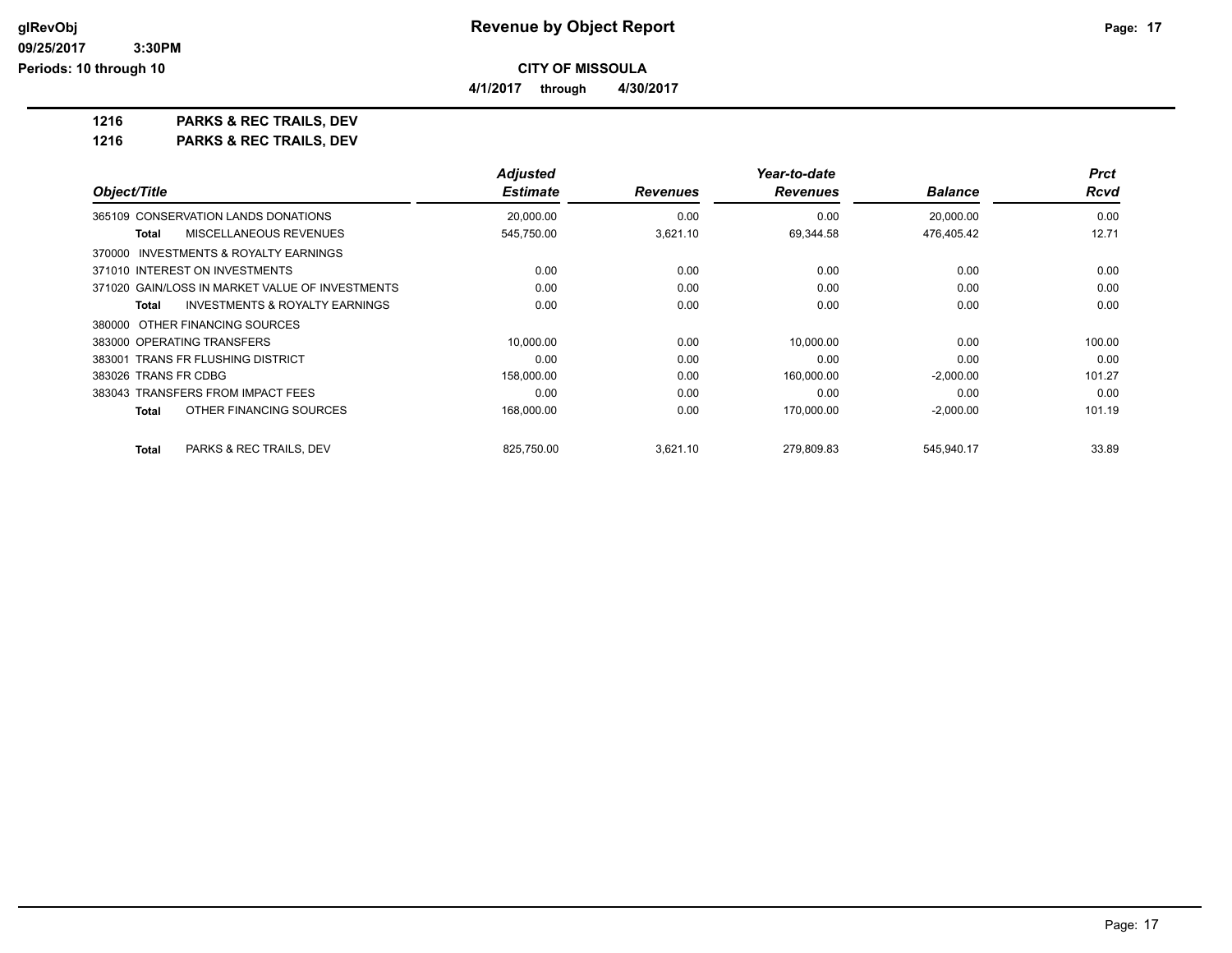# Revenue by Object Report

**CITY OF MISSOULA**

**4/1/2017 through 4/30/2017**

glRevObj
09/25/2017 3:30PM
Periods: 10 through 10

**1216 PARKS & REC TRAILS, DEV**

**1216 PARKS & REC TRAILS, DEV**

| Object/Title | Adjusted Estimate | Revenues | Year-to-date Revenues | Balance | Prct Rcvd |
|---|---|---|---|---|---|
| 365109 CONSERVATION LANDS DONATIONS | 20,000.00 | 0.00 | 0.00 | 20,000.00 | 0.00 |
| **Total** MISCELLANEOUS REVENUES | 545,750.00 | 3,621.10 | 69,344.58 | 476,405.42 | 12.71 |
| 370000 INVESTMENTS & ROYALTY EARNINGS | | | | | |
| 371010 INTEREST ON INVESTMENTS | 0.00 | 0.00 | 0.00 | 0.00 | 0.00 |
| 371020 GAIN/LOSS IN MARKET VALUE OF INVESTMENTS | 0.00 | 0.00 | 0.00 | 0.00 | 0.00 |
| **Total** INVESTMENTS & ROYALTY EARNINGS | 0.00 | 0.00 | 0.00 | 0.00 | 0.00 |
| 380000 OTHER FINANCING SOURCES | | | | | |
| 383000 OPERATING TRANSFERS | 10,000.00 | 0.00 | 10,000.00 | 0.00 | 100.00 |
| 383001 TRANS FR FLUSHING DISTRICT | 0.00 | 0.00 | 0.00 | 0.00 | 0.00 |
| 383026 TRANS FR CDBG | 158,000.00 | 0.00 | 160,000.00 | -2,000.00 | 101.27 |
| 383043 TRANSFERS FROM IMPACT FEES | 0.00 | 0.00 | 0.00 | 0.00 | 0.00 |
| **Total** OTHER FINANCING SOURCES | 168,000.00 | 0.00 | 170,000.00 | -2,000.00 | 101.19 |
| **Total** PARKS & REC TRAILS, DEV | 825,750.00 | 3,621.10 | 279,809.83 | 545,940.17 | 33.89 |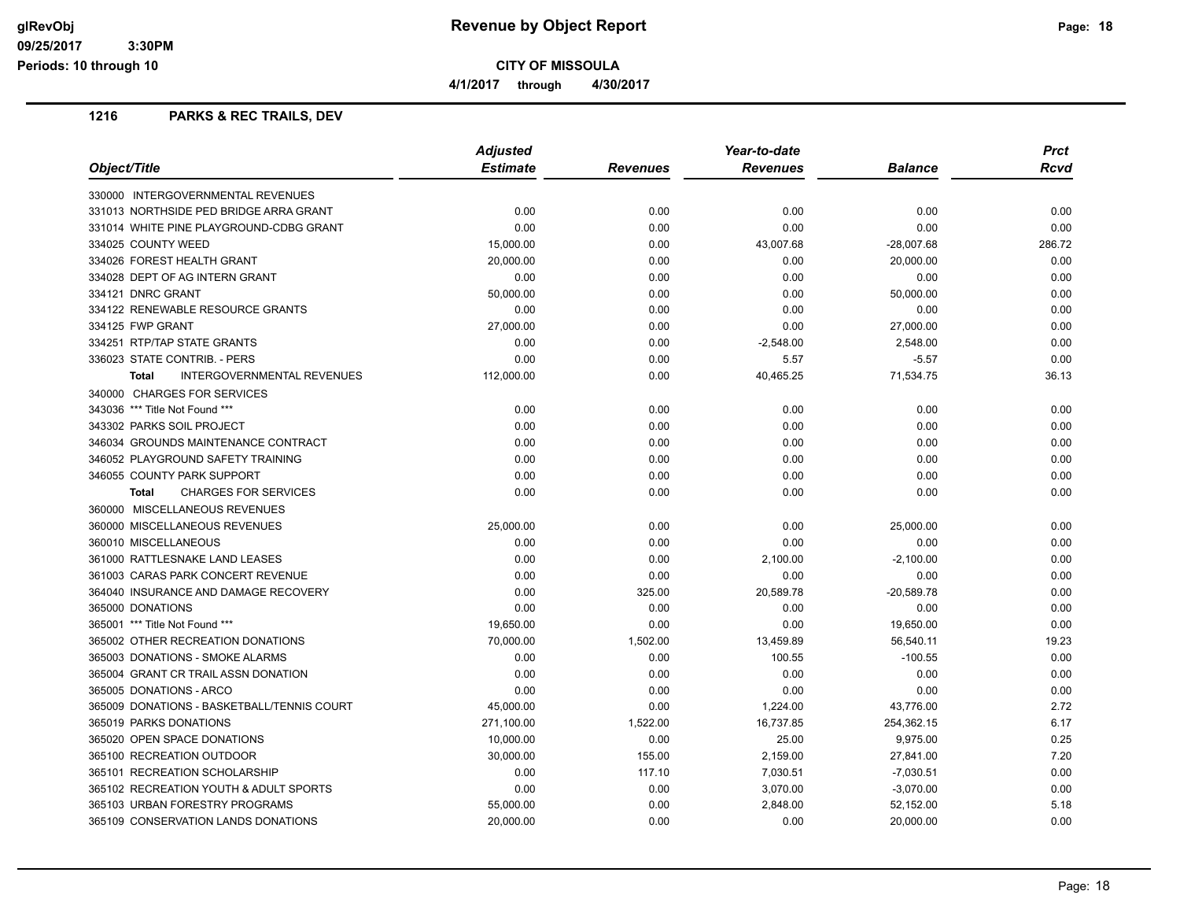# Revenue by Object Report

**CITY OF MISSOULA**

**4/1/2017 through 4/30/2017**

## 1216 PARKS & REC TRAILS, DEV

| Object/Title | Adjusted Estimate | Revenues | Year-to-date Revenues | Balance | Prct Rcvd |
|---|---|---|---|---|---|
| 330000 INTERGOVERNMENTAL REVENUES | | | | | |
| 331013 NORTHSIDE PED BRIDGE ARRA GRANT | 0.00 | 0.00 | 0.00 | 0.00 | 0.00 |
| 331014 WHITE PINE PLAYGROUND-CDBG GRANT | 0.00 | 0.00 | 0.00 | 0.00 | 0.00 |
| 334025 COUNTY WEED | 15,000.00 | 0.00 | 43,007.68 | -28,007.68 | 286.72 |
| 334026 FOREST HEALTH GRANT | 20,000.00 | 0.00 | 0.00 | 20,000.00 | 0.00 |
| 334028 DEPT OF AG INTERN GRANT | 0.00 | 0.00 | 0.00 | 0.00 | 0.00 |
| 334121 DNRC GRANT | 50,000.00 | 0.00 | 0.00 | 50,000.00 | 0.00 |
| 334122 RENEWABLE RESOURCE GRANTS | 0.00 | 0.00 | 0.00 | 0.00 | 0.00 |
| 334125 FWP GRANT | 27,000.00 | 0.00 | 0.00 | 27,000.00 | 0.00 |
| 334251 RTP/TAP STATE GRANTS | 0.00 | 0.00 | -2,548.00 | 2,548.00 | 0.00 |
| 336023 STATE CONTRIB. - PERS | 0.00 | 0.00 | 5.57 | -5.57 | 0.00 |
| **Total** INTERGOVERNMENTAL REVENUES | 112,000.00 | 0.00 | 40,465.25 | 71,534.75 | 36.13 |
| 340000 CHARGES FOR SERVICES | | | | | |
| 343036 *** Title Not Found *** | 0.00 | 0.00 | 0.00 | 0.00 | 0.00 |
| 343302 PARKS SOIL PROJECT | 0.00 | 0.00 | 0.00 | 0.00 | 0.00 |
| 346034 GROUNDS MAINTENANCE CONTRACT | 0.00 | 0.00 | 0.00 | 0.00 | 0.00 |
| 346052 PLAYGROUND SAFETY TRAINING | 0.00 | 0.00 | 0.00 | 0.00 | 0.00 |
| 346055 COUNTY PARK SUPPORT | 0.00 | 0.00 | 0.00 | 0.00 | 0.00 |
| **Total** CHARGES FOR SERVICES | 0.00 | 0.00 | 0.00 | 0.00 | 0.00 |
| 360000 MISCELLANEOUS REVENUES | | | | | |
| 360000 MISCELLANEOUS REVENUES | 25,000.00 | 0.00 | 0.00 | 25,000.00 | 0.00 |
| 360010 MISCELLANEOUS | 0.00 | 0.00 | 0.00 | 0.00 | 0.00 |
| 361000 RATTLESNAKE LAND LEASES | 0.00 | 0.00 | 2,100.00 | -2,100.00 | 0.00 |
| 361003 CARAS PARK CONCERT REVENUE | 0.00 | 0.00 | 0.00 | 0.00 | 0.00 |
| 364040 INSURANCE AND DAMAGE RECOVERY | 0.00 | 325.00 | 20,589.78 | -20,589.78 | 0.00 |
| 365000 DONATIONS | 0.00 | 0.00 | 0.00 | 0.00 | 0.00 |
| 365001 *** Title Not Found *** | 19,650.00 | 0.00 | 0.00 | 19,650.00 | 0.00 |
| 365002 OTHER RECREATION DONATIONS | 70,000.00 | 1,502.00 | 13,459.89 | 56,540.11 | 19.23 |
| 365003 DONATIONS - SMOKE ALARMS | 0.00 | 0.00 | 100.55 | -100.55 | 0.00 |
| 365004 GRANT CR TRAIL ASSN DONATION | 0.00 | 0.00 | 0.00 | 0.00 | 0.00 |
| 365005 DONATIONS - ARCO | 0.00 | 0.00 | 0.00 | 0.00 | 0.00 |
| 365009 DONATIONS - BASKETBALL/TENNIS COURT | 45,000.00 | 0.00 | 1,224.00 | 43,776.00 | 2.72 |
| 365019 PARKS DONATIONS | 271,100.00 | 1,522.00 | 16,737.85 | 254,362.15 | 6.17 |
| 365020 OPEN SPACE DONATIONS | 10,000.00 | 0.00 | 25.00 | 9,975.00 | 0.25 |
| 365100 RECREATION OUTDOOR | 30,000.00 | 155.00 | 2,159.00 | 27,841.00 | 7.20 |
| 365101 RECREATION SCHOLARSHIP | 0.00 | 117.10 | 7,030.51 | -7,030.51 | 0.00 |
| 365102 RECREATION YOUTH & ADULT SPORTS | 0.00 | 0.00 | 3,070.00 | -3,070.00 | 0.00 |
| 365103 URBAN FORESTRY PROGRAMS | 55,000.00 | 0.00 | 2,848.00 | 52,152.00 | 5.18 |
| 365109 CONSERVATION LANDS DONATIONS | 20,000.00 | 0.00 | 0.00 | 20,000.00 | 0.00 |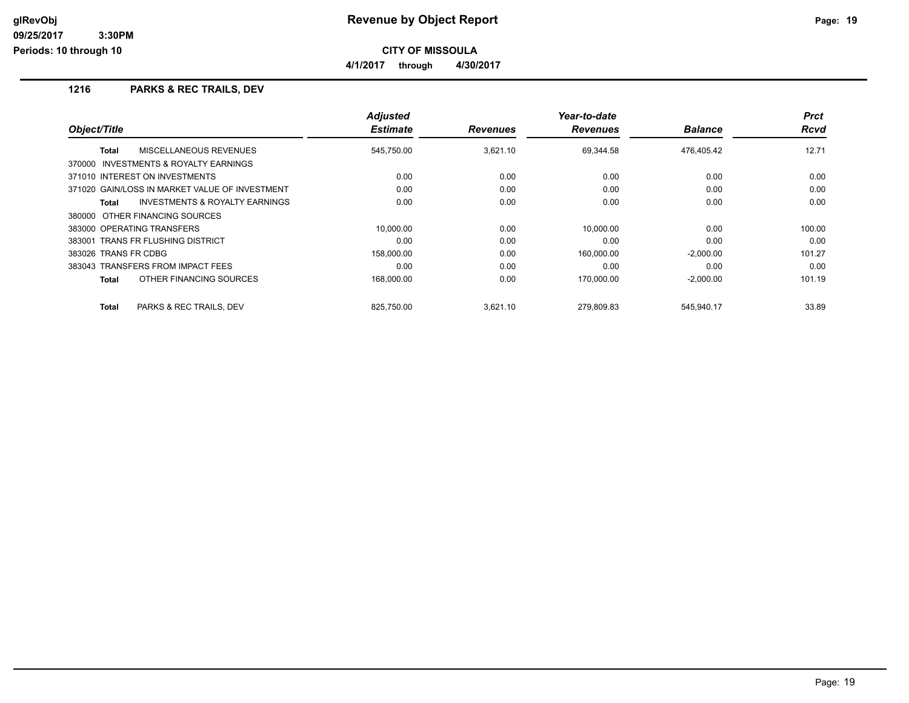# Revenue by Object Report

**CITY OF MISSOULA**

4/1/2017 through 4/30/2017

## 1216 PARKS & REC TRAILS, DEV

| Object/Title | Adjusted Estimate | Revenues | Year-to-date Revenues | Balance | Prct Rcvd |
|---|---|---|---|---|---|
| **Total** MISCELLANEOUS REVENUES | 545,750.00 | 3,621.10 | 69,344.58 | 476,405.42 | 12.71 |
| 370000 INVESTMENTS & ROYALTY EARNINGS | | | | | |
| 371010 INTEREST ON INVESTMENTS | 0.00 | 0.00 | 0.00 | 0.00 | 0.00 |
| 371020 GAIN/LOSS IN MARKET VALUE OF INVESTMENT | 0.00 | 0.00 | 0.00 | 0.00 | 0.00 |
| **Total** INVESTMENTS & ROYALTY EARNINGS | 0.00 | 0.00 | 0.00 | 0.00 | 0.00 |
| 380000 OTHER FINANCING SOURCES | | | | | |
| 383000 OPERATING TRANSFERS | 10,000.00 | 0.00 | 10,000.00 | 0.00 | 100.00 |
| 383001 TRANS FR FLUSHING DISTRICT | 0.00 | 0.00 | 0.00 | 0.00 | 0.00 |
| 383026 TRANS FR CDBG | 158,000.00 | 0.00 | 160,000.00 | -2,000.00 | 101.27 |
| 383043 TRANSFERS FROM IMPACT FEES | 0.00 | 0.00 | 0.00 | 0.00 | 0.00 |
| **Total** OTHER FINANCING SOURCES | 168,000.00 | 0.00 | 170,000.00 | -2,000.00 | 101.19 |
| **Total** PARKS & REC TRAILS, DEV | 825,750.00 | 3,621.10 | 279,809.83 | 545,940.17 | 33.89 |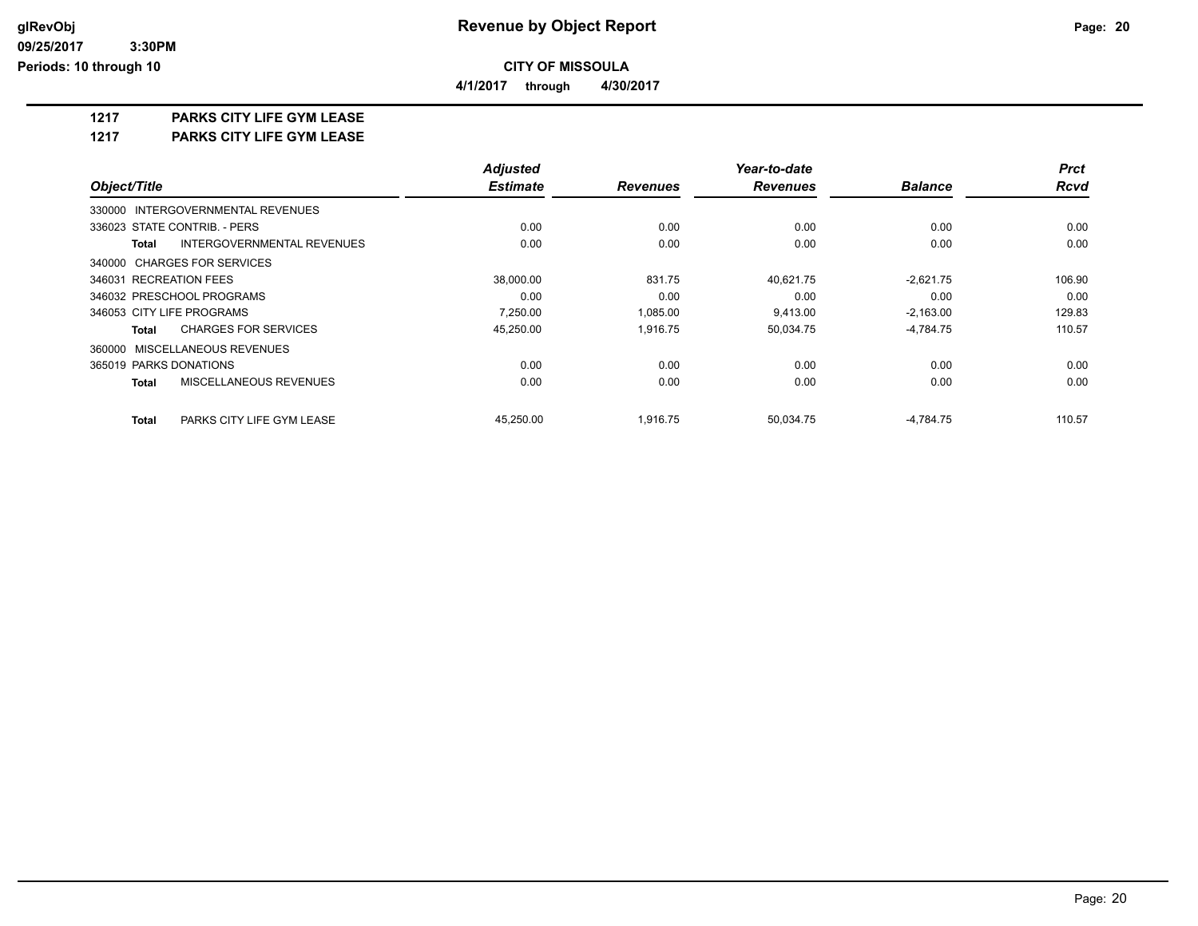**Revenue by Object Report**

**CITY OF MISSOULA**

**4/1/2017 through 4/30/2017**

glRevObj
09/25/2017 3:30PM
Periods: 10 through 10

## 1217 PARKS CITY LIFE GYM LEASE

## 1217 PARKS CITY LIFE GYM LEASE

| Object/Title | Adjusted Estimate | Revenues | Year-to-date Revenues | Balance | Prct Rcvd |
|---|---|---|---|---|---|
| 330000 INTERGOVERNMENTAL REVENUES | | | | | |
| 336023 STATE CONTRIB. - PERS | 0.00 | 0.00 | 0.00 | 0.00 | 0.00 |
| **Total** INTERGOVERNMENTAL REVENUES | 0.00 | 0.00 | 0.00 | 0.00 | 0.00 |
| 340000 CHARGES FOR SERVICES | | | | | |
| 346031 RECREATION FEES | 38,000.00 | 831.75 | 40,621.75 | -2,621.75 | 106.90 |
| 346032 PRESCHOOL PROGRAMS | 0.00 | 0.00 | 0.00 | 0.00 | 0.00 |
| 346053 CITY LIFE PROGRAMS | 7,250.00 | 1,085.00 | 9,413.00 | -2,163.00 | 129.83 |
| **Total** CHARGES FOR SERVICES | 45,250.00 | 1,916.75 | 50,034.75 | -4,784.75 | 110.57 |
| 360000 MISCELLANEOUS REVENUES | | | | | |
| 365019 PARKS DONATIONS | 0.00 | 0.00 | 0.00 | 0.00 | 0.00 |
| **Total** MISCELLANEOUS REVENUES | 0.00 | 0.00 | 0.00 | 0.00 | 0.00 |
| **Total** PARKS CITY LIFE GYM LEASE | 45,250.00 | 1,916.75 | 50,034.75 | -4,784.75 | 110.57 |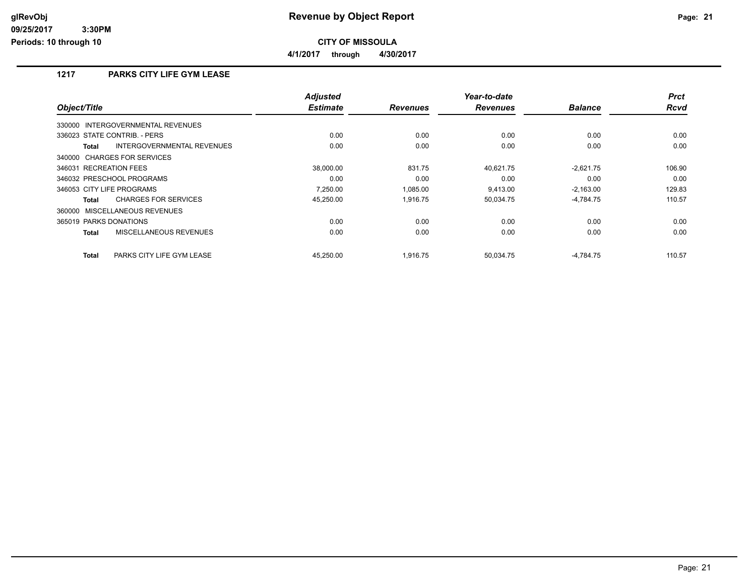# Revenue by Object Report

**CITY OF MISSOULA**

**4/1/2017 through 4/30/2017**

## 1217 PARKS CITY LIFE GYM LEASE

| Object/Title | Adjusted Estimate | Revenues | Year-to-date Revenues | Balance | Prct Rcvd |
|---|---|---|---|---|---|
| 330000 INTERGOVERNMENTAL REVENUES | | | | | |
| 336023 STATE CONTRIB. - PERS | 0.00 | 0.00 | 0.00 | 0.00 | 0.00 |
| **Total** INTERGOVERNMENTAL REVENUES | 0.00 | 0.00 | 0.00 | 0.00 | 0.00 |
| 340000 CHARGES FOR SERVICES | | | | | |
| 346031 RECREATION FEES | 38,000.00 | 831.75 | 40,621.75 | -2,621.75 | 106.90 |
| 346032 PRESCHOOL PROGRAMS | 0.00 | 0.00 | 0.00 | 0.00 | 0.00 |
| 346053 CITY LIFE PROGRAMS | 7,250.00 | 1,085.00 | 9,413.00 | -2,163.00 | 129.83 |
| **Total** CHARGES FOR SERVICES | 45,250.00 | 1,916.75 | 50,034.75 | -4,784.75 | 110.57 |
| 360000 MISCELLANEOUS REVENUES | | | | | |
| 365019 PARKS DONATIONS | 0.00 | 0.00 | 0.00 | 0.00 | 0.00 |
| **Total** MISCELLANEOUS REVENUES | 0.00 | 0.00 | 0.00 | 0.00 | 0.00 |
| **Total** PARKS CITY LIFE GYM LEASE | 45,250.00 | 1,916.75 | 50,034.75 | -4,784.75 | 110.57 |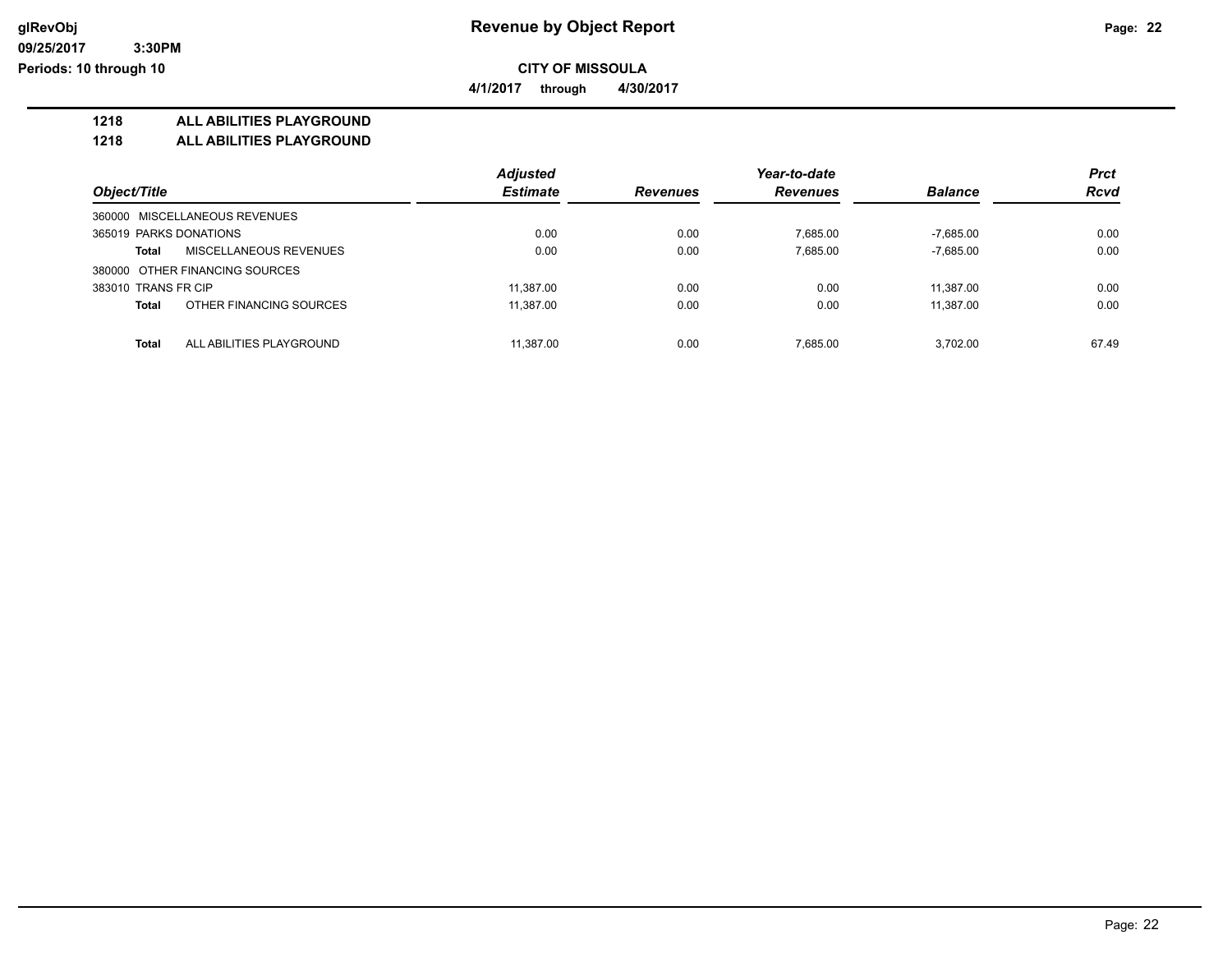# Revenue by Object Report

glRevObj
09/25/2017 3:30PM
Periods: 10 through 10

**CITY OF MISSOULA**

**4/1/2017 through 4/30/2017**

**1218 ALL ABILITIES PLAYGROUND**

**1218 ALL ABILITIES PLAYGROUND**

| Object/Title | Adjusted Estimate | Revenues | Year-to-date Revenues | Balance | Prct Rcvd |
|---|---|---|---|---|---|
| 360000 MISCELLANEOUS REVENUES | | | | | |
| 365019 PARKS DONATIONS | 0.00 | 0.00 | 7,685.00 | -7,685.00 | 0.00 |
| **Total** MISCELLANEOUS REVENUES | 0.00 | 0.00 | 7,685.00 | -7,685.00 | 0.00 |
| 380000 OTHER FINANCING SOURCES | | | | | |
| 383010 TRANS FR CIP | 11,387.00 | 0.00 | 0.00 | 11,387.00 | 0.00 |
| **Total** OTHER FINANCING SOURCES | 11,387.00 | 0.00 | 0.00 | 11,387.00 | 0.00 |
| **Total** ALL ABILITIES PLAYGROUND | 11,387.00 | 0.00 | 7,685.00 | 3,702.00 | 67.49 |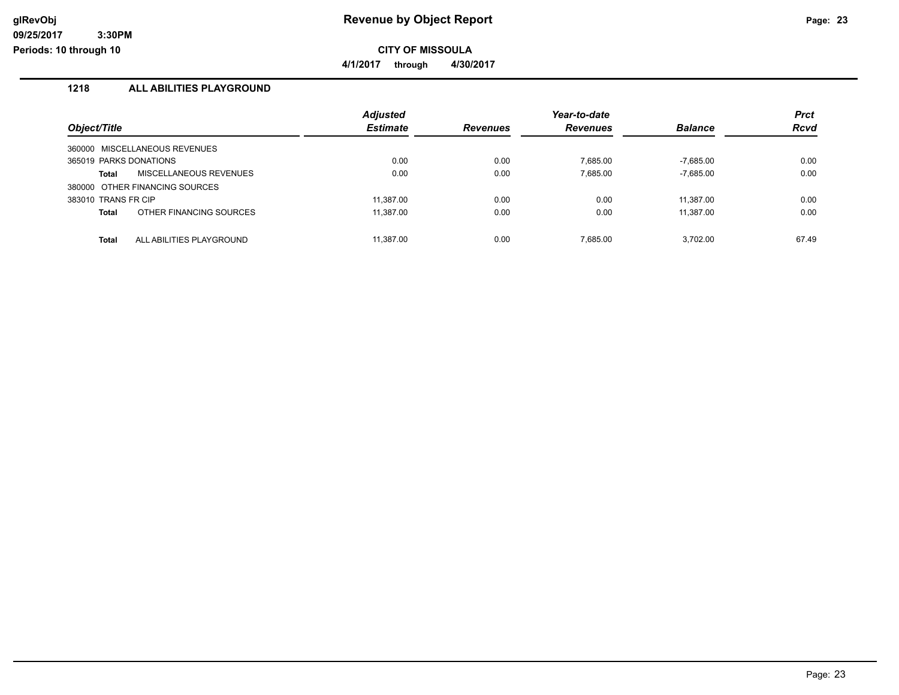# Revenue by Object Report

glRevObj
09/25/2017 3:30PM
Periods: 10 through 10

**CITY OF MISSOULA**

**4/1/2017 through 4/30/2017**

## 1218 ALL ABILITIES PLAYGROUND

| Object/Title | Adjusted Estimate | Revenues | Year-to-date Revenues | Balance | Prct Rcvd |
|---|---|---|---|---|---|
| 360000 MISCELLANEOUS REVENUES | | | | | |
| 365019 PARKS DONATIONS | 0.00 | 0.00 | 7,685.00 | -7,685.00 | 0.00 |
| **Total** MISCELLANEOUS REVENUES | 0.00 | 0.00 | 7,685.00 | -7,685.00 | 0.00 |
| 380000 OTHER FINANCING SOURCES | | | | | |
| 383010 TRANS FR CIP | 11,387.00 | 0.00 | 0.00 | 11,387.00 | 0.00 |
| **Total** OTHER FINANCING SOURCES | 11,387.00 | 0.00 | 0.00 | 11,387.00 | 0.00 |
| **Total** ALL ABILITIES PLAYGROUND | 11,387.00 | 0.00 | 7,685.00 | 3,702.00 | 67.49 |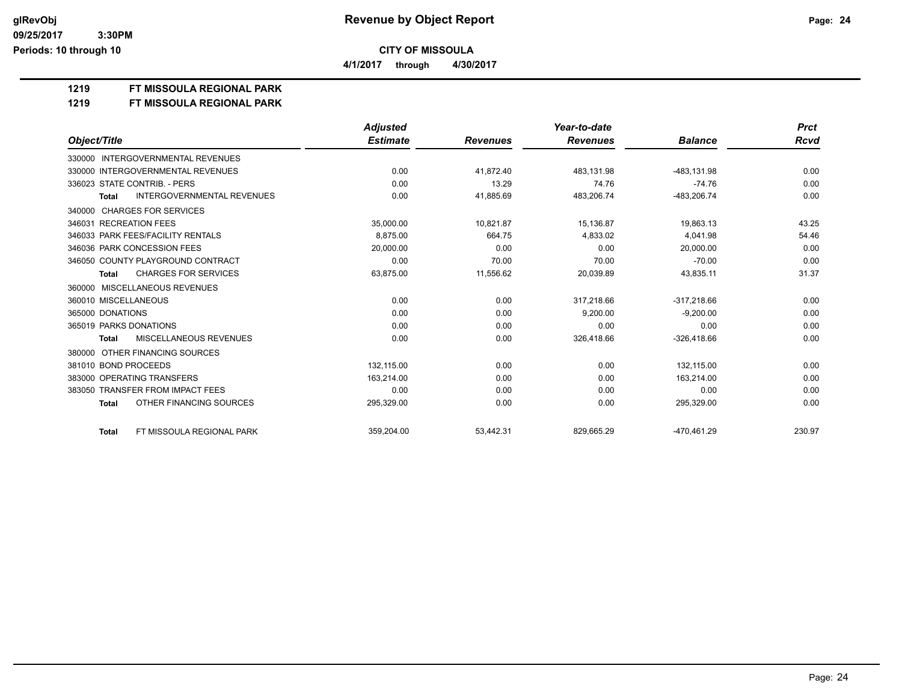# Revenue by Object Report

**CITY OF MISSOULA**

**4/1/2017 through 4/30/2017**

glRevObj
09/25/2017 3:30PM
Periods: 10 through 10

## 1219 FT MISSOULA REGIONAL PARK

### 1219 FT MISSOULA REGIONAL PARK

| Object/Title | Adjusted Estimate | Revenues | Year-to-date Revenues | Balance | Prct Rcvd |
|---|---|---|---|---|---|
| 330000 INTERGOVERNMENTAL REVENUES | | | | | |
| 330000 INTERGOVERNMENTAL REVENUES | 0.00 | 41,872.40 | 483,131.98 | -483,131.98 | 0.00 |
| 336023 STATE CONTRIB. - PERS | 0.00 | 13.29 | 74.76 | -74.76 | 0.00 |
| **Total** INTERGOVERNMENTAL REVENUES | 0.00 | 41,885.69 | 483,206.74 | -483,206.74 | 0.00 |
| 340000 CHARGES FOR SERVICES | | | | | |
| 346031 RECREATION FEES | 35,000.00 | 10,821.87 | 15,136.87 | 19,863.13 | 43.25 |
| 346033 PARK FEES/FACILITY RENTALS | 8,875.00 | 664.75 | 4,833.02 | 4,041.98 | 54.46 |
| 346036 PARK CONCESSION FEES | 20,000.00 | 0.00 | 0.00 | 20,000.00 | 0.00 |
| 346050 COUNTY PLAYGROUND CONTRACT | 0.00 | 70.00 | 70.00 | -70.00 | 0.00 |
| **Total** CHARGES FOR SERVICES | 63,875.00 | 11,556.62 | 20,039.89 | 43,835.11 | 31.37 |
| 360000 MISCELLANEOUS REVENUES | | | | | |
| 360010 MISCELLANEOUS | 0.00 | 0.00 | 317,218.66 | -317,218.66 | 0.00 |
| 365000 DONATIONS | 0.00 | 0.00 | 9,200.00 | -9,200.00 | 0.00 |
| 365019 PARKS DONATIONS | 0.00 | 0.00 | 0.00 | 0.00 | 0.00 |
| **Total** MISCELLANEOUS REVENUES | 0.00 | 0.00 | 326,418.66 | -326,418.66 | 0.00 |
| 380000 OTHER FINANCING SOURCES | | | | | |
| 381010 BOND PROCEEDS | 132,115.00 | 0.00 | 0.00 | 132,115.00 | 0.00 |
| 383000 OPERATING TRANSFERS | 163,214.00 | 0.00 | 0.00 | 163,214.00 | 0.00 |
| 383050 TRANSFER FROM IMPACT FEES | 0.00 | 0.00 | 0.00 | 0.00 | 0.00 |
| **Total** OTHER FINANCING SOURCES | 295,329.00 | 0.00 | 0.00 | 295,329.00 | 0.00 |
| **Total** FT MISSOULA REGIONAL PARK | 359,204.00 | 53,442.31 | 829,665.29 | -470,461.29 | 230.97 |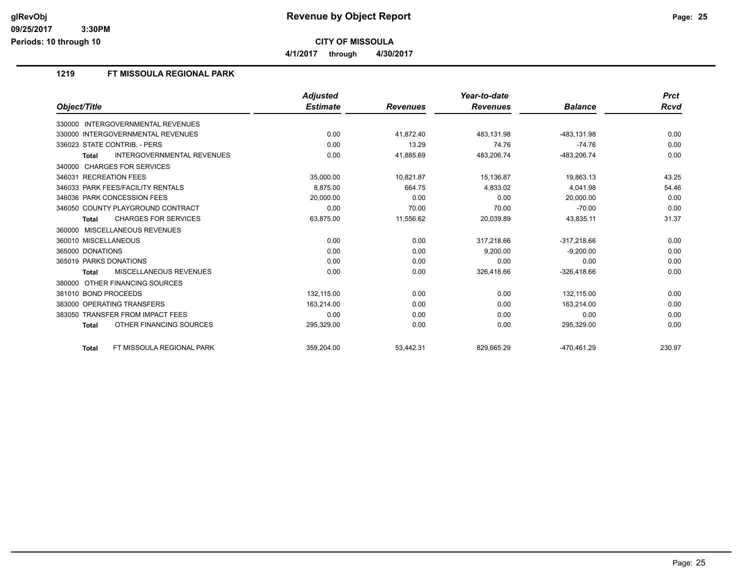**CITY OF MISSOULA**

**4/1/2017 through 4/30/2017**

## 1219 FT MISSOULA REGIONAL PARK

| Object/Title | Adjusted Estimate | Revenues | Year-to-date Revenues | Balance | Prct Rcvd |
|---|---|---|---|---|---|
| 330000 INTERGOVERNMENTAL REVENUES | | | | | |
| 330000 INTERGOVERNMENTAL REVENUES | 0.00 | 41,872.40 | 483,131.98 | -483,131.98 | 0.00 |
| 336023 STATE CONTRIB. - PERS | 0.00 | 13.29 | 74.76 | -74.76 | 0.00 |
| **Total** INTERGOVERNMENTAL REVENUES | 0.00 | 41,885.69 | 483,206.74 | -483,206.74 | 0.00 |
| 340000 CHARGES FOR SERVICES | | | | | |
| 346031 RECREATION FEES | 35,000.00 | 10,821.87 | 15,136.87 | 19,863.13 | 43.25 |
| 346033 PARK FEES/FACILITY RENTALS | 8,875.00 | 664.75 | 4,833.02 | 4,041.98 | 54.46 |
| 346036 PARK CONCESSION FEES | 20,000.00 | 0.00 | 0.00 | 20,000.00 | 0.00 |
| 346050 COUNTY PLAYGROUND CONTRACT | 0.00 | 70.00 | 70.00 | -70.00 | 0.00 |
| **Total** CHARGES FOR SERVICES | 63,875.00 | 11,556.62 | 20,039.89 | 43,835.11 | 31.37 |
| 360000 MISCELLANEOUS REVENUES | | | | | |
| 360010 MISCELLANEOUS | 0.00 | 0.00 | 317,218.66 | -317,218.66 | 0.00 |
| 365000 DONATIONS | 0.00 | 0.00 | 9,200.00 | -9,200.00 | 0.00 |
| 365019 PARKS DONATIONS | 0.00 | 0.00 | 0.00 | 0.00 | 0.00 |
| **Total** MISCELLANEOUS REVENUES | 0.00 | 0.00 | 326,418.66 | -326,418.66 | 0.00 |
| 380000 OTHER FINANCING SOURCES | | | | | |
| 381010 BOND PROCEEDS | 132,115.00 | 0.00 | 0.00 | 132,115.00 | 0.00 |
| 383000 OPERATING TRANSFERS | 163,214.00 | 0.00 | 0.00 | 163,214.00 | 0.00 |
| 383050 TRANSFER FROM IMPACT FEES | 0.00 | 0.00 | 0.00 | 0.00 | 0.00 |
| **Total** OTHER FINANCING SOURCES | 295,329.00 | 0.00 | 0.00 | 295,329.00 | 0.00 |
| **Total** FT MISSOULA REGIONAL PARK | 359,204.00 | 53,442.31 | 829,665.29 | -470,461.29 | 230.97 |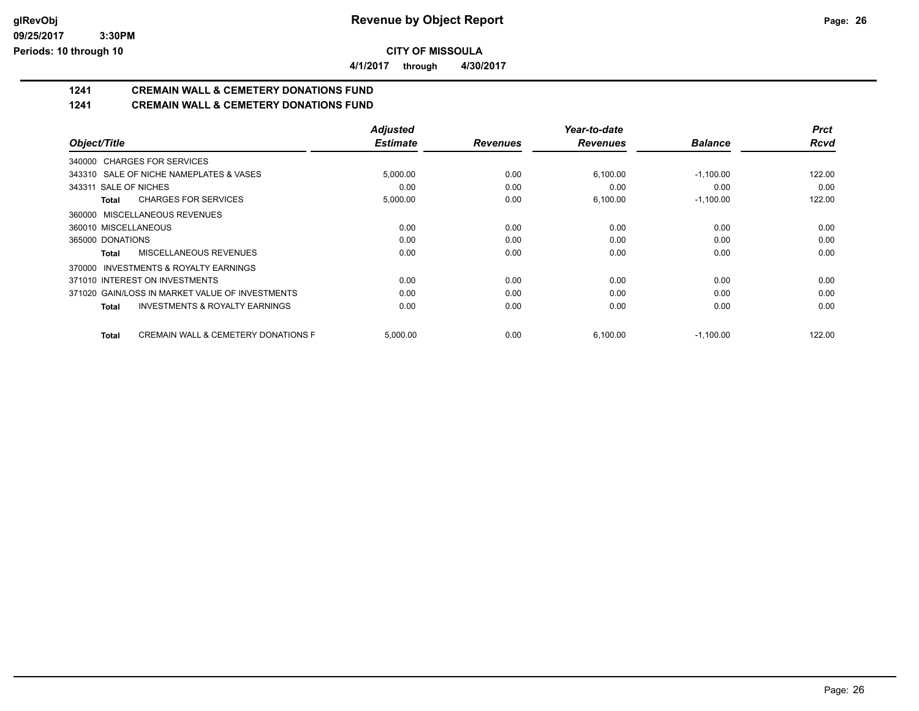**Revenue by Object Report**

**CITY OF MISSOULA**

**4/1/2017 through 4/30/2017**

glRevObj
09/25/2017 3:30PM
Periods: 10 through 10

## 1241 CREMAIN WALL & CEMETERY DONATIONS FUND
## 1241 CREMAIN WALL & CEMETERY DONATIONS FUND

| Object/Title | Adjusted Estimate | Revenues | Year-to-date Revenues | Balance | Prct Rcvd |
|---|---|---|---|---|---|
| 340000 CHARGES FOR SERVICES | | | | | |
| 343310 SALE OF NICHE NAMEPLATES & VASES | 5,000.00 | 0.00 | 6,100.00 | -1,100.00 | 122.00 |
| 343311 SALE OF NICHES | 0.00 | 0.00 | 0.00 | 0.00 | 0.00 |
| **Total** CHARGES FOR SERVICES | 5,000.00 | 0.00 | 6,100.00 | -1,100.00 | 122.00 |
| 360000 MISCELLANEOUS REVENUES | | | | | |
| 360010 MISCELLANEOUS | 0.00 | 0.00 | 0.00 | 0.00 | 0.00 |
| 365000 DONATIONS | 0.00 | 0.00 | 0.00 | 0.00 | 0.00 |
| **Total** MISCELLANEOUS REVENUES | 0.00 | 0.00 | 0.00 | 0.00 | 0.00 |
| 370000 INVESTMENTS & ROYALTY EARNINGS | | | | | |
| 371010 INTEREST ON INVESTMENTS | 0.00 | 0.00 | 0.00 | 0.00 | 0.00 |
| 371020 GAIN/LOSS IN MARKET VALUE OF INVESTMENTS | 0.00 | 0.00 | 0.00 | 0.00 | 0.00 |
| **Total** INVESTMENTS & ROYALTY EARNINGS | 0.00 | 0.00 | 0.00 | 0.00 | 0.00 |
| **Total** CREMAIN WALL & CEMETERY DONATIONS F | 5,000.00 | 0.00 | 6,100.00 | -1,100.00 | 122.00 |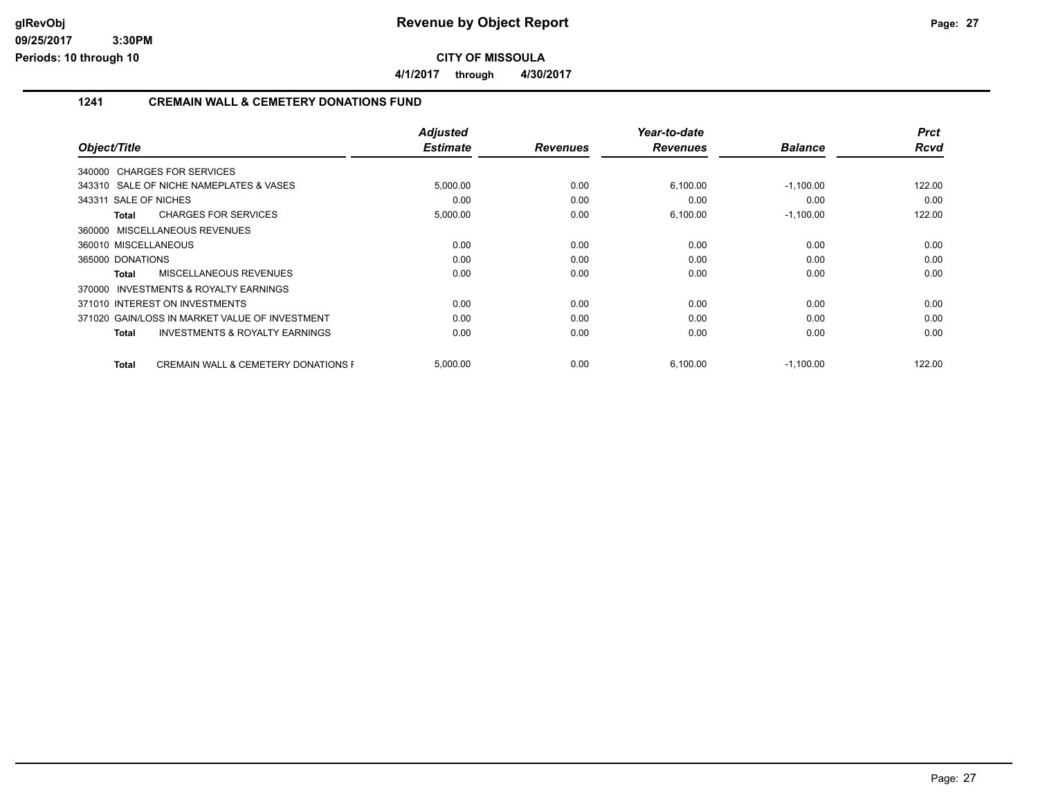**CITY OF MISSOULA**

**4/1/2017 through 4/30/2017**

## 1241 CREMAIN WALL & CEMETERY DONATIONS FUND

| Object/Title | Adjusted Estimate | Revenues | Year-to-date Revenues | Balance | Prct Rcvd |
|---|---|---|---|---|---|
| 340000 CHARGES FOR SERVICES | | | | | |
| 343310 SALE OF NICHE NAMEPLATES & VASES | 5,000.00 | 0.00 | 6,100.00 | -1,100.00 | 122.00 |
| 343311 SALE OF NICHES | 0.00 | 0.00 | 0.00 | 0.00 | 0.00 |
| **Total** CHARGES FOR SERVICES | 5,000.00 | 0.00 | 6,100.00 | -1,100.00 | 122.00 |
| 360000 MISCELLANEOUS REVENUES | | | | | |
| 360010 MISCELLANEOUS | 0.00 | 0.00 | 0.00 | 0.00 | 0.00 |
| 365000 DONATIONS | 0.00 | 0.00 | 0.00 | 0.00 | 0.00 |
| **Total** MISCELLANEOUS REVENUES | 0.00 | 0.00 | 0.00 | 0.00 | 0.00 |
| 370000 INVESTMENTS & ROYALTY EARNINGS | | | | | |
| 371010 INTEREST ON INVESTMENTS | 0.00 | 0.00 | 0.00 | 0.00 | 0.00 |
| 371020 GAIN/LOSS IN MARKET VALUE OF INVESTMENT | 0.00 | 0.00 | 0.00 | 0.00 | 0.00 |
| **Total** INVESTMENTS & ROYALTY EARNINGS | 0.00 | 0.00 | 0.00 | 0.00 | 0.00 |
| **Total** CREMAIN WALL & CEMETERY DONATIONS F | 5,000.00 | 0.00 | 6,100.00 | -1,100.00 | 122.00 |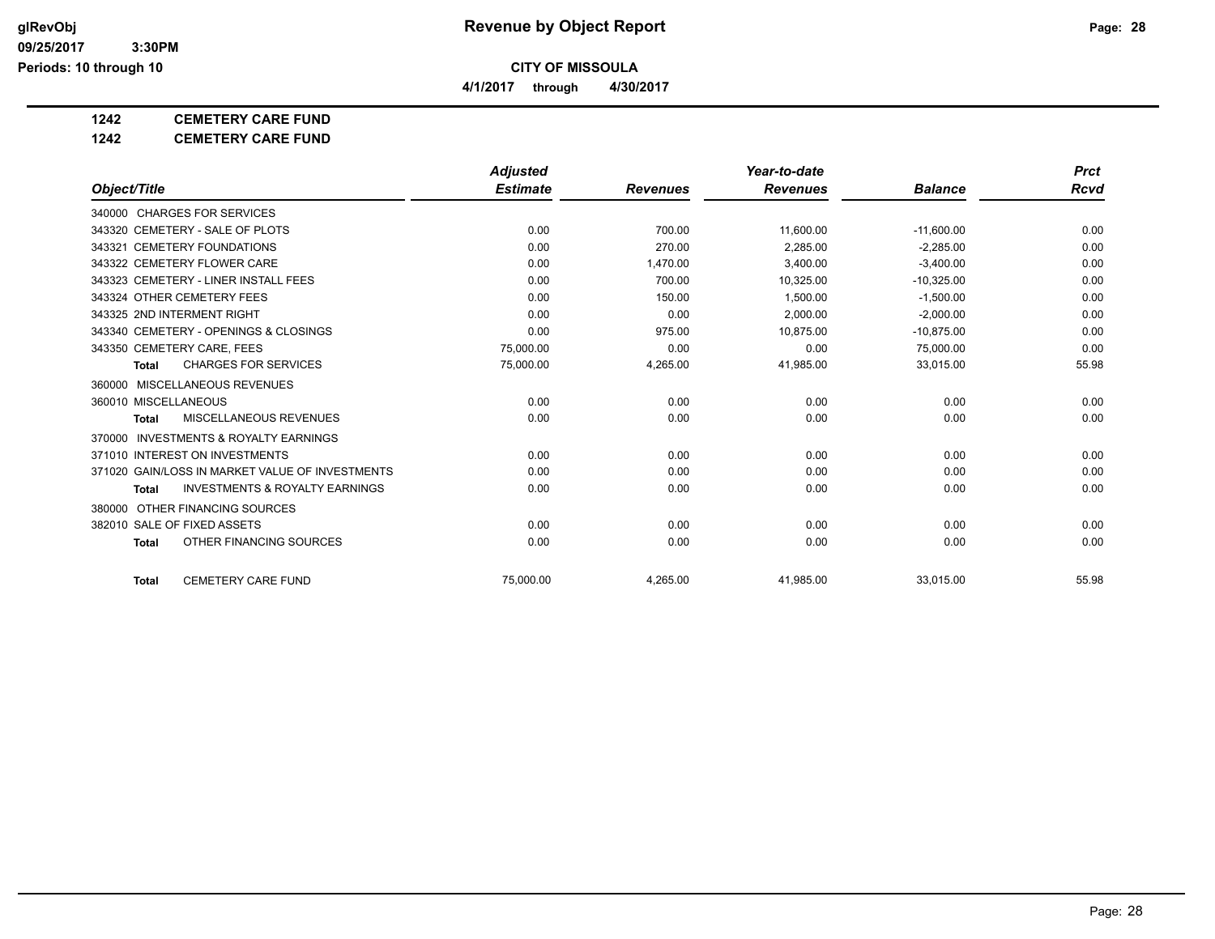**Revenue by Object Report**

**CITY OF MISSOULA**

**4/1/2017 through 4/30/2017**

glRevObj
09/25/2017 3:30PM
Periods: 10 through 10

**1242 CEMETERY CARE FUND**

**1242 CEMETERY CARE FUND**

| Object/Title | Adjusted Estimate | Revenues | Year-to-date Revenues | Balance | Prct Rcvd |
|---|---|---|---|---|---|
| 340000 CHARGES FOR SERVICES | | | | | |
| 343320 CEMETERY - SALE OF PLOTS | 0.00 | 700.00 | 11,600.00 | -11,600.00 | 0.00 |
| 343321 CEMETERY FOUNDATIONS | 0.00 | 270.00 | 2,285.00 | -2,285.00 | 0.00 |
| 343322 CEMETERY FLOWER CARE | 0.00 | 1,470.00 | 3,400.00 | -3,400.00 | 0.00 |
| 343323 CEMETERY - LINER INSTALL FEES | 0.00 | 700.00 | 10,325.00 | -10,325.00 | 0.00 |
| 343324 OTHER CEMETERY FEES | 0.00 | 150.00 | 1,500.00 | -1,500.00 | 0.00 |
| 343325 2ND INTERMENT RIGHT | 0.00 | 0.00 | 2,000.00 | -2,000.00 | 0.00 |
| 343340 CEMETERY - OPENINGS & CLOSINGS | 0.00 | 975.00 | 10,875.00 | -10,875.00 | 0.00 |
| 343350 CEMETERY CARE, FEES | 75,000.00 | 0.00 | 0.00 | 75,000.00 | 0.00 |
| Total CHARGES FOR SERVICES | 75,000.00 | 4,265.00 | 41,985.00 | 33,015.00 | 55.98 |
| 360000 MISCELLANEOUS REVENUES | | | | | |
| 360010 MISCELLANEOUS | 0.00 | 0.00 | 0.00 | 0.00 | 0.00 |
| Total MISCELLANEOUS REVENUES | 0.00 | 0.00 | 0.00 | 0.00 | 0.00 |
| 370000 INVESTMENTS & ROYALTY EARNINGS | | | | | |
| 371010 INTEREST ON INVESTMENTS | 0.00 | 0.00 | 0.00 | 0.00 | 0.00 |
| 371020 GAIN/LOSS IN MARKET VALUE OF INVESTMENTS | 0.00 | 0.00 | 0.00 | 0.00 | 0.00 |
| Total INVESTMENTS & ROYALTY EARNINGS | 0.00 | 0.00 | 0.00 | 0.00 | 0.00 |
| 380000 OTHER FINANCING SOURCES | | | | | |
| 382010 SALE OF FIXED ASSETS | 0.00 | 0.00 | 0.00 | 0.00 | 0.00 |
| Total OTHER FINANCING SOURCES | 0.00 | 0.00 | 0.00 | 0.00 | 0.00 |
| Total CEMETERY CARE FUND | 75,000.00 | 4,265.00 | 41,985.00 | 33,015.00 | 55.98 |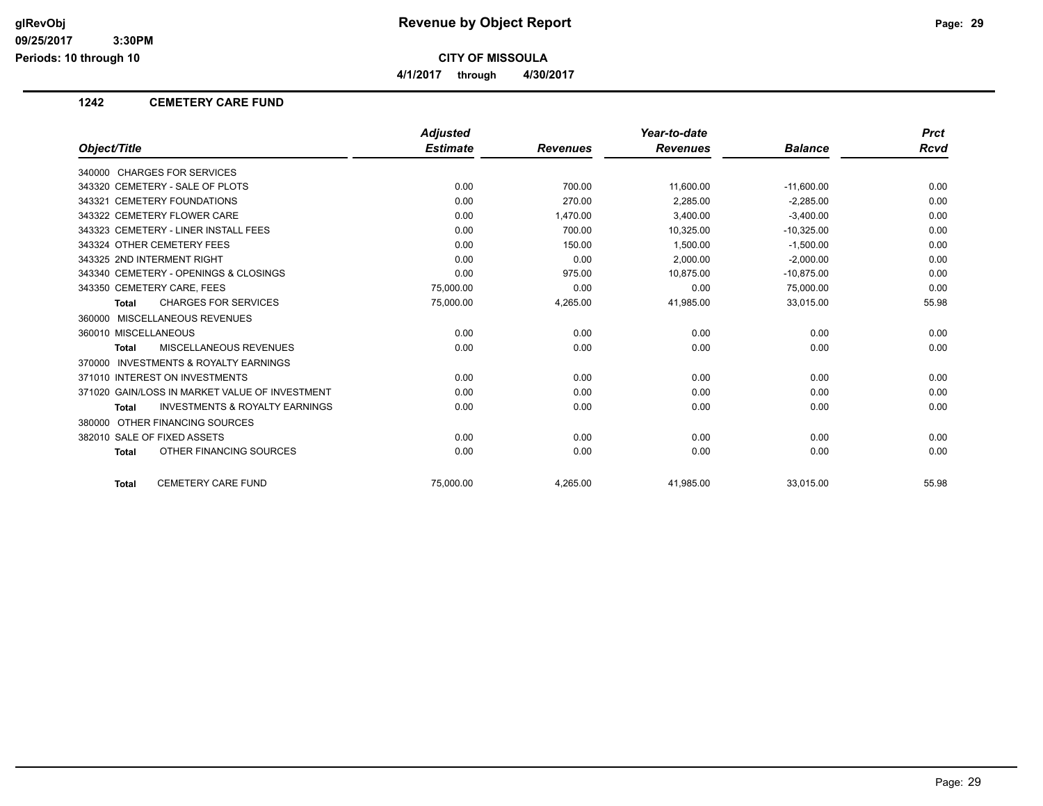# Revenue by Object Report

**CITY OF MISSOULA**

**4/1/2017 through 4/30/2017**

## 1242 CEMETERY CARE FUND

| Object/Title | Adjusted Estimate | Revenues | Year-to-date Revenues | Balance | Prct Rcvd |
|---|---|---|---|---|---|
| 340000 CHARGES FOR SERVICES | | | | | |
| 343320 CEMETERY - SALE OF PLOTS | 0.00 | 700.00 | 11,600.00 | -11,600.00 | 0.00 |
| 343321 CEMETERY FOUNDATIONS | 0.00 | 270.00 | 2,285.00 | -2,285.00 | 0.00 |
| 343322 CEMETERY FLOWER CARE | 0.00 | 1,470.00 | 3,400.00 | -3,400.00 | 0.00 |
| 343323 CEMETERY - LINER INSTALL FEES | 0.00 | 700.00 | 10,325.00 | -10,325.00 | 0.00 |
| 343324 OTHER CEMETERY FEES | 0.00 | 150.00 | 1,500.00 | -1,500.00 | 0.00 |
| 343325 2ND INTERMENT RIGHT | 0.00 | 0.00 | 2,000.00 | -2,000.00 | 0.00 |
| 343340 CEMETERY - OPENINGS & CLOSINGS | 0.00 | 975.00 | 10,875.00 | -10,875.00 | 0.00 |
| 343350 CEMETERY CARE, FEES | 75,000.00 | 0.00 | 0.00 | 75,000.00 | 0.00 |
| **Total** CHARGES FOR SERVICES | 75,000.00 | 4,265.00 | 41,985.00 | 33,015.00 | 55.98 |
| 360000 MISCELLANEOUS REVENUES | | | | | |
| 360010 MISCELLANEOUS | 0.00 | 0.00 | 0.00 | 0.00 | 0.00 |
| **Total** MISCELLANEOUS REVENUES | 0.00 | 0.00 | 0.00 | 0.00 | 0.00 |
| 370000 INVESTMENTS & ROYALTY EARNINGS | | | | | |
| 371010 INTEREST ON INVESTMENTS | 0.00 | 0.00 | 0.00 | 0.00 | 0.00 |
| 371020 GAIN/LOSS IN MARKET VALUE OF INVESTMENT | 0.00 | 0.00 | 0.00 | 0.00 | 0.00 |
| **Total** INVESTMENTS & ROYALTY EARNINGS | 0.00 | 0.00 | 0.00 | 0.00 | 0.00 |
| 380000 OTHER FINANCING SOURCES | | | | | |
| 382010 SALE OF FIXED ASSETS | 0.00 | 0.00 | 0.00 | 0.00 | 0.00 |
| **Total** OTHER FINANCING SOURCES | 0.00 | 0.00 | 0.00 | 0.00 | 0.00 |
| **Total** CEMETERY CARE FUND | 75,000.00 | 4,265.00 | 41,985.00 | 33,015.00 | 55.98 |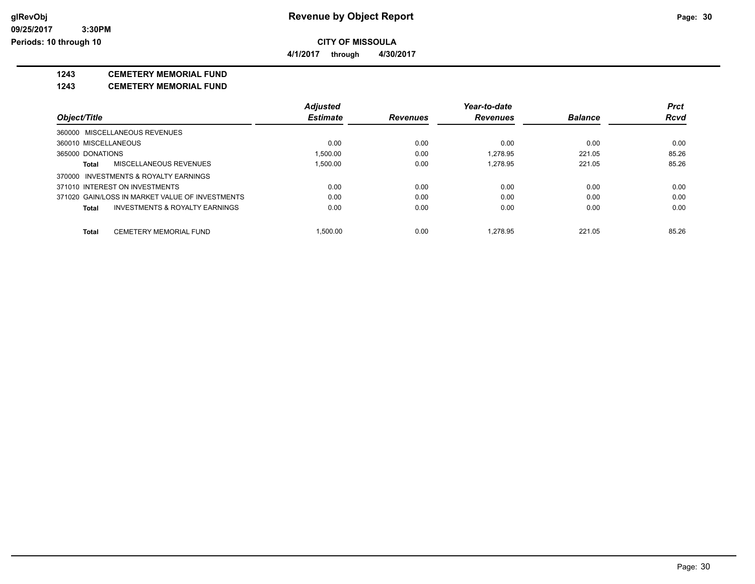# Revenue by Object Report

**CITY OF MISSOULA**

**4/1/2017 through 4/30/2017**

**1243 CEMETERY MEMORIAL FUND**

**1243 CEMETERY MEMORIAL FUND**

| Object/Title | Adjusted Estimate | Revenues | Year-to-date Revenues | Balance | Prct Rcvd |
|---|---|---|---|---|---|
| 360000 MISCELLANEOUS REVENUES | | | | | |
| 360010 MISCELLANEOUS | 0.00 | 0.00 | 0.00 | 0.00 | 0.00 |
| 365000 DONATIONS | 1,500.00 | 0.00 | 1,278.95 | 221.05 | 85.26 |
| **Total** MISCELLANEOUS REVENUES | 1,500.00 | 0.00 | 1,278.95 | 221.05 | 85.26 |
| 370000 INVESTMENTS & ROYALTY EARNINGS | | | | | |
| 371010 INTEREST ON INVESTMENTS | 0.00 | 0.00 | 0.00 | 0.00 | 0.00 |
| 371020 GAIN/LOSS IN MARKET VALUE OF INVESTMENTS | 0.00 | 0.00 | 0.00 | 0.00 | 0.00 |
| **Total** INVESTMENTS & ROYALTY EARNINGS | 0.00 | 0.00 | 0.00 | 0.00 | 0.00 |
| **Total** CEMETERY MEMORIAL FUND | 1,500.00 | 0.00 | 1,278.95 | 221.05 | 85.26 |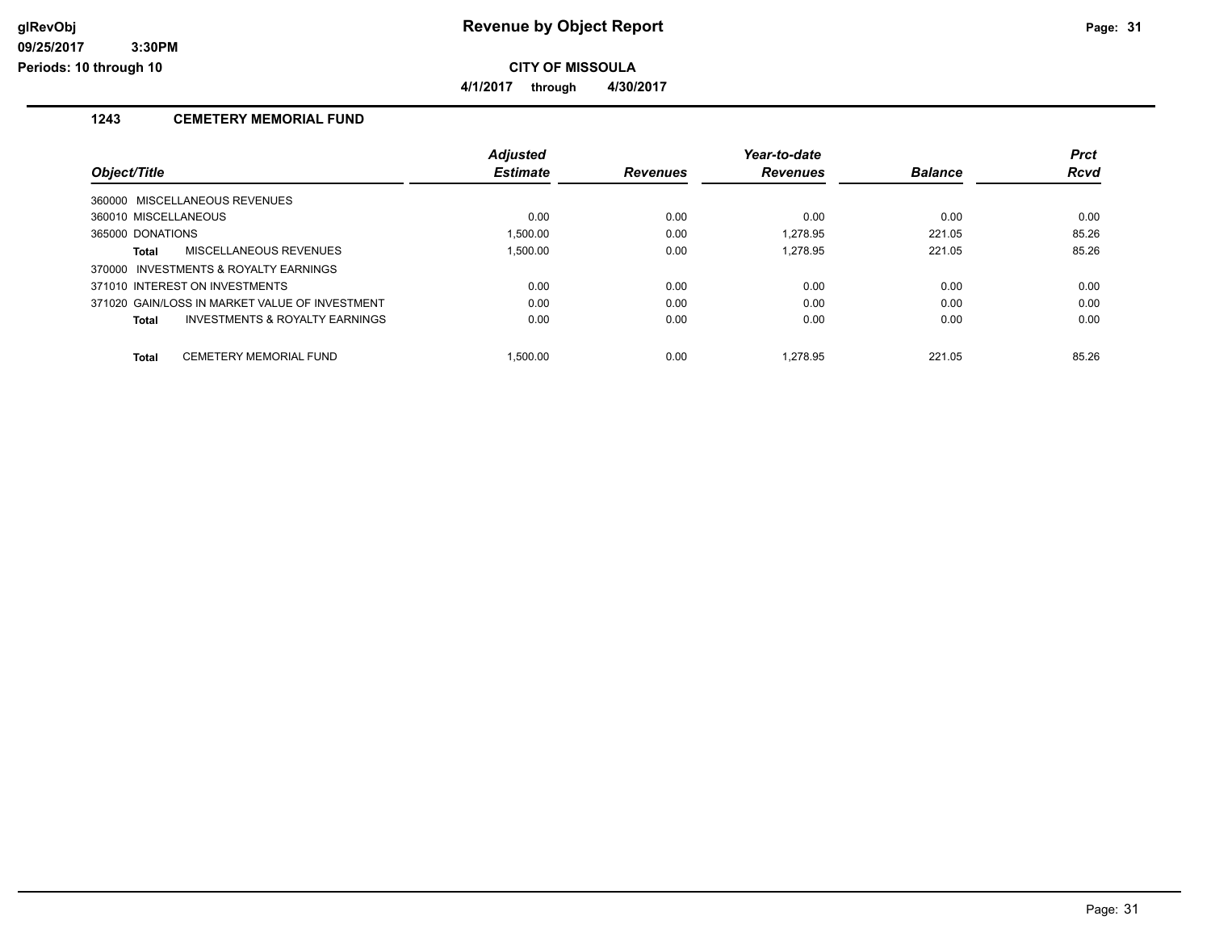**CITY OF MISSOULA**

**4/1/2017 through 4/30/2017**

### 1243 CEMETERY MEMORIAL FUND

| Object/Title | Adjusted Estimate | Revenues | Year-to-date Revenues | Balance | Prct Rcvd |
|---|---|---|---|---|---|
| 360000 MISCELLANEOUS REVENUES | | | | | |
| 360010 MISCELLANEOUS | 0.00 | 0.00 | 0.00 | 0.00 | 0.00 |
| 365000 DONATIONS | 1,500.00 | 0.00 | 1,278.95 | 221.05 | 85.26 |
| **Total** MISCELLANEOUS REVENUES | 1,500.00 | 0.00 | 1,278.95 | 221.05 | 85.26 |
| 370000 INVESTMENTS & ROYALTY EARNINGS | | | | | |
| 371010 INTEREST ON INVESTMENTS | 0.00 | 0.00 | 0.00 | 0.00 | 0.00 |
| 371020 GAIN/LOSS IN MARKET VALUE OF INVESTMENT | 0.00 | 0.00 | 0.00 | 0.00 | 0.00 |
| **Total** INVESTMENTS & ROYALTY EARNINGS | 0.00 | 0.00 | 0.00 | 0.00 | 0.00 |
| **Total** CEMETERY MEMORIAL FUND | 1,500.00 | 0.00 | 1,278.95 | 221.05 | 85.26 |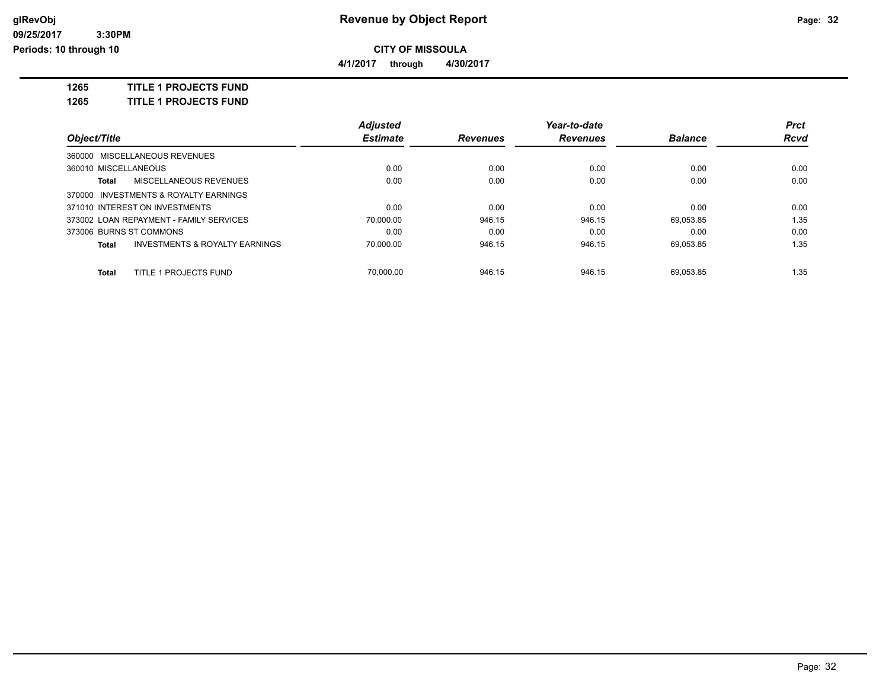# Revenue by Object Report

**CITY OF MISSOULA**

**4/1/2017 through 4/30/2017**

**1265 TITLE 1 PROJECTS FUND**

**1265 TITLE 1 PROJECTS FUND**

| Object/Title | Adjusted Estimate | Revenues | Year-to-date Revenues | Balance | Prct Rcvd |
|---|---|---|---|---|---|
| 360000 MISCELLANEOUS REVENUES | | | | | |
| 360010 MISCELLANEOUS | 0.00 | 0.00 | 0.00 | 0.00 | 0.00 |
| **Total** MISCELLANEOUS REVENUES | 0.00 | 0.00 | 0.00 | 0.00 | 0.00 |
| 370000 INVESTMENTS & ROYALTY EARNINGS | | | | | |
| 371010 INTEREST ON INVESTMENTS | 0.00 | 0.00 | 0.00 | 0.00 | 0.00 |
| 373002 LOAN REPAYMENT - FAMILY SERVICES | 70,000.00 | 946.15 | 946.15 | 69,053.85 | 1.35 |
| 373006 BURNS ST COMMONS | 0.00 | 0.00 | 0.00 | 0.00 | 0.00 |
| **Total** INVESTMENTS & ROYALTY EARNINGS | 70,000.00 | 946.15 | 946.15 | 69,053.85 | 1.35 |
| **Total** TITLE 1 PROJECTS FUND | 70,000.00 | 946.15 | 946.15 | 69,053.85 | 1.35 |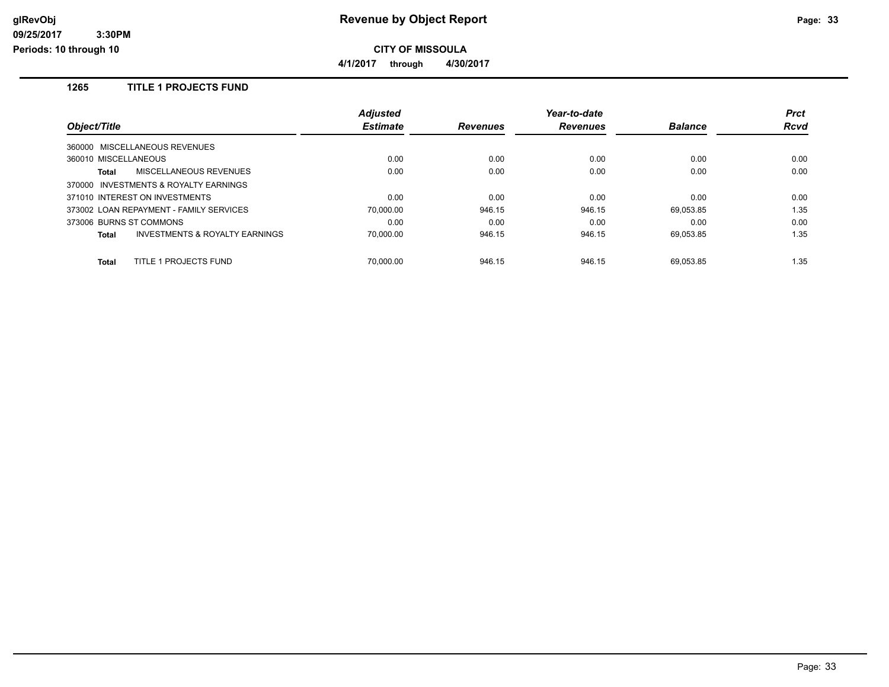# Revenue by Object Report

glRevObj
09/25/2017 3:30PM
Periods: 10 through 10

**CITY OF MISSOULA**

**4/1/2017 through 4/30/2017**

## 1265 TITLE 1 PROJECTS FUND

| Object/Title | Adjusted Estimate | Revenues | Year-to-date Revenues | Balance | Prct Rcvd |
|---|---|---|---|---|---|
| 360000 MISCELLANEOUS REVENUES | | | | | |
| 360010 MISCELLANEOUS | 0.00 | 0.00 | 0.00 | 0.00 | 0.00 |
| **Total** MISCELLANEOUS REVENUES | 0.00 | 0.00 | 0.00 | 0.00 | 0.00 |
| 370000 INVESTMENTS & ROYALTY EARNINGS | | | | | |
| 371010 INTEREST ON INVESTMENTS | 0.00 | 0.00 | 0.00 | 0.00 | 0.00 |
| 373002 LOAN REPAYMENT - FAMILY SERVICES | 70,000.00 | 946.15 | 946.15 | 69,053.85 | 1.35 |
| 373006 BURNS ST COMMONS | 0.00 | 0.00 | 0.00 | 0.00 | 0.00 |
| **Total** INVESTMENTS & ROYALTY EARNINGS | 70,000.00 | 946.15 | 946.15 | 69,053.85 | 1.35 |
| **Total** TITLE 1 PROJECTS FUND | 70,000.00 | 946.15 | 946.15 | 69,053.85 | 1.35 |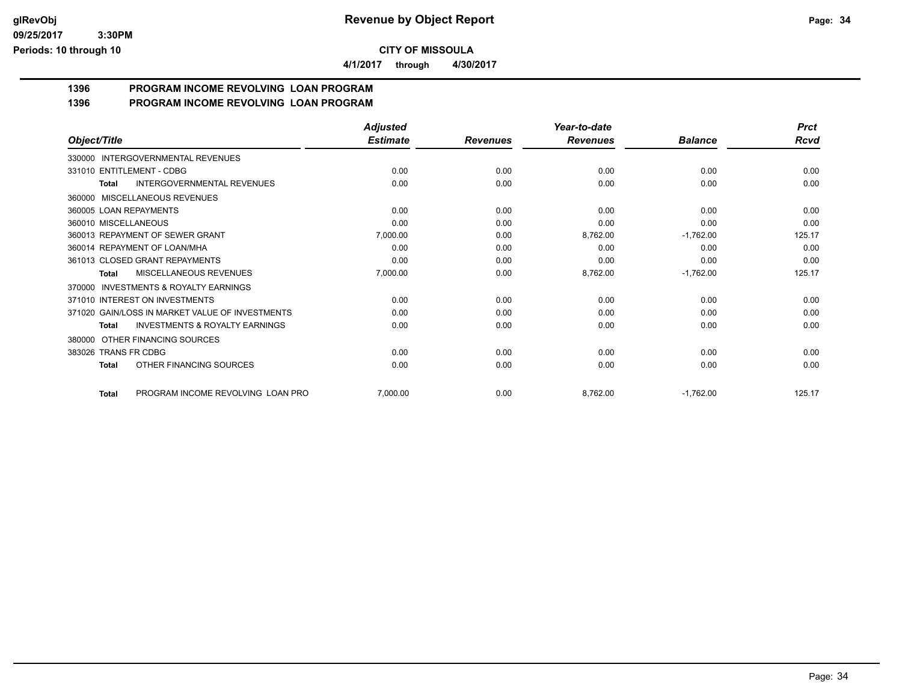# CITY OF MISSOULA

**4/1/2017 through 4/30/2017**

## 1396 PROGRAM INCOME REVOLVING LOAN PROGRAM

## 1396 PROGRAM INCOME REVOLVING LOAN PROGRAM

| Object/Title | Adjusted Estimate | Revenues | Year-to-date Revenues | Balance | Prct Rcvd |
|---|---|---|---|---|---|
| 330000 INTERGOVERNMENTAL REVENUES | | | | | |
| 331010 ENTITLEMENT - CDBG | 0.00 | 0.00 | 0.00 | 0.00 | 0.00 |
| **Total** INTERGOVERNMENTAL REVENUES | 0.00 | 0.00 | 0.00 | 0.00 | 0.00 |
| 360000 MISCELLANEOUS REVENUES | | | | | |
| 360005 LOAN REPAYMENTS | 0.00 | 0.00 | 0.00 | 0.00 | 0.00 |
| 360010 MISCELLANEOUS | 0.00 | 0.00 | 0.00 | 0.00 | 0.00 |
| 360013 REPAYMENT OF SEWER GRANT | 7,000.00 | 0.00 | 8,762.00 | -1,762.00 | 125.17 |
| 360014 REPAYMENT OF LOAN/MHA | 0.00 | 0.00 | 0.00 | 0.00 | 0.00 |
| 361013 CLOSED GRANT REPAYMENTS | 0.00 | 0.00 | 0.00 | 0.00 | 0.00 |
| **Total** MISCELLANEOUS REVENUES | 7,000.00 | 0.00 | 8,762.00 | -1,762.00 | 125.17 |
| 370000 INVESTMENTS & ROYALTY EARNINGS | | | | | |
| 371010 INTEREST ON INVESTMENTS | 0.00 | 0.00 | 0.00 | 0.00 | 0.00 |
| 371020 GAIN/LOSS IN MARKET VALUE OF INVESTMENTS | 0.00 | 0.00 | 0.00 | 0.00 | 0.00 |
| **Total** INVESTMENTS & ROYALTY EARNINGS | 0.00 | 0.00 | 0.00 | 0.00 | 0.00 |
| 380000 OTHER FINANCING SOURCES | | | | | |
| 383026 TRANS FR CDBG | 0.00 | 0.00 | 0.00 | 0.00 | 0.00 |
| **Total** OTHER FINANCING SOURCES | 0.00 | 0.00 | 0.00 | 0.00 | 0.00 |
| **Total** PROGRAM INCOME REVOLVING LOAN PRO | 7,000.00 | 0.00 | 8,762.00 | -1,762.00 | 125.17 |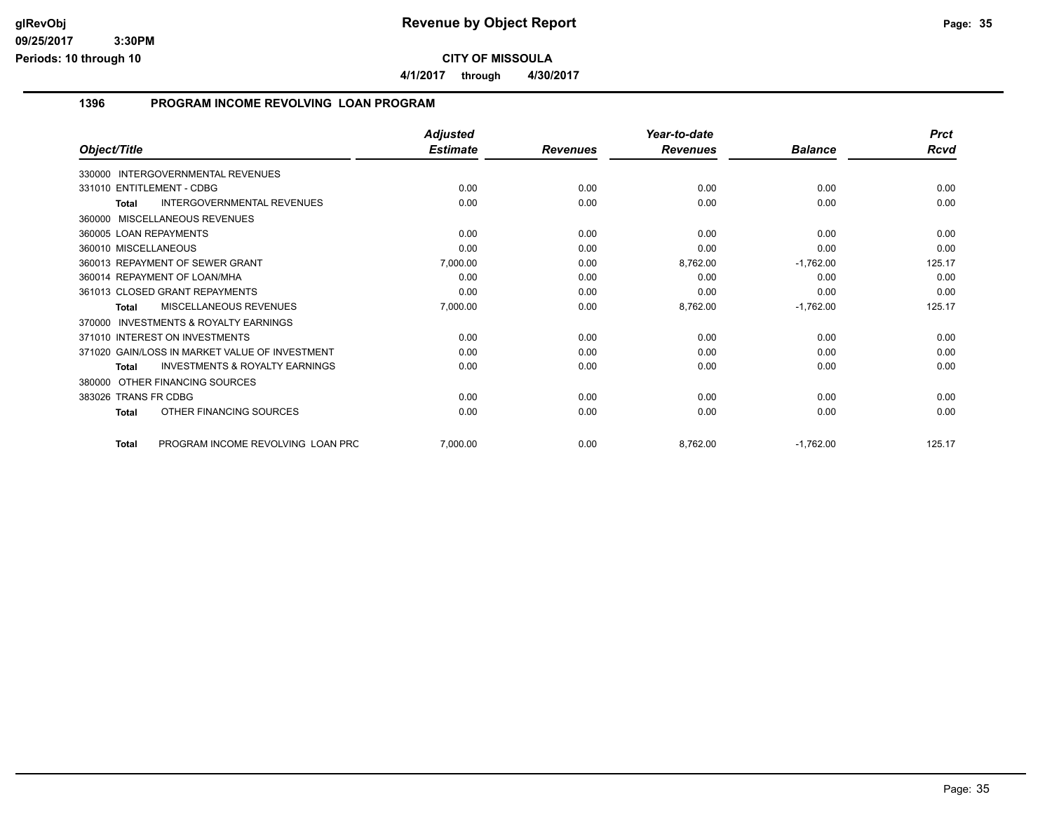# Revenue by Object Report

**CITY OF MISSOULA**

**4/1/2017 through 4/30/2017**

glRevObj
09/25/2017 3:30PM
Periods: 10 through 10

## 1396 PROGRAM INCOME REVOLVING LOAN PROGRAM

| Object/Title | Adjusted Estimate | Revenues | Year-to-date Revenues | Balance | Prct Rcvd |
|---|---|---|---|---|---|
| 330000 INTERGOVERNMENTAL REVENUES | | | | | |
| 331010 ENTITLEMENT - CDBG | 0.00 | 0.00 | 0.00 | 0.00 | 0.00 |
| **Total** INTERGOVERNMENTAL REVENUES | 0.00 | 0.00 | 0.00 | 0.00 | 0.00 |
| 360000 MISCELLANEOUS REVENUES | | | | | |
| 360005 LOAN REPAYMENTS | 0.00 | 0.00 | 0.00 | 0.00 | 0.00 |
| 360010 MISCELLANEOUS | 0.00 | 0.00 | 0.00 | 0.00 | 0.00 |
| 360013 REPAYMENT OF SEWER GRANT | 7,000.00 | 0.00 | 8,762.00 | -1,762.00 | 125.17 |
| 360014 REPAYMENT OF LOAN/MHA | 0.00 | 0.00 | 0.00 | 0.00 | 0.00 |
| 361013 CLOSED GRANT REPAYMENTS | 0.00 | 0.00 | 0.00 | 0.00 | 0.00 |
| **Total** MISCELLANEOUS REVENUES | 7,000.00 | 0.00 | 8,762.00 | -1,762.00 | 125.17 |
| 370000 INVESTMENTS & ROYALTY EARNINGS | | | | | |
| 371010 INTEREST ON INVESTMENTS | 0.00 | 0.00 | 0.00 | 0.00 | 0.00 |
| 371020 GAIN/LOSS IN MARKET VALUE OF INVESTMENT | 0.00 | 0.00 | 0.00 | 0.00 | 0.00 |
| **Total** INVESTMENTS & ROYALTY EARNINGS | 0.00 | 0.00 | 0.00 | 0.00 | 0.00 |
| 380000 OTHER FINANCING SOURCES | | | | | |
| 383026 TRANS FR CDBG | 0.00 | 0.00 | 0.00 | 0.00 | 0.00 |
| **Total** OTHER FINANCING SOURCES | 0.00 | 0.00 | 0.00 | 0.00 | 0.00 |
| **Total** PROGRAM INCOME REVOLVING LOAN PRC | 7,000.00 | 0.00 | 8,762.00 | -1,762.00 | 125.17 |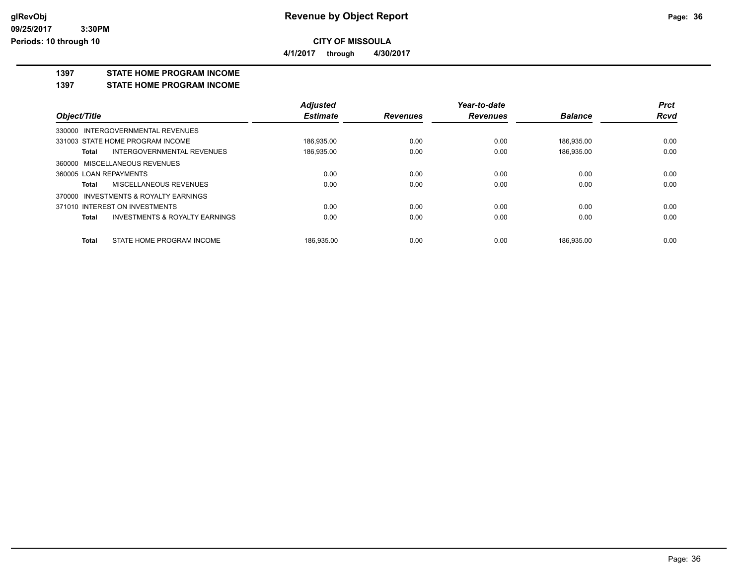# Revenue by Object Report

**CITY OF MISSOULA**

**4/1/2017 through 4/30/2017**

**1397 STATE HOME PROGRAM INCOME**

**1397 STATE HOME PROGRAM INCOME**

| Object/Title | Adjusted Estimate | Revenues | Year-to-date Revenues | Balance | Prct Rcvd |
|---|---|---|---|---|---|
| 330000 INTERGOVERNMENTAL REVENUES | | | | | |
| 331003 STATE HOME PROGRAM INCOME | 186,935.00 | 0.00 | 0.00 | 186,935.00 | 0.00 |
| **Total** INTERGOVERNMENTAL REVENUES | 186,935.00 | 0.00 | 0.00 | 186,935.00 | 0.00 |
| 360000 MISCELLANEOUS REVENUES | | | | | |
| 360005 LOAN REPAYMENTS | 0.00 | 0.00 | 0.00 | 0.00 | 0.00 |
| **Total** MISCELLANEOUS REVENUES | 0.00 | 0.00 | 0.00 | 0.00 | 0.00 |
| 370000 INVESTMENTS & ROYALTY EARNINGS | | | | | |
| 371010 INTEREST ON INVESTMENTS | 0.00 | 0.00 | 0.00 | 0.00 | 0.00 |
| **Total** INVESTMENTS & ROYALTY EARNINGS | 0.00 | 0.00 | 0.00 | 0.00 | 0.00 |
| **Total** STATE HOME PROGRAM INCOME | 186,935.00 | 0.00 | 0.00 | 186,935.00 | 0.00 |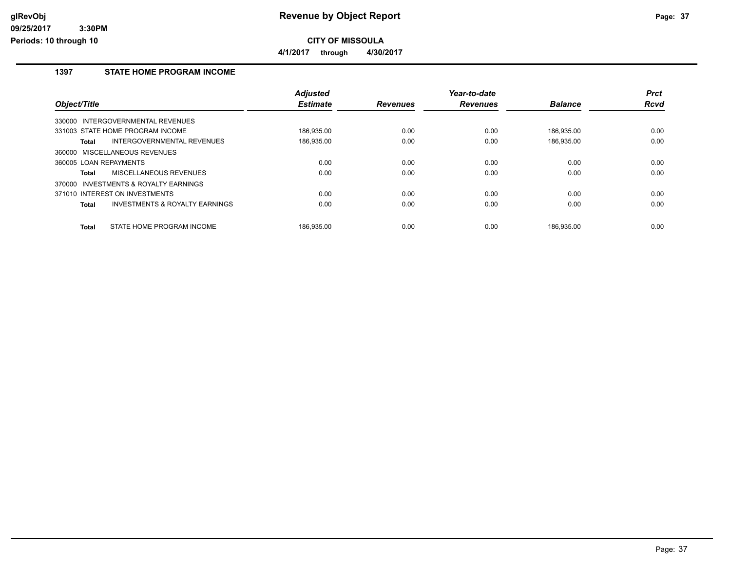**glRevObj**
**09/25/2017 3:30PM**
**Periods: 10 through 10**

# Revenue by Object Report

**CITY OF MISSOULA**

**4/1/2017 through 4/30/2017**

## 1397 STATE HOME PROGRAM INCOME

| Object/Title | Adjusted Estimate | Revenues | Year-to-date Revenues | Balance | Prct Rcvd |
|---|---|---|---|---|---|
| 330000 INTERGOVERNMENTAL REVENUES | | | | | |
| 331003 STATE HOME PROGRAM INCOME | 186,935.00 | 0.00 | 0.00 | 186,935.00 | 0.00 |
| **Total** INTERGOVERNMENTAL REVENUES | 186,935.00 | 0.00 | 0.00 | 186,935.00 | 0.00 |
| 360000 MISCELLANEOUS REVENUES | | | | | |
| 360005 LOAN REPAYMENTS | 0.00 | 0.00 | 0.00 | 0.00 | 0.00 |
| **Total** MISCELLANEOUS REVENUES | 0.00 | 0.00 | 0.00 | 0.00 | 0.00 |
| 370000 INVESTMENTS & ROYALTY EARNINGS | | | | | |
| 371010 INTEREST ON INVESTMENTS | 0.00 | 0.00 | 0.00 | 0.00 | 0.00 |
| **Total** INVESTMENTS & ROYALTY EARNINGS | 0.00 | 0.00 | 0.00 | 0.00 | 0.00 |
| **Total** STATE HOME PROGRAM INCOME | 186,935.00 | 0.00 | 0.00 | 186,935.00 | 0.00 |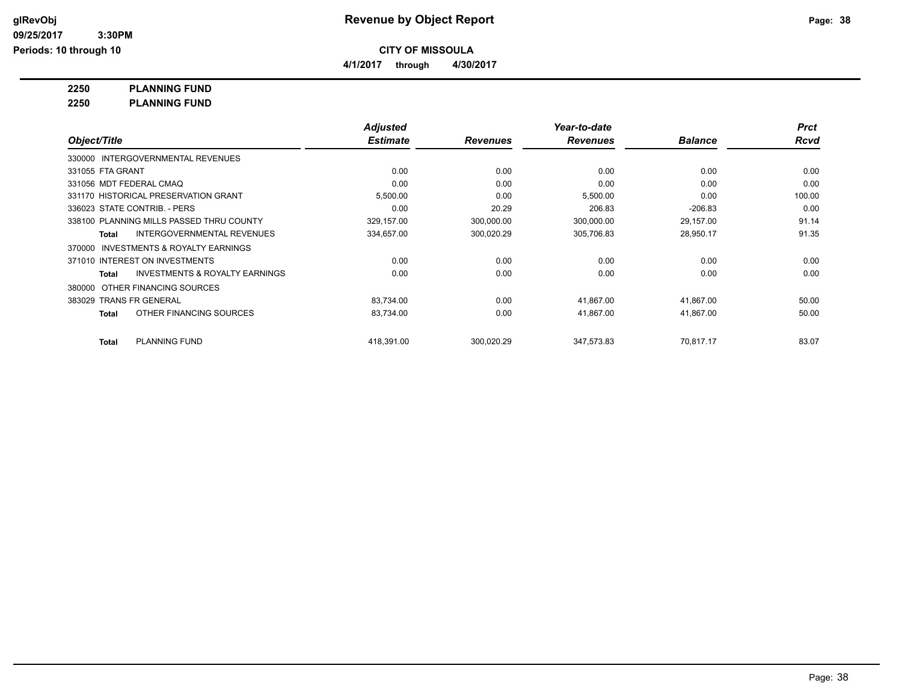# Revenue by Object Report

glRevObj
09/25/2017 3:30PM
Periods: 10 through 10

**CITY OF MISSOULA**

**4/1/2017 through 4/30/2017**

**2250 PLANNING FUND**

**2250 PLANNING FUND**

| Object/Title | Adjusted Estimate | Revenues | Year-to-date Revenues | Balance | Prct Rcvd |
|---|---|---|---|---|---|
| 330000 INTERGOVERNMENTAL REVENUES | | | | | |
| 331055 FTA GRANT | 0.00 | 0.00 | 0.00 | 0.00 | 0.00 |
| 331056 MDT FEDERAL CMAQ | 0.00 | 0.00 | 0.00 | 0.00 | 0.00 |
| 331170 HISTORICAL PRESERVATION GRANT | 5,500.00 | 0.00 | 5,500.00 | 0.00 | 100.00 |
| 336023 STATE CONTRIB. - PERS | 0.00 | 20.29 | 206.83 | -206.83 | 0.00 |
| 338100 PLANNING MILLS PASSED THRU COUNTY | 329,157.00 | 300,000.00 | 300,000.00 | 29,157.00 | 91.14 |
| **Total** INTERGOVERNMENTAL REVENUES | 334,657.00 | 300,020.29 | 305,706.83 | 28,950.17 | 91.35 |
| 370000 INVESTMENTS & ROYALTY EARNINGS | | | | | |
| 371010 INTEREST ON INVESTMENTS | 0.00 | 0.00 | 0.00 | 0.00 | 0.00 |
| **Total** INVESTMENTS & ROYALTY EARNINGS | 0.00 | 0.00 | 0.00 | 0.00 | 0.00 |
| 380000 OTHER FINANCING SOURCES | | | | | |
| 383029 TRANS FR GENERAL | 83,734.00 | 0.00 | 41,867.00 | 41,867.00 | 50.00 |
| **Total** OTHER FINANCING SOURCES | 83,734.00 | 0.00 | 41,867.00 | 41,867.00 | 50.00 |
| **Total** PLANNING FUND | 418,391.00 | 300,020.29 | 347,573.83 | 70,817.17 | 83.07 |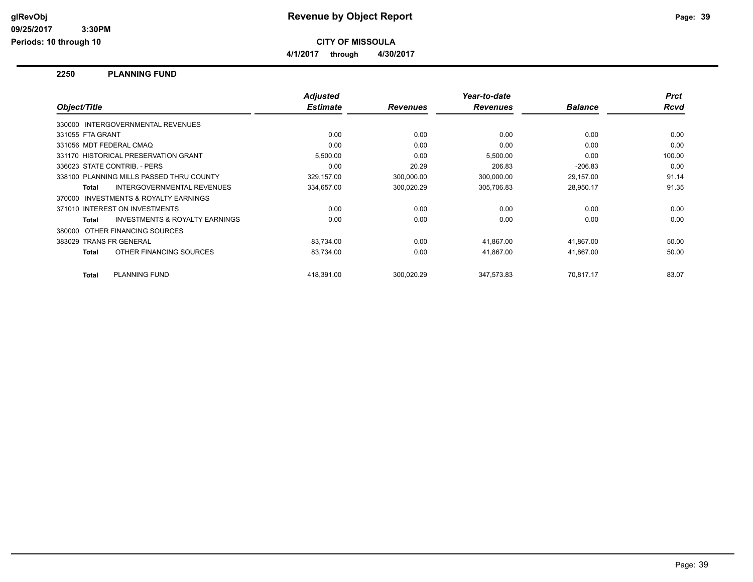**Revenue by Object Report**

**CITY OF MISSOULA**

**4/1/2017 through 4/30/2017**

glRevObj
09/25/2017 3:30PM
Periods: 10 through 10

## 2250 PLANNING FUND

| Object/Title | Adjusted Estimate | Revenues | Year-to-date Revenues | Balance | Prct Rcvd |
|---|---|---|---|---|---|
| 330000 INTERGOVERNMENTAL REVENUES | | | | | |
| 331055 FTA GRANT | 0.00 | 0.00 | 0.00 | 0.00 | 0.00 |
| 331056 MDT FEDERAL CMAQ | 0.00 | 0.00 | 0.00 | 0.00 | 0.00 |
| 331170 HISTORICAL PRESERVATION GRANT | 5,500.00 | 0.00 | 5,500.00 | 0.00 | 100.00 |
| 336023 STATE CONTRIB. - PERS | 0.00 | 20.29 | 206.83 | -206.83 | 0.00 |
| 338100 PLANNING MILLS PASSED THRU COUNTY | 329,157.00 | 300,000.00 | 300,000.00 | 29,157.00 | 91.14 |
| **Total** INTERGOVERNMENTAL REVENUES | 334,657.00 | 300,020.29 | 305,706.83 | 28,950.17 | 91.35 |
| 370000 INVESTMENTS & ROYALTY EARNINGS | | | | | |
| 371010 INTEREST ON INVESTMENTS | 0.00 | 0.00 | 0.00 | 0.00 | 0.00 |
| **Total** INVESTMENTS & ROYALTY EARNINGS | 0.00 | 0.00 | 0.00 | 0.00 | 0.00 |
| 380000 OTHER FINANCING SOURCES | | | | | |
| 383029 TRANS FR GENERAL | 83,734.00 | 0.00 | 41,867.00 | 41,867.00 | 50.00 |
| **Total** OTHER FINANCING SOURCES | 83,734.00 | 0.00 | 41,867.00 | 41,867.00 | 50.00 |
| **Total** PLANNING FUND | 418,391.00 | 300,020.29 | 347,573.83 | 70,817.17 | 83.07 |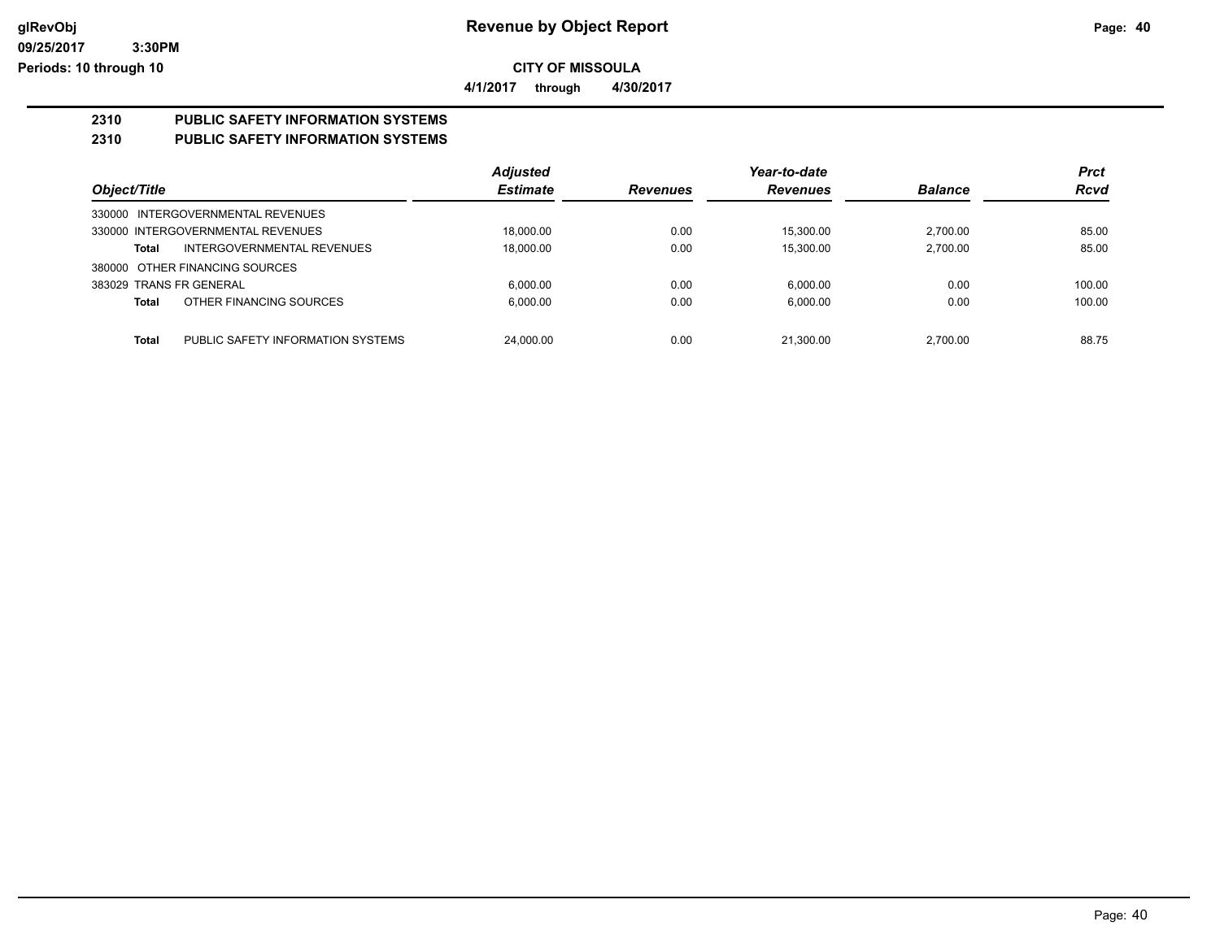**Revenue by Object Report**

**CITY OF MISSOULA**

**4/1/2017 through 4/30/2017**

## 2310 PUBLIC SAFETY INFORMATION SYSTEMS

## 2310 PUBLIC SAFETY INFORMATION SYSTEMS

| Object/Title | | Adjusted Estimate | Revenues | Year-to-date Revenues | Balance | Prct Rcvd |
|---|---|---|---|---|---|---|
| 330000 INTERGOVERNMENTAL REVENUES | | | | | | |
| 330000 INTERGOVERNMENTAL REVENUES | | 18,000.00 | 0.00 | 15,300.00 | 2,700.00 | 85.00 |
| **Total** | INTERGOVERNMENTAL REVENUES | 18,000.00 | 0.00 | 15,300.00 | 2,700.00 | 85.00 |
| 380000 OTHER FINANCING SOURCES | | | | | | |
| 383029 TRANS FR GENERAL | | 6,000.00 | 0.00 | 6,000.00 | 0.00 | 100.00 |
| **Total** | OTHER FINANCING SOURCES | 6,000.00 | 0.00 | 6,000.00 | 0.00 | 100.00 |
| **Total** | PUBLIC SAFETY INFORMATION SYSTEMS | 24,000.00 | 0.00 | 21,300.00 | 2,700.00 | 88.75 |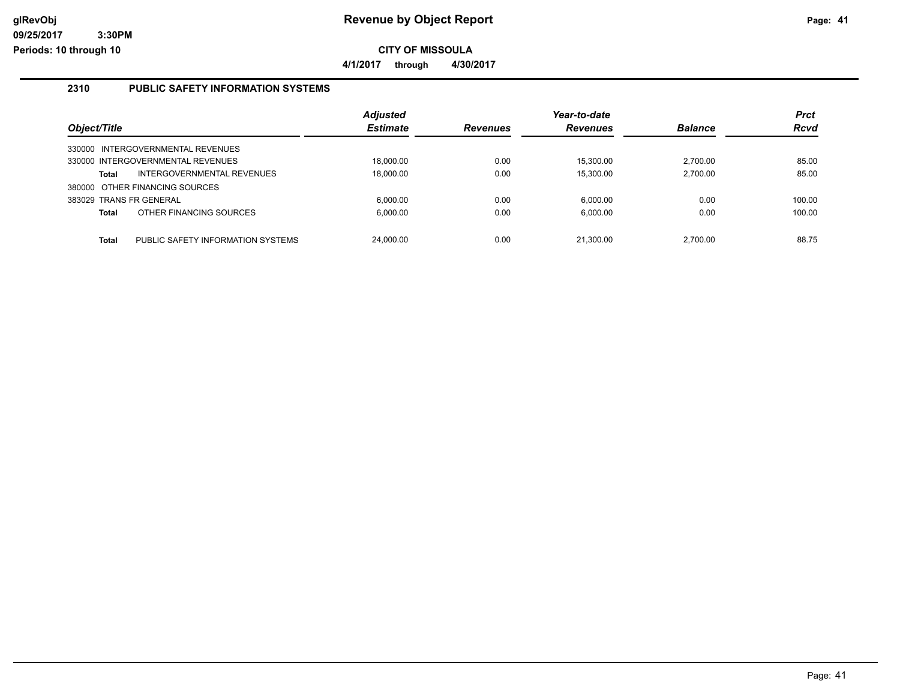# Revenue by Object Report

glRevObj
09/25/2017 3:30PM
Periods: 10 through 10

**CITY OF MISSOULA**

**4/1/2017 through 4/30/2017**

## 2310 PUBLIC SAFETY INFORMATION SYSTEMS

| Object/Title | Adjusted Estimate | Revenues | Year-to-date Revenues | Balance | Prct Rcvd |
|---|---|---|---|---|---|
| 330000 INTERGOVERNMENTAL REVENUES | | | | | |
| 330000 INTERGOVERNMENTAL REVENUES | 18,000.00 | 0.00 | 15,300.00 | 2,700.00 | 85.00 |
| **Total** INTERGOVERNMENTAL REVENUES | 18,000.00 | 0.00 | 15,300.00 | 2,700.00 | 85.00 |
| 380000 OTHER FINANCING SOURCES | | | | | |
| 383029 TRANS FR GENERAL | 6,000.00 | 0.00 | 6,000.00 | 0.00 | 100.00 |
| **Total** OTHER FINANCING SOURCES | 6,000.00 | 0.00 | 6,000.00 | 0.00 | 100.00 |
| **Total** PUBLIC SAFETY INFORMATION SYSTEMS | 24,000.00 | 0.00 | 21,300.00 | 2,700.00 | 88.75 |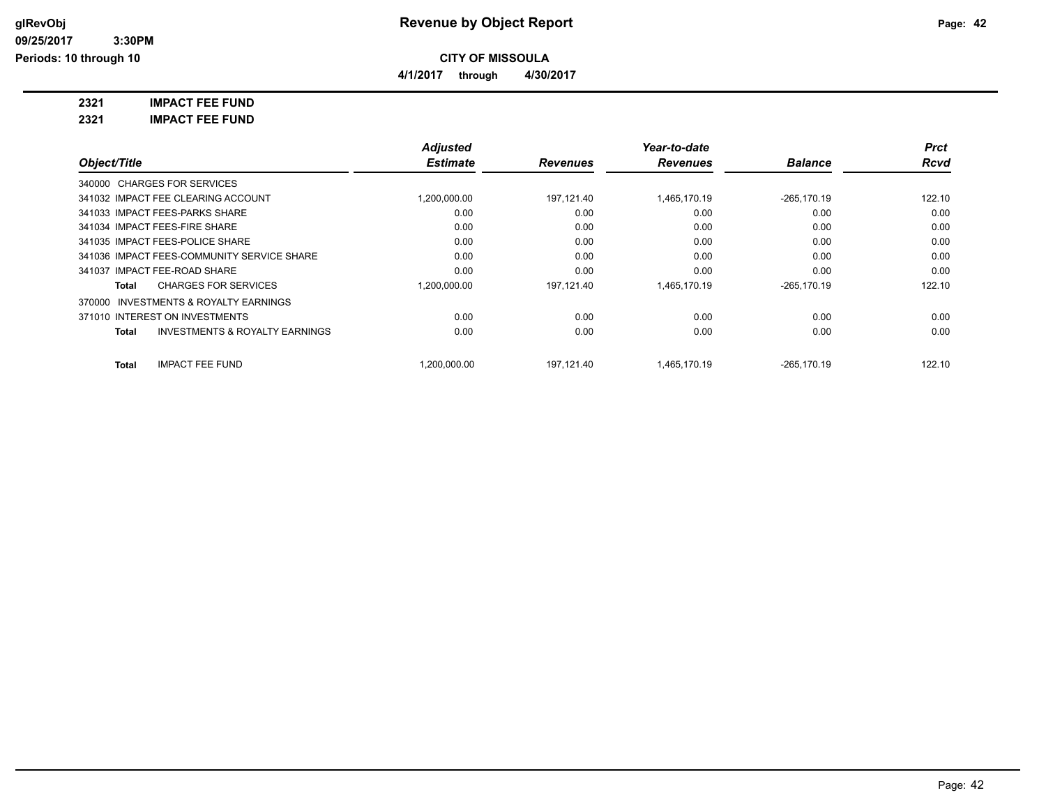**glRevObj** 09/25/2017 3:30PM
Periods: 10 through 10

# Revenue by Object Report

**CITY OF MISSOULA**

4/1/2017 through 4/30/2017

**2321 IMPACT FEE FUND**

**2321 IMPACT FEE FUND**

| Object/Title | Adjusted Estimate | Revenues | Year-to-date Revenues | Balance | Prct Rcvd |
|---|---|---|---|---|---|
| 340000 CHARGES FOR SERVICES | | | | | |
| 341032 IMPACT FEE CLEARING ACCOUNT | 1,200,000.00 | 197,121.40 | 1,465,170.19 | -265,170.19 | 122.10 |
| 341033 IMPACT FEES-PARKS SHARE | 0.00 | 0.00 | 0.00 | 0.00 | 0.00 |
| 341034 IMPACT FEES-FIRE SHARE | 0.00 | 0.00 | 0.00 | 0.00 | 0.00 |
| 341035 IMPACT FEES-POLICE SHARE | 0.00 | 0.00 | 0.00 | 0.00 | 0.00 |
| 341036 IMPACT FEES-COMMUNITY SERVICE SHARE | 0.00 | 0.00 | 0.00 | 0.00 | 0.00 |
| 341037 IMPACT FEE-ROAD SHARE | 0.00 | 0.00 | 0.00 | 0.00 | 0.00 |
| **Total** CHARGES FOR SERVICES | 1,200,000.00 | 197,121.40 | 1,465,170.19 | -265,170.19 | 122.10 |
| 370000 INVESTMENTS & ROYALTY EARNINGS | | | | | |
| 371010 INTEREST ON INVESTMENTS | 0.00 | 0.00 | 0.00 | 0.00 | 0.00 |
| **Total** INVESTMENTS & ROYALTY EARNINGS | 0.00 | 0.00 | 0.00 | 0.00 | 0.00 |
| **Total** IMPACT FEE FUND | 1,200,000.00 | 197,121.40 | 1,465,170.19 | -265,170.19 | 122.10 |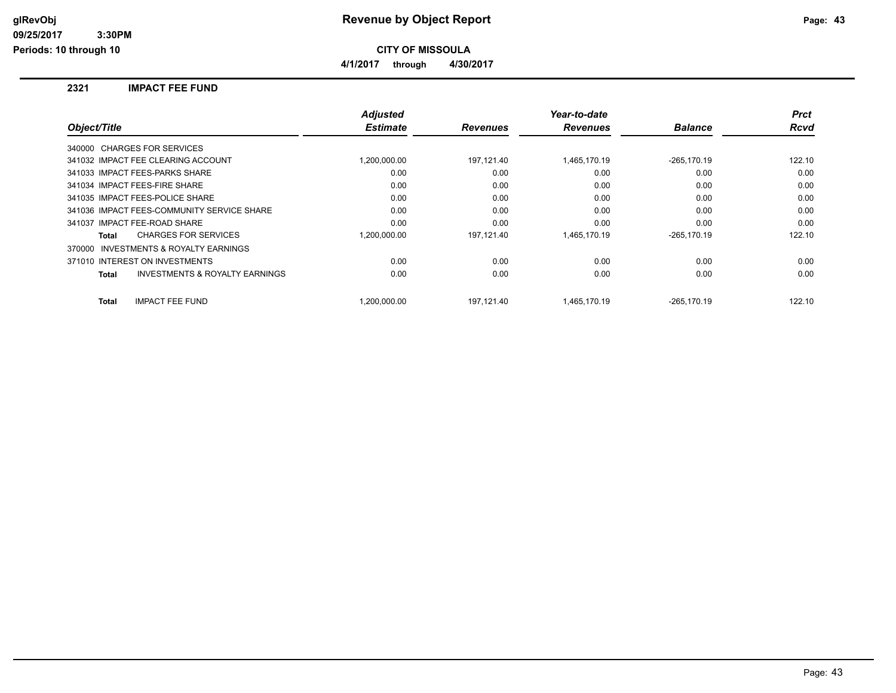**CITY OF MISSOULA**

**4/1/2017 through 4/30/2017**

## 2321 IMPACT FEE FUND

| Object/Title | Adjusted Estimate | Revenues | Year-to-date Revenues | Balance | Prct Rcvd |
|---|---|---|---|---|---|
| 340000 CHARGES FOR SERVICES | | | | | |
| 341032 IMPACT FEE CLEARING ACCOUNT | 1,200,000.00 | 197,121.40 | 1,465,170.19 | -265,170.19 | 122.10 |
| 341033 IMPACT FEES-PARKS SHARE | 0.00 | 0.00 | 0.00 | 0.00 | 0.00 |
| 341034 IMPACT FEES-FIRE SHARE | 0.00 | 0.00 | 0.00 | 0.00 | 0.00 |
| 341035 IMPACT FEES-POLICE SHARE | 0.00 | 0.00 | 0.00 | 0.00 | 0.00 |
| 341036 IMPACT FEES-COMMUNITY SERVICE SHARE | 0.00 | 0.00 | 0.00 | 0.00 | 0.00 |
| 341037 IMPACT FEE-ROAD SHARE | 0.00 | 0.00 | 0.00 | 0.00 | 0.00 |
| **Total** CHARGES FOR SERVICES | 1,200,000.00 | 197,121.40 | 1,465,170.19 | -265,170.19 | 122.10 |
| 370000 INVESTMENTS & ROYALTY EARNINGS | | | | | |
| 371010 INTEREST ON INVESTMENTS | 0.00 | 0.00 | 0.00 | 0.00 | 0.00 |
| **Total** INVESTMENTS & ROYALTY EARNINGS | 0.00 | 0.00 | 0.00 | 0.00 | 0.00 |
| **Total** IMPACT FEE FUND | 1,200,000.00 | 197,121.40 | 1,465,170.19 | -265,170.19 | 122.10 |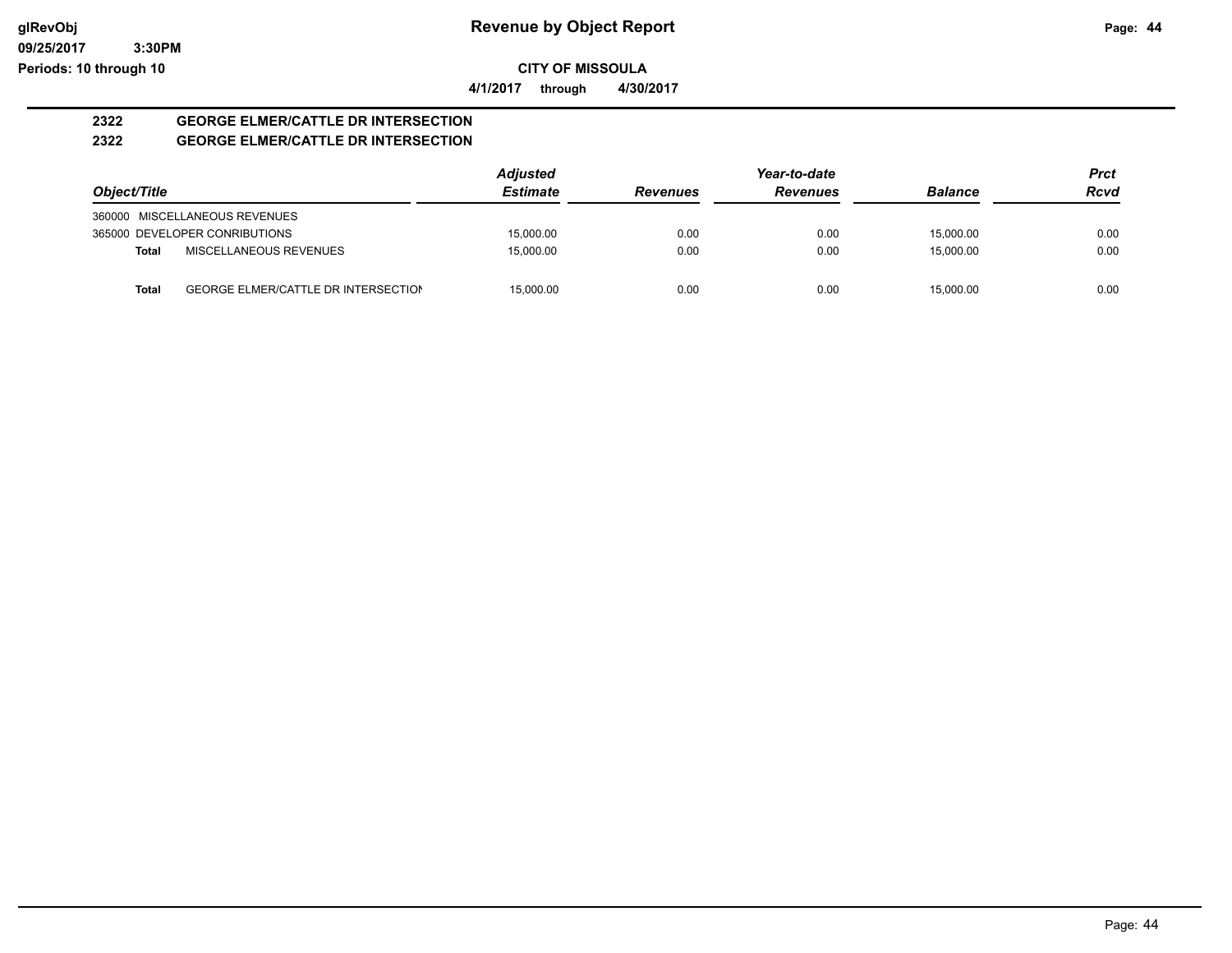**Revenue by Object Report**

**CITY OF MISSOULA**

**4/1/2017 through 4/30/2017**

## 2322 GEORGE ELMER/CATTLE DR INTERSECTION
## 2322 GEORGE ELMER/CATTLE DR INTERSECTION

| Object/Title | | Adjusted Estimate | Revenues | Year-to-date Revenues | Balance | Prct Rcvd |
|---|---|---|---|---|---|---|
| 360000 MISCELLANEOUS REVENUES | | | | | | |
| 365000 DEVELOPER CONRIBUTIONS | | 15,000.00 | 0.00 | 0.00 | 15,000.00 | 0.00 |
| **Total** | MISCELLANEOUS REVENUES | 15,000.00 | 0.00 | 0.00 | 15,000.00 | 0.00 |
| **Total** | GEORGE ELMER/CATTLE DR INTERSECTION | 15,000.00 | 0.00 | 0.00 | 15,000.00 | 0.00 |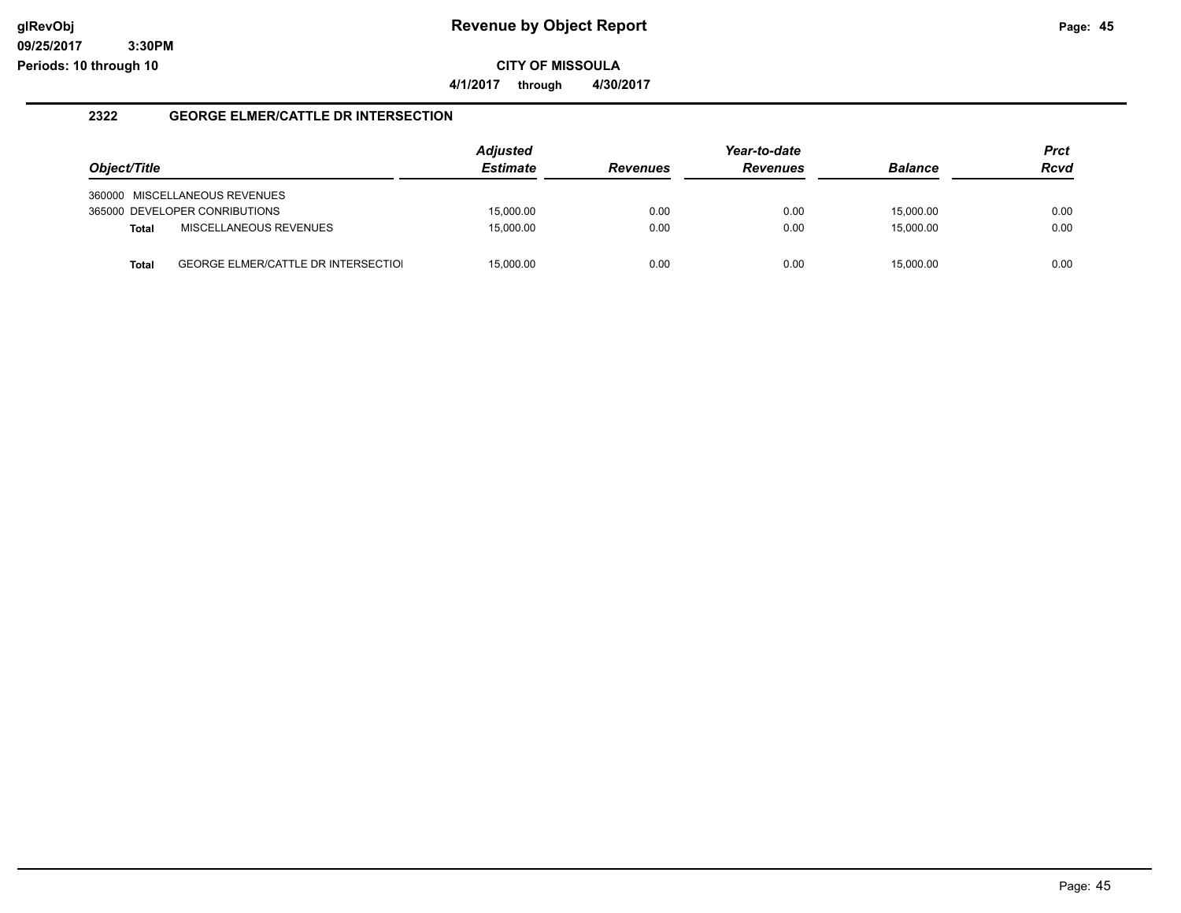## 2322 GEORGE ELMER/CATTLE DR INTERSECTION

| Object/Title | | Adjusted Estimate | Revenues | Year-to-date Revenues | Balance | Prct Rcvd |
|---|---|---|---|---|---|---|
| 360000 MISCELLANEOUS REVENUES | | | | | | |
| 365000 DEVELOPER CONRIBUTIONS | | 15,000.00 | 0.00 | 0.00 | 15,000.00 | 0.00 |
| **Total** | MISCELLANEOUS REVENUES | 15,000.00 | 0.00 | 0.00 | 15,000.00 | 0.00 |
| **Total** | GEORGE ELMER/CATTLE DR INTERSECTIOI | 15,000.00 | 0.00 | 0.00 | 15,000.00 | 0.00 |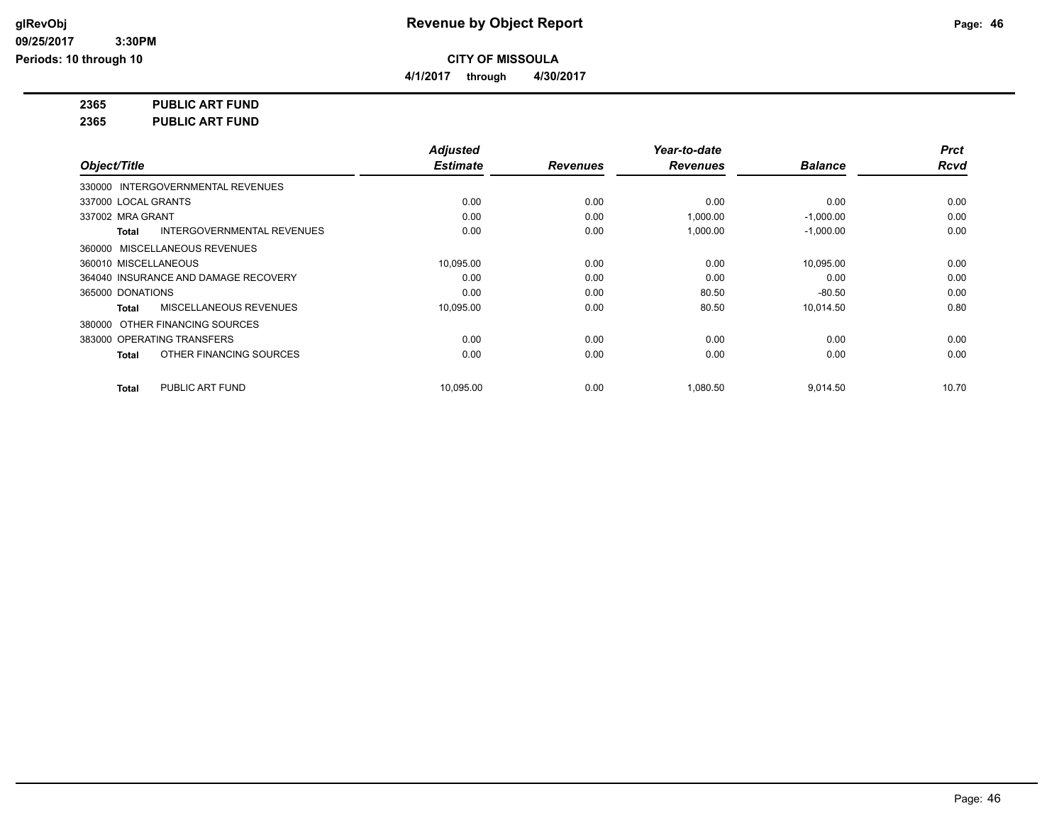**Revenue by Object Report**

**CITY OF MISSOULA**

**4/1/2017 through 4/30/2017**

glRevObj
09/25/2017 3:30PM
Periods: 10 through 10

**2365 PUBLIC ART FUND**

**2365 PUBLIC ART FUND**

| Object/Title | Adjusted Estimate | Revenues | Year-to-date Revenues | Balance | Prct Rcvd |
|---|---|---|---|---|---|
| 330000 INTERGOVERNMENTAL REVENUES | | | | | |
| 337000 LOCAL GRANTS | 0.00 | 0.00 | 0.00 | 0.00 | 0.00 |
| 337002 MRA GRANT | 0.00 | 0.00 | 1,000.00 | -1,000.00 | 0.00 |
| **Total** INTERGOVERNMENTAL REVENUES | 0.00 | 0.00 | 1,000.00 | -1,000.00 | 0.00 |
| 360000 MISCELLANEOUS REVENUES | | | | | |
| 360010 MISCELLANEOUS | 10,095.00 | 0.00 | 0.00 | 10,095.00 | 0.00 |
| 364040 INSURANCE AND DAMAGE RECOVERY | 0.00 | 0.00 | 0.00 | 0.00 | 0.00 |
| 365000 DONATIONS | 0.00 | 0.00 | 80.50 | -80.50 | 0.00 |
| **Total** MISCELLANEOUS REVENUES | 10,095.00 | 0.00 | 80.50 | 10,014.50 | 0.80 |
| 380000 OTHER FINANCING SOURCES | | | | | |
| 383000 OPERATING TRANSFERS | 0.00 | 0.00 | 0.00 | 0.00 | 0.00 |
| **Total** OTHER FINANCING SOURCES | 0.00 | 0.00 | 0.00 | 0.00 | 0.00 |
| **Total** PUBLIC ART FUND | 10,095.00 | 0.00 | 1,080.50 | 9,014.50 | 10.70 |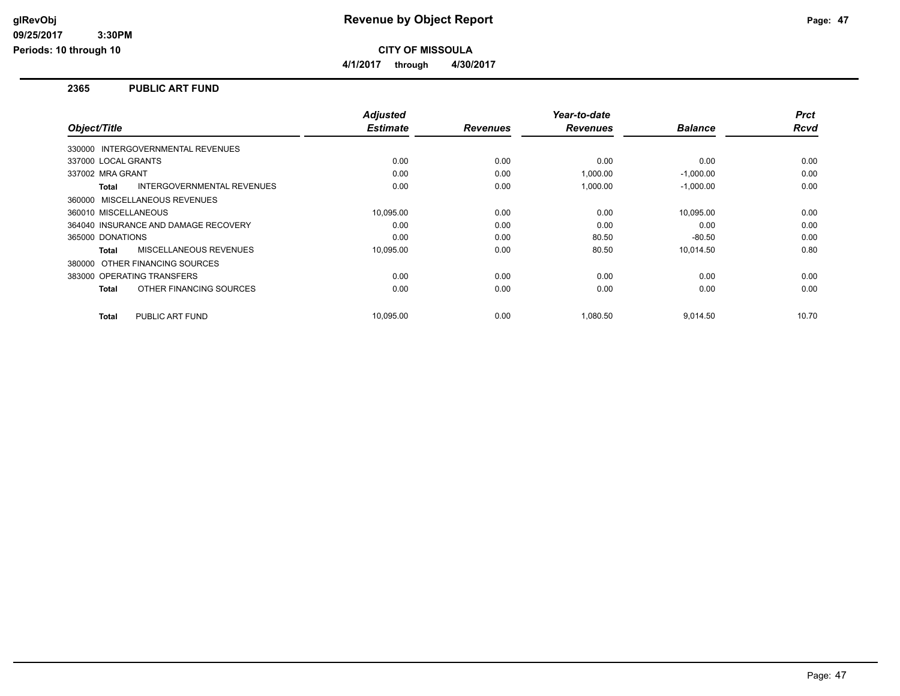# Revenue by Object Report

**CITY OF MISSOULA**

**4/1/2017 through 4/30/2017**

glRevObj
09/25/2017 3:30PM
Periods: 10 through 10

## 2365 PUBLIC ART FUND

| Object/Title | Adjusted Estimate | Revenues | Year-to-date Revenues | Balance | Prct Rcvd |
|---|---|---|---|---|---|
| 330000 INTERGOVERNMENTAL REVENUES | | | | | |
| 337000 LOCAL GRANTS | 0.00 | 0.00 | 0.00 | 0.00 | 0.00 |
| 337002 MRA GRANT | 0.00 | 0.00 | 1,000.00 | -1,000.00 | 0.00 |
| **Total** INTERGOVERNMENTAL REVENUES | 0.00 | 0.00 | 1,000.00 | -1,000.00 | 0.00 |
| 360000 MISCELLANEOUS REVENUES | | | | | |
| 360010 MISCELLANEOUS | 10,095.00 | 0.00 | 0.00 | 10,095.00 | 0.00 |
| 364040 INSURANCE AND DAMAGE RECOVERY | 0.00 | 0.00 | 0.00 | 0.00 | 0.00 |
| 365000 DONATIONS | 0.00 | 0.00 | 80.50 | -80.50 | 0.00 |
| **Total** MISCELLANEOUS REVENUES | 10,095.00 | 0.00 | 80.50 | 10,014.50 | 0.80 |
| 380000 OTHER FINANCING SOURCES | | | | | |
| 383000 OPERATING TRANSFERS | 0.00 | 0.00 | 0.00 | 0.00 | 0.00 |
| **Total** OTHER FINANCING SOURCES | 0.00 | 0.00 | 0.00 | 0.00 | 0.00 |
| **Total** PUBLIC ART FUND | 10,095.00 | 0.00 | 1,080.50 | 9,014.50 | 10.70 |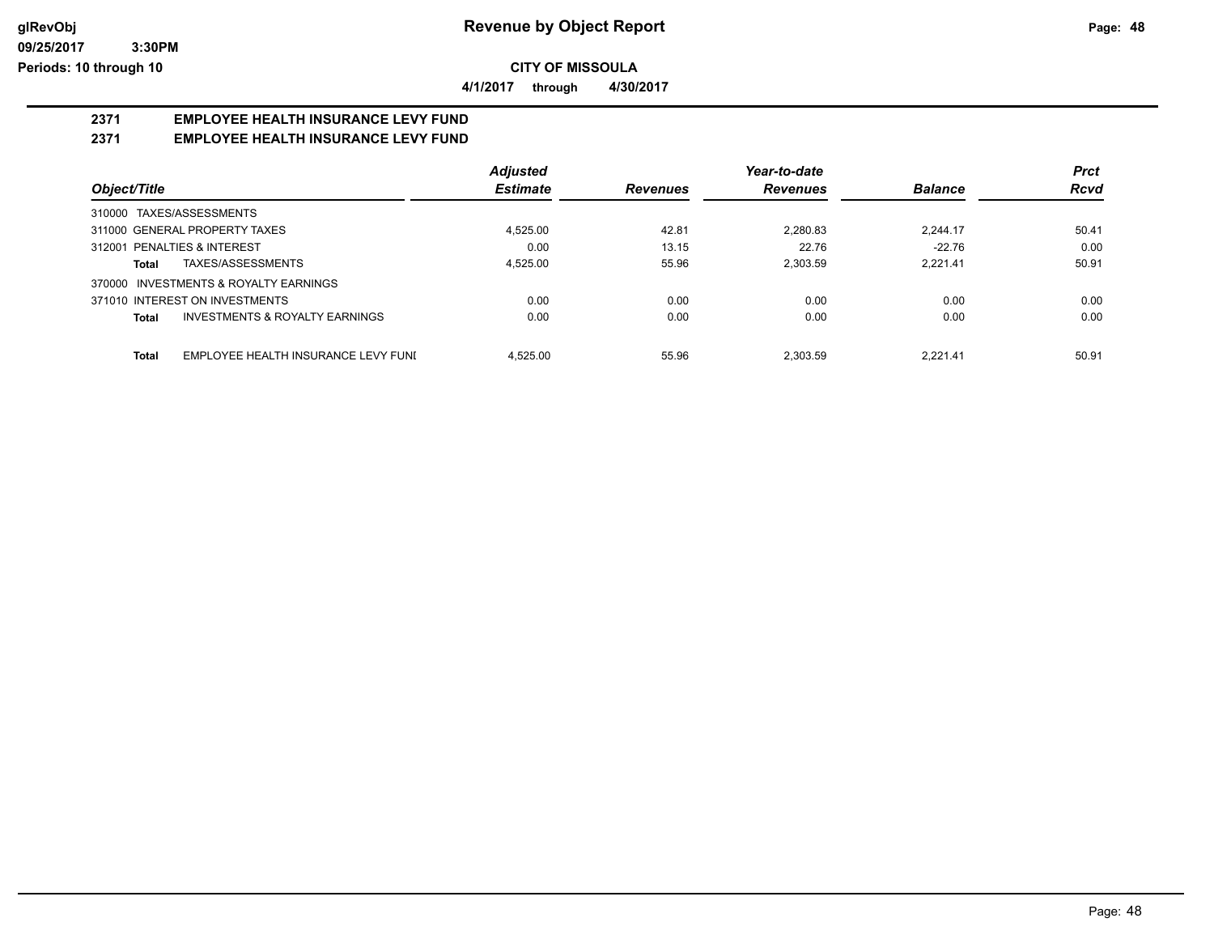**Revenue by Object Report**

**CITY OF MISSOULA**

**4/1/2017 through 4/30/2017**

## 2371 EMPLOYEE HEALTH INSURANCE LEVY FUND

## 2371 EMPLOYEE HEALTH INSURANCE LEVY FUND

| Object/Title | | Adjusted Estimate | Revenues | Year-to-date Revenues | Balance | Prct Rcvd |
|---|---|---|---|---|---|---|
| 310000 TAXES/ASSESSMENTS | | | | | | |
| 311000 GENERAL PROPERTY TAXES | | 4,525.00 | 42.81 | 2,280.83 | 2,244.17 | 50.41 |
| 312001 PENALTIES & INTEREST | | 0.00 | 13.15 | 22.76 | -22.76 | 0.00 |
| **Total** | TAXES/ASSESSMENTS | 4,525.00 | 55.96 | 2,303.59 | 2,221.41 | 50.91 |
| 370000 INVESTMENTS & ROYALTY EARNINGS | | | | | | |
| 371010 INTEREST ON INVESTMENTS | | 0.00 | 0.00 | 0.00 | 0.00 | 0.00 |
| **Total** | INVESTMENTS & ROYALTY EARNINGS | 0.00 | 0.00 | 0.00 | 0.00 | 0.00 |
| **Total** | EMPLOYEE HEALTH INSURANCE LEVY FUNI | 4,525.00 | 55.96 | 2,303.59 | 2,221.41 | 50.91 |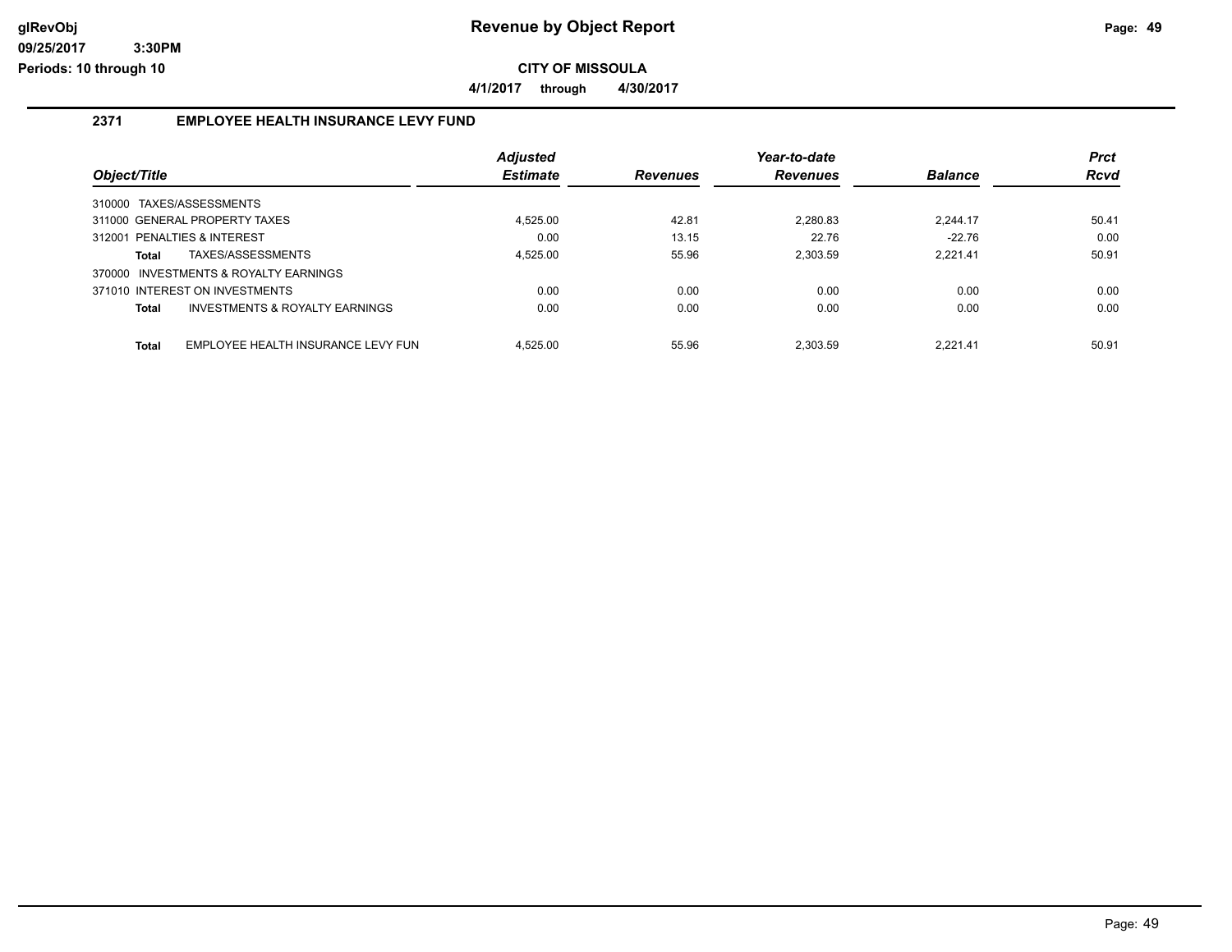# Revenue by Object Report

**CITY OF MISSOULA**

**4/1/2017 through 4/30/2017**

glRevObj
09/25/2017 3:30PM
Periods: 10 through 10

## 2371 EMPLOYEE HEALTH INSURANCE LEVY FUND

| Object/Title | Adjusted Estimate | Revenues | Year-to-date Revenues | Balance | Prct Rcvd |
|---|---|---|---|---|---|
| 310000 TAXES/ASSESSMENTS | | | | | |
| 311000 GENERAL PROPERTY TAXES | 4,525.00 | 42.81 | 2,280.83 | 2,244.17 | 50.41 |
| 312001 PENALTIES & INTEREST | 0.00 | 13.15 | 22.76 | -22.76 | 0.00 |
| **Total** TAXES/ASSESSMENTS | 4,525.00 | 55.96 | 2,303.59 | 2,221.41 | 50.91 |
| 370000 INVESTMENTS & ROYALTY EARNINGS | | | | | |
| 371010 INTEREST ON INVESTMENTS | 0.00 | 0.00 | 0.00 | 0.00 | 0.00 |
| **Total** INVESTMENTS & ROYALTY EARNINGS | 0.00 | 0.00 | 0.00 | 0.00 | 0.00 |
| **Total** EMPLOYEE HEALTH INSURANCE LEVY FUN | 4,525.00 | 55.96 | 2,303.59 | 2,221.41 | 50.91 |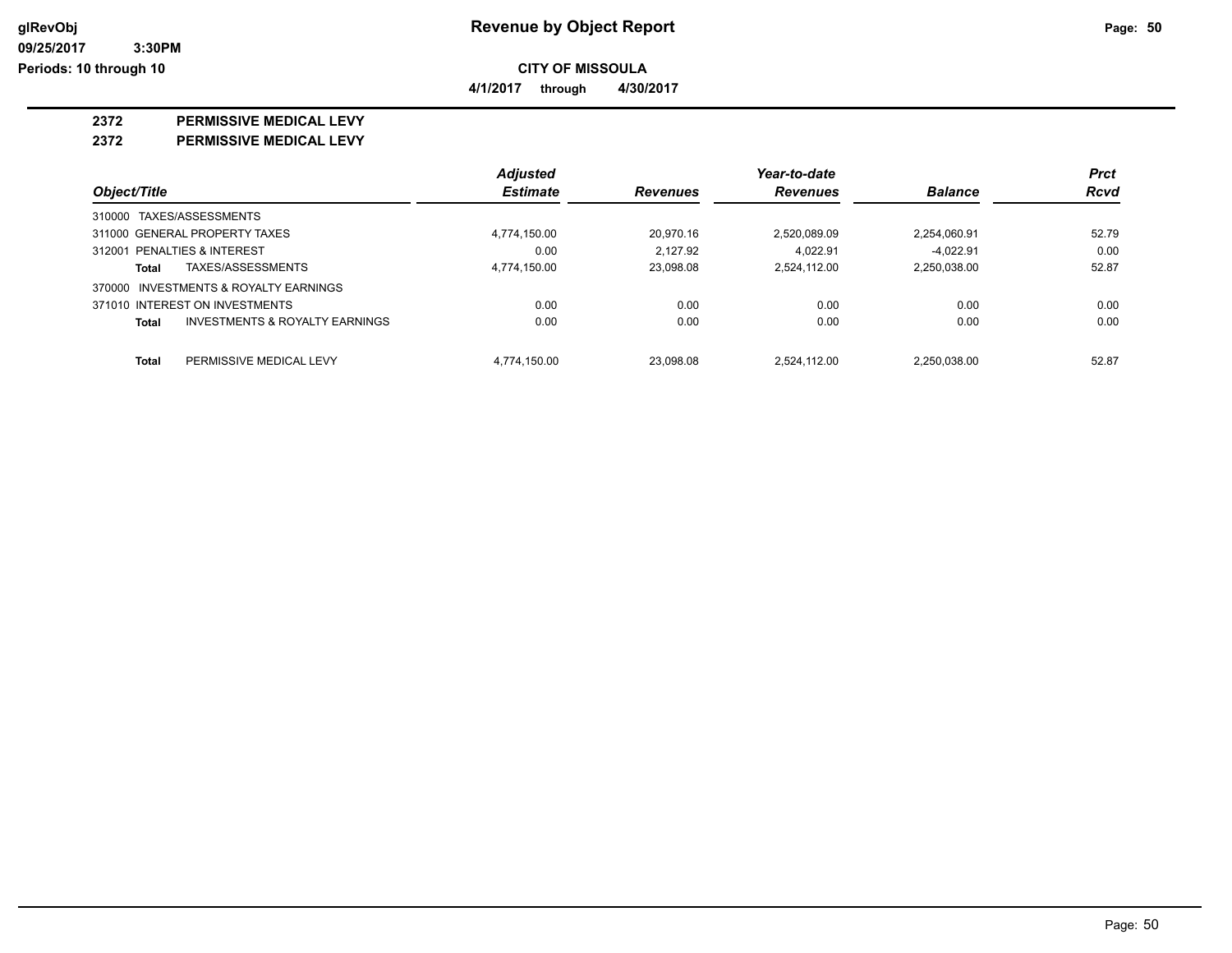# Revenue by Object Report

glRevObj
09/25/2017 3:30PM
Periods: 10 through 10

**CITY OF MISSOULA**

**4/1/2017 through 4/30/2017**

## 2372 PERMISSIVE MEDICAL LEVY

### 2372 PERMISSIVE MEDICAL LEVY

| Object/Title | Adjusted Estimate | Revenues | Year-to-date Revenues | Balance | Prct Rcvd |
|---|---|---|---|---|---|
| 310000 TAXES/ASSESSMENTS | | | | | |
| 311000 GENERAL PROPERTY TAXES | 4,774,150.00 | 20,970.16 | 2,520,089.09 | 2,254,060.91 | 52.79 |
| 312001 PENALTIES & INTEREST | 0.00 | 2,127.92 | 4,022.91 | -4,022.91 | 0.00 |
| **Total** TAXES/ASSESSMENTS | 4,774,150.00 | 23,098.08 | 2,524,112.00 | 2,250,038.00 | 52.87 |
| 370000 INVESTMENTS & ROYALTY EARNINGS | | | | | |
| 371010 INTEREST ON INVESTMENTS | 0.00 | 0.00 | 0.00 | 0.00 | 0.00 |
| **Total** INVESTMENTS & ROYALTY EARNINGS | 0.00 | 0.00 | 0.00 | 0.00 | 0.00 |
| **Total** PERMISSIVE MEDICAL LEVY | 4,774,150.00 | 23,098.08 | 2,524,112.00 | 2,250,038.00 | 52.87 |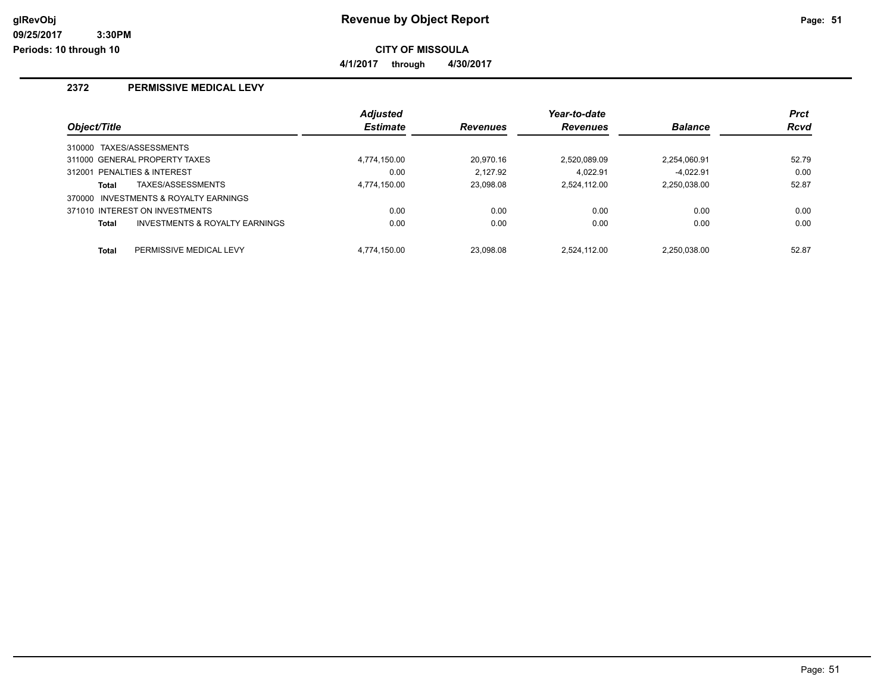# Revenue by Object Report

## CITY OF MISSOULA

**4/1/2017 through 4/30/2017**

### 2372 PERMISSIVE MEDICAL LEVY

| Object/Title | Adjusted Estimate | Revenues | Year-to-date Revenues | Balance | Prct Rcvd |
|---|---|---|---|---|---|
| 310000 TAXES/ASSESSMENTS | | | | | |
| 311000 GENERAL PROPERTY TAXES | 4,774,150.00 | 20,970.16 | 2,520,089.09 | 2,254,060.91 | 52.79 |
| 312001 PENALTIES & INTEREST | 0.00 | 2,127.92 | 4,022.91 | -4,022.91 | 0.00 |
| **Total** TAXES/ASSESSMENTS | 4,774,150.00 | 23,098.08 | 2,524,112.00 | 2,250,038.00 | 52.87 |
| 370000 INVESTMENTS & ROYALTY EARNINGS | | | | | |
| 371010 INTEREST ON INVESTMENTS | 0.00 | 0.00 | 0.00 | 0.00 | 0.00 |
| **Total** INVESTMENTS & ROYALTY EARNINGS | 0.00 | 0.00 | 0.00 | 0.00 | 0.00 |
| **Total** PERMISSIVE MEDICAL LEVY | 4,774,150.00 | 23,098.08 | 2,524,112.00 | 2,250,038.00 | 52.87 |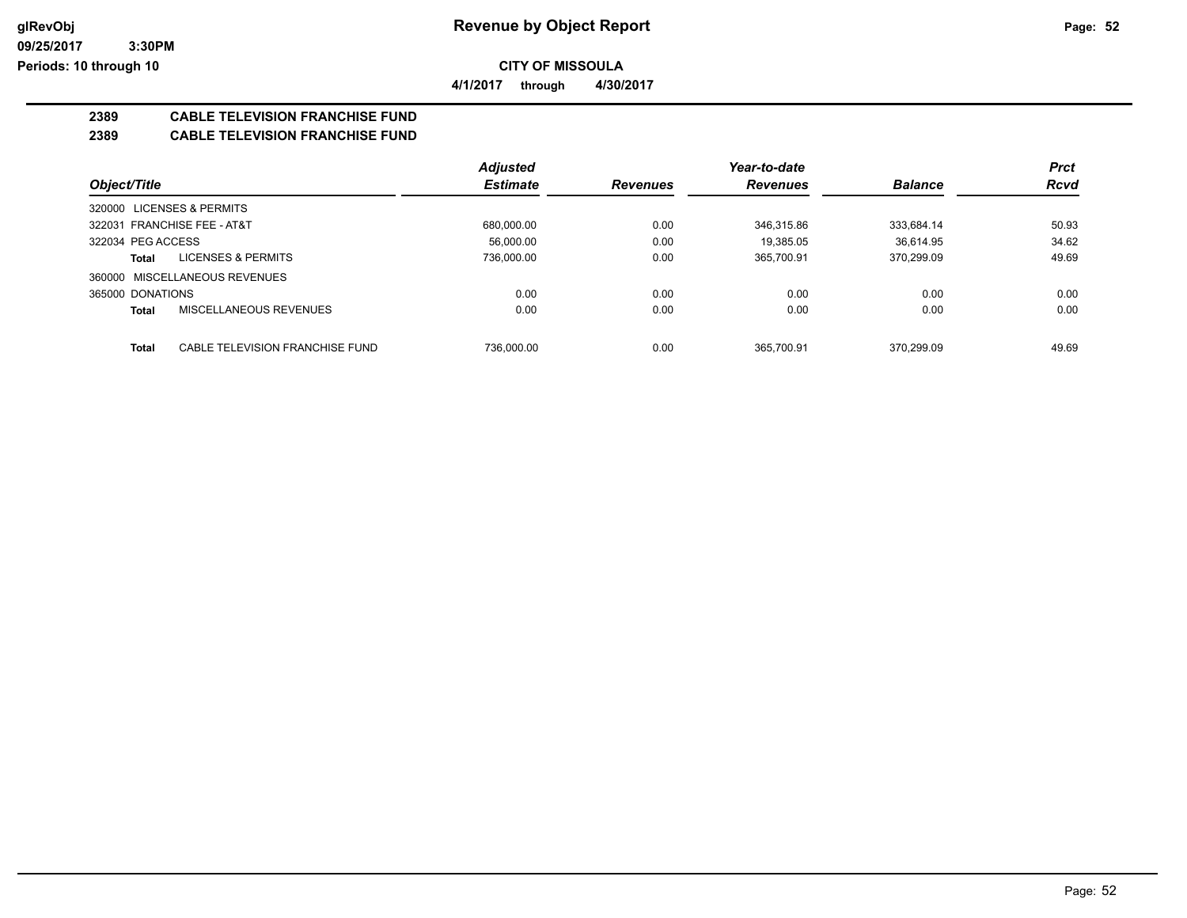# Revenue by Object Report

**CITY OF MISSOULA**

**4/1/2017 through 4/30/2017**

glRevObj
09/25/2017 3:30PM
Periods: 10 through 10

## 2389 CABLE TELEVISION FRANCHISE FUND

### 2389 CABLE TELEVISION FRANCHISE FUND

| Object/Title | Adjusted Estimate | Revenues | Year-to-date Revenues | Balance | Prct Rcvd |
|---|---|---|---|---|---|
| 320000 LICENSES & PERMITS | | | | | |
| 322031 FRANCHISE FEE - AT&T | 680,000.00 | 0.00 | 346,315.86 | 333,684.14 | 50.93 |
| 322034 PEG ACCESS | 56,000.00 | 0.00 | 19,385.05 | 36,614.95 | 34.62 |
| **Total** LICENSES & PERMITS | 736,000.00 | 0.00 | 365,700.91 | 370,299.09 | 49.69 |
| 360000 MISCELLANEOUS REVENUES | | | | | |
| 365000 DONATIONS | 0.00 | 0.00 | 0.00 | 0.00 | 0.00 |
| **Total** MISCELLANEOUS REVENUES | 0.00 | 0.00 | 0.00 | 0.00 | 0.00 |
| **Total** CABLE TELEVISION FRANCHISE FUND | 736,000.00 | 0.00 | 365,700.91 | 370,299.09 | 49.69 |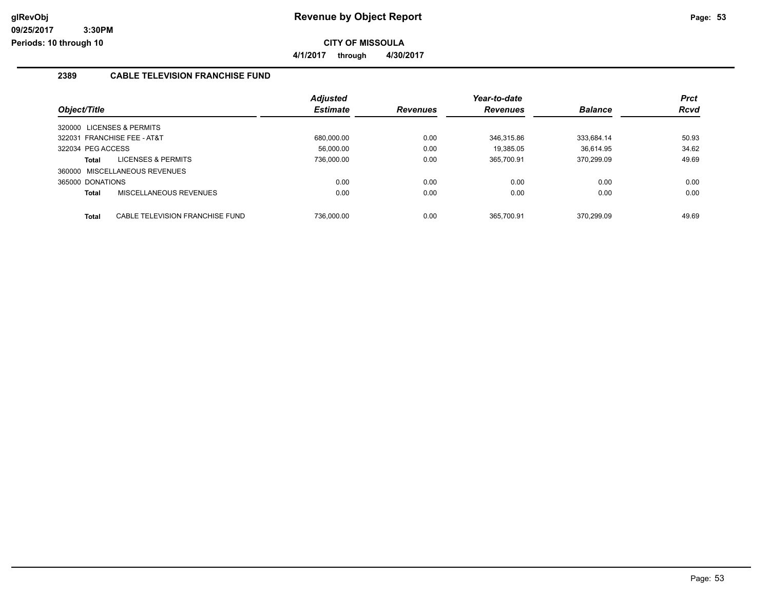# Revenue by Object Report

glRevObj
09/25/2017 3:30PM
Periods: 10 through 10

**CITY OF MISSOULA**

**4/1/2017 through 4/30/2017**

## 2389 CABLE TELEVISION FRANCHISE FUND

| Object/Title | Adjusted Estimate | Revenues | Year-to-date Revenues | Balance | Prct Rcvd |
|---|---|---|---|---|---|
| 320000 LICENSES & PERMITS | | | | | |
| 322031 FRANCHISE FEE - AT&T | 680,000.00 | 0.00 | 346,315.86 | 333,684.14 | 50.93 |
| 322034 PEG ACCESS | 56,000.00 | 0.00 | 19,385.05 | 36,614.95 | 34.62 |
| **Total** LICENSES & PERMITS | 736,000.00 | 0.00 | 365,700.91 | 370,299.09 | 49.69 |
| 360000 MISCELLANEOUS REVENUES | | | | | |
| 365000 DONATIONS | 0.00 | 0.00 | 0.00 | 0.00 | 0.00 |
| **Total** MISCELLANEOUS REVENUES | 0.00 | 0.00 | 0.00 | 0.00 | 0.00 |
| **Total** CABLE TELEVISION FRANCHISE FUND | 736,000.00 | 0.00 | 365,700.91 | 370,299.09 | 49.69 |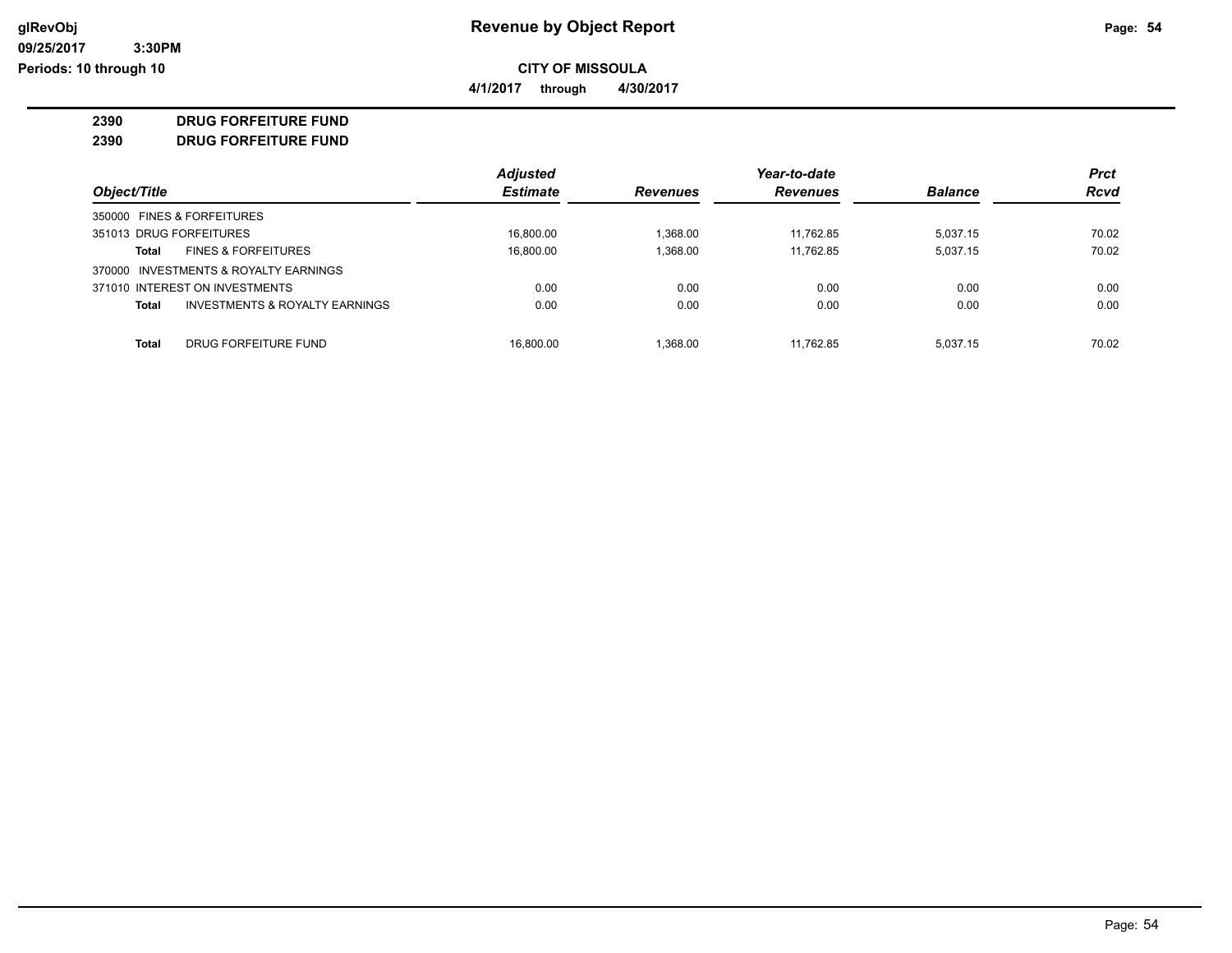# Revenue by Object Report

**CITY OF MISSOULA**

**4/1/2017 through 4/30/2017**

glRevObj
09/25/2017 3:30PM
Periods: 10 through 10

**2390 DRUG FORFEITURE FUND**

**2390 DRUG FORFEITURE FUND**

| Object/Title | Adjusted Estimate | Revenues | Year-to-date Revenues | Balance | Prct Rcvd |
|---|---|---|---|---|---|
| 350000 FINES & FORFEITURES | | | | | |
| 351013 DRUG FORFEITURES | 16,800.00 | 1,368.00 | 11,762.85 | 5,037.15 | 70.02 |
| **Total** FINES & FORFEITURES | 16,800.00 | 1,368.00 | 11,762.85 | 5,037.15 | 70.02 |
| 370000 INVESTMENTS & ROYALTY EARNINGS | | | | | |
| 371010 INTEREST ON INVESTMENTS | 0.00 | 0.00 | 0.00 | 0.00 | 0.00 |
| **Total** INVESTMENTS & ROYALTY EARNINGS | 0.00 | 0.00 | 0.00 | 0.00 | 0.00 |
| **Total** DRUG FORFEITURE FUND | 16,800.00 | 1,368.00 | 11,762.85 | 5,037.15 | 70.02 |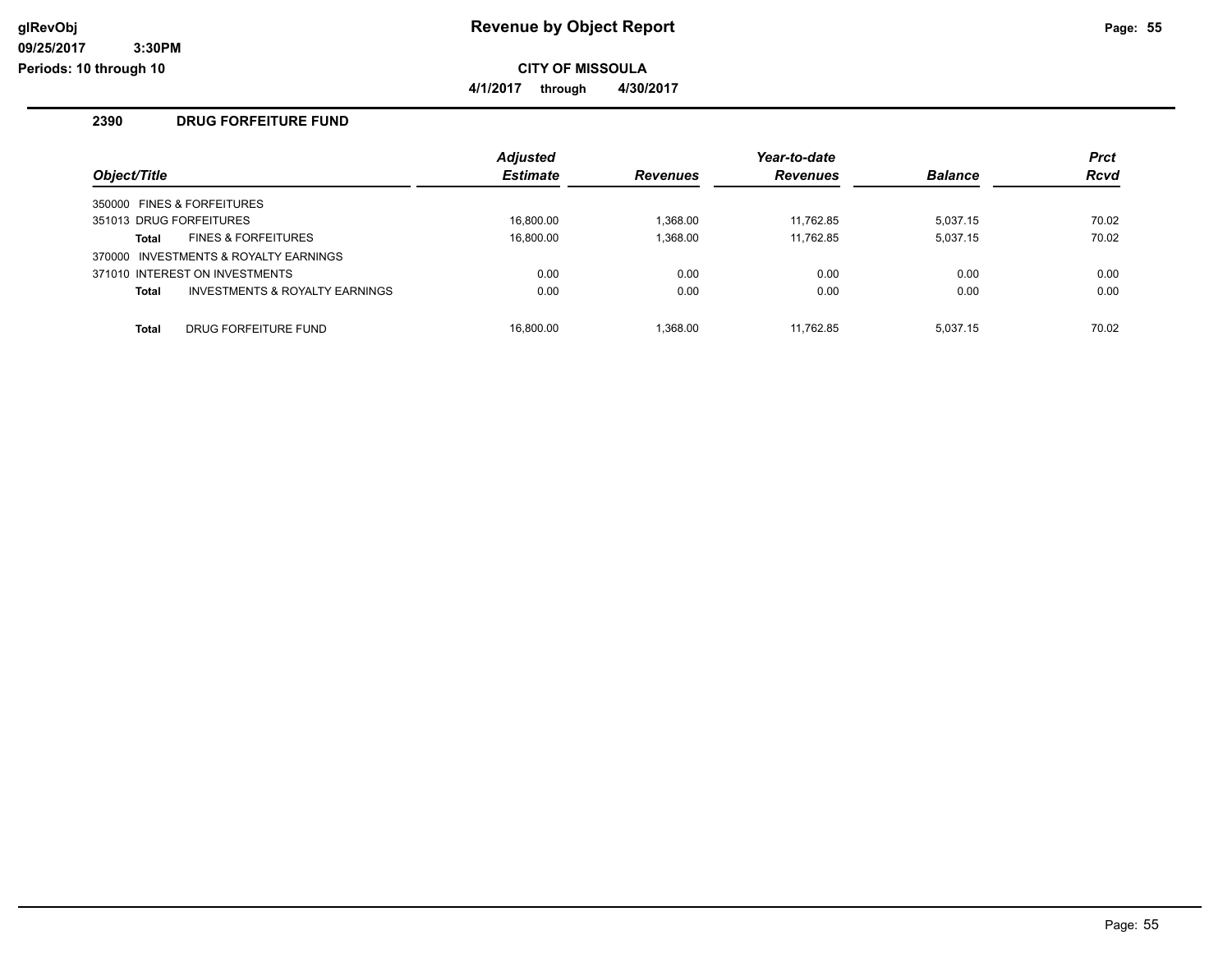# Revenue by Object Report

**CITY OF MISSOULA**

**4/1/2017 through 4/30/2017**

glRevObj
09/25/2017 3:30PM
Periods: 10 through 10

## 2390 DRUG FORFEITURE FUND

| Object/Title | Adjusted Estimate | Revenues | Year-to-date Revenues | Balance | Prct Rcvd |
|---|---|---|---|---|---|
| 350000 FINES & FORFEITURES | | | | | |
| 351013 DRUG FORFEITURES | 16,800.00 | 1,368.00 | 11,762.85 | 5,037.15 | 70.02 |
| **Total** FINES & FORFEITURES | 16,800.00 | 1,368.00 | 11,762.85 | 5,037.15 | 70.02 |
| 370000 INVESTMENTS & ROYALTY EARNINGS | | | | | |
| 371010 INTEREST ON INVESTMENTS | 0.00 | 0.00 | 0.00 | 0.00 | 0.00 |
| **Total** INVESTMENTS & ROYALTY EARNINGS | 0.00 | 0.00 | 0.00 | 0.00 | 0.00 |
| **Total** DRUG FORFEITURE FUND | 16,800.00 | 1,368.00 | 11,762.85 | 5,037.15 | 70.02 |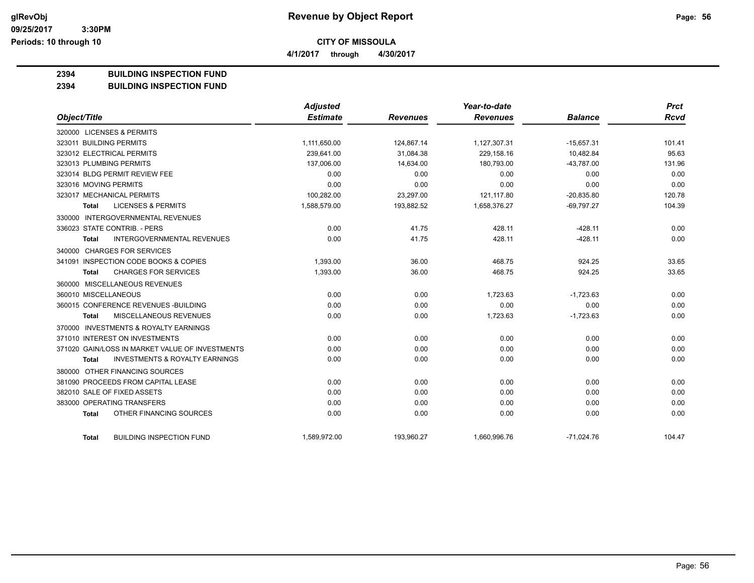**Revenue by Object Report**

**CITY OF MISSOULA**

**4/1/2017 through 4/30/2017**

glRevObj
09/25/2017 3:30PM
Periods: 10 through 10

## 2394 BUILDING INSPECTION FUND
## 2394 BUILDING INSPECTION FUND

| Object/Title | Adjusted Estimate | Revenues | Year-to-date Revenues | Balance | Prct Rcvd |
|---|---|---|---|---|---|
| 320000 LICENSES & PERMITS | | | | | |
| 323011 BUILDING PERMITS | 1,111,650.00 | 124,867.14 | 1,127,307.31 | -15,657.31 | 101.41 |
| 323012 ELECTRICAL PERMITS | 239,641.00 | 31,084.38 | 229,158.16 | 10,482.84 | 95.63 |
| 323013 PLUMBING PERMITS | 137,006.00 | 14,634.00 | 180,793.00 | -43,787.00 | 131.96 |
| 323014 BLDG PERMIT REVIEW FEE | 0.00 | 0.00 | 0.00 | 0.00 | 0.00 |
| 323016 MOVING PERMITS | 0.00 | 0.00 | 0.00 | 0.00 | 0.00 |
| 323017 MECHANICAL PERMITS | 100,282.00 | 23,297.00 | 121,117.80 | -20,835.80 | 120.78 |
| **Total** LICENSES & PERMITS | 1,588,579.00 | 193,882.52 | 1,658,376.27 | -69,797.27 | 104.39 |
| 330000 INTERGOVERNMENTAL REVENUES | | | | | |
| 336023 STATE CONTRIB. - PERS | 0.00 | 41.75 | 428.11 | -428.11 | 0.00 |
| **Total** INTERGOVERNMENTAL REVENUES | 0.00 | 41.75 | 428.11 | -428.11 | 0.00 |
| 340000 CHARGES FOR SERVICES | | | | | |
| 341091 INSPECTION CODE BOOKS & COPIES | 1,393.00 | 36.00 | 468.75 | 924.25 | 33.65 |
| **Total** CHARGES FOR SERVICES | 1,393.00 | 36.00 | 468.75 | 924.25 | 33.65 |
| 360000 MISCELLANEOUS REVENUES | | | | | |
| 360010 MISCELLANEOUS | 0.00 | 0.00 | 1,723.63 | -1,723.63 | 0.00 |
| 360015 CONFERENCE REVENUES -BUILDING | 0.00 | 0.00 | 0.00 | 0.00 | 0.00 |
| **Total** MISCELLANEOUS REVENUES | 0.00 | 0.00 | 1,723.63 | -1,723.63 | 0.00 |
| 370000 INVESTMENTS & ROYALTY EARNINGS | | | | | |
| 371010 INTEREST ON INVESTMENTS | 0.00 | 0.00 | 0.00 | 0.00 | 0.00 |
| 371020 GAIN/LOSS IN MARKET VALUE OF INVESTMENTS | 0.00 | 0.00 | 0.00 | 0.00 | 0.00 |
| **Total** INVESTMENTS & ROYALTY EARNINGS | 0.00 | 0.00 | 0.00 | 0.00 | 0.00 |
| 380000 OTHER FINANCING SOURCES | | | | | |
| 381090 PROCEEDS FROM CAPITAL LEASE | 0.00 | 0.00 | 0.00 | 0.00 | 0.00 |
| 382010 SALE OF FIXED ASSETS | 0.00 | 0.00 | 0.00 | 0.00 | 0.00 |
| 383000 OPERATING TRANSFERS | 0.00 | 0.00 | 0.00 | 0.00 | 0.00 |
| **Total** OTHER FINANCING SOURCES | 0.00 | 0.00 | 0.00 | 0.00 | 0.00 |
| **Total** BUILDING INSPECTION FUND | 1,589,972.00 | 193,960.27 | 1,660,996.76 | -71,024.76 | 104.47 |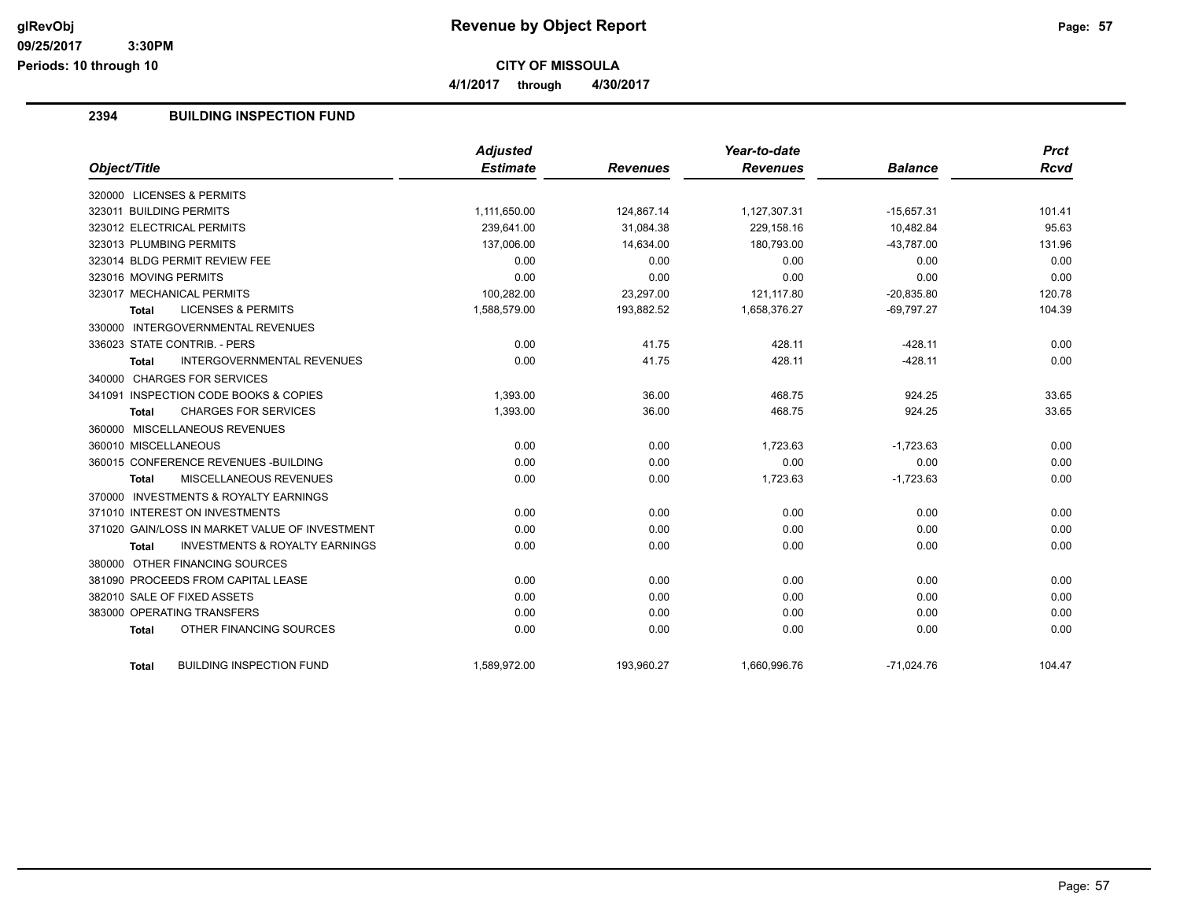# Revenue by Object Report

**CITY OF MISSOULA**

4/1/2017 through 4/30/2017

## 2394 BUILDING INSPECTION FUND

| Object/Title | Adjusted Estimate | Revenues | Year-to-date Revenues | Balance | Prct Rcvd |
|---|---|---|---|---|---|
| 320000 LICENSES & PERMITS | | | | | |
| 323011 BUILDING PERMITS | 1,111,650.00 | 124,867.14 | 1,127,307.31 | -15,657.31 | 101.41 |
| 323012 ELECTRICAL PERMITS | 239,641.00 | 31,084.38 | 229,158.16 | 10,482.84 | 95.63 |
| 323013 PLUMBING PERMITS | 137,006.00 | 14,634.00 | 180,793.00 | -43,787.00 | 131.96 |
| 323014 BLDG PERMIT REVIEW FEE | 0.00 | 0.00 | 0.00 | 0.00 | 0.00 |
| 323016 MOVING PERMITS | 0.00 | 0.00 | 0.00 | 0.00 | 0.00 |
| 323017 MECHANICAL PERMITS | 100,282.00 | 23,297.00 | 121,117.80 | -20,835.80 | 120.78 |
| **Total** LICENSES & PERMITS | 1,588,579.00 | 193,882.52 | 1,658,376.27 | -69,797.27 | 104.39 |
| 330000 INTERGOVERNMENTAL REVENUES | | | | | |
| 336023 STATE CONTRIB. - PERS | 0.00 | 41.75 | 428.11 | -428.11 | 0.00 |
| **Total** INTERGOVERNMENTAL REVENUES | 0.00 | 41.75 | 428.11 | -428.11 | 0.00 |
| 340000 CHARGES FOR SERVICES | | | | | |
| 341091 INSPECTION CODE BOOKS & COPIES | 1,393.00 | 36.00 | 468.75 | 924.25 | 33.65 |
| **Total** CHARGES FOR SERVICES | 1,393.00 | 36.00 | 468.75 | 924.25 | 33.65 |
| 360000 MISCELLANEOUS REVENUES | | | | | |
| 360010 MISCELLANEOUS | 0.00 | 0.00 | 1,723.63 | -1,723.63 | 0.00 |
| 360015 CONFERENCE REVENUES -BUILDING | 0.00 | 0.00 | 0.00 | 0.00 | 0.00 |
| **Total** MISCELLANEOUS REVENUES | 0.00 | 0.00 | 1,723.63 | -1,723.63 | 0.00 |
| 370000 INVESTMENTS & ROYALTY EARNINGS | | | | | |
| 371010 INTEREST ON INVESTMENTS | 0.00 | 0.00 | 0.00 | 0.00 | 0.00 |
| 371020 GAIN/LOSS IN MARKET VALUE OF INVESTMENT | 0.00 | 0.00 | 0.00 | 0.00 | 0.00 |
| **Total** INVESTMENTS & ROYALTY EARNINGS | 0.00 | 0.00 | 0.00 | 0.00 | 0.00 |
| 380000 OTHER FINANCING SOURCES | | | | | |
| 381090 PROCEEDS FROM CAPITAL LEASE | 0.00 | 0.00 | 0.00 | 0.00 | 0.00 |
| 382010 SALE OF FIXED ASSETS | 0.00 | 0.00 | 0.00 | 0.00 | 0.00 |
| 383000 OPERATING TRANSFERS | 0.00 | 0.00 | 0.00 | 0.00 | 0.00 |
| **Total** OTHER FINANCING SOURCES | 0.00 | 0.00 | 0.00 | 0.00 | 0.00 |
| **Total** BUILDING INSPECTION FUND | 1,589,972.00 | 193,960.27 | 1,660,996.76 | -71,024.76 | 104.47 |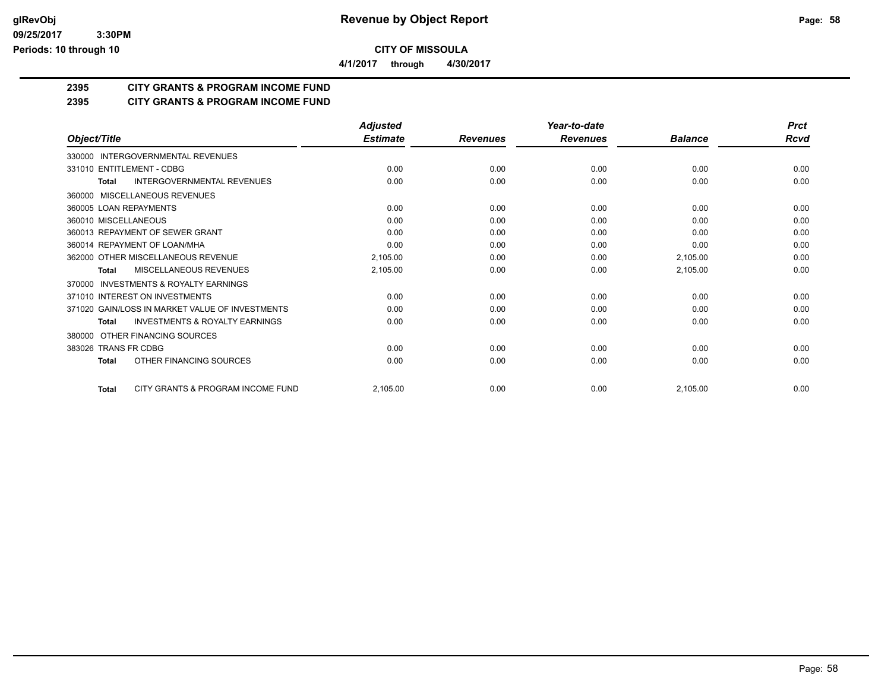# CITY OF MISSOULA

**4/1/2017 through 4/30/2017**

## 2395 CITY GRANTS & PROGRAM INCOME FUND

## 2395 CITY GRANTS & PROGRAM INCOME FUND

| Object/Title | Adjusted Estimate | Revenues | Year-to-date Revenues | Balance | Prct Rcvd |
|---|---|---|---|---|---|
| 330000 INTERGOVERNMENTAL REVENUES | | | | | |
| 331010 ENTITLEMENT - CDBG | 0.00 | 0.00 | 0.00 | 0.00 | 0.00 |
| **Total** INTERGOVERNMENTAL REVENUES | 0.00 | 0.00 | 0.00 | 0.00 | 0.00 |
| 360000 MISCELLANEOUS REVENUES | | | | | |
| 360005 LOAN REPAYMENTS | 0.00 | 0.00 | 0.00 | 0.00 | 0.00 |
| 360010 MISCELLANEOUS | 0.00 | 0.00 | 0.00 | 0.00 | 0.00 |
| 360013 REPAYMENT OF SEWER GRANT | 0.00 | 0.00 | 0.00 | 0.00 | 0.00 |
| 360014 REPAYMENT OF LOAN/MHA | 0.00 | 0.00 | 0.00 | 0.00 | 0.00 |
| 362000 OTHER MISCELLANEOUS REVENUE | 2,105.00 | 0.00 | 0.00 | 2,105.00 | 0.00 |
| **Total** MISCELLANEOUS REVENUES | 2,105.00 | 0.00 | 0.00 | 2,105.00 | 0.00 |
| 370000 INVESTMENTS & ROYALTY EARNINGS | | | | | |
| 371010 INTEREST ON INVESTMENTS | 0.00 | 0.00 | 0.00 | 0.00 | 0.00 |
| 371020 GAIN/LOSS IN MARKET VALUE OF INVESTMENTS | 0.00 | 0.00 | 0.00 | 0.00 | 0.00 |
| **Total** INVESTMENTS & ROYALTY EARNINGS | 0.00 | 0.00 | 0.00 | 0.00 | 0.00 |
| 380000 OTHER FINANCING SOURCES | | | | | |
| 383026 TRANS FR CDBG | 0.00 | 0.00 | 0.00 | 0.00 | 0.00 |
| **Total** OTHER FINANCING SOURCES | 0.00 | 0.00 | 0.00 | 0.00 | 0.00 |
| **Total** CITY GRANTS & PROGRAM INCOME FUND | 2,105.00 | 0.00 | 0.00 | 2,105.00 | 0.00 |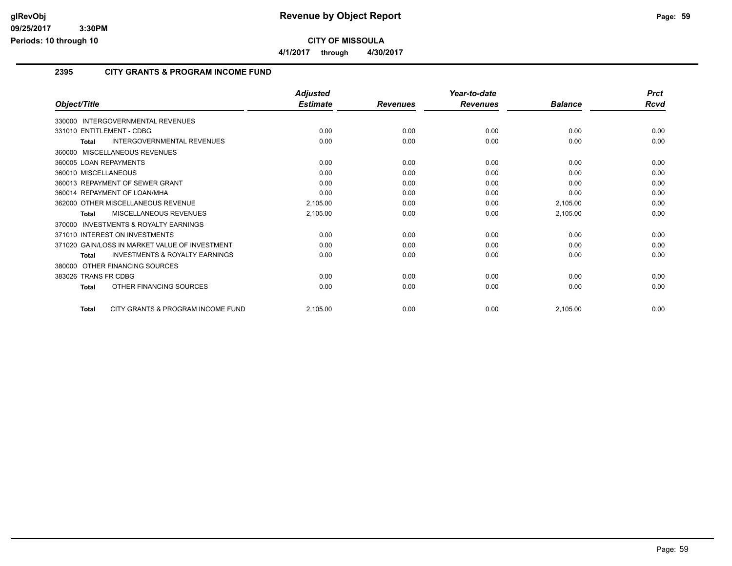# Revenue by Object Report

glRevObj
09/25/2017 3:30PM
Periods: 10 through 10

**CITY OF MISSOULA**

**4/1/2017 through 4/30/2017**

## 2395 CITY GRANTS & PROGRAM INCOME FUND

| Object/Title | Adjusted Estimate | Revenues | Year-to-date Revenues | Balance | Prct Rcvd |
|---|---|---|---|---|---|
| 330000 INTERGOVERNMENTAL REVENUES | | | | | |
| 331010 ENTITLEMENT - CDBG | 0.00 | 0.00 | 0.00 | 0.00 | 0.00 |
| **Total** INTERGOVERNMENTAL REVENUES | 0.00 | 0.00 | 0.00 | 0.00 | 0.00 |
| 360000 MISCELLANEOUS REVENUES | | | | | |
| 360005 LOAN REPAYMENTS | 0.00 | 0.00 | 0.00 | 0.00 | 0.00 |
| 360010 MISCELLANEOUS | 0.00 | 0.00 | 0.00 | 0.00 | 0.00 |
| 360013 REPAYMENT OF SEWER GRANT | 0.00 | 0.00 | 0.00 | 0.00 | 0.00 |
| 360014 REPAYMENT OF LOAN/MHA | 0.00 | 0.00 | 0.00 | 0.00 | 0.00 |
| 362000 OTHER MISCELLANEOUS REVENUE | 2,105.00 | 0.00 | 0.00 | 2,105.00 | 0.00 |
| **Total** MISCELLANEOUS REVENUES | 2,105.00 | 0.00 | 0.00 | 2,105.00 | 0.00 |
| 370000 INVESTMENTS & ROYALTY EARNINGS | | | | | |
| 371010 INTEREST ON INVESTMENTS | 0.00 | 0.00 | 0.00 | 0.00 | 0.00 |
| 371020 GAIN/LOSS IN MARKET VALUE OF INVESTMENT | 0.00 | 0.00 | 0.00 | 0.00 | 0.00 |
| **Total** INVESTMENTS & ROYALTY EARNINGS | 0.00 | 0.00 | 0.00 | 0.00 | 0.00 |
| 380000 OTHER FINANCING SOURCES | | | | | |
| 383026 TRANS FR CDBG | 0.00 | 0.00 | 0.00 | 0.00 | 0.00 |
| **Total** OTHER FINANCING SOURCES | 0.00 | 0.00 | 0.00 | 0.00 | 0.00 |
| **Total** CITY GRANTS & PROGRAM INCOME FUND | 2,105.00 | 0.00 | 0.00 | 2,105.00 | 0.00 |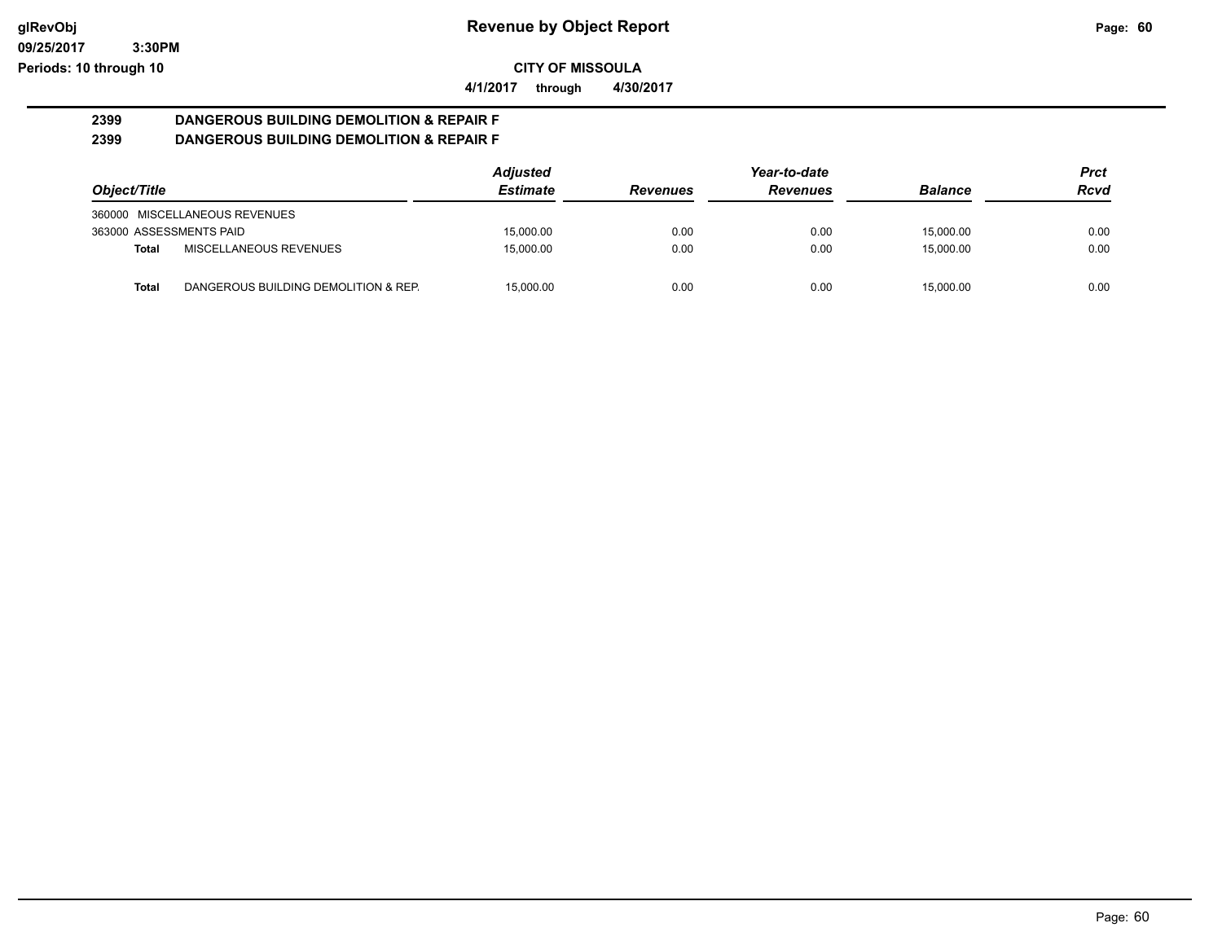# Revenue by Object Report

**CITY OF MISSOULA**

**4/1/2017 through 4/30/2017**

glRevObj
09/25/2017 3:30PM
Periods: 10 through 10

**2399 DANGEROUS BUILDING DEMOLITION & REPAIR F**
**2399 DANGEROUS BUILDING DEMOLITION & REPAIR F**

| Object/Title | | Adjusted Estimate | Revenues | Year-to-date Revenues | Balance | Prct Rcvd |
|---|---|---|---|---|---|---|
| 360000 MISCELLANEOUS REVENUES | | | | | | |
| 363000 ASSESSMENTS PAID | | 15,000.00 | 0.00 | 0.00 | 15,000.00 | 0.00 |
| **Total** | MISCELLANEOUS REVENUES | 15,000.00 | 0.00 | 0.00 | 15,000.00 | 0.00 |
| **Total** | DANGEROUS BUILDING DEMOLITION & REP. | 15,000.00 | 0.00 | 0.00 | 15,000.00 | 0.00 |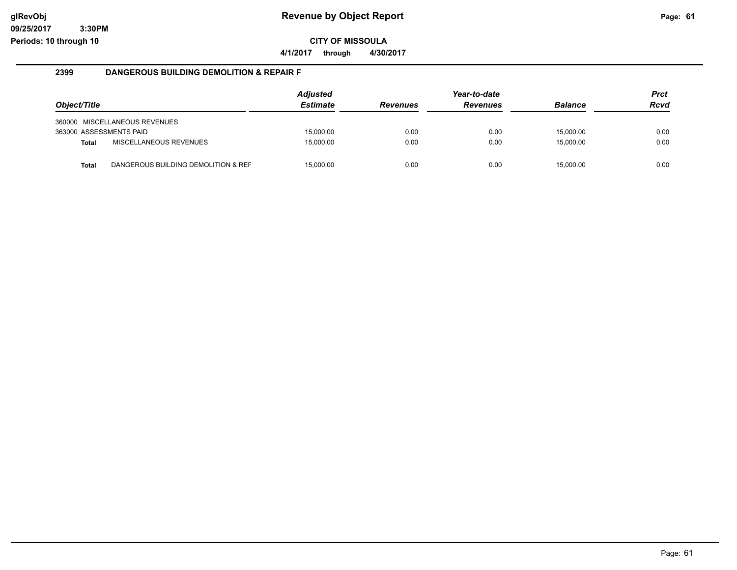**glRevObj**
**09/25/2017 3:30PM**
**Periods: 10 through 10**

# Revenue by Object Report

**CITY OF MISSOULA**

**4/1/2017 through 4/30/2017**

## 2399 DANGEROUS BUILDING DEMOLITION & REPAIR F

| Object/Title | | Adjusted Estimate | Revenues | Year-to-date Revenues | Balance | Prct Rcvd |
|---|---|---|---|---|---|---|
| 360000 MISCELLANEOUS REVENUES | | | | | | |
| 363000 ASSESSMENTS PAID | | 15,000.00 | 0.00 | 0.00 | 15,000.00 | 0.00 |
| **Total** | MISCELLANEOUS REVENUES | 15,000.00 | 0.00 | 0.00 | 15,000.00 | 0.00 |
| **Total** | DANGEROUS BUILDING DEMOLITION & REF | 15,000.00 | 0.00 | 0.00 | 15,000.00 | 0.00 |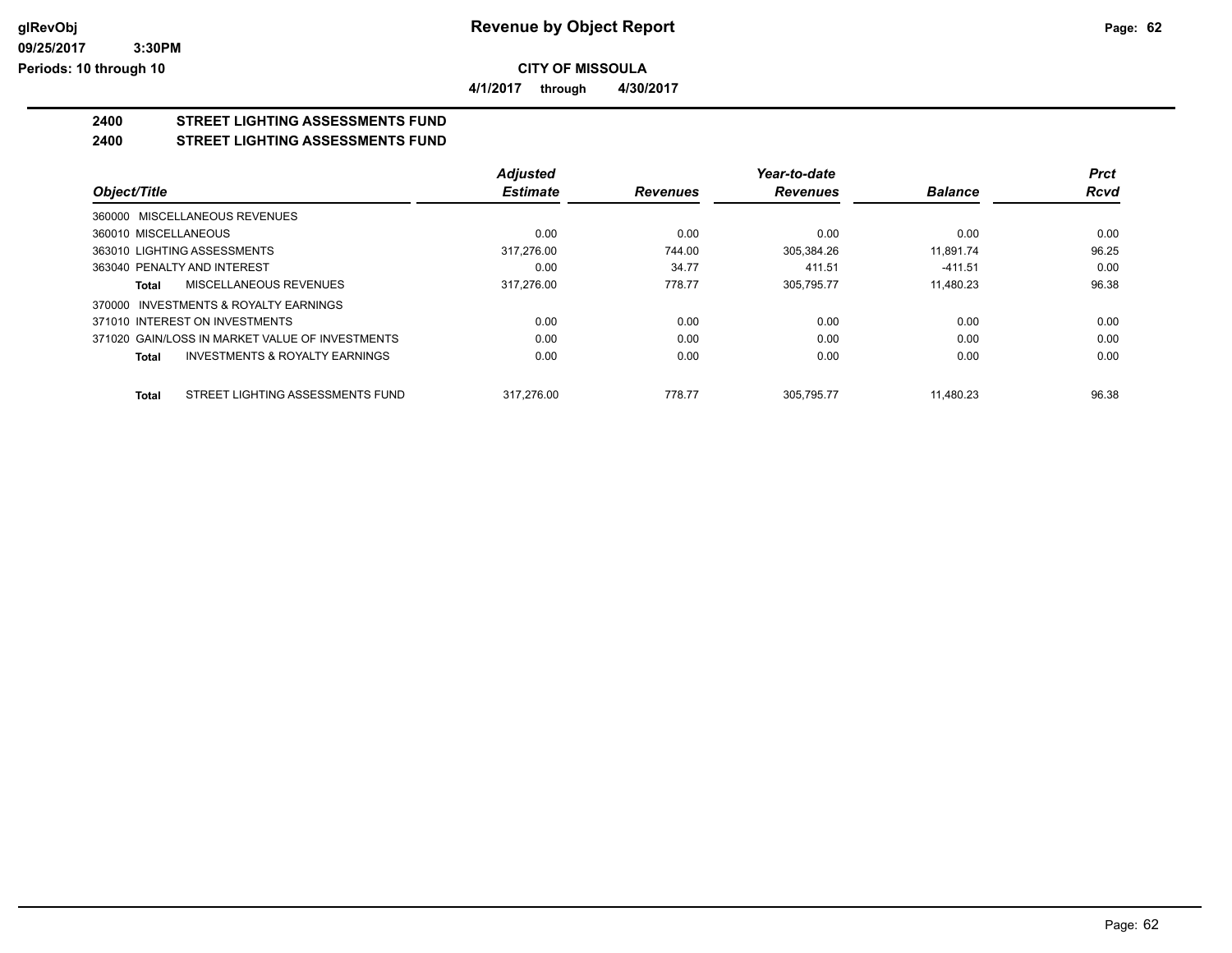# Revenue by Object Report

**CITY OF MISSOULA**

**4/1/2017 through 4/30/2017**

## 2400 STREET LIGHTING ASSESSMENTS FUND

## 2400 STREET LIGHTING ASSESSMENTS FUND

| Object/Title | Adjusted Estimate | Revenues | Year-to-date Revenues | Balance | Prct Rcvd |
|---|---|---|---|---|---|
| 360000 MISCELLANEOUS REVENUES | | | | | |
| 360010 MISCELLANEOUS | 0.00 | 0.00 | 0.00 | 0.00 | 0.00 |
| 363010 LIGHTING ASSESSMENTS | 317,276.00 | 744.00 | 305,384.26 | 11,891.74 | 96.25 |
| 363040 PENALTY AND INTEREST | 0.00 | 34.77 | 411.51 | -411.51 | 0.00 |
| **Total** MISCELLANEOUS REVENUES | 317,276.00 | 778.77 | 305,795.77 | 11,480.23 | 96.38 |
| 370000 INVESTMENTS & ROYALTY EARNINGS | | | | | |
| 371010 INTEREST ON INVESTMENTS | 0.00 | 0.00 | 0.00 | 0.00 | 0.00 |
| 371020 GAIN/LOSS IN MARKET VALUE OF INVESTMENTS | 0.00 | 0.00 | 0.00 | 0.00 | 0.00 |
| **Total** INVESTMENTS & ROYALTY EARNINGS | 0.00 | 0.00 | 0.00 | 0.00 | 0.00 |
| **Total** STREET LIGHTING ASSESSMENTS FUND | 317,276.00 | 778.77 | 305,795.77 | 11,480.23 | 96.38 |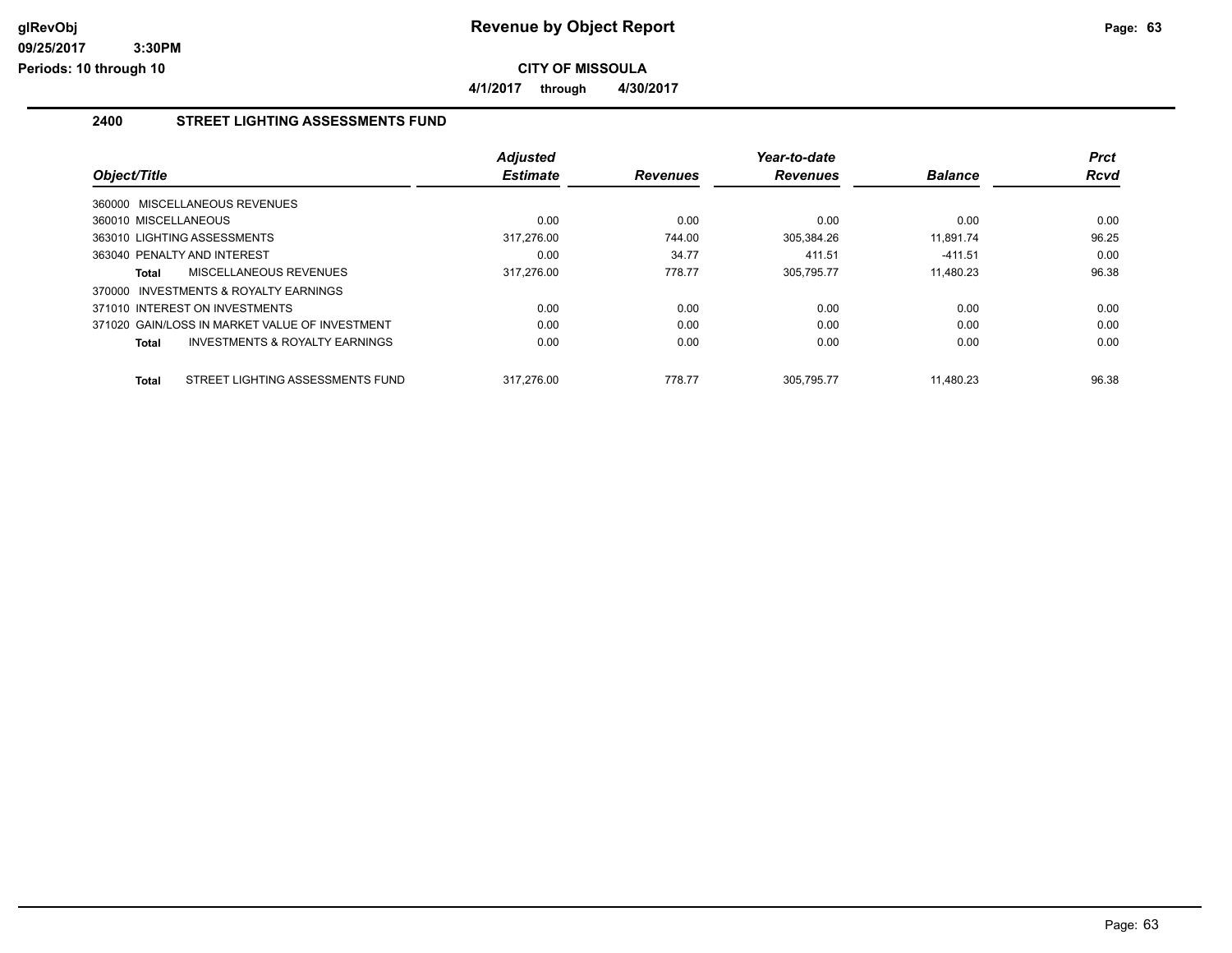**Revenue by Object Report**

**CITY OF MISSOULA**

**4/1/2017 through 4/30/2017**

## 2400 STREET LIGHTING ASSESSMENTS FUND

| Object/Title | Adjusted Estimate | Revenues | Year-to-date Revenues | Balance | Prct Rcvd |
|---|---|---|---|---|---|
| 360000 MISCELLANEOUS REVENUES | | | | | |
| 360010 MISCELLANEOUS | 0.00 | 0.00 | 0.00 | 0.00 | 0.00 |
| 363010 LIGHTING ASSESSMENTS | 317,276.00 | 744.00 | 305,384.26 | 11,891.74 | 96.25 |
| 363040 PENALTY AND INTEREST | 0.00 | 34.77 | 411.51 | -411.51 | 0.00 |
| **Total** MISCELLANEOUS REVENUES | 317,276.00 | 778.77 | 305,795.77 | 11,480.23 | 96.38 |
| 370000 INVESTMENTS & ROYALTY EARNINGS | | | | | |
| 371010 INTEREST ON INVESTMENTS | 0.00 | 0.00 | 0.00 | 0.00 | 0.00 |
| 371020 GAIN/LOSS IN MARKET VALUE OF INVESTMENT | 0.00 | 0.00 | 0.00 | 0.00 | 0.00 |
| **Total** INVESTMENTS & ROYALTY EARNINGS | 0.00 | 0.00 | 0.00 | 0.00 | 0.00 |
| **Total** STREET LIGHTING ASSESSMENTS FUND | 317,276.00 | 778.77 | 305,795.77 | 11,480.23 | 96.38 |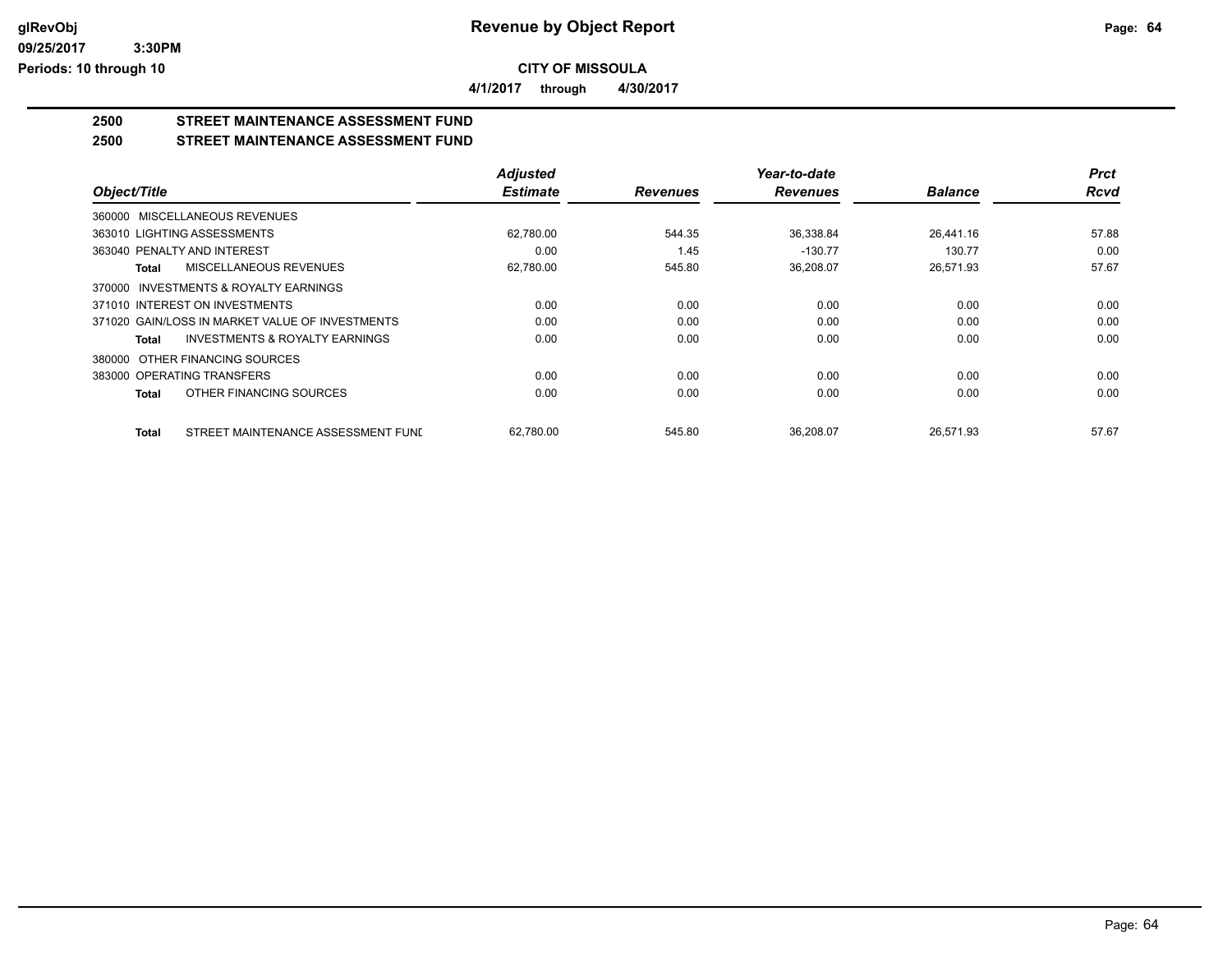# Revenue by Object Report

**CITY OF MISSOULA**

**4/1/2017 through 4/30/2017**

## 2500 STREET MAINTENANCE ASSESSMENT FUND
## 2500 STREET MAINTENANCE ASSESSMENT FUND

| Object/Title | Adjusted Estimate | Revenues | Year-to-date Revenues | Balance | Prct Rcvd |
|---|---|---|---|---|---|
| 360000 MISCELLANEOUS REVENUES | | | | | |
| 363010 LIGHTING ASSESSMENTS | 62,780.00 | 544.35 | 36,338.84 | 26,441.16 | 57.88 |
| 363040 PENALTY AND INTEREST | 0.00 | 1.45 | -130.77 | 130.77 | 0.00 |
| **Total** MISCELLANEOUS REVENUES | 62,780.00 | 545.80 | 36,208.07 | 26,571.93 | 57.67 |
| 370000 INVESTMENTS & ROYALTY EARNINGS | | | | | |
| 371010 INTEREST ON INVESTMENTS | 0.00 | 0.00 | 0.00 | 0.00 | 0.00 |
| 371020 GAIN/LOSS IN MARKET VALUE OF INVESTMENTS | 0.00 | 0.00 | 0.00 | 0.00 | 0.00 |
| **Total** INVESTMENTS & ROYALTY EARNINGS | 0.00 | 0.00 | 0.00 | 0.00 | 0.00 |
| 380000 OTHER FINANCING SOURCES | | | | | |
| 383000 OPERATING TRANSFERS | 0.00 | 0.00 | 0.00 | 0.00 | 0.00 |
| **Total** OTHER FINANCING SOURCES | 0.00 | 0.00 | 0.00 | 0.00 | 0.00 |
| **Total** STREET MAINTENANCE ASSESSMENT FUNE | 62,780.00 | 545.80 | 36,208.07 | 26,571.93 | 57.67 |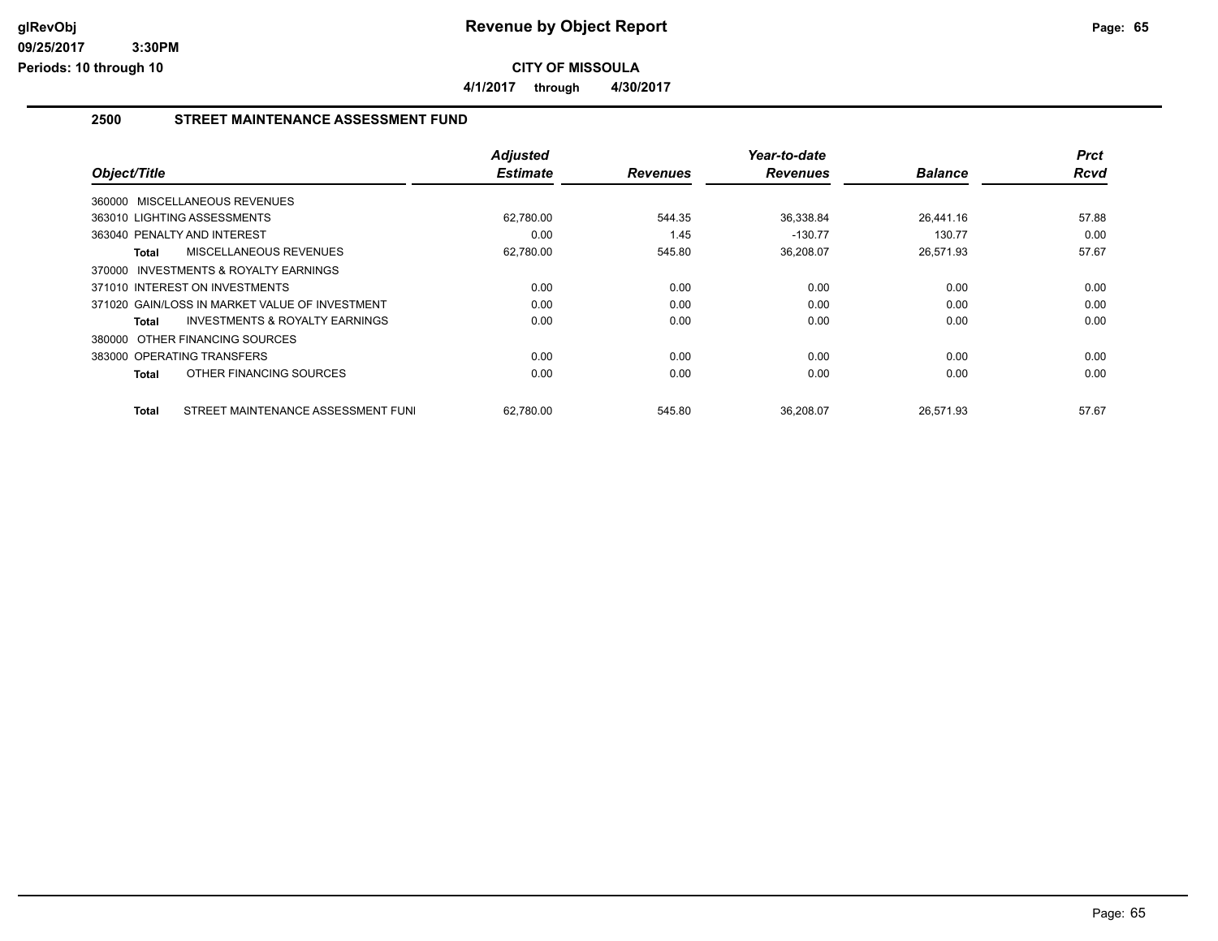# Revenue by Object Report

**CITY OF MISSOULA**

**4/1/2017 through 4/30/2017**

## 2500 STREET MAINTENANCE ASSESSMENT FUND

| Object/Title | Adjusted Estimate | Revenues | Year-to-date Revenues | Balance | Prct Rcvd |
|---|---|---|---|---|---|
| 360000 MISCELLANEOUS REVENUES | | | | | |
| 363010 LIGHTING ASSESSMENTS | 62,780.00 | 544.35 | 36,338.84 | 26,441.16 | 57.88 |
| 363040 PENALTY AND INTEREST | 0.00 | 1.45 | -130.77 | 130.77 | 0.00 |
| **Total** MISCELLANEOUS REVENUES | 62,780.00 | 545.80 | 36,208.07 | 26,571.93 | 57.67 |
| 370000 INVESTMENTS & ROYALTY EARNINGS | | | | | |
| 371010 INTEREST ON INVESTMENTS | 0.00 | 0.00 | 0.00 | 0.00 | 0.00 |
| 371020 GAIN/LOSS IN MARKET VALUE OF INVESTMENT | 0.00 | 0.00 | 0.00 | 0.00 | 0.00 |
| **Total** INVESTMENTS & ROYALTY EARNINGS | 0.00 | 0.00 | 0.00 | 0.00 | 0.00 |
| 380000 OTHER FINANCING SOURCES | | | | | |
| 383000 OPERATING TRANSFERS | 0.00 | 0.00 | 0.00 | 0.00 | 0.00 |
| **Total** OTHER FINANCING SOURCES | 0.00 | 0.00 | 0.00 | 0.00 | 0.00 |
| **Total** STREET MAINTENANCE ASSESSMENT FUNI | 62,780.00 | 545.80 | 36,208.07 | 26,571.93 | 57.67 |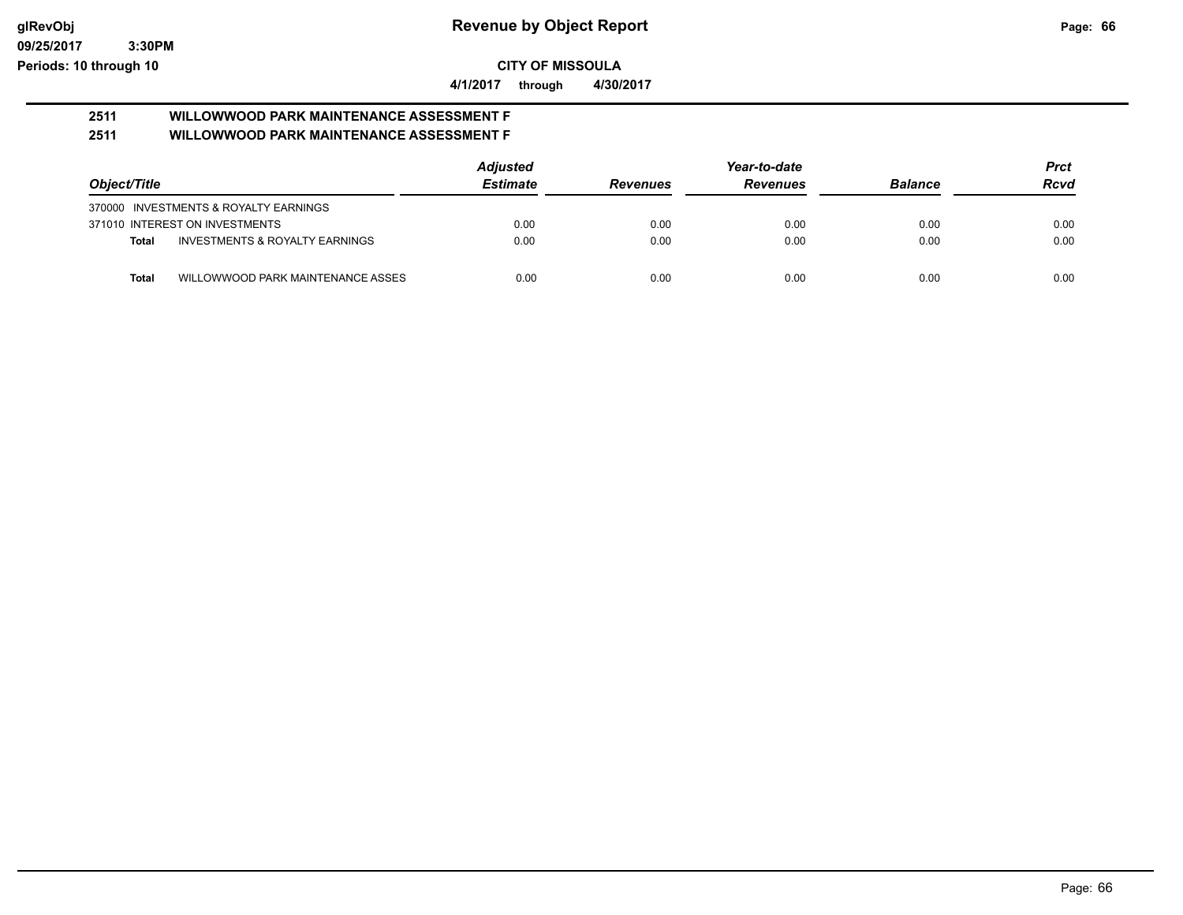# Revenue by Object Report

## CITY OF MISSOULA

**4/1/2017 through 4/30/2017**

glRevObj
09/25/2017 3:30PM
Periods: 10 through 10

### 2511 WILLOWWOOD PARK MAINTENANCE ASSESSMENT F
### 2511 WILLOWWOOD PARK MAINTENANCE ASSESSMENT F

| Object/Title | Adjusted Estimate | Revenues | Year-to-date Revenues | Balance | Prct Rcvd |
|---|---|---|---|---|---|
| 370000 INVESTMENTS & ROYALTY EARNINGS | | | | | |
| 371010 INTEREST ON INVESTMENTS | 0.00 | 0.00 | 0.00 | 0.00 | 0.00 |
| **Total** INVESTMENTS & ROYALTY EARNINGS | 0.00 | 0.00 | 0.00 | 0.00 | 0.00 |
| **Total** WILLOWWOOD PARK MAINTENANCE ASSES | 0.00 | 0.00 | 0.00 | 0.00 | 0.00 |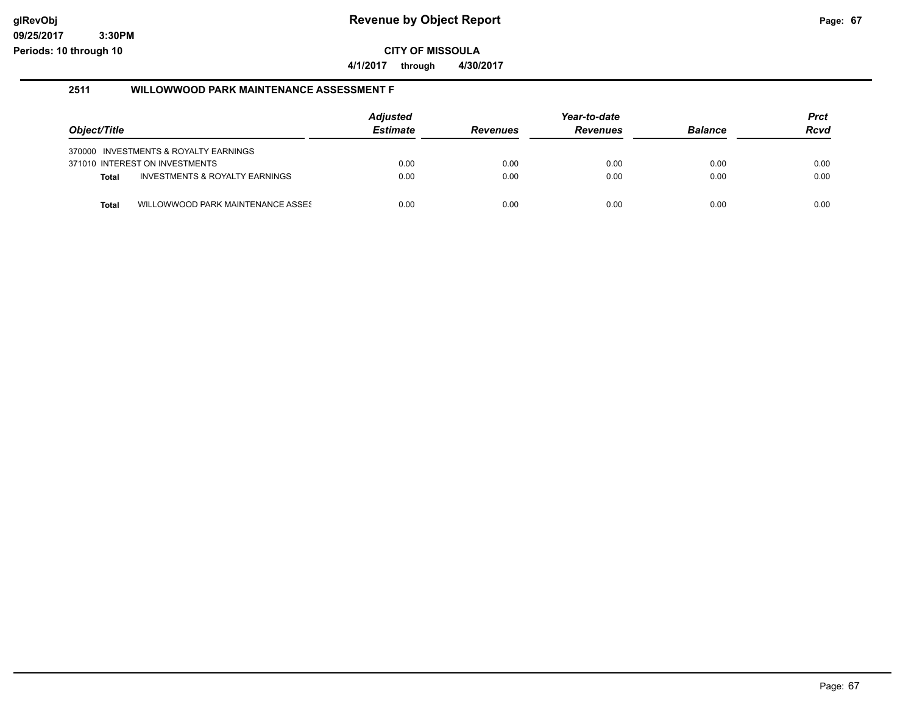**Revenue by Object Report**

**CITY OF MISSOULA**

**4/1/2017 through 4/30/2017**

**2511 WILLOWWOOD PARK MAINTENANCE ASSESSMENT F**

| Object/Title | | Adjusted Estimate | Revenues | Year-to-date Revenues | Balance | Prct Rcvd |
|---|---|---|---|---|---|---|
| 370000 | INVESTMENTS & ROYALTY EARNINGS | | | | | |
| 371010 | INTEREST ON INVESTMENTS | 0.00 | 0.00 | 0.00 | 0.00 | 0.00 |
| **Total** | INVESTMENTS & ROYALTY EARNINGS | 0.00 | 0.00 | 0.00 | 0.00 | 0.00 |
| **Total** | WILLOWWOOD PARK MAINTENANCE ASSES | 0.00 | 0.00 | 0.00 | 0.00 | 0.00 |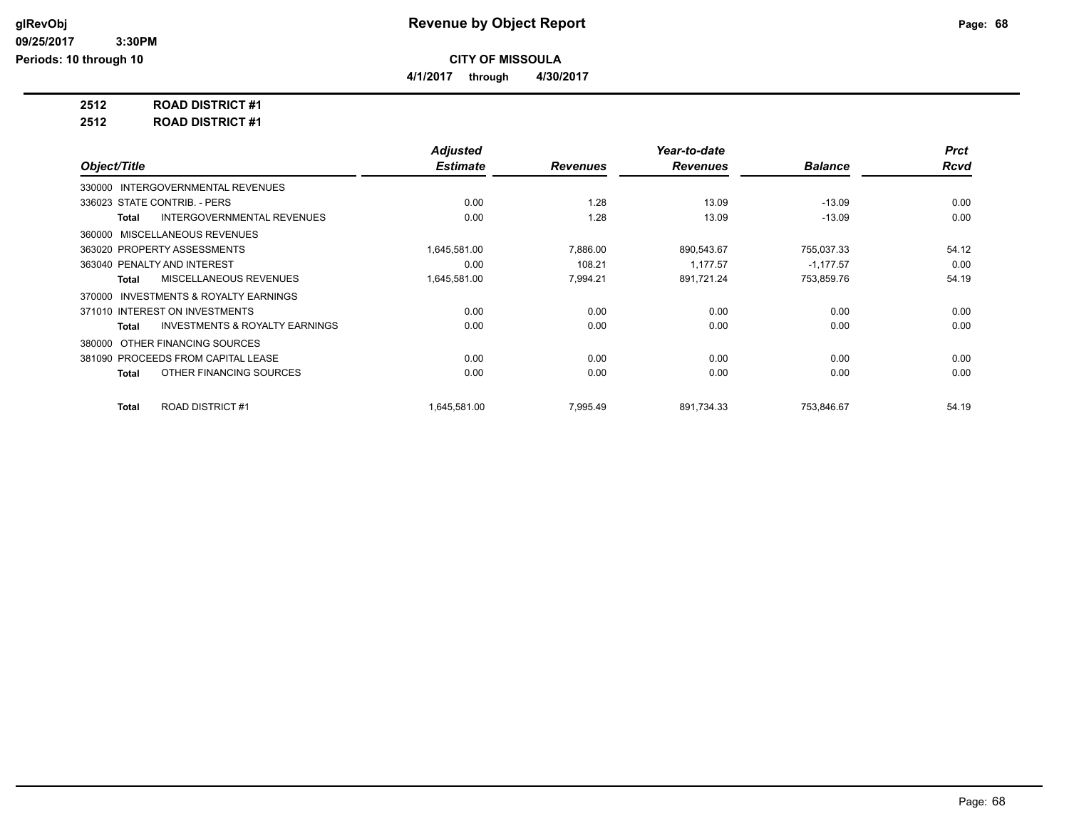# Revenue by Object Report

glRevObj
09/25/2017 3:30PM
Periods: 10 through 10

**CITY OF MISSOULA**

**4/1/2017 through 4/30/2017**

**2512 ROAD DISTRICT #1**

**2512 ROAD DISTRICT #1**

| Object/Title | Adjusted Estimate | Revenues | Year-to-date Revenues | Balance | Prct Rcvd |
|---|---|---|---|---|---|
| 330000 INTERGOVERNMENTAL REVENUES | | | | | |
| 336023 STATE CONTRIB. - PERS | 0.00 | 1.28 | 13.09 | -13.09 | 0.00 |
| **Total** INTERGOVERNMENTAL REVENUES | 0.00 | 1.28 | 13.09 | -13.09 | 0.00 |
| 360000 MISCELLANEOUS REVENUES | | | | | |
| 363020 PROPERTY ASSESSMENTS | 1,645,581.00 | 7,886.00 | 890,543.67 | 755,037.33 | 54.12 |
| 363040 PENALTY AND INTEREST | 0.00 | 108.21 | 1,177.57 | -1,177.57 | 0.00 |
| **Total** MISCELLANEOUS REVENUES | 1,645,581.00 | 7,994.21 | 891,721.24 | 753,859.76 | 54.19 |
| 370000 INVESTMENTS & ROYALTY EARNINGS | | | | | |
| 371010 INTEREST ON INVESTMENTS | 0.00 | 0.00 | 0.00 | 0.00 | 0.00 |
| **Total** INVESTMENTS & ROYALTY EARNINGS | 0.00 | 0.00 | 0.00 | 0.00 | 0.00 |
| 380000 OTHER FINANCING SOURCES | | | | | |
| 381090 PROCEEDS FROM CAPITAL LEASE | 0.00 | 0.00 | 0.00 | 0.00 | 0.00 |
| **Total** OTHER FINANCING SOURCES | 0.00 | 0.00 | 0.00 | 0.00 | 0.00 |
| **Total** ROAD DISTRICT #1 | 1,645,581.00 | 7,995.49 | 891,734.33 | 753,846.67 | 54.19 |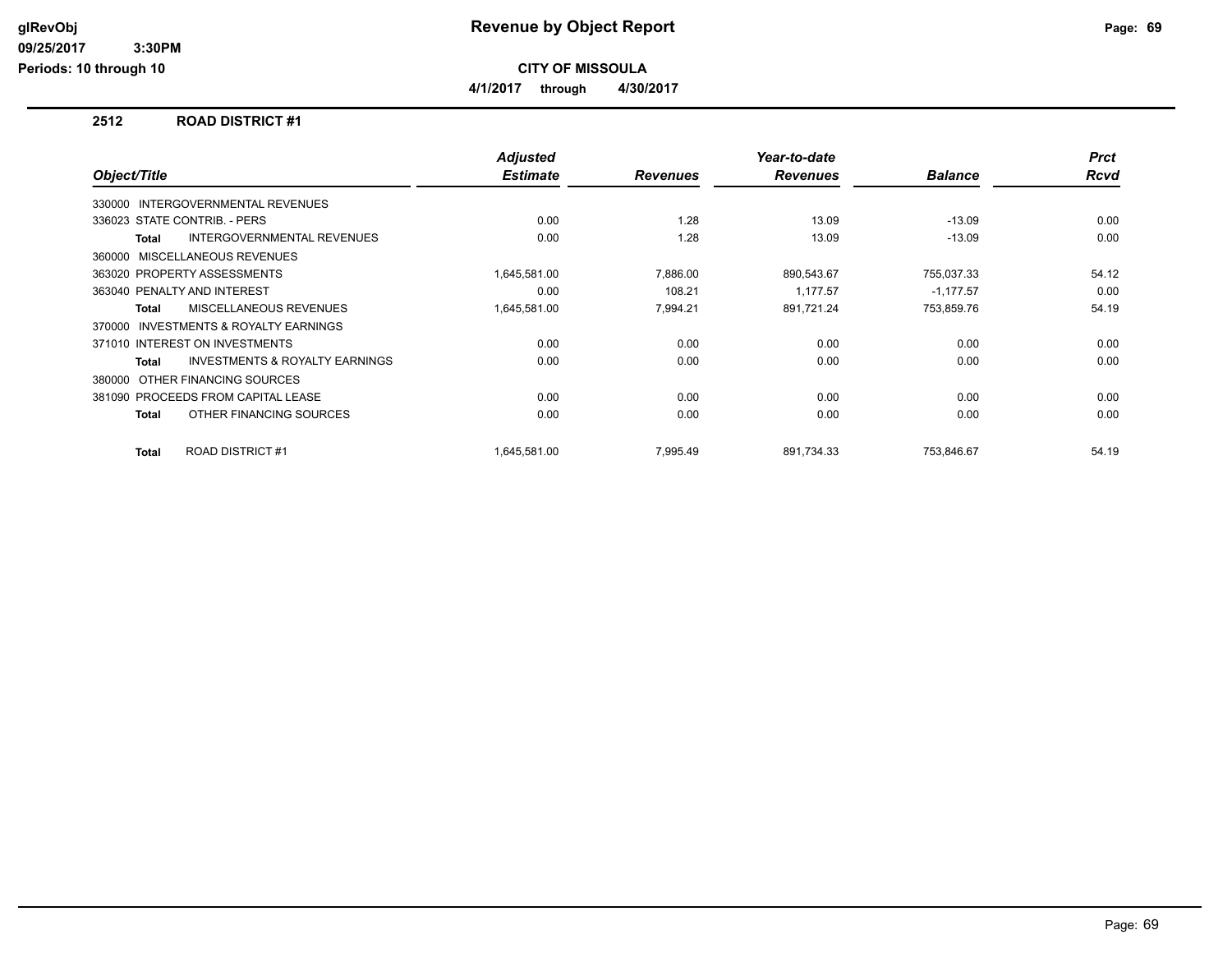**Revenue by Object Report**

**CITY OF MISSOULA**

**4/1/2017 through 4/30/2017**

glRevObj
09/25/2017 3:30PM
Periods: 10 through 10

## 2512 ROAD DISTRICT #1

| Object/Title | Adjusted Estimate | Revenues | Year-to-date Revenues | Balance | Prct Rcvd |
|---|---|---|---|---|---|
| 330000 INTERGOVERNMENTAL REVENUES | | | | | |
| 336023 STATE CONTRIB. - PERS | 0.00 | 1.28 | 13.09 | -13.09 | 0.00 |
| **Total** INTERGOVERNMENTAL REVENUES | 0.00 | 1.28 | 13.09 | -13.09 | 0.00 |
| 360000 MISCELLANEOUS REVENUES | | | | | |
| 363020 PROPERTY ASSESSMENTS | 1,645,581.00 | 7,886.00 | 890,543.67 | 755,037.33 | 54.12 |
| 363040 PENALTY AND INTEREST | 0.00 | 108.21 | 1,177.57 | -1,177.57 | 0.00 |
| **Total** MISCELLANEOUS REVENUES | 1,645,581.00 | 7,994.21 | 891,721.24 | 753,859.76 | 54.19 |
| 370000 INVESTMENTS & ROYALTY EARNINGS | | | | | |
| 371010 INTEREST ON INVESTMENTS | 0.00 | 0.00 | 0.00 | 0.00 | 0.00 |
| **Total** INVESTMENTS & ROYALTY EARNINGS | 0.00 | 0.00 | 0.00 | 0.00 | 0.00 |
| 380000 OTHER FINANCING SOURCES | | | | | |
| 381090 PROCEEDS FROM CAPITAL LEASE | 0.00 | 0.00 | 0.00 | 0.00 | 0.00 |
| **Total** OTHER FINANCING SOURCES | 0.00 | 0.00 | 0.00 | 0.00 | 0.00 |
| **Total** ROAD DISTRICT #1 | 1,645,581.00 | 7,995.49 | 891,734.33 | 753,846.67 | 54.19 |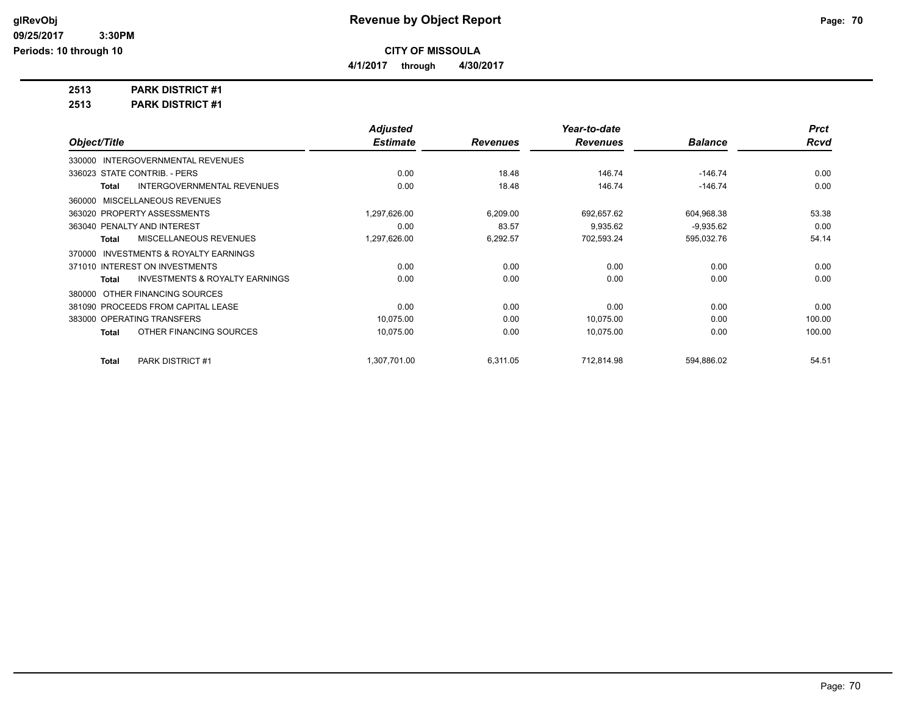# Revenue by Object Report

**CITY OF MISSOULA**

**4/1/2017 through 4/30/2017**

glRevObj
09/25/2017 3:30PM
Periods: 10 through 10

**2513 PARK DISTRICT #1**

**2513 PARK DISTRICT #1**

| Object/Title | Adjusted Estimate | Revenues | Year-to-date Revenues | Balance | Prct Rcvd |
|---|---|---|---|---|---|
| 330000 INTERGOVERNMENTAL REVENUES | | | | | |
| 336023 STATE CONTRIB. - PERS | 0.00 | 18.48 | 146.74 | -146.74 | 0.00 |
| **Total** INTERGOVERNMENTAL REVENUES | 0.00 | 18.48 | 146.74 | -146.74 | 0.00 |
| 360000 MISCELLANEOUS REVENUES | | | | | |
| 363020 PROPERTY ASSESSMENTS | 1,297,626.00 | 6,209.00 | 692,657.62 | 604,968.38 | 53.38 |
| 363040 PENALTY AND INTEREST | 0.00 | 83.57 | 9,935.62 | -9,935.62 | 0.00 |
| **Total** MISCELLANEOUS REVENUES | 1,297,626.00 | 6,292.57 | 702,593.24 | 595,032.76 | 54.14 |
| 370000 INVESTMENTS & ROYALTY EARNINGS | | | | | |
| 371010 INTEREST ON INVESTMENTS | 0.00 | 0.00 | 0.00 | 0.00 | 0.00 |
| **Total** INVESTMENTS & ROYALTY EARNINGS | 0.00 | 0.00 | 0.00 | 0.00 | 0.00 |
| 380000 OTHER FINANCING SOURCES | | | | | |
| 381090 PROCEEDS FROM CAPITAL LEASE | 0.00 | 0.00 | 0.00 | 0.00 | 0.00 |
| 383000 OPERATING TRANSFERS | 10,075.00 | 0.00 | 10,075.00 | 0.00 | 100.00 |
| **Total** OTHER FINANCING SOURCES | 10,075.00 | 0.00 | 10,075.00 | 0.00 | 100.00 |
| **Total** PARK DISTRICT #1 | 1,307,701.00 | 6,311.05 | 712,814.98 | 594,886.02 | 54.51 |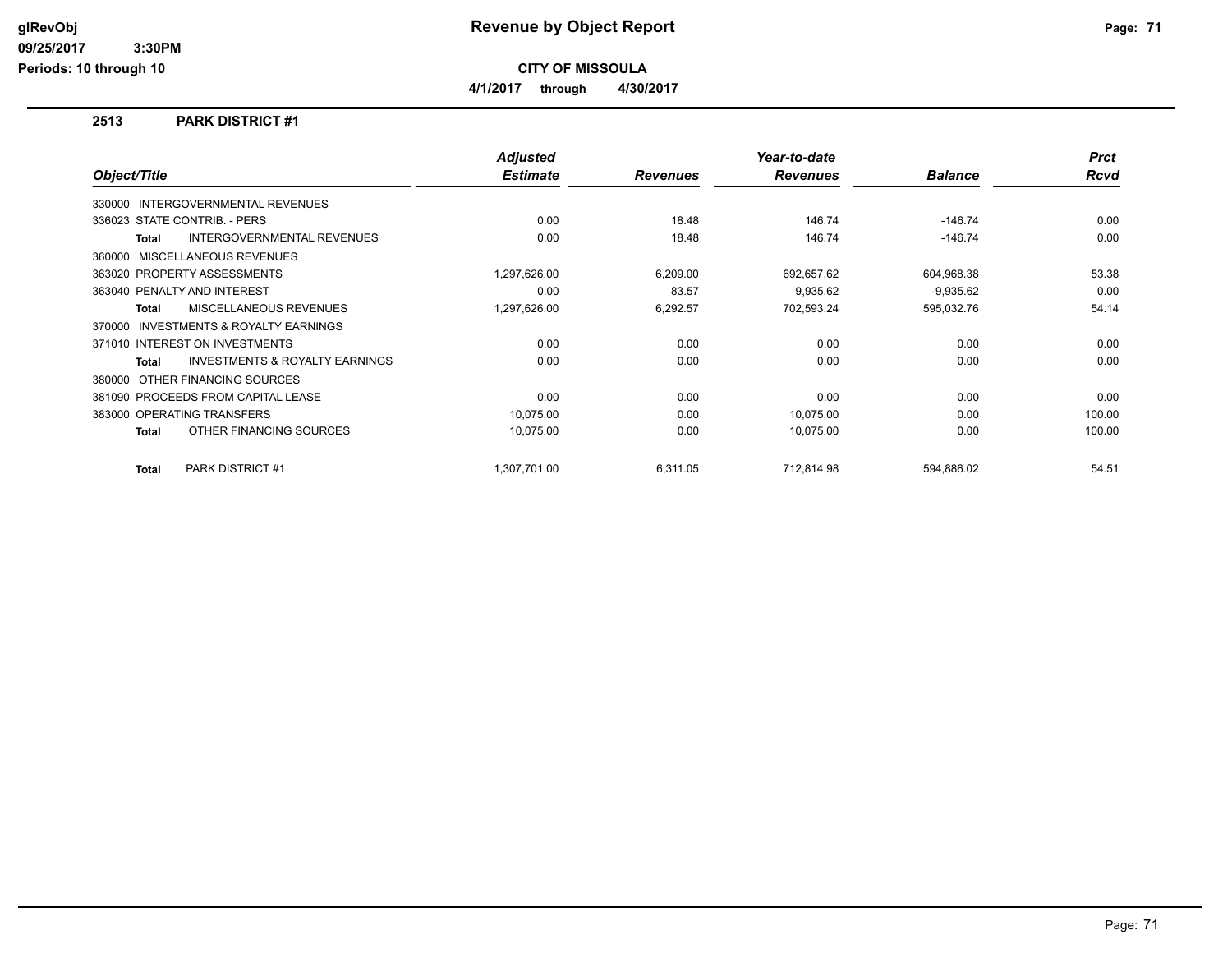# Revenue by Object Report

**CITY OF MISSOULA**

**4/1/2017 through 4/30/2017**

glRevObj
09/25/2017 3:30PM
Periods: 10 through 10

## 2513 PARK DISTRICT #1

| Object/Title | Adjusted Estimate | Revenues | Year-to-date Revenues | Balance | Prct Rcvd |
|---|---|---|---|---|---|
| 330000 INTERGOVERNMENTAL REVENUES | | | | | |
| 336023 STATE CONTRIB. - PERS | 0.00 | 18.48 | 146.74 | -146.74 | 0.00 |
| **Total** INTERGOVERNMENTAL REVENUES | 0.00 | 18.48 | 146.74 | -146.74 | 0.00 |
| 360000 MISCELLANEOUS REVENUES | | | | | |
| 363020 PROPERTY ASSESSMENTS | 1,297,626.00 | 6,209.00 | 692,657.62 | 604,968.38 | 53.38 |
| 363040 PENALTY AND INTEREST | 0.00 | 83.57 | 9,935.62 | -9,935.62 | 0.00 |
| **Total** MISCELLANEOUS REVENUES | 1,297,626.00 | 6,292.57 | 702,593.24 | 595,032.76 | 54.14 |
| 370000 INVESTMENTS & ROYALTY EARNINGS | | | | | |
| 371010 INTEREST ON INVESTMENTS | 0.00 | 0.00 | 0.00 | 0.00 | 0.00 |
| **Total** INVESTMENTS & ROYALTY EARNINGS | 0.00 | 0.00 | 0.00 | 0.00 | 0.00 |
| 380000 OTHER FINANCING SOURCES | | | | | |
| 381090 PROCEEDS FROM CAPITAL LEASE | 0.00 | 0.00 | 0.00 | 0.00 | 0.00 |
| 383000 OPERATING TRANSFERS | 10,075.00 | 0.00 | 10,075.00 | 0.00 | 100.00 |
| **Total** OTHER FINANCING SOURCES | 10,075.00 | 0.00 | 10,075.00 | 0.00 | 100.00 |
| **Total** PARK DISTRICT #1 | 1,307,701.00 | 6,311.05 | 712,814.98 | 594,886.02 | 54.51 |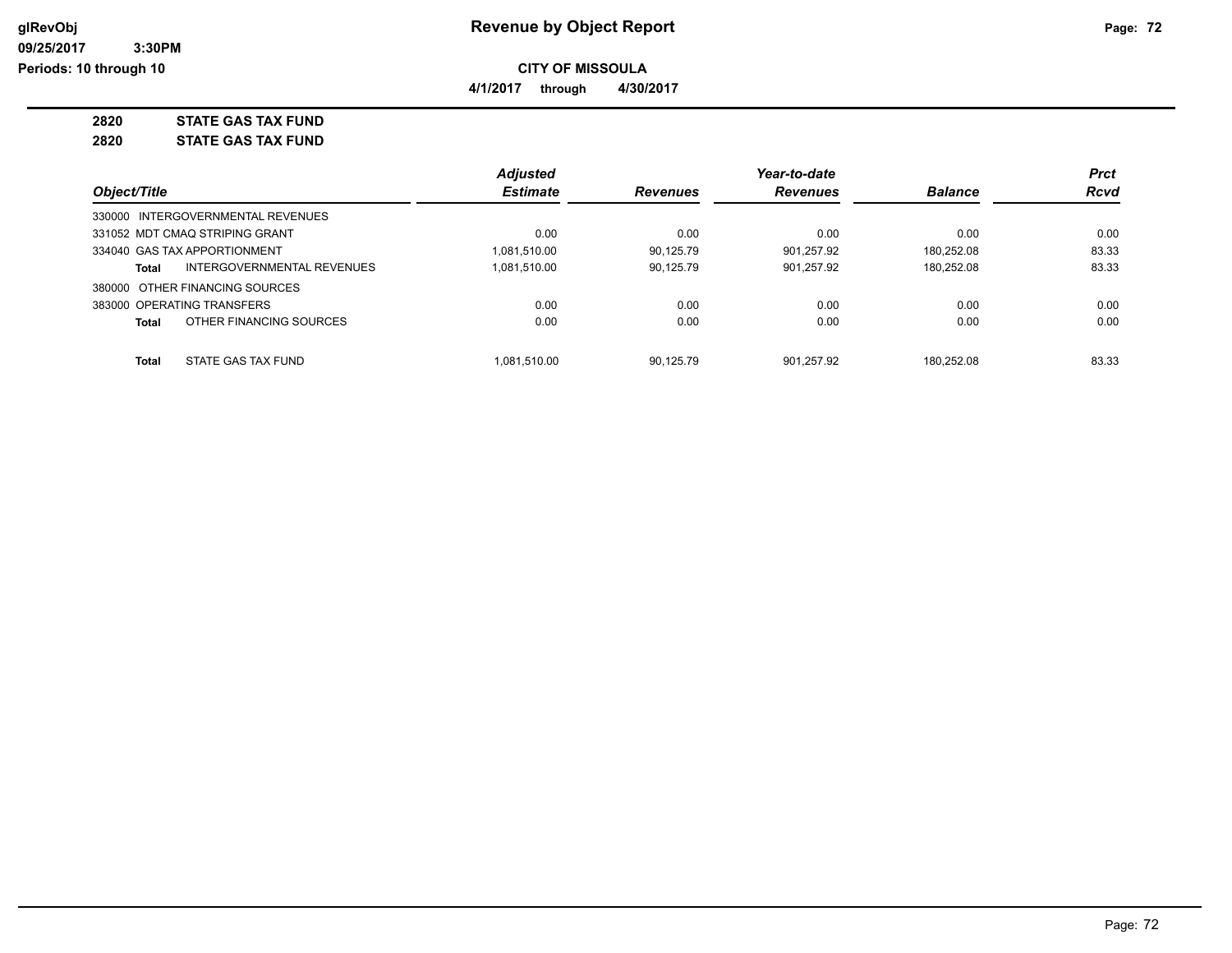# Revenue by Object Report

**CITY OF MISSOULA**

**4/1/2017 through 4/30/2017**

glRevObj
09/25/2017 3:30PM
Periods: 10 through 10

## 2820 STATE GAS TAX FUND
## 2820 STATE GAS TAX FUND

| Object/Title | | Adjusted Estimate | Revenues | Year-to-date Revenues | Balance | Prct Rcvd |
|---|---|---|---|---|---|---|
| 330000 INTERGOVERNMENTAL REVENUES | | | | | | |
| 331052 MDT CMAQ STRIPING GRANT | | 0.00 | 0.00 | 0.00 | 0.00 | 0.00 |
| 334040 GAS TAX APPORTIONMENT | | 1,081,510.00 | 90,125.79 | 901,257.92 | 180,252.08 | 83.33 |
| **Total** | INTERGOVERNMENTAL REVENUES | 1,081,510.00 | 90,125.79 | 901,257.92 | 180,252.08 | 83.33 |
| 380000 OTHER FINANCING SOURCES | | | | | | |
| 383000 OPERATING TRANSFERS | | 0.00 | 0.00 | 0.00 | 0.00 | 0.00 |
| **Total** | OTHER FINANCING SOURCES | 0.00 | 0.00 | 0.00 | 0.00 | 0.00 |
| **Total** | STATE GAS TAX FUND | 1,081,510.00 | 90,125.79 | 901,257.92 | 180,252.08 | 83.33 |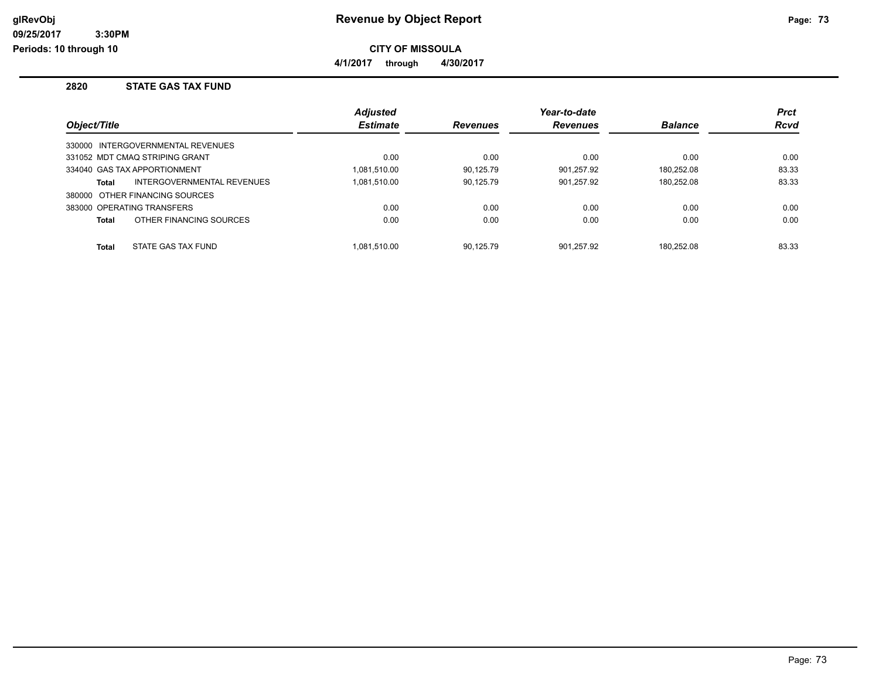# Revenue by Object Report

**CITY OF MISSOULA**

**4/1/2017 through 4/30/2017**

## 2820 STATE GAS TAX FUND

| Object/Title | Adjusted Estimate | Revenues | Year-to-date Revenues | Balance | Prct Rcvd |
|---|---|---|---|---|---|
| 330000 INTERGOVERNMENTAL REVENUES | | | | | |
| 331052 MDT CMAQ STRIPING GRANT | 0.00 | 0.00 | 0.00 | 0.00 | 0.00 |
| 334040 GAS TAX APPORTIONMENT | 1,081,510.00 | 90,125.79 | 901,257.92 | 180,252.08 | 83.33 |
| **Total** INTERGOVERNMENTAL REVENUES | 1,081,510.00 | 90,125.79 | 901,257.92 | 180,252.08 | 83.33 |
| 380000 OTHER FINANCING SOURCES | | | | | |
| 383000 OPERATING TRANSFERS | 0.00 | 0.00 | 0.00 | 0.00 | 0.00 |
| **Total** OTHER FINANCING SOURCES | 0.00 | 0.00 | 0.00 | 0.00 | 0.00 |
| **Total** STATE GAS TAX FUND | 1,081,510.00 | 90,125.79 | 901,257.92 | 180,252.08 | 83.33 |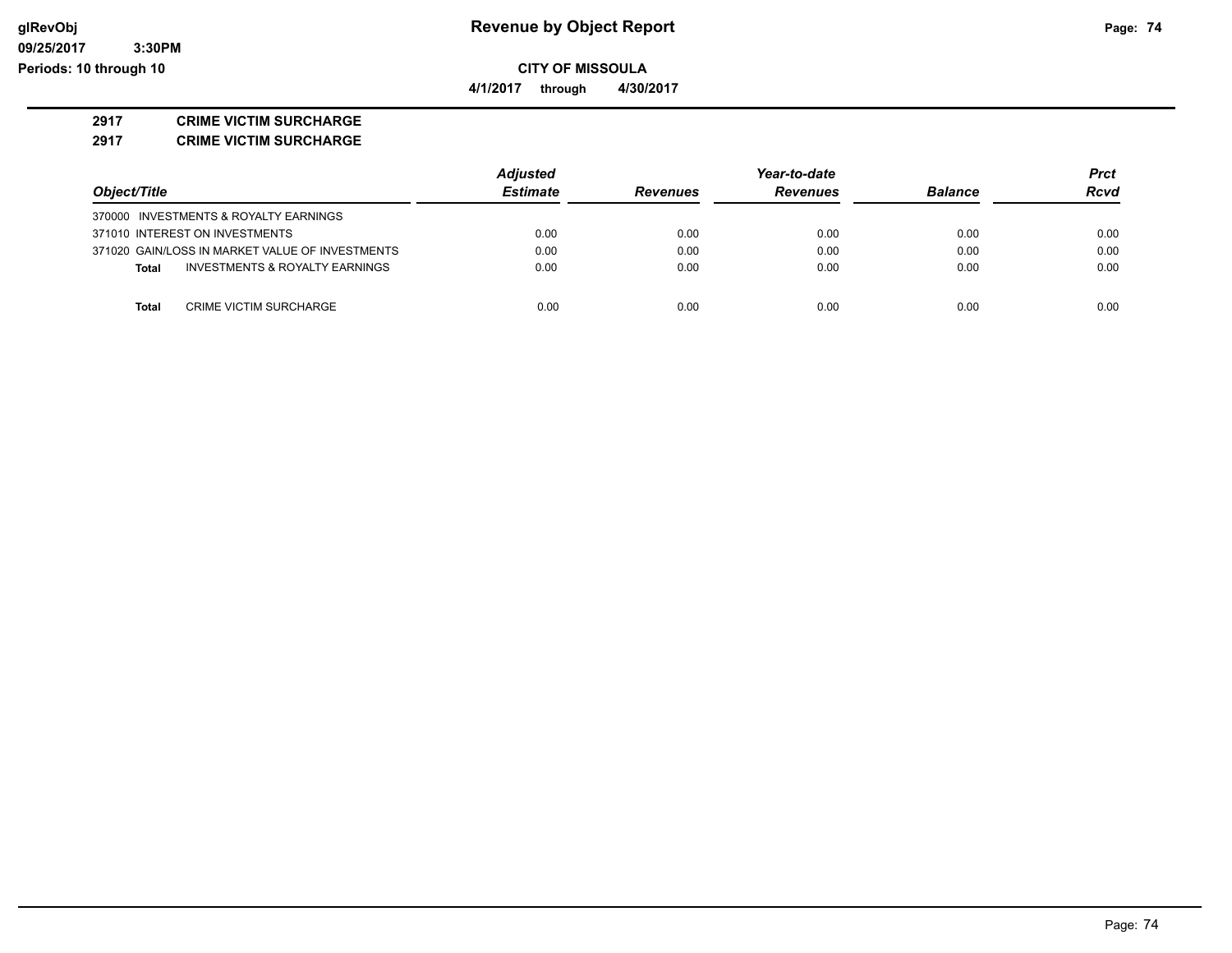# Revenue by Object Report

**CITY OF MISSOULA**

**4/1/2017 through 4/30/2017**

**2917 CRIME VICTIM SURCHARGE**

**2917 CRIME VICTIM SURCHARGE**

| Object/Title | Adjusted Estimate | Revenues | Year-to-date Revenues | Balance | Prct Rcvd |
|---|---|---|---|---|---|
| 370000 INVESTMENTS & ROYALTY EARNINGS | | | | | |
| 371010 INTEREST ON INVESTMENTS | 0.00 | 0.00 | 0.00 | 0.00 | 0.00 |
| 371020 GAIN/LOSS IN MARKET VALUE OF INVESTMENTS | 0.00 | 0.00 | 0.00 | 0.00 | 0.00 |
| **Total** INVESTMENTS & ROYALTY EARNINGS | 0.00 | 0.00 | 0.00 | 0.00 | 0.00 |
| | | | | | |
| **Total** CRIME VICTIM SURCHARGE | 0.00 | 0.00 | 0.00 | 0.00 | 0.00 |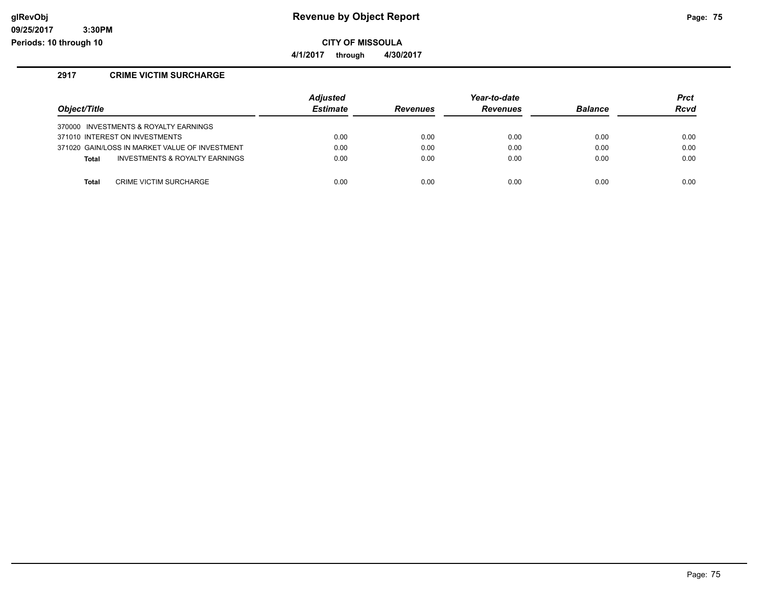# Revenue by Object Report

**CITY OF MISSOULA**

**4/1/2017 through 4/30/2017**

## 2917 CRIME VICTIM SURCHARGE

| Object/Title | Adjusted Estimate | Revenues | Year-to-date Revenues | Balance | Prct Rcvd |
|---|---|---|---|---|---|
| 370000 INVESTMENTS & ROYALTY EARNINGS | | | | | |
| 371010 INTEREST ON INVESTMENTS | 0.00 | 0.00 | 0.00 | 0.00 | 0.00 |
| 371020 GAIN/LOSS IN MARKET VALUE OF INVESTMENT | 0.00 | 0.00 | 0.00 | 0.00 | 0.00 |
| **Total** INVESTMENTS & ROYALTY EARNINGS | 0.00 | 0.00 | 0.00 | 0.00 | 0.00 |
| **Total** CRIME VICTIM SURCHARGE | 0.00 | 0.00 | 0.00 | 0.00 | 0.00 |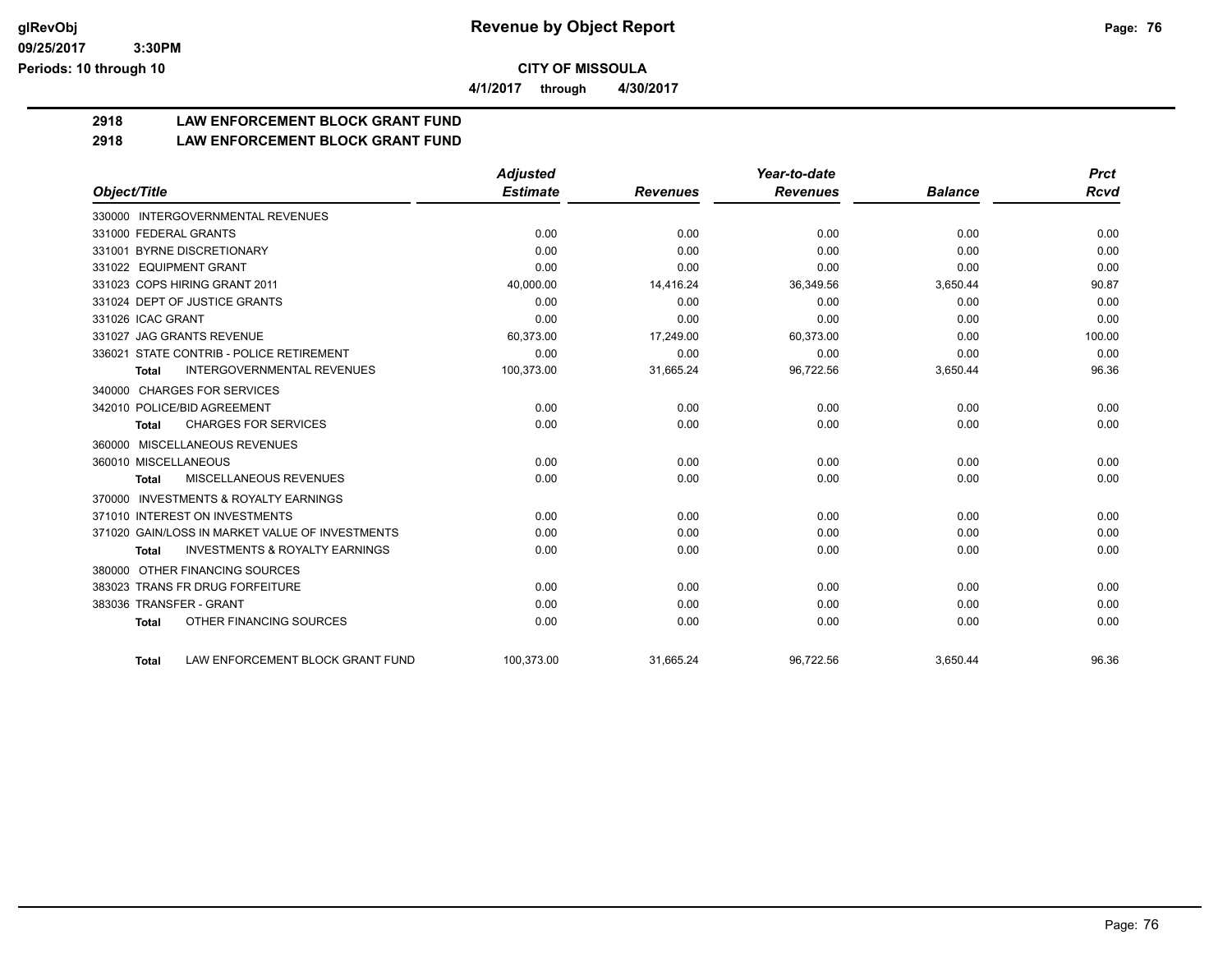**CITY OF MISSOULA**

**4/1/2017 through 4/30/2017**

## 2918 LAW ENFORCEMENT BLOCK GRANT FUND

## 2918 LAW ENFORCEMENT BLOCK GRANT FUND

| Object/Title | Adjusted Estimate | Revenues | Year-to-date Revenues | Balance | Prct Rcvd |
|---|---|---|---|---|---|
| 330000 INTERGOVERNMENTAL REVENUES | | | | | |
| 331000 FEDERAL GRANTS | 0.00 | 0.00 | 0.00 | 0.00 | 0.00 |
| 331001 BYRNE DISCRETIONARY | 0.00 | 0.00 | 0.00 | 0.00 | 0.00 |
| 331022 EQUIPMENT GRANT | 0.00 | 0.00 | 0.00 | 0.00 | 0.00 |
| 331023 COPS HIRING GRANT 2011 | 40,000.00 | 14,416.24 | 36,349.56 | 3,650.44 | 90.87 |
| 331024 DEPT OF JUSTICE GRANTS | 0.00 | 0.00 | 0.00 | 0.00 | 0.00 |
| 331026 ICAC GRANT | 0.00 | 0.00 | 0.00 | 0.00 | 0.00 |
| 331027 JAG GRANTS REVENUE | 60,373.00 | 17,249.00 | 60,373.00 | 0.00 | 100.00 |
| 336021 STATE CONTRIB - POLICE RETIREMENT | 0.00 | 0.00 | 0.00 | 0.00 | 0.00 |
| **Total** INTERGOVERNMENTAL REVENUES | 100,373.00 | 31,665.24 | 96,722.56 | 3,650.44 | 96.36 |
| 340000 CHARGES FOR SERVICES | | | | | |
| 342010 POLICE/BID AGREEMENT | 0.00 | 0.00 | 0.00 | 0.00 | 0.00 |
| **Total** CHARGES FOR SERVICES | 0.00 | 0.00 | 0.00 | 0.00 | 0.00 |
| 360000 MISCELLANEOUS REVENUES | | | | | |
| 360010 MISCELLANEOUS | 0.00 | 0.00 | 0.00 | 0.00 | 0.00 |
| **Total** MISCELLANEOUS REVENUES | 0.00 | 0.00 | 0.00 | 0.00 | 0.00 |
| 370000 INVESTMENTS & ROYALTY EARNINGS | | | | | |
| 371010 INTEREST ON INVESTMENTS | 0.00 | 0.00 | 0.00 | 0.00 | 0.00 |
| 371020 GAIN/LOSS IN MARKET VALUE OF INVESTMENTS | 0.00 | 0.00 | 0.00 | 0.00 | 0.00 |
| **Total** INVESTMENTS & ROYALTY EARNINGS | 0.00 | 0.00 | 0.00 | 0.00 | 0.00 |
| 380000 OTHER FINANCING SOURCES | | | | | |
| 383023 TRANS FR DRUG FORFEITURE | 0.00 | 0.00 | 0.00 | 0.00 | 0.00 |
| 383036 TRANSFER - GRANT | 0.00 | 0.00 | 0.00 | 0.00 | 0.00 |
| **Total** OTHER FINANCING SOURCES | 0.00 | 0.00 | 0.00 | 0.00 | 0.00 |
| **Total** LAW ENFORCEMENT BLOCK GRANT FUND | 100,373.00 | 31,665.24 | 96,722.56 | 3,650.44 | 96.36 |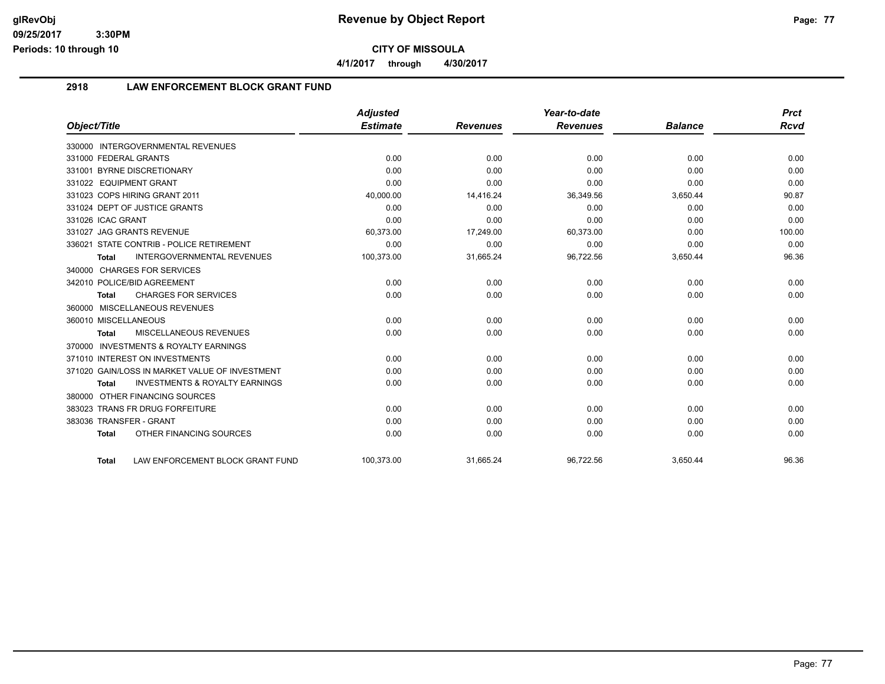# CITY OF MISSOULA

**Revenue by Object Report**

4/1/2017 through 4/30/2017

## 2918 LAW ENFORCEMENT BLOCK GRANT FUND

| Object/Title | Adjusted Estimate | Revenues | Year-to-date Revenues | Balance | Prct Rcvd |
|---|---|---|---|---|---|
| 330000 INTERGOVERNMENTAL REVENUES | | | | | |
| 331000 FEDERAL GRANTS | 0.00 | 0.00 | 0.00 | 0.00 | 0.00 |
| 331001 BYRNE DISCRETIONARY | 0.00 | 0.00 | 0.00 | 0.00 | 0.00 |
| 331022 EQUIPMENT GRANT | 0.00 | 0.00 | 0.00 | 0.00 | 0.00 |
| 331023 COPS HIRING GRANT 2011 | 40,000.00 | 14,416.24 | 36,349.56 | 3,650.44 | 90.87 |
| 331024 DEPT OF JUSTICE GRANTS | 0.00 | 0.00 | 0.00 | 0.00 | 0.00 |
| 331026 ICAC GRANT | 0.00 | 0.00 | 0.00 | 0.00 | 0.00 |
| 331027 JAG GRANTS REVENUE | 60,373.00 | 17,249.00 | 60,373.00 | 0.00 | 100.00 |
| 336021 STATE CONTRIB - POLICE RETIREMENT | 0.00 | 0.00 | 0.00 | 0.00 | 0.00 |
| **Total** INTERGOVERNMENTAL REVENUES | 100,373.00 | 31,665.24 | 96,722.56 | 3,650.44 | 96.36 |
| 340000 CHARGES FOR SERVICES | | | | | |
| 342010 POLICE/BID AGREEMENT | 0.00 | 0.00 | 0.00 | 0.00 | 0.00 |
| **Total** CHARGES FOR SERVICES | 0.00 | 0.00 | 0.00 | 0.00 | 0.00 |
| 360000 MISCELLANEOUS REVENUES | | | | | |
| 360010 MISCELLANEOUS | 0.00 | 0.00 | 0.00 | 0.00 | 0.00 |
| **Total** MISCELLANEOUS REVENUES | 0.00 | 0.00 | 0.00 | 0.00 | 0.00 |
| 370000 INVESTMENTS & ROYALTY EARNINGS | | | | | |
| 371010 INTEREST ON INVESTMENTS | 0.00 | 0.00 | 0.00 | 0.00 | 0.00 |
| 371020 GAIN/LOSS IN MARKET VALUE OF INVESTMENT | 0.00 | 0.00 | 0.00 | 0.00 | 0.00 |
| **Total** INVESTMENTS & ROYALTY EARNINGS | 0.00 | 0.00 | 0.00 | 0.00 | 0.00 |
| 380000 OTHER FINANCING SOURCES | | | | | |
| 383023 TRANS FR DRUG FORFEITURE | 0.00 | 0.00 | 0.00 | 0.00 | 0.00 |
| 383036 TRANSFER - GRANT | 0.00 | 0.00 | 0.00 | 0.00 | 0.00 |
| **Total** OTHER FINANCING SOURCES | 0.00 | 0.00 | 0.00 | 0.00 | 0.00 |
| **Total** LAW ENFORCEMENT BLOCK GRANT FUND | 100,373.00 | 31,665.24 | 96,722.56 | 3,650.44 | 96.36 |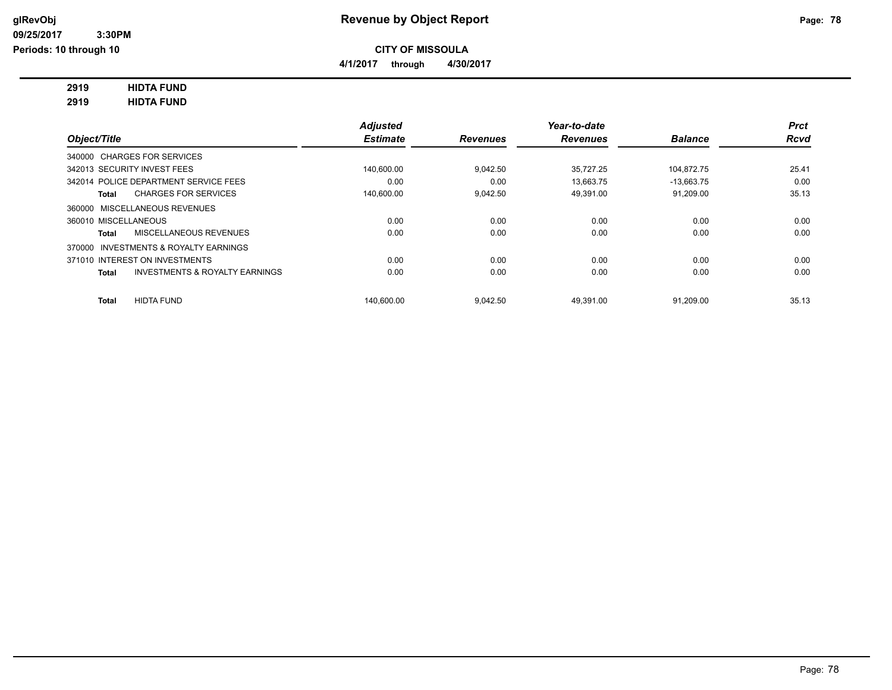# Revenue by Object Report

**CITY OF MISSOULA**

**4/1/2017 through 4/30/2017**

**2919 HIDTA FUND**

**2919 HIDTA FUND**

| Object/Title | Adjusted Estimate | Revenues | Year-to-date Revenues | Balance | Prct Rcvd |
|---|---|---|---|---|---|
| 340000 CHARGES FOR SERVICES | | | | | |
| 342013 SECURITY INVEST FEES | 140,600.00 | 9,042.50 | 35,727.25 | 104,872.75 | 25.41 |
| 342014 POLICE DEPARTMENT SERVICE FEES | 0.00 | 0.00 | 13,663.75 | -13,663.75 | 0.00 |
| **Total** CHARGES FOR SERVICES | 140,600.00 | 9,042.50 | 49,391.00 | 91,209.00 | 35.13 |
| 360000 MISCELLANEOUS REVENUES | | | | | |
| 360010 MISCELLANEOUS | 0.00 | 0.00 | 0.00 | 0.00 | 0.00 |
| **Total** MISCELLANEOUS REVENUES | 0.00 | 0.00 | 0.00 | 0.00 | 0.00 |
| 370000 INVESTMENTS & ROYALTY EARNINGS | | | | | |
| 371010 INTEREST ON INVESTMENTS | 0.00 | 0.00 | 0.00 | 0.00 | 0.00 |
| **Total** INVESTMENTS & ROYALTY EARNINGS | 0.00 | 0.00 | 0.00 | 0.00 | 0.00 |
| **Total** HIDTA FUND | 140,600.00 | 9,042.50 | 49,391.00 | 91,209.00 | 35.13 |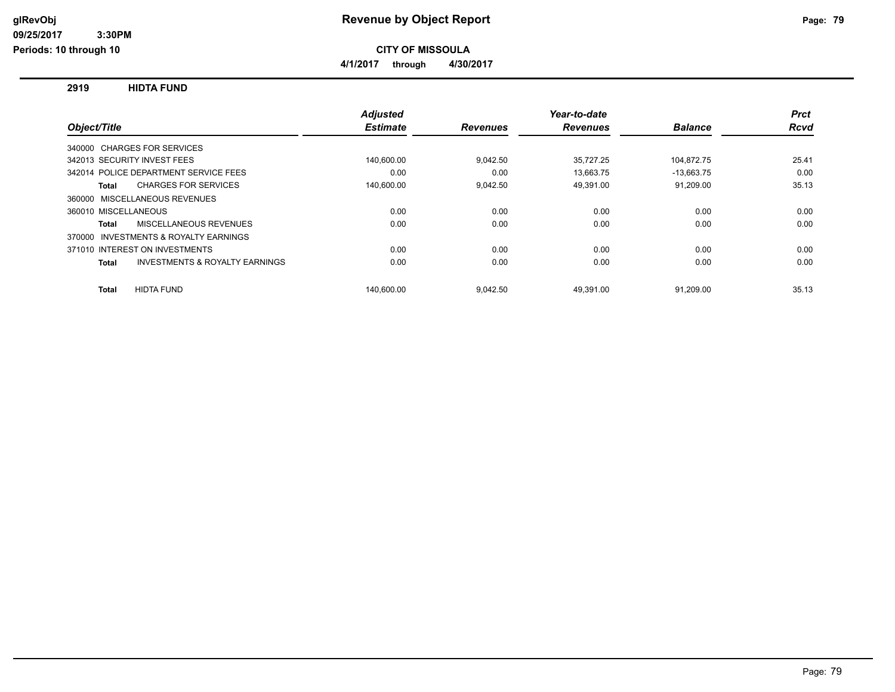# Revenue by Object Report

glRevObj
09/25/2017 3:30PM
Periods: 10 through 10

**CITY OF MISSOULA**

**4/1/2017 through 4/30/2017**

## 2919 HIDTA FUND

| Object/Title | Adjusted Estimate | Revenues | Year-to-date Revenues | Balance | Prct Rcvd |
|---|---|---|---|---|---|
| 340000 CHARGES FOR SERVICES | | | | | |
| 342013 SECURITY INVEST FEES | 140,600.00 | 9,042.50 | 35,727.25 | 104,872.75 | 25.41 |
| 342014 POLICE DEPARTMENT SERVICE FEES | 0.00 | 0.00 | 13,663.75 | -13,663.75 | 0.00 |
| **Total** CHARGES FOR SERVICES | 140,600.00 | 9,042.50 | 49,391.00 | 91,209.00 | 35.13 |
| 360000 MISCELLANEOUS REVENUES | | | | | |
| 360010 MISCELLANEOUS | 0.00 | 0.00 | 0.00 | 0.00 | 0.00 |
| **Total** MISCELLANEOUS REVENUES | 0.00 | 0.00 | 0.00 | 0.00 | 0.00 |
| 370000 INVESTMENTS & ROYALTY EARNINGS | | | | | |
| 371010 INTEREST ON INVESTMENTS | 0.00 | 0.00 | 0.00 | 0.00 | 0.00 |
| **Total** INVESTMENTS & ROYALTY EARNINGS | 0.00 | 0.00 | 0.00 | 0.00 | 0.00 |
| **Total** HIDTA FUND | 140,600.00 | 9,042.50 | 49,391.00 | 91,209.00 | 35.13 |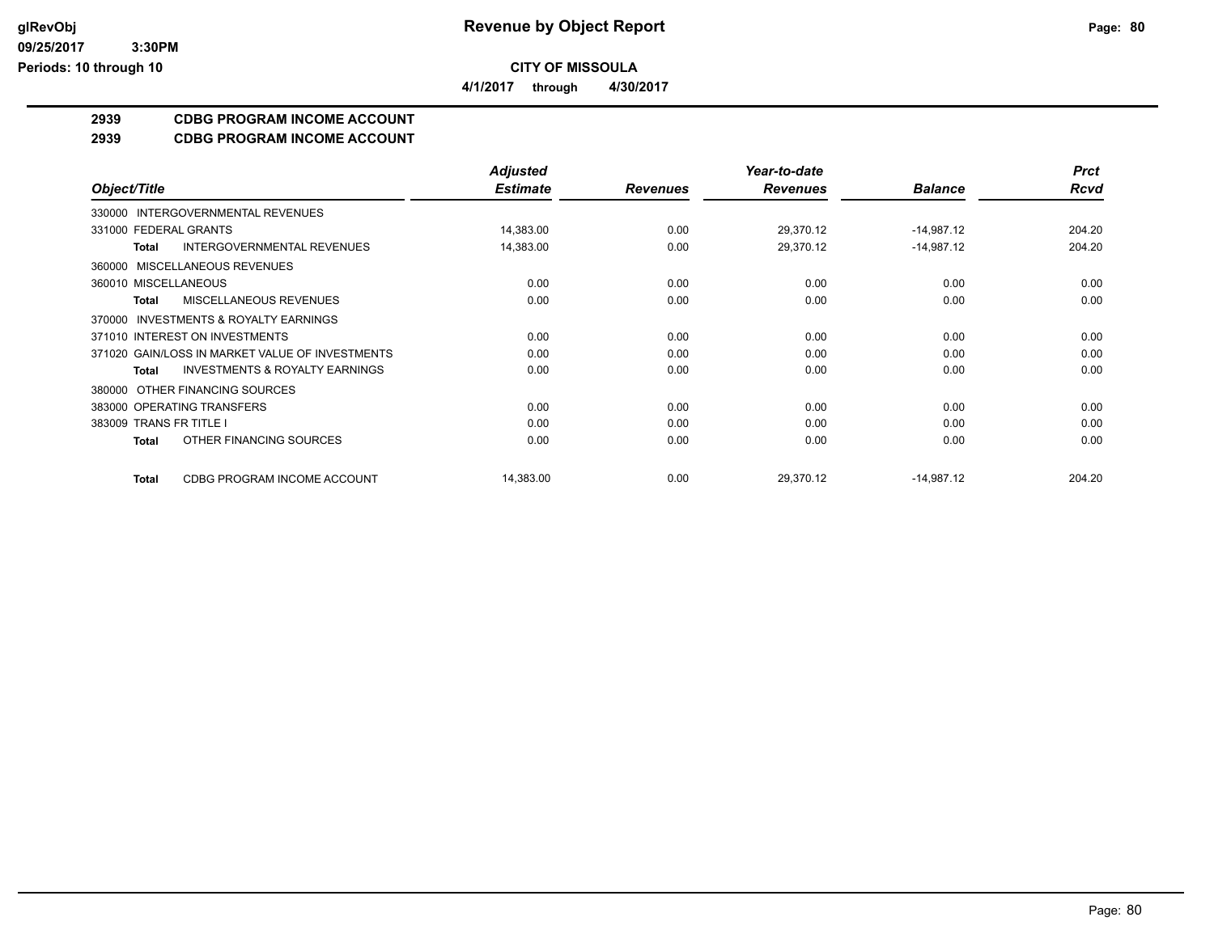# Revenue by Object Report

**CITY OF MISSOULA**

**4/1/2017 through 4/30/2017**

glRevObj
09/25/2017 3:30PM
Periods: 10 through 10

## 2939 CDBG PROGRAM INCOME ACCOUNT

## 2939 CDBG PROGRAM INCOME ACCOUNT

| Object/Title | Adjusted Estimate | Revenues | Year-to-date Revenues | Balance | Prct Rcvd |
|---|---|---|---|---|---|
| 330000 INTERGOVERNMENTAL REVENUES | | | | | |
| 331000 FEDERAL GRANTS | 14,383.00 | 0.00 | 29,370.12 | -14,987.12 | 204.20 |
| **Total** INTERGOVERNMENTAL REVENUES | 14,383.00 | 0.00 | 29,370.12 | -14,987.12 | 204.20 |
| 360000 MISCELLANEOUS REVENUES | | | | | |
| 360010 MISCELLANEOUS | 0.00 | 0.00 | 0.00 | 0.00 | 0.00 |
| **Total** MISCELLANEOUS REVENUES | 0.00 | 0.00 | 0.00 | 0.00 | 0.00 |
| 370000 INVESTMENTS & ROYALTY EARNINGS | | | | | |
| 371010 INTEREST ON INVESTMENTS | 0.00 | 0.00 | 0.00 | 0.00 | 0.00 |
| 371020 GAIN/LOSS IN MARKET VALUE OF INVESTMENTS | 0.00 | 0.00 | 0.00 | 0.00 | 0.00 |
| **Total** INVESTMENTS & ROYALTY EARNINGS | 0.00 | 0.00 | 0.00 | 0.00 | 0.00 |
| 380000 OTHER FINANCING SOURCES | | | | | |
| 383000 OPERATING TRANSFERS | 0.00 | 0.00 | 0.00 | 0.00 | 0.00 |
| 383009 TRANS FR TITLE I | 0.00 | 0.00 | 0.00 | 0.00 | 0.00 |
| **Total** OTHER FINANCING SOURCES | 0.00 | 0.00 | 0.00 | 0.00 | 0.00 |
| **Total** CDBG PROGRAM INCOME ACCOUNT | 14,383.00 | 0.00 | 29,370.12 | -14,987.12 | 204.20 |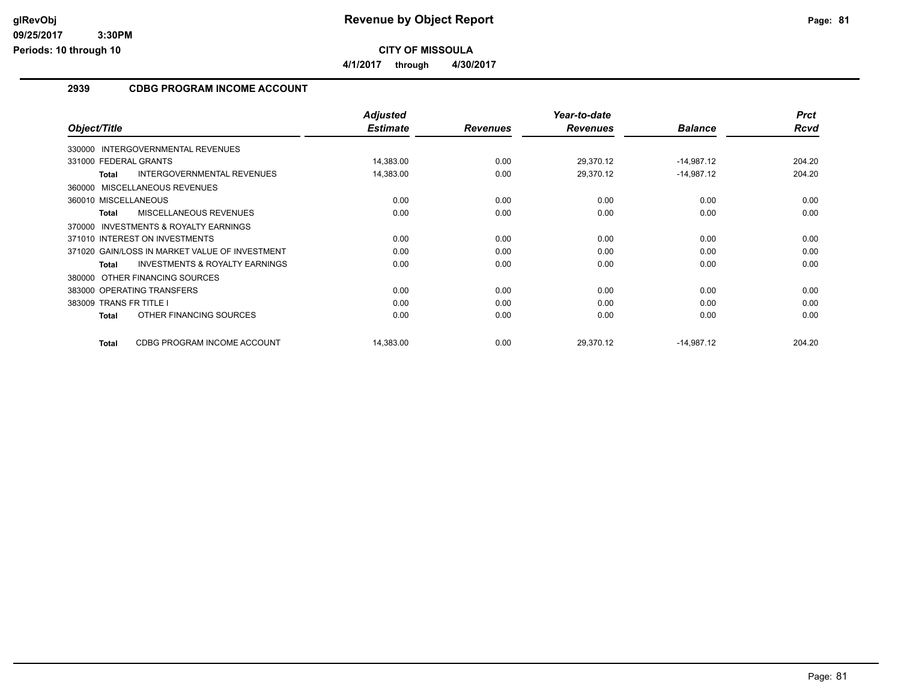**CITY OF MISSOULA**

**4/1/2017 through 4/30/2017**

## 2939 CDBG PROGRAM INCOME ACCOUNT

| Object/Title | Adjusted Estimate | Revenues | Year-to-date Revenues | Balance | Prct Rcvd |
|---|---|---|---|---|---|
| 330000 INTERGOVERNMENTAL REVENUES | | | | | |
| 331000 FEDERAL GRANTS | 14,383.00 | 0.00 | 29,370.12 | -14,987.12 | 204.20 |
| **Total** INTERGOVERNMENTAL REVENUES | 14,383.00 | 0.00 | 29,370.12 | -14,987.12 | 204.20 |
| 360000 MISCELLANEOUS REVENUES | | | | | |
| 360010 MISCELLANEOUS | 0.00 | 0.00 | 0.00 | 0.00 | 0.00 |
| **Total** MISCELLANEOUS REVENUES | 0.00 | 0.00 | 0.00 | 0.00 | 0.00 |
| 370000 INVESTMENTS & ROYALTY EARNINGS | | | | | |
| 371010 INTEREST ON INVESTMENTS | 0.00 | 0.00 | 0.00 | 0.00 | 0.00 |
| 371020 GAIN/LOSS IN MARKET VALUE OF INVESTMENT | 0.00 | 0.00 | 0.00 | 0.00 | 0.00 |
| **Total** INVESTMENTS & ROYALTY EARNINGS | 0.00 | 0.00 | 0.00 | 0.00 | 0.00 |
| 380000 OTHER FINANCING SOURCES | | | | | |
| 383000 OPERATING TRANSFERS | 0.00 | 0.00 | 0.00 | 0.00 | 0.00 |
| 383009 TRANS FR TITLE I | 0.00 | 0.00 | 0.00 | 0.00 | 0.00 |
| **Total** OTHER FINANCING SOURCES | 0.00 | 0.00 | 0.00 | 0.00 | 0.00 |
| **Total** CDBG PROGRAM INCOME ACCOUNT | 14,383.00 | 0.00 | 29,370.12 | -14,987.12 | 204.20 |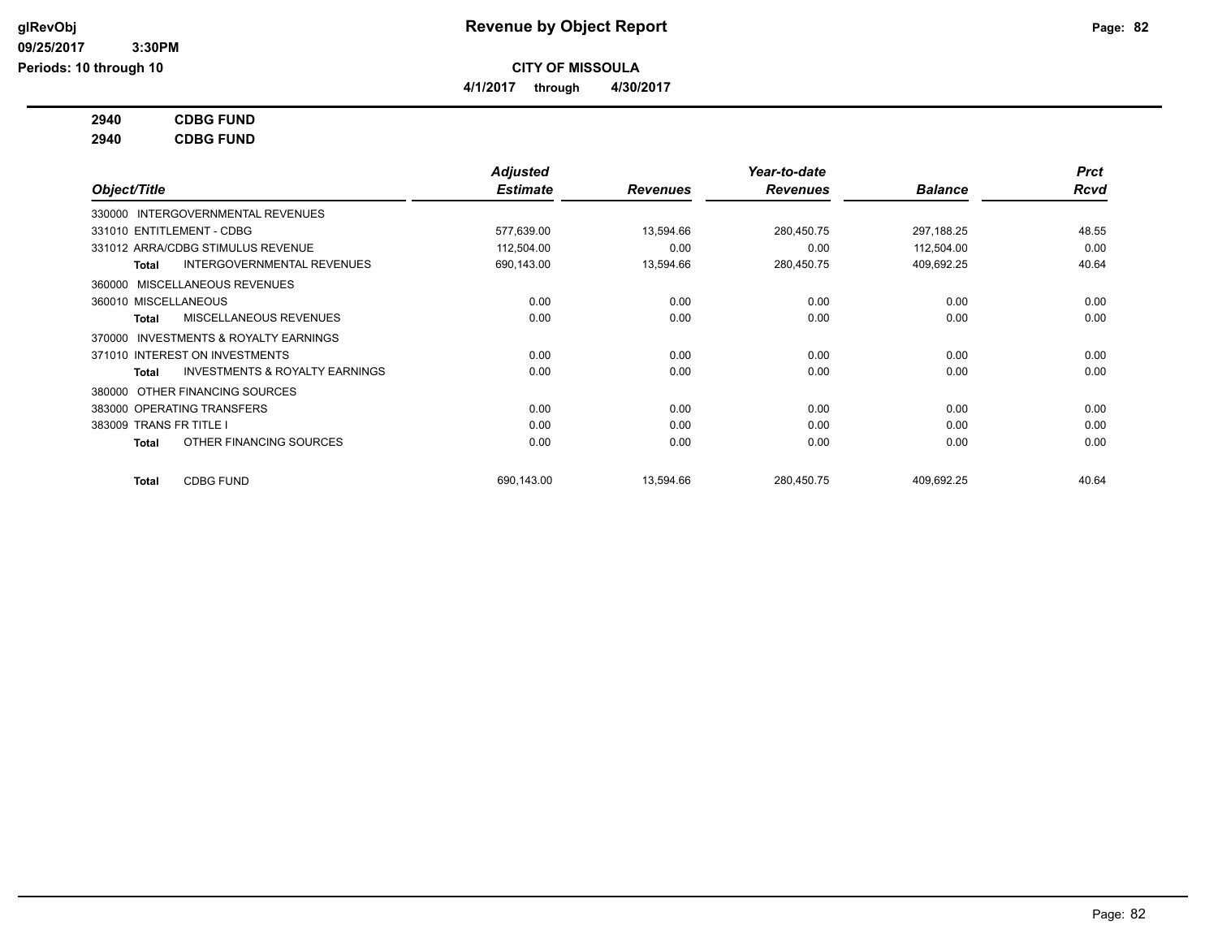# Revenue by Object Report

glRevObj
09/25/2017 3:30PM
Periods: 10 through 10

**CITY OF MISSOULA**

**4/1/2017 through 4/30/2017**

**2940 CDBG FUND**
**2940 CDBG FUND**

| Object/Title | Adjusted Estimate | Revenues | Year-to-date Revenues | Balance | Prct Rcvd |
|---|---|---|---|---|---|
| 330000 INTERGOVERNMENTAL REVENUES | | | | | |
| 331010 ENTITLEMENT - CDBG | 577,639.00 | 13,594.66 | 280,450.75 | 297,188.25 | 48.55 |
| 331012 ARRA/CDBG STIMULUS REVENUE | 112,504.00 | 0.00 | 0.00 | 112,504.00 | 0.00 |
| **Total** INTERGOVERNMENTAL REVENUES | 690,143.00 | 13,594.66 | 280,450.75 | 409,692.25 | 40.64 |
| 360000 MISCELLANEOUS REVENUES | | | | | |
| 360010 MISCELLANEOUS | 0.00 | 0.00 | 0.00 | 0.00 | 0.00 |
| **Total** MISCELLANEOUS REVENUES | 0.00 | 0.00 | 0.00 | 0.00 | 0.00 |
| 370000 INVESTMENTS & ROYALTY EARNINGS | | | | | |
| 371010 INTEREST ON INVESTMENTS | 0.00 | 0.00 | 0.00 | 0.00 | 0.00 |
| **Total** INVESTMENTS & ROYALTY EARNINGS | 0.00 | 0.00 | 0.00 | 0.00 | 0.00 |
| 380000 OTHER FINANCING SOURCES | | | | | |
| 383000 OPERATING TRANSFERS | 0.00 | 0.00 | 0.00 | 0.00 | 0.00 |
| 383009 TRANS FR TITLE I | 0.00 | 0.00 | 0.00 | 0.00 | 0.00 |
| **Total** OTHER FINANCING SOURCES | 0.00 | 0.00 | 0.00 | 0.00 | 0.00 |
| **Total** CDBG FUND | 690,143.00 | 13,594.66 | 280,450.75 | 409,692.25 | 40.64 |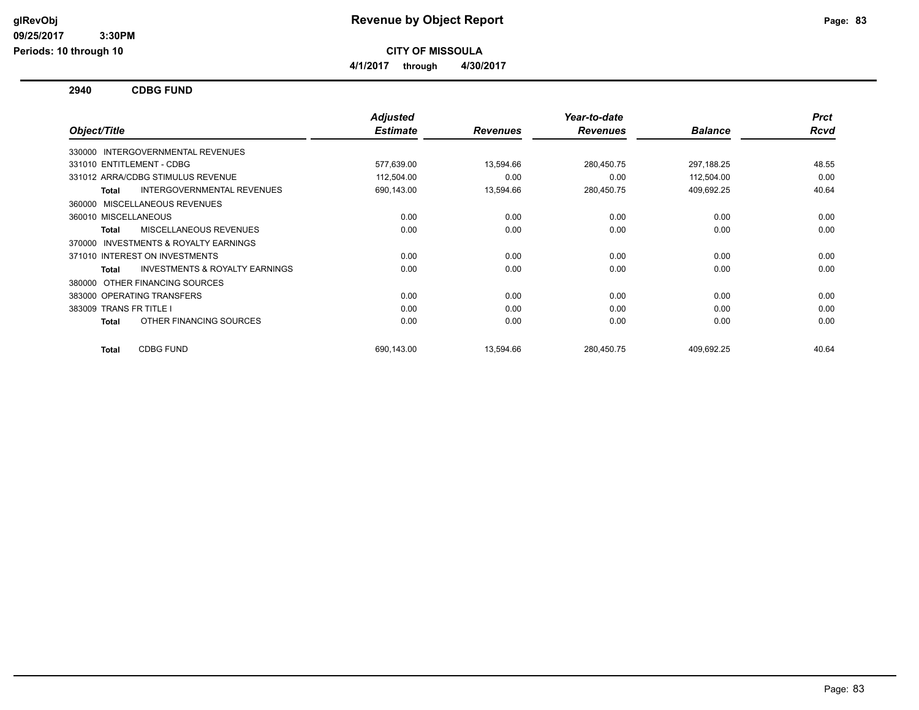# Revenue by Object Report

## CITY OF MISSOULA

**4/1/2017 through 4/30/2017**

**2940 CDBG FUND**

| Object/Title | Adjusted Estimate | Revenues | Year-to-date Revenues | Balance | Prct Rcvd |
|---|---|---|---|---|---|
| 330000 INTERGOVERNMENTAL REVENUES | | | | | |
| 331010 ENTITLEMENT - CDBG | 577,639.00 | 13,594.66 | 280,450.75 | 297,188.25 | 48.55 |
| 331012 ARRA/CDBG STIMULUS REVENUE | 112,504.00 | 0.00 | 0.00 | 112,504.00 | 0.00 |
| **Total** INTERGOVERNMENTAL REVENUES | 690,143.00 | 13,594.66 | 280,450.75 | 409,692.25 | 40.64 |
| 360000 MISCELLANEOUS REVENUES | | | | | |
| 360010 MISCELLANEOUS | 0.00 | 0.00 | 0.00 | 0.00 | 0.00 |
| **Total** MISCELLANEOUS REVENUES | 0.00 | 0.00 | 0.00 | 0.00 | 0.00 |
| 370000 INVESTMENTS & ROYALTY EARNINGS | | | | | |
| 371010 INTEREST ON INVESTMENTS | 0.00 | 0.00 | 0.00 | 0.00 | 0.00 |
| **Total** INVESTMENTS & ROYALTY EARNINGS | 0.00 | 0.00 | 0.00 | 0.00 | 0.00 |
| 380000 OTHER FINANCING SOURCES | | | | | |
| 383000 OPERATING TRANSFERS | 0.00 | 0.00 | 0.00 | 0.00 | 0.00 |
| 383009 TRANS FR TITLE I | 0.00 | 0.00 | 0.00 | 0.00 | 0.00 |
| **Total** OTHER FINANCING SOURCES | 0.00 | 0.00 | 0.00 | 0.00 | 0.00 |
| **Total** CDBG FUND | 690,143.00 | 13,594.66 | 280,450.75 | 409,692.25 | 40.64 |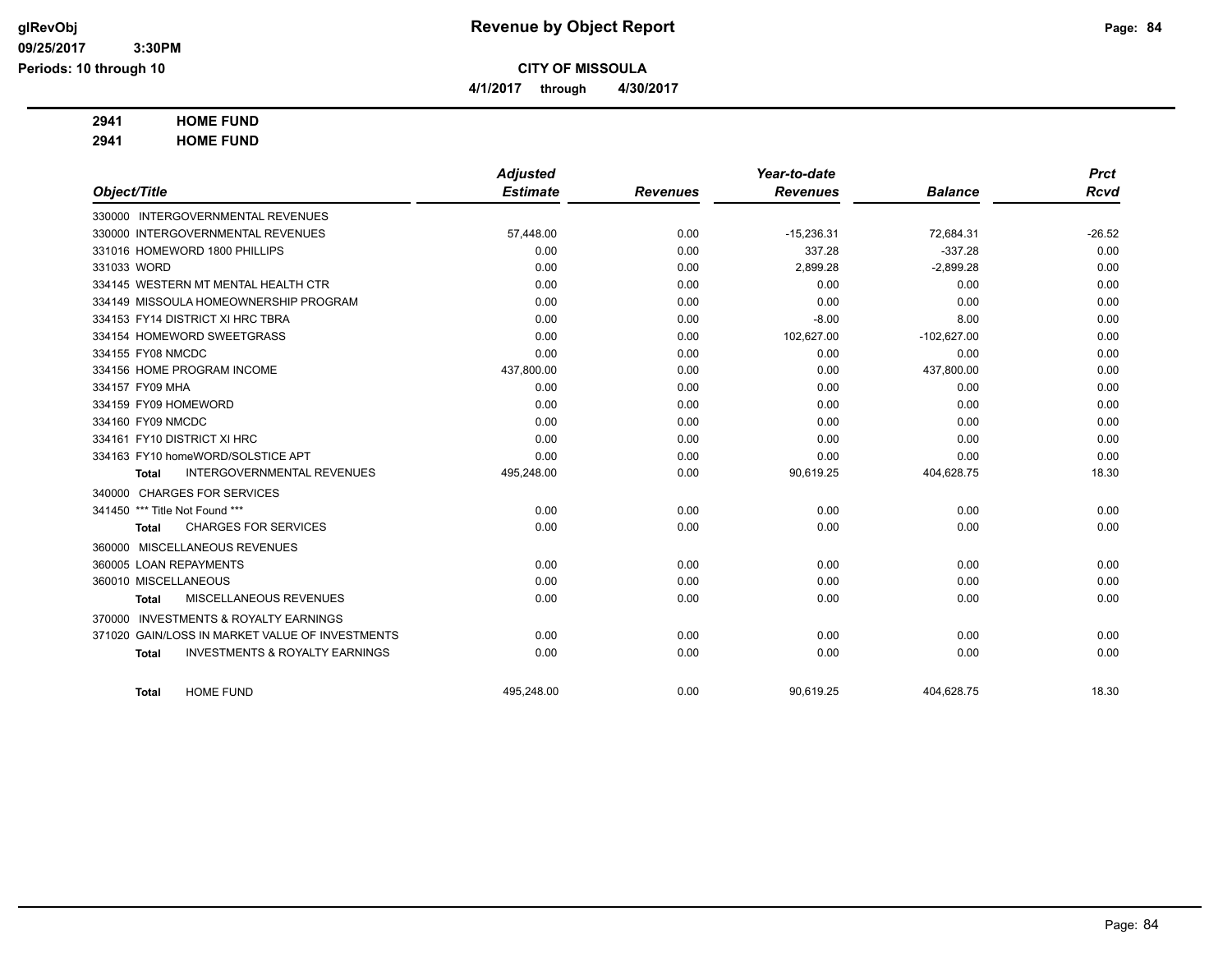# CITY OF MISSOULA

**Revenue by Object Report**

glRevObj
09/25/2017 3:30PM
Periods: 10 through 10

4/1/2017 through 4/30/2017

**2941 HOME FUND**
**2941 HOME FUND**

| Object/Title | Adjusted Estimate | Revenues | Year-to-date Revenues | Balance | Prct Rcvd |
|---|---|---|---|---|---|
| 330000 INTERGOVERNMENTAL REVENUES | | | | | |
| 330000 INTERGOVERNMENTAL REVENUES | 57,448.00 | 0.00 | -15,236.31 | 72,684.31 | -26.52 |
| 331016 HOMEWORD 1800 PHILLIPS | 0.00 | 0.00 | 337.28 | -337.28 | 0.00 |
| 331033 WORD | 0.00 | 0.00 | 2,899.28 | -2,899.28 | 0.00 |
| 334145 WESTERN MT MENTAL HEALTH CTR | 0.00 | 0.00 | 0.00 | 0.00 | 0.00 |
| 334149 MISSOULA HOMEOWNERSHIP PROGRAM | 0.00 | 0.00 | 0.00 | 0.00 | 0.00 |
| 334153 FY14 DISTRICT XI HRC TBRA | 0.00 | 0.00 | -8.00 | 8.00 | 0.00 |
| 334154 HOMEWORD SWEETGRASS | 0.00 | 0.00 | 102,627.00 | -102,627.00 | 0.00 |
| 334155 FY08 NMCDC | 0.00 | 0.00 | 0.00 | 0.00 | 0.00 |
| 334156 HOME PROGRAM INCOME | 437,800.00 | 0.00 | 0.00 | 437,800.00 | 0.00 |
| 334157 FY09 MHA | 0.00 | 0.00 | 0.00 | 0.00 | 0.00 |
| 334159 FY09 HOMEWORD | 0.00 | 0.00 | 0.00 | 0.00 | 0.00 |
| 334160 FY09 NMCDC | 0.00 | 0.00 | 0.00 | 0.00 | 0.00 |
| 334161 FY10 DISTRICT XI HRC | 0.00 | 0.00 | 0.00 | 0.00 | 0.00 |
| 334163 FY10 homeWORD/SOLSTICE APT | 0.00 | 0.00 | 0.00 | 0.00 | 0.00 |
| **Total** INTERGOVERNMENTAL REVENUES | 495,248.00 | 0.00 | 90,619.25 | 404,628.75 | 18.30 |
| 340000 CHARGES FOR SERVICES | | | | | |
| 341450 *** Title Not Found *** | 0.00 | 0.00 | 0.00 | 0.00 | 0.00 |
| **Total** CHARGES FOR SERVICES | 0.00 | 0.00 | 0.00 | 0.00 | 0.00 |
| 360000 MISCELLANEOUS REVENUES | | | | | |
| 360005 LOAN REPAYMENTS | 0.00 | 0.00 | 0.00 | 0.00 | 0.00 |
| 360010 MISCELLANEOUS | 0.00 | 0.00 | 0.00 | 0.00 | 0.00 |
| **Total** MISCELLANEOUS REVENUES | 0.00 | 0.00 | 0.00 | 0.00 | 0.00 |
| 370000 INVESTMENTS & ROYALTY EARNINGS | | | | | |
| 371020 GAIN/LOSS IN MARKET VALUE OF INVESTMENTS | 0.00 | 0.00 | 0.00 | 0.00 | 0.00 |
| **Total** INVESTMENTS & ROYALTY EARNINGS | 0.00 | 0.00 | 0.00 | 0.00 | 0.00 |
| **Total** HOME FUND | 495,248.00 | 0.00 | 90,619.25 | 404,628.75 | 18.30 |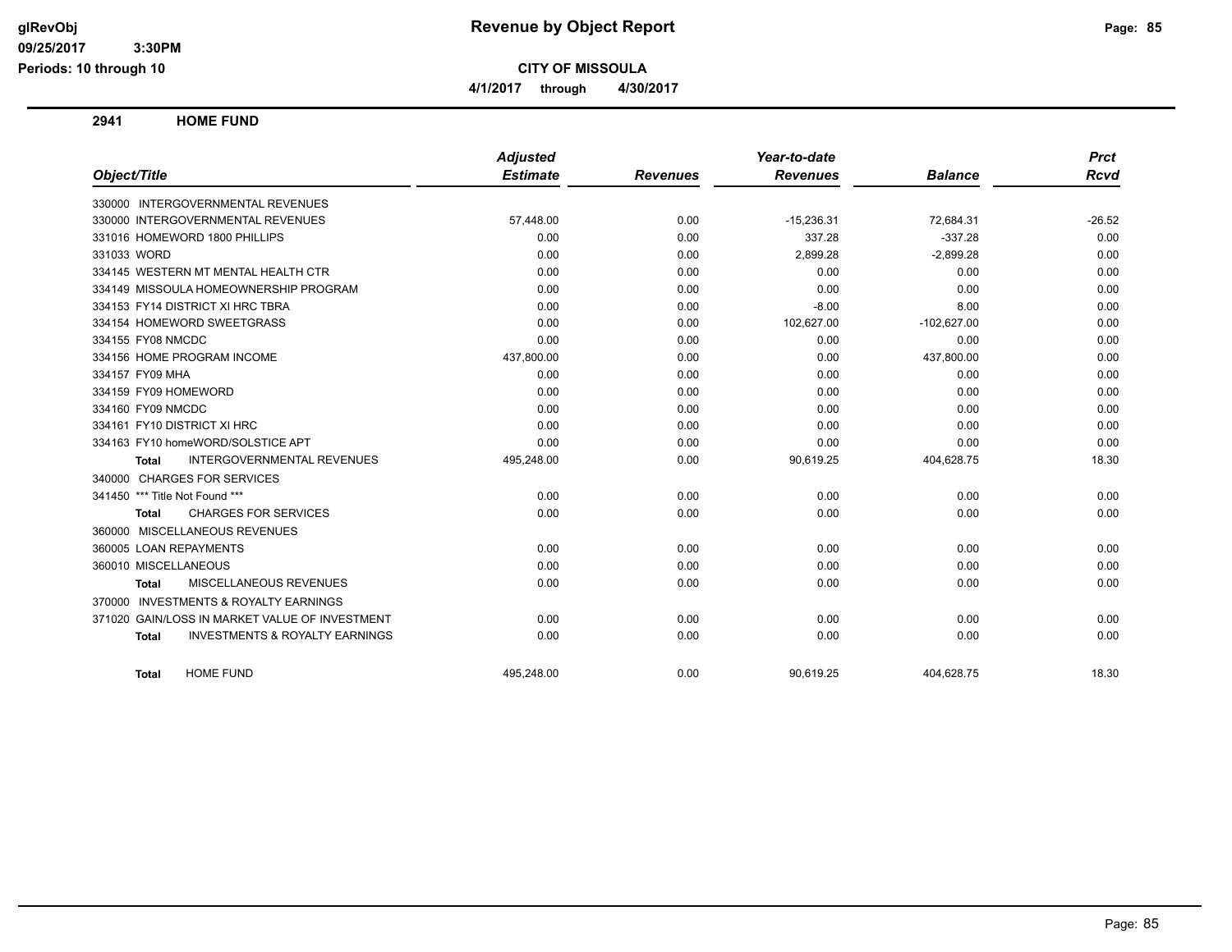# Revenue by Object Report

**CITY OF MISSOULA**

**4/1/2017 through 4/30/2017**

glRevObj
09/25/2017 3:30PM
Periods: 10 through 10

## 2941 HOME FUND

| Object/Title | Adjusted Estimate | Revenues | Year-to-date Revenues | Balance | Prct Rcvd |
|---|---|---|---|---|---|
| 330000 INTERGOVERNMENTAL REVENUES | | | | | |
| 330000 INTERGOVERNMENTAL REVENUES | 57,448.00 | 0.00 | -15,236.31 | 72,684.31 | -26.52 |
| 331016 HOMEWORD 1800 PHILLIPS | 0.00 | 0.00 | 337.28 | -337.28 | 0.00 |
| 331033 WORD | 0.00 | 0.00 | 2,899.28 | -2,899.28 | 0.00 |
| 334145 WESTERN MT MENTAL HEALTH CTR | 0.00 | 0.00 | 0.00 | 0.00 | 0.00 |
| 334149 MISSOULA HOMEOWNERSHIP PROGRAM | 0.00 | 0.00 | 0.00 | 0.00 | 0.00 |
| 334153 FY14 DISTRICT XI HRC TBRA | 0.00 | 0.00 | -8.00 | 8.00 | 0.00 |
| 334154 HOMEWORD SWEETGRASS | 0.00 | 0.00 | 102,627.00 | -102,627.00 | 0.00 |
| 334155 FY08 NMCDC | 0.00 | 0.00 | 0.00 | 0.00 | 0.00 |
| 334156 HOME PROGRAM INCOME | 437,800.00 | 0.00 | 0.00 | 437,800.00 | 0.00 |
| 334157 FY09 MHA | 0.00 | 0.00 | 0.00 | 0.00 | 0.00 |
| 334159 FY09 HOMEWORD | 0.00 | 0.00 | 0.00 | 0.00 | 0.00 |
| 334160 FY09 NMCDC | 0.00 | 0.00 | 0.00 | 0.00 | 0.00 |
| 334161 FY10 DISTRICT XI HRC | 0.00 | 0.00 | 0.00 | 0.00 | 0.00 |
| 334163 FY10 homeWORD/SOLSTICE APT | 0.00 | 0.00 | 0.00 | 0.00 | 0.00 |
| **Total** INTERGOVERNMENTAL REVENUES | 495,248.00 | 0.00 | 90,619.25 | 404,628.75 | 18.30 |
| 340000 CHARGES FOR SERVICES | | | | | |
| 341450 *** Title Not Found *** | 0.00 | 0.00 | 0.00 | 0.00 | 0.00 |
| **Total** CHARGES FOR SERVICES | 0.00 | 0.00 | 0.00 | 0.00 | 0.00 |
| 360000 MISCELLANEOUS REVENUES | | | | | |
| 360005 LOAN REPAYMENTS | 0.00 | 0.00 | 0.00 | 0.00 | 0.00 |
| 360010 MISCELLANEOUS | 0.00 | 0.00 | 0.00 | 0.00 | 0.00 |
| **Total** MISCELLANEOUS REVENUES | 0.00 | 0.00 | 0.00 | 0.00 | 0.00 |
| 370000 INVESTMENTS & ROYALTY EARNINGS | | | | | |
| 371020 GAIN/LOSS IN MARKET VALUE OF INVESTMENT | 0.00 | 0.00 | 0.00 | 0.00 | 0.00 |
| **Total** INVESTMENTS & ROYALTY EARNINGS | 0.00 | 0.00 | 0.00 | 0.00 | 0.00 |
| **Total** HOME FUND | 495,248.00 | 0.00 | 90,619.25 | 404,628.75 | 18.30 |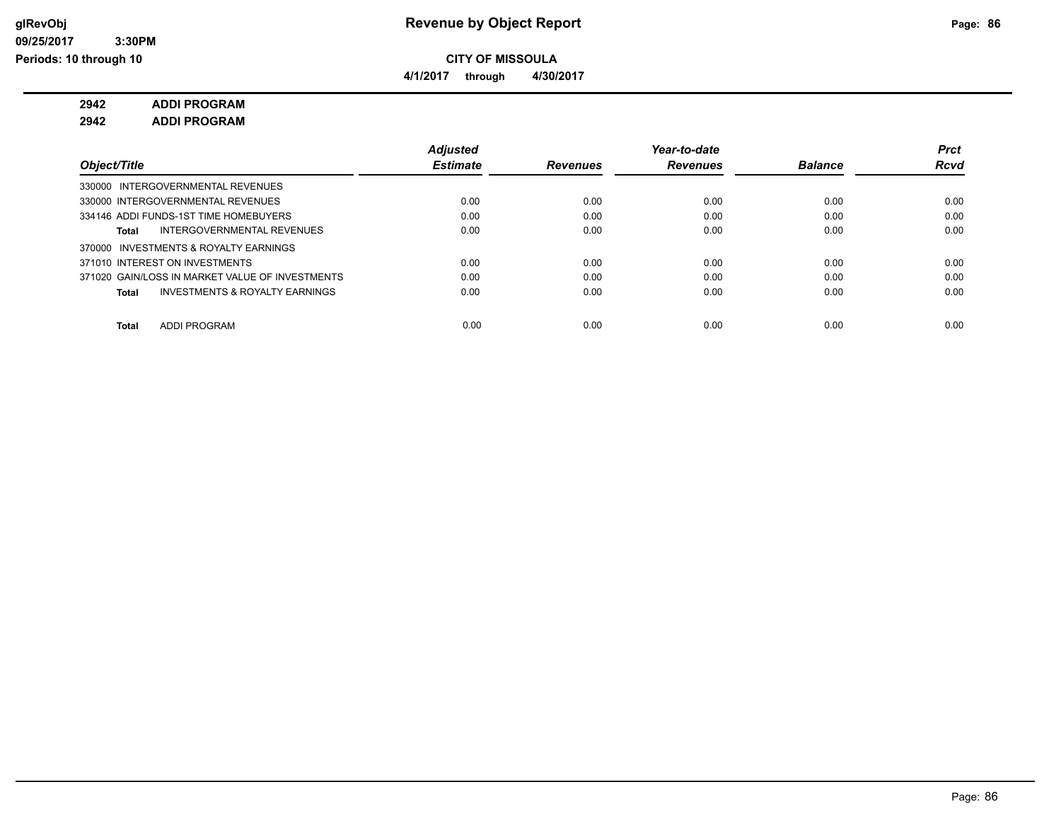# Revenue by Object Report

**CITY OF MISSOULA**

**4/1/2017 through 4/30/2017**

glRevObj
09/25/2017 3:30PM
Periods: 10 through 10

**2942 ADDI PROGRAM**

**2942 ADDI PROGRAM**

| Object/Title | Adjusted Estimate | Revenues | Year-to-date Revenues | Balance | Prct Rcvd |
|---|---|---|---|---|---|
| 330000 INTERGOVERNMENTAL REVENUES | | | | | |
| 330000 INTERGOVERNMENTAL REVENUES | 0.00 | 0.00 | 0.00 | 0.00 | 0.00 |
| 334146 ADDI FUNDS-1ST TIME HOMEBUYERS | 0.00 | 0.00 | 0.00 | 0.00 | 0.00 |
| **Total** INTERGOVERNMENTAL REVENUES | 0.00 | 0.00 | 0.00 | 0.00 | 0.00 |
| 370000 INVESTMENTS & ROYALTY EARNINGS | | | | | |
| 371010 INTEREST ON INVESTMENTS | 0.00 | 0.00 | 0.00 | 0.00 | 0.00 |
| 371020 GAIN/LOSS IN MARKET VALUE OF INVESTMENTS | 0.00 | 0.00 | 0.00 | 0.00 | 0.00 |
| **Total** INVESTMENTS & ROYALTY EARNINGS | 0.00 | 0.00 | 0.00 | 0.00 | 0.00 |
| **Total** ADDI PROGRAM | 0.00 | 0.00 | 0.00 | 0.00 | 0.00 |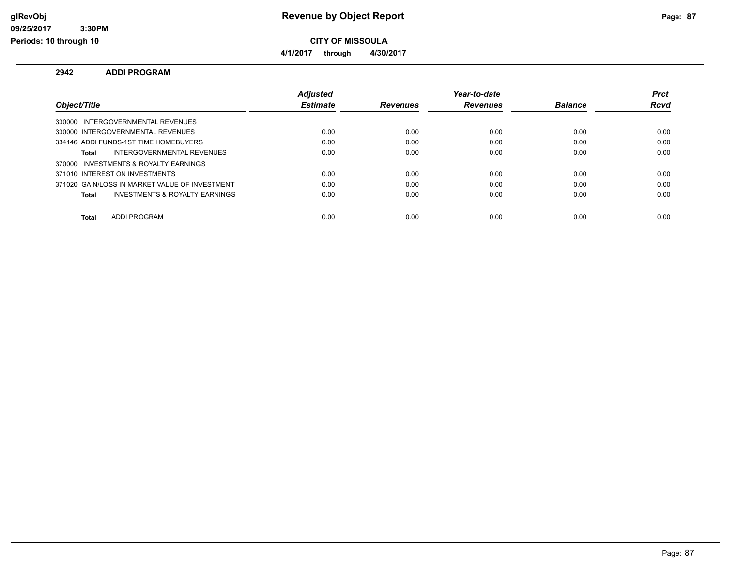# Revenue by Object Report

glRevObj
09/25/2017 3:30PM
Periods: 10 through 10

**CITY OF MISSOULA**

**4/1/2017 through 4/30/2017**

## 2942 ADDI PROGRAM

| Object/Title | Adjusted Estimate | Revenues | Year-to-date Revenues | Balance | Prct Rcvd |
|---|---|---|---|---|---|
| 330000 INTERGOVERNMENTAL REVENUES | | | | | |
| 330000 INTERGOVERNMENTAL REVENUES | 0.00 | 0.00 | 0.00 | 0.00 | 0.00 |
| 334146 ADDI FUNDS-1ST TIME HOMEBUYERS | 0.00 | 0.00 | 0.00 | 0.00 | 0.00 |
| **Total** INTERGOVERNMENTAL REVENUES | 0.00 | 0.00 | 0.00 | 0.00 | 0.00 |
| 370000 INVESTMENTS & ROYALTY EARNINGS | | | | | |
| 371010 INTEREST ON INVESTMENTS | 0.00 | 0.00 | 0.00 | 0.00 | 0.00 |
| 371020 GAIN/LOSS IN MARKET VALUE OF INVESTMENT | 0.00 | 0.00 | 0.00 | 0.00 | 0.00 |
| **Total** INVESTMENTS & ROYALTY EARNINGS | 0.00 | 0.00 | 0.00 | 0.00 | 0.00 |
| **Total** ADDI PROGRAM | 0.00 | 0.00 | 0.00 | 0.00 | 0.00 |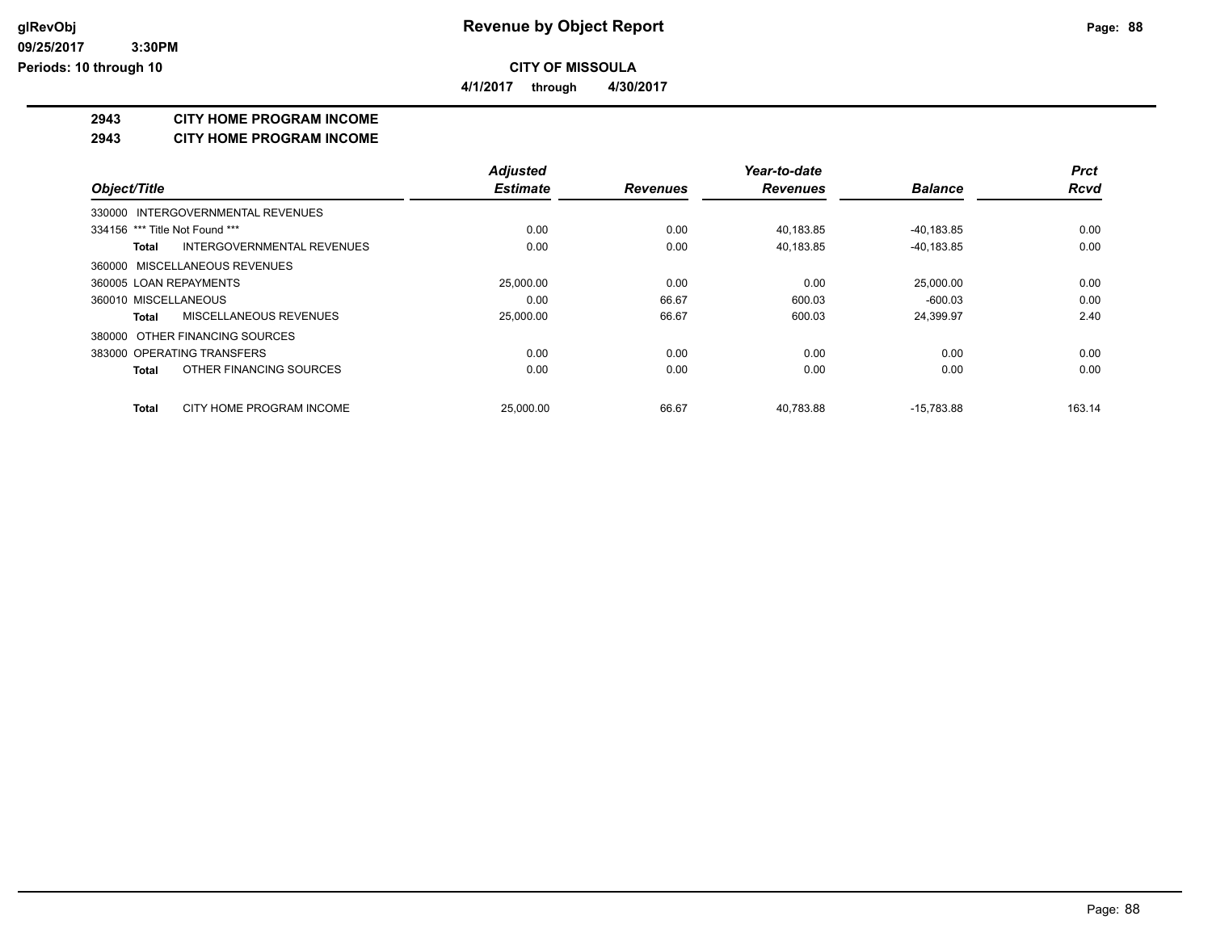**CITY OF MISSOULA**

**4/1/2017 through 4/30/2017**

## 2943 CITY HOME PROGRAM INCOME

## 2943 CITY HOME PROGRAM INCOME

| Object/Title | Adjusted Estimate | Revenues | Year-to-date Revenues | Balance | Prct Rcvd |
|---|---|---|---|---|---|
| 330000 INTERGOVERNMENTAL REVENUES | | | | | |
| 334156 *** Title Not Found *** | 0.00 | 0.00 | 40,183.85 | -40,183.85 | 0.00 |
| **Total** INTERGOVERNMENTAL REVENUES | 0.00 | 0.00 | 40,183.85 | -40,183.85 | 0.00 |
| 360000 MISCELLANEOUS REVENUES | | | | | |
| 360005 LOAN REPAYMENTS | 25,000.00 | 0.00 | 0.00 | 25,000.00 | 0.00 |
| 360010 MISCELLANEOUS | 0.00 | 66.67 | 600.03 | -600.03 | 0.00 |
| **Total** MISCELLANEOUS REVENUES | 25,000.00 | 66.67 | 600.03 | 24,399.97 | 2.40 |
| 380000 OTHER FINANCING SOURCES | | | | | |
| 383000 OPERATING TRANSFERS | 0.00 | 0.00 | 0.00 | 0.00 | 0.00 |
| **Total** OTHER FINANCING SOURCES | 0.00 | 0.00 | 0.00 | 0.00 | 0.00 |
| **Total** CITY HOME PROGRAM INCOME | 25,000.00 | 66.67 | 40,783.88 | -15,783.88 | 163.14 |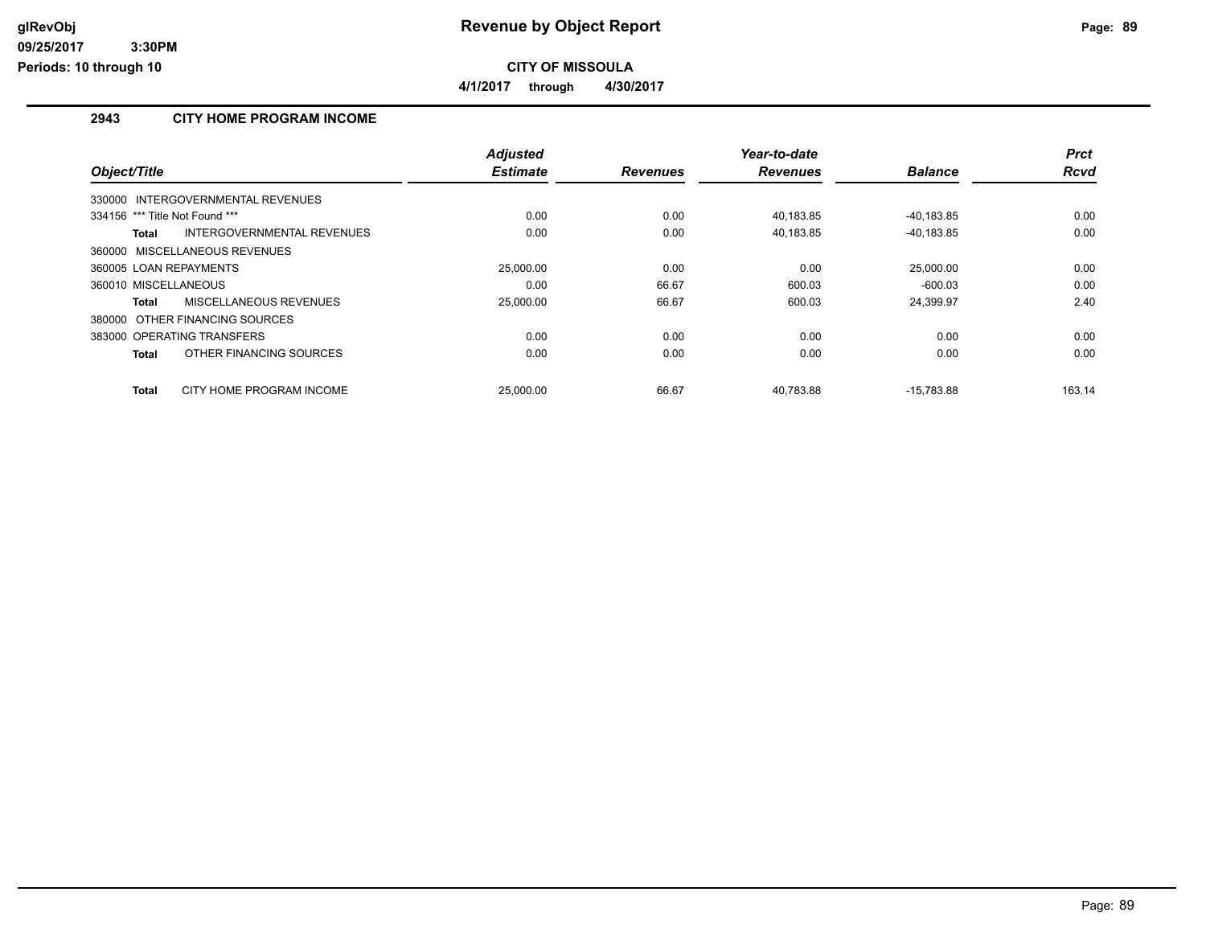# Revenue by Object Report

**CITY OF MISSOULA**

**4/1/2017 through 4/30/2017**

glRevObj
09/25/2017 3:30PM
Periods: 10 through 10

## 2943 CITY HOME PROGRAM INCOME

| Object/Title | Adjusted Estimate | Revenues | Year-to-date Revenues | Balance | Prct Rcvd |
|---|---|---|---|---|---|
| 330000 INTERGOVERNMENTAL REVENUES | | | | | |
| 334156 *** Title Not Found *** | 0.00 | 0.00 | 40,183.85 | -40,183.85 | 0.00 |
| **Total** INTERGOVERNMENTAL REVENUES | 0.00 | 0.00 | 40,183.85 | -40,183.85 | 0.00 |
| 360000 MISCELLANEOUS REVENUES | | | | | |
| 360005 LOAN REPAYMENTS | 25,000.00 | 0.00 | 0.00 | 25,000.00 | 0.00 |
| 360010 MISCELLANEOUS | 0.00 | 66.67 | 600.03 | -600.03 | 0.00 |
| **Total** MISCELLANEOUS REVENUES | 25,000.00 | 66.67 | 600.03 | 24,399.97 | 2.40 |
| 380000 OTHER FINANCING SOURCES | | | | | |
| 383000 OPERATING TRANSFERS | 0.00 | 0.00 | 0.00 | 0.00 | 0.00 |
| **Total** OTHER FINANCING SOURCES | 0.00 | 0.00 | 0.00 | 0.00 | 0.00 |
| **Total** CITY HOME PROGRAM INCOME | 25,000.00 | 66.67 | 40,783.88 | -15,783.88 | 163.14 |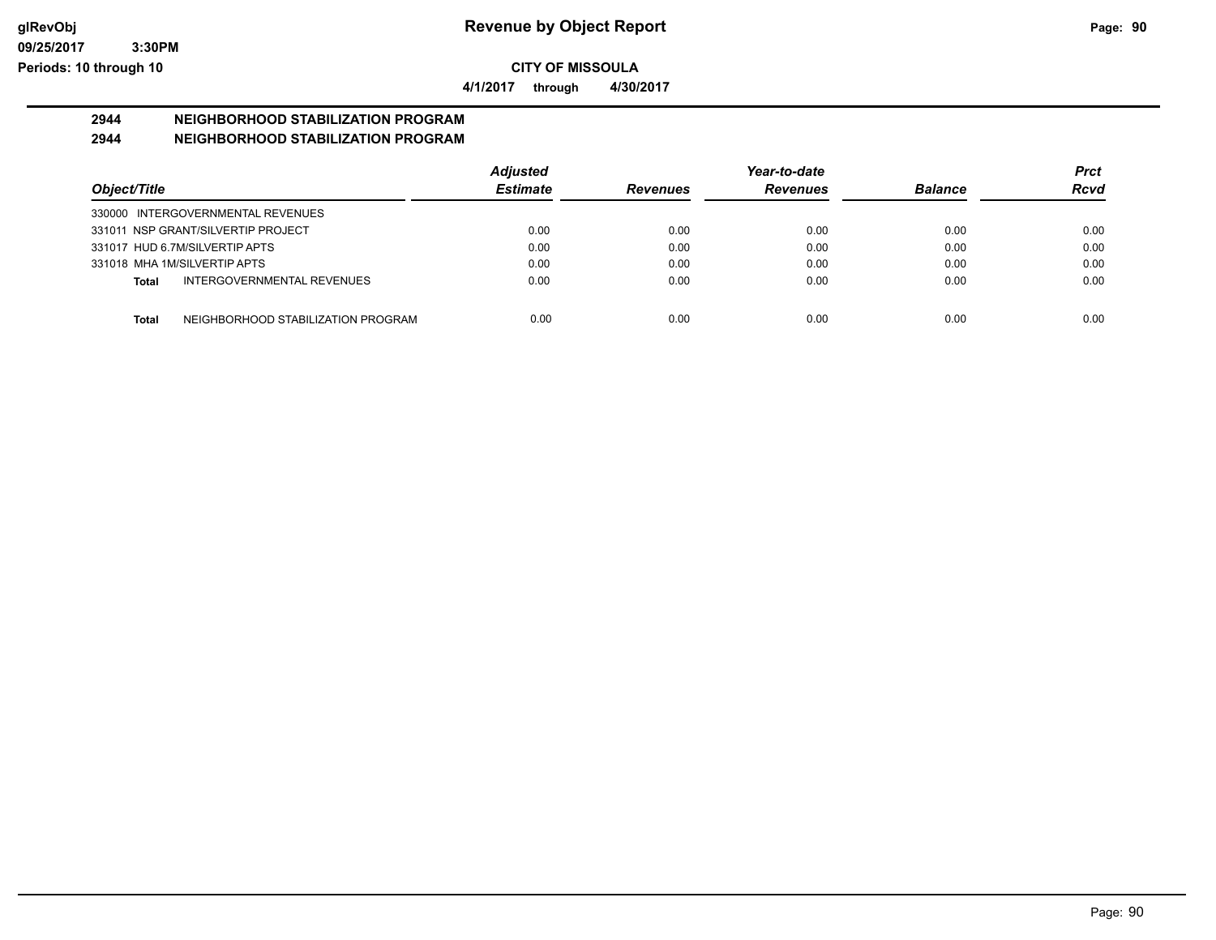**CITY OF MISSOULA**

**4/1/2017 through 4/30/2017**

## 2944 NEIGHBORHOOD STABILIZATION PROGRAM

## 2944 NEIGHBORHOOD STABILIZATION PROGRAM

| Object/Title | Adjusted Estimate | Revenues | Year-to-date Revenues | Balance | Prct Rcvd |
|---|---|---|---|---|---|
| 330000 INTERGOVERNMENTAL REVENUES | | | | | |
| 331011 NSP GRANT/SILVERTIP PROJECT | 0.00 | 0.00 | 0.00 | 0.00 | 0.00 |
| 331017 HUD 6.7M/SILVERTIP APTS | 0.00 | 0.00 | 0.00 | 0.00 | 0.00 |
| 331018 MHA 1M/SILVERTIP APTS | 0.00 | 0.00 | 0.00 | 0.00 | 0.00 |
| **Total** INTERGOVERNMENTAL REVENUES | 0.00 | 0.00 | 0.00 | 0.00 | 0.00 |
| **Total** NEIGHBORHOOD STABILIZATION PROGRAM | 0.00 | 0.00 | 0.00 | 0.00 | 0.00 |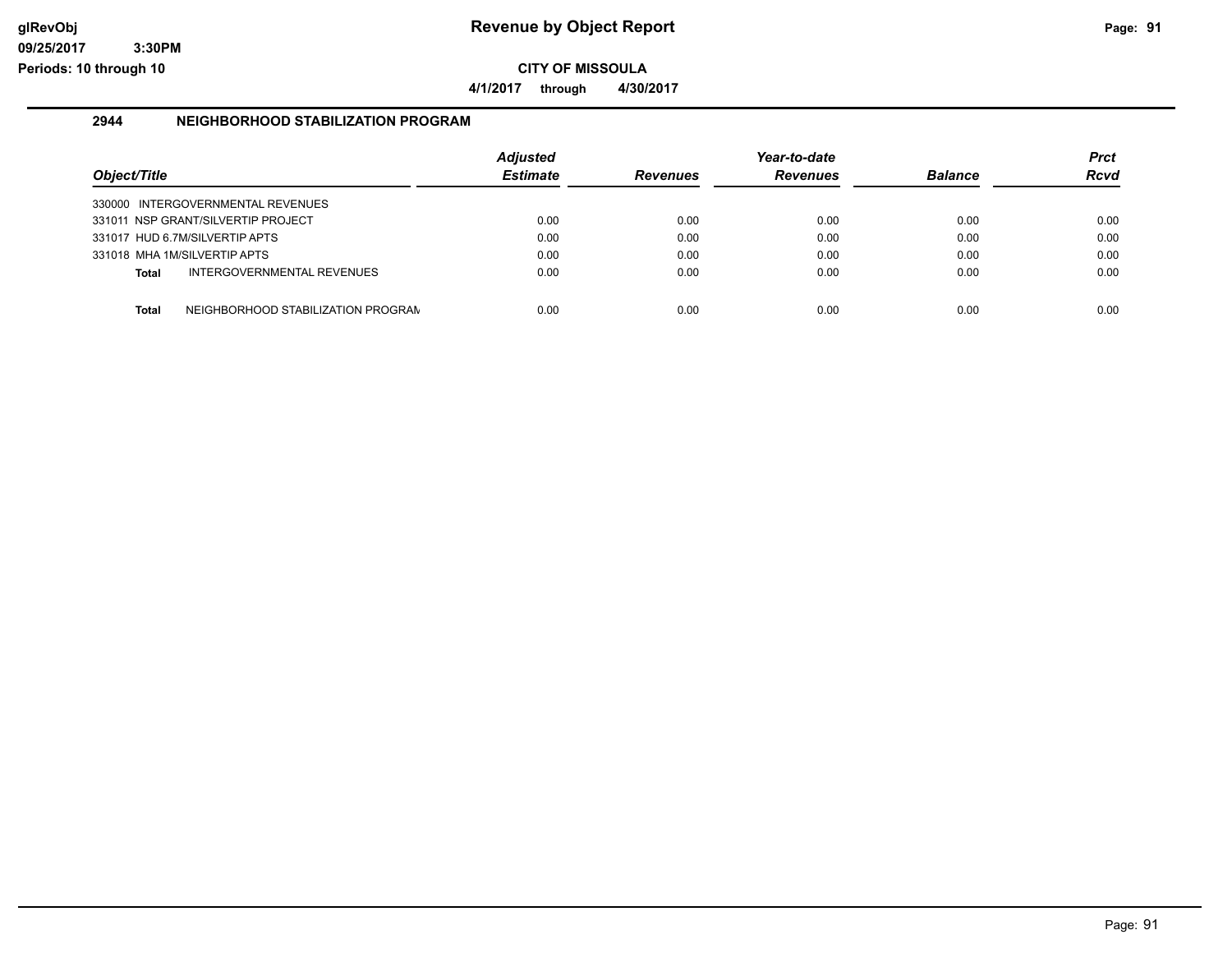# Revenue by Object Report

glRevObj
09/25/2017 3:30PM
Periods: 10 through 10

**CITY OF MISSOULA**

**4/1/2017 through 4/30/2017**

## 2944 NEIGHBORHOOD STABILIZATION PROGRAM

| Object/Title | Adjusted Estimate | Revenues | Year-to-date Revenues | Balance | Prct Rcvd |
|---|---|---|---|---|---|
| 330000 INTERGOVERNMENTAL REVENUES | | | | | |
| 331011 NSP GRANT/SILVERTIP PROJECT | 0.00 | 0.00 | 0.00 | 0.00 | 0.00 |
| 331017 HUD 6.7M/SILVERTIP APTS | 0.00 | 0.00 | 0.00 | 0.00 | 0.00 |
| 331018 MHA 1M/SILVERTIP APTS | 0.00 | 0.00 | 0.00 | 0.00 | 0.00 |
| **Total** INTERGOVERNMENTAL REVENUES | 0.00 | 0.00 | 0.00 | 0.00 | 0.00 |
| **Total** NEIGHBORHOOD STABILIZATION PROGRAM | 0.00 | 0.00 | 0.00 | 0.00 | 0.00 |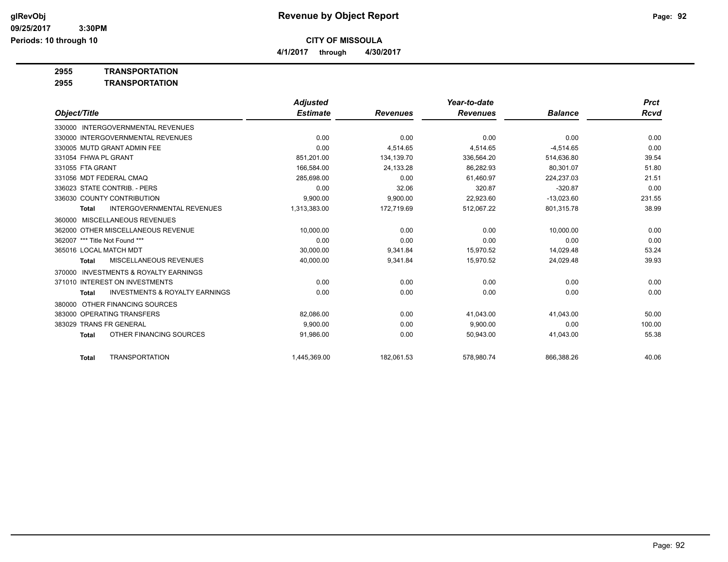**glRevObj** 09/25/2017 3:30PM
**Periods: 10 through 10**

# Revenue by Object Report

**CITY OF MISSOULA**

**4/1/2017 through 4/30/2017**

**2955 TRANSPORTATION**

**2955 TRANSPORTATION**

| Object/Title | Adjusted Estimate | Revenues | Year-to-date Revenues | Balance | Prct Rcvd |
|---|---|---|---|---|---|
| 330000 INTERGOVERNMENTAL REVENUES | | | | | |
| 330000 INTERGOVERNMENTAL REVENUES | 0.00 | 0.00 | 0.00 | 0.00 | 0.00 |
| 330005 MUTD GRANT ADMIN FEE | 0.00 | 4,514.65 | 4,514.65 | -4,514.65 | 0.00 |
| 331054 FHWA PL GRANT | 851,201.00 | 134,139.70 | 336,564.20 | 514,636.80 | 39.54 |
| 331055 FTA GRANT | 166,584.00 | 24,133.28 | 86,282.93 | 80,301.07 | 51.80 |
| 331056 MDT FEDERAL CMAQ | 285,698.00 | 0.00 | 61,460.97 | 224,237.03 | 21.51 |
| 336023 STATE CONTRIB. - PERS | 0.00 | 32.06 | 320.87 | -320.87 | 0.00 |
| 336030 COUNTY CONTRIBUTION | 9,900.00 | 9,900.00 | 22,923.60 | -13,023.60 | 231.55 |
| **Total** INTERGOVERNMENTAL REVENUES | 1,313,383.00 | 172,719.69 | 512,067.22 | 801,315.78 | 38.99 |
| 360000 MISCELLANEOUS REVENUES | | | | | |
| 362000 OTHER MISCELLANEOUS REVENUE | 10,000.00 | 0.00 | 0.00 | 10,000.00 | 0.00 |
| 362007 *** Title Not Found *** | 0.00 | 0.00 | 0.00 | 0.00 | 0.00 |
| 365016 LOCAL MATCH MDT | 30,000.00 | 9,341.84 | 15,970.52 | 14,029.48 | 53.24 |
| **Total** MISCELLANEOUS REVENUES | 40,000.00 | 9,341.84 | 15,970.52 | 24,029.48 | 39.93 |
| 370000 INVESTMENTS & ROYALTY EARNINGS | | | | | |
| 371010 INTEREST ON INVESTMENTS | 0.00 | 0.00 | 0.00 | 0.00 | 0.00 |
| **Total** INVESTMENTS & ROYALTY EARNINGS | 0.00 | 0.00 | 0.00 | 0.00 | 0.00 |
| 380000 OTHER FINANCING SOURCES | | | | | |
| 383000 OPERATING TRANSFERS | 82,086.00 | 0.00 | 41,043.00 | 41,043.00 | 50.00 |
| 383029 TRANS FR GENERAL | 9,900.00 | 0.00 | 9,900.00 | 0.00 | 100.00 |
| **Total** OTHER FINANCING SOURCES | 91,986.00 | 0.00 | 50,943.00 | 41,043.00 | 55.38 |
| **Total** TRANSPORTATION | 1,445,369.00 | 182,061.53 | 578,980.74 | 866,388.26 | 40.06 |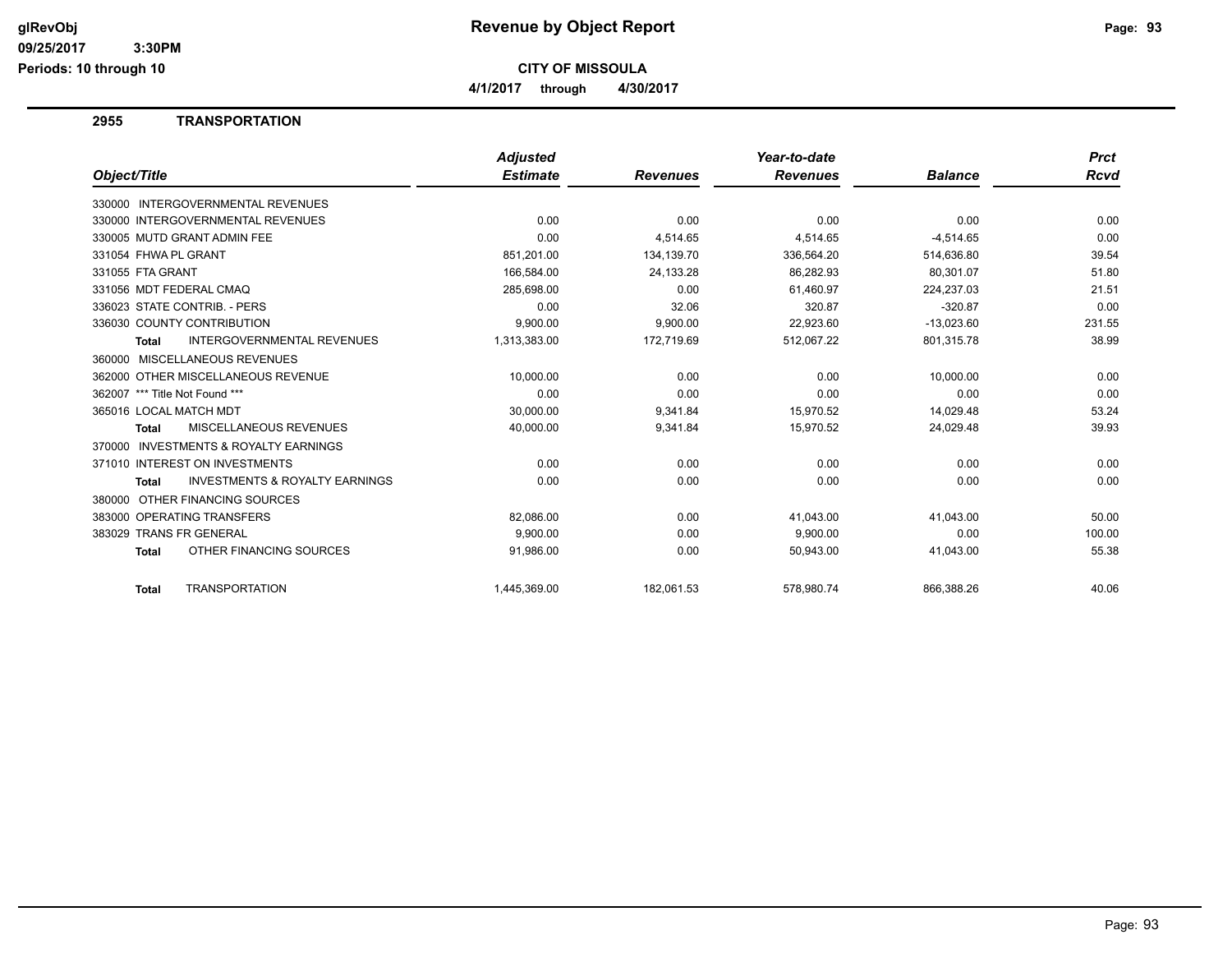**Revenue by Object Report**

**CITY OF MISSOULA**

**4/1/2017 through 4/30/2017**

glRevObj
09/25/2017 3:30PM
Periods: 10 through 10

## 2955 TRANSPORTATION

| Object/Title | Adjusted Estimate | Revenues | Year-to-date Revenues | Balance | Prct Rcvd |
|---|---|---|---|---|---|
| 330000 INTERGOVERNMENTAL REVENUES | | | | | |
| 330000 INTERGOVERNMENTAL REVENUES | 0.00 | 0.00 | 0.00 | 0.00 | 0.00 |
| 330005 MUTD GRANT ADMIN FEE | 0.00 | 4,514.65 | 4,514.65 | -4,514.65 | 0.00 |
| 331054 FHWA PL GRANT | 851,201.00 | 134,139.70 | 336,564.20 | 514,636.80 | 39.54 |
| 331055 FTA GRANT | 166,584.00 | 24,133.28 | 86,282.93 | 80,301.07 | 51.80 |
| 331056 MDT FEDERAL CMAQ | 285,698.00 | 0.00 | 61,460.97 | 224,237.03 | 21.51 |
| 336023 STATE CONTRIB. - PERS | 0.00 | 32.06 | 320.87 | -320.87 | 0.00 |
| 336030 COUNTY CONTRIBUTION | 9,900.00 | 9,900.00 | 22,923.60 | -13,023.60 | 231.55 |
| **Total** INTERGOVERNMENTAL REVENUES | 1,313,383.00 | 172,719.69 | 512,067.22 | 801,315.78 | 38.99 |
| 360000 MISCELLANEOUS REVENUES | | | | | |
| 362000 OTHER MISCELLANEOUS REVENUE | 10,000.00 | 0.00 | 0.00 | 10,000.00 | 0.00 |
| 362007 *** Title Not Found *** | 0.00 | 0.00 | 0.00 | 0.00 | 0.00 |
| 365016 LOCAL MATCH MDT | 30,000.00 | 9,341.84 | 15,970.52 | 14,029.48 | 53.24 |
| **Total** MISCELLANEOUS REVENUES | 40,000.00 | 9,341.84 | 15,970.52 | 24,029.48 | 39.93 |
| 370000 INVESTMENTS & ROYALTY EARNINGS | | | | | |
| 371010 INTEREST ON INVESTMENTS | 0.00 | 0.00 | 0.00 | 0.00 | 0.00 |
| **Total** INVESTMENTS & ROYALTY EARNINGS | 0.00 | 0.00 | 0.00 | 0.00 | 0.00 |
| 380000 OTHER FINANCING SOURCES | | | | | |
| 383000 OPERATING TRANSFERS | 82,086.00 | 0.00 | 41,043.00 | 41,043.00 | 50.00 |
| 383029 TRANS FR GENERAL | 9,900.00 | 0.00 | 9,900.00 | 0.00 | 100.00 |
| **Total** OTHER FINANCING SOURCES | 91,986.00 | 0.00 | 50,943.00 | 41,043.00 | 55.38 |
| **Total** TRANSPORTATION | 1,445,369.00 | 182,061.53 | 578,980.74 | 866,388.26 | 40.06 |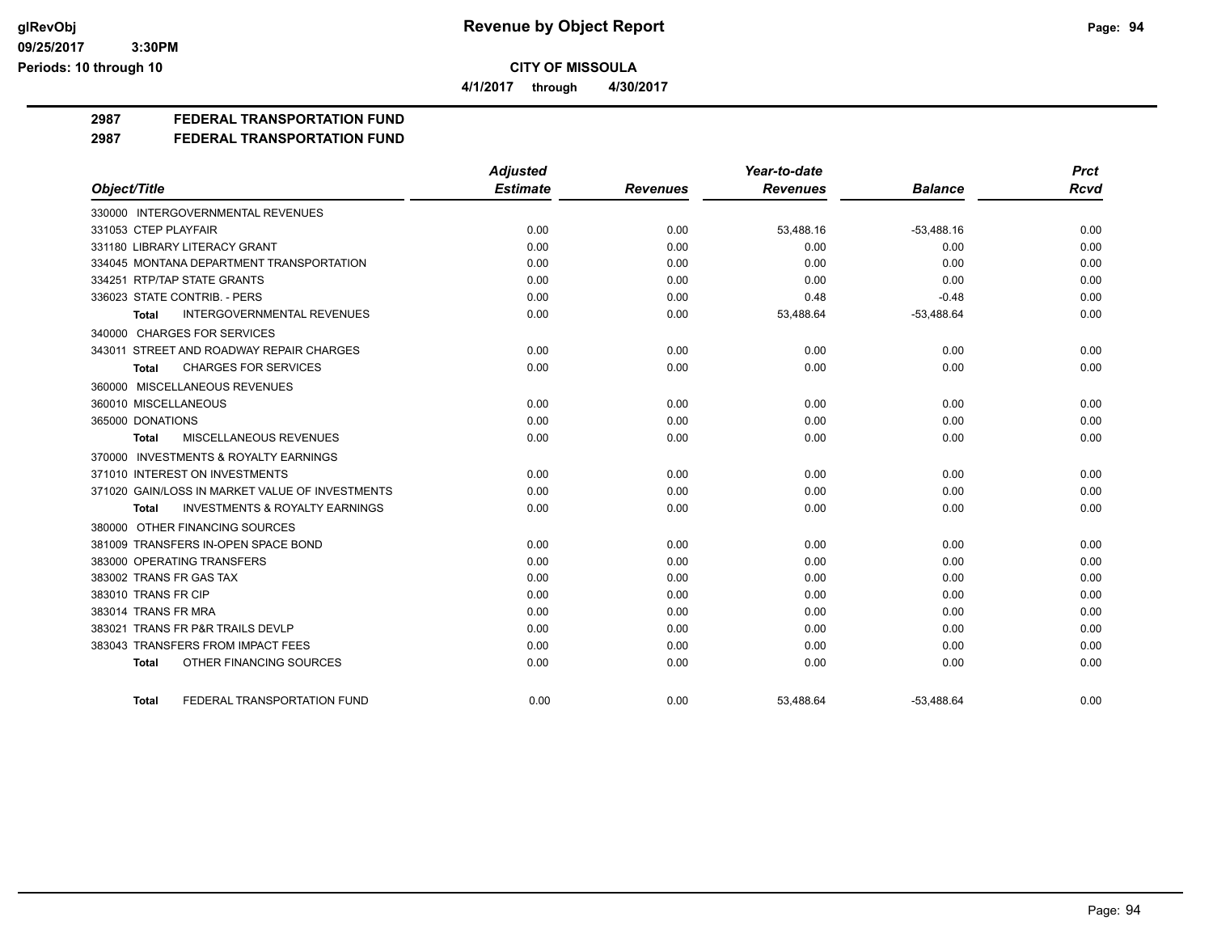**Revenue by Object Report**

**CITY OF MISSOULA**

**4/1/2017 through 4/30/2017**

glRevObj
09/25/2017 3:30PM
Periods: 10 through 10

## 2987 FEDERAL TRANSPORTATION FUND
## 2987 FEDERAL TRANSPORTATION FUND

| Object/Title | Adjusted Estimate | Revenues | Year-to-date Revenues | Balance | Prct Rcvd |
|---|---|---|---|---|---|
| 330000 INTERGOVERNMENTAL REVENUES | | | | | |
| 331053 CTEP PLAYFAIR | 0.00 | 0.00 | 53,488.16 | -53,488.16 | 0.00 |
| 331180 LIBRARY LITERACY GRANT | 0.00 | 0.00 | 0.00 | 0.00 | 0.00 |
| 334045 MONTANA DEPARTMENT TRANSPORTATION | 0.00 | 0.00 | 0.00 | 0.00 | 0.00 |
| 334251 RTP/TAP STATE GRANTS | 0.00 | 0.00 | 0.00 | 0.00 | 0.00 |
| 336023 STATE CONTRIB. - PERS | 0.00 | 0.00 | 0.48 | -0.48 | 0.00 |
| **Total** INTERGOVERNMENTAL REVENUES | 0.00 | 0.00 | 53,488.64 | -53,488.64 | 0.00 |
| 340000 CHARGES FOR SERVICES | | | | | |
| 343011 STREET AND ROADWAY REPAIR CHARGES | 0.00 | 0.00 | 0.00 | 0.00 | 0.00 |
| **Total** CHARGES FOR SERVICES | 0.00 | 0.00 | 0.00 | 0.00 | 0.00 |
| 360000 MISCELLANEOUS REVENUES | | | | | |
| 360010 MISCELLANEOUS | 0.00 | 0.00 | 0.00 | 0.00 | 0.00 |
| 365000 DONATIONS | 0.00 | 0.00 | 0.00 | 0.00 | 0.00 |
| **Total** MISCELLANEOUS REVENUES | 0.00 | 0.00 | 0.00 | 0.00 | 0.00 |
| 370000 INVESTMENTS & ROYALTY EARNINGS | | | | | |
| 371010 INTEREST ON INVESTMENTS | 0.00 | 0.00 | 0.00 | 0.00 | 0.00 |
| 371020 GAIN/LOSS IN MARKET VALUE OF INVESTMENTS | 0.00 | 0.00 | 0.00 | 0.00 | 0.00 |
| **Total** INVESTMENTS & ROYALTY EARNINGS | 0.00 | 0.00 | 0.00 | 0.00 | 0.00 |
| 380000 OTHER FINANCING SOURCES | | | | | |
| 381009 TRANSFERS IN-OPEN SPACE BOND | 0.00 | 0.00 | 0.00 | 0.00 | 0.00 |
| 383000 OPERATING TRANSFERS | 0.00 | 0.00 | 0.00 | 0.00 | 0.00 |
| 383002 TRANS FR GAS TAX | 0.00 | 0.00 | 0.00 | 0.00 | 0.00 |
| 383010 TRANS FR CIP | 0.00 | 0.00 | 0.00 | 0.00 | 0.00 |
| 383014 TRANS FR MRA | 0.00 | 0.00 | 0.00 | 0.00 | 0.00 |
| 383021 TRANS FR P&R TRAILS DEVLP | 0.00 | 0.00 | 0.00 | 0.00 | 0.00 |
| 383043 TRANSFERS FROM IMPACT FEES | 0.00 | 0.00 | 0.00 | 0.00 | 0.00 |
| **Total** OTHER FINANCING SOURCES | 0.00 | 0.00 | 0.00 | 0.00 | 0.00 |
| **Total** FEDERAL TRANSPORTATION FUND | 0.00 | 0.00 | 53,488.64 | -53,488.64 | 0.00 |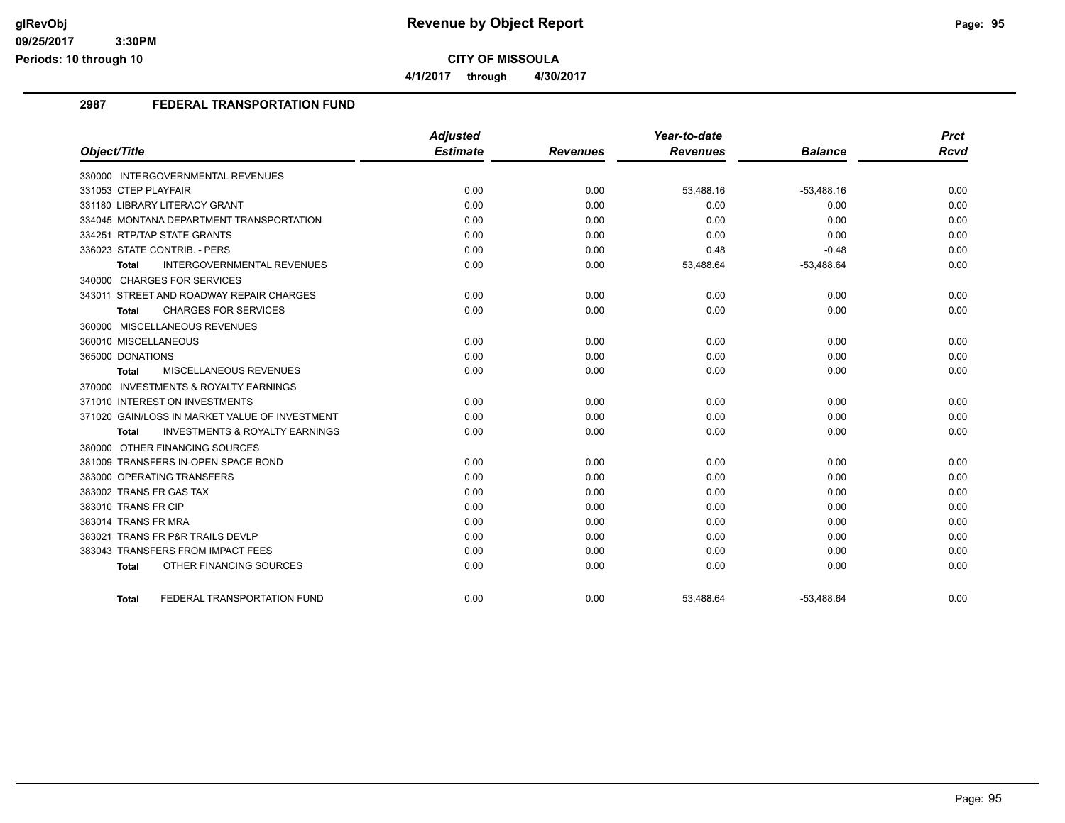# Revenue by Object Report

**CITY OF MISSOULA**

**4/1/2017 through 4/30/2017**

glRevObj
09/25/2017 3:30PM
Periods: 10 through 10

## 2987 FEDERAL TRANSPORTATION FUND

| Object/Title | Adjusted Estimate | Revenues | Year-to-date Revenues | Balance | Prct Rcvd |
|---|---|---|---|---|---|
| 330000 INTERGOVERNMENTAL REVENUES | | | | | |
| 331053 CTEP PLAYFAIR | 0.00 | 0.00 | 53,488.16 | -53,488.16 | 0.00 |
| 331180 LIBRARY LITERACY GRANT | 0.00 | 0.00 | 0.00 | 0.00 | 0.00 |
| 334045 MONTANA DEPARTMENT TRANSPORTATION | 0.00 | 0.00 | 0.00 | 0.00 | 0.00 |
| 334251 RTP/TAP STATE GRANTS | 0.00 | 0.00 | 0.00 | 0.00 | 0.00 |
| 336023 STATE CONTRIB. - PERS | 0.00 | 0.00 | 0.48 | -0.48 | 0.00 |
| **Total** INTERGOVERNMENTAL REVENUES | 0.00 | 0.00 | 53,488.64 | -53,488.64 | 0.00 |
| 340000 CHARGES FOR SERVICES | | | | | |
| 343011 STREET AND ROADWAY REPAIR CHARGES | 0.00 | 0.00 | 0.00 | 0.00 | 0.00 |
| **Total** CHARGES FOR SERVICES | 0.00 | 0.00 | 0.00 | 0.00 | 0.00 |
| 360000 MISCELLANEOUS REVENUES | | | | | |
| 360010 MISCELLANEOUS | 0.00 | 0.00 | 0.00 | 0.00 | 0.00 |
| 365000 DONATIONS | 0.00 | 0.00 | 0.00 | 0.00 | 0.00 |
| **Total** MISCELLANEOUS REVENUES | 0.00 | 0.00 | 0.00 | 0.00 | 0.00 |
| 370000 INVESTMENTS & ROYALTY EARNINGS | | | | | |
| 371010 INTEREST ON INVESTMENTS | 0.00 | 0.00 | 0.00 | 0.00 | 0.00 |
| 371020 GAIN/LOSS IN MARKET VALUE OF INVESTMENT | 0.00 | 0.00 | 0.00 | 0.00 | 0.00 |
| **Total** INVESTMENTS & ROYALTY EARNINGS | 0.00 | 0.00 | 0.00 | 0.00 | 0.00 |
| 380000 OTHER FINANCING SOURCES | | | | | |
| 381009 TRANSFERS IN-OPEN SPACE BOND | 0.00 | 0.00 | 0.00 | 0.00 | 0.00 |
| 383000 OPERATING TRANSFERS | 0.00 | 0.00 | 0.00 | 0.00 | 0.00 |
| 383002 TRANS FR GAS TAX | 0.00 | 0.00 | 0.00 | 0.00 | 0.00 |
| 383010 TRANS FR CIP | 0.00 | 0.00 | 0.00 | 0.00 | 0.00 |
| 383014 TRANS FR MRA | 0.00 | 0.00 | 0.00 | 0.00 | 0.00 |
| 383021 TRANS FR P&R TRAILS DEVLP | 0.00 | 0.00 | 0.00 | 0.00 | 0.00 |
| 383043 TRANSFERS FROM IMPACT FEES | 0.00 | 0.00 | 0.00 | 0.00 | 0.00 |
| **Total** OTHER FINANCING SOURCES | 0.00 | 0.00 | 0.00 | 0.00 | 0.00 |
| **Total** FEDERAL TRANSPORTATION FUND | 0.00 | 0.00 | 53,488.64 | -53,488.64 | 0.00 |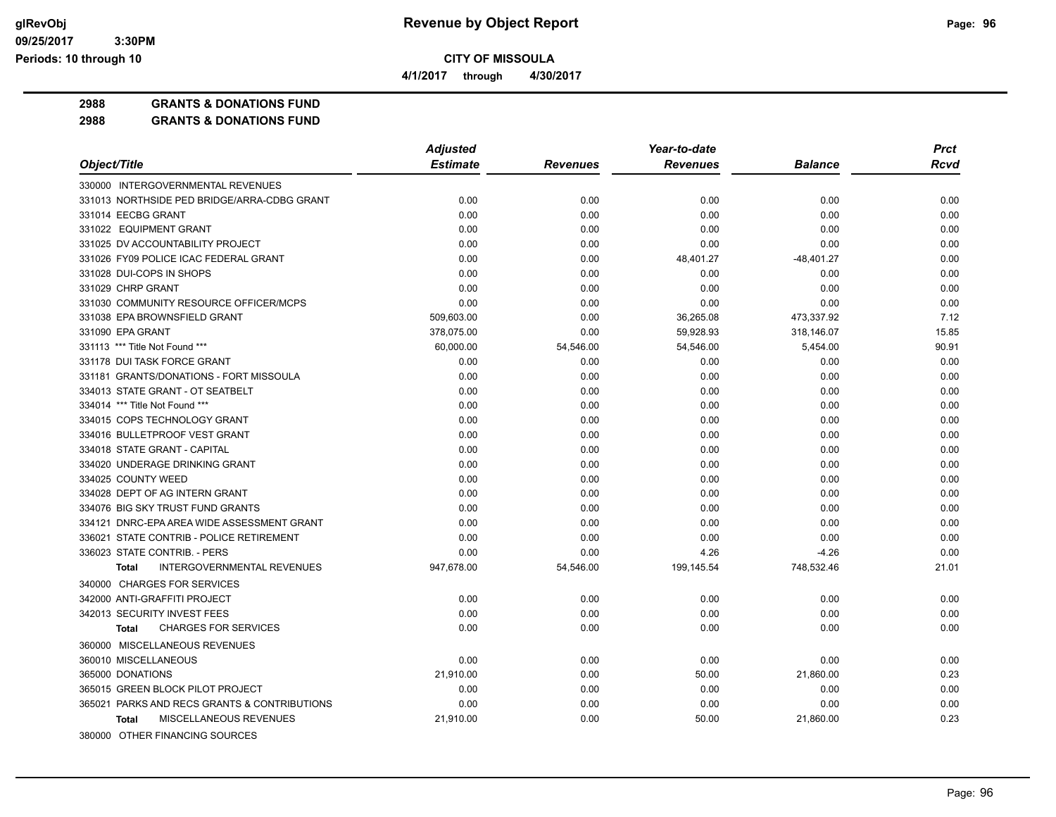# Revenue by Object Report

**CITY OF MISSOULA**

**4/1/2017 through 4/30/2017**

glRevObj
09/25/2017 3:30PM
Periods: 10 through 10

## 2988 GRANTS & DONATIONS FUND

## 2988 GRANTS & DONATIONS FUND

| Object/Title | Adjusted Estimate | Revenues | Year-to-date Revenues | Balance | Prct Rcvd |
|---|---|---|---|---|---|
| 330000 INTERGOVERNMENTAL REVENUES | | | | | |
| 331013 NORTHSIDE PED BRIDGE/ARRA-CDBG GRANT | 0.00 | 0.00 | 0.00 | 0.00 | 0.00 |
| 331014 EECBG GRANT | 0.00 | 0.00 | 0.00 | 0.00 | 0.00 |
| 331022 EQUIPMENT GRANT | 0.00 | 0.00 | 0.00 | 0.00 | 0.00 |
| 331025 DV ACCOUNTABILITY PROJECT | 0.00 | 0.00 | 0.00 | 0.00 | 0.00 |
| 331026 FY09 POLICE ICAC FEDERAL GRANT | 0.00 | 0.00 | 48,401.27 | -48,401.27 | 0.00 |
| 331028 DUI-COPS IN SHOPS | 0.00 | 0.00 | 0.00 | 0.00 | 0.00 |
| 331029 CHRP GRANT | 0.00 | 0.00 | 0.00 | 0.00 | 0.00 |
| 331030 COMMUNITY RESOURCE OFFICER/MCPS | 0.00 | 0.00 | 0.00 | 0.00 | 0.00 |
| 331038 EPA BROWNSFIELD GRANT | 509,603.00 | 0.00 | 36,265.08 | 473,337.92 | 7.12 |
| 331090 EPA GRANT | 378,075.00 | 0.00 | 59,928.93 | 318,146.07 | 15.85 |
| 331113 *** Title Not Found *** | 60,000.00 | 54,546.00 | 54,546.00 | 5,454.00 | 90.91 |
| 331178 DUI TASK FORCE GRANT | 0.00 | 0.00 | 0.00 | 0.00 | 0.00 |
| 331181 GRANTS/DONATIONS - FORT MISSOULA | 0.00 | 0.00 | 0.00 | 0.00 | 0.00 |
| 334013 STATE GRANT - OT SEATBELT | 0.00 | 0.00 | 0.00 | 0.00 | 0.00 |
| 334014 *** Title Not Found *** | 0.00 | 0.00 | 0.00 | 0.00 | 0.00 |
| 334015 COPS TECHNOLOGY GRANT | 0.00 | 0.00 | 0.00 | 0.00 | 0.00 |
| 334016 BULLETPROOF VEST GRANT | 0.00 | 0.00 | 0.00 | 0.00 | 0.00 |
| 334018 STATE GRANT - CAPITAL | 0.00 | 0.00 | 0.00 | 0.00 | 0.00 |
| 334020 UNDERAGE DRINKING GRANT | 0.00 | 0.00 | 0.00 | 0.00 | 0.00 |
| 334025 COUNTY WEED | 0.00 | 0.00 | 0.00 | 0.00 | 0.00 |
| 334028 DEPT OF AG INTERN GRANT | 0.00 | 0.00 | 0.00 | 0.00 | 0.00 |
| 334076 BIG SKY TRUST FUND GRANTS | 0.00 | 0.00 | 0.00 | 0.00 | 0.00 |
| 334121 DNRC-EPA AREA WIDE ASSESSMENT GRANT | 0.00 | 0.00 | 0.00 | 0.00 | 0.00 |
| 336021 STATE CONTRIB - POLICE RETIREMENT | 0.00 | 0.00 | 0.00 | 0.00 | 0.00 |
| 336023 STATE CONTRIB. - PERS | 0.00 | 0.00 | 4.26 | -4.26 | 0.00 |
| **Total** INTERGOVERNMENTAL REVENUES | 947,678.00 | 54,546.00 | 199,145.54 | 748,532.46 | 21.01 |
| 340000 CHARGES FOR SERVICES | | | | | |
| 342000 ANTI-GRAFFITI PROJECT | 0.00 | 0.00 | 0.00 | 0.00 | 0.00 |
| 342013 SECURITY INVEST FEES | 0.00 | 0.00 | 0.00 | 0.00 | 0.00 |
| **Total** CHARGES FOR SERVICES | 0.00 | 0.00 | 0.00 | 0.00 | 0.00 |
| 360000 MISCELLANEOUS REVENUES | | | | | |
| 360010 MISCELLANEOUS | 0.00 | 0.00 | 0.00 | 0.00 | 0.00 |
| 365000 DONATIONS | 21,910.00 | 0.00 | 50.00 | 21,860.00 | 0.23 |
| 365015 GREEN BLOCK PILOT PROJECT | 0.00 | 0.00 | 0.00 | 0.00 | 0.00 |
| 365021 PARKS AND RECS GRANTS & CONTRIBUTIONS | 0.00 | 0.00 | 0.00 | 0.00 | 0.00 |
| **Total** MISCELLANEOUS REVENUES | 21,910.00 | 0.00 | 50.00 | 21,860.00 | 0.23 |
| 380000 OTHER FINANCING SOURCES | | | | | |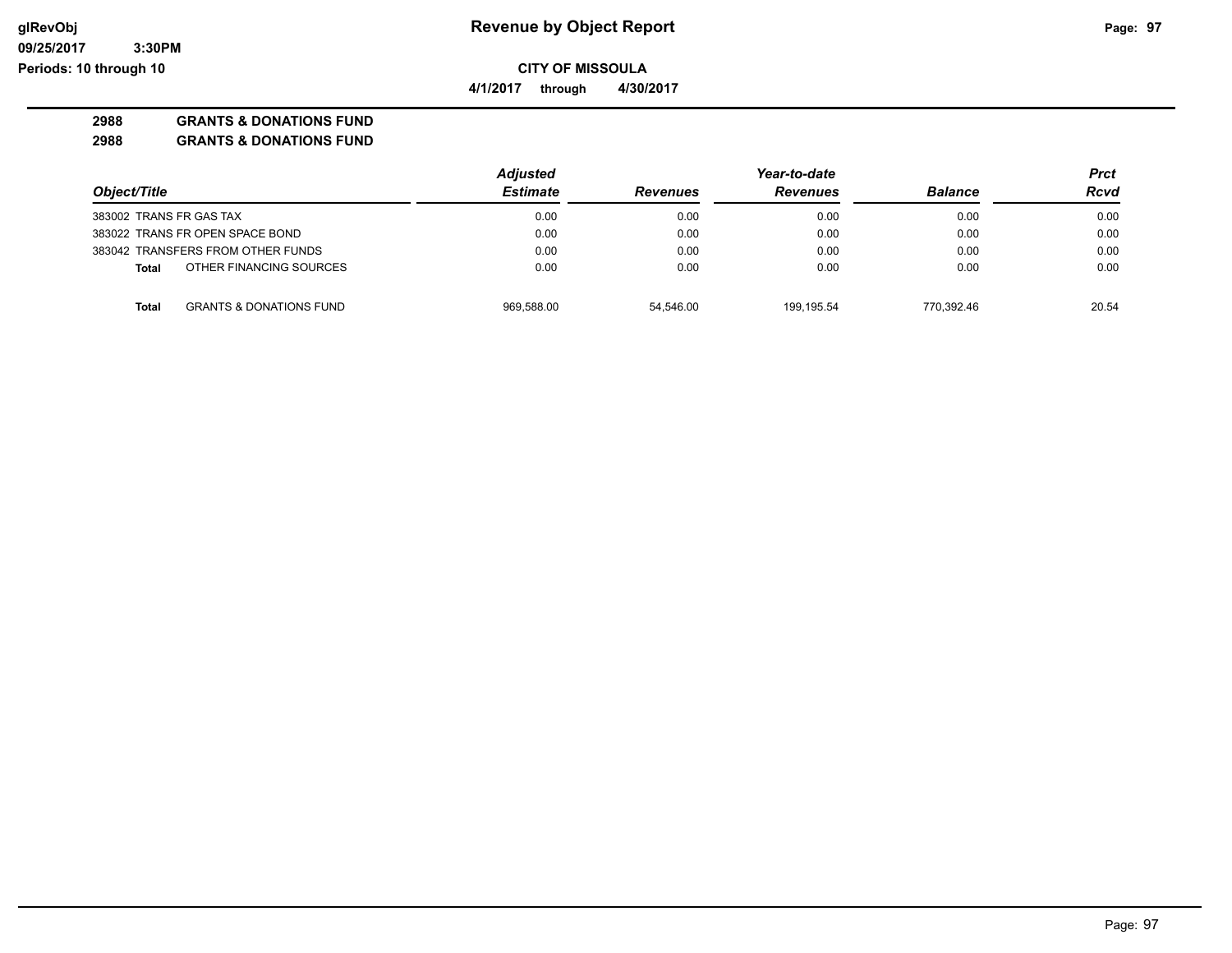# Revenue by Object Report

**CITY OF MISSOULA**

**4/1/2017 through 4/30/2017**

**2988 GRANTS & DONATIONS FUND**

**2988 GRANTS & DONATIONS FUND**

| Object/Title | Adjusted Estimate | Revenues | Year-to-date Revenues | Balance | Prct Rcvd |
|---|---|---|---|---|---|
| 383002 TRANS FR GAS TAX | 0.00 | 0.00 | 0.00 | 0.00 | 0.00 |
| 383022 TRANS FR OPEN SPACE BOND | 0.00 | 0.00 | 0.00 | 0.00 | 0.00 |
| 383042 TRANSFERS FROM OTHER FUNDS | 0.00 | 0.00 | 0.00 | 0.00 | 0.00 |
| **Total** OTHER FINANCING SOURCES | 0.00 | 0.00 | 0.00 | 0.00 | 0.00 |
| **Total** GRANTS & DONATIONS FUND | 969,588.00 | 54,546.00 | 199,195.54 | 770,392.46 | 20.54 |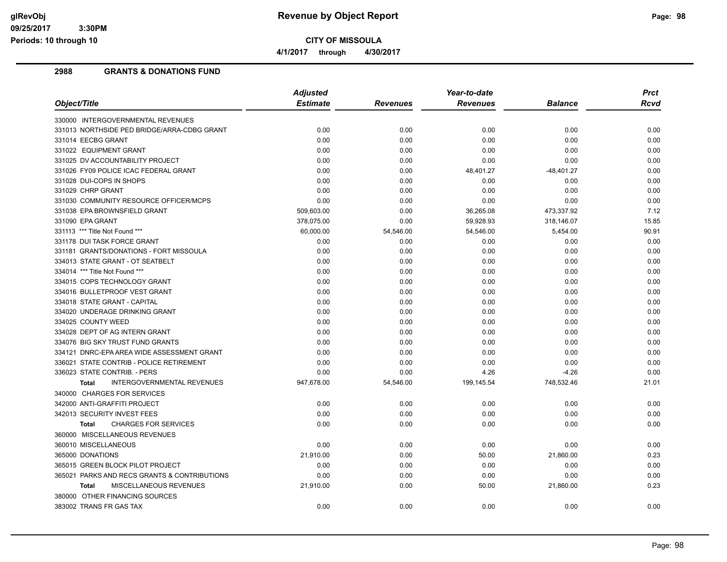# Revenue by Object Report

**CITY OF MISSOULA**

4/1/2017 through 4/30/2017

glRevObj
09/25/2017 3:30PM
Periods: 10 through 10

## 2988 GRANTS & DONATIONS FUND

| Object/Title | Adjusted Estimate | Revenues | Year-to-date Revenues | Balance | Prct Rcvd |
|---|---|---|---|---|---|
| 330000 INTERGOVERNMENTAL REVENUES | | | | | |
| 331013 NORTHSIDE PED BRIDGE/ARRA-CDBG GRANT | 0.00 | 0.00 | 0.00 | 0.00 | 0.00 |
| 331014 EECBG GRANT | 0.00 | 0.00 | 0.00 | 0.00 | 0.00 |
| 331022 EQUIPMENT GRANT | 0.00 | 0.00 | 0.00 | 0.00 | 0.00 |
| 331025 DV ACCOUNTABILITY PROJECT | 0.00 | 0.00 | 0.00 | 0.00 | 0.00 |
| 331026 FY09 POLICE ICAC FEDERAL GRANT | 0.00 | 0.00 | 48,401.27 | -48,401.27 | 0.00 |
| 331028 DUI-COPS IN SHOPS | 0.00 | 0.00 | 0.00 | 0.00 | 0.00 |
| 331029 CHRP GRANT | 0.00 | 0.00 | 0.00 | 0.00 | 0.00 |
| 331030 COMMUNITY RESOURCE OFFICER/MCPS | 0.00 | 0.00 | 0.00 | 0.00 | 0.00 |
| 331038 EPA BROWNSFIELD GRANT | 509,603.00 | 0.00 | 36,265.08 | 473,337.92 | 7.12 |
| 331090 EPA GRANT | 378,075.00 | 0.00 | 59,928.93 | 318,146.07 | 15.85 |
| 331113 *** Title Not Found *** | 60,000.00 | 54,546.00 | 54,546.00 | 5,454.00 | 90.91 |
| 331178 DUI TASK FORCE GRANT | 0.00 | 0.00 | 0.00 | 0.00 | 0.00 |
| 331181 GRANTS/DONATIONS - FORT MISSOULA | 0.00 | 0.00 | 0.00 | 0.00 | 0.00 |
| 334013 STATE GRANT - OT SEATBELT | 0.00 | 0.00 | 0.00 | 0.00 | 0.00 |
| 334014 *** Title Not Found *** | 0.00 | 0.00 | 0.00 | 0.00 | 0.00 |
| 334015 COPS TECHNOLOGY GRANT | 0.00 | 0.00 | 0.00 | 0.00 | 0.00 |
| 334016 BULLETPROOF VEST GRANT | 0.00 | 0.00 | 0.00 | 0.00 | 0.00 |
| 334018 STATE GRANT - CAPITAL | 0.00 | 0.00 | 0.00 | 0.00 | 0.00 |
| 334020 UNDERAGE DRINKING GRANT | 0.00 | 0.00 | 0.00 | 0.00 | 0.00 |
| 334025 COUNTY WEED | 0.00 | 0.00 | 0.00 | 0.00 | 0.00 |
| 334028 DEPT OF AG INTERN GRANT | 0.00 | 0.00 | 0.00 | 0.00 | 0.00 |
| 334076 BIG SKY TRUST FUND GRANTS | 0.00 | 0.00 | 0.00 | 0.00 | 0.00 |
| 334121 DNRC-EPA AREA WIDE ASSESSMENT GRANT | 0.00 | 0.00 | 0.00 | 0.00 | 0.00 |
| 336021 STATE CONTRIB - POLICE RETIREMENT | 0.00 | 0.00 | 0.00 | 0.00 | 0.00 |
| 336023 STATE CONTRIB. - PERS | 0.00 | 0.00 | 4.26 | -4.26 | 0.00 |
| **Total** INTERGOVERNMENTAL REVENUES | 947,678.00 | 54,546.00 | 199,145.54 | 748,532.46 | 21.01 |
| 340000 CHARGES FOR SERVICES | | | | | |
| 342000 ANTI-GRAFFITI PROJECT | 0.00 | 0.00 | 0.00 | 0.00 | 0.00 |
| 342013 SECURITY INVEST FEES | 0.00 | 0.00 | 0.00 | 0.00 | 0.00 |
| **Total** CHARGES FOR SERVICES | 0.00 | 0.00 | 0.00 | 0.00 | 0.00 |
| 360000 MISCELLANEOUS REVENUES | | | | | |
| 360010 MISCELLANEOUS | 0.00 | 0.00 | 0.00 | 0.00 | 0.00 |
| 365000 DONATIONS | 21,910.00 | 0.00 | 50.00 | 21,860.00 | 0.23 |
| 365015 GREEN BLOCK PILOT PROJECT | 0.00 | 0.00 | 0.00 | 0.00 | 0.00 |
| 365021 PARKS AND RECS GRANTS & CONTRIBUTIONS | 0.00 | 0.00 | 0.00 | 0.00 | 0.00 |
| **Total** MISCELLANEOUS REVENUES | 21,910.00 | 0.00 | 50.00 | 21,860.00 | 0.23 |
| 380000 OTHER FINANCING SOURCES | | | | | |
| 383002 TRANS FR GAS TAX | 0.00 | 0.00 | 0.00 | 0.00 | 0.00 |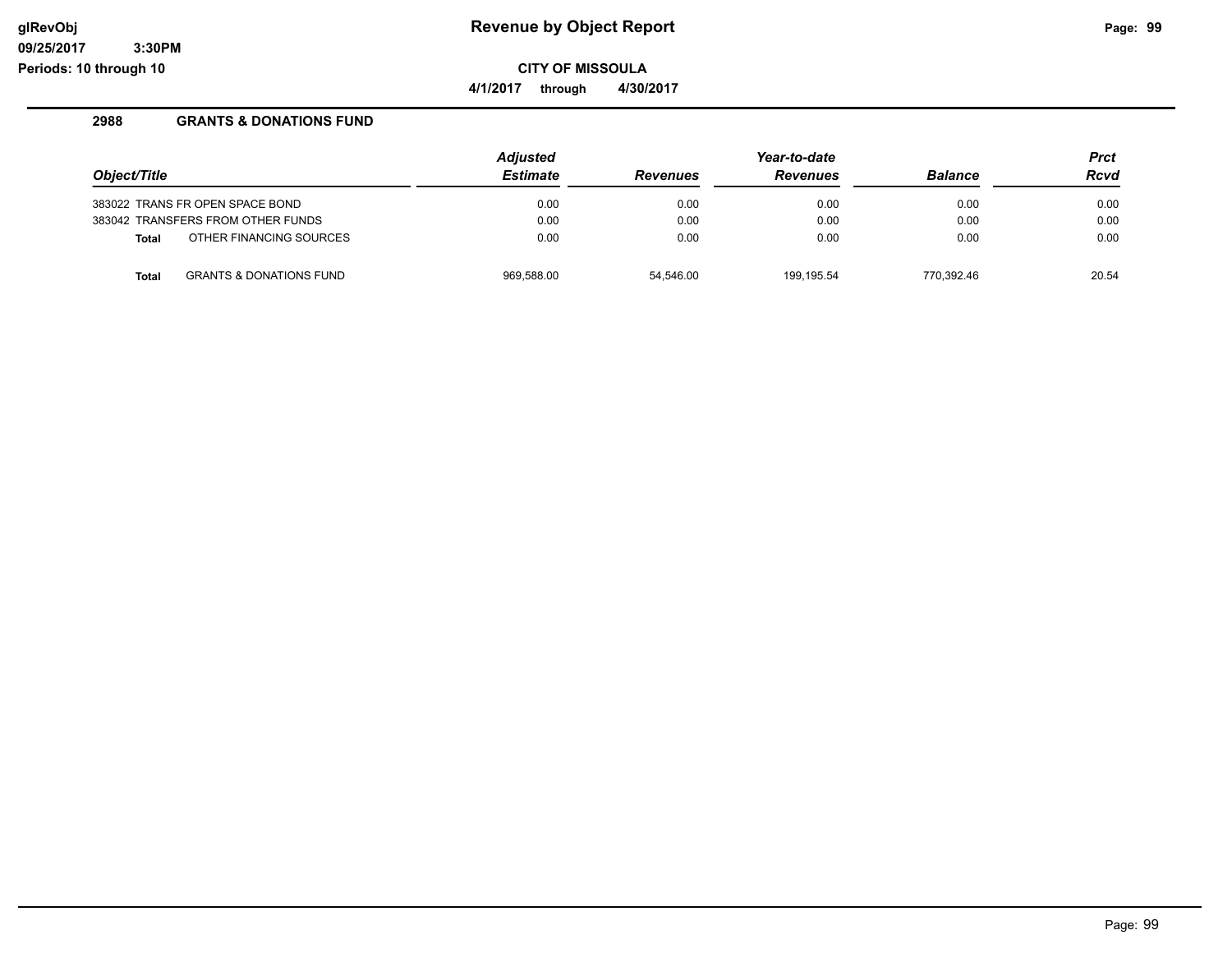**Revenue by Object Report**

**CITY OF MISSOULA**

**4/1/2017 through 4/30/2017**

glRevObj
09/25/2017 3:30PM
Periods: 10 through 10

## 2988 GRANTS & DONATIONS FUND

| Object/Title | Adjusted Estimate | Revenues | Year-to-date Revenues | Balance | Prct Rcvd |
|---|---|---|---|---|---|
| 383022 TRANS FR OPEN SPACE BOND | 0.00 | 0.00 | 0.00 | 0.00 | 0.00 |
| 383042 TRANSFERS FROM OTHER FUNDS | 0.00 | 0.00 | 0.00 | 0.00 | 0.00 |
| **Total** OTHER FINANCING SOURCES | 0.00 | 0.00 | 0.00 | 0.00 | 0.00 |
| **Total** GRANTS & DONATIONS FUND | 969,588.00 | 54,546.00 | 199,195.54 | 770,392.46 | 20.54 |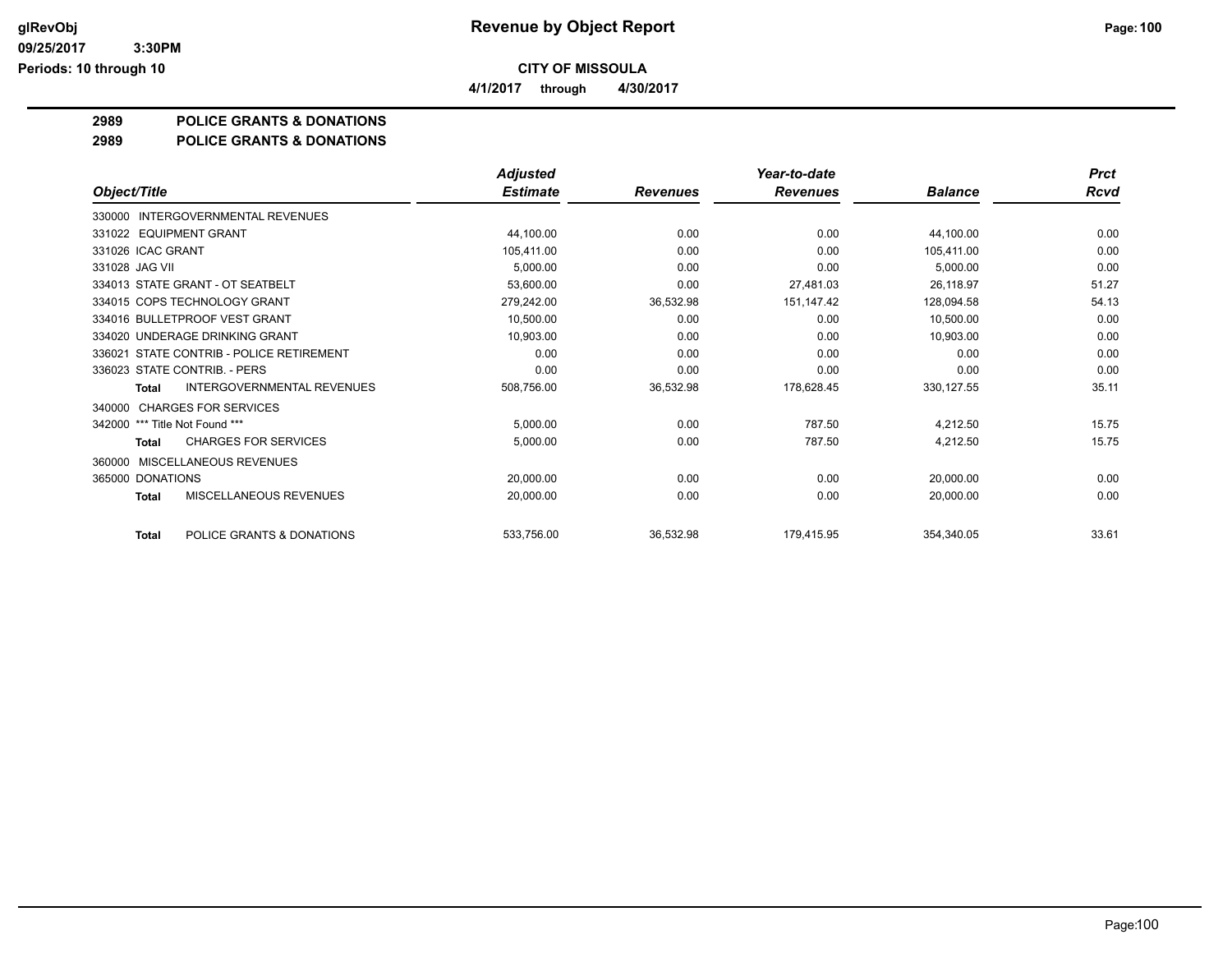# Revenue by Object Report

**CITY OF MISSOULA**

**4/1/2017 through 4/30/2017**

glRevObj
09/25/2017 3:30PM
Periods: 10 through 10

## 2989 POLICE GRANTS & DONATIONS
## 2989 POLICE GRANTS & DONATIONS

| Object/Title | Adjusted Estimate | Revenues | Year-to-date Revenues | Balance | Prct Rcvd |
|---|---|---|---|---|---|
| 330000 INTERGOVERNMENTAL REVENUES | | | | | |
| 331022 EQUIPMENT GRANT | 44,100.00 | 0.00 | 0.00 | 44,100.00 | 0.00 |
| 331026 ICAC GRANT | 105,411.00 | 0.00 | 0.00 | 105,411.00 | 0.00 |
| 331028 JAG VII | 5,000.00 | 0.00 | 0.00 | 5,000.00 | 0.00 |
| 334013 STATE GRANT - OT SEATBELT | 53,600.00 | 0.00 | 27,481.03 | 26,118.97 | 51.27 |
| 334015 COPS TECHNOLOGY GRANT | 279,242.00 | 36,532.98 | 151,147.42 | 128,094.58 | 54.13 |
| 334016 BULLETPROOF VEST GRANT | 10,500.00 | 0.00 | 0.00 | 10,500.00 | 0.00 |
| 334020 UNDERAGE DRINKING GRANT | 10,903.00 | 0.00 | 0.00 | 10,903.00 | 0.00 |
| 336021 STATE CONTRIB - POLICE RETIREMENT | 0.00 | 0.00 | 0.00 | 0.00 | 0.00 |
| 336023 STATE CONTRIB. - PERS | 0.00 | 0.00 | 0.00 | 0.00 | 0.00 |
| **Total** INTERGOVERNMENTAL REVENUES | 508,756.00 | 36,532.98 | 178,628.45 | 330,127.55 | 35.11 |
| 340000 CHARGES FOR SERVICES | | | | | |
| 342000 *** Title Not Found *** | 5,000.00 | 0.00 | 787.50 | 4,212.50 | 15.75 |
| **Total** CHARGES FOR SERVICES | 5,000.00 | 0.00 | 787.50 | 4,212.50 | 15.75 |
| 360000 MISCELLANEOUS REVENUES | | | | | |
| 365000 DONATIONS | 20,000.00 | 0.00 | 0.00 | 20,000.00 | 0.00 |
| **Total** MISCELLANEOUS REVENUES | 20,000.00 | 0.00 | 0.00 | 20,000.00 | 0.00 |
| **Total** POLICE GRANTS & DONATIONS | 533,756.00 | 36,532.98 | 179,415.95 | 354,340.05 | 33.61 |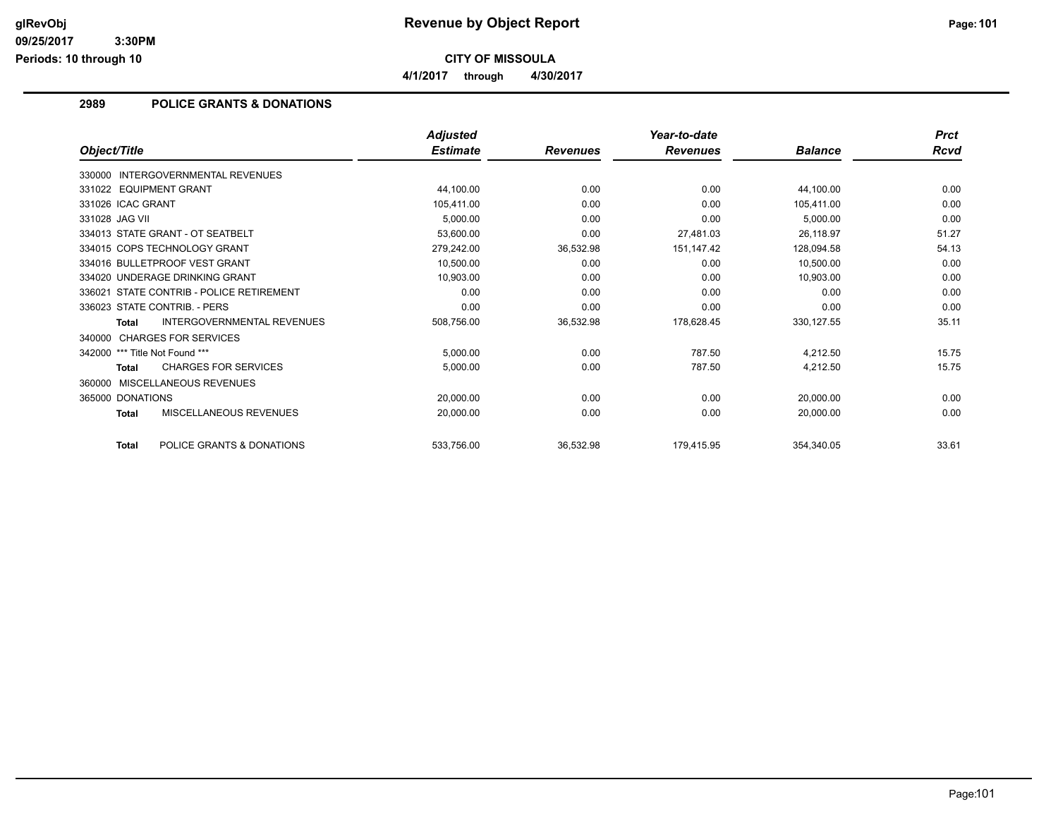# Revenue by Object Report

**CITY OF MISSOULA**

**4/1/2017 through 4/30/2017**

glRevObj
09/25/2017 3:30PM
Periods: 10 through 10

## 2989 POLICE GRANTS & DONATIONS

| Object/Title | Adjusted Estimate | Revenues | Year-to-date Revenues | Balance | Prct Rcvd |
|---|---|---|---|---|---|
| 330000 INTERGOVERNMENTAL REVENUES | | | | | |
| 331022 EQUIPMENT GRANT | 44,100.00 | 0.00 | 0.00 | 44,100.00 | 0.00 |
| 331026 ICAC GRANT | 105,411.00 | 0.00 | 0.00 | 105,411.00 | 0.00 |
| 331028 JAG VII | 5,000.00 | 0.00 | 0.00 | 5,000.00 | 0.00 |
| 334013 STATE GRANT - OT SEATBELT | 53,600.00 | 0.00 | 27,481.03 | 26,118.97 | 51.27 |
| 334015 COPS TECHNOLOGY GRANT | 279,242.00 | 36,532.98 | 151,147.42 | 128,094.58 | 54.13 |
| 334016 BULLETPROOF VEST GRANT | 10,500.00 | 0.00 | 0.00 | 10,500.00 | 0.00 |
| 334020 UNDERAGE DRINKING GRANT | 10,903.00 | 0.00 | 0.00 | 10,903.00 | 0.00 |
| 336021 STATE CONTRIB - POLICE RETIREMENT | 0.00 | 0.00 | 0.00 | 0.00 | 0.00 |
| 336023 STATE CONTRIB. - PERS | 0.00 | 0.00 | 0.00 | 0.00 | 0.00 |
| **Total** INTERGOVERNMENTAL REVENUES | 508,756.00 | 36,532.98 | 178,628.45 | 330,127.55 | 35.11 |
| 340000 CHARGES FOR SERVICES | | | | | |
| 342000 *** Title Not Found *** | 5,000.00 | 0.00 | 787.50 | 4,212.50 | 15.75 |
| **Total** CHARGES FOR SERVICES | 5,000.00 | 0.00 | 787.50 | 4,212.50 | 15.75 |
| 360000 MISCELLANEOUS REVENUES | | | | | |
| 365000 DONATIONS | 20,000.00 | 0.00 | 0.00 | 20,000.00 | 0.00 |
| **Total** MISCELLANEOUS REVENUES | 20,000.00 | 0.00 | 0.00 | 20,000.00 | 0.00 |
| **Total** POLICE GRANTS & DONATIONS | 533,756.00 | 36,532.98 | 179,415.95 | 354,340.05 | 33.61 |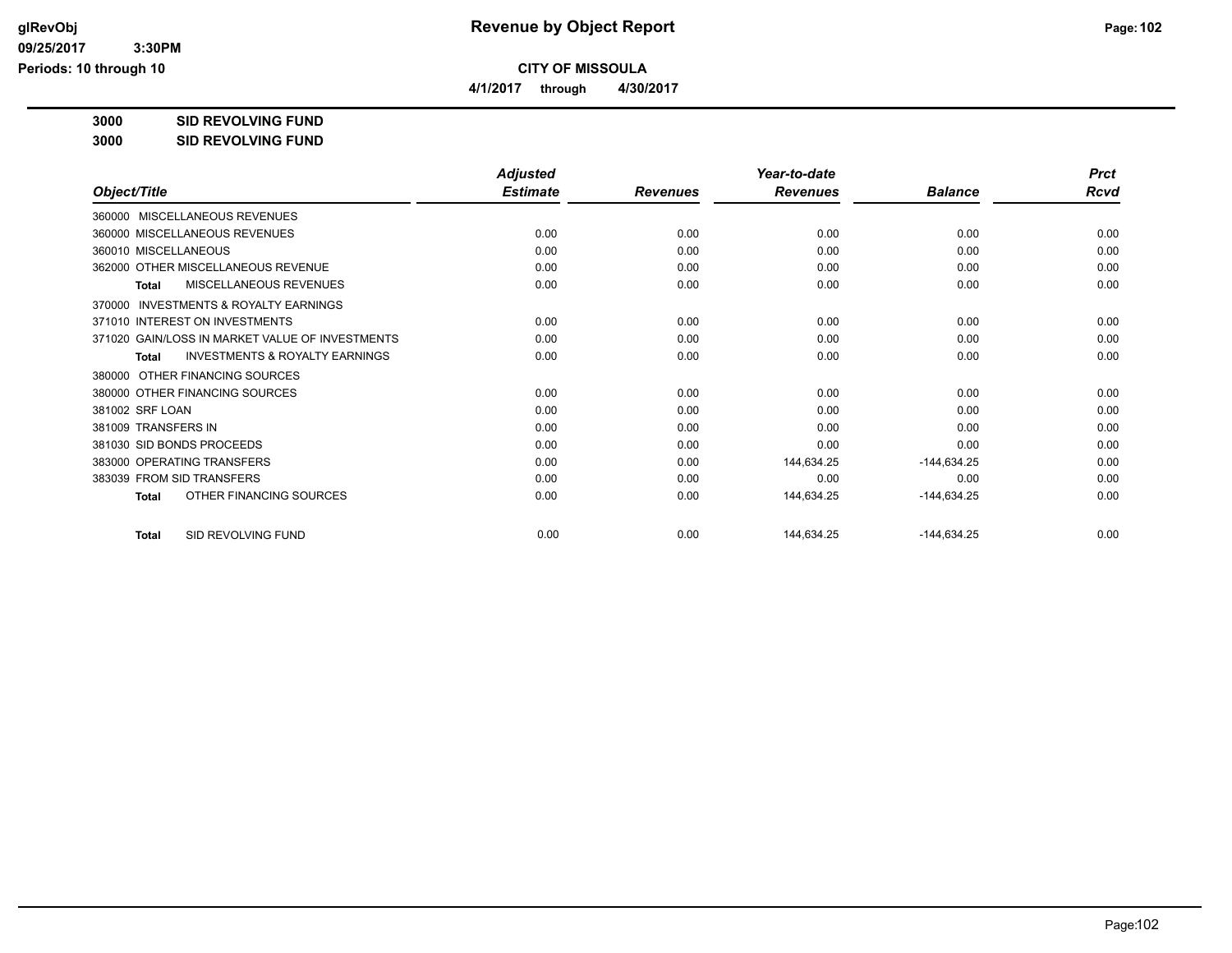# Revenue by Object Report

**CITY OF MISSOULA**

**4/1/2017 through 4/30/2017**

glRevObj
09/25/2017 3:30PM
Periods: 10 through 10

**3000 SID REVOLVING FUND**

**3000 SID REVOLVING FUND**

| Object/Title | Adjusted Estimate | Revenues | Year-to-date Revenues | Balance | Prct Rcvd |
|---|---|---|---|---|---|
| 360000 MISCELLANEOUS REVENUES | | | | | |
| 360000 MISCELLANEOUS REVENUES | 0.00 | 0.00 | 0.00 | 0.00 | 0.00 |
| 360010 MISCELLANEOUS | 0.00 | 0.00 | 0.00 | 0.00 | 0.00 |
| 362000 OTHER MISCELLANEOUS REVENUE | 0.00 | 0.00 | 0.00 | 0.00 | 0.00 |
| **Total** MISCELLANEOUS REVENUES | 0.00 | 0.00 | 0.00 | 0.00 | 0.00 |
| 370000 INVESTMENTS & ROYALTY EARNINGS | | | | | |
| 371010 INTEREST ON INVESTMENTS | 0.00 | 0.00 | 0.00 | 0.00 | 0.00 |
| 371020 GAIN/LOSS IN MARKET VALUE OF INVESTMENTS | 0.00 | 0.00 | 0.00 | 0.00 | 0.00 |
| **Total** INVESTMENTS & ROYALTY EARNINGS | 0.00 | 0.00 | 0.00 | 0.00 | 0.00 |
| 380000 OTHER FINANCING SOURCES | | | | | |
| 380000 OTHER FINANCING SOURCES | 0.00 | 0.00 | 0.00 | 0.00 | 0.00 |
| 381002 SRF LOAN | 0.00 | 0.00 | 0.00 | 0.00 | 0.00 |
| 381009 TRANSFERS IN | 0.00 | 0.00 | 0.00 | 0.00 | 0.00 |
| 381030 SID BONDS PROCEEDS | 0.00 | 0.00 | 0.00 | 0.00 | 0.00 |
| 383000 OPERATING TRANSFERS | 0.00 | 0.00 | 144,634.25 | -144,634.25 | 0.00 |
| 383039 FROM SID TRANSFERS | 0.00 | 0.00 | 0.00 | 0.00 | 0.00 |
| **Total** OTHER FINANCING SOURCES | 0.00 | 0.00 | 144,634.25 | -144,634.25 | 0.00 |
| **Total** SID REVOLVING FUND | 0.00 | 0.00 | 144,634.25 | -144,634.25 | 0.00 |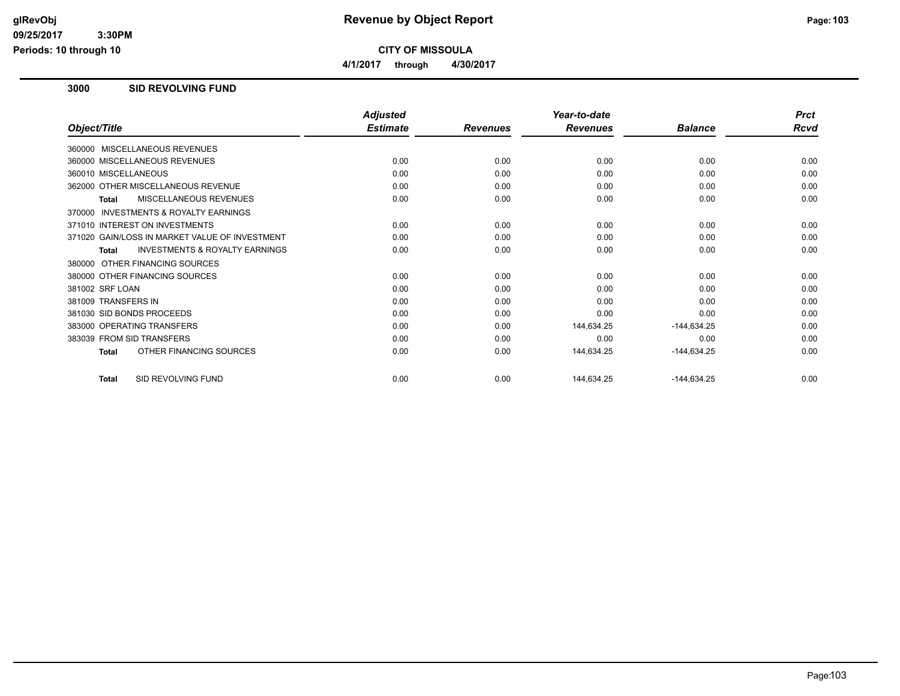**Revenue by Object Report**

**CITY OF MISSOULA**

**4/1/2017 through 4/30/2017**

glRevObj
09/25/2017 3:30PM
Periods: 10 through 10

## 3000 SID REVOLVING FUND

| Object/Title | Adjusted Estimate | Revenues | Year-to-date Revenues | Balance | Prct Rcvd |
|---|---|---|---|---|---|
| 360000 MISCELLANEOUS REVENUES | | | | | |
| 360000 MISCELLANEOUS REVENUES | 0.00 | 0.00 | 0.00 | 0.00 | 0.00 |
| 360010 MISCELLANEOUS | 0.00 | 0.00 | 0.00 | 0.00 | 0.00 |
| 362000 OTHER MISCELLANEOUS REVENUE | 0.00 | 0.00 | 0.00 | 0.00 | 0.00 |
| **Total** MISCELLANEOUS REVENUES | 0.00 | 0.00 | 0.00 | 0.00 | 0.00 |
| 370000 INVESTMENTS & ROYALTY EARNINGS | | | | | |
| 371010 INTEREST ON INVESTMENTS | 0.00 | 0.00 | 0.00 | 0.00 | 0.00 |
| 371020 GAIN/LOSS IN MARKET VALUE OF INVESTMENT | 0.00 | 0.00 | 0.00 | 0.00 | 0.00 |
| **Total** INVESTMENTS & ROYALTY EARNINGS | 0.00 | 0.00 | 0.00 | 0.00 | 0.00 |
| 380000 OTHER FINANCING SOURCES | | | | | |
| 380000 OTHER FINANCING SOURCES | 0.00 | 0.00 | 0.00 | 0.00 | 0.00 |
| 381002 SRF LOAN | 0.00 | 0.00 | 0.00 | 0.00 | 0.00 |
| 381009 TRANSFERS IN | 0.00 | 0.00 | 0.00 | 0.00 | 0.00 |
| 381030 SID BONDS PROCEEDS | 0.00 | 0.00 | 0.00 | 0.00 | 0.00 |
| 383000 OPERATING TRANSFERS | 0.00 | 0.00 | 144,634.25 | -144,634.25 | 0.00 |
| 383039 FROM SID TRANSFERS | 0.00 | 0.00 | 0.00 | 0.00 | 0.00 |
| **Total** OTHER FINANCING SOURCES | 0.00 | 0.00 | 144,634.25 | -144,634.25 | 0.00 |
| **Total** SID REVOLVING FUND | 0.00 | 0.00 | 144,634.25 | -144,634.25 | 0.00 |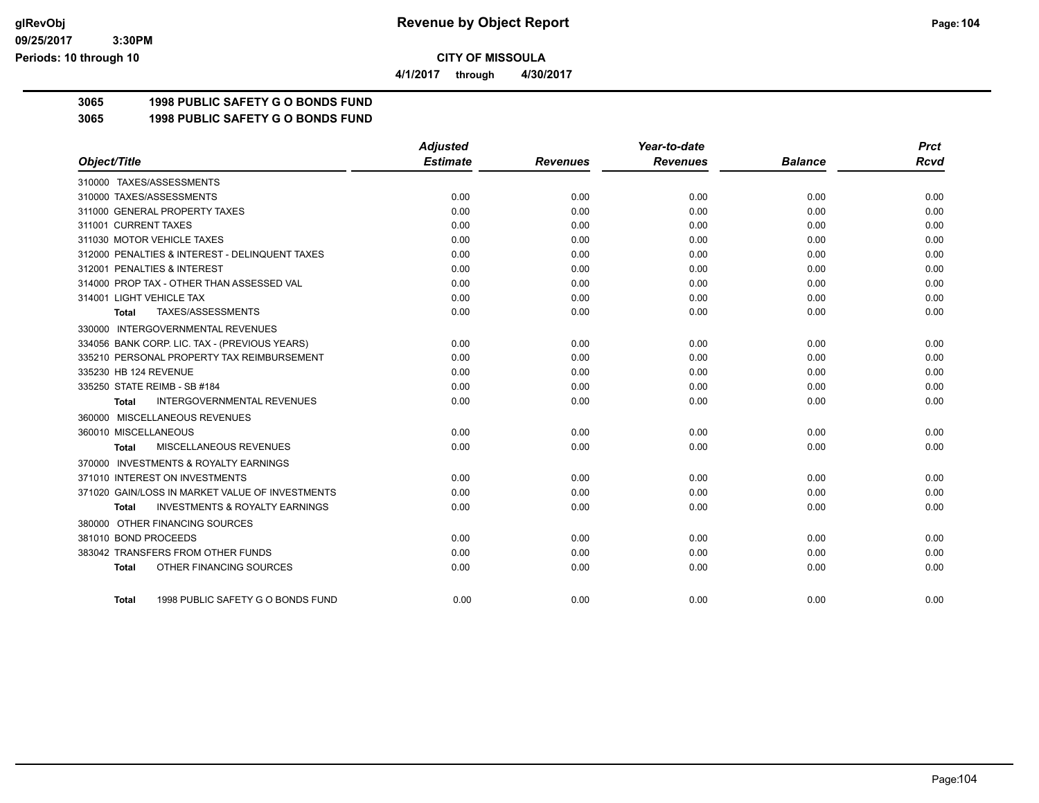**Revenue by Object Report**

**CITY OF MISSOULA**

**4/1/2017 through 4/30/2017**

glRevObj
09/25/2017 3:30PM
Periods: 10 through 10

## 3065 1998 PUBLIC SAFETY G O BONDS FUND
## 3065 1998 PUBLIC SAFETY G O BONDS FUND

| Object/Title | Adjusted Estimate | Revenues | Year-to-date Revenues | Balance | Prct Rcvd |
|---|---|---|---|---|---|
| 310000 TAXES/ASSESSMENTS | | | | | |
| 310000 TAXES/ASSESSMENTS | 0.00 | 0.00 | 0.00 | 0.00 | 0.00 |
| 311000 GENERAL PROPERTY TAXES | 0.00 | 0.00 | 0.00 | 0.00 | 0.00 |
| 311001 CURRENT TAXES | 0.00 | 0.00 | 0.00 | 0.00 | 0.00 |
| 311030 MOTOR VEHICLE TAXES | 0.00 | 0.00 | 0.00 | 0.00 | 0.00 |
| 312000 PENALTIES & INTEREST - DELINQUENT TAXES | 0.00 | 0.00 | 0.00 | 0.00 | 0.00 |
| 312001 PENALTIES & INTEREST | 0.00 | 0.00 | 0.00 | 0.00 | 0.00 |
| 314000 PROP TAX - OTHER THAN ASSESSED VAL | 0.00 | 0.00 | 0.00 | 0.00 | 0.00 |
| 314001 LIGHT VEHICLE TAX | 0.00 | 0.00 | 0.00 | 0.00 | 0.00 |
| **Total** TAXES/ASSESSMENTS | 0.00 | 0.00 | 0.00 | 0.00 | 0.00 |
| 330000 INTERGOVERNMENTAL REVENUES | | | | | |
| 334056 BANK CORP. LIC. TAX - (PREVIOUS YEARS) | 0.00 | 0.00 | 0.00 | 0.00 | 0.00 |
| 335210 PERSONAL PROPERTY TAX REIMBURSEMENT | 0.00 | 0.00 | 0.00 | 0.00 | 0.00 |
| 335230 HB 124 REVENUE | 0.00 | 0.00 | 0.00 | 0.00 | 0.00 |
| 335250 STATE REIMB - SB #184 | 0.00 | 0.00 | 0.00 | 0.00 | 0.00 |
| **Total** INTERGOVERNMENTAL REVENUES | 0.00 | 0.00 | 0.00 | 0.00 | 0.00 |
| 360000 MISCELLANEOUS REVENUES | | | | | |
| 360010 MISCELLANEOUS | 0.00 | 0.00 | 0.00 | 0.00 | 0.00 |
| **Total** MISCELLANEOUS REVENUES | 0.00 | 0.00 | 0.00 | 0.00 | 0.00 |
| 370000 INVESTMENTS & ROYALTY EARNINGS | | | | | |
| 371010 INTEREST ON INVESTMENTS | 0.00 | 0.00 | 0.00 | 0.00 | 0.00 |
| 371020 GAIN/LOSS IN MARKET VALUE OF INVESTMENTS | 0.00 | 0.00 | 0.00 | 0.00 | 0.00 |
| **Total** INVESTMENTS & ROYALTY EARNINGS | 0.00 | 0.00 | 0.00 | 0.00 | 0.00 |
| 380000 OTHER FINANCING SOURCES | | | | | |
| 381010 BOND PROCEEDS | 0.00 | 0.00 | 0.00 | 0.00 | 0.00 |
| 383042 TRANSFERS FROM OTHER FUNDS | 0.00 | 0.00 | 0.00 | 0.00 | 0.00 |
| **Total** OTHER FINANCING SOURCES | 0.00 | 0.00 | 0.00 | 0.00 | 0.00 |
| **Total** 1998 PUBLIC SAFETY G O BONDS FUND | 0.00 | 0.00 | 0.00 | 0.00 | 0.00 |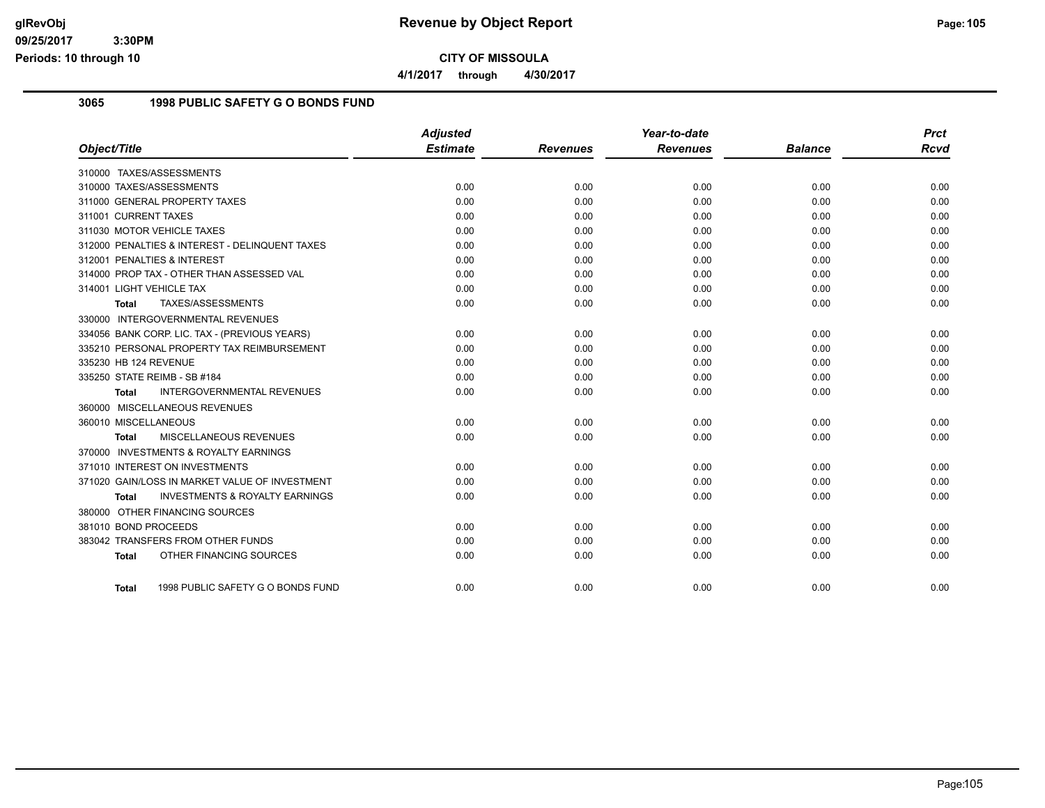**CITY OF MISSOULA**

**4/1/2017 through 4/30/2017**

## 3065 1998 PUBLIC SAFETY G O BONDS FUND

| Object/Title | Adjusted Estimate | Revenues | Year-to-date Revenues | Balance | Prct Rcvd |
|---|---|---|---|---|---|
| 310000 TAXES/ASSESSMENTS | | | | | |
| 310000 TAXES/ASSESSMENTS | 0.00 | 0.00 | 0.00 | 0.00 | 0.00 |
| 311000 GENERAL PROPERTY TAXES | 0.00 | 0.00 | 0.00 | 0.00 | 0.00 |
| 311001 CURRENT TAXES | 0.00 | 0.00 | 0.00 | 0.00 | 0.00 |
| 311030 MOTOR VEHICLE TAXES | 0.00 | 0.00 | 0.00 | 0.00 | 0.00 |
| 312000 PENALTIES & INTEREST - DELINQUENT TAXES | 0.00 | 0.00 | 0.00 | 0.00 | 0.00 |
| 312001 PENALTIES & INTEREST | 0.00 | 0.00 | 0.00 | 0.00 | 0.00 |
| 314000 PROP TAX - OTHER THAN ASSESSED VAL | 0.00 | 0.00 | 0.00 | 0.00 | 0.00 |
| 314001 LIGHT VEHICLE TAX | 0.00 | 0.00 | 0.00 | 0.00 | 0.00 |
| **Total** TAXES/ASSESSMENTS | 0.00 | 0.00 | 0.00 | 0.00 | 0.00 |
| 330000 INTERGOVERNMENTAL REVENUES | | | | | |
| 334056 BANK CORP. LIC. TAX - (PREVIOUS YEARS) | 0.00 | 0.00 | 0.00 | 0.00 | 0.00 |
| 335210 PERSONAL PROPERTY TAX REIMBURSEMENT | 0.00 | 0.00 | 0.00 | 0.00 | 0.00 |
| 335230 HB 124 REVENUE | 0.00 | 0.00 | 0.00 | 0.00 | 0.00 |
| 335250 STATE REIMB - SB #184 | 0.00 | 0.00 | 0.00 | 0.00 | 0.00 |
| **Total** INTERGOVERNMENTAL REVENUES | 0.00 | 0.00 | 0.00 | 0.00 | 0.00 |
| 360000 MISCELLANEOUS REVENUES | | | | | |
| 360010 MISCELLANEOUS | 0.00 | 0.00 | 0.00 | 0.00 | 0.00 |
| **Total** MISCELLANEOUS REVENUES | 0.00 | 0.00 | 0.00 | 0.00 | 0.00 |
| 370000 INVESTMENTS & ROYALTY EARNINGS | | | | | |
| 371010 INTEREST ON INVESTMENTS | 0.00 | 0.00 | 0.00 | 0.00 | 0.00 |
| 371020 GAIN/LOSS IN MARKET VALUE OF INVESTMENT | 0.00 | 0.00 | 0.00 | 0.00 | 0.00 |
| **Total** INVESTMENTS & ROYALTY EARNINGS | 0.00 | 0.00 | 0.00 | 0.00 | 0.00 |
| 380000 OTHER FINANCING SOURCES | | | | | |
| 381010 BOND PROCEEDS | 0.00 | 0.00 | 0.00 | 0.00 | 0.00 |
| 383042 TRANSFERS FROM OTHER FUNDS | 0.00 | 0.00 | 0.00 | 0.00 | 0.00 |
| **Total** OTHER FINANCING SOURCES | 0.00 | 0.00 | 0.00 | 0.00 | 0.00 |
| **Total** 1998 PUBLIC SAFETY G O BONDS FUND | 0.00 | 0.00 | 0.00 | 0.00 | 0.00 |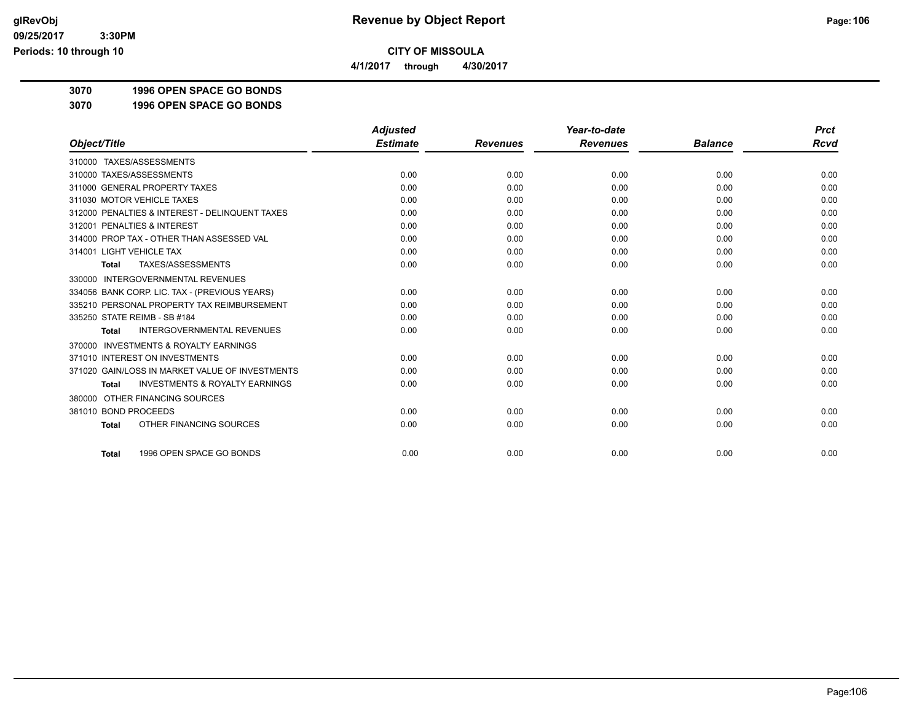# Revenue by Object Report

**CITY OF MISSOULA**

**4/1/2017 through 4/30/2017**

**3070 1996 OPEN SPACE GO BONDS**

**3070 1996 OPEN SPACE GO BONDS**

| Object/Title | Adjusted Estimate | Revenues | Year-to-date Revenues | Balance | Prct Rcvd |
|---|---|---|---|---|---|
| 310000 TAXES/ASSESSMENTS | | | | | |
| 310000 TAXES/ASSESSMENTS | 0.00 | 0.00 | 0.00 | 0.00 | 0.00 |
| 311000 GENERAL PROPERTY TAXES | 0.00 | 0.00 | 0.00 | 0.00 | 0.00 |
| 311030 MOTOR VEHICLE TAXES | 0.00 | 0.00 | 0.00 | 0.00 | 0.00 |
| 312000 PENALTIES & INTEREST - DELINQUENT TAXES | 0.00 | 0.00 | 0.00 | 0.00 | 0.00 |
| 312001 PENALTIES & INTEREST | 0.00 | 0.00 | 0.00 | 0.00 | 0.00 |
| 314000 PROP TAX - OTHER THAN ASSESSED VAL | 0.00 | 0.00 | 0.00 | 0.00 | 0.00 |
| 314001 LIGHT VEHICLE TAX | 0.00 | 0.00 | 0.00 | 0.00 | 0.00 |
| **Total** TAXES/ASSESSMENTS | 0.00 | 0.00 | 0.00 | 0.00 | 0.00 |
| 330000 INTERGOVERNMENTAL REVENUES | | | | | |
| 334056 BANK CORP. LIC. TAX - (PREVIOUS YEARS) | 0.00 | 0.00 | 0.00 | 0.00 | 0.00 |
| 335210 PERSONAL PROPERTY TAX REIMBURSEMENT | 0.00 | 0.00 | 0.00 | 0.00 | 0.00 |
| 335250 STATE REIMB - SB #184 | 0.00 | 0.00 | 0.00 | 0.00 | 0.00 |
| **Total** INTERGOVERNMENTAL REVENUES | 0.00 | 0.00 | 0.00 | 0.00 | 0.00 |
| 370000 INVESTMENTS & ROYALTY EARNINGS | | | | | |
| 371010 INTEREST ON INVESTMENTS | 0.00 | 0.00 | 0.00 | 0.00 | 0.00 |
| 371020 GAIN/LOSS IN MARKET VALUE OF INVESTMENTS | 0.00 | 0.00 | 0.00 | 0.00 | 0.00 |
| **Total** INVESTMENTS & ROYALTY EARNINGS | 0.00 | 0.00 | 0.00 | 0.00 | 0.00 |
| 380000 OTHER FINANCING SOURCES | | | | | |
| 381010 BOND PROCEEDS | 0.00 | 0.00 | 0.00 | 0.00 | 0.00 |
| **Total** OTHER FINANCING SOURCES | 0.00 | 0.00 | 0.00 | 0.00 | 0.00 |
| **Total** 1996 OPEN SPACE GO BONDS | 0.00 | 0.00 | 0.00 | 0.00 | 0.00 |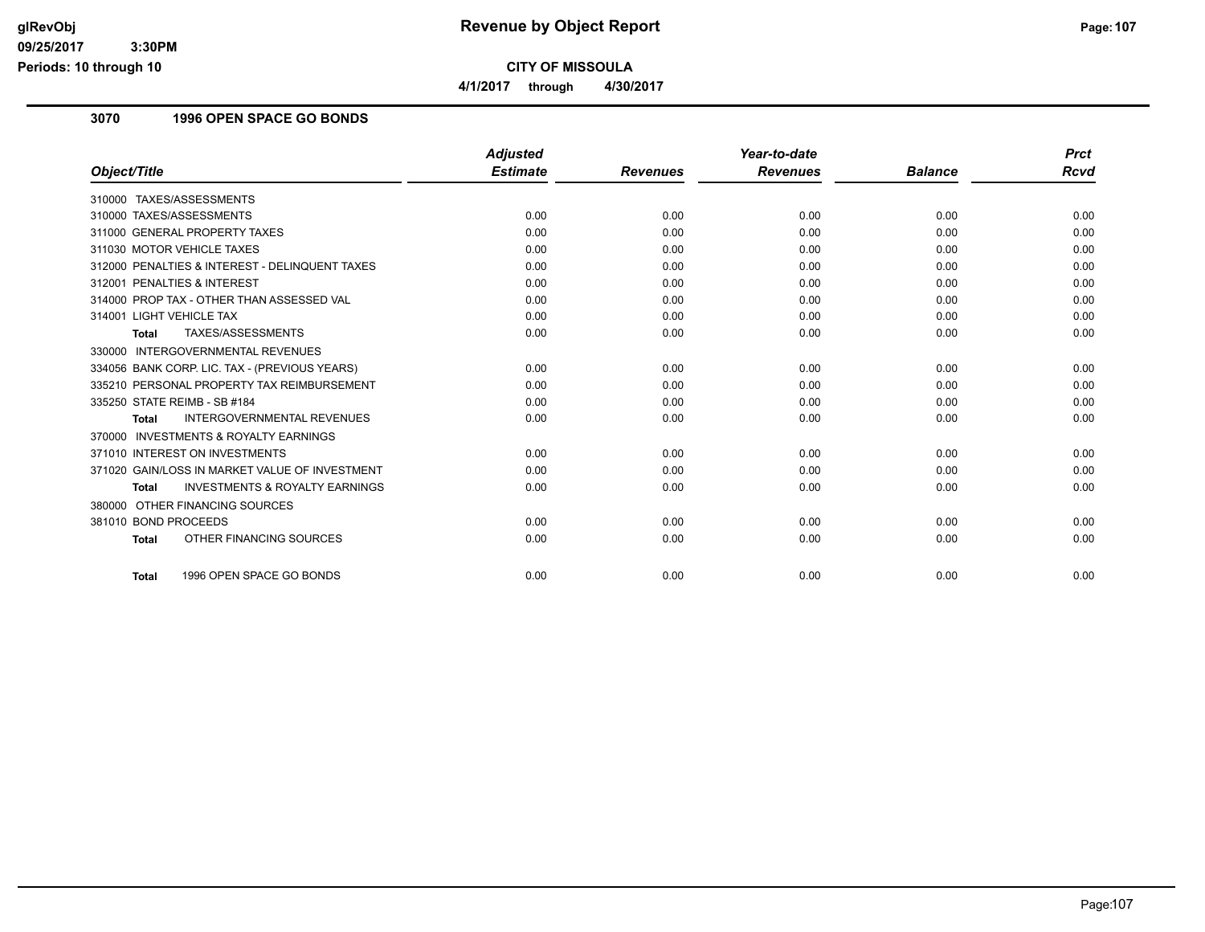# Revenue by Object Report

**CITY OF MISSOULA**

**4/1/2017 through 4/30/2017**

glRevObj
09/25/2017 3:30PM
Periods: 10 through 10

## 3070 1996 OPEN SPACE GO BONDS

| Object/Title | Adjusted Estimate | Revenues | Year-to-date Revenues | Balance | Prct Rcvd |
|---|---|---|---|---|---|
| 310000 TAXES/ASSESSMENTS | | | | | |
| 310000 TAXES/ASSESSMENTS | 0.00 | 0.00 | 0.00 | 0.00 | 0.00 |
| 311000 GENERAL PROPERTY TAXES | 0.00 | 0.00 | 0.00 | 0.00 | 0.00 |
| 311030 MOTOR VEHICLE TAXES | 0.00 | 0.00 | 0.00 | 0.00 | 0.00 |
| 312000 PENALTIES & INTEREST - DELINQUENT TAXES | 0.00 | 0.00 | 0.00 | 0.00 | 0.00 |
| 312001 PENALTIES & INTEREST | 0.00 | 0.00 | 0.00 | 0.00 | 0.00 |
| 314000 PROP TAX - OTHER THAN ASSESSED VAL | 0.00 | 0.00 | 0.00 | 0.00 | 0.00 |
| 314001 LIGHT VEHICLE TAX | 0.00 | 0.00 | 0.00 | 0.00 | 0.00 |
| **Total** TAXES/ASSESSMENTS | 0.00 | 0.00 | 0.00 | 0.00 | 0.00 |
| 330000 INTERGOVERNMENTAL REVENUES | | | | | |
| 334056 BANK CORP. LIC. TAX - (PREVIOUS YEARS) | 0.00 | 0.00 | 0.00 | 0.00 | 0.00 |
| 335210 PERSONAL PROPERTY TAX REIMBURSEMENT | 0.00 | 0.00 | 0.00 | 0.00 | 0.00 |
| 335250 STATE REIMB - SB #184 | 0.00 | 0.00 | 0.00 | 0.00 | 0.00 |
| **Total** INTERGOVERNMENTAL REVENUES | 0.00 | 0.00 | 0.00 | 0.00 | 0.00 |
| 370000 INVESTMENTS & ROYALTY EARNINGS | | | | | |
| 371010 INTEREST ON INVESTMENTS | 0.00 | 0.00 | 0.00 | 0.00 | 0.00 |
| 371020 GAIN/LOSS IN MARKET VALUE OF INVESTMENT | 0.00 | 0.00 | 0.00 | 0.00 | 0.00 |
| **Total** INVESTMENTS & ROYALTY EARNINGS | 0.00 | 0.00 | 0.00 | 0.00 | 0.00 |
| 380000 OTHER FINANCING SOURCES | | | | | |
| 381010 BOND PROCEEDS | 0.00 | 0.00 | 0.00 | 0.00 | 0.00 |
| **Total** OTHER FINANCING SOURCES | 0.00 | 0.00 | 0.00 | 0.00 | 0.00 |
| **Total** 1996 OPEN SPACE GO BONDS | 0.00 | 0.00 | 0.00 | 0.00 | 0.00 |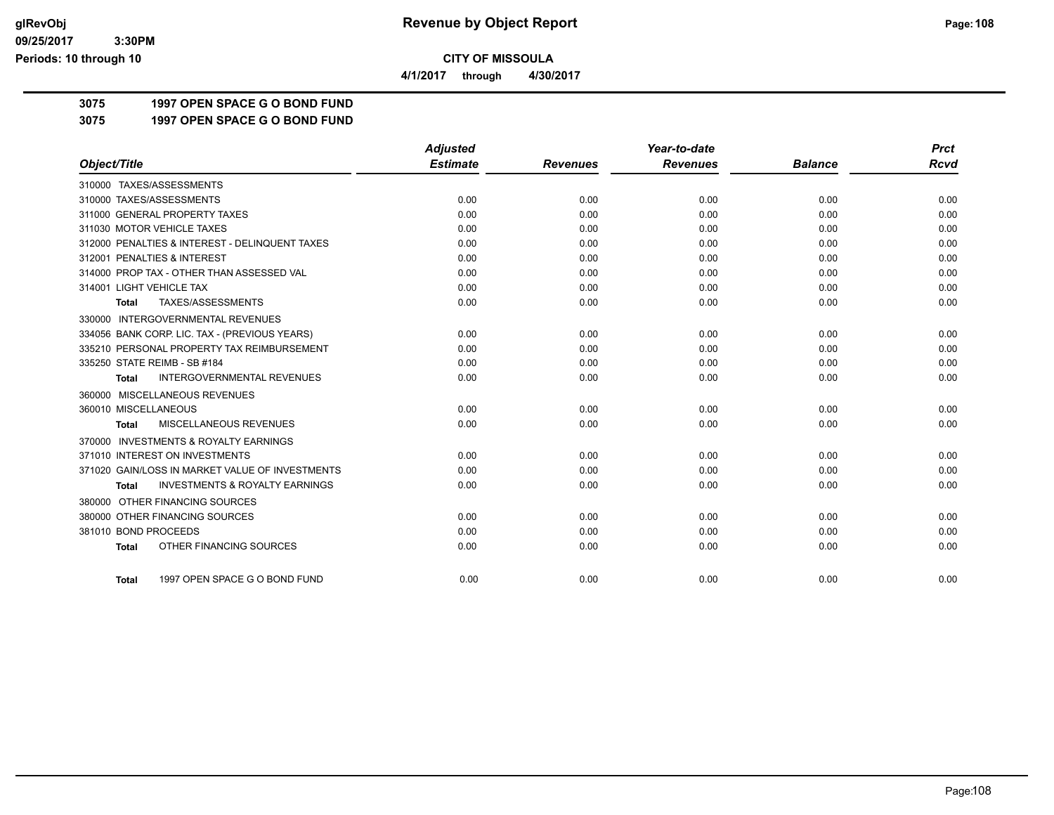**CITY OF MISSOULA**

**4/1/2017 through 4/30/2017**

**3075 1997 OPEN SPACE G O BOND FUND**

**3075 1997 OPEN SPACE G O BOND FUND**

| Object/Title | Adjusted Estimate | Revenues | Year-to-date Revenues | Balance | Prct Rcvd |
|---|---|---|---|---|---|
| 310000 TAXES/ASSESSMENTS | | | | | |
| 310000 TAXES/ASSESSMENTS | 0.00 | 0.00 | 0.00 | 0.00 | 0.00 |
| 311000 GENERAL PROPERTY TAXES | 0.00 | 0.00 | 0.00 | 0.00 | 0.00 |
| 311030 MOTOR VEHICLE TAXES | 0.00 | 0.00 | 0.00 | 0.00 | 0.00 |
| 312000 PENALTIES & INTEREST - DELINQUENT TAXES | 0.00 | 0.00 | 0.00 | 0.00 | 0.00 |
| 312001 PENALTIES & INTEREST | 0.00 | 0.00 | 0.00 | 0.00 | 0.00 |
| 314000 PROP TAX - OTHER THAN ASSESSED VAL | 0.00 | 0.00 | 0.00 | 0.00 | 0.00 |
| 314001 LIGHT VEHICLE TAX | 0.00 | 0.00 | 0.00 | 0.00 | 0.00 |
| **Total** TAXES/ASSESSMENTS | 0.00 | 0.00 | 0.00 | 0.00 | 0.00 |
| 330000 INTERGOVERNMENTAL REVENUES | | | | | |
| 334056 BANK CORP. LIC. TAX - (PREVIOUS YEARS) | 0.00 | 0.00 | 0.00 | 0.00 | 0.00 |
| 335210 PERSONAL PROPERTY TAX REIMBURSEMENT | 0.00 | 0.00 | 0.00 | 0.00 | 0.00 |
| 335250 STATE REIMB - SB #184 | 0.00 | 0.00 | 0.00 | 0.00 | 0.00 |
| **Total** INTERGOVERNMENTAL REVENUES | 0.00 | 0.00 | 0.00 | 0.00 | 0.00 |
| 360000 MISCELLANEOUS REVENUES | | | | | |
| 360010 MISCELLANEOUS | 0.00 | 0.00 | 0.00 | 0.00 | 0.00 |
| **Total** MISCELLANEOUS REVENUES | 0.00 | 0.00 | 0.00 | 0.00 | 0.00 |
| 370000 INVESTMENTS & ROYALTY EARNINGS | | | | | |
| 371010 INTEREST ON INVESTMENTS | 0.00 | 0.00 | 0.00 | 0.00 | 0.00 |
| 371020 GAIN/LOSS IN MARKET VALUE OF INVESTMENTS | 0.00 | 0.00 | 0.00 | 0.00 | 0.00 |
| **Total** INVESTMENTS & ROYALTY EARNINGS | 0.00 | 0.00 | 0.00 | 0.00 | 0.00 |
| 380000 OTHER FINANCING SOURCES | | | | | |
| 380000 OTHER FINANCING SOURCES | 0.00 | 0.00 | 0.00 | 0.00 | 0.00 |
| 381010 BOND PROCEEDS | 0.00 | 0.00 | 0.00 | 0.00 | 0.00 |
| **Total** OTHER FINANCING SOURCES | 0.00 | 0.00 | 0.00 | 0.00 | 0.00 |
| **Total** 1997 OPEN SPACE G O BOND FUND | 0.00 | 0.00 | 0.00 | 0.00 | 0.00 |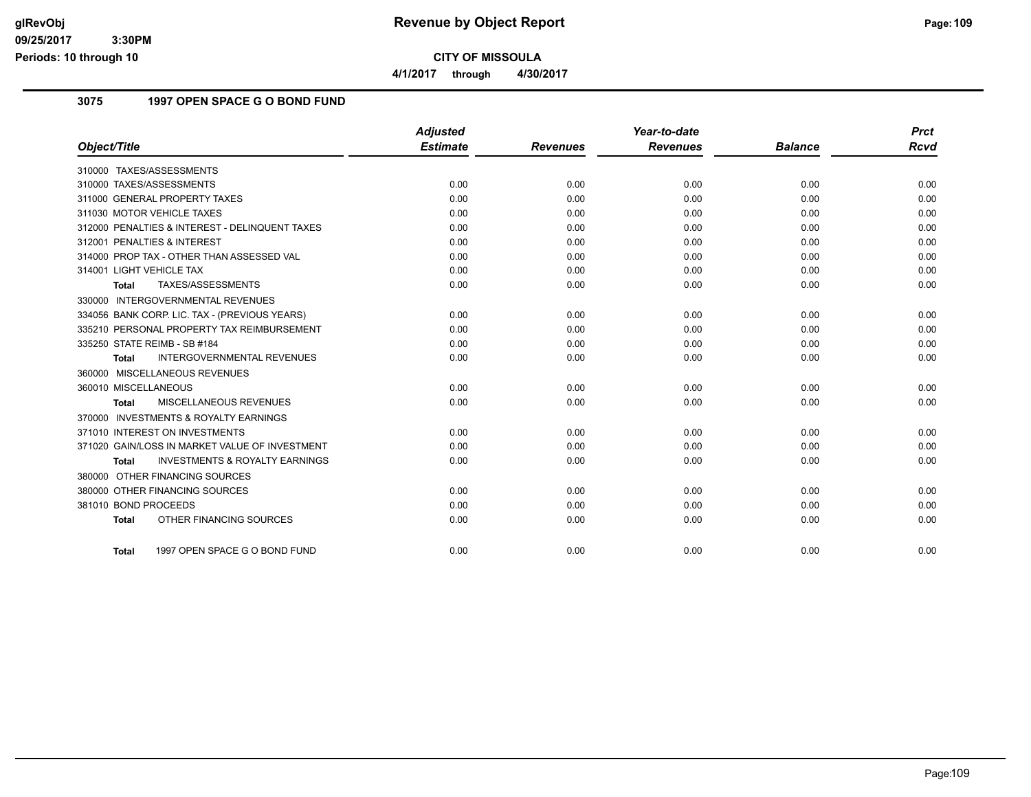**CITY OF MISSOULA**

**4/1/2017 through 4/30/2017**

## 3075 1997 OPEN SPACE G O BOND FUND

| Object/Title | Adjusted Estimate | Revenues | Year-to-date Revenues | Balance | Prct Rcvd |
|---|---|---|---|---|---|
| 310000 TAXES/ASSESSMENTS | | | | | |
| 310000 TAXES/ASSESSMENTS | 0.00 | 0.00 | 0.00 | 0.00 | 0.00 |
| 311000 GENERAL PROPERTY TAXES | 0.00 | 0.00 | 0.00 | 0.00 | 0.00 |
| 311030 MOTOR VEHICLE TAXES | 0.00 | 0.00 | 0.00 | 0.00 | 0.00 |
| 312000 PENALTIES & INTEREST - DELINQUENT TAXES | 0.00 | 0.00 | 0.00 | 0.00 | 0.00 |
| 312001 PENALTIES & INTEREST | 0.00 | 0.00 | 0.00 | 0.00 | 0.00 |
| 314000 PROP TAX - OTHER THAN ASSESSED VAL | 0.00 | 0.00 | 0.00 | 0.00 | 0.00 |
| 314001 LIGHT VEHICLE TAX | 0.00 | 0.00 | 0.00 | 0.00 | 0.00 |
| **Total** TAXES/ASSESSMENTS | 0.00 | 0.00 | 0.00 | 0.00 | 0.00 |
| 330000 INTERGOVERNMENTAL REVENUES | | | | | |
| 334056 BANK CORP. LIC. TAX - (PREVIOUS YEARS) | 0.00 | 0.00 | 0.00 | 0.00 | 0.00 |
| 335210 PERSONAL PROPERTY TAX REIMBURSEMENT | 0.00 | 0.00 | 0.00 | 0.00 | 0.00 |
| 335250 STATE REIMB - SB #184 | 0.00 | 0.00 | 0.00 | 0.00 | 0.00 |
| **Total** INTERGOVERNMENTAL REVENUES | 0.00 | 0.00 | 0.00 | 0.00 | 0.00 |
| 360000 MISCELLANEOUS REVENUES | | | | | |
| 360010 MISCELLANEOUS | 0.00 | 0.00 | 0.00 | 0.00 | 0.00 |
| **Total** MISCELLANEOUS REVENUES | 0.00 | 0.00 | 0.00 | 0.00 | 0.00 |
| 370000 INVESTMENTS & ROYALTY EARNINGS | | | | | |
| 371010 INTEREST ON INVESTMENTS | 0.00 | 0.00 | 0.00 | 0.00 | 0.00 |
| 371020 GAIN/LOSS IN MARKET VALUE OF INVESTMENT | 0.00 | 0.00 | 0.00 | 0.00 | 0.00 |
| **Total** INVESTMENTS & ROYALTY EARNINGS | 0.00 | 0.00 | 0.00 | 0.00 | 0.00 |
| 380000 OTHER FINANCING SOURCES | | | | | |
| 380000 OTHER FINANCING SOURCES | 0.00 | 0.00 | 0.00 | 0.00 | 0.00 |
| 381010 BOND PROCEEDS | 0.00 | 0.00 | 0.00 | 0.00 | 0.00 |
| **Total** OTHER FINANCING SOURCES | 0.00 | 0.00 | 0.00 | 0.00 | 0.00 |
| **Total** 1997 OPEN SPACE G O BOND FUND | 0.00 | 0.00 | 0.00 | 0.00 | 0.00 |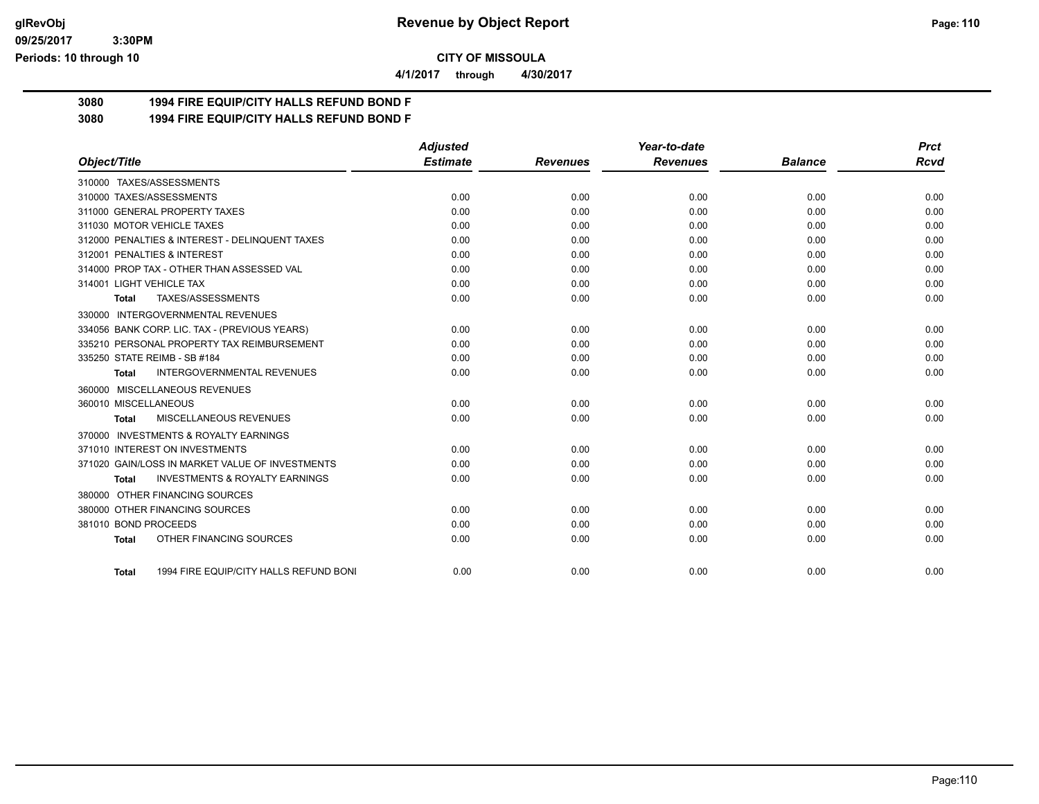**Revenue by Object Report**

**CITY OF MISSOULA**

**4/1/2017 through 4/30/2017**

glRevObj
09/25/2017 3:30PM
Periods: 10 through 10

## 3080 1994 FIRE EQUIP/CITY HALLS REFUND BOND F

## 3080 1994 FIRE EQUIP/CITY HALLS REFUND BOND F

| Object/Title | Adjusted Estimate | Revenues | Year-to-date Revenues | Balance | Prct Rcvd |
|---|---|---|---|---|---|
| 310000 TAXES/ASSESSMENTS | | | | | |
| 310000 TAXES/ASSESSMENTS | 0.00 | 0.00 | 0.00 | 0.00 | 0.00 |
| 311000 GENERAL PROPERTY TAXES | 0.00 | 0.00 | 0.00 | 0.00 | 0.00 |
| 311030 MOTOR VEHICLE TAXES | 0.00 | 0.00 | 0.00 | 0.00 | 0.00 |
| 312000 PENALTIES & INTEREST - DELINQUENT TAXES | 0.00 | 0.00 | 0.00 | 0.00 | 0.00 |
| 312001 PENALTIES & INTEREST | 0.00 | 0.00 | 0.00 | 0.00 | 0.00 |
| 314000 PROP TAX - OTHER THAN ASSESSED VAL | 0.00 | 0.00 | 0.00 | 0.00 | 0.00 |
| 314001 LIGHT VEHICLE TAX | 0.00 | 0.00 | 0.00 | 0.00 | 0.00 |
| **Total** TAXES/ASSESSMENTS | 0.00 | 0.00 | 0.00 | 0.00 | 0.00 |
| 330000 INTERGOVERNMENTAL REVENUES | | | | | |
| 334056 BANK CORP. LIC. TAX - (PREVIOUS YEARS) | 0.00 | 0.00 | 0.00 | 0.00 | 0.00 |
| 335210 PERSONAL PROPERTY TAX REIMBURSEMENT | 0.00 | 0.00 | 0.00 | 0.00 | 0.00 |
| 335250 STATE REIMB - SB #184 | 0.00 | 0.00 | 0.00 | 0.00 | 0.00 |
| **Total** INTERGOVERNMENTAL REVENUES | 0.00 | 0.00 | 0.00 | 0.00 | 0.00 |
| 360000 MISCELLANEOUS REVENUES | | | | | |
| 360010 MISCELLANEOUS | 0.00 | 0.00 | 0.00 | 0.00 | 0.00 |
| **Total** MISCELLANEOUS REVENUES | 0.00 | 0.00 | 0.00 | 0.00 | 0.00 |
| 370000 INVESTMENTS & ROYALTY EARNINGS | | | | | |
| 371010 INTEREST ON INVESTMENTS | 0.00 | 0.00 | 0.00 | 0.00 | 0.00 |
| 371020 GAIN/LOSS IN MARKET VALUE OF INVESTMENTS | 0.00 | 0.00 | 0.00 | 0.00 | 0.00 |
| **Total** INVESTMENTS & ROYALTY EARNINGS | 0.00 | 0.00 | 0.00 | 0.00 | 0.00 |
| 380000 OTHER FINANCING SOURCES | | | | | |
| 380000 OTHER FINANCING SOURCES | 0.00 | 0.00 | 0.00 | 0.00 | 0.00 |
| 381010 BOND PROCEEDS | 0.00 | 0.00 | 0.00 | 0.00 | 0.00 |
| **Total** OTHER FINANCING SOURCES | 0.00 | 0.00 | 0.00 | 0.00 | 0.00 |
| **Total** 1994 FIRE EQUIP/CITY HALLS REFUND BONI | 0.00 | 0.00 | 0.00 | 0.00 | 0.00 |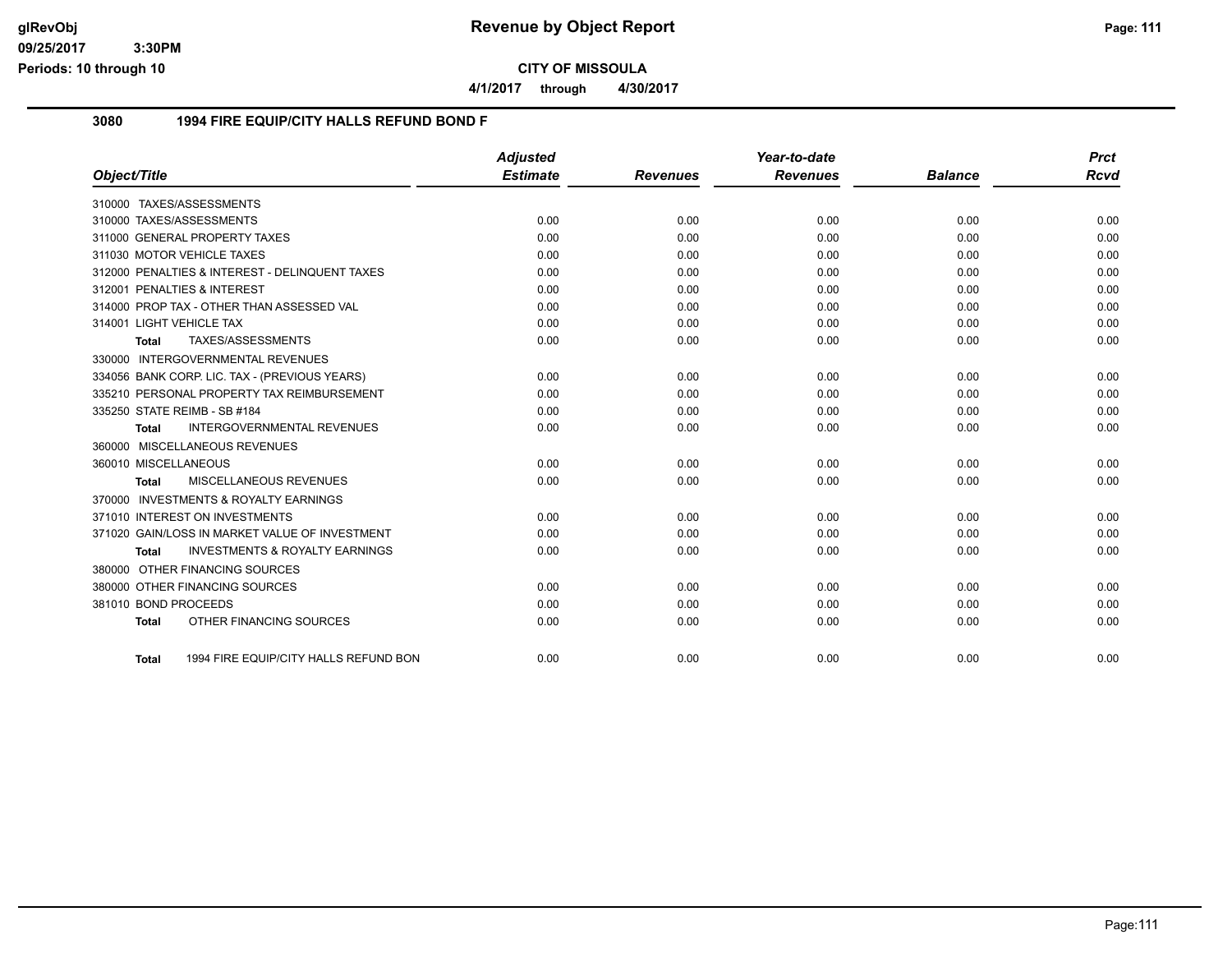# Revenue by Object Report

**CITY OF MISSOULA**

**4/1/2017 through 4/30/2017**

## 3080 1994 FIRE EQUIP/CITY HALLS REFUND BOND F

| Object/Title | Adjusted Estimate | Revenues | Year-to-date Revenues | Balance | Prct Rcvd |
|---|---|---|---|---|---|
| 310000 TAXES/ASSESSMENTS | | | | | |
| 310000 TAXES/ASSESSMENTS | 0.00 | 0.00 | 0.00 | 0.00 | 0.00 |
| 311000 GENERAL PROPERTY TAXES | 0.00 | 0.00 | 0.00 | 0.00 | 0.00 |
| 311030 MOTOR VEHICLE TAXES | 0.00 | 0.00 | 0.00 | 0.00 | 0.00 |
| 312000 PENALTIES & INTEREST - DELINQUENT TAXES | 0.00 | 0.00 | 0.00 | 0.00 | 0.00 |
| 312001 PENALTIES & INTEREST | 0.00 | 0.00 | 0.00 | 0.00 | 0.00 |
| 314000 PROP TAX - OTHER THAN ASSESSED VAL | 0.00 | 0.00 | 0.00 | 0.00 | 0.00 |
| 314001 LIGHT VEHICLE TAX | 0.00 | 0.00 | 0.00 | 0.00 | 0.00 |
| **Total** TAXES/ASSESSMENTS | 0.00 | 0.00 | 0.00 | 0.00 | 0.00 |
| 330000 INTERGOVERNMENTAL REVENUES | | | | | |
| 334056 BANK CORP. LIC. TAX - (PREVIOUS YEARS) | 0.00 | 0.00 | 0.00 | 0.00 | 0.00 |
| 335210 PERSONAL PROPERTY TAX REIMBURSEMENT | 0.00 | 0.00 | 0.00 | 0.00 | 0.00 |
| 335250 STATE REIMB - SB #184 | 0.00 | 0.00 | 0.00 | 0.00 | 0.00 |
| **Total** INTERGOVERNMENTAL REVENUES | 0.00 | 0.00 | 0.00 | 0.00 | 0.00 |
| 360000 MISCELLANEOUS REVENUES | | | | | |
| 360010 MISCELLANEOUS | 0.00 | 0.00 | 0.00 | 0.00 | 0.00 |
| **Total** MISCELLANEOUS REVENUES | 0.00 | 0.00 | 0.00 | 0.00 | 0.00 |
| 370000 INVESTMENTS & ROYALTY EARNINGS | | | | | |
| 371010 INTEREST ON INVESTMENTS | 0.00 | 0.00 | 0.00 | 0.00 | 0.00 |
| 371020 GAIN/LOSS IN MARKET VALUE OF INVESTMENT | 0.00 | 0.00 | 0.00 | 0.00 | 0.00 |
| **Total** INVESTMENTS & ROYALTY EARNINGS | 0.00 | 0.00 | 0.00 | 0.00 | 0.00 |
| 380000 OTHER FINANCING SOURCES | | | | | |
| 380000 OTHER FINANCING SOURCES | 0.00 | 0.00 | 0.00 | 0.00 | 0.00 |
| 381010 BOND PROCEEDS | 0.00 | 0.00 | 0.00 | 0.00 | 0.00 |
| **Total** OTHER FINANCING SOURCES | 0.00 | 0.00 | 0.00 | 0.00 | 0.00 |
| **Total** 1994 FIRE EQUIP/CITY HALLS REFUND BON | 0.00 | 0.00 | 0.00 | 0.00 | 0.00 |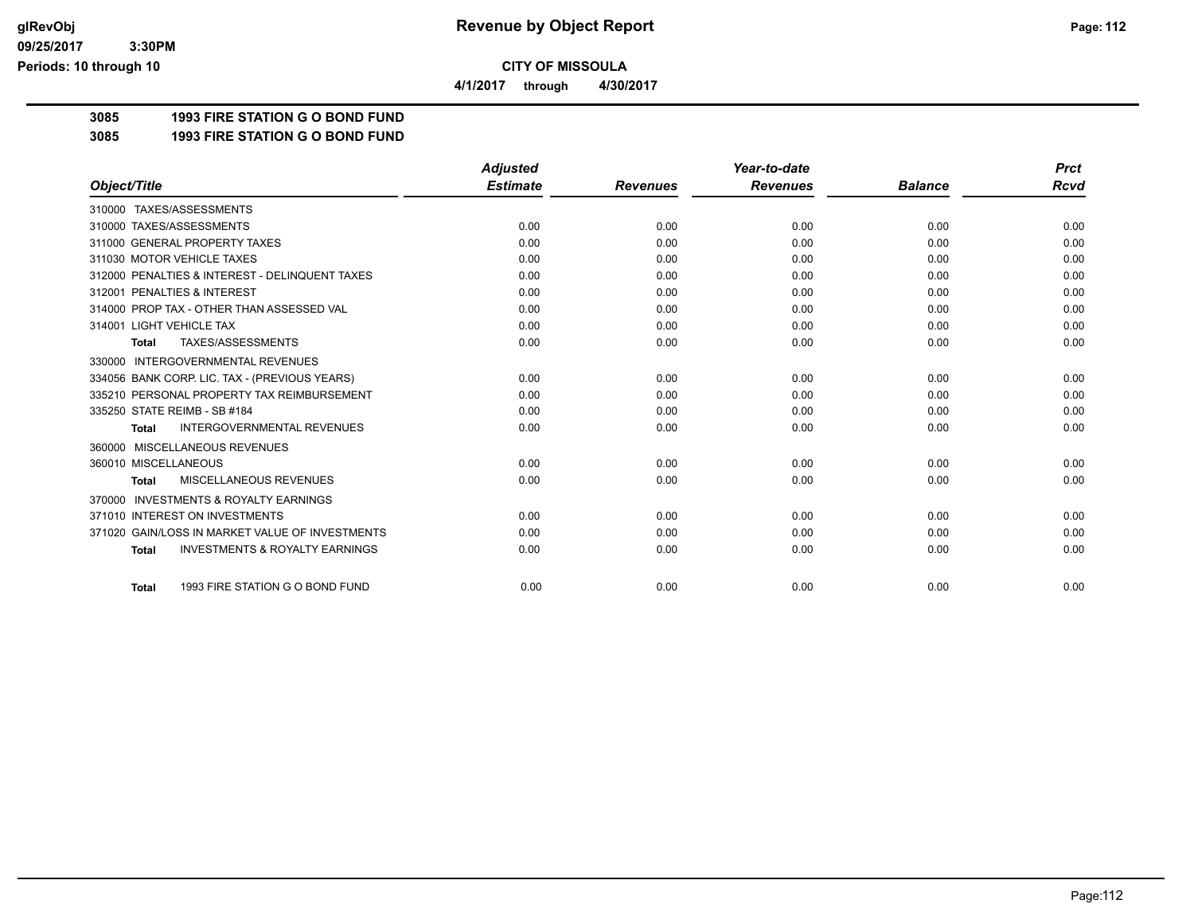**Revenue by Object Report**

**CITY OF MISSOULA**

**4/1/2017 through 4/30/2017**

glRevObj
09/25/2017 3:30PM
Periods: 10 through 10

## 3085 1993 FIRE STATION G O BOND FUND

## 3085 1993 FIRE STATION G O BOND FUND

| Object/Title | Adjusted Estimate | Revenues | Year-to-date Revenues | Balance | Prct Rcvd |
|---|---|---|---|---|---|
| 310000 TAXES/ASSESSMENTS | | | | | |
| 310000 TAXES/ASSESSMENTS | 0.00 | 0.00 | 0.00 | 0.00 | 0.00 |
| 311000 GENERAL PROPERTY TAXES | 0.00 | 0.00 | 0.00 | 0.00 | 0.00 |
| 311030 MOTOR VEHICLE TAXES | 0.00 | 0.00 | 0.00 | 0.00 | 0.00 |
| 312000 PENALTIES & INTEREST - DELINQUENT TAXES | 0.00 | 0.00 | 0.00 | 0.00 | 0.00 |
| 312001 PENALTIES & INTEREST | 0.00 | 0.00 | 0.00 | 0.00 | 0.00 |
| 314000 PROP TAX - OTHER THAN ASSESSED VAL | 0.00 | 0.00 | 0.00 | 0.00 | 0.00 |
| 314001 LIGHT VEHICLE TAX | 0.00 | 0.00 | 0.00 | 0.00 | 0.00 |
| **Total** TAXES/ASSESSMENTS | 0.00 | 0.00 | 0.00 | 0.00 | 0.00 |
| 330000 INTERGOVERNMENTAL REVENUES | | | | | |
| 334056 BANK CORP. LIC. TAX - (PREVIOUS YEARS) | 0.00 | 0.00 | 0.00 | 0.00 | 0.00 |
| 335210 PERSONAL PROPERTY TAX REIMBURSEMENT | 0.00 | 0.00 | 0.00 | 0.00 | 0.00 |
| 335250 STATE REIMB - SB #184 | 0.00 | 0.00 | 0.00 | 0.00 | 0.00 |
| **Total** INTERGOVERNMENTAL REVENUES | 0.00 | 0.00 | 0.00 | 0.00 | 0.00 |
| 360000 MISCELLANEOUS REVENUES | | | | | |
| 360010 MISCELLANEOUS | 0.00 | 0.00 | 0.00 | 0.00 | 0.00 |
| **Total** MISCELLANEOUS REVENUES | 0.00 | 0.00 | 0.00 | 0.00 | 0.00 |
| 370000 INVESTMENTS & ROYALTY EARNINGS | | | | | |
| 371010 INTEREST ON INVESTMENTS | 0.00 | 0.00 | 0.00 | 0.00 | 0.00 |
| 371020 GAIN/LOSS IN MARKET VALUE OF INVESTMENTS | 0.00 | 0.00 | 0.00 | 0.00 | 0.00 |
| **Total** INVESTMENTS & ROYALTY EARNINGS | 0.00 | 0.00 | 0.00 | 0.00 | 0.00 |
| **Total** 1993 FIRE STATION G O BOND FUND | 0.00 | 0.00 | 0.00 | 0.00 | 0.00 |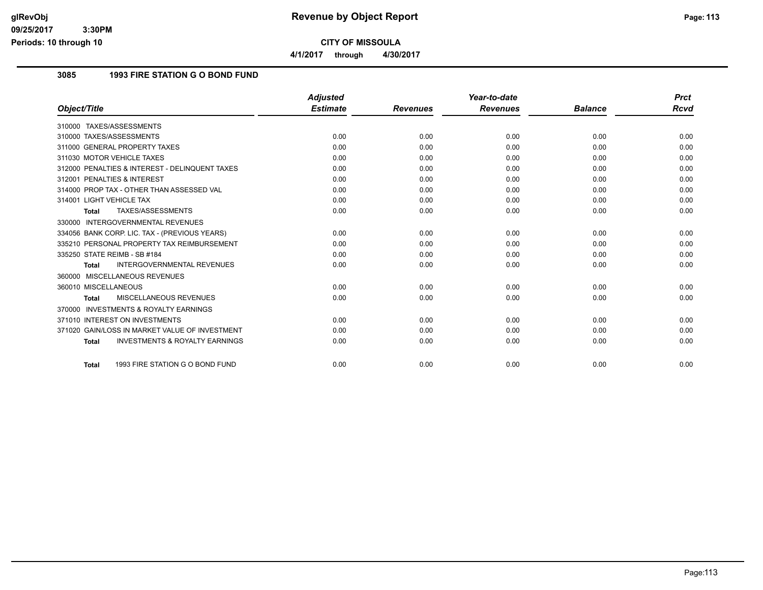# Revenue by Object Report

glRevObj
09/25/2017 3:30PM
Periods: 10 through 10

**CITY OF MISSOULA**

**4/1/2017 through 4/30/2017**

## 3085 1993 FIRE STATION G O BOND FUND

| Object/Title | Adjusted Estimate | Revenues | Year-to-date Revenues | Balance | Prct Rcvd |
|---|---|---|---|---|---|
| 310000 TAXES/ASSESSMENTS | | | | | |
| 310000 TAXES/ASSESSMENTS | 0.00 | 0.00 | 0.00 | 0.00 | 0.00 |
| 311000 GENERAL PROPERTY TAXES | 0.00 | 0.00 | 0.00 | 0.00 | 0.00 |
| 311030 MOTOR VEHICLE TAXES | 0.00 | 0.00 | 0.00 | 0.00 | 0.00 |
| 312000 PENALTIES & INTEREST - DELINQUENT TAXES | 0.00 | 0.00 | 0.00 | 0.00 | 0.00 |
| 312001 PENALTIES & INTEREST | 0.00 | 0.00 | 0.00 | 0.00 | 0.00 |
| 314000 PROP TAX - OTHER THAN ASSESSED VAL | 0.00 | 0.00 | 0.00 | 0.00 | 0.00 |
| 314001 LIGHT VEHICLE TAX | 0.00 | 0.00 | 0.00 | 0.00 | 0.00 |
| **Total** TAXES/ASSESSMENTS | 0.00 | 0.00 | 0.00 | 0.00 | 0.00 |
| 330000 INTERGOVERNMENTAL REVENUES | | | | | |
| 334056 BANK CORP. LIC. TAX - (PREVIOUS YEARS) | 0.00 | 0.00 | 0.00 | 0.00 | 0.00 |
| 335210 PERSONAL PROPERTY TAX REIMBURSEMENT | 0.00 | 0.00 | 0.00 | 0.00 | 0.00 |
| 335250 STATE REIMB - SB #184 | 0.00 | 0.00 | 0.00 | 0.00 | 0.00 |
| **Total** INTERGOVERNMENTAL REVENUES | 0.00 | 0.00 | 0.00 | 0.00 | 0.00 |
| 360000 MISCELLANEOUS REVENUES | | | | | |
| 360010 MISCELLANEOUS | 0.00 | 0.00 | 0.00 | 0.00 | 0.00 |
| **Total** MISCELLANEOUS REVENUES | 0.00 | 0.00 | 0.00 | 0.00 | 0.00 |
| 370000 INVESTMENTS & ROYALTY EARNINGS | | | | | |
| 371010 INTEREST ON INVESTMENTS | 0.00 | 0.00 | 0.00 | 0.00 | 0.00 |
| 371020 GAIN/LOSS IN MARKET VALUE OF INVESTMENT | 0.00 | 0.00 | 0.00 | 0.00 | 0.00 |
| **Total** INVESTMENTS & ROYALTY EARNINGS | 0.00 | 0.00 | 0.00 | 0.00 | 0.00 |
| **Total** 1993 FIRE STATION G O BOND FUND | 0.00 | 0.00 | 0.00 | 0.00 | 0.00 |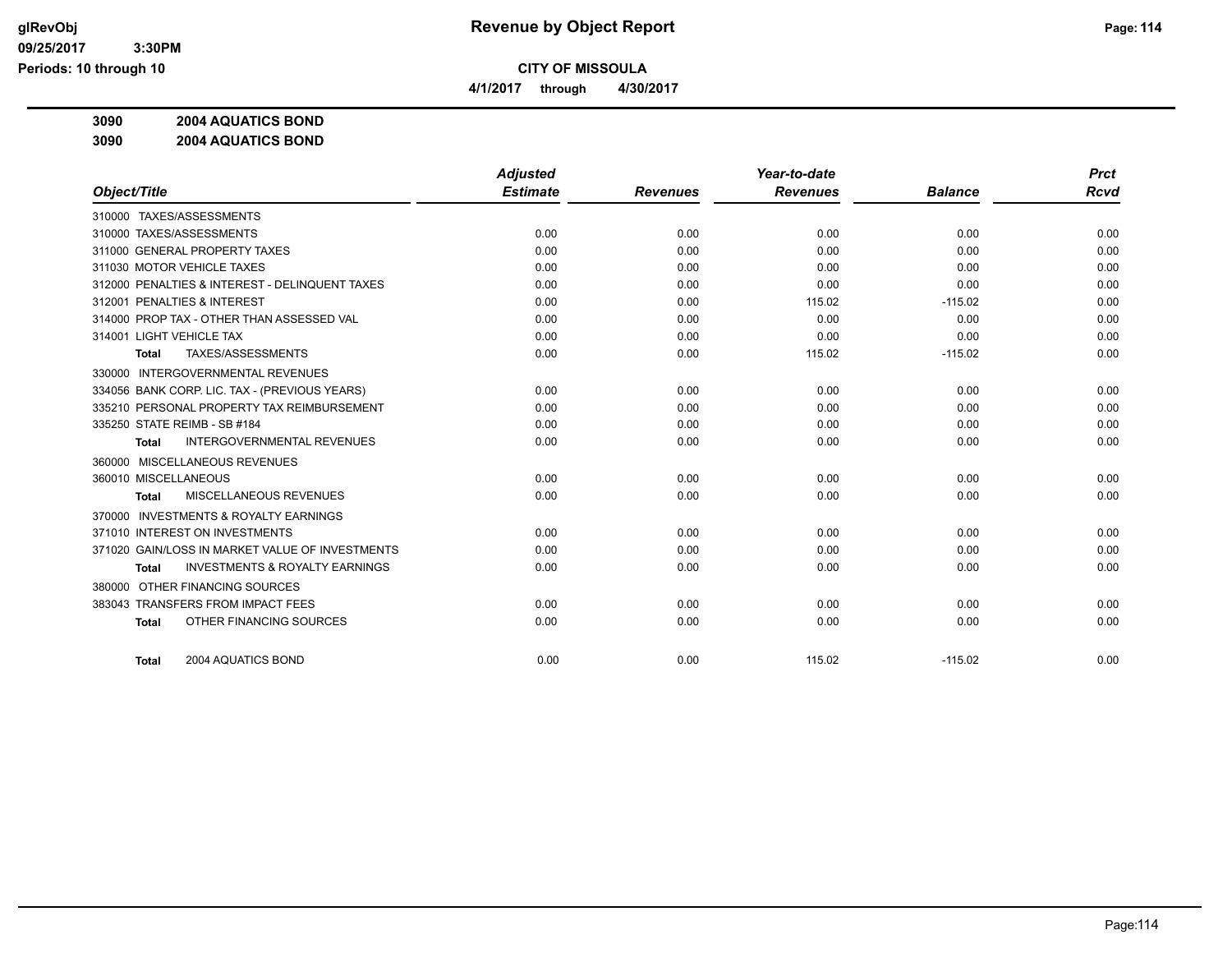# Revenue by Object Report

**CITY OF MISSOULA**

**4/1/2017 through 4/30/2017**

glRevObj
09/25/2017 3:30PM
Periods: 10 through 10

**3090 2004 AQUATICS BOND**

**3090 2004 AQUATICS BOND**

| Object/Title | Adjusted Estimate | Revenues | Year-to-date Revenues | Balance | Prct Rcvd |
|---|---|---|---|---|---|
| 310000 TAXES/ASSESSMENTS | | | | | |
| 310000 TAXES/ASSESSMENTS | 0.00 | 0.00 | 0.00 | 0.00 | 0.00 |
| 311000 GENERAL PROPERTY TAXES | 0.00 | 0.00 | 0.00 | 0.00 | 0.00 |
| 311030 MOTOR VEHICLE TAXES | 0.00 | 0.00 | 0.00 | 0.00 | 0.00 |
| 312000 PENALTIES & INTEREST - DELINQUENT TAXES | 0.00 | 0.00 | 0.00 | 0.00 | 0.00 |
| 312001 PENALTIES & INTEREST | 0.00 | 0.00 | 115.02 | -115.02 | 0.00 |
| 314000 PROP TAX - OTHER THAN ASSESSED VAL | 0.00 | 0.00 | 0.00 | 0.00 | 0.00 |
| 314001 LIGHT VEHICLE TAX | 0.00 | 0.00 | 0.00 | 0.00 | 0.00 |
| **Total** TAXES/ASSESSMENTS | 0.00 | 0.00 | 115.02 | -115.02 | 0.00 |
| 330000 INTERGOVERNMENTAL REVENUES | | | | | |
| 334056 BANK CORP. LIC. TAX - (PREVIOUS YEARS) | 0.00 | 0.00 | 0.00 | 0.00 | 0.00 |
| 335210 PERSONAL PROPERTY TAX REIMBURSEMENT | 0.00 | 0.00 | 0.00 | 0.00 | 0.00 |
| 335250 STATE REIMB - SB #184 | 0.00 | 0.00 | 0.00 | 0.00 | 0.00 |
| **Total** INTERGOVERNMENTAL REVENUES | 0.00 | 0.00 | 0.00 | 0.00 | 0.00 |
| 360000 MISCELLANEOUS REVENUES | | | | | |
| 360010 MISCELLANEOUS | 0.00 | 0.00 | 0.00 | 0.00 | 0.00 |
| **Total** MISCELLANEOUS REVENUES | 0.00 | 0.00 | 0.00 | 0.00 | 0.00 |
| 370000 INVESTMENTS & ROYALTY EARNINGS | | | | | |
| 371010 INTEREST ON INVESTMENTS | 0.00 | 0.00 | 0.00 | 0.00 | 0.00 |
| 371020 GAIN/LOSS IN MARKET VALUE OF INVESTMENTS | 0.00 | 0.00 | 0.00 | 0.00 | 0.00 |
| **Total** INVESTMENTS & ROYALTY EARNINGS | 0.00 | 0.00 | 0.00 | 0.00 | 0.00 |
| 380000 OTHER FINANCING SOURCES | | | | | |
| 383043 TRANSFERS FROM IMPACT FEES | 0.00 | 0.00 | 0.00 | 0.00 | 0.00 |
| **Total** OTHER FINANCING SOURCES | 0.00 | 0.00 | 0.00 | 0.00 | 0.00 |
| **Total** 2004 AQUATICS BOND | 0.00 | 0.00 | 115.02 | -115.02 | 0.00 |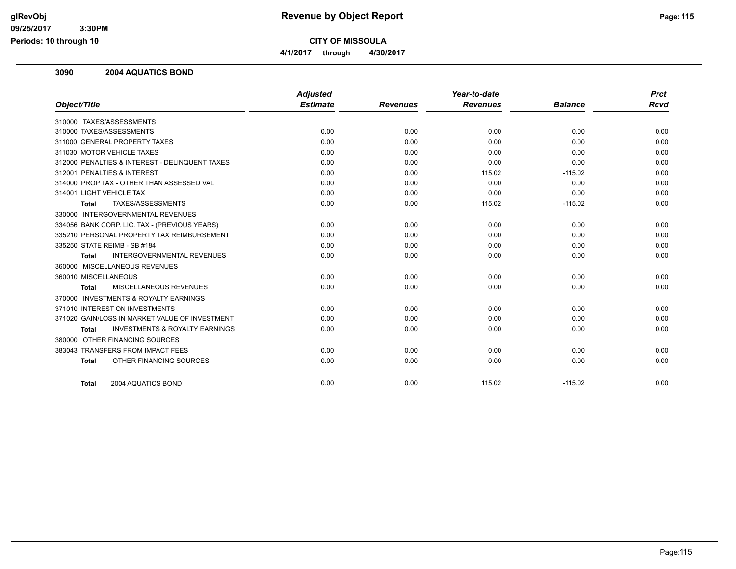**Revenue by Object Report**

**CITY OF MISSOULA**

**4/1/2017 through 4/30/2017**

## 3090 2004 AQUATICS BOND

| Object/Title | Adjusted Estimate | Revenues | Year-to-date Revenues | Balance | Prct Rcvd |
|---|---|---|---|---|---|
| 310000 TAXES/ASSESSMENTS | | | | | |
| 310000 TAXES/ASSESSMENTS | 0.00 | 0.00 | 0.00 | 0.00 | 0.00 |
| 311000 GENERAL PROPERTY TAXES | 0.00 | 0.00 | 0.00 | 0.00 | 0.00 |
| 311030 MOTOR VEHICLE TAXES | 0.00 | 0.00 | 0.00 | 0.00 | 0.00 |
| 312000 PENALTIES & INTEREST - DELINQUENT TAXES | 0.00 | 0.00 | 0.00 | 0.00 | 0.00 |
| 312001 PENALTIES & INTEREST | 0.00 | 0.00 | 115.02 | -115.02 | 0.00 |
| 314000 PROP TAX - OTHER THAN ASSESSED VAL | 0.00 | 0.00 | 0.00 | 0.00 | 0.00 |
| 314001 LIGHT VEHICLE TAX | 0.00 | 0.00 | 0.00 | 0.00 | 0.00 |
| **Total** TAXES/ASSESSMENTS | 0.00 | 0.00 | 115.02 | -115.02 | 0.00 |
| 330000 INTERGOVERNMENTAL REVENUES | | | | | |
| 334056 BANK CORP. LIC. TAX - (PREVIOUS YEARS) | 0.00 | 0.00 | 0.00 | 0.00 | 0.00 |
| 335210 PERSONAL PROPERTY TAX REIMBURSEMENT | 0.00 | 0.00 | 0.00 | 0.00 | 0.00 |
| 335250 STATE REIMB - SB #184 | 0.00 | 0.00 | 0.00 | 0.00 | 0.00 |
| **Total** INTERGOVERNMENTAL REVENUES | 0.00 | 0.00 | 0.00 | 0.00 | 0.00 |
| 360000 MISCELLANEOUS REVENUES | | | | | |
| 360010 MISCELLANEOUS | 0.00 | 0.00 | 0.00 | 0.00 | 0.00 |
| **Total** MISCELLANEOUS REVENUES | 0.00 | 0.00 | 0.00 | 0.00 | 0.00 |
| 370000 INVESTMENTS & ROYALTY EARNINGS | | | | | |
| 371010 INTEREST ON INVESTMENTS | 0.00 | 0.00 | 0.00 | 0.00 | 0.00 |
| 371020 GAIN/LOSS IN MARKET VALUE OF INVESTMENT | 0.00 | 0.00 | 0.00 | 0.00 | 0.00 |
| **Total** INVESTMENTS & ROYALTY EARNINGS | 0.00 | 0.00 | 0.00 | 0.00 | 0.00 |
| 380000 OTHER FINANCING SOURCES | | | | | |
| 383043 TRANSFERS FROM IMPACT FEES | 0.00 | 0.00 | 0.00 | 0.00 | 0.00 |
| **Total** OTHER FINANCING SOURCES | 0.00 | 0.00 | 0.00 | 0.00 | 0.00 |
| **Total** 2004 AQUATICS BOND | 0.00 | 0.00 | 115.02 | -115.02 | 0.00 |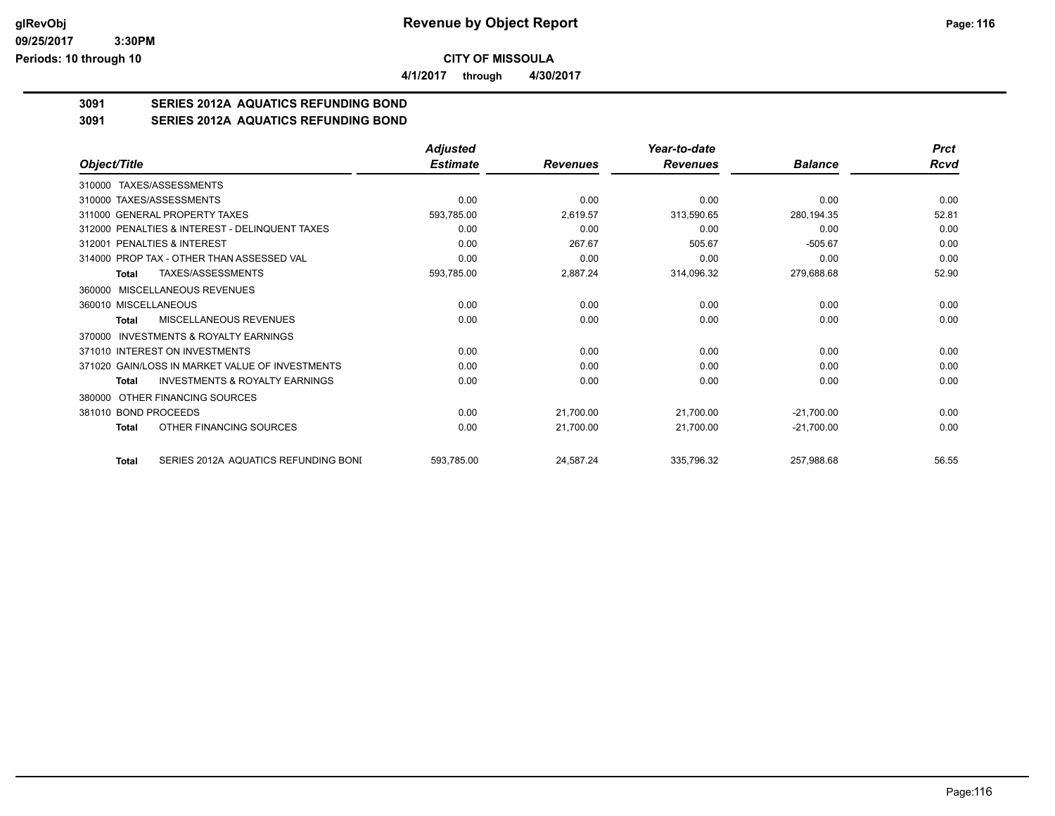# Revenue by Object Report

**CITY OF MISSOULA**

**4/1/2017 through 4/30/2017**

glRevObj
09/25/2017 3:30PM
Periods: 10 through 10

## 3091 SERIES 2012A AQUATICS REFUNDING BOND

## 3091 SERIES 2012A AQUATICS REFUNDING BOND

| Object/Title | Adjusted Estimate | Revenues | Year-to-date Revenues | Balance | Prct Rcvd |
|---|---|---|---|---|---|
| 310000 TAXES/ASSESSMENTS | | | | | |
| 310000 TAXES/ASSESSMENTS | 0.00 | 0.00 | 0.00 | 0.00 | 0.00 |
| 311000 GENERAL PROPERTY TAXES | 593,785.00 | 2,619.57 | 313,590.65 | 280,194.35 | 52.81 |
| 312000 PENALTIES & INTEREST - DELINQUENT TAXES | 0.00 | 0.00 | 0.00 | 0.00 | 0.00 |
| 312001 PENALTIES & INTEREST | 0.00 | 267.67 | 505.67 | -505.67 | 0.00 |
| 314000 PROP TAX - OTHER THAN ASSESSED VAL | 0.00 | 0.00 | 0.00 | 0.00 | 0.00 |
| **Total** TAXES/ASSESSMENTS | 593,785.00 | 2,887.24 | 314,096.32 | 279,688.68 | 52.90 |
| 360000 MISCELLANEOUS REVENUES | | | | | |
| 360010 MISCELLANEOUS | 0.00 | 0.00 | 0.00 | 0.00 | 0.00 |
| **Total** MISCELLANEOUS REVENUES | 0.00 | 0.00 | 0.00 | 0.00 | 0.00 |
| 370000 INVESTMENTS & ROYALTY EARNINGS | | | | | |
| 371010 INTEREST ON INVESTMENTS | 0.00 | 0.00 | 0.00 | 0.00 | 0.00 |
| 371020 GAIN/LOSS IN MARKET VALUE OF INVESTMENTS | 0.00 | 0.00 | 0.00 | 0.00 | 0.00 |
| **Total** INVESTMENTS & ROYALTY EARNINGS | 0.00 | 0.00 | 0.00 | 0.00 | 0.00 |
| 380000 OTHER FINANCING SOURCES | | | | | |
| 381010 BOND PROCEEDS | 0.00 | 21,700.00 | 21,700.00 | -21,700.00 | 0.00 |
| **Total** OTHER FINANCING SOURCES | 0.00 | 21,700.00 | 21,700.00 | -21,700.00 | 0.00 |
| **Total** SERIES 2012A AQUATICS REFUNDING BONI | 593,785.00 | 24,587.24 | 335,796.32 | 257,988.68 | 56.55 |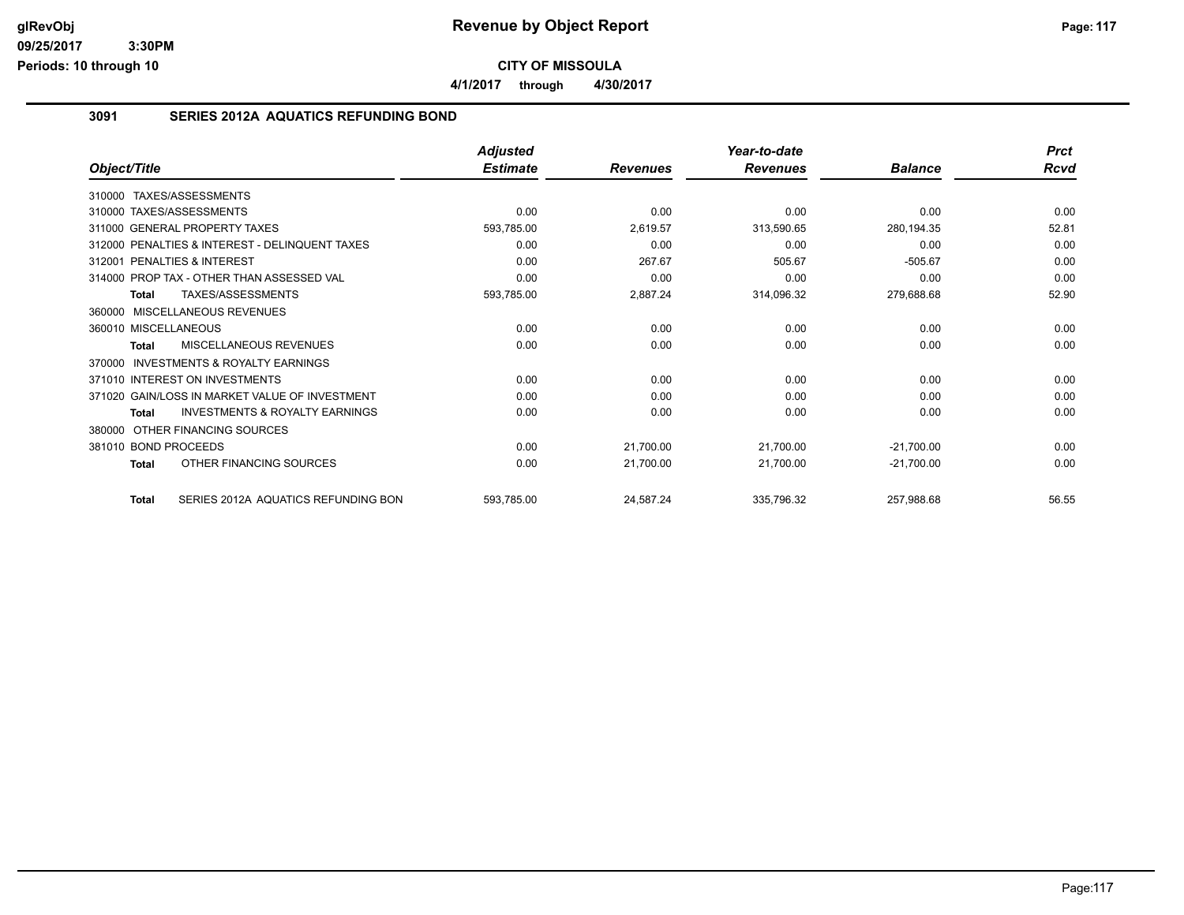**CITY OF MISSOULA**

**4/1/2017 through 4/30/2017**

## 3091 SERIES 2012A AQUATICS REFUNDING BOND

| Object/Title | Adjusted Estimate | Revenues | Year-to-date Revenues | Balance | Prct Rcvd |
|---|---|---|---|---|---|
| 310000 TAXES/ASSESSMENTS | | | | | |
| 310000 TAXES/ASSESSMENTS | 0.00 | 0.00 | 0.00 | 0.00 | 0.00 |
| 311000 GENERAL PROPERTY TAXES | 593,785.00 | 2,619.57 | 313,590.65 | 280,194.35 | 52.81 |
| 312000 PENALTIES & INTEREST - DELINQUENT TAXES | 0.00 | 0.00 | 0.00 | 0.00 | 0.00 |
| 312001 PENALTIES & INTEREST | 0.00 | 267.67 | 505.67 | -505.67 | 0.00 |
| 314000 PROP TAX - OTHER THAN ASSESSED VAL | 0.00 | 0.00 | 0.00 | 0.00 | 0.00 |
| **Total** TAXES/ASSESSMENTS | 593,785.00 | 2,887.24 | 314,096.32 | 279,688.68 | 52.90 |
| 360000 MISCELLANEOUS REVENUES | | | | | |
| 360010 MISCELLANEOUS | 0.00 | 0.00 | 0.00 | 0.00 | 0.00 |
| **Total** MISCELLANEOUS REVENUES | 0.00 | 0.00 | 0.00 | 0.00 | 0.00 |
| 370000 INVESTMENTS & ROYALTY EARNINGS | | | | | |
| 371010 INTEREST ON INVESTMENTS | 0.00 | 0.00 | 0.00 | 0.00 | 0.00 |
| 371020 GAIN/LOSS IN MARKET VALUE OF INVESTMENT | 0.00 | 0.00 | 0.00 | 0.00 | 0.00 |
| **Total** INVESTMENTS & ROYALTY EARNINGS | 0.00 | 0.00 | 0.00 | 0.00 | 0.00 |
| 380000 OTHER FINANCING SOURCES | | | | | |
| 381010 BOND PROCEEDS | 0.00 | 21,700.00 | 21,700.00 | -21,700.00 | 0.00 |
| **Total** OTHER FINANCING SOURCES | 0.00 | 21,700.00 | 21,700.00 | -21,700.00 | 0.00 |
| **Total** SERIES 2012A AQUATICS REFUNDING BON | 593,785.00 | 24,587.24 | 335,796.32 | 257,988.68 | 56.55 |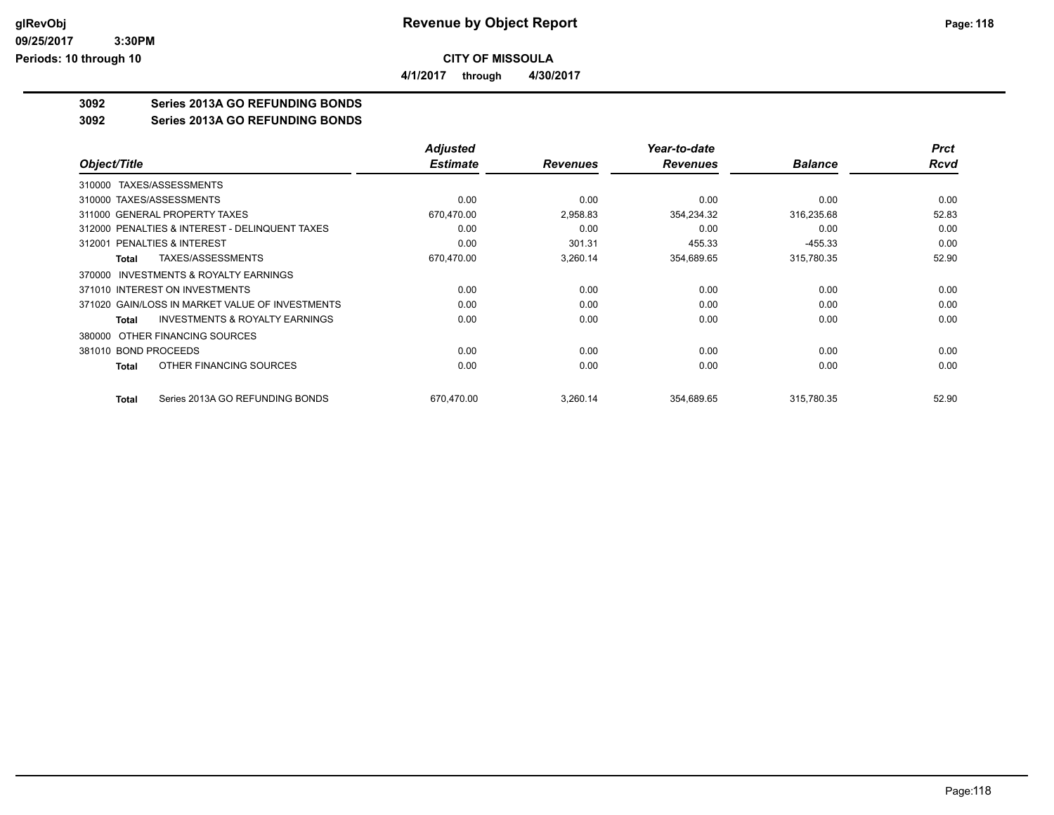# Revenue by Object Report

**CITY OF MISSOULA**

**4/1/2017 through 4/30/2017**

glRevObj
09/25/2017 3:30PM
Periods: 10 through 10

## 3092 Series 2013A GO REFUNDING BONDS

### 3092 Series 2013A GO REFUNDING BONDS

| Object/Title | Adjusted Estimate | Revenues | Year-to-date Revenues | Balance | Prct Rcvd |
|---|---|---|---|---|---|
| 310000 TAXES/ASSESSMENTS | | | | | |
| 310000 TAXES/ASSESSMENTS | 0.00 | 0.00 | 0.00 | 0.00 | 0.00 |
| 311000 GENERAL PROPERTY TAXES | 670,470.00 | 2,958.83 | 354,234.32 | 316,235.68 | 52.83 |
| 312000 PENALTIES & INTEREST - DELINQUENT TAXES | 0.00 | 0.00 | 0.00 | 0.00 | 0.00 |
| 312001 PENALTIES & INTEREST | 0.00 | 301.31 | 455.33 | -455.33 | 0.00 |
| **Total** TAXES/ASSESSMENTS | 670,470.00 | 3,260.14 | 354,689.65 | 315,780.35 | 52.90 |
| 370000 INVESTMENTS & ROYALTY EARNINGS | | | | | |
| 371010 INTEREST ON INVESTMENTS | 0.00 | 0.00 | 0.00 | 0.00 | 0.00 |
| 371020 GAIN/LOSS IN MARKET VALUE OF INVESTMENTS | 0.00 | 0.00 | 0.00 | 0.00 | 0.00 |
| **Total** INVESTMENTS & ROYALTY EARNINGS | 0.00 | 0.00 | 0.00 | 0.00 | 0.00 |
| 380000 OTHER FINANCING SOURCES | | | | | |
| 381010 BOND PROCEEDS | 0.00 | 0.00 | 0.00 | 0.00 | 0.00 |
| **Total** OTHER FINANCING SOURCES | 0.00 | 0.00 | 0.00 | 0.00 | 0.00 |
| **Total** Series 2013A GO REFUNDING BONDS | 670,470.00 | 3,260.14 | 354,689.65 | 315,780.35 | 52.90 |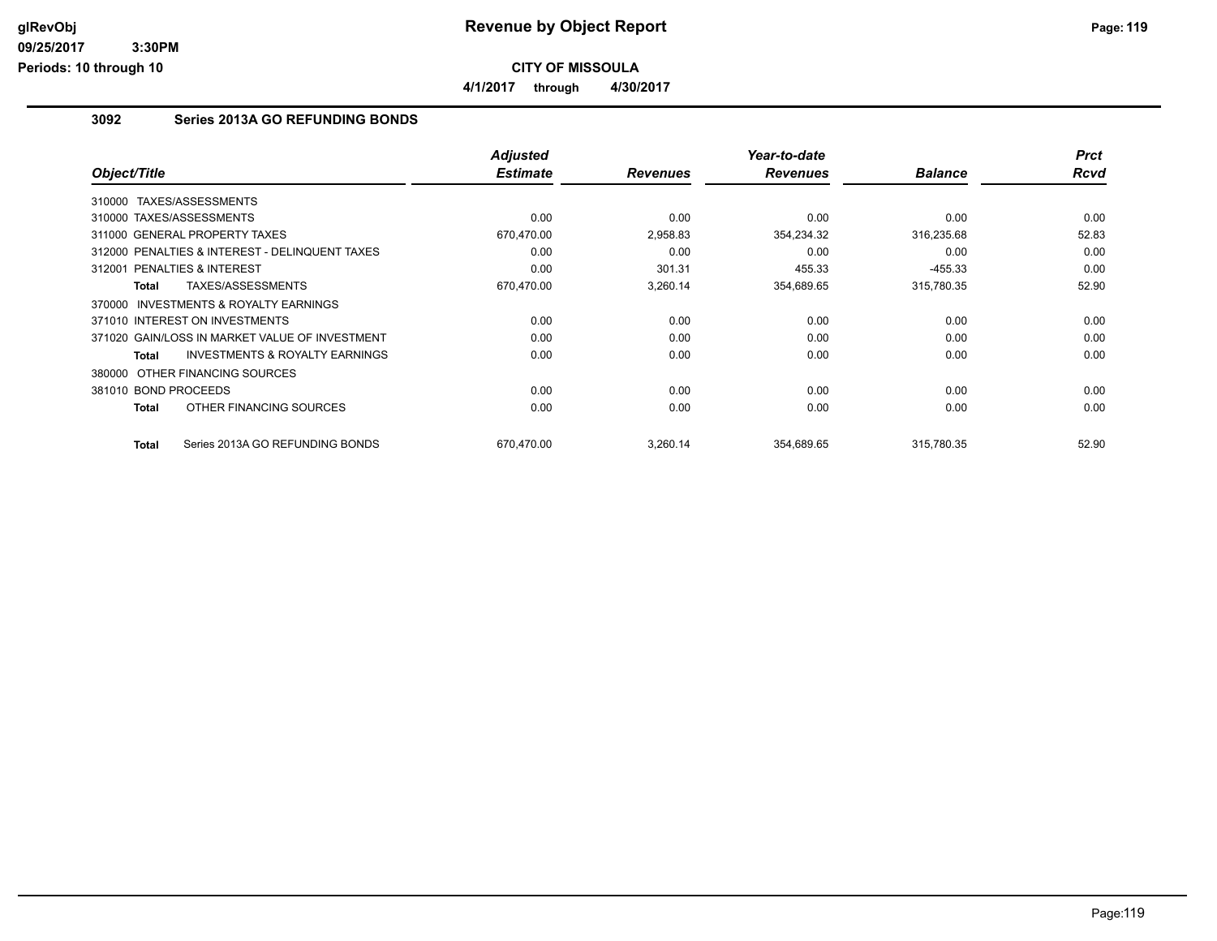# Revenue by Object Report

## CITY OF MISSOULA

**4/1/2017 through 4/30/2017**

### 3092 Series 2013A GO REFUNDING BONDS

| Object/Title | Adjusted Estimate | Revenues | Year-to-date Revenues | Balance | Prct Rcvd |
|---|---|---|---|---|---|
| 310000 TAXES/ASSESSMENTS | | | | | |
| 310000 TAXES/ASSESSMENTS | 0.00 | 0.00 | 0.00 | 0.00 | 0.00 |
| 311000 GENERAL PROPERTY TAXES | 670,470.00 | 2,958.83 | 354,234.32 | 316,235.68 | 52.83 |
| 312000 PENALTIES & INTEREST - DELINQUENT TAXES | 0.00 | 0.00 | 0.00 | 0.00 | 0.00 |
| 312001 PENALTIES & INTEREST | 0.00 | 301.31 | 455.33 | -455.33 | 0.00 |
| **Total** TAXES/ASSESSMENTS | 670,470.00 | 3,260.14 | 354,689.65 | 315,780.35 | 52.90 |
| 370000 INVESTMENTS & ROYALTY EARNINGS | | | | | |
| 371010 INTEREST ON INVESTMENTS | 0.00 | 0.00 | 0.00 | 0.00 | 0.00 |
| 371020 GAIN/LOSS IN MARKET VALUE OF INVESTMENT | 0.00 | 0.00 | 0.00 | 0.00 | 0.00 |
| **Total** INVESTMENTS & ROYALTY EARNINGS | 0.00 | 0.00 | 0.00 | 0.00 | 0.00 |
| 380000 OTHER FINANCING SOURCES | | | | | |
| 381010 BOND PROCEEDS | 0.00 | 0.00 | 0.00 | 0.00 | 0.00 |
| **Total** OTHER FINANCING SOURCES | 0.00 | 0.00 | 0.00 | 0.00 | 0.00 |
| **Total** Series 2013A GO REFUNDING BONDS | 670,470.00 | 3,260.14 | 354,689.65 | 315,780.35 | 52.90 |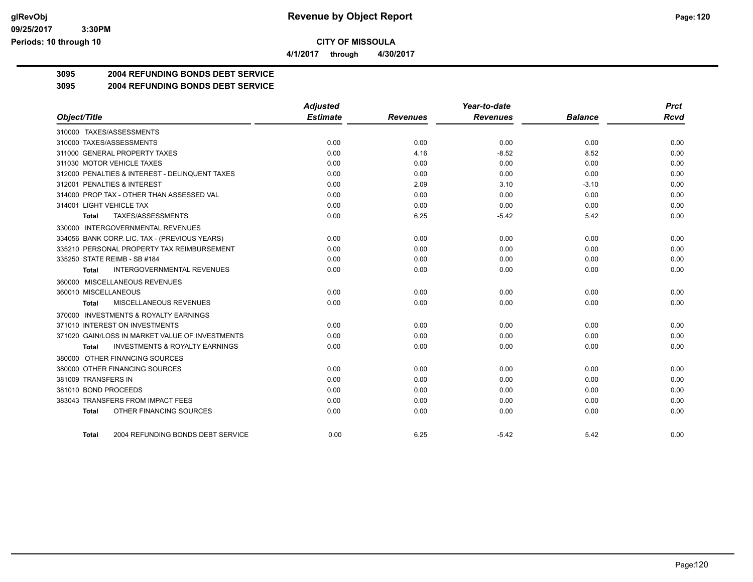**CITY OF MISSOULA**

**4/1/2017 through 4/30/2017**

**Revenue by Object Report**

glRevObj
09/25/2017 3:30PM
Periods: 10 through 10

## 3095 2004 REFUNDING BONDS DEBT SERVICE

### 3095 2004 REFUNDING BONDS DEBT SERVICE

| Object/Title | Adjusted Estimate | Revenues | Year-to-date Revenues | Balance | Prct Rcvd |
|---|---|---|---|---|---|
| 310000 TAXES/ASSESSMENTS | | | | | |
| 310000 TAXES/ASSESSMENTS | 0.00 | 0.00 | 0.00 | 0.00 | 0.00 |
| 311000 GENERAL PROPERTY TAXES | 0.00 | 4.16 | -8.52 | 8.52 | 0.00 |
| 311030 MOTOR VEHICLE TAXES | 0.00 | 0.00 | 0.00 | 0.00 | 0.00 |
| 312000 PENALTIES & INTEREST - DELINQUENT TAXES | 0.00 | 0.00 | 0.00 | 0.00 | 0.00 |
| 312001 PENALTIES & INTEREST | 0.00 | 2.09 | 3.10 | -3.10 | 0.00 |
| 314000 PROP TAX - OTHER THAN ASSESSED VAL | 0.00 | 0.00 | 0.00 | 0.00 | 0.00 |
| 314001 LIGHT VEHICLE TAX | 0.00 | 0.00 | 0.00 | 0.00 | 0.00 |
| **Total** TAXES/ASSESSMENTS | 0.00 | 6.25 | -5.42 | 5.42 | 0.00 |
| 330000 INTERGOVERNMENTAL REVENUES | | | | | |
| 334056 BANK CORP. LIC. TAX - (PREVIOUS YEARS) | 0.00 | 0.00 | 0.00 | 0.00 | 0.00 |
| 335210 PERSONAL PROPERTY TAX REIMBURSEMENT | 0.00 | 0.00 | 0.00 | 0.00 | 0.00 |
| 335250 STATE REIMB - SB #184 | 0.00 | 0.00 | 0.00 | 0.00 | 0.00 |
| **Total** INTERGOVERNMENTAL REVENUES | 0.00 | 0.00 | 0.00 | 0.00 | 0.00 |
| 360000 MISCELLANEOUS REVENUES | | | | | |
| 360010 MISCELLANEOUS | 0.00 | 0.00 | 0.00 | 0.00 | 0.00 |
| **Total** MISCELLANEOUS REVENUES | 0.00 | 0.00 | 0.00 | 0.00 | 0.00 |
| 370000 INVESTMENTS & ROYALTY EARNINGS | | | | | |
| 371010 INTEREST ON INVESTMENTS | 0.00 | 0.00 | 0.00 | 0.00 | 0.00 |
| 371020 GAIN/LOSS IN MARKET VALUE OF INVESTMENTS | 0.00 | 0.00 | 0.00 | 0.00 | 0.00 |
| **Total** INVESTMENTS & ROYALTY EARNINGS | 0.00 | 0.00 | 0.00 | 0.00 | 0.00 |
| 380000 OTHER FINANCING SOURCES | | | | | |
| 380000 OTHER FINANCING SOURCES | 0.00 | 0.00 | 0.00 | 0.00 | 0.00 |
| 381009 TRANSFERS IN | 0.00 | 0.00 | 0.00 | 0.00 | 0.00 |
| 381010 BOND PROCEEDS | 0.00 | 0.00 | 0.00 | 0.00 | 0.00 |
| 383043 TRANSFERS FROM IMPACT FEES | 0.00 | 0.00 | 0.00 | 0.00 | 0.00 |
| **Total** OTHER FINANCING SOURCES | 0.00 | 0.00 | 0.00 | 0.00 | 0.00 |
| **Total** 2004 REFUNDING BONDS DEBT SERVICE | 0.00 | 6.25 | -5.42 | 5.42 | 0.00 |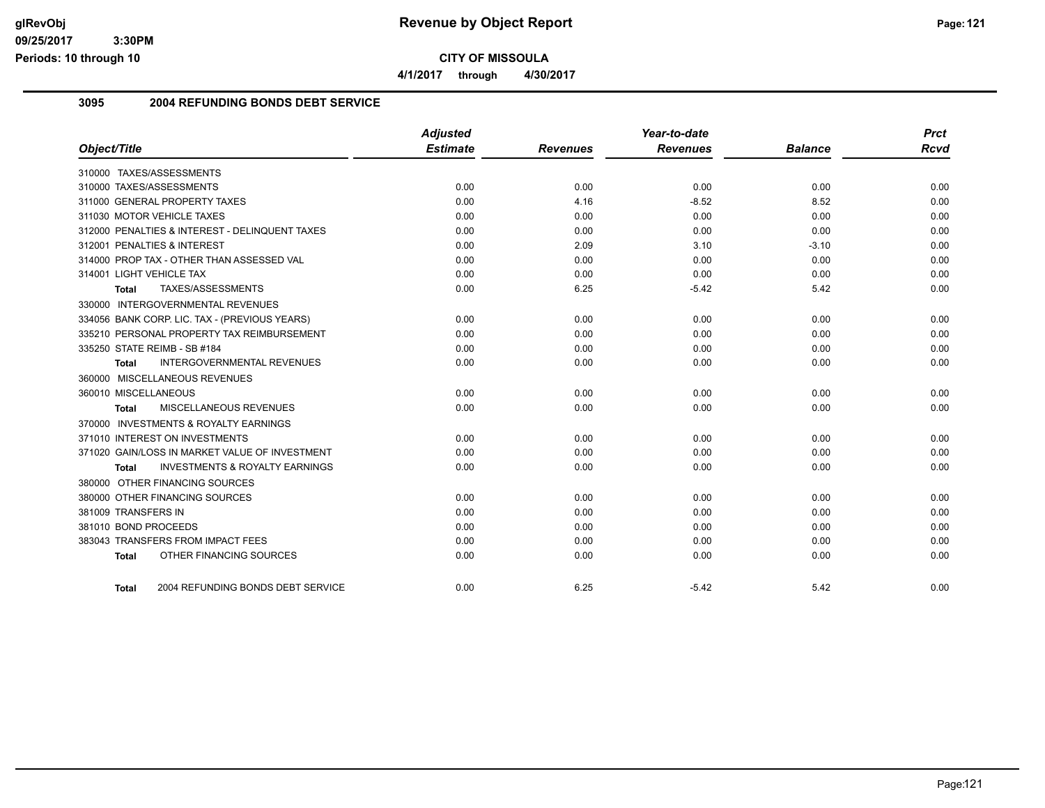**CITY OF MISSOULA**

**4/1/2017 through 4/30/2017**

## 3095 2004 REFUNDING BONDS DEBT SERVICE

| Object/Title | Adjusted Estimate | Revenues | Year-to-date Revenues | Balance | Prct Rcvd |
|---|---|---|---|---|---|
| 310000 TAXES/ASSESSMENTS | | | | | |
| 310000 TAXES/ASSESSMENTS | 0.00 | 0.00 | 0.00 | 0.00 | 0.00 |
| 311000 GENERAL PROPERTY TAXES | 0.00 | 4.16 | -8.52 | 8.52 | 0.00 |
| 311030 MOTOR VEHICLE TAXES | 0.00 | 0.00 | 0.00 | 0.00 | 0.00 |
| 312000 PENALTIES & INTEREST - DELINQUENT TAXES | 0.00 | 0.00 | 0.00 | 0.00 | 0.00 |
| 312001 PENALTIES & INTEREST | 0.00 | 2.09 | 3.10 | -3.10 | 0.00 |
| 314000 PROP TAX - OTHER THAN ASSESSED VAL | 0.00 | 0.00 | 0.00 | 0.00 | 0.00 |
| 314001 LIGHT VEHICLE TAX | 0.00 | 0.00 | 0.00 | 0.00 | 0.00 |
| **Total** TAXES/ASSESSMENTS | 0.00 | 6.25 | -5.42 | 5.42 | 0.00 |
| 330000 INTERGOVERNMENTAL REVENUES | | | | | |
| 334056 BANK CORP. LIC. TAX - (PREVIOUS YEARS) | 0.00 | 0.00 | 0.00 | 0.00 | 0.00 |
| 335210 PERSONAL PROPERTY TAX REIMBURSEMENT | 0.00 | 0.00 | 0.00 | 0.00 | 0.00 |
| 335250 STATE REIMB - SB #184 | 0.00 | 0.00 | 0.00 | 0.00 | 0.00 |
| **Total** INTERGOVERNMENTAL REVENUES | 0.00 | 0.00 | 0.00 | 0.00 | 0.00 |
| 360000 MISCELLANEOUS REVENUES | | | | | |
| 360010 MISCELLANEOUS | 0.00 | 0.00 | 0.00 | 0.00 | 0.00 |
| **Total** MISCELLANEOUS REVENUES | 0.00 | 0.00 | 0.00 | 0.00 | 0.00 |
| 370000 INVESTMENTS & ROYALTY EARNINGS | | | | | |
| 371010 INTEREST ON INVESTMENTS | 0.00 | 0.00 | 0.00 | 0.00 | 0.00 |
| 371020 GAIN/LOSS IN MARKET VALUE OF INVESTMENT | 0.00 | 0.00 | 0.00 | 0.00 | 0.00 |
| **Total** INVESTMENTS & ROYALTY EARNINGS | 0.00 | 0.00 | 0.00 | 0.00 | 0.00 |
| 380000 OTHER FINANCING SOURCES | | | | | |
| 380000 OTHER FINANCING SOURCES | 0.00 | 0.00 | 0.00 | 0.00 | 0.00 |
| 381009 TRANSFERS IN | 0.00 | 0.00 | 0.00 | 0.00 | 0.00 |
| 381010 BOND PROCEEDS | 0.00 | 0.00 | 0.00 | 0.00 | 0.00 |
| 383043 TRANSFERS FROM IMPACT FEES | 0.00 | 0.00 | 0.00 | 0.00 | 0.00 |
| **Total** OTHER FINANCING SOURCES | 0.00 | 0.00 | 0.00 | 0.00 | 0.00 |
| **Total** 2004 REFUNDING BONDS DEBT SERVICE | 0.00 | 6.25 | -5.42 | 5.42 | 0.00 |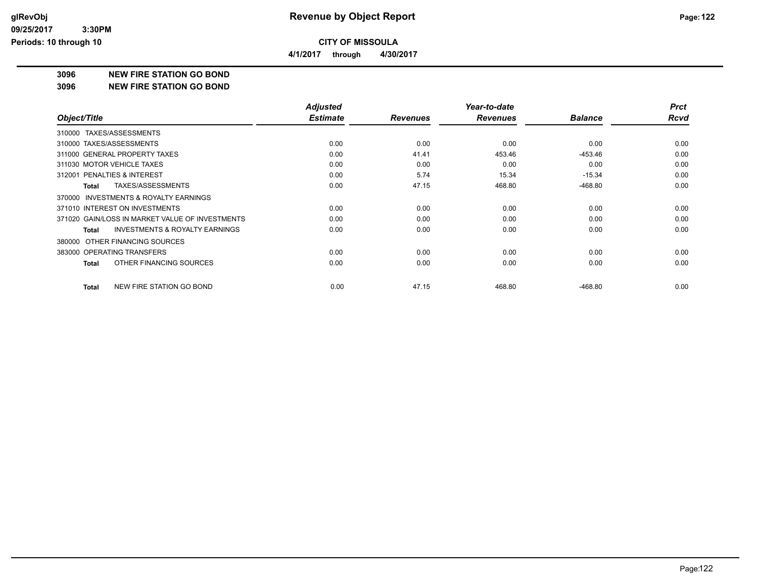# Revenue by Object Report

**CITY OF MISSOULA**

**4/1/2017 through 4/30/2017**

glRevObj
09/25/2017 3:30PM
Periods: 10 through 10

## 3096 NEW FIRE STATION GO BOND

## 3096 NEW FIRE STATION GO BOND

| Object/Title | Adjusted Estimate | Revenues | Year-to-date Revenues | Balance | Prct Rcvd |
|---|---|---|---|---|---|
| 310000 TAXES/ASSESSMENTS | | | | | |
| 310000 TAXES/ASSESSMENTS | 0.00 | 0.00 | 0.00 | 0.00 | 0.00 |
| 311000 GENERAL PROPERTY TAXES | 0.00 | 41.41 | 453.46 | -453.46 | 0.00 |
| 311030 MOTOR VEHICLE TAXES | 0.00 | 0.00 | 0.00 | 0.00 | 0.00 |
| 312001 PENALTIES & INTEREST | 0.00 | 5.74 | 15.34 | -15.34 | 0.00 |
| **Total** TAXES/ASSESSMENTS | 0.00 | 47.15 | 468.80 | -468.80 | 0.00 |
| 370000 INVESTMENTS & ROYALTY EARNINGS | | | | | |
| 371010 INTEREST ON INVESTMENTS | 0.00 | 0.00 | 0.00 | 0.00 | 0.00 |
| 371020 GAIN/LOSS IN MARKET VALUE OF INVESTMENTS | 0.00 | 0.00 | 0.00 | 0.00 | 0.00 |
| **Total** INVESTMENTS & ROYALTY EARNINGS | 0.00 | 0.00 | 0.00 | 0.00 | 0.00 |
| 380000 OTHER FINANCING SOURCES | | | | | |
| 383000 OPERATING TRANSFERS | 0.00 | 0.00 | 0.00 | 0.00 | 0.00 |
| **Total** OTHER FINANCING SOURCES | 0.00 | 0.00 | 0.00 | 0.00 | 0.00 |
| **Total** NEW FIRE STATION GO BOND | 0.00 | 47.15 | 468.80 | -468.80 | 0.00 |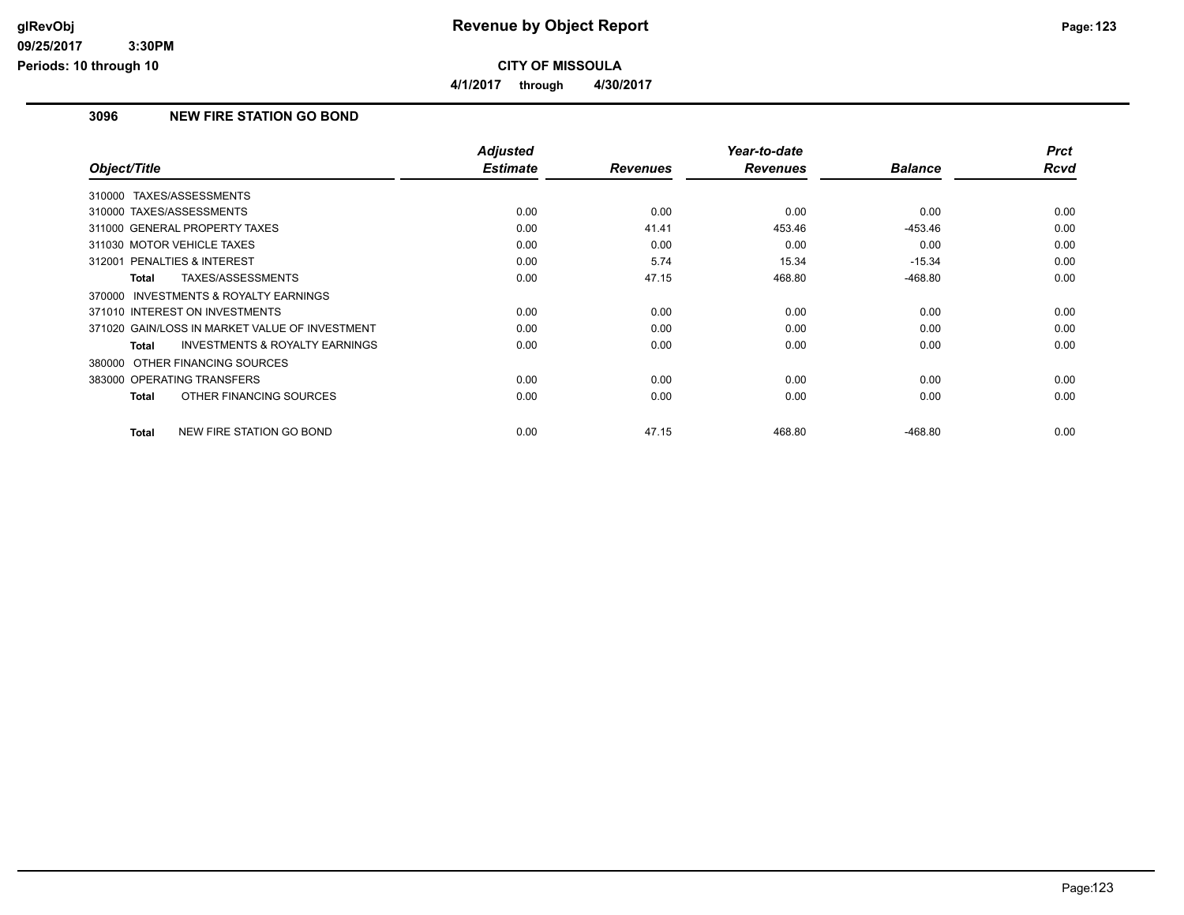**Revenue by Object Report**

**CITY OF MISSOULA**

**4/1/2017 through 4/30/2017**

glRevObj
09/25/2017 3:30PM
Periods: 10 through 10

### 3096 NEW FIRE STATION GO BOND

| Object/Title | Adjusted Estimate | Revenues | Year-to-date Revenues | Balance | Prct Rcvd |
|---|---|---|---|---|---|
| 310000 TAXES/ASSESSMENTS | | | | | |
| 310000 TAXES/ASSESSMENTS | 0.00 | 0.00 | 0.00 | 0.00 | 0.00 |
| 311000 GENERAL PROPERTY TAXES | 0.00 | 41.41 | 453.46 | -453.46 | 0.00 |
| 311030 MOTOR VEHICLE TAXES | 0.00 | 0.00 | 0.00 | 0.00 | 0.00 |
| 312001 PENALTIES & INTEREST | 0.00 | 5.74 | 15.34 | -15.34 | 0.00 |
| **Total** TAXES/ASSESSMENTS | 0.00 | 47.15 | 468.80 | -468.80 | 0.00 |
| 370000 INVESTMENTS & ROYALTY EARNINGS | | | | | |
| 371010 INTEREST ON INVESTMENTS | 0.00 | 0.00 | 0.00 | 0.00 | 0.00 |
| 371020 GAIN/LOSS IN MARKET VALUE OF INVESTMENT | 0.00 | 0.00 | 0.00 | 0.00 | 0.00 |
| **Total** INVESTMENTS & ROYALTY EARNINGS | 0.00 | 0.00 | 0.00 | 0.00 | 0.00 |
| 380000 OTHER FINANCING SOURCES | | | | | |
| 383000 OPERATING TRANSFERS | 0.00 | 0.00 | 0.00 | 0.00 | 0.00 |
| **Total** OTHER FINANCING SOURCES | 0.00 | 0.00 | 0.00 | 0.00 | 0.00 |
| **Total** NEW FIRE STATION GO BOND | 0.00 | 47.15 | 468.80 | -468.80 | 0.00 |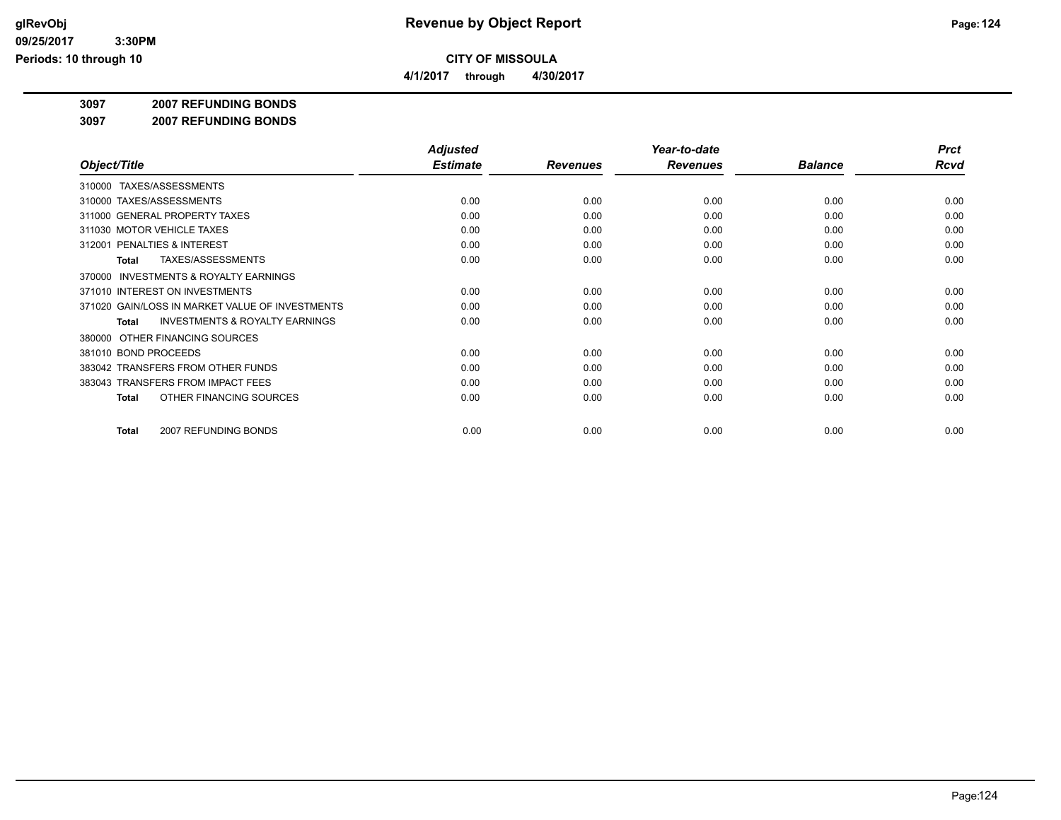# Revenue by Object Report

## CITY OF MISSOULA

**4/1/2017 through 4/30/2017**

glRevObj
09/25/2017 3:30PM
Periods: 10 through 10

### 3097 2007 REFUNDING BONDS
### 3097 2007 REFUNDING BONDS

| Object/Title | Adjusted Estimate | Revenues | Year-to-date Revenues | Balance | Prct Rcvd |
|---|---|---|---|---|---|
| 310000 TAXES/ASSESSMENTS | | | | | |
| 310000 TAXES/ASSESSMENTS | 0.00 | 0.00 | 0.00 | 0.00 | 0.00 |
| 311000 GENERAL PROPERTY TAXES | 0.00 | 0.00 | 0.00 | 0.00 | 0.00 |
| 311030 MOTOR VEHICLE TAXES | 0.00 | 0.00 | 0.00 | 0.00 | 0.00 |
| 312001 PENALTIES & INTEREST | 0.00 | 0.00 | 0.00 | 0.00 | 0.00 |
| **Total** TAXES/ASSESSMENTS | 0.00 | 0.00 | 0.00 | 0.00 | 0.00 |
| 370000 INVESTMENTS & ROYALTY EARNINGS | | | | | |
| 371010 INTEREST ON INVESTMENTS | 0.00 | 0.00 | 0.00 | 0.00 | 0.00 |
| 371020 GAIN/LOSS IN MARKET VALUE OF INVESTMENTS | 0.00 | 0.00 | 0.00 | 0.00 | 0.00 |
| **Total** INVESTMENTS & ROYALTY EARNINGS | 0.00 | 0.00 | 0.00 | 0.00 | 0.00 |
| 380000 OTHER FINANCING SOURCES | | | | | |
| 381010 BOND PROCEEDS | 0.00 | 0.00 | 0.00 | 0.00 | 0.00 |
| 383042 TRANSFERS FROM OTHER FUNDS | 0.00 | 0.00 | 0.00 | 0.00 | 0.00 |
| 383043 TRANSFERS FROM IMPACT FEES | 0.00 | 0.00 | 0.00 | 0.00 | 0.00 |
| **Total** OTHER FINANCING SOURCES | 0.00 | 0.00 | 0.00 | 0.00 | 0.00 |
| **Total** 2007 REFUNDING BONDS | 0.00 | 0.00 | 0.00 | 0.00 | 0.00 |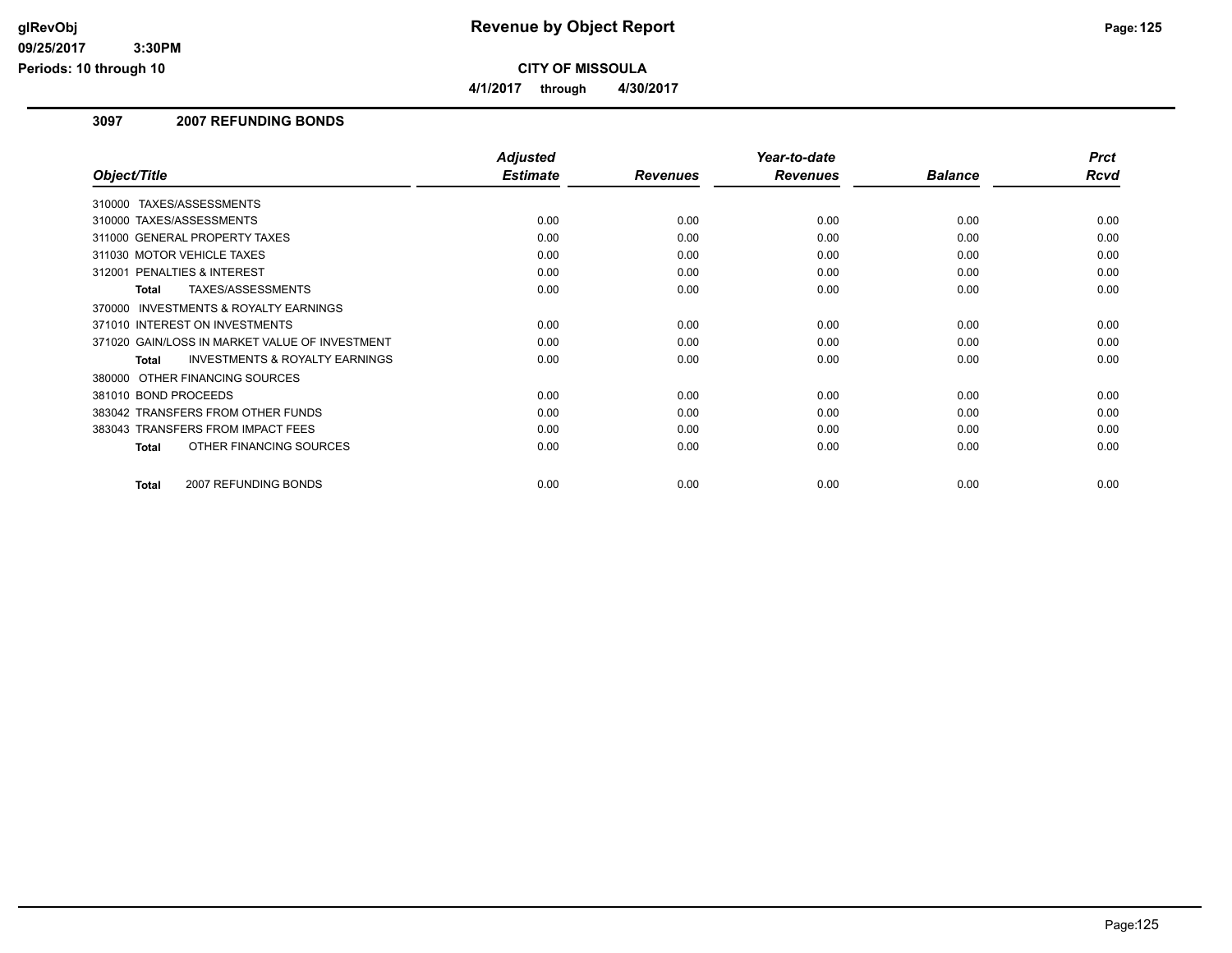# Revenue by Object Report

**CITY OF MISSOULA**

**4/1/2017 through 4/30/2017**

## 3097 2007 REFUNDING BONDS

| Object/Title | Adjusted Estimate | Revenues | Year-to-date Revenues | Balance | Prct Rcvd |
|---|---|---|---|---|---|
| 310000 TAXES/ASSESSMENTS | | | | | |
| 310000 TAXES/ASSESSMENTS | 0.00 | 0.00 | 0.00 | 0.00 | 0.00 |
| 311000 GENERAL PROPERTY TAXES | 0.00 | 0.00 | 0.00 | 0.00 | 0.00 |
| 311030 MOTOR VEHICLE TAXES | 0.00 | 0.00 | 0.00 | 0.00 | 0.00 |
| 312001 PENALTIES & INTEREST | 0.00 | 0.00 | 0.00 | 0.00 | 0.00 |
| **Total** TAXES/ASSESSMENTS | 0.00 | 0.00 | 0.00 | 0.00 | 0.00 |
| 370000 INVESTMENTS & ROYALTY EARNINGS | | | | | |
| 371010 INTEREST ON INVESTMENTS | 0.00 | 0.00 | 0.00 | 0.00 | 0.00 |
| 371020 GAIN/LOSS IN MARKET VALUE OF INVESTMENT | 0.00 | 0.00 | 0.00 | 0.00 | 0.00 |
| **Total** INVESTMENTS & ROYALTY EARNINGS | 0.00 | 0.00 | 0.00 | 0.00 | 0.00 |
| 380000 OTHER FINANCING SOURCES | | | | | |
| 381010 BOND PROCEEDS | 0.00 | 0.00 | 0.00 | 0.00 | 0.00 |
| 383042 TRANSFERS FROM OTHER FUNDS | 0.00 | 0.00 | 0.00 | 0.00 | 0.00 |
| 383043 TRANSFERS FROM IMPACT FEES | 0.00 | 0.00 | 0.00 | 0.00 | 0.00 |
| **Total** OTHER FINANCING SOURCES | 0.00 | 0.00 | 0.00 | 0.00 | 0.00 |
| **Total** 2007 REFUNDING BONDS | 0.00 | 0.00 | 0.00 | 0.00 | 0.00 |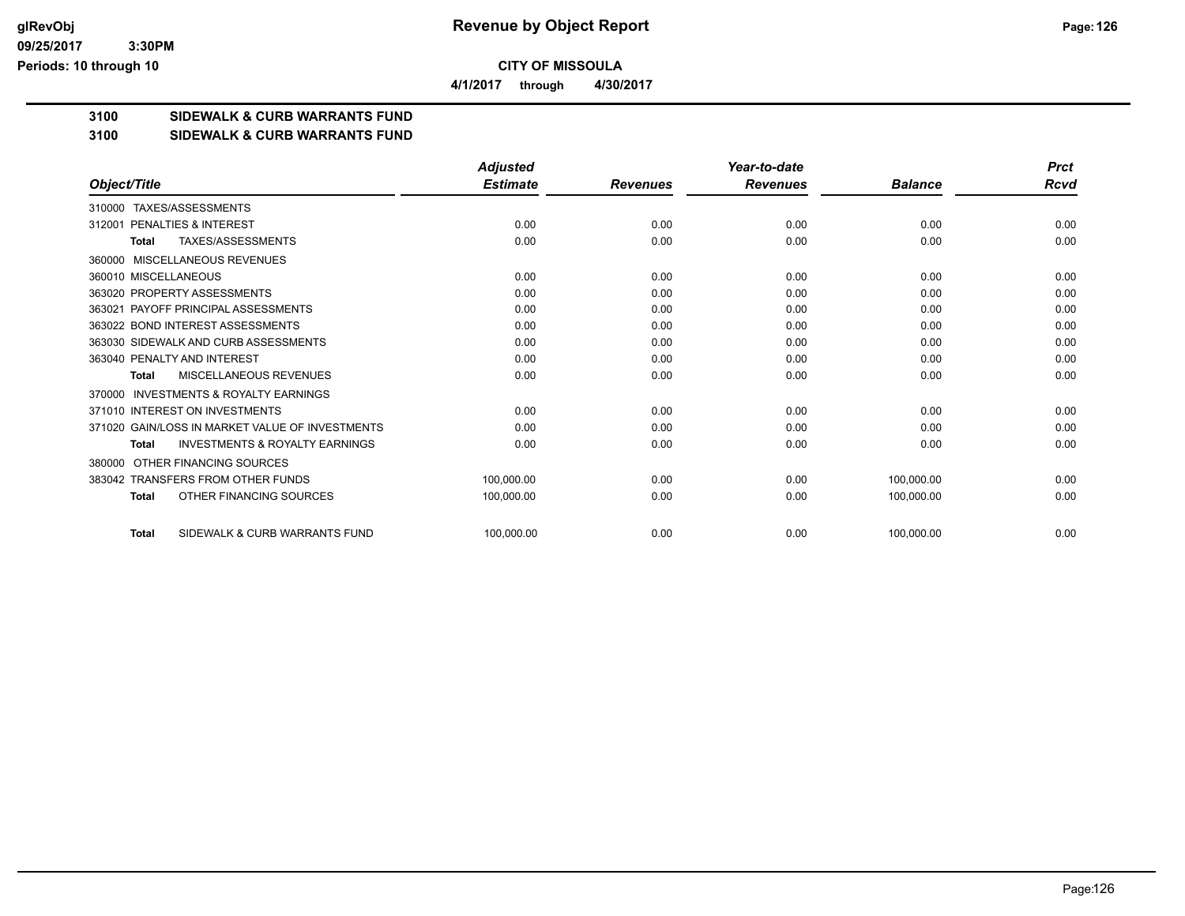**CITY OF MISSOULA**

**4/1/2017 through 4/30/2017**

## 3100 SIDEWALK & CURB WARRANTS FUND

## 3100 SIDEWALK & CURB WARRANTS FUND

| Object/Title | Adjusted Estimate | Revenues | Year-to-date Revenues | Balance | Prct Rcvd |
|---|---|---|---|---|---|
| 310000 TAXES/ASSESSMENTS | | | | | |
| 312001 PENALTIES & INTEREST | 0.00 | 0.00 | 0.00 | 0.00 | 0.00 |
| **Total** TAXES/ASSESSMENTS | 0.00 | 0.00 | 0.00 | 0.00 | 0.00 |
| 360000 MISCELLANEOUS REVENUES | | | | | |
| 360010 MISCELLANEOUS | 0.00 | 0.00 | 0.00 | 0.00 | 0.00 |
| 363020 PROPERTY ASSESSMENTS | 0.00 | 0.00 | 0.00 | 0.00 | 0.00 |
| 363021 PAYOFF PRINCIPAL ASSESSMENTS | 0.00 | 0.00 | 0.00 | 0.00 | 0.00 |
| 363022 BOND INTEREST ASSESSMENTS | 0.00 | 0.00 | 0.00 | 0.00 | 0.00 |
| 363030 SIDEWALK AND CURB ASSESSMENTS | 0.00 | 0.00 | 0.00 | 0.00 | 0.00 |
| 363040 PENALTY AND INTEREST | 0.00 | 0.00 | 0.00 | 0.00 | 0.00 |
| **Total** MISCELLANEOUS REVENUES | 0.00 | 0.00 | 0.00 | 0.00 | 0.00 |
| 370000 INVESTMENTS & ROYALTY EARNINGS | | | | | |
| 371010 INTEREST ON INVESTMENTS | 0.00 | 0.00 | 0.00 | 0.00 | 0.00 |
| 371020 GAIN/LOSS IN MARKET VALUE OF INVESTMENTS | 0.00 | 0.00 | 0.00 | 0.00 | 0.00 |
| **Total** INVESTMENTS & ROYALTY EARNINGS | 0.00 | 0.00 | 0.00 | 0.00 | 0.00 |
| 380000 OTHER FINANCING SOURCES | | | | | |
| 383042 TRANSFERS FROM OTHER FUNDS | 100,000.00 | 0.00 | 0.00 | 100,000.00 | 0.00 |
| **Total** OTHER FINANCING SOURCES | 100,000.00 | 0.00 | 0.00 | 100,000.00 | 0.00 |
| **Total** SIDEWALK & CURB WARRANTS FUND | 100,000.00 | 0.00 | 0.00 | 100,000.00 | 0.00 |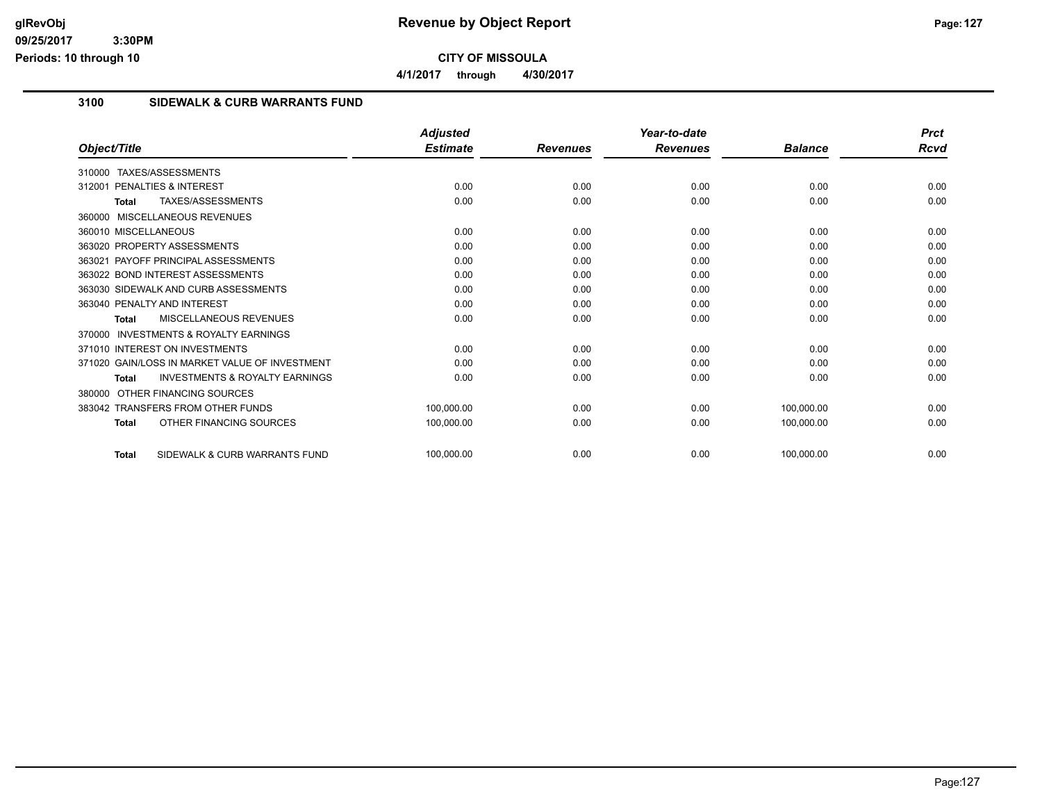# Revenue by Object Report

**CITY OF MISSOULA**

**4/1/2017 through 4/30/2017**

### 3100 SIDEWALK & CURB WARRANTS FUND

| Object/Title | Adjusted Estimate | Revenues | Year-to-date Revenues | Balance | Prct Rcvd |
|---|---|---|---|---|---|
| 310000 TAXES/ASSESSMENTS | | | | | |
| 312001 PENALTIES & INTEREST | 0.00 | 0.00 | 0.00 | 0.00 | 0.00 |
| **Total** TAXES/ASSESSMENTS | 0.00 | 0.00 | 0.00 | 0.00 | 0.00 |
| 360000 MISCELLANEOUS REVENUES | | | | | |
| 360010 MISCELLANEOUS | 0.00 | 0.00 | 0.00 | 0.00 | 0.00 |
| 363020 PROPERTY ASSESSMENTS | 0.00 | 0.00 | 0.00 | 0.00 | 0.00 |
| 363021 PAYOFF PRINCIPAL ASSESSMENTS | 0.00 | 0.00 | 0.00 | 0.00 | 0.00 |
| 363022 BOND INTEREST ASSESSMENTS | 0.00 | 0.00 | 0.00 | 0.00 | 0.00 |
| 363030 SIDEWALK AND CURB ASSESSMENTS | 0.00 | 0.00 | 0.00 | 0.00 | 0.00 |
| 363040 PENALTY AND INTEREST | 0.00 | 0.00 | 0.00 | 0.00 | 0.00 |
| **Total** MISCELLANEOUS REVENUES | 0.00 | 0.00 | 0.00 | 0.00 | 0.00 |
| 370000 INVESTMENTS & ROYALTY EARNINGS | | | | | |
| 371010 INTEREST ON INVESTMENTS | 0.00 | 0.00 | 0.00 | 0.00 | 0.00 |
| 371020 GAIN/LOSS IN MARKET VALUE OF INVESTMENT | 0.00 | 0.00 | 0.00 | 0.00 | 0.00 |
| **Total** INVESTMENTS & ROYALTY EARNINGS | 0.00 | 0.00 | 0.00 | 0.00 | 0.00 |
| 380000 OTHER FINANCING SOURCES | | | | | |
| 383042 TRANSFERS FROM OTHER FUNDS | 100,000.00 | 0.00 | 0.00 | 100,000.00 | 0.00 |
| **Total** OTHER FINANCING SOURCES | 100,000.00 | 0.00 | 0.00 | 100,000.00 | 0.00 |
| **Total** SIDEWALK & CURB WARRANTS FUND | 100,000.00 | 0.00 | 0.00 | 100,000.00 | 0.00 |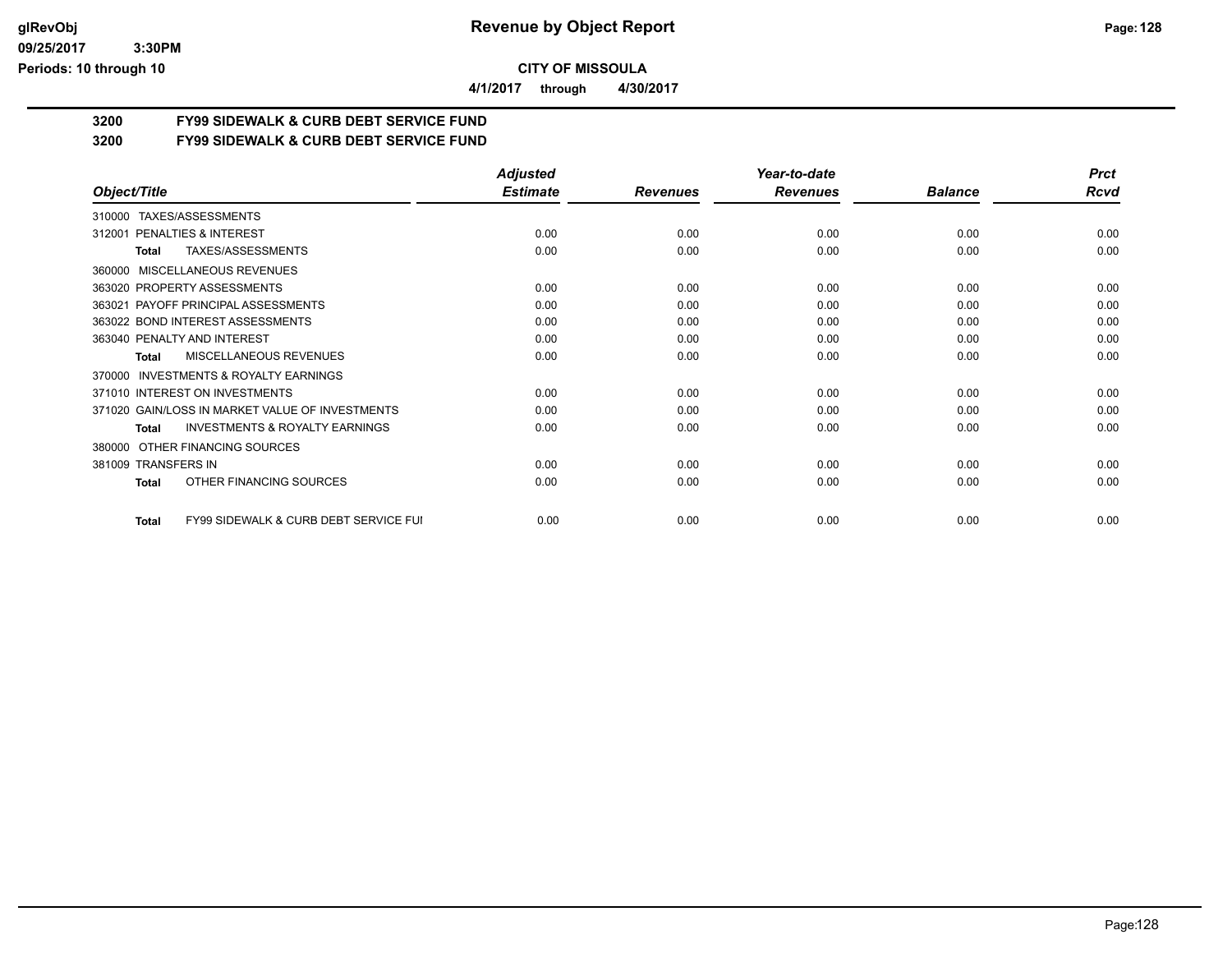# Revenue by Object Report

**CITY OF MISSOULA**

**4/1/2017 through 4/30/2017**

**3200 FY99 SIDEWALK & CURB DEBT SERVICE FUND**

**3200 FY99 SIDEWALK & CURB DEBT SERVICE FUND**

| Object/Title | Adjusted Estimate | Revenues | Year-to-date Revenues | Balance | Prct Rcvd |
|---|---|---|---|---|---|
| 310000 TAXES/ASSESSMENTS | | | | | |
| 312001 PENALTIES & INTEREST | 0.00 | 0.00 | 0.00 | 0.00 | 0.00 |
| **Total** TAXES/ASSESSMENTS | 0.00 | 0.00 | 0.00 | 0.00 | 0.00 |
| 360000 MISCELLANEOUS REVENUES | | | | | |
| 363020 PROPERTY ASSESSMENTS | 0.00 | 0.00 | 0.00 | 0.00 | 0.00 |
| 363021 PAYOFF PRINCIPAL ASSESSMENTS | 0.00 | 0.00 | 0.00 | 0.00 | 0.00 |
| 363022 BOND INTEREST ASSESSMENTS | 0.00 | 0.00 | 0.00 | 0.00 | 0.00 |
| 363040 PENALTY AND INTEREST | 0.00 | 0.00 | 0.00 | 0.00 | 0.00 |
| **Total** MISCELLANEOUS REVENUES | 0.00 | 0.00 | 0.00 | 0.00 | 0.00 |
| 370000 INVESTMENTS & ROYALTY EARNINGS | | | | | |
| 371010 INTEREST ON INVESTMENTS | 0.00 | 0.00 | 0.00 | 0.00 | 0.00 |
| 371020 GAIN/LOSS IN MARKET VALUE OF INVESTMENTS | 0.00 | 0.00 | 0.00 | 0.00 | 0.00 |
| **Total** INVESTMENTS & ROYALTY EARNINGS | 0.00 | 0.00 | 0.00 | 0.00 | 0.00 |
| 380000 OTHER FINANCING SOURCES | | | | | |
| 381009 TRANSFERS IN | 0.00 | 0.00 | 0.00 | 0.00 | 0.00 |
| **Total** OTHER FINANCING SOURCES | 0.00 | 0.00 | 0.00 | 0.00 | 0.00 |
| **Total** FY99 SIDEWALK & CURB DEBT SERVICE FUI | 0.00 | 0.00 | 0.00 | 0.00 | 0.00 |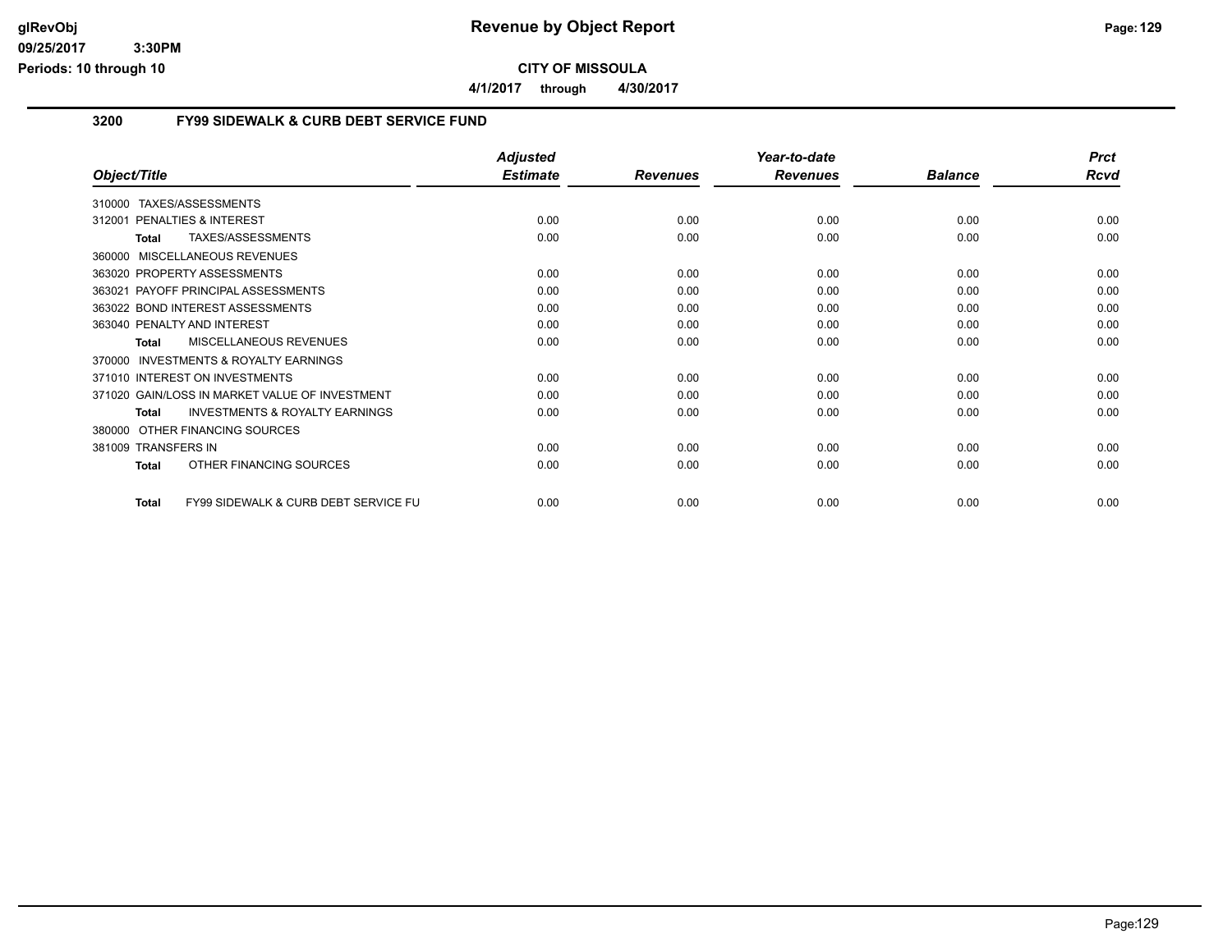**CITY OF MISSOULA**

**4/1/2017 through 4/30/2017**

## 3200 FY99 SIDEWALK & CURB DEBT SERVICE FUND

| Object/Title | Adjusted Estimate | Revenues | Year-to-date Revenues | Balance | Prct Rcvd |
|---|---|---|---|---|---|
| 310000 TAXES/ASSESSMENTS | | | | | |
| 312001 PENALTIES & INTEREST | 0.00 | 0.00 | 0.00 | 0.00 | 0.00 |
| **Total** TAXES/ASSESSMENTS | 0.00 | 0.00 | 0.00 | 0.00 | 0.00 |
| 360000 MISCELLANEOUS REVENUES | | | | | |
| 363020 PROPERTY ASSESSMENTS | 0.00 | 0.00 | 0.00 | 0.00 | 0.00 |
| 363021 PAYOFF PRINCIPAL ASSESSMENTS | 0.00 | 0.00 | 0.00 | 0.00 | 0.00 |
| 363022 BOND INTEREST ASSESSMENTS | 0.00 | 0.00 | 0.00 | 0.00 | 0.00 |
| 363040 PENALTY AND INTEREST | 0.00 | 0.00 | 0.00 | 0.00 | 0.00 |
| **Total** MISCELLANEOUS REVENUES | 0.00 | 0.00 | 0.00 | 0.00 | 0.00 |
| 370000 INVESTMENTS & ROYALTY EARNINGS | | | | | |
| 371010 INTEREST ON INVESTMENTS | 0.00 | 0.00 | 0.00 | 0.00 | 0.00 |
| 371020 GAIN/LOSS IN MARKET VALUE OF INVESTMENT | 0.00 | 0.00 | 0.00 | 0.00 | 0.00 |
| **Total** INVESTMENTS & ROYALTY EARNINGS | 0.00 | 0.00 | 0.00 | 0.00 | 0.00 |
| 380000 OTHER FINANCING SOURCES | | | | | |
| 381009 TRANSFERS IN | 0.00 | 0.00 | 0.00 | 0.00 | 0.00 |
| **Total** OTHER FINANCING SOURCES | 0.00 | 0.00 | 0.00 | 0.00 | 0.00 |
| **Total** FY99 SIDEWALK & CURB DEBT SERVICE FU | 0.00 | 0.00 | 0.00 | 0.00 | 0.00 |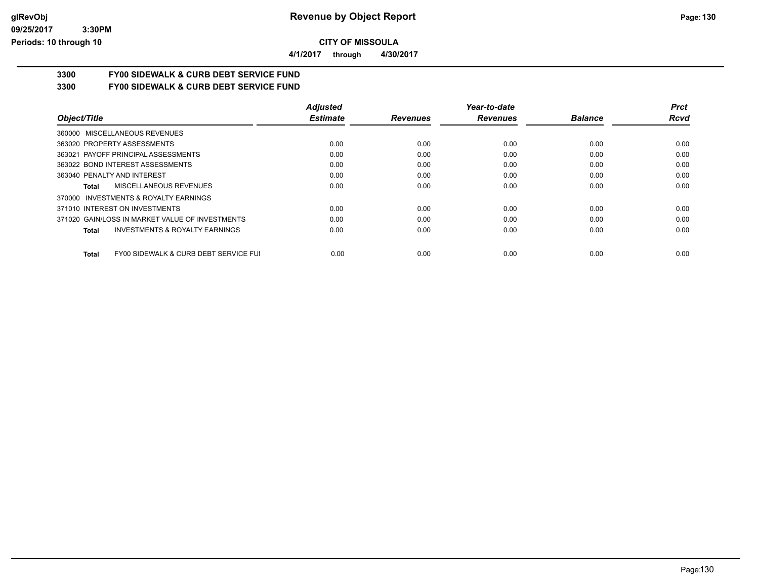**glRevObj** **Revenue by Object Report**

09/25/2017 3:30PM

Periods: 10 through 10

**CITY OF MISSOULA**

**4/1/2017 through 4/30/2017**

## 3300 FY00 SIDEWALK & CURB DEBT SERVICE FUND

## 3300 FY00 SIDEWALK & CURB DEBT SERVICE FUND

| Object/Title | Adjusted Estimate | Revenues | Year-to-date Revenues | Balance | Prct Rcvd |
|---|---|---|---|---|---|
| 360000 MISCELLANEOUS REVENUES | | | | | |
| 363020 PROPERTY ASSESSMENTS | 0.00 | 0.00 | 0.00 | 0.00 | 0.00 |
| 363021 PAYOFF PRINCIPAL ASSESSMENTS | 0.00 | 0.00 | 0.00 | 0.00 | 0.00 |
| 363022 BOND INTEREST ASSESSMENTS | 0.00 | 0.00 | 0.00 | 0.00 | 0.00 |
| 363040 PENALTY AND INTEREST | 0.00 | 0.00 | 0.00 | 0.00 | 0.00 |
| **Total** MISCELLANEOUS REVENUES | 0.00 | 0.00 | 0.00 | 0.00 | 0.00 |
| 370000 INVESTMENTS & ROYALTY EARNINGS | | | | | |
| 371010 INTEREST ON INVESTMENTS | 0.00 | 0.00 | 0.00 | 0.00 | 0.00 |
| 371020 GAIN/LOSS IN MARKET VALUE OF INVESTMENTS | 0.00 | 0.00 | 0.00 | 0.00 | 0.00 |
| **Total** INVESTMENTS & ROYALTY EARNINGS | 0.00 | 0.00 | 0.00 | 0.00 | 0.00 |
| **Total** FY00 SIDEWALK & CURB DEBT SERVICE FUI | 0.00 | 0.00 | 0.00 | 0.00 | 0.00 |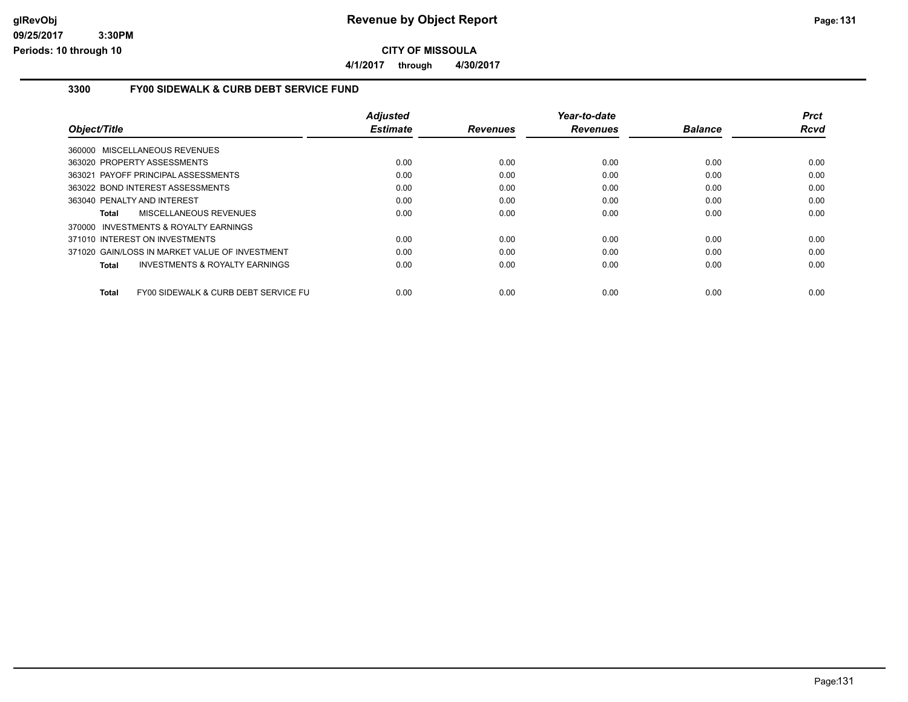**CITY OF MISSOULA**

**4/1/2017 through 4/30/2017**

### 3300 FY00 SIDEWALK & CURB DEBT SERVICE FUND

| Object/Title | Adjusted Estimate | Revenues | Year-to-date Revenues | Balance | Prct Rcvd |
|---|---|---|---|---|---|
| 360000 MISCELLANEOUS REVENUES | | | | | |
| 363020 PROPERTY ASSESSMENTS | 0.00 | 0.00 | 0.00 | 0.00 | 0.00 |
| 363021 PAYOFF PRINCIPAL ASSESSMENTS | 0.00 | 0.00 | 0.00 | 0.00 | 0.00 |
| 363022 BOND INTEREST ASSESSMENTS | 0.00 | 0.00 | 0.00 | 0.00 | 0.00 |
| 363040 PENALTY AND INTEREST | 0.00 | 0.00 | 0.00 | 0.00 | 0.00 |
| **Total** MISCELLANEOUS REVENUES | 0.00 | 0.00 | 0.00 | 0.00 | 0.00 |
| 370000 INVESTMENTS & ROYALTY EARNINGS | | | | | |
| 371010 INTEREST ON INVESTMENTS | 0.00 | 0.00 | 0.00 | 0.00 | 0.00 |
| 371020 GAIN/LOSS IN MARKET VALUE OF INVESTMENT | 0.00 | 0.00 | 0.00 | 0.00 | 0.00 |
| **Total** INVESTMENTS & ROYALTY EARNINGS | 0.00 | 0.00 | 0.00 | 0.00 | 0.00 |
| **Total** FY00 SIDEWALK & CURB DEBT SERVICE FU | 0.00 | 0.00 | 0.00 | 0.00 | 0.00 |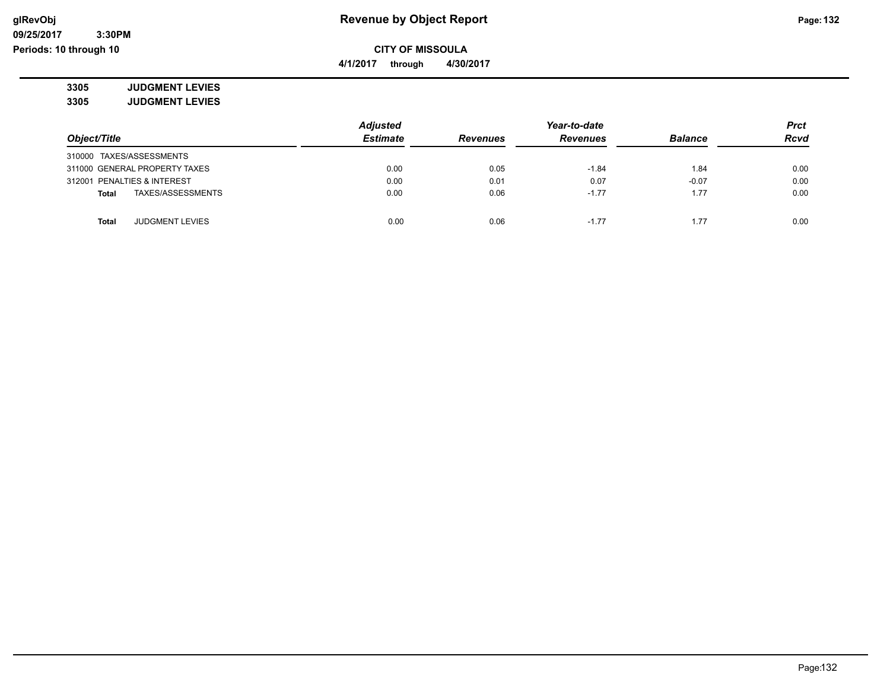**Revenue by Object Report**

**CITY OF MISSOULA**

**4/1/2017 through 4/30/2017**

**3305 JUDGMENT LEVIES**

**3305 JUDGMENT LEVIES**

| Object/Title | Adjusted Estimate | Revenues | Year-to-date Revenues | Balance | Prct Rcvd |
|---|---|---|---|---|---|
| 310000 TAXES/ASSESSMENTS | | | | | |
| 311000 GENERAL PROPERTY TAXES | 0.00 | 0.05 | -1.84 | 1.84 | 0.00 |
| 312001 PENALTIES & INTEREST | 0.00 | 0.01 | 0.07 | -0.07 | 0.00 |
| **Total** TAXES/ASSESSMENTS | 0.00 | 0.06 | -1.77 | 1.77 | 0.00 |
| | | | | | |
| **Total** JUDGMENT LEVIES | 0.00 | 0.06 | -1.77 | 1.77 | 0.00 |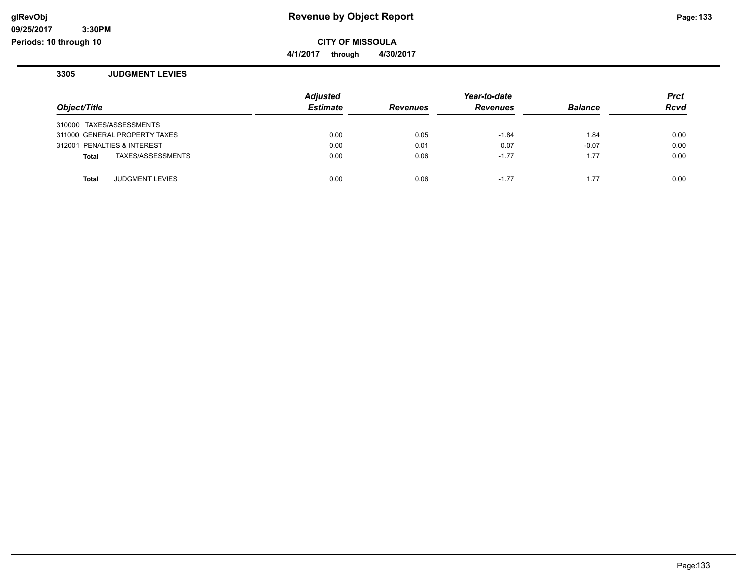**CITY OF MISSOULA**

**4/1/2017 through 4/30/2017**

## 3305 JUDGMENT LEVIES

| Object/Title | Adjusted Estimate | Revenues | Year-to-date Revenues | Balance | Prct Rcvd |
|---|---|---|---|---|---|
| 310000 TAXES/ASSESSMENTS | | | | | |
| 311000 GENERAL PROPERTY TAXES | 0.00 | 0.05 | -1.84 | 1.84 | 0.00 |
| 312001 PENALTIES & INTEREST | 0.00 | 0.01 | 0.07 | -0.07 | 0.00 |
| **Total** TAXES/ASSESSMENTS | 0.00 | 0.06 | -1.77 | 1.77 | 0.00 |
| | | | | | |
| **Total** JUDGMENT LEVIES | 0.00 | 0.06 | -1.77 | 1.77 | 0.00 |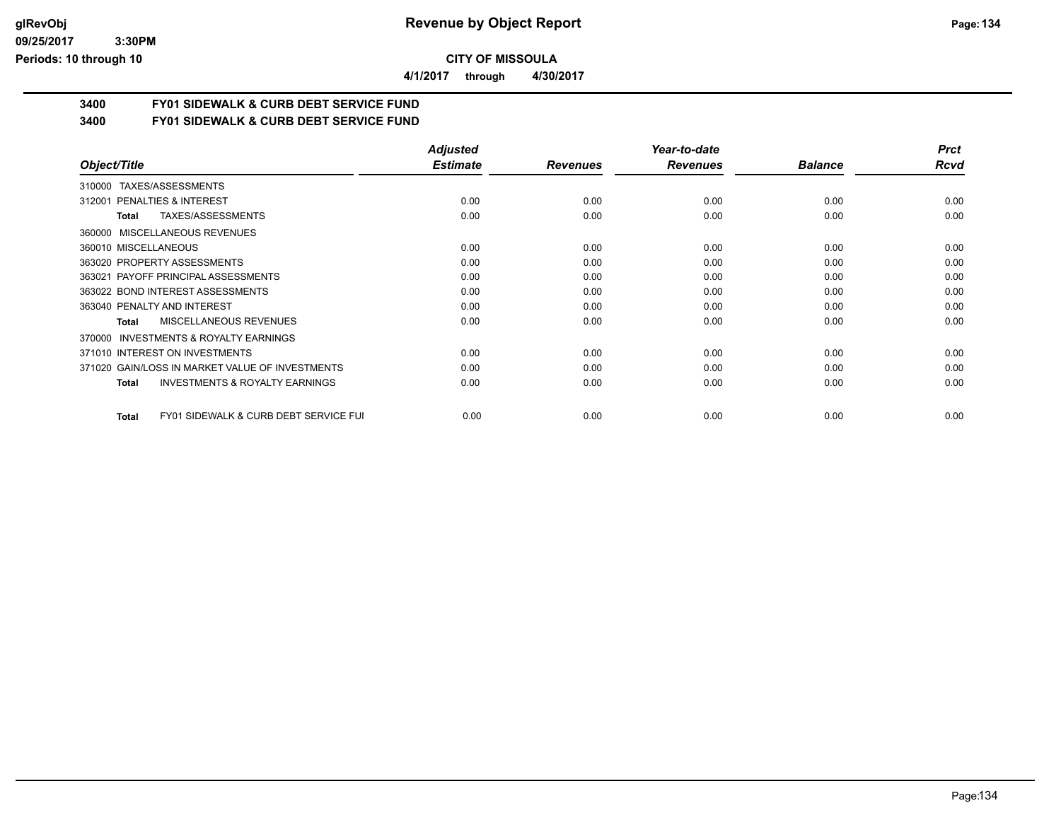# Revenue by Object Report

**CITY OF MISSOULA**

**4/1/2017 through 4/30/2017**

glRevObj
09/25/2017 3:30PM
Periods: 10 through 10

## 3400 FY01 SIDEWALK & CURB DEBT SERVICE FUND
## 3400 FY01 SIDEWALK & CURB DEBT SERVICE FUND

| Object/Title | Adjusted Estimate | Revenues | Year-to-date Revenues | Balance | Prct Rcvd |
|---|---|---|---|---|---|
| 310000 TAXES/ASSESSMENTS | | | | | |
| 312001 PENALTIES & INTEREST | 0.00 | 0.00 | 0.00 | 0.00 | 0.00 |
| **Total** TAXES/ASSESSMENTS | 0.00 | 0.00 | 0.00 | 0.00 | 0.00 |
| 360000 MISCELLANEOUS REVENUES | | | | | |
| 360010 MISCELLANEOUS | 0.00 | 0.00 | 0.00 | 0.00 | 0.00 |
| 363020 PROPERTY ASSESSMENTS | 0.00 | 0.00 | 0.00 | 0.00 | 0.00 |
| 363021 PAYOFF PRINCIPAL ASSESSMENTS | 0.00 | 0.00 | 0.00 | 0.00 | 0.00 |
| 363022 BOND INTEREST ASSESSMENTS | 0.00 | 0.00 | 0.00 | 0.00 | 0.00 |
| 363040 PENALTY AND INTEREST | 0.00 | 0.00 | 0.00 | 0.00 | 0.00 |
| **Total** MISCELLANEOUS REVENUES | 0.00 | 0.00 | 0.00 | 0.00 | 0.00 |
| 370000 INVESTMENTS & ROYALTY EARNINGS | | | | | |
| 371010 INTEREST ON INVESTMENTS | 0.00 | 0.00 | 0.00 | 0.00 | 0.00 |
| 371020 GAIN/LOSS IN MARKET VALUE OF INVESTMENTS | 0.00 | 0.00 | 0.00 | 0.00 | 0.00 |
| **Total** INVESTMENTS & ROYALTY EARNINGS | 0.00 | 0.00 | 0.00 | 0.00 | 0.00 |
| **Total** FY01 SIDEWALK & CURB DEBT SERVICE FUI | 0.00 | 0.00 | 0.00 | 0.00 | 0.00 |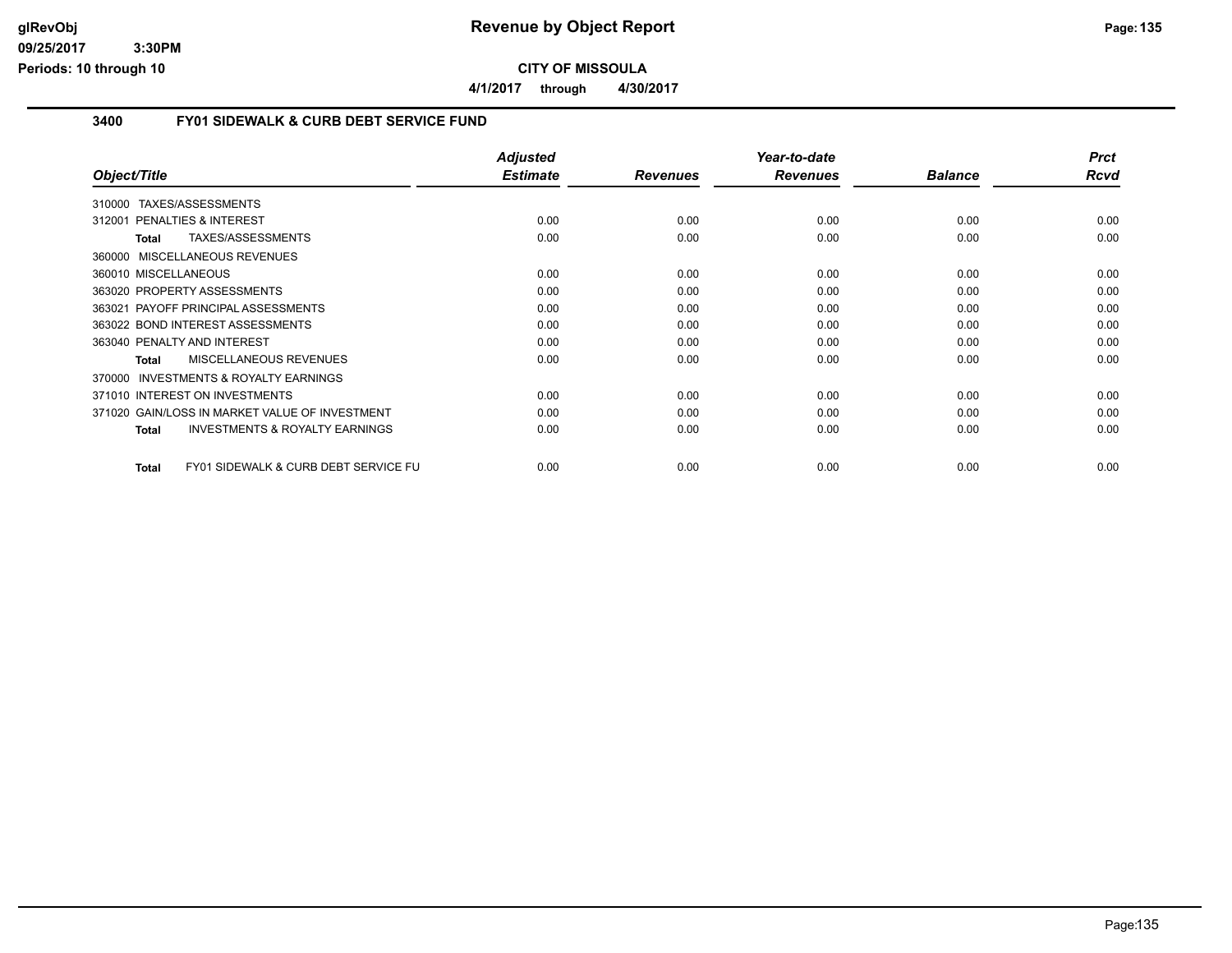# Revenue by Object Report

**CITY OF MISSOULA**

**4/1/2017 through 4/30/2017**

glRevObj
09/25/2017 3:30PM
Periods: 10 through 10

## 3400 FY01 SIDEWALK & CURB DEBT SERVICE FUND

| Object/Title | Adjusted Estimate | Revenues | Year-to-date Revenues | Balance | Prct Rcvd |
|---|---|---|---|---|---|
| 310000 TAXES/ASSESSMENTS | | | | | |
| 312001 PENALTIES & INTEREST | 0.00 | 0.00 | 0.00 | 0.00 | 0.00 |
| **Total** TAXES/ASSESSMENTS | 0.00 | 0.00 | 0.00 | 0.00 | 0.00 |
| 360000 MISCELLANEOUS REVENUES | | | | | |
| 360010 MISCELLANEOUS | 0.00 | 0.00 | 0.00 | 0.00 | 0.00 |
| 363020 PROPERTY ASSESSMENTS | 0.00 | 0.00 | 0.00 | 0.00 | 0.00 |
| 363021 PAYOFF PRINCIPAL ASSESSMENTS | 0.00 | 0.00 | 0.00 | 0.00 | 0.00 |
| 363022 BOND INTEREST ASSESSMENTS | 0.00 | 0.00 | 0.00 | 0.00 | 0.00 |
| 363040 PENALTY AND INTEREST | 0.00 | 0.00 | 0.00 | 0.00 | 0.00 |
| **Total** MISCELLANEOUS REVENUES | 0.00 | 0.00 | 0.00 | 0.00 | 0.00 |
| 370000 INVESTMENTS & ROYALTY EARNINGS | | | | | |
| 371010 INTEREST ON INVESTMENTS | 0.00 | 0.00 | 0.00 | 0.00 | 0.00 |
| 371020 GAIN/LOSS IN MARKET VALUE OF INVESTMENT | 0.00 | 0.00 | 0.00 | 0.00 | 0.00 |
| **Total** INVESTMENTS & ROYALTY EARNINGS | 0.00 | 0.00 | 0.00 | 0.00 | 0.00 |
| **Total** FY01 SIDEWALK & CURB DEBT SERVICE FU | 0.00 | 0.00 | 0.00 | 0.00 | 0.00 |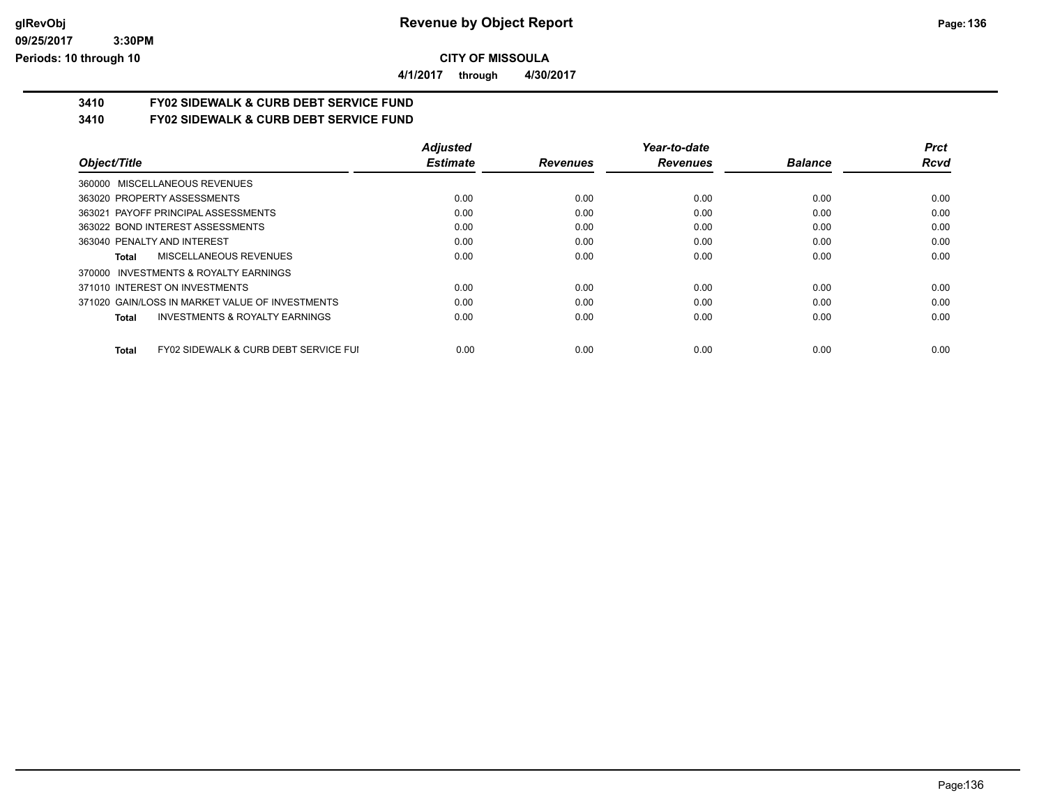**CITY OF MISSOULA**

**4/1/2017 through 4/30/2017**

## 3410 FY02 SIDEWALK & CURB DEBT SERVICE FUND

### 3410 FY02 SIDEWALK & CURB DEBT SERVICE FUND

| Object/Title | Adjusted Estimate | Revenues | Year-to-date Revenues | Balance | Prct Rcvd |
|---|---|---|---|---|---|
| 360000 MISCELLANEOUS REVENUES | | | | | |
| 363020 PROPERTY ASSESSMENTS | 0.00 | 0.00 | 0.00 | 0.00 | 0.00 |
| 363021 PAYOFF PRINCIPAL ASSESSMENTS | 0.00 | 0.00 | 0.00 | 0.00 | 0.00 |
| 363022 BOND INTEREST ASSESSMENTS | 0.00 | 0.00 | 0.00 | 0.00 | 0.00 |
| 363040 PENALTY AND INTEREST | 0.00 | 0.00 | 0.00 | 0.00 | 0.00 |
| **Total** MISCELLANEOUS REVENUES | 0.00 | 0.00 | 0.00 | 0.00 | 0.00 |
| 370000 INVESTMENTS & ROYALTY EARNINGS | | | | | |
| 371010 INTEREST ON INVESTMENTS | 0.00 | 0.00 | 0.00 | 0.00 | 0.00 |
| 371020 GAIN/LOSS IN MARKET VALUE OF INVESTMENTS | 0.00 | 0.00 | 0.00 | 0.00 | 0.00 |
| **Total** INVESTMENTS & ROYALTY EARNINGS | 0.00 | 0.00 | 0.00 | 0.00 | 0.00 |
| **Total** FY02 SIDEWALK & CURB DEBT SERVICE FUI | 0.00 | 0.00 | 0.00 | 0.00 | 0.00 |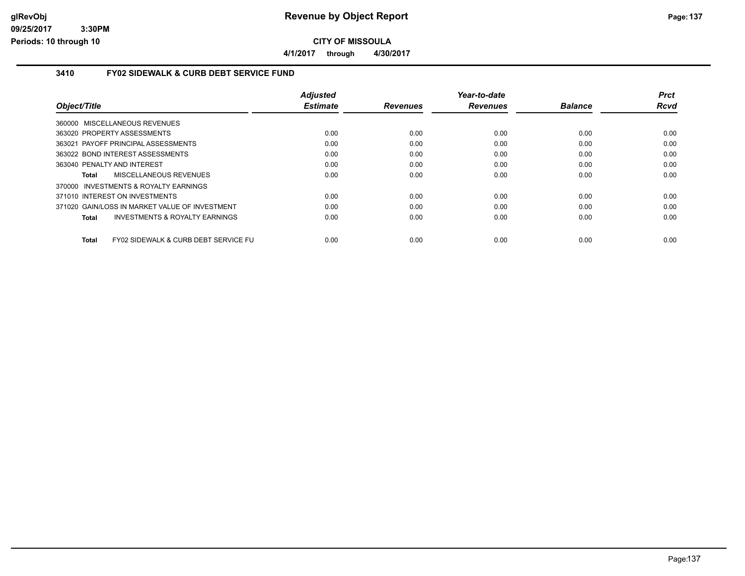**CITY OF MISSOULA**

**4/1/2017 through 4/30/2017**

### 3410 FY02 SIDEWALK & CURB DEBT SERVICE FUND

| Object/Title | Adjusted Estimate | Revenues | Year-to-date Revenues | Balance | Prct Rcvd |
|---|---|---|---|---|---|
| 360000 MISCELLANEOUS REVENUES | | | | | |
| 363020 PROPERTY ASSESSMENTS | 0.00 | 0.00 | 0.00 | 0.00 | 0.00 |
| 363021 PAYOFF PRINCIPAL ASSESSMENTS | 0.00 | 0.00 | 0.00 | 0.00 | 0.00 |
| 363022 BOND INTEREST ASSESSMENTS | 0.00 | 0.00 | 0.00 | 0.00 | 0.00 |
| 363040 PENALTY AND INTEREST | 0.00 | 0.00 | 0.00 | 0.00 | 0.00 |
| **Total** MISCELLANEOUS REVENUES | 0.00 | 0.00 | 0.00 | 0.00 | 0.00 |
| 370000 INVESTMENTS & ROYALTY EARNINGS | | | | | |
| 371010 INTEREST ON INVESTMENTS | 0.00 | 0.00 | 0.00 | 0.00 | 0.00 |
| 371020 GAIN/LOSS IN MARKET VALUE OF INVESTMENT | 0.00 | 0.00 | 0.00 | 0.00 | 0.00 |
| **Total** INVESTMENTS & ROYALTY EARNINGS | 0.00 | 0.00 | 0.00 | 0.00 | 0.00 |
| **Total** FY02 SIDEWALK & CURB DEBT SERVICE FU | 0.00 | 0.00 | 0.00 | 0.00 | 0.00 |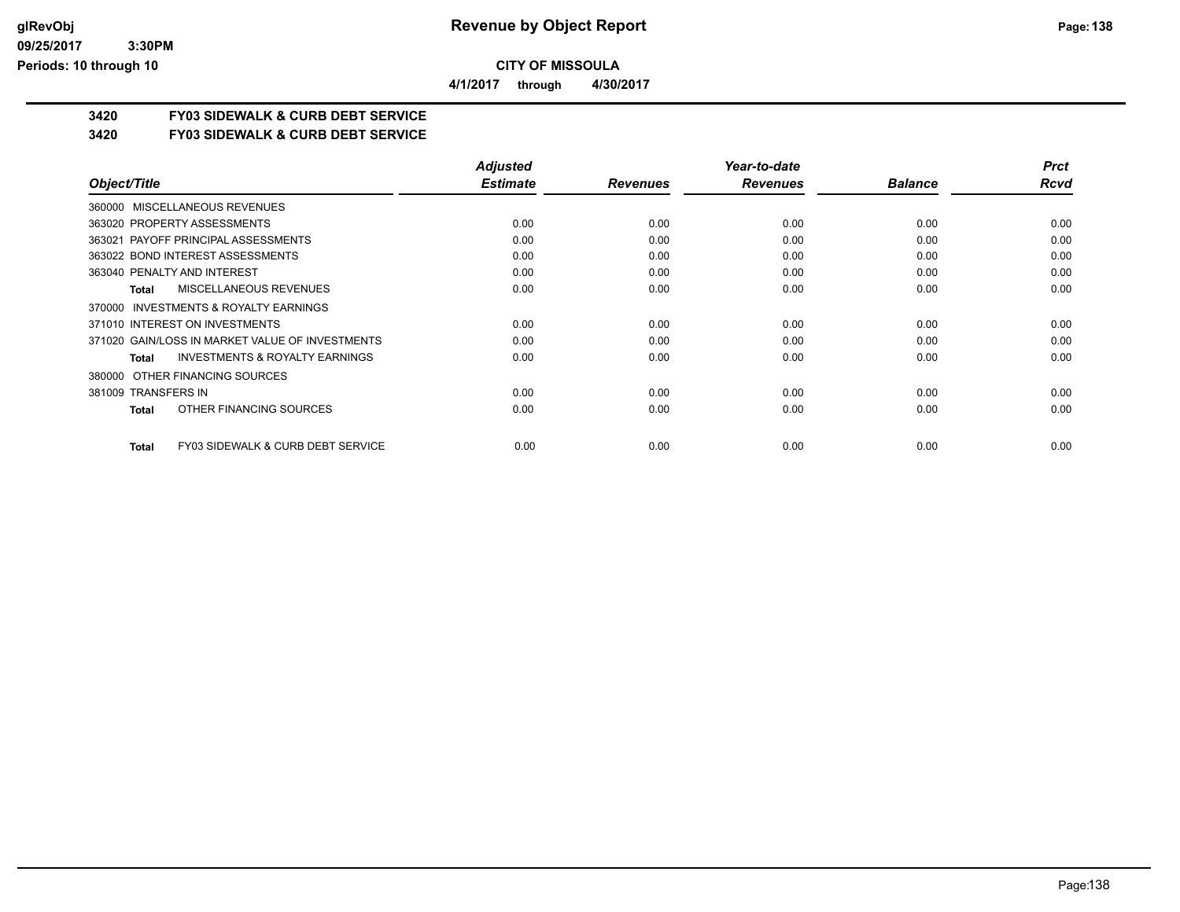**CITY OF MISSOULA**

**4/1/2017 through 4/30/2017**

**3420 FY03 SIDEWALK & CURB DEBT SERVICE**

**3420 FY03 SIDEWALK & CURB DEBT SERVICE**

| Object/Title | Adjusted Estimate | Revenues | Year-to-date Revenues | Balance | Prct Rcvd |
|---|---|---|---|---|---|
| 360000 MISCELLANEOUS REVENUES | | | | | |
| 363020 PROPERTY ASSESSMENTS | 0.00 | 0.00 | 0.00 | 0.00 | 0.00 |
| 363021 PAYOFF PRINCIPAL ASSESSMENTS | 0.00 | 0.00 | 0.00 | 0.00 | 0.00 |
| 363022 BOND INTEREST ASSESSMENTS | 0.00 | 0.00 | 0.00 | 0.00 | 0.00 |
| 363040 PENALTY AND INTEREST | 0.00 | 0.00 | 0.00 | 0.00 | 0.00 |
| **Total** MISCELLANEOUS REVENUES | 0.00 | 0.00 | 0.00 | 0.00 | 0.00 |
| 370000 INVESTMENTS & ROYALTY EARNINGS | | | | | |
| 371010 INTEREST ON INVESTMENTS | 0.00 | 0.00 | 0.00 | 0.00 | 0.00 |
| 371020 GAIN/LOSS IN MARKET VALUE OF INVESTMENTS | 0.00 | 0.00 | 0.00 | 0.00 | 0.00 |
| **Total** INVESTMENTS & ROYALTY EARNINGS | 0.00 | 0.00 | 0.00 | 0.00 | 0.00 |
| 380000 OTHER FINANCING SOURCES | | | | | |
| 381009 TRANSFERS IN | 0.00 | 0.00 | 0.00 | 0.00 | 0.00 |
| **Total** OTHER FINANCING SOURCES | 0.00 | 0.00 | 0.00 | 0.00 | 0.00 |
| **Total** FY03 SIDEWALK & CURB DEBT SERVICE | 0.00 | 0.00 | 0.00 | 0.00 | 0.00 |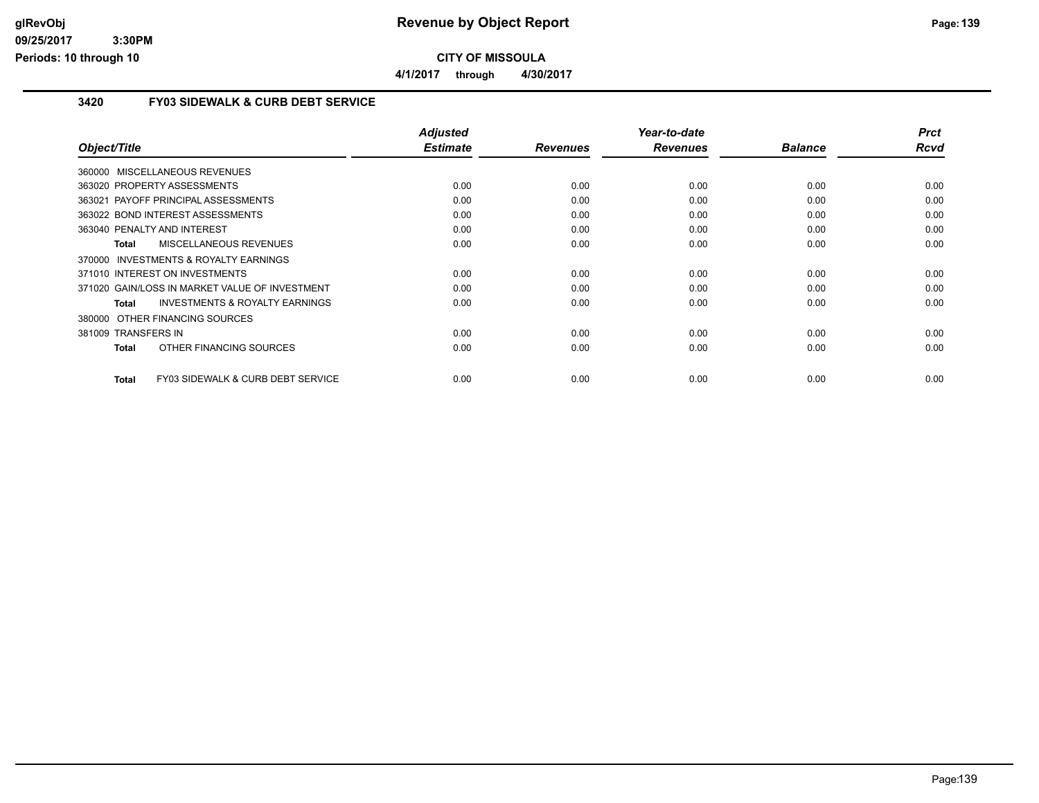# Revenue by Object Report

**CITY OF MISSOULA**

**4/1/2017 through 4/30/2017**

glRevObj
09/25/2017 3:30PM
Periods: 10 through 10

## 3420 FY03 SIDEWALK & CURB DEBT SERVICE

| Object/Title | Adjusted Estimate | Revenues | Year-to-date Revenues | Balance | Prct Rcvd |
|---|---|---|---|---|---|
| 360000 MISCELLANEOUS REVENUES | | | | | |
| 363020 PROPERTY ASSESSMENTS | 0.00 | 0.00 | 0.00 | 0.00 | 0.00 |
| 363021 PAYOFF PRINCIPAL ASSESSMENTS | 0.00 | 0.00 | 0.00 | 0.00 | 0.00 |
| 363022 BOND INTEREST ASSESSMENTS | 0.00 | 0.00 | 0.00 | 0.00 | 0.00 |
| 363040 PENALTY AND INTEREST | 0.00 | 0.00 | 0.00 | 0.00 | 0.00 |
| **Total** MISCELLANEOUS REVENUES | 0.00 | 0.00 | 0.00 | 0.00 | 0.00 |
| 370000 INVESTMENTS & ROYALTY EARNINGS | | | | | |
| 371010 INTEREST ON INVESTMENTS | 0.00 | 0.00 | 0.00 | 0.00 | 0.00 |
| 371020 GAIN/LOSS IN MARKET VALUE OF INVESTMENT | 0.00 | 0.00 | 0.00 | 0.00 | 0.00 |
| **Total** INVESTMENTS & ROYALTY EARNINGS | 0.00 | 0.00 | 0.00 | 0.00 | 0.00 |
| 380000 OTHER FINANCING SOURCES | | | | | |
| 381009 TRANSFERS IN | 0.00 | 0.00 | 0.00 | 0.00 | 0.00 |
| **Total** OTHER FINANCING SOURCES | 0.00 | 0.00 | 0.00 | 0.00 | 0.00 |
| **Total** FY03 SIDEWALK & CURB DEBT SERVICE | 0.00 | 0.00 | 0.00 | 0.00 | 0.00 |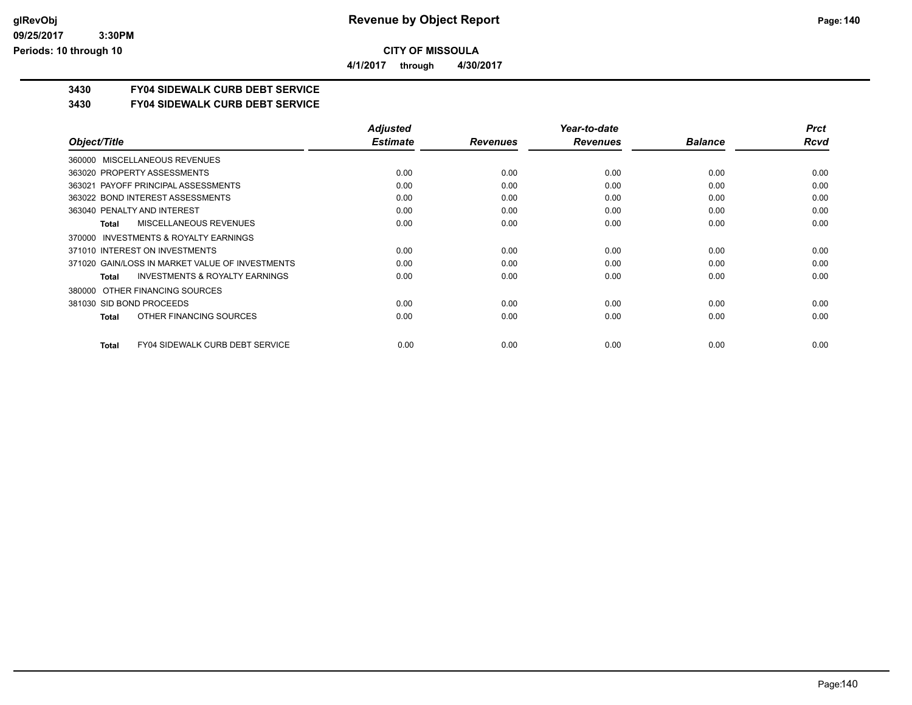**Revenue by Object Report**

**CITY OF MISSOULA**

**4/1/2017 through 4/30/2017**

## 3430 FY04 SIDEWALK CURB DEBT SERVICE

### 3430 FY04 SIDEWALK CURB DEBT SERVICE

| Object/Title | Adjusted Estimate | Revenues | Year-to-date Revenues | Balance | Prct Rcvd |
|---|---|---|---|---|---|
| 360000 MISCELLANEOUS REVENUES | | | | | |
| 363020 PROPERTY ASSESSMENTS | 0.00 | 0.00 | 0.00 | 0.00 | 0.00 |
| 363021 PAYOFF PRINCIPAL ASSESSMENTS | 0.00 | 0.00 | 0.00 | 0.00 | 0.00 |
| 363022 BOND INTEREST ASSESSMENTS | 0.00 | 0.00 | 0.00 | 0.00 | 0.00 |
| 363040 PENALTY AND INTEREST | 0.00 | 0.00 | 0.00 | 0.00 | 0.00 |
| **Total** MISCELLANEOUS REVENUES | 0.00 | 0.00 | 0.00 | 0.00 | 0.00 |
| 370000 INVESTMENTS & ROYALTY EARNINGS | | | | | |
| 371010 INTEREST ON INVESTMENTS | 0.00 | 0.00 | 0.00 | 0.00 | 0.00 |
| 371020 GAIN/LOSS IN MARKET VALUE OF INVESTMENTS | 0.00 | 0.00 | 0.00 | 0.00 | 0.00 |
| **Total** INVESTMENTS & ROYALTY EARNINGS | 0.00 | 0.00 | 0.00 | 0.00 | 0.00 |
| 380000 OTHER FINANCING SOURCES | | | | | |
| 381030 SID BOND PROCEEDS | 0.00 | 0.00 | 0.00 | 0.00 | 0.00 |
| **Total** OTHER FINANCING SOURCES | 0.00 | 0.00 | 0.00 | 0.00 | 0.00 |
| **Total** FY04 SIDEWALK CURB DEBT SERVICE | 0.00 | 0.00 | 0.00 | 0.00 | 0.00 |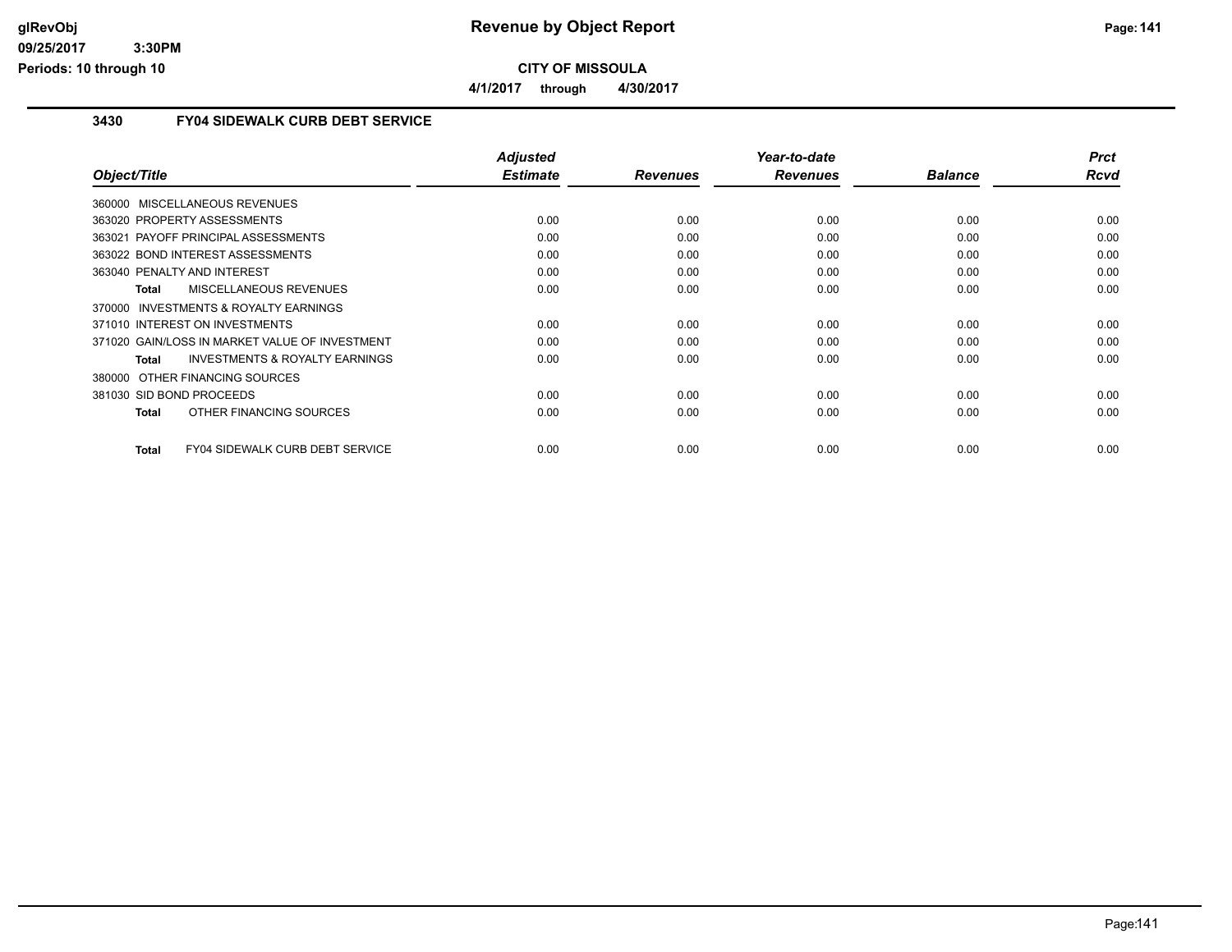# Revenue by Object Report

**CITY OF MISSOULA**

**4/1/2017 through 4/30/2017**

## 3430 FY04 SIDEWALK CURB DEBT SERVICE

| Object/Title | Adjusted Estimate | Revenues | Year-to-date Revenues | Balance | Prct Rcvd |
|---|---|---|---|---|---|
| 360000 MISCELLANEOUS REVENUES | | | | | |
| 363020 PROPERTY ASSESSMENTS | 0.00 | 0.00 | 0.00 | 0.00 | 0.00 |
| 363021 PAYOFF PRINCIPAL ASSESSMENTS | 0.00 | 0.00 | 0.00 | 0.00 | 0.00 |
| 363022 BOND INTEREST ASSESSMENTS | 0.00 | 0.00 | 0.00 | 0.00 | 0.00 |
| 363040 PENALTY AND INTEREST | 0.00 | 0.00 | 0.00 | 0.00 | 0.00 |
| **Total** MISCELLANEOUS REVENUES | 0.00 | 0.00 | 0.00 | 0.00 | 0.00 |
| 370000 INVESTMENTS & ROYALTY EARNINGS | | | | | |
| 371010 INTEREST ON INVESTMENTS | 0.00 | 0.00 | 0.00 | 0.00 | 0.00 |
| 371020 GAIN/LOSS IN MARKET VALUE OF INVESTMENT | 0.00 | 0.00 | 0.00 | 0.00 | 0.00 |
| **Total** INVESTMENTS & ROYALTY EARNINGS | 0.00 | 0.00 | 0.00 | 0.00 | 0.00 |
| 380000 OTHER FINANCING SOURCES | | | | | |
| 381030 SID BOND PROCEEDS | 0.00 | 0.00 | 0.00 | 0.00 | 0.00 |
| **Total** OTHER FINANCING SOURCES | 0.00 | 0.00 | 0.00 | 0.00 | 0.00 |
| **Total** FY04 SIDEWALK CURB DEBT SERVICE | 0.00 | 0.00 | 0.00 | 0.00 | 0.00 |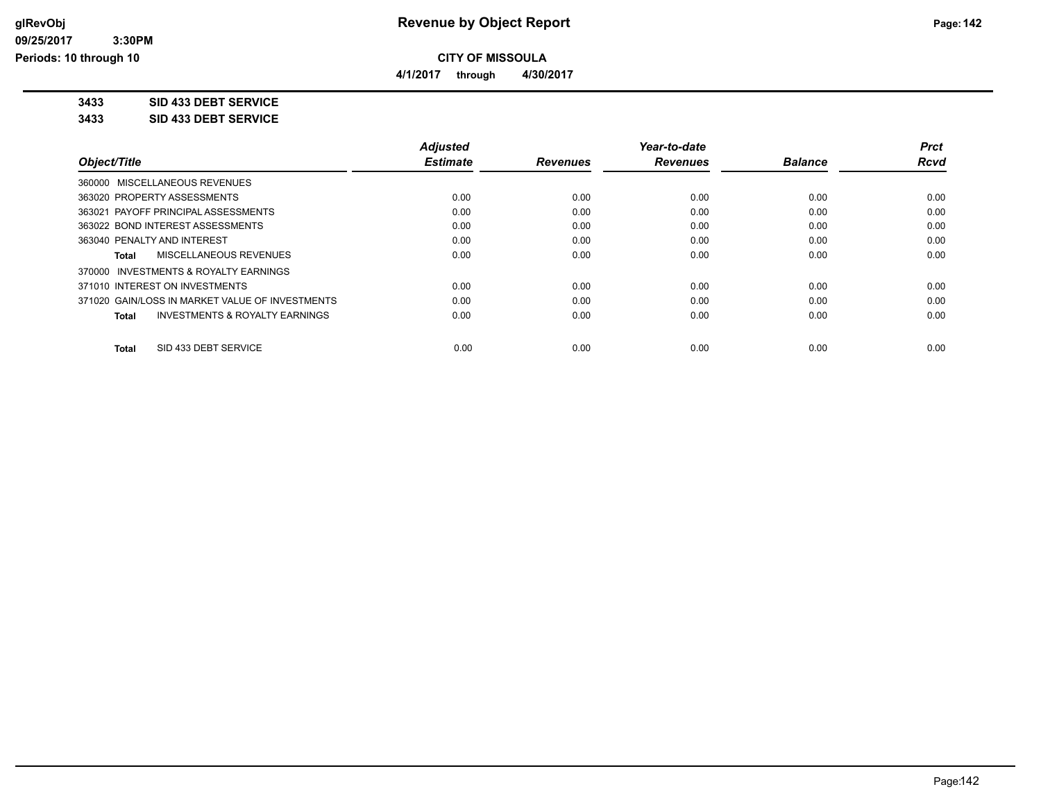**Revenue by Object Report**

**CITY OF MISSOULA**

**4/1/2017 through 4/30/2017**

glRevObj
09/25/2017 3:30PM
Periods: 10 through 10

## 3433 SID 433 DEBT SERVICE

## 3433 SID 433 DEBT SERVICE

| Object/Title | Adjusted Estimate | Revenues | Year-to-date Revenues | Balance | Prct Rcvd |
|---|---|---|---|---|---|
| 360000 MISCELLANEOUS REVENUES | | | | | |
| 363020 PROPERTY ASSESSMENTS | 0.00 | 0.00 | 0.00 | 0.00 | 0.00 |
| 363021 PAYOFF PRINCIPAL ASSESSMENTS | 0.00 | 0.00 | 0.00 | 0.00 | 0.00 |
| 363022 BOND INTEREST ASSESSMENTS | 0.00 | 0.00 | 0.00 | 0.00 | 0.00 |
| 363040 PENALTY AND INTEREST | 0.00 | 0.00 | 0.00 | 0.00 | 0.00 |
| **Total** MISCELLANEOUS REVENUES | 0.00 | 0.00 | 0.00 | 0.00 | 0.00 |
| 370000 INVESTMENTS & ROYALTY EARNINGS | | | | | |
| 371010 INTEREST ON INVESTMENTS | 0.00 | 0.00 | 0.00 | 0.00 | 0.00 |
| 371020 GAIN/LOSS IN MARKET VALUE OF INVESTMENTS | 0.00 | 0.00 | 0.00 | 0.00 | 0.00 |
| **Total** INVESTMENTS & ROYALTY EARNINGS | 0.00 | 0.00 | 0.00 | 0.00 | 0.00 |
| **Total** SID 433 DEBT SERVICE | 0.00 | 0.00 | 0.00 | 0.00 | 0.00 |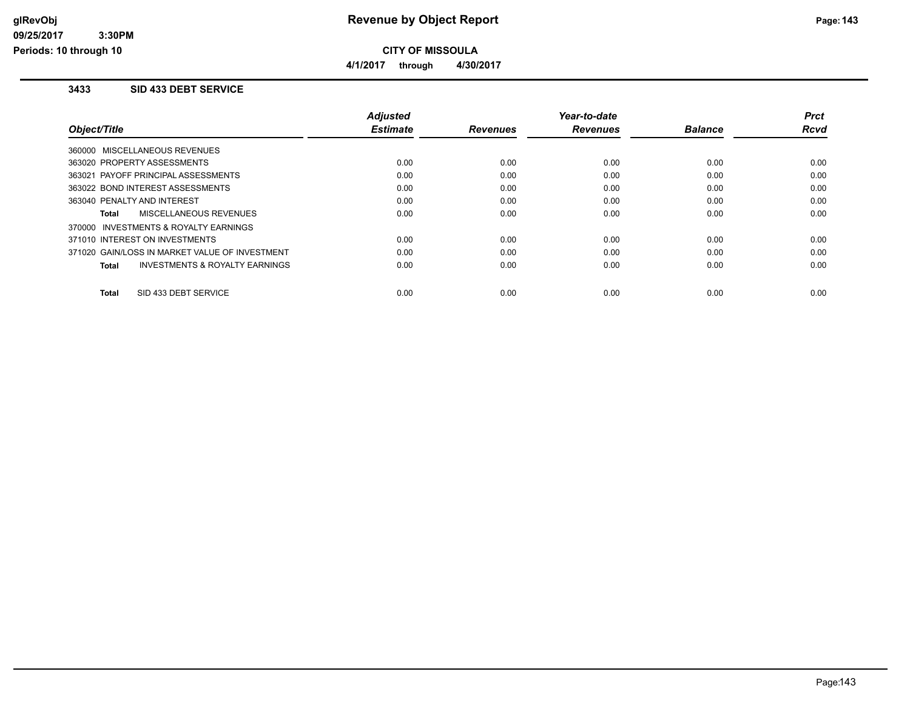# Revenue by Object Report

**CITY OF MISSOULA**

**4/1/2017 through 4/30/2017**

### 3433 SID 433 DEBT SERVICE

| Object/Title | Adjusted Estimate | Revenues | Year-to-date Revenues | Balance | Prct Rcvd |
|---|---|---|---|---|---|
| 360000 MISCELLANEOUS REVENUES | | | | | |
| 363020 PROPERTY ASSESSMENTS | 0.00 | 0.00 | 0.00 | 0.00 | 0.00 |
| 363021 PAYOFF PRINCIPAL ASSESSMENTS | 0.00 | 0.00 | 0.00 | 0.00 | 0.00 |
| 363022 BOND INTEREST ASSESSMENTS | 0.00 | 0.00 | 0.00 | 0.00 | 0.00 |
| 363040 PENALTY AND INTEREST | 0.00 | 0.00 | 0.00 | 0.00 | 0.00 |
| **Total** MISCELLANEOUS REVENUES | 0.00 | 0.00 | 0.00 | 0.00 | 0.00 |
| 370000 INVESTMENTS & ROYALTY EARNINGS | | | | | |
| 371010 INTEREST ON INVESTMENTS | 0.00 | 0.00 | 0.00 | 0.00 | 0.00 |
| 371020 GAIN/LOSS IN MARKET VALUE OF INVESTMENT | 0.00 | 0.00 | 0.00 | 0.00 | 0.00 |
| **Total** INVESTMENTS & ROYALTY EARNINGS | 0.00 | 0.00 | 0.00 | 0.00 | 0.00 |
| **Total** SID 433 DEBT SERVICE | 0.00 | 0.00 | 0.00 | 0.00 | 0.00 |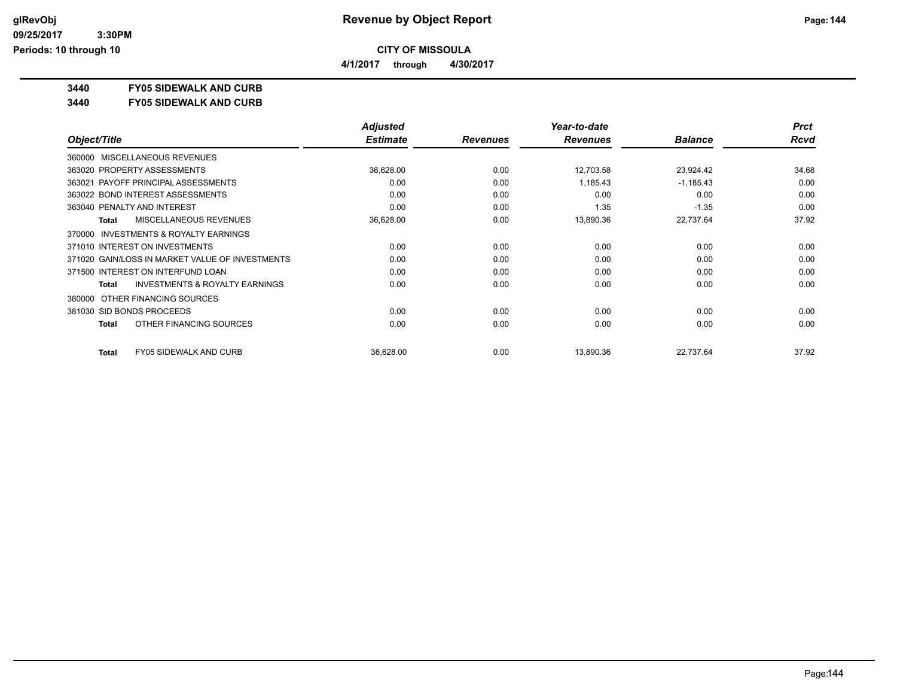# Revenue by Object Report

**CITY OF MISSOULA**

**4/1/2017 through 4/30/2017**

**3440 FY05 SIDEWALK AND CURB**

**3440 FY05 SIDEWALK AND CURB**

| Object/Title | Adjusted Estimate | Revenues | Year-to-date Revenues | Balance | Prct Rcvd |
|---|---|---|---|---|---|
| 360000 MISCELLANEOUS REVENUES | | | | | |
| 363020 PROPERTY ASSESSMENTS | 36,628.00 | 0.00 | 12,703.58 | 23,924.42 | 34.68 |
| 363021 PAYOFF PRINCIPAL ASSESSMENTS | 0.00 | 0.00 | 1,185.43 | -1,185.43 | 0.00 |
| 363022 BOND INTEREST ASSESSMENTS | 0.00 | 0.00 | 0.00 | 0.00 | 0.00 |
| 363040 PENALTY AND INTEREST | 0.00 | 0.00 | 1.35 | -1.35 | 0.00 |
| **Total** MISCELLANEOUS REVENUES | 36,628.00 | 0.00 | 13,890.36 | 22,737.64 | 37.92 |
| 370000 INVESTMENTS & ROYALTY EARNINGS | | | | | |
| 371010 INTEREST ON INVESTMENTS | 0.00 | 0.00 | 0.00 | 0.00 | 0.00 |
| 371020 GAIN/LOSS IN MARKET VALUE OF INVESTMENTS | 0.00 | 0.00 | 0.00 | 0.00 | 0.00 |
| 371500 INTEREST ON INTERFUND LOAN | 0.00 | 0.00 | 0.00 | 0.00 | 0.00 |
| **Total** INVESTMENTS & ROYALTY EARNINGS | 0.00 | 0.00 | 0.00 | 0.00 | 0.00 |
| 380000 OTHER FINANCING SOURCES | | | | | |
| 381030 SID BONDS PROCEEDS | 0.00 | 0.00 | 0.00 | 0.00 | 0.00 |
| **Total** OTHER FINANCING SOURCES | 0.00 | 0.00 | 0.00 | 0.00 | 0.00 |
| **Total** FY05 SIDEWALK AND CURB | 36,628.00 | 0.00 | 13,890.36 | 22,737.64 | 37.92 |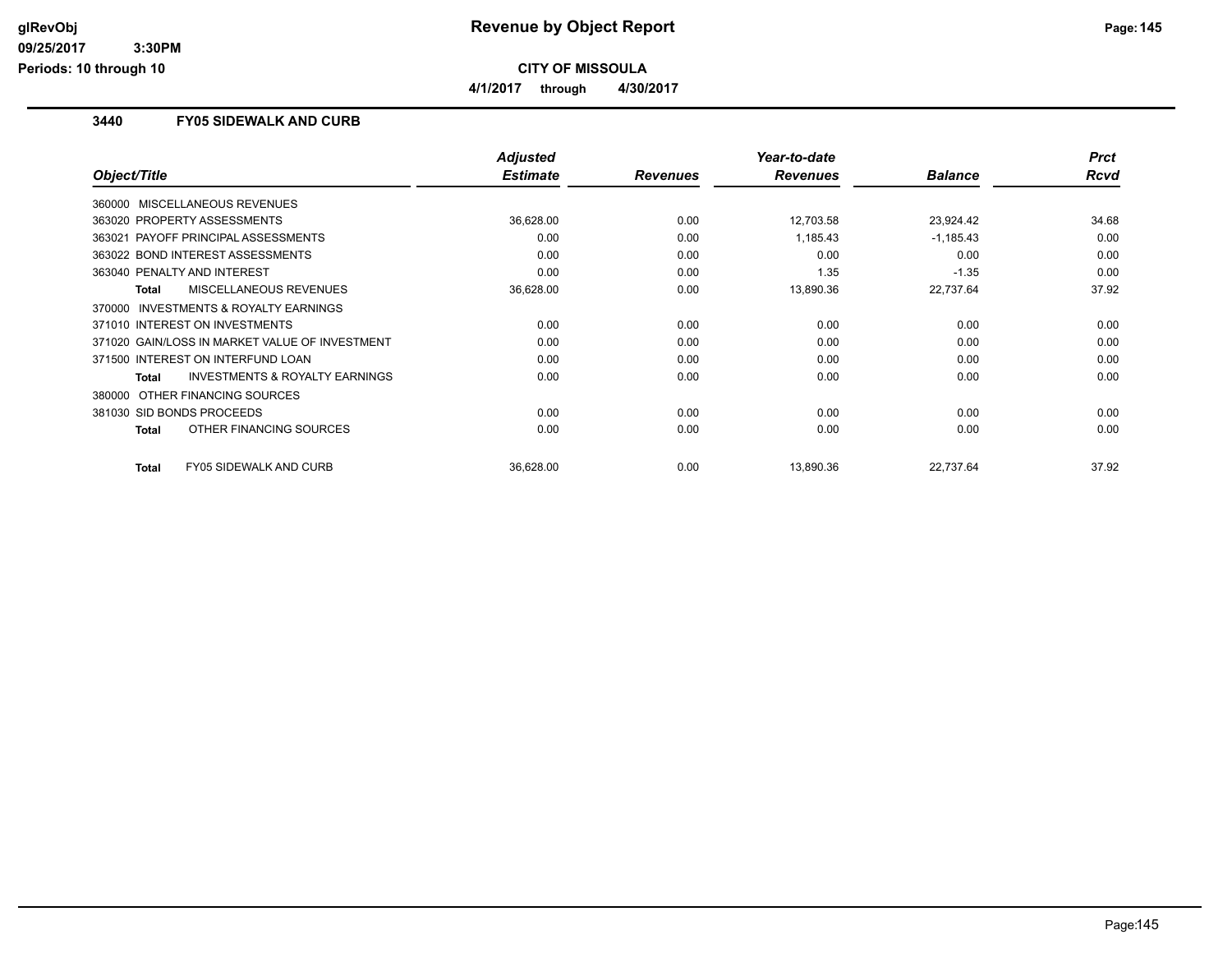# Revenue by Object Report

**CITY OF MISSOULA**

**4/1/2017 through 4/30/2017**

## 3440 FY05 SIDEWALK AND CURB

| Object/Title | Adjusted Estimate | Revenues | Year-to-date Revenues | Balance | Prct Rcvd |
|---|---|---|---|---|---|
| 360000 MISCELLANEOUS REVENUES | | | | | |
| 363020 PROPERTY ASSESSMENTS | 36,628.00 | 0.00 | 12,703.58 | 23,924.42 | 34.68 |
| 363021 PAYOFF PRINCIPAL ASSESSMENTS | 0.00 | 0.00 | 1,185.43 | -1,185.43 | 0.00 |
| 363022 BOND INTEREST ASSESSMENTS | 0.00 | 0.00 | 0.00 | 0.00 | 0.00 |
| 363040 PENALTY AND INTEREST | 0.00 | 0.00 | 1.35 | -1.35 | 0.00 |
| **Total** MISCELLANEOUS REVENUES | 36,628.00 | 0.00 | 13,890.36 | 22,737.64 | 37.92 |
| 370000 INVESTMENTS & ROYALTY EARNINGS | | | | | |
| 371010 INTEREST ON INVESTMENTS | 0.00 | 0.00 | 0.00 | 0.00 | 0.00 |
| 371020 GAIN/LOSS IN MARKET VALUE OF INVESTMENT | 0.00 | 0.00 | 0.00 | 0.00 | 0.00 |
| 371500 INTEREST ON INTERFUND LOAN | 0.00 | 0.00 | 0.00 | 0.00 | 0.00 |
| **Total** INVESTMENTS & ROYALTY EARNINGS | 0.00 | 0.00 | 0.00 | 0.00 | 0.00 |
| 380000 OTHER FINANCING SOURCES | | | | | |
| 381030 SID BONDS PROCEEDS | 0.00 | 0.00 | 0.00 | 0.00 | 0.00 |
| **Total** OTHER FINANCING SOURCES | 0.00 | 0.00 | 0.00 | 0.00 | 0.00 |
| **Total** FY05 SIDEWALK AND CURB | 36,628.00 | 0.00 | 13,890.36 | 22,737.64 | 37.92 |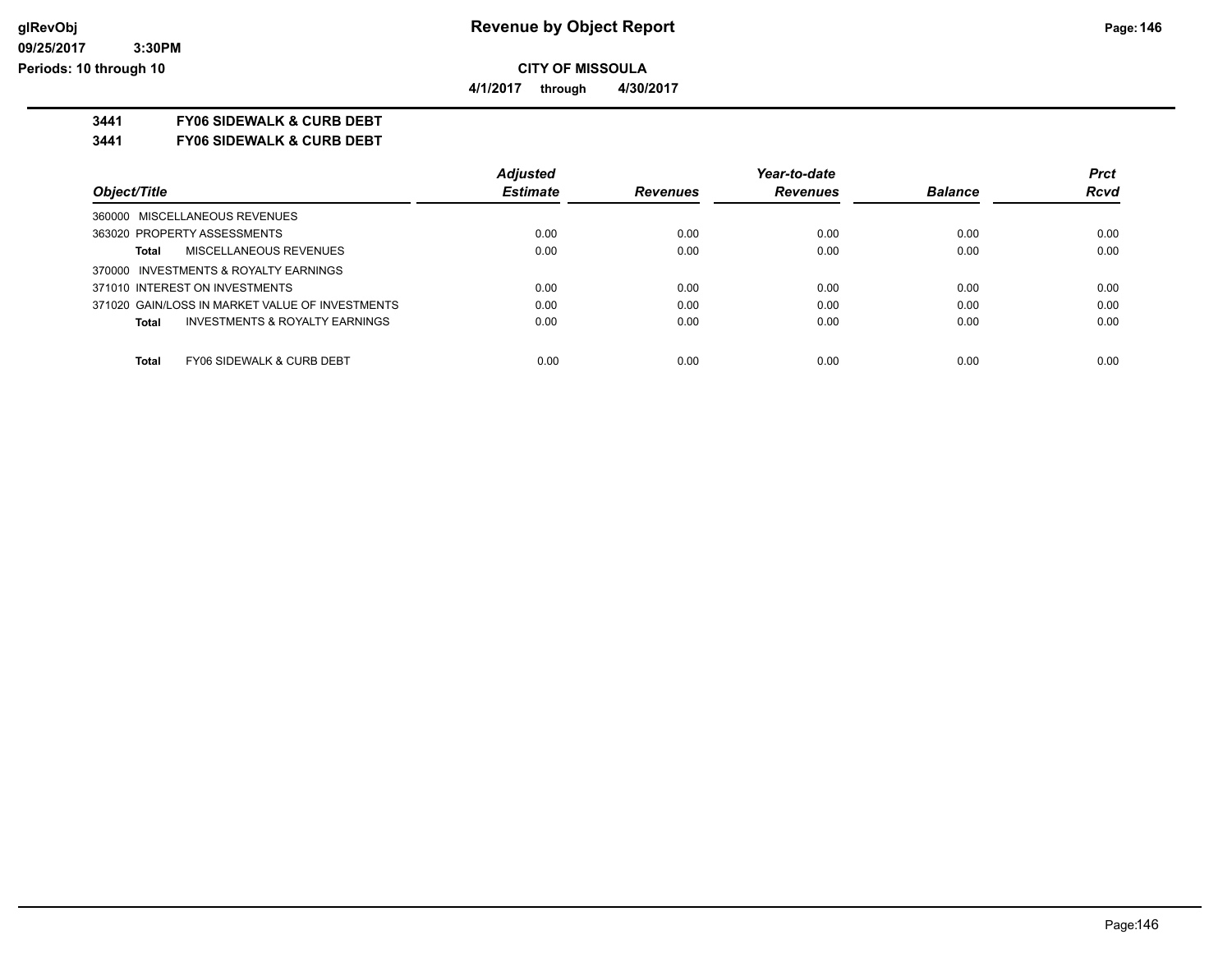# Revenue by Object Report

**CITY OF MISSOULA**

**4/1/2017 through 4/30/2017**

**3441 FY06 SIDEWALK & CURB DEBT**

**3441 FY06 SIDEWALK & CURB DEBT**

| Object/Title | Adjusted Estimate | Revenues | Year-to-date Revenues | Balance | Prct Rcvd |
|---|---|---|---|---|---|
| 360000 MISCELLANEOUS REVENUES | | | | | |
| 363020 PROPERTY ASSESSMENTS | 0.00 | 0.00 | 0.00 | 0.00 | 0.00 |
| **Total** MISCELLANEOUS REVENUES | 0.00 | 0.00 | 0.00 | 0.00 | 0.00 |
| 370000 INVESTMENTS & ROYALTY EARNINGS | | | | | |
| 371010 INTEREST ON INVESTMENTS | 0.00 | 0.00 | 0.00 | 0.00 | 0.00 |
| 371020 GAIN/LOSS IN MARKET VALUE OF INVESTMENTS | 0.00 | 0.00 | 0.00 | 0.00 | 0.00 |
| **Total** INVESTMENTS & ROYALTY EARNINGS | 0.00 | 0.00 | 0.00 | 0.00 | 0.00 |
| **Total** FY06 SIDEWALK & CURB DEBT | 0.00 | 0.00 | 0.00 | 0.00 | 0.00 |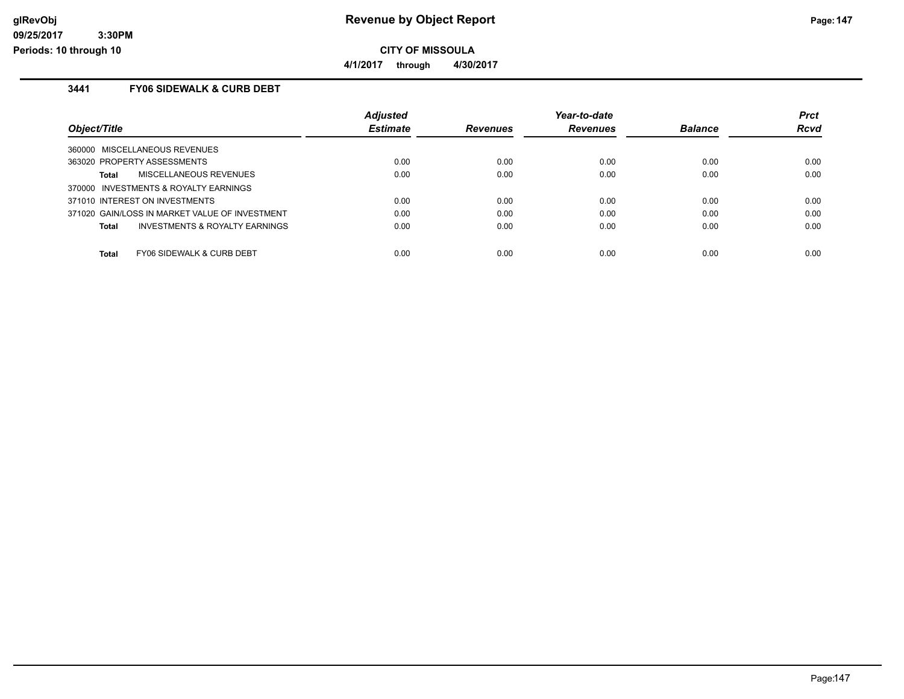# Revenue by Object Report

glRevObj
09/25/2017 3:30PM
Periods: 10 through 10

**CITY OF MISSOULA**

**4/1/2017 through 4/30/2017**

## 3441 FY06 SIDEWALK & CURB DEBT

| Object/Title | Adjusted Estimate | Revenues | Year-to-date Revenues | Balance | Prct Rcvd |
|---|---|---|---|---|---|
| 360000 MISCELLANEOUS REVENUES | | | | | |
| 363020 PROPERTY ASSESSMENTS | 0.00 | 0.00 | 0.00 | 0.00 | 0.00 |
| **Total** MISCELLANEOUS REVENUES | 0.00 | 0.00 | 0.00 | 0.00 | 0.00 |
| 370000 INVESTMENTS & ROYALTY EARNINGS | | | | | |
| 371010 INTEREST ON INVESTMENTS | 0.00 | 0.00 | 0.00 | 0.00 | 0.00 |
| 371020 GAIN/LOSS IN MARKET VALUE OF INVESTMENT | 0.00 | 0.00 | 0.00 | 0.00 | 0.00 |
| **Total** INVESTMENTS & ROYALTY EARNINGS | 0.00 | 0.00 | 0.00 | 0.00 | 0.00 |
| **Total** FY06 SIDEWALK & CURB DEBT | 0.00 | 0.00 | 0.00 | 0.00 | 0.00 |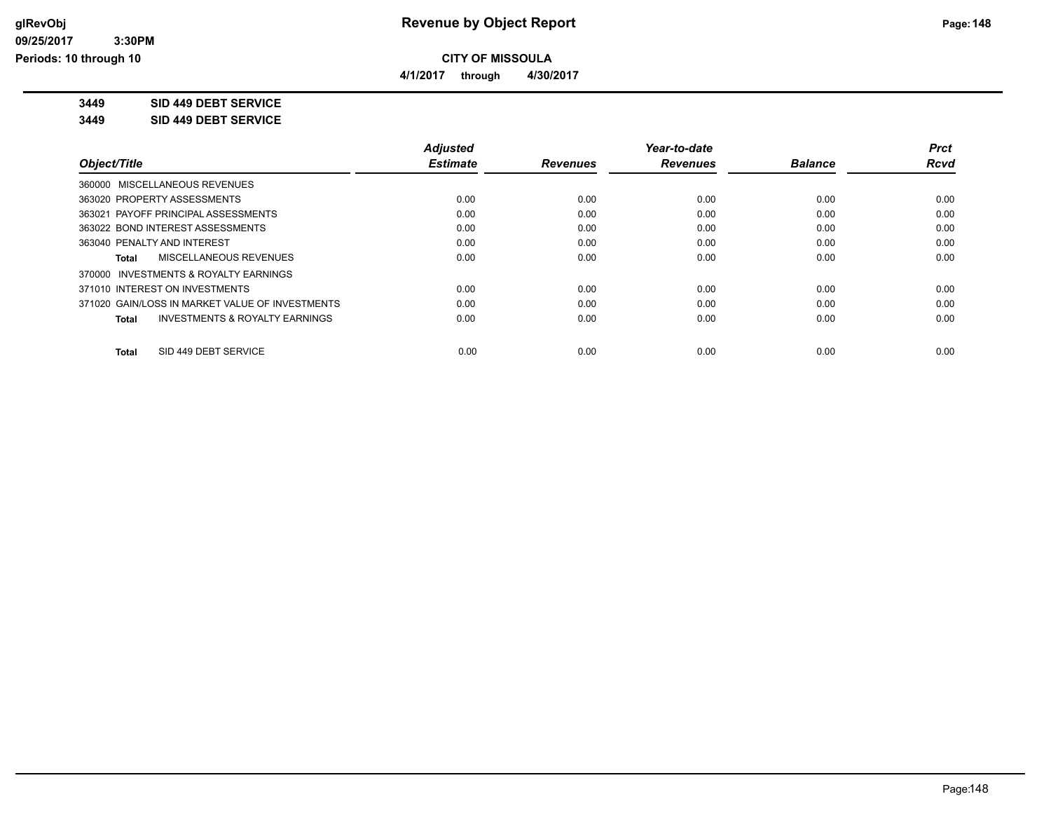# Revenue by Object Report

**CITY OF MISSOULA**

**4/1/2017 through 4/30/2017**

**3449 SID 449 DEBT SERVICE**

**3449 SID 449 DEBT SERVICE**

| Object/Title | Adjusted Estimate | Revenues | Year-to-date Revenues | Balance | Prct Rcvd |
|---|---|---|---|---|---|
| 360000 MISCELLANEOUS REVENUES | | | | | |
| 363020 PROPERTY ASSESSMENTS | 0.00 | 0.00 | 0.00 | 0.00 | 0.00 |
| 363021 PAYOFF PRINCIPAL ASSESSMENTS | 0.00 | 0.00 | 0.00 | 0.00 | 0.00 |
| 363022 BOND INTEREST ASSESSMENTS | 0.00 | 0.00 | 0.00 | 0.00 | 0.00 |
| 363040 PENALTY AND INTEREST | 0.00 | 0.00 | 0.00 | 0.00 | 0.00 |
| **Total** MISCELLANEOUS REVENUES | 0.00 | 0.00 | 0.00 | 0.00 | 0.00 |
| 370000 INVESTMENTS & ROYALTY EARNINGS | | | | | |
| 371010 INTEREST ON INVESTMENTS | 0.00 | 0.00 | 0.00 | 0.00 | 0.00 |
| 371020 GAIN/LOSS IN MARKET VALUE OF INVESTMENTS | 0.00 | 0.00 | 0.00 | 0.00 | 0.00 |
| **Total** INVESTMENTS & ROYALTY EARNINGS | 0.00 | 0.00 | 0.00 | 0.00 | 0.00 |
| **Total** SID 449 DEBT SERVICE | 0.00 | 0.00 | 0.00 | 0.00 | 0.00 |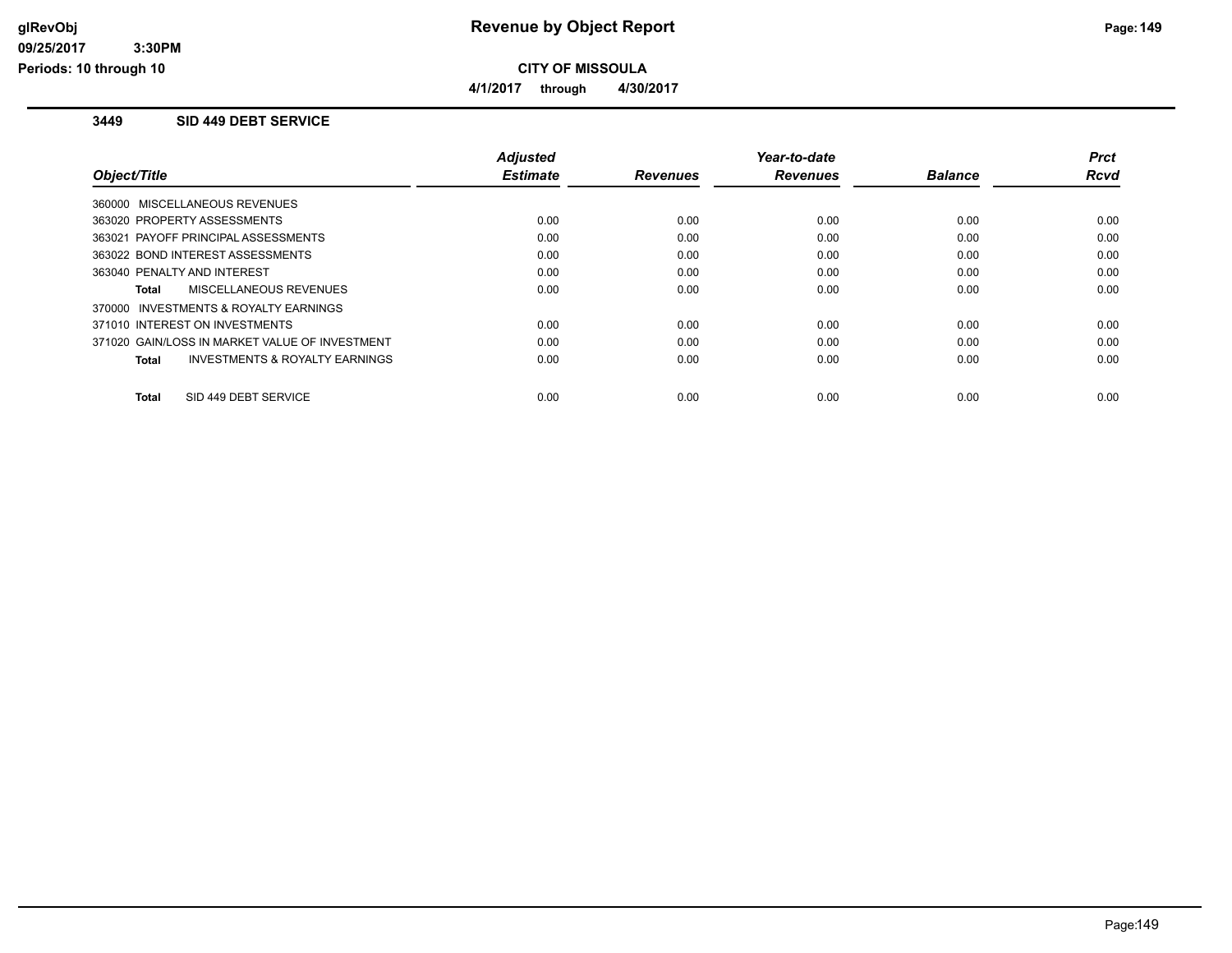**CITY OF MISSOULA**

**4/1/2017 through 4/30/2017**

### 3449 SID 449 DEBT SERVICE

| Object/Title | Adjusted Estimate | Revenues | Year-to-date Revenues | Balance | Prct Rcvd |
|---|---|---|---|---|---|
| 360000 MISCELLANEOUS REVENUES | | | | | |
| 363020 PROPERTY ASSESSMENTS | 0.00 | 0.00 | 0.00 | 0.00 | 0.00 |
| 363021 PAYOFF PRINCIPAL ASSESSMENTS | 0.00 | 0.00 | 0.00 | 0.00 | 0.00 |
| 363022 BOND INTEREST ASSESSMENTS | 0.00 | 0.00 | 0.00 | 0.00 | 0.00 |
| 363040 PENALTY AND INTEREST | 0.00 | 0.00 | 0.00 | 0.00 | 0.00 |
| **Total** MISCELLANEOUS REVENUES | 0.00 | 0.00 | 0.00 | 0.00 | 0.00 |
| 370000 INVESTMENTS & ROYALTY EARNINGS | | | | | |
| 371010 INTEREST ON INVESTMENTS | 0.00 | 0.00 | 0.00 | 0.00 | 0.00 |
| 371020 GAIN/LOSS IN MARKET VALUE OF INVESTMENT | 0.00 | 0.00 | 0.00 | 0.00 | 0.00 |
| **Total** INVESTMENTS & ROYALTY EARNINGS | 0.00 | 0.00 | 0.00 | 0.00 | 0.00 |
| **Total** SID 449 DEBT SERVICE | 0.00 | 0.00 | 0.00 | 0.00 | 0.00 |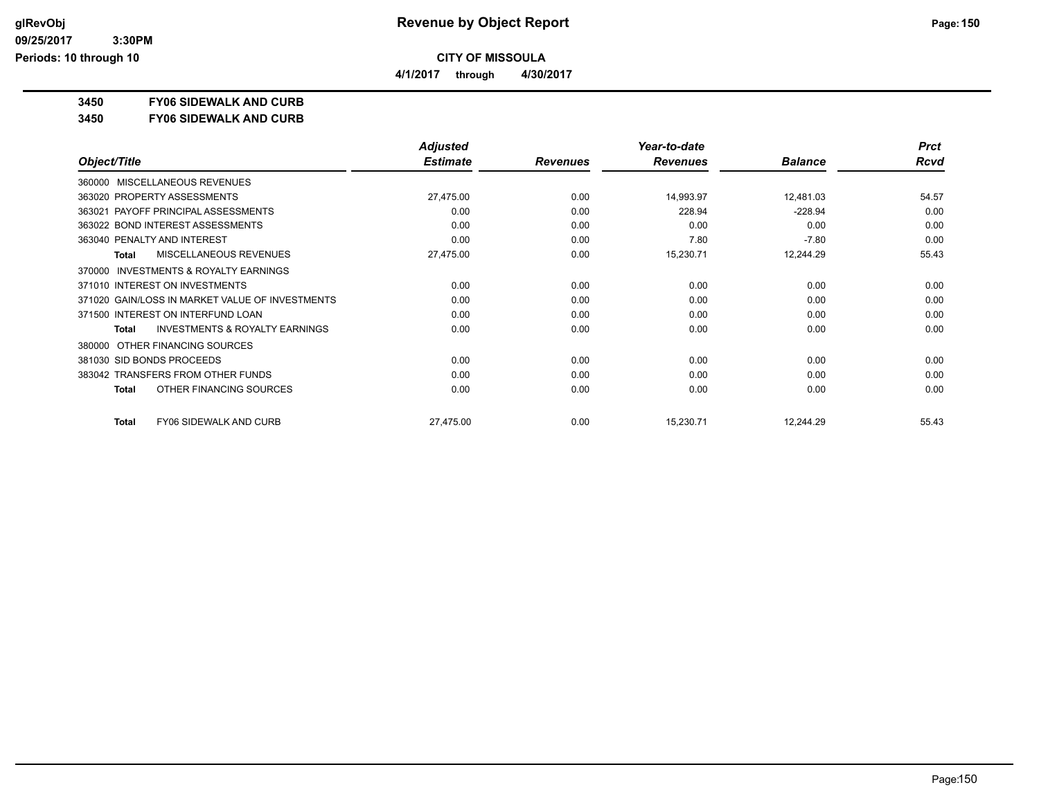**CITY OF MISSOULA**

**4/1/2017 through 4/30/2017**

**3450 FY06 SIDEWALK AND CURB**

**3450 FY06 SIDEWALK AND CURB**

| Object/Title | Adjusted Estimate | Revenues | Year-to-date Revenues | Balance | Prct Rcvd |
|---|---|---|---|---|---|
| 360000 MISCELLANEOUS REVENUES | | | | | |
| 363020 PROPERTY ASSESSMENTS | 27,475.00 | 0.00 | 14,993.97 | 12,481.03 | 54.57 |
| 363021 PAYOFF PRINCIPAL ASSESSMENTS | 0.00 | 0.00 | 228.94 | -228.94 | 0.00 |
| 363022 BOND INTEREST ASSESSMENTS | 0.00 | 0.00 | 0.00 | 0.00 | 0.00 |
| 363040 PENALTY AND INTEREST | 0.00 | 0.00 | 7.80 | -7.80 | 0.00 |
| **Total** MISCELLANEOUS REVENUES | 27,475.00 | 0.00 | 15,230.71 | 12,244.29 | 55.43 |
| 370000 INVESTMENTS & ROYALTY EARNINGS | | | | | |
| 371010 INTEREST ON INVESTMENTS | 0.00 | 0.00 | 0.00 | 0.00 | 0.00 |
| 371020 GAIN/LOSS IN MARKET VALUE OF INVESTMENTS | 0.00 | 0.00 | 0.00 | 0.00 | 0.00 |
| 371500 INTEREST ON INTERFUND LOAN | 0.00 | 0.00 | 0.00 | 0.00 | 0.00 |
| **Total** INVESTMENTS & ROYALTY EARNINGS | 0.00 | 0.00 | 0.00 | 0.00 | 0.00 |
| 380000 OTHER FINANCING SOURCES | | | | | |
| 381030 SID BONDS PROCEEDS | 0.00 | 0.00 | 0.00 | 0.00 | 0.00 |
| 383042 TRANSFERS FROM OTHER FUNDS | 0.00 | 0.00 | 0.00 | 0.00 | 0.00 |
| **Total** OTHER FINANCING SOURCES | 0.00 | 0.00 | 0.00 | 0.00 | 0.00 |
| **Total** FY06 SIDEWALK AND CURB | 27,475.00 | 0.00 | 15,230.71 | 12,244.29 | 55.43 |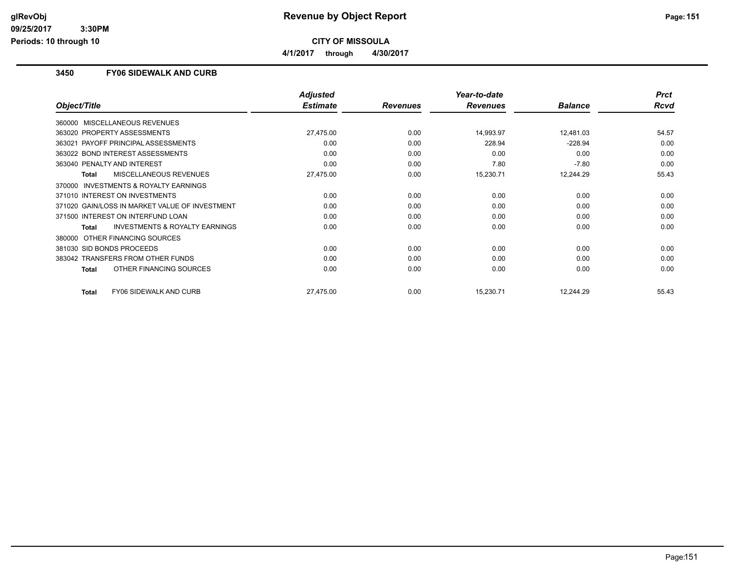**CITY OF MISSOULA**

**4/1/2017 through 4/30/2017**

### 3450 FY06 SIDEWALK AND CURB

| Object/Title | Adjusted Estimate | Revenues | Year-to-date Revenues | Balance | Prct Rcvd |
|---|---|---|---|---|---|
| 360000 MISCELLANEOUS REVENUES | | | | | |
| 363020 PROPERTY ASSESSMENTS | 27,475.00 | 0.00 | 14,993.97 | 12,481.03 | 54.57 |
| 363021 PAYOFF PRINCIPAL ASSESSMENTS | 0.00 | 0.00 | 228.94 | -228.94 | 0.00 |
| 363022 BOND INTEREST ASSESSMENTS | 0.00 | 0.00 | 0.00 | 0.00 | 0.00 |
| 363040 PENALTY AND INTEREST | 0.00 | 0.00 | 7.80 | -7.80 | 0.00 |
| **Total** MISCELLANEOUS REVENUES | 27,475.00 | 0.00 | 15,230.71 | 12,244.29 | 55.43 |
| 370000 INVESTMENTS & ROYALTY EARNINGS | | | | | |
| 371010 INTEREST ON INVESTMENTS | 0.00 | 0.00 | 0.00 | 0.00 | 0.00 |
| 371020 GAIN/LOSS IN MARKET VALUE OF INVESTMENT | 0.00 | 0.00 | 0.00 | 0.00 | 0.00 |
| 371500 INTEREST ON INTERFUND LOAN | 0.00 | 0.00 | 0.00 | 0.00 | 0.00 |
| **Total** INVESTMENTS & ROYALTY EARNINGS | 0.00 | 0.00 | 0.00 | 0.00 | 0.00 |
| 380000 OTHER FINANCING SOURCES | | | | | |
| 381030 SID BONDS PROCEEDS | 0.00 | 0.00 | 0.00 | 0.00 | 0.00 |
| 383042 TRANSFERS FROM OTHER FUNDS | 0.00 | 0.00 | 0.00 | 0.00 | 0.00 |
| **Total** OTHER FINANCING SOURCES | 0.00 | 0.00 | 0.00 | 0.00 | 0.00 |
| **Total** FY06 SIDEWALK AND CURB | 27,475.00 | 0.00 | 15,230.71 | 12,244.29 | 55.43 |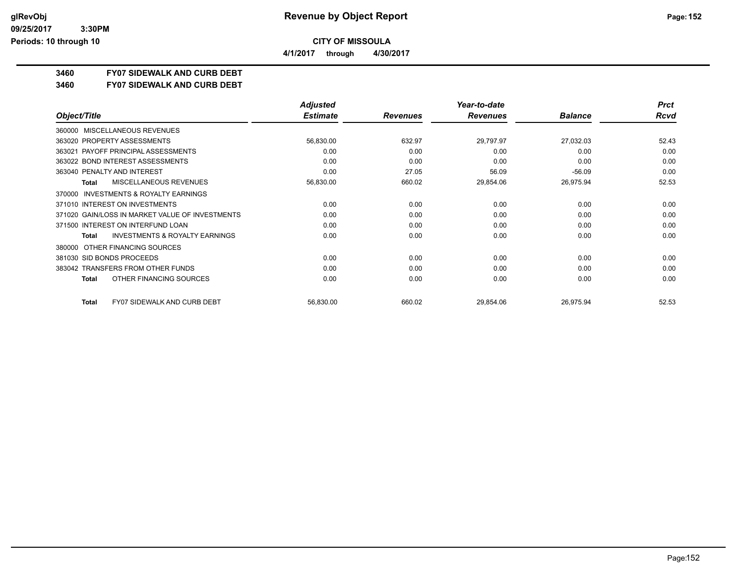# Revenue by Object Report

**CITY OF MISSOULA**

**4/1/2017 through 4/30/2017**

glRevObj
09/25/2017 3:30PM
Periods: 10 through 10

## 3460 FY07 SIDEWALK AND CURB DEBT

## 3460 FY07 SIDEWALK AND CURB DEBT

| Object/Title | Adjusted Estimate | Revenues | Year-to-date Revenues | Balance | Prct Rcvd |
|---|---|---|---|---|---|
| 360000 MISCELLANEOUS REVENUES | | | | | |
| 363020 PROPERTY ASSESSMENTS | 56,830.00 | 632.97 | 29,797.97 | 27,032.03 | 52.43 |
| 363021 PAYOFF PRINCIPAL ASSESSMENTS | 0.00 | 0.00 | 0.00 | 0.00 | 0.00 |
| 363022 BOND INTEREST ASSESSMENTS | 0.00 | 0.00 | 0.00 | 0.00 | 0.00 |
| 363040 PENALTY AND INTEREST | 0.00 | 27.05 | 56.09 | -56.09 | 0.00 |
| **Total** MISCELLANEOUS REVENUES | 56,830.00 | 660.02 | 29,854.06 | 26,975.94 | 52.53 |
| 370000 INVESTMENTS & ROYALTY EARNINGS | | | | | |
| 371010 INTEREST ON INVESTMENTS | 0.00 | 0.00 | 0.00 | 0.00 | 0.00 |
| 371020 GAIN/LOSS IN MARKET VALUE OF INVESTMENTS | 0.00 | 0.00 | 0.00 | 0.00 | 0.00 |
| 371500 INTEREST ON INTERFUND LOAN | 0.00 | 0.00 | 0.00 | 0.00 | 0.00 |
| **Total** INVESTMENTS & ROYALTY EARNINGS | 0.00 | 0.00 | 0.00 | 0.00 | 0.00 |
| 380000 OTHER FINANCING SOURCES | | | | | |
| 381030 SID BONDS PROCEEDS | 0.00 | 0.00 | 0.00 | 0.00 | 0.00 |
| 383042 TRANSFERS FROM OTHER FUNDS | 0.00 | 0.00 | 0.00 | 0.00 | 0.00 |
| **Total** OTHER FINANCING SOURCES | 0.00 | 0.00 | 0.00 | 0.00 | 0.00 |
| **Total** FY07 SIDEWALK AND CURB DEBT | 56,830.00 | 660.02 | 29,854.06 | 26,975.94 | 52.53 |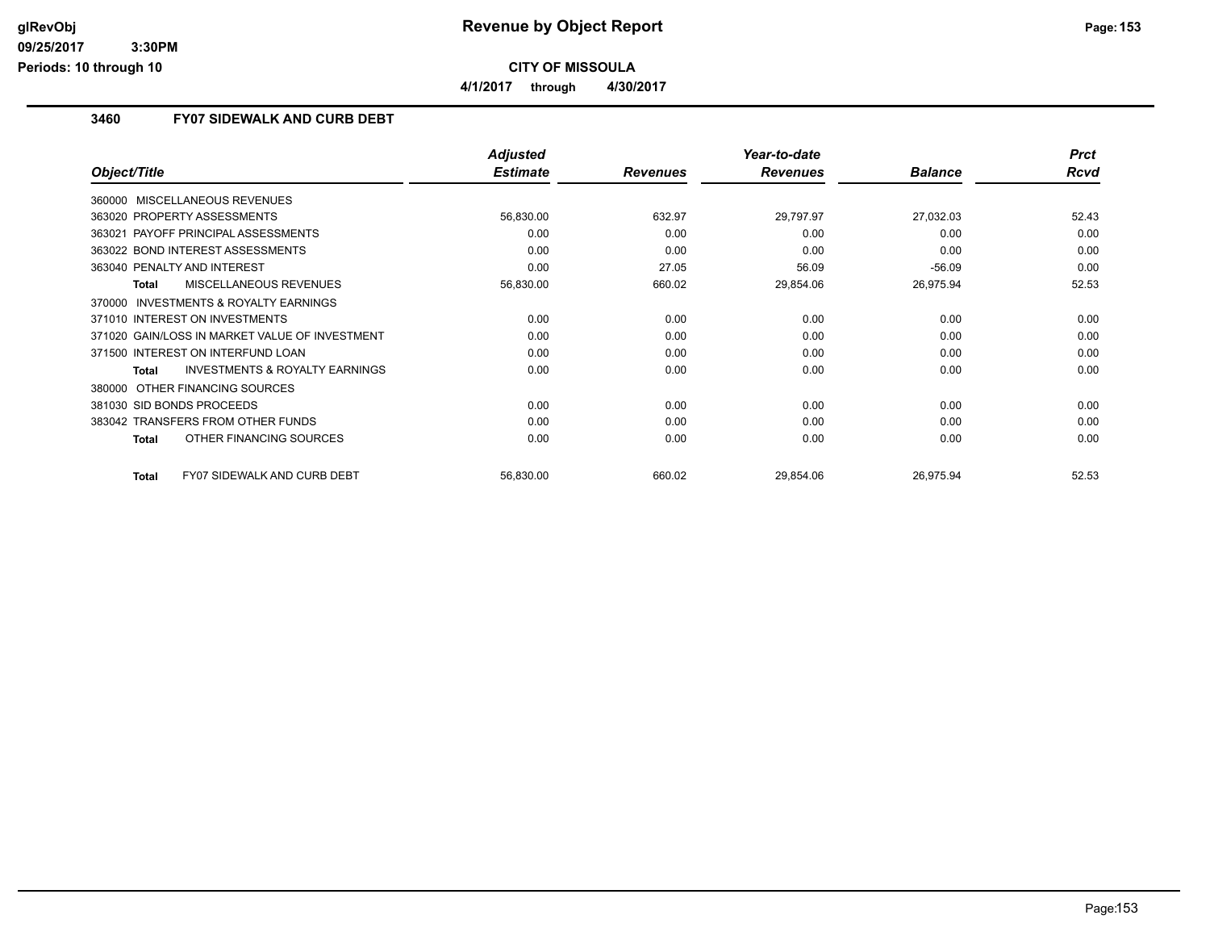**Revenue by Object Report**

**CITY OF MISSOULA**

**4/1/2017 through 4/30/2017**

glRevObj
09/25/2017 3:30PM
Periods: 10 through 10

### 3460 FY07 SIDEWALK AND CURB DEBT

| Object/Title | Adjusted Estimate | Revenues | Year-to-date Revenues | Balance | Prct Rcvd |
|---|---|---|---|---|---|
| 360000 MISCELLANEOUS REVENUES | | | | | |
| 363020 PROPERTY ASSESSMENTS | 56,830.00 | 632.97 | 29,797.97 | 27,032.03 | 52.43 |
| 363021 PAYOFF PRINCIPAL ASSESSMENTS | 0.00 | 0.00 | 0.00 | 0.00 | 0.00 |
| 363022 BOND INTEREST ASSESSMENTS | 0.00 | 0.00 | 0.00 | 0.00 | 0.00 |
| 363040 PENALTY AND INTEREST | 0.00 | 27.05 | 56.09 | -56.09 | 0.00 |
| **Total** MISCELLANEOUS REVENUES | 56,830.00 | 660.02 | 29,854.06 | 26,975.94 | 52.53 |
| 370000 INVESTMENTS & ROYALTY EARNINGS | | | | | |
| 371010 INTEREST ON INVESTMENTS | 0.00 | 0.00 | 0.00 | 0.00 | 0.00 |
| 371020 GAIN/LOSS IN MARKET VALUE OF INVESTMENT | 0.00 | 0.00 | 0.00 | 0.00 | 0.00 |
| 371500 INTEREST ON INTERFUND LOAN | 0.00 | 0.00 | 0.00 | 0.00 | 0.00 |
| **Total** INVESTMENTS & ROYALTY EARNINGS | 0.00 | 0.00 | 0.00 | 0.00 | 0.00 |
| 380000 OTHER FINANCING SOURCES | | | | | |
| 381030 SID BONDS PROCEEDS | 0.00 | 0.00 | 0.00 | 0.00 | 0.00 |
| 383042 TRANSFERS FROM OTHER FUNDS | 0.00 | 0.00 | 0.00 | 0.00 | 0.00 |
| **Total** OTHER FINANCING SOURCES | 0.00 | 0.00 | 0.00 | 0.00 | 0.00 |
| **Total** FY07 SIDEWALK AND CURB DEBT | 56,830.00 | 660.02 | 29,854.06 | 26,975.94 | 52.53 |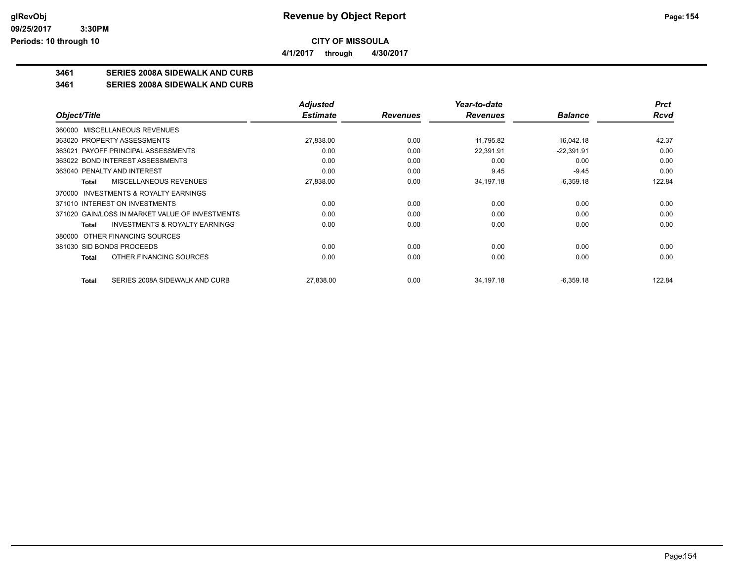# Revenue by Object Report

## CITY OF MISSOULA

4/1/2017 through 4/30/2017

### 3461 SERIES 2008A SIDEWALK AND CURB

### 3461 SERIES 2008A SIDEWALK AND CURB

| Object/Title | Adjusted Estimate | Revenues | Year-to-date Revenues | Balance | Prct Rcvd |
|---|---|---|---|---|---|
| 360000 MISCELLANEOUS REVENUES | | | | | |
| 363020 PROPERTY ASSESSMENTS | 27,838.00 | 0.00 | 11,795.82 | 16,042.18 | 42.37 |
| 363021 PAYOFF PRINCIPAL ASSESSMENTS | 0.00 | 0.00 | 22,391.91 | -22,391.91 | 0.00 |
| 363022 BOND INTEREST ASSESSMENTS | 0.00 | 0.00 | 0.00 | 0.00 | 0.00 |
| 363040 PENALTY AND INTEREST | 0.00 | 0.00 | 9.45 | -9.45 | 0.00 |
| **Total** MISCELLANEOUS REVENUES | 27,838.00 | 0.00 | 34,197.18 | -6,359.18 | 122.84 |
| 370000 INVESTMENTS & ROYALTY EARNINGS | | | | | |
| 371010 INTEREST ON INVESTMENTS | 0.00 | 0.00 | 0.00 | 0.00 | 0.00 |
| 371020 GAIN/LOSS IN MARKET VALUE OF INVESTMENTS | 0.00 | 0.00 | 0.00 | 0.00 | 0.00 |
| **Total** INVESTMENTS & ROYALTY EARNINGS | 0.00 | 0.00 | 0.00 | 0.00 | 0.00 |
| 380000 OTHER FINANCING SOURCES | | | | | |
| 381030 SID BONDS PROCEEDS | 0.00 | 0.00 | 0.00 | 0.00 | 0.00 |
| **Total** OTHER FINANCING SOURCES | 0.00 | 0.00 | 0.00 | 0.00 | 0.00 |
| **Total** SERIES 2008A SIDEWALK AND CURB | 27,838.00 | 0.00 | 34,197.18 | -6,359.18 | 122.84 |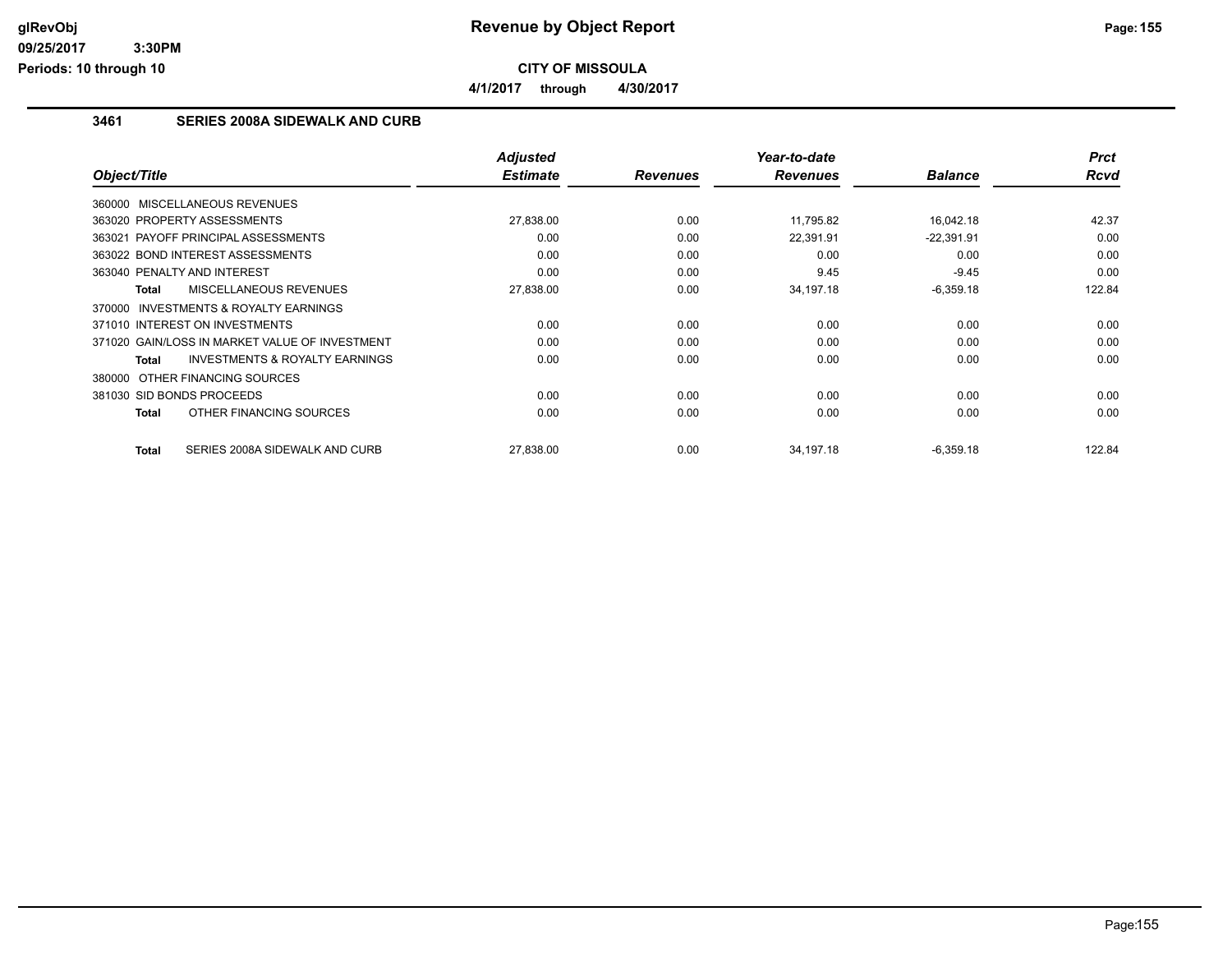# Revenue by Object Report

**CITY OF MISSOULA**

**4/1/2017 through 4/30/2017**

### 3461 SERIES 2008A SIDEWALK AND CURB

| Object/Title | Adjusted Estimate | Revenues | Year-to-date Revenues | Balance | Prct Rcvd |
|---|---|---|---|---|---|
| 360000 MISCELLANEOUS REVENUES | | | | | |
| 363020 PROPERTY ASSESSMENTS | 27,838.00 | 0.00 | 11,795.82 | 16,042.18 | 42.37 |
| 363021 PAYOFF PRINCIPAL ASSESSMENTS | 0.00 | 0.00 | 22,391.91 | -22,391.91 | 0.00 |
| 363022 BOND INTEREST ASSESSMENTS | 0.00 | 0.00 | 0.00 | 0.00 | 0.00 |
| 363040 PENALTY AND INTEREST | 0.00 | 0.00 | 9.45 | -9.45 | 0.00 |
| **Total** MISCELLANEOUS REVENUES | 27,838.00 | 0.00 | 34,197.18 | -6,359.18 | 122.84 |
| 370000 INVESTMENTS & ROYALTY EARNINGS | | | | | |
| 371010 INTEREST ON INVESTMENTS | 0.00 | 0.00 | 0.00 | 0.00 | 0.00 |
| 371020 GAIN/LOSS IN MARKET VALUE OF INVESTMENT | 0.00 | 0.00 | 0.00 | 0.00 | 0.00 |
| **Total** INVESTMENTS & ROYALTY EARNINGS | 0.00 | 0.00 | 0.00 | 0.00 | 0.00 |
| 380000 OTHER FINANCING SOURCES | | | | | |
| 381030 SID BONDS PROCEEDS | 0.00 | 0.00 | 0.00 | 0.00 | 0.00 |
| **Total** OTHER FINANCING SOURCES | 0.00 | 0.00 | 0.00 | 0.00 | 0.00 |
| **Total** SERIES 2008A SIDEWALK AND CURB | 27,838.00 | 0.00 | 34,197.18 | -6,359.18 | 122.84 |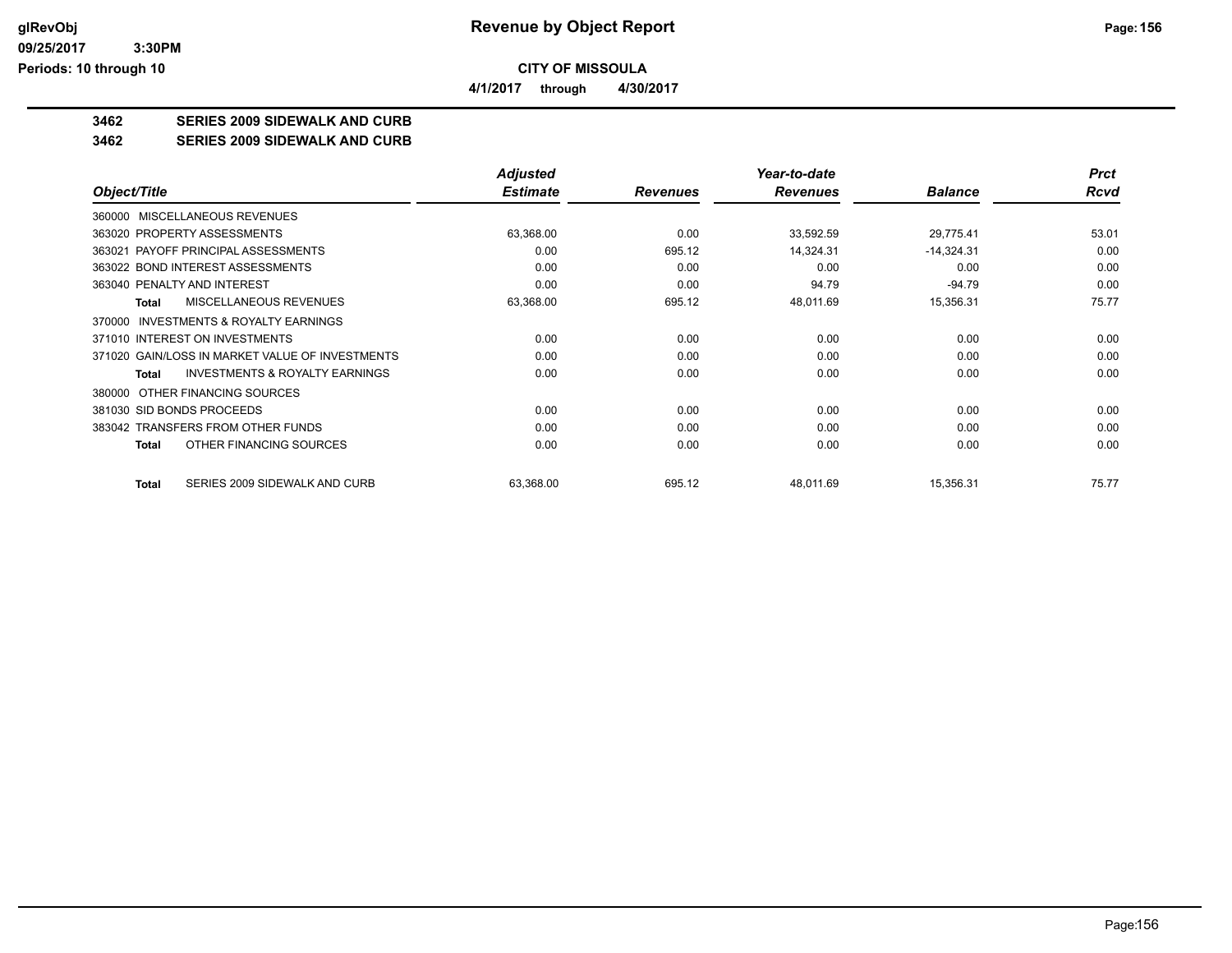# Revenue by Object Report

**CITY OF MISSOULA**

**4/1/2017 through 4/30/2017**

glRevObj
09/25/2017 3:30PM
Periods: 10 through 10

## 3462 SERIES 2009 SIDEWALK AND CURB

### 3462 SERIES 2009 SIDEWALK AND CURB

| Object/Title | Adjusted Estimate | Revenues | Year-to-date Revenues | Balance | Prct Rcvd |
|---|---|---|---|---|---|
| 360000 MISCELLANEOUS REVENUES | | | | | |
| 363020 PROPERTY ASSESSMENTS | 63,368.00 | 0.00 | 33,592.59 | 29,775.41 | 53.01 |
| 363021 PAYOFF PRINCIPAL ASSESSMENTS | 0.00 | 695.12 | 14,324.31 | -14,324.31 | 0.00 |
| 363022 BOND INTEREST ASSESSMENTS | 0.00 | 0.00 | 0.00 | 0.00 | 0.00 |
| 363040 PENALTY AND INTEREST | 0.00 | 0.00 | 94.79 | -94.79 | 0.00 |
| **Total** MISCELLANEOUS REVENUES | 63,368.00 | 695.12 | 48,011.69 | 15,356.31 | 75.77 |
| 370000 INVESTMENTS & ROYALTY EARNINGS | | | | | |
| 371010 INTEREST ON INVESTMENTS | 0.00 | 0.00 | 0.00 | 0.00 | 0.00 |
| 371020 GAIN/LOSS IN MARKET VALUE OF INVESTMENTS | 0.00 | 0.00 | 0.00 | 0.00 | 0.00 |
| **Total** INVESTMENTS & ROYALTY EARNINGS | 0.00 | 0.00 | 0.00 | 0.00 | 0.00 |
| 380000 OTHER FINANCING SOURCES | | | | | |
| 381030 SID BONDS PROCEEDS | 0.00 | 0.00 | 0.00 | 0.00 | 0.00 |
| 383042 TRANSFERS FROM OTHER FUNDS | 0.00 | 0.00 | 0.00 | 0.00 | 0.00 |
| **Total** OTHER FINANCING SOURCES | 0.00 | 0.00 | 0.00 | 0.00 | 0.00 |
| **Total** SERIES 2009 SIDEWALK AND CURB | 63,368.00 | 695.12 | 48,011.69 | 15,356.31 | 75.77 |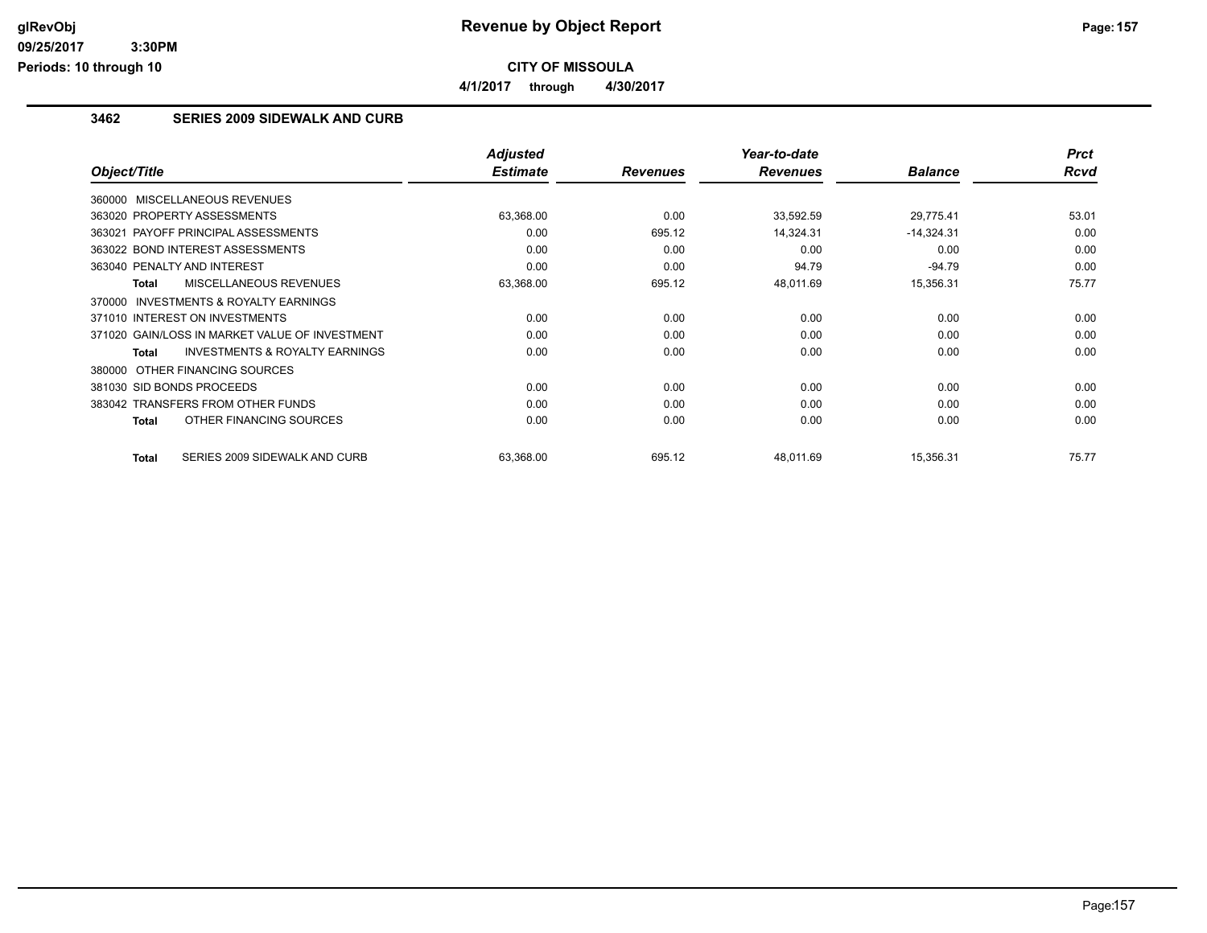**CITY OF MISSOULA**

**4/1/2017 through 4/30/2017**

## 3462 SERIES 2009 SIDEWALK AND CURB

| Object/Title | Adjusted Estimate | Revenues | Year-to-date Revenues | Balance | Prct Rcvd |
|---|---|---|---|---|---|
| 360000 MISCELLANEOUS REVENUES | | | | | |
| 363020 PROPERTY ASSESSMENTS | 63,368.00 | 0.00 | 33,592.59 | 29,775.41 | 53.01 |
| 363021 PAYOFF PRINCIPAL ASSESSMENTS | 0.00 | 695.12 | 14,324.31 | -14,324.31 | 0.00 |
| 363022 BOND INTEREST ASSESSMENTS | 0.00 | 0.00 | 0.00 | 0.00 | 0.00 |
| 363040 PENALTY AND INTEREST | 0.00 | 0.00 | 94.79 | -94.79 | 0.00 |
| **Total** MISCELLANEOUS REVENUES | 63,368.00 | 695.12 | 48,011.69 | 15,356.31 | 75.77 |
| 370000 INVESTMENTS & ROYALTY EARNINGS | | | | | |
| 371010 INTEREST ON INVESTMENTS | 0.00 | 0.00 | 0.00 | 0.00 | 0.00 |
| 371020 GAIN/LOSS IN MARKET VALUE OF INVESTMENT | 0.00 | 0.00 | 0.00 | 0.00 | 0.00 |
| **Total** INVESTMENTS & ROYALTY EARNINGS | 0.00 | 0.00 | 0.00 | 0.00 | 0.00 |
| 380000 OTHER FINANCING SOURCES | | | | | |
| 381030 SID BONDS PROCEEDS | 0.00 | 0.00 | 0.00 | 0.00 | 0.00 |
| 383042 TRANSFERS FROM OTHER FUNDS | 0.00 | 0.00 | 0.00 | 0.00 | 0.00 |
| **Total** OTHER FINANCING SOURCES | 0.00 | 0.00 | 0.00 | 0.00 | 0.00 |
| **Total** SERIES 2009 SIDEWALK AND CURB | 63,368.00 | 695.12 | 48,011.69 | 15,356.31 | 75.77 |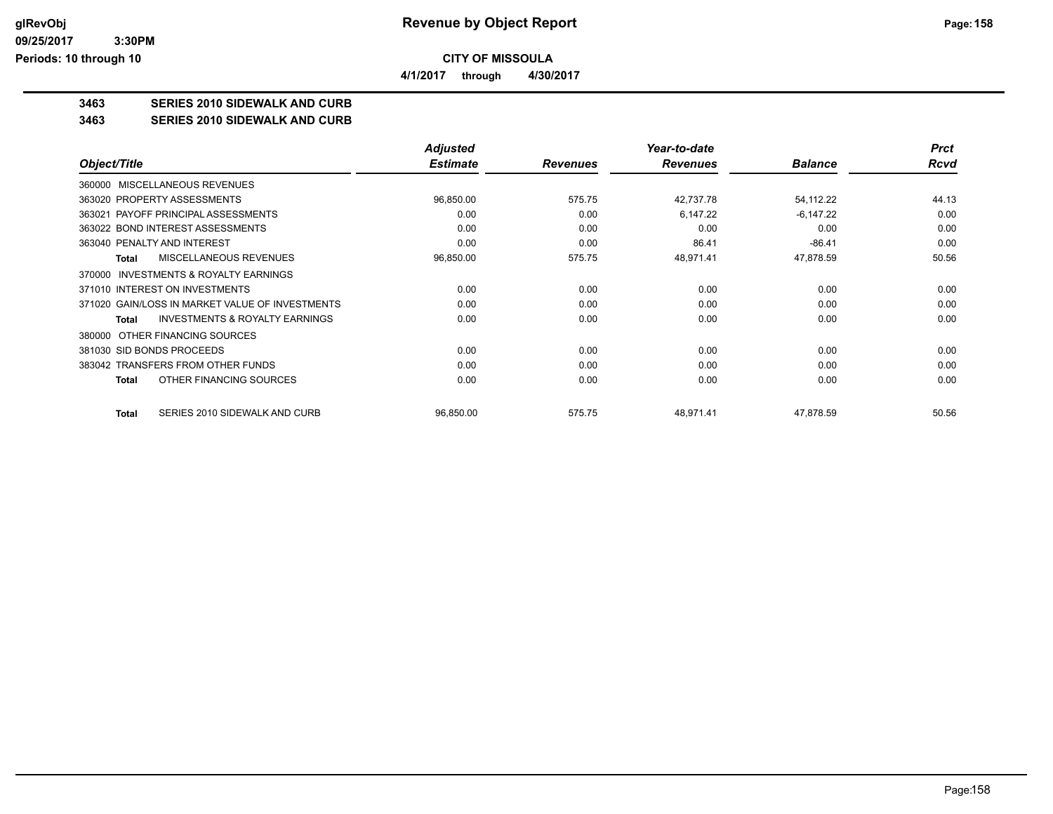**Revenue by Object Report**

**CITY OF MISSOULA**

**4/1/2017 through 4/30/2017**

glRevObj
09/25/2017 3:30PM
Periods: 10 through 10

## 3463 SERIES 2010 SIDEWALK AND CURB
## 3463 SERIES 2010 SIDEWALK AND CURB

| Object/Title | Adjusted Estimate | Revenues | Year-to-date Revenues | Balance | Prct Rcvd |
|---|---|---|---|---|---|
| 360000 MISCELLANEOUS REVENUES | | | | | |
| 363020 PROPERTY ASSESSMENTS | 96,850.00 | 575.75 | 42,737.78 | 54,112.22 | 44.13 |
| 363021 PAYOFF PRINCIPAL ASSESSMENTS | 0.00 | 0.00 | 6,147.22 | -6,147.22 | 0.00 |
| 363022 BOND INTEREST ASSESSMENTS | 0.00 | 0.00 | 0.00 | 0.00 | 0.00 |
| 363040 PENALTY AND INTEREST | 0.00 | 0.00 | 86.41 | -86.41 | 0.00 |
| **Total** MISCELLANEOUS REVENUES | 96,850.00 | 575.75 | 48,971.41 | 47,878.59 | 50.56 |
| 370000 INVESTMENTS & ROYALTY EARNINGS | | | | | |
| 371010 INTEREST ON INVESTMENTS | 0.00 | 0.00 | 0.00 | 0.00 | 0.00 |
| 371020 GAIN/LOSS IN MARKET VALUE OF INVESTMENTS | 0.00 | 0.00 | 0.00 | 0.00 | 0.00 |
| **Total** INVESTMENTS & ROYALTY EARNINGS | 0.00 | 0.00 | 0.00 | 0.00 | 0.00 |
| 380000 OTHER FINANCING SOURCES | | | | | |
| 381030 SID BONDS PROCEEDS | 0.00 | 0.00 | 0.00 | 0.00 | 0.00 |
| 383042 TRANSFERS FROM OTHER FUNDS | 0.00 | 0.00 | 0.00 | 0.00 | 0.00 |
| **Total** OTHER FINANCING SOURCES | 0.00 | 0.00 | 0.00 | 0.00 | 0.00 |
| **Total** SERIES 2010 SIDEWALK AND CURB | 96,850.00 | 575.75 | 48,971.41 | 47,878.59 | 50.56 |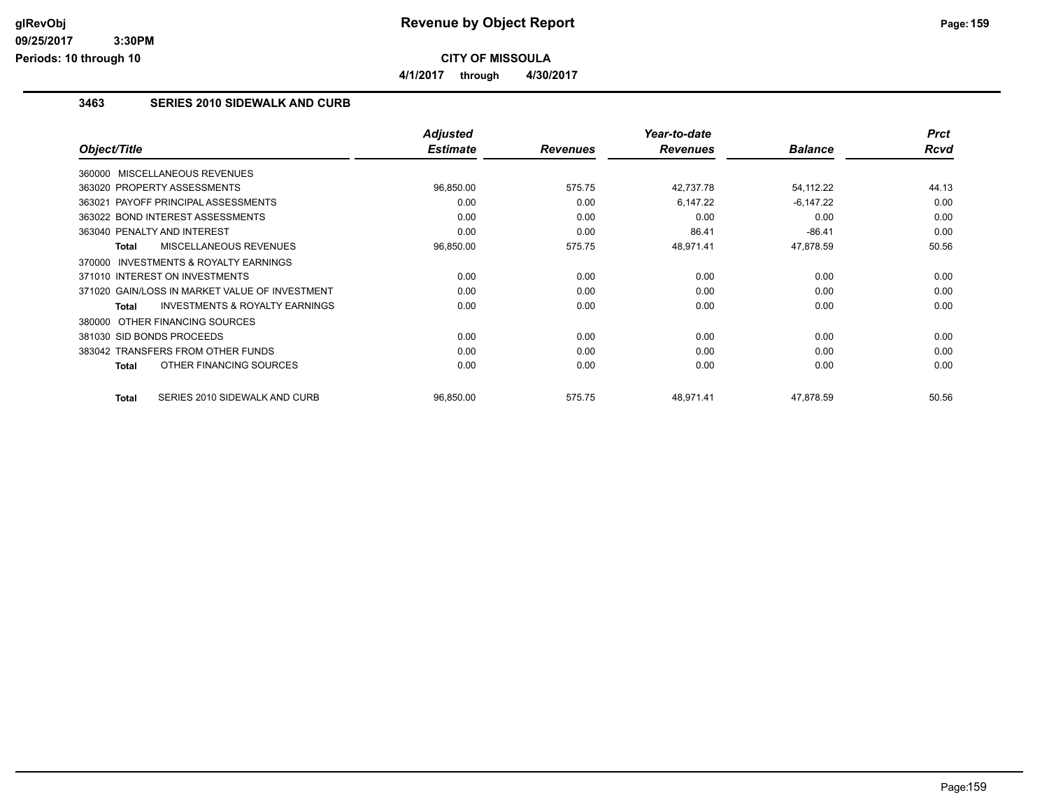# CITY OF MISSOULA

**4/1/2017 through 4/30/2017**

## 3463 SERIES 2010 SIDEWALK AND CURB

| Object/Title | Adjusted Estimate | Revenues | Year-to-date Revenues | Balance | Prct Rcvd |
|---|---|---|---|---|---|
| 360000 MISCELLANEOUS REVENUES | | | | | |
| 363020 PROPERTY ASSESSMENTS | 96,850.00 | 575.75 | 42,737.78 | 54,112.22 | 44.13 |
| 363021 PAYOFF PRINCIPAL ASSESSMENTS | 0.00 | 0.00 | 6,147.22 | -6,147.22 | 0.00 |
| 363022 BOND INTEREST ASSESSMENTS | 0.00 | 0.00 | 0.00 | 0.00 | 0.00 |
| 363040 PENALTY AND INTEREST | 0.00 | 0.00 | 86.41 | -86.41 | 0.00 |
| **Total** MISCELLANEOUS REVENUES | 96,850.00 | 575.75 | 48,971.41 | 47,878.59 | 50.56 |
| 370000 INVESTMENTS & ROYALTY EARNINGS | | | | | |
| 371010 INTEREST ON INVESTMENTS | 0.00 | 0.00 | 0.00 | 0.00 | 0.00 |
| 371020 GAIN/LOSS IN MARKET VALUE OF INVESTMENT | 0.00 | 0.00 | 0.00 | 0.00 | 0.00 |
| **Total** INVESTMENTS & ROYALTY EARNINGS | 0.00 | 0.00 | 0.00 | 0.00 | 0.00 |
| 380000 OTHER FINANCING SOURCES | | | | | |
| 381030 SID BONDS PROCEEDS | 0.00 | 0.00 | 0.00 | 0.00 | 0.00 |
| 383042 TRANSFERS FROM OTHER FUNDS | 0.00 | 0.00 | 0.00 | 0.00 | 0.00 |
| **Total** OTHER FINANCING SOURCES | 0.00 | 0.00 | 0.00 | 0.00 | 0.00 |
| **Total** SERIES 2010 SIDEWALK AND CURB | 96,850.00 | 575.75 | 48,971.41 | 47,878.59 | 50.56 |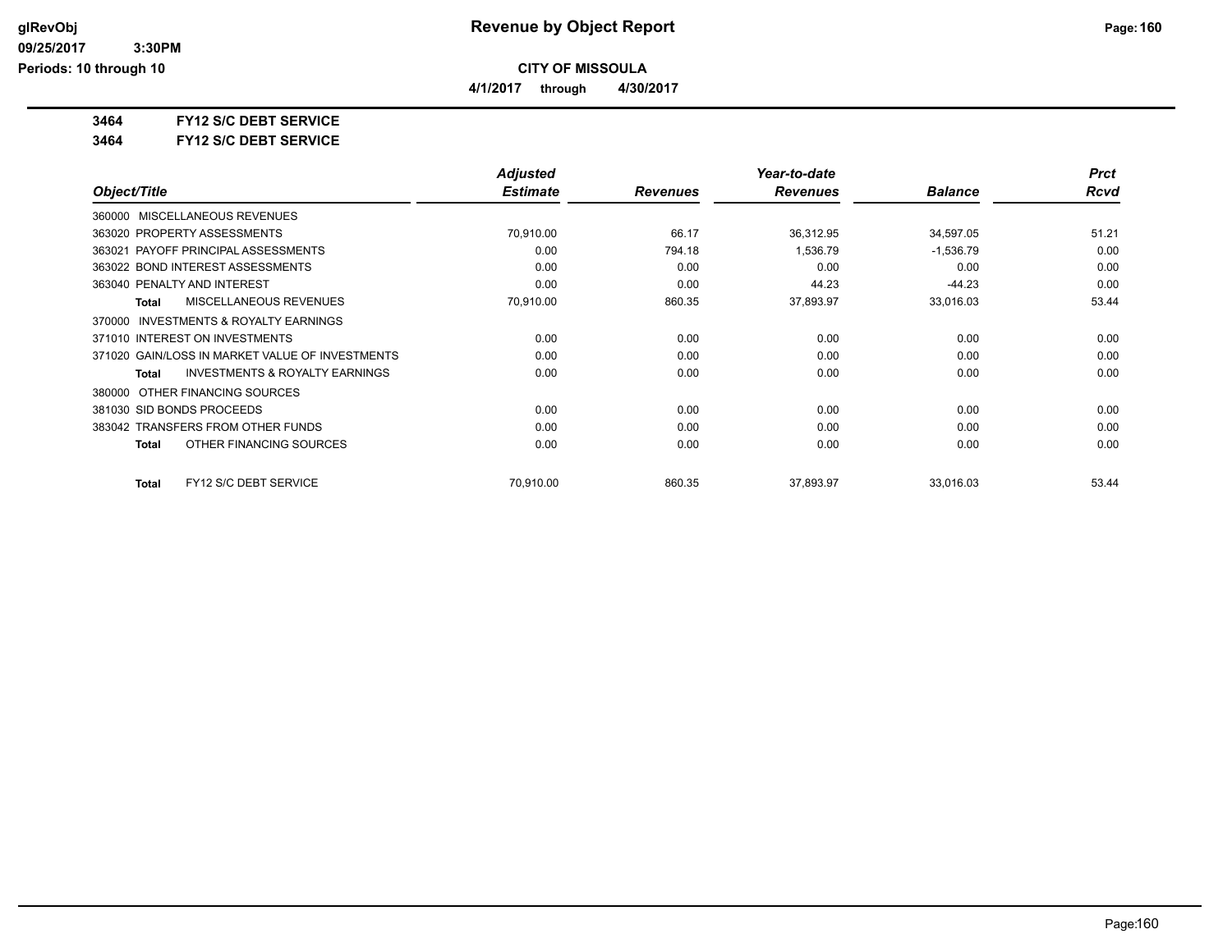**CITY OF MISSOULA**

**4/1/2017 through 4/30/2017**

**3464 FY12 S/C DEBT SERVICE**

**3464 FY12 S/C DEBT SERVICE**

| Object/Title | Adjusted Estimate | Revenues | Year-to-date Revenues | Balance | Prct Rcvd |
|---|---|---|---|---|---|
| 360000 MISCELLANEOUS REVENUES | | | | | |
| 363020 PROPERTY ASSESSMENTS | 70,910.00 | 66.17 | 36,312.95 | 34,597.05 | 51.21 |
| 363021 PAYOFF PRINCIPAL ASSESSMENTS | 0.00 | 794.18 | 1,536.79 | -1,536.79 | 0.00 |
| 363022 BOND INTEREST ASSESSMENTS | 0.00 | 0.00 | 0.00 | 0.00 | 0.00 |
| 363040 PENALTY AND INTEREST | 0.00 | 0.00 | 44.23 | -44.23 | 0.00 |
| **Total** MISCELLANEOUS REVENUES | 70,910.00 | 860.35 | 37,893.97 | 33,016.03 | 53.44 |
| 370000 INVESTMENTS & ROYALTY EARNINGS | | | | | |
| 371010 INTEREST ON INVESTMENTS | 0.00 | 0.00 | 0.00 | 0.00 | 0.00 |
| 371020 GAIN/LOSS IN MARKET VALUE OF INVESTMENTS | 0.00 | 0.00 | 0.00 | 0.00 | 0.00 |
| **Total** INVESTMENTS & ROYALTY EARNINGS | 0.00 | 0.00 | 0.00 | 0.00 | 0.00 |
| 380000 OTHER FINANCING SOURCES | | | | | |
| 381030 SID BONDS PROCEEDS | 0.00 | 0.00 | 0.00 | 0.00 | 0.00 |
| 383042 TRANSFERS FROM OTHER FUNDS | 0.00 | 0.00 | 0.00 | 0.00 | 0.00 |
| **Total** OTHER FINANCING SOURCES | 0.00 | 0.00 | 0.00 | 0.00 | 0.00 |
| **Total** FY12 S/C DEBT SERVICE | 70,910.00 | 860.35 | 37,893.97 | 33,016.03 | 53.44 |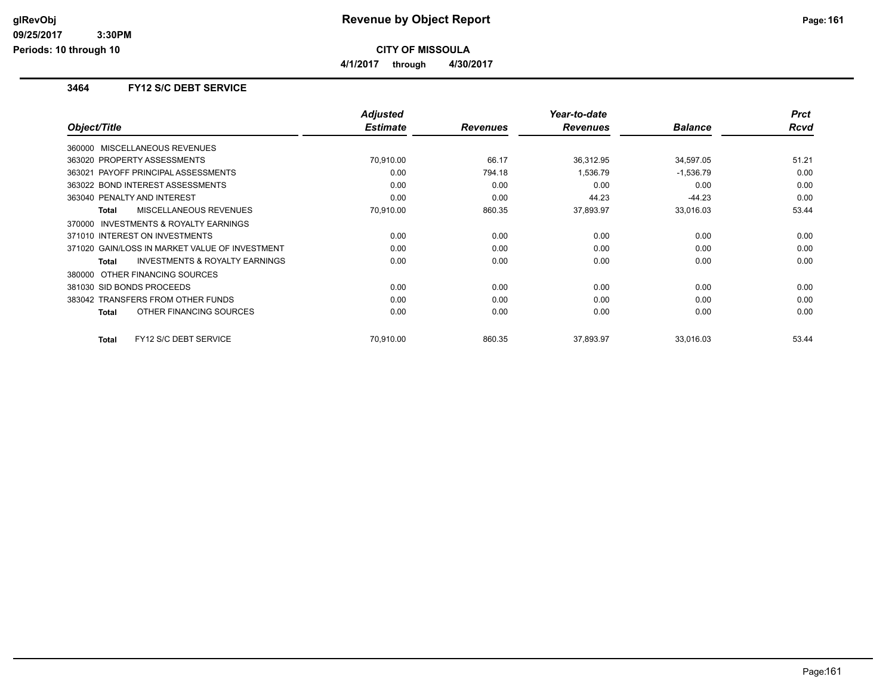**Revenue by Object Report**

**CITY OF MISSOULA**

**4/1/2017 through 4/30/2017**

### 3464 FY12 S/C DEBT SERVICE

| Object/Title | Adjusted Estimate | Revenues | Year-to-date Revenues | Balance | Prct Rcvd |
|---|---|---|---|---|---|
| 360000 MISCELLANEOUS REVENUES | | | | | |
| 363020 PROPERTY ASSESSMENTS | 70,910.00 | 66.17 | 36,312.95 | 34,597.05 | 51.21 |
| 363021 PAYOFF PRINCIPAL ASSESSMENTS | 0.00 | 794.18 | 1,536.79 | -1,536.79 | 0.00 |
| 363022 BOND INTEREST ASSESSMENTS | 0.00 | 0.00 | 0.00 | 0.00 | 0.00 |
| 363040 PENALTY AND INTEREST | 0.00 | 0.00 | 44.23 | -44.23 | 0.00 |
| **Total** MISCELLANEOUS REVENUES | 70,910.00 | 860.35 | 37,893.97 | 33,016.03 | 53.44 |
| 370000 INVESTMENTS & ROYALTY EARNINGS | | | | | |
| 371010 INTEREST ON INVESTMENTS | 0.00 | 0.00 | 0.00 | 0.00 | 0.00 |
| 371020 GAIN/LOSS IN MARKET VALUE OF INVESTMENT | 0.00 | 0.00 | 0.00 | 0.00 | 0.00 |
| **Total** INVESTMENTS & ROYALTY EARNINGS | 0.00 | 0.00 | 0.00 | 0.00 | 0.00 |
| 380000 OTHER FINANCING SOURCES | | | | | |
| 381030 SID BONDS PROCEEDS | 0.00 | 0.00 | 0.00 | 0.00 | 0.00 |
| 383042 TRANSFERS FROM OTHER FUNDS | 0.00 | 0.00 | 0.00 | 0.00 | 0.00 |
| **Total** OTHER FINANCING SOURCES | 0.00 | 0.00 | 0.00 | 0.00 | 0.00 |
| **Total** FY12 S/C DEBT SERVICE | 70,910.00 | 860.35 | 37,893.97 | 33,016.03 | 53.44 |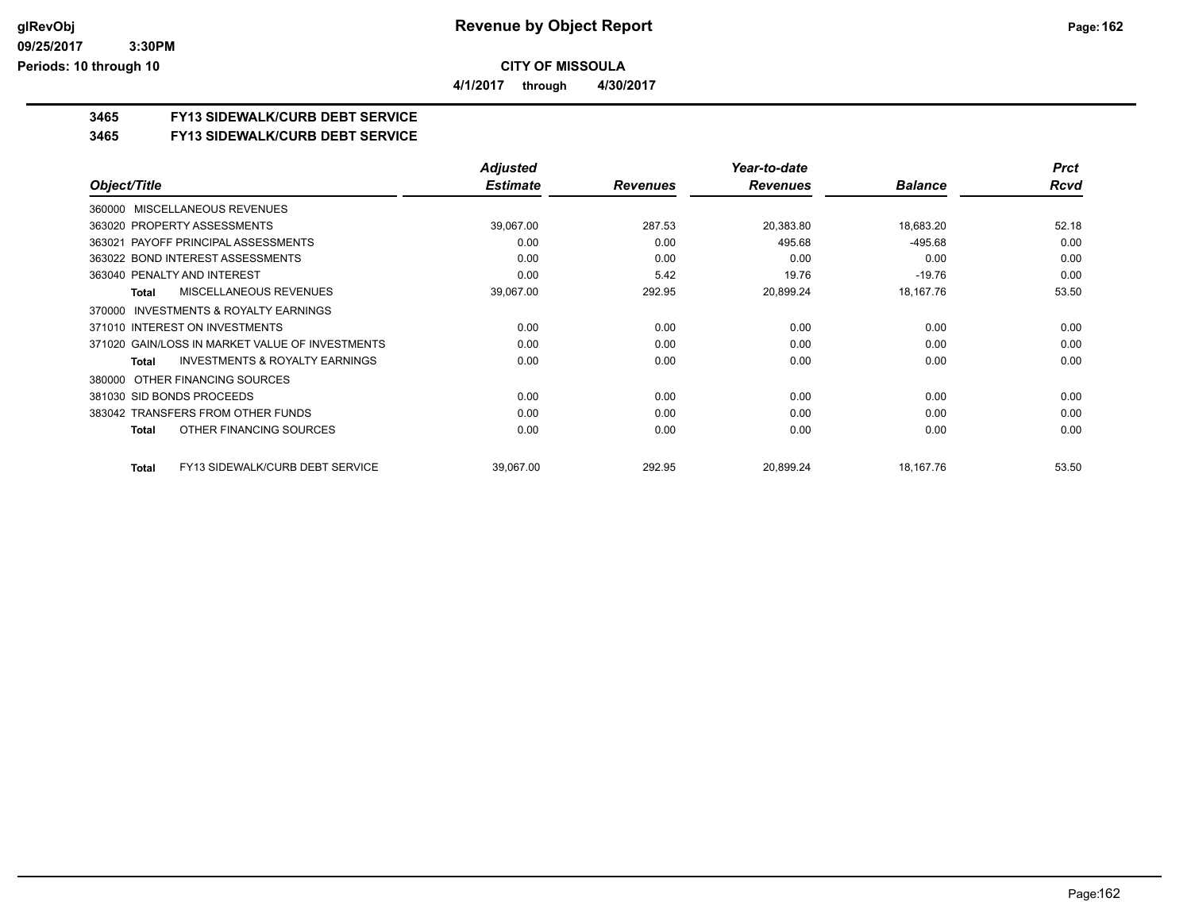## CITY OF MISSOULA

**Revenue by Object Report**

**4/1/2017 through 4/30/2017**

### 3465 FY13 SIDEWALK/CURB DEBT SERVICE

### 3465 FY13 SIDEWALK/CURB DEBT SERVICE

| Object/Title | Adjusted Estimate | Revenues | Year-to-date Revenues | Balance | Prct Rcvd |
|---|---|---|---|---|---|
| 360000 MISCELLANEOUS REVENUES | | | | | |
| 363020 PROPERTY ASSESSMENTS | 39,067.00 | 287.53 | 20,383.80 | 18,683.20 | 52.18 |
| 363021 PAYOFF PRINCIPAL ASSESSMENTS | 0.00 | 0.00 | 495.68 | -495.68 | 0.00 |
| 363022 BOND INTEREST ASSESSMENTS | 0.00 | 0.00 | 0.00 | 0.00 | 0.00 |
| 363040 PENALTY AND INTEREST | 0.00 | 5.42 | 19.76 | -19.76 | 0.00 |
| **Total** MISCELLANEOUS REVENUES | 39,067.00 | 292.95 | 20,899.24 | 18,167.76 | 53.50 |
| 370000 INVESTMENTS & ROYALTY EARNINGS | | | | | |
| 371010 INTEREST ON INVESTMENTS | 0.00 | 0.00 | 0.00 | 0.00 | 0.00 |
| 371020 GAIN/LOSS IN MARKET VALUE OF INVESTMENTS | 0.00 | 0.00 | 0.00 | 0.00 | 0.00 |
| **Total** INVESTMENTS & ROYALTY EARNINGS | 0.00 | 0.00 | 0.00 | 0.00 | 0.00 |
| 380000 OTHER FINANCING SOURCES | | | | | |
| 381030 SID BONDS PROCEEDS | 0.00 | 0.00 | 0.00 | 0.00 | 0.00 |
| 383042 TRANSFERS FROM OTHER FUNDS | 0.00 | 0.00 | 0.00 | 0.00 | 0.00 |
| **Total** OTHER FINANCING SOURCES | 0.00 | 0.00 | 0.00 | 0.00 | 0.00 |
| **Total** FY13 SIDEWALK/CURB DEBT SERVICE | 39,067.00 | 292.95 | 20,899.24 | 18,167.76 | 53.50 |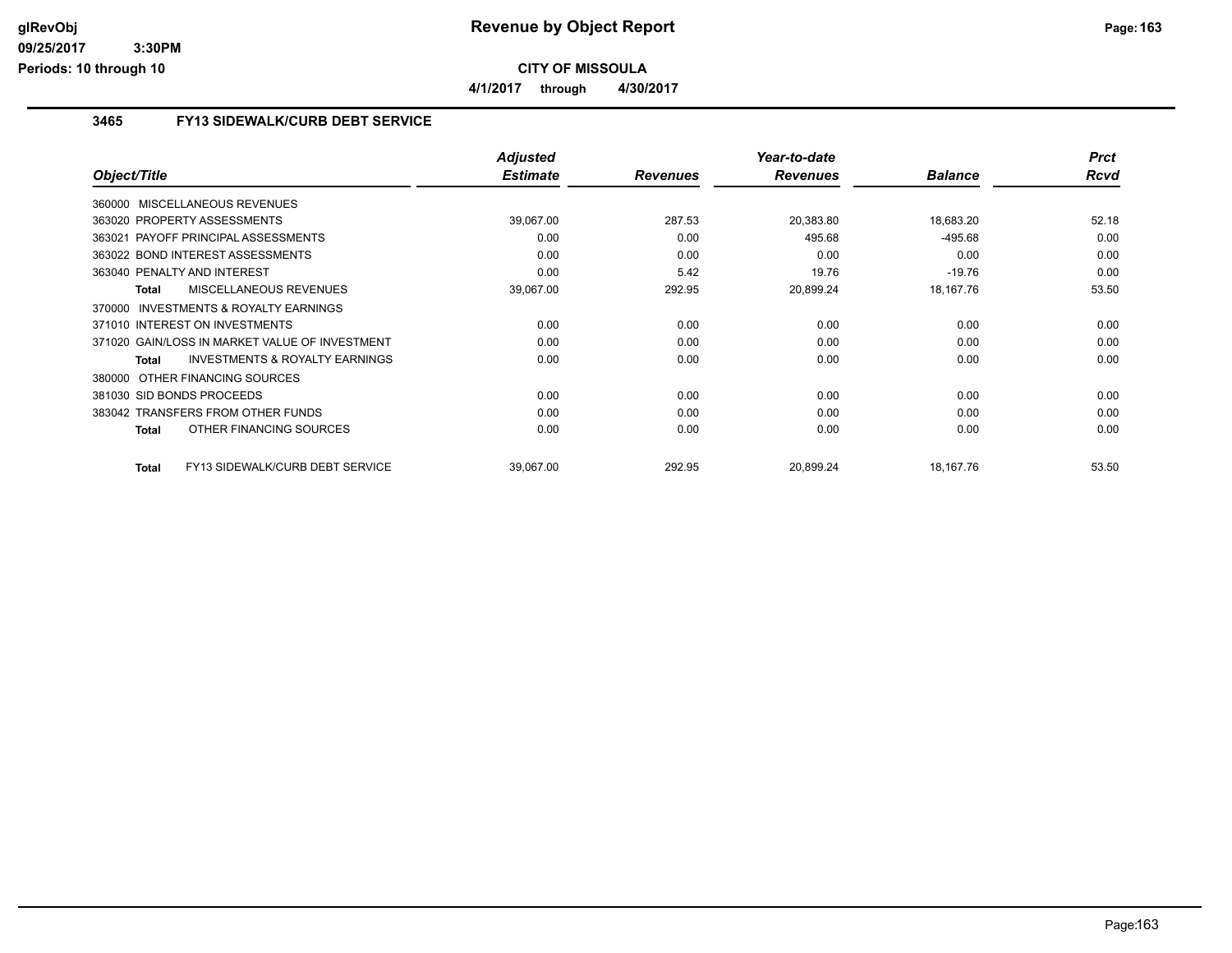**Revenue by Object Report**

**CITY OF MISSOULA**

**4/1/2017 through 4/30/2017**

### 3465 FY13 SIDEWALK/CURB DEBT SERVICE

| Object/Title | Adjusted Estimate | Revenues | Year-to-date Revenues | Balance | Prct Rcvd |
|---|---|---|---|---|---|
| 360000 MISCELLANEOUS REVENUES | | | | | |
| 363020 PROPERTY ASSESSMENTS | 39,067.00 | 287.53 | 20,383.80 | 18,683.20 | 52.18 |
| 363021 PAYOFF PRINCIPAL ASSESSMENTS | 0.00 | 0.00 | 495.68 | -495.68 | 0.00 |
| 363022 BOND INTEREST ASSESSMENTS | 0.00 | 0.00 | 0.00 | 0.00 | 0.00 |
| 363040 PENALTY AND INTEREST | 0.00 | 5.42 | 19.76 | -19.76 | 0.00 |
| **Total** MISCELLANEOUS REVENUES | 39,067.00 | 292.95 | 20,899.24 | 18,167.76 | 53.50 |
| 370000 INVESTMENTS & ROYALTY EARNINGS | | | | | |
| 371010 INTEREST ON INVESTMENTS | 0.00 | 0.00 | 0.00 | 0.00 | 0.00 |
| 371020 GAIN/LOSS IN MARKET VALUE OF INVESTMENT | 0.00 | 0.00 | 0.00 | 0.00 | 0.00 |
| **Total** INVESTMENTS & ROYALTY EARNINGS | 0.00 | 0.00 | 0.00 | 0.00 | 0.00 |
| 380000 OTHER FINANCING SOURCES | | | | | |
| 381030 SID BONDS PROCEEDS | 0.00 | 0.00 | 0.00 | 0.00 | 0.00 |
| 383042 TRANSFERS FROM OTHER FUNDS | 0.00 | 0.00 | 0.00 | 0.00 | 0.00 |
| **Total** OTHER FINANCING SOURCES | 0.00 | 0.00 | 0.00 | 0.00 | 0.00 |
| **Total** FY13 SIDEWALK/CURB DEBT SERVICE | 39,067.00 | 292.95 | 20,899.24 | 18,167.76 | 53.50 |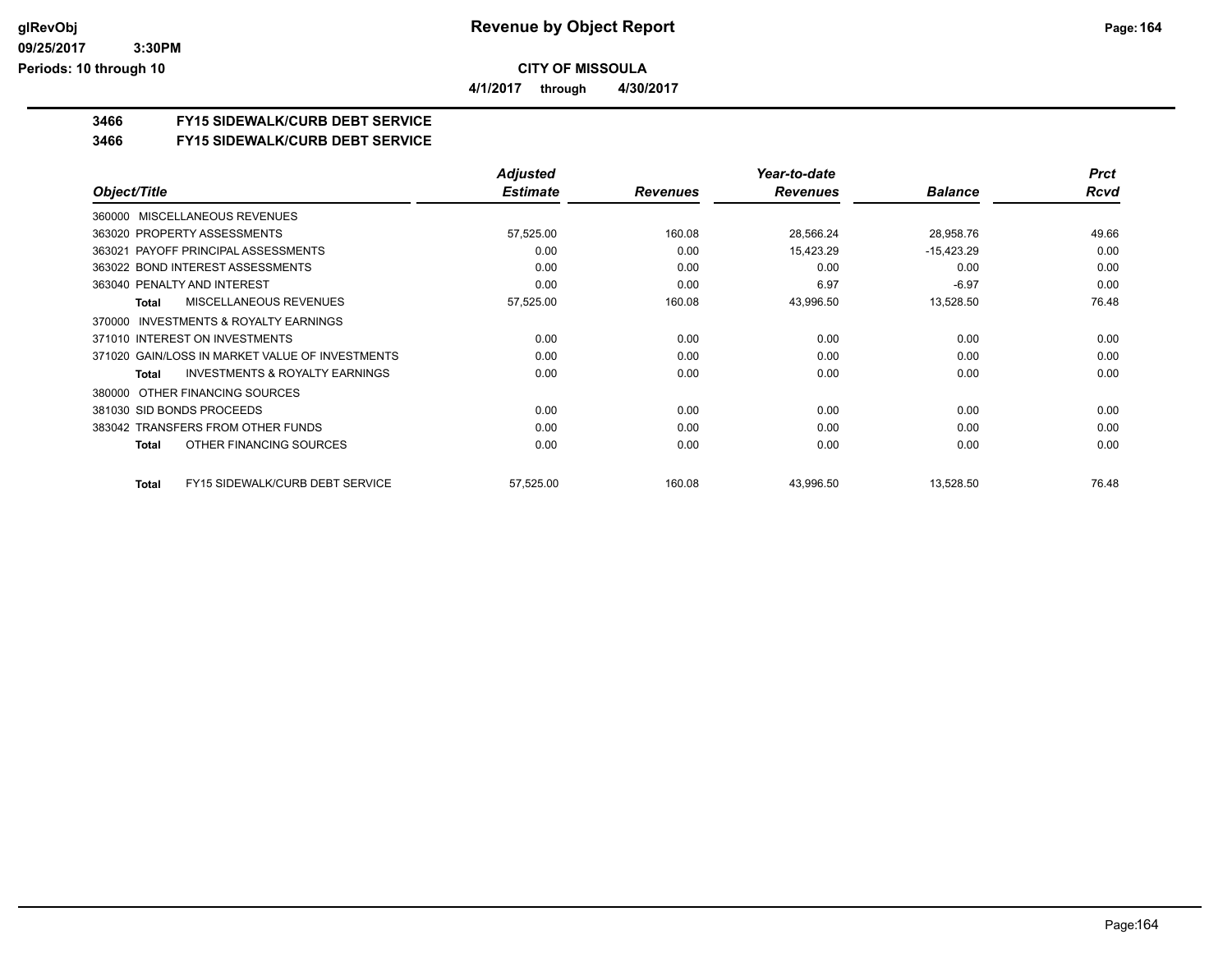**CITY OF MISSOULA**

**4/1/2017 through 4/30/2017**

## 3466 FY15 SIDEWALK/CURB DEBT SERVICE

## 3466 FY15 SIDEWALK/CURB DEBT SERVICE

| Object/Title | Adjusted Estimate | Revenues | Year-to-date Revenues | Balance | Prct Rcvd |
|---|---|---|---|---|---|
| 360000 MISCELLANEOUS REVENUES | | | | | |
| 363020 PROPERTY ASSESSMENTS | 57,525.00 | 160.08 | 28,566.24 | 28,958.76 | 49.66 |
| 363021 PAYOFF PRINCIPAL ASSESSMENTS | 0.00 | 0.00 | 15,423.29 | -15,423.29 | 0.00 |
| 363022 BOND INTEREST ASSESSMENTS | 0.00 | 0.00 | 0.00 | 0.00 | 0.00 |
| 363040 PENALTY AND INTEREST | 0.00 | 0.00 | 6.97 | -6.97 | 0.00 |
| **Total** MISCELLANEOUS REVENUES | 57,525.00 | 160.08 | 43,996.50 | 13,528.50 | 76.48 |
| 370000 INVESTMENTS & ROYALTY EARNINGS | | | | | |
| 371010 INTEREST ON INVESTMENTS | 0.00 | 0.00 | 0.00 | 0.00 | 0.00 |
| 371020 GAIN/LOSS IN MARKET VALUE OF INVESTMENTS | 0.00 | 0.00 | 0.00 | 0.00 | 0.00 |
| **Total** INVESTMENTS & ROYALTY EARNINGS | 0.00 | 0.00 | 0.00 | 0.00 | 0.00 |
| 380000 OTHER FINANCING SOURCES | | | | | |
| 381030 SID BONDS PROCEEDS | 0.00 | 0.00 | 0.00 | 0.00 | 0.00 |
| 383042 TRANSFERS FROM OTHER FUNDS | 0.00 | 0.00 | 0.00 | 0.00 | 0.00 |
| **Total** OTHER FINANCING SOURCES | 0.00 | 0.00 | 0.00 | 0.00 | 0.00 |
| **Total** FY15 SIDEWALK/CURB DEBT SERVICE | 57,525.00 | 160.08 | 43,996.50 | 13,528.50 | 76.48 |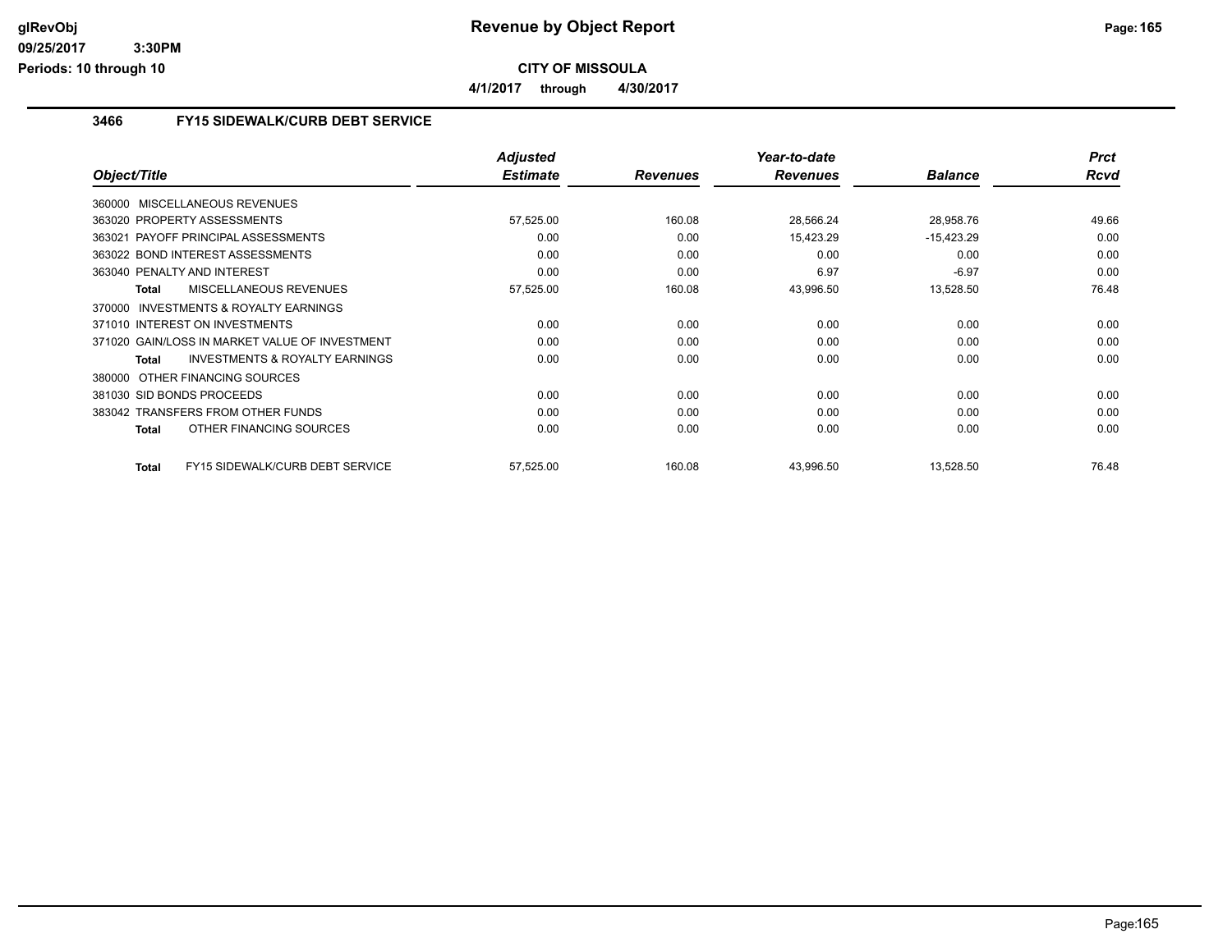# Revenue by Object Report

**CITY OF MISSOULA**

**4/1/2017 through 4/30/2017**

glRevObj
09/25/2017 3:30PM
Periods: 10 through 10

## 3466 FY15 SIDEWALK/CURB DEBT SERVICE

| Object/Title | Adjusted Estimate | Revenues | Year-to-date Revenues | Balance | Prct Rcvd |
|---|---|---|---|---|---|
| 360000 MISCELLANEOUS REVENUES | | | | | |
| 363020 PROPERTY ASSESSMENTS | 57,525.00 | 160.08 | 28,566.24 | 28,958.76 | 49.66 |
| 363021 PAYOFF PRINCIPAL ASSESSMENTS | 0.00 | 0.00 | 15,423.29 | -15,423.29 | 0.00 |
| 363022 BOND INTEREST ASSESSMENTS | 0.00 | 0.00 | 0.00 | 0.00 | 0.00 |
| 363040 PENALTY AND INTEREST | 0.00 | 0.00 | 6.97 | -6.97 | 0.00 |
| **Total** MISCELLANEOUS REVENUES | 57,525.00 | 160.08 | 43,996.50 | 13,528.50 | 76.48 |
| 370000 INVESTMENTS & ROYALTY EARNINGS | | | | | |
| 371010 INTEREST ON INVESTMENTS | 0.00 | 0.00 | 0.00 | 0.00 | 0.00 |
| 371020 GAIN/LOSS IN MARKET VALUE OF INVESTMENT | 0.00 | 0.00 | 0.00 | 0.00 | 0.00 |
| **Total** INVESTMENTS & ROYALTY EARNINGS | 0.00 | 0.00 | 0.00 | 0.00 | 0.00 |
| 380000 OTHER FINANCING SOURCES | | | | | |
| 381030 SID BONDS PROCEEDS | 0.00 | 0.00 | 0.00 | 0.00 | 0.00 |
| 383042 TRANSFERS FROM OTHER FUNDS | 0.00 | 0.00 | 0.00 | 0.00 | 0.00 |
| **Total** OTHER FINANCING SOURCES | 0.00 | 0.00 | 0.00 | 0.00 | 0.00 |
| **Total** FY15 SIDEWALK/CURB DEBT SERVICE | 57,525.00 | 160.08 | 43,996.50 | 13,528.50 | 76.48 |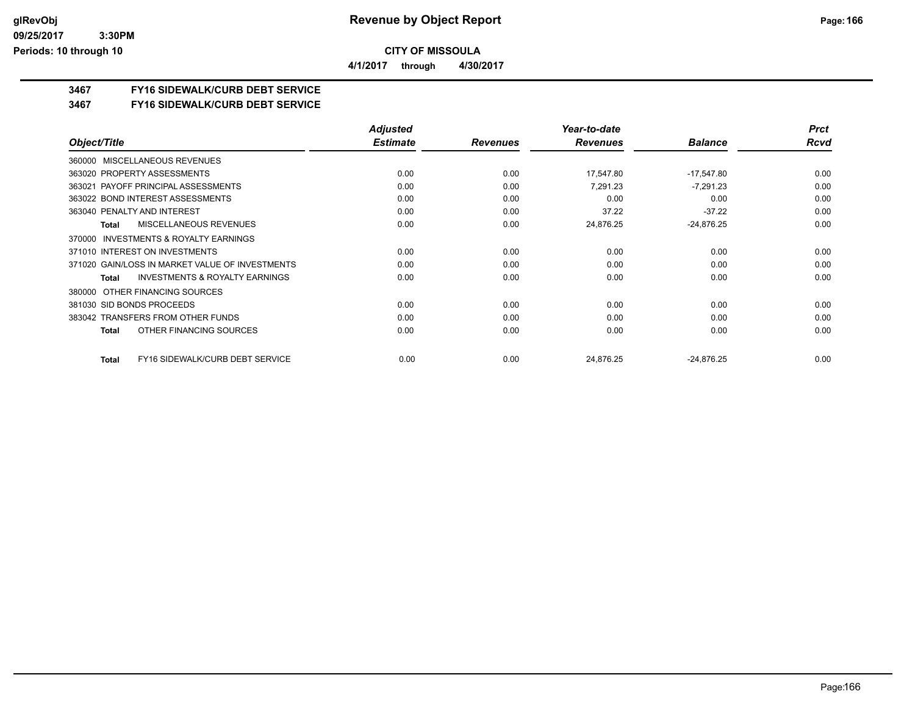**CITY OF MISSOULA**

**4/1/2017 through 4/30/2017**

## 3467 FY16 SIDEWALK/CURB DEBT SERVICE

## 3467 FY16 SIDEWALK/CURB DEBT SERVICE

| Object/Title | Adjusted Estimate | Revenues | Year-to-date Revenues | Balance | Prct Rcvd |
|---|---|---|---|---|---|
| 360000 MISCELLANEOUS REVENUES | | | | | |
| 363020 PROPERTY ASSESSMENTS | 0.00 | 0.00 | 17,547.80 | -17,547.80 | 0.00 |
| 363021 PAYOFF PRINCIPAL ASSESSMENTS | 0.00 | 0.00 | 7,291.23 | -7,291.23 | 0.00 |
| 363022 BOND INTEREST ASSESSMENTS | 0.00 | 0.00 | 0.00 | 0.00 | 0.00 |
| 363040 PENALTY AND INTEREST | 0.00 | 0.00 | 37.22 | -37.22 | 0.00 |
| **Total** MISCELLANEOUS REVENUES | 0.00 | 0.00 | 24,876.25 | -24,876.25 | 0.00 |
| 370000 INVESTMENTS & ROYALTY EARNINGS | | | | | |
| 371010 INTEREST ON INVESTMENTS | 0.00 | 0.00 | 0.00 | 0.00 | 0.00 |
| 371020 GAIN/LOSS IN MARKET VALUE OF INVESTMENTS | 0.00 | 0.00 | 0.00 | 0.00 | 0.00 |
| **Total** INVESTMENTS & ROYALTY EARNINGS | 0.00 | 0.00 | 0.00 | 0.00 | 0.00 |
| 380000 OTHER FINANCING SOURCES | | | | | |
| 381030 SID BONDS PROCEEDS | 0.00 | 0.00 | 0.00 | 0.00 | 0.00 |
| 383042 TRANSFERS FROM OTHER FUNDS | 0.00 | 0.00 | 0.00 | 0.00 | 0.00 |
| **Total** OTHER FINANCING SOURCES | 0.00 | 0.00 | 0.00 | 0.00 | 0.00 |
| **Total** FY16 SIDEWALK/CURB DEBT SERVICE | 0.00 | 0.00 | 24,876.25 | -24,876.25 | 0.00 |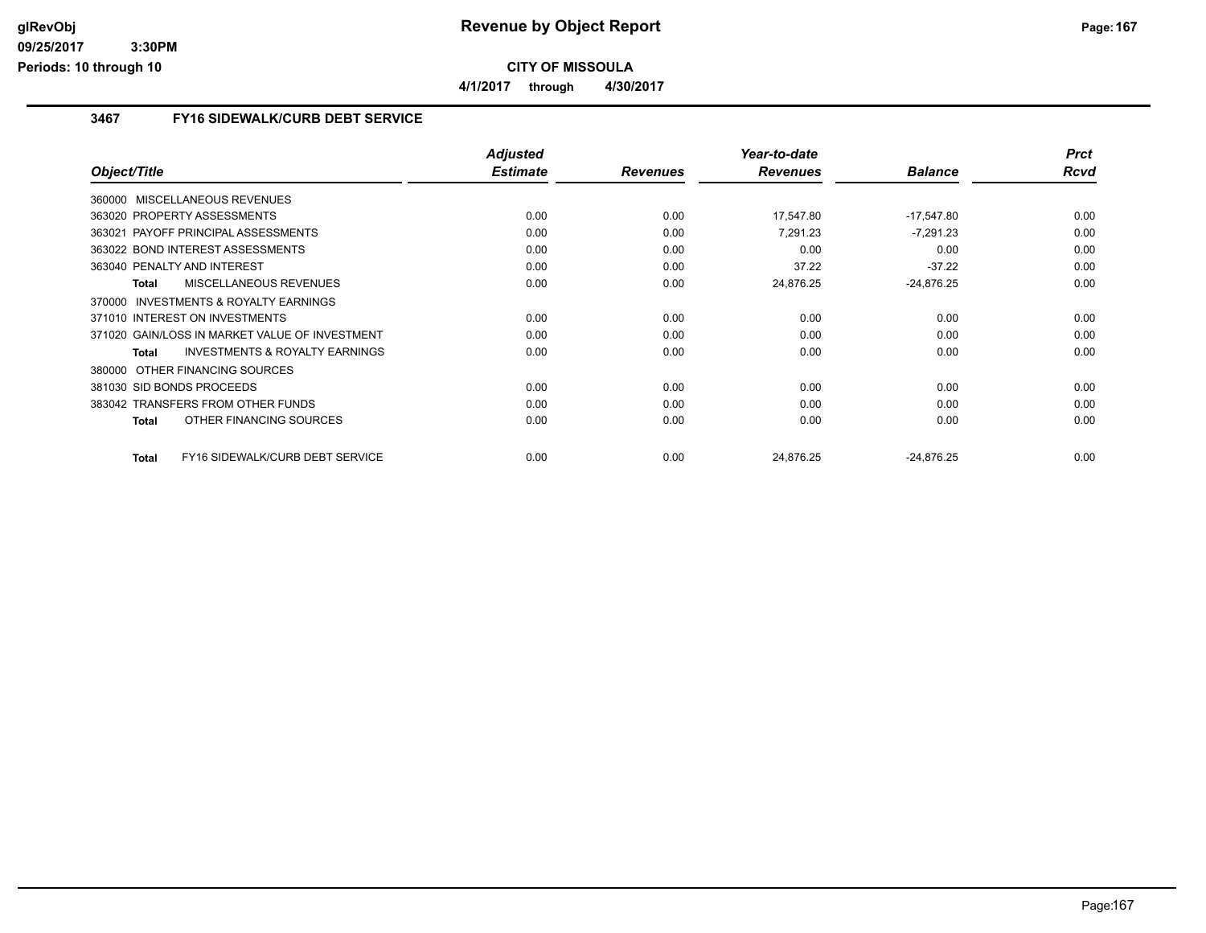**Revenue by Object Report**

**CITY OF MISSOULA**

**4/1/2017 through 4/30/2017**

glRevObj
09/25/2017 3:30PM
Periods: 10 through 10

## 3467 FY16 SIDEWALK/CURB DEBT SERVICE

| Object/Title | Adjusted Estimate | Revenues | Year-to-date Revenues | Balance | Prct Rcvd |
|---|---|---|---|---|---|
| 360000 MISCELLANEOUS REVENUES | | | | | |
| 363020 PROPERTY ASSESSMENTS | 0.00 | 0.00 | 17,547.80 | -17,547.80 | 0.00 |
| 363021 PAYOFF PRINCIPAL ASSESSMENTS | 0.00 | 0.00 | 7,291.23 | -7,291.23 | 0.00 |
| 363022 BOND INTEREST ASSESSMENTS | 0.00 | 0.00 | 0.00 | 0.00 | 0.00 |
| 363040 PENALTY AND INTEREST | 0.00 | 0.00 | 37.22 | -37.22 | 0.00 |
| **Total** MISCELLANEOUS REVENUES | 0.00 | 0.00 | 24,876.25 | -24,876.25 | 0.00 |
| 370000 INVESTMENTS & ROYALTY EARNINGS | | | | | |
| 371010 INTEREST ON INVESTMENTS | 0.00 | 0.00 | 0.00 | 0.00 | 0.00 |
| 371020 GAIN/LOSS IN MARKET VALUE OF INVESTMENT | 0.00 | 0.00 | 0.00 | 0.00 | 0.00 |
| **Total** INVESTMENTS & ROYALTY EARNINGS | 0.00 | 0.00 | 0.00 | 0.00 | 0.00 |
| 380000 OTHER FINANCING SOURCES | | | | | |
| 381030 SID BONDS PROCEEDS | 0.00 | 0.00 | 0.00 | 0.00 | 0.00 |
| 383042 TRANSFERS FROM OTHER FUNDS | 0.00 | 0.00 | 0.00 | 0.00 | 0.00 |
| **Total** OTHER FINANCING SOURCES | 0.00 | 0.00 | 0.00 | 0.00 | 0.00 |
| **Total** FY16 SIDEWALK/CURB DEBT SERVICE | 0.00 | 0.00 | 24,876.25 | -24,876.25 | 0.00 |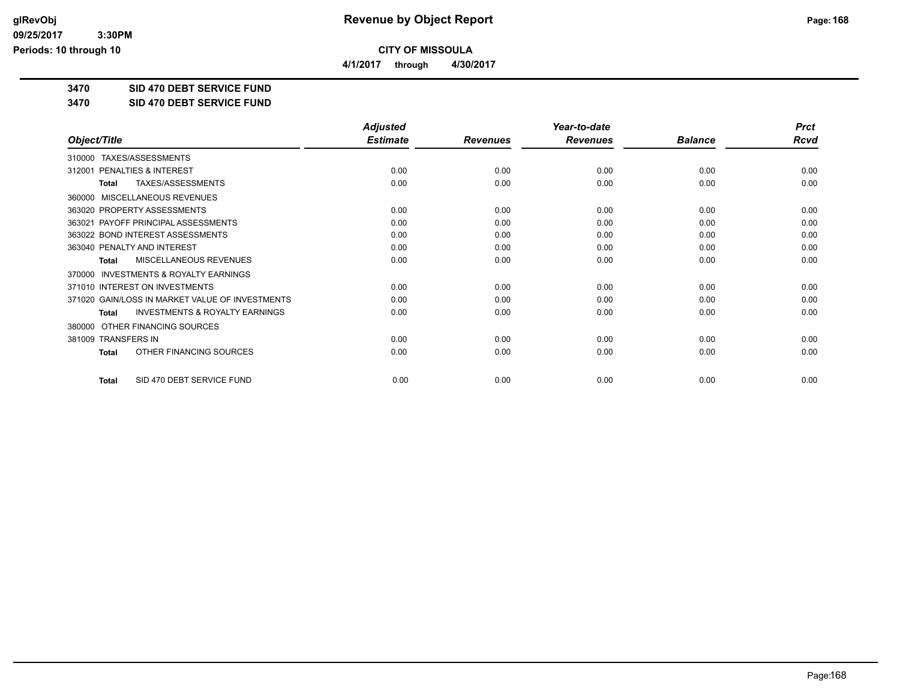**CITY OF MISSOULA**

**4/1/2017 through 4/30/2017**

**glRevObj**
**09/25/2017 3:30PM**
**Periods: 10 through 10**

# Revenue by Object Report

**3470 SID 470 DEBT SERVICE FUND**

**3470 SID 470 DEBT SERVICE FUND**

| Object/Title | Adjusted Estimate | Revenues | Year-to-date Revenues | Balance | Prct Rcvd |
|---|---|---|---|---|---|
| 310000 TAXES/ASSESSMENTS | | | | | |
| 312001 PENALTIES & INTEREST | 0.00 | 0.00 | 0.00 | 0.00 | 0.00 |
| **Total** TAXES/ASSESSMENTS | 0.00 | 0.00 | 0.00 | 0.00 | 0.00 |
| 360000 MISCELLANEOUS REVENUES | | | | | |
| 363020 PROPERTY ASSESSMENTS | 0.00 | 0.00 | 0.00 | 0.00 | 0.00 |
| 363021 PAYOFF PRINCIPAL ASSESSMENTS | 0.00 | 0.00 | 0.00 | 0.00 | 0.00 |
| 363022 BOND INTEREST ASSESSMENTS | 0.00 | 0.00 | 0.00 | 0.00 | 0.00 |
| 363040 PENALTY AND INTEREST | 0.00 | 0.00 | 0.00 | 0.00 | 0.00 |
| **Total** MISCELLANEOUS REVENUES | 0.00 | 0.00 | 0.00 | 0.00 | 0.00 |
| 370000 INVESTMENTS & ROYALTY EARNINGS | | | | | |
| 371010 INTEREST ON INVESTMENTS | 0.00 | 0.00 | 0.00 | 0.00 | 0.00 |
| 371020 GAIN/LOSS IN MARKET VALUE OF INVESTMENTS | 0.00 | 0.00 | 0.00 | 0.00 | 0.00 |
| **Total** INVESTMENTS & ROYALTY EARNINGS | 0.00 | 0.00 | 0.00 | 0.00 | 0.00 |
| 380000 OTHER FINANCING SOURCES | | | | | |
| 381009 TRANSFERS IN | 0.00 | 0.00 | 0.00 | 0.00 | 0.00 |
| **Total** OTHER FINANCING SOURCES | 0.00 | 0.00 | 0.00 | 0.00 | 0.00 |
| **Total** SID 470 DEBT SERVICE FUND | 0.00 | 0.00 | 0.00 | 0.00 | 0.00 |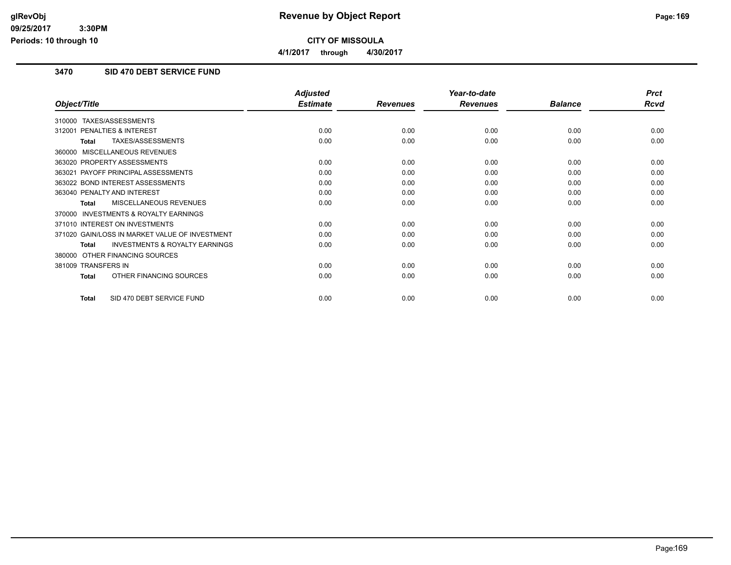# CITY OF MISSOULA

**4/1/2017 through 4/30/2017**

## 3470 SID 470 DEBT SERVICE FUND

| Object/Title | Adjusted Estimate | Revenues | Year-to-date Revenues | Balance | Prct Rcvd |
|---|---|---|---|---|---|
| 310000 TAXES/ASSESSMENTS | | | | | |
| 312001 PENALTIES & INTEREST | 0.00 | 0.00 | 0.00 | 0.00 | 0.00 |
| **Total** TAXES/ASSESSMENTS | 0.00 | 0.00 | 0.00 | 0.00 | 0.00 |
| 360000 MISCELLANEOUS REVENUES | | | | | |
| 363020 PROPERTY ASSESSMENTS | 0.00 | 0.00 | 0.00 | 0.00 | 0.00 |
| 363021 PAYOFF PRINCIPAL ASSESSMENTS | 0.00 | 0.00 | 0.00 | 0.00 | 0.00 |
| 363022 BOND INTEREST ASSESSMENTS | 0.00 | 0.00 | 0.00 | 0.00 | 0.00 |
| 363040 PENALTY AND INTEREST | 0.00 | 0.00 | 0.00 | 0.00 | 0.00 |
| **Total** MISCELLANEOUS REVENUES | 0.00 | 0.00 | 0.00 | 0.00 | 0.00 |
| 370000 INVESTMENTS & ROYALTY EARNINGS | | | | | |
| 371010 INTEREST ON INVESTMENTS | 0.00 | 0.00 | 0.00 | 0.00 | 0.00 |
| 371020 GAIN/LOSS IN MARKET VALUE OF INVESTMENT | 0.00 | 0.00 | 0.00 | 0.00 | 0.00 |
| **Total** INVESTMENTS & ROYALTY EARNINGS | 0.00 | 0.00 | 0.00 | 0.00 | 0.00 |
| 380000 OTHER FINANCING SOURCES | | | | | |
| 381009 TRANSFERS IN | 0.00 | 0.00 | 0.00 | 0.00 | 0.00 |
| **Total** OTHER FINANCING SOURCES | 0.00 | 0.00 | 0.00 | 0.00 | 0.00 |
| **Total** SID 470 DEBT SERVICE FUND | 0.00 | 0.00 | 0.00 | 0.00 | 0.00 |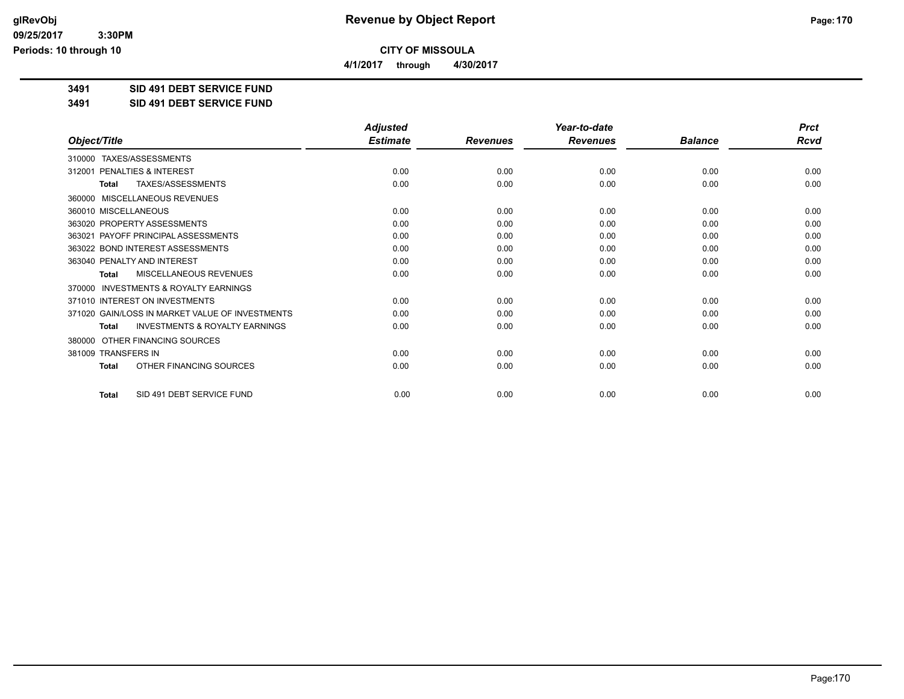# CITY OF MISSOULA

4/1/2017 through 4/30/2017

**3491 SID 491 DEBT SERVICE FUND**

**3491 SID 491 DEBT SERVICE FUND**

| Object/Title | Adjusted Estimate | Revenues | Year-to-date Revenues | Balance | Prct Rcvd |
|---|---|---|---|---|---|
| 310000 TAXES/ASSESSMENTS | | | | | |
| 312001 PENALTIES & INTEREST | 0.00 | 0.00 | 0.00 | 0.00 | 0.00 |
| **Total** TAXES/ASSESSMENTS | 0.00 | 0.00 | 0.00 | 0.00 | 0.00 |
| 360000 MISCELLANEOUS REVENUES | | | | | |
| 360010 MISCELLANEOUS | 0.00 | 0.00 | 0.00 | 0.00 | 0.00 |
| 363020 PROPERTY ASSESSMENTS | 0.00 | 0.00 | 0.00 | 0.00 | 0.00 |
| 363021 PAYOFF PRINCIPAL ASSESSMENTS | 0.00 | 0.00 | 0.00 | 0.00 | 0.00 |
| 363022 BOND INTEREST ASSESSMENTS | 0.00 | 0.00 | 0.00 | 0.00 | 0.00 |
| 363040 PENALTY AND INTEREST | 0.00 | 0.00 | 0.00 | 0.00 | 0.00 |
| **Total** MISCELLANEOUS REVENUES | 0.00 | 0.00 | 0.00 | 0.00 | 0.00 |
| 370000 INVESTMENTS & ROYALTY EARNINGS | | | | | |
| 371010 INTEREST ON INVESTMENTS | 0.00 | 0.00 | 0.00 | 0.00 | 0.00 |
| 371020 GAIN/LOSS IN MARKET VALUE OF INVESTMENTS | 0.00 | 0.00 | 0.00 | 0.00 | 0.00 |
| **Total** INVESTMENTS & ROYALTY EARNINGS | 0.00 | 0.00 | 0.00 | 0.00 | 0.00 |
| 380000 OTHER FINANCING SOURCES | | | | | |
| 381009 TRANSFERS IN | 0.00 | 0.00 | 0.00 | 0.00 | 0.00 |
| **Total** OTHER FINANCING SOURCES | 0.00 | 0.00 | 0.00 | 0.00 | 0.00 |
| **Total** SID 491 DEBT SERVICE FUND | 0.00 | 0.00 | 0.00 | 0.00 | 0.00 |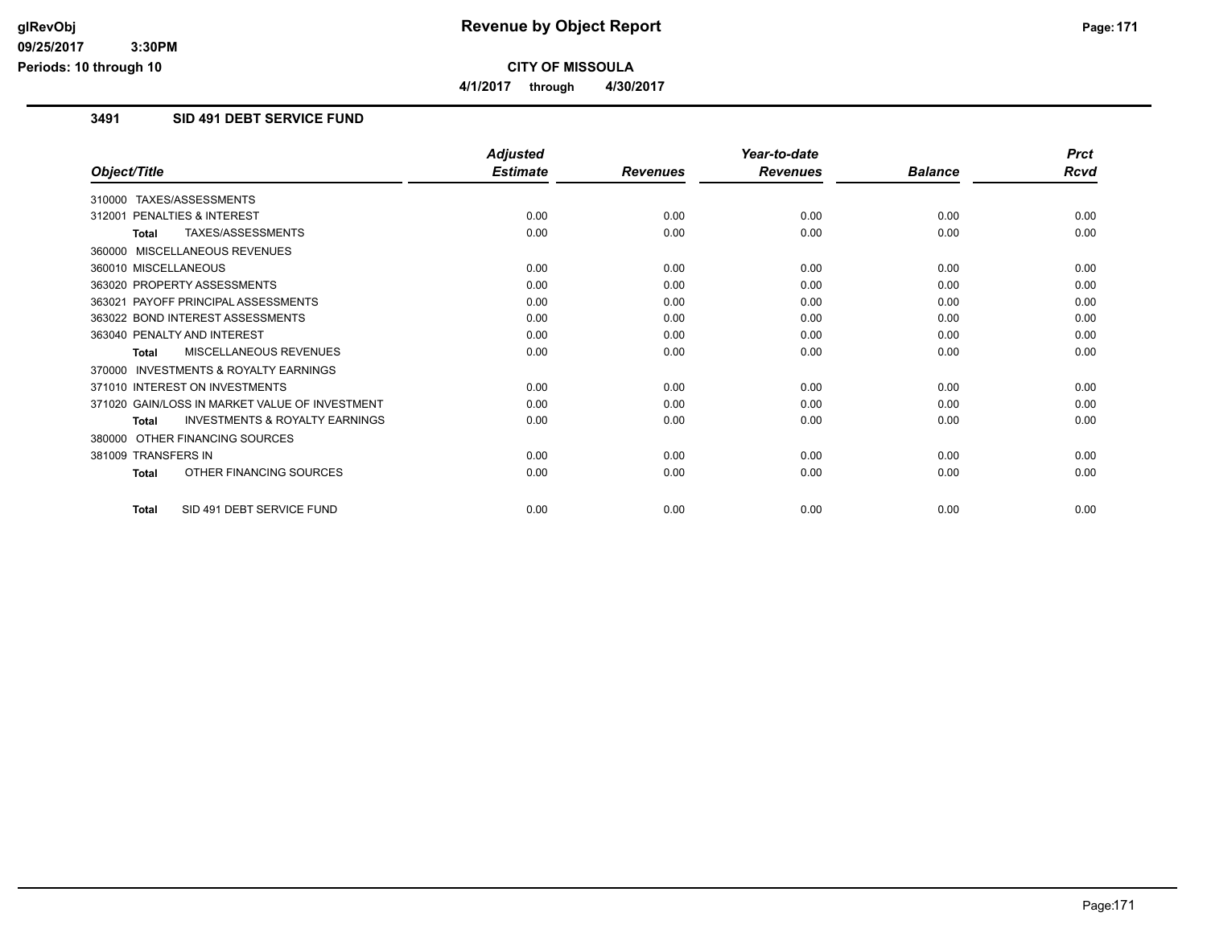# Revenue by Object Report

**CITY OF MISSOULA**

**4/1/2017 through 4/30/2017**

glRevObj
09/25/2017 3:30PM
Periods: 10 through 10

## 3491 SID 491 DEBT SERVICE FUND

| Object/Title | Adjusted Estimate | Revenues | Year-to-date Revenues | Balance | Prct Rcvd |
|---|---|---|---|---|---|
| 310000 TAXES/ASSESSMENTS | | | | | |
| 312001 PENALTIES & INTEREST | 0.00 | 0.00 | 0.00 | 0.00 | 0.00 |
| **Total** TAXES/ASSESSMENTS | 0.00 | 0.00 | 0.00 | 0.00 | 0.00 |
| 360000 MISCELLANEOUS REVENUES | | | | | |
| 360010 MISCELLANEOUS | 0.00 | 0.00 | 0.00 | 0.00 | 0.00 |
| 363020 PROPERTY ASSESSMENTS | 0.00 | 0.00 | 0.00 | 0.00 | 0.00 |
| 363021 PAYOFF PRINCIPAL ASSESSMENTS | 0.00 | 0.00 | 0.00 | 0.00 | 0.00 |
| 363022 BOND INTEREST ASSESSMENTS | 0.00 | 0.00 | 0.00 | 0.00 | 0.00 |
| 363040 PENALTY AND INTEREST | 0.00 | 0.00 | 0.00 | 0.00 | 0.00 |
| **Total** MISCELLANEOUS REVENUES | 0.00 | 0.00 | 0.00 | 0.00 | 0.00 |
| 370000 INVESTMENTS & ROYALTY EARNINGS | | | | | |
| 371010 INTEREST ON INVESTMENTS | 0.00 | 0.00 | 0.00 | 0.00 | 0.00 |
| 371020 GAIN/LOSS IN MARKET VALUE OF INVESTMENT | 0.00 | 0.00 | 0.00 | 0.00 | 0.00 |
| **Total** INVESTMENTS & ROYALTY EARNINGS | 0.00 | 0.00 | 0.00 | 0.00 | 0.00 |
| 380000 OTHER FINANCING SOURCES | | | | | |
| 381009 TRANSFERS IN | 0.00 | 0.00 | 0.00 | 0.00 | 0.00 |
| **Total** OTHER FINANCING SOURCES | 0.00 | 0.00 | 0.00 | 0.00 | 0.00 |
| **Total** SID 491 DEBT SERVICE FUND | 0.00 | 0.00 | 0.00 | 0.00 | 0.00 |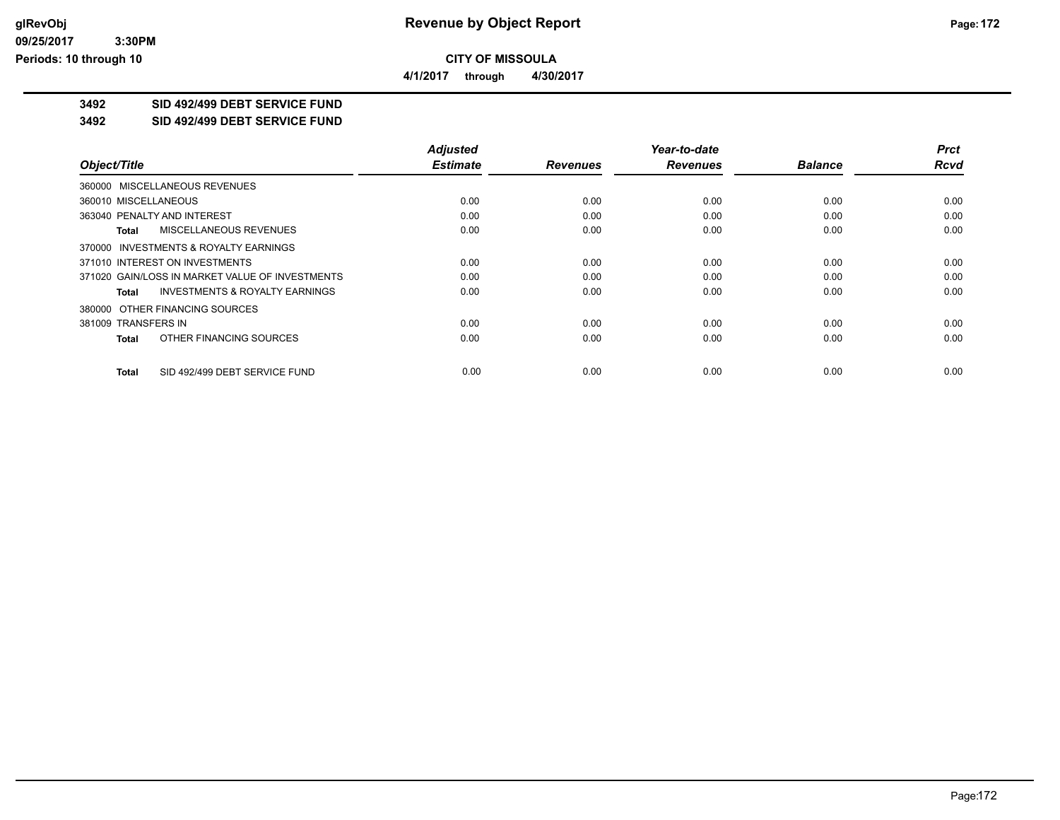**CITY OF MISSOULA**

**4/1/2017 through 4/30/2017**

**3492 SID 492/499 DEBT SERVICE FUND**

**3492 SID 492/499 DEBT SERVICE FUND**

| Object/Title | Adjusted Estimate | Revenues | Year-to-date Revenues | Balance | Prct Rcvd |
|---|---|---|---|---|---|
| 360000 MISCELLANEOUS REVENUES | | | | | |
| 360010 MISCELLANEOUS | 0.00 | 0.00 | 0.00 | 0.00 | 0.00 |
| 363040 PENALTY AND INTEREST | 0.00 | 0.00 | 0.00 | 0.00 | 0.00 |
| **Total** MISCELLANEOUS REVENUES | 0.00 | 0.00 | 0.00 | 0.00 | 0.00 |
| 370000 INVESTMENTS & ROYALTY EARNINGS | | | | | |
| 371010 INTEREST ON INVESTMENTS | 0.00 | 0.00 | 0.00 | 0.00 | 0.00 |
| 371020 GAIN/LOSS IN MARKET VALUE OF INVESTMENTS | 0.00 | 0.00 | 0.00 | 0.00 | 0.00 |
| **Total** INVESTMENTS & ROYALTY EARNINGS | 0.00 | 0.00 | 0.00 | 0.00 | 0.00 |
| 380000 OTHER FINANCING SOURCES | | | | | |
| 381009 TRANSFERS IN | 0.00 | 0.00 | 0.00 | 0.00 | 0.00 |
| **Total** OTHER FINANCING SOURCES | 0.00 | 0.00 | 0.00 | 0.00 | 0.00 |
| **Total** SID 492/499 DEBT SERVICE FUND | 0.00 | 0.00 | 0.00 | 0.00 | 0.00 |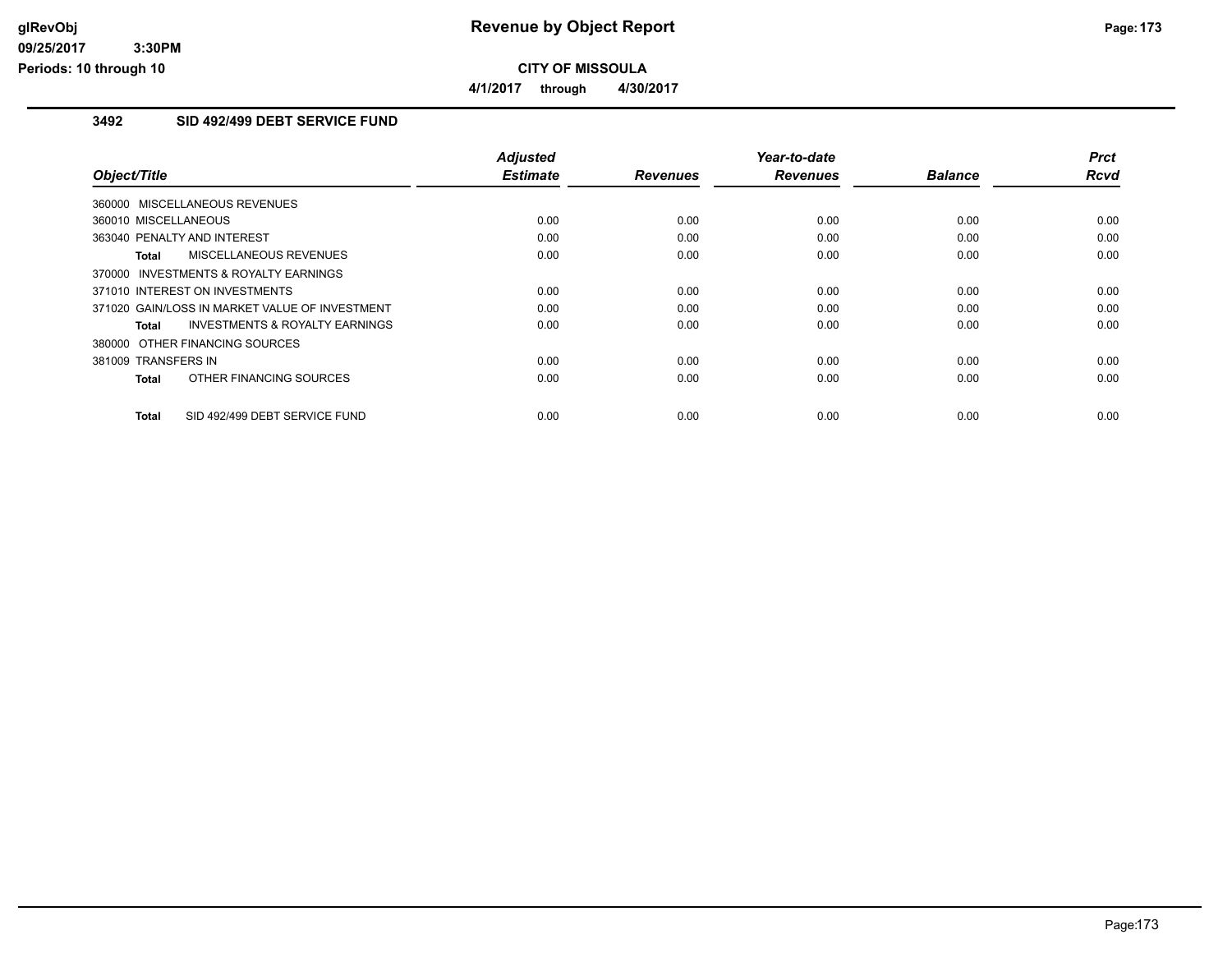## Revenue by Object Report

**CITY OF MISSOULA**

**4/1/2017 through 4/30/2017**

### 3492 SID 492/499 DEBT SERVICE FUND

| Object/Title | Adjusted Estimate | Revenues | Year-to-date Revenues | Balance | Prct Rcvd |
|---|---|---|---|---|---|
| 360000 MISCELLANEOUS REVENUES | | | | | |
| 360010 MISCELLANEOUS | 0.00 | 0.00 | 0.00 | 0.00 | 0.00 |
| 363040 PENALTY AND INTEREST | 0.00 | 0.00 | 0.00 | 0.00 | 0.00 |
| **Total** MISCELLANEOUS REVENUES | 0.00 | 0.00 | 0.00 | 0.00 | 0.00 |
| 370000 INVESTMENTS & ROYALTY EARNINGS | | | | | |
| 371010 INTEREST ON INVESTMENTS | 0.00 | 0.00 | 0.00 | 0.00 | 0.00 |
| 371020 GAIN/LOSS IN MARKET VALUE OF INVESTMENT | 0.00 | 0.00 | 0.00 | 0.00 | 0.00 |
| **Total** INVESTMENTS & ROYALTY EARNINGS | 0.00 | 0.00 | 0.00 | 0.00 | 0.00 |
| 380000 OTHER FINANCING SOURCES | | | | | |
| 381009 TRANSFERS IN | 0.00 | 0.00 | 0.00 | 0.00 | 0.00 |
| **Total** OTHER FINANCING SOURCES | 0.00 | 0.00 | 0.00 | 0.00 | 0.00 |
| **Total** SID 492/499 DEBT SERVICE FUND | 0.00 | 0.00 | 0.00 | 0.00 | 0.00 |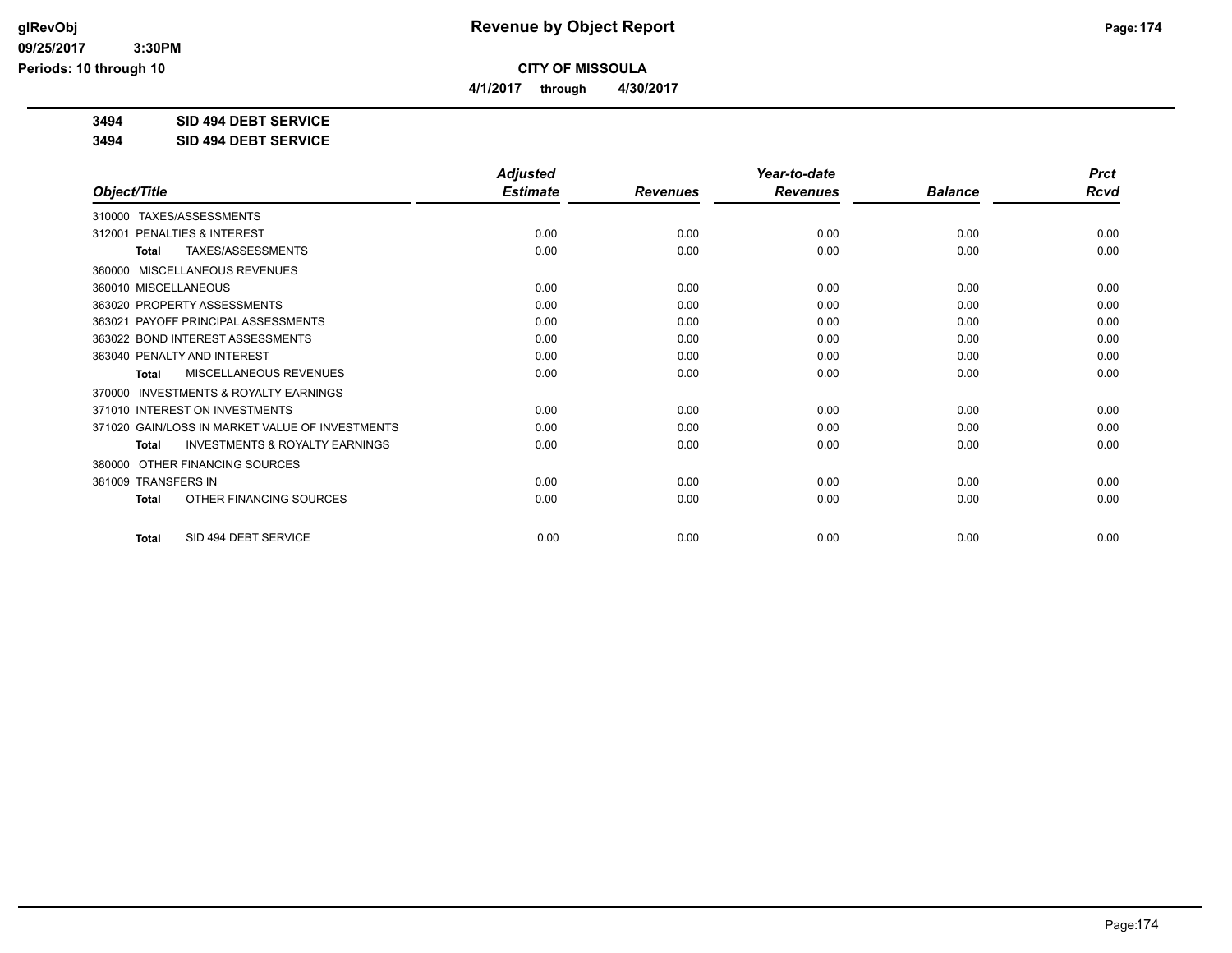# Revenue by Object Report

**CITY OF MISSOULA**

**4/1/2017 through 4/30/2017**

glRevObj
09/25/2017 3:30PM
Periods: 10 through 10

**3494 SID 494 DEBT SERVICE**

**3494 SID 494 DEBT SERVICE**

| Object/Title | Adjusted Estimate | Revenues | Year-to-date Revenues | Balance | Prct Rcvd |
|---|---|---|---|---|---|
| 310000 TAXES/ASSESSMENTS | | | | | |
| 312001 PENALTIES & INTEREST | 0.00 | 0.00 | 0.00 | 0.00 | 0.00 |
| **Total** TAXES/ASSESSMENTS | 0.00 | 0.00 | 0.00 | 0.00 | 0.00 |
| 360000 MISCELLANEOUS REVENUES | | | | | |
| 360010 MISCELLANEOUS | 0.00 | 0.00 | 0.00 | 0.00 | 0.00 |
| 363020 PROPERTY ASSESSMENTS | 0.00 | 0.00 | 0.00 | 0.00 | 0.00 |
| 363021 PAYOFF PRINCIPAL ASSESSMENTS | 0.00 | 0.00 | 0.00 | 0.00 | 0.00 |
| 363022 BOND INTEREST ASSESSMENTS | 0.00 | 0.00 | 0.00 | 0.00 | 0.00 |
| 363040 PENALTY AND INTEREST | 0.00 | 0.00 | 0.00 | 0.00 | 0.00 |
| **Total** MISCELLANEOUS REVENUES | 0.00 | 0.00 | 0.00 | 0.00 | 0.00 |
| 370000 INVESTMENTS & ROYALTY EARNINGS | | | | | |
| 371010 INTEREST ON INVESTMENTS | 0.00 | 0.00 | 0.00 | 0.00 | 0.00 |
| 371020 GAIN/LOSS IN MARKET VALUE OF INVESTMENTS | 0.00 | 0.00 | 0.00 | 0.00 | 0.00 |
| **Total** INVESTMENTS & ROYALTY EARNINGS | 0.00 | 0.00 | 0.00 | 0.00 | 0.00 |
| 380000 OTHER FINANCING SOURCES | | | | | |
| 381009 TRANSFERS IN | 0.00 | 0.00 | 0.00 | 0.00 | 0.00 |
| **Total** OTHER FINANCING SOURCES | 0.00 | 0.00 | 0.00 | 0.00 | 0.00 |
| **Total** SID 494 DEBT SERVICE | 0.00 | 0.00 | 0.00 | 0.00 | 0.00 |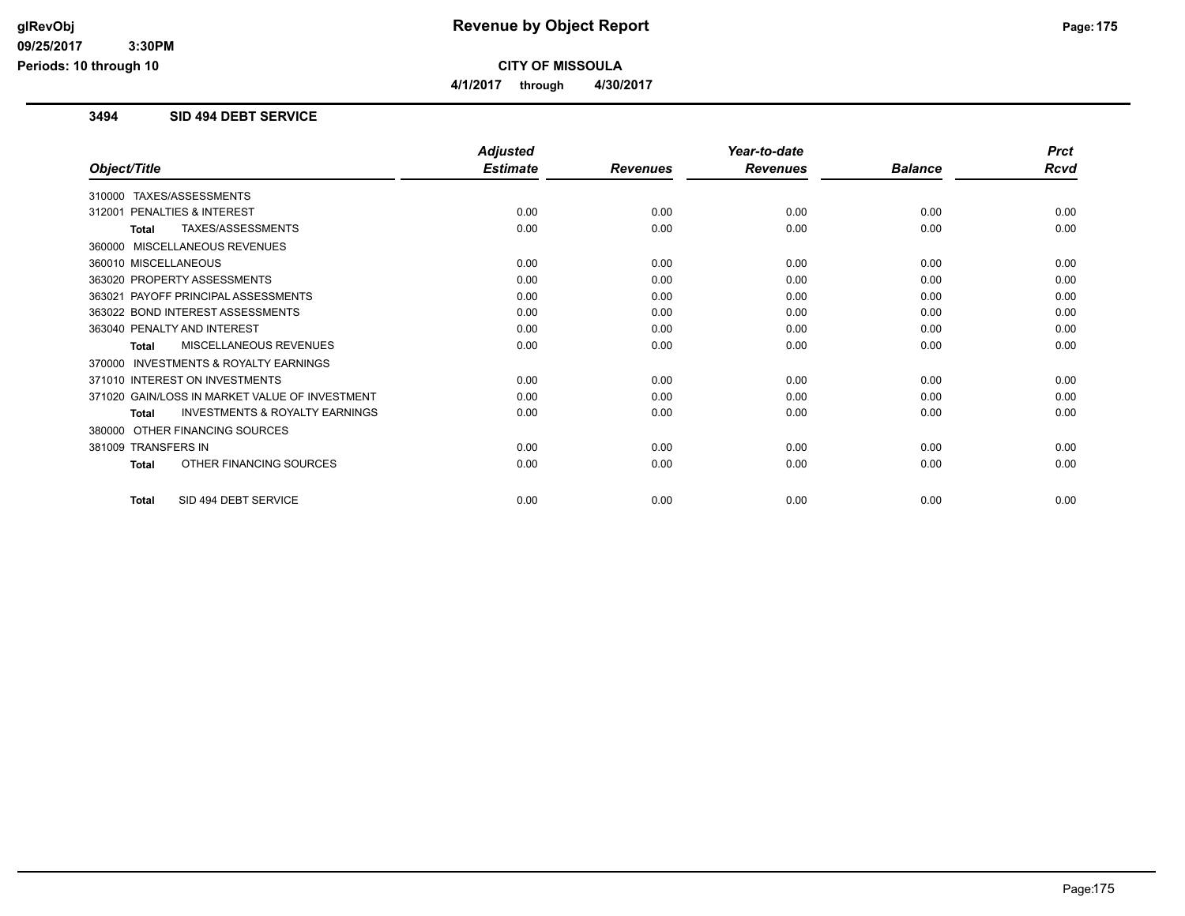# Revenue by Object Report

**CITY OF MISSOULA**

**4/1/2017 through 4/30/2017**

glRevObj
09/25/2017 3:30PM
Periods: 10 through 10

## 3494 SID 494 DEBT SERVICE

| Object/Title | Adjusted Estimate | Revenues | Year-to-date Revenues | Balance | Prct Rcvd |
|---|---|---|---|---|---|
| 310000 TAXES/ASSESSMENTS | | | | | |
| 312001 PENALTIES & INTEREST | 0.00 | 0.00 | 0.00 | 0.00 | 0.00 |
| **Total** TAXES/ASSESSMENTS | 0.00 | 0.00 | 0.00 | 0.00 | 0.00 |
| 360000 MISCELLANEOUS REVENUES | | | | | |
| 360010 MISCELLANEOUS | 0.00 | 0.00 | 0.00 | 0.00 | 0.00 |
| 363020 PROPERTY ASSESSMENTS | 0.00 | 0.00 | 0.00 | 0.00 | 0.00 |
| 363021 PAYOFF PRINCIPAL ASSESSMENTS | 0.00 | 0.00 | 0.00 | 0.00 | 0.00 |
| 363022 BOND INTEREST ASSESSMENTS | 0.00 | 0.00 | 0.00 | 0.00 | 0.00 |
| 363040 PENALTY AND INTEREST | 0.00 | 0.00 | 0.00 | 0.00 | 0.00 |
| **Total** MISCELLANEOUS REVENUES | 0.00 | 0.00 | 0.00 | 0.00 | 0.00 |
| 370000 INVESTMENTS & ROYALTY EARNINGS | | | | | |
| 371010 INTEREST ON INVESTMENTS | 0.00 | 0.00 | 0.00 | 0.00 | 0.00 |
| 371020 GAIN/LOSS IN MARKET VALUE OF INVESTMENT | 0.00 | 0.00 | 0.00 | 0.00 | 0.00 |
| **Total** INVESTMENTS & ROYALTY EARNINGS | 0.00 | 0.00 | 0.00 | 0.00 | 0.00 |
| 380000 OTHER FINANCING SOURCES | | | | | |
| 381009 TRANSFERS IN | 0.00 | 0.00 | 0.00 | 0.00 | 0.00 |
| **Total** OTHER FINANCING SOURCES | 0.00 | 0.00 | 0.00 | 0.00 | 0.00 |
| **Total** SID 494 DEBT SERVICE | 0.00 | 0.00 | 0.00 | 0.00 | 0.00 |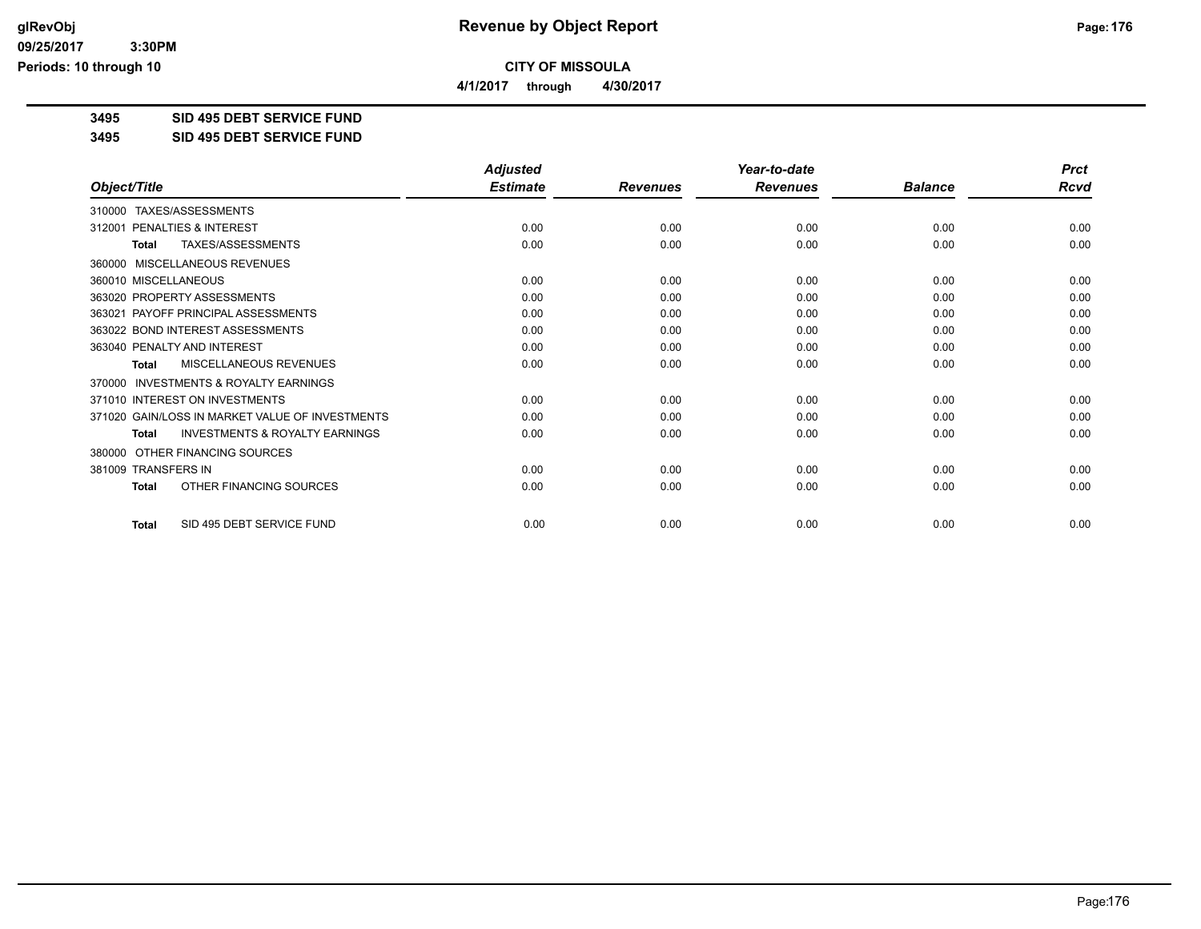glRevObj
09/25/2017 3:30PM
Periods: 10 through 10

# Revenue by Object Report

**CITY OF MISSOULA**

**4/1/2017 through 4/30/2017**

**3495 SID 495 DEBT SERVICE FUND**

**3495 SID 495 DEBT SERVICE FUND**

| Object/Title | Adjusted Estimate | Revenues | Year-to-date Revenues | Balance | Prct Rcvd |
|---|---|---|---|---|---|
| 310000 TAXES/ASSESSMENTS | | | | | |
| 312001 PENALTIES & INTEREST | 0.00 | 0.00 | 0.00 | 0.00 | 0.00 |
| **Total** TAXES/ASSESSMENTS | 0.00 | 0.00 | 0.00 | 0.00 | 0.00 |
| 360000 MISCELLANEOUS REVENUES | | | | | |
| 360010 MISCELLANEOUS | 0.00 | 0.00 | 0.00 | 0.00 | 0.00 |
| 363020 PROPERTY ASSESSMENTS | 0.00 | 0.00 | 0.00 | 0.00 | 0.00 |
| 363021 PAYOFF PRINCIPAL ASSESSMENTS | 0.00 | 0.00 | 0.00 | 0.00 | 0.00 |
| 363022 BOND INTEREST ASSESSMENTS | 0.00 | 0.00 | 0.00 | 0.00 | 0.00 |
| 363040 PENALTY AND INTEREST | 0.00 | 0.00 | 0.00 | 0.00 | 0.00 |
| **Total** MISCELLANEOUS REVENUES | 0.00 | 0.00 | 0.00 | 0.00 | 0.00 |
| 370000 INVESTMENTS & ROYALTY EARNINGS | | | | | |
| 371010 INTEREST ON INVESTMENTS | 0.00 | 0.00 | 0.00 | 0.00 | 0.00 |
| 371020 GAIN/LOSS IN MARKET VALUE OF INVESTMENTS | 0.00 | 0.00 | 0.00 | 0.00 | 0.00 |
| **Total** INVESTMENTS & ROYALTY EARNINGS | 0.00 | 0.00 | 0.00 | 0.00 | 0.00 |
| 380000 OTHER FINANCING SOURCES | | | | | |
| 381009 TRANSFERS IN | 0.00 | 0.00 | 0.00 | 0.00 | 0.00 |
| **Total** OTHER FINANCING SOURCES | 0.00 | 0.00 | 0.00 | 0.00 | 0.00 |
| **Total** SID 495 DEBT SERVICE FUND | 0.00 | 0.00 | 0.00 | 0.00 | 0.00 |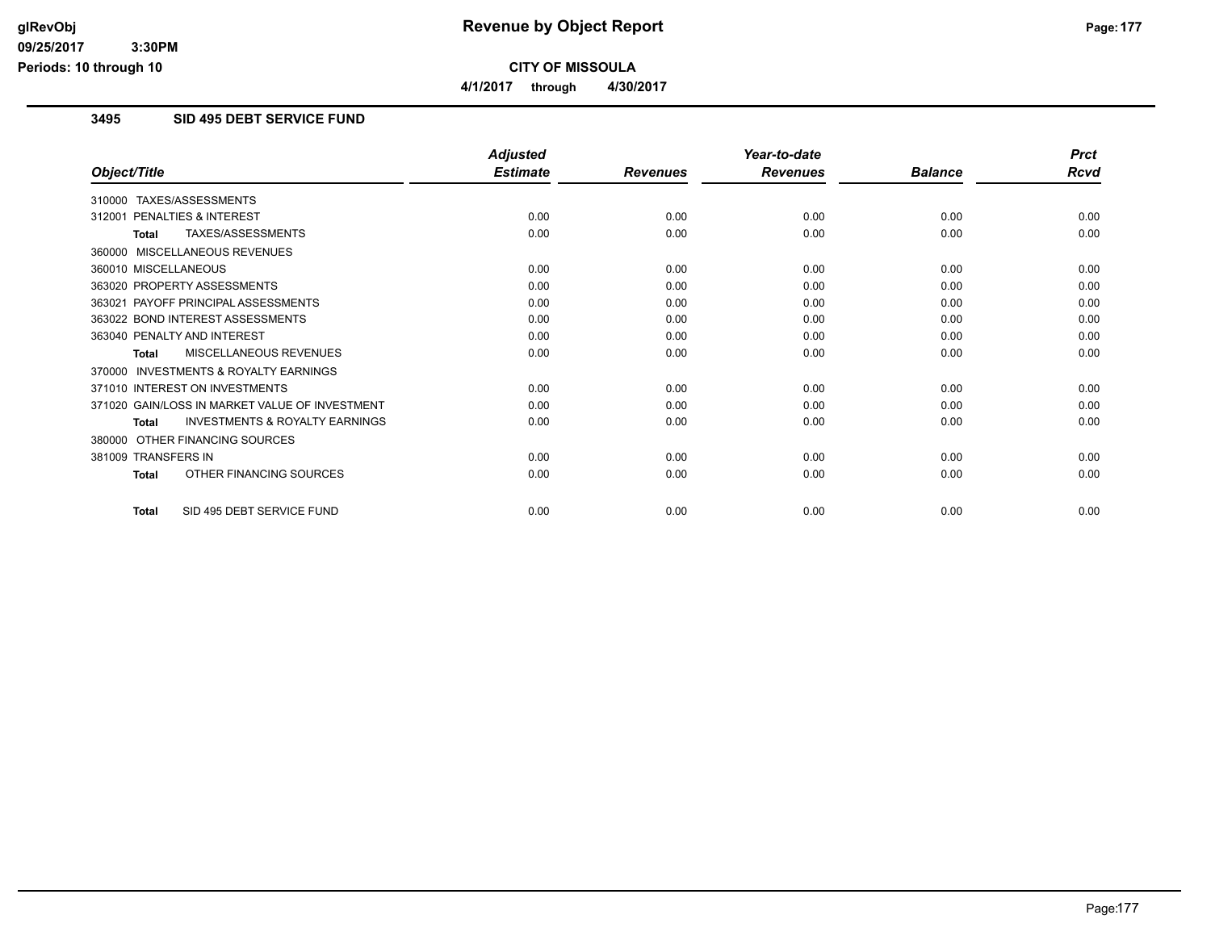**CITY OF MISSOULA**

**4/1/2017 through 4/30/2017**

## 3495 SID 495 DEBT SERVICE FUND

| Object/Title | Adjusted Estimate | Revenues | Year-to-date Revenues | Balance | Prct Rcvd |
|---|---|---|---|---|---|
| 310000 TAXES/ASSESSMENTS | | | | | |
| 312001 PENALTIES & INTEREST | 0.00 | 0.00 | 0.00 | 0.00 | 0.00 |
| **Total** TAXES/ASSESSMENTS | 0.00 | 0.00 | 0.00 | 0.00 | 0.00 |
| 360000 MISCELLANEOUS REVENUES | | | | | |
| 360010 MISCELLANEOUS | 0.00 | 0.00 | 0.00 | 0.00 | 0.00 |
| 363020 PROPERTY ASSESSMENTS | 0.00 | 0.00 | 0.00 | 0.00 | 0.00 |
| 363021 PAYOFF PRINCIPAL ASSESSMENTS | 0.00 | 0.00 | 0.00 | 0.00 | 0.00 |
| 363022 BOND INTEREST ASSESSMENTS | 0.00 | 0.00 | 0.00 | 0.00 | 0.00 |
| 363040 PENALTY AND INTEREST | 0.00 | 0.00 | 0.00 | 0.00 | 0.00 |
| **Total** MISCELLANEOUS REVENUES | 0.00 | 0.00 | 0.00 | 0.00 | 0.00 |
| 370000 INVESTMENTS & ROYALTY EARNINGS | | | | | |
| 371010 INTEREST ON INVESTMENTS | 0.00 | 0.00 | 0.00 | 0.00 | 0.00 |
| 371020 GAIN/LOSS IN MARKET VALUE OF INVESTMENT | 0.00 | 0.00 | 0.00 | 0.00 | 0.00 |
| **Total** INVESTMENTS & ROYALTY EARNINGS | 0.00 | 0.00 | 0.00 | 0.00 | 0.00 |
| 380000 OTHER FINANCING SOURCES | | | | | |
| 381009 TRANSFERS IN | 0.00 | 0.00 | 0.00 | 0.00 | 0.00 |
| **Total** OTHER FINANCING SOURCES | 0.00 | 0.00 | 0.00 | 0.00 | 0.00 |
| **Total** SID 495 DEBT SERVICE FUND | 0.00 | 0.00 | 0.00 | 0.00 | 0.00 |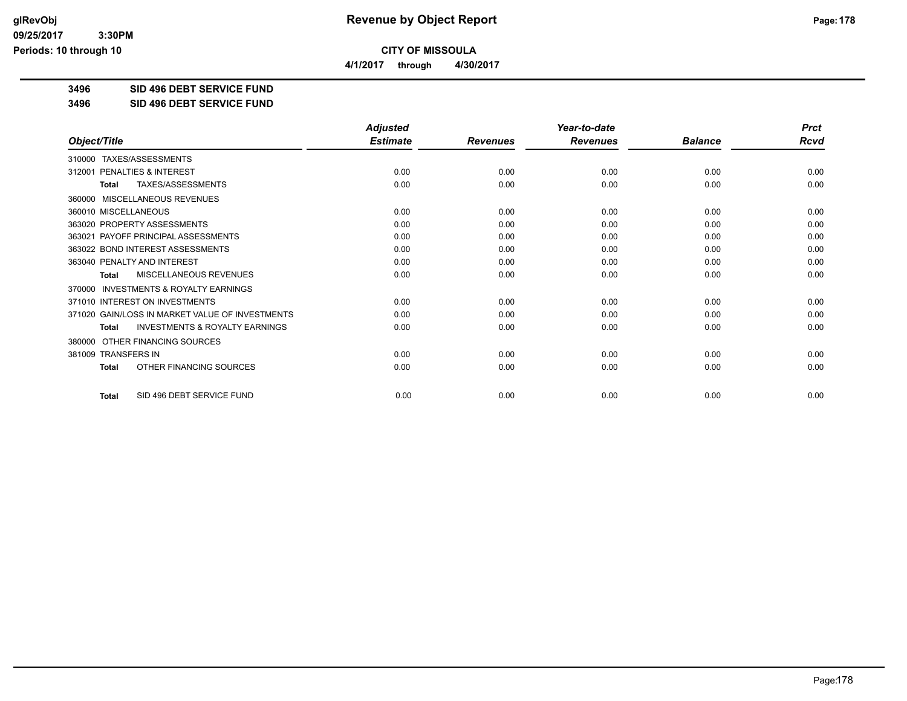**CITY OF MISSOULA**

**4/1/2017 through 4/30/2017**

**3496 SID 496 DEBT SERVICE FUND**

**3496 SID 496 DEBT SERVICE FUND**

| Object/Title | Adjusted Estimate | Revenues | Year-to-date Revenues | Balance | Prct Rcvd |
|---|---|---|---|---|---|
| 310000 TAXES/ASSESSMENTS | | | | | |
| 312001 PENALTIES & INTEREST | 0.00 | 0.00 | 0.00 | 0.00 | 0.00 |
| **Total** TAXES/ASSESSMENTS | 0.00 | 0.00 | 0.00 | 0.00 | 0.00 |
| 360000 MISCELLANEOUS REVENUES | | | | | |
| 360010 MISCELLANEOUS | 0.00 | 0.00 | 0.00 | 0.00 | 0.00 |
| 363020 PROPERTY ASSESSMENTS | 0.00 | 0.00 | 0.00 | 0.00 | 0.00 |
| 363021 PAYOFF PRINCIPAL ASSESSMENTS | 0.00 | 0.00 | 0.00 | 0.00 | 0.00 |
| 363022 BOND INTEREST ASSESSMENTS | 0.00 | 0.00 | 0.00 | 0.00 | 0.00 |
| 363040 PENALTY AND INTEREST | 0.00 | 0.00 | 0.00 | 0.00 | 0.00 |
| **Total** MISCELLANEOUS REVENUES | 0.00 | 0.00 | 0.00 | 0.00 | 0.00 |
| 370000 INVESTMENTS & ROYALTY EARNINGS | | | | | |
| 371010 INTEREST ON INVESTMENTS | 0.00 | 0.00 | 0.00 | 0.00 | 0.00 |
| 371020 GAIN/LOSS IN MARKET VALUE OF INVESTMENTS | 0.00 | 0.00 | 0.00 | 0.00 | 0.00 |
| **Total** INVESTMENTS & ROYALTY EARNINGS | 0.00 | 0.00 | 0.00 | 0.00 | 0.00 |
| 380000 OTHER FINANCING SOURCES | | | | | |
| 381009 TRANSFERS IN | 0.00 | 0.00 | 0.00 | 0.00 | 0.00 |
| **Total** OTHER FINANCING SOURCES | 0.00 | 0.00 | 0.00 | 0.00 | 0.00 |
| **Total** SID 496 DEBT SERVICE FUND | 0.00 | 0.00 | 0.00 | 0.00 | 0.00 |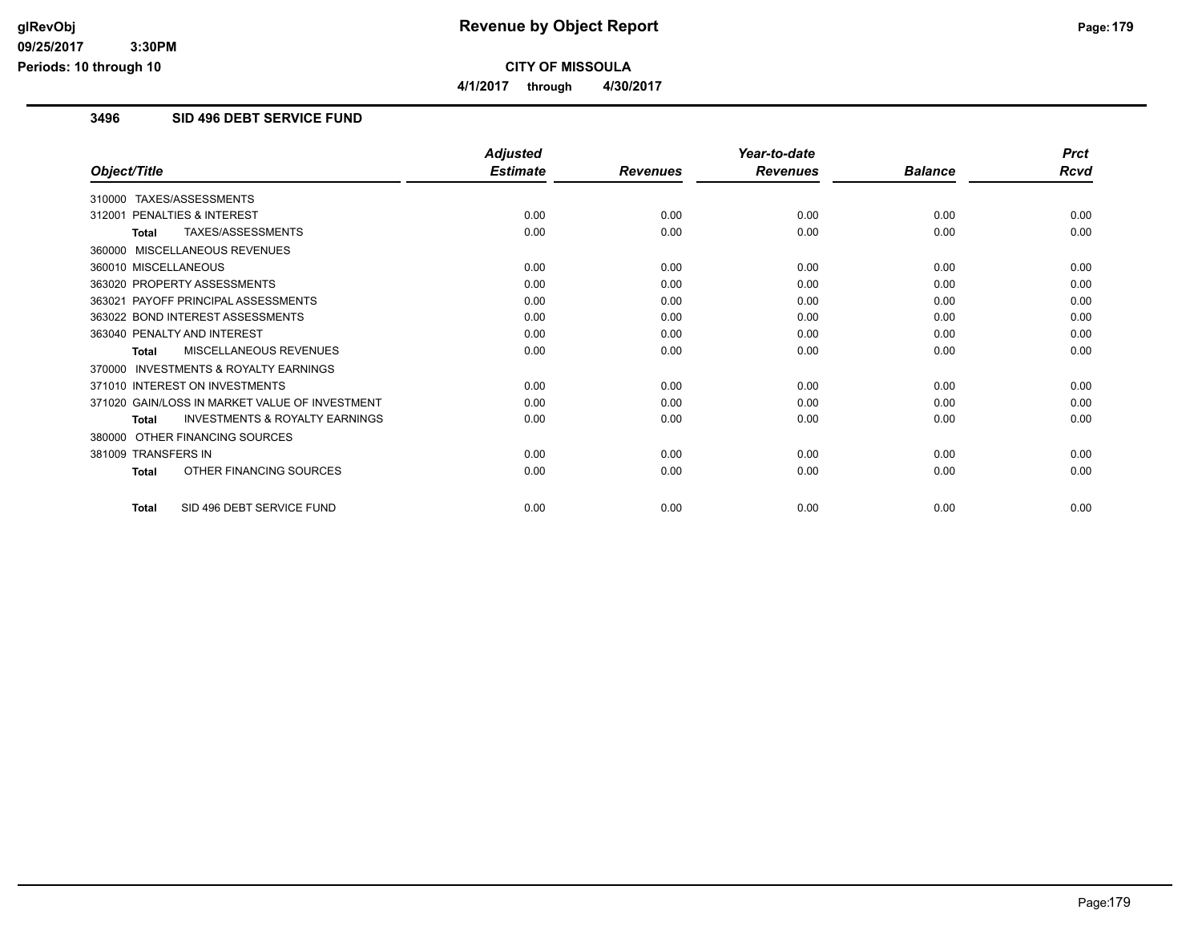# Revenue by Object Report

**CITY OF MISSOULA**

**4/1/2017 through 4/30/2017**

glRevObj
09/25/2017 3:30PM
Periods: 10 through 10

## 3496 SID 496 DEBT SERVICE FUND

| Object/Title | Adjusted Estimate | Revenues | Year-to-date Revenues | Balance | Prct Rcvd |
|---|---|---|---|---|---|
| 310000 TAXES/ASSESSMENTS | | | | | |
| 312001 PENALTIES & INTEREST | 0.00 | 0.00 | 0.00 | 0.00 | 0.00 |
| **Total** TAXES/ASSESSMENTS | 0.00 | 0.00 | 0.00 | 0.00 | 0.00 |
| 360000 MISCELLANEOUS REVENUES | | | | | |
| 360010 MISCELLANEOUS | 0.00 | 0.00 | 0.00 | 0.00 | 0.00 |
| 363020 PROPERTY ASSESSMENTS | 0.00 | 0.00 | 0.00 | 0.00 | 0.00 |
| 363021 PAYOFF PRINCIPAL ASSESSMENTS | 0.00 | 0.00 | 0.00 | 0.00 | 0.00 |
| 363022 BOND INTEREST ASSESSMENTS | 0.00 | 0.00 | 0.00 | 0.00 | 0.00 |
| 363040 PENALTY AND INTEREST | 0.00 | 0.00 | 0.00 | 0.00 | 0.00 |
| **Total** MISCELLANEOUS REVENUES | 0.00 | 0.00 | 0.00 | 0.00 | 0.00 |
| 370000 INVESTMENTS & ROYALTY EARNINGS | | | | | |
| 371010 INTEREST ON INVESTMENTS | 0.00 | 0.00 | 0.00 | 0.00 | 0.00 |
| 371020 GAIN/LOSS IN MARKET VALUE OF INVESTMENT | 0.00 | 0.00 | 0.00 | 0.00 | 0.00 |
| **Total** INVESTMENTS & ROYALTY EARNINGS | 0.00 | 0.00 | 0.00 | 0.00 | 0.00 |
| 380000 OTHER FINANCING SOURCES | | | | | |
| 381009 TRANSFERS IN | 0.00 | 0.00 | 0.00 | 0.00 | 0.00 |
| **Total** OTHER FINANCING SOURCES | 0.00 | 0.00 | 0.00 | 0.00 | 0.00 |
| **Total** SID 496 DEBT SERVICE FUND | 0.00 | 0.00 | 0.00 | 0.00 | 0.00 |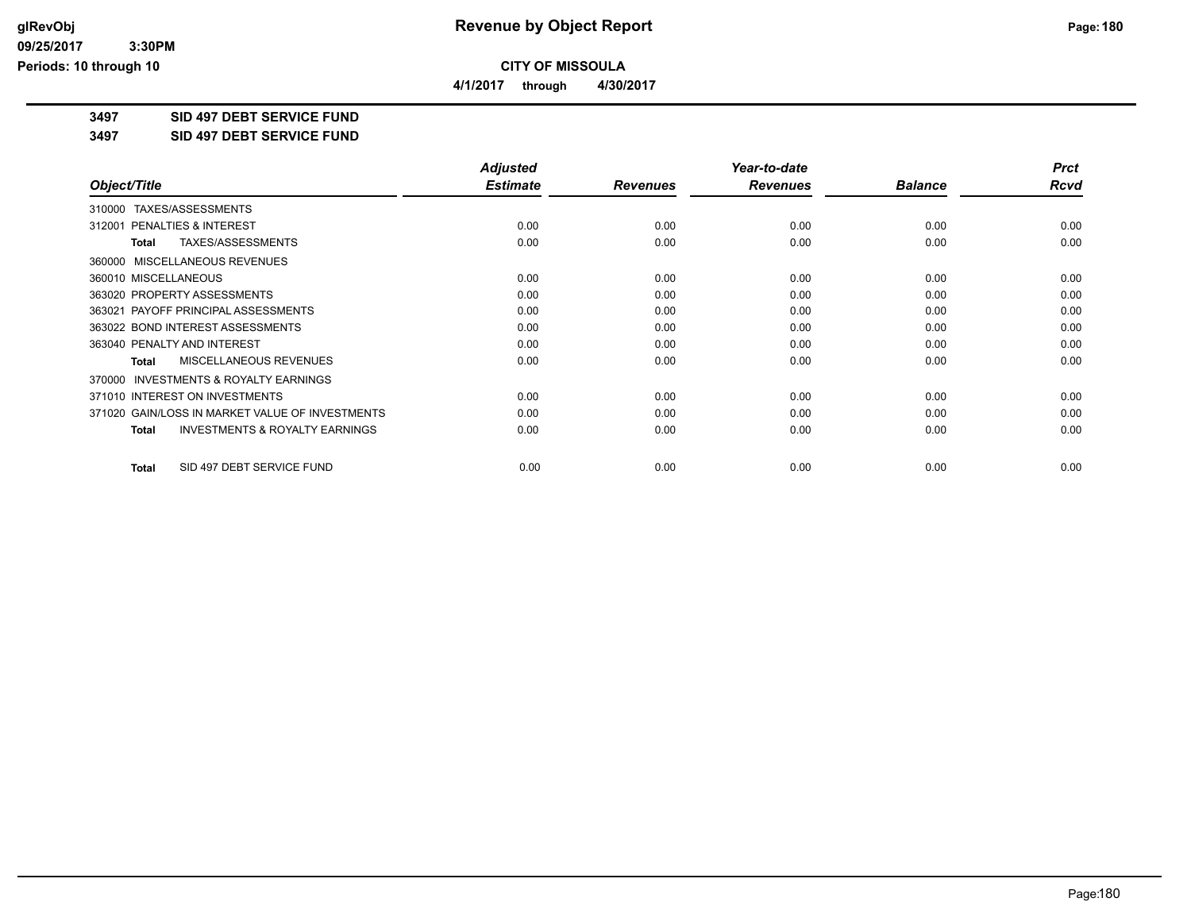# Revenue by Object Report

**CITY OF MISSOULA**

**4/1/2017 through 4/30/2017**

glRevObj
09/25/2017 3:30PM
Periods: 10 through 10

**3497 SID 497 DEBT SERVICE FUND**

**3497 SID 497 DEBT SERVICE FUND**

| Object/Title | Adjusted Estimate | Revenues | Year-to-date Revenues | Balance | Prct Rcvd |
|---|---|---|---|---|---|
| 310000 TAXES/ASSESSMENTS | | | | | |
| 312001 PENALTIES & INTEREST | 0.00 | 0.00 | 0.00 | 0.00 | 0.00 |
| **Total** TAXES/ASSESSMENTS | 0.00 | 0.00 | 0.00 | 0.00 | 0.00 |
| 360000 MISCELLANEOUS REVENUES | | | | | |
| 360010 MISCELLANEOUS | 0.00 | 0.00 | 0.00 | 0.00 | 0.00 |
| 363020 PROPERTY ASSESSMENTS | 0.00 | 0.00 | 0.00 | 0.00 | 0.00 |
| 363021 PAYOFF PRINCIPAL ASSESSMENTS | 0.00 | 0.00 | 0.00 | 0.00 | 0.00 |
| 363022 BOND INTEREST ASSESSMENTS | 0.00 | 0.00 | 0.00 | 0.00 | 0.00 |
| 363040 PENALTY AND INTEREST | 0.00 | 0.00 | 0.00 | 0.00 | 0.00 |
| **Total** MISCELLANEOUS REVENUES | 0.00 | 0.00 | 0.00 | 0.00 | 0.00 |
| 370000 INVESTMENTS & ROYALTY EARNINGS | | | | | |
| 371010 INTEREST ON INVESTMENTS | 0.00 | 0.00 | 0.00 | 0.00 | 0.00 |
| 371020 GAIN/LOSS IN MARKET VALUE OF INVESTMENTS | 0.00 | 0.00 | 0.00 | 0.00 | 0.00 |
| **Total** INVESTMENTS & ROYALTY EARNINGS | 0.00 | 0.00 | 0.00 | 0.00 | 0.00 |
| **Total** SID 497 DEBT SERVICE FUND | 0.00 | 0.00 | 0.00 | 0.00 | 0.00 |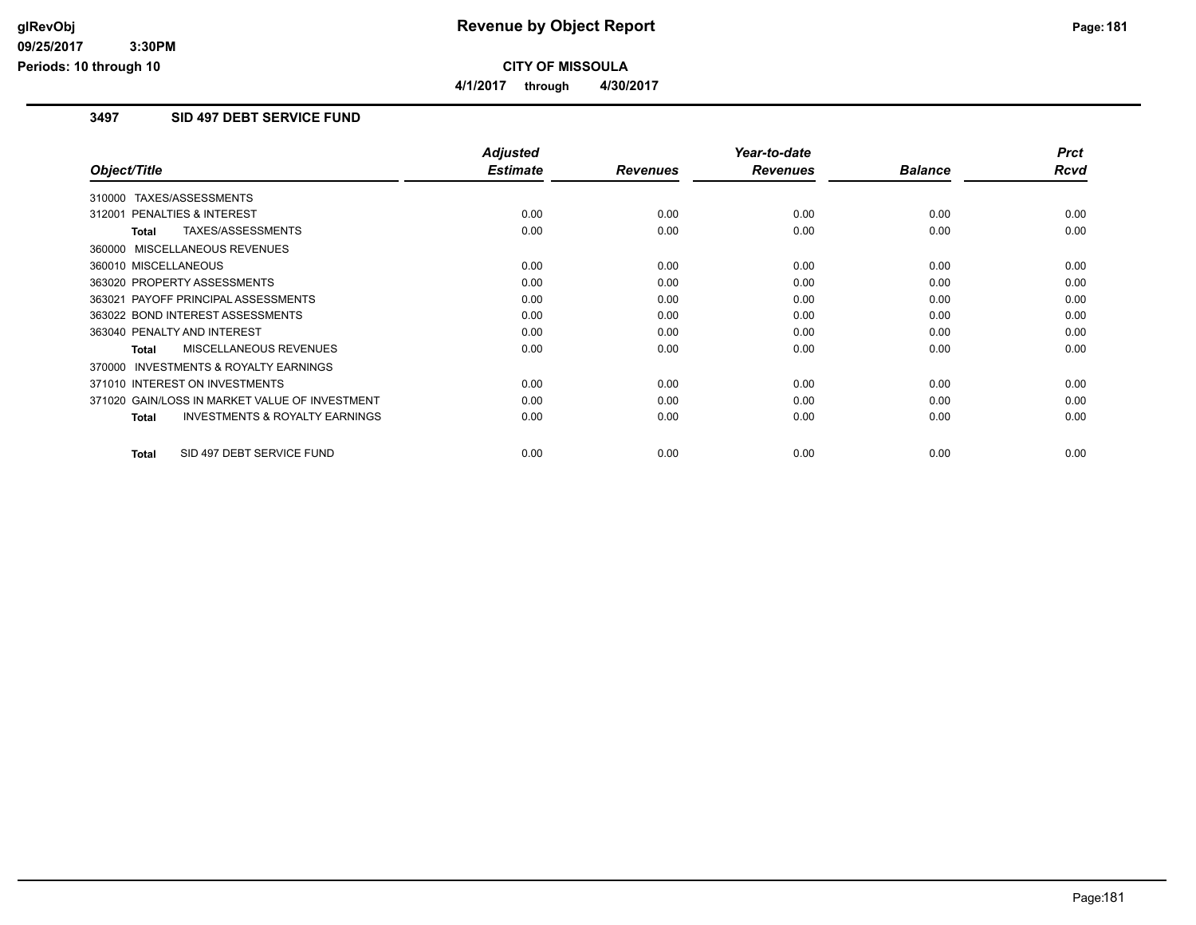**glRevObj**
**09/25/2017 3:30PM**
**Periods: 10 through 10**

# Revenue by Object Report

**CITY OF MISSOULA**

**4/1/2017 through 4/30/2017**

## 3497 SID 497 DEBT SERVICE FUND

| Object/Title | Adjusted Estimate | Revenues | Year-to-date Revenues | Balance | Prct Rcvd |
|---|---|---|---|---|---|
| 310000 TAXES/ASSESSMENTS | | | | | |
| 312001 PENALTIES & INTEREST | 0.00 | 0.00 | 0.00 | 0.00 | 0.00 |
| **Total** TAXES/ASSESSMENTS | 0.00 | 0.00 | 0.00 | 0.00 | 0.00 |
| 360000 MISCELLANEOUS REVENUES | | | | | |
| 360010 MISCELLANEOUS | 0.00 | 0.00 | 0.00 | 0.00 | 0.00 |
| 363020 PROPERTY ASSESSMENTS | 0.00 | 0.00 | 0.00 | 0.00 | 0.00 |
| 363021 PAYOFF PRINCIPAL ASSESSMENTS | 0.00 | 0.00 | 0.00 | 0.00 | 0.00 |
| 363022 BOND INTEREST ASSESSMENTS | 0.00 | 0.00 | 0.00 | 0.00 | 0.00 |
| 363040 PENALTY AND INTEREST | 0.00 | 0.00 | 0.00 | 0.00 | 0.00 |
| **Total** MISCELLANEOUS REVENUES | 0.00 | 0.00 | 0.00 | 0.00 | 0.00 |
| 370000 INVESTMENTS & ROYALTY EARNINGS | | | | | |
| 371010 INTEREST ON INVESTMENTS | 0.00 | 0.00 | 0.00 | 0.00 | 0.00 |
| 371020 GAIN/LOSS IN MARKET VALUE OF INVESTMENT | 0.00 | 0.00 | 0.00 | 0.00 | 0.00 |
| **Total** INVESTMENTS & ROYALTY EARNINGS | 0.00 | 0.00 | 0.00 | 0.00 | 0.00 |
| **Total** SID 497 DEBT SERVICE FUND | 0.00 | 0.00 | 0.00 | 0.00 | 0.00 |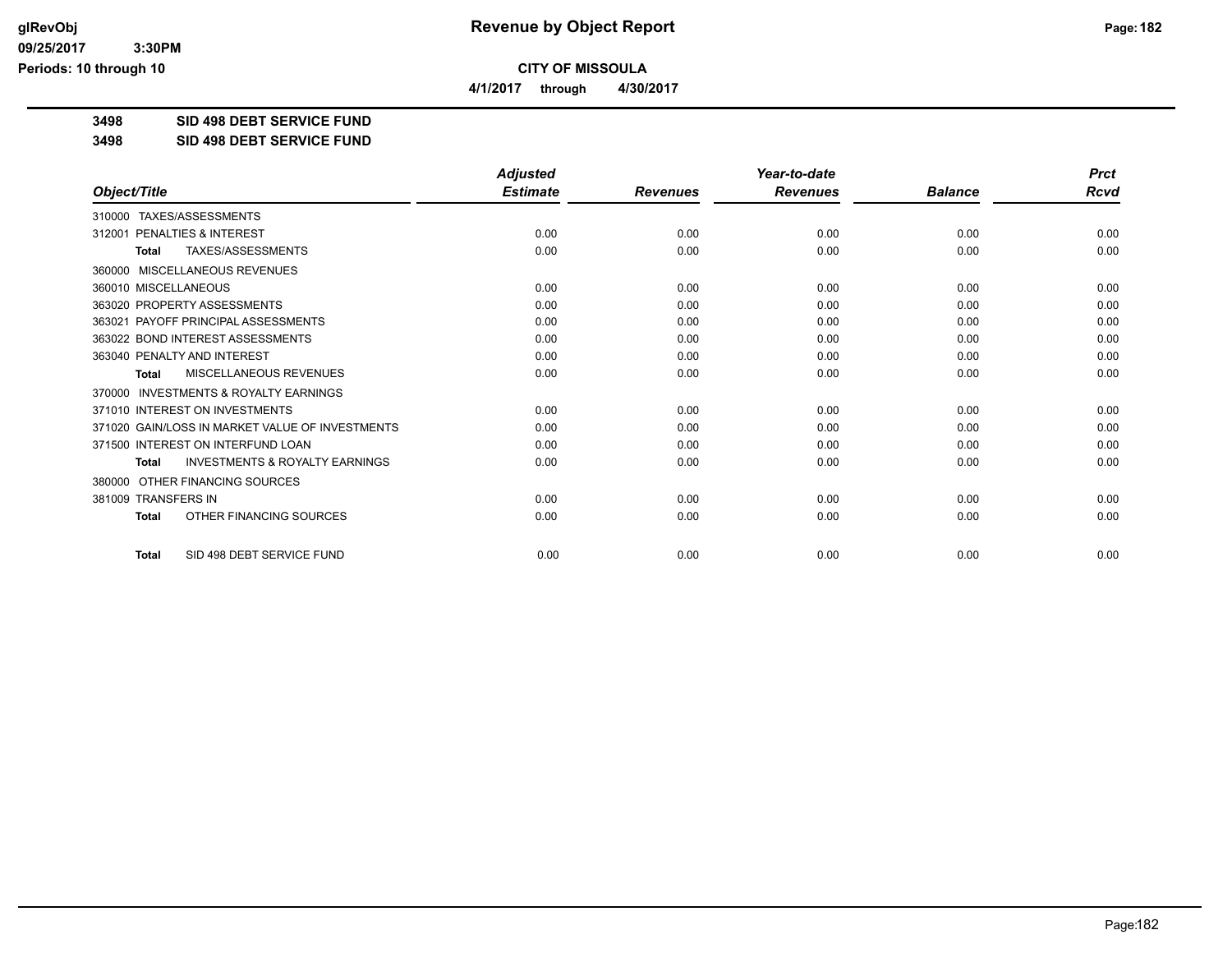glRevObj
09/25/2017 3:30PM
Periods: 10 through 10

# Revenue by Object Report

**CITY OF MISSOULA**

**4/1/2017 through 4/30/2017**

**3498 SID 498 DEBT SERVICE FUND**

**3498 SID 498 DEBT SERVICE FUND**

| Object/Title | Adjusted Estimate | Revenues | Year-to-date Revenues | Balance | Prct Rcvd |
|---|---|---|---|---|---|
| 310000 TAXES/ASSESSMENTS | | | | | |
| 312001 PENALTIES & INTEREST | 0.00 | 0.00 | 0.00 | 0.00 | 0.00 |
| **Total** TAXES/ASSESSMENTS | 0.00 | 0.00 | 0.00 | 0.00 | 0.00 |
| 360000 MISCELLANEOUS REVENUES | | | | | |
| 360010 MISCELLANEOUS | 0.00 | 0.00 | 0.00 | 0.00 | 0.00 |
| 363020 PROPERTY ASSESSMENTS | 0.00 | 0.00 | 0.00 | 0.00 | 0.00 |
| 363021 PAYOFF PRINCIPAL ASSESSMENTS | 0.00 | 0.00 | 0.00 | 0.00 | 0.00 |
| 363022 BOND INTEREST ASSESSMENTS | 0.00 | 0.00 | 0.00 | 0.00 | 0.00 |
| 363040 PENALTY AND INTEREST | 0.00 | 0.00 | 0.00 | 0.00 | 0.00 |
| **Total** MISCELLANEOUS REVENUES | 0.00 | 0.00 | 0.00 | 0.00 | 0.00 |
| 370000 INVESTMENTS & ROYALTY EARNINGS | | | | | |
| 371010 INTEREST ON INVESTMENTS | 0.00 | 0.00 | 0.00 | 0.00 | 0.00 |
| 371020 GAIN/LOSS IN MARKET VALUE OF INVESTMENTS | 0.00 | 0.00 | 0.00 | 0.00 | 0.00 |
| 371500 INTEREST ON INTERFUND LOAN | 0.00 | 0.00 | 0.00 | 0.00 | 0.00 |
| **Total** INVESTMENTS & ROYALTY EARNINGS | 0.00 | 0.00 | 0.00 | 0.00 | 0.00 |
| 380000 OTHER FINANCING SOURCES | | | | | |
| 381009 TRANSFERS IN | 0.00 | 0.00 | 0.00 | 0.00 | 0.00 |
| **Total** OTHER FINANCING SOURCES | 0.00 | 0.00 | 0.00 | 0.00 | 0.00 |
| **Total** SID 498 DEBT SERVICE FUND | 0.00 | 0.00 | 0.00 | 0.00 | 0.00 |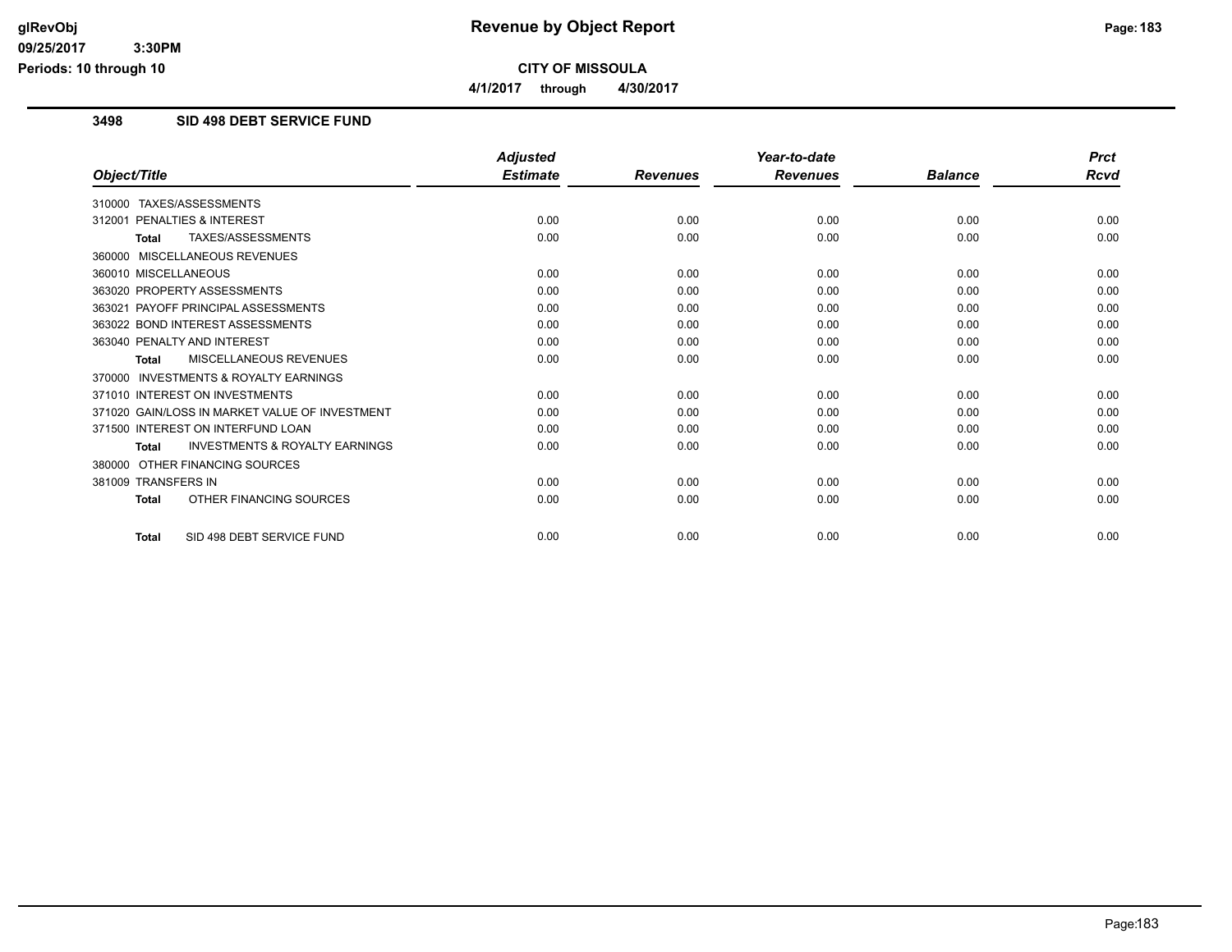# Revenue by Object Report

**CITY OF MISSOULA**

**4/1/2017 through 4/30/2017**

glRevObj
09/25/2017 3:30PM
Periods: 10 through 10

## 3498 SID 498 DEBT SERVICE FUND

| Object/Title | Adjusted Estimate | Revenues | Year-to-date Revenues | Balance | Prct Rcvd |
|---|---|---|---|---|---|
| 310000 TAXES/ASSESSMENTS | | | | | |
| 312001 PENALTIES & INTEREST | 0.00 | 0.00 | 0.00 | 0.00 | 0.00 |
| **Total** TAXES/ASSESSMENTS | 0.00 | 0.00 | 0.00 | 0.00 | 0.00 |
| 360000 MISCELLANEOUS REVENUES | | | | | |
| 360010 MISCELLANEOUS | 0.00 | 0.00 | 0.00 | 0.00 | 0.00 |
| 363020 PROPERTY ASSESSMENTS | 0.00 | 0.00 | 0.00 | 0.00 | 0.00 |
| 363021 PAYOFF PRINCIPAL ASSESSMENTS | 0.00 | 0.00 | 0.00 | 0.00 | 0.00 |
| 363022 BOND INTEREST ASSESSMENTS | 0.00 | 0.00 | 0.00 | 0.00 | 0.00 |
| 363040 PENALTY AND INTEREST | 0.00 | 0.00 | 0.00 | 0.00 | 0.00 |
| **Total** MISCELLANEOUS REVENUES | 0.00 | 0.00 | 0.00 | 0.00 | 0.00 |
| 370000 INVESTMENTS & ROYALTY EARNINGS | | | | | |
| 371010 INTEREST ON INVESTMENTS | 0.00 | 0.00 | 0.00 | 0.00 | 0.00 |
| 371020 GAIN/LOSS IN MARKET VALUE OF INVESTMENT | 0.00 | 0.00 | 0.00 | 0.00 | 0.00 |
| 371500 INTEREST ON INTERFUND LOAN | 0.00 | 0.00 | 0.00 | 0.00 | 0.00 |
| **Total** INVESTMENTS & ROYALTY EARNINGS | 0.00 | 0.00 | 0.00 | 0.00 | 0.00 |
| 380000 OTHER FINANCING SOURCES | | | | | |
| 381009 TRANSFERS IN | 0.00 | 0.00 | 0.00 | 0.00 | 0.00 |
| **Total** OTHER FINANCING SOURCES | 0.00 | 0.00 | 0.00 | 0.00 | 0.00 |
| **Total** SID 498 DEBT SERVICE FUND | 0.00 | 0.00 | 0.00 | 0.00 | 0.00 |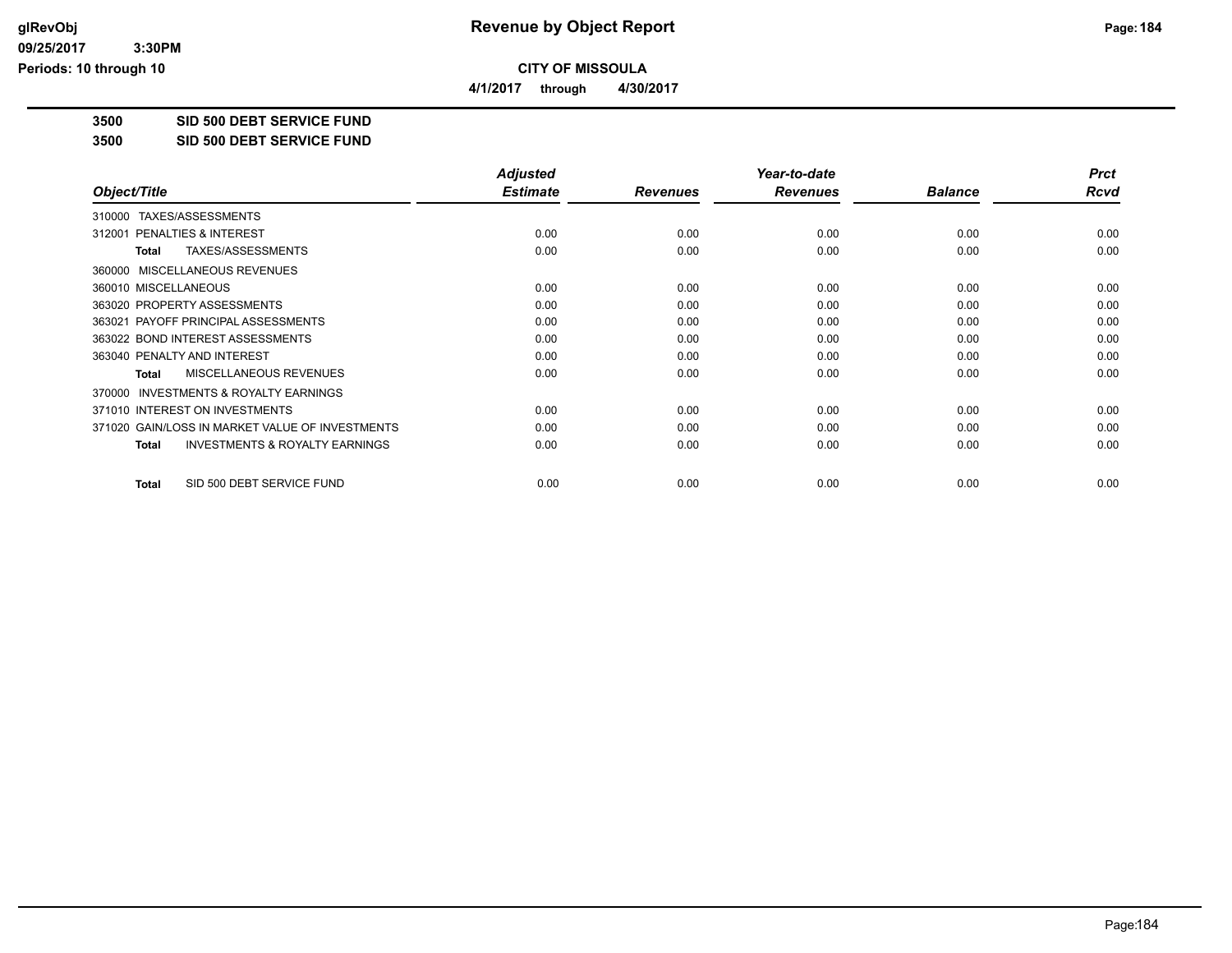**CITY OF MISSOULA**

**4/1/2017 through 4/30/2017**

**3500 SID 500 DEBT SERVICE FUND**

**3500 SID 500 DEBT SERVICE FUND**

| Object/Title | Adjusted Estimate | Revenues | Year-to-date Revenues | Balance | Prct Rcvd |
|---|---|---|---|---|---|
| 310000 TAXES/ASSESSMENTS | | | | | |
| 312001 PENALTIES & INTEREST | 0.00 | 0.00 | 0.00 | 0.00 | 0.00 |
| **Total** TAXES/ASSESSMENTS | 0.00 | 0.00 | 0.00 | 0.00 | 0.00 |
| 360000 MISCELLANEOUS REVENUES | | | | | |
| 360010 MISCELLANEOUS | 0.00 | 0.00 | 0.00 | 0.00 | 0.00 |
| 363020 PROPERTY ASSESSMENTS | 0.00 | 0.00 | 0.00 | 0.00 | 0.00 |
| 363021 PAYOFF PRINCIPAL ASSESSMENTS | 0.00 | 0.00 | 0.00 | 0.00 | 0.00 |
| 363022 BOND INTEREST ASSESSMENTS | 0.00 | 0.00 | 0.00 | 0.00 | 0.00 |
| 363040 PENALTY AND INTEREST | 0.00 | 0.00 | 0.00 | 0.00 | 0.00 |
| **Total** MISCELLANEOUS REVENUES | 0.00 | 0.00 | 0.00 | 0.00 | 0.00 |
| 370000 INVESTMENTS & ROYALTY EARNINGS | | | | | |
| 371010 INTEREST ON INVESTMENTS | 0.00 | 0.00 | 0.00 | 0.00 | 0.00 |
| 371020 GAIN/LOSS IN MARKET VALUE OF INVESTMENTS | 0.00 | 0.00 | 0.00 | 0.00 | 0.00 |
| **Total** INVESTMENTS & ROYALTY EARNINGS | 0.00 | 0.00 | 0.00 | 0.00 | 0.00 |
| **Total** SID 500 DEBT SERVICE FUND | 0.00 | 0.00 | 0.00 | 0.00 | 0.00 |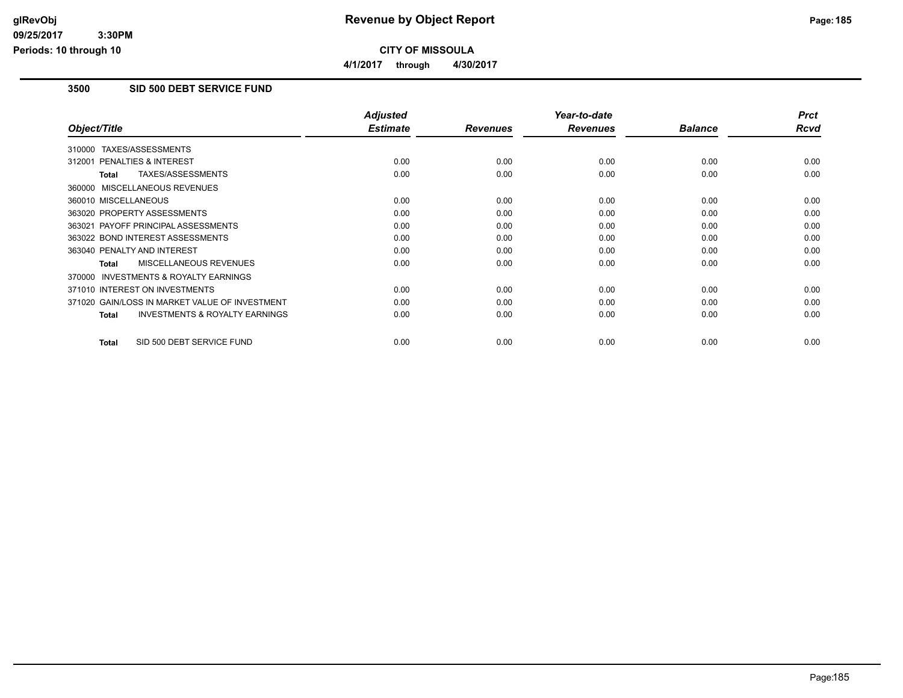# Revenue by Object Report

**CITY OF MISSOULA**

**4/1/2017 through 4/30/2017**

glRevObj
09/25/2017 3:30PM
Periods: 10 through 10

## 3500 SID 500 DEBT SERVICE FUND

| Object/Title | Adjusted Estimate | Revenues | Year-to-date Revenues | Balance | Prct Rcvd |
|---|---|---|---|---|---|
| 310000 TAXES/ASSESSMENTS | | | | | |
| 312001 PENALTIES & INTEREST | 0.00 | 0.00 | 0.00 | 0.00 | 0.00 |
| **Total** TAXES/ASSESSMENTS | 0.00 | 0.00 | 0.00 | 0.00 | 0.00 |
| 360000 MISCELLANEOUS REVENUES | | | | | |
| 360010 MISCELLANEOUS | 0.00 | 0.00 | 0.00 | 0.00 | 0.00 |
| 363020 PROPERTY ASSESSMENTS | 0.00 | 0.00 | 0.00 | 0.00 | 0.00 |
| 363021 PAYOFF PRINCIPAL ASSESSMENTS | 0.00 | 0.00 | 0.00 | 0.00 | 0.00 |
| 363022 BOND INTEREST ASSESSMENTS | 0.00 | 0.00 | 0.00 | 0.00 | 0.00 |
| 363040 PENALTY AND INTEREST | 0.00 | 0.00 | 0.00 | 0.00 | 0.00 |
| **Total** MISCELLANEOUS REVENUES | 0.00 | 0.00 | 0.00 | 0.00 | 0.00 |
| 370000 INVESTMENTS & ROYALTY EARNINGS | | | | | |
| 371010 INTEREST ON INVESTMENTS | 0.00 | 0.00 | 0.00 | 0.00 | 0.00 |
| 371020 GAIN/LOSS IN MARKET VALUE OF INVESTMENT | 0.00 | 0.00 | 0.00 | 0.00 | 0.00 |
| **Total** INVESTMENTS & ROYALTY EARNINGS | 0.00 | 0.00 | 0.00 | 0.00 | 0.00 |
| **Total** SID 500 DEBT SERVICE FUND | 0.00 | 0.00 | 0.00 | 0.00 | 0.00 |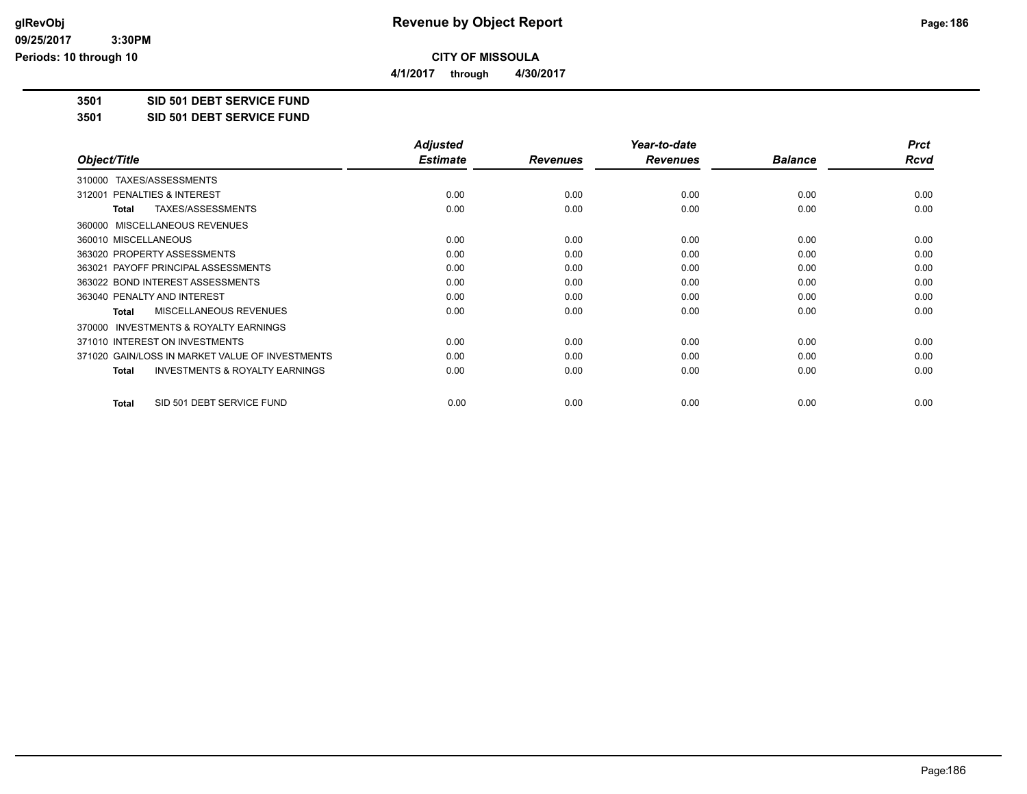**glRevObj**
**09/25/2017 3:30PM**
**Periods: 10 through 10**

# Revenue by Object Report

**CITY OF MISSOULA**

**4/1/2017 through 4/30/2017**

**3501 SID 501 DEBT SERVICE FUND**

**3501 SID 501 DEBT SERVICE FUND**

| Object/Title | Adjusted Estimate | Revenues | Year-to-date Revenues | Balance | Prct Rcvd |
|---|---|---|---|---|---|
| 310000 TAXES/ASSESSMENTS | | | | | |
| 312001 PENALTIES & INTEREST | 0.00 | 0.00 | 0.00 | 0.00 | 0.00 |
| **Total** TAXES/ASSESSMENTS | 0.00 | 0.00 | 0.00 | 0.00 | 0.00 |
| 360000 MISCELLANEOUS REVENUES | | | | | |
| 360010 MISCELLANEOUS | 0.00 | 0.00 | 0.00 | 0.00 | 0.00 |
| 363020 PROPERTY ASSESSMENTS | 0.00 | 0.00 | 0.00 | 0.00 | 0.00 |
| 363021 PAYOFF PRINCIPAL ASSESSMENTS | 0.00 | 0.00 | 0.00 | 0.00 | 0.00 |
| 363022 BOND INTEREST ASSESSMENTS | 0.00 | 0.00 | 0.00 | 0.00 | 0.00 |
| 363040 PENALTY AND INTEREST | 0.00 | 0.00 | 0.00 | 0.00 | 0.00 |
| **Total** MISCELLANEOUS REVENUES | 0.00 | 0.00 | 0.00 | 0.00 | 0.00 |
| 370000 INVESTMENTS & ROYALTY EARNINGS | | | | | |
| 371010 INTEREST ON INVESTMENTS | 0.00 | 0.00 | 0.00 | 0.00 | 0.00 |
| 371020 GAIN/LOSS IN MARKET VALUE OF INVESTMENTS | 0.00 | 0.00 | 0.00 | 0.00 | 0.00 |
| **Total** INVESTMENTS & ROYALTY EARNINGS | 0.00 | 0.00 | 0.00 | 0.00 | 0.00 |
| **Total** SID 501 DEBT SERVICE FUND | 0.00 | 0.00 | 0.00 | 0.00 | 0.00 |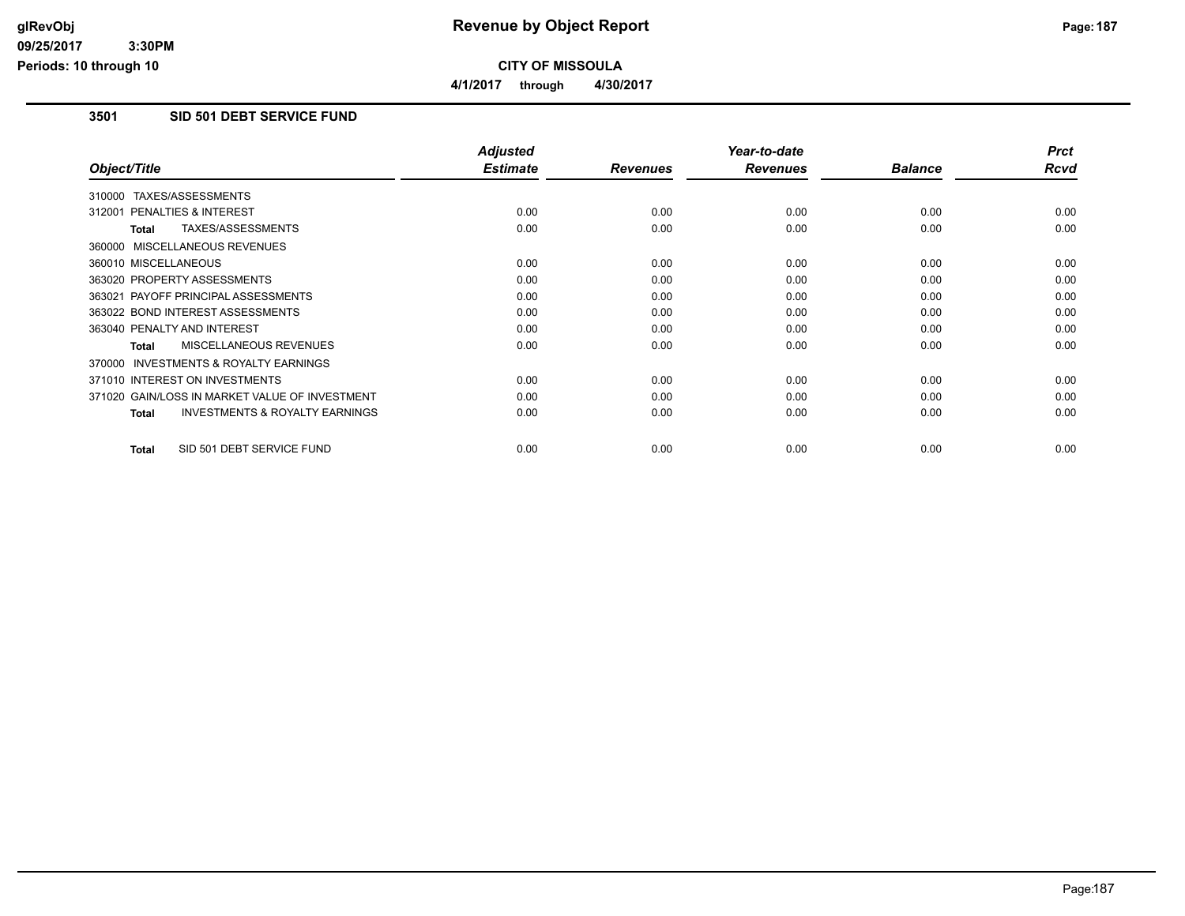# Revenue by Object Report

glRevObj
09/25/2017 3:30PM
Periods: 10 through 10

**CITY OF MISSOULA**

**4/1/2017 through 4/30/2017**

## 3501 SID 501 DEBT SERVICE FUND

| Object/Title | Adjusted Estimate | Revenues | Year-to-date Revenues | Balance | Prct Rcvd |
|---|---|---|---|---|---|
| 310000 TAXES/ASSESSMENTS | | | | | |
| 312001 PENALTIES & INTEREST | 0.00 | 0.00 | 0.00 | 0.00 | 0.00 |
| **Total** TAXES/ASSESSMENTS | 0.00 | 0.00 | 0.00 | 0.00 | 0.00 |
| 360000 MISCELLANEOUS REVENUES | | | | | |
| 360010 MISCELLANEOUS | 0.00 | 0.00 | 0.00 | 0.00 | 0.00 |
| 363020 PROPERTY ASSESSMENTS | 0.00 | 0.00 | 0.00 | 0.00 | 0.00 |
| 363021 PAYOFF PRINCIPAL ASSESSMENTS | 0.00 | 0.00 | 0.00 | 0.00 | 0.00 |
| 363022 BOND INTEREST ASSESSMENTS | 0.00 | 0.00 | 0.00 | 0.00 | 0.00 |
| 363040 PENALTY AND INTEREST | 0.00 | 0.00 | 0.00 | 0.00 | 0.00 |
| **Total** MISCELLANEOUS REVENUES | 0.00 | 0.00 | 0.00 | 0.00 | 0.00 |
| 370000 INVESTMENTS & ROYALTY EARNINGS | | | | | |
| 371010 INTEREST ON INVESTMENTS | 0.00 | 0.00 | 0.00 | 0.00 | 0.00 |
| 371020 GAIN/LOSS IN MARKET VALUE OF INVESTMENT | 0.00 | 0.00 | 0.00 | 0.00 | 0.00 |
| **Total** INVESTMENTS & ROYALTY EARNINGS | 0.00 | 0.00 | 0.00 | 0.00 | 0.00 |
| **Total** SID 501 DEBT SERVICE FUND | 0.00 | 0.00 | 0.00 | 0.00 | 0.00 |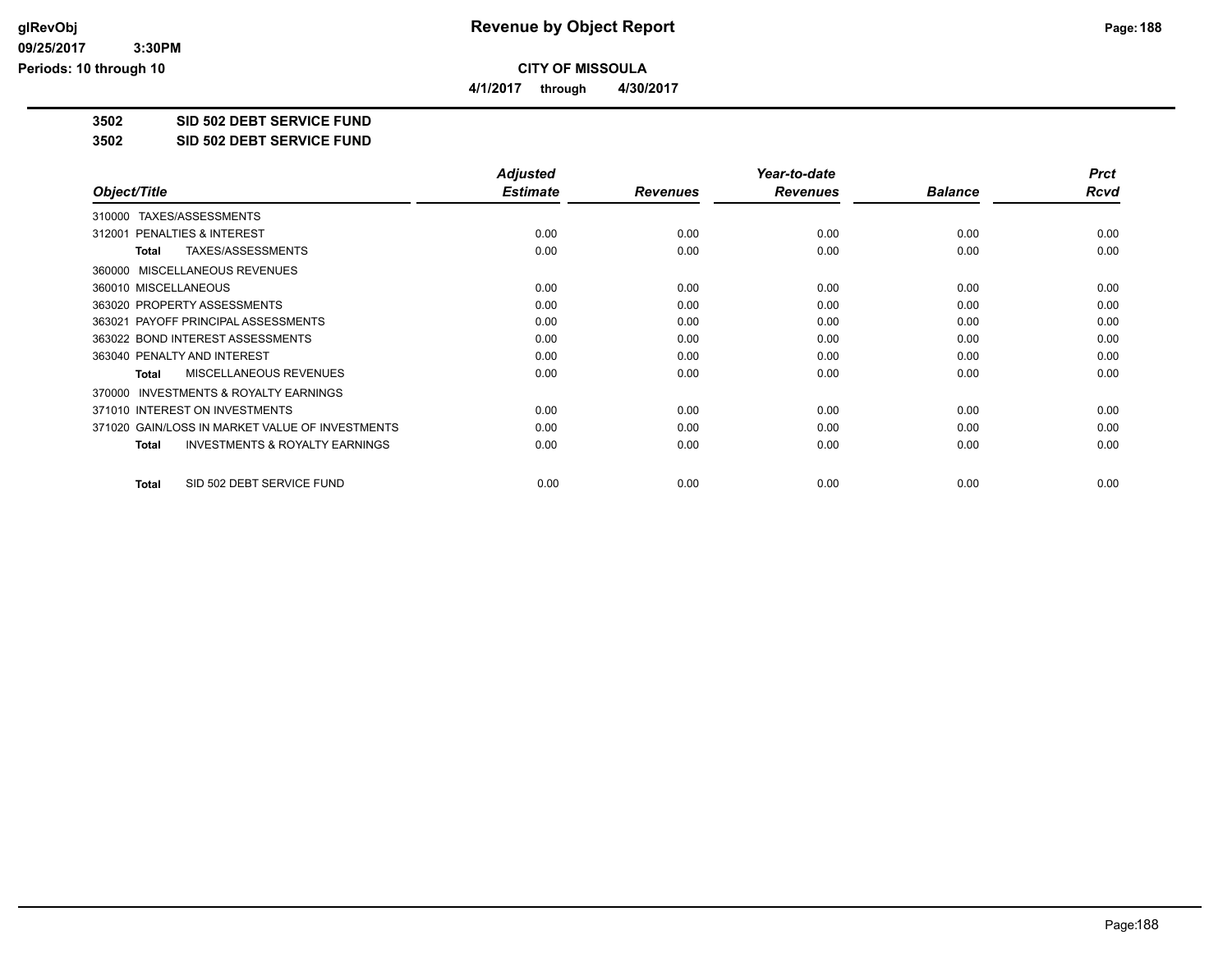# Revenue by Object Report

**CITY OF MISSOULA**

**4/1/2017 through 4/30/2017**

glRevObj
09/25/2017 3:30PM
Periods: 10 through 10

**3502 SID 502 DEBT SERVICE FUND**

**3502 SID 502 DEBT SERVICE FUND**

| Object/Title | Adjusted Estimate | Revenues | Year-to-date Revenues | Balance | Prct Rcvd |
|---|---|---|---|---|---|
| 310000 TAXES/ASSESSMENTS | | | | | |
| 312001 PENALTIES & INTEREST | 0.00 | 0.00 | 0.00 | 0.00 | 0.00 |
| **Total** TAXES/ASSESSMENTS | 0.00 | 0.00 | 0.00 | 0.00 | 0.00 |
| 360000 MISCELLANEOUS REVENUES | | | | | |
| 360010 MISCELLANEOUS | 0.00 | 0.00 | 0.00 | 0.00 | 0.00 |
| 363020 PROPERTY ASSESSMENTS | 0.00 | 0.00 | 0.00 | 0.00 | 0.00 |
| 363021 PAYOFF PRINCIPAL ASSESSMENTS | 0.00 | 0.00 | 0.00 | 0.00 | 0.00 |
| 363022 BOND INTEREST ASSESSMENTS | 0.00 | 0.00 | 0.00 | 0.00 | 0.00 |
| 363040 PENALTY AND INTEREST | 0.00 | 0.00 | 0.00 | 0.00 | 0.00 |
| **Total** MISCELLANEOUS REVENUES | 0.00 | 0.00 | 0.00 | 0.00 | 0.00 |
| 370000 INVESTMENTS & ROYALTY EARNINGS | | | | | |
| 371010 INTEREST ON INVESTMENTS | 0.00 | 0.00 | 0.00 | 0.00 | 0.00 |
| 371020 GAIN/LOSS IN MARKET VALUE OF INVESTMENTS | 0.00 | 0.00 | 0.00 | 0.00 | 0.00 |
| **Total** INVESTMENTS & ROYALTY EARNINGS | 0.00 | 0.00 | 0.00 | 0.00 | 0.00 |
| **Total** SID 502 DEBT SERVICE FUND | 0.00 | 0.00 | 0.00 | 0.00 | 0.00 |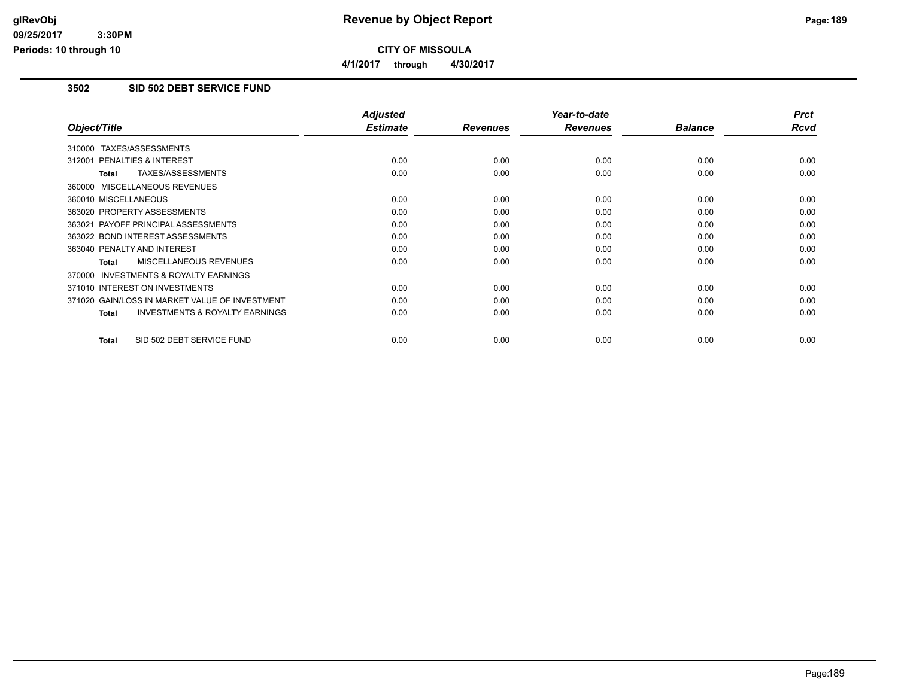# Revenue by Object Report

**CITY OF MISSOULA**

4/1/2017 through 4/30/2017

glRevObj
09/25/2017 3:30PM
Periods: 10 through 10

## 3502 SID 502 DEBT SERVICE FUND

| Object/Title | Adjusted Estimate | Revenues | Year-to-date Revenues | Balance | Prct Rcvd |
|---|---|---|---|---|---|
| 310000 TAXES/ASSESSMENTS | | | | | |
| 312001 PENALTIES & INTEREST | 0.00 | 0.00 | 0.00 | 0.00 | 0.00 |
| **Total** TAXES/ASSESSMENTS | 0.00 | 0.00 | 0.00 | 0.00 | 0.00 |
| 360000 MISCELLANEOUS REVENUES | | | | | |
| 360010 MISCELLANEOUS | 0.00 | 0.00 | 0.00 | 0.00 | 0.00 |
| 363020 PROPERTY ASSESSMENTS | 0.00 | 0.00 | 0.00 | 0.00 | 0.00 |
| 363021 PAYOFF PRINCIPAL ASSESSMENTS | 0.00 | 0.00 | 0.00 | 0.00 | 0.00 |
| 363022 BOND INTEREST ASSESSMENTS | 0.00 | 0.00 | 0.00 | 0.00 | 0.00 |
| 363040 PENALTY AND INTEREST | 0.00 | 0.00 | 0.00 | 0.00 | 0.00 |
| **Total** MISCELLANEOUS REVENUES | 0.00 | 0.00 | 0.00 | 0.00 | 0.00 |
| 370000 INVESTMENTS & ROYALTY EARNINGS | | | | | |
| 371010 INTEREST ON INVESTMENTS | 0.00 | 0.00 | 0.00 | 0.00 | 0.00 |
| 371020 GAIN/LOSS IN MARKET VALUE OF INVESTMENT | 0.00 | 0.00 | 0.00 | 0.00 | 0.00 |
| **Total** INVESTMENTS & ROYALTY EARNINGS | 0.00 | 0.00 | 0.00 | 0.00 | 0.00 |
| **Total** SID 502 DEBT SERVICE FUND | 0.00 | 0.00 | 0.00 | 0.00 | 0.00 |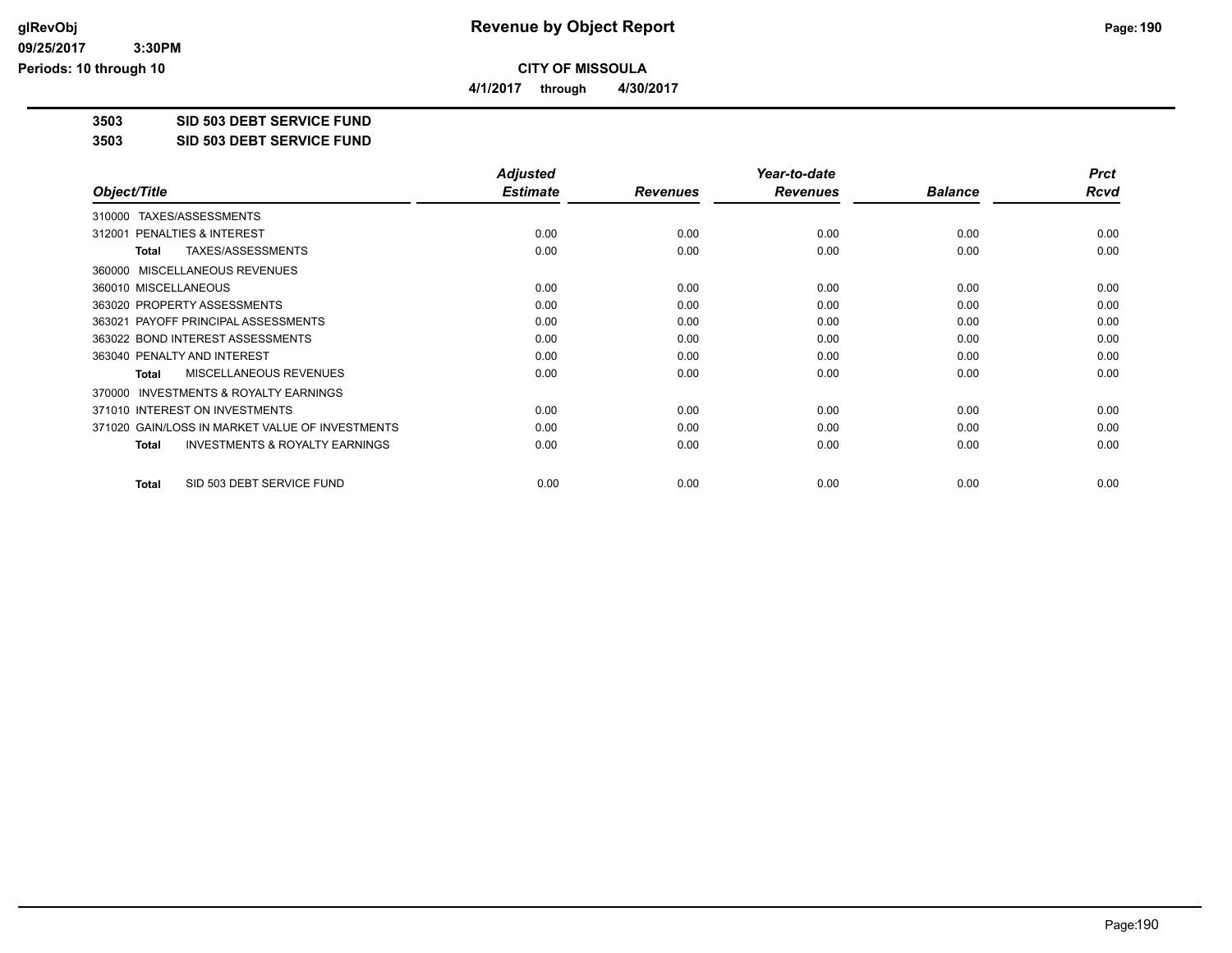# Revenue by Object Report

**CITY OF MISSOULA**

**4/1/2017 through 4/30/2017**

glRevObj
09/25/2017 3:30PM
Periods: 10 through 10

**3503 SID 503 DEBT SERVICE FUND**

**3503 SID 503 DEBT SERVICE FUND**

| Object/Title | Adjusted Estimate | Revenues | Year-to-date Revenues | Balance | Prct Rcvd |
|---|---|---|---|---|---|
| 310000 TAXES/ASSESSMENTS | | | | | |
| 312001 PENALTIES & INTEREST | 0.00 | 0.00 | 0.00 | 0.00 | 0.00 |
| **Total** TAXES/ASSESSMENTS | 0.00 | 0.00 | 0.00 | 0.00 | 0.00 |
| 360000 MISCELLANEOUS REVENUES | | | | | |
| 360010 MISCELLANEOUS | 0.00 | 0.00 | 0.00 | 0.00 | 0.00 |
| 363020 PROPERTY ASSESSMENTS | 0.00 | 0.00 | 0.00 | 0.00 | 0.00 |
| 363021 PAYOFF PRINCIPAL ASSESSMENTS | 0.00 | 0.00 | 0.00 | 0.00 | 0.00 |
| 363022 BOND INTEREST ASSESSMENTS | 0.00 | 0.00 | 0.00 | 0.00 | 0.00 |
| 363040 PENALTY AND INTEREST | 0.00 | 0.00 | 0.00 | 0.00 | 0.00 |
| **Total** MISCELLANEOUS REVENUES | 0.00 | 0.00 | 0.00 | 0.00 | 0.00 |
| 370000 INVESTMENTS & ROYALTY EARNINGS | | | | | |
| 371010 INTEREST ON INVESTMENTS | 0.00 | 0.00 | 0.00 | 0.00 | 0.00 |
| 371020 GAIN/LOSS IN MARKET VALUE OF INVESTMENTS | 0.00 | 0.00 | 0.00 | 0.00 | 0.00 |
| **Total** INVESTMENTS & ROYALTY EARNINGS | 0.00 | 0.00 | 0.00 | 0.00 | 0.00 |
| **Total** SID 503 DEBT SERVICE FUND | 0.00 | 0.00 | 0.00 | 0.00 | 0.00 |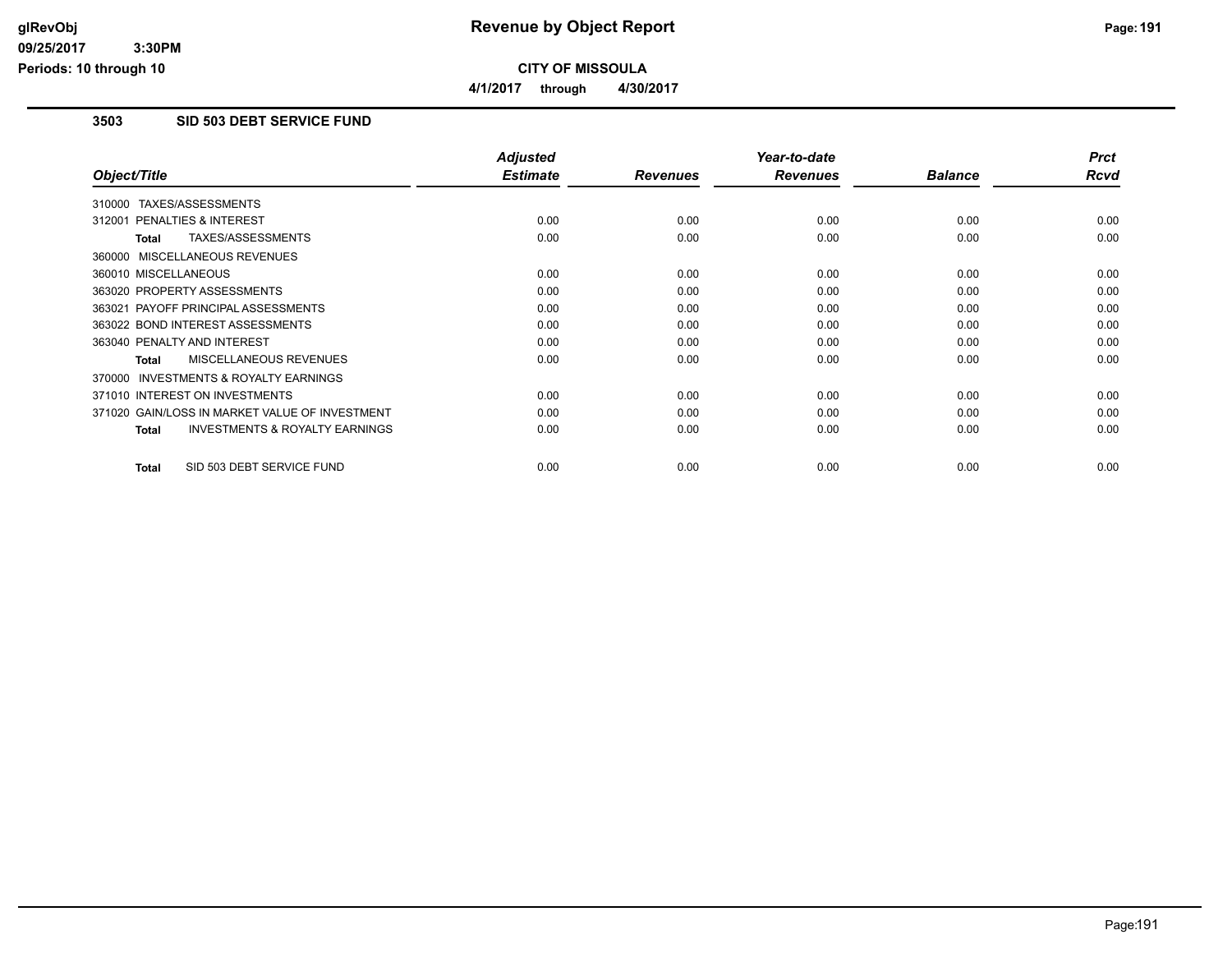# Revenue by Object Report

**CITY OF MISSOULA**

**4/1/2017 through 4/30/2017**

glRevObj
09/25/2017 3:30PM
Periods: 10 through 10

### 3503 SID 503 DEBT SERVICE FUND

| Object/Title | Adjusted Estimate | Revenues | Year-to-date Revenues | Balance | Prct Rcvd |
|---|---|---|---|---|---|
| 310000 TAXES/ASSESSMENTS | | | | | |
| 312001 PENALTIES & INTEREST | 0.00 | 0.00 | 0.00 | 0.00 | 0.00 |
| **Total** TAXES/ASSESSMENTS | 0.00 | 0.00 | 0.00 | 0.00 | 0.00 |
| 360000 MISCELLANEOUS REVENUES | | | | | |
| 360010 MISCELLANEOUS | 0.00 | 0.00 | 0.00 | 0.00 | 0.00 |
| 363020 PROPERTY ASSESSMENTS | 0.00 | 0.00 | 0.00 | 0.00 | 0.00 |
| 363021 PAYOFF PRINCIPAL ASSESSMENTS | 0.00 | 0.00 | 0.00 | 0.00 | 0.00 |
| 363022 BOND INTEREST ASSESSMENTS | 0.00 | 0.00 | 0.00 | 0.00 | 0.00 |
| 363040 PENALTY AND INTEREST | 0.00 | 0.00 | 0.00 | 0.00 | 0.00 |
| **Total** MISCELLANEOUS REVENUES | 0.00 | 0.00 | 0.00 | 0.00 | 0.00 |
| 370000 INVESTMENTS & ROYALTY EARNINGS | | | | | |
| 371010 INTEREST ON INVESTMENTS | 0.00 | 0.00 | 0.00 | 0.00 | 0.00 |
| 371020 GAIN/LOSS IN MARKET VALUE OF INVESTMENT | 0.00 | 0.00 | 0.00 | 0.00 | 0.00 |
| **Total** INVESTMENTS & ROYALTY EARNINGS | 0.00 | 0.00 | 0.00 | 0.00 | 0.00 |
| **Total** SID 503 DEBT SERVICE FUND | 0.00 | 0.00 | 0.00 | 0.00 | 0.00 |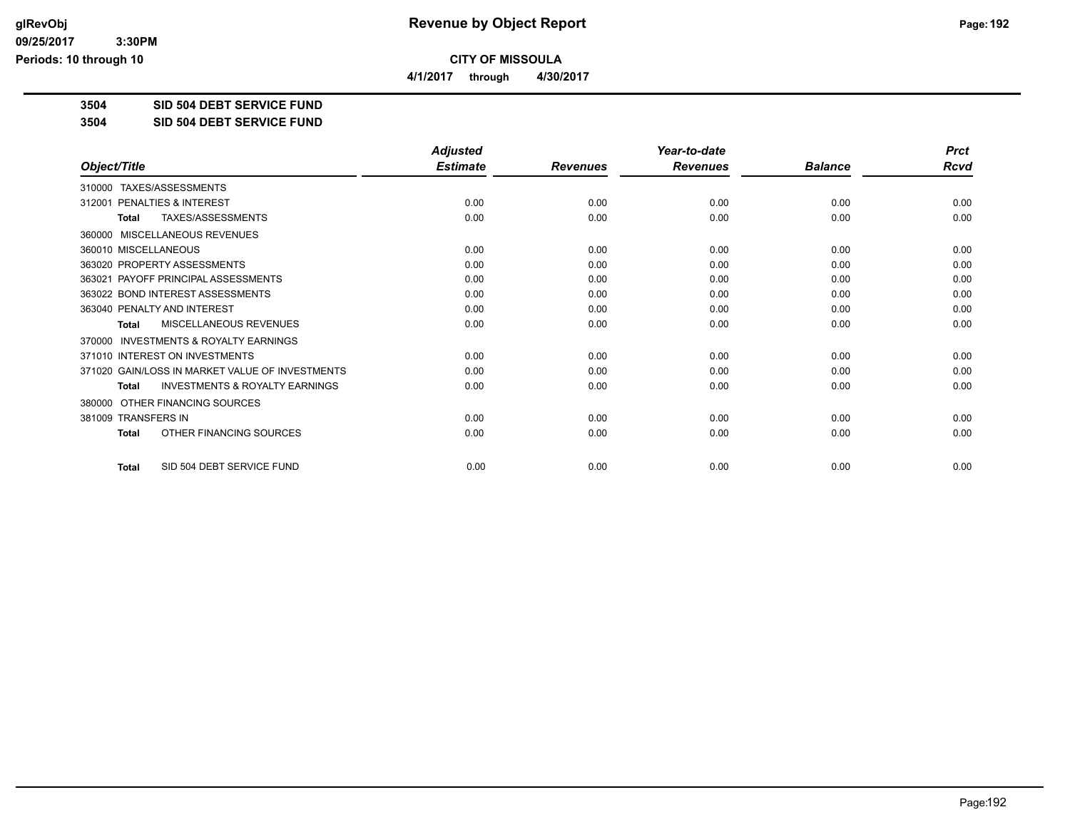**CITY OF MISSOULA**

**4/1/2017 through 4/30/2017**

**3504 SID 504 DEBT SERVICE FUND**

**3504 SID 504 DEBT SERVICE FUND**

| Object/Title | Adjusted Estimate | Revenues | Year-to-date Revenues | Balance | Prct Rcvd |
|---|---|---|---|---|---|
| 310000 TAXES/ASSESSMENTS | | | | | |
| 312001 PENALTIES & INTEREST | 0.00 | 0.00 | 0.00 | 0.00 | 0.00 |
| **Total** TAXES/ASSESSMENTS | 0.00 | 0.00 | 0.00 | 0.00 | 0.00 |
| 360000 MISCELLANEOUS REVENUES | | | | | |
| 360010 MISCELLANEOUS | 0.00 | 0.00 | 0.00 | 0.00 | 0.00 |
| 363020 PROPERTY ASSESSMENTS | 0.00 | 0.00 | 0.00 | 0.00 | 0.00 |
| 363021 PAYOFF PRINCIPAL ASSESSMENTS | 0.00 | 0.00 | 0.00 | 0.00 | 0.00 |
| 363022 BOND INTEREST ASSESSMENTS | 0.00 | 0.00 | 0.00 | 0.00 | 0.00 |
| 363040 PENALTY AND INTEREST | 0.00 | 0.00 | 0.00 | 0.00 | 0.00 |
| **Total** MISCELLANEOUS REVENUES | 0.00 | 0.00 | 0.00 | 0.00 | 0.00 |
| 370000 INVESTMENTS & ROYALTY EARNINGS | | | | | |
| 371010 INTEREST ON INVESTMENTS | 0.00 | 0.00 | 0.00 | 0.00 | 0.00 |
| 371020 GAIN/LOSS IN MARKET VALUE OF INVESTMENTS | 0.00 | 0.00 | 0.00 | 0.00 | 0.00 |
| **Total** INVESTMENTS & ROYALTY EARNINGS | 0.00 | 0.00 | 0.00 | 0.00 | 0.00 |
| 380000 OTHER FINANCING SOURCES | | | | | |
| 381009 TRANSFERS IN | 0.00 | 0.00 | 0.00 | 0.00 | 0.00 |
| **Total** OTHER FINANCING SOURCES | 0.00 | 0.00 | 0.00 | 0.00 | 0.00 |
| **Total** SID 504 DEBT SERVICE FUND | 0.00 | 0.00 | 0.00 | 0.00 | 0.00 |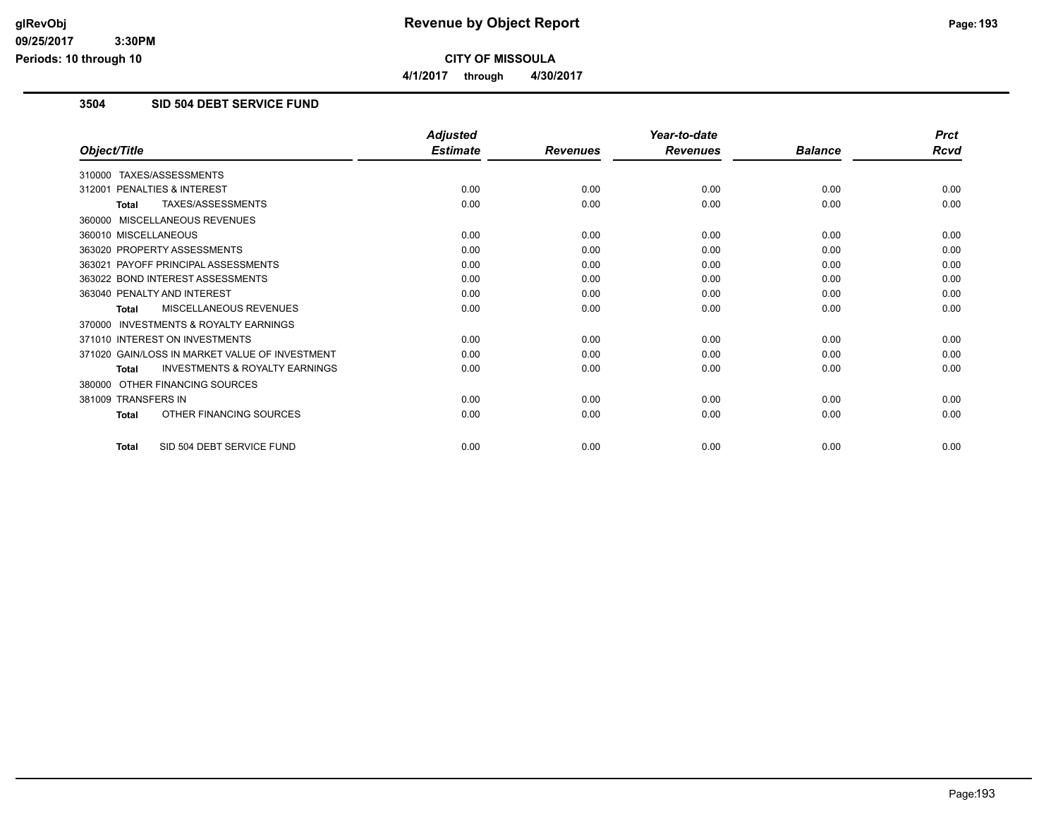**CITY OF MISSOULA**

**4/1/2017 through 4/30/2017**

## 3504 SID 504 DEBT SERVICE FUND

| Object/Title | Adjusted Estimate | Revenues | Year-to-date Revenues | Balance | Prct Rcvd |
|---|---|---|---|---|---|
| 310000 TAXES/ASSESSMENTS | | | | | |
| 312001 PENALTIES & INTEREST | 0.00 | 0.00 | 0.00 | 0.00 | 0.00 |
| **Total** TAXES/ASSESSMENTS | 0.00 | 0.00 | 0.00 | 0.00 | 0.00 |
| 360000 MISCELLANEOUS REVENUES | | | | | |
| 360010 MISCELLANEOUS | 0.00 | 0.00 | 0.00 | 0.00 | 0.00 |
| 363020 PROPERTY ASSESSMENTS | 0.00 | 0.00 | 0.00 | 0.00 | 0.00 |
| 363021 PAYOFF PRINCIPAL ASSESSMENTS | 0.00 | 0.00 | 0.00 | 0.00 | 0.00 |
| 363022 BOND INTEREST ASSESSMENTS | 0.00 | 0.00 | 0.00 | 0.00 | 0.00 |
| 363040 PENALTY AND INTEREST | 0.00 | 0.00 | 0.00 | 0.00 | 0.00 |
| **Total** MISCELLANEOUS REVENUES | 0.00 | 0.00 | 0.00 | 0.00 | 0.00 |
| 370000 INVESTMENTS & ROYALTY EARNINGS | | | | | |
| 371010 INTEREST ON INVESTMENTS | 0.00 | 0.00 | 0.00 | 0.00 | 0.00 |
| 371020 GAIN/LOSS IN MARKET VALUE OF INVESTMENT | 0.00 | 0.00 | 0.00 | 0.00 | 0.00 |
| **Total** INVESTMENTS & ROYALTY EARNINGS | 0.00 | 0.00 | 0.00 | 0.00 | 0.00 |
| 380000 OTHER FINANCING SOURCES | | | | | |
| 381009 TRANSFERS IN | 0.00 | 0.00 | 0.00 | 0.00 | 0.00 |
| **Total** OTHER FINANCING SOURCES | 0.00 | 0.00 | 0.00 | 0.00 | 0.00 |
| **Total** SID 504 DEBT SERVICE FUND | 0.00 | 0.00 | 0.00 | 0.00 | 0.00 |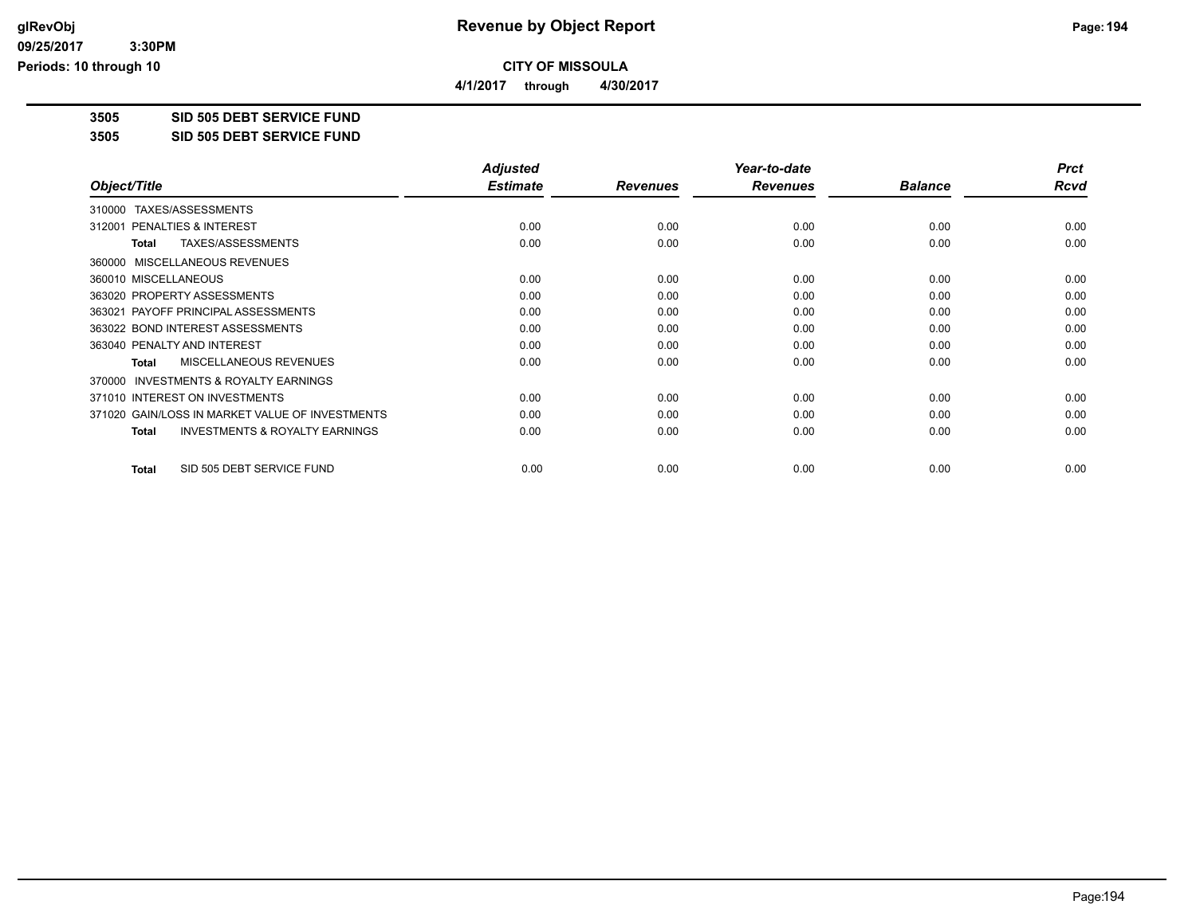# Revenue by Object Report

**CITY OF MISSOULA**

**4/1/2017 through 4/30/2017**

glRevObj
09/25/2017 3:30PM
Periods: 10 through 10

**3505 SID 505 DEBT SERVICE FUND**

**3505 SID 505 DEBT SERVICE FUND**

| Object/Title | Adjusted Estimate | Revenues | Year-to-date Revenues | Balance | Prct Rcvd |
|---|---|---|---|---|---|
| 310000 TAXES/ASSESSMENTS | | | | | |
| 312001 PENALTIES & INTEREST | 0.00 | 0.00 | 0.00 | 0.00 | 0.00 |
| **Total** TAXES/ASSESSMENTS | 0.00 | 0.00 | 0.00 | 0.00 | 0.00 |
| 360000 MISCELLANEOUS REVENUES | | | | | |
| 360010 MISCELLANEOUS | 0.00 | 0.00 | 0.00 | 0.00 | 0.00 |
| 363020 PROPERTY ASSESSMENTS | 0.00 | 0.00 | 0.00 | 0.00 | 0.00 |
| 363021 PAYOFF PRINCIPAL ASSESSMENTS | 0.00 | 0.00 | 0.00 | 0.00 | 0.00 |
| 363022 BOND INTEREST ASSESSMENTS | 0.00 | 0.00 | 0.00 | 0.00 | 0.00 |
| 363040 PENALTY AND INTEREST | 0.00 | 0.00 | 0.00 | 0.00 | 0.00 |
| **Total** MISCELLANEOUS REVENUES | 0.00 | 0.00 | 0.00 | 0.00 | 0.00 |
| 370000 INVESTMENTS & ROYALTY EARNINGS | | | | | |
| 371010 INTEREST ON INVESTMENTS | 0.00 | 0.00 | 0.00 | 0.00 | 0.00 |
| 371020 GAIN/LOSS IN MARKET VALUE OF INVESTMENTS | 0.00 | 0.00 | 0.00 | 0.00 | 0.00 |
| **Total** INVESTMENTS & ROYALTY EARNINGS | 0.00 | 0.00 | 0.00 | 0.00 | 0.00 |
| **Total** SID 505 DEBT SERVICE FUND | 0.00 | 0.00 | 0.00 | 0.00 | 0.00 |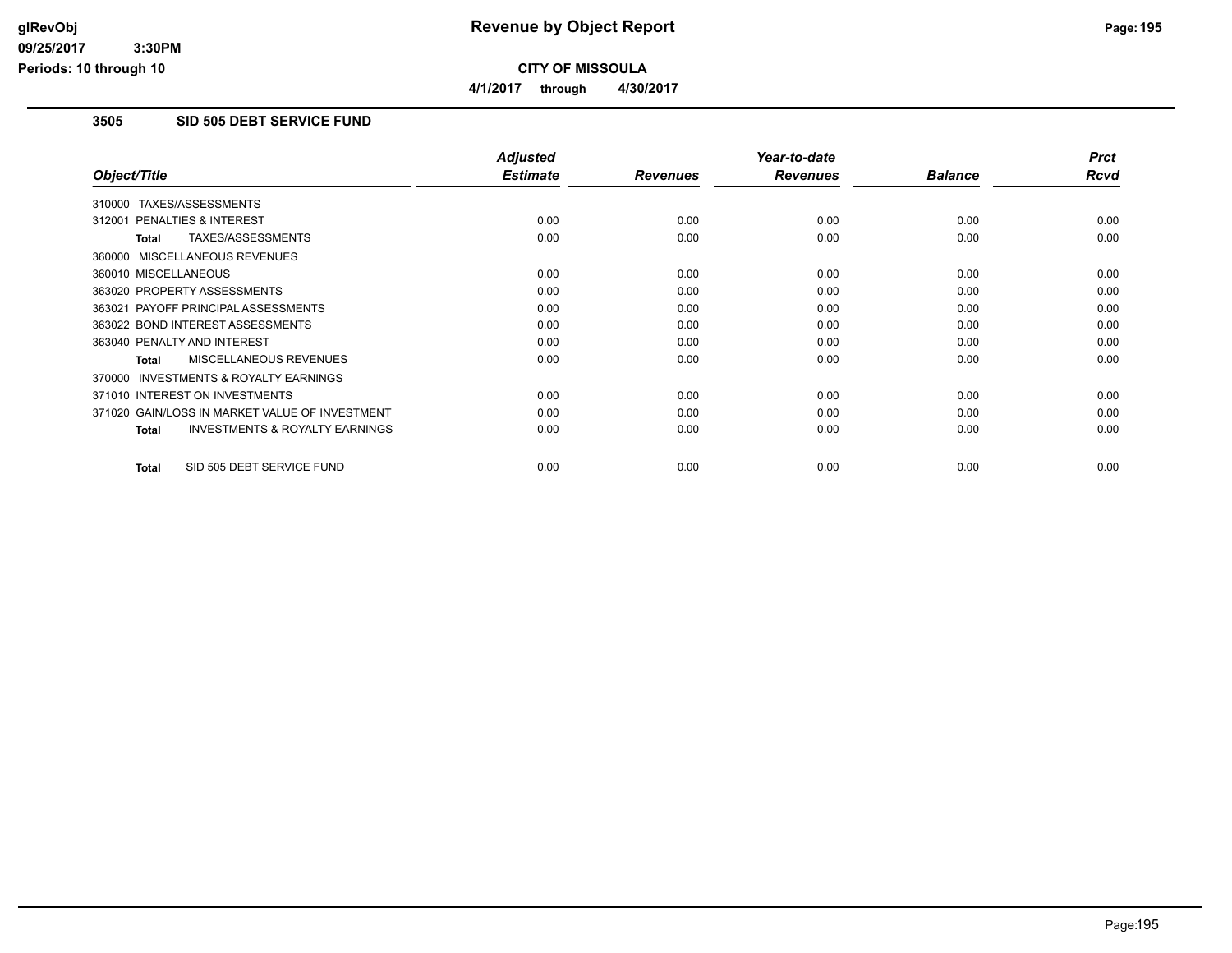**CITY OF MISSOULA**

**4/1/2017 through 4/30/2017**

### 3505 SID 505 DEBT SERVICE FUND

| Object/Title | Adjusted Estimate | Revenues | Year-to-date Revenues | Balance | Prct Rcvd |
|---|---|---|---|---|---|
| 310000 TAXES/ASSESSMENTS | | | | | |
| 312001 PENALTIES & INTEREST | 0.00 | 0.00 | 0.00 | 0.00 | 0.00 |
| **Total** TAXES/ASSESSMENTS | 0.00 | 0.00 | 0.00 | 0.00 | 0.00 |
| 360000 MISCELLANEOUS REVENUES | | | | | |
| 360010 MISCELLANEOUS | 0.00 | 0.00 | 0.00 | 0.00 | 0.00 |
| 363020 PROPERTY ASSESSMENTS | 0.00 | 0.00 | 0.00 | 0.00 | 0.00 |
| 363021 PAYOFF PRINCIPAL ASSESSMENTS | 0.00 | 0.00 | 0.00 | 0.00 | 0.00 |
| 363022 BOND INTEREST ASSESSMENTS | 0.00 | 0.00 | 0.00 | 0.00 | 0.00 |
| 363040 PENALTY AND INTEREST | 0.00 | 0.00 | 0.00 | 0.00 | 0.00 |
| **Total** MISCELLANEOUS REVENUES | 0.00 | 0.00 | 0.00 | 0.00 | 0.00 |
| 370000 INVESTMENTS & ROYALTY EARNINGS | | | | | |
| 371010 INTEREST ON INVESTMENTS | 0.00 | 0.00 | 0.00 | 0.00 | 0.00 |
| 371020 GAIN/LOSS IN MARKET VALUE OF INVESTMENT | 0.00 | 0.00 | 0.00 | 0.00 | 0.00 |
| **Total** INVESTMENTS & ROYALTY EARNINGS | 0.00 | 0.00 | 0.00 | 0.00 | 0.00 |
| **Total** SID 505 DEBT SERVICE FUND | 0.00 | 0.00 | 0.00 | 0.00 | 0.00 |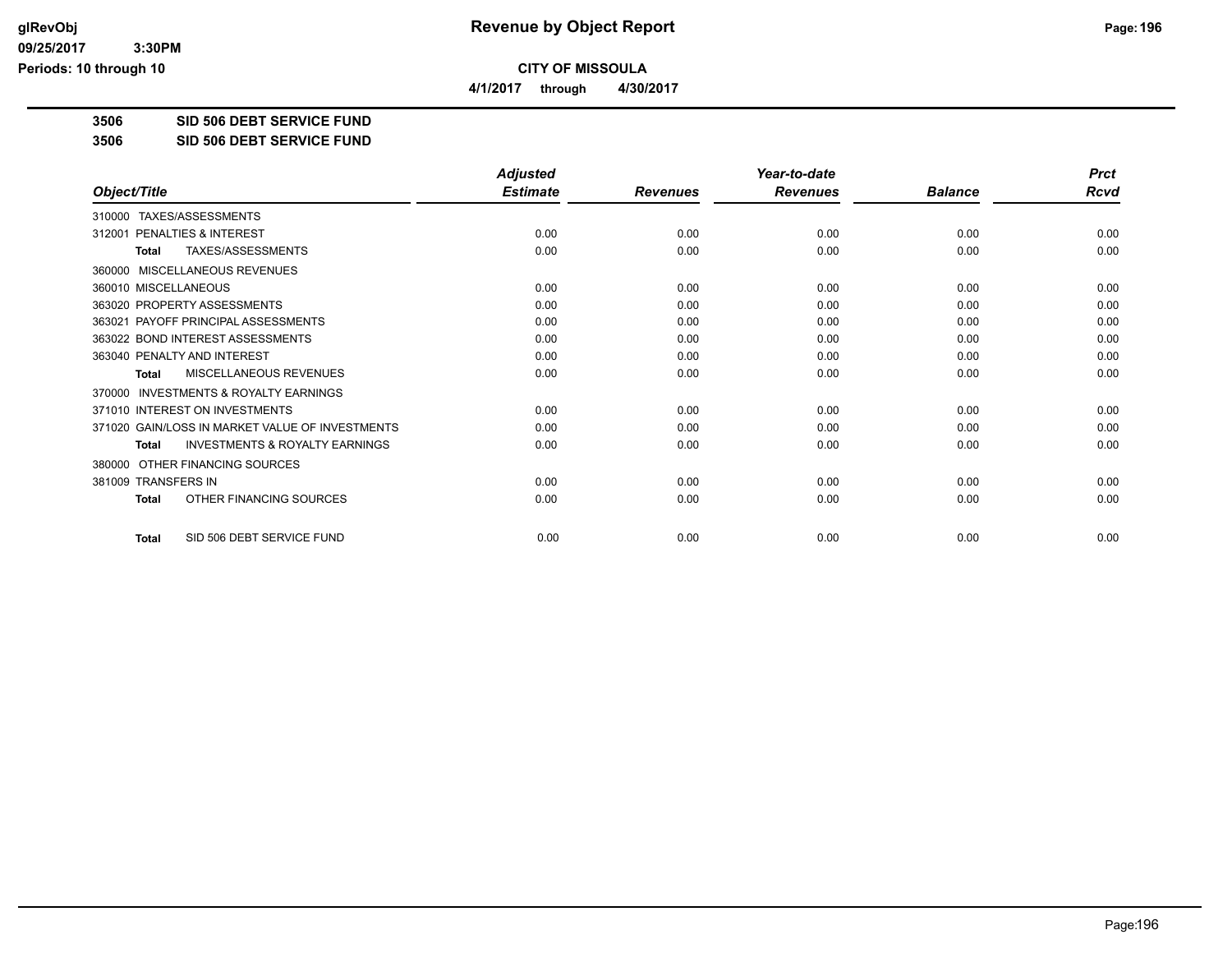**Revenue by Object Report**

**CITY OF MISSOULA**

**4/1/2017 through 4/30/2017**

glRevObj
09/25/2017 3:30PM
Periods: 10 through 10

**3506 SID 506 DEBT SERVICE FUND**

**3506 SID 506 DEBT SERVICE FUND**

| Object/Title | Adjusted Estimate | Revenues | Year-to-date Revenues | Balance | Prct Rcvd |
|---|---|---|---|---|---|
| 310000 TAXES/ASSESSMENTS | | | | | |
| 312001 PENALTIES & INTEREST | 0.00 | 0.00 | 0.00 | 0.00 | 0.00 |
| **Total** TAXES/ASSESSMENTS | 0.00 | 0.00 | 0.00 | 0.00 | 0.00 |
| 360000 MISCELLANEOUS REVENUES | | | | | |
| 360010 MISCELLANEOUS | 0.00 | 0.00 | 0.00 | 0.00 | 0.00 |
| 363020 PROPERTY ASSESSMENTS | 0.00 | 0.00 | 0.00 | 0.00 | 0.00 |
| 363021 PAYOFF PRINCIPAL ASSESSMENTS | 0.00 | 0.00 | 0.00 | 0.00 | 0.00 |
| 363022 BOND INTEREST ASSESSMENTS | 0.00 | 0.00 | 0.00 | 0.00 | 0.00 |
| 363040 PENALTY AND INTEREST | 0.00 | 0.00 | 0.00 | 0.00 | 0.00 |
| **Total** MISCELLANEOUS REVENUES | 0.00 | 0.00 | 0.00 | 0.00 | 0.00 |
| 370000 INVESTMENTS & ROYALTY EARNINGS | | | | | |
| 371010 INTEREST ON INVESTMENTS | 0.00 | 0.00 | 0.00 | 0.00 | 0.00 |
| 371020 GAIN/LOSS IN MARKET VALUE OF INVESTMENTS | 0.00 | 0.00 | 0.00 | 0.00 | 0.00 |
| **Total** INVESTMENTS & ROYALTY EARNINGS | 0.00 | 0.00 | 0.00 | 0.00 | 0.00 |
| 380000 OTHER FINANCING SOURCES | | | | | |
| 381009 TRANSFERS IN | 0.00 | 0.00 | 0.00 | 0.00 | 0.00 |
| **Total** OTHER FINANCING SOURCES | 0.00 | 0.00 | 0.00 | 0.00 | 0.00 |
| **Total** SID 506 DEBT SERVICE FUND | 0.00 | 0.00 | 0.00 | 0.00 | 0.00 |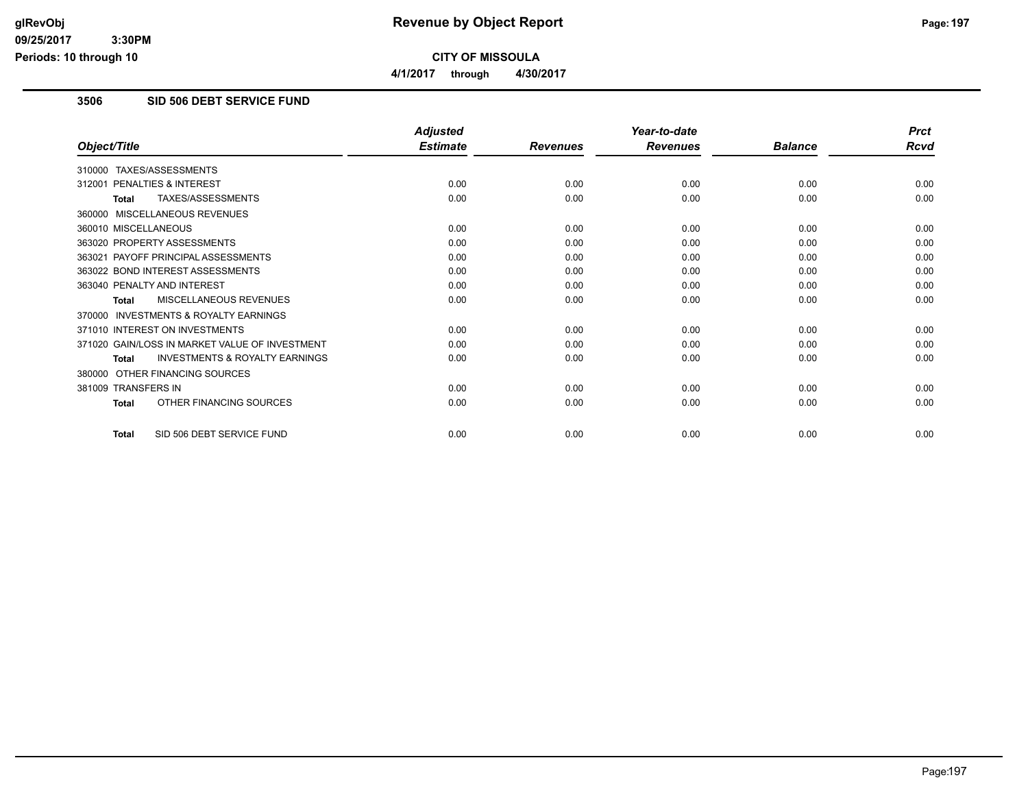**CITY OF MISSOULA**

**4/1/2017 through 4/30/2017**

## 3506 SID 506 DEBT SERVICE FUND

| Object/Title | Adjusted Estimate | Revenues | Year-to-date Revenues | Balance | Prct Rcvd |
|---|---|---|---|---|---|
| 310000 TAXES/ASSESSMENTS | | | | | |
| 312001 PENALTIES & INTEREST | 0.00 | 0.00 | 0.00 | 0.00 | 0.00 |
| **Total** TAXES/ASSESSMENTS | 0.00 | 0.00 | 0.00 | 0.00 | 0.00 |
| 360000 MISCELLANEOUS REVENUES | | | | | |
| 360010 MISCELLANEOUS | 0.00 | 0.00 | 0.00 | 0.00 | 0.00 |
| 363020 PROPERTY ASSESSMENTS | 0.00 | 0.00 | 0.00 | 0.00 | 0.00 |
| 363021 PAYOFF PRINCIPAL ASSESSMENTS | 0.00 | 0.00 | 0.00 | 0.00 | 0.00 |
| 363022 BOND INTEREST ASSESSMENTS | 0.00 | 0.00 | 0.00 | 0.00 | 0.00 |
| 363040 PENALTY AND INTEREST | 0.00 | 0.00 | 0.00 | 0.00 | 0.00 |
| **Total** MISCELLANEOUS REVENUES | 0.00 | 0.00 | 0.00 | 0.00 | 0.00 |
| 370000 INVESTMENTS & ROYALTY EARNINGS | | | | | |
| 371010 INTEREST ON INVESTMENTS | 0.00 | 0.00 | 0.00 | 0.00 | 0.00 |
| 371020 GAIN/LOSS IN MARKET VALUE OF INVESTMENT | 0.00 | 0.00 | 0.00 | 0.00 | 0.00 |
| **Total** INVESTMENTS & ROYALTY EARNINGS | 0.00 | 0.00 | 0.00 | 0.00 | 0.00 |
| 380000 OTHER FINANCING SOURCES | | | | | |
| 381009 TRANSFERS IN | 0.00 | 0.00 | 0.00 | 0.00 | 0.00 |
| **Total** OTHER FINANCING SOURCES | 0.00 | 0.00 | 0.00 | 0.00 | 0.00 |
| **Total** SID 506 DEBT SERVICE FUND | 0.00 | 0.00 | 0.00 | 0.00 | 0.00 |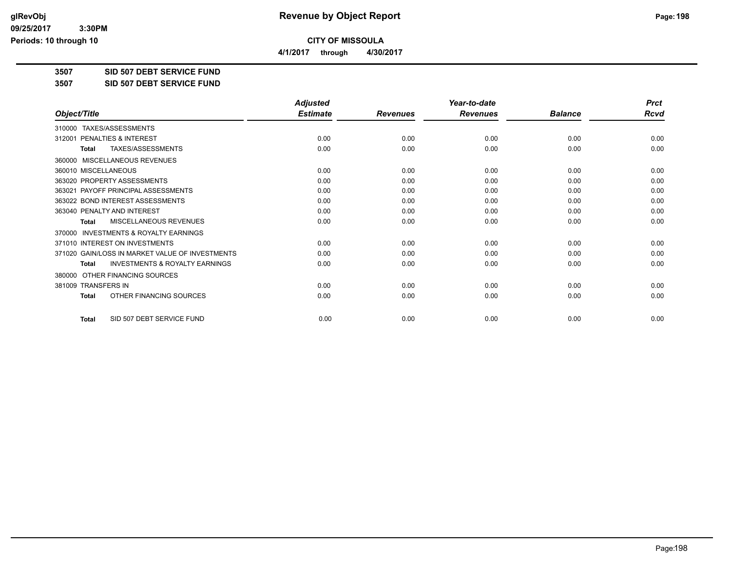glRevObj
09/25/2017 3:30PM
Periods: 10 through 10

# Revenue by Object Report

**CITY OF MISSOULA**

**4/1/2017 through 4/30/2017**

**3507 SID 507 DEBT SERVICE FUND**

**3507 SID 507 DEBT SERVICE FUND**

| Object/Title | Adjusted Estimate | Revenues | Year-to-date Revenues | Balance | Prct Rcvd |
|---|---|---|---|---|---|
| 310000 TAXES/ASSESSMENTS | | | | | |
| 312001 PENALTIES & INTEREST | 0.00 | 0.00 | 0.00 | 0.00 | 0.00 |
| **Total** TAXES/ASSESSMENTS | 0.00 | 0.00 | 0.00 | 0.00 | 0.00 |
| 360000 MISCELLANEOUS REVENUES | | | | | |
| 360010 MISCELLANEOUS | 0.00 | 0.00 | 0.00 | 0.00 | 0.00 |
| 363020 PROPERTY ASSESSMENTS | 0.00 | 0.00 | 0.00 | 0.00 | 0.00 |
| 363021 PAYOFF PRINCIPAL ASSESSMENTS | 0.00 | 0.00 | 0.00 | 0.00 | 0.00 |
| 363022 BOND INTEREST ASSESSMENTS | 0.00 | 0.00 | 0.00 | 0.00 | 0.00 |
| 363040 PENALTY AND INTEREST | 0.00 | 0.00 | 0.00 | 0.00 | 0.00 |
| **Total** MISCELLANEOUS REVENUES | 0.00 | 0.00 | 0.00 | 0.00 | 0.00 |
| 370000 INVESTMENTS & ROYALTY EARNINGS | | | | | |
| 371010 INTEREST ON INVESTMENTS | 0.00 | 0.00 | 0.00 | 0.00 | 0.00 |
| 371020 GAIN/LOSS IN MARKET VALUE OF INVESTMENTS | 0.00 | 0.00 | 0.00 | 0.00 | 0.00 |
| **Total** INVESTMENTS & ROYALTY EARNINGS | 0.00 | 0.00 | 0.00 | 0.00 | 0.00 |
| 380000 OTHER FINANCING SOURCES | | | | | |
| 381009 TRANSFERS IN | 0.00 | 0.00 | 0.00 | 0.00 | 0.00 |
| **Total** OTHER FINANCING SOURCES | 0.00 | 0.00 | 0.00 | 0.00 | 0.00 |
| **Total** SID 507 DEBT SERVICE FUND | 0.00 | 0.00 | 0.00 | 0.00 | 0.00 |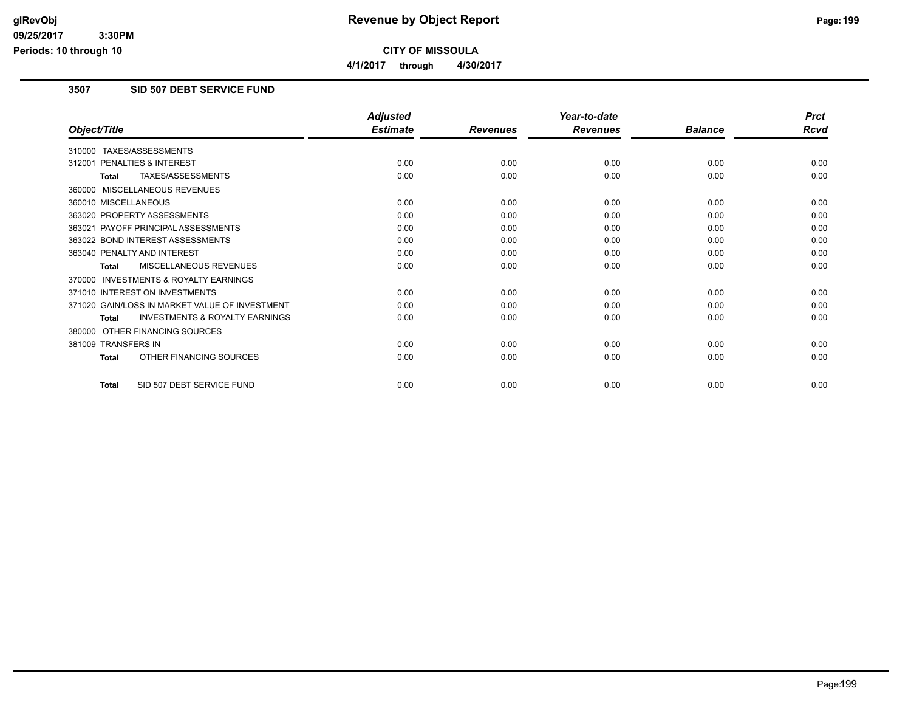# Revenue by Object Report

**CITY OF MISSOULA**

**4/1/2017 through 4/30/2017**

glRevObj
09/25/2017 3:30PM
Periods: 10 through 10

## 3507 SID 507 DEBT SERVICE FUND

| Object/Title | Adjusted Estimate | Revenues | Year-to-date Revenues | Balance | Prct Rcvd |
|---|---|---|---|---|---|
| 310000 TAXES/ASSESSMENTS | | | | | |
| 312001 PENALTIES & INTEREST | 0.00 | 0.00 | 0.00 | 0.00 | 0.00 |
| **Total** TAXES/ASSESSMENTS | 0.00 | 0.00 | 0.00 | 0.00 | 0.00 |
| 360000 MISCELLANEOUS REVENUES | | | | | |
| 360010 MISCELLANEOUS | 0.00 | 0.00 | 0.00 | 0.00 | 0.00 |
| 363020 PROPERTY ASSESSMENTS | 0.00 | 0.00 | 0.00 | 0.00 | 0.00 |
| 363021 PAYOFF PRINCIPAL ASSESSMENTS | 0.00 | 0.00 | 0.00 | 0.00 | 0.00 |
| 363022 BOND INTEREST ASSESSMENTS | 0.00 | 0.00 | 0.00 | 0.00 | 0.00 |
| 363040 PENALTY AND INTEREST | 0.00 | 0.00 | 0.00 | 0.00 | 0.00 |
| **Total** MISCELLANEOUS REVENUES | 0.00 | 0.00 | 0.00 | 0.00 | 0.00 |
| 370000 INVESTMENTS & ROYALTY EARNINGS | | | | | |
| 371010 INTEREST ON INVESTMENTS | 0.00 | 0.00 | 0.00 | 0.00 | 0.00 |
| 371020 GAIN/LOSS IN MARKET VALUE OF INVESTMENT | 0.00 | 0.00 | 0.00 | 0.00 | 0.00 |
| **Total** INVESTMENTS & ROYALTY EARNINGS | 0.00 | 0.00 | 0.00 | 0.00 | 0.00 |
| 380000 OTHER FINANCING SOURCES | | | | | |
| 381009 TRANSFERS IN | 0.00 | 0.00 | 0.00 | 0.00 | 0.00 |
| **Total** OTHER FINANCING SOURCES | 0.00 | 0.00 | 0.00 | 0.00 | 0.00 |
| **Total** SID 507 DEBT SERVICE FUND | 0.00 | 0.00 | 0.00 | 0.00 | 0.00 |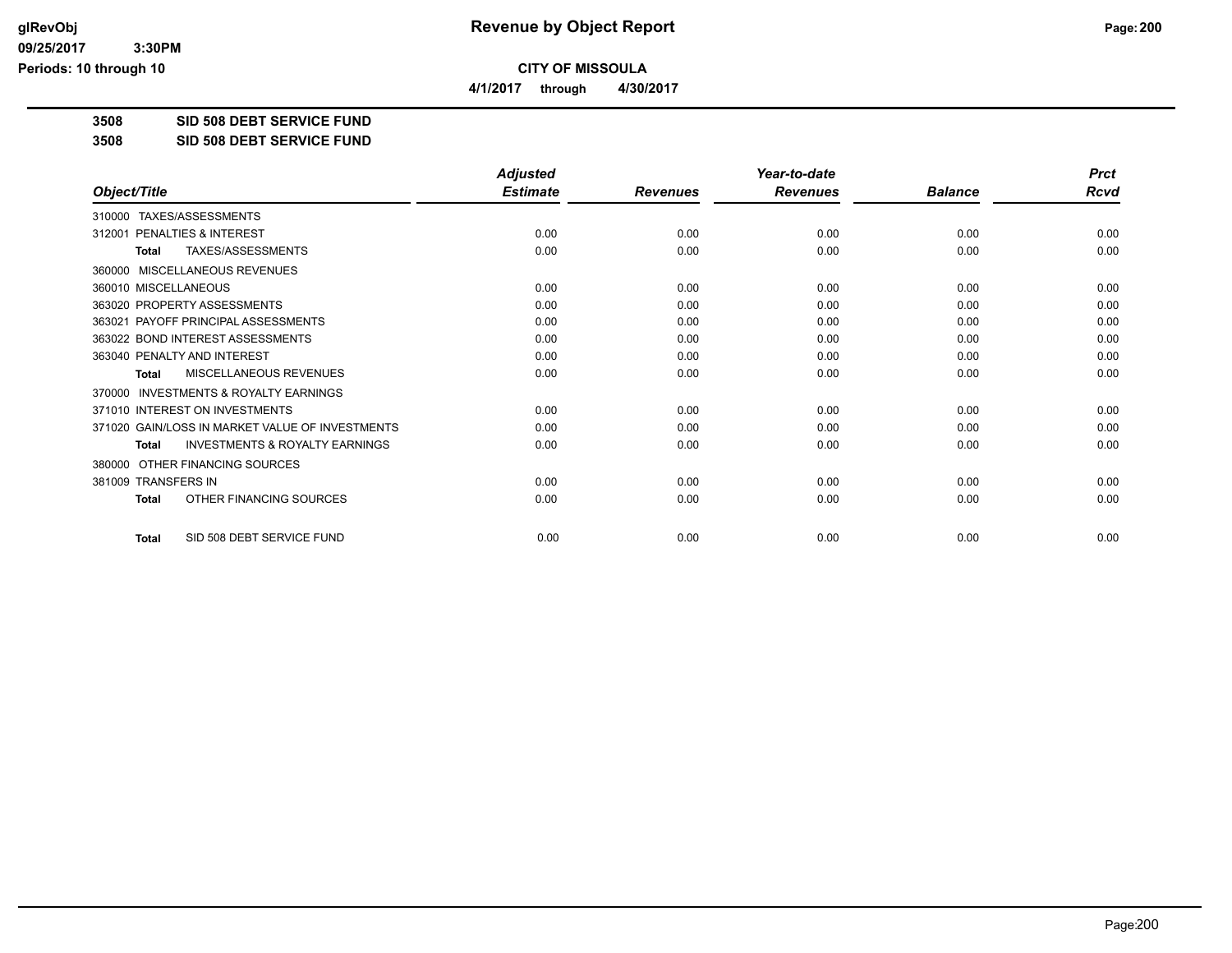**CITY OF MISSOULA**

**4/1/2017 through 4/30/2017**

**3508 SID 508 DEBT SERVICE FUND**

**3508 SID 508 DEBT SERVICE FUND**

| Object/Title | Adjusted Estimate | Revenues | Year-to-date Revenues | Balance | Prct Rcvd |
|---|---|---|---|---|---|
| 310000 TAXES/ASSESSMENTS | | | | | |
| 312001 PENALTIES & INTEREST | 0.00 | 0.00 | 0.00 | 0.00 | 0.00 |
| Total TAXES/ASSESSMENTS | 0.00 | 0.00 | 0.00 | 0.00 | 0.00 |
| 360000 MISCELLANEOUS REVENUES | | | | | |
| 360010 MISCELLANEOUS | 0.00 | 0.00 | 0.00 | 0.00 | 0.00 |
| 363020 PROPERTY ASSESSMENTS | 0.00 | 0.00 | 0.00 | 0.00 | 0.00 |
| 363021 PAYOFF PRINCIPAL ASSESSMENTS | 0.00 | 0.00 | 0.00 | 0.00 | 0.00 |
| 363022 BOND INTEREST ASSESSMENTS | 0.00 | 0.00 | 0.00 | 0.00 | 0.00 |
| 363040 PENALTY AND INTEREST | 0.00 | 0.00 | 0.00 | 0.00 | 0.00 |
| Total MISCELLANEOUS REVENUES | 0.00 | 0.00 | 0.00 | 0.00 | 0.00 |
| 370000 INVESTMENTS & ROYALTY EARNINGS | | | | | |
| 371010 INTEREST ON INVESTMENTS | 0.00 | 0.00 | 0.00 | 0.00 | 0.00 |
| 371020 GAIN/LOSS IN MARKET VALUE OF INVESTMENTS | 0.00 | 0.00 | 0.00 | 0.00 | 0.00 |
| Total INVESTMENTS & ROYALTY EARNINGS | 0.00 | 0.00 | 0.00 | 0.00 | 0.00 |
| 380000 OTHER FINANCING SOURCES | | | | | |
| 381009 TRANSFERS IN | 0.00 | 0.00 | 0.00 | 0.00 | 0.00 |
| Total OTHER FINANCING SOURCES | 0.00 | 0.00 | 0.00 | 0.00 | 0.00 |
| Total SID 508 DEBT SERVICE FUND | 0.00 | 0.00 | 0.00 | 0.00 | 0.00 |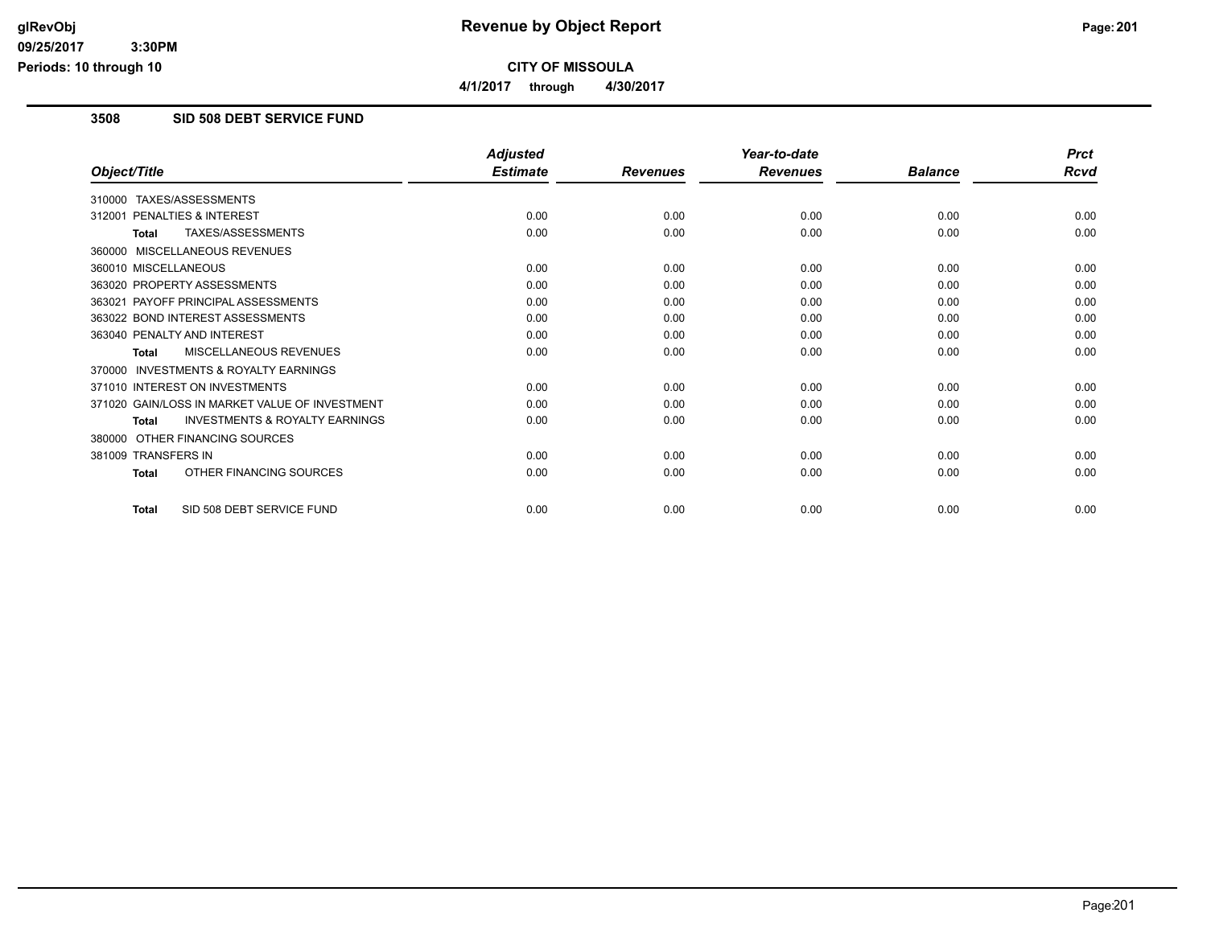# Revenue by Object Report

**CITY OF MISSOULA**

**4/1/2017 through 4/30/2017**

glRevObj
09/25/2017 3:30PM
Periods: 10 through 10

## 3508 SID 508 DEBT SERVICE FUND

| Object/Title | Adjusted Estimate | Revenues | Year-to-date Revenues | Balance | Prct Rcvd |
|---|---|---|---|---|---|
| 310000 TAXES/ASSESSMENTS | | | | | |
| 312001 PENALTIES & INTEREST | 0.00 | 0.00 | 0.00 | 0.00 | 0.00 |
| **Total** TAXES/ASSESSMENTS | 0.00 | 0.00 | 0.00 | 0.00 | 0.00 |
| 360000 MISCELLANEOUS REVENUES | | | | | |
| 360010 MISCELLANEOUS | 0.00 | 0.00 | 0.00 | 0.00 | 0.00 |
| 363020 PROPERTY ASSESSMENTS | 0.00 | 0.00 | 0.00 | 0.00 | 0.00 |
| 363021 PAYOFF PRINCIPAL ASSESSMENTS | 0.00 | 0.00 | 0.00 | 0.00 | 0.00 |
| 363022 BOND INTEREST ASSESSMENTS | 0.00 | 0.00 | 0.00 | 0.00 | 0.00 |
| 363040 PENALTY AND INTEREST | 0.00 | 0.00 | 0.00 | 0.00 | 0.00 |
| **Total** MISCELLANEOUS REVENUES | 0.00 | 0.00 | 0.00 | 0.00 | 0.00 |
| 370000 INVESTMENTS & ROYALTY EARNINGS | | | | | |
| 371010 INTEREST ON INVESTMENTS | 0.00 | 0.00 | 0.00 | 0.00 | 0.00 |
| 371020 GAIN/LOSS IN MARKET VALUE OF INVESTMENT | 0.00 | 0.00 | 0.00 | 0.00 | 0.00 |
| **Total** INVESTMENTS & ROYALTY EARNINGS | 0.00 | 0.00 | 0.00 | 0.00 | 0.00 |
| 380000 OTHER FINANCING SOURCES | | | | | |
| 381009 TRANSFERS IN | 0.00 | 0.00 | 0.00 | 0.00 | 0.00 |
| **Total** OTHER FINANCING SOURCES | 0.00 | 0.00 | 0.00 | 0.00 | 0.00 |
| **Total** SID 508 DEBT SERVICE FUND | 0.00 | 0.00 | 0.00 | 0.00 | 0.00 |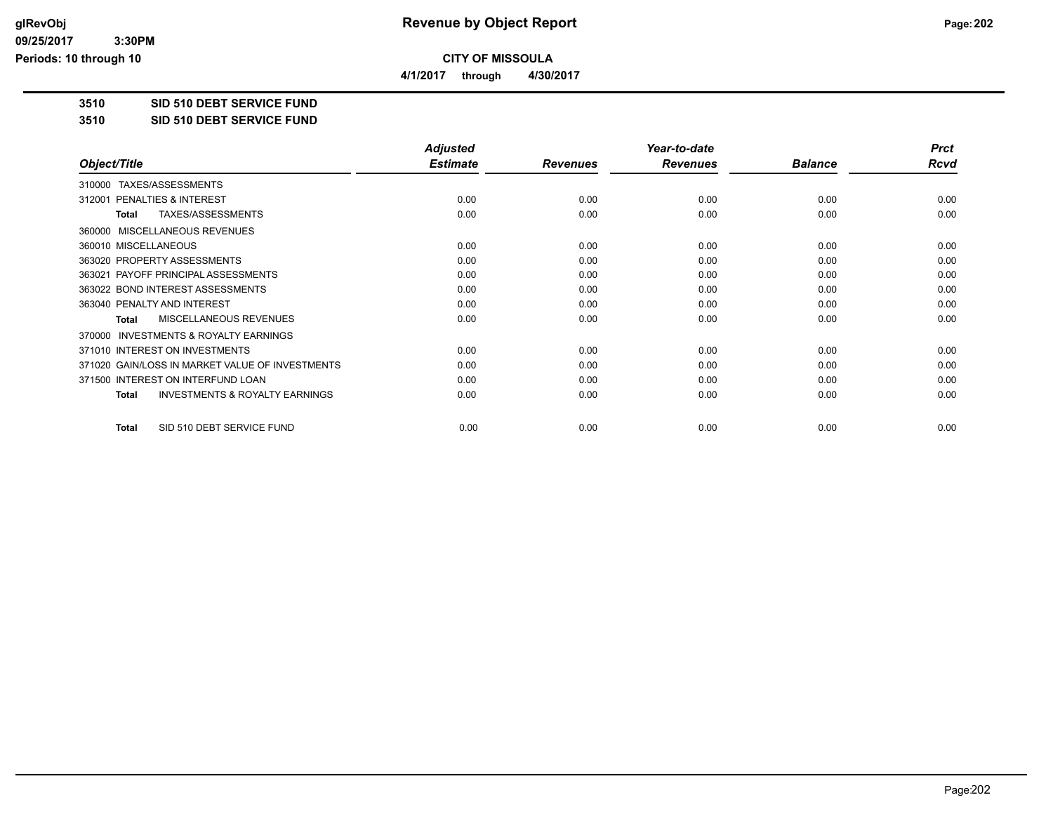# Revenue by Object Report

**CITY OF MISSOULA**

**4/1/2017 through 4/30/2017**

glRevObj
09/25/2017 3:30PM
Periods: 10 through 10

**3510 SID 510 DEBT SERVICE FUND**

**3510 SID 510 DEBT SERVICE FUND**

| Object/Title | Adjusted Estimate | Revenues | Year-to-date Revenues | Balance | Prct Rcvd |
|---|---|---|---|---|---|
| 310000 TAXES/ASSESSMENTS | | | | | |
| 312001 PENALTIES & INTEREST | 0.00 | 0.00 | 0.00 | 0.00 | 0.00 |
| **Total** TAXES/ASSESSMENTS | 0.00 | 0.00 | 0.00 | 0.00 | 0.00 |
| 360000 MISCELLANEOUS REVENUES | | | | | |
| 360010 MISCELLANEOUS | 0.00 | 0.00 | 0.00 | 0.00 | 0.00 |
| 363020 PROPERTY ASSESSMENTS | 0.00 | 0.00 | 0.00 | 0.00 | 0.00 |
| 363021 PAYOFF PRINCIPAL ASSESSMENTS | 0.00 | 0.00 | 0.00 | 0.00 | 0.00 |
| 363022 BOND INTEREST ASSESSMENTS | 0.00 | 0.00 | 0.00 | 0.00 | 0.00 |
| 363040 PENALTY AND INTEREST | 0.00 | 0.00 | 0.00 | 0.00 | 0.00 |
| **Total** MISCELLANEOUS REVENUES | 0.00 | 0.00 | 0.00 | 0.00 | 0.00 |
| 370000 INVESTMENTS & ROYALTY EARNINGS | | | | | |
| 371010 INTEREST ON INVESTMENTS | 0.00 | 0.00 | 0.00 | 0.00 | 0.00 |
| 371020 GAIN/LOSS IN MARKET VALUE OF INVESTMENTS | 0.00 | 0.00 | 0.00 | 0.00 | 0.00 |
| 371500 INTEREST ON INTERFUND LOAN | 0.00 | 0.00 | 0.00 | 0.00 | 0.00 |
| **Total** INVESTMENTS & ROYALTY EARNINGS | 0.00 | 0.00 | 0.00 | 0.00 | 0.00 |
| **Total** SID 510 DEBT SERVICE FUND | 0.00 | 0.00 | 0.00 | 0.00 | 0.00 |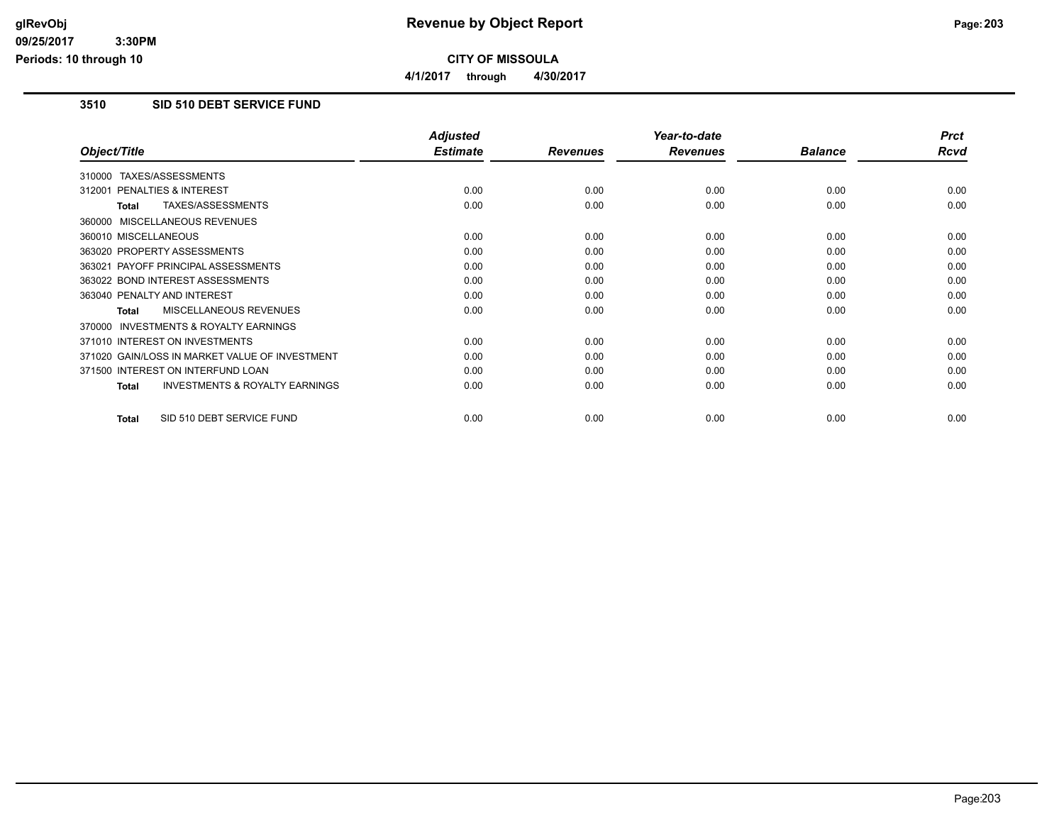# Revenue by Object Report

**CITY OF MISSOULA**

**4/1/2017 through 4/30/2017**

glRevObj
09/25/2017 3:30PM
Periods: 10 through 10

## 3510 SID 510 DEBT SERVICE FUND

| Object/Title | Adjusted Estimate | Revenues | Year-to-date Revenues | Balance | Prct Rcvd |
|---|---|---|---|---|---|
| 310000 TAXES/ASSESSMENTS | | | | | |
| 312001 PENALTIES & INTEREST | 0.00 | 0.00 | 0.00 | 0.00 | 0.00 |
| **Total** TAXES/ASSESSMENTS | 0.00 | 0.00 | 0.00 | 0.00 | 0.00 |
| 360000 MISCELLANEOUS REVENUES | | | | | |
| 360010 MISCELLANEOUS | 0.00 | 0.00 | 0.00 | 0.00 | 0.00 |
| 363020 PROPERTY ASSESSMENTS | 0.00 | 0.00 | 0.00 | 0.00 | 0.00 |
| 363021 PAYOFF PRINCIPAL ASSESSMENTS | 0.00 | 0.00 | 0.00 | 0.00 | 0.00 |
| 363022 BOND INTEREST ASSESSMENTS | 0.00 | 0.00 | 0.00 | 0.00 | 0.00 |
| 363040 PENALTY AND INTEREST | 0.00 | 0.00 | 0.00 | 0.00 | 0.00 |
| **Total** MISCELLANEOUS REVENUES | 0.00 | 0.00 | 0.00 | 0.00 | 0.00 |
| 370000 INVESTMENTS & ROYALTY EARNINGS | | | | | |
| 371010 INTEREST ON INVESTMENTS | 0.00 | 0.00 | 0.00 | 0.00 | 0.00 |
| 371020 GAIN/LOSS IN MARKET VALUE OF INVESTMENT | 0.00 | 0.00 | 0.00 | 0.00 | 0.00 |
| 371500 INTEREST ON INTERFUND LOAN | 0.00 | 0.00 | 0.00 | 0.00 | 0.00 |
| **Total** INVESTMENTS & ROYALTY EARNINGS | 0.00 | 0.00 | 0.00 | 0.00 | 0.00 |
| **Total** SID 510 DEBT SERVICE FUND | 0.00 | 0.00 | 0.00 | 0.00 | 0.00 |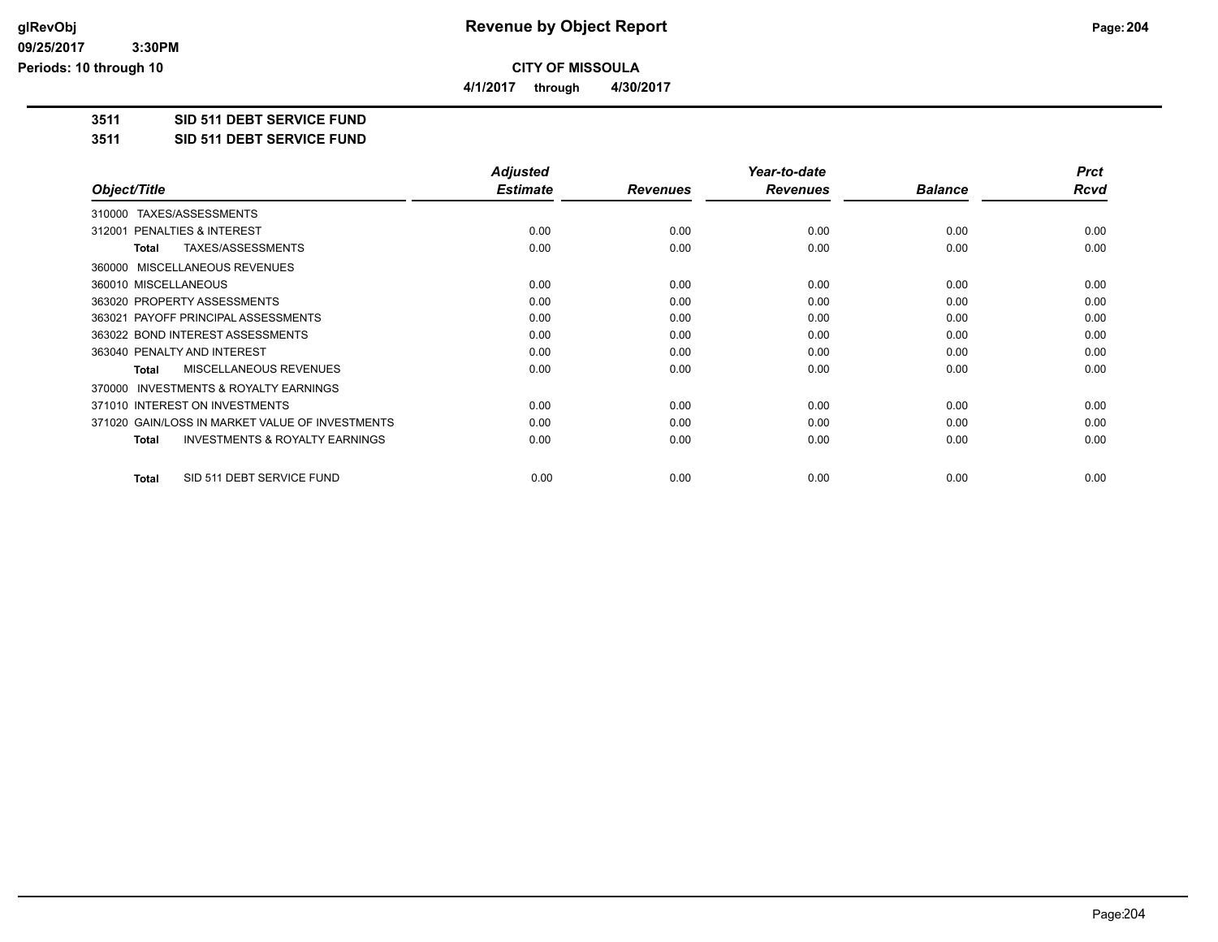# Revenue by Object Report

**CITY OF MISSOULA**

**4/1/2017 through 4/30/2017**

glRevObj
09/25/2017 3:30PM
Periods: 10 through 10

**3511 SID 511 DEBT SERVICE FUND**

**3511 SID 511 DEBT SERVICE FUND**

| Object/Title | Adjusted Estimate | Revenues | Year-to-date Revenues | Balance | Prct Rcvd |
|---|---|---|---|---|---|
| 310000 TAXES/ASSESSMENTS | | | | | |
| 312001 PENALTIES & INTEREST | 0.00 | 0.00 | 0.00 | 0.00 | 0.00 |
| **Total** TAXES/ASSESSMENTS | 0.00 | 0.00 | 0.00 | 0.00 | 0.00 |
| 360000 MISCELLANEOUS REVENUES | | | | | |
| 360010 MISCELLANEOUS | 0.00 | 0.00 | 0.00 | 0.00 | 0.00 |
| 363020 PROPERTY ASSESSMENTS | 0.00 | 0.00 | 0.00 | 0.00 | 0.00 |
| 363021 PAYOFF PRINCIPAL ASSESSMENTS | 0.00 | 0.00 | 0.00 | 0.00 | 0.00 |
| 363022 BOND INTEREST ASSESSMENTS | 0.00 | 0.00 | 0.00 | 0.00 | 0.00 |
| 363040 PENALTY AND INTEREST | 0.00 | 0.00 | 0.00 | 0.00 | 0.00 |
| **Total** MISCELLANEOUS REVENUES | 0.00 | 0.00 | 0.00 | 0.00 | 0.00 |
| 370000 INVESTMENTS & ROYALTY EARNINGS | | | | | |
| 371010 INTEREST ON INVESTMENTS | 0.00 | 0.00 | 0.00 | 0.00 | 0.00 |
| 371020 GAIN/LOSS IN MARKET VALUE OF INVESTMENTS | 0.00 | 0.00 | 0.00 | 0.00 | 0.00 |
| **Total** INVESTMENTS & ROYALTY EARNINGS | 0.00 | 0.00 | 0.00 | 0.00 | 0.00 |
| **Total** SID 511 DEBT SERVICE FUND | 0.00 | 0.00 | 0.00 | 0.00 | 0.00 |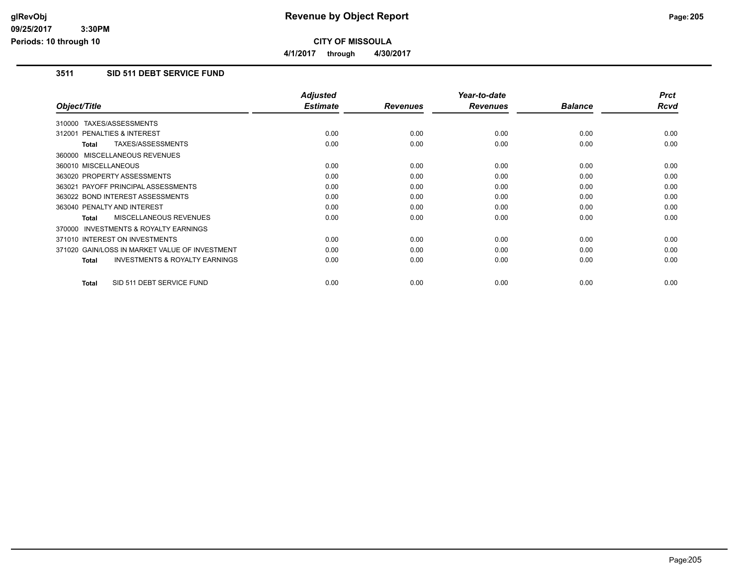## Revenue by Object Report

**CITY OF MISSOULA**

**4/1/2017 through 4/30/2017**

### 3511 SID 511 DEBT SERVICE FUND

| Object/Title | Adjusted Estimate | Revenues | Year-to-date Revenues | Balance | Prct Rcvd |
|---|---|---|---|---|---|
| 310000 TAXES/ASSESSMENTS | | | | | |
| 312001 PENALTIES & INTEREST | 0.00 | 0.00 | 0.00 | 0.00 | 0.00 |
| **Total** TAXES/ASSESSMENTS | 0.00 | 0.00 | 0.00 | 0.00 | 0.00 |
| 360000 MISCELLANEOUS REVENUES | | | | | |
| 360010 MISCELLANEOUS | 0.00 | 0.00 | 0.00 | 0.00 | 0.00 |
| 363020 PROPERTY ASSESSMENTS | 0.00 | 0.00 | 0.00 | 0.00 | 0.00 |
| 363021 PAYOFF PRINCIPAL ASSESSMENTS | 0.00 | 0.00 | 0.00 | 0.00 | 0.00 |
| 363022 BOND INTEREST ASSESSMENTS | 0.00 | 0.00 | 0.00 | 0.00 | 0.00 |
| 363040 PENALTY AND INTEREST | 0.00 | 0.00 | 0.00 | 0.00 | 0.00 |
| **Total** MISCELLANEOUS REVENUES | 0.00 | 0.00 | 0.00 | 0.00 | 0.00 |
| 370000 INVESTMENTS & ROYALTY EARNINGS | | | | | |
| 371010 INTEREST ON INVESTMENTS | 0.00 | 0.00 | 0.00 | 0.00 | 0.00 |
| 371020 GAIN/LOSS IN MARKET VALUE OF INVESTMENT | 0.00 | 0.00 | 0.00 | 0.00 | 0.00 |
| **Total** INVESTMENTS & ROYALTY EARNINGS | 0.00 | 0.00 | 0.00 | 0.00 | 0.00 |
| **Total** SID 511 DEBT SERVICE FUND | 0.00 | 0.00 | 0.00 | 0.00 | 0.00 |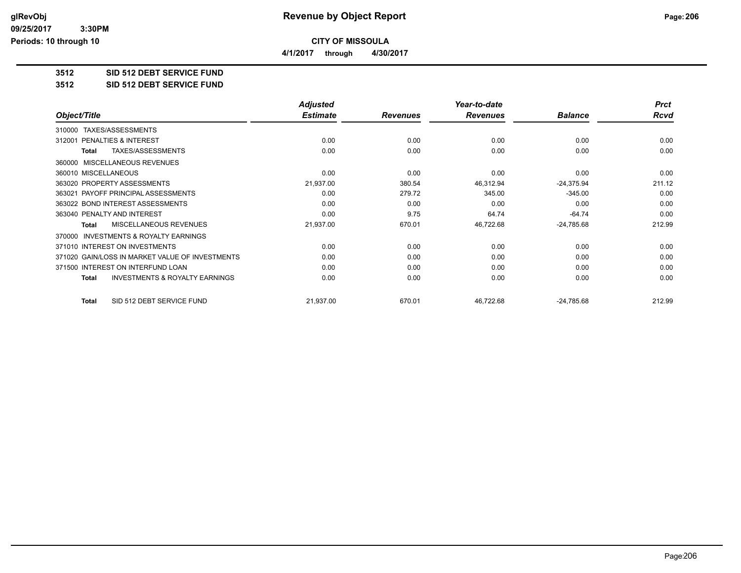**CITY OF MISSOULA**

**4/1/2017 through 4/30/2017**

**3512 SID 512 DEBT SERVICE FUND**

**3512 SID 512 DEBT SERVICE FUND**

| Object/Title | Adjusted Estimate | Revenues | Year-to-date Revenues | Balance | Prct Rcvd |
|---|---|---|---|---|---|
| 310000 TAXES/ASSESSMENTS | | | | | |
| 312001 PENALTIES & INTEREST | 0.00 | 0.00 | 0.00 | 0.00 | 0.00 |
| **Total** TAXES/ASSESSMENTS | 0.00 | 0.00 | 0.00 | 0.00 | 0.00 |
| 360000 MISCELLANEOUS REVENUES | | | | | |
| 360010 MISCELLANEOUS | 0.00 | 0.00 | 0.00 | 0.00 | 0.00 |
| 363020 PROPERTY ASSESSMENTS | 21,937.00 | 380.54 | 46,312.94 | -24,375.94 | 211.12 |
| 363021 PAYOFF PRINCIPAL ASSESSMENTS | 0.00 | 279.72 | 345.00 | -345.00 | 0.00 |
| 363022 BOND INTEREST ASSESSMENTS | 0.00 | 0.00 | 0.00 | 0.00 | 0.00 |
| 363040 PENALTY AND INTEREST | 0.00 | 9.75 | 64.74 | -64.74 | 0.00 |
| **Total** MISCELLANEOUS REVENUES | 21,937.00 | 670.01 | 46,722.68 | -24,785.68 | 212.99 |
| 370000 INVESTMENTS & ROYALTY EARNINGS | | | | | |
| 371010 INTEREST ON INVESTMENTS | 0.00 | 0.00 | 0.00 | 0.00 | 0.00 |
| 371020 GAIN/LOSS IN MARKET VALUE OF INVESTMENTS | 0.00 | 0.00 | 0.00 | 0.00 | 0.00 |
| 371500 INTEREST ON INTERFUND LOAN | 0.00 | 0.00 | 0.00 | 0.00 | 0.00 |
| **Total** INVESTMENTS & ROYALTY EARNINGS | 0.00 | 0.00 | 0.00 | 0.00 | 0.00 |
| **Total** SID 512 DEBT SERVICE FUND | 21,937.00 | 670.01 | 46,722.68 | -24,785.68 | 212.99 |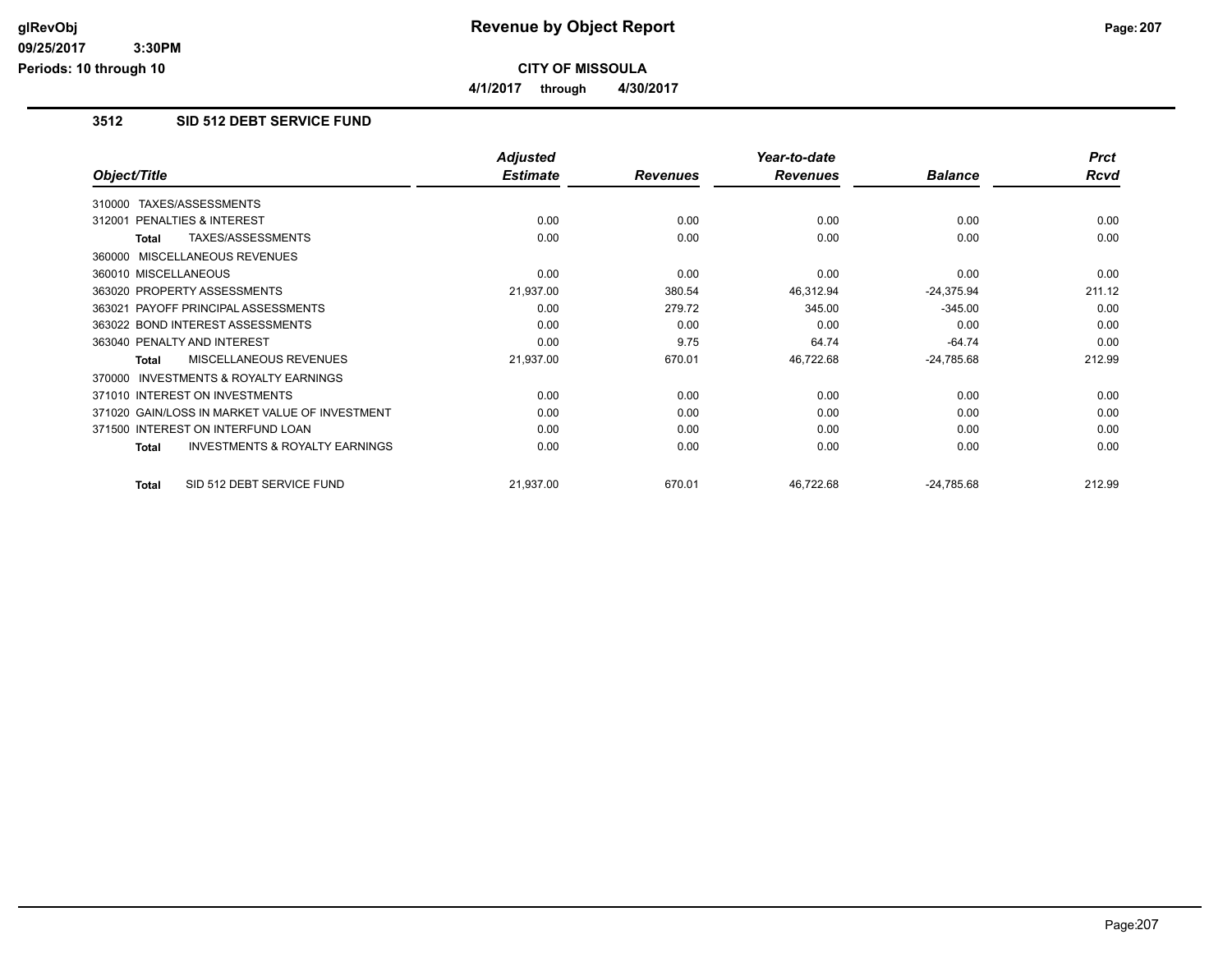# Revenue by Object Report

**CITY OF MISSOULA**

**4/1/2017 through 4/30/2017**

## 3512 SID 512 DEBT SERVICE FUND

| Object/Title | Adjusted Estimate | Revenues | Year-to-date Revenues | Balance | Prct Rcvd |
|---|---|---|---|---|---|
| 310000 TAXES/ASSESSMENTS | | | | | |
| 312001 PENALTIES & INTEREST | 0.00 | 0.00 | 0.00 | 0.00 | 0.00 |
| **Total** TAXES/ASSESSMENTS | 0.00 | 0.00 | 0.00 | 0.00 | 0.00 |
| 360000 MISCELLANEOUS REVENUES | | | | | |
| 360010 MISCELLANEOUS | 0.00 | 0.00 | 0.00 | 0.00 | 0.00 |
| 363020 PROPERTY ASSESSMENTS | 21,937.00 | 380.54 | 46,312.94 | -24,375.94 | 211.12 |
| 363021 PAYOFF PRINCIPAL ASSESSMENTS | 0.00 | 279.72 | 345.00 | -345.00 | 0.00 |
| 363022 BOND INTEREST ASSESSMENTS | 0.00 | 0.00 | 0.00 | 0.00 | 0.00 |
| 363040 PENALTY AND INTEREST | 0.00 | 9.75 | 64.74 | -64.74 | 0.00 |
| **Total** MISCELLANEOUS REVENUES | 21,937.00 | 670.01 | 46,722.68 | -24,785.68 | 212.99 |
| 370000 INVESTMENTS & ROYALTY EARNINGS | | | | | |
| 371010 INTEREST ON INVESTMENTS | 0.00 | 0.00 | 0.00 | 0.00 | 0.00 |
| 371020 GAIN/LOSS IN MARKET VALUE OF INVESTMENT | 0.00 | 0.00 | 0.00 | 0.00 | 0.00 |
| 371500 INTEREST ON INTERFUND LOAN | 0.00 | 0.00 | 0.00 | 0.00 | 0.00 |
| **Total** INVESTMENTS & ROYALTY EARNINGS | 0.00 | 0.00 | 0.00 | 0.00 | 0.00 |
| **Total** SID 512 DEBT SERVICE FUND | 21,937.00 | 670.01 | 46,722.68 | -24,785.68 | 212.99 |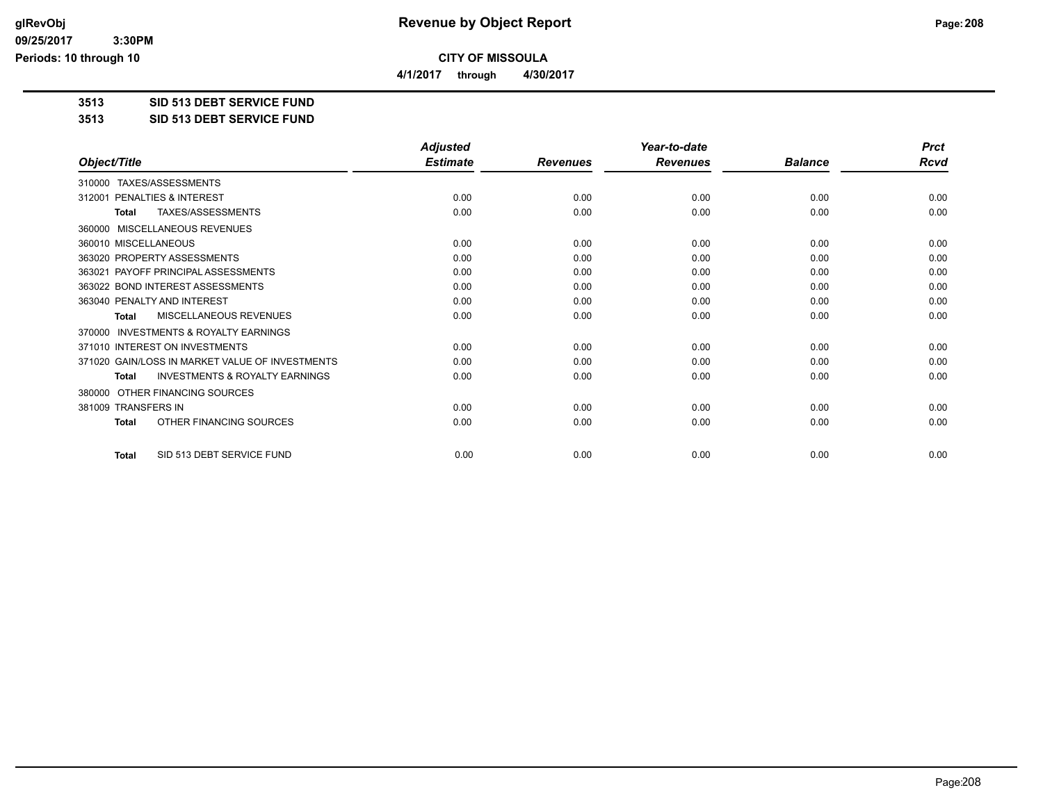# Revenue by Object Report

**CITY OF MISSOULA**

**4/1/2017 through 4/30/2017**

glRevObj
09/25/2017 3:30PM
Periods: 10 through 10

**3513 SID 513 DEBT SERVICE FUND**

**3513 SID 513 DEBT SERVICE FUND**

| Object/Title | Adjusted Estimate | Revenues | Year-to-date Revenues | Balance | Prct Rcvd |
|---|---|---|---|---|---|
| 310000 TAXES/ASSESSMENTS | | | | | |
| 312001 PENALTIES & INTEREST | 0.00 | 0.00 | 0.00 | 0.00 | 0.00 |
| **Total** TAXES/ASSESSMENTS | 0.00 | 0.00 | 0.00 | 0.00 | 0.00 |
| 360000 MISCELLANEOUS REVENUES | | | | | |
| 360010 MISCELLANEOUS | 0.00 | 0.00 | 0.00 | 0.00 | 0.00 |
| 363020 PROPERTY ASSESSMENTS | 0.00 | 0.00 | 0.00 | 0.00 | 0.00 |
| 363021 PAYOFF PRINCIPAL ASSESSMENTS | 0.00 | 0.00 | 0.00 | 0.00 | 0.00 |
| 363022 BOND INTEREST ASSESSMENTS | 0.00 | 0.00 | 0.00 | 0.00 | 0.00 |
| 363040 PENALTY AND INTEREST | 0.00 | 0.00 | 0.00 | 0.00 | 0.00 |
| **Total** MISCELLANEOUS REVENUES | 0.00 | 0.00 | 0.00 | 0.00 | 0.00 |
| 370000 INVESTMENTS & ROYALTY EARNINGS | | | | | |
| 371010 INTEREST ON INVESTMENTS | 0.00 | 0.00 | 0.00 | 0.00 | 0.00 |
| 371020 GAIN/LOSS IN MARKET VALUE OF INVESTMENTS | 0.00 | 0.00 | 0.00 | 0.00 | 0.00 |
| **Total** INVESTMENTS & ROYALTY EARNINGS | 0.00 | 0.00 | 0.00 | 0.00 | 0.00 |
| 380000 OTHER FINANCING SOURCES | | | | | |
| 381009 TRANSFERS IN | 0.00 | 0.00 | 0.00 | 0.00 | 0.00 |
| **Total** OTHER FINANCING SOURCES | 0.00 | 0.00 | 0.00 | 0.00 | 0.00 |
| **Total** SID 513 DEBT SERVICE FUND | 0.00 | 0.00 | 0.00 | 0.00 | 0.00 |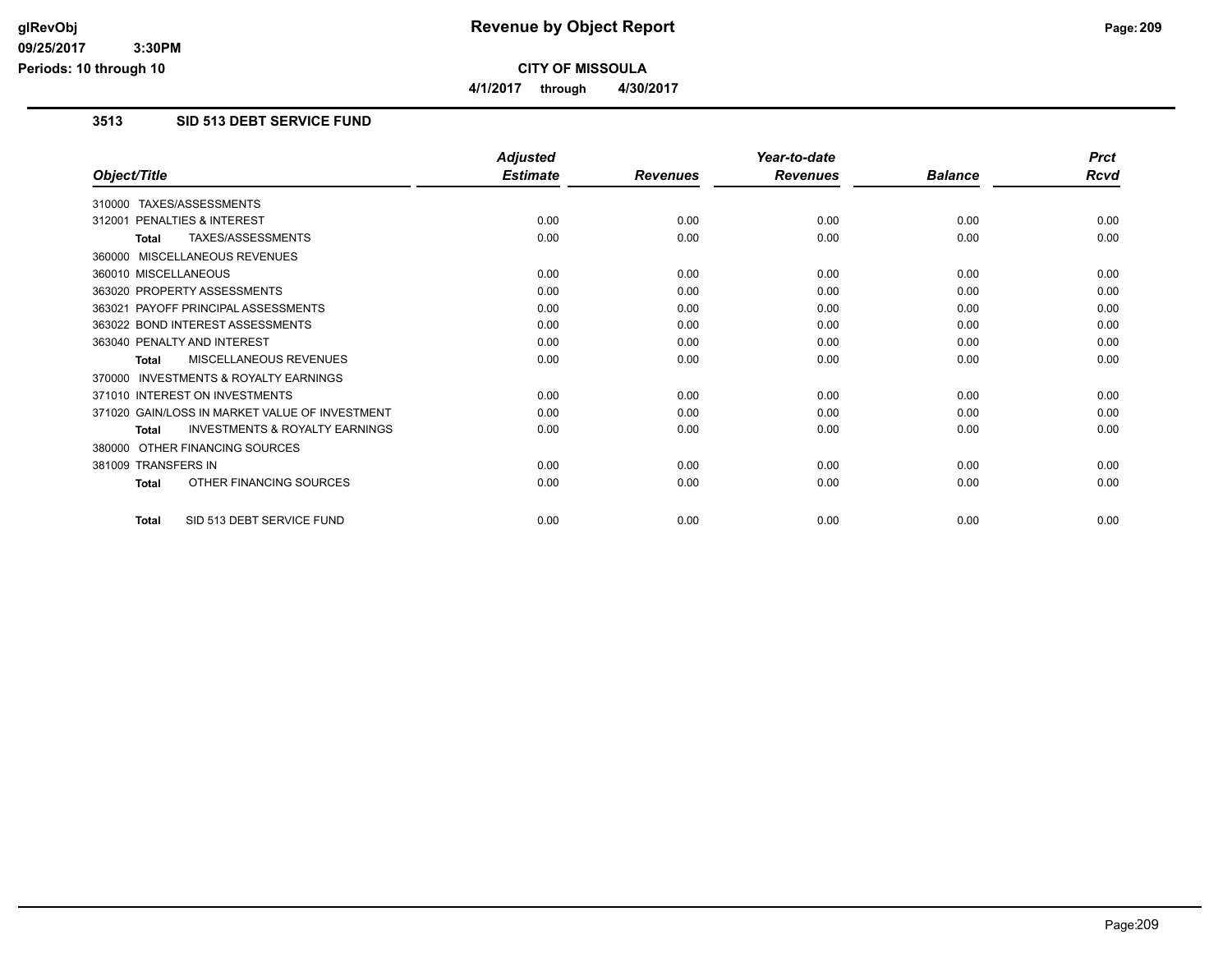# Revenue by Object Report

## CITY OF MISSOULA

**4/1/2017 through 4/30/2017**

### 3513 SID 513 DEBT SERVICE FUND

| Object/Title | Adjusted Estimate | Revenues | Year-to-date Revenues | Balance | Prct Rcvd |
|---|---|---|---|---|---|
| 310000 TAXES/ASSESSMENTS | | | | | |
| 312001 PENALTIES & INTEREST | 0.00 | 0.00 | 0.00 | 0.00 | 0.00 |
| **Total** TAXES/ASSESSMENTS | 0.00 | 0.00 | 0.00 | 0.00 | 0.00 |
| 360000 MISCELLANEOUS REVENUES | | | | | |
| 360010 MISCELLANEOUS | 0.00 | 0.00 | 0.00 | 0.00 | 0.00 |
| 363020 PROPERTY ASSESSMENTS | 0.00 | 0.00 | 0.00 | 0.00 | 0.00 |
| 363021 PAYOFF PRINCIPAL ASSESSMENTS | 0.00 | 0.00 | 0.00 | 0.00 | 0.00 |
| 363022 BOND INTEREST ASSESSMENTS | 0.00 | 0.00 | 0.00 | 0.00 | 0.00 |
| 363040 PENALTY AND INTEREST | 0.00 | 0.00 | 0.00 | 0.00 | 0.00 |
| **Total** MISCELLANEOUS REVENUES | 0.00 | 0.00 | 0.00 | 0.00 | 0.00 |
| 370000 INVESTMENTS & ROYALTY EARNINGS | | | | | |
| 371010 INTEREST ON INVESTMENTS | 0.00 | 0.00 | 0.00 | 0.00 | 0.00 |
| 371020 GAIN/LOSS IN MARKET VALUE OF INVESTMENT | 0.00 | 0.00 | 0.00 | 0.00 | 0.00 |
| **Total** INVESTMENTS & ROYALTY EARNINGS | 0.00 | 0.00 | 0.00 | 0.00 | 0.00 |
| 380000 OTHER FINANCING SOURCES | | | | | |
| 381009 TRANSFERS IN | 0.00 | 0.00 | 0.00 | 0.00 | 0.00 |
| **Total** OTHER FINANCING SOURCES | 0.00 | 0.00 | 0.00 | 0.00 | 0.00 |
| **Total** SID 513 DEBT SERVICE FUND | 0.00 | 0.00 | 0.00 | 0.00 | 0.00 |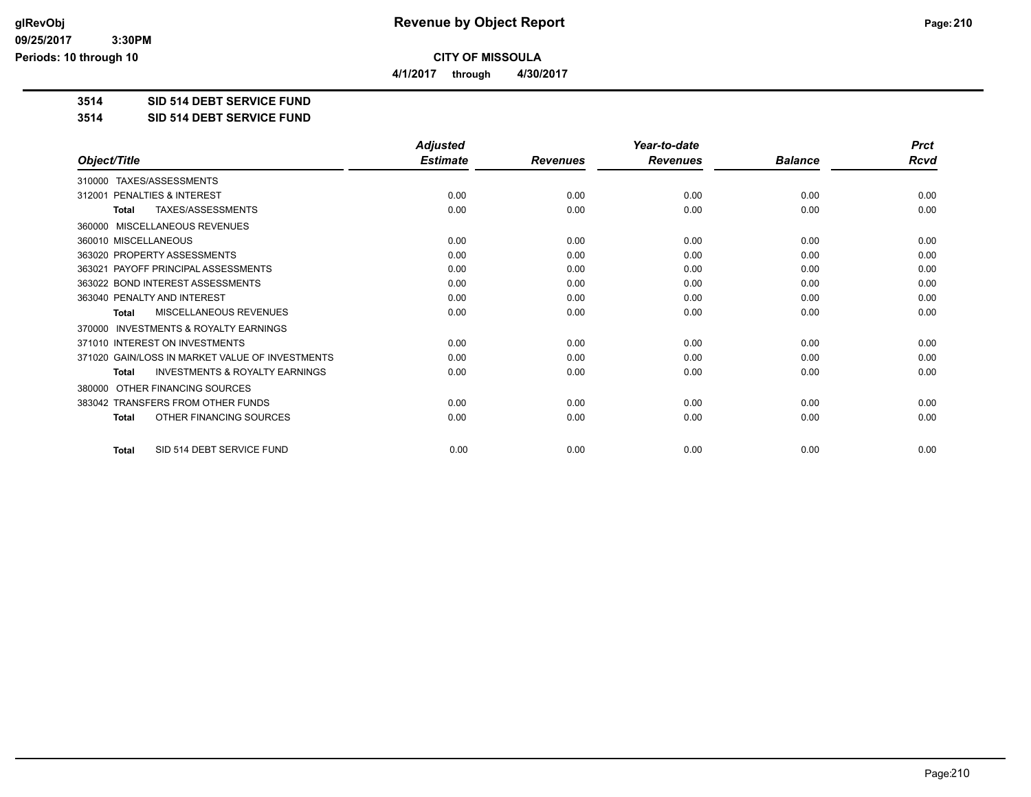**CITY OF MISSOULA**

**4/1/2017 through 4/30/2017**

**3514 SID 514 DEBT SERVICE FUND**

**3514 SID 514 DEBT SERVICE FUND**

| Object/Title | Adjusted Estimate | Revenues | Year-to-date Revenues | Balance | Prct Rcvd |
|---|---|---|---|---|---|
| 310000 TAXES/ASSESSMENTS | | | | | |
| 312001 PENALTIES & INTEREST | 0.00 | 0.00 | 0.00 | 0.00 | 0.00 |
| **Total** TAXES/ASSESSMENTS | 0.00 | 0.00 | 0.00 | 0.00 | 0.00 |
| 360000 MISCELLANEOUS REVENUES | | | | | |
| 360010 MISCELLANEOUS | 0.00 | 0.00 | 0.00 | 0.00 | 0.00 |
| 363020 PROPERTY ASSESSMENTS | 0.00 | 0.00 | 0.00 | 0.00 | 0.00 |
| 363021 PAYOFF PRINCIPAL ASSESSMENTS | 0.00 | 0.00 | 0.00 | 0.00 | 0.00 |
| 363022 BOND INTEREST ASSESSMENTS | 0.00 | 0.00 | 0.00 | 0.00 | 0.00 |
| 363040 PENALTY AND INTEREST | 0.00 | 0.00 | 0.00 | 0.00 | 0.00 |
| **Total** MISCELLANEOUS REVENUES | 0.00 | 0.00 | 0.00 | 0.00 | 0.00 |
| 370000 INVESTMENTS & ROYALTY EARNINGS | | | | | |
| 371010 INTEREST ON INVESTMENTS | 0.00 | 0.00 | 0.00 | 0.00 | 0.00 |
| 371020 GAIN/LOSS IN MARKET VALUE OF INVESTMENTS | 0.00 | 0.00 | 0.00 | 0.00 | 0.00 |
| **Total** INVESTMENTS & ROYALTY EARNINGS | 0.00 | 0.00 | 0.00 | 0.00 | 0.00 |
| 380000 OTHER FINANCING SOURCES | | | | | |
| 383042 TRANSFERS FROM OTHER FUNDS | 0.00 | 0.00 | 0.00 | 0.00 | 0.00 |
| **Total** OTHER FINANCING SOURCES | 0.00 | 0.00 | 0.00 | 0.00 | 0.00 |
| **Total** SID 514 DEBT SERVICE FUND | 0.00 | 0.00 | 0.00 | 0.00 | 0.00 |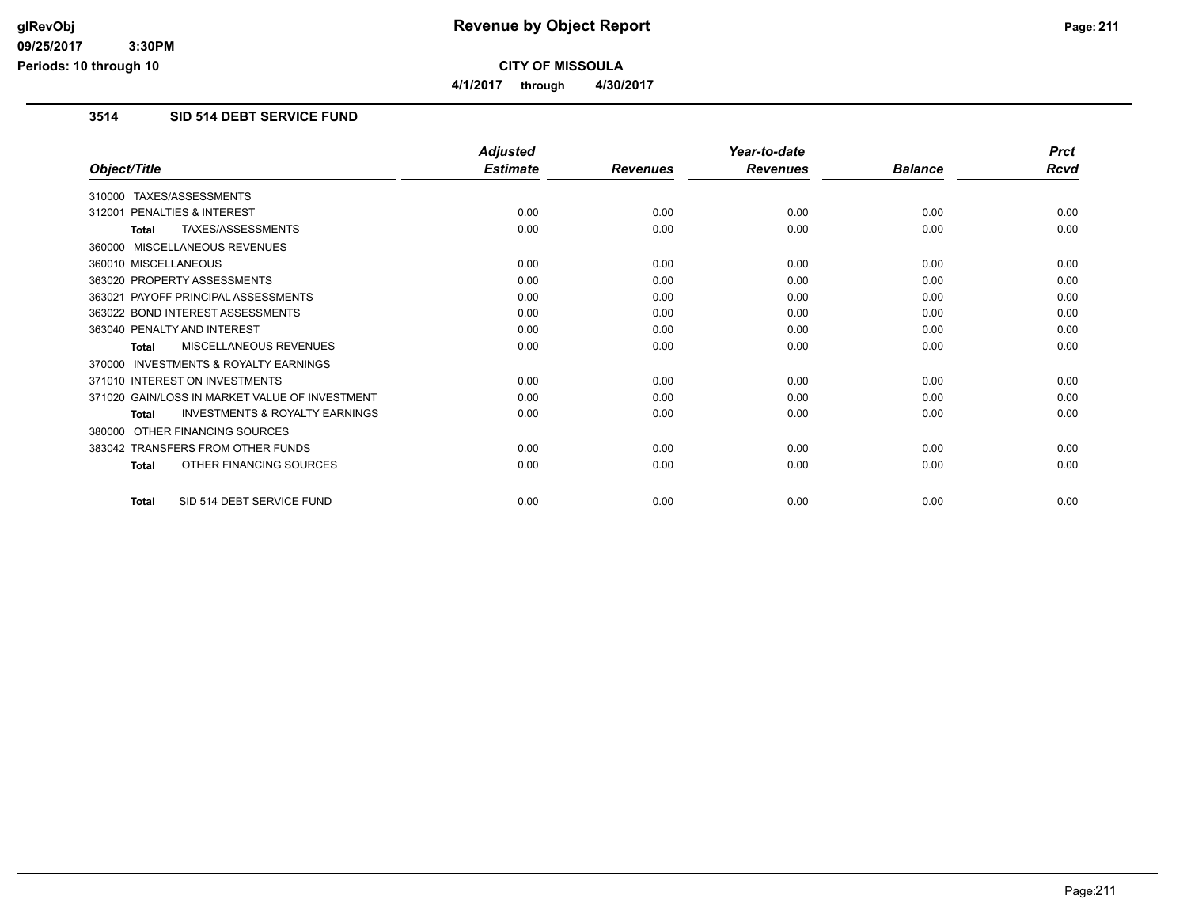**Revenue by Object Report**

**CITY OF MISSOULA**

**4/1/2017 through 4/30/2017**

**glRevObj**
**09/25/2017 3:30PM**
**Periods: 10 through 10**

### 3514 SID 514 DEBT SERVICE FUND

| Object/Title | Adjusted Estimate | Revenues | Year-to-date Revenues | Balance | Prct Rcvd |
|---|---|---|---|---|---|
| 310000 TAXES/ASSESSMENTS | | | | | |
| 312001 PENALTIES & INTEREST | 0.00 | 0.00 | 0.00 | 0.00 | 0.00 |
| **Total** TAXES/ASSESSMENTS | 0.00 | 0.00 | 0.00 | 0.00 | 0.00 |
| 360000 MISCELLANEOUS REVENUES | | | | | |
| 360010 MISCELLANEOUS | 0.00 | 0.00 | 0.00 | 0.00 | 0.00 |
| 363020 PROPERTY ASSESSMENTS | 0.00 | 0.00 | 0.00 | 0.00 | 0.00 |
| 363021 PAYOFF PRINCIPAL ASSESSMENTS | 0.00 | 0.00 | 0.00 | 0.00 | 0.00 |
| 363022 BOND INTEREST ASSESSMENTS | 0.00 | 0.00 | 0.00 | 0.00 | 0.00 |
| 363040 PENALTY AND INTEREST | 0.00 | 0.00 | 0.00 | 0.00 | 0.00 |
| **Total** MISCELLANEOUS REVENUES | 0.00 | 0.00 | 0.00 | 0.00 | 0.00 |
| 370000 INVESTMENTS & ROYALTY EARNINGS | | | | | |
| 371010 INTEREST ON INVESTMENTS | 0.00 | 0.00 | 0.00 | 0.00 | 0.00 |
| 371020 GAIN/LOSS IN MARKET VALUE OF INVESTMENT | 0.00 | 0.00 | 0.00 | 0.00 | 0.00 |
| **Total** INVESTMENTS & ROYALTY EARNINGS | 0.00 | 0.00 | 0.00 | 0.00 | 0.00 |
| 380000 OTHER FINANCING SOURCES | | | | | |
| 383042 TRANSFERS FROM OTHER FUNDS | 0.00 | 0.00 | 0.00 | 0.00 | 0.00 |
| **Total** OTHER FINANCING SOURCES | 0.00 | 0.00 | 0.00 | 0.00 | 0.00 |
| **Total** SID 514 DEBT SERVICE FUND | 0.00 | 0.00 | 0.00 | 0.00 | 0.00 |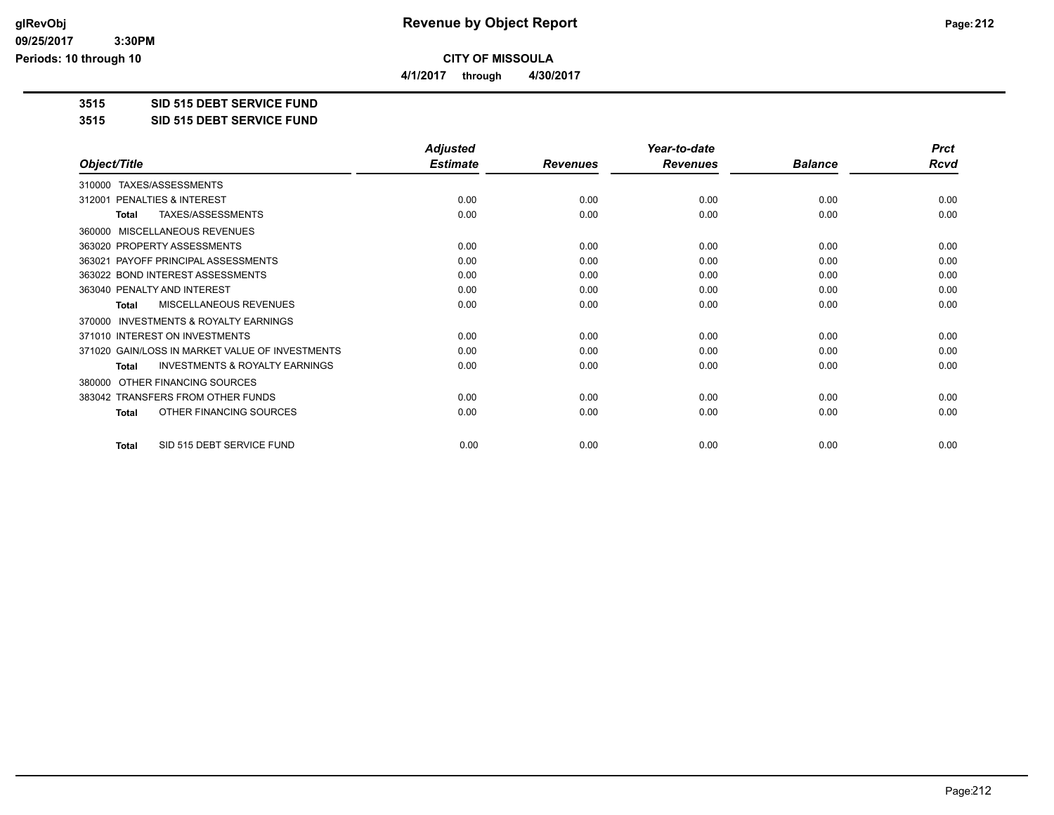# Revenue by Object Report

**CITY OF MISSOULA**

**4/1/2017 through 4/30/2017**

glRevObj
09/25/2017 3:30PM
Periods: 10 through 10

**3515 SID 515 DEBT SERVICE FUND**

**3515 SID 515 DEBT SERVICE FUND**

| Object/Title | Adjusted Estimate | Revenues | Year-to-date Revenues | Balance | Prct Rcvd |
|---|---|---|---|---|---|
| 310000 TAXES/ASSESSMENTS | | | | | |
| 312001 PENALTIES & INTEREST | 0.00 | 0.00 | 0.00 | 0.00 | 0.00 |
| **Total** TAXES/ASSESSMENTS | 0.00 | 0.00 | 0.00 | 0.00 | 0.00 |
| 360000 MISCELLANEOUS REVENUES | | | | | |
| 363020 PROPERTY ASSESSMENTS | 0.00 | 0.00 | 0.00 | 0.00 | 0.00 |
| 363021 PAYOFF PRINCIPAL ASSESSMENTS | 0.00 | 0.00 | 0.00 | 0.00 | 0.00 |
| 363022 BOND INTEREST ASSESSMENTS | 0.00 | 0.00 | 0.00 | 0.00 | 0.00 |
| 363040 PENALTY AND INTEREST | 0.00 | 0.00 | 0.00 | 0.00 | 0.00 |
| **Total** MISCELLANEOUS REVENUES | 0.00 | 0.00 | 0.00 | 0.00 | 0.00 |
| 370000 INVESTMENTS & ROYALTY EARNINGS | | | | | |
| 371010 INTEREST ON INVESTMENTS | 0.00 | 0.00 | 0.00 | 0.00 | 0.00 |
| 371020 GAIN/LOSS IN MARKET VALUE OF INVESTMENTS | 0.00 | 0.00 | 0.00 | 0.00 | 0.00 |
| **Total** INVESTMENTS & ROYALTY EARNINGS | 0.00 | 0.00 | 0.00 | 0.00 | 0.00 |
| 380000 OTHER FINANCING SOURCES | | | | | |
| 383042 TRANSFERS FROM OTHER FUNDS | 0.00 | 0.00 | 0.00 | 0.00 | 0.00 |
| **Total** OTHER FINANCING SOURCES | 0.00 | 0.00 | 0.00 | 0.00 | 0.00 |
| **Total** SID 515 DEBT SERVICE FUND | 0.00 | 0.00 | 0.00 | 0.00 | 0.00 |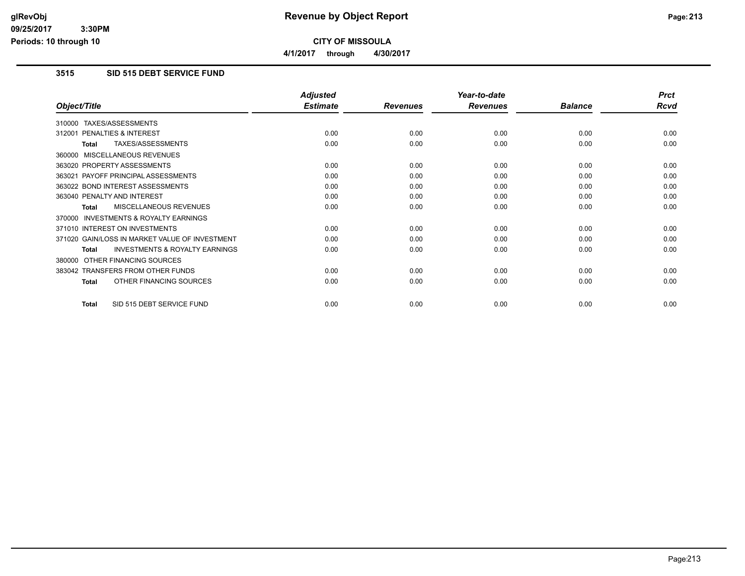**CITY OF MISSOULA**

**4/1/2017 through 4/30/2017**

## 3515 SID 515 DEBT SERVICE FUND

| Object/Title | Adjusted Estimate | Revenues | Year-to-date Revenues | Balance | Prct Rcvd |
|---|---|---|---|---|---|
| 310000 TAXES/ASSESSMENTS | | | | | |
| 312001 PENALTIES & INTEREST | 0.00 | 0.00 | 0.00 | 0.00 | 0.00 |
| **Total** TAXES/ASSESSMENTS | 0.00 | 0.00 | 0.00 | 0.00 | 0.00 |
| 360000 MISCELLANEOUS REVENUES | | | | | |
| 363020 PROPERTY ASSESSMENTS | 0.00 | 0.00 | 0.00 | 0.00 | 0.00 |
| 363021 PAYOFF PRINCIPAL ASSESSMENTS | 0.00 | 0.00 | 0.00 | 0.00 | 0.00 |
| 363022 BOND INTEREST ASSESSMENTS | 0.00 | 0.00 | 0.00 | 0.00 | 0.00 |
| 363040 PENALTY AND INTEREST | 0.00 | 0.00 | 0.00 | 0.00 | 0.00 |
| **Total** MISCELLANEOUS REVENUES | 0.00 | 0.00 | 0.00 | 0.00 | 0.00 |
| 370000 INVESTMENTS & ROYALTY EARNINGS | | | | | |
| 371010 INTEREST ON INVESTMENTS | 0.00 | 0.00 | 0.00 | 0.00 | 0.00 |
| 371020 GAIN/LOSS IN MARKET VALUE OF INVESTMENT | 0.00 | 0.00 | 0.00 | 0.00 | 0.00 |
| **Total** INVESTMENTS & ROYALTY EARNINGS | 0.00 | 0.00 | 0.00 | 0.00 | 0.00 |
| 380000 OTHER FINANCING SOURCES | | | | | |
| 383042 TRANSFERS FROM OTHER FUNDS | 0.00 | 0.00 | 0.00 | 0.00 | 0.00 |
| **Total** OTHER FINANCING SOURCES | 0.00 | 0.00 | 0.00 | 0.00 | 0.00 |
| **Total** SID 515 DEBT SERVICE FUND | 0.00 | 0.00 | 0.00 | 0.00 | 0.00 |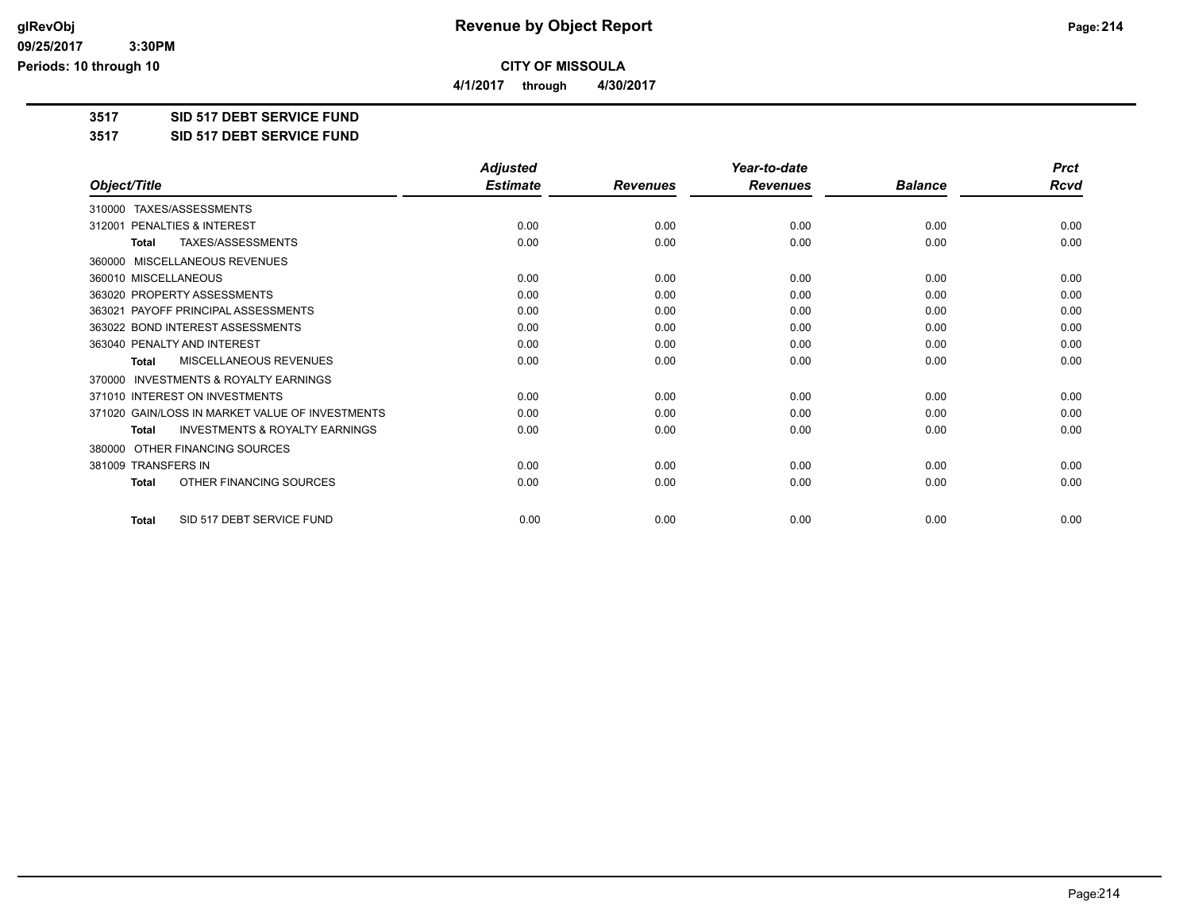# Revenue by Object Report

glRevObj
09/25/2017 3:30PM
Periods: 10 through 10

**CITY OF MISSOULA**

**4/1/2017 through 4/30/2017**

**3517 SID 517 DEBT SERVICE FUND**

**3517 SID 517 DEBT SERVICE FUND**

| Object/Title | Adjusted Estimate | Revenues | Year-to-date Revenues | Balance | Prct Rcvd |
|---|---|---|---|---|---|
| 310000 TAXES/ASSESSMENTS | | | | | |
| 312001 PENALTIES & INTEREST | 0.00 | 0.00 | 0.00 | 0.00 | 0.00 |
| **Total** TAXES/ASSESSMENTS | 0.00 | 0.00 | 0.00 | 0.00 | 0.00 |
| 360000 MISCELLANEOUS REVENUES | | | | | |
| 360010 MISCELLANEOUS | 0.00 | 0.00 | 0.00 | 0.00 | 0.00 |
| 363020 PROPERTY ASSESSMENTS | 0.00 | 0.00 | 0.00 | 0.00 | 0.00 |
| 363021 PAYOFF PRINCIPAL ASSESSMENTS | 0.00 | 0.00 | 0.00 | 0.00 | 0.00 |
| 363022 BOND INTEREST ASSESSMENTS | 0.00 | 0.00 | 0.00 | 0.00 | 0.00 |
| 363040 PENALTY AND INTEREST | 0.00 | 0.00 | 0.00 | 0.00 | 0.00 |
| **Total** MISCELLANEOUS REVENUES | 0.00 | 0.00 | 0.00 | 0.00 | 0.00 |
| 370000 INVESTMENTS & ROYALTY EARNINGS | | | | | |
| 371010 INTEREST ON INVESTMENTS | 0.00 | 0.00 | 0.00 | 0.00 | 0.00 |
| 371020 GAIN/LOSS IN MARKET VALUE OF INVESTMENTS | 0.00 | 0.00 | 0.00 | 0.00 | 0.00 |
| **Total** INVESTMENTS & ROYALTY EARNINGS | 0.00 | 0.00 | 0.00 | 0.00 | 0.00 |
| 380000 OTHER FINANCING SOURCES | | | | | |
| 381009 TRANSFERS IN | 0.00 | 0.00 | 0.00 | 0.00 | 0.00 |
| **Total** OTHER FINANCING SOURCES | 0.00 | 0.00 | 0.00 | 0.00 | 0.00 |
| **Total** SID 517 DEBT SERVICE FUND | 0.00 | 0.00 | 0.00 | 0.00 | 0.00 |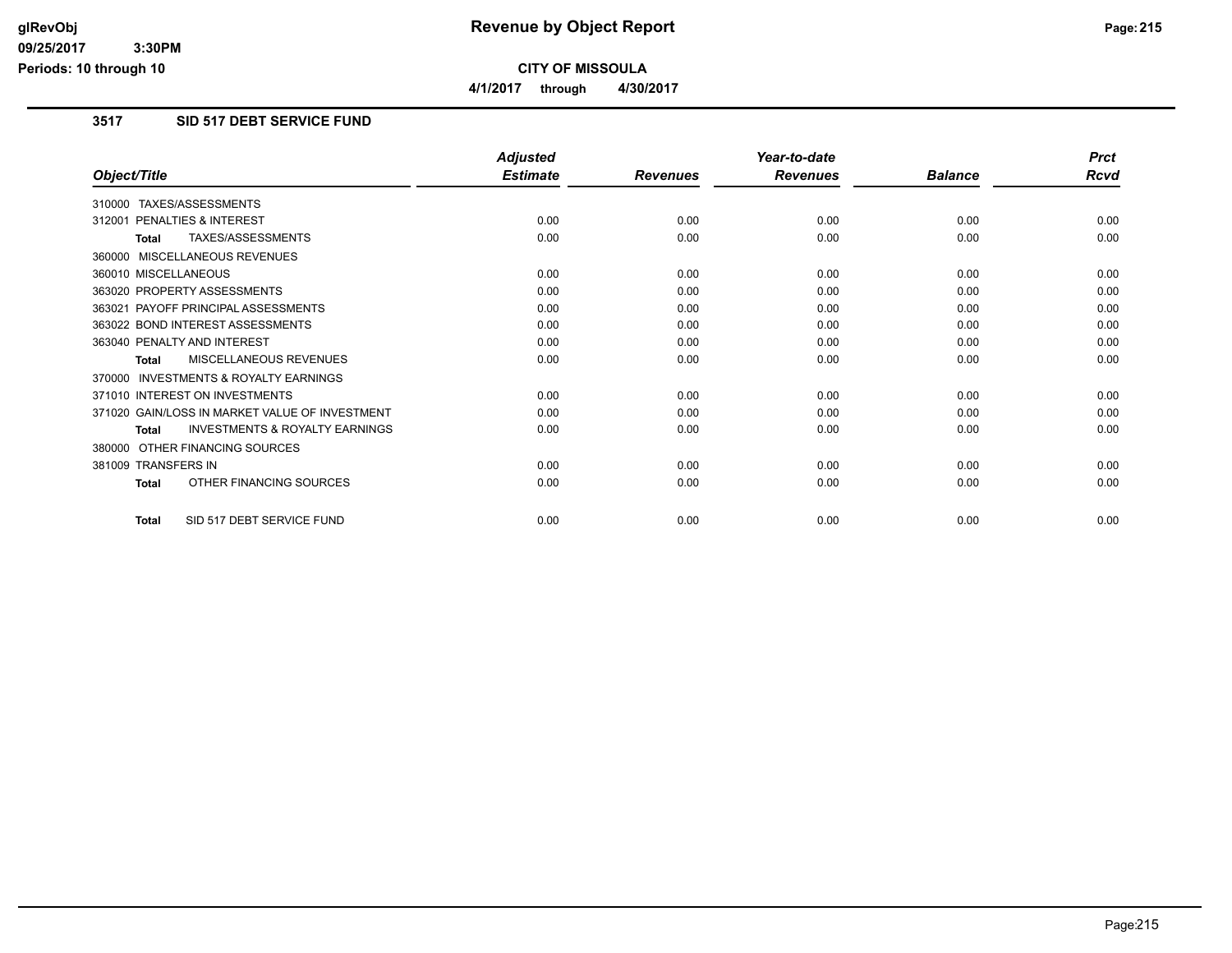# Revenue by Object Report

## CITY OF MISSOULA

**4/1/2017 through 4/30/2017**

### 3517 SID 517 DEBT SERVICE FUND

| Object/Title | Adjusted Estimate | Revenues | Year-to-date Revenues | Balance | Prct Rcvd |
|---|---|---|---|---|---|
| 310000 TAXES/ASSESSMENTS | | | | | |
| 312001 PENALTIES & INTEREST | 0.00 | 0.00 | 0.00 | 0.00 | 0.00 |
| **Total** TAXES/ASSESSMENTS | 0.00 | 0.00 | 0.00 | 0.00 | 0.00 |
| 360000 MISCELLANEOUS REVENUES | | | | | |
| 360010 MISCELLANEOUS | 0.00 | 0.00 | 0.00 | 0.00 | 0.00 |
| 363020 PROPERTY ASSESSMENTS | 0.00 | 0.00 | 0.00 | 0.00 | 0.00 |
| 363021 PAYOFF PRINCIPAL ASSESSMENTS | 0.00 | 0.00 | 0.00 | 0.00 | 0.00 |
| 363022 BOND INTEREST ASSESSMENTS | 0.00 | 0.00 | 0.00 | 0.00 | 0.00 |
| 363040 PENALTY AND INTEREST | 0.00 | 0.00 | 0.00 | 0.00 | 0.00 |
| **Total** MISCELLANEOUS REVENUES | 0.00 | 0.00 | 0.00 | 0.00 | 0.00 |
| 370000 INVESTMENTS & ROYALTY EARNINGS | | | | | |
| 371010 INTEREST ON INVESTMENTS | 0.00 | 0.00 | 0.00 | 0.00 | 0.00 |
| 371020 GAIN/LOSS IN MARKET VALUE OF INVESTMENT | 0.00 | 0.00 | 0.00 | 0.00 | 0.00 |
| **Total** INVESTMENTS & ROYALTY EARNINGS | 0.00 | 0.00 | 0.00 | 0.00 | 0.00 |
| 380000 OTHER FINANCING SOURCES | | | | | |
| 381009 TRANSFERS IN | 0.00 | 0.00 | 0.00 | 0.00 | 0.00 |
| **Total** OTHER FINANCING SOURCES | 0.00 | 0.00 | 0.00 | 0.00 | 0.00 |
| **Total** SID 517 DEBT SERVICE FUND | 0.00 | 0.00 | 0.00 | 0.00 | 0.00 |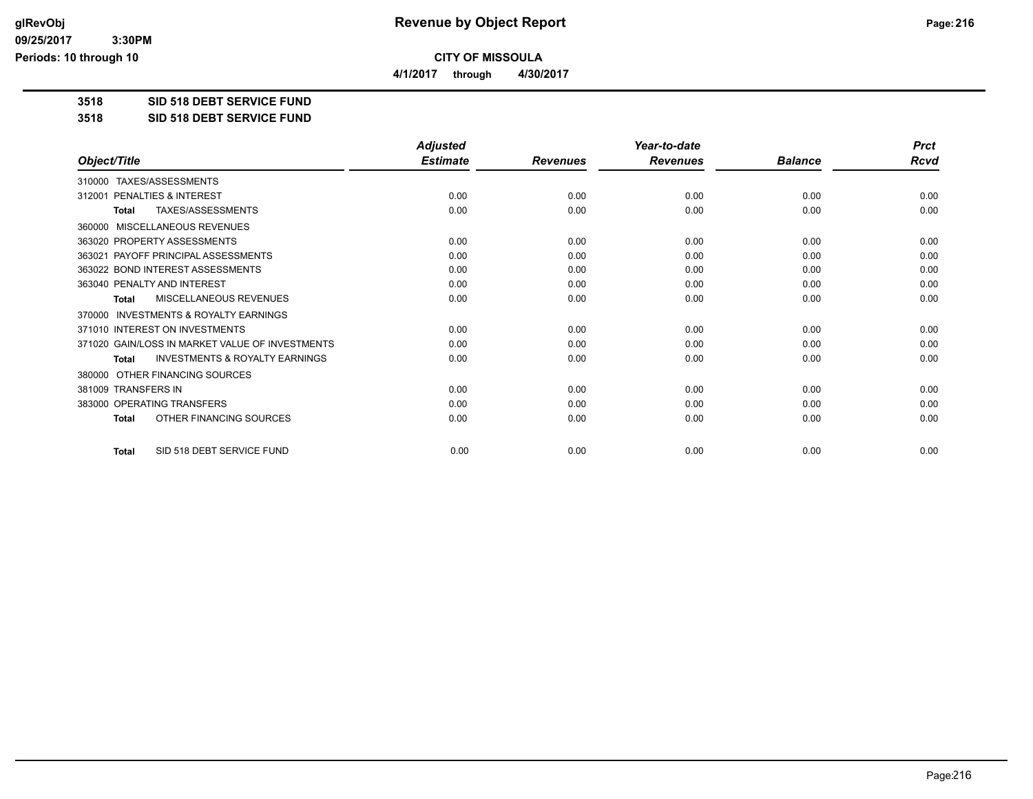# Revenue by Object Report

**CITY OF MISSOULA**

**4/1/2017 through 4/30/2017**

**3518 SID 518 DEBT SERVICE FUND**

**3518 SID 518 DEBT SERVICE FUND**

| Object/Title | Adjusted Estimate | Revenues | Year-to-date Revenues | Balance | Prct Rcvd |
|---|---|---|---|---|---|
| 310000 TAXES/ASSESSMENTS | | | | | |
| 312001 PENALTIES & INTEREST | 0.00 | 0.00 | 0.00 | 0.00 | 0.00 |
| **Total** TAXES/ASSESSMENTS | 0.00 | 0.00 | 0.00 | 0.00 | 0.00 |
| 360000 MISCELLANEOUS REVENUES | | | | | |
| 363020 PROPERTY ASSESSMENTS | 0.00 | 0.00 | 0.00 | 0.00 | 0.00 |
| 363021 PAYOFF PRINCIPAL ASSESSMENTS | 0.00 | 0.00 | 0.00 | 0.00 | 0.00 |
| 363022 BOND INTEREST ASSESSMENTS | 0.00 | 0.00 | 0.00 | 0.00 | 0.00 |
| 363040 PENALTY AND INTEREST | 0.00 | 0.00 | 0.00 | 0.00 | 0.00 |
| **Total** MISCELLANEOUS REVENUES | 0.00 | 0.00 | 0.00 | 0.00 | 0.00 |
| 370000 INVESTMENTS & ROYALTY EARNINGS | | | | | |
| 371010 INTEREST ON INVESTMENTS | 0.00 | 0.00 | 0.00 | 0.00 | 0.00 |
| 371020 GAIN/LOSS IN MARKET VALUE OF INVESTMENTS | 0.00 | 0.00 | 0.00 | 0.00 | 0.00 |
| **Total** INVESTMENTS & ROYALTY EARNINGS | 0.00 | 0.00 | 0.00 | 0.00 | 0.00 |
| 380000 OTHER FINANCING SOURCES | | | | | |
| 381009 TRANSFERS IN | 0.00 | 0.00 | 0.00 | 0.00 | 0.00 |
| 383000 OPERATING TRANSFERS | 0.00 | 0.00 | 0.00 | 0.00 | 0.00 |
| **Total** OTHER FINANCING SOURCES | 0.00 | 0.00 | 0.00 | 0.00 | 0.00 |
| **Total** SID 518 DEBT SERVICE FUND | 0.00 | 0.00 | 0.00 | 0.00 | 0.00 |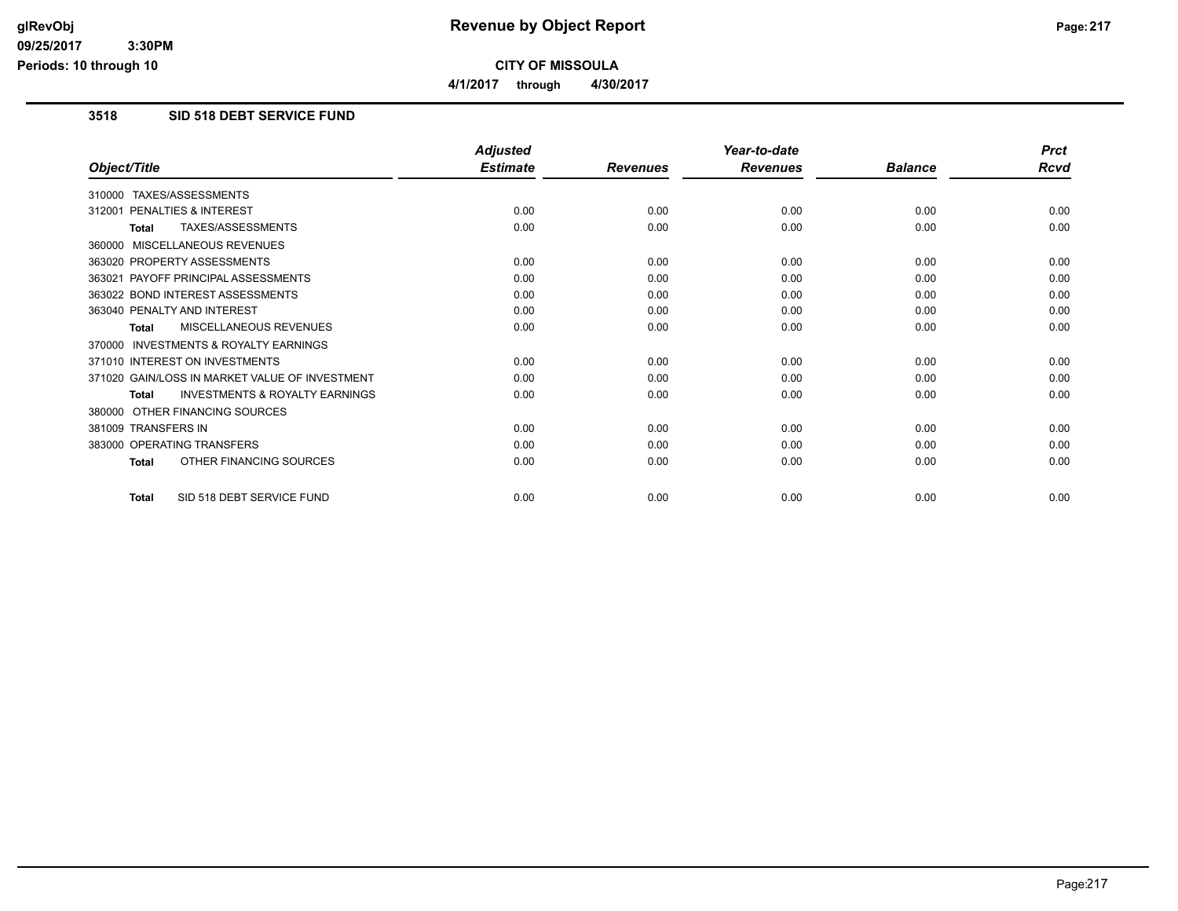# Revenue by Object Report

**CITY OF MISSOULA**

**4/1/2017 through 4/30/2017**

glRevObj
09/25/2017 3:30PM
Periods: 10 through 10

## 3518 SID 518 DEBT SERVICE FUND

| Object/Title | Adjusted Estimate | Revenues | Year-to-date Revenues | Balance | Prct Rcvd |
|---|---|---|---|---|---|
| 310000 TAXES/ASSESSMENTS | | | | | |
| 312001 PENALTIES & INTEREST | 0.00 | 0.00 | 0.00 | 0.00 | 0.00 |
| **Total** TAXES/ASSESSMENTS | 0.00 | 0.00 | 0.00 | 0.00 | 0.00 |
| 360000 MISCELLANEOUS REVENUES | | | | | |
| 363020 PROPERTY ASSESSMENTS | 0.00 | 0.00 | 0.00 | 0.00 | 0.00 |
| 363021 PAYOFF PRINCIPAL ASSESSMENTS | 0.00 | 0.00 | 0.00 | 0.00 | 0.00 |
| 363022 BOND INTEREST ASSESSMENTS | 0.00 | 0.00 | 0.00 | 0.00 | 0.00 |
| 363040 PENALTY AND INTEREST | 0.00 | 0.00 | 0.00 | 0.00 | 0.00 |
| **Total** MISCELLANEOUS REVENUES | 0.00 | 0.00 | 0.00 | 0.00 | 0.00 |
| 370000 INVESTMENTS & ROYALTY EARNINGS | | | | | |
| 371010 INTEREST ON INVESTMENTS | 0.00 | 0.00 | 0.00 | 0.00 | 0.00 |
| 371020 GAIN/LOSS IN MARKET VALUE OF INVESTMENT | 0.00 | 0.00 | 0.00 | 0.00 | 0.00 |
| **Total** INVESTMENTS & ROYALTY EARNINGS | 0.00 | 0.00 | 0.00 | 0.00 | 0.00 |
| 380000 OTHER FINANCING SOURCES | | | | | |
| 381009 TRANSFERS IN | 0.00 | 0.00 | 0.00 | 0.00 | 0.00 |
| 383000 OPERATING TRANSFERS | 0.00 | 0.00 | 0.00 | 0.00 | 0.00 |
| **Total** OTHER FINANCING SOURCES | 0.00 | 0.00 | 0.00 | 0.00 | 0.00 |
| **Total** SID 518 DEBT SERVICE FUND | 0.00 | 0.00 | 0.00 | 0.00 | 0.00 |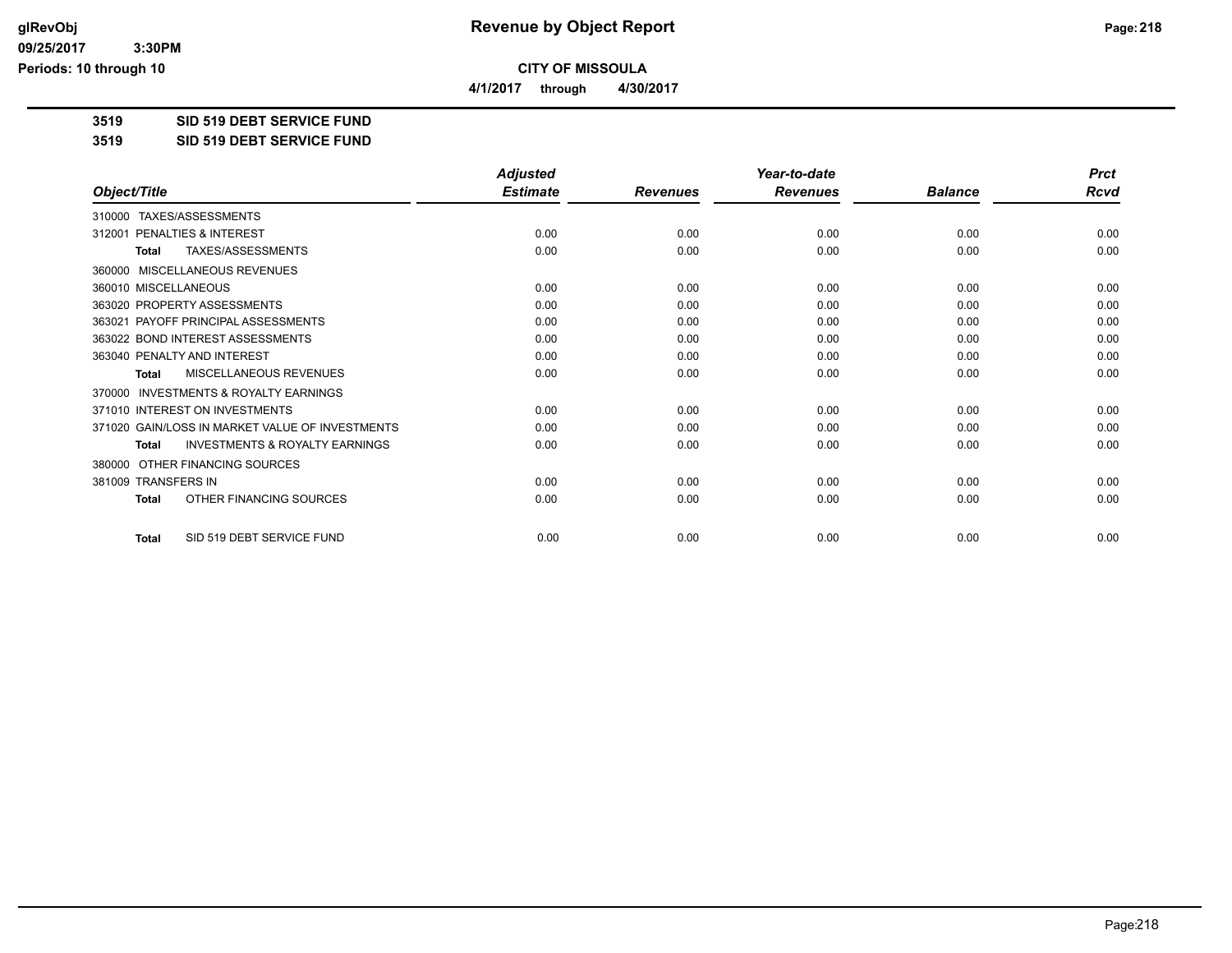# Revenue by Object Report

**CITY OF MISSOULA**

**4/1/2017 through 4/30/2017**

glRevObj
09/25/2017 3:30PM
Periods: 10 through 10

**3519 SID 519 DEBT SERVICE FUND**

**3519 SID 519 DEBT SERVICE FUND**

| Object/Title | Adjusted Estimate | Revenues | Year-to-date Revenues | Balance | Prct Rcvd |
|---|---|---|---|---|---|
| 310000 TAXES/ASSESSMENTS | | | | | |
| 312001 PENALTIES & INTEREST | 0.00 | 0.00 | 0.00 | 0.00 | 0.00 |
| **Total** TAXES/ASSESSMENTS | 0.00 | 0.00 | 0.00 | 0.00 | 0.00 |
| 360000 MISCELLANEOUS REVENUES | | | | | |
| 360010 MISCELLANEOUS | 0.00 | 0.00 | 0.00 | 0.00 | 0.00 |
| 363020 PROPERTY ASSESSMENTS | 0.00 | 0.00 | 0.00 | 0.00 | 0.00 |
| 363021 PAYOFF PRINCIPAL ASSESSMENTS | 0.00 | 0.00 | 0.00 | 0.00 | 0.00 |
| 363022 BOND INTEREST ASSESSMENTS | 0.00 | 0.00 | 0.00 | 0.00 | 0.00 |
| 363040 PENALTY AND INTEREST | 0.00 | 0.00 | 0.00 | 0.00 | 0.00 |
| **Total** MISCELLANEOUS REVENUES | 0.00 | 0.00 | 0.00 | 0.00 | 0.00 |
| 370000 INVESTMENTS & ROYALTY EARNINGS | | | | | |
| 371010 INTEREST ON INVESTMENTS | 0.00 | 0.00 | 0.00 | 0.00 | 0.00 |
| 371020 GAIN/LOSS IN MARKET VALUE OF INVESTMENTS | 0.00 | 0.00 | 0.00 | 0.00 | 0.00 |
| **Total** INVESTMENTS & ROYALTY EARNINGS | 0.00 | 0.00 | 0.00 | 0.00 | 0.00 |
| 380000 OTHER FINANCING SOURCES | | | | | |
| 381009 TRANSFERS IN | 0.00 | 0.00 | 0.00 | 0.00 | 0.00 |
| **Total** OTHER FINANCING SOURCES | 0.00 | 0.00 | 0.00 | 0.00 | 0.00 |
| **Total** SID 519 DEBT SERVICE FUND | 0.00 | 0.00 | 0.00 | 0.00 | 0.00 |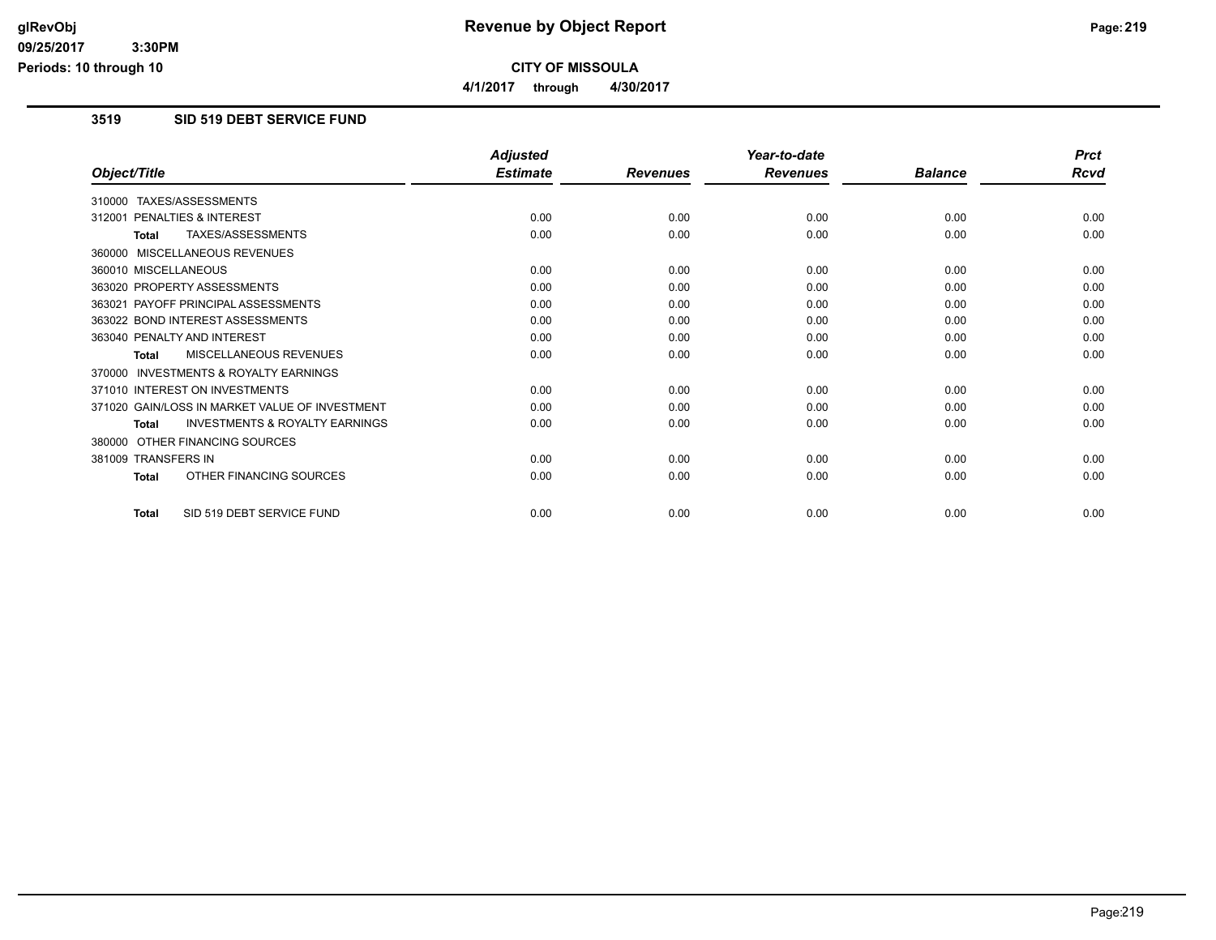# Revenue by Object Report

**CITY OF MISSOULA**

**4/1/2017 through 4/30/2017**

glRevObj
09/25/2017 3:30PM
Periods: 10 through 10

## 3519 SID 519 DEBT SERVICE FUND

| Object/Title | Adjusted Estimate | Revenues | Year-to-date Revenues | Balance | Prct Rcvd |
|---|---|---|---|---|---|
| 310000 TAXES/ASSESSMENTS | | | | | |
| 312001 PENALTIES & INTEREST | 0.00 | 0.00 | 0.00 | 0.00 | 0.00 |
| **Total** TAXES/ASSESSMENTS | 0.00 | 0.00 | 0.00 | 0.00 | 0.00 |
| 360000 MISCELLANEOUS REVENUES | | | | | |
| 360010 MISCELLANEOUS | 0.00 | 0.00 | 0.00 | 0.00 | 0.00 |
| 363020 PROPERTY ASSESSMENTS | 0.00 | 0.00 | 0.00 | 0.00 | 0.00 |
| 363021 PAYOFF PRINCIPAL ASSESSMENTS | 0.00 | 0.00 | 0.00 | 0.00 | 0.00 |
| 363022 BOND INTEREST ASSESSMENTS | 0.00 | 0.00 | 0.00 | 0.00 | 0.00 |
| 363040 PENALTY AND INTEREST | 0.00 | 0.00 | 0.00 | 0.00 | 0.00 |
| **Total** MISCELLANEOUS REVENUES | 0.00 | 0.00 | 0.00 | 0.00 | 0.00 |
| 370000 INVESTMENTS & ROYALTY EARNINGS | | | | | |
| 371010 INTEREST ON INVESTMENTS | 0.00 | 0.00 | 0.00 | 0.00 | 0.00 |
| 371020 GAIN/LOSS IN MARKET VALUE OF INVESTMENT | 0.00 | 0.00 | 0.00 | 0.00 | 0.00 |
| **Total** INVESTMENTS & ROYALTY EARNINGS | 0.00 | 0.00 | 0.00 | 0.00 | 0.00 |
| 380000 OTHER FINANCING SOURCES | | | | | |
| 381009 TRANSFERS IN | 0.00 | 0.00 | 0.00 | 0.00 | 0.00 |
| **Total** OTHER FINANCING SOURCES | 0.00 | 0.00 | 0.00 | 0.00 | 0.00 |
| **Total** SID 519 DEBT SERVICE FUND | 0.00 | 0.00 | 0.00 | 0.00 | 0.00 |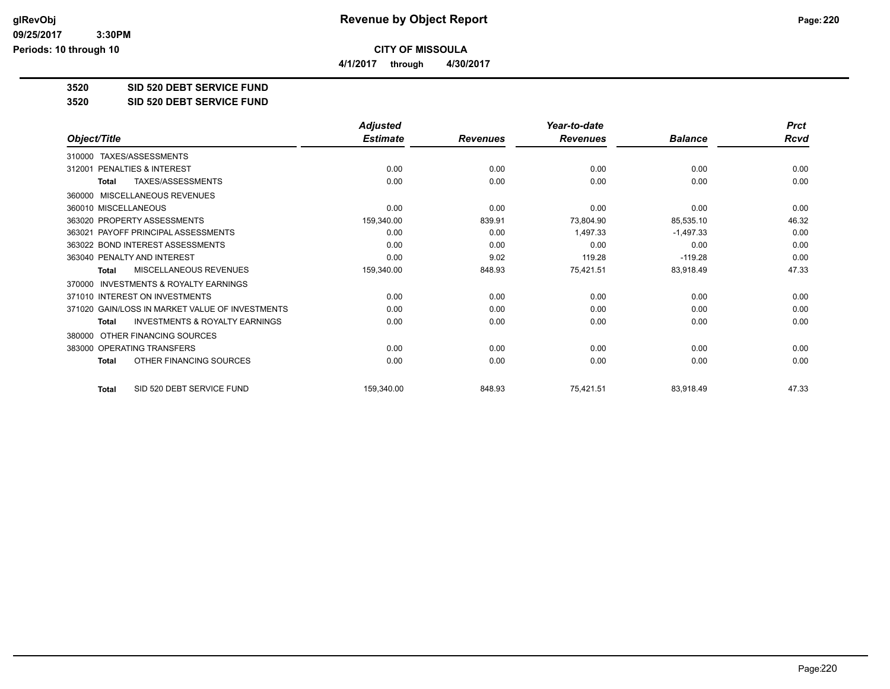**CITY OF MISSOULA**

**4/1/2017 through 4/30/2017**

## 3520 SID 520 DEBT SERVICE FUND

## 3520 SID 520 DEBT SERVICE FUND

| Object/Title | Adjusted Estimate | Revenues | Year-to-date Revenues | Balance | Prct Rcvd |
|---|---|---|---|---|---|
| 310000 TAXES/ASSESSMENTS | | | | | |
| 312001 PENALTIES & INTEREST | 0.00 | 0.00 | 0.00 | 0.00 | 0.00 |
| **Total** TAXES/ASSESSMENTS | 0.00 | 0.00 | 0.00 | 0.00 | 0.00 |
| 360000 MISCELLANEOUS REVENUES | | | | | |
| 360010 MISCELLANEOUS | 0.00 | 0.00 | 0.00 | 0.00 | 0.00 |
| 363020 PROPERTY ASSESSMENTS | 159,340.00 | 839.91 | 73,804.90 | 85,535.10 | 46.32 |
| 363021 PAYOFF PRINCIPAL ASSESSMENTS | 0.00 | 0.00 | 1,497.33 | -1,497.33 | 0.00 |
| 363022 BOND INTEREST ASSESSMENTS | 0.00 | 0.00 | 0.00 | 0.00 | 0.00 |
| 363040 PENALTY AND INTEREST | 0.00 | 9.02 | 119.28 | -119.28 | 0.00 |
| **Total** MISCELLANEOUS REVENUES | 159,340.00 | 848.93 | 75,421.51 | 83,918.49 | 47.33 |
| 370000 INVESTMENTS & ROYALTY EARNINGS | | | | | |
| 371010 INTEREST ON INVESTMENTS | 0.00 | 0.00 | 0.00 | 0.00 | 0.00 |
| 371020 GAIN/LOSS IN MARKET VALUE OF INVESTMENTS | 0.00 | 0.00 | 0.00 | 0.00 | 0.00 |
| **Total** INVESTMENTS & ROYALTY EARNINGS | 0.00 | 0.00 | 0.00 | 0.00 | 0.00 |
| 380000 OTHER FINANCING SOURCES | | | | | |
| 383000 OPERATING TRANSFERS | 0.00 | 0.00 | 0.00 | 0.00 | 0.00 |
| **Total** OTHER FINANCING SOURCES | 0.00 | 0.00 | 0.00 | 0.00 | 0.00 |
| **Total** SID 520 DEBT SERVICE FUND | 159,340.00 | 848.93 | 75,421.51 | 83,918.49 | 47.33 |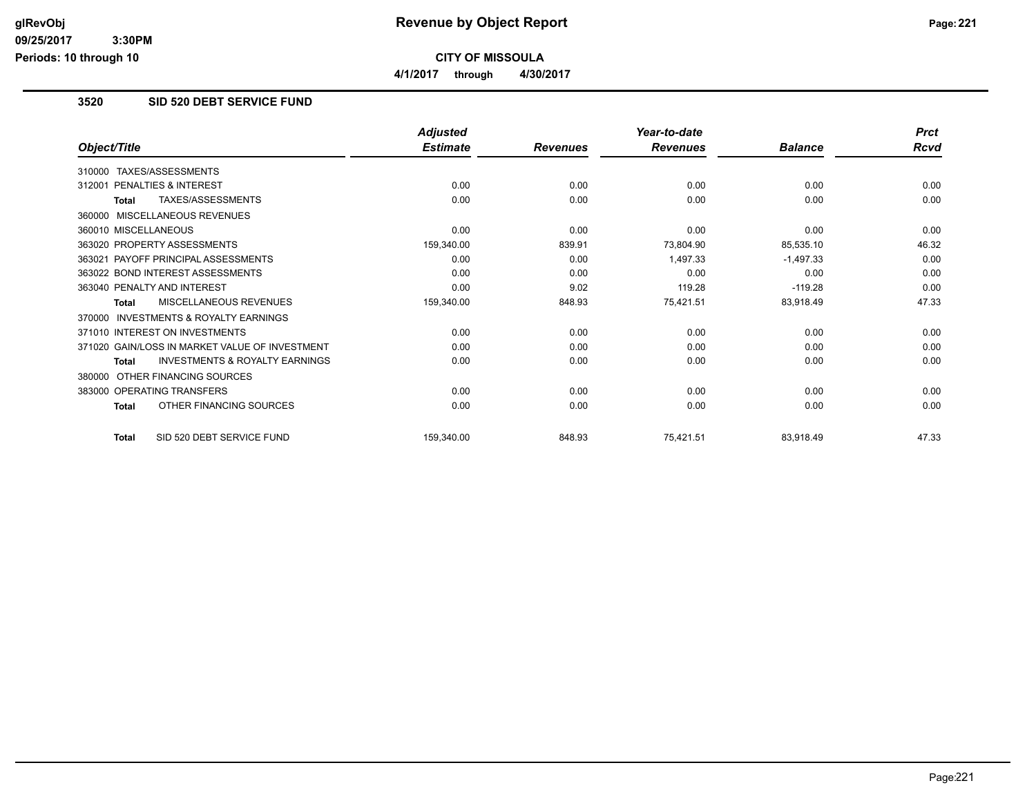# Revenue by Object Report

**CITY OF MISSOULA**

**4/1/2017 through 4/30/2017**

## 3520 SID 520 DEBT SERVICE FUND

| Object/Title | Adjusted Estimate | Revenues | Year-to-date Revenues | Balance | Prct Rcvd |
|---|---|---|---|---|---|
| 310000 TAXES/ASSESSMENTS | | | | | |
| 312001 PENALTIES & INTEREST | 0.00 | 0.00 | 0.00 | 0.00 | 0.00 |
| **Total** TAXES/ASSESSMENTS | 0.00 | 0.00 | 0.00 | 0.00 | 0.00 |
| 360000 MISCELLANEOUS REVENUES | | | | | |
| 360010 MISCELLANEOUS | 0.00 | 0.00 | 0.00 | 0.00 | 0.00 |
| 363020 PROPERTY ASSESSMENTS | 159,340.00 | 839.91 | 73,804.90 | 85,535.10 | 46.32 |
| 363021 PAYOFF PRINCIPAL ASSESSMENTS | 0.00 | 0.00 | 1,497.33 | -1,497.33 | 0.00 |
| 363022 BOND INTEREST ASSESSMENTS | 0.00 | 0.00 | 0.00 | 0.00 | 0.00 |
| 363040 PENALTY AND INTEREST | 0.00 | 9.02 | 119.28 | -119.28 | 0.00 |
| **Total** MISCELLANEOUS REVENUES | 159,340.00 | 848.93 | 75,421.51 | 83,918.49 | 47.33 |
| 370000 INVESTMENTS & ROYALTY EARNINGS | | | | | |
| 371010 INTEREST ON INVESTMENTS | 0.00 | 0.00 | 0.00 | 0.00 | 0.00 |
| 371020 GAIN/LOSS IN MARKET VALUE OF INVESTMENT | 0.00 | 0.00 | 0.00 | 0.00 | 0.00 |
| **Total** INVESTMENTS & ROYALTY EARNINGS | 0.00 | 0.00 | 0.00 | 0.00 | 0.00 |
| 380000 OTHER FINANCING SOURCES | | | | | |
| 383000 OPERATING TRANSFERS | 0.00 | 0.00 | 0.00 | 0.00 | 0.00 |
| **Total** OTHER FINANCING SOURCES | 0.00 | 0.00 | 0.00 | 0.00 | 0.00 |
| **Total** SID 520 DEBT SERVICE FUND | 159,340.00 | 848.93 | 75,421.51 | 83,918.49 | 47.33 |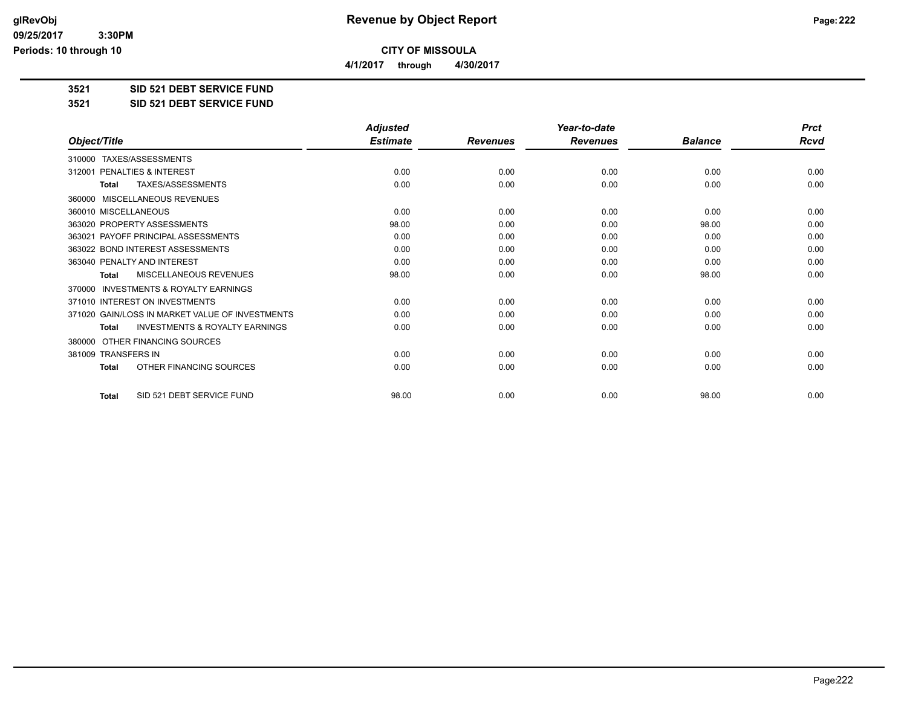**CITY OF MISSOULA**

**4/1/2017 through 4/30/2017**

**3521 SID 521 DEBT SERVICE FUND**

**3521 SID 521 DEBT SERVICE FUND**

| Object/Title | Adjusted Estimate | Revenues | Year-to-date Revenues | Balance | Prct Rcvd |
|---|---|---|---|---|---|
| 310000 TAXES/ASSESSMENTS | | | | | |
| 312001 PENALTIES & INTEREST | 0.00 | 0.00 | 0.00 | 0.00 | 0.00 |
| **Total** TAXES/ASSESSMENTS | 0.00 | 0.00 | 0.00 | 0.00 | 0.00 |
| 360000 MISCELLANEOUS REVENUES | | | | | |
| 360010 MISCELLANEOUS | 0.00 | 0.00 | 0.00 | 0.00 | 0.00 |
| 363020 PROPERTY ASSESSMENTS | 98.00 | 0.00 | 0.00 | 98.00 | 0.00 |
| 363021 PAYOFF PRINCIPAL ASSESSMENTS | 0.00 | 0.00 | 0.00 | 0.00 | 0.00 |
| 363022 BOND INTEREST ASSESSMENTS | 0.00 | 0.00 | 0.00 | 0.00 | 0.00 |
| 363040 PENALTY AND INTEREST | 0.00 | 0.00 | 0.00 | 0.00 | 0.00 |
| **Total** MISCELLANEOUS REVENUES | 98.00 | 0.00 | 0.00 | 98.00 | 0.00 |
| 370000 INVESTMENTS & ROYALTY EARNINGS | | | | | |
| 371010 INTEREST ON INVESTMENTS | 0.00 | 0.00 | 0.00 | 0.00 | 0.00 |
| 371020 GAIN/LOSS IN MARKET VALUE OF INVESTMENTS | 0.00 | 0.00 | 0.00 | 0.00 | 0.00 |
| **Total** INVESTMENTS & ROYALTY EARNINGS | 0.00 | 0.00 | 0.00 | 0.00 | 0.00 |
| 380000 OTHER FINANCING SOURCES | | | | | |
| 381009 TRANSFERS IN | 0.00 | 0.00 | 0.00 | 0.00 | 0.00 |
| **Total** OTHER FINANCING SOURCES | 0.00 | 0.00 | 0.00 | 0.00 | 0.00 |
| **Total** SID 521 DEBT SERVICE FUND | 98.00 | 0.00 | 0.00 | 98.00 | 0.00 |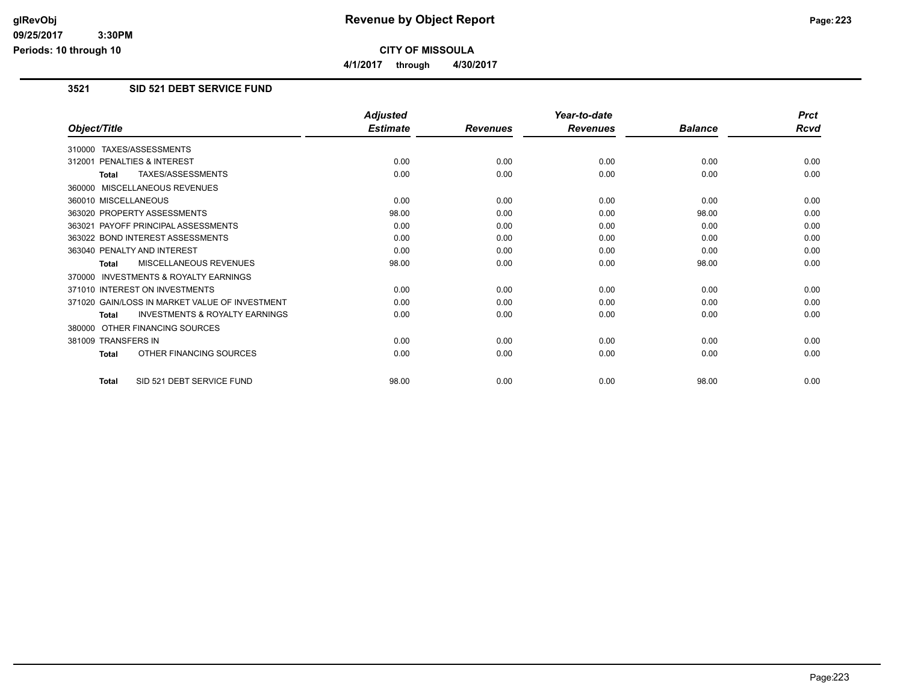**CITY OF MISSOULA**

**4/1/2017 through 4/30/2017**

### 3521 SID 521 DEBT SERVICE FUND

| Object/Title | Adjusted Estimate | Revenues | Year-to-date Revenues | Balance | Prct Rcvd |
|---|---|---|---|---|---|
| 310000 TAXES/ASSESSMENTS | | | | | |
| 312001 PENALTIES & INTEREST | 0.00 | 0.00 | 0.00 | 0.00 | 0.00 |
| **Total** TAXES/ASSESSMENTS | 0.00 | 0.00 | 0.00 | 0.00 | 0.00 |
| 360000 MISCELLANEOUS REVENUES | | | | | |
| 360010 MISCELLANEOUS | 0.00 | 0.00 | 0.00 | 0.00 | 0.00 |
| 363020 PROPERTY ASSESSMENTS | 98.00 | 0.00 | 0.00 | 98.00 | 0.00 |
| 363021 PAYOFF PRINCIPAL ASSESSMENTS | 0.00 | 0.00 | 0.00 | 0.00 | 0.00 |
| 363022 BOND INTEREST ASSESSMENTS | 0.00 | 0.00 | 0.00 | 0.00 | 0.00 |
| 363040 PENALTY AND INTEREST | 0.00 | 0.00 | 0.00 | 0.00 | 0.00 |
| **Total** MISCELLANEOUS REVENUES | 98.00 | 0.00 | 0.00 | 98.00 | 0.00 |
| 370000 INVESTMENTS & ROYALTY EARNINGS | | | | | |
| 371010 INTEREST ON INVESTMENTS | 0.00 | 0.00 | 0.00 | 0.00 | 0.00 |
| 371020 GAIN/LOSS IN MARKET VALUE OF INVESTMENT | 0.00 | 0.00 | 0.00 | 0.00 | 0.00 |
| **Total** INVESTMENTS & ROYALTY EARNINGS | 0.00 | 0.00 | 0.00 | 0.00 | 0.00 |
| 380000 OTHER FINANCING SOURCES | | | | | |
| 381009 TRANSFERS IN | 0.00 | 0.00 | 0.00 | 0.00 | 0.00 |
| **Total** OTHER FINANCING SOURCES | 0.00 | 0.00 | 0.00 | 0.00 | 0.00 |
| **Total** SID 521 DEBT SERVICE FUND | 98.00 | 0.00 | 0.00 | 98.00 | 0.00 |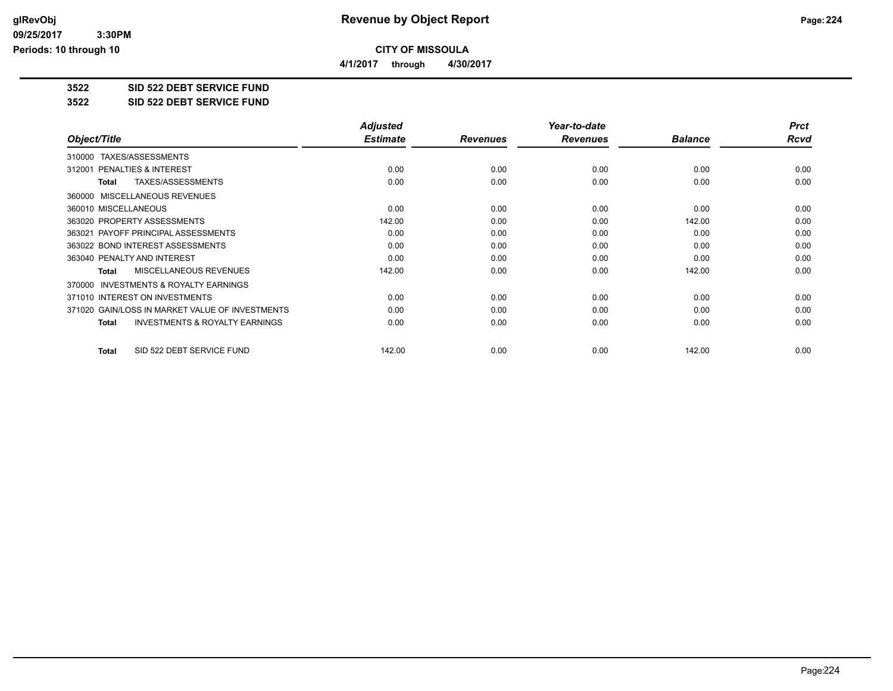# Revenue by Object Report

**CITY OF MISSOULA**

**4/1/2017 through 4/30/2017**

glRevObj
09/25/2017 3:30PM
Periods: 10 through 10

**3522 SID 522 DEBT SERVICE FUND**

**3522 SID 522 DEBT SERVICE FUND**

| Object/Title | Adjusted Estimate | Revenues | Year-to-date Revenues | Balance | Prct Rcvd |
|---|---|---|---|---|---|
| 310000 TAXES/ASSESSMENTS | | | | | |
| 312001 PENALTIES & INTEREST | 0.00 | 0.00 | 0.00 | 0.00 | 0.00 |
| **Total** TAXES/ASSESSMENTS | 0.00 | 0.00 | 0.00 | 0.00 | 0.00 |
| 360000 MISCELLANEOUS REVENUES | | | | | |
| 360010 MISCELLANEOUS | 0.00 | 0.00 | 0.00 | 0.00 | 0.00 |
| 363020 PROPERTY ASSESSMENTS | 142.00 | 0.00 | 0.00 | 142.00 | 0.00 |
| 363021 PAYOFF PRINCIPAL ASSESSMENTS | 0.00 | 0.00 | 0.00 | 0.00 | 0.00 |
| 363022 BOND INTEREST ASSESSMENTS | 0.00 | 0.00 | 0.00 | 0.00 | 0.00 |
| 363040 PENALTY AND INTEREST | 0.00 | 0.00 | 0.00 | 0.00 | 0.00 |
| **Total** MISCELLANEOUS REVENUES | 142.00 | 0.00 | 0.00 | 142.00 | 0.00 |
| 370000 INVESTMENTS & ROYALTY EARNINGS | | | | | |
| 371010 INTEREST ON INVESTMENTS | 0.00 | 0.00 | 0.00 | 0.00 | 0.00 |
| 371020 GAIN/LOSS IN MARKET VALUE OF INVESTMENTS | 0.00 | 0.00 | 0.00 | 0.00 | 0.00 |
| **Total** INVESTMENTS & ROYALTY EARNINGS | 0.00 | 0.00 | 0.00 | 0.00 | 0.00 |
| **Total** SID 522 DEBT SERVICE FUND | 142.00 | 0.00 | 0.00 | 142.00 | 0.00 |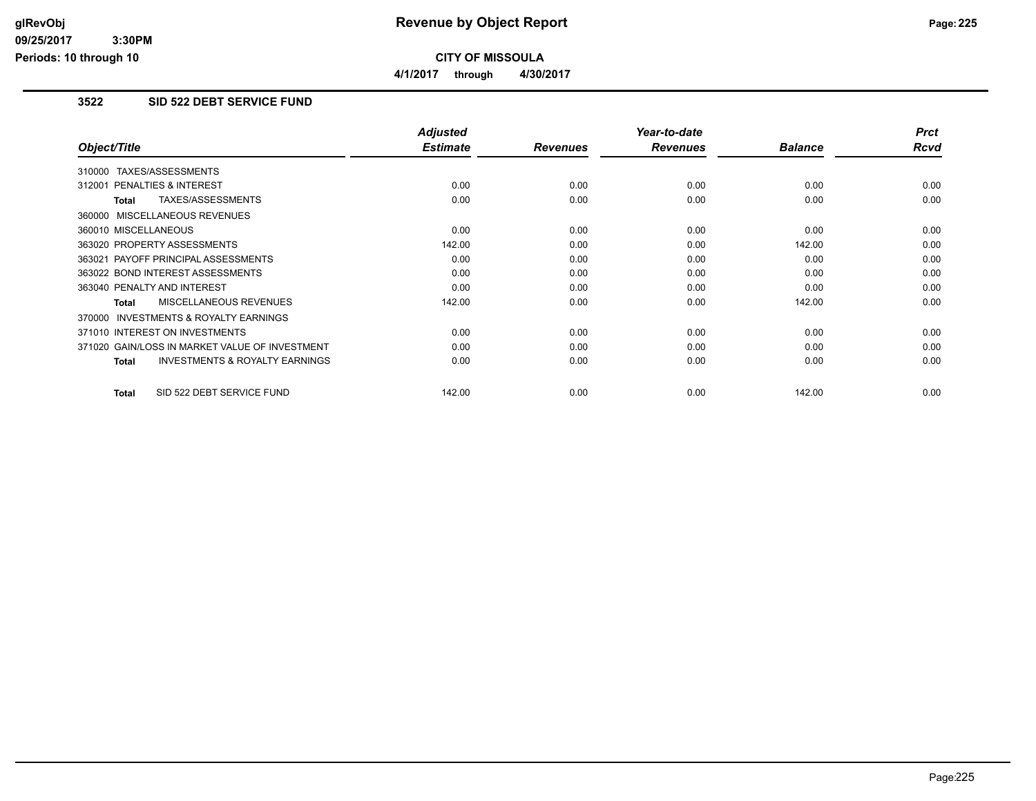**CITY OF MISSOULA**

**4/1/2017 through 4/30/2017**

### 3522 SID 522 DEBT SERVICE FUND

| Object/Title | Adjusted Estimate | Revenues | Year-to-date Revenues | Balance | Prct Rcvd |
|---|---|---|---|---|---|
| 310000 TAXES/ASSESSMENTS | | | | | |
| 312001 PENALTIES & INTEREST | 0.00 | 0.00 | 0.00 | 0.00 | 0.00 |
| **Total** TAXES/ASSESSMENTS | 0.00 | 0.00 | 0.00 | 0.00 | 0.00 |
| 360000 MISCELLANEOUS REVENUES | | | | | |
| 360010 MISCELLANEOUS | 0.00 | 0.00 | 0.00 | 0.00 | 0.00 |
| 363020 PROPERTY ASSESSMENTS | 142.00 | 0.00 | 0.00 | 142.00 | 0.00 |
| 363021 PAYOFF PRINCIPAL ASSESSMENTS | 0.00 | 0.00 | 0.00 | 0.00 | 0.00 |
| 363022 BOND INTEREST ASSESSMENTS | 0.00 | 0.00 | 0.00 | 0.00 | 0.00 |
| 363040 PENALTY AND INTEREST | 0.00 | 0.00 | 0.00 | 0.00 | 0.00 |
| **Total** MISCELLANEOUS REVENUES | 142.00 | 0.00 | 0.00 | 142.00 | 0.00 |
| 370000 INVESTMENTS & ROYALTY EARNINGS | | | | | |
| 371010 INTEREST ON INVESTMENTS | 0.00 | 0.00 | 0.00 | 0.00 | 0.00 |
| 371020 GAIN/LOSS IN MARKET VALUE OF INVESTMENT | 0.00 | 0.00 | 0.00 | 0.00 | 0.00 |
| **Total** INVESTMENTS & ROYALTY EARNINGS | 0.00 | 0.00 | 0.00 | 0.00 | 0.00 |
| **Total** SID 522 DEBT SERVICE FUND | 142.00 | 0.00 | 0.00 | 142.00 | 0.00 |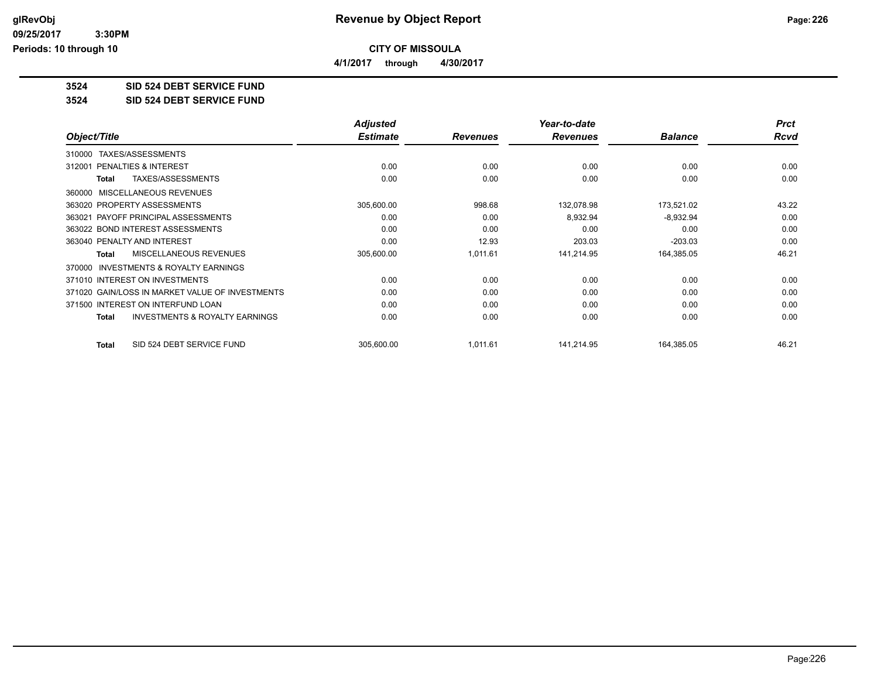# Revenue by Object Report

**CITY OF MISSOULA**

**4/1/2017 through 4/30/2017**

glRevObj
09/25/2017 3:30PM
Periods: 10 through 10

**3524 SID 524 DEBT SERVICE FUND**

**3524 SID 524 DEBT SERVICE FUND**

| Object/Title | Adjusted Estimate | Revenues | Year-to-date Revenues | Balance | Prct Rcvd |
|---|---|---|---|---|---|
| 310000 TAXES/ASSESSMENTS | | | | | |
| 312001 PENALTIES & INTEREST | 0.00 | 0.00 | 0.00 | 0.00 | 0.00 |
| **Total** TAXES/ASSESSMENTS | 0.00 | 0.00 | 0.00 | 0.00 | 0.00 |
| 360000 MISCELLANEOUS REVENUES | | | | | |
| 363020 PROPERTY ASSESSMENTS | 305,600.00 | 998.68 | 132,078.98 | 173,521.02 | 43.22 |
| 363021 PAYOFF PRINCIPAL ASSESSMENTS | 0.00 | 0.00 | 8,932.94 | -8,932.94 | 0.00 |
| 363022 BOND INTEREST ASSESSMENTS | 0.00 | 0.00 | 0.00 | 0.00 | 0.00 |
| 363040 PENALTY AND INTEREST | 0.00 | 12.93 | 203.03 | -203.03 | 0.00 |
| **Total** MISCELLANEOUS REVENUES | 305,600.00 | 1,011.61 | 141,214.95 | 164,385.05 | 46.21 |
| 370000 INVESTMENTS & ROYALTY EARNINGS | | | | | |
| 371010 INTEREST ON INVESTMENTS | 0.00 | 0.00 | 0.00 | 0.00 | 0.00 |
| 371020 GAIN/LOSS IN MARKET VALUE OF INVESTMENTS | 0.00 | 0.00 | 0.00 | 0.00 | 0.00 |
| 371500 INTEREST ON INTERFUND LOAN | 0.00 | 0.00 | 0.00 | 0.00 | 0.00 |
| **Total** INVESTMENTS & ROYALTY EARNINGS | 0.00 | 0.00 | 0.00 | 0.00 | 0.00 |
| **Total** SID 524 DEBT SERVICE FUND | 305,600.00 | 1,011.61 | 141,214.95 | 164,385.05 | 46.21 |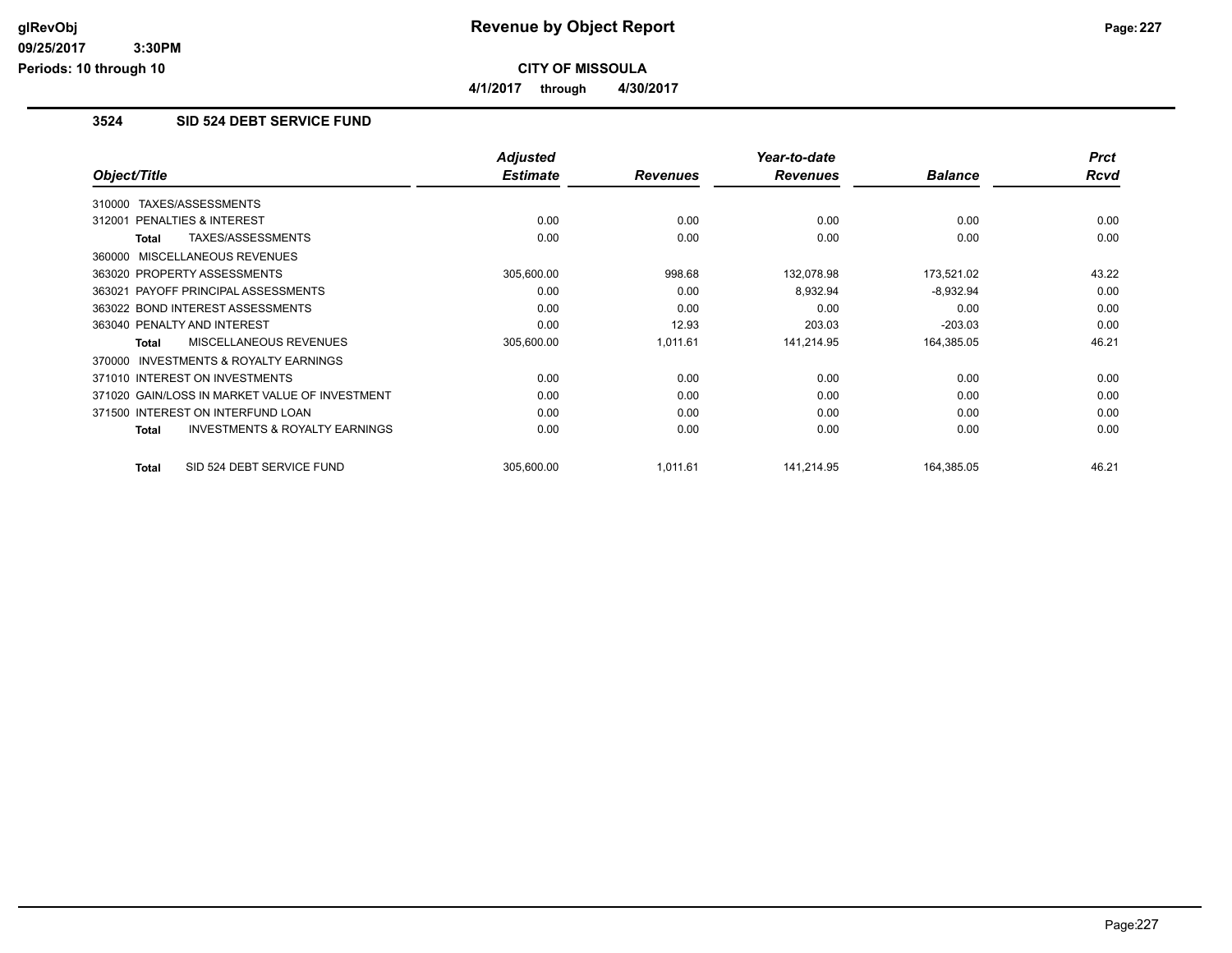# Revenue by Object Report

**CITY OF MISSOULA**

**4/1/2017 through 4/30/2017**

glRevObj
09/25/2017 3:30PM
Periods: 10 through 10

## 3524 SID 524 DEBT SERVICE FUND

| Object/Title | Adjusted Estimate | Revenues | Year-to-date Revenues | Balance | Prct Rcvd |
|---|---|---|---|---|---|
| 310000 TAXES/ASSESSMENTS | | | | | |
| 312001 PENALTIES & INTEREST | 0.00 | 0.00 | 0.00 | 0.00 | 0.00 |
| **Total** TAXES/ASSESSMENTS | 0.00 | 0.00 | 0.00 | 0.00 | 0.00 |
| 360000 MISCELLANEOUS REVENUES | | | | | |
| 363020 PROPERTY ASSESSMENTS | 305,600.00 | 998.68 | 132,078.98 | 173,521.02 | 43.22 |
| 363021 PAYOFF PRINCIPAL ASSESSMENTS | 0.00 | 0.00 | 8,932.94 | -8,932.94 | 0.00 |
| 363022 BOND INTEREST ASSESSMENTS | 0.00 | 0.00 | 0.00 | 0.00 | 0.00 |
| 363040 PENALTY AND INTEREST | 0.00 | 12.93 | 203.03 | -203.03 | 0.00 |
| **Total** MISCELLANEOUS REVENUES | 305,600.00 | 1,011.61 | 141,214.95 | 164,385.05 | 46.21 |
| 370000 INVESTMENTS & ROYALTY EARNINGS | | | | | |
| 371010 INTEREST ON INVESTMENTS | 0.00 | 0.00 | 0.00 | 0.00 | 0.00 |
| 371020 GAIN/LOSS IN MARKET VALUE OF INVESTMENT | 0.00 | 0.00 | 0.00 | 0.00 | 0.00 |
| 371500 INTEREST ON INTERFUND LOAN | 0.00 | 0.00 | 0.00 | 0.00 | 0.00 |
| **Total** INVESTMENTS & ROYALTY EARNINGS | 0.00 | 0.00 | 0.00 | 0.00 | 0.00 |
| **Total** SID 524 DEBT SERVICE FUND | 305,600.00 | 1,011.61 | 141,214.95 | 164,385.05 | 46.21 |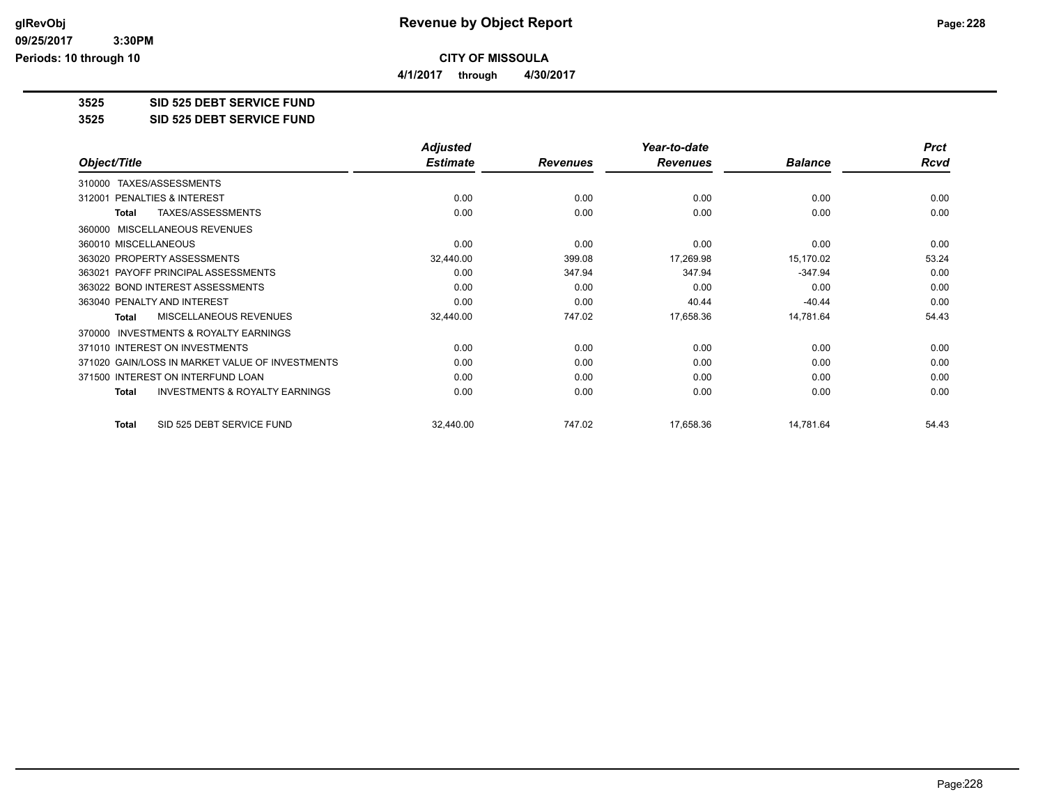**CITY OF MISSOULA**

**4/1/2017 through 4/30/2017**

**3525 SID 525 DEBT SERVICE FUND**

**3525 SID 525 DEBT SERVICE FUND**

| Object/Title | Adjusted Estimate | Revenues | Year-to-date Revenues | Balance | Prct Rcvd |
|---|---|---|---|---|---|
| 310000 TAXES/ASSESSMENTS | | | | | |
| 312001 PENALTIES & INTEREST | 0.00 | 0.00 | 0.00 | 0.00 | 0.00 |
| **Total** TAXES/ASSESSMENTS | 0.00 | 0.00 | 0.00 | 0.00 | 0.00 |
| 360000 MISCELLANEOUS REVENUES | | | | | |
| 360010 MISCELLANEOUS | 0.00 | 0.00 | 0.00 | 0.00 | 0.00 |
| 363020 PROPERTY ASSESSMENTS | 32,440.00 | 399.08 | 17,269.98 | 15,170.02 | 53.24 |
| 363021 PAYOFF PRINCIPAL ASSESSMENTS | 0.00 | 347.94 | 347.94 | -347.94 | 0.00 |
| 363022 BOND INTEREST ASSESSMENTS | 0.00 | 0.00 | 0.00 | 0.00 | 0.00 |
| 363040 PENALTY AND INTEREST | 0.00 | 0.00 | 40.44 | -40.44 | 0.00 |
| **Total** MISCELLANEOUS REVENUES | 32,440.00 | 747.02 | 17,658.36 | 14,781.64 | 54.43 |
| 370000 INVESTMENTS & ROYALTY EARNINGS | | | | | |
| 371010 INTEREST ON INVESTMENTS | 0.00 | 0.00 | 0.00 | 0.00 | 0.00 |
| 371020 GAIN/LOSS IN MARKET VALUE OF INVESTMENTS | 0.00 | 0.00 | 0.00 | 0.00 | 0.00 |
| 371500 INTEREST ON INTERFUND LOAN | 0.00 | 0.00 | 0.00 | 0.00 | 0.00 |
| **Total** INVESTMENTS & ROYALTY EARNINGS | 0.00 | 0.00 | 0.00 | 0.00 | 0.00 |
| **Total** SID 525 DEBT SERVICE FUND | 32,440.00 | 747.02 | 17,658.36 | 14,781.64 | 54.43 |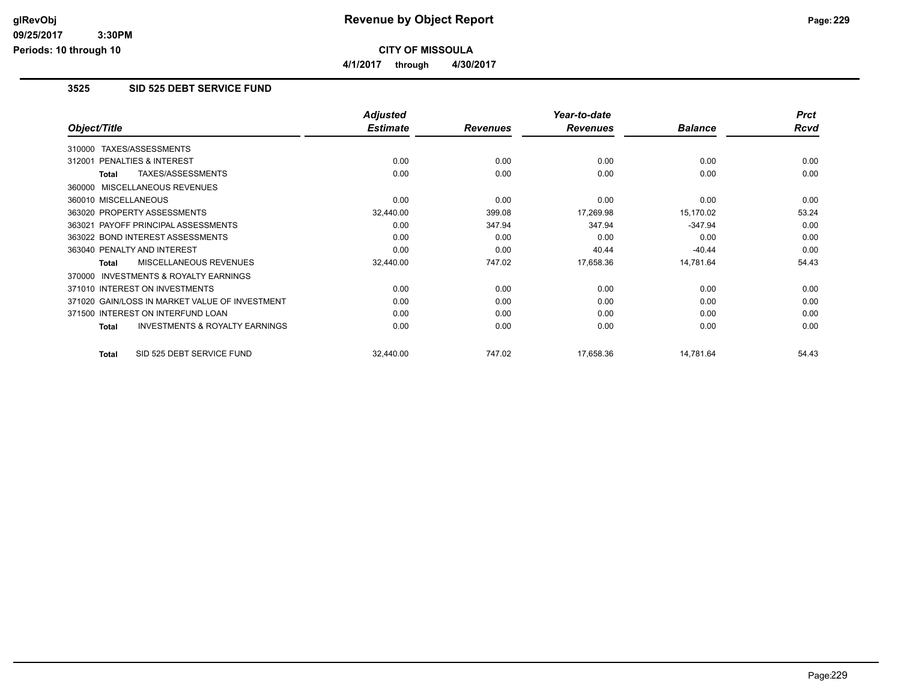**CITY OF MISSOULA**

**4/1/2017 through 4/30/2017**

### 3525 SID 525 DEBT SERVICE FUND

| Object/Title | Adjusted Estimate | Revenues | Year-to-date Revenues | Balance | Prct Rcvd |
|---|---|---|---|---|---|
| 310000 TAXES/ASSESSMENTS | | | | | |
| 312001 PENALTIES & INTEREST | 0.00 | 0.00 | 0.00 | 0.00 | 0.00 |
| **Total** TAXES/ASSESSMENTS | 0.00 | 0.00 | 0.00 | 0.00 | 0.00 |
| 360000 MISCELLANEOUS REVENUES | | | | | |
| 360010 MISCELLANEOUS | 0.00 | 0.00 | 0.00 | 0.00 | 0.00 |
| 363020 PROPERTY ASSESSMENTS | 32,440.00 | 399.08 | 17,269.98 | 15,170.02 | 53.24 |
| 363021 PAYOFF PRINCIPAL ASSESSMENTS | 0.00 | 347.94 | 347.94 | -347.94 | 0.00 |
| 363022 BOND INTEREST ASSESSMENTS | 0.00 | 0.00 | 0.00 | 0.00 | 0.00 |
| 363040 PENALTY AND INTEREST | 0.00 | 0.00 | 40.44 | -40.44 | 0.00 |
| **Total** MISCELLANEOUS REVENUES | 32,440.00 | 747.02 | 17,658.36 | 14,781.64 | 54.43 |
| 370000 INVESTMENTS & ROYALTY EARNINGS | | | | | |
| 371010 INTEREST ON INVESTMENTS | 0.00 | 0.00 | 0.00 | 0.00 | 0.00 |
| 371020 GAIN/LOSS IN MARKET VALUE OF INVESTMENT | 0.00 | 0.00 | 0.00 | 0.00 | 0.00 |
| 371500 INTEREST ON INTERFUND LOAN | 0.00 | 0.00 | 0.00 | 0.00 | 0.00 |
| **Total** INVESTMENTS & ROYALTY EARNINGS | 0.00 | 0.00 | 0.00 | 0.00 | 0.00 |
| **Total** SID 525 DEBT SERVICE FUND | 32,440.00 | 747.02 | 17,658.36 | 14,781.64 | 54.43 |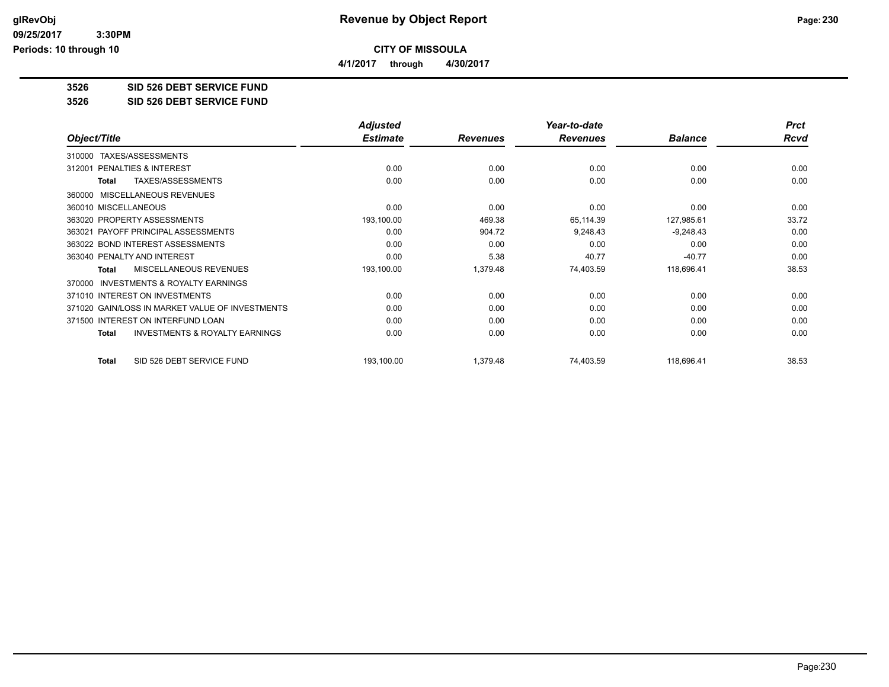**CITY OF MISSOULA**

**4/1/2017 through 4/30/2017**

**3526 SID 526 DEBT SERVICE FUND**

**3526 SID 526 DEBT SERVICE FUND**

| Object/Title | Adjusted Estimate | Revenues | Year-to-date Revenues | Balance | Prct Rcvd |
|---|---|---|---|---|---|
| 310000 TAXES/ASSESSMENTS | | | | | |
| 312001 PENALTIES & INTEREST | 0.00 | 0.00 | 0.00 | 0.00 | 0.00 |
| **Total** TAXES/ASSESSMENTS | 0.00 | 0.00 | 0.00 | 0.00 | 0.00 |
| 360000 MISCELLANEOUS REVENUES | | | | | |
| 360010 MISCELLANEOUS | 0.00 | 0.00 | 0.00 | 0.00 | 0.00 |
| 363020 PROPERTY ASSESSMENTS | 193,100.00 | 469.38 | 65,114.39 | 127,985.61 | 33.72 |
| 363021 PAYOFF PRINCIPAL ASSESSMENTS | 0.00 | 904.72 | 9,248.43 | -9,248.43 | 0.00 |
| 363022 BOND INTEREST ASSESSMENTS | 0.00 | 0.00 | 0.00 | 0.00 | 0.00 |
| 363040 PENALTY AND INTEREST | 0.00 | 5.38 | 40.77 | -40.77 | 0.00 |
| **Total** MISCELLANEOUS REVENUES | 193,100.00 | 1,379.48 | 74,403.59 | 118,696.41 | 38.53 |
| 370000 INVESTMENTS & ROYALTY EARNINGS | | | | | |
| 371010 INTEREST ON INVESTMENTS | 0.00 | 0.00 | 0.00 | 0.00 | 0.00 |
| 371020 GAIN/LOSS IN MARKET VALUE OF INVESTMENTS | 0.00 | 0.00 | 0.00 | 0.00 | 0.00 |
| 371500 INTEREST ON INTERFUND LOAN | 0.00 | 0.00 | 0.00 | 0.00 | 0.00 |
| **Total** INVESTMENTS & ROYALTY EARNINGS | 0.00 | 0.00 | 0.00 | 0.00 | 0.00 |
| **Total** SID 526 DEBT SERVICE FUND | 193,100.00 | 1,379.48 | 74,403.59 | 118,696.41 | 38.53 |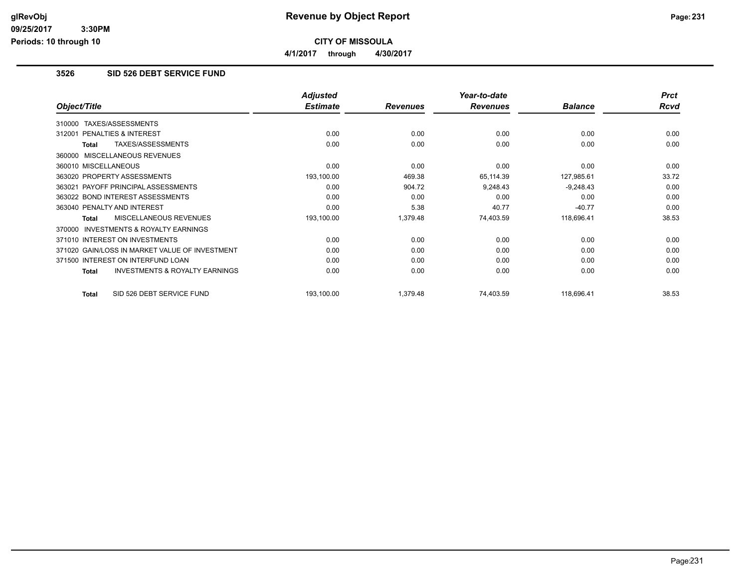# Revenue by Object Report

glRevObj
09/25/2017 3:30PM
Periods: 10 through 10

**CITY OF MISSOULA**

**4/1/2017 through 4/30/2017**

## 3526 SID 526 DEBT SERVICE FUND

| Object/Title | Adjusted Estimate | Revenues | Year-to-date Revenues | Balance | Prct Rcvd |
|---|---|---|---|---|---|
| 310000 TAXES/ASSESSMENTS | | | | | |
| 312001 PENALTIES & INTEREST | 0.00 | 0.00 | 0.00 | 0.00 | 0.00 |
| **Total** TAXES/ASSESSMENTS | 0.00 | 0.00 | 0.00 | 0.00 | 0.00 |
| 360000 MISCELLANEOUS REVENUES | | | | | |
| 360010 MISCELLANEOUS | 0.00 | 0.00 | 0.00 | 0.00 | 0.00 |
| 363020 PROPERTY ASSESSMENTS | 193,100.00 | 469.38 | 65,114.39 | 127,985.61 | 33.72 |
| 363021 PAYOFF PRINCIPAL ASSESSMENTS | 0.00 | 904.72 | 9,248.43 | -9,248.43 | 0.00 |
| 363022 BOND INTEREST ASSESSMENTS | 0.00 | 0.00 | 0.00 | 0.00 | 0.00 |
| 363040 PENALTY AND INTEREST | 0.00 | 5.38 | 40.77 | -40.77 | 0.00 |
| **Total** MISCELLANEOUS REVENUES | 193,100.00 | 1,379.48 | 74,403.59 | 118,696.41 | 38.53 |
| 370000 INVESTMENTS & ROYALTY EARNINGS | | | | | |
| 371010 INTEREST ON INVESTMENTS | 0.00 | 0.00 | 0.00 | 0.00 | 0.00 |
| 371020 GAIN/LOSS IN MARKET VALUE OF INVESTMENT | 0.00 | 0.00 | 0.00 | 0.00 | 0.00 |
| 371500 INTEREST ON INTERFUND LOAN | 0.00 | 0.00 | 0.00 | 0.00 | 0.00 |
| **Total** INVESTMENTS & ROYALTY EARNINGS | 0.00 | 0.00 | 0.00 | 0.00 | 0.00 |
| **Total** SID 526 DEBT SERVICE FUND | 193,100.00 | 1,379.48 | 74,403.59 | 118,696.41 | 38.53 |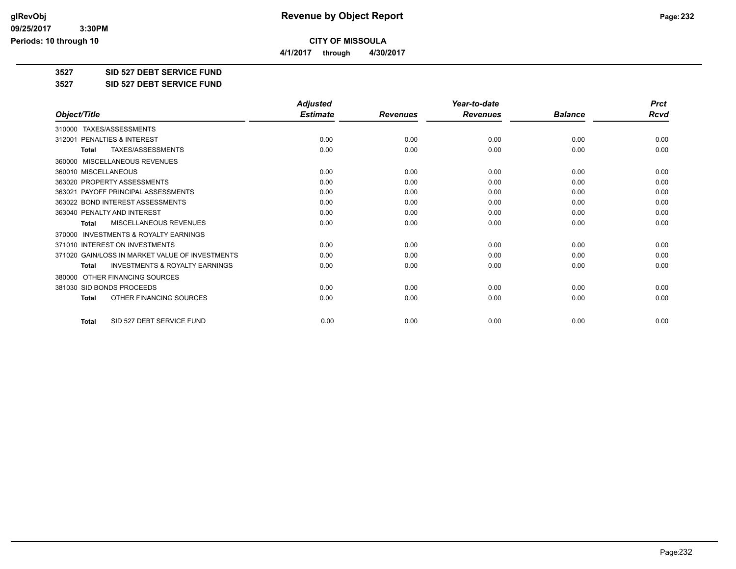# Revenue by Object Report

**CITY OF MISSOULA**

**4/1/2017 through 4/30/2017**

**3527 SID 527 DEBT SERVICE FUND**

**3527 SID 527 DEBT SERVICE FUND**

| Object/Title | Adjusted Estimate | Revenues | Year-to-date Revenues | Balance | Prct Rcvd |
|---|---|---|---|---|---|
| 310000 TAXES/ASSESSMENTS | | | | | |
| 312001 PENALTIES & INTEREST | 0.00 | 0.00 | 0.00 | 0.00 | 0.00 |
| **Total** TAXES/ASSESSMENTS | 0.00 | 0.00 | 0.00 | 0.00 | 0.00 |
| 360000 MISCELLANEOUS REVENUES | | | | | |
| 360010 MISCELLANEOUS | 0.00 | 0.00 | 0.00 | 0.00 | 0.00 |
| 363020 PROPERTY ASSESSMENTS | 0.00 | 0.00 | 0.00 | 0.00 | 0.00 |
| 363021 PAYOFF PRINCIPAL ASSESSMENTS | 0.00 | 0.00 | 0.00 | 0.00 | 0.00 |
| 363022 BOND INTEREST ASSESSMENTS | 0.00 | 0.00 | 0.00 | 0.00 | 0.00 |
| 363040 PENALTY AND INTEREST | 0.00 | 0.00 | 0.00 | 0.00 | 0.00 |
| **Total** MISCELLANEOUS REVENUES | 0.00 | 0.00 | 0.00 | 0.00 | 0.00 |
| 370000 INVESTMENTS & ROYALTY EARNINGS | | | | | |
| 371010 INTEREST ON INVESTMENTS | 0.00 | 0.00 | 0.00 | 0.00 | 0.00 |
| 371020 GAIN/LOSS IN MARKET VALUE OF INVESTMENTS | 0.00 | 0.00 | 0.00 | 0.00 | 0.00 |
| **Total** INVESTMENTS & ROYALTY EARNINGS | 0.00 | 0.00 | 0.00 | 0.00 | 0.00 |
| 380000 OTHER FINANCING SOURCES | | | | | |
| 381030 SID BONDS PROCEEDS | 0.00 | 0.00 | 0.00 | 0.00 | 0.00 |
| **Total** OTHER FINANCING SOURCES | 0.00 | 0.00 | 0.00 | 0.00 | 0.00 |
| **Total** SID 527 DEBT SERVICE FUND | 0.00 | 0.00 | 0.00 | 0.00 | 0.00 |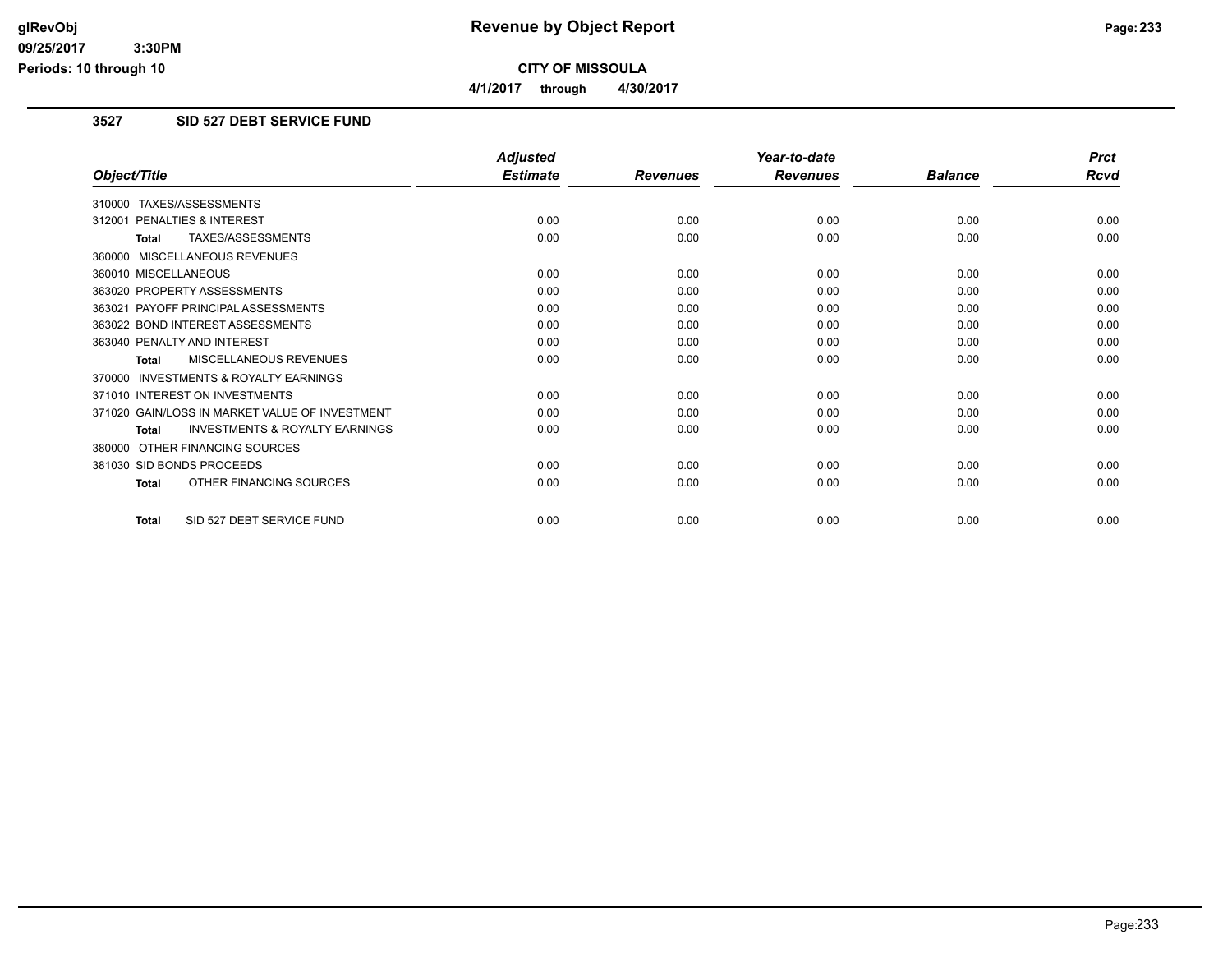# Revenue by Object Report

**CITY OF MISSOULA**

**4/1/2017 through 4/30/2017**

glRevObj
09/25/2017 3:30PM
Periods: 10 through 10

## 3527 SID 527 DEBT SERVICE FUND

| Object/Title | Adjusted Estimate | Revenues | Year-to-date Revenues | Balance | Prct Rcvd |
|---|---|---|---|---|---|
| 310000 TAXES/ASSESSMENTS | | | | | |
| 312001 PENALTIES & INTEREST | 0.00 | 0.00 | 0.00 | 0.00 | 0.00 |
| **Total** TAXES/ASSESSMENTS | 0.00 | 0.00 | 0.00 | 0.00 | 0.00 |
| 360000 MISCELLANEOUS REVENUES | | | | | |
| 360010 MISCELLANEOUS | 0.00 | 0.00 | 0.00 | 0.00 | 0.00 |
| 363020 PROPERTY ASSESSMENTS | 0.00 | 0.00 | 0.00 | 0.00 | 0.00 |
| 363021 PAYOFF PRINCIPAL ASSESSMENTS | 0.00 | 0.00 | 0.00 | 0.00 | 0.00 |
| 363022 BOND INTEREST ASSESSMENTS | 0.00 | 0.00 | 0.00 | 0.00 | 0.00 |
| 363040 PENALTY AND INTEREST | 0.00 | 0.00 | 0.00 | 0.00 | 0.00 |
| **Total** MISCELLANEOUS REVENUES | 0.00 | 0.00 | 0.00 | 0.00 | 0.00 |
| 370000 INVESTMENTS & ROYALTY EARNINGS | | | | | |
| 371010 INTEREST ON INVESTMENTS | 0.00 | 0.00 | 0.00 | 0.00 | 0.00 |
| 371020 GAIN/LOSS IN MARKET VALUE OF INVESTMENT | 0.00 | 0.00 | 0.00 | 0.00 | 0.00 |
| **Total** INVESTMENTS & ROYALTY EARNINGS | 0.00 | 0.00 | 0.00 | 0.00 | 0.00 |
| 380000 OTHER FINANCING SOURCES | | | | | |
| 381030 SID BONDS PROCEEDS | 0.00 | 0.00 | 0.00 | 0.00 | 0.00 |
| **Total** OTHER FINANCING SOURCES | 0.00 | 0.00 | 0.00 | 0.00 | 0.00 |
| **Total** SID 527 DEBT SERVICE FUND | 0.00 | 0.00 | 0.00 | 0.00 | 0.00 |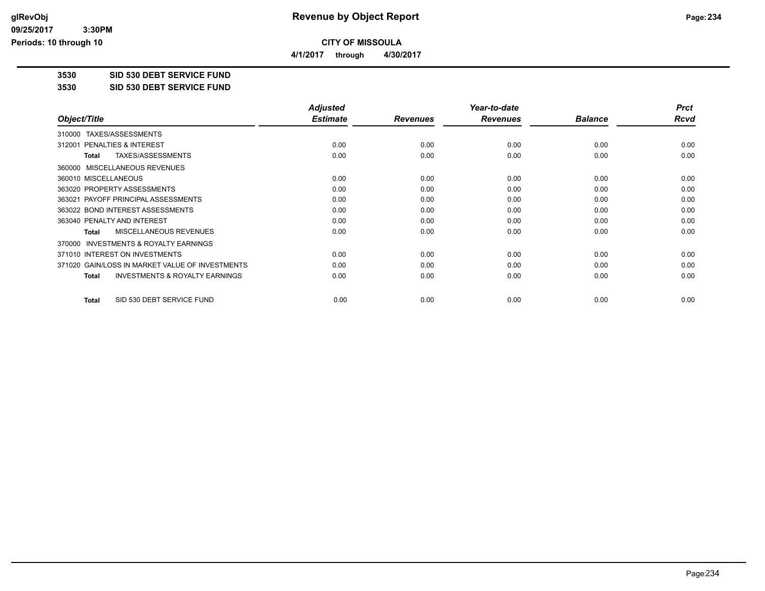# Revenue by Object Report

**CITY OF MISSOULA**

**4/1/2017 through 4/30/2017**

glRevObj
09/25/2017 3:30PM
Periods: 10 through 10

**3530 SID 530 DEBT SERVICE FUND**

**3530 SID 530 DEBT SERVICE FUND**

| Object/Title | Adjusted Estimate | Revenues | Year-to-date Revenues | Balance | Prct Rcvd |
|---|---|---|---|---|---|
| 310000 TAXES/ASSESSMENTS | | | | | |
| 312001 PENALTIES & INTEREST | 0.00 | 0.00 | 0.00 | 0.00 | 0.00 |
| **Total** TAXES/ASSESSMENTS | 0.00 | 0.00 | 0.00 | 0.00 | 0.00 |
| 360000 MISCELLANEOUS REVENUES | | | | | |
| 360010 MISCELLANEOUS | 0.00 | 0.00 | 0.00 | 0.00 | 0.00 |
| 363020 PROPERTY ASSESSMENTS | 0.00 | 0.00 | 0.00 | 0.00 | 0.00 |
| 363021 PAYOFF PRINCIPAL ASSESSMENTS | 0.00 | 0.00 | 0.00 | 0.00 | 0.00 |
| 363022 BOND INTEREST ASSESSMENTS | 0.00 | 0.00 | 0.00 | 0.00 | 0.00 |
| 363040 PENALTY AND INTEREST | 0.00 | 0.00 | 0.00 | 0.00 | 0.00 |
| **Total** MISCELLANEOUS REVENUES | 0.00 | 0.00 | 0.00 | 0.00 | 0.00 |
| 370000 INVESTMENTS & ROYALTY EARNINGS | | | | | |
| 371010 INTEREST ON INVESTMENTS | 0.00 | 0.00 | 0.00 | 0.00 | 0.00 |
| 371020 GAIN/LOSS IN MARKET VALUE OF INVESTMENTS | 0.00 | 0.00 | 0.00 | 0.00 | 0.00 |
| **Total** INVESTMENTS & ROYALTY EARNINGS | 0.00 | 0.00 | 0.00 | 0.00 | 0.00 |
| **Total** SID 530 DEBT SERVICE FUND | 0.00 | 0.00 | 0.00 | 0.00 | 0.00 |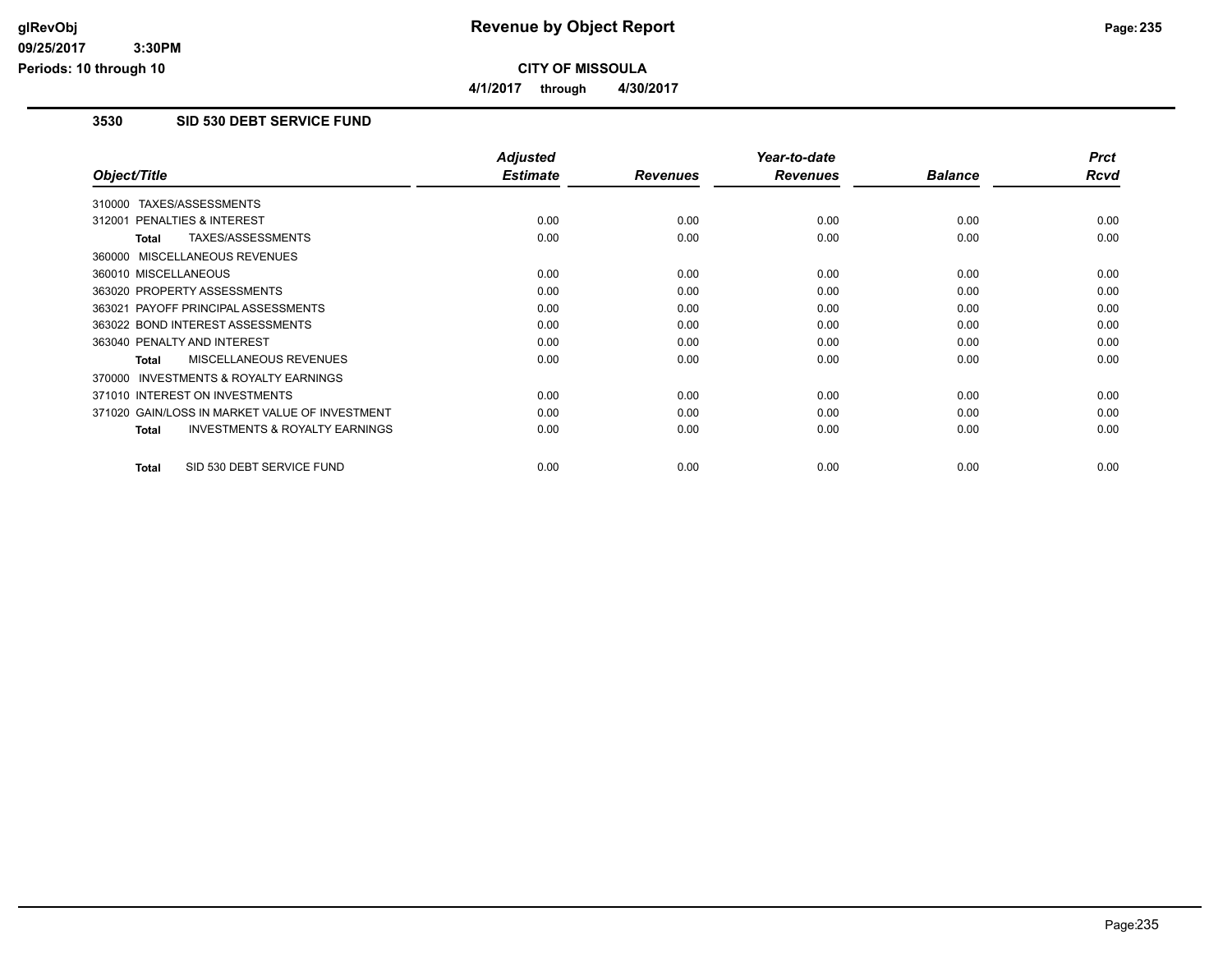# Revenue by Object Report

## CITY OF MISSOULA

**4/1/2017 through 4/30/2017**

glRevObj
09/25/2017 3:30PM
Periods: 10 through 10

### 3530 SID 530 DEBT SERVICE FUND

| Object/Title | Adjusted Estimate | Revenues | Year-to-date Revenues | Balance | Prct Rcvd |
|---|---|---|---|---|---|
| 310000 TAXES/ASSESSMENTS | | | | | |
| 312001 PENALTIES & INTEREST | 0.00 | 0.00 | 0.00 | 0.00 | 0.00 |
| **Total** TAXES/ASSESSMENTS | 0.00 | 0.00 | 0.00 | 0.00 | 0.00 |
| 360000 MISCELLANEOUS REVENUES | | | | | |
| 360010 MISCELLANEOUS | 0.00 | 0.00 | 0.00 | 0.00 | 0.00 |
| 363020 PROPERTY ASSESSMENTS | 0.00 | 0.00 | 0.00 | 0.00 | 0.00 |
| 363021 PAYOFF PRINCIPAL ASSESSMENTS | 0.00 | 0.00 | 0.00 | 0.00 | 0.00 |
| 363022 BOND INTEREST ASSESSMENTS | 0.00 | 0.00 | 0.00 | 0.00 | 0.00 |
| 363040 PENALTY AND INTEREST | 0.00 | 0.00 | 0.00 | 0.00 | 0.00 |
| **Total** MISCELLANEOUS REVENUES | 0.00 | 0.00 | 0.00 | 0.00 | 0.00 |
| 370000 INVESTMENTS & ROYALTY EARNINGS | | | | | |
| 371010 INTEREST ON INVESTMENTS | 0.00 | 0.00 | 0.00 | 0.00 | 0.00 |
| 371020 GAIN/LOSS IN MARKET VALUE OF INVESTMENT | 0.00 | 0.00 | 0.00 | 0.00 | 0.00 |
| **Total** INVESTMENTS & ROYALTY EARNINGS | 0.00 | 0.00 | 0.00 | 0.00 | 0.00 |
| **Total** SID 530 DEBT SERVICE FUND | 0.00 | 0.00 | 0.00 | 0.00 | 0.00 |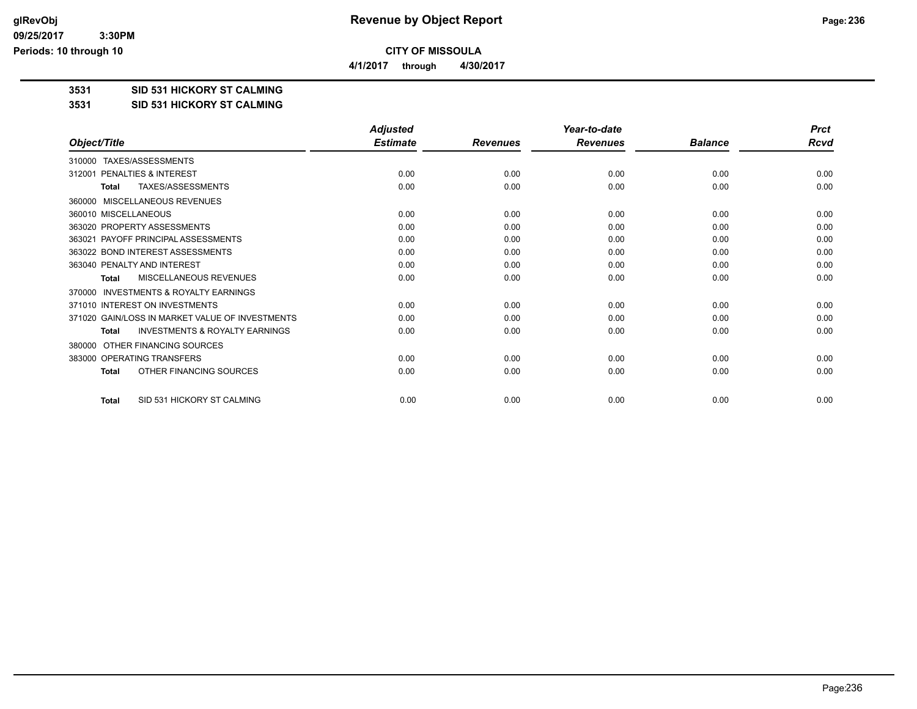# Revenue by Object Report

glRevObj
09/25/2017 3:30PM
Periods: 10 through 10

**CITY OF MISSOULA**

**4/1/2017 through 4/30/2017**

**3531 SID 531 HICKORY ST CALMING**

**3531 SID 531 HICKORY ST CALMING**

| Object/Title | Adjusted Estimate | Revenues | Year-to-date Revenues | Balance | Prct Rcvd |
|---|---|---|---|---|---|
| 310000 TAXES/ASSESSMENTS | | | | | |
| 312001 PENALTIES & INTEREST | 0.00 | 0.00 | 0.00 | 0.00 | 0.00 |
| **Total** TAXES/ASSESSMENTS | 0.00 | 0.00 | 0.00 | 0.00 | 0.00 |
| 360000 MISCELLANEOUS REVENUES | | | | | |
| 360010 MISCELLANEOUS | 0.00 | 0.00 | 0.00 | 0.00 | 0.00 |
| 363020 PROPERTY ASSESSMENTS | 0.00 | 0.00 | 0.00 | 0.00 | 0.00 |
| 363021 PAYOFF PRINCIPAL ASSESSMENTS | 0.00 | 0.00 | 0.00 | 0.00 | 0.00 |
| 363022 BOND INTEREST ASSESSMENTS | 0.00 | 0.00 | 0.00 | 0.00 | 0.00 |
| 363040 PENALTY AND INTEREST | 0.00 | 0.00 | 0.00 | 0.00 | 0.00 |
| **Total** MISCELLANEOUS REVENUES | 0.00 | 0.00 | 0.00 | 0.00 | 0.00 |
| 370000 INVESTMENTS & ROYALTY EARNINGS | | | | | |
| 371010 INTEREST ON INVESTMENTS | 0.00 | 0.00 | 0.00 | 0.00 | 0.00 |
| 371020 GAIN/LOSS IN MARKET VALUE OF INVESTMENTS | 0.00 | 0.00 | 0.00 | 0.00 | 0.00 |
| **Total** INVESTMENTS & ROYALTY EARNINGS | 0.00 | 0.00 | 0.00 | 0.00 | 0.00 |
| 380000 OTHER FINANCING SOURCES | | | | | |
| 383000 OPERATING TRANSFERS | 0.00 | 0.00 | 0.00 | 0.00 | 0.00 |
| **Total** OTHER FINANCING SOURCES | 0.00 | 0.00 | 0.00 | 0.00 | 0.00 |
| **Total** SID 531 HICKORY ST CALMING | 0.00 | 0.00 | 0.00 | 0.00 | 0.00 |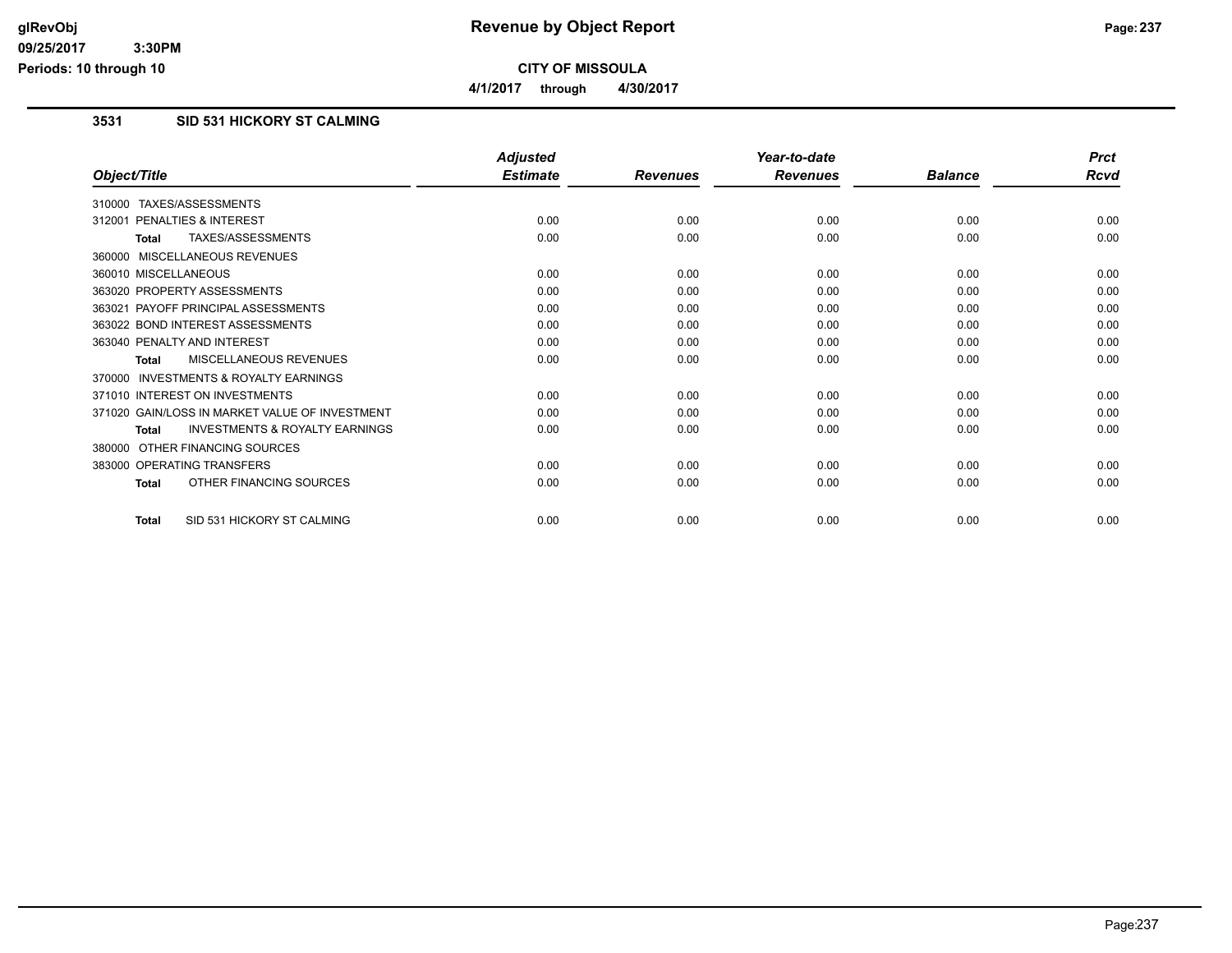# Revenue by Object Report

**CITY OF MISSOULA**

**4/1/2017 through 4/30/2017**

glRevObj
09/25/2017 3:30PM
Periods: 10 through 10

## 3531 SID 531 HICKORY ST CALMING

| Object/Title | Adjusted Estimate | Revenues | Year-to-date Revenues | Balance | Prct Rcvd |
|---|---|---|---|---|---|
| 310000 TAXES/ASSESSMENTS | | | | | |
| 312001 PENALTIES & INTEREST | 0.00 | 0.00 | 0.00 | 0.00 | 0.00 |
| **Total** TAXES/ASSESSMENTS | 0.00 | 0.00 | 0.00 | 0.00 | 0.00 |
| 360000 MISCELLANEOUS REVENUES | | | | | |
| 360010 MISCELLANEOUS | 0.00 | 0.00 | 0.00 | 0.00 | 0.00 |
| 363020 PROPERTY ASSESSMENTS | 0.00 | 0.00 | 0.00 | 0.00 | 0.00 |
| 363021 PAYOFF PRINCIPAL ASSESSMENTS | 0.00 | 0.00 | 0.00 | 0.00 | 0.00 |
| 363022 BOND INTEREST ASSESSMENTS | 0.00 | 0.00 | 0.00 | 0.00 | 0.00 |
| 363040 PENALTY AND INTEREST | 0.00 | 0.00 | 0.00 | 0.00 | 0.00 |
| **Total** MISCELLANEOUS REVENUES | 0.00 | 0.00 | 0.00 | 0.00 | 0.00 |
| 370000 INVESTMENTS & ROYALTY EARNINGS | | | | | |
| 371010 INTEREST ON INVESTMENTS | 0.00 | 0.00 | 0.00 | 0.00 | 0.00 |
| 371020 GAIN/LOSS IN MARKET VALUE OF INVESTMENT | 0.00 | 0.00 | 0.00 | 0.00 | 0.00 |
| **Total** INVESTMENTS & ROYALTY EARNINGS | 0.00 | 0.00 | 0.00 | 0.00 | 0.00 |
| 380000 OTHER FINANCING SOURCES | | | | | |
| 383000 OPERATING TRANSFERS | 0.00 | 0.00 | 0.00 | 0.00 | 0.00 |
| **Total** OTHER FINANCING SOURCES | 0.00 | 0.00 | 0.00 | 0.00 | 0.00 |
| **Total** SID 531 HICKORY ST CALMING | 0.00 | 0.00 | 0.00 | 0.00 | 0.00 |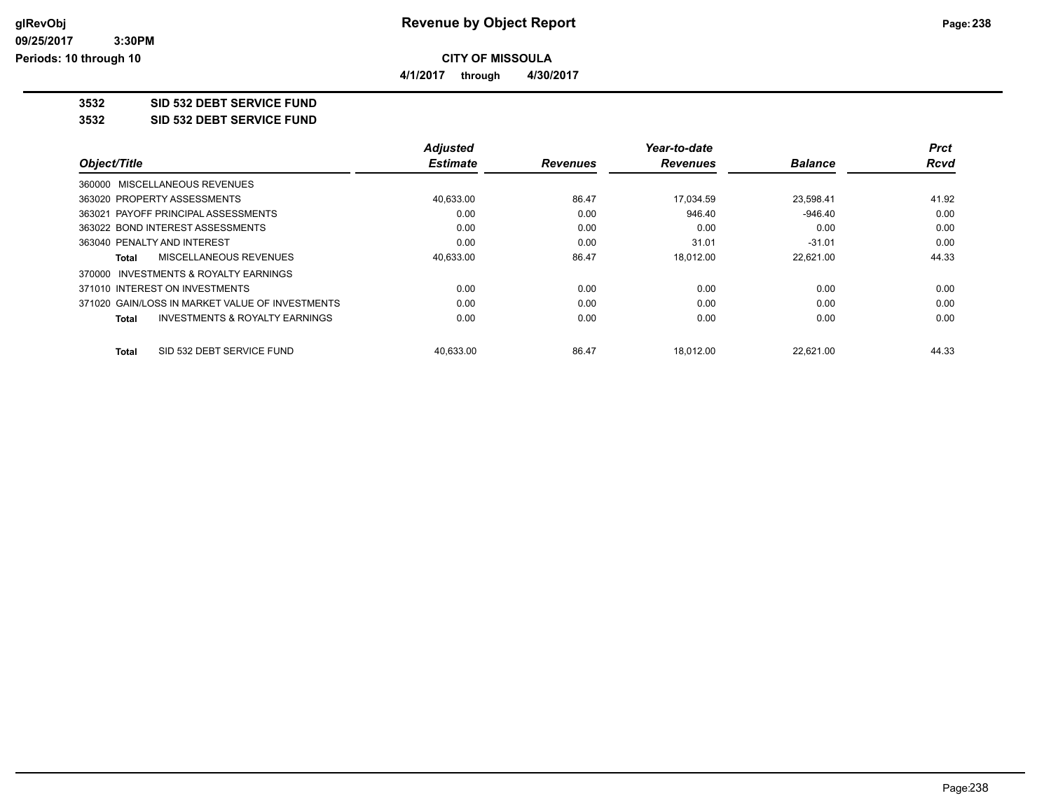# Revenue by Object Report

**CITY OF MISSOULA**

**4/1/2017 through 4/30/2017**

glRevObj
09/25/2017 3:30PM
Periods: 10 through 10

## 3532 SID 532 DEBT SERVICE FUND

### 3532 SID 532 DEBT SERVICE FUND

| Object/Title | Adjusted Estimate | Revenues | Year-to-date Revenues | Balance | Prct Rcvd |
|---|---|---|---|---|---|
| 360000 MISCELLANEOUS REVENUES | | | | | |
| 363020 PROPERTY ASSESSMENTS | 40,633.00 | 86.47 | 17,034.59 | 23,598.41 | 41.92 |
| 363021 PAYOFF PRINCIPAL ASSESSMENTS | 0.00 | 0.00 | 946.40 | -946.40 | 0.00 |
| 363022 BOND INTEREST ASSESSMENTS | 0.00 | 0.00 | 0.00 | 0.00 | 0.00 |
| 363040 PENALTY AND INTEREST | 0.00 | 0.00 | 31.01 | -31.01 | 0.00 |
| **Total** MISCELLANEOUS REVENUES | 40,633.00 | 86.47 | 18,012.00 | 22,621.00 | 44.33 |
| 370000 INVESTMENTS & ROYALTY EARNINGS | | | | | |
| 371010 INTEREST ON INVESTMENTS | 0.00 | 0.00 | 0.00 | 0.00 | 0.00 |
| 371020 GAIN/LOSS IN MARKET VALUE OF INVESTMENTS | 0.00 | 0.00 | 0.00 | 0.00 | 0.00 |
| **Total** INVESTMENTS & ROYALTY EARNINGS | 0.00 | 0.00 | 0.00 | 0.00 | 0.00 |
| **Total** SID 532 DEBT SERVICE FUND | 40,633.00 | 86.47 | 18,012.00 | 22,621.00 | 44.33 |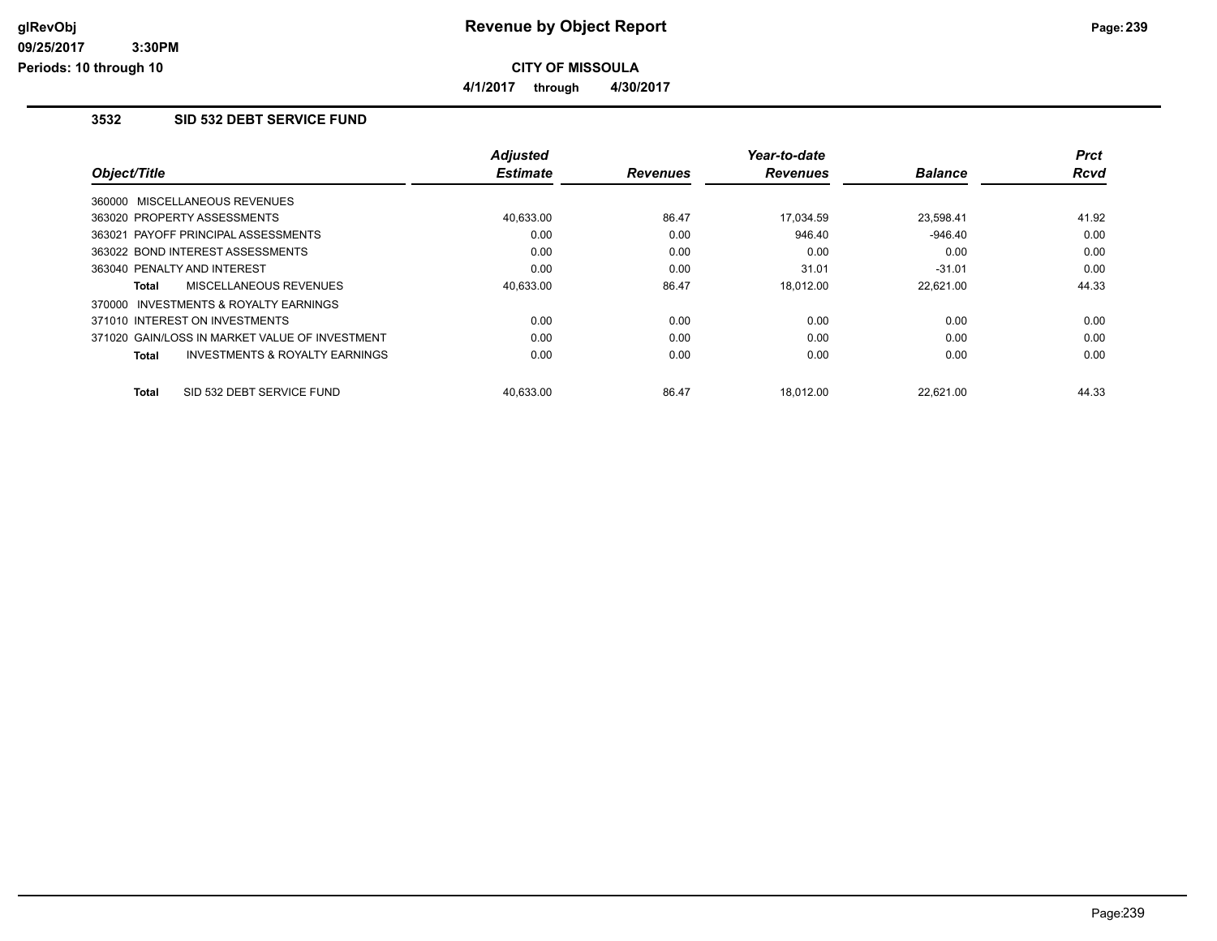**CITY OF MISSOULA**

**4/1/2017 through 4/30/2017**

## 3532 SID 532 DEBT SERVICE FUND

| Object/Title | Adjusted Estimate | Revenues | Year-to-date Revenues | Balance | Prct Rcvd |
|---|---|---|---|---|---|
| 360000 MISCELLANEOUS REVENUES | | | | | |
| 363020 PROPERTY ASSESSMENTS | 40,633.00 | 86.47 | 17,034.59 | 23,598.41 | 41.92 |
| 363021 PAYOFF PRINCIPAL ASSESSMENTS | 0.00 | 0.00 | 946.40 | -946.40 | 0.00 |
| 363022 BOND INTEREST ASSESSMENTS | 0.00 | 0.00 | 0.00 | 0.00 | 0.00 |
| 363040 PENALTY AND INTEREST | 0.00 | 0.00 | 31.01 | -31.01 | 0.00 |
| **Total** MISCELLANEOUS REVENUES | 40,633.00 | 86.47 | 18,012.00 | 22,621.00 | 44.33 |
| 370000 INVESTMENTS & ROYALTY EARNINGS | | | | | |
| 371010 INTEREST ON INVESTMENTS | 0.00 | 0.00 | 0.00 | 0.00 | 0.00 |
| 371020 GAIN/LOSS IN MARKET VALUE OF INVESTMENT | 0.00 | 0.00 | 0.00 | 0.00 | 0.00 |
| **Total** INVESTMENTS & ROYALTY EARNINGS | 0.00 | 0.00 | 0.00 | 0.00 | 0.00 |
| **Total** SID 532 DEBT SERVICE FUND | 40,633.00 | 86.47 | 18,012.00 | 22,621.00 | 44.33 |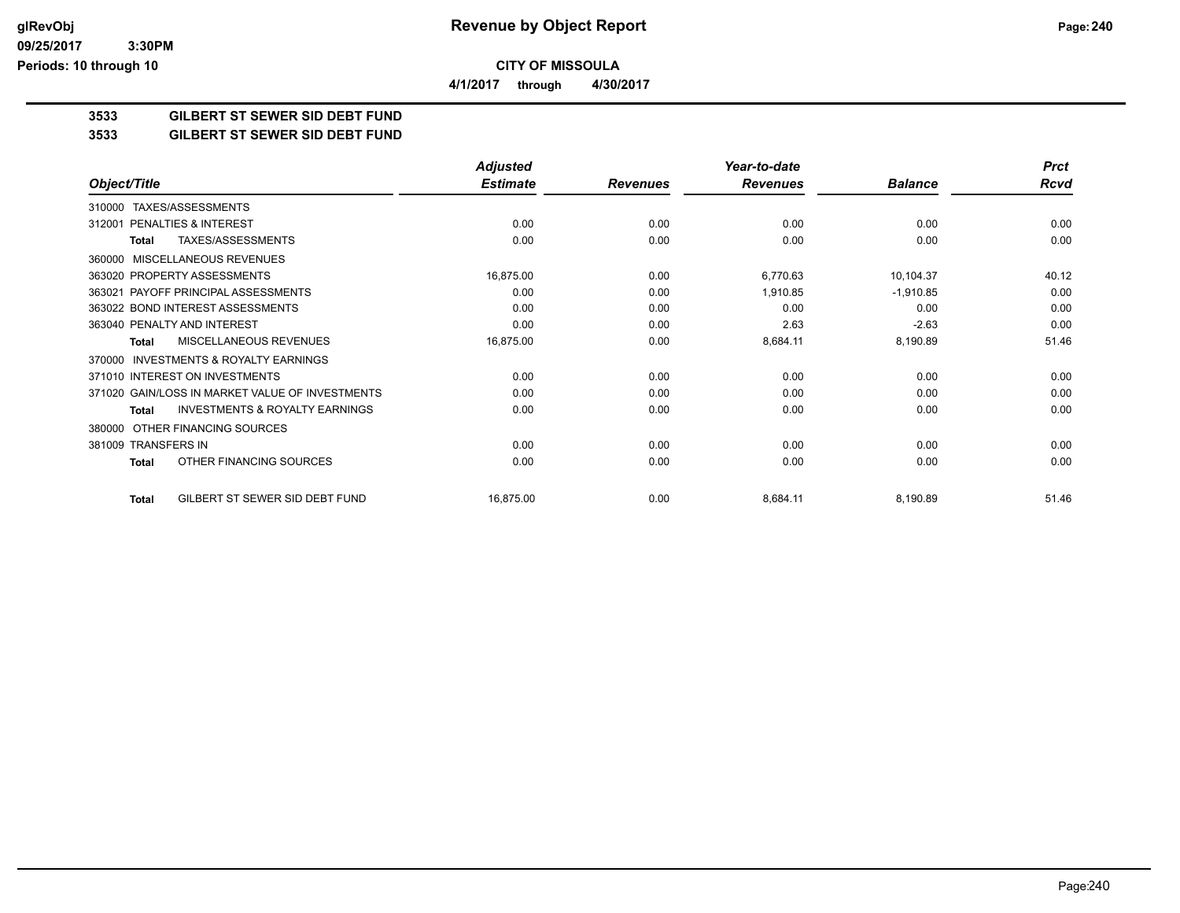**Revenue by Object Report**

**CITY OF MISSOULA**

**4/1/2017 through 4/30/2017**

glRevObj
09/25/2017 3:30PM
Periods: 10 through 10

## 3533 GILBERT ST SEWER SID DEBT FUND
## 3533 GILBERT ST SEWER SID DEBT FUND

| Object/Title | Adjusted Estimate | Revenues | Year-to-date Revenues | Balance | Prct Rcvd |
|---|---|---|---|---|---|
| 310000 TAXES/ASSESSMENTS | | | | | |
| 312001 PENALTIES & INTEREST | 0.00 | 0.00 | 0.00 | 0.00 | 0.00 |
| **Total** TAXES/ASSESSMENTS | 0.00 | 0.00 | 0.00 | 0.00 | 0.00 |
| 360000 MISCELLANEOUS REVENUES | | | | | |
| 363020 PROPERTY ASSESSMENTS | 16,875.00 | 0.00 | 6,770.63 | 10,104.37 | 40.12 |
| 363021 PAYOFF PRINCIPAL ASSESSMENTS | 0.00 | 0.00 | 1,910.85 | -1,910.85 | 0.00 |
| 363022 BOND INTEREST ASSESSMENTS | 0.00 | 0.00 | 0.00 | 0.00 | 0.00 |
| 363040 PENALTY AND INTEREST | 0.00 | 0.00 | 2.63 | -2.63 | 0.00 |
| **Total** MISCELLANEOUS REVENUES | 16,875.00 | 0.00 | 8,684.11 | 8,190.89 | 51.46 |
| 370000 INVESTMENTS & ROYALTY EARNINGS | | | | | |
| 371010 INTEREST ON INVESTMENTS | 0.00 | 0.00 | 0.00 | 0.00 | 0.00 |
| 371020 GAIN/LOSS IN MARKET VALUE OF INVESTMENTS | 0.00 | 0.00 | 0.00 | 0.00 | 0.00 |
| **Total** INVESTMENTS & ROYALTY EARNINGS | 0.00 | 0.00 | 0.00 | 0.00 | 0.00 |
| 380000 OTHER FINANCING SOURCES | | | | | |
| 381009 TRANSFERS IN | 0.00 | 0.00 | 0.00 | 0.00 | 0.00 |
| **Total** OTHER FINANCING SOURCES | 0.00 | 0.00 | 0.00 | 0.00 | 0.00 |
| **Total** GILBERT ST SEWER SID DEBT FUND | 16,875.00 | 0.00 | 8,684.11 | 8,190.89 | 51.46 |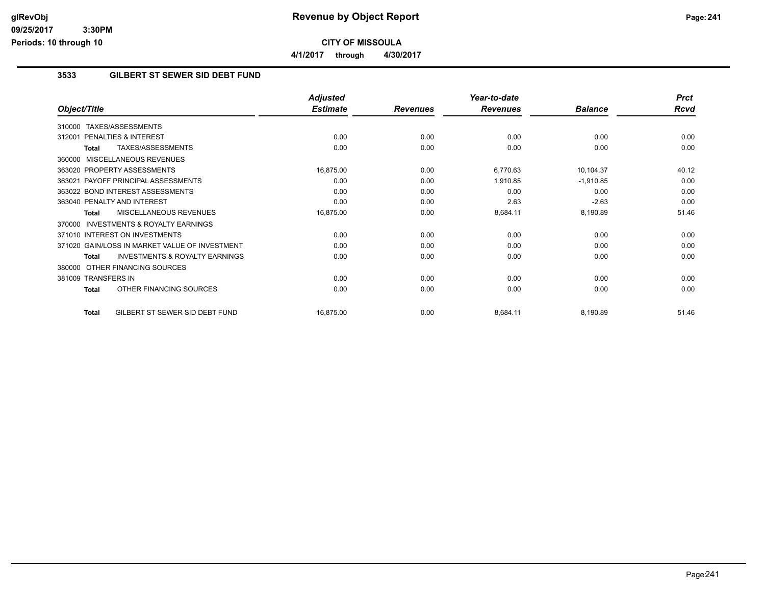**glRevObj**
**09/25/2017 3:30PM**
**Periods: 10 through 10**

# Revenue by Object Report

**CITY OF MISSOULA**

**4/1/2017 through 4/30/2017**

## 3533 GILBERT ST SEWER SID DEBT FUND

| Object/Title | Adjusted Estimate | Revenues | Year-to-date Revenues | Balance | Prct Rcvd |
|---|---|---|---|---|---|
| 310000 TAXES/ASSESSMENTS | | | | | |
| 312001 PENALTIES & INTEREST | 0.00 | 0.00 | 0.00 | 0.00 | 0.00 |
| **Total** TAXES/ASSESSMENTS | 0.00 | 0.00 | 0.00 | 0.00 | 0.00 |
| 360000 MISCELLANEOUS REVENUES | | | | | |
| 363020 PROPERTY ASSESSMENTS | 16,875.00 | 0.00 | 6,770.63 | 10,104.37 | 40.12 |
| 363021 PAYOFF PRINCIPAL ASSESSMENTS | 0.00 | 0.00 | 1,910.85 | -1,910.85 | 0.00 |
| 363022 BOND INTEREST ASSESSMENTS | 0.00 | 0.00 | 0.00 | 0.00 | 0.00 |
| 363040 PENALTY AND INTEREST | 0.00 | 0.00 | 2.63 | -2.63 | 0.00 |
| **Total** MISCELLANEOUS REVENUES | 16,875.00 | 0.00 | 8,684.11 | 8,190.89 | 51.46 |
| 370000 INVESTMENTS & ROYALTY EARNINGS | | | | | |
| 371010 INTEREST ON INVESTMENTS | 0.00 | 0.00 | 0.00 | 0.00 | 0.00 |
| 371020 GAIN/LOSS IN MARKET VALUE OF INVESTMENT | 0.00 | 0.00 | 0.00 | 0.00 | 0.00 |
| **Total** INVESTMENTS & ROYALTY EARNINGS | 0.00 | 0.00 | 0.00 | 0.00 | 0.00 |
| 380000 OTHER FINANCING SOURCES | | | | | |
| 381009 TRANSFERS IN | 0.00 | 0.00 | 0.00 | 0.00 | 0.00 |
| **Total** OTHER FINANCING SOURCES | 0.00 | 0.00 | 0.00 | 0.00 | 0.00 |
| **Total** GILBERT ST SEWER SID DEBT FUND | 16,875.00 | 0.00 | 8,684.11 | 8,190.89 | 51.46 |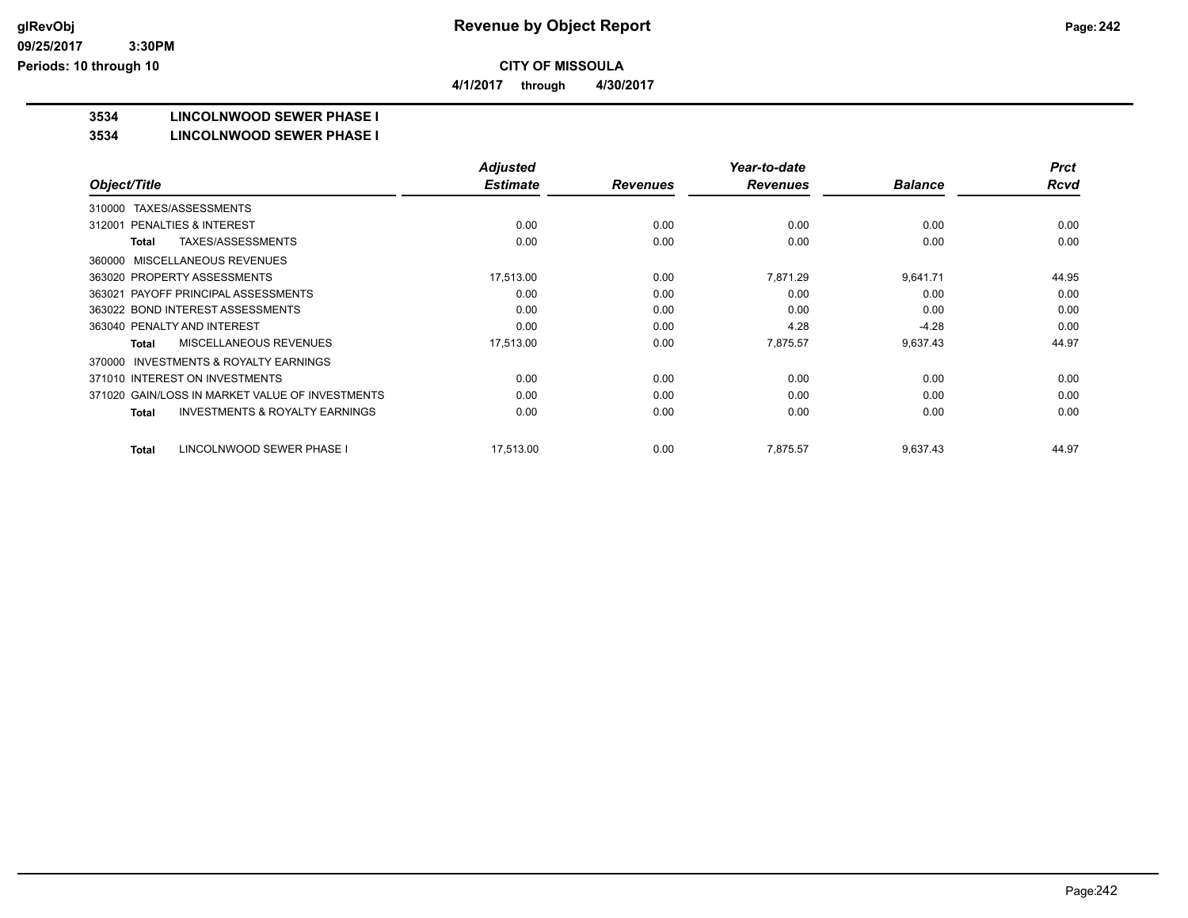# Revenue by Object Report

**CITY OF MISSOULA**

**4/1/2017 through 4/30/2017**

glRevObj
09/25/2017 3:30PM
Periods: 10 through 10

## 3534 LINCOLNWOOD SEWER PHASE I

## 3534 LINCOLNWOOD SEWER PHASE I

| Object/Title | Adjusted Estimate | Revenues | Year-to-date Revenues | Balance | Prct Rcvd |
|---|---|---|---|---|---|
| 310000 TAXES/ASSESSMENTS | | | | | |
| 312001 PENALTIES & INTEREST | 0.00 | 0.00 | 0.00 | 0.00 | 0.00 |
| **Total** TAXES/ASSESSMENTS | 0.00 | 0.00 | 0.00 | 0.00 | 0.00 |
| 360000 MISCELLANEOUS REVENUES | | | | | |
| 363020 PROPERTY ASSESSMENTS | 17,513.00 | 0.00 | 7,871.29 | 9,641.71 | 44.95 |
| 363021 PAYOFF PRINCIPAL ASSESSMENTS | 0.00 | 0.00 | 0.00 | 0.00 | 0.00 |
| 363022 BOND INTEREST ASSESSMENTS | 0.00 | 0.00 | 0.00 | 0.00 | 0.00 |
| 363040 PENALTY AND INTEREST | 0.00 | 0.00 | 4.28 | -4.28 | 0.00 |
| **Total** MISCELLANEOUS REVENUES | 17,513.00 | 0.00 | 7,875.57 | 9,637.43 | 44.97 |
| 370000 INVESTMENTS & ROYALTY EARNINGS | | | | | |
| 371010 INTEREST ON INVESTMENTS | 0.00 | 0.00 | 0.00 | 0.00 | 0.00 |
| 371020 GAIN/LOSS IN MARKET VALUE OF INVESTMENTS | 0.00 | 0.00 | 0.00 | 0.00 | 0.00 |
| **Total** INVESTMENTS & ROYALTY EARNINGS | 0.00 | 0.00 | 0.00 | 0.00 | 0.00 |
| **Total** LINCOLNWOOD SEWER PHASE I | 17,513.00 | 0.00 | 7,875.57 | 9,637.43 | 44.97 |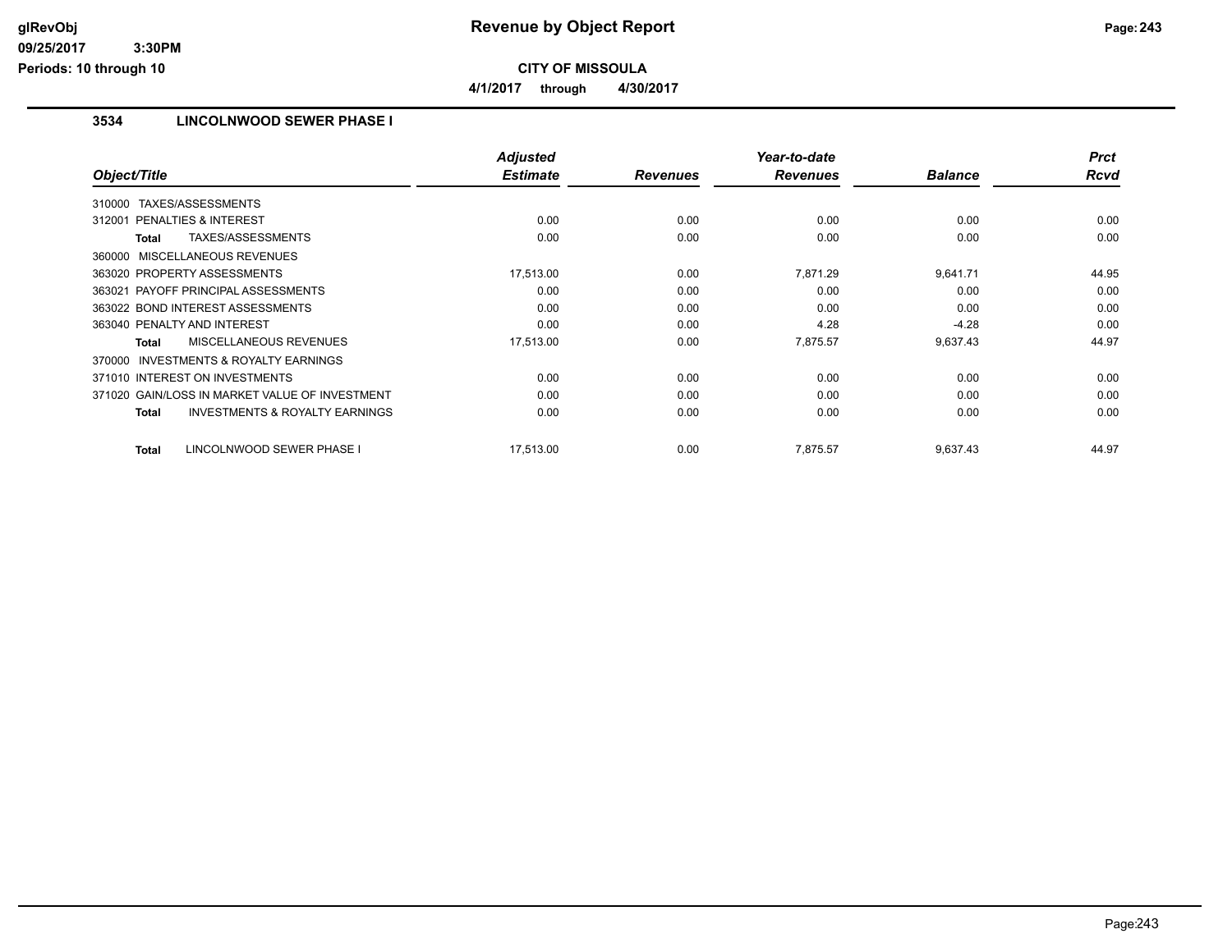# Revenue by Object Report

**CITY OF MISSOULA**

**4/1/2017 through 4/30/2017**

## 3534 LINCOLNWOOD SEWER PHASE I

| Object/Title | Adjusted Estimate | Revenues | Year-to-date Revenues | Balance | Prct Rcvd |
|---|---|---|---|---|---|
| 310000 TAXES/ASSESSMENTS | | | | | |
| 312001 PENALTIES & INTEREST | 0.00 | 0.00 | 0.00 | 0.00 | 0.00 |
| **Total** TAXES/ASSESSMENTS | 0.00 | 0.00 | 0.00 | 0.00 | 0.00 |
| 360000 MISCELLANEOUS REVENUES | | | | | |
| 363020 PROPERTY ASSESSMENTS | 17,513.00 | 0.00 | 7,871.29 | 9,641.71 | 44.95 |
| 363021 PAYOFF PRINCIPAL ASSESSMENTS | 0.00 | 0.00 | 0.00 | 0.00 | 0.00 |
| 363022 BOND INTEREST ASSESSMENTS | 0.00 | 0.00 | 0.00 | 0.00 | 0.00 |
| 363040 PENALTY AND INTEREST | 0.00 | 0.00 | 4.28 | -4.28 | 0.00 |
| **Total** MISCELLANEOUS REVENUES | 17,513.00 | 0.00 | 7,875.57 | 9,637.43 | 44.97 |
| 370000 INVESTMENTS & ROYALTY EARNINGS | | | | | |
| 371010 INTEREST ON INVESTMENTS | 0.00 | 0.00 | 0.00 | 0.00 | 0.00 |
| 371020 GAIN/LOSS IN MARKET VALUE OF INVESTMENT | 0.00 | 0.00 | 0.00 | 0.00 | 0.00 |
| **Total** INVESTMENTS & ROYALTY EARNINGS | 0.00 | 0.00 | 0.00 | 0.00 | 0.00 |
| **Total** LINCOLNWOOD SEWER PHASE I | 17,513.00 | 0.00 | 7,875.57 | 9,637.43 | 44.97 |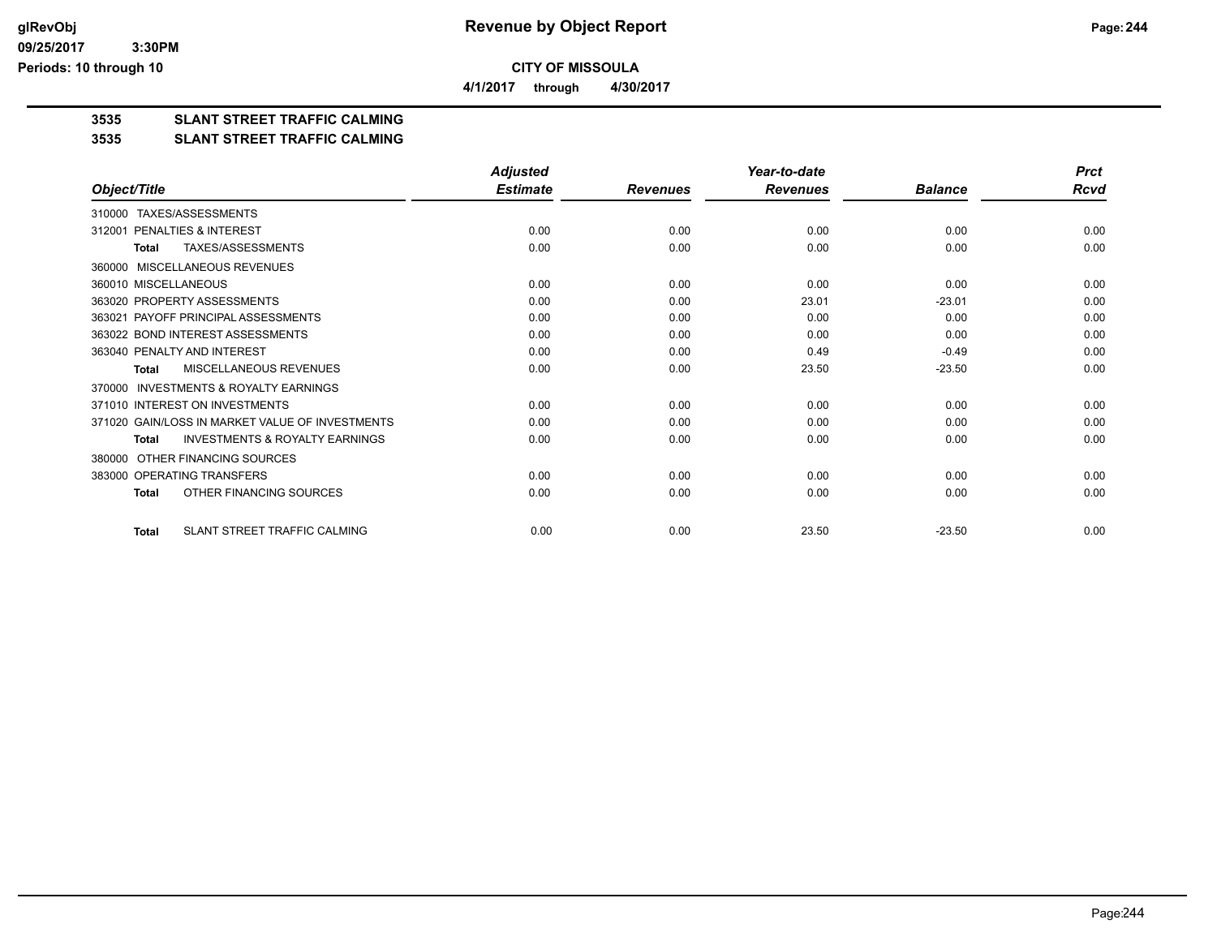**CITY OF MISSOULA**

**4/1/2017 through 4/30/2017**

## 3535 SLANT STREET TRAFFIC CALMING

## 3535 SLANT STREET TRAFFIC CALMING

| Object/Title | Adjusted Estimate | Revenues | Year-to-date Revenues | Balance | Prct Rcvd |
|---|---|---|---|---|---|
| 310000 TAXES/ASSESSMENTS | | | | | |
| 312001 PENALTIES & INTEREST | 0.00 | 0.00 | 0.00 | 0.00 | 0.00 |
| **Total** TAXES/ASSESSMENTS | 0.00 | 0.00 | 0.00 | 0.00 | 0.00 |
| 360000 MISCELLANEOUS REVENUES | | | | | |
| 360010 MISCELLANEOUS | 0.00 | 0.00 | 0.00 | 0.00 | 0.00 |
| 363020 PROPERTY ASSESSMENTS | 0.00 | 0.00 | 23.01 | -23.01 | 0.00 |
| 363021 PAYOFF PRINCIPAL ASSESSMENTS | 0.00 | 0.00 | 0.00 | 0.00 | 0.00 |
| 363022 BOND INTEREST ASSESSMENTS | 0.00 | 0.00 | 0.00 | 0.00 | 0.00 |
| 363040 PENALTY AND INTEREST | 0.00 | 0.00 | 0.49 | -0.49 | 0.00 |
| **Total** MISCELLANEOUS REVENUES | 0.00 | 0.00 | 23.50 | -23.50 | 0.00 |
| 370000 INVESTMENTS & ROYALTY EARNINGS | | | | | |
| 371010 INTEREST ON INVESTMENTS | 0.00 | 0.00 | 0.00 | 0.00 | 0.00 |
| 371020 GAIN/LOSS IN MARKET VALUE OF INVESTMENTS | 0.00 | 0.00 | 0.00 | 0.00 | 0.00 |
| **Total** INVESTMENTS & ROYALTY EARNINGS | 0.00 | 0.00 | 0.00 | 0.00 | 0.00 |
| 380000 OTHER FINANCING SOURCES | | | | | |
| 383000 OPERATING TRANSFERS | 0.00 | 0.00 | 0.00 | 0.00 | 0.00 |
| **Total** OTHER FINANCING SOURCES | 0.00 | 0.00 | 0.00 | 0.00 | 0.00 |
| **Total** SLANT STREET TRAFFIC CALMING | 0.00 | 0.00 | 23.50 | -23.50 | 0.00 |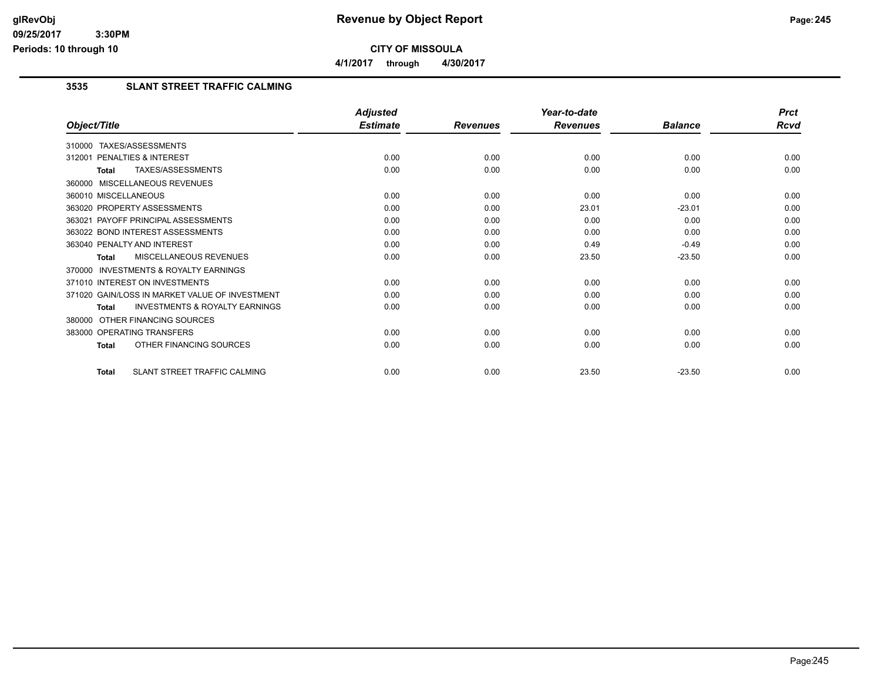# Revenue by Object Report

**CITY OF MISSOULA**

**4/1/2017 through 4/30/2017**

glRevObj
09/25/2017 3:30PM
Periods: 10 through 10

## 3535 SLANT STREET TRAFFIC CALMING

| Object/Title | Adjusted Estimate | Revenues | Year-to-date Revenues | Balance | Prct Rcvd |
|---|---|---|---|---|---|
| 310000 TAXES/ASSESSMENTS | | | | | |
| 312001 PENALTIES & INTEREST | 0.00 | 0.00 | 0.00 | 0.00 | 0.00 |
| **Total** TAXES/ASSESSMENTS | 0.00 | 0.00 | 0.00 | 0.00 | 0.00 |
| 360000 MISCELLANEOUS REVENUES | | | | | |
| 360010 MISCELLANEOUS | 0.00 | 0.00 | 0.00 | 0.00 | 0.00 |
| 363020 PROPERTY ASSESSMENTS | 0.00 | 0.00 | 23.01 | -23.01 | 0.00 |
| 363021 PAYOFF PRINCIPAL ASSESSMENTS | 0.00 | 0.00 | 0.00 | 0.00 | 0.00 |
| 363022 BOND INTEREST ASSESSMENTS | 0.00 | 0.00 | 0.00 | 0.00 | 0.00 |
| 363040 PENALTY AND INTEREST | 0.00 | 0.00 | 0.49 | -0.49 | 0.00 |
| **Total** MISCELLANEOUS REVENUES | 0.00 | 0.00 | 23.50 | -23.50 | 0.00 |
| 370000 INVESTMENTS & ROYALTY EARNINGS | | | | | |
| 371010 INTEREST ON INVESTMENTS | 0.00 | 0.00 | 0.00 | 0.00 | 0.00 |
| 371020 GAIN/LOSS IN MARKET VALUE OF INVESTMENT | 0.00 | 0.00 | 0.00 | 0.00 | 0.00 |
| **Total** INVESTMENTS & ROYALTY EARNINGS | 0.00 | 0.00 | 0.00 | 0.00 | 0.00 |
| 380000 OTHER FINANCING SOURCES | | | | | |
| 383000 OPERATING TRANSFERS | 0.00 | 0.00 | 0.00 | 0.00 | 0.00 |
| **Total** OTHER FINANCING SOURCES | 0.00 | 0.00 | 0.00 | 0.00 | 0.00 |
| **Total** SLANT STREET TRAFFIC CALMING | 0.00 | 0.00 | 23.50 | -23.50 | 0.00 |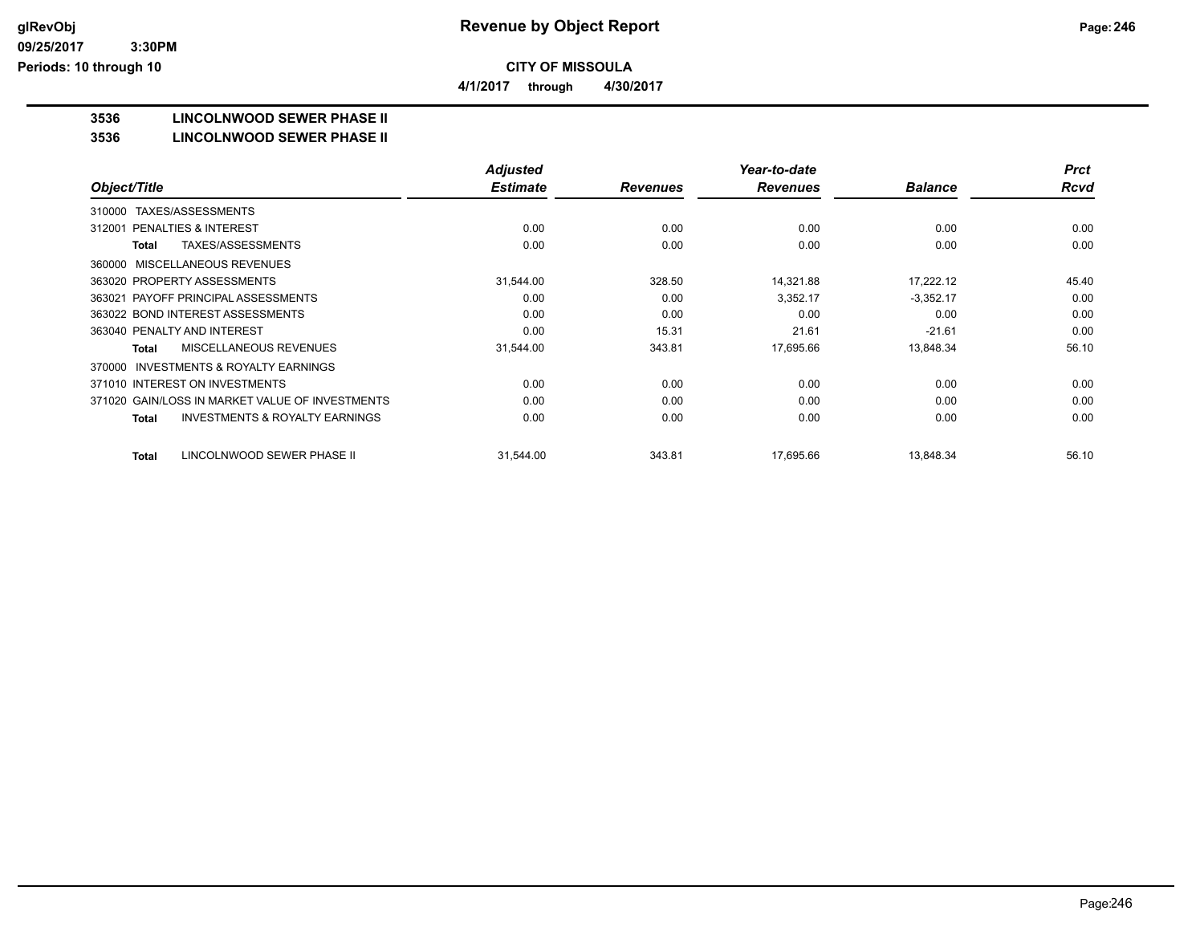# Revenue by Object Report

**CITY OF MISSOULA**

**4/1/2017 through 4/30/2017**

glRevObj
09/25/2017 3:30PM
Periods: 10 through 10

**3536 LINCOLNWOOD SEWER PHASE II**

**3536 LINCOLNWOOD SEWER PHASE II**

| Object/Title | Adjusted Estimate | Revenues | Year-to-date Revenues | Balance | Prct Rcvd |
|---|---|---|---|---|---|
| 310000 TAXES/ASSESSMENTS | | | | | |
| 312001 PENALTIES & INTEREST | 0.00 | 0.00 | 0.00 | 0.00 | 0.00 |
| **Total** TAXES/ASSESSMENTS | 0.00 | 0.00 | 0.00 | 0.00 | 0.00 |
| 360000 MISCELLANEOUS REVENUES | | | | | |
| 363020 PROPERTY ASSESSMENTS | 31,544.00 | 328.50 | 14,321.88 | 17,222.12 | 45.40 |
| 363021 PAYOFF PRINCIPAL ASSESSMENTS | 0.00 | 0.00 | 3,352.17 | -3,352.17 | 0.00 |
| 363022 BOND INTEREST ASSESSMENTS | 0.00 | 0.00 | 0.00 | 0.00 | 0.00 |
| 363040 PENALTY AND INTEREST | 0.00 | 15.31 | 21.61 | -21.61 | 0.00 |
| **Total** MISCELLANEOUS REVENUES | 31,544.00 | 343.81 | 17,695.66 | 13,848.34 | 56.10 |
| 370000 INVESTMENTS & ROYALTY EARNINGS | | | | | |
| 371010 INTEREST ON INVESTMENTS | 0.00 | 0.00 | 0.00 | 0.00 | 0.00 |
| 371020 GAIN/LOSS IN MARKET VALUE OF INVESTMENTS | 0.00 | 0.00 | 0.00 | 0.00 | 0.00 |
| **Total** INVESTMENTS & ROYALTY EARNINGS | 0.00 | 0.00 | 0.00 | 0.00 | 0.00 |
| **Total** LINCOLNWOOD SEWER PHASE II | 31,544.00 | 343.81 | 17,695.66 | 13,848.34 | 56.10 |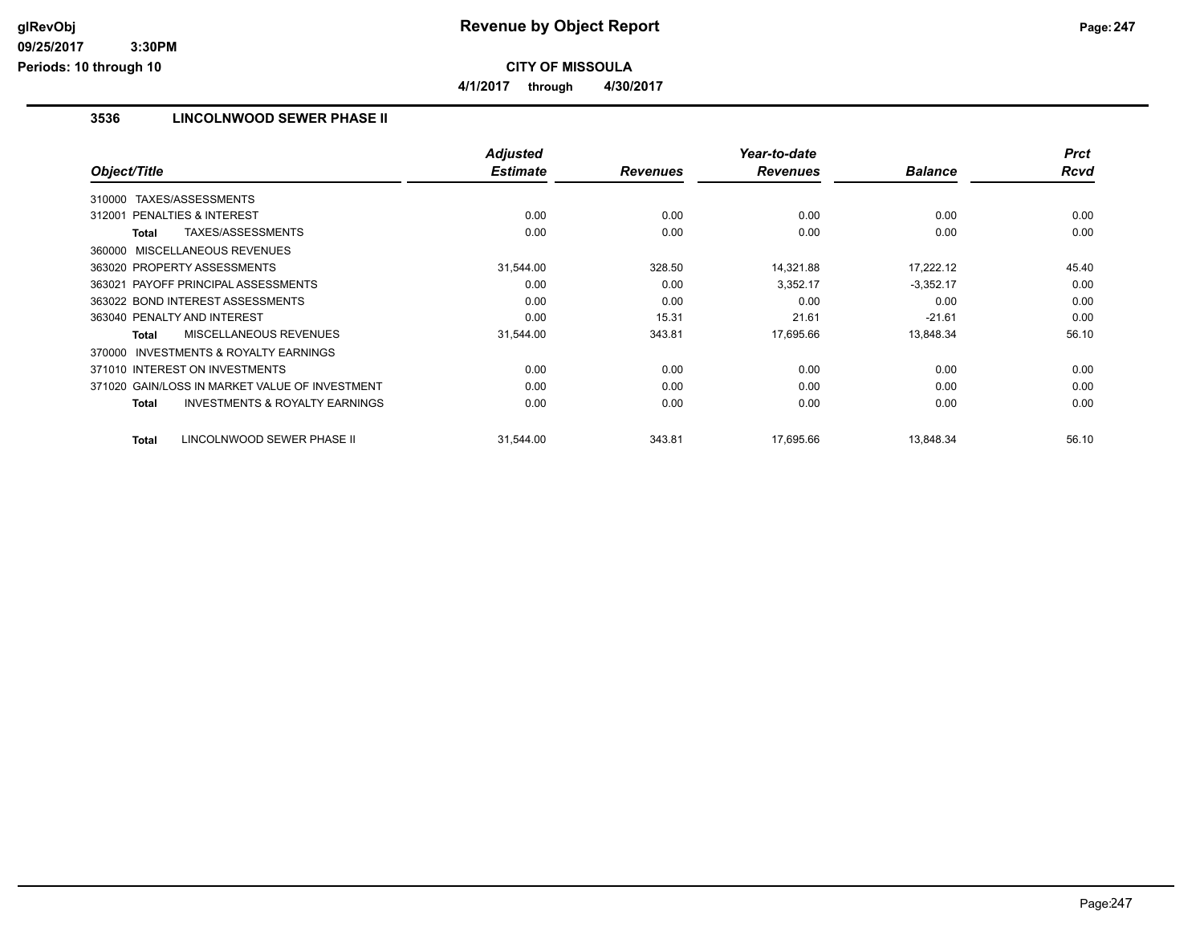# Revenue by Object Report

**CITY OF MISSOULA**

**4/1/2017 through 4/30/2017**

glRevObj
09/25/2017 3:30PM
Periods: 10 through 10

### 3536 LINCOLNWOOD SEWER PHASE II

| Object/Title | Adjusted Estimate | Revenues | Year-to-date Revenues | Balance | Prct Rcvd |
|---|---|---|---|---|---|
| 310000 TAXES/ASSESSMENTS | | | | | |
| 312001 PENALTIES & INTEREST | 0.00 | 0.00 | 0.00 | 0.00 | 0.00 |
| **Total** TAXES/ASSESSMENTS | 0.00 | 0.00 | 0.00 | 0.00 | 0.00 |
| 360000 MISCELLANEOUS REVENUES | | | | | |
| 363020 PROPERTY ASSESSMENTS | 31,544.00 | 328.50 | 14,321.88 | 17,222.12 | 45.40 |
| 363021 PAYOFF PRINCIPAL ASSESSMENTS | 0.00 | 0.00 | 3,352.17 | -3,352.17 | 0.00 |
| 363022 BOND INTEREST ASSESSMENTS | 0.00 | 0.00 | 0.00 | 0.00 | 0.00 |
| 363040 PENALTY AND INTEREST | 0.00 | 15.31 | 21.61 | -21.61 | 0.00 |
| **Total** MISCELLANEOUS REVENUES | 31,544.00 | 343.81 | 17,695.66 | 13,848.34 | 56.10 |
| 370000 INVESTMENTS & ROYALTY EARNINGS | | | | | |
| 371010 INTEREST ON INVESTMENTS | 0.00 | 0.00 | 0.00 | 0.00 | 0.00 |
| 371020 GAIN/LOSS IN MARKET VALUE OF INVESTMENT | 0.00 | 0.00 | 0.00 | 0.00 | 0.00 |
| **Total** INVESTMENTS & ROYALTY EARNINGS | 0.00 | 0.00 | 0.00 | 0.00 | 0.00 |
| **Total** LINCOLNWOOD SEWER PHASE II | 31,544.00 | 343.81 | 17,695.66 | 13,848.34 | 56.10 |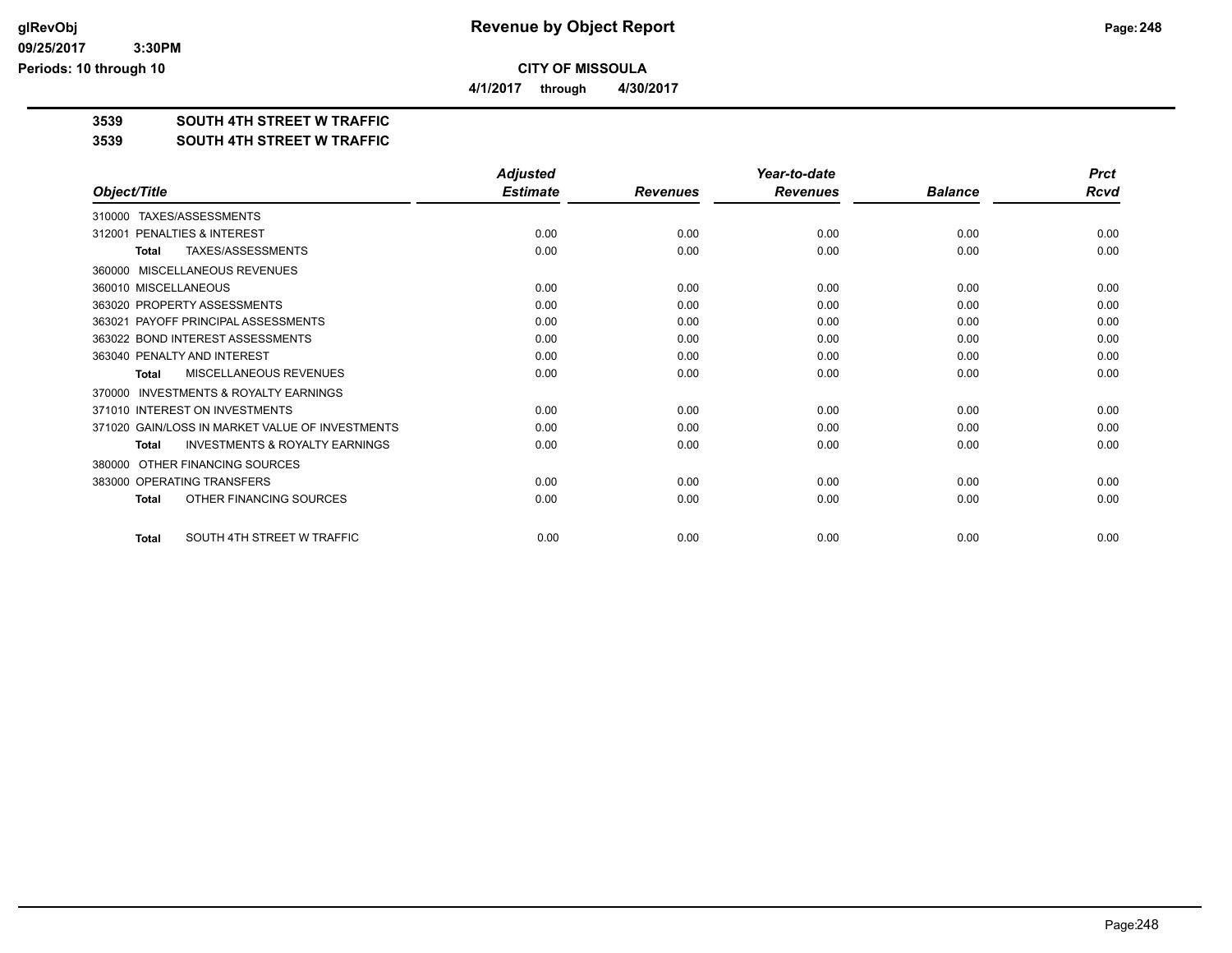# Revenue by Object Report

glRevObj
09/25/2017 3:30PM
Periods: 10 through 10

**CITY OF MISSOULA**

**4/1/2017 through 4/30/2017**

**3539 SOUTH 4TH STREET W TRAFFIC**

**3539 SOUTH 4TH STREET W TRAFFIC**

| Object/Title | Adjusted Estimate | Revenues | Year-to-date Revenues | Balance | Prct Rcvd |
|---|---|---|---|---|---|
| 310000 TAXES/ASSESSMENTS | | | | | |
| 312001 PENALTIES & INTEREST | 0.00 | 0.00 | 0.00 | 0.00 | 0.00 |
| **Total** TAXES/ASSESSMENTS | 0.00 | 0.00 | 0.00 | 0.00 | 0.00 |
| 360000 MISCELLANEOUS REVENUES | | | | | |
| 360010 MISCELLANEOUS | 0.00 | 0.00 | 0.00 | 0.00 | 0.00 |
| 363020 PROPERTY ASSESSMENTS | 0.00 | 0.00 | 0.00 | 0.00 | 0.00 |
| 363021 PAYOFF PRINCIPAL ASSESSMENTS | 0.00 | 0.00 | 0.00 | 0.00 | 0.00 |
| 363022 BOND INTEREST ASSESSMENTS | 0.00 | 0.00 | 0.00 | 0.00 | 0.00 |
| 363040 PENALTY AND INTEREST | 0.00 | 0.00 | 0.00 | 0.00 | 0.00 |
| **Total** MISCELLANEOUS REVENUES | 0.00 | 0.00 | 0.00 | 0.00 | 0.00 |
| 370000 INVESTMENTS & ROYALTY EARNINGS | | | | | |
| 371010 INTEREST ON INVESTMENTS | 0.00 | 0.00 | 0.00 | 0.00 | 0.00 |
| 371020 GAIN/LOSS IN MARKET VALUE OF INVESTMENTS | 0.00 | 0.00 | 0.00 | 0.00 | 0.00 |
| **Total** INVESTMENTS & ROYALTY EARNINGS | 0.00 | 0.00 | 0.00 | 0.00 | 0.00 |
| 380000 OTHER FINANCING SOURCES | | | | | |
| 383000 OPERATING TRANSFERS | 0.00 | 0.00 | 0.00 | 0.00 | 0.00 |
| **Total** OTHER FINANCING SOURCES | 0.00 | 0.00 | 0.00 | 0.00 | 0.00 |
| **Total** SOUTH 4TH STREET W TRAFFIC | 0.00 | 0.00 | 0.00 | 0.00 | 0.00 |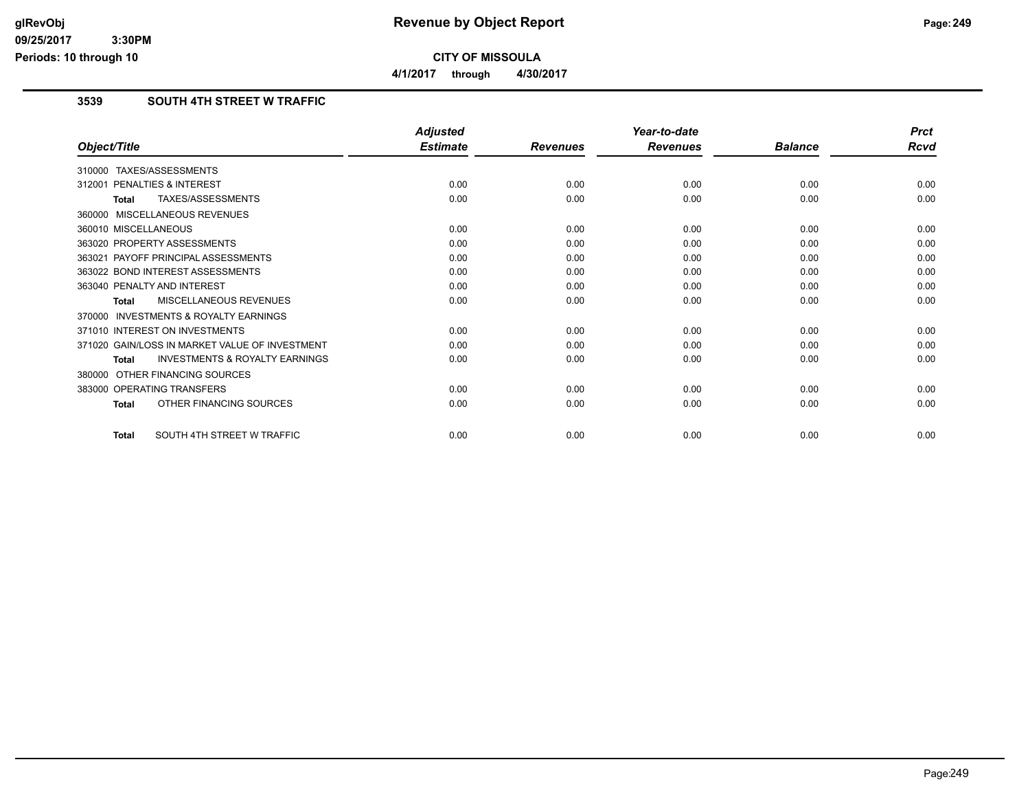**CITY OF MISSOULA**

**4/1/2017 through 4/30/2017**

## 3539 SOUTH 4TH STREET W TRAFFIC

| Object/Title | Adjusted Estimate | Revenues | Year-to-date Revenues | Balance | Prct Rcvd |
|---|---|---|---|---|---|
| 310000 TAXES/ASSESSMENTS | | | | | |
| 312001 PENALTIES & INTEREST | 0.00 | 0.00 | 0.00 | 0.00 | 0.00 |
| **Total** TAXES/ASSESSMENTS | 0.00 | 0.00 | 0.00 | 0.00 | 0.00 |
| 360000 MISCELLANEOUS REVENUES | | | | | |
| 360010 MISCELLANEOUS | 0.00 | 0.00 | 0.00 | 0.00 | 0.00 |
| 363020 PROPERTY ASSESSMENTS | 0.00 | 0.00 | 0.00 | 0.00 | 0.00 |
| 363021 PAYOFF PRINCIPAL ASSESSMENTS | 0.00 | 0.00 | 0.00 | 0.00 | 0.00 |
| 363022 BOND INTEREST ASSESSMENTS | 0.00 | 0.00 | 0.00 | 0.00 | 0.00 |
| 363040 PENALTY AND INTEREST | 0.00 | 0.00 | 0.00 | 0.00 | 0.00 |
| **Total** MISCELLANEOUS REVENUES | 0.00 | 0.00 | 0.00 | 0.00 | 0.00 |
| 370000 INVESTMENTS & ROYALTY EARNINGS | | | | | |
| 371010 INTEREST ON INVESTMENTS | 0.00 | 0.00 | 0.00 | 0.00 | 0.00 |
| 371020 GAIN/LOSS IN MARKET VALUE OF INVESTMENT | 0.00 | 0.00 | 0.00 | 0.00 | 0.00 |
| **Total** INVESTMENTS & ROYALTY EARNINGS | 0.00 | 0.00 | 0.00 | 0.00 | 0.00 |
| 380000 OTHER FINANCING SOURCES | | | | | |
| 383000 OPERATING TRANSFERS | 0.00 | 0.00 | 0.00 | 0.00 | 0.00 |
| **Total** OTHER FINANCING SOURCES | 0.00 | 0.00 | 0.00 | 0.00 | 0.00 |
| **Total** SOUTH 4TH STREET W TRAFFIC | 0.00 | 0.00 | 0.00 | 0.00 | 0.00 |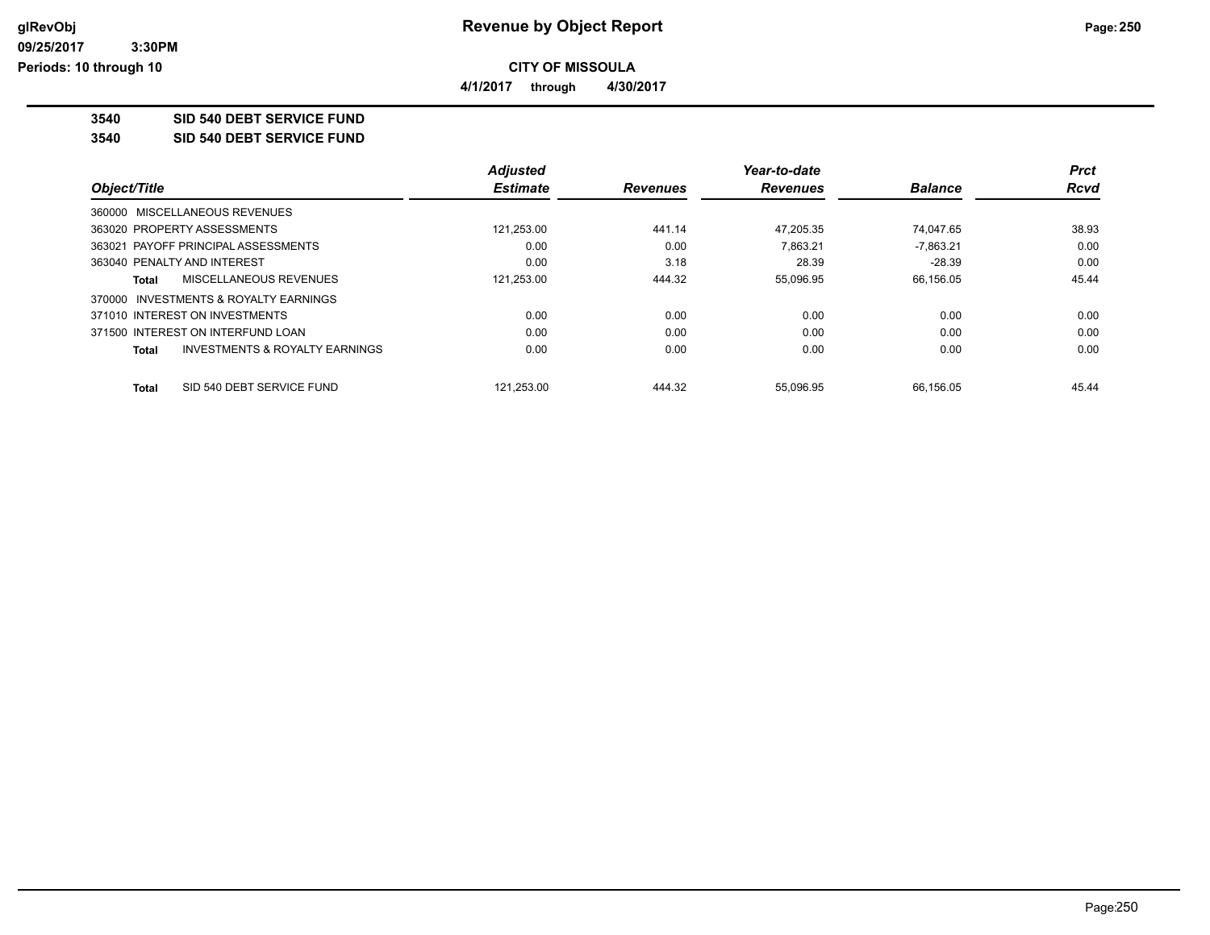# Revenue by Object Report

**CITY OF MISSOULA**

**4/1/2017 through 4/30/2017**

glRevObj
09/25/2017 3:30PM
Periods: 10 through 10

**3540 SID 540 DEBT SERVICE FUND**

**3540 SID 540 DEBT SERVICE FUND**

| Object/Title | Adjusted Estimate | Revenues | Year-to-date Revenues | Balance | Prct Rcvd |
|---|---|---|---|---|---|
| 360000 MISCELLANEOUS REVENUES | | | | | |
| 363020 PROPERTY ASSESSMENTS | 121,253.00 | 441.14 | 47,205.35 | 74,047.65 | 38.93 |
| 363021 PAYOFF PRINCIPAL ASSESSMENTS | 0.00 | 0.00 | 7,863.21 | -7,863.21 | 0.00 |
| 363040 PENALTY AND INTEREST | 0.00 | 3.18 | 28.39 | -28.39 | 0.00 |
| **Total** MISCELLANEOUS REVENUES | 121,253.00 | 444.32 | 55,096.95 | 66,156.05 | 45.44 |
| 370000 INVESTMENTS & ROYALTY EARNINGS | | | | | |
| 371010 INTEREST ON INVESTMENTS | 0.00 | 0.00 | 0.00 | 0.00 | 0.00 |
| 371500 INTEREST ON INTERFUND LOAN | 0.00 | 0.00 | 0.00 | 0.00 | 0.00 |
| **Total** INVESTMENTS & ROYALTY EARNINGS | 0.00 | 0.00 | 0.00 | 0.00 | 0.00 |
| **Total** SID 540 DEBT SERVICE FUND | 121,253.00 | 444.32 | 55,096.95 | 66,156.05 | 45.44 |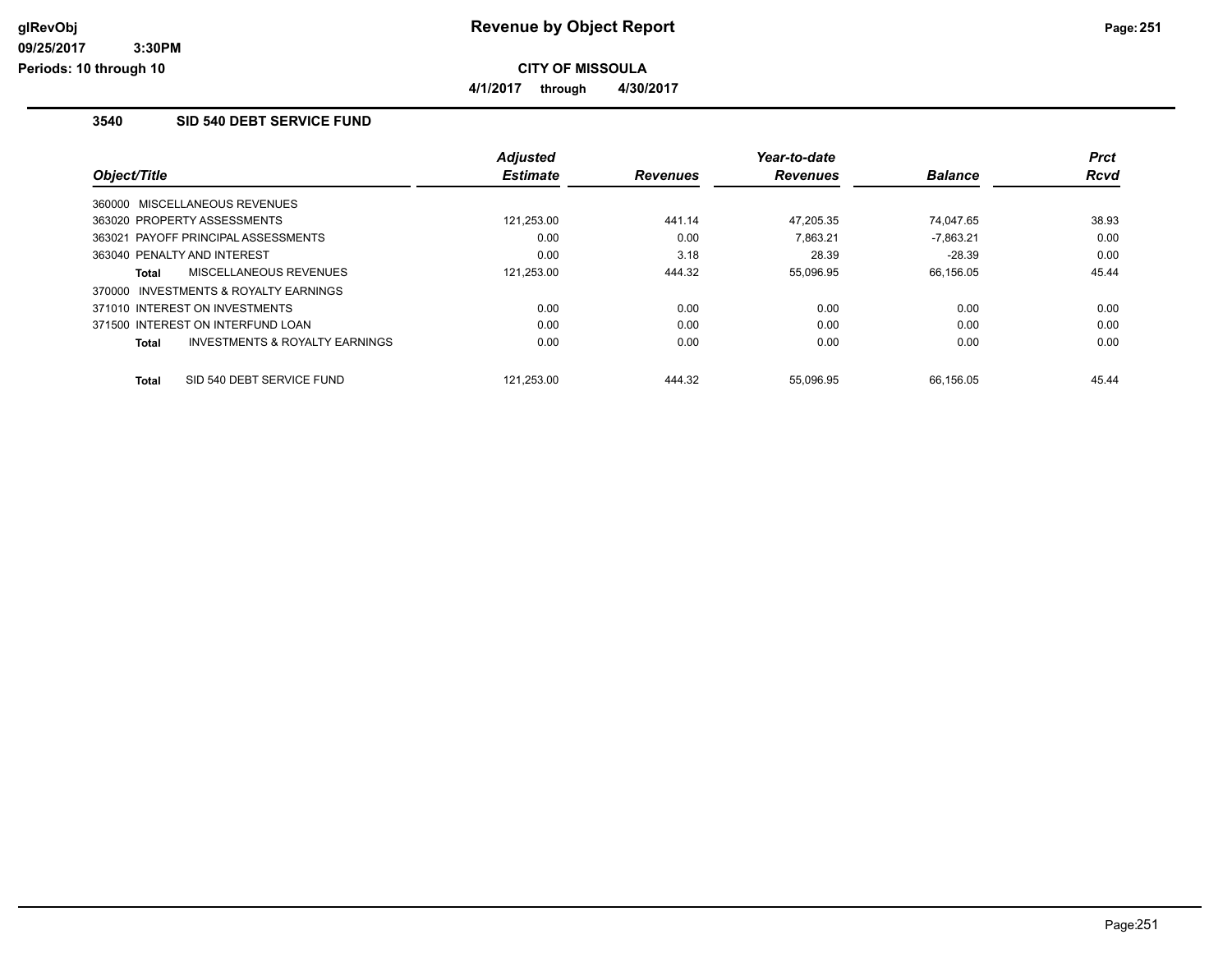# Revenue by Object Report

**CITY OF MISSOULA**

**4/1/2017 through 4/30/2017**

glRevObj
09/25/2017 3:30PM
Periods: 10 through 10

## 3540 SID 540 DEBT SERVICE FUND

| Object/Title | Adjusted Estimate | Revenues | Year-to-date Revenues | Balance | Prct Rcvd |
|---|---|---|---|---|---|
| 360000 MISCELLANEOUS REVENUES | | | | | |
| 363020 PROPERTY ASSESSMENTS | 121,253.00 | 441.14 | 47,205.35 | 74,047.65 | 38.93 |
| 363021 PAYOFF PRINCIPAL ASSESSMENTS | 0.00 | 0.00 | 7,863.21 | -7,863.21 | 0.00 |
| 363040 PENALTY AND INTEREST | 0.00 | 3.18 | 28.39 | -28.39 | 0.00 |
| **Total** MISCELLANEOUS REVENUES | 121,253.00 | 444.32 | 55,096.95 | 66,156.05 | 45.44 |
| 370000 INVESTMENTS & ROYALTY EARNINGS | | | | | |
| 371010 INTEREST ON INVESTMENTS | 0.00 | 0.00 | 0.00 | 0.00 | 0.00 |
| 371500 INTEREST ON INTERFUND LOAN | 0.00 | 0.00 | 0.00 | 0.00 | 0.00 |
| **Total** INVESTMENTS & ROYALTY EARNINGS | 0.00 | 0.00 | 0.00 | 0.00 | 0.00 |
| **Total** SID 540 DEBT SERVICE FUND | 121,253.00 | 444.32 | 55,096.95 | 66,156.05 | 45.44 |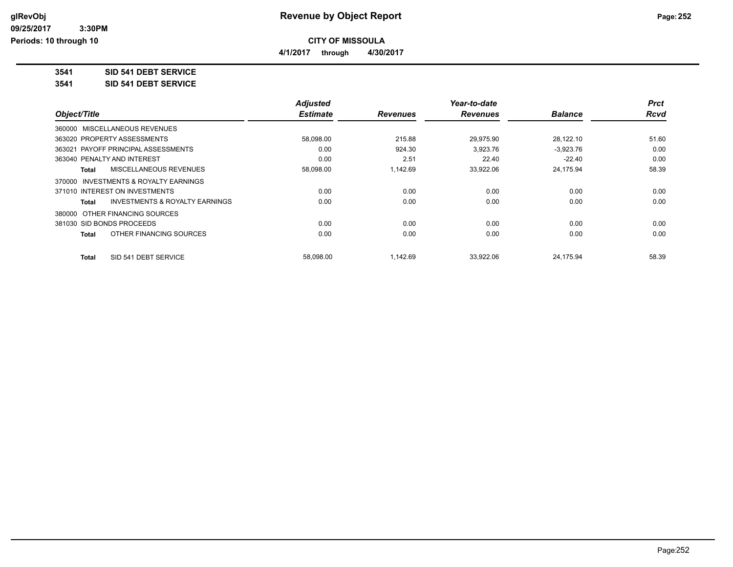# Revenue by Object Report

**CITY OF MISSOULA**

**4/1/2017 through 4/30/2017**

glRevObj
09/25/2017 3:30PM
Periods: 10 through 10

**3541 SID 541 DEBT SERVICE**

**3541 SID 541 DEBT SERVICE**

| Object/Title | Adjusted Estimate | Revenues | Year-to-date Revenues | Balance | Prct Rcvd |
|---|---|---|---|---|---|
| 360000 MISCELLANEOUS REVENUES | | | | | |
| 363020 PROPERTY ASSESSMENTS | 58,098.00 | 215.88 | 29,975.90 | 28,122.10 | 51.60 |
| 363021 PAYOFF PRINCIPAL ASSESSMENTS | 0.00 | 924.30 | 3,923.76 | -3,923.76 | 0.00 |
| 363040 PENALTY AND INTEREST | 0.00 | 2.51 | 22.40 | -22.40 | 0.00 |
| **Total** MISCELLANEOUS REVENUES | 58,098.00 | 1,142.69 | 33,922.06 | 24,175.94 | 58.39 |
| 370000 INVESTMENTS & ROYALTY EARNINGS | | | | | |
| 371010 INTEREST ON INVESTMENTS | 0.00 | 0.00 | 0.00 | 0.00 | 0.00 |
| **Total** INVESTMENTS & ROYALTY EARNINGS | 0.00 | 0.00 | 0.00 | 0.00 | 0.00 |
| 380000 OTHER FINANCING SOURCES | | | | | |
| 381030 SID BONDS PROCEEDS | 0.00 | 0.00 | 0.00 | 0.00 | 0.00 |
| **Total** OTHER FINANCING SOURCES | 0.00 | 0.00 | 0.00 | 0.00 | 0.00 |
| **Total** SID 541 DEBT SERVICE | 58,098.00 | 1,142.69 | 33,922.06 | 24,175.94 | 58.39 |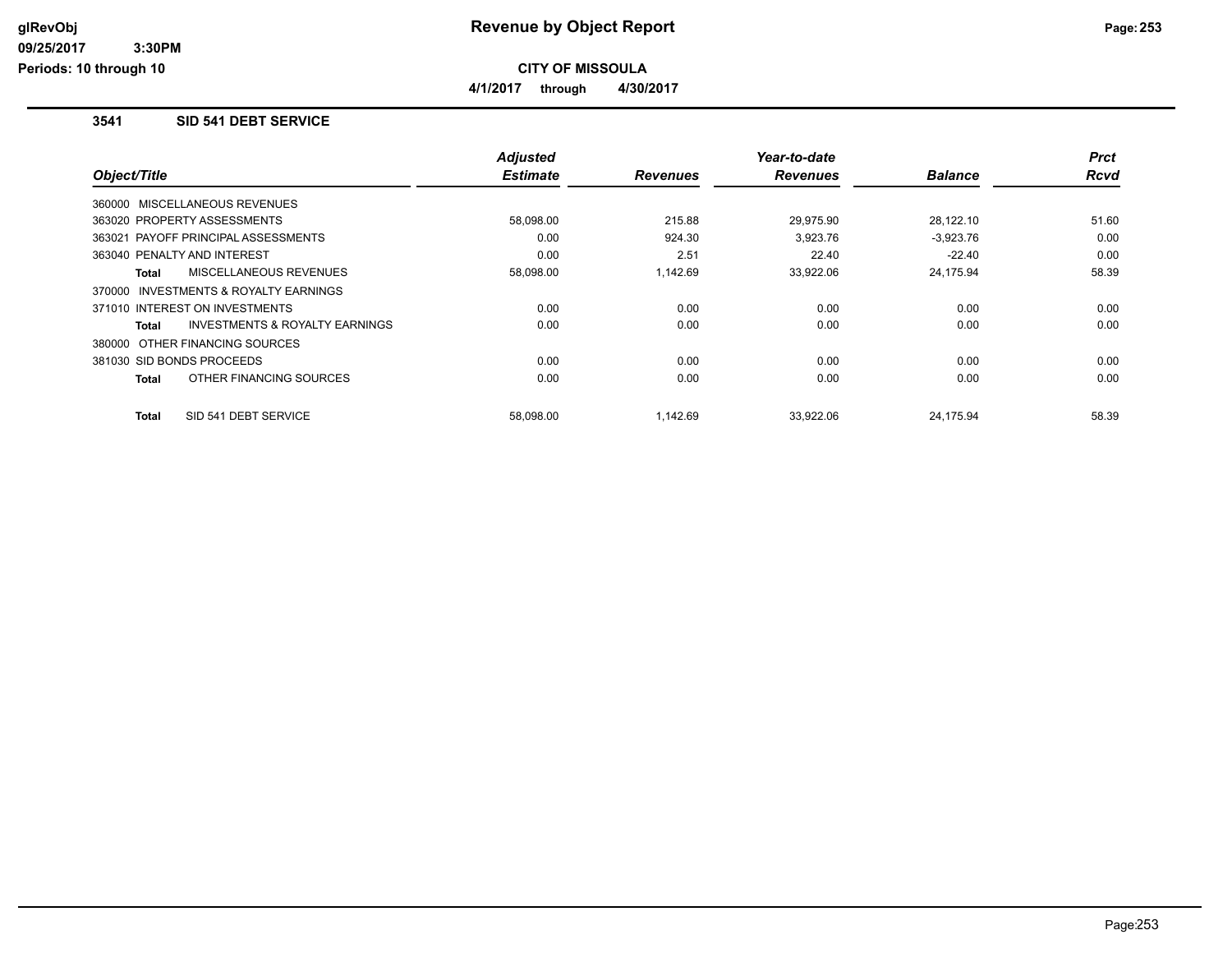# Revenue by Object Report

**CITY OF MISSOULA**

**4/1/2017 through 4/30/2017**

### 3541 SID 541 DEBT SERVICE

| Object/Title | Adjusted Estimate | Revenues | Year-to-date Revenues | Balance | Prct Rcvd |
|---|---|---|---|---|---|
| 360000 MISCELLANEOUS REVENUES | | | | | |
| 363020 PROPERTY ASSESSMENTS | 58,098.00 | 215.88 | 29,975.90 | 28,122.10 | 51.60 |
| 363021 PAYOFF PRINCIPAL ASSESSMENTS | 0.00 | 924.30 | 3,923.76 | -3,923.76 | 0.00 |
| 363040 PENALTY AND INTEREST | 0.00 | 2.51 | 22.40 | -22.40 | 0.00 |
| **Total** MISCELLANEOUS REVENUES | 58,098.00 | 1,142.69 | 33,922.06 | 24,175.94 | 58.39 |
| 370000 INVESTMENTS & ROYALTY EARNINGS | | | | | |
| 371010 INTEREST ON INVESTMENTS | 0.00 | 0.00 | 0.00 | 0.00 | 0.00 |
| **Total** INVESTMENTS & ROYALTY EARNINGS | 0.00 | 0.00 | 0.00 | 0.00 | 0.00 |
| 380000 OTHER FINANCING SOURCES | | | | | |
| 381030 SID BONDS PROCEEDS | 0.00 | 0.00 | 0.00 | 0.00 | 0.00 |
| **Total** OTHER FINANCING SOURCES | 0.00 | 0.00 | 0.00 | 0.00 | 0.00 |
| **Total** SID 541 DEBT SERVICE | 58,098.00 | 1,142.69 | 33,922.06 | 24,175.94 | 58.39 |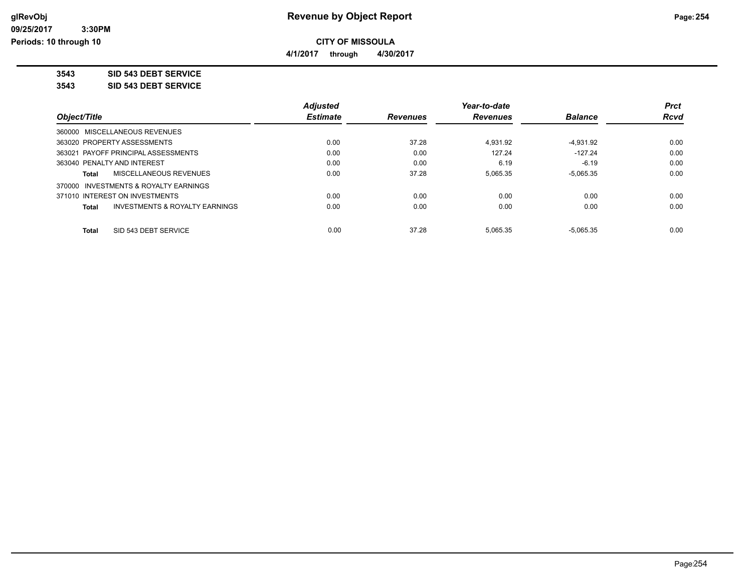# Revenue by Object Report

**CITY OF MISSOULA**

**4/1/2017 through 4/30/2017**

glRevObj
09/25/2017 3:30PM
Periods: 10 through 10

**3543 SID 543 DEBT SERVICE**

**3543 SID 543 DEBT SERVICE**

| Object/Title | Adjusted Estimate | Revenues | Year-to-date Revenues | Balance | Prct Rcvd |
|---|---|---|---|---|---|
| 360000 MISCELLANEOUS REVENUES | | | | | |
| 363020 PROPERTY ASSESSMENTS | 0.00 | 37.28 | 4,931.92 | -4,931.92 | 0.00 |
| 363021 PAYOFF PRINCIPAL ASSESSMENTS | 0.00 | 0.00 | 127.24 | -127.24 | 0.00 |
| 363040 PENALTY AND INTEREST | 0.00 | 0.00 | 6.19 | -6.19 | 0.00 |
| **Total** MISCELLANEOUS REVENUES | 0.00 | 37.28 | 5,065.35 | -5,065.35 | 0.00 |
| 370000 INVESTMENTS & ROYALTY EARNINGS | | | | | |
| 371010 INTEREST ON INVESTMENTS | 0.00 | 0.00 | 0.00 | 0.00 | 0.00 |
| **Total** INVESTMENTS & ROYALTY EARNINGS | 0.00 | 0.00 | 0.00 | 0.00 | 0.00 |
| **Total** SID 543 DEBT SERVICE | 0.00 | 37.28 | 5,065.35 | -5,065.35 | 0.00 |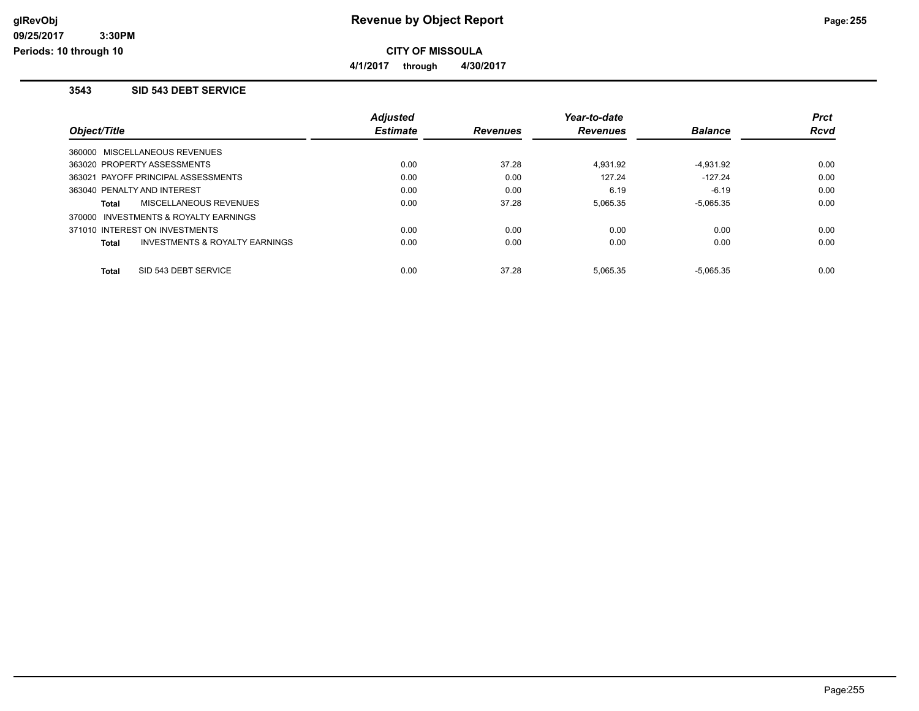# Revenue by Object Report

**CITY OF MISSOULA**

**4/1/2017 through 4/30/2017**

glRevObj
09/25/2017 3:30PM
Periods: 10 through 10

### 3543 SID 543 DEBT SERVICE

| Object/Title | Adjusted Estimate | Revenues | Year-to-date Revenues | Balance | Prct Rcvd |
|---|---|---|---|---|---|
| 360000 MISCELLANEOUS REVENUES | | | | | |
| 363020 PROPERTY ASSESSMENTS | 0.00 | 37.28 | 4,931.92 | -4,931.92 | 0.00 |
| 363021 PAYOFF PRINCIPAL ASSESSMENTS | 0.00 | 0.00 | 127.24 | -127.24 | 0.00 |
| 363040 PENALTY AND INTEREST | 0.00 | 0.00 | 6.19 | -6.19 | 0.00 |
| **Total** MISCELLANEOUS REVENUES | 0.00 | 37.28 | 5,065.35 | -5,065.35 | 0.00 |
| 370000 INVESTMENTS & ROYALTY EARNINGS | | | | | |
| 371010 INTEREST ON INVESTMENTS | 0.00 | 0.00 | 0.00 | 0.00 | 0.00 |
| **Total** INVESTMENTS & ROYALTY EARNINGS | 0.00 | 0.00 | 0.00 | 0.00 | 0.00 |
| **Total** SID 543 DEBT SERVICE | 0.00 | 37.28 | 5,065.35 | -5,065.35 | 0.00 |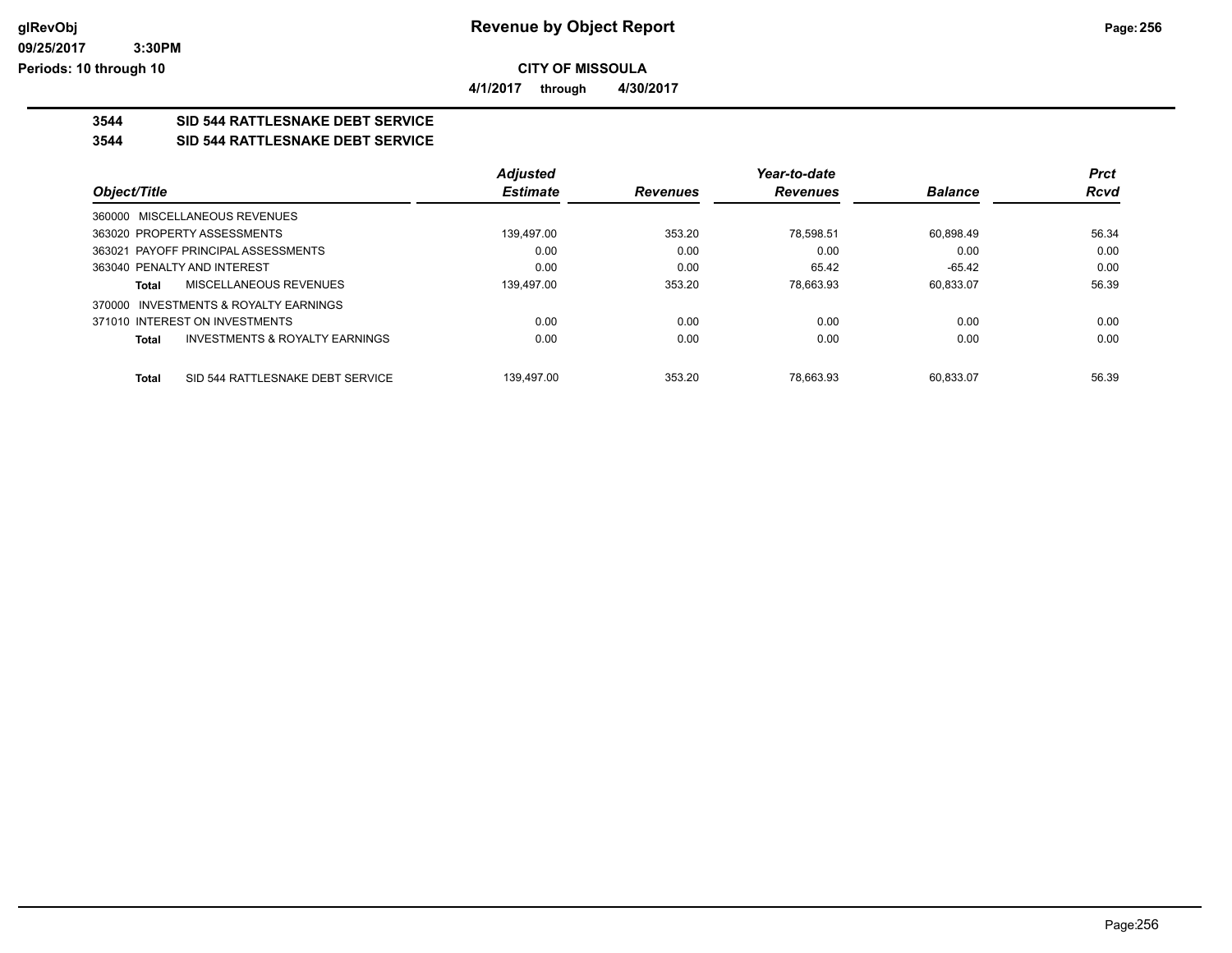**CITY OF MISSOULA**

**4/1/2017 through 4/30/2017**

## 3544 SID 544 RATTLESNAKE DEBT SERVICE

## 3544 SID 544 RATTLESNAKE DEBT SERVICE

| Object/Title | | Adjusted Estimate | Revenues | Year-to-date Revenues | Balance | Prct Rcvd |
|---|---|---|---|---|---|---|
| 360000 MISCELLANEOUS REVENUES | | | | | | |
| 363020 PROPERTY ASSESSMENTS | | 139,497.00 | 353.20 | 78,598.51 | 60,898.49 | 56.34 |
| 363021 PAYOFF PRINCIPAL ASSESSMENTS | | 0.00 | 0.00 | 0.00 | 0.00 | 0.00 |
| 363040 PENALTY AND INTEREST | | 0.00 | 0.00 | 65.42 | -65.42 | 0.00 |
| **Total** | MISCELLANEOUS REVENUES | 139,497.00 | 353.20 | 78,663.93 | 60,833.07 | 56.39 |
| 370000 INVESTMENTS & ROYALTY EARNINGS | | | | | | |
| 371010 INTEREST ON INVESTMENTS | | 0.00 | 0.00 | 0.00 | 0.00 | 0.00 |
| **Total** | INVESTMENTS & ROYALTY EARNINGS | 0.00 | 0.00 | 0.00 | 0.00 | 0.00 |
| **Total** | SID 544 RATTLESNAKE DEBT SERVICE | 139,497.00 | 353.20 | 78,663.93 | 60,833.07 | 56.39 |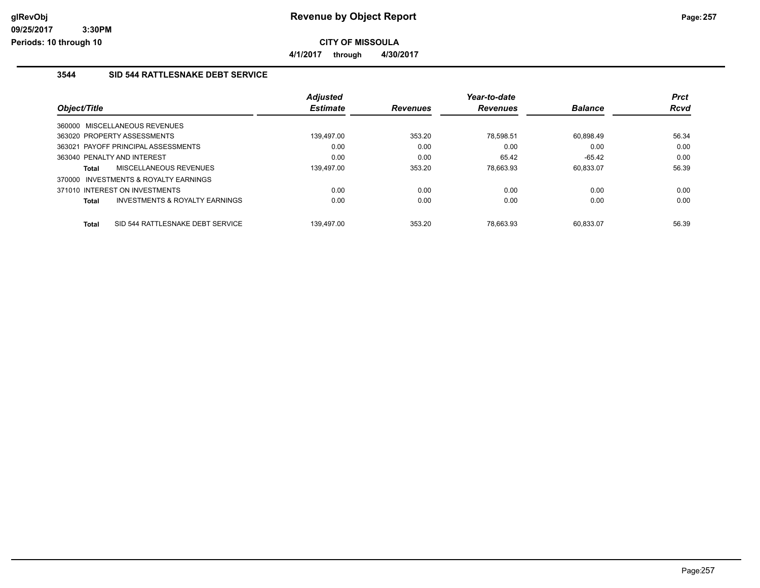## Revenue by Object Report

**CITY OF MISSOULA**

**4/1/2017 through 4/30/2017**

### 3544 SID 544 RATTLESNAKE DEBT SERVICE

| Object/Title | Adjusted Estimate | Revenues | Year-to-date Revenues | Balance | Prct Rcvd |
|---|---|---|---|---|---|
| 360000 MISCELLANEOUS REVENUES | | | | | |
| 363020 PROPERTY ASSESSMENTS | 139,497.00 | 353.20 | 78,598.51 | 60,898.49 | 56.34 |
| 363021 PAYOFF PRINCIPAL ASSESSMENTS | 0.00 | 0.00 | 0.00 | 0.00 | 0.00 |
| 363040 PENALTY AND INTEREST | 0.00 | 0.00 | 65.42 | -65.42 | 0.00 |
| **Total** MISCELLANEOUS REVENUES | 139,497.00 | 353.20 | 78,663.93 | 60,833.07 | 56.39 |
| 370000 INVESTMENTS & ROYALTY EARNINGS | | | | | |
| 371010 INTEREST ON INVESTMENTS | 0.00 | 0.00 | 0.00 | 0.00 | 0.00 |
| **Total** INVESTMENTS & ROYALTY EARNINGS | 0.00 | 0.00 | 0.00 | 0.00 | 0.00 |
| **Total** SID 544 RATTLESNAKE DEBT SERVICE | 139,497.00 | 353.20 | 78,663.93 | 60,833.07 | 56.39 |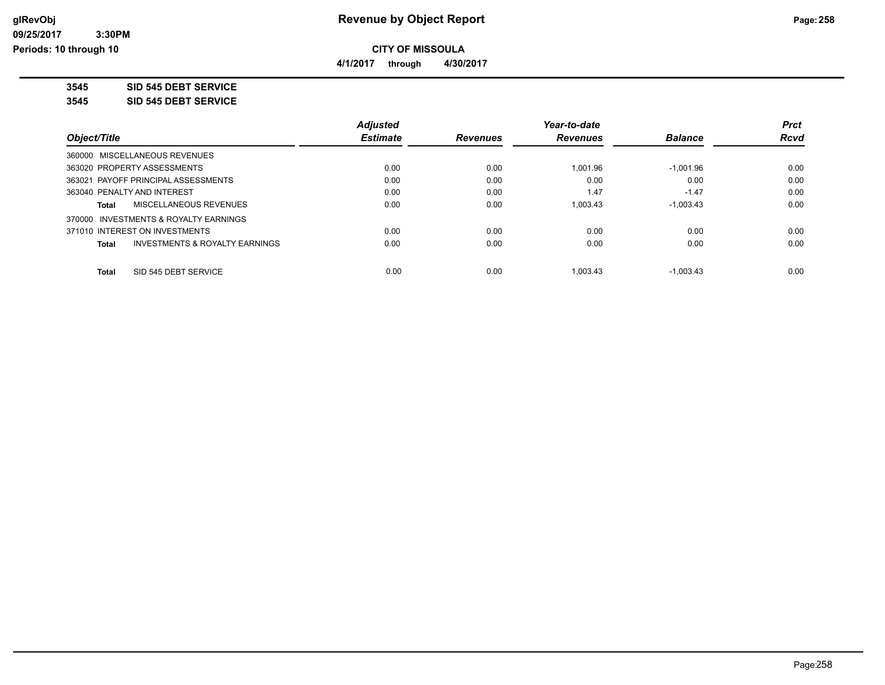**glRevObj**
**09/25/2017 3:30PM**
**Periods: 10 through 10**

# Revenue by Object Report

**CITY OF MISSOULA**

**4/1/2017 through 4/30/2017**

**3545 SID 545 DEBT SERVICE**

**3545 SID 545 DEBT SERVICE**

| Object/Title | Adjusted Estimate | Revenues | Year-to-date Revenues | Balance | Prct Rcvd |
|---|---|---|---|---|---|
| 360000 MISCELLANEOUS REVENUES | | | | | |
| 363020 PROPERTY ASSESSMENTS | 0.00 | 0.00 | 1,001.96 | -1,001.96 | 0.00 |
| 363021 PAYOFF PRINCIPAL ASSESSMENTS | 0.00 | 0.00 | 0.00 | 0.00 | 0.00 |
| 363040 PENALTY AND INTEREST | 0.00 | 0.00 | 1.47 | -1.47 | 0.00 |
| **Total** MISCELLANEOUS REVENUES | 0.00 | 0.00 | 1,003.43 | -1,003.43 | 0.00 |
| 370000 INVESTMENTS & ROYALTY EARNINGS | | | | | |
| 371010 INTEREST ON INVESTMENTS | 0.00 | 0.00 | 0.00 | 0.00 | 0.00 |
| **Total** INVESTMENTS & ROYALTY EARNINGS | 0.00 | 0.00 | 0.00 | 0.00 | 0.00 |
| **Total** SID 545 DEBT SERVICE | 0.00 | 0.00 | 1,003.43 | -1,003.43 | 0.00 |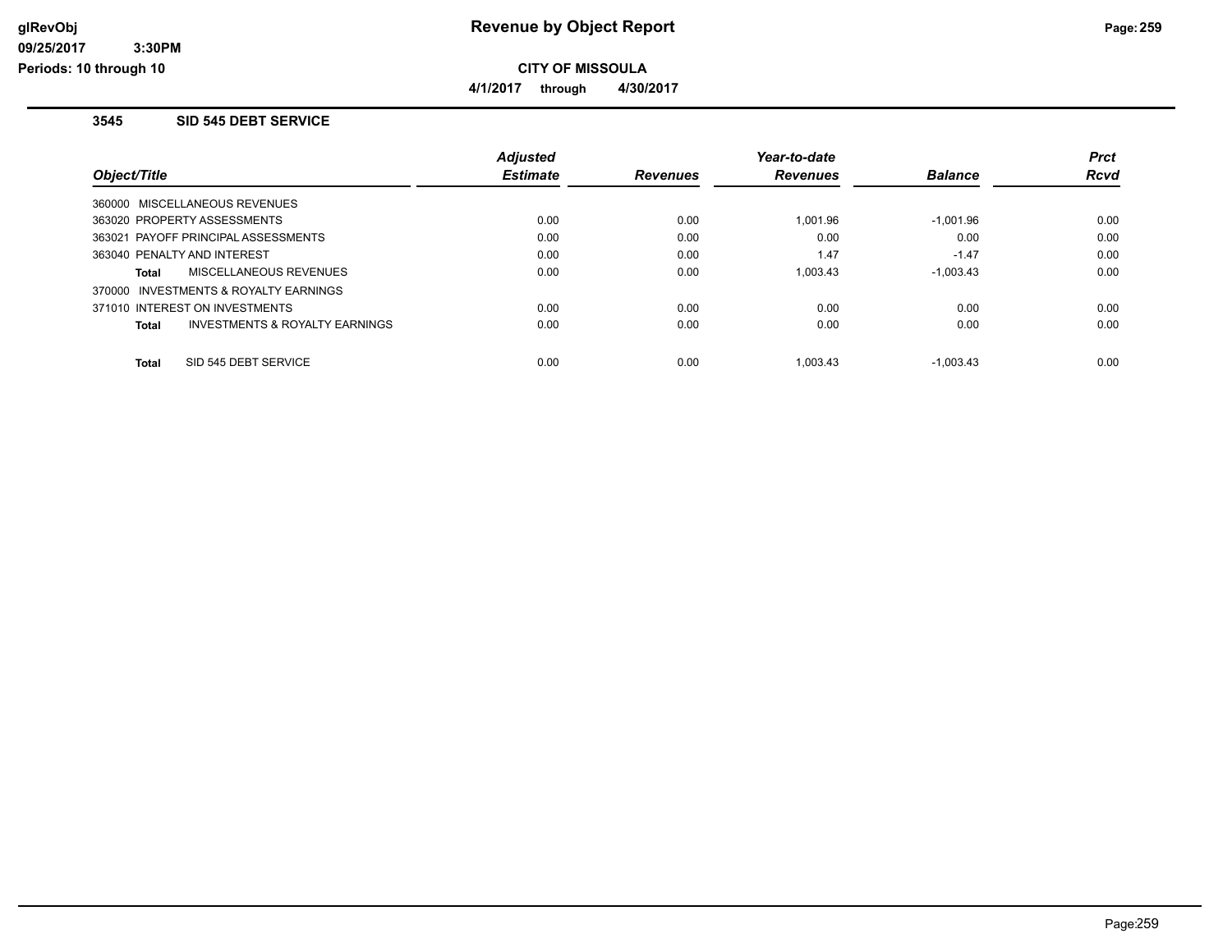# Revenue by Object Report

**CITY OF MISSOULA**

**4/1/2017 through 4/30/2017**

glRevObj
09/25/2017 3:30PM
Periods: 10 through 10

### 3545 SID 545 DEBT SERVICE

| Object/Title | Adjusted Estimate | Revenues | Year-to-date Revenues | Balance | Prct Rcvd |
|---|---|---|---|---|---|
| 360000 MISCELLANEOUS REVENUES | | | | | |
| 363020 PROPERTY ASSESSMENTS | 0.00 | 0.00 | 1,001.96 | -1,001.96 | 0.00 |
| 363021 PAYOFF PRINCIPAL ASSESSMENTS | 0.00 | 0.00 | 0.00 | 0.00 | 0.00 |
| 363040 PENALTY AND INTEREST | 0.00 | 0.00 | 1.47 | -1.47 | 0.00 |
| **Total** MISCELLANEOUS REVENUES | 0.00 | 0.00 | 1,003.43 | -1,003.43 | 0.00 |
| 370000 INVESTMENTS & ROYALTY EARNINGS | | | | | |
| 371010 INTEREST ON INVESTMENTS | 0.00 | 0.00 | 0.00 | 0.00 | 0.00 |
| **Total** INVESTMENTS & ROYALTY EARNINGS | 0.00 | 0.00 | 0.00 | 0.00 | 0.00 |
| **Total** SID 545 DEBT SERVICE | 0.00 | 0.00 | 1,003.43 | -1,003.43 | 0.00 |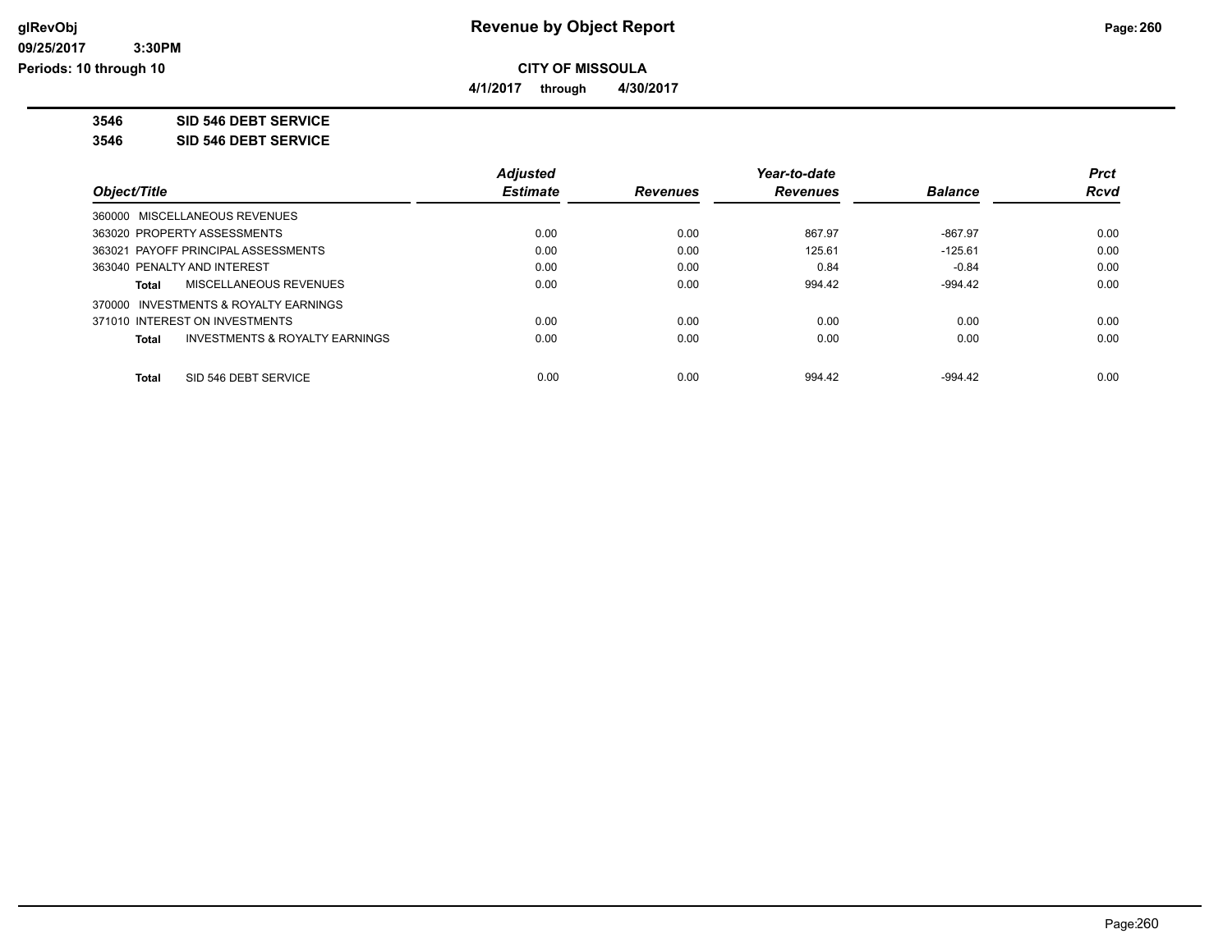# Revenue by Object Report

**CITY OF MISSOULA**

**4/1/2017 through 4/30/2017**

glRevObj
09/25/2017 3:30PM
Periods: 10 through 10

**3546 SID 546 DEBT SERVICE**

**3546 SID 546 DEBT SERVICE**

| Object/Title | Adjusted Estimate | Revenues | Year-to-date Revenues | Balance | Prct Rcvd |
|---|---|---|---|---|---|
| 360000 MISCELLANEOUS REVENUES | | | | | |
| 363020 PROPERTY ASSESSMENTS | 0.00 | 0.00 | 867.97 | -867.97 | 0.00 |
| 363021 PAYOFF PRINCIPAL ASSESSMENTS | 0.00 | 0.00 | 125.61 | -125.61 | 0.00 |
| 363040 PENALTY AND INTEREST | 0.00 | 0.00 | 0.84 | -0.84 | 0.00 |
| **Total** MISCELLANEOUS REVENUES | 0.00 | 0.00 | 994.42 | -994.42 | 0.00 |
| 370000 INVESTMENTS & ROYALTY EARNINGS | | | | | |
| 371010 INTEREST ON INVESTMENTS | 0.00 | 0.00 | 0.00 | 0.00 | 0.00 |
| **Total** INVESTMENTS & ROYALTY EARNINGS | 0.00 | 0.00 | 0.00 | 0.00 | 0.00 |
| **Total** SID 546 DEBT SERVICE | 0.00 | 0.00 | 994.42 | -994.42 | 0.00 |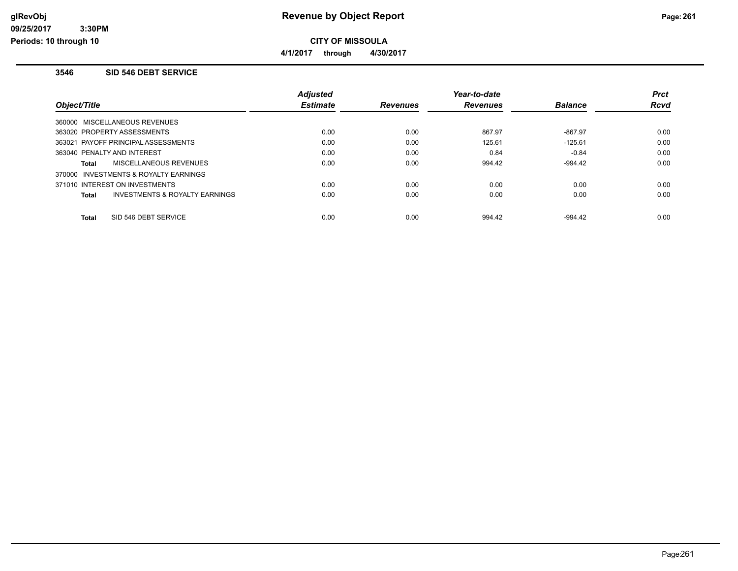# Revenue by Object Report

**CITY OF MISSOULA**

**4/1/2017 through 4/30/2017**

glRevObj
09/25/2017 3:30PM
Periods: 10 through 10

### 3546 SID 546 DEBT SERVICE

| Object/Title | Adjusted Estimate | Revenues | Year-to-date Revenues | Balance | Prct Rcvd |
|---|---|---|---|---|---|
| 360000 MISCELLANEOUS REVENUES | | | | | |
| 363020 PROPERTY ASSESSMENTS | 0.00 | 0.00 | 867.97 | -867.97 | 0.00 |
| 363021 PAYOFF PRINCIPAL ASSESSMENTS | 0.00 | 0.00 | 125.61 | -125.61 | 0.00 |
| 363040 PENALTY AND INTEREST | 0.00 | 0.00 | 0.84 | -0.84 | 0.00 |
| **Total** MISCELLANEOUS REVENUES | 0.00 | 0.00 | 994.42 | -994.42 | 0.00 |
| 370000 INVESTMENTS & ROYALTY EARNINGS | | | | | |
| 371010 INTEREST ON INVESTMENTS | 0.00 | 0.00 | 0.00 | 0.00 | 0.00 |
| **Total** INVESTMENTS & ROYALTY EARNINGS | 0.00 | 0.00 | 0.00 | 0.00 | 0.00 |
| **Total** SID 546 DEBT SERVICE | 0.00 | 0.00 | 994.42 | -994.42 | 0.00 |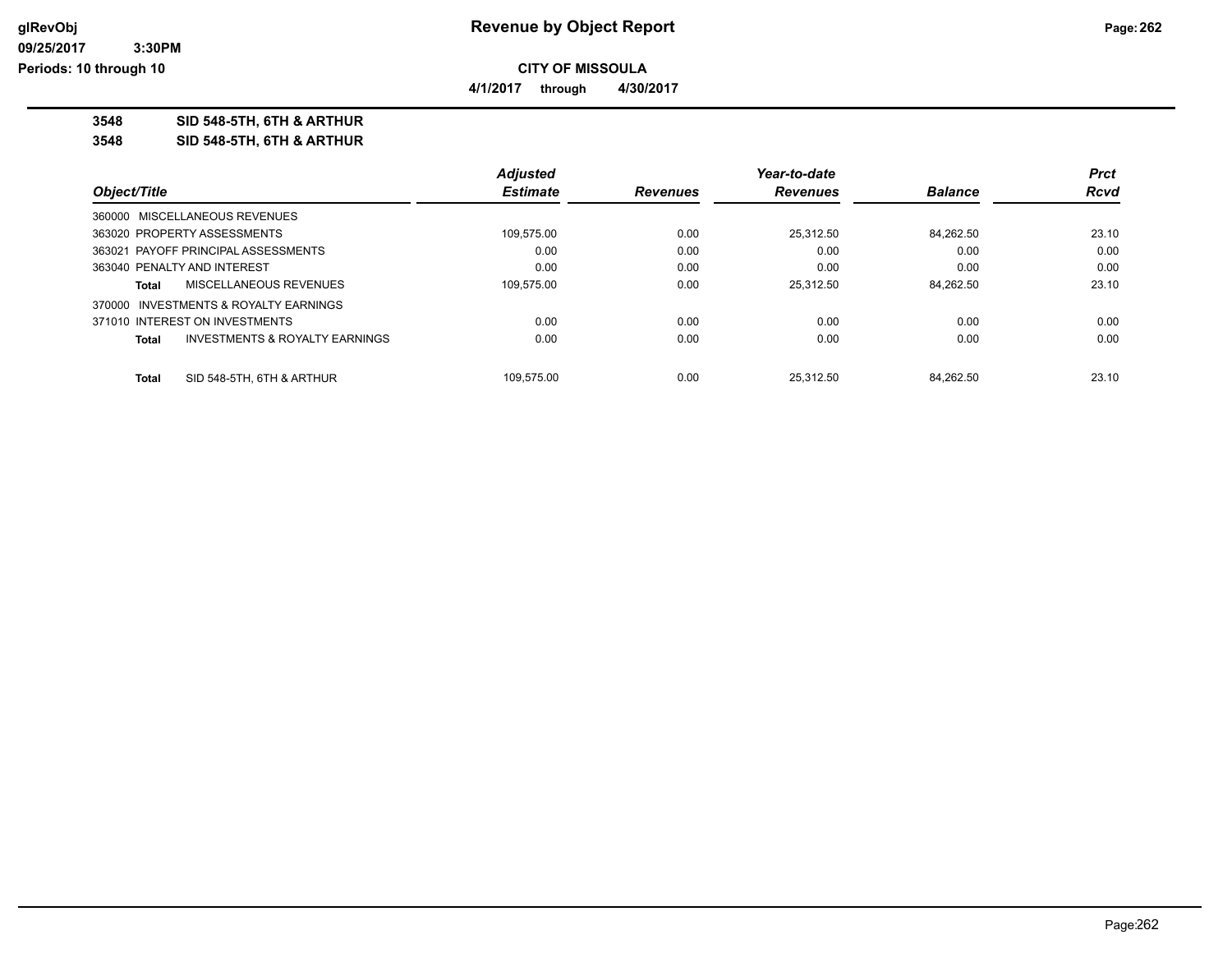# Revenue by Object Report

**CITY OF MISSOULA**

**4/1/2017 through 4/30/2017**

glRevObj
09/25/2017 3:30PM
Periods: 10 through 10

**3548 SID 548-5TH, 6TH & ARTHUR**

**3548 SID 548-5TH, 6TH & ARTHUR**

| Object/Title | Adjusted Estimate | Revenues | Year-to-date Revenues | Balance | Prct Rcvd |
|---|---|---|---|---|---|
| 360000 MISCELLANEOUS REVENUES | | | | | |
| 363020 PROPERTY ASSESSMENTS | 109,575.00 | 0.00 | 25,312.50 | 84,262.50 | 23.10 |
| 363021 PAYOFF PRINCIPAL ASSESSMENTS | 0.00 | 0.00 | 0.00 | 0.00 | 0.00 |
| 363040 PENALTY AND INTEREST | 0.00 | 0.00 | 0.00 | 0.00 | 0.00 |
| **Total** MISCELLANEOUS REVENUES | 109,575.00 | 0.00 | 25,312.50 | 84,262.50 | 23.10 |
| 370000 INVESTMENTS & ROYALTY EARNINGS | | | | | |
| 371010 INTEREST ON INVESTMENTS | 0.00 | 0.00 | 0.00 | 0.00 | 0.00 |
| **Total** INVESTMENTS & ROYALTY EARNINGS | 0.00 | 0.00 | 0.00 | 0.00 | 0.00 |
| **Total** SID 548-5TH, 6TH & ARTHUR | 109,575.00 | 0.00 | 25,312.50 | 84,262.50 | 23.10 |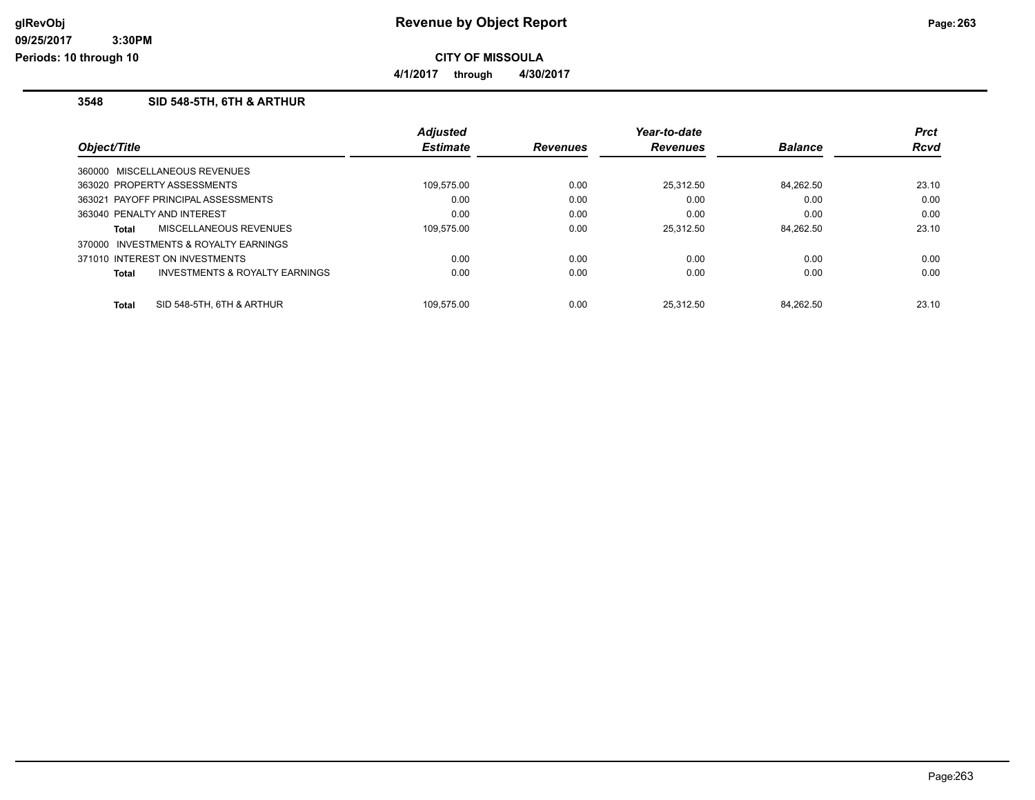# Revenue by Object Report

**CITY OF MISSOULA**

**4/1/2017 through 4/30/2017**

### 3548 SID 548-5TH, 6TH & ARTHUR

| Object/Title | Adjusted Estimate | Revenues | Year-to-date Revenues | Balance | Prct Rcvd |
|---|---|---|---|---|---|
| 360000 MISCELLANEOUS REVENUES | | | | | |
| 363020 PROPERTY ASSESSMENTS | 109,575.00 | 0.00 | 25,312.50 | 84,262.50 | 23.10 |
| 363021 PAYOFF PRINCIPAL ASSESSMENTS | 0.00 | 0.00 | 0.00 | 0.00 | 0.00 |
| 363040 PENALTY AND INTEREST | 0.00 | 0.00 | 0.00 | 0.00 | 0.00 |
| **Total** MISCELLANEOUS REVENUES | 109,575.00 | 0.00 | 25,312.50 | 84,262.50 | 23.10 |
| 370000 INVESTMENTS & ROYALTY EARNINGS | | | | | |
| 371010 INTEREST ON INVESTMENTS | 0.00 | 0.00 | 0.00 | 0.00 | 0.00 |
| **Total** INVESTMENTS & ROYALTY EARNINGS | 0.00 | 0.00 | 0.00 | 0.00 | 0.00 |
| **Total** SID 548-5TH, 6TH & ARTHUR | 109,575.00 | 0.00 | 25,312.50 | 84,262.50 | 23.10 |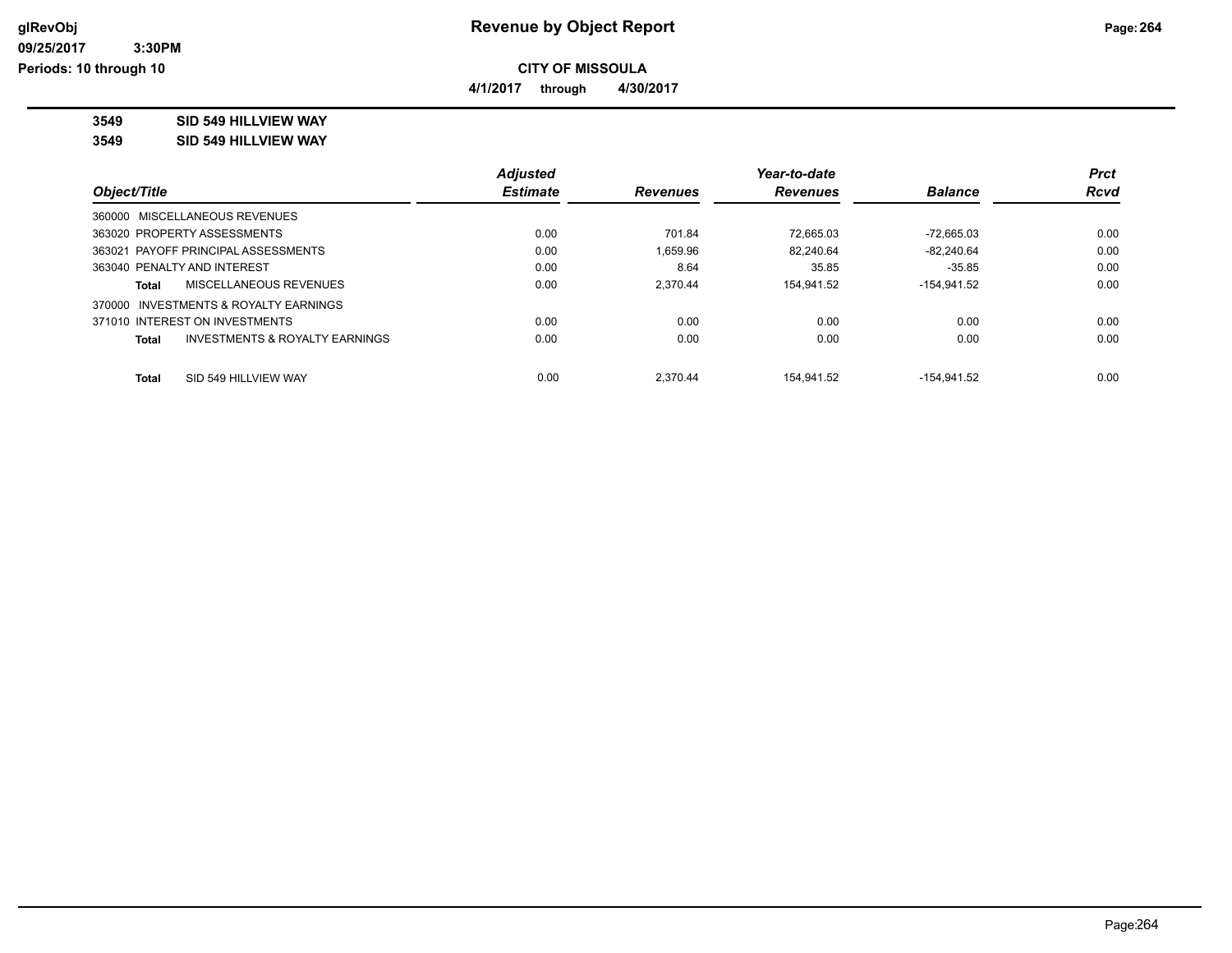**Revenue by Object Report**

**CITY OF MISSOULA**

**4/1/2017 through 4/30/2017**

glRevObj
09/25/2017 3:30PM
Periods: 10 through 10

## 3549 SID 549 HILLVIEW WAY

## 3549 SID 549 HILLVIEW WAY

| Object/Title | Adjusted Estimate | Revenues | Year-to-date Revenues | Balance | Prct Rcvd |
|---|---|---|---|---|---|
| 360000 MISCELLANEOUS REVENUES | | | | | |
| 363020 PROPERTY ASSESSMENTS | 0.00 | 701.84 | 72,665.03 | -72,665.03 | 0.00 |
| 363021 PAYOFF PRINCIPAL ASSESSMENTS | 0.00 | 1,659.96 | 82,240.64 | -82,240.64 | 0.00 |
| 363040 PENALTY AND INTEREST | 0.00 | 8.64 | 35.85 | -35.85 | 0.00 |
| **Total** MISCELLANEOUS REVENUES | 0.00 | 2,370.44 | 154,941.52 | -154,941.52 | 0.00 |
| 370000 INVESTMENTS & ROYALTY EARNINGS | | | | | |
| 371010 INTEREST ON INVESTMENTS | 0.00 | 0.00 | 0.00 | 0.00 | 0.00 |
| **Total** INVESTMENTS & ROYALTY EARNINGS | 0.00 | 0.00 | 0.00 | 0.00 | 0.00 |
| **Total** SID 549 HILLVIEW WAY | 0.00 | 2,370.44 | 154,941.52 | -154,941.52 | 0.00 |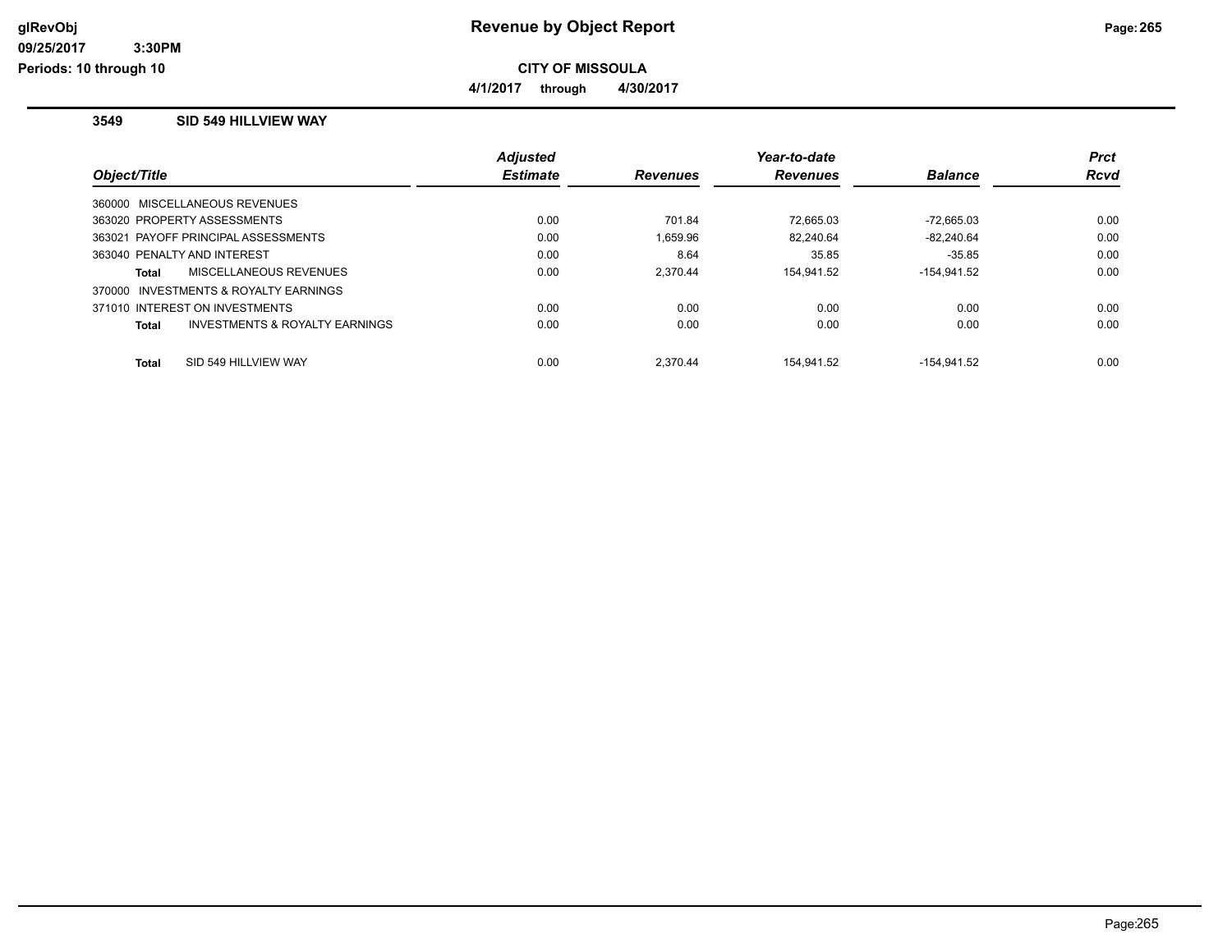# Revenue by Object Report

**CITY OF MISSOULA**

**4/1/2017 through 4/30/2017**

### 3549 SID 549 HILLVIEW WAY

| Object/Title | Adjusted Estimate | Revenues | Year-to-date Revenues | Balance | Prct Rcvd |
|---|---|---|---|---|---|
| 360000 MISCELLANEOUS REVENUES | | | | | |
| 363020 PROPERTY ASSESSMENTS | 0.00 | 701.84 | 72,665.03 | -72,665.03 | 0.00 |
| 363021 PAYOFF PRINCIPAL ASSESSMENTS | 0.00 | 1,659.96 | 82,240.64 | -82,240.64 | 0.00 |
| 363040 PENALTY AND INTEREST | 0.00 | 8.64 | 35.85 | -35.85 | 0.00 |
| **Total** MISCELLANEOUS REVENUES | 0.00 | 2,370.44 | 154,941.52 | -154,941.52 | 0.00 |
| 370000 INVESTMENTS & ROYALTY EARNINGS | | | | | |
| 371010 INTEREST ON INVESTMENTS | 0.00 | 0.00 | 0.00 | 0.00 | 0.00 |
| **Total** INVESTMENTS & ROYALTY EARNINGS | 0.00 | 0.00 | 0.00 | 0.00 | 0.00 |
| **Total** SID 549 HILLVIEW WAY | 0.00 | 2,370.44 | 154,941.52 | -154,941.52 | 0.00 |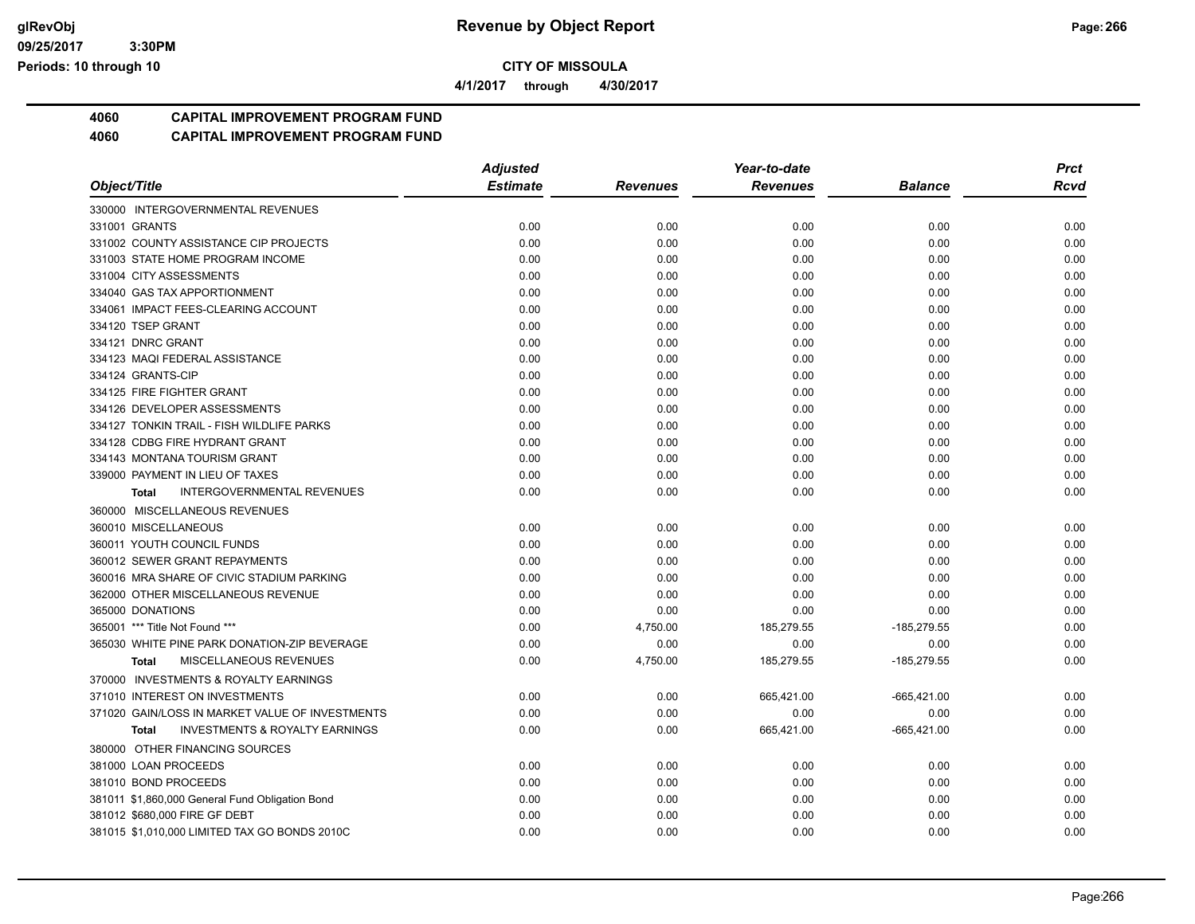**CITY OF MISSOULA**

**4/1/2017 through 4/30/2017**

## 4060 CAPITAL IMPROVEMENT PROGRAM FUND
## 4060 CAPITAL IMPROVEMENT PROGRAM FUND

| Object/Title | Adjusted Estimate | Revenues | Year-to-date Revenues | Balance | Prct Rcvd |
|---|---|---|---|---|---|
| 330000 INTERGOVERNMENTAL REVENUES | | | | | |
| 331001 GRANTS | 0.00 | 0.00 | 0.00 | 0.00 | 0.00 |
| 331002 COUNTY ASSISTANCE CIP PROJECTS | 0.00 | 0.00 | 0.00 | 0.00 | 0.00 |
| 331003 STATE HOME PROGRAM INCOME | 0.00 | 0.00 | 0.00 | 0.00 | 0.00 |
| 331004 CITY ASSESSMENTS | 0.00 | 0.00 | 0.00 | 0.00 | 0.00 |
| 334040 GAS TAX APPORTIONMENT | 0.00 | 0.00 | 0.00 | 0.00 | 0.00 |
| 334061 IMPACT FEES-CLEARING ACCOUNT | 0.00 | 0.00 | 0.00 | 0.00 | 0.00 |
| 334120 TSEP GRANT | 0.00 | 0.00 | 0.00 | 0.00 | 0.00 |
| 334121 DNRC GRANT | 0.00 | 0.00 | 0.00 | 0.00 | 0.00 |
| 334123 MAQI FEDERAL ASSISTANCE | 0.00 | 0.00 | 0.00 | 0.00 | 0.00 |
| 334124 GRANTS-CIP | 0.00 | 0.00 | 0.00 | 0.00 | 0.00 |
| 334125 FIRE FIGHTER GRANT | 0.00 | 0.00 | 0.00 | 0.00 | 0.00 |
| 334126 DEVELOPER ASSESSMENTS | 0.00 | 0.00 | 0.00 | 0.00 | 0.00 |
| 334127 TONKIN TRAIL - FISH WILDLIFE PARKS | 0.00 | 0.00 | 0.00 | 0.00 | 0.00 |
| 334128 CDBG FIRE HYDRANT GRANT | 0.00 | 0.00 | 0.00 | 0.00 | 0.00 |
| 334143 MONTANA TOURISM GRANT | 0.00 | 0.00 | 0.00 | 0.00 | 0.00 |
| 339000 PAYMENT IN LIEU OF TAXES | 0.00 | 0.00 | 0.00 | 0.00 | 0.00 |
| **Total** INTERGOVERNMENTAL REVENUES | 0.00 | 0.00 | 0.00 | 0.00 | 0.00 |
| 360000 MISCELLANEOUS REVENUES | | | | | |
| 360010 MISCELLANEOUS | 0.00 | 0.00 | 0.00 | 0.00 | 0.00 |
| 360011 YOUTH COUNCIL FUNDS | 0.00 | 0.00 | 0.00 | 0.00 | 0.00 |
| 360012 SEWER GRANT REPAYMENTS | 0.00 | 0.00 | 0.00 | 0.00 | 0.00 |
| 360016 MRA SHARE OF CIVIC STADIUM PARKING | 0.00 | 0.00 | 0.00 | 0.00 | 0.00 |
| 362000 OTHER MISCELLANEOUS REVENUE | 0.00 | 0.00 | 0.00 | 0.00 | 0.00 |
| 365000 DONATIONS | 0.00 | 0.00 | 0.00 | 0.00 | 0.00 |
| 365001 *** Title Not Found *** | 0.00 | 4,750.00 | 185,279.55 | -185,279.55 | 0.00 |
| 365030 WHITE PINE PARK DONATION-ZIP BEVERAGE | 0.00 | 0.00 | 0.00 | 0.00 | 0.00 |
| **Total** MISCELLANEOUS REVENUES | 0.00 | 4,750.00 | 185,279.55 | -185,279.55 | 0.00 |
| 370000 INVESTMENTS & ROYALTY EARNINGS | | | | | |
| 371010 INTEREST ON INVESTMENTS | 0.00 | 0.00 | 665,421.00 | -665,421.00 | 0.00 |
| 371020 GAIN/LOSS IN MARKET VALUE OF INVESTMENTS | 0.00 | 0.00 | 0.00 | 0.00 | 0.00 |
| **Total** INVESTMENTS & ROYALTY EARNINGS | 0.00 | 0.00 | 665,421.00 | -665,421.00 | 0.00 |
| 380000 OTHER FINANCING SOURCES | | | | | |
| 381000 LOAN PROCEEDS | 0.00 | 0.00 | 0.00 | 0.00 | 0.00 |
| 381010 BOND PROCEEDS | 0.00 | 0.00 | 0.00 | 0.00 | 0.00 |
| 381011 $1,860,000 General Fund Obligation Bond | 0.00 | 0.00 | 0.00 | 0.00 | 0.00 |
| 381012 $680,000 FIRE GF DEBT | 0.00 | 0.00 | 0.00 | 0.00 | 0.00 |
| 381015 $1,010,000 LIMITED TAX GO BONDS 2010C | 0.00 | 0.00 | 0.00 | 0.00 | 0.00 |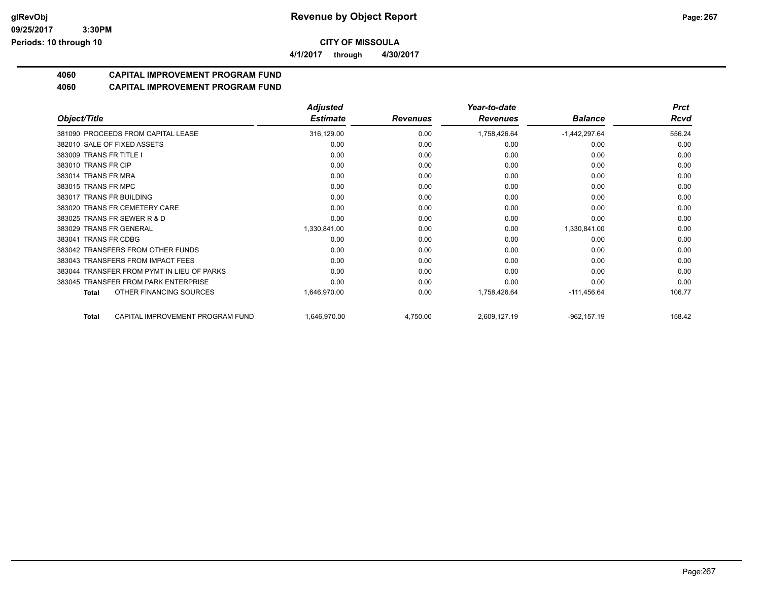**CITY OF MISSOULA**

**4/1/2017 through 4/30/2017**

## 4060 CAPITAL IMPROVEMENT PROGRAM FUND

## 4060 CAPITAL IMPROVEMENT PROGRAM FUND

| Object/Title | Adjusted Estimate | Revenues | Year-to-date Revenues | Balance | Prct Rcvd |
|---|---|---|---|---|---|
| 381090 PROCEEDS FROM CAPITAL LEASE | 316,129.00 | 0.00 | 1,758,426.64 | -1,442,297.64 | 556.24 |
| 382010 SALE OF FIXED ASSETS | 0.00 | 0.00 | 0.00 | 0.00 | 0.00 |
| 383009 TRANS FR TITLE I | 0.00 | 0.00 | 0.00 | 0.00 | 0.00 |
| 383010 TRANS FR CIP | 0.00 | 0.00 | 0.00 | 0.00 | 0.00 |
| 383014 TRANS FR MRA | 0.00 | 0.00 | 0.00 | 0.00 | 0.00 |
| 383015 TRANS FR MPC | 0.00 | 0.00 | 0.00 | 0.00 | 0.00 |
| 383017 TRANS FR BUILDING | 0.00 | 0.00 | 0.00 | 0.00 | 0.00 |
| 383020 TRANS FR CEMETERY CARE | 0.00 | 0.00 | 0.00 | 0.00 | 0.00 |
| 383025 TRANS FR SEWER R & D | 0.00 | 0.00 | 0.00 | 0.00 | 0.00 |
| 383029 TRANS FR GENERAL | 1,330,841.00 | 0.00 | 0.00 | 1,330,841.00 | 0.00 |
| 383041 TRANS FR CDBG | 0.00 | 0.00 | 0.00 | 0.00 | 0.00 |
| 383042 TRANSFERS FROM OTHER FUNDS | 0.00 | 0.00 | 0.00 | 0.00 | 0.00 |
| 383043 TRANSFERS FROM IMPACT FEES | 0.00 | 0.00 | 0.00 | 0.00 | 0.00 |
| 383044 TRANSFER FROM PYMT IN LIEU OF PARKS | 0.00 | 0.00 | 0.00 | 0.00 | 0.00 |
| 383045 TRANSFER FROM PARK ENTERPRISE | 0.00 | 0.00 | 0.00 | 0.00 | 0.00 |
| **Total** OTHER FINANCING SOURCES | 1,646,970.00 | 0.00 | 1,758,426.64 | -111,456.64 | 106.77 |
| **Total** CAPITAL IMPROVEMENT PROGRAM FUND | 1,646,970.00 | 4,750.00 | 2,609,127.19 | -962,157.19 | 158.42 |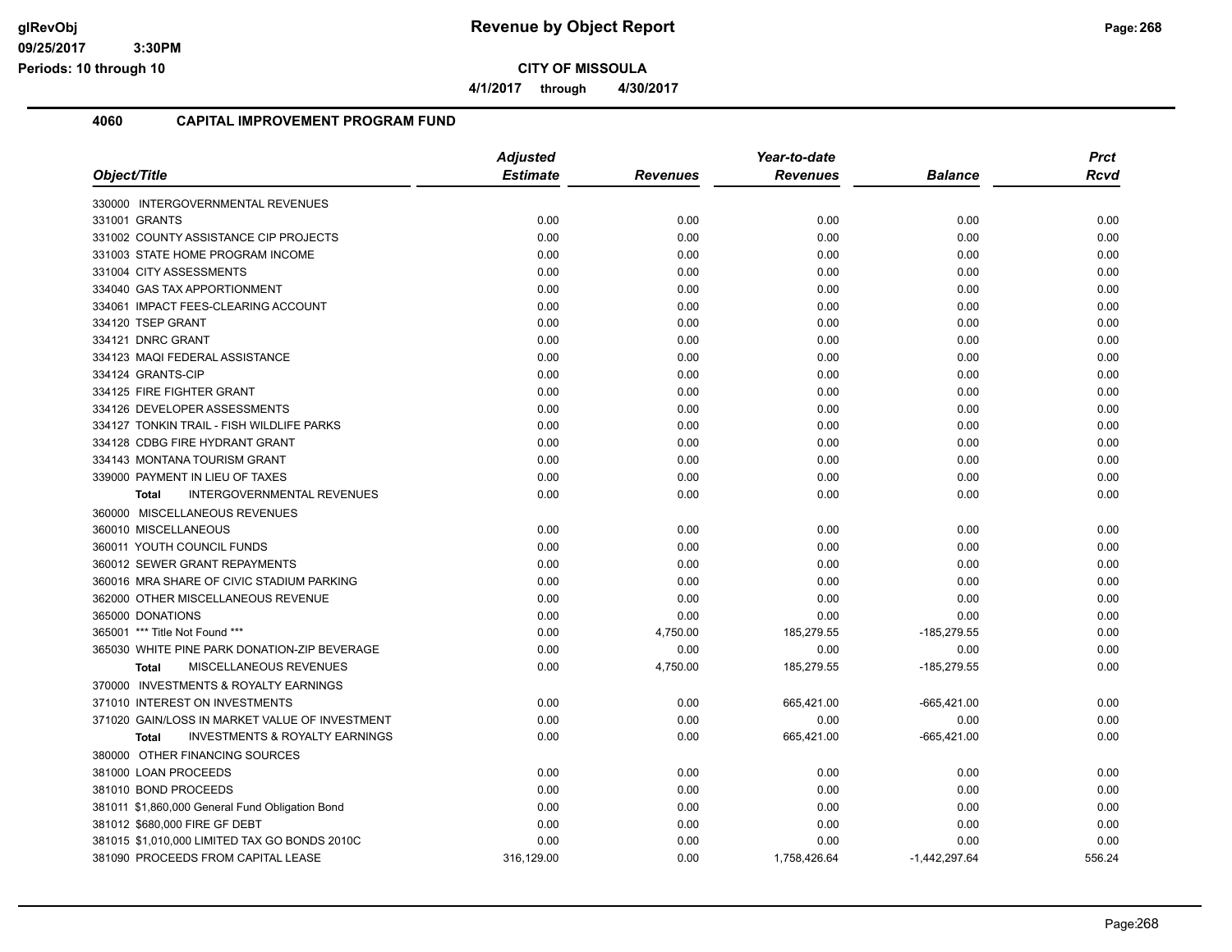**Revenue by Object Report**

**CITY OF MISSOULA**

**4/1/2017 through 4/30/2017**

## 4060 CAPITAL IMPROVEMENT PROGRAM FUND

| Object/Title | Adjusted Estimate | Revenues | Year-to-date Revenues | Balance | Prct Rcvd |
|---|---|---|---|---|---|
| 330000 INTERGOVERNMENTAL REVENUES | | | | | |
| 331001 GRANTS | 0.00 | 0.00 | 0.00 | 0.00 | 0.00 |
| 331002 COUNTY ASSISTANCE CIP PROJECTS | 0.00 | 0.00 | 0.00 | 0.00 | 0.00 |
| 331003 STATE HOME PROGRAM INCOME | 0.00 | 0.00 | 0.00 | 0.00 | 0.00 |
| 331004 CITY ASSESSMENTS | 0.00 | 0.00 | 0.00 | 0.00 | 0.00 |
| 334040 GAS TAX APPORTIONMENT | 0.00 | 0.00 | 0.00 | 0.00 | 0.00 |
| 334061 IMPACT FEES-CLEARING ACCOUNT | 0.00 | 0.00 | 0.00 | 0.00 | 0.00 |
| 334120 TSEP GRANT | 0.00 | 0.00 | 0.00 | 0.00 | 0.00 |
| 334121 DNRC GRANT | 0.00 | 0.00 | 0.00 | 0.00 | 0.00 |
| 334123 MAQI FEDERAL ASSISTANCE | 0.00 | 0.00 | 0.00 | 0.00 | 0.00 |
| 334124 GRANTS-CIP | 0.00 | 0.00 | 0.00 | 0.00 | 0.00 |
| 334125 FIRE FIGHTER GRANT | 0.00 | 0.00 | 0.00 | 0.00 | 0.00 |
| 334126 DEVELOPER ASSESSMENTS | 0.00 | 0.00 | 0.00 | 0.00 | 0.00 |
| 334127 TONKIN TRAIL - FISH WILDLIFE PARKS | 0.00 | 0.00 | 0.00 | 0.00 | 0.00 |
| 334128 CDBG FIRE HYDRANT GRANT | 0.00 | 0.00 | 0.00 | 0.00 | 0.00 |
| 334143 MONTANA TOURISM GRANT | 0.00 | 0.00 | 0.00 | 0.00 | 0.00 |
| 339000 PAYMENT IN LIEU OF TAXES | 0.00 | 0.00 | 0.00 | 0.00 | 0.00 |
| **Total** INTERGOVERNMENTAL REVENUES | 0.00 | 0.00 | 0.00 | 0.00 | 0.00 |
| 360000 MISCELLANEOUS REVENUES | | | | | |
| 360010 MISCELLANEOUS | 0.00 | 0.00 | 0.00 | 0.00 | 0.00 |
| 360011 YOUTH COUNCIL FUNDS | 0.00 | 0.00 | 0.00 | 0.00 | 0.00 |
| 360012 SEWER GRANT REPAYMENTS | 0.00 | 0.00 | 0.00 | 0.00 | 0.00 |
| 360016 MRA SHARE OF CIVIC STADIUM PARKING | 0.00 | 0.00 | 0.00 | 0.00 | 0.00 |
| 362000 OTHER MISCELLANEOUS REVENUE | 0.00 | 0.00 | 0.00 | 0.00 | 0.00 |
| 365000 DONATIONS | 0.00 | 0.00 | 0.00 | 0.00 | 0.00 |
| 365001 *** Title Not Found *** | 0.00 | 4,750.00 | 185,279.55 | -185,279.55 | 0.00 |
| 365030 WHITE PINE PARK DONATION-ZIP BEVERAGE | 0.00 | 0.00 | 0.00 | 0.00 | 0.00 |
| **Total** MISCELLANEOUS REVENUES | 0.00 | 4,750.00 | 185,279.55 | -185,279.55 | 0.00 |
| 370000 INVESTMENTS & ROYALTY EARNINGS | | | | | |
| 371010 INTEREST ON INVESTMENTS | 0.00 | 0.00 | 665,421.00 | -665,421.00 | 0.00 |
| 371020 GAIN/LOSS IN MARKET VALUE OF INVESTMENT | 0.00 | 0.00 | 0.00 | 0.00 | 0.00 |
| **Total** INVESTMENTS & ROYALTY EARNINGS | 0.00 | 0.00 | 665,421.00 | -665,421.00 | 0.00 |
| 380000 OTHER FINANCING SOURCES | | | | | |
| 381000 LOAN PROCEEDS | 0.00 | 0.00 | 0.00 | 0.00 | 0.00 |
| 381010 BOND PROCEEDS | 0.00 | 0.00 | 0.00 | 0.00 | 0.00 |
| 381011 $1,860,000 General Fund Obligation Bond | 0.00 | 0.00 | 0.00 | 0.00 | 0.00 |
| 381012 $680,000 FIRE GF DEBT | 0.00 | 0.00 | 0.00 | 0.00 | 0.00 |
| 381015 $1,010,000 LIMITED TAX GO BONDS 2010C | 0.00 | 0.00 | 0.00 | 0.00 | 0.00 |
| 381090 PROCEEDS FROM CAPITAL LEASE | 316,129.00 | 0.00 | 1,758,426.64 | -1,442,297.64 | 556.24 |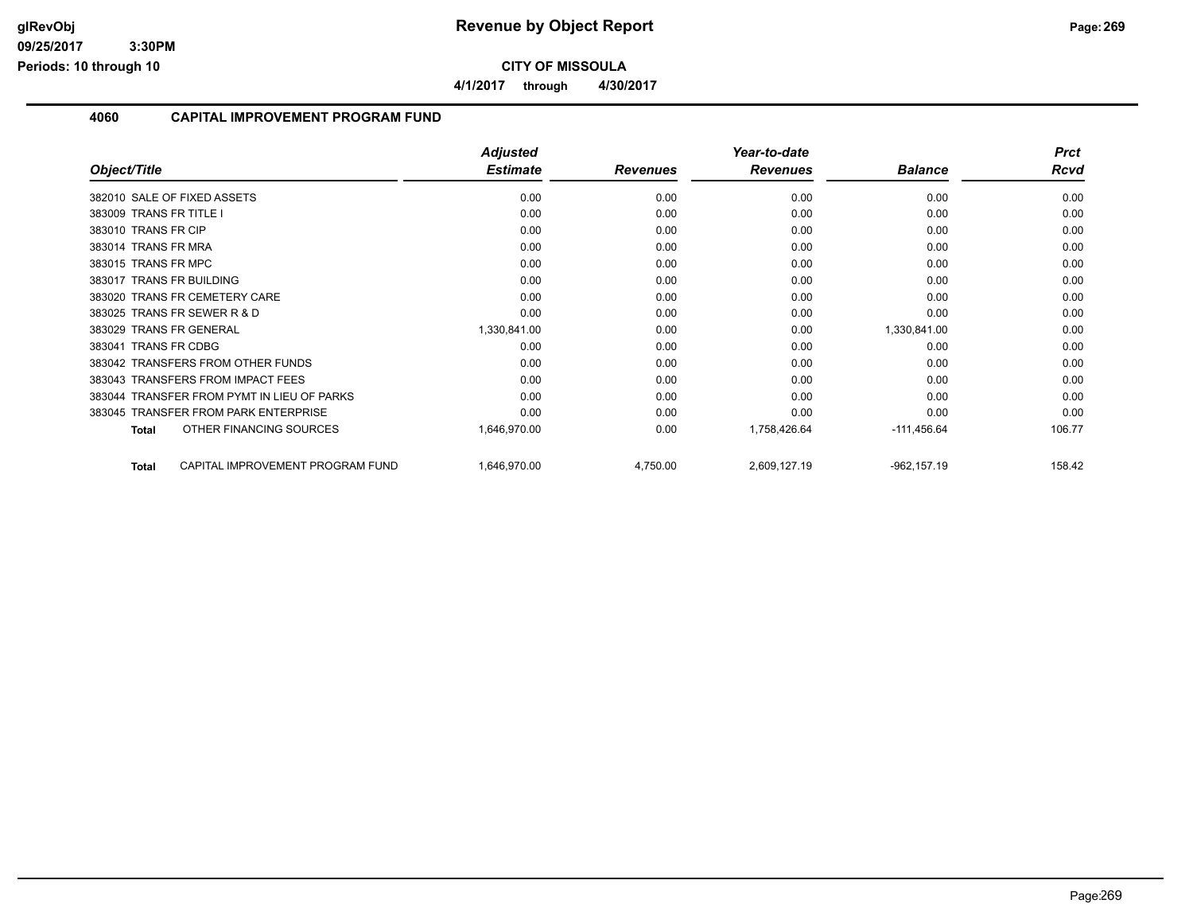**CITY OF MISSOULA**

**4/1/2017 through 4/30/2017**

## 4060 CAPITAL IMPROVEMENT PROGRAM FUND

| Object/Title | Adjusted Estimate | Revenues | Year-to-date Revenues | Balance | Prct Rcvd |
|---|---|---|---|---|---|
| 382010 SALE OF FIXED ASSETS | 0.00 | 0.00 | 0.00 | 0.00 | 0.00 |
| 383009 TRANS FR TITLE I | 0.00 | 0.00 | 0.00 | 0.00 | 0.00 |
| 383010 TRANS FR CIP | 0.00 | 0.00 | 0.00 | 0.00 | 0.00 |
| 383014 TRANS FR MRA | 0.00 | 0.00 | 0.00 | 0.00 | 0.00 |
| 383015 TRANS FR MPC | 0.00 | 0.00 | 0.00 | 0.00 | 0.00 |
| 383017 TRANS FR BUILDING | 0.00 | 0.00 | 0.00 | 0.00 | 0.00 |
| 383020 TRANS FR CEMETERY CARE | 0.00 | 0.00 | 0.00 | 0.00 | 0.00 |
| 383025 TRANS FR SEWER R & D | 0.00 | 0.00 | 0.00 | 0.00 | 0.00 |
| 383029 TRANS FR GENERAL | 1,330,841.00 | 0.00 | 0.00 | 1,330,841.00 | 0.00 |
| 383041 TRANS FR CDBG | 0.00 | 0.00 | 0.00 | 0.00 | 0.00 |
| 383042 TRANSFERS FROM OTHER FUNDS | 0.00 | 0.00 | 0.00 | 0.00 | 0.00 |
| 383043 TRANSFERS FROM IMPACT FEES | 0.00 | 0.00 | 0.00 | 0.00 | 0.00 |
| 383044 TRANSFER FROM PYMT IN LIEU OF PARKS | 0.00 | 0.00 | 0.00 | 0.00 | 0.00 |
| 383045 TRANSFER FROM PARK ENTERPRISE | 0.00 | 0.00 | 0.00 | 0.00 | 0.00 |
| **Total** OTHER FINANCING SOURCES | 1,646,970.00 | 0.00 | 1,758,426.64 | -111,456.64 | 106.77 |
| **Total** CAPITAL IMPROVEMENT PROGRAM FUND | 1,646,970.00 | 4,750.00 | 2,609,127.19 | -962,157.19 | 158.42 |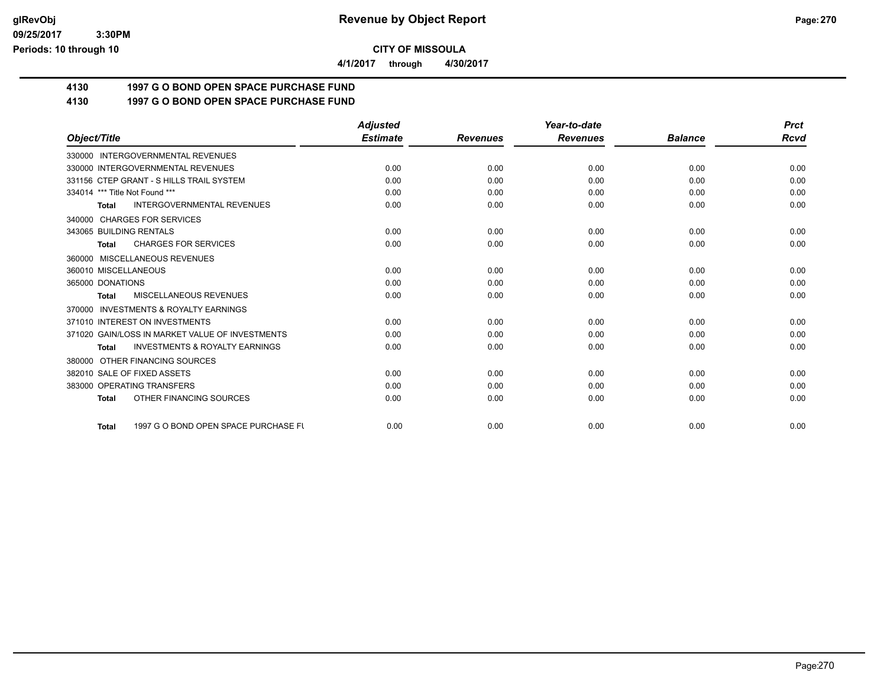# CITY OF MISSOULA

**4/1/2017 through 4/30/2017**

## 4130 1997 G O BOND OPEN SPACE PURCHASE FUND
## 4130 1997 G O BOND OPEN SPACE PURCHASE FUND

| Object/Title | Adjusted Estimate | Revenues | Year-to-date Revenues | Balance | Prct Rcvd |
|---|---|---|---|---|---|
| 330000 INTERGOVERNMENTAL REVENUES | | | | | |
| 330000 INTERGOVERNMENTAL REVENUES | 0.00 | 0.00 | 0.00 | 0.00 | 0.00 |
| 331156 CTEP GRANT - S HILLS TRAIL SYSTEM | 0.00 | 0.00 | 0.00 | 0.00 | 0.00 |
| 334014 *** Title Not Found *** | 0.00 | 0.00 | 0.00 | 0.00 | 0.00 |
| **Total** INTERGOVERNMENTAL REVENUES | 0.00 | 0.00 | 0.00 | 0.00 | 0.00 |
| 340000 CHARGES FOR SERVICES | | | | | |
| 343065 BUILDING RENTALS | 0.00 | 0.00 | 0.00 | 0.00 | 0.00 |
| **Total** CHARGES FOR SERVICES | 0.00 | 0.00 | 0.00 | 0.00 | 0.00 |
| 360000 MISCELLANEOUS REVENUES | | | | | |
| 360010 MISCELLANEOUS | 0.00 | 0.00 | 0.00 | 0.00 | 0.00 |
| 365000 DONATIONS | 0.00 | 0.00 | 0.00 | 0.00 | 0.00 |
| **Total** MISCELLANEOUS REVENUES | 0.00 | 0.00 | 0.00 | 0.00 | 0.00 |
| 370000 INVESTMENTS & ROYALTY EARNINGS | | | | | |
| 371010 INTEREST ON INVESTMENTS | 0.00 | 0.00 | 0.00 | 0.00 | 0.00 |
| 371020 GAIN/LOSS IN MARKET VALUE OF INVESTMENTS | 0.00 | 0.00 | 0.00 | 0.00 | 0.00 |
| **Total** INVESTMENTS & ROYALTY EARNINGS | 0.00 | 0.00 | 0.00 | 0.00 | 0.00 |
| 380000 OTHER FINANCING SOURCES | | | | | |
| 382010 SALE OF FIXED ASSETS | 0.00 | 0.00 | 0.00 | 0.00 | 0.00 |
| 383000 OPERATING TRANSFERS | 0.00 | 0.00 | 0.00 | 0.00 | 0.00 |
| **Total** OTHER FINANCING SOURCES | 0.00 | 0.00 | 0.00 | 0.00 | 0.00 |
| **Total** 1997 G O BOND OPEN SPACE PURCHASE FU | 0.00 | 0.00 | 0.00 | 0.00 | 0.00 |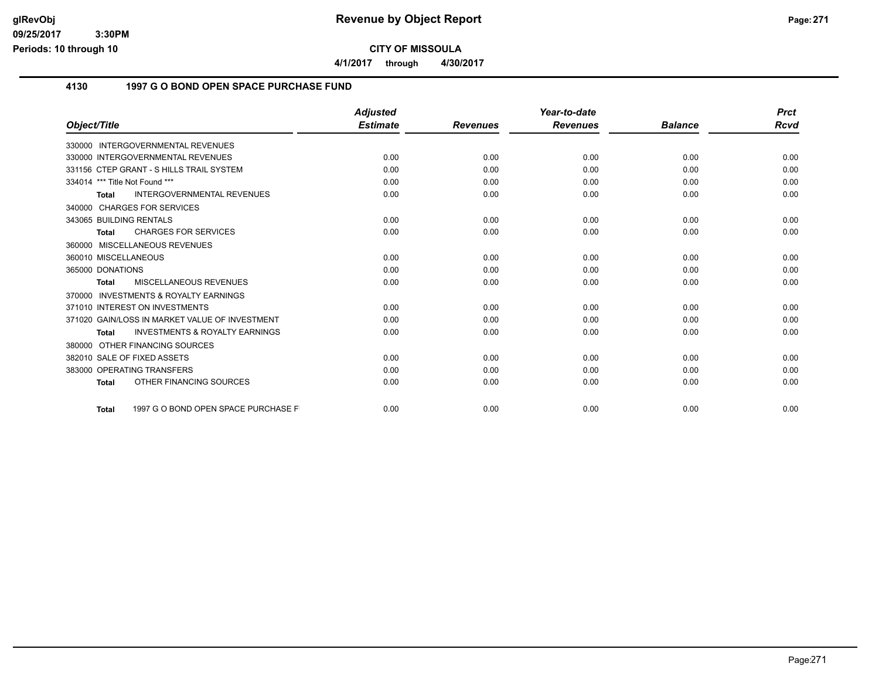# Revenue by Object Report

**CITY OF MISSOULA**

**4/1/2017 through 4/30/2017**

glRevObj
09/25/2017 3:30PM
Periods: 10 through 10

## 4130 1997 G O BOND OPEN SPACE PURCHASE FUND

| Object/Title | Adjusted Estimate | Revenues | Year-to-date Revenues | Balance | Prct Rcvd |
|---|---|---|---|---|---|
| 330000 INTERGOVERNMENTAL REVENUES | | | | | |
| 330000 INTERGOVERNMENTAL REVENUES | 0.00 | 0.00 | 0.00 | 0.00 | 0.00 |
| 331156 CTEP GRANT - S HILLS TRAIL SYSTEM | 0.00 | 0.00 | 0.00 | 0.00 | 0.00 |
| 334014 *** Title Not Found *** | 0.00 | 0.00 | 0.00 | 0.00 | 0.00 |
| **Total** INTERGOVERNMENTAL REVENUES | 0.00 | 0.00 | 0.00 | 0.00 | 0.00 |
| 340000 CHARGES FOR SERVICES | | | | | |
| 343065 BUILDING RENTALS | 0.00 | 0.00 | 0.00 | 0.00 | 0.00 |
| **Total** CHARGES FOR SERVICES | 0.00 | 0.00 | 0.00 | 0.00 | 0.00 |
| 360000 MISCELLANEOUS REVENUES | | | | | |
| 360010 MISCELLANEOUS | 0.00 | 0.00 | 0.00 | 0.00 | 0.00 |
| 365000 DONATIONS | 0.00 | 0.00 | 0.00 | 0.00 | 0.00 |
| **Total** MISCELLANEOUS REVENUES | 0.00 | 0.00 | 0.00 | 0.00 | 0.00 |
| 370000 INVESTMENTS & ROYALTY EARNINGS | | | | | |
| 371010 INTEREST ON INVESTMENTS | 0.00 | 0.00 | 0.00 | 0.00 | 0.00 |
| 371020 GAIN/LOSS IN MARKET VALUE OF INVESTMENT | 0.00 | 0.00 | 0.00 | 0.00 | 0.00 |
| **Total** INVESTMENTS & ROYALTY EARNINGS | 0.00 | 0.00 | 0.00 | 0.00 | 0.00 |
| 380000 OTHER FINANCING SOURCES | | | | | |
| 382010 SALE OF FIXED ASSETS | 0.00 | 0.00 | 0.00 | 0.00 | 0.00 |
| 383000 OPERATING TRANSFERS | 0.00 | 0.00 | 0.00 | 0.00 | 0.00 |
| **Total** OTHER FINANCING SOURCES | 0.00 | 0.00 | 0.00 | 0.00 | 0.00 |
| **Total** 1997 G O BOND OPEN SPACE PURCHASE F | 0.00 | 0.00 | 0.00 | 0.00 | 0.00 |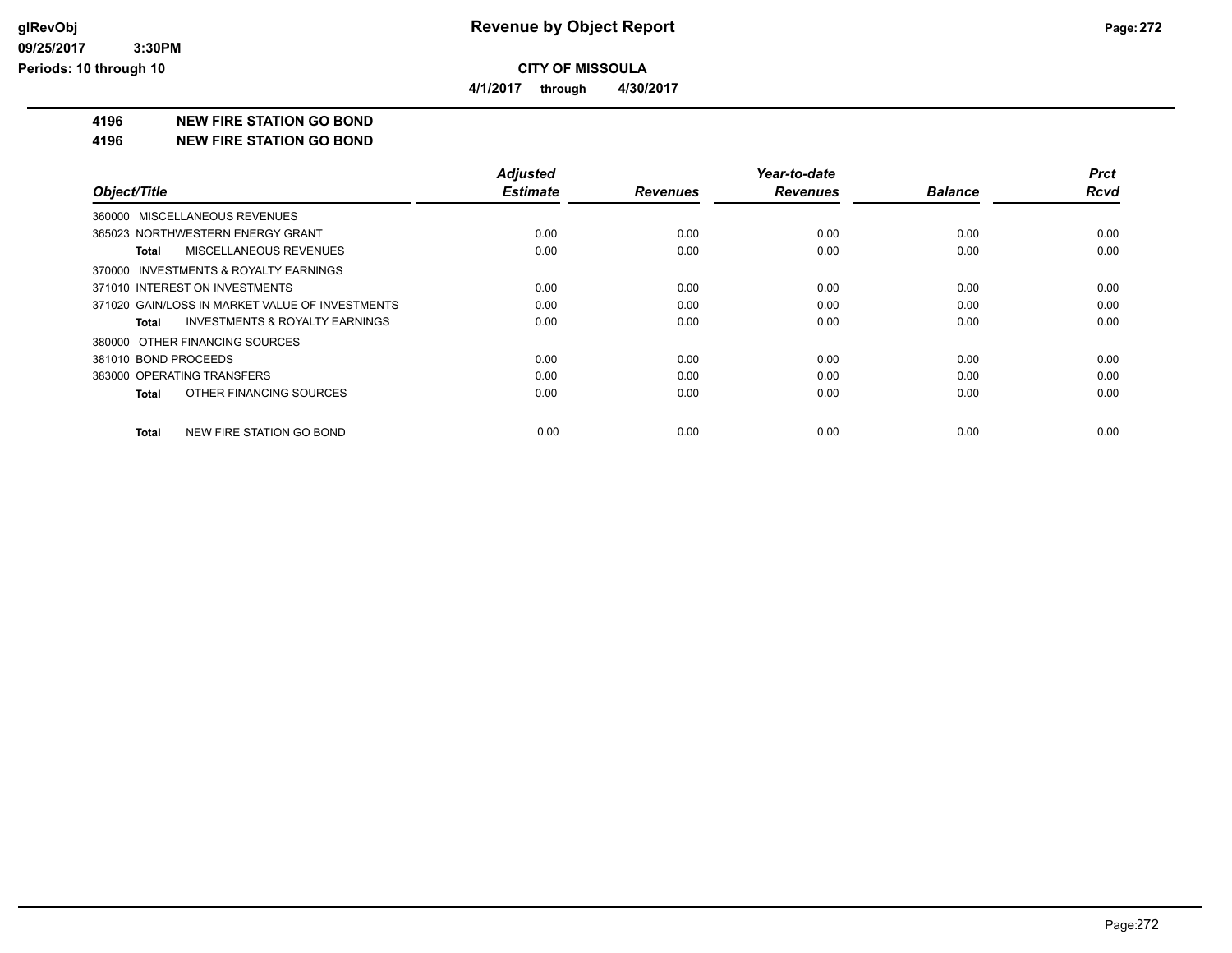# Revenue by Object Report

**CITY OF MISSOULA**

**4/1/2017 through 4/30/2017**

**4196 NEW FIRE STATION GO BOND**

**4196 NEW FIRE STATION GO BOND**

| Object/Title | Adjusted Estimate | Revenues | Year-to-date Revenues | Balance | Prct Rcvd |
|---|---|---|---|---|---|
| 360000 MISCELLANEOUS REVENUES | | | | | |
| 365023 NORTHWESTERN ENERGY GRANT | 0.00 | 0.00 | 0.00 | 0.00 | 0.00 |
| **Total** MISCELLANEOUS REVENUES | 0.00 | 0.00 | 0.00 | 0.00 | 0.00 |
| 370000 INVESTMENTS & ROYALTY EARNINGS | | | | | |
| 371010 INTEREST ON INVESTMENTS | 0.00 | 0.00 | 0.00 | 0.00 | 0.00 |
| 371020 GAIN/LOSS IN MARKET VALUE OF INVESTMENTS | 0.00 | 0.00 | 0.00 | 0.00 | 0.00 |
| **Total** INVESTMENTS & ROYALTY EARNINGS | 0.00 | 0.00 | 0.00 | 0.00 | 0.00 |
| 380000 OTHER FINANCING SOURCES | | | | | |
| 381010 BOND PROCEEDS | 0.00 | 0.00 | 0.00 | 0.00 | 0.00 |
| 383000 OPERATING TRANSFERS | 0.00 | 0.00 | 0.00 | 0.00 | 0.00 |
| **Total** OTHER FINANCING SOURCES | 0.00 | 0.00 | 0.00 | 0.00 | 0.00 |
| **Total** NEW FIRE STATION GO BOND | 0.00 | 0.00 | 0.00 | 0.00 | 0.00 |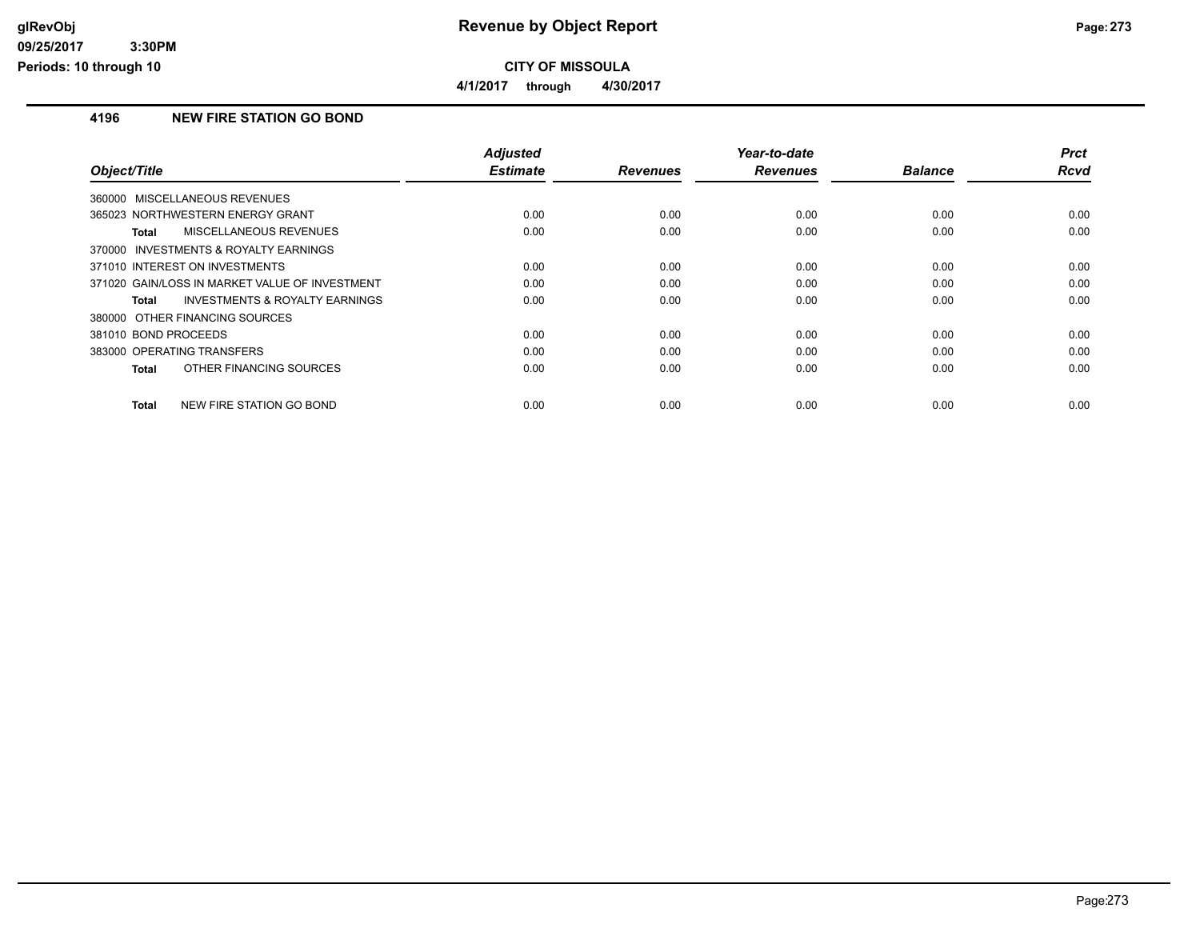**CITY OF MISSOULA**

**4/1/2017 through 4/30/2017**

### 4196 NEW FIRE STATION GO BOND

| Object/Title | Adjusted Estimate | Revenues | Year-to-date Revenues | Balance | Prct Rcvd |
|---|---|---|---|---|---|
| 360000 MISCELLANEOUS REVENUES | | | | | |
| 365023 NORTHWESTERN ENERGY GRANT | 0.00 | 0.00 | 0.00 | 0.00 | 0.00 |
| **Total** MISCELLANEOUS REVENUES | 0.00 | 0.00 | 0.00 | 0.00 | 0.00 |
| 370000 INVESTMENTS & ROYALTY EARNINGS | | | | | |
| 371010 INTEREST ON INVESTMENTS | 0.00 | 0.00 | 0.00 | 0.00 | 0.00 |
| 371020 GAIN/LOSS IN MARKET VALUE OF INVESTMENT | 0.00 | 0.00 | 0.00 | 0.00 | 0.00 |
| **Total** INVESTMENTS & ROYALTY EARNINGS | 0.00 | 0.00 | 0.00 | 0.00 | 0.00 |
| 380000 OTHER FINANCING SOURCES | | | | | |
| 381010 BOND PROCEEDS | 0.00 | 0.00 | 0.00 | 0.00 | 0.00 |
| 383000 OPERATING TRANSFERS | 0.00 | 0.00 | 0.00 | 0.00 | 0.00 |
| **Total** OTHER FINANCING SOURCES | 0.00 | 0.00 | 0.00 | 0.00 | 0.00 |
| **Total** NEW FIRE STATION GO BOND | 0.00 | 0.00 | 0.00 | 0.00 | 0.00 |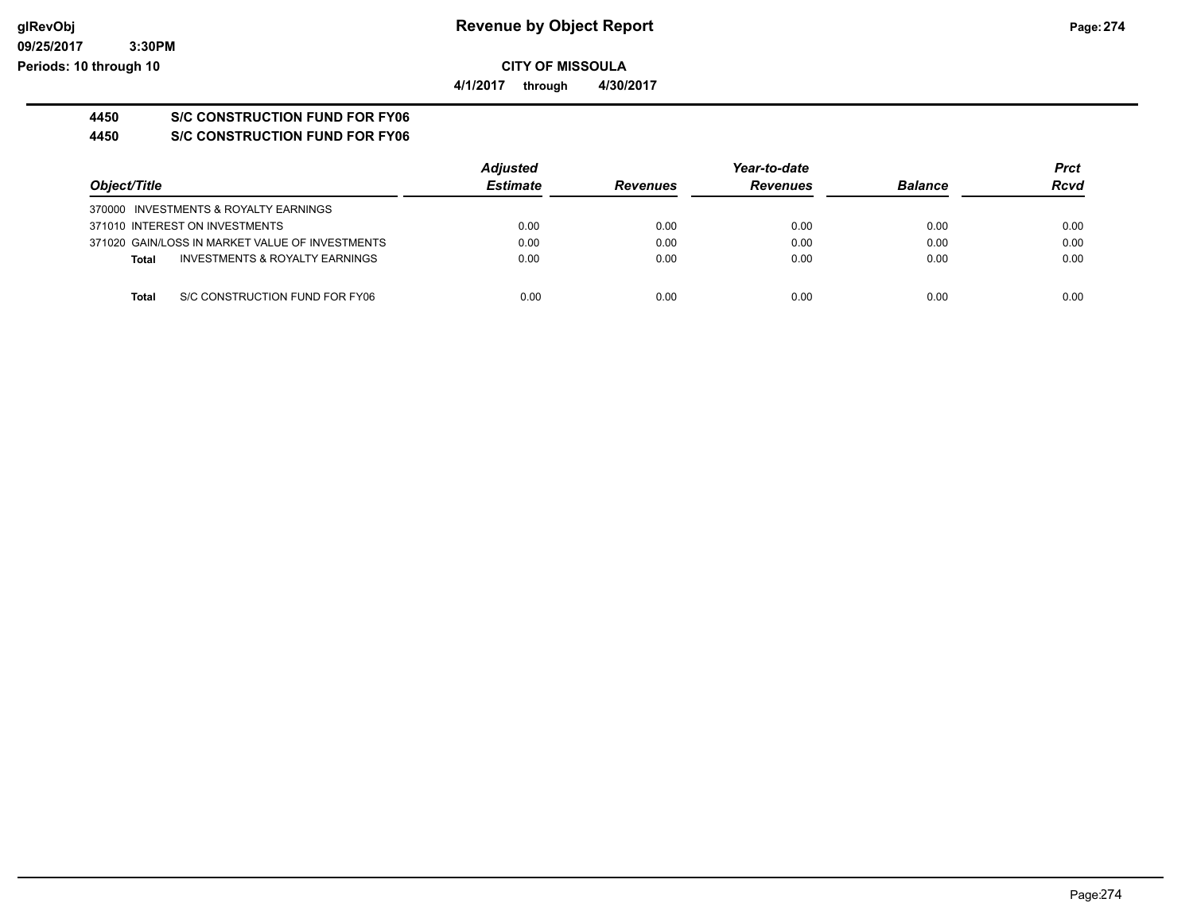# Revenue by Object Report

**CITY OF MISSOULA**

**4/1/2017 through 4/30/2017**

glRevObj
09/25/2017 3:30PM
Periods: 10 through 10

## 4450 S/C CONSTRUCTION FUND FOR FY06

### 4450 S/C CONSTRUCTION FUND FOR FY06

| Object/Title | Adjusted Estimate | Revenues | Year-to-date Revenues | Balance | Prct Rcvd |
|---|---|---|---|---|---|
| 370000 INVESTMENTS & ROYALTY EARNINGS | | | | | |
| 371010 INTEREST ON INVESTMENTS | 0.00 | 0.00 | 0.00 | 0.00 | 0.00 |
| 371020 GAIN/LOSS IN MARKET VALUE OF INVESTMENTS | 0.00 | 0.00 | 0.00 | 0.00 | 0.00 |
| **Total** INVESTMENTS & ROYALTY EARNINGS | 0.00 | 0.00 | 0.00 | 0.00 | 0.00 |
| **Total** S/C CONSTRUCTION FUND FOR FY06 | 0.00 | 0.00 | 0.00 | 0.00 | 0.00 |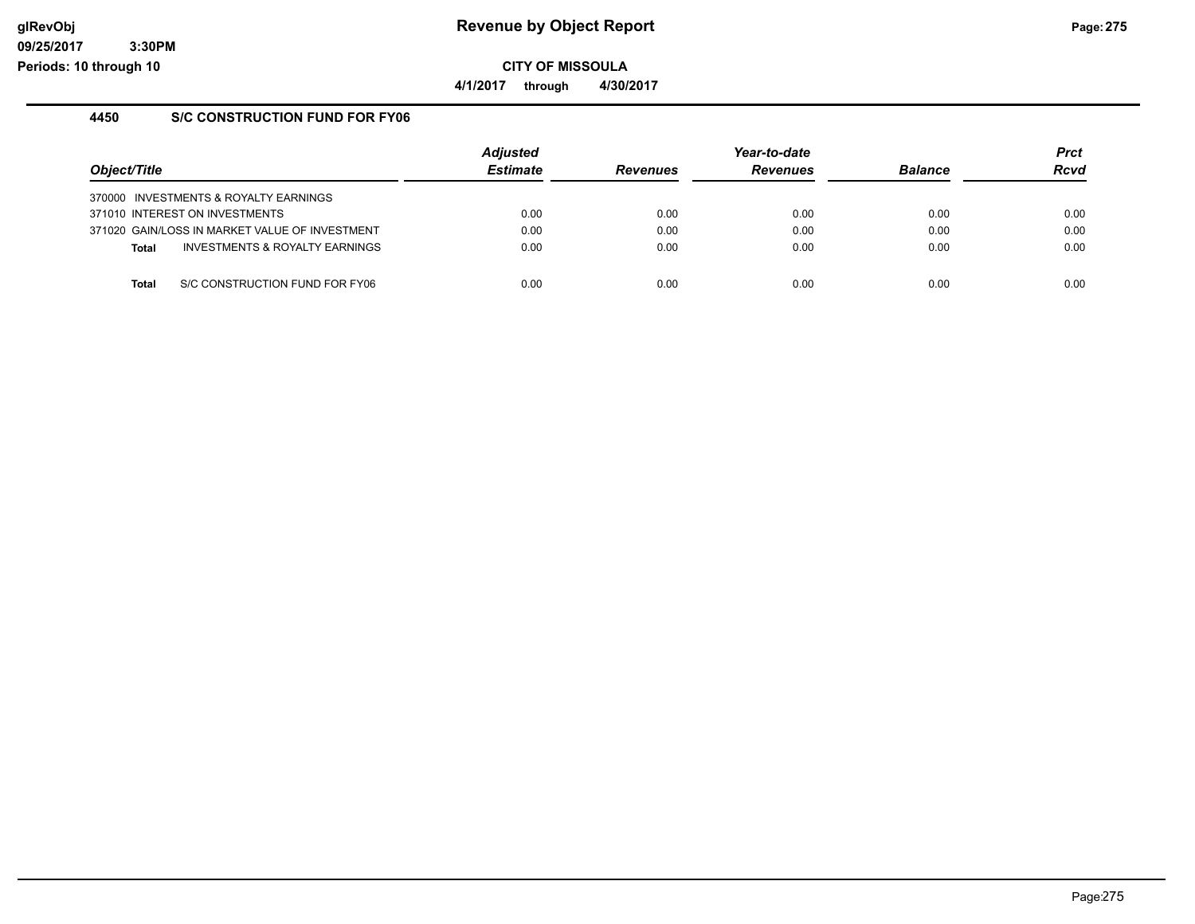## Revenue by Object Report

**CITY OF MISSOULA**

**4/1/2017 through 4/30/2017**

### 4450 S/C CONSTRUCTION FUND FOR FY06

| Object/Title | Adjusted Estimate | Revenues | Year-to-date Revenues | Balance | Prct Rcvd |
|---|---|---|---|---|---|
| 370000 INVESTMENTS & ROYALTY EARNINGS | | | | | |
| 371010 INTEREST ON INVESTMENTS | 0.00 | 0.00 | 0.00 | 0.00 | 0.00 |
| 371020 GAIN/LOSS IN MARKET VALUE OF INVESTMENT | 0.00 | 0.00 | 0.00 | 0.00 | 0.00 |
| **Total** INVESTMENTS & ROYALTY EARNINGS | 0.00 | 0.00 | 0.00 | 0.00 | 0.00 |
| **Total** S/C CONSTRUCTION FUND FOR FY06 | 0.00 | 0.00 | 0.00 | 0.00 | 0.00 |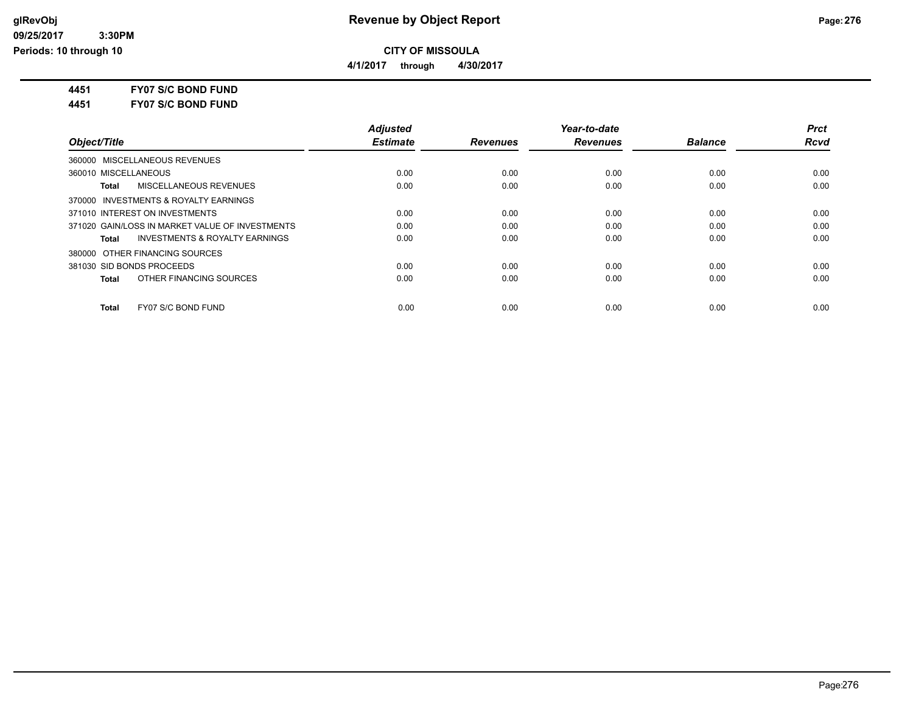# Revenue by Object Report

**CITY OF MISSOULA**

**4/1/2017 through 4/30/2017**

glRevObj
09/25/2017 3:30PM
Periods: 10 through 10

**4451 FY07 S/C BOND FUND**

**4451 FY07 S/C BOND FUND**

| Object/Title | Adjusted Estimate | Revenues | Year-to-date Revenues | Balance | Prct Rcvd |
|---|---|---|---|---|---|
| 360000 MISCELLANEOUS REVENUES | | | | | |
| 360010 MISCELLANEOUS | 0.00 | 0.00 | 0.00 | 0.00 | 0.00 |
| **Total** MISCELLANEOUS REVENUES | 0.00 | 0.00 | 0.00 | 0.00 | 0.00 |
| 370000 INVESTMENTS & ROYALTY EARNINGS | | | | | |
| 371010 INTEREST ON INVESTMENTS | 0.00 | 0.00 | 0.00 | 0.00 | 0.00 |
| 371020 GAIN/LOSS IN MARKET VALUE OF INVESTMENTS | 0.00 | 0.00 | 0.00 | 0.00 | 0.00 |
| **Total** INVESTMENTS & ROYALTY EARNINGS | 0.00 | 0.00 | 0.00 | 0.00 | 0.00 |
| 380000 OTHER FINANCING SOURCES | | | | | |
| 381030 SID BONDS PROCEEDS | 0.00 | 0.00 | 0.00 | 0.00 | 0.00 |
| **Total** OTHER FINANCING SOURCES | 0.00 | 0.00 | 0.00 | 0.00 | 0.00 |
| **Total** FY07 S/C BOND FUND | 0.00 | 0.00 | 0.00 | 0.00 | 0.00 |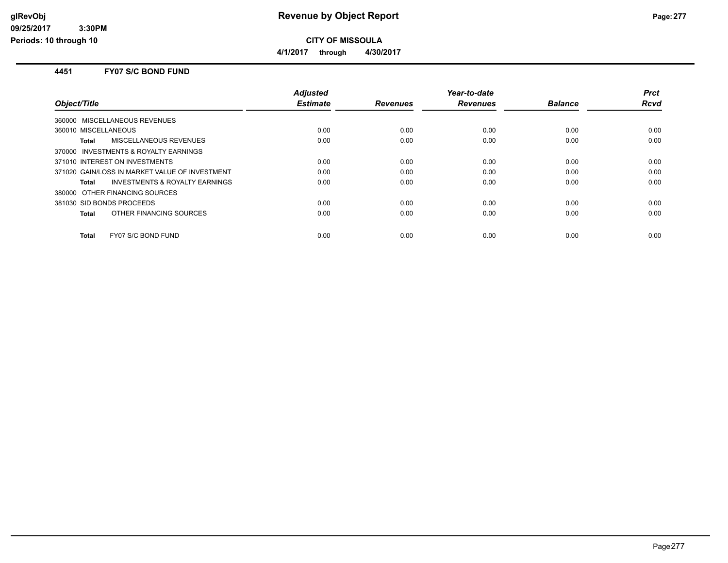# Revenue by Object Report

**CITY OF MISSOULA**

**4/1/2017 through 4/30/2017**

glRevObj
09/25/2017 3:30PM
Periods: 10 through 10

## 4451 FY07 S/C BOND FUND

| Object/Title | Adjusted Estimate | Revenues | Year-to-date Revenues | Balance | Prct Rcvd |
|---|---|---|---|---|---|
| 360000 MISCELLANEOUS REVENUES | | | | | |
| 360010 MISCELLANEOUS | 0.00 | 0.00 | 0.00 | 0.00 | 0.00 |
| **Total** MISCELLANEOUS REVENUES | 0.00 | 0.00 | 0.00 | 0.00 | 0.00 |
| 370000 INVESTMENTS & ROYALTY EARNINGS | | | | | |
| 371010 INTEREST ON INVESTMENTS | 0.00 | 0.00 | 0.00 | 0.00 | 0.00 |
| 371020 GAIN/LOSS IN MARKET VALUE OF INVESTMENT | 0.00 | 0.00 | 0.00 | 0.00 | 0.00 |
| **Total** INVESTMENTS & ROYALTY EARNINGS | 0.00 | 0.00 | 0.00 | 0.00 | 0.00 |
| 380000 OTHER FINANCING SOURCES | | | | | |
| 381030 SID BONDS PROCEEDS | 0.00 | 0.00 | 0.00 | 0.00 | 0.00 |
| **Total** OTHER FINANCING SOURCES | 0.00 | 0.00 | 0.00 | 0.00 | 0.00 |
| **Total** FY07 S/C BOND FUND | 0.00 | 0.00 | 0.00 | 0.00 | 0.00 |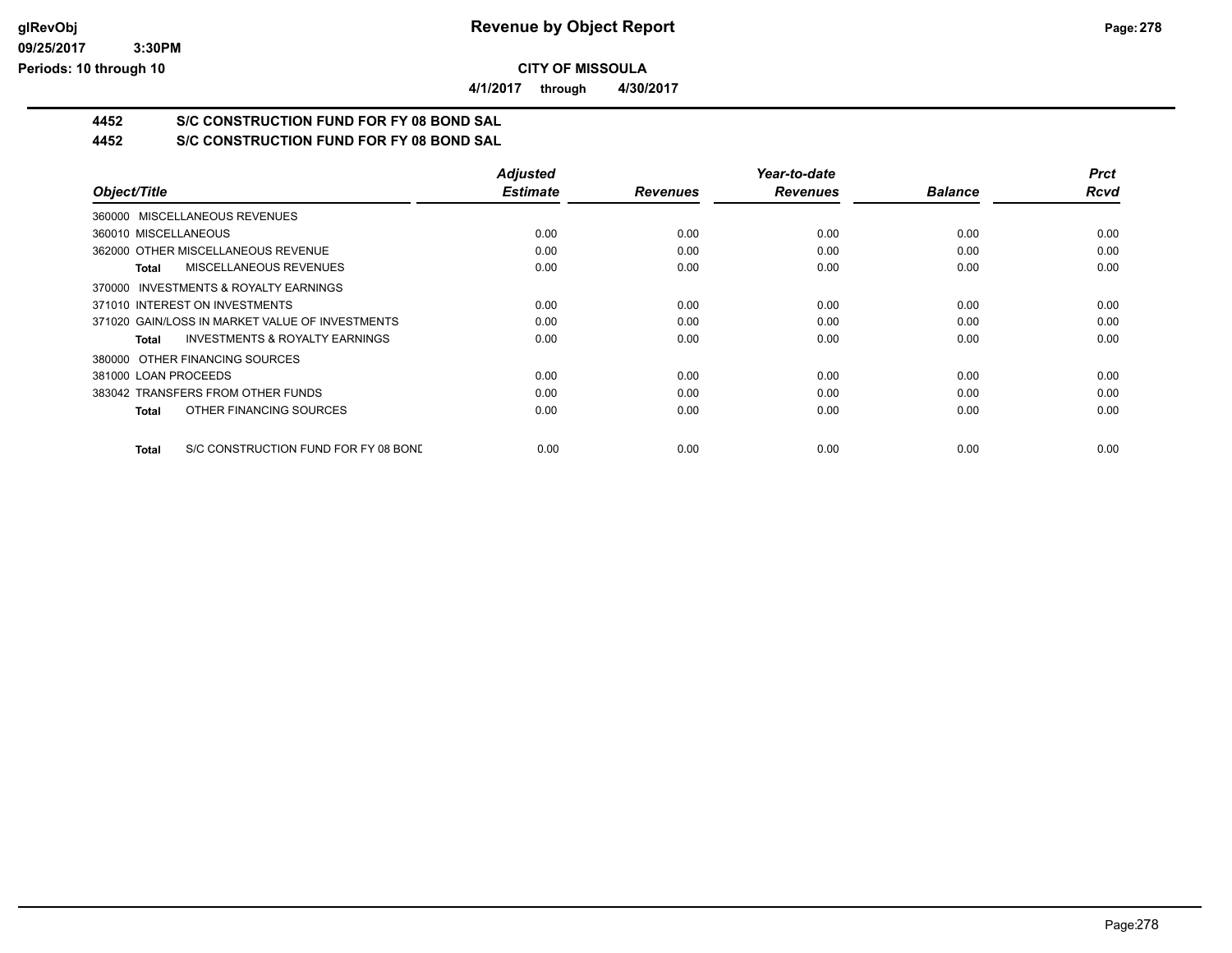# Revenue by Object Report

**CITY OF MISSOULA**

**4/1/2017 through 4/30/2017**

## 4452 S/C CONSTRUCTION FUND FOR FY 08 BOND SAL
## 4452 S/C CONSTRUCTION FUND FOR FY 08 BOND SAL

| Object/Title | Adjusted Estimate | Revenues | Year-to-date Revenues | Balance | Prct Rcvd |
|---|---|---|---|---|---|
| 360000 MISCELLANEOUS REVENUES | | | | | |
| 360010 MISCELLANEOUS | 0.00 | 0.00 | 0.00 | 0.00 | 0.00 |
| 362000 OTHER MISCELLANEOUS REVENUE | 0.00 | 0.00 | 0.00 | 0.00 | 0.00 |
| **Total** MISCELLANEOUS REVENUES | 0.00 | 0.00 | 0.00 | 0.00 | 0.00 |
| 370000 INVESTMENTS & ROYALTY EARNINGS | | | | | |
| 371010 INTEREST ON INVESTMENTS | 0.00 | 0.00 | 0.00 | 0.00 | 0.00 |
| 371020 GAIN/LOSS IN MARKET VALUE OF INVESTMENTS | 0.00 | 0.00 | 0.00 | 0.00 | 0.00 |
| **Total** INVESTMENTS & ROYALTY EARNINGS | 0.00 | 0.00 | 0.00 | 0.00 | 0.00 |
| 380000 OTHER FINANCING SOURCES | | | | | |
| 381000 LOAN PROCEEDS | 0.00 | 0.00 | 0.00 | 0.00 | 0.00 |
| 383042 TRANSFERS FROM OTHER FUNDS | 0.00 | 0.00 | 0.00 | 0.00 | 0.00 |
| **Total** OTHER FINANCING SOURCES | 0.00 | 0.00 | 0.00 | 0.00 | 0.00 |
| **Total** S/C CONSTRUCTION FUND FOR FY 08 BOND | 0.00 | 0.00 | 0.00 | 0.00 | 0.00 |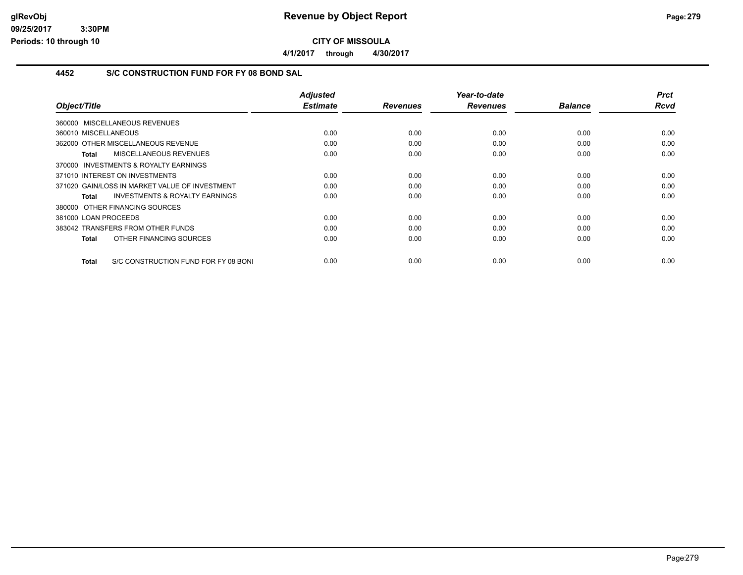**CITY OF MISSOULA**

**4/1/2017 through 4/30/2017**

## 4452 S/C CONSTRUCTION FUND FOR FY 08 BOND SAL

| Object/Title | Adjusted Estimate | Revenues | Year-to-date Revenues | Balance | Prct Rcvd |
|---|---|---|---|---|---|
| 360000 MISCELLANEOUS REVENUES | | | | | |
| 360010 MISCELLANEOUS | 0.00 | 0.00 | 0.00 | 0.00 | 0.00 |
| 362000 OTHER MISCELLANEOUS REVENUE | 0.00 | 0.00 | 0.00 | 0.00 | 0.00 |
| **Total** MISCELLANEOUS REVENUES | 0.00 | 0.00 | 0.00 | 0.00 | 0.00 |
| 370000 INVESTMENTS & ROYALTY EARNINGS | | | | | |
| 371010 INTEREST ON INVESTMENTS | 0.00 | 0.00 | 0.00 | 0.00 | 0.00 |
| 371020 GAIN/LOSS IN MARKET VALUE OF INVESTMENT | 0.00 | 0.00 | 0.00 | 0.00 | 0.00 |
| **Total** INVESTMENTS & ROYALTY EARNINGS | 0.00 | 0.00 | 0.00 | 0.00 | 0.00 |
| 380000 OTHER FINANCING SOURCES | | | | | |
| 381000 LOAN PROCEEDS | 0.00 | 0.00 | 0.00 | 0.00 | 0.00 |
| 383042 TRANSFERS FROM OTHER FUNDS | 0.00 | 0.00 | 0.00 | 0.00 | 0.00 |
| **Total** OTHER FINANCING SOURCES | 0.00 | 0.00 | 0.00 | 0.00 | 0.00 |
| **Total** S/C CONSTRUCTION FUND FOR FY 08 BONI | 0.00 | 0.00 | 0.00 | 0.00 | 0.00 |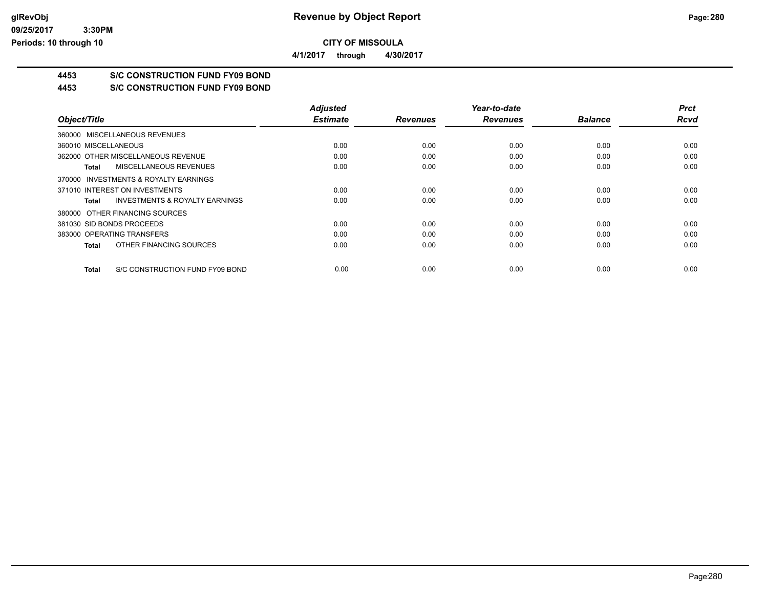**Revenue by Object Report**

**CITY OF MISSOULA**

**4/1/2017 through 4/30/2017**

**4453 S/C CONSTRUCTION FUND FY09 BOND**

**4453 S/C CONSTRUCTION FUND FY09 BOND**

| Object/Title | Adjusted Estimate | Revenues | Year-to-date Revenues | Balance | Prct Rcvd |
|---|---|---|---|---|---|
| 360000 MISCELLANEOUS REVENUES | | | | | |
| 360010 MISCELLANEOUS | 0.00 | 0.00 | 0.00 | 0.00 | 0.00 |
| 362000 OTHER MISCELLANEOUS REVENUE | 0.00 | 0.00 | 0.00 | 0.00 | 0.00 |
| **Total** MISCELLANEOUS REVENUES | 0.00 | 0.00 | 0.00 | 0.00 | 0.00 |
| 370000 INVESTMENTS & ROYALTY EARNINGS | | | | | |
| 371010 INTEREST ON INVESTMENTS | 0.00 | 0.00 | 0.00 | 0.00 | 0.00 |
| **Total** INVESTMENTS & ROYALTY EARNINGS | 0.00 | 0.00 | 0.00 | 0.00 | 0.00 |
| 380000 OTHER FINANCING SOURCES | | | | | |
| 381030 SID BONDS PROCEEDS | 0.00 | 0.00 | 0.00 | 0.00 | 0.00 |
| 383000 OPERATING TRANSFERS | 0.00 | 0.00 | 0.00 | 0.00 | 0.00 |
| **Total** OTHER FINANCING SOURCES | 0.00 | 0.00 | 0.00 | 0.00 | 0.00 |
| **Total** S/C CONSTRUCTION FUND FY09 BOND | 0.00 | 0.00 | 0.00 | 0.00 | 0.00 |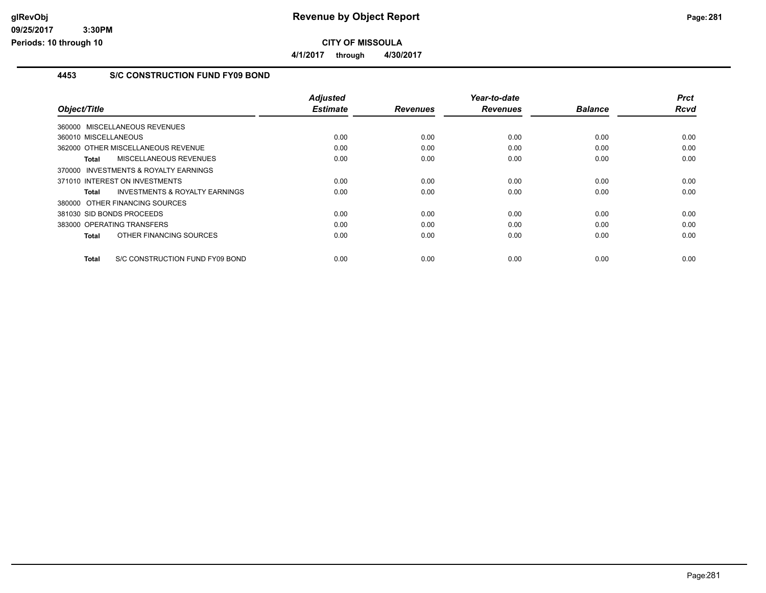# Revenue by Object Report

glRevObj
09/25/2017 3:30PM
Periods: 10 through 10

**CITY OF MISSOULA**

**4/1/2017 through 4/30/2017**

## 4453 S/C CONSTRUCTION FUND FY09 BOND

| Object/Title | Adjusted Estimate | Revenues | Year-to-date Revenues | Balance | Prct Rcvd |
|---|---|---|---|---|---|
| 360000 MISCELLANEOUS REVENUES | | | | | |
| 360010 MISCELLANEOUS | 0.00 | 0.00 | 0.00 | 0.00 | 0.00 |
| 362000 OTHER MISCELLANEOUS REVENUE | 0.00 | 0.00 | 0.00 | 0.00 | 0.00 |
| **Total** MISCELLANEOUS REVENUES | 0.00 | 0.00 | 0.00 | 0.00 | 0.00 |
| 370000 INVESTMENTS & ROYALTY EARNINGS | | | | | |
| 371010 INTEREST ON INVESTMENTS | 0.00 | 0.00 | 0.00 | 0.00 | 0.00 |
| **Total** INVESTMENTS & ROYALTY EARNINGS | 0.00 | 0.00 | 0.00 | 0.00 | 0.00 |
| 380000 OTHER FINANCING SOURCES | | | | | |
| 381030 SID BONDS PROCEEDS | 0.00 | 0.00 | 0.00 | 0.00 | 0.00 |
| 383000 OPERATING TRANSFERS | 0.00 | 0.00 | 0.00 | 0.00 | 0.00 |
| **Total** OTHER FINANCING SOURCES | 0.00 | 0.00 | 0.00 | 0.00 | 0.00 |
| **Total** S/C CONSTRUCTION FUND FY09 BOND | 0.00 | 0.00 | 0.00 | 0.00 | 0.00 |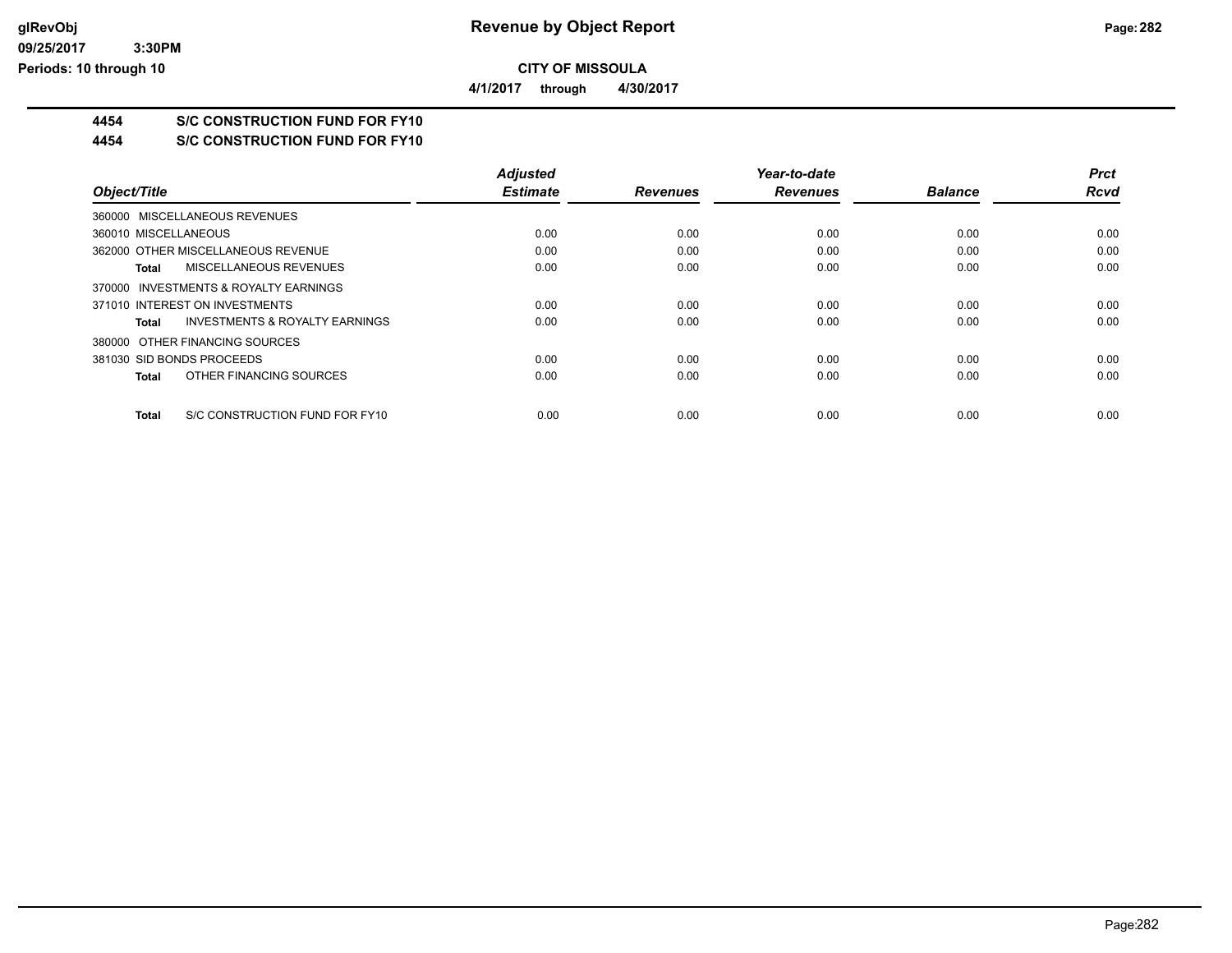# Revenue by Object Report

## CITY OF MISSOULA

4/1/2017 through 4/30/2017

### 4454 S/C CONSTRUCTION FUND FOR FY10

### 4454 S/C CONSTRUCTION FUND FOR FY10

| Object/Title | Adjusted Estimate | Revenues | Year-to-date Revenues | Balance | Prct Rcvd |
|---|---|---|---|---|---|
| 360000 MISCELLANEOUS REVENUES | | | | | |
| 360010 MISCELLANEOUS | 0.00 | 0.00 | 0.00 | 0.00 | 0.00 |
| 362000 OTHER MISCELLANEOUS REVENUE | 0.00 | 0.00 | 0.00 | 0.00 | 0.00 |
| **Total** MISCELLANEOUS REVENUES | 0.00 | 0.00 | 0.00 | 0.00 | 0.00 |
| 370000 INVESTMENTS & ROYALTY EARNINGS | | | | | |
| 371010 INTEREST ON INVESTMENTS | 0.00 | 0.00 | 0.00 | 0.00 | 0.00 |
| **Total** INVESTMENTS & ROYALTY EARNINGS | 0.00 | 0.00 | 0.00 | 0.00 | 0.00 |
| 380000 OTHER FINANCING SOURCES | | | | | |
| 381030 SID BONDS PROCEEDS | 0.00 | 0.00 | 0.00 | 0.00 | 0.00 |
| **Total** OTHER FINANCING SOURCES | 0.00 | 0.00 | 0.00 | 0.00 | 0.00 |
| **Total** S/C CONSTRUCTION FUND FOR FY10 | 0.00 | 0.00 | 0.00 | 0.00 | 0.00 |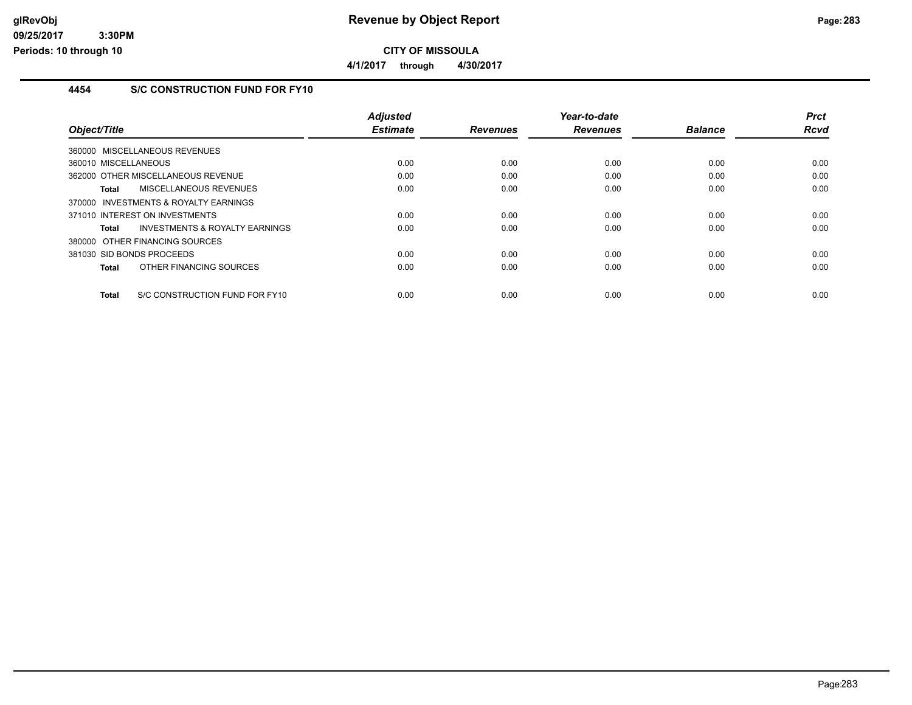# Revenue by Object Report

**CITY OF MISSOULA**

**4/1/2017 through 4/30/2017**

### 4454 S/C CONSTRUCTION FUND FOR FY10

| Object/Title | Adjusted Estimate | Revenues | Year-to-date Revenues | Balance | Prct Rcvd |
|---|---|---|---|---|---|
| 360000 MISCELLANEOUS REVENUES | | | | | |
| 360010 MISCELLANEOUS | 0.00 | 0.00 | 0.00 | 0.00 | 0.00 |
| 362000 OTHER MISCELLANEOUS REVENUE | 0.00 | 0.00 | 0.00 | 0.00 | 0.00 |
| **Total** MISCELLANEOUS REVENUES | 0.00 | 0.00 | 0.00 | 0.00 | 0.00 |
| 370000 INVESTMENTS & ROYALTY EARNINGS | | | | | |
| 371010 INTEREST ON INVESTMENTS | 0.00 | 0.00 | 0.00 | 0.00 | 0.00 |
| **Total** INVESTMENTS & ROYALTY EARNINGS | 0.00 | 0.00 | 0.00 | 0.00 | 0.00 |
| 380000 OTHER FINANCING SOURCES | | | | | |
| 381030 SID BONDS PROCEEDS | 0.00 | 0.00 | 0.00 | 0.00 | 0.00 |
| **Total** OTHER FINANCING SOURCES | 0.00 | 0.00 | 0.00 | 0.00 | 0.00 |
| **Total** S/C CONSTRUCTION FUND FOR FY10 | 0.00 | 0.00 | 0.00 | 0.00 | 0.00 |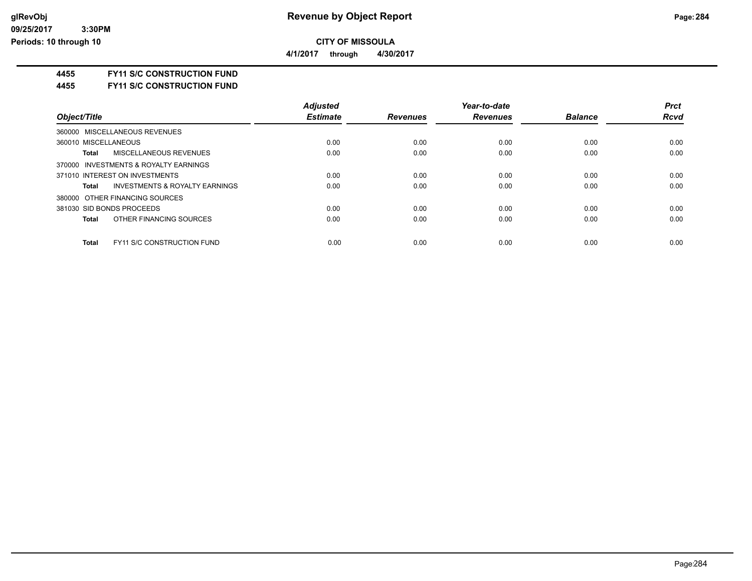# Revenue by Object Report

**CITY OF MISSOULA**

**4/1/2017 through 4/30/2017**

glRevObj
09/25/2017 3:30PM
Periods: 10 through 10

**4455 FY11 S/C CONSTRUCTION FUND**

**4455 FY11 S/C CONSTRUCTION FUND**

| Object/Title | Adjusted Estimate | Revenues | Year-to-date Revenues | Balance | Prct Rcvd |
|---|---|---|---|---|---|
| 360000 MISCELLANEOUS REVENUES | | | | | |
| 360010 MISCELLANEOUS | 0.00 | 0.00 | 0.00 | 0.00 | 0.00 |
| **Total** MISCELLANEOUS REVENUES | 0.00 | 0.00 | 0.00 | 0.00 | 0.00 |
| 370000 INVESTMENTS & ROYALTY EARNINGS | | | | | |
| 371010 INTEREST ON INVESTMENTS | 0.00 | 0.00 | 0.00 | 0.00 | 0.00 |
| **Total** INVESTMENTS & ROYALTY EARNINGS | 0.00 | 0.00 | 0.00 | 0.00 | 0.00 |
| 380000 OTHER FINANCING SOURCES | | | | | |
| 381030 SID BONDS PROCEEDS | 0.00 | 0.00 | 0.00 | 0.00 | 0.00 |
| **Total** OTHER FINANCING SOURCES | 0.00 | 0.00 | 0.00 | 0.00 | 0.00 |
| **Total** FY11 S/C CONSTRUCTION FUND | 0.00 | 0.00 | 0.00 | 0.00 | 0.00 |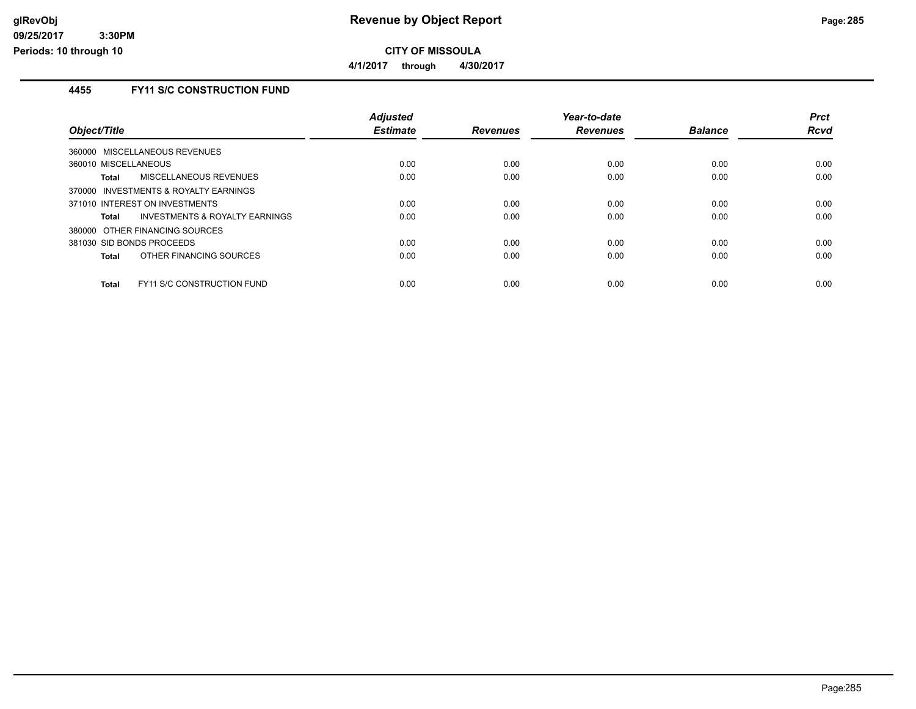**CITY OF MISSOULA**

**4/1/2017 through 4/30/2017**

## 4455 FY11 S/C CONSTRUCTION FUND

| Object/Title | Adjusted Estimate | Revenues | Year-to-date Revenues | Balance | Prct Rcvd |
|---|---|---|---|---|---|
| 360000 MISCELLANEOUS REVENUES | | | | | |
| 360010 MISCELLANEOUS | 0.00 | 0.00 | 0.00 | 0.00 | 0.00 |
| **Total** MISCELLANEOUS REVENUES | 0.00 | 0.00 | 0.00 | 0.00 | 0.00 |
| 370000 INVESTMENTS & ROYALTY EARNINGS | | | | | |
| 371010 INTEREST ON INVESTMENTS | 0.00 | 0.00 | 0.00 | 0.00 | 0.00 |
| **Total** INVESTMENTS & ROYALTY EARNINGS | 0.00 | 0.00 | 0.00 | 0.00 | 0.00 |
| 380000 OTHER FINANCING SOURCES | | | | | |
| 381030 SID BONDS PROCEEDS | 0.00 | 0.00 | 0.00 | 0.00 | 0.00 |
| **Total** OTHER FINANCING SOURCES | 0.00 | 0.00 | 0.00 | 0.00 | 0.00 |
| **Total** FY11 S/C CONSTRUCTION FUND | 0.00 | 0.00 | 0.00 | 0.00 | 0.00 |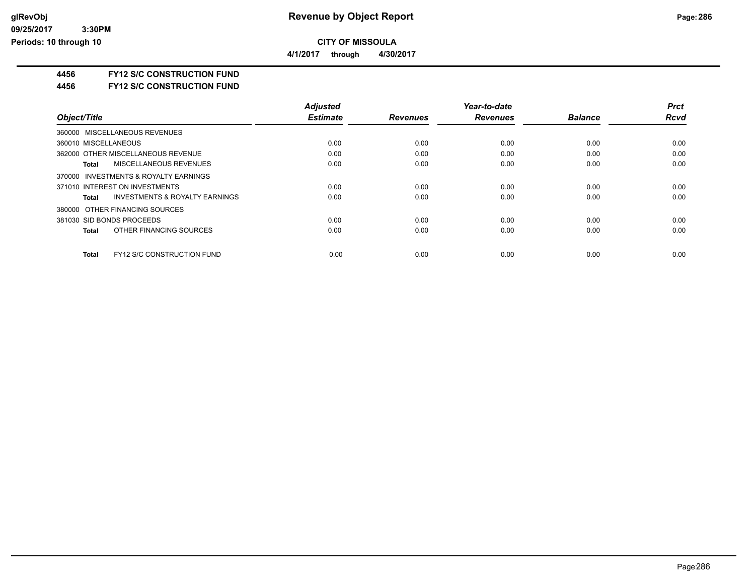**CITY OF MISSOULA**

**4/1/2017 through 4/30/2017**

**4456 FY12 S/C CONSTRUCTION FUND**

**4456 FY12 S/C CONSTRUCTION FUND**

| Object/Title | Adjusted Estimate | Revenues | Year-to-date Revenues | Balance | Prct Rcvd |
|---|---|---|---|---|---|
| 360000 MISCELLANEOUS REVENUES | | | | | |
| 360010 MISCELLANEOUS | 0.00 | 0.00 | 0.00 | 0.00 | 0.00 |
| 362000 OTHER MISCELLANEOUS REVENUE | 0.00 | 0.00 | 0.00 | 0.00 | 0.00 |
| **Total** MISCELLANEOUS REVENUES | 0.00 | 0.00 | 0.00 | 0.00 | 0.00 |
| 370000 INVESTMENTS & ROYALTY EARNINGS | | | | | |
| 371010 INTEREST ON INVESTMENTS | 0.00 | 0.00 | 0.00 | 0.00 | 0.00 |
| **Total** INVESTMENTS & ROYALTY EARNINGS | 0.00 | 0.00 | 0.00 | 0.00 | 0.00 |
| 380000 OTHER FINANCING SOURCES | | | | | |
| 381030 SID BONDS PROCEEDS | 0.00 | 0.00 | 0.00 | 0.00 | 0.00 |
| **Total** OTHER FINANCING SOURCES | 0.00 | 0.00 | 0.00 | 0.00 | 0.00 |
| **Total** FY12 S/C CONSTRUCTION FUND | 0.00 | 0.00 | 0.00 | 0.00 | 0.00 |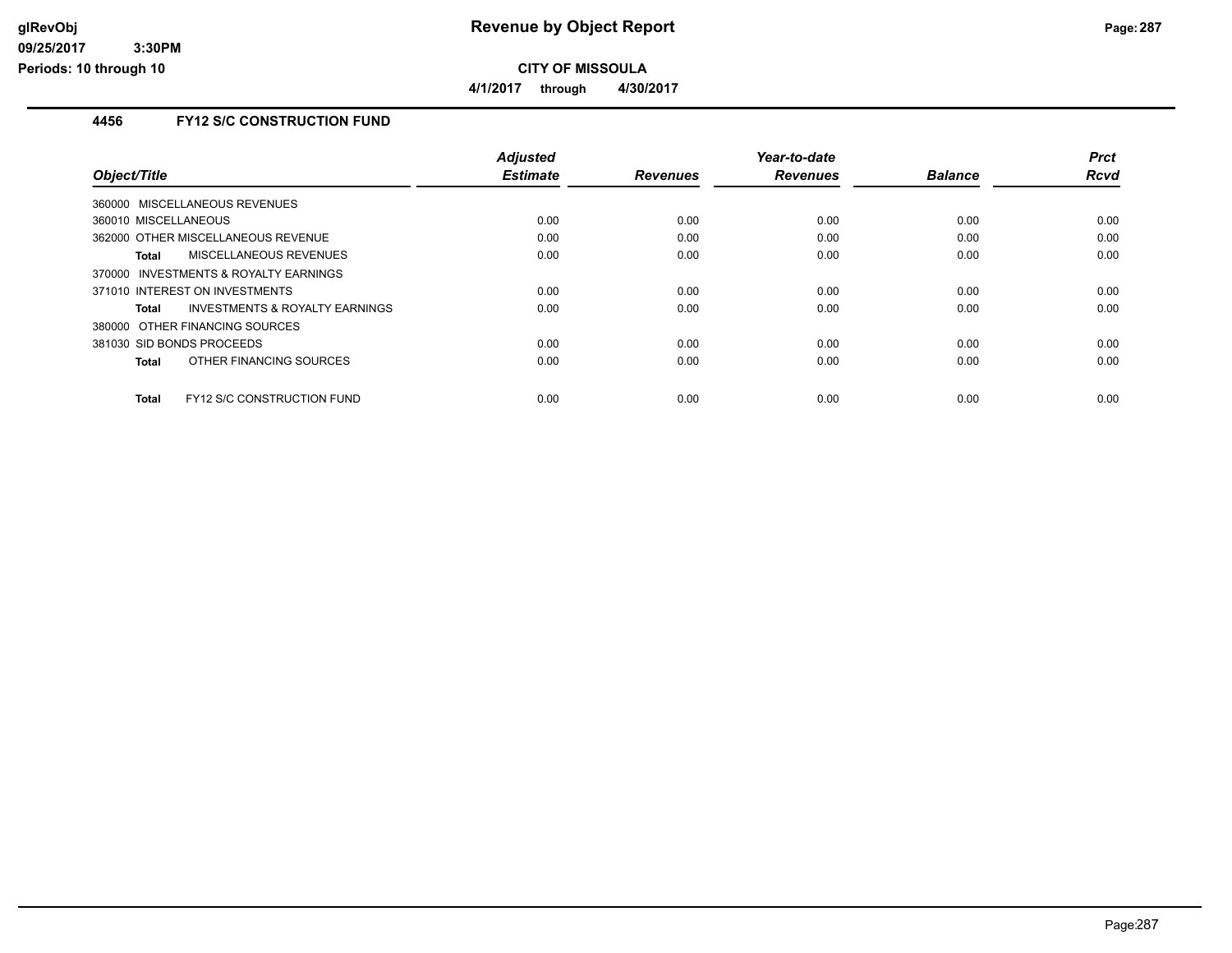# Revenue by Object Report

**CITY OF MISSOULA**

**4/1/2017 through 4/30/2017**

glRevObj
09/25/2017 3:30PM
Periods: 10 through 10

### 4456 FY12 S/C CONSTRUCTION FUND

| Object/Title | Adjusted Estimate | Revenues | Year-to-date Revenues | Balance | Prct Rcvd |
|---|---|---|---|---|---|
| 360000 MISCELLANEOUS REVENUES | | | | | |
| 360010 MISCELLANEOUS | 0.00 | 0.00 | 0.00 | 0.00 | 0.00 |
| 362000 OTHER MISCELLANEOUS REVENUE | 0.00 | 0.00 | 0.00 | 0.00 | 0.00 |
| **Total** MISCELLANEOUS REVENUES | 0.00 | 0.00 | 0.00 | 0.00 | 0.00 |
| 370000 INVESTMENTS & ROYALTY EARNINGS | | | | | |
| 371010 INTEREST ON INVESTMENTS | 0.00 | 0.00 | 0.00 | 0.00 | 0.00 |
| **Total** INVESTMENTS & ROYALTY EARNINGS | 0.00 | 0.00 | 0.00 | 0.00 | 0.00 |
| 380000 OTHER FINANCING SOURCES | | | | | |
| 381030 SID BONDS PROCEEDS | 0.00 | 0.00 | 0.00 | 0.00 | 0.00 |
| **Total** OTHER FINANCING SOURCES | 0.00 | 0.00 | 0.00 | 0.00 | 0.00 |
| **Total** FY12 S/C CONSTRUCTION FUND | 0.00 | 0.00 | 0.00 | 0.00 | 0.00 |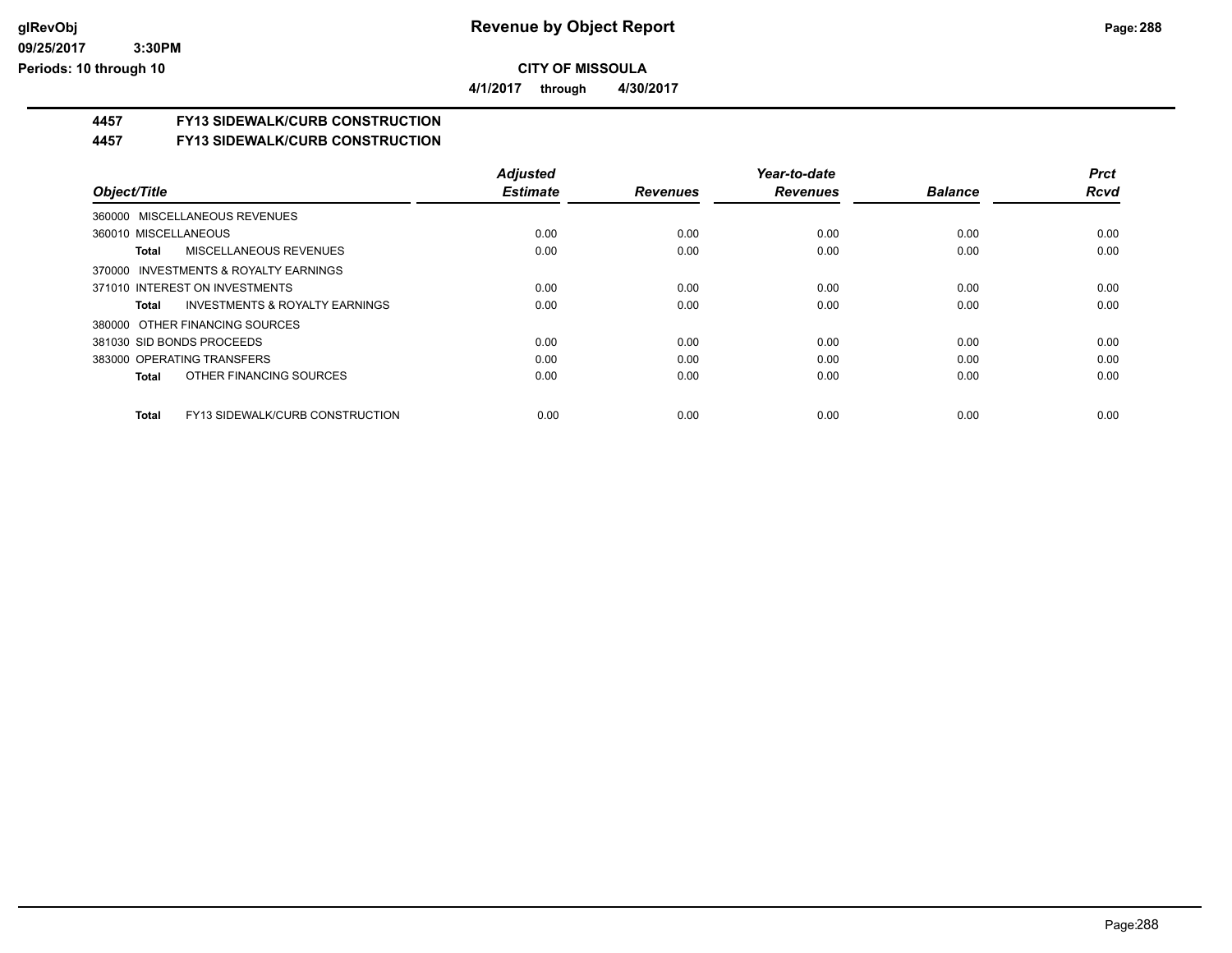**glRevObj**
**09/25/2017 3:30PM**
**Periods: 10 through 10**

# Revenue by Object Report

**CITY OF MISSOULA**

**4/1/2017 through 4/30/2017**

## 4457 FY13 SIDEWALK/CURB CONSTRUCTION

## 4457 FY13 SIDEWALK/CURB CONSTRUCTION

| Object/Title | Adjusted Estimate | Revenues | Year-to-date Revenues | Balance | Prct Rcvd |
|---|---|---|---|---|---|
| 360000 MISCELLANEOUS REVENUES | | | | | |
| 360010 MISCELLANEOUS | 0.00 | 0.00 | 0.00 | 0.00 | 0.00 |
| **Total** MISCELLANEOUS REVENUES | 0.00 | 0.00 | 0.00 | 0.00 | 0.00 |
| 370000 INVESTMENTS & ROYALTY EARNINGS | | | | | |
| 371010 INTEREST ON INVESTMENTS | 0.00 | 0.00 | 0.00 | 0.00 | 0.00 |
| **Total** INVESTMENTS & ROYALTY EARNINGS | 0.00 | 0.00 | 0.00 | 0.00 | 0.00 |
| 380000 OTHER FINANCING SOURCES | | | | | |
| 381030 SID BONDS PROCEEDS | 0.00 | 0.00 | 0.00 | 0.00 | 0.00 |
| 383000 OPERATING TRANSFERS | 0.00 | 0.00 | 0.00 | 0.00 | 0.00 |
| **Total** OTHER FINANCING SOURCES | 0.00 | 0.00 | 0.00 | 0.00 | 0.00 |
| **Total** FY13 SIDEWALK/CURB CONSTRUCTION | 0.00 | 0.00 | 0.00 | 0.00 | 0.00 |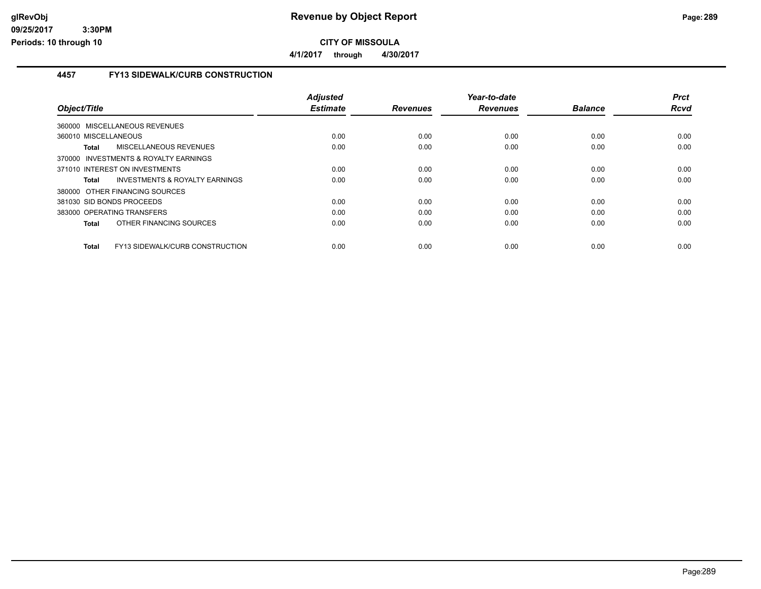# Revenue by Object Report

**CITY OF MISSOULA**

**4/1/2017 through 4/30/2017**

glRevObj
09/25/2017 3:30PM
Periods: 10 through 10

## 4457 FY13 SIDEWALK/CURB CONSTRUCTION

| Object/Title | Adjusted Estimate | Revenues | Year-to-date Revenues | Balance | Prct Rcvd |
|---|---|---|---|---|---|
| 360000 MISCELLANEOUS REVENUES | | | | | |
| 360010 MISCELLANEOUS | 0.00 | 0.00 | 0.00 | 0.00 | 0.00 |
| **Total** MISCELLANEOUS REVENUES | 0.00 | 0.00 | 0.00 | 0.00 | 0.00 |
| 370000 INVESTMENTS & ROYALTY EARNINGS | | | | | |
| 371010 INTEREST ON INVESTMENTS | 0.00 | 0.00 | 0.00 | 0.00 | 0.00 |
| **Total** INVESTMENTS & ROYALTY EARNINGS | 0.00 | 0.00 | 0.00 | 0.00 | 0.00 |
| 380000 OTHER FINANCING SOURCES | | | | | |
| 381030 SID BONDS PROCEEDS | 0.00 | 0.00 | 0.00 | 0.00 | 0.00 |
| 383000 OPERATING TRANSFERS | 0.00 | 0.00 | 0.00 | 0.00 | 0.00 |
| **Total** OTHER FINANCING SOURCES | 0.00 | 0.00 | 0.00 | 0.00 | 0.00 |
| **Total** FY13 SIDEWALK/CURB CONSTRUCTION | 0.00 | 0.00 | 0.00 | 0.00 | 0.00 |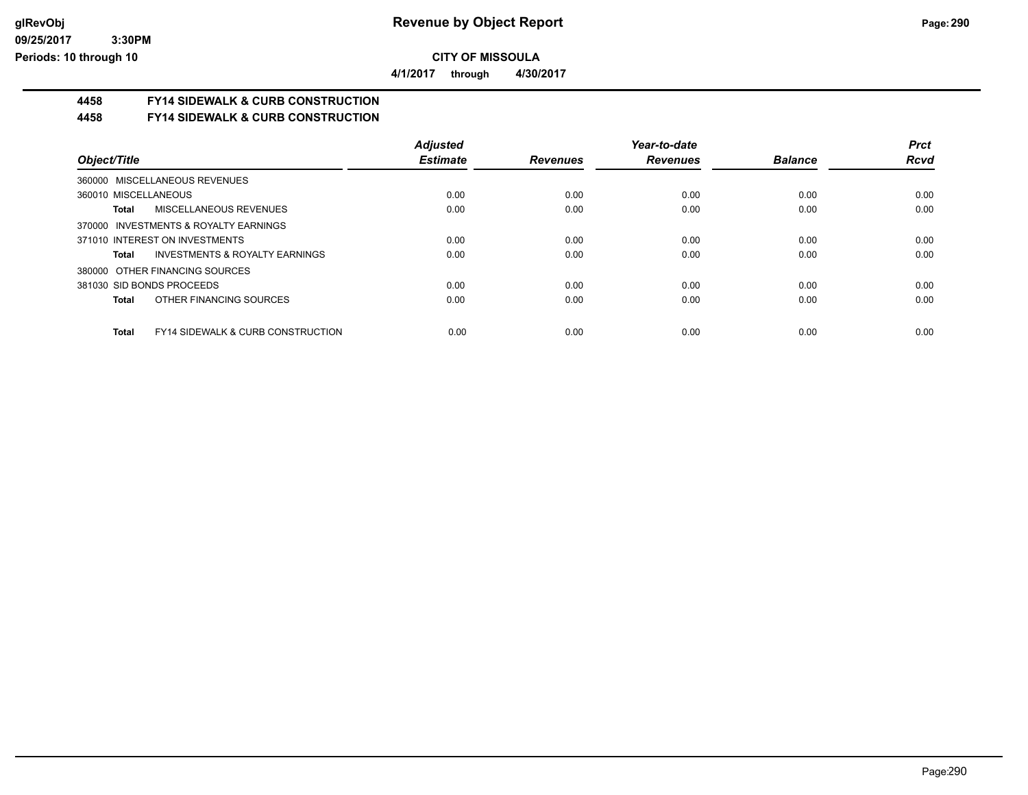**CITY OF MISSOULA**

**4/1/2017 through 4/30/2017**

## 4458 FY14 SIDEWALK & CURB CONSTRUCTION

## 4458 FY14 SIDEWALK & CURB CONSTRUCTION

| Object/Title | Adjusted Estimate | Revenues | Year-to-date Revenues | Balance | Prct Rcvd |
|---|---|---|---|---|---|
| 360000 MISCELLANEOUS REVENUES | | | | | |
| 360010 MISCELLANEOUS | 0.00 | 0.00 | 0.00 | 0.00 | 0.00 |
| **Total** MISCELLANEOUS REVENUES | 0.00 | 0.00 | 0.00 | 0.00 | 0.00 |
| 370000 INVESTMENTS & ROYALTY EARNINGS | | | | | |
| 371010 INTEREST ON INVESTMENTS | 0.00 | 0.00 | 0.00 | 0.00 | 0.00 |
| **Total** INVESTMENTS & ROYALTY EARNINGS | 0.00 | 0.00 | 0.00 | 0.00 | 0.00 |
| 380000 OTHER FINANCING SOURCES | | | | | |
| 381030 SID BONDS PROCEEDS | 0.00 | 0.00 | 0.00 | 0.00 | 0.00 |
| **Total** OTHER FINANCING SOURCES | 0.00 | 0.00 | 0.00 | 0.00 | 0.00 |
| **Total** FY14 SIDEWALK & CURB CONSTRUCTION | 0.00 | 0.00 | 0.00 | 0.00 | 0.00 |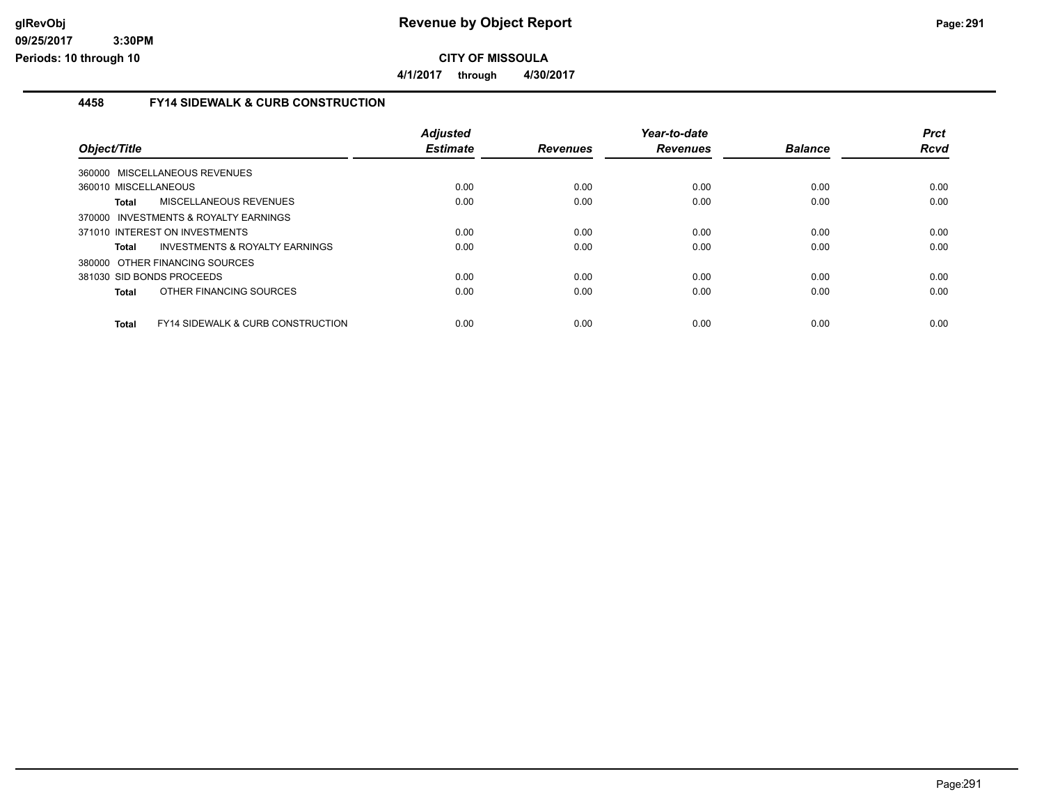**CITY OF MISSOULA**

**4/1/2017 through 4/30/2017**

## 4458 FY14 SIDEWALK & CURB CONSTRUCTION

| Object/Title | | Adjusted Estimate | Revenues | Year-to-date Revenues | Balance | Prct Rcvd |
|---|---|---|---|---|---|---|
| 360000 MISCELLANEOUS REVENUES | | | | | | |
| 360010 MISCELLANEOUS | | 0.00 | 0.00 | 0.00 | 0.00 | 0.00 |
| **Total** | MISCELLANEOUS REVENUES | 0.00 | 0.00 | 0.00 | 0.00 | 0.00 |
| 370000 INVESTMENTS & ROYALTY EARNINGS | | | | | | |
| 371010 INTEREST ON INVESTMENTS | | 0.00 | 0.00 | 0.00 | 0.00 | 0.00 |
| **Total** | INVESTMENTS & ROYALTY EARNINGS | 0.00 | 0.00 | 0.00 | 0.00 | 0.00 |
| 380000 OTHER FINANCING SOURCES | | | | | | |
| 381030 SID BONDS PROCEEDS | | 0.00 | 0.00 | 0.00 | 0.00 | 0.00 |
| **Total** | OTHER FINANCING SOURCES | 0.00 | 0.00 | 0.00 | 0.00 | 0.00 |
| **Total** | FY14 SIDEWALK & CURB CONSTRUCTION | 0.00 | 0.00 | 0.00 | 0.00 | 0.00 |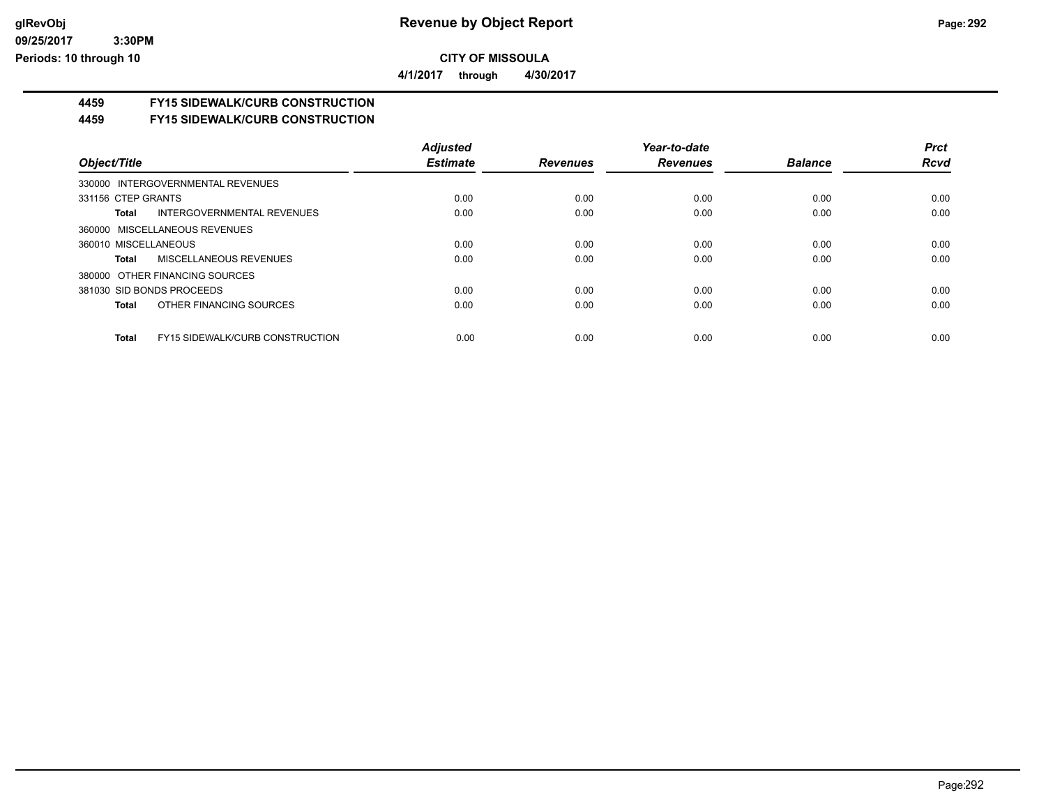**CITY OF MISSOULA**

**4/1/2017 through 4/30/2017**

## 4459 FY15 SIDEWALK/CURB CONSTRUCTION

## 4459 FY15 SIDEWALK/CURB CONSTRUCTION

| Object/Title | Adjusted Estimate | Revenues | Year-to-date Revenues | Balance | Prct Rcvd |
|---|---|---|---|---|---|
| 330000 INTERGOVERNMENTAL REVENUES | | | | | |
| 331156 CTEP GRANTS | 0.00 | 0.00 | 0.00 | 0.00 | 0.00 |
| **Total** INTERGOVERNMENTAL REVENUES | 0.00 | 0.00 | 0.00 | 0.00 | 0.00 |
| 360000 MISCELLANEOUS REVENUES | | | | | |
| 360010 MISCELLANEOUS | 0.00 | 0.00 | 0.00 | 0.00 | 0.00 |
| **Total** MISCELLANEOUS REVENUES | 0.00 | 0.00 | 0.00 | 0.00 | 0.00 |
| 380000 OTHER FINANCING SOURCES | | | | | |
| 381030 SID BONDS PROCEEDS | 0.00 | 0.00 | 0.00 | 0.00 | 0.00 |
| **Total** OTHER FINANCING SOURCES | 0.00 | 0.00 | 0.00 | 0.00 | 0.00 |
| **Total** FY15 SIDEWALK/CURB CONSTRUCTION | 0.00 | 0.00 | 0.00 | 0.00 | 0.00 |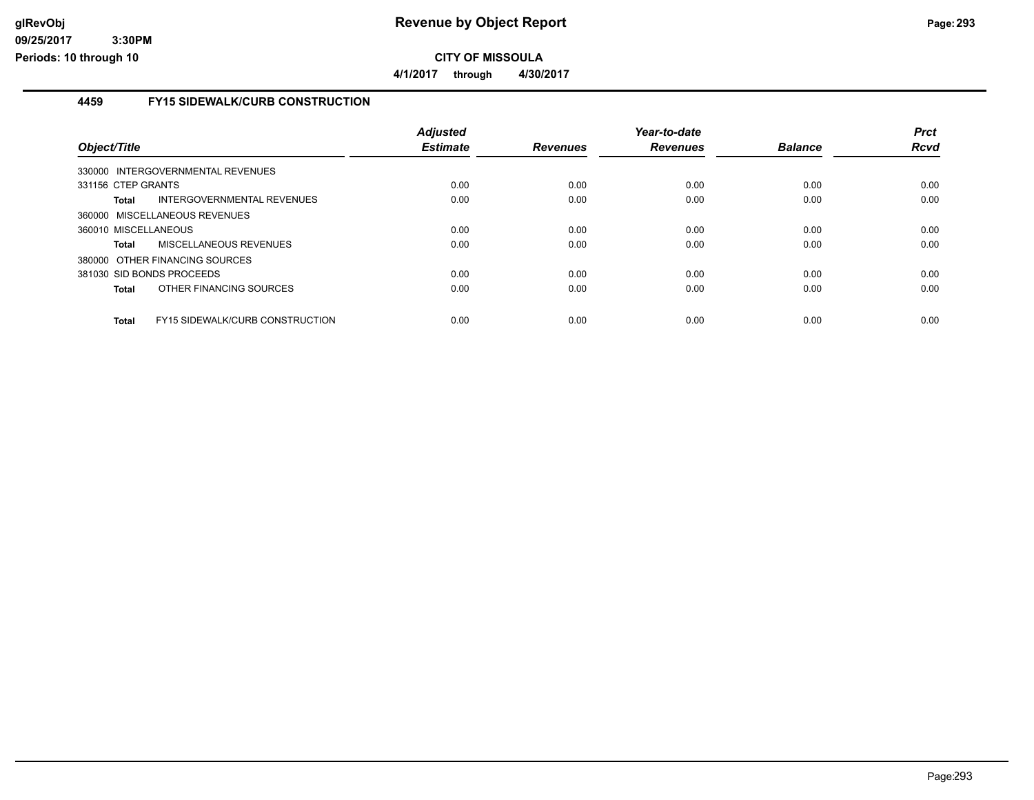## Revenue by Object Report

**CITY OF MISSOULA**

**4/1/2017 through 4/30/2017**

### 4459 FY15 SIDEWALK/CURB CONSTRUCTION

| Object/Title | Adjusted Estimate | Revenues | Year-to-date Revenues | Balance | Prct Rcvd |
|---|---|---|---|---|---|
| 330000 INTERGOVERNMENTAL REVENUES | | | | | |
| 331156 CTEP GRANTS | 0.00 | 0.00 | 0.00 | 0.00 | 0.00 |
| **Total** INTERGOVERNMENTAL REVENUES | 0.00 | 0.00 | 0.00 | 0.00 | 0.00 |
| 360000 MISCELLANEOUS REVENUES | | | | | |
| 360010 MISCELLANEOUS | 0.00 | 0.00 | 0.00 | 0.00 | 0.00 |
| **Total** MISCELLANEOUS REVENUES | 0.00 | 0.00 | 0.00 | 0.00 | 0.00 |
| 380000 OTHER FINANCING SOURCES | | | | | |
| 381030 SID BONDS PROCEEDS | 0.00 | 0.00 | 0.00 | 0.00 | 0.00 |
| **Total** OTHER FINANCING SOURCES | 0.00 | 0.00 | 0.00 | 0.00 | 0.00 |
| **Total** FY15 SIDEWALK/CURB CONSTRUCTION | 0.00 | 0.00 | 0.00 | 0.00 | 0.00 |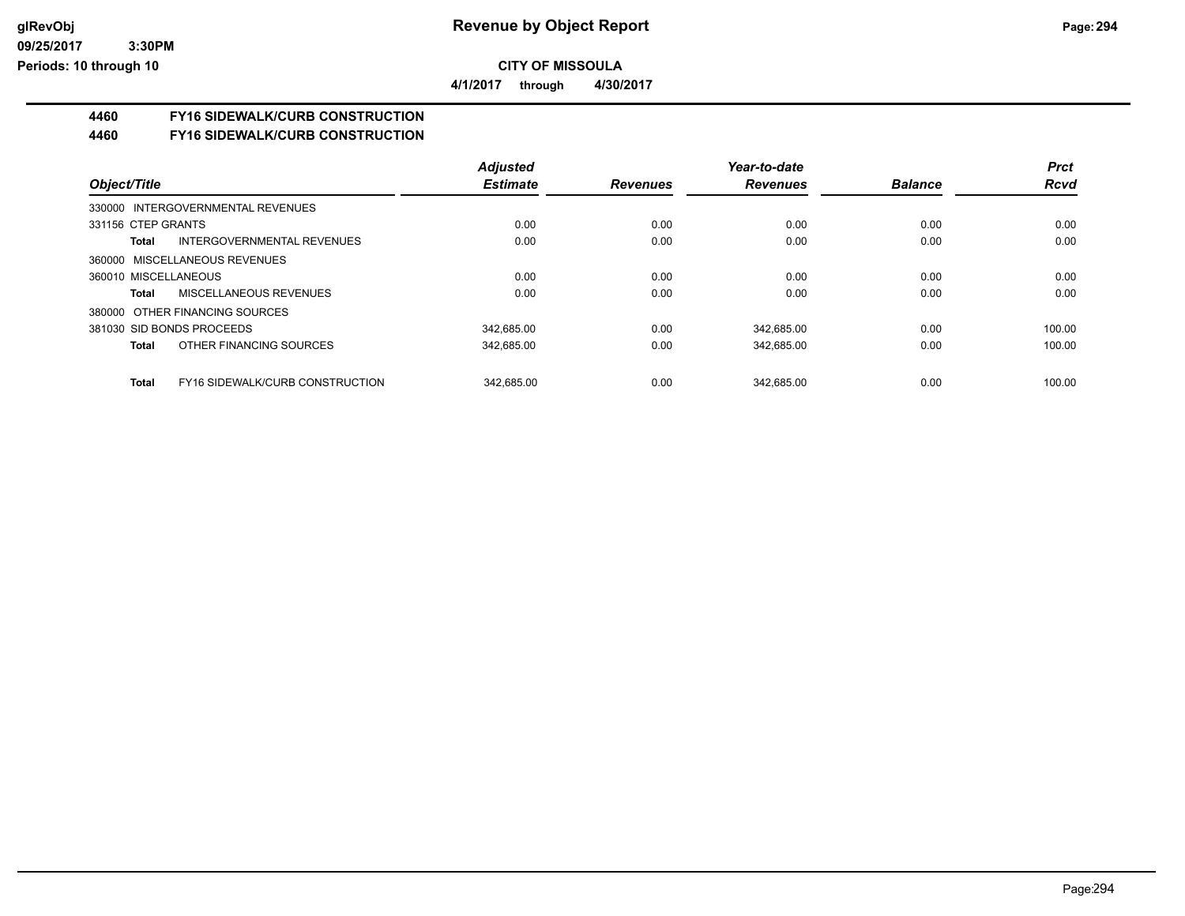# Revenue by Object Report

**CITY OF MISSOULA**

**4/1/2017 through 4/30/2017**

## 4460 FY16 SIDEWALK/CURB CONSTRUCTION

## 4460 FY16 SIDEWALK/CURB CONSTRUCTION

| Object/Title | | Adjusted Estimate | Revenues | Year-to-date Revenues | Balance | Prct Rcvd |
|---|---|---|---|---|---|---|
| 330000 INTERGOVERNMENTAL REVENUES | | | | | | |
| 331156 CTEP GRANTS | | 0.00 | 0.00 | 0.00 | 0.00 | 0.00 |
| **Total** | INTERGOVERNMENTAL REVENUES | 0.00 | 0.00 | 0.00 | 0.00 | 0.00 |
| 360000 MISCELLANEOUS REVENUES | | | | | | |
| 360010 MISCELLANEOUS | | 0.00 | 0.00 | 0.00 | 0.00 | 0.00 |
| **Total** | MISCELLANEOUS REVENUES | 0.00 | 0.00 | 0.00 | 0.00 | 0.00 |
| 380000 OTHER FINANCING SOURCES | | | | | | |
| 381030 SID BONDS PROCEEDS | | 342,685.00 | 0.00 | 342,685.00 | 0.00 | 100.00 |
| **Total** | OTHER FINANCING SOURCES | 342,685.00 | 0.00 | 342,685.00 | 0.00 | 100.00 |
| **Total** | FY16 SIDEWALK/CURB CONSTRUCTION | 342,685.00 | 0.00 | 342,685.00 | 0.00 | 100.00 |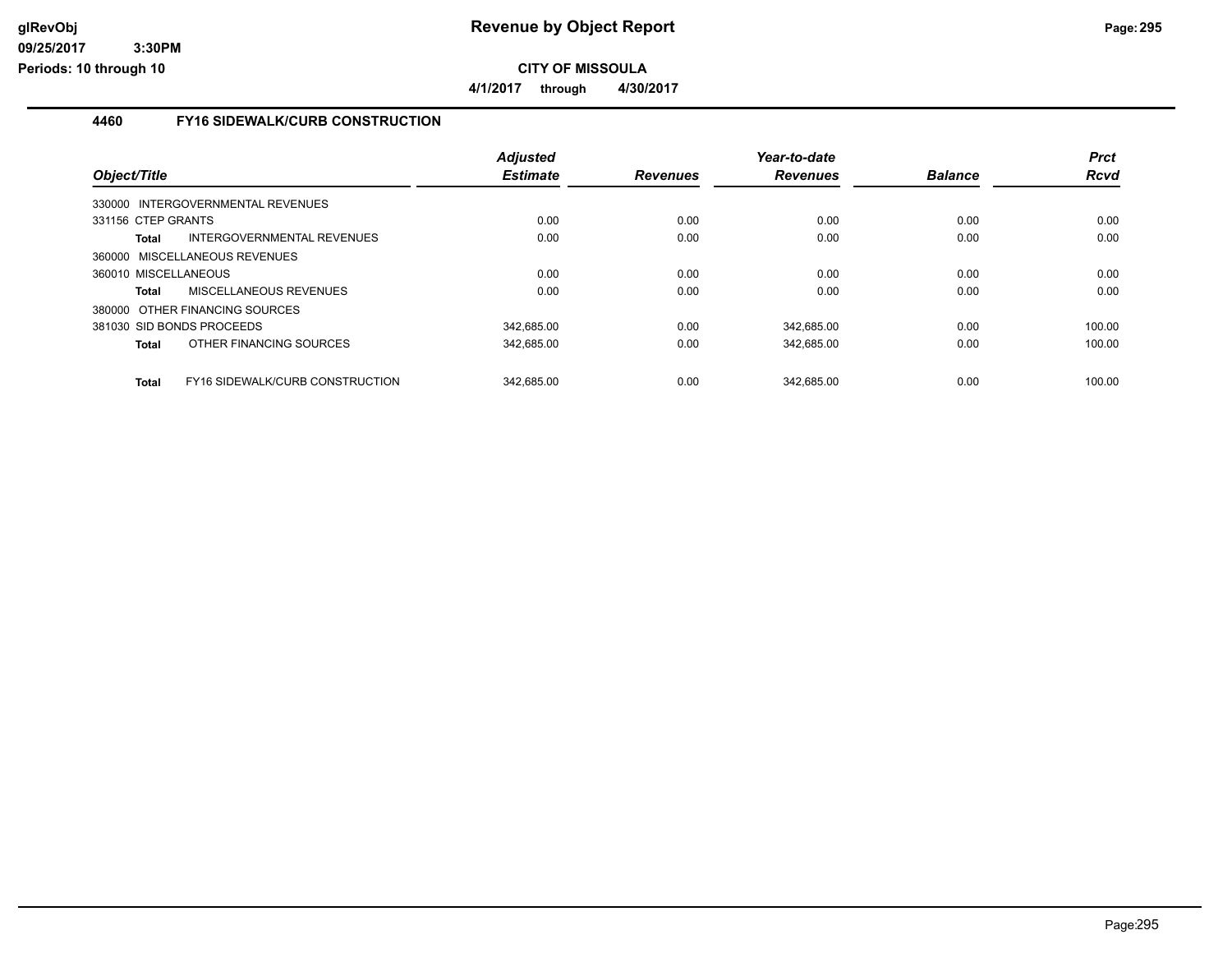**CITY OF MISSOULA**

**4/1/2017 through 4/30/2017**

## 4460 FY16 SIDEWALK/CURB CONSTRUCTION

| Object/Title | Adjusted Estimate | Revenues | Year-to-date Revenues | Balance | Prct Rcvd |
|---|---|---|---|---|---|
| 330000 INTERGOVERNMENTAL REVENUES | | | | | |
| 331156 CTEP GRANTS | 0.00 | 0.00 | 0.00 | 0.00 | 0.00 |
| **Total** INTERGOVERNMENTAL REVENUES | 0.00 | 0.00 | 0.00 | 0.00 | 0.00 |
| 360000 MISCELLANEOUS REVENUES | | | | | |
| 360010 MISCELLANEOUS | 0.00 | 0.00 | 0.00 | 0.00 | 0.00 |
| **Total** MISCELLANEOUS REVENUES | 0.00 | 0.00 | 0.00 | 0.00 | 0.00 |
| 380000 OTHER FINANCING SOURCES | | | | | |
| 381030 SID BONDS PROCEEDS | 342,685.00 | 0.00 | 342,685.00 | 0.00 | 100.00 |
| **Total** OTHER FINANCING SOURCES | 342,685.00 | 0.00 | 342,685.00 | 0.00 | 100.00 |
| **Total** FY16 SIDEWALK/CURB CONSTRUCTION | 342,685.00 | 0.00 | 342,685.00 | 0.00 | 100.00 |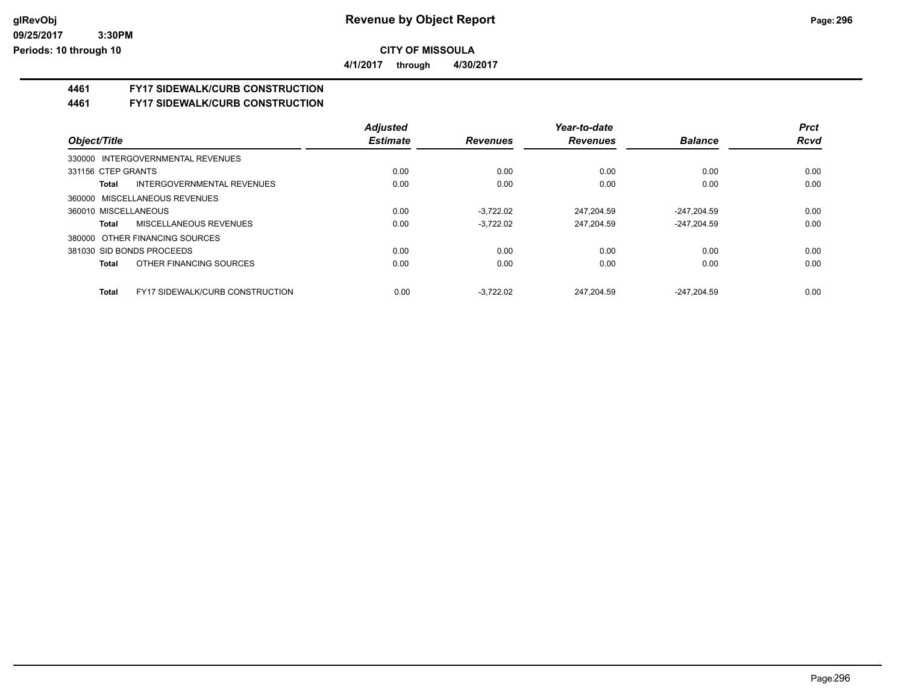**CITY OF MISSOULA**

**4/1/2017 through 4/30/2017**

## 4461 FY17 SIDEWALK/CURB CONSTRUCTION

## 4461 FY17 SIDEWALK/CURB CONSTRUCTION

| Object/Title | Adjusted Estimate | Revenues | Year-to-date Revenues | Balance | Prct Rcvd |
|---|---|---|---|---|---|
| 330000 INTERGOVERNMENTAL REVENUES | | | | | |
| 331156 CTEP GRANTS | 0.00 | 0.00 | 0.00 | 0.00 | 0.00 |
| **Total** INTERGOVERNMENTAL REVENUES | 0.00 | 0.00 | 0.00 | 0.00 | 0.00 |
| 360000 MISCELLANEOUS REVENUES | | | | | |
| 360010 MISCELLANEOUS | 0.00 | -3,722.02 | 247,204.59 | -247,204.59 | 0.00 |
| **Total** MISCELLANEOUS REVENUES | 0.00 | -3,722.02 | 247,204.59 | -247,204.59 | 0.00 |
| 380000 OTHER FINANCING SOURCES | | | | | |
| 381030 SID BONDS PROCEEDS | 0.00 | 0.00 | 0.00 | 0.00 | 0.00 |
| **Total** OTHER FINANCING SOURCES | 0.00 | 0.00 | 0.00 | 0.00 | 0.00 |
| **Total** FY17 SIDEWALK/CURB CONSTRUCTION | 0.00 | -3,722.02 | 247,204.59 | -247,204.59 | 0.00 |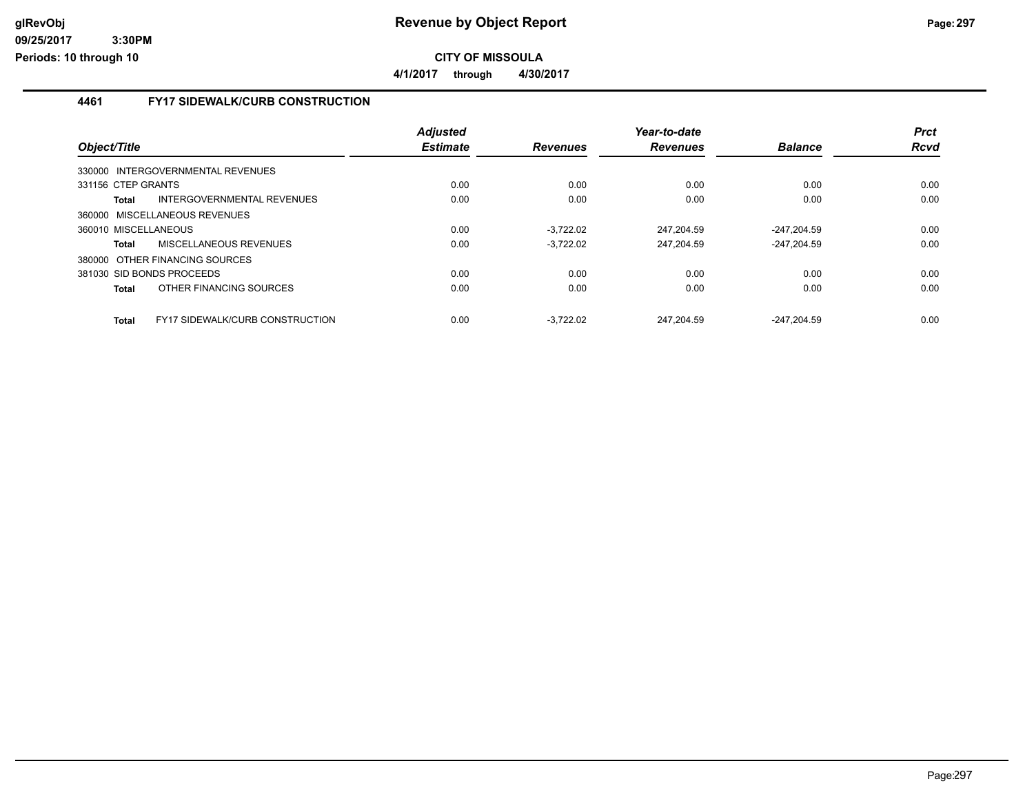**CITY OF MISSOULA**

**4/1/2017 through 4/30/2017**

### 4461 FY17 SIDEWALK/CURB CONSTRUCTION

| Object/Title | | Adjusted Estimate | Revenues | Year-to-date Revenues | Balance | Prct Rcvd |
|---|---|---|---|---|---|---|
| 330000 INTERGOVERNMENTAL REVENUES | | | | | | |
| 331156 CTEP GRANTS | | 0.00 | 0.00 | 0.00 | 0.00 | 0.00 |
| **Total** | INTERGOVERNMENTAL REVENUES | 0.00 | 0.00 | 0.00 | 0.00 | 0.00 |
| 360000 MISCELLANEOUS REVENUES | | | | | | |
| 360010 MISCELLANEOUS | | 0.00 | -3,722.02 | 247,204.59 | -247,204.59 | 0.00 |
| **Total** | MISCELLANEOUS REVENUES | 0.00 | -3,722.02 | 247,204.59 | -247,204.59 | 0.00 |
| 380000 OTHER FINANCING SOURCES | | | | | | |
| 381030 SID BONDS PROCEEDS | | 0.00 | 0.00 | 0.00 | 0.00 | 0.00 |
| **Total** | OTHER FINANCING SOURCES | 0.00 | 0.00 | 0.00 | 0.00 | 0.00 |
| **Total** | FY17 SIDEWALK/CURB CONSTRUCTION | 0.00 | -3,722.02 | 247,204.59 | -247,204.59 | 0.00 |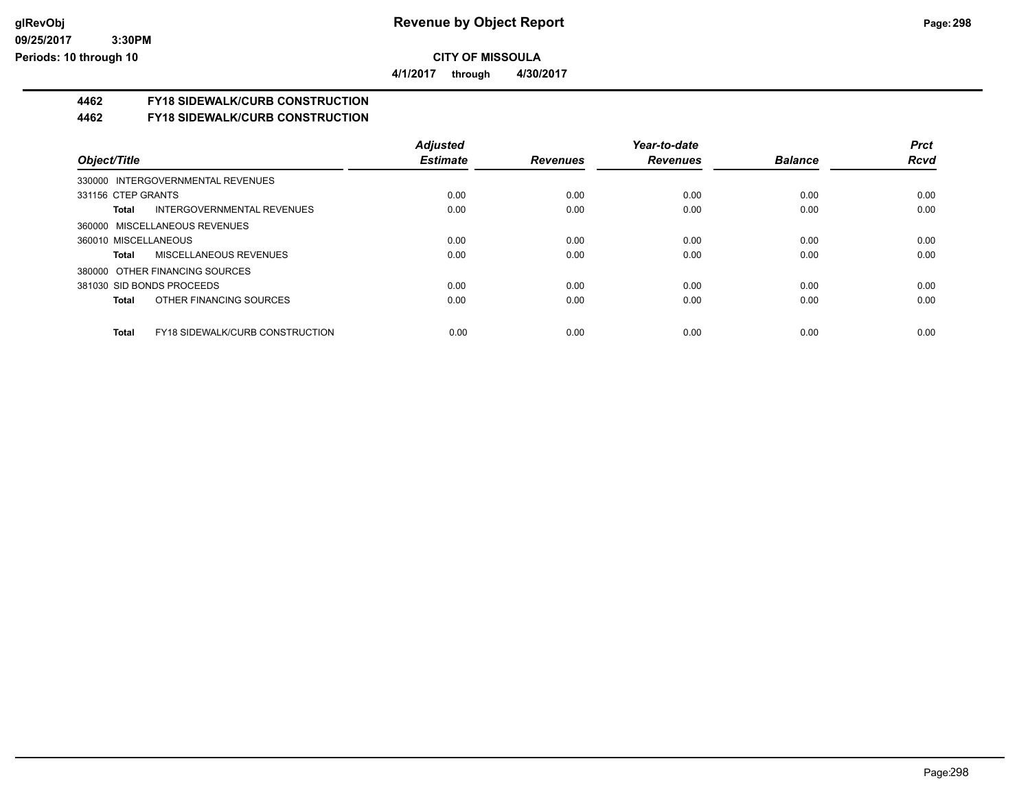**Revenue by Object Report**

**CITY OF MISSOULA**

**4/1/2017 through 4/30/2017**

## 4462 FY18 SIDEWALK/CURB CONSTRUCTION
## 4462 FY18 SIDEWALK/CURB CONSTRUCTION

| Object/Title | Adjusted Estimate | Revenues | Year-to-date Revenues | Balance | Prct Rcvd |
|---|---|---|---|---|---|
| 330000 INTERGOVERNMENTAL REVENUES | | | | | |
| 331156 CTEP GRANTS | 0.00 | 0.00 | 0.00 | 0.00 | 0.00 |
| **Total** INTERGOVERNMENTAL REVENUES | 0.00 | 0.00 | 0.00 | 0.00 | 0.00 |
| 360000 MISCELLANEOUS REVENUES | | | | | |
| 360010 MISCELLANEOUS | 0.00 | 0.00 | 0.00 | 0.00 | 0.00 |
| **Total** MISCELLANEOUS REVENUES | 0.00 | 0.00 | 0.00 | 0.00 | 0.00 |
| 380000 OTHER FINANCING SOURCES | | | | | |
| 381030 SID BONDS PROCEEDS | 0.00 | 0.00 | 0.00 | 0.00 | 0.00 |
| **Total** OTHER FINANCING SOURCES | 0.00 | 0.00 | 0.00 | 0.00 | 0.00 |
| **Total** FY18 SIDEWALK/CURB CONSTRUCTION | 0.00 | 0.00 | 0.00 | 0.00 | 0.00 |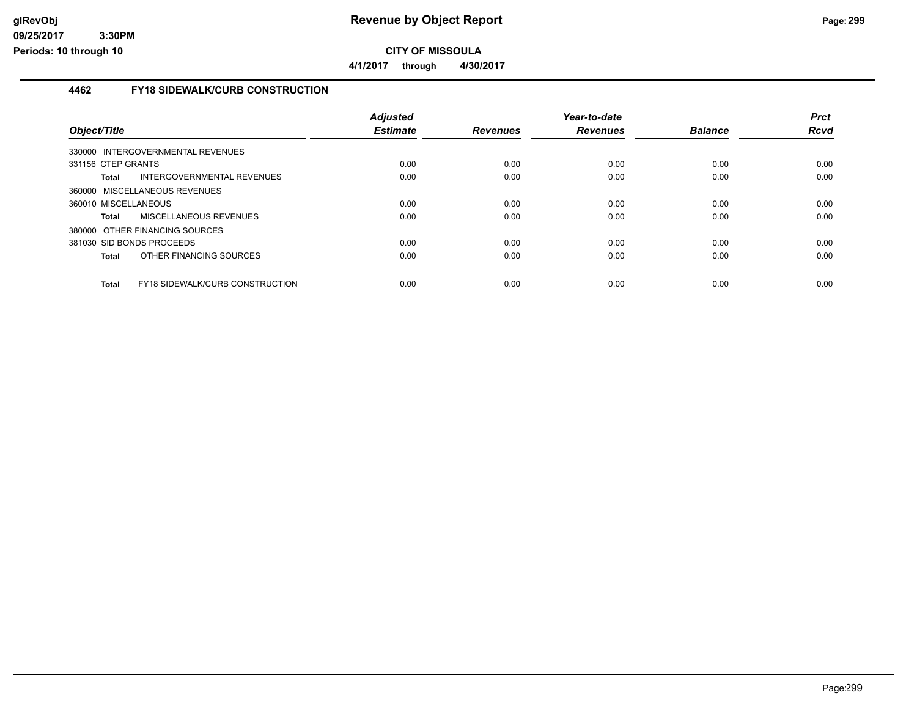# Revenue by Object Report

**CITY OF MISSOULA**

**4/1/2017 through 4/30/2017**

glRevObj
09/25/2017 3:30PM
Periods: 10 through 10

## 4462 FY18 SIDEWALK/CURB CONSTRUCTION

| Object/Title | Adjusted Estimate | Revenues | Year-to-date Revenues | Balance | Prct Rcvd |
|---|---|---|---|---|---|
| 330000 INTERGOVERNMENTAL REVENUES | | | | | |
| 331156 CTEP GRANTS | 0.00 | 0.00 | 0.00 | 0.00 | 0.00 |
| **Total** INTERGOVERNMENTAL REVENUES | 0.00 | 0.00 | 0.00 | 0.00 | 0.00 |
| 360000 MISCELLANEOUS REVENUES | | | | | |
| 360010 MISCELLANEOUS | 0.00 | 0.00 | 0.00 | 0.00 | 0.00 |
| **Total** MISCELLANEOUS REVENUES | 0.00 | 0.00 | 0.00 | 0.00 | 0.00 |
| 380000 OTHER FINANCING SOURCES | | | | | |
| 381030 SID BONDS PROCEEDS | 0.00 | 0.00 | 0.00 | 0.00 | 0.00 |
| **Total** OTHER FINANCING SOURCES | 0.00 | 0.00 | 0.00 | 0.00 | 0.00 |
| **Total** FY18 SIDEWALK/CURB CONSTRUCTION | 0.00 | 0.00 | 0.00 | 0.00 | 0.00 |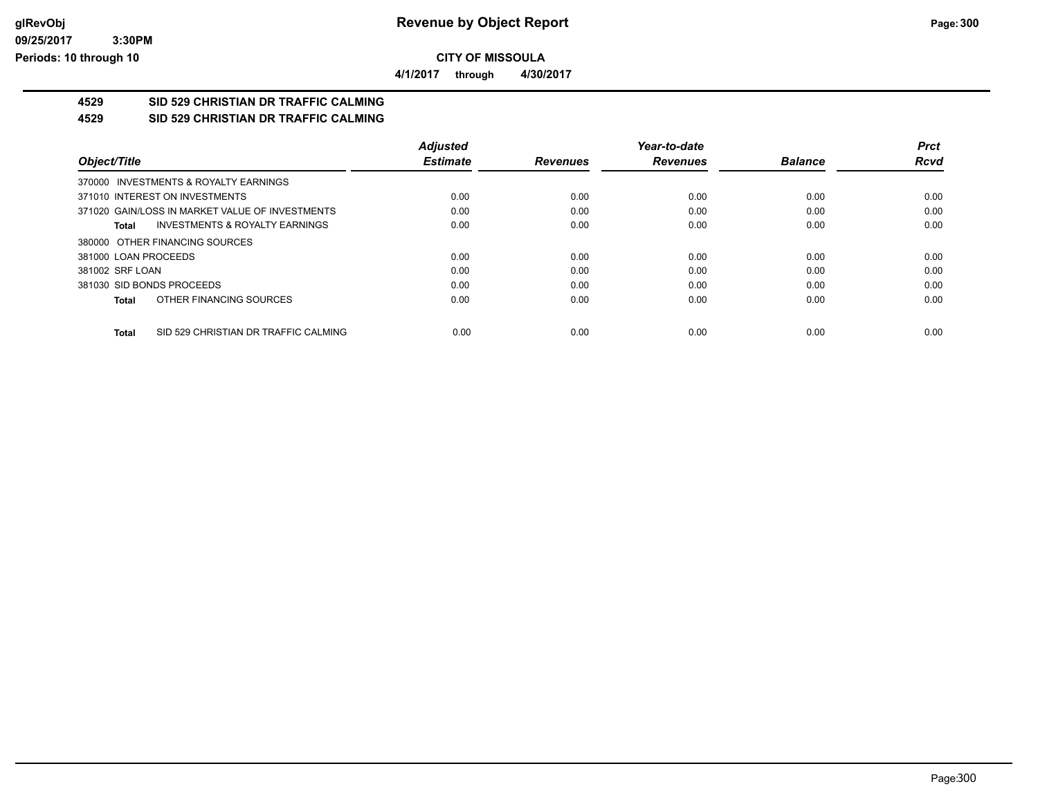**Revenue by Object Report**

**CITY OF MISSOULA**

**4/1/2017 through 4/30/2017**

## 4529 SID 529 CHRISTIAN DR TRAFFIC CALMING

## 4529 SID 529 CHRISTIAN DR TRAFFIC CALMING

| Object/Title | Adjusted Estimate | Revenues | Year-to-date Revenues | Balance | Prct Rcvd |
|---|---|---|---|---|---|
| 370000 INVESTMENTS & ROYALTY EARNINGS | | | | | |
| 371010 INTEREST ON INVESTMENTS | 0.00 | 0.00 | 0.00 | 0.00 | 0.00 |
| 371020 GAIN/LOSS IN MARKET VALUE OF INVESTMENTS | 0.00 | 0.00 | 0.00 | 0.00 | 0.00 |
| **Total** INVESTMENTS & ROYALTY EARNINGS | 0.00 | 0.00 | 0.00 | 0.00 | 0.00 |
| 380000 OTHER FINANCING SOURCES | | | | | |
| 381000 LOAN PROCEEDS | 0.00 | 0.00 | 0.00 | 0.00 | 0.00 |
| 381002 SRF LOAN | 0.00 | 0.00 | 0.00 | 0.00 | 0.00 |
| 381030 SID BONDS PROCEEDS | 0.00 | 0.00 | 0.00 | 0.00 | 0.00 |
| **Total** OTHER FINANCING SOURCES | 0.00 | 0.00 | 0.00 | 0.00 | 0.00 |
| **Total** SID 529 CHRISTIAN DR TRAFFIC CALMING | 0.00 | 0.00 | 0.00 | 0.00 | 0.00 |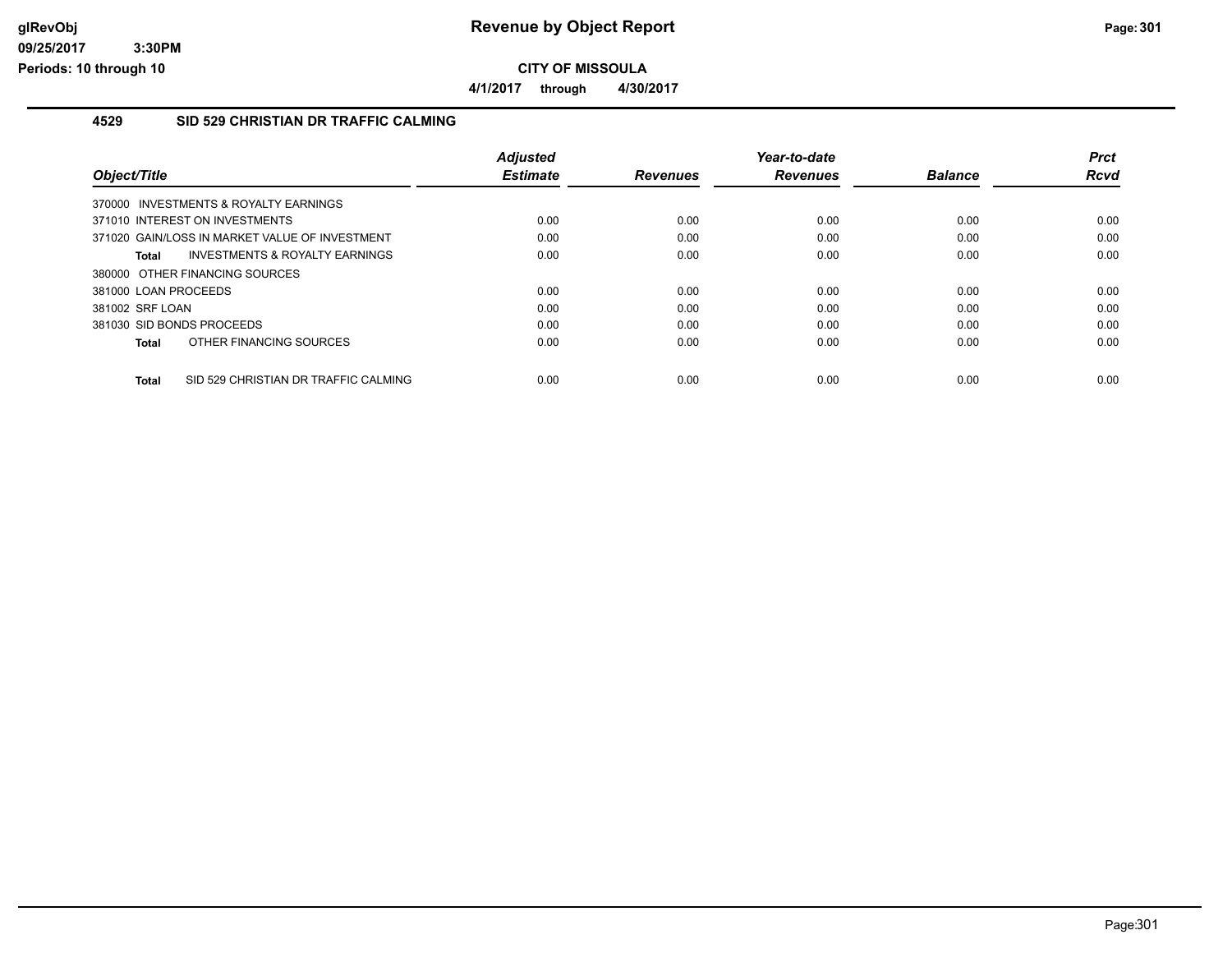# Revenue by Object Report

**CITY OF MISSOULA**

**4/1/2017 through 4/30/2017**

glRevObj
09/25/2017 3:30PM
Periods: 10 through 10

## 4529 SID 529 CHRISTIAN DR TRAFFIC CALMING

| Object/Title | Adjusted Estimate | Revenues | Year-to-date Revenues | Balance | Prct Rcvd |
|---|---|---|---|---|---|
| 370000 INVESTMENTS & ROYALTY EARNINGS | | | | | |
| 371010 INTEREST ON INVESTMENTS | 0.00 | 0.00 | 0.00 | 0.00 | 0.00 |
| 371020 GAIN/LOSS IN MARKET VALUE OF INVESTMENT | 0.00 | 0.00 | 0.00 | 0.00 | 0.00 |
| **Total** INVESTMENTS & ROYALTY EARNINGS | 0.00 | 0.00 | 0.00 | 0.00 | 0.00 |
| 380000 OTHER FINANCING SOURCES | | | | | |
| 381000 LOAN PROCEEDS | 0.00 | 0.00 | 0.00 | 0.00 | 0.00 |
| 381002 SRF LOAN | 0.00 | 0.00 | 0.00 | 0.00 | 0.00 |
| 381030 SID BONDS PROCEEDS | 0.00 | 0.00 | 0.00 | 0.00 | 0.00 |
| **Total** OTHER FINANCING SOURCES | 0.00 | 0.00 | 0.00 | 0.00 | 0.00 |
| **Total** SID 529 CHRISTIAN DR TRAFFIC CALMING | 0.00 | 0.00 | 0.00 | 0.00 | 0.00 |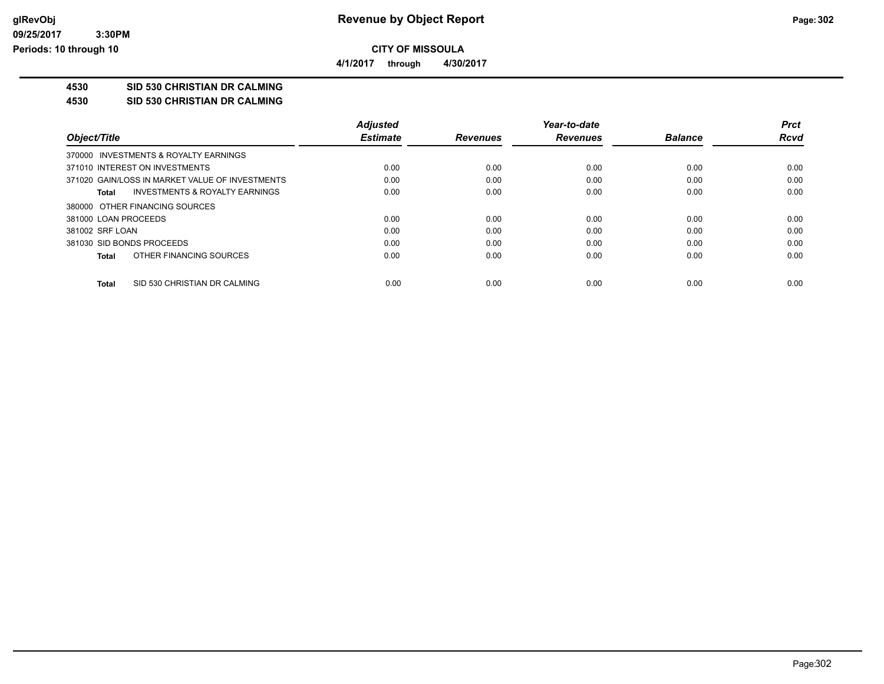# CITY OF MISSOULA

**4/1/2017 through 4/30/2017**

**4530 SID 530 CHRISTIAN DR CALMING**

**4530 SID 530 CHRISTIAN DR CALMING**

| Object/Title | Adjusted Estimate | Revenues | Year-to-date Revenues | Balance | Prct Rcvd |
|---|---|---|---|---|---|
| 370000 INVESTMENTS & ROYALTY EARNINGS | | | | | |
| 371010 INTEREST ON INVESTMENTS | 0.00 | 0.00 | 0.00 | 0.00 | 0.00 |
| 371020 GAIN/LOSS IN MARKET VALUE OF INVESTMENTS | 0.00 | 0.00 | 0.00 | 0.00 | 0.00 |
| **Total** INVESTMENTS & ROYALTY EARNINGS | 0.00 | 0.00 | 0.00 | 0.00 | 0.00 |
| 380000 OTHER FINANCING SOURCES | | | | | |
| 381000 LOAN PROCEEDS | 0.00 | 0.00 | 0.00 | 0.00 | 0.00 |
| 381002 SRF LOAN | 0.00 | 0.00 | 0.00 | 0.00 | 0.00 |
| 381030 SID BONDS PROCEEDS | 0.00 | 0.00 | 0.00 | 0.00 | 0.00 |
| **Total** OTHER FINANCING SOURCES | 0.00 | 0.00 | 0.00 | 0.00 | 0.00 |
| **Total** SID 530 CHRISTIAN DR CALMING | 0.00 | 0.00 | 0.00 | 0.00 | 0.00 |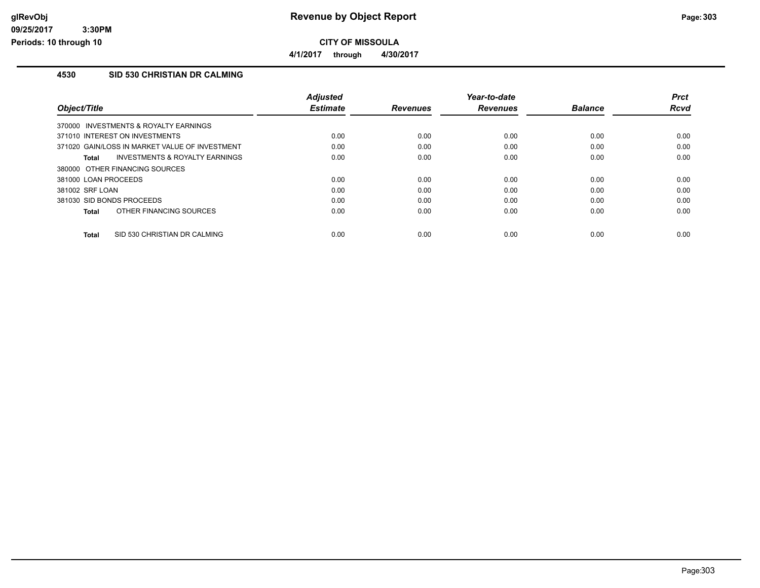# Revenue by Object Report

**CITY OF MISSOULA**

**4/1/2017 through 4/30/2017**

glRevObj
09/25/2017 3:30PM
Periods: 10 through 10

## 4530 SID 530 CHRISTIAN DR CALMING

| Object/Title | Adjusted Estimate | Revenues | Year-to-date Revenues | Balance | Prct Rcvd |
|---|---|---|---|---|---|
| 370000 INVESTMENTS & ROYALTY EARNINGS | | | | | |
| 371010 INTEREST ON INVESTMENTS | 0.00 | 0.00 | 0.00 | 0.00 | 0.00 |
| 371020 GAIN/LOSS IN MARKET VALUE OF INVESTMENT | 0.00 | 0.00 | 0.00 | 0.00 | 0.00 |
| **Total** INVESTMENTS & ROYALTY EARNINGS | 0.00 | 0.00 | 0.00 | 0.00 | 0.00 |
| 380000 OTHER FINANCING SOURCES | | | | | |
| 381000 LOAN PROCEEDS | 0.00 | 0.00 | 0.00 | 0.00 | 0.00 |
| 381002 SRF LOAN | 0.00 | 0.00 | 0.00 | 0.00 | 0.00 |
| 381030 SID BONDS PROCEEDS | 0.00 | 0.00 | 0.00 | 0.00 | 0.00 |
| **Total** OTHER FINANCING SOURCES | 0.00 | 0.00 | 0.00 | 0.00 | 0.00 |
| **Total** SID 530 CHRISTIAN DR CALMING | 0.00 | 0.00 | 0.00 | 0.00 | 0.00 |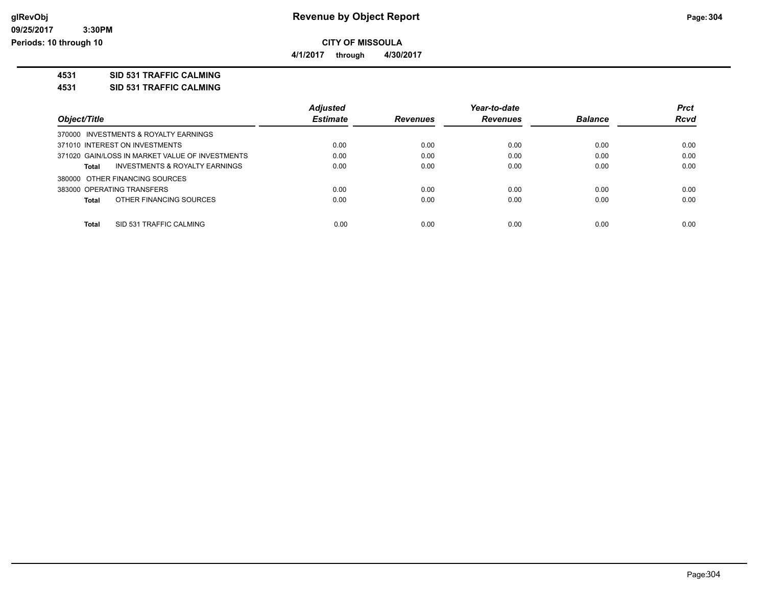# Revenue by Object Report

**CITY OF MISSOULA**

**4/1/2017 through 4/30/2017**

glRevObj
09/25/2017 3:30PM
Periods: 10 through 10

**4531 SID 531 TRAFFIC CALMING**

**4531 SID 531 TRAFFIC CALMING**

| Object/Title | Adjusted Estimate | Revenues | Year-to-date Revenues | Balance | Prct Rcvd |
|---|---|---|---|---|---|
| 370000 INVESTMENTS & ROYALTY EARNINGS | | | | | |
| 371010 INTEREST ON INVESTMENTS | 0.00 | 0.00 | 0.00 | 0.00 | 0.00 |
| 371020 GAIN/LOSS IN MARKET VALUE OF INVESTMENTS | 0.00 | 0.00 | 0.00 | 0.00 | 0.00 |
| **Total** INVESTMENTS & ROYALTY EARNINGS | 0.00 | 0.00 | 0.00 | 0.00 | 0.00 |
| 380000 OTHER FINANCING SOURCES | | | | | |
| 383000 OPERATING TRANSFERS | 0.00 | 0.00 | 0.00 | 0.00 | 0.00 |
| **Total** OTHER FINANCING SOURCES | 0.00 | 0.00 | 0.00 | 0.00 | 0.00 |
| **Total** SID 531 TRAFFIC CALMING | 0.00 | 0.00 | 0.00 | 0.00 | 0.00 |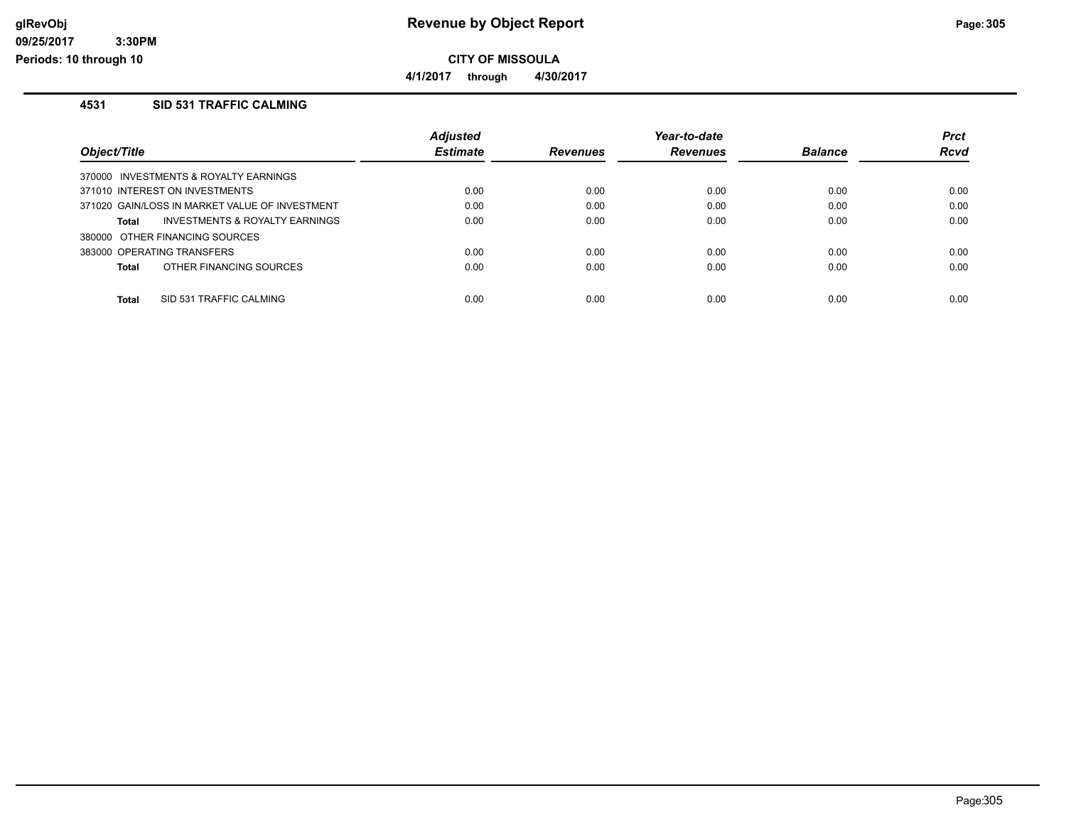# Revenue by Object Report

**CITY OF MISSOULA**

**4/1/2017 through 4/30/2017**

glRevObj
09/25/2017 3:30PM
Periods: 10 through 10

## 4531 SID 531 TRAFFIC CALMING

| Object/Title | Adjusted Estimate | Revenues | Year-to-date Revenues | Balance | Prct Rcvd |
|---|---|---|---|---|---|
| 370000 INVESTMENTS & ROYALTY EARNINGS | | | | | |
| 371010 INTEREST ON INVESTMENTS | 0.00 | 0.00 | 0.00 | 0.00 | 0.00 |
| 371020 GAIN/LOSS IN MARKET VALUE OF INVESTMENT | 0.00 | 0.00 | 0.00 | 0.00 | 0.00 |
| **Total** INVESTMENTS & ROYALTY EARNINGS | 0.00 | 0.00 | 0.00 | 0.00 | 0.00 |
| 380000 OTHER FINANCING SOURCES | | | | | |
| 383000 OPERATING TRANSFERS | 0.00 | 0.00 | 0.00 | 0.00 | 0.00 |
| **Total** OTHER FINANCING SOURCES | 0.00 | 0.00 | 0.00 | 0.00 | 0.00 |
| **Total** SID 531 TRAFFIC CALMING | 0.00 | 0.00 | 0.00 | 0.00 | 0.00 |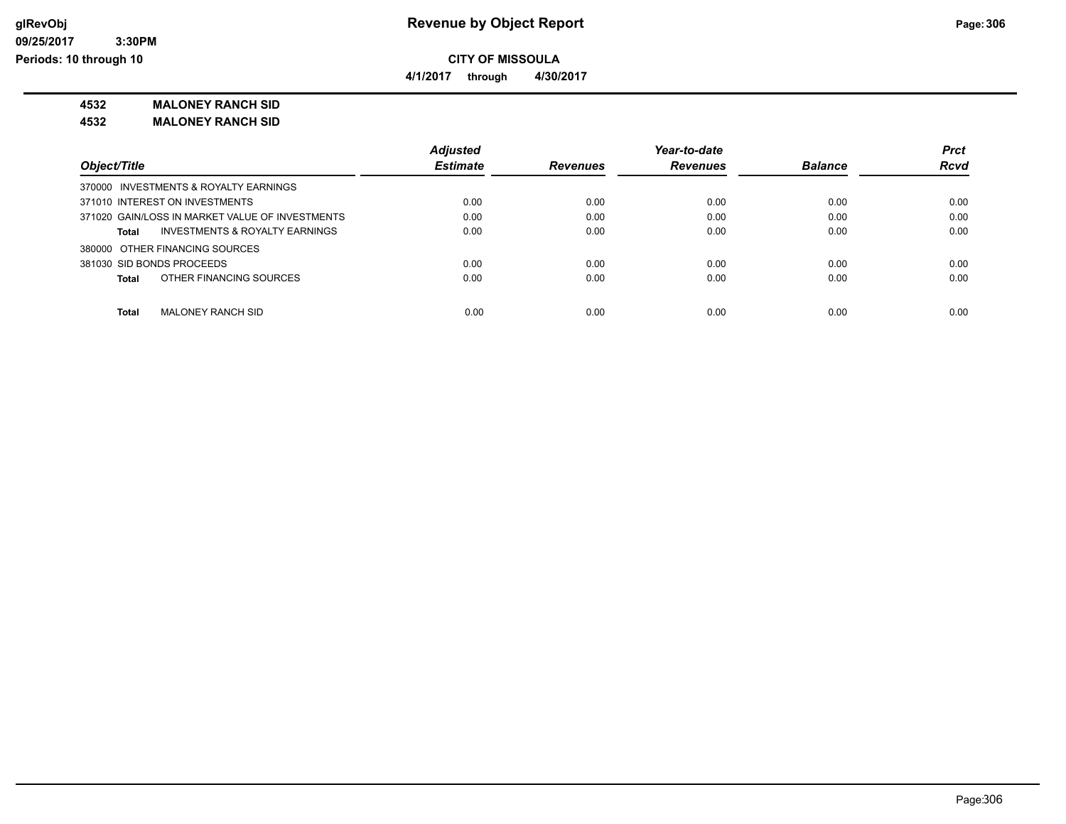**Revenue by Object Report**

**CITY OF MISSOULA**

**4/1/2017 through 4/30/2017**

glRevObj
09/25/2017 3:30PM
Periods: 10 through 10

**4532 MALONEY RANCH SID**

**4532 MALONEY RANCH SID**

| Object/Title | Adjusted Estimate | Revenues | Year-to-date Revenues | Balance | Prct Rcvd |
|---|---|---|---|---|---|
| 370000 INVESTMENTS & ROYALTY EARNINGS | | | | | |
| 371010 INTEREST ON INVESTMENTS | 0.00 | 0.00 | 0.00 | 0.00 | 0.00 |
| 371020 GAIN/LOSS IN MARKET VALUE OF INVESTMENTS | 0.00 | 0.00 | 0.00 | 0.00 | 0.00 |
| **Total** INVESTMENTS & ROYALTY EARNINGS | 0.00 | 0.00 | 0.00 | 0.00 | 0.00 |
| 380000 OTHER FINANCING SOURCES | | | | | |
| 381030 SID BONDS PROCEEDS | 0.00 | 0.00 | 0.00 | 0.00 | 0.00 |
| **Total** OTHER FINANCING SOURCES | 0.00 | 0.00 | 0.00 | 0.00 | 0.00 |
| **Total** MALONEY RANCH SID | 0.00 | 0.00 | 0.00 | 0.00 | 0.00 |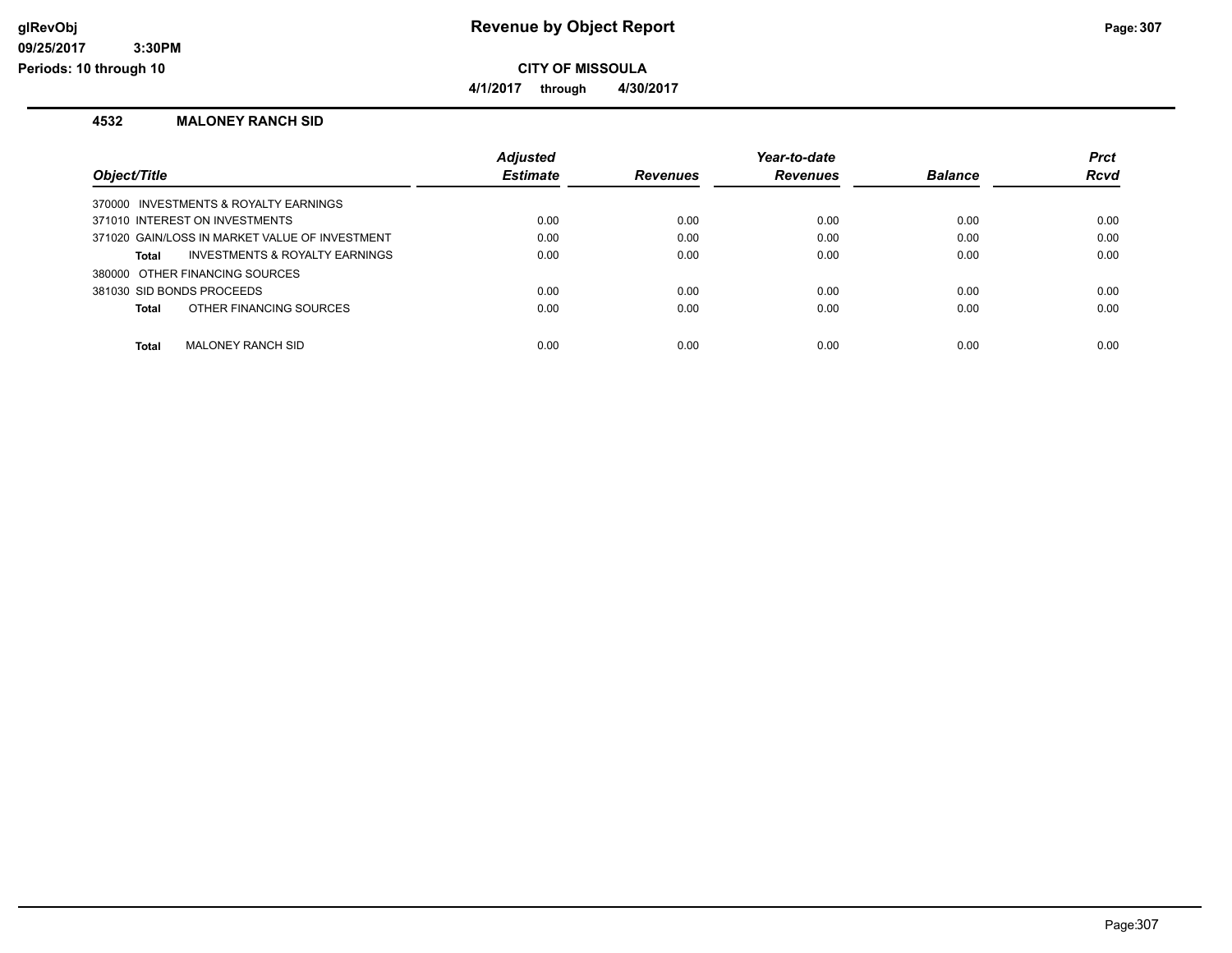# Revenue by Object Report

**CITY OF MISSOULA**

**4/1/2017 through 4/30/2017**

## 4532 MALONEY RANCH SID

| Object/Title | Adjusted Estimate | Revenues | Year-to-date Revenues | Balance | Prct Rcvd |
|---|---|---|---|---|---|
| 370000 INVESTMENTS & ROYALTY EARNINGS | | | | | |
| 371010 INTEREST ON INVESTMENTS | 0.00 | 0.00 | 0.00 | 0.00 | 0.00 |
| 371020 GAIN/LOSS IN MARKET VALUE OF INVESTMENT | 0.00 | 0.00 | 0.00 | 0.00 | 0.00 |
| **Total** INVESTMENTS & ROYALTY EARNINGS | 0.00 | 0.00 | 0.00 | 0.00 | 0.00 |
| 380000 OTHER FINANCING SOURCES | | | | | |
| 381030 SID BONDS PROCEEDS | 0.00 | 0.00 | 0.00 | 0.00 | 0.00 |
| **Total** OTHER FINANCING SOURCES | 0.00 | 0.00 | 0.00 | 0.00 | 0.00 |
| **Total** MALONEY RANCH SID | 0.00 | 0.00 | 0.00 | 0.00 | 0.00 |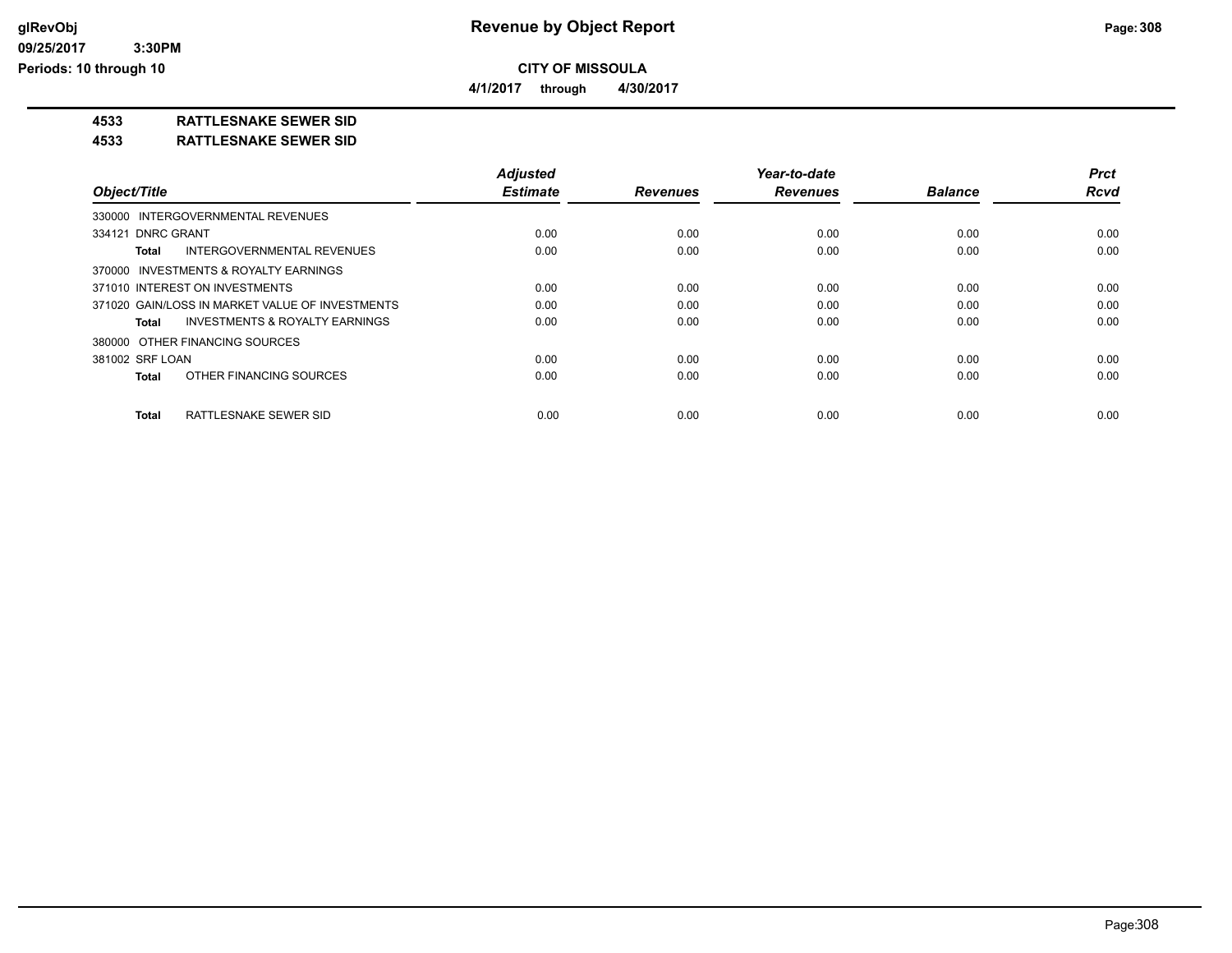# Revenue by Object Report

**CITY OF MISSOULA**

**4/1/2017 through 4/30/2017**

glRevObj
09/25/2017 3:30PM
Periods: 10 through 10

**4533 RATTLESNAKE SEWER SID**

**4533 RATTLESNAKE SEWER SID**

| Object/Title | Adjusted Estimate | Revenues | Year-to-date Revenues | Balance | Prct Rcvd |
|---|---|---|---|---|---|
| 330000 INTERGOVERNMENTAL REVENUES | | | | | |
| 334121 DNRC GRANT | 0.00 | 0.00 | 0.00 | 0.00 | 0.00 |
| **Total** INTERGOVERNMENTAL REVENUES | 0.00 | 0.00 | 0.00 | 0.00 | 0.00 |
| 370000 INVESTMENTS & ROYALTY EARNINGS | | | | | |
| 371010 INTEREST ON INVESTMENTS | 0.00 | 0.00 | 0.00 | 0.00 | 0.00 |
| 371020 GAIN/LOSS IN MARKET VALUE OF INVESTMENTS | 0.00 | 0.00 | 0.00 | 0.00 | 0.00 |
| **Total** INVESTMENTS & ROYALTY EARNINGS | 0.00 | 0.00 | 0.00 | 0.00 | 0.00 |
| 380000 OTHER FINANCING SOURCES | | | | | |
| 381002 SRF LOAN | 0.00 | 0.00 | 0.00 | 0.00 | 0.00 |
| **Total** OTHER FINANCING SOURCES | 0.00 | 0.00 | 0.00 | 0.00 | 0.00 |
| **Total** RATTLESNAKE SEWER SID | 0.00 | 0.00 | 0.00 | 0.00 | 0.00 |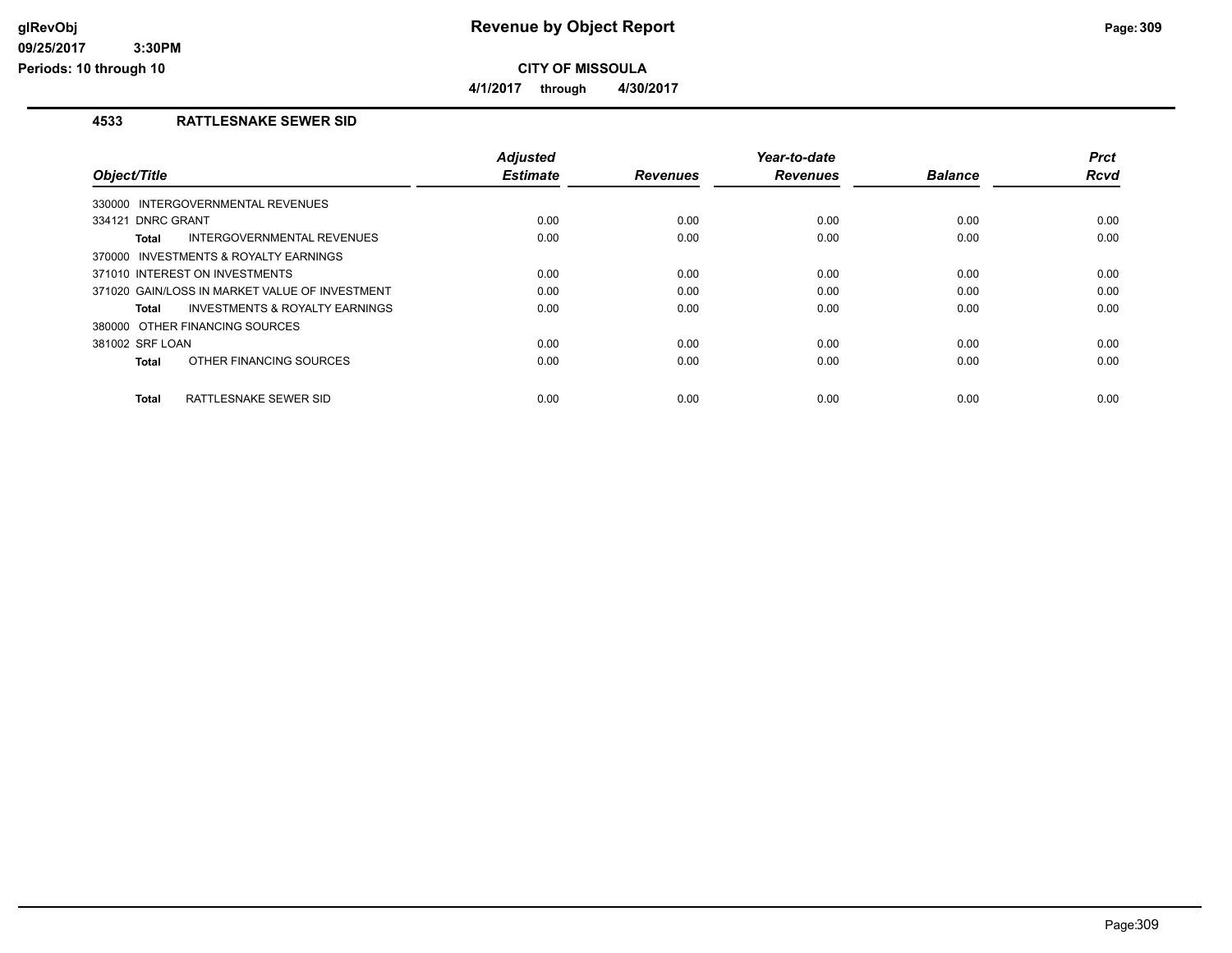# Revenue by Object Report

**CITY OF MISSOULA**

**4/1/2017 through 4/30/2017**

glRevObj
09/25/2017 3:30PM
Periods: 10 through 10

## 4533 RATTLESNAKE SEWER SID

| Object/Title | Adjusted Estimate | Revenues | Year-to-date Revenues | Balance | Prct Rcvd |
|---|---|---|---|---|---|
| 330000 INTERGOVERNMENTAL REVENUES | | | | | |
| 334121 DNRC GRANT | 0.00 | 0.00 | 0.00 | 0.00 | 0.00 |
| **Total** INTERGOVERNMENTAL REVENUES | 0.00 | 0.00 | 0.00 | 0.00 | 0.00 |
| 370000 INVESTMENTS & ROYALTY EARNINGS | | | | | |
| 371010 INTEREST ON INVESTMENTS | 0.00 | 0.00 | 0.00 | 0.00 | 0.00 |
| 371020 GAIN/LOSS IN MARKET VALUE OF INVESTMENT | 0.00 | 0.00 | 0.00 | 0.00 | 0.00 |
| **Total** INVESTMENTS & ROYALTY EARNINGS | 0.00 | 0.00 | 0.00 | 0.00 | 0.00 |
| 380000 OTHER FINANCING SOURCES | | | | | |
| 381002 SRF LOAN | 0.00 | 0.00 | 0.00 | 0.00 | 0.00 |
| **Total** OTHER FINANCING SOURCES | 0.00 | 0.00 | 0.00 | 0.00 | 0.00 |
| **Total** RATTLESNAKE SEWER SID | 0.00 | 0.00 | 0.00 | 0.00 | 0.00 |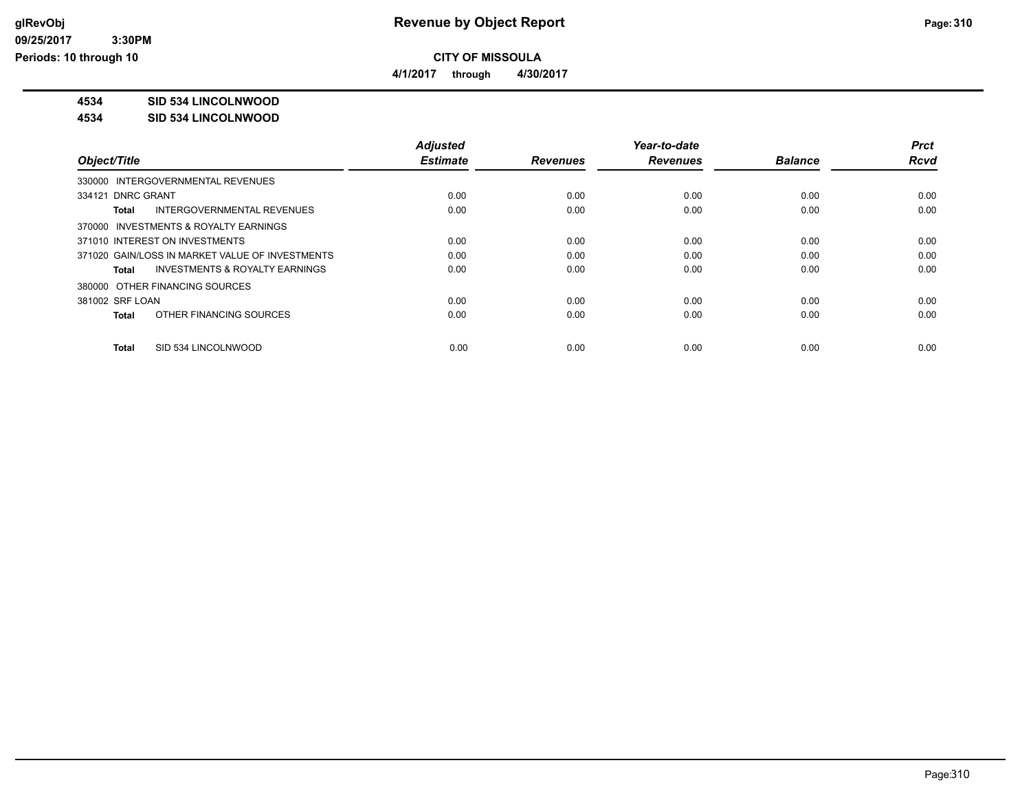# Revenue by Object Report

**CITY OF MISSOULA**

**4/1/2017 through 4/30/2017**

**4534 SID 534 LINCOLNWOOD**

**4534 SID 534 LINCOLNWOOD**

| Object/Title | Adjusted Estimate | Revenues | Year-to-date Revenues | Balance | Prct Rcvd |
|---|---|---|---|---|---|
| 330000 INTERGOVERNMENTAL REVENUES | | | | | |
| 334121 DNRC GRANT | 0.00 | 0.00 | 0.00 | 0.00 | 0.00 |
| **Total** INTERGOVERNMENTAL REVENUES | 0.00 | 0.00 | 0.00 | 0.00 | 0.00 |
| 370000 INVESTMENTS & ROYALTY EARNINGS | | | | | |
| 371010 INTEREST ON INVESTMENTS | 0.00 | 0.00 | 0.00 | 0.00 | 0.00 |
| 371020 GAIN/LOSS IN MARKET VALUE OF INVESTMENTS | 0.00 | 0.00 | 0.00 | 0.00 | 0.00 |
| **Total** INVESTMENTS & ROYALTY EARNINGS | 0.00 | 0.00 | 0.00 | 0.00 | 0.00 |
| 380000 OTHER FINANCING SOURCES | | | | | |
| 381002 SRF LOAN | 0.00 | 0.00 | 0.00 | 0.00 | 0.00 |
| **Total** OTHER FINANCING SOURCES | 0.00 | 0.00 | 0.00 | 0.00 | 0.00 |
| **Total** SID 534 LINCOLNWOOD | 0.00 | 0.00 | 0.00 | 0.00 | 0.00 |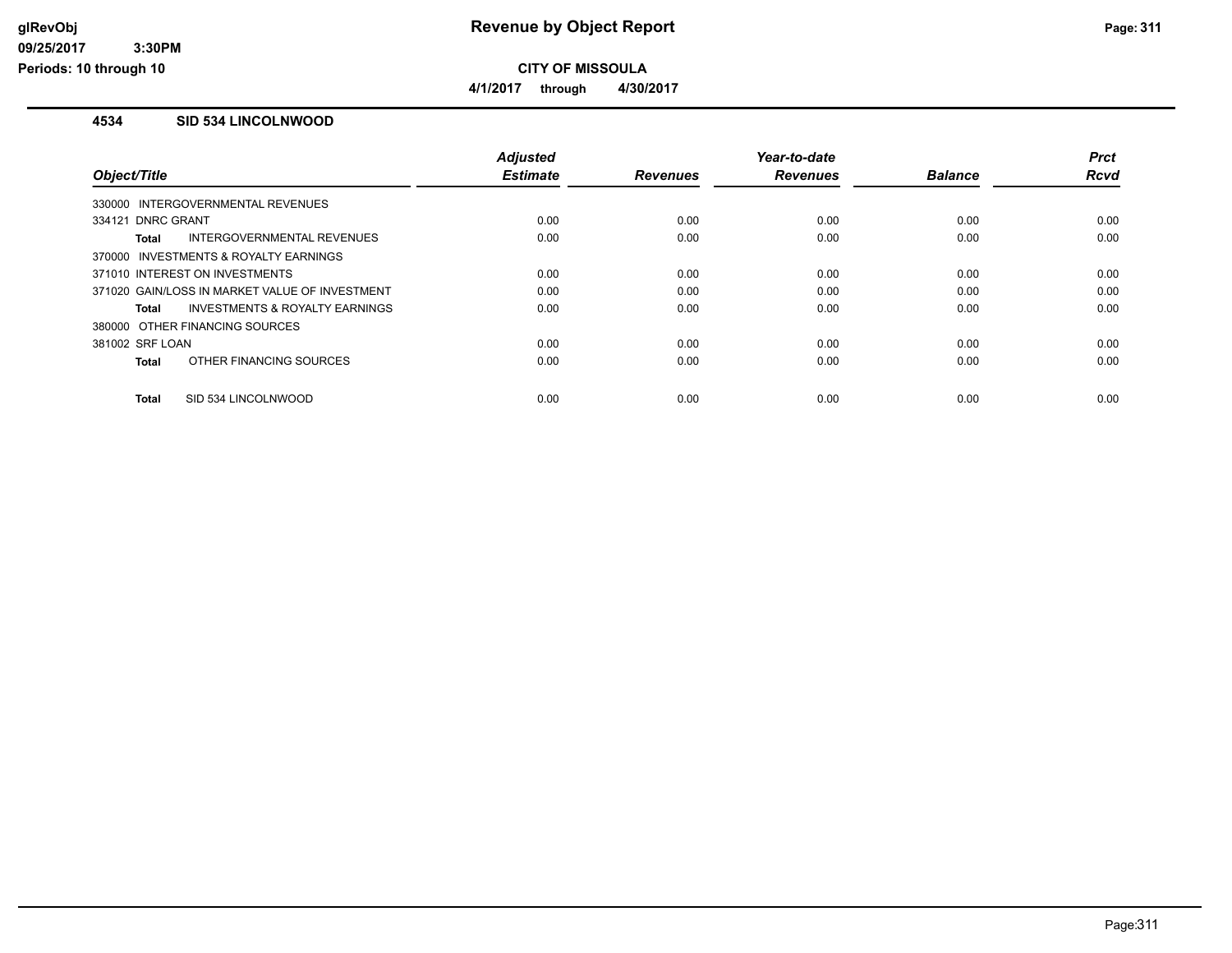# Revenue by Object Report

**CITY OF MISSOULA**

**4/1/2017 through 4/30/2017**

glRevObj
09/25/2017 3:30PM
Periods: 10 through 10

## 4534 SID 534 LINCOLNWOOD

| Object/Title | Adjusted Estimate | Revenues | Year-to-date Revenues | Balance | Prct Rcvd |
|---|---|---|---|---|---|
| 330000 INTERGOVERNMENTAL REVENUES | | | | | |
| 334121 DNRC GRANT | 0.00 | 0.00 | 0.00 | 0.00 | 0.00 |
| **Total** INTERGOVERNMENTAL REVENUES | 0.00 | 0.00 | 0.00 | 0.00 | 0.00 |
| 370000 INVESTMENTS & ROYALTY EARNINGS | | | | | |
| 371010 INTEREST ON INVESTMENTS | 0.00 | 0.00 | 0.00 | 0.00 | 0.00 |
| 371020 GAIN/LOSS IN MARKET VALUE OF INVESTMENT | 0.00 | 0.00 | 0.00 | 0.00 | 0.00 |
| **Total** INVESTMENTS & ROYALTY EARNINGS | 0.00 | 0.00 | 0.00 | 0.00 | 0.00 |
| 380000 OTHER FINANCING SOURCES | | | | | |
| 381002 SRF LOAN | 0.00 | 0.00 | 0.00 | 0.00 | 0.00 |
| **Total** OTHER FINANCING SOURCES | 0.00 | 0.00 | 0.00 | 0.00 | 0.00 |
| **Total** SID 534 LINCOLNWOOD | 0.00 | 0.00 | 0.00 | 0.00 | 0.00 |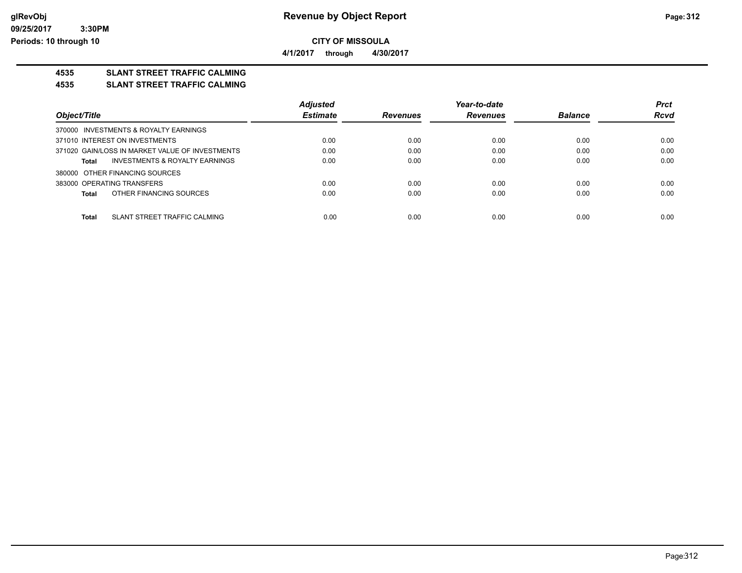# Revenue by Object Report

**CITY OF MISSOULA**

**4/1/2017 through 4/30/2017**

**4535 SLANT STREET TRAFFIC CALMING**

**4535 SLANT STREET TRAFFIC CALMING**

| Object/Title | Adjusted Estimate | Revenues | Year-to-date Revenues | Balance | Prct Rcvd |
|---|---|---|---|---|---|
| 370000 INVESTMENTS & ROYALTY EARNINGS | | | | | |
| 371010 INTEREST ON INVESTMENTS | 0.00 | 0.00 | 0.00 | 0.00 | 0.00 |
| 371020 GAIN/LOSS IN MARKET VALUE OF INVESTMENTS | 0.00 | 0.00 | 0.00 | 0.00 | 0.00 |
| **Total** INVESTMENTS & ROYALTY EARNINGS | 0.00 | 0.00 | 0.00 | 0.00 | 0.00 |
| 380000 OTHER FINANCING SOURCES | | | | | |
| 383000 OPERATING TRANSFERS | 0.00 | 0.00 | 0.00 | 0.00 | 0.00 |
| **Total** OTHER FINANCING SOURCES | 0.00 | 0.00 | 0.00 | 0.00 | 0.00 |
| **Total** SLANT STREET TRAFFIC CALMING | 0.00 | 0.00 | 0.00 | 0.00 | 0.00 |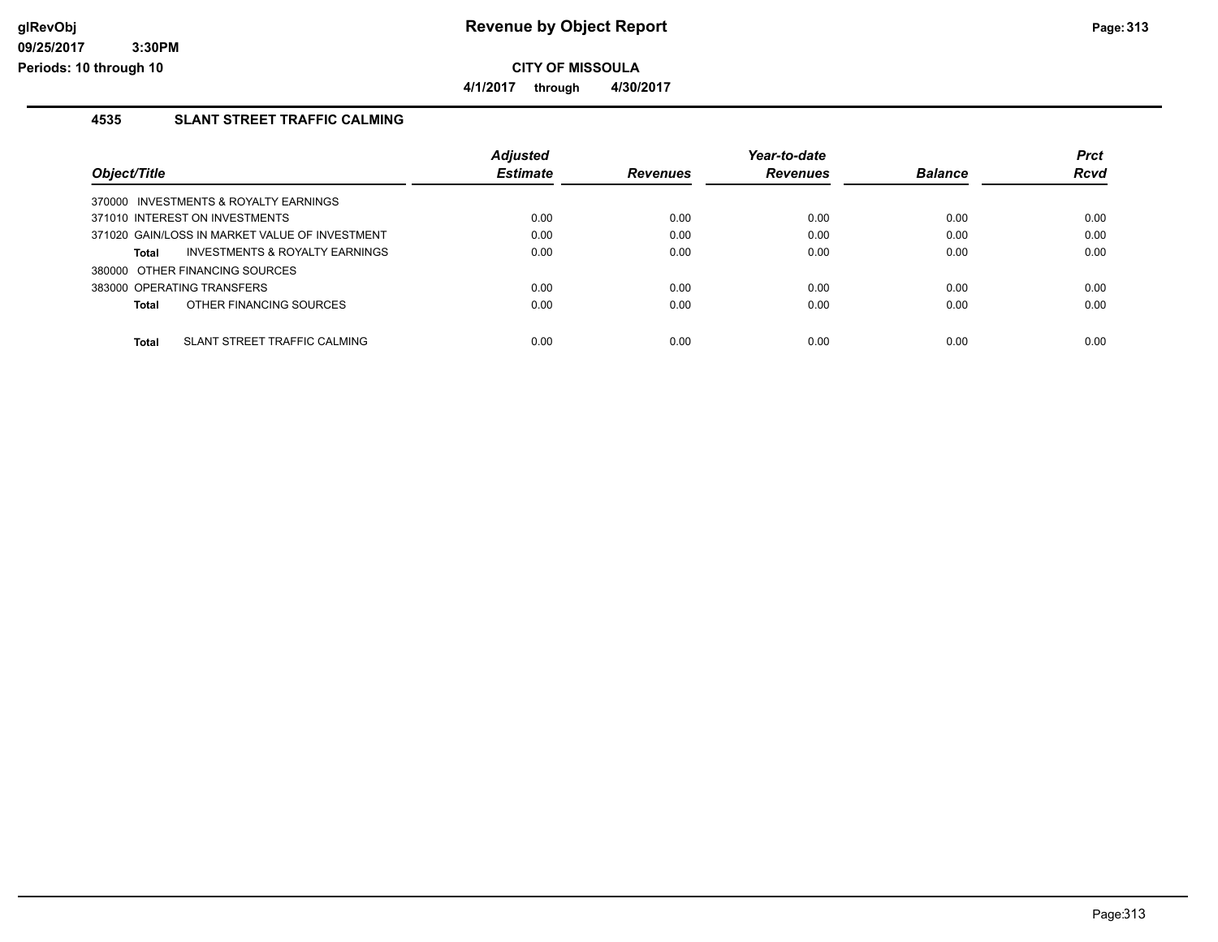**CITY OF MISSOULA**

**4/1/2017 through 4/30/2017**

## 4535 SLANT STREET TRAFFIC CALMING

| Object/Title | Adjusted Estimate | Revenues | Year-to-date Revenues | Balance | Prct Rcvd |
|---|---|---|---|---|---|
| 370000 INVESTMENTS & ROYALTY EARNINGS | | | | | |
| 371010 INTEREST ON INVESTMENTS | 0.00 | 0.00 | 0.00 | 0.00 | 0.00 |
| 371020 GAIN/LOSS IN MARKET VALUE OF INVESTMENT | 0.00 | 0.00 | 0.00 | 0.00 | 0.00 |
| **Total** INVESTMENTS & ROYALTY EARNINGS | 0.00 | 0.00 | 0.00 | 0.00 | 0.00 |
| 380000 OTHER FINANCING SOURCES | | | | | |
| 383000 OPERATING TRANSFERS | 0.00 | 0.00 | 0.00 | 0.00 | 0.00 |
| **Total** OTHER FINANCING SOURCES | 0.00 | 0.00 | 0.00 | 0.00 | 0.00 |
| **Total** SLANT STREET TRAFFIC CALMING | 0.00 | 0.00 | 0.00 | 0.00 | 0.00 |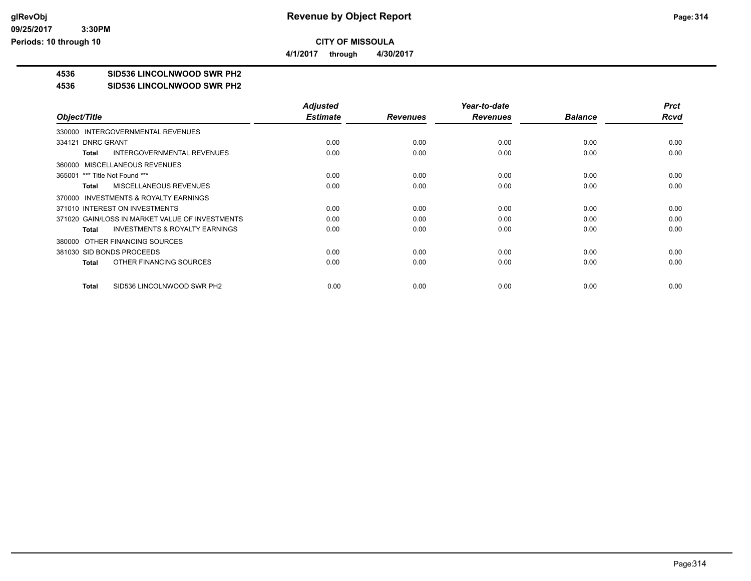# Revenue by Object Report

## CITY OF MISSOULA

**4/1/2017 through 4/30/2017**

**4536 SID536 LINCOLNWOOD SWR PH2**

**4536 SID536 LINCOLNWOOD SWR PH2**

| Object/Title | Adjusted Estimate | Revenues | Year-to-date Revenues | Balance | Prct Rcvd |
|---|---|---|---|---|---|
| 330000 INTERGOVERNMENTAL REVENUES | | | | | |
| 334121 DNRC GRANT | 0.00 | 0.00 | 0.00 | 0.00 | 0.00 |
| **Total** INTERGOVERNMENTAL REVENUES | 0.00 | 0.00 | 0.00 | 0.00 | 0.00 |
| 360000 MISCELLANEOUS REVENUES | | | | | |
| 365001 *** Title Not Found *** | 0.00 | 0.00 | 0.00 | 0.00 | 0.00 |
| **Total** MISCELLANEOUS REVENUES | 0.00 | 0.00 | 0.00 | 0.00 | 0.00 |
| 370000 INVESTMENTS & ROYALTY EARNINGS | | | | | |
| 371010 INTEREST ON INVESTMENTS | 0.00 | 0.00 | 0.00 | 0.00 | 0.00 |
| 371020 GAIN/LOSS IN MARKET VALUE OF INVESTMENTS | 0.00 | 0.00 | 0.00 | 0.00 | 0.00 |
| **Total** INVESTMENTS & ROYALTY EARNINGS | 0.00 | 0.00 | 0.00 | 0.00 | 0.00 |
| 380000 OTHER FINANCING SOURCES | | | | | |
| 381030 SID BONDS PROCEEDS | 0.00 | 0.00 | 0.00 | 0.00 | 0.00 |
| **Total** OTHER FINANCING SOURCES | 0.00 | 0.00 | 0.00 | 0.00 | 0.00 |
| **Total** SID536 LINCOLNWOOD SWR PH2 | 0.00 | 0.00 | 0.00 | 0.00 | 0.00 |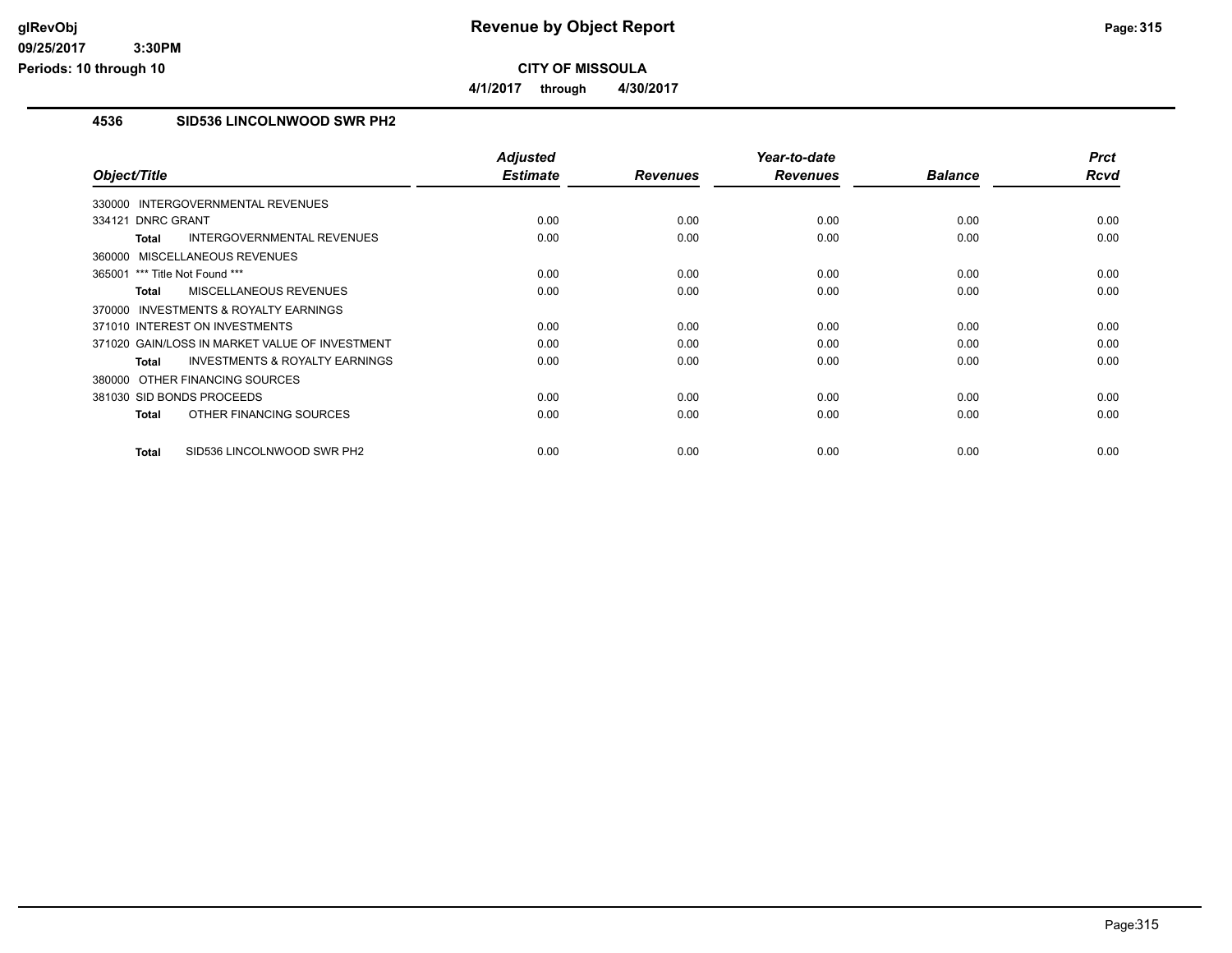**CITY OF MISSOULA**

**4/1/2017 through 4/30/2017**

## 4536 SID536 LINCOLNWOOD SWR PH2

| Object/Title | Adjusted Estimate | Revenues | Year-to-date Revenues | Balance | Prct Rcvd |
|---|---|---|---|---|---|
| 330000 INTERGOVERNMENTAL REVENUES | | | | | |
| 334121 DNRC GRANT | 0.00 | 0.00 | 0.00 | 0.00 | 0.00 |
| **Total** INTERGOVERNMENTAL REVENUES | 0.00 | 0.00 | 0.00 | 0.00 | 0.00 |
| 360000 MISCELLANEOUS REVENUES | | | | | |
| 365001 *** Title Not Found *** | 0.00 | 0.00 | 0.00 | 0.00 | 0.00 |
| **Total** MISCELLANEOUS REVENUES | 0.00 | 0.00 | 0.00 | 0.00 | 0.00 |
| 370000 INVESTMENTS & ROYALTY EARNINGS | | | | | |
| 371010 INTEREST ON INVESTMENTS | 0.00 | 0.00 | 0.00 | 0.00 | 0.00 |
| 371020 GAIN/LOSS IN MARKET VALUE OF INVESTMENT | 0.00 | 0.00 | 0.00 | 0.00 | 0.00 |
| **Total** INVESTMENTS & ROYALTY EARNINGS | 0.00 | 0.00 | 0.00 | 0.00 | 0.00 |
| 380000 OTHER FINANCING SOURCES | | | | | |
| 381030 SID BONDS PROCEEDS | 0.00 | 0.00 | 0.00 | 0.00 | 0.00 |
| **Total** OTHER FINANCING SOURCES | 0.00 | 0.00 | 0.00 | 0.00 | 0.00 |
| **Total** SID536 LINCOLNWOOD SWR PH2 | 0.00 | 0.00 | 0.00 | 0.00 | 0.00 |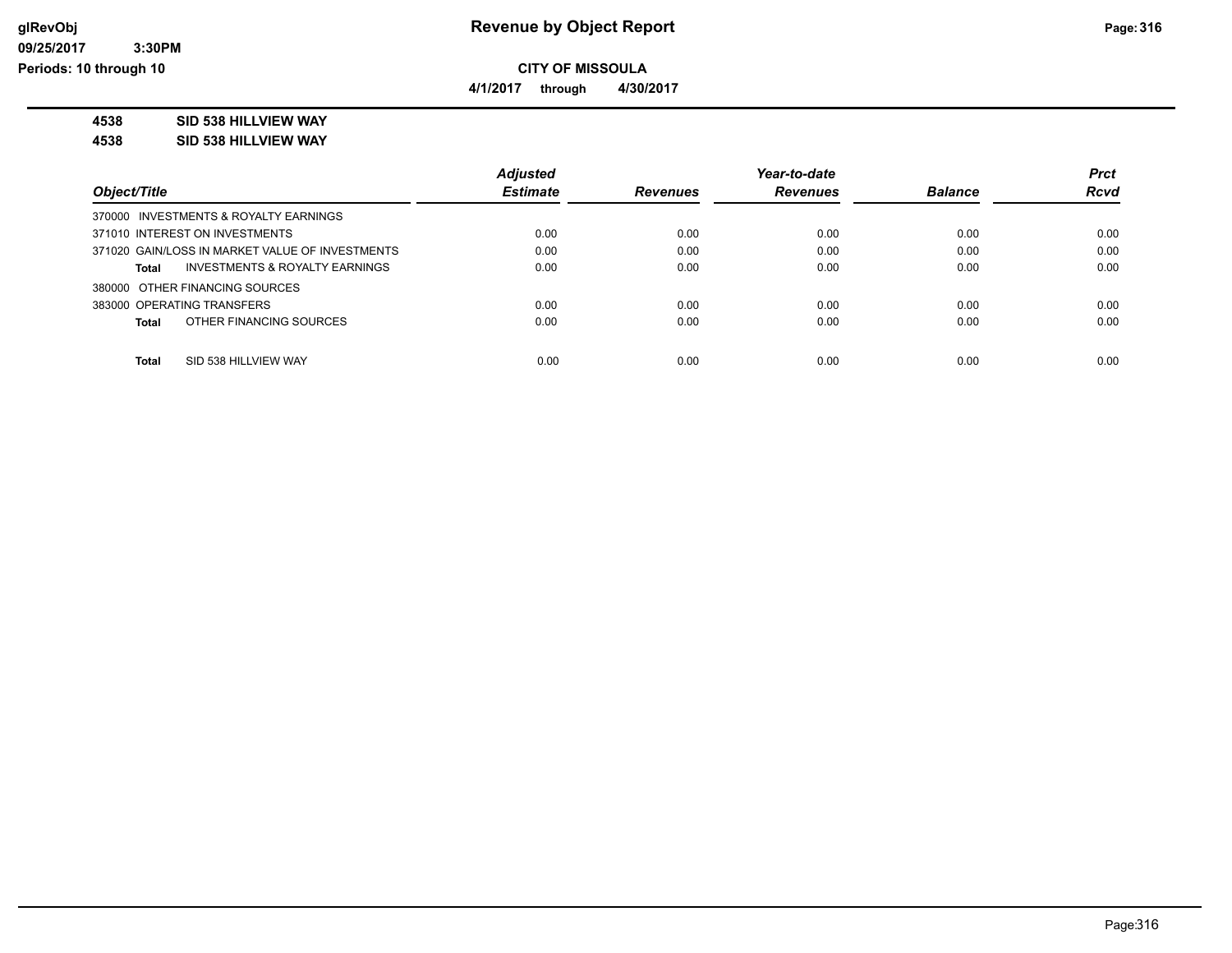# Revenue by Object Report

**CITY OF MISSOULA**

**4/1/2017 through 4/30/2017**

**4538 SID 538 HILLVIEW WAY**

**4538 SID 538 HILLVIEW WAY**

| Object/Title | Adjusted Estimate | Revenues | Year-to-date Revenues | Balance | Prct Rcvd |
|---|---|---|---|---|---|
| 370000 INVESTMENTS & ROYALTY EARNINGS | | | | | |
| 371010 INTEREST ON INVESTMENTS | 0.00 | 0.00 | 0.00 | 0.00 | 0.00 |
| 371020 GAIN/LOSS IN MARKET VALUE OF INVESTMENTS | 0.00 | 0.00 | 0.00 | 0.00 | 0.00 |
| **Total** INVESTMENTS & ROYALTY EARNINGS | 0.00 | 0.00 | 0.00 | 0.00 | 0.00 |
| 380000 OTHER FINANCING SOURCES | | | | | |
| 383000 OPERATING TRANSFERS | 0.00 | 0.00 | 0.00 | 0.00 | 0.00 |
| **Total** OTHER FINANCING SOURCES | 0.00 | 0.00 | 0.00 | 0.00 | 0.00 |
| **Total** SID 538 HILLVIEW WAY | 0.00 | 0.00 | 0.00 | 0.00 | 0.00 |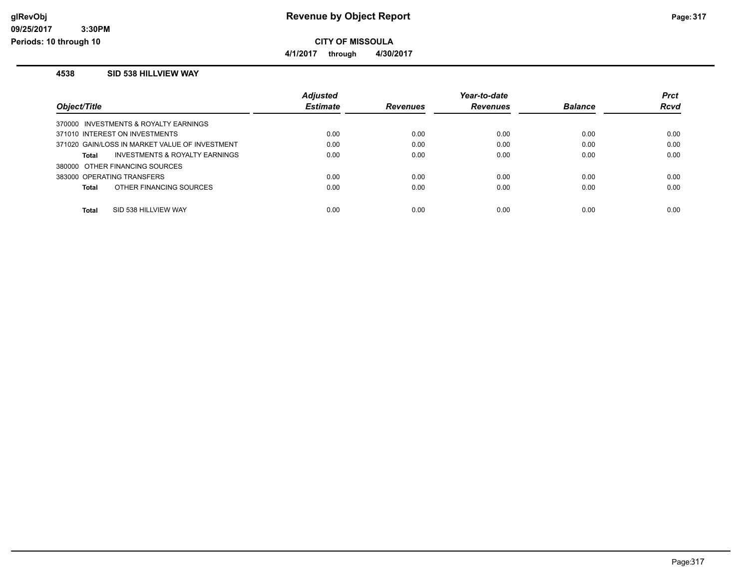# Revenue by Object Report

**CITY OF MISSOULA**

**4/1/2017 through 4/30/2017**

glRevObj
09/25/2017 3:30PM
Periods: 10 through 10

### 4538 SID 538 HILLVIEW WAY

| Object/Title | Adjusted Estimate | Revenues | Year-to-date Revenues | Balance | Prct Rcvd |
|---|---|---|---|---|---|
| 370000 INVESTMENTS & ROYALTY EARNINGS | | | | | |
| 371010 INTEREST ON INVESTMENTS | 0.00 | 0.00 | 0.00 | 0.00 | 0.00 |
| 371020 GAIN/LOSS IN MARKET VALUE OF INVESTMENT | 0.00 | 0.00 | 0.00 | 0.00 | 0.00 |
| **Total** INVESTMENTS & ROYALTY EARNINGS | 0.00 | 0.00 | 0.00 | 0.00 | 0.00 |
| 380000 OTHER FINANCING SOURCES | | | | | |
| 383000 OPERATING TRANSFERS | 0.00 | 0.00 | 0.00 | 0.00 | 0.00 |
| **Total** OTHER FINANCING SOURCES | 0.00 | 0.00 | 0.00 | 0.00 | 0.00 |
| **Total** SID 538 HILLVIEW WAY | 0.00 | 0.00 | 0.00 | 0.00 | 0.00 |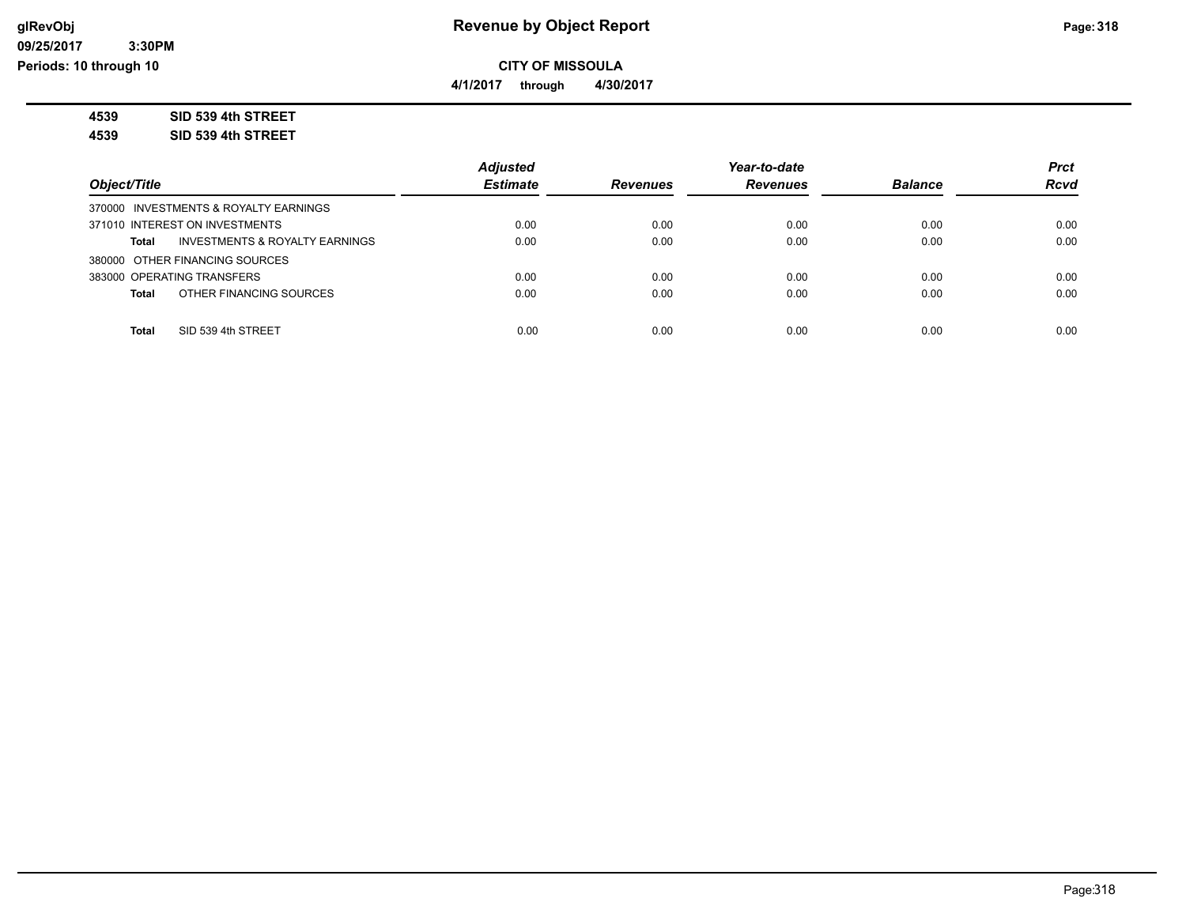# Revenue by Object Report

**CITY OF MISSOULA**

**4/1/2017 through 4/30/2017**

**4539 SID 539 4th STREET**

**4539 SID 539 4th STREET**

| Object/Title | Adjusted Estimate | Revenues | Year-to-date Revenues | Balance | Prct Rcvd |
|---|---|---|---|---|---|
| 370000 INVESTMENTS & ROYALTY EARNINGS | | | | | |
| 371010 INTEREST ON INVESTMENTS | 0.00 | 0.00 | 0.00 | 0.00 | 0.00 |
| **Total** INVESTMENTS & ROYALTY EARNINGS | 0.00 | 0.00 | 0.00 | 0.00 | 0.00 |
| 380000 OTHER FINANCING SOURCES | | | | | |
| 383000 OPERATING TRANSFERS | 0.00 | 0.00 | 0.00 | 0.00 | 0.00 |
| **Total** OTHER FINANCING SOURCES | 0.00 | 0.00 | 0.00 | 0.00 | 0.00 |
| **Total** SID 539 4th STREET | 0.00 | 0.00 | 0.00 | 0.00 | 0.00 |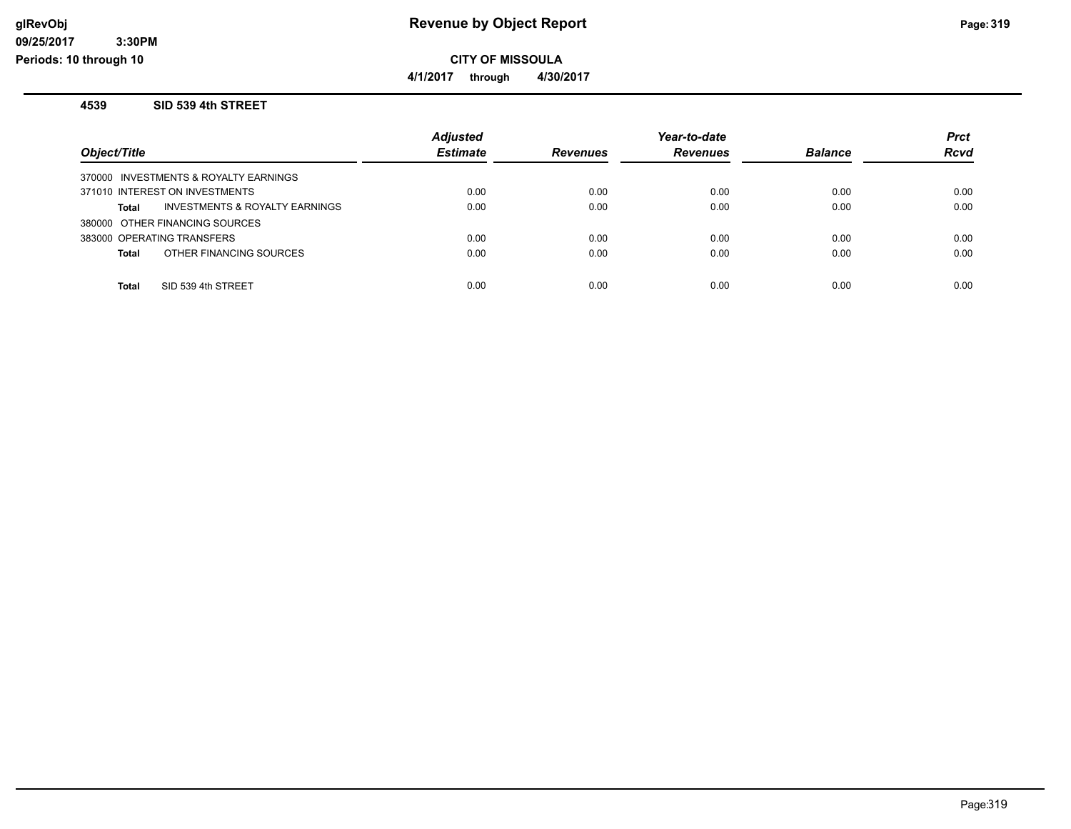# Revenue by Object Report

**CITY OF MISSOULA**

**4/1/2017 through 4/30/2017**

## 4539 SID 539 4th STREET

| Object/Title | Adjusted Estimate | Revenues | Year-to-date Revenues | Balance | Prct Rcvd |
|---|---|---|---|---|---|
| 370000 INVESTMENTS & ROYALTY EARNINGS | | | | | |
| 371010 INTEREST ON INVESTMENTS | 0.00 | 0.00 | 0.00 | 0.00 | 0.00 |
| **Total** INVESTMENTS & ROYALTY EARNINGS | 0.00 | 0.00 | 0.00 | 0.00 | 0.00 |
| 380000 OTHER FINANCING SOURCES | | | | | |
| 383000 OPERATING TRANSFERS | 0.00 | 0.00 | 0.00 | 0.00 | 0.00 |
| **Total** OTHER FINANCING SOURCES | 0.00 | 0.00 | 0.00 | 0.00 | 0.00 |
| **Total** SID 539 4th STREET | 0.00 | 0.00 | 0.00 | 0.00 | 0.00 |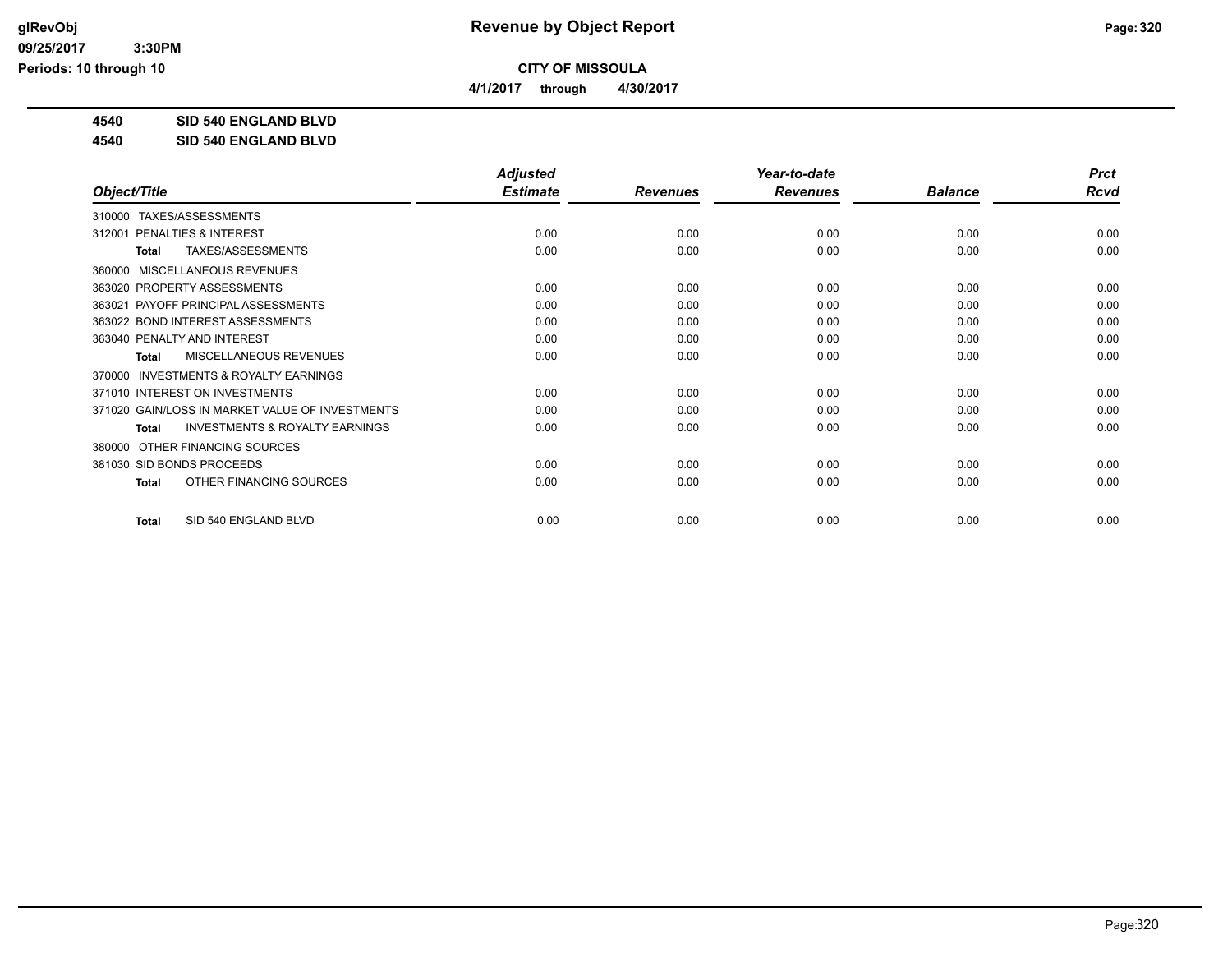# Revenue by Object Report

**CITY OF MISSOULA**

**4/1/2017 through 4/30/2017**

**4540 SID 540 ENGLAND BLVD**

**4540 SID 540 ENGLAND BLVD**

| Object/Title | Adjusted Estimate | Revenues | Year-to-date Revenues | Balance | Prct Rcvd |
|---|---|---|---|---|---|
| 310000 TAXES/ASSESSMENTS | | | | | |
| 312001 PENALTIES & INTEREST | 0.00 | 0.00 | 0.00 | 0.00 | 0.00 |
| **Total** TAXES/ASSESSMENTS | 0.00 | 0.00 | 0.00 | 0.00 | 0.00 |
| 360000 MISCELLANEOUS REVENUES | | | | | |
| 363020 PROPERTY ASSESSMENTS | 0.00 | 0.00 | 0.00 | 0.00 | 0.00 |
| 363021 PAYOFF PRINCIPAL ASSESSMENTS | 0.00 | 0.00 | 0.00 | 0.00 | 0.00 |
| 363022 BOND INTEREST ASSESSMENTS | 0.00 | 0.00 | 0.00 | 0.00 | 0.00 |
| 363040 PENALTY AND INTEREST | 0.00 | 0.00 | 0.00 | 0.00 | 0.00 |
| **Total** MISCELLANEOUS REVENUES | 0.00 | 0.00 | 0.00 | 0.00 | 0.00 |
| 370000 INVESTMENTS & ROYALTY EARNINGS | | | | | |
| 371010 INTEREST ON INVESTMENTS | 0.00 | 0.00 | 0.00 | 0.00 | 0.00 |
| 371020 GAIN/LOSS IN MARKET VALUE OF INVESTMENTS | 0.00 | 0.00 | 0.00 | 0.00 | 0.00 |
| **Total** INVESTMENTS & ROYALTY EARNINGS | 0.00 | 0.00 | 0.00 | 0.00 | 0.00 |
| 380000 OTHER FINANCING SOURCES | | | | | |
| 381030 SID BONDS PROCEEDS | 0.00 | 0.00 | 0.00 | 0.00 | 0.00 |
| **Total** OTHER FINANCING SOURCES | 0.00 | 0.00 | 0.00 | 0.00 | 0.00 |
| **Total** SID 540 ENGLAND BLVD | 0.00 | 0.00 | 0.00 | 0.00 | 0.00 |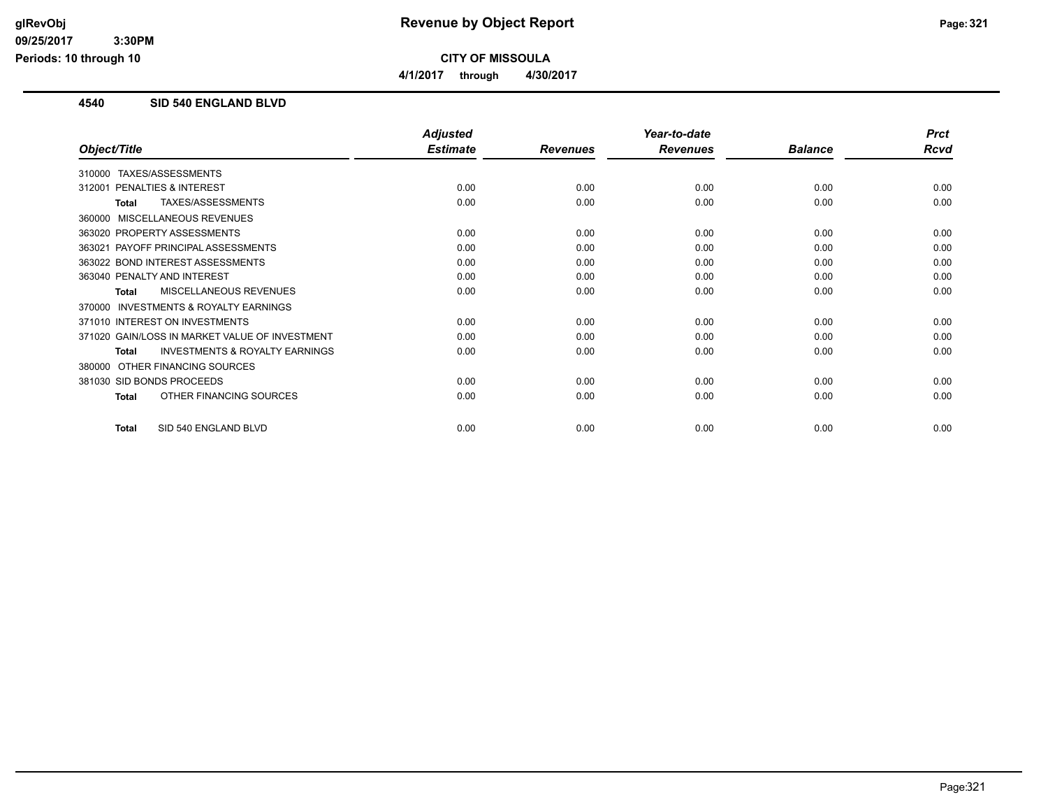**CITY OF MISSOULA**

**4/1/2017 through 4/30/2017**

## 4540 SID 540 ENGLAND BLVD

| Object/Title | Adjusted Estimate | Revenues | Year-to-date Revenues | Balance | Prct Rcvd |
|---|---|---|---|---|---|
| 310000 TAXES/ASSESSMENTS | | | | | |
| 312001 PENALTIES & INTEREST | 0.00 | 0.00 | 0.00 | 0.00 | 0.00 |
| **Total** TAXES/ASSESSMENTS | 0.00 | 0.00 | 0.00 | 0.00 | 0.00 |
| 360000 MISCELLANEOUS REVENUES | | | | | |
| 363020 PROPERTY ASSESSMENTS | 0.00 | 0.00 | 0.00 | 0.00 | 0.00 |
| 363021 PAYOFF PRINCIPAL ASSESSMENTS | 0.00 | 0.00 | 0.00 | 0.00 | 0.00 |
| 363022 BOND INTEREST ASSESSMENTS | 0.00 | 0.00 | 0.00 | 0.00 | 0.00 |
| 363040 PENALTY AND INTEREST | 0.00 | 0.00 | 0.00 | 0.00 | 0.00 |
| **Total** MISCELLANEOUS REVENUES | 0.00 | 0.00 | 0.00 | 0.00 | 0.00 |
| 370000 INVESTMENTS & ROYALTY EARNINGS | | | | | |
| 371010 INTEREST ON INVESTMENTS | 0.00 | 0.00 | 0.00 | 0.00 | 0.00 |
| 371020 GAIN/LOSS IN MARKET VALUE OF INVESTMENT | 0.00 | 0.00 | 0.00 | 0.00 | 0.00 |
| **Total** INVESTMENTS & ROYALTY EARNINGS | 0.00 | 0.00 | 0.00 | 0.00 | 0.00 |
| 380000 OTHER FINANCING SOURCES | | | | | |
| 381030 SID BONDS PROCEEDS | 0.00 | 0.00 | 0.00 | 0.00 | 0.00 |
| **Total** OTHER FINANCING SOURCES | 0.00 | 0.00 | 0.00 | 0.00 | 0.00 |
| **Total** SID 540 ENGLAND BLVD | 0.00 | 0.00 | 0.00 | 0.00 | 0.00 |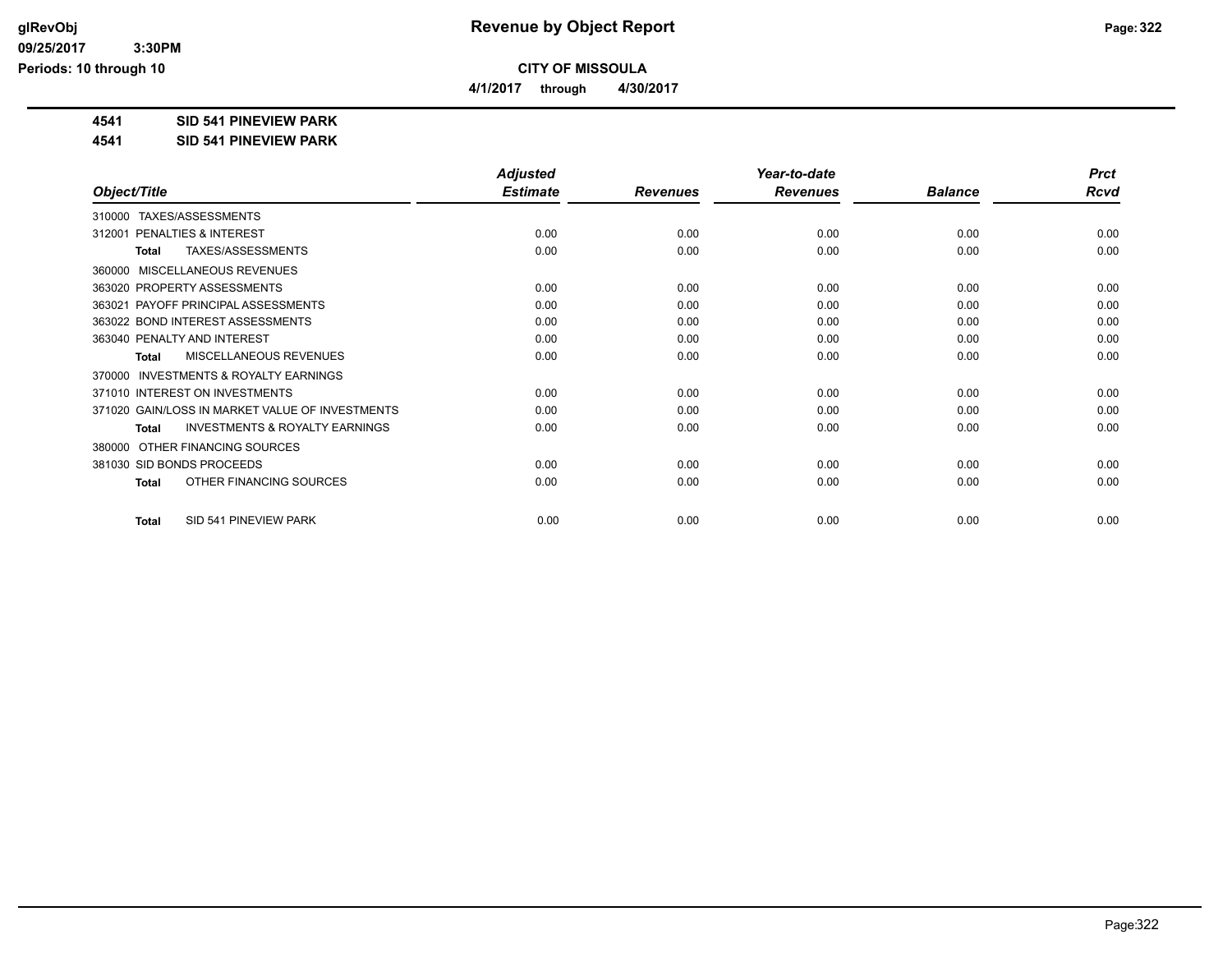# Revenue by Object Report

**CITY OF MISSOULA**

**4/1/2017 through 4/30/2017**

**4541 SID 541 PINEVIEW PARK**

**4541 SID 541 PINEVIEW PARK**

| Object/Title | Adjusted Estimate | Revenues | Year-to-date Revenues | Balance | Prct Rcvd |
|---|---|---|---|---|---|
| 310000 TAXES/ASSESSMENTS | | | | | |
| 312001 PENALTIES & INTEREST | 0.00 | 0.00 | 0.00 | 0.00 | 0.00 |
| **Total** TAXES/ASSESSMENTS | 0.00 | 0.00 | 0.00 | 0.00 | 0.00 |
| 360000 MISCELLANEOUS REVENUES | | | | | |
| 363020 PROPERTY ASSESSMENTS | 0.00 | 0.00 | 0.00 | 0.00 | 0.00 |
| 363021 PAYOFF PRINCIPAL ASSESSMENTS | 0.00 | 0.00 | 0.00 | 0.00 | 0.00 |
| 363022 BOND INTEREST ASSESSMENTS | 0.00 | 0.00 | 0.00 | 0.00 | 0.00 |
| 363040 PENALTY AND INTEREST | 0.00 | 0.00 | 0.00 | 0.00 | 0.00 |
| **Total** MISCELLANEOUS REVENUES | 0.00 | 0.00 | 0.00 | 0.00 | 0.00 |
| 370000 INVESTMENTS & ROYALTY EARNINGS | | | | | |
| 371010 INTEREST ON INVESTMENTS | 0.00 | 0.00 | 0.00 | 0.00 | 0.00 |
| 371020 GAIN/LOSS IN MARKET VALUE OF INVESTMENTS | 0.00 | 0.00 | 0.00 | 0.00 | 0.00 |
| **Total** INVESTMENTS & ROYALTY EARNINGS | 0.00 | 0.00 | 0.00 | 0.00 | 0.00 |
| 380000 OTHER FINANCING SOURCES | | | | | |
| 381030 SID BONDS PROCEEDS | 0.00 | 0.00 | 0.00 | 0.00 | 0.00 |
| **Total** OTHER FINANCING SOURCES | 0.00 | 0.00 | 0.00 | 0.00 | 0.00 |
| **Total** SID 541 PINEVIEW PARK | 0.00 | 0.00 | 0.00 | 0.00 | 0.00 |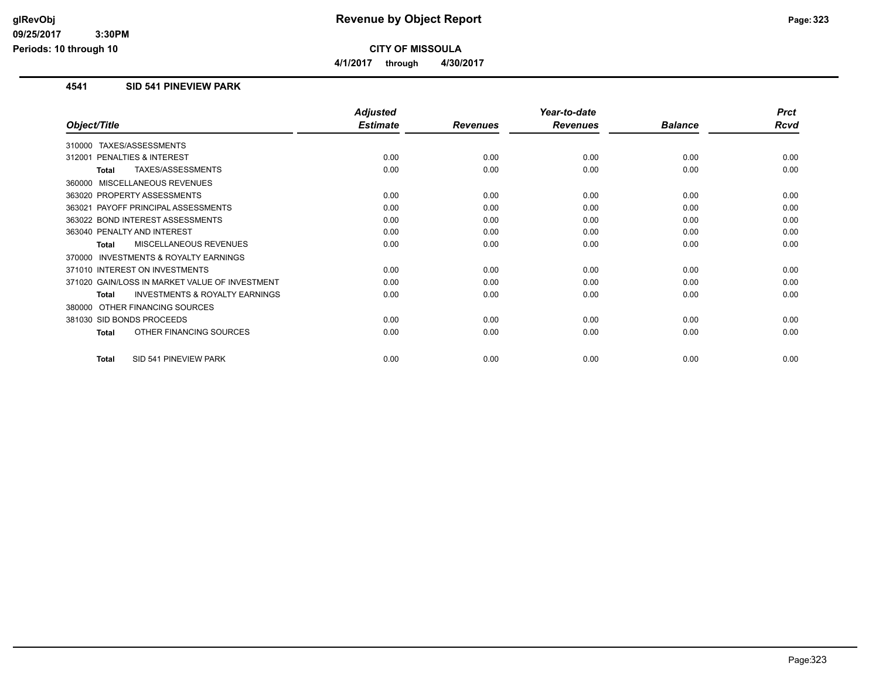# Revenue by Object Report

**CITY OF MISSOULA**

**4/1/2017 through 4/30/2017**

glRevObj
09/25/2017 3:30PM
Periods: 10 through 10

## 4541 SID 541 PINEVIEW PARK

| Object/Title | Adjusted Estimate | Revenues | Year-to-date Revenues | Balance | Prct Rcvd |
|---|---|---|---|---|---|
| 310000 TAXES/ASSESSMENTS | | | | | |
| 312001 PENALTIES & INTEREST | 0.00 | 0.00 | 0.00 | 0.00 | 0.00 |
| **Total** TAXES/ASSESSMENTS | 0.00 | 0.00 | 0.00 | 0.00 | 0.00 |
| 360000 MISCELLANEOUS REVENUES | | | | | |
| 363020 PROPERTY ASSESSMENTS | 0.00 | 0.00 | 0.00 | 0.00 | 0.00 |
| 363021 PAYOFF PRINCIPAL ASSESSMENTS | 0.00 | 0.00 | 0.00 | 0.00 | 0.00 |
| 363022 BOND INTEREST ASSESSMENTS | 0.00 | 0.00 | 0.00 | 0.00 | 0.00 |
| 363040 PENALTY AND INTEREST | 0.00 | 0.00 | 0.00 | 0.00 | 0.00 |
| **Total** MISCELLANEOUS REVENUES | 0.00 | 0.00 | 0.00 | 0.00 | 0.00 |
| 370000 INVESTMENTS & ROYALTY EARNINGS | | | | | |
| 371010 INTEREST ON INVESTMENTS | 0.00 | 0.00 | 0.00 | 0.00 | 0.00 |
| 371020 GAIN/LOSS IN MARKET VALUE OF INVESTMENT | 0.00 | 0.00 | 0.00 | 0.00 | 0.00 |
| **Total** INVESTMENTS & ROYALTY EARNINGS | 0.00 | 0.00 | 0.00 | 0.00 | 0.00 |
| 380000 OTHER FINANCING SOURCES | | | | | |
| 381030 SID BONDS PROCEEDS | 0.00 | 0.00 | 0.00 | 0.00 | 0.00 |
| **Total** OTHER FINANCING SOURCES | 0.00 | 0.00 | 0.00 | 0.00 | 0.00 |
| **Total** SID 541 PINEVIEW PARK | 0.00 | 0.00 | 0.00 | 0.00 | 0.00 |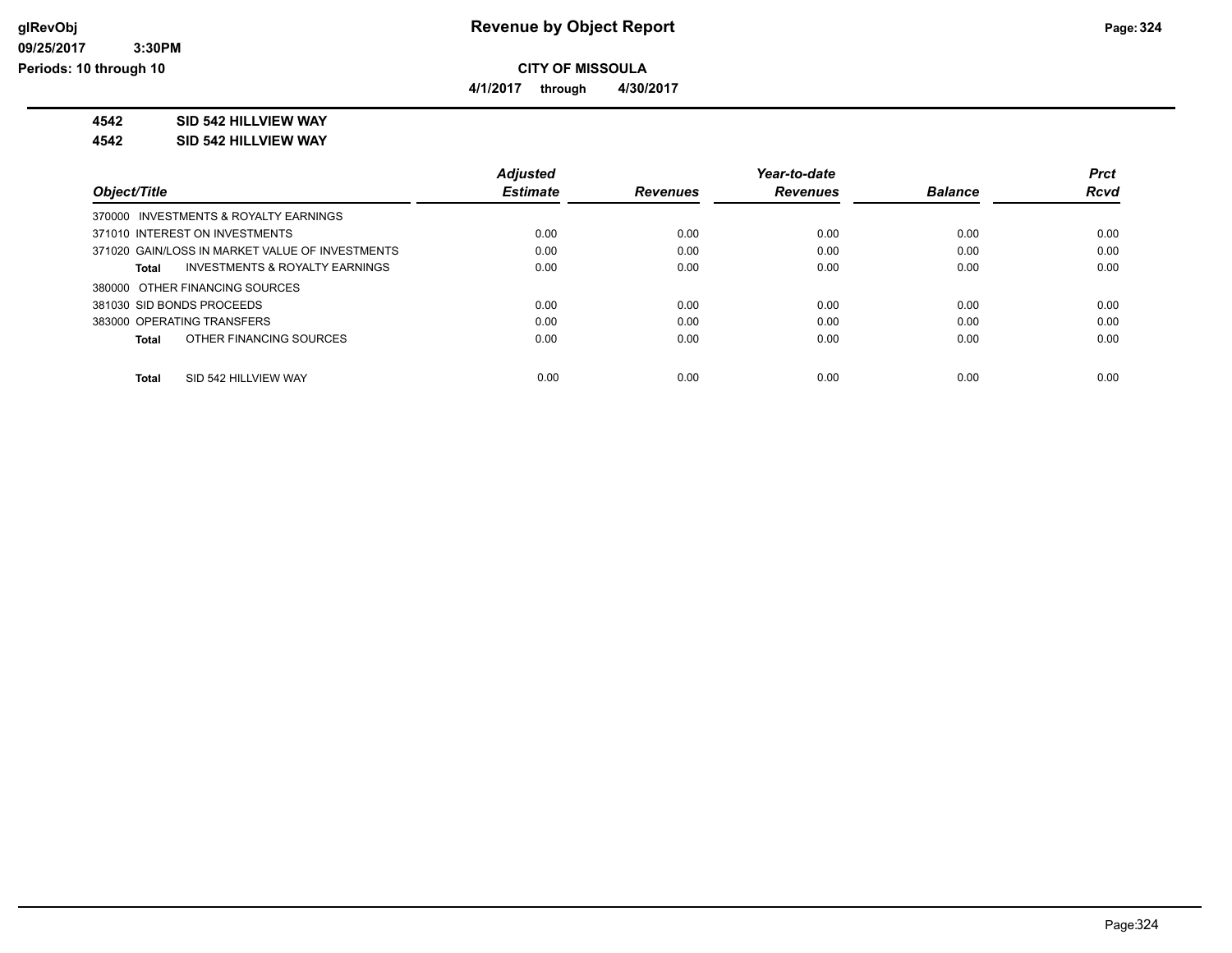# Revenue by Object Report

**CITY OF MISSOULA**

**4/1/2017 through 4/30/2017**

glRevObj
09/25/2017 3:30PM
Periods: 10 through 10

**4542 SID 542 HILLVIEW WAY**

**4542 SID 542 HILLVIEW WAY**

| Object/Title | Adjusted Estimate | Revenues | Year-to-date Revenues | Balance | Prct Rcvd |
|---|---|---|---|---|---|
| 370000 INVESTMENTS & ROYALTY EARNINGS | | | | | |
| 371010 INTEREST ON INVESTMENTS | 0.00 | 0.00 | 0.00 | 0.00 | 0.00 |
| 371020 GAIN/LOSS IN MARKET VALUE OF INVESTMENTS | 0.00 | 0.00 | 0.00 | 0.00 | 0.00 |
| **Total** INVESTMENTS & ROYALTY EARNINGS | 0.00 | 0.00 | 0.00 | 0.00 | 0.00 |
| 380000 OTHER FINANCING SOURCES | | | | | |
| 381030 SID BONDS PROCEEDS | 0.00 | 0.00 | 0.00 | 0.00 | 0.00 |
| 383000 OPERATING TRANSFERS | 0.00 | 0.00 | 0.00 | 0.00 | 0.00 |
| **Total** OTHER FINANCING SOURCES | 0.00 | 0.00 | 0.00 | 0.00 | 0.00 |
| **Total** SID 542 HILLVIEW WAY | 0.00 | 0.00 | 0.00 | 0.00 | 0.00 |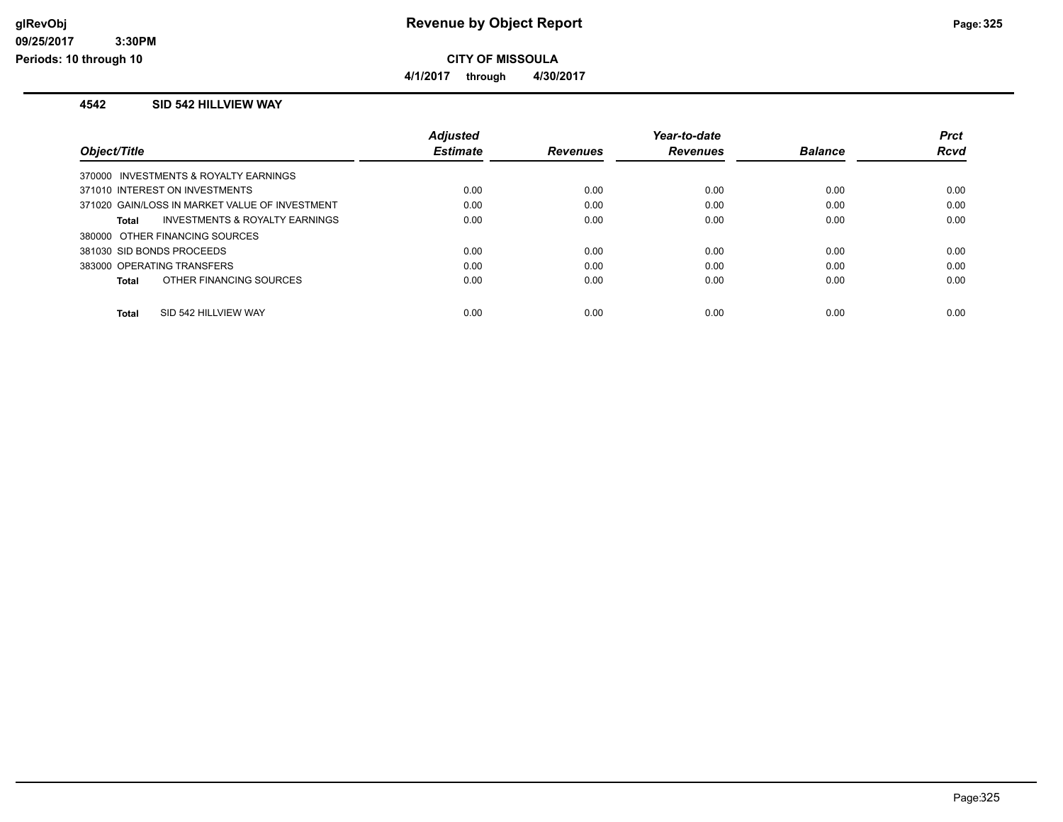# Revenue by Object Report

**CITY OF MISSOULA**

**4/1/2017 through 4/30/2017**

glRevObj
09/25/2017 3:30PM
Periods: 10 through 10

## 4542 SID 542 HILLVIEW WAY

| Object/Title | Adjusted Estimate | Revenues | Year-to-date Revenues | Balance | Prct Rcvd |
|---|---|---|---|---|---|
| 370000 INVESTMENTS & ROYALTY EARNINGS | | | | | |
| 371010 INTEREST ON INVESTMENTS | 0.00 | 0.00 | 0.00 | 0.00 | 0.00 |
| 371020 GAIN/LOSS IN MARKET VALUE OF INVESTMENT | 0.00 | 0.00 | 0.00 | 0.00 | 0.00 |
| **Total** INVESTMENTS & ROYALTY EARNINGS | 0.00 | 0.00 | 0.00 | 0.00 | 0.00 |
| 380000 OTHER FINANCING SOURCES | | | | | |
| 381030 SID BONDS PROCEEDS | 0.00 | 0.00 | 0.00 | 0.00 | 0.00 |
| 383000 OPERATING TRANSFERS | 0.00 | 0.00 | 0.00 | 0.00 | 0.00 |
| **Total** OTHER FINANCING SOURCES | 0.00 | 0.00 | 0.00 | 0.00 | 0.00 |
| **Total** SID 542 HILLVIEW WAY | 0.00 | 0.00 | 0.00 | 0.00 | 0.00 |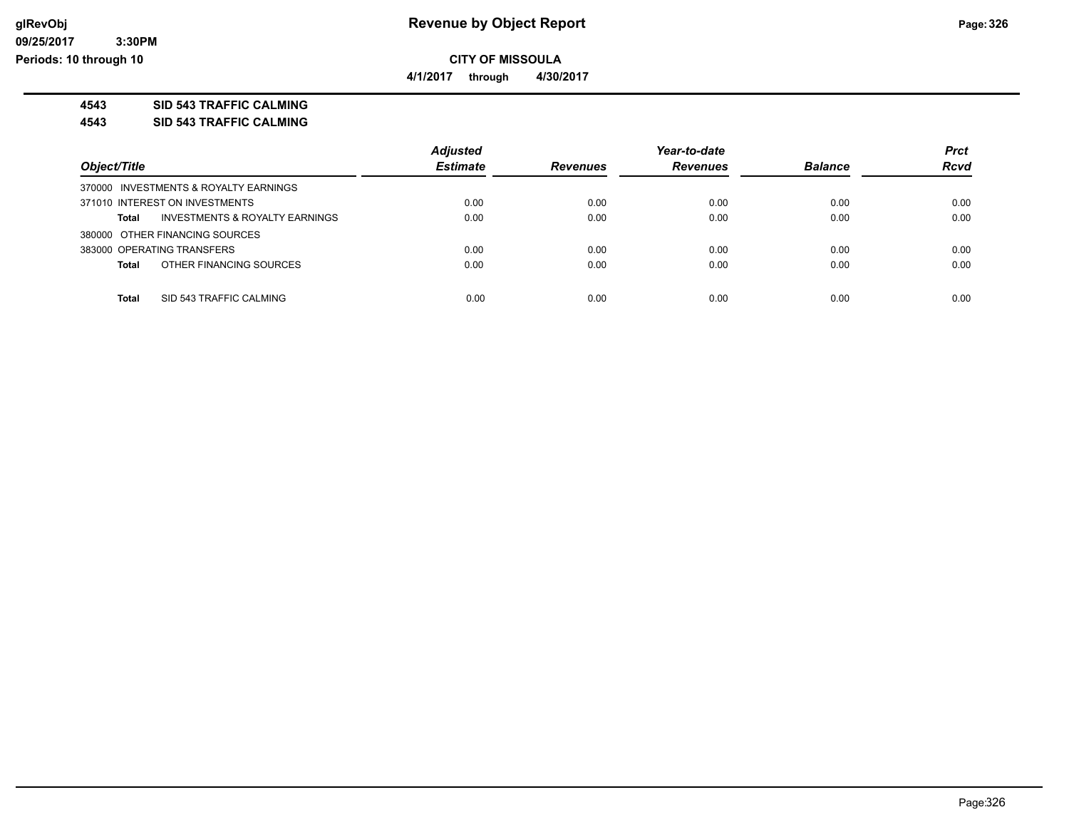**CITY OF MISSOULA**

**4/1/2017 through 4/30/2017**

## 4543 SID 543 TRAFFIC CALMING

### 4543 SID 543 TRAFFIC CALMING

| Object/Title | Adjusted Estimate | Revenues | Year-to-date Revenues | Balance | Prct Rcvd |
|---|---|---|---|---|---|
| 370000 INVESTMENTS & ROYALTY EARNINGS | | | | | |
| 371010 INTEREST ON INVESTMENTS | 0.00 | 0.00 | 0.00 | 0.00 | 0.00 |
| **Total** INVESTMENTS & ROYALTY EARNINGS | 0.00 | 0.00 | 0.00 | 0.00 | 0.00 |
| 380000 OTHER FINANCING SOURCES | | | | | |
| 383000 OPERATING TRANSFERS | 0.00 | 0.00 | 0.00 | 0.00 | 0.00 |
| **Total** OTHER FINANCING SOURCES | 0.00 | 0.00 | 0.00 | 0.00 | 0.00 |
| **Total** SID 543 TRAFFIC CALMING | 0.00 | 0.00 | 0.00 | 0.00 | 0.00 |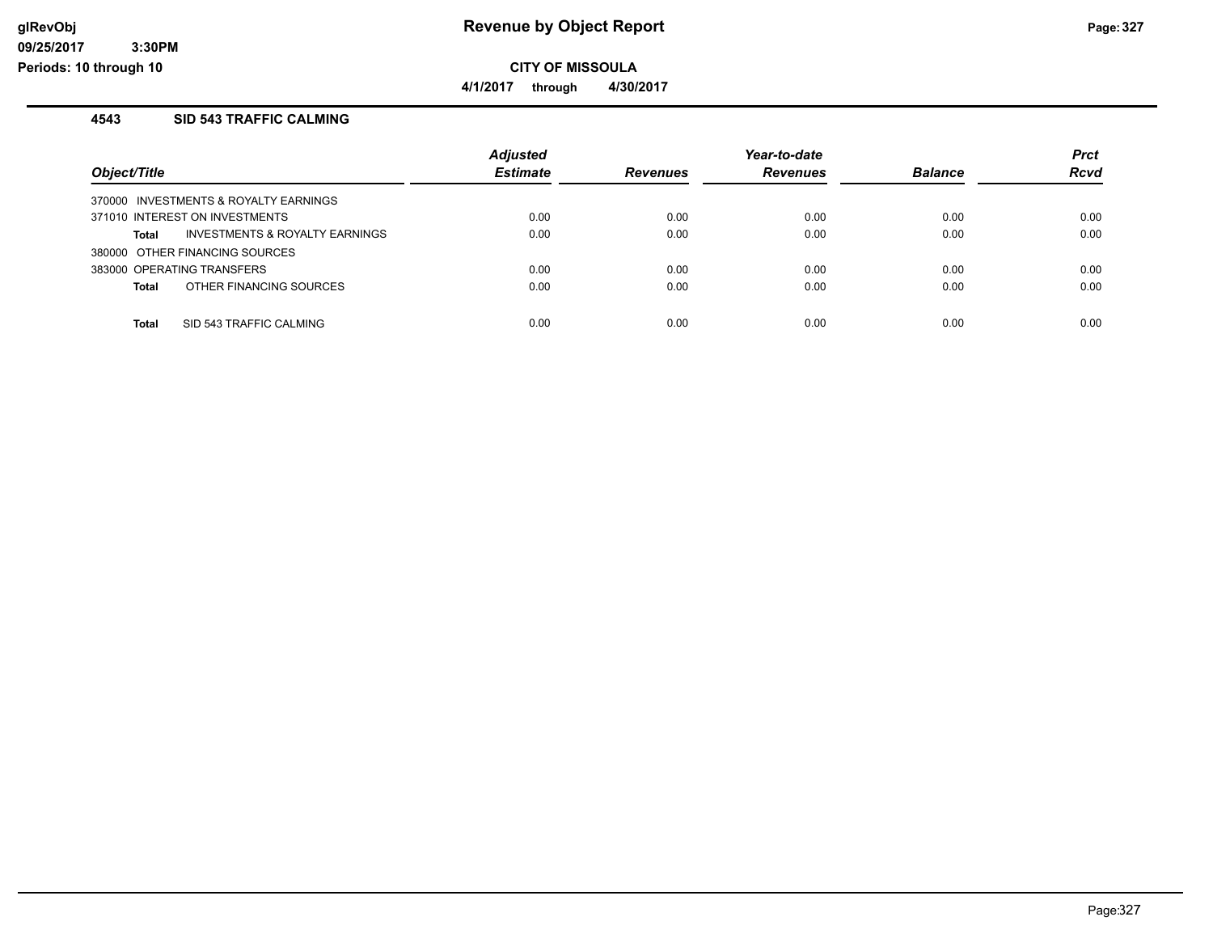**CITY OF MISSOULA**

**4/1/2017 through 4/30/2017**

## 4543 SID 543 TRAFFIC CALMING

| Object/Title | Adjusted Estimate | Revenues | Year-to-date Revenues | Balance | Prct Rcvd |
|---|---|---|---|---|---|
| 370000 INVESTMENTS & ROYALTY EARNINGS | | | | | |
| 371010 INTEREST ON INVESTMENTS | 0.00 | 0.00 | 0.00 | 0.00 | 0.00 |
| **Total** INVESTMENTS & ROYALTY EARNINGS | 0.00 | 0.00 | 0.00 | 0.00 | 0.00 |
| 380000 OTHER FINANCING SOURCES | | | | | |
| 383000 OPERATING TRANSFERS | 0.00 | 0.00 | 0.00 | 0.00 | 0.00 |
| **Total** OTHER FINANCING SOURCES | 0.00 | 0.00 | 0.00 | 0.00 | 0.00 |
| **Total** SID 543 TRAFFIC CALMING | 0.00 | 0.00 | 0.00 | 0.00 | 0.00 |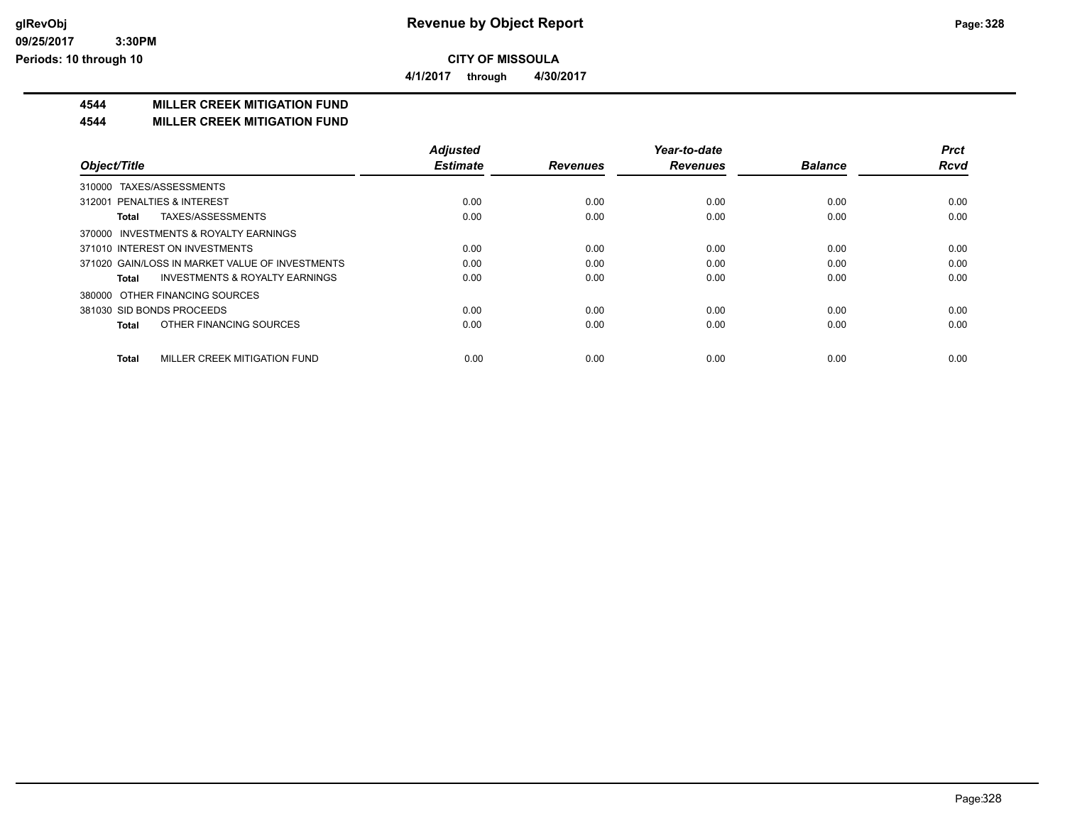**CITY OF MISSOULA**

**4/1/2017 through 4/30/2017**

## 4544 MILLER CREEK MITIGATION FUND

### 4544 MILLER CREEK MITIGATION FUND

| Object/Title | Adjusted Estimate | Revenues | Year-to-date Revenues | Balance | Prct Rcvd |
|---|---|---|---|---|---|
| 310000 TAXES/ASSESSMENTS | | | | | |
| 312001 PENALTIES & INTEREST | 0.00 | 0.00 | 0.00 | 0.00 | 0.00 |
| **Total** TAXES/ASSESSMENTS | 0.00 | 0.00 | 0.00 | 0.00 | 0.00 |
| 370000 INVESTMENTS & ROYALTY EARNINGS | | | | | |
| 371010 INTEREST ON INVESTMENTS | 0.00 | 0.00 | 0.00 | 0.00 | 0.00 |
| 371020 GAIN/LOSS IN MARKET VALUE OF INVESTMENTS | 0.00 | 0.00 | 0.00 | 0.00 | 0.00 |
| **Total** INVESTMENTS & ROYALTY EARNINGS | 0.00 | 0.00 | 0.00 | 0.00 | 0.00 |
| 380000 OTHER FINANCING SOURCES | | | | | |
| 381030 SID BONDS PROCEEDS | 0.00 | 0.00 | 0.00 | 0.00 | 0.00 |
| **Total** OTHER FINANCING SOURCES | 0.00 | 0.00 | 0.00 | 0.00 | 0.00 |
| **Total** MILLER CREEK MITIGATION FUND | 0.00 | 0.00 | 0.00 | 0.00 | 0.00 |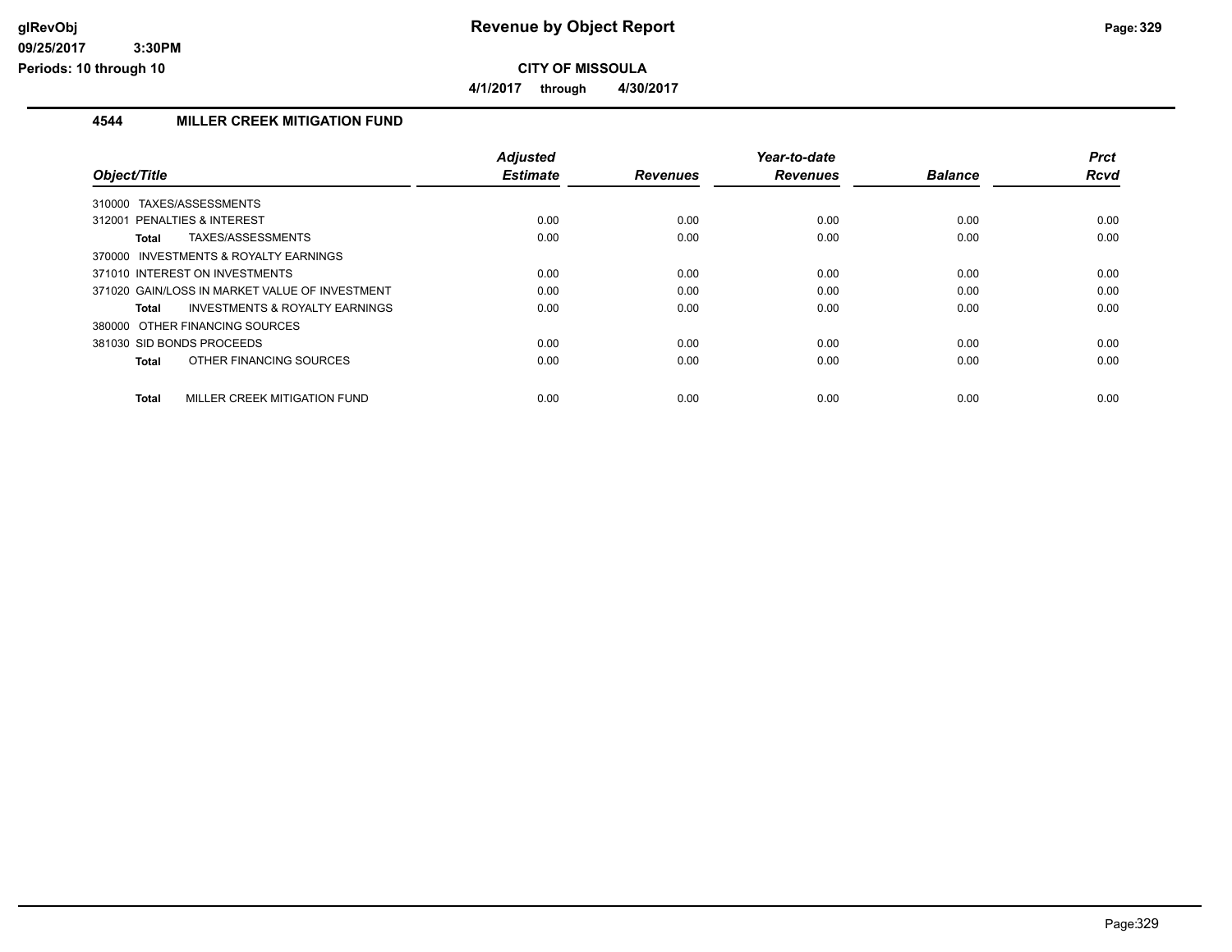**CITY OF MISSOULA**

**4/1/2017 through 4/30/2017**

## 4544 MILLER CREEK MITIGATION FUND

| Object/Title | Adjusted Estimate | Revenues | Year-to-date Revenues | Balance | Prct Rcvd |
|---|---|---|---|---|---|
| 310000 TAXES/ASSESSMENTS | | | | | |
| 312001 PENALTIES & INTEREST | 0.00 | 0.00 | 0.00 | 0.00 | 0.00 |
| **Total** TAXES/ASSESSMENTS | 0.00 | 0.00 | 0.00 | 0.00 | 0.00 |
| 370000 INVESTMENTS & ROYALTY EARNINGS | | | | | |
| 371010 INTEREST ON INVESTMENTS | 0.00 | 0.00 | 0.00 | 0.00 | 0.00 |
| 371020 GAIN/LOSS IN MARKET VALUE OF INVESTMENT | 0.00 | 0.00 | 0.00 | 0.00 | 0.00 |
| **Total** INVESTMENTS & ROYALTY EARNINGS | 0.00 | 0.00 | 0.00 | 0.00 | 0.00 |
| 380000 OTHER FINANCING SOURCES | | | | | |
| 381030 SID BONDS PROCEEDS | 0.00 | 0.00 | 0.00 | 0.00 | 0.00 |
| **Total** OTHER FINANCING SOURCES | 0.00 | 0.00 | 0.00 | 0.00 | 0.00 |
| **Total** MILLER CREEK MITIGATION FUND | 0.00 | 0.00 | 0.00 | 0.00 | 0.00 |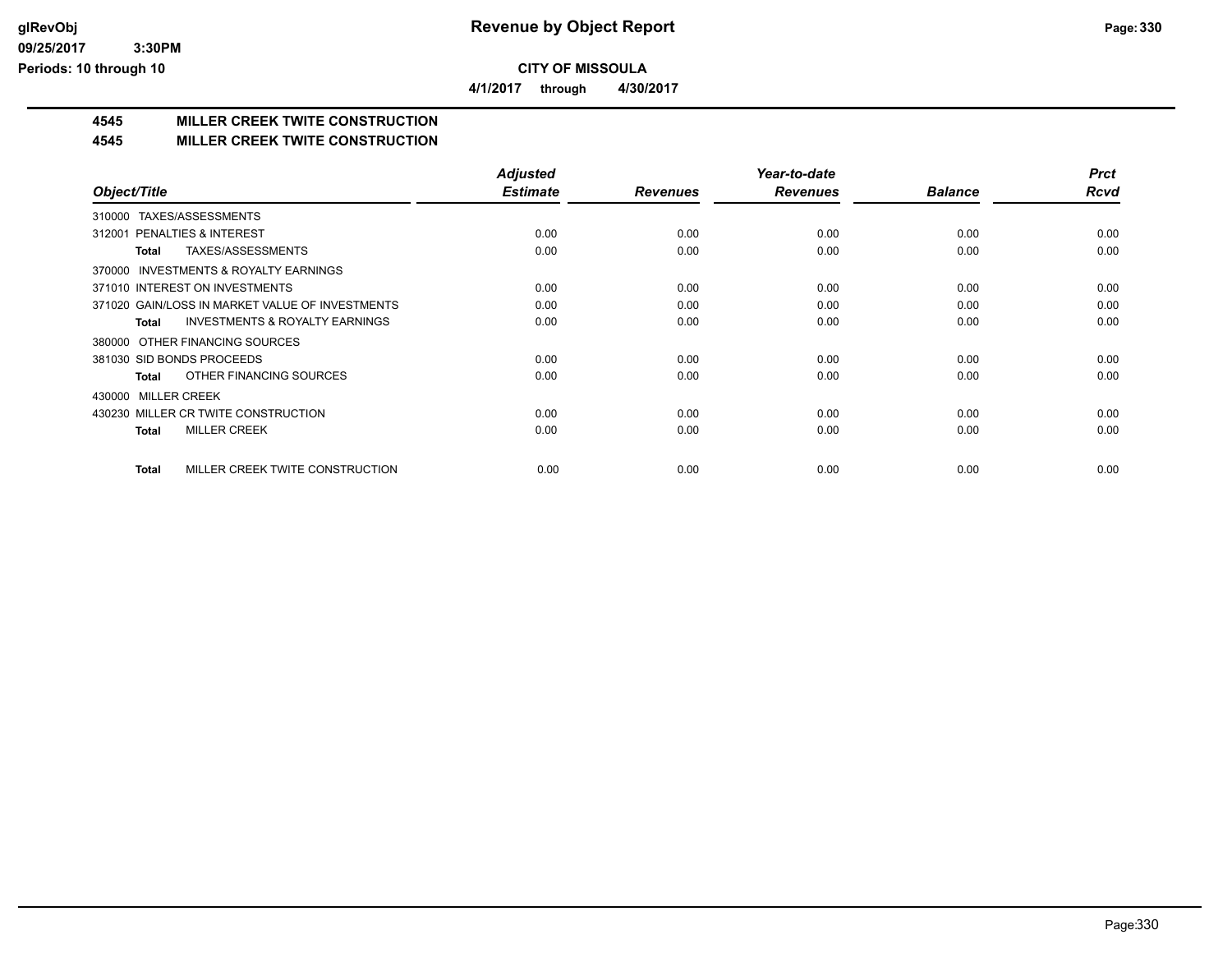# Revenue by Object Report

**CITY OF MISSOULA**

**4/1/2017 through 4/30/2017**

glRevObj
09/25/2017 3:30PM
Periods: 10 through 10

## 4545 MILLER CREEK TWITE CONSTRUCTION

## 4545 MILLER CREEK TWITE CONSTRUCTION

| Object/Title | Adjusted Estimate | Revenues | Year-to-date Revenues | Balance | Prct Rcvd |
|---|---|---|---|---|---|
| 310000 TAXES/ASSESSMENTS | | | | | |
| 312001 PENALTIES & INTEREST | 0.00 | 0.00 | 0.00 | 0.00 | 0.00 |
| **Total** TAXES/ASSESSMENTS | 0.00 | 0.00 | 0.00 | 0.00 | 0.00 |
| 370000 INVESTMENTS & ROYALTY EARNINGS | | | | | |
| 371010 INTEREST ON INVESTMENTS | 0.00 | 0.00 | 0.00 | 0.00 | 0.00 |
| 371020 GAIN/LOSS IN MARKET VALUE OF INVESTMENTS | 0.00 | 0.00 | 0.00 | 0.00 | 0.00 |
| **Total** INVESTMENTS & ROYALTY EARNINGS | 0.00 | 0.00 | 0.00 | 0.00 | 0.00 |
| 380000 OTHER FINANCING SOURCES | | | | | |
| 381030 SID BONDS PROCEEDS | 0.00 | 0.00 | 0.00 | 0.00 | 0.00 |
| **Total** OTHER FINANCING SOURCES | 0.00 | 0.00 | 0.00 | 0.00 | 0.00 |
| 430000 MILLER CREEK | | | | | |
| 430230 MILLER CR TWITE CONSTRUCTION | 0.00 | 0.00 | 0.00 | 0.00 | 0.00 |
| **Total** MILLER CREEK | 0.00 | 0.00 | 0.00 | 0.00 | 0.00 |
| **Total** MILLER CREEK TWITE CONSTRUCTION | 0.00 | 0.00 | 0.00 | 0.00 | 0.00 |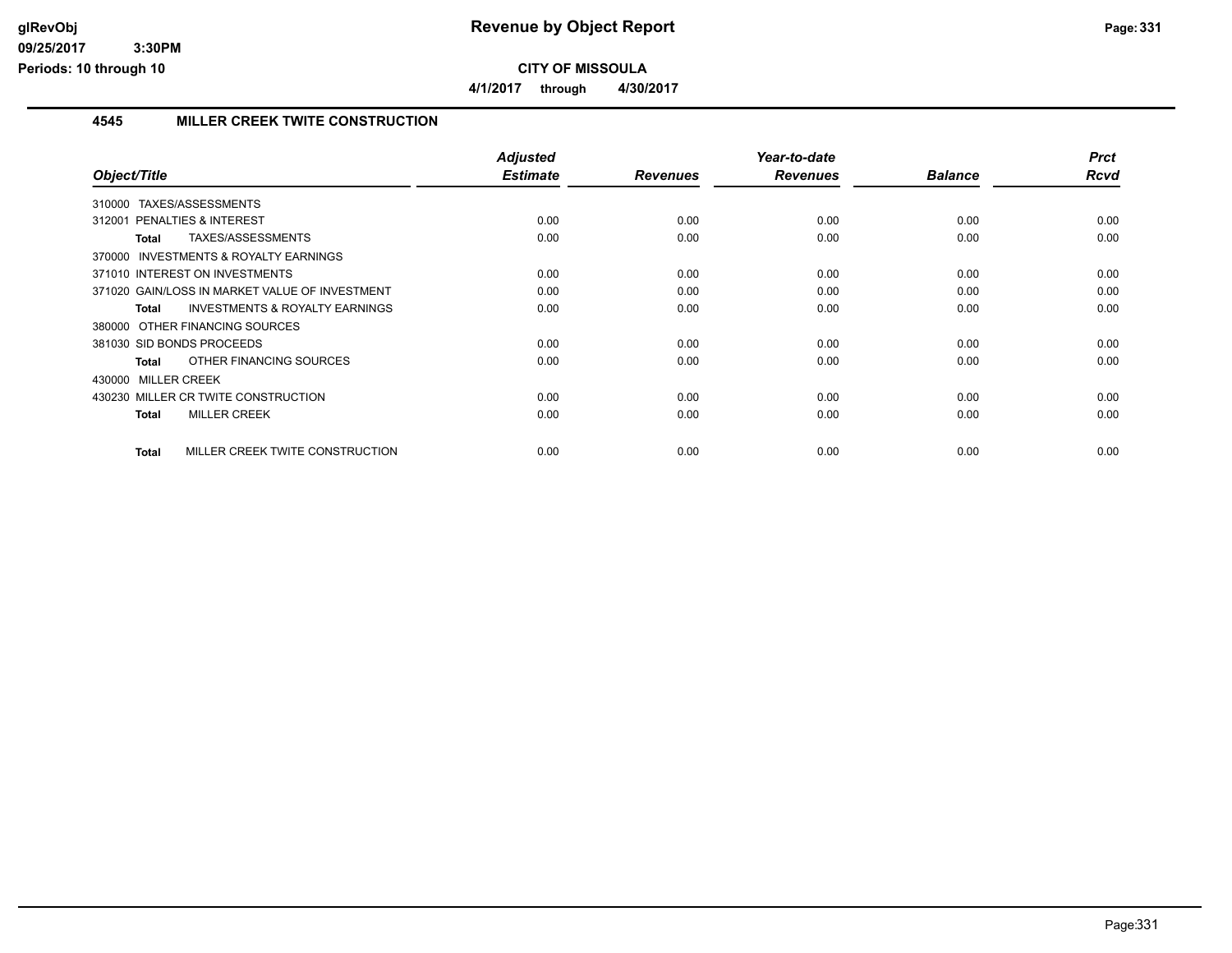**CITY OF MISSOULA**

**4/1/2017 through 4/30/2017**

## 4545 MILLER CREEK TWITE CONSTRUCTION

| Object/Title | Adjusted Estimate | Revenues | Year-to-date Revenues | Balance | Prct Rcvd |
|---|---|---|---|---|---|
| 310000 TAXES/ASSESSMENTS | | | | | |
| 312001 PENALTIES & INTEREST | 0.00 | 0.00 | 0.00 | 0.00 | 0.00 |
| **Total** TAXES/ASSESSMENTS | 0.00 | 0.00 | 0.00 | 0.00 | 0.00 |
| 370000 INVESTMENTS & ROYALTY EARNINGS | | | | | |
| 371010 INTEREST ON INVESTMENTS | 0.00 | 0.00 | 0.00 | 0.00 | 0.00 |
| 371020 GAIN/LOSS IN MARKET VALUE OF INVESTMENT | 0.00 | 0.00 | 0.00 | 0.00 | 0.00 |
| **Total** INVESTMENTS & ROYALTY EARNINGS | 0.00 | 0.00 | 0.00 | 0.00 | 0.00 |
| 380000 OTHER FINANCING SOURCES | | | | | |
| 381030 SID BONDS PROCEEDS | 0.00 | 0.00 | 0.00 | 0.00 | 0.00 |
| **Total** OTHER FINANCING SOURCES | 0.00 | 0.00 | 0.00 | 0.00 | 0.00 |
| 430000 MILLER CREEK | | | | | |
| 430230 MILLER CR TWITE CONSTRUCTION | 0.00 | 0.00 | 0.00 | 0.00 | 0.00 |
| **Total** MILLER CREEK | 0.00 | 0.00 | 0.00 | 0.00 | 0.00 |
| **Total** MILLER CREEK TWITE CONSTRUCTION | 0.00 | 0.00 | 0.00 | 0.00 | 0.00 |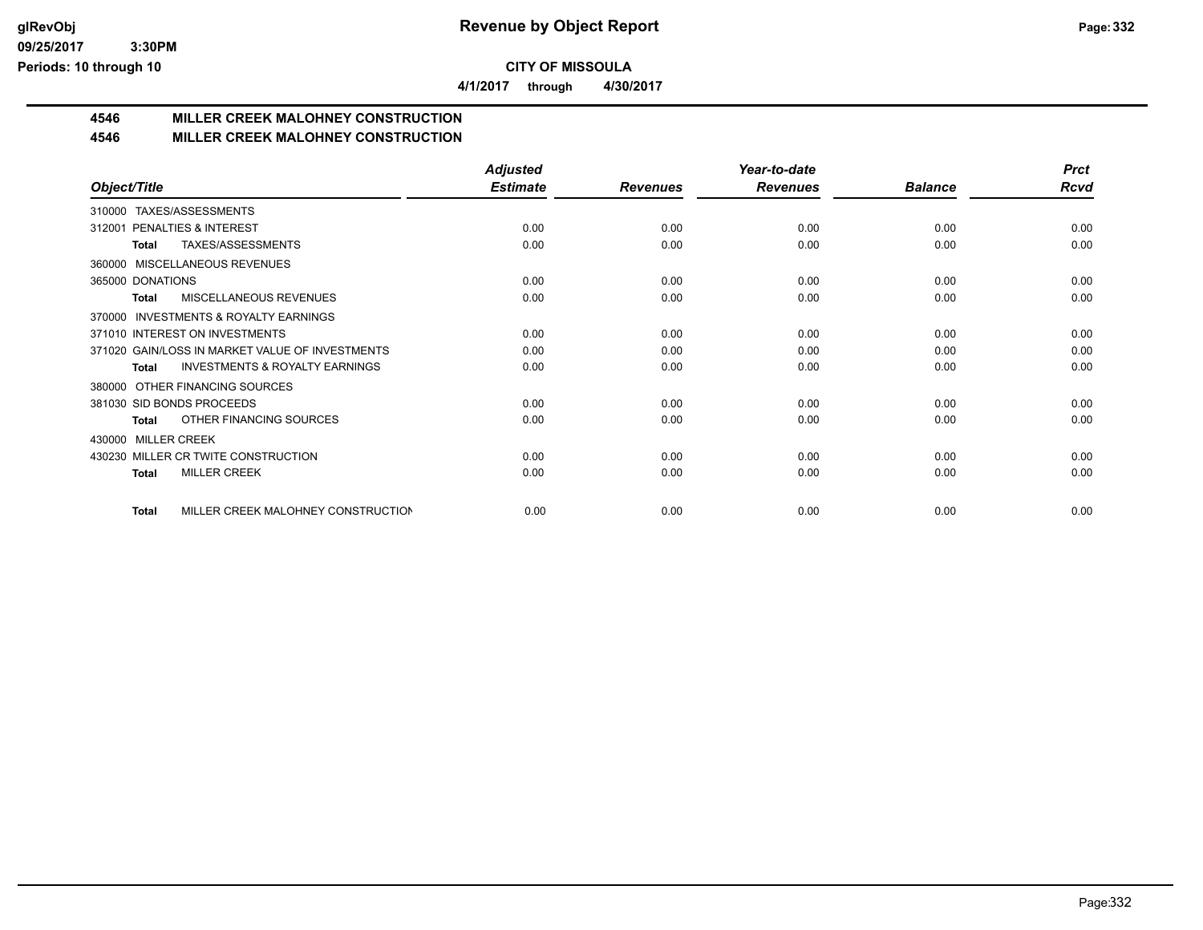# Revenue by Object Report

**CITY OF MISSOULA**

**4/1/2017 through 4/30/2017**

## 4546 MILLER CREEK MALOHNEY CONSTRUCTION

## 4546 MILLER CREEK MALOHNEY CONSTRUCTION

| Object/Title | Adjusted Estimate | Revenues | Year-to-date Revenues | Balance | Prct Rcvd |
|---|---|---|---|---|---|
| 310000 TAXES/ASSESSMENTS | | | | | |
| 312001 PENALTIES & INTEREST | 0.00 | 0.00 | 0.00 | 0.00 | 0.00 |
| **Total** TAXES/ASSESSMENTS | 0.00 | 0.00 | 0.00 | 0.00 | 0.00 |
| 360000 MISCELLANEOUS REVENUES | | | | | |
| 365000 DONATIONS | 0.00 | 0.00 | 0.00 | 0.00 | 0.00 |
| **Total** MISCELLANEOUS REVENUES | 0.00 | 0.00 | 0.00 | 0.00 | 0.00 |
| 370000 INVESTMENTS & ROYALTY EARNINGS | | | | | |
| 371010 INTEREST ON INVESTMENTS | 0.00 | 0.00 | 0.00 | 0.00 | 0.00 |
| 371020 GAIN/LOSS IN MARKET VALUE OF INVESTMENTS | 0.00 | 0.00 | 0.00 | 0.00 | 0.00 |
| **Total** INVESTMENTS & ROYALTY EARNINGS | 0.00 | 0.00 | 0.00 | 0.00 | 0.00 |
| 380000 OTHER FINANCING SOURCES | | | | | |
| 381030 SID BONDS PROCEEDS | 0.00 | 0.00 | 0.00 | 0.00 | 0.00 |
| **Total** OTHER FINANCING SOURCES | 0.00 | 0.00 | 0.00 | 0.00 | 0.00 |
| 430000 MILLER CREEK | | | | | |
| 430230 MILLER CR TWITE CONSTRUCTION | 0.00 | 0.00 | 0.00 | 0.00 | 0.00 |
| **Total** MILLER CREEK | 0.00 | 0.00 | 0.00 | 0.00 | 0.00 |
| **Total** MILLER CREEK MALOHNEY CONSTRUCTION | 0.00 | 0.00 | 0.00 | 0.00 | 0.00 |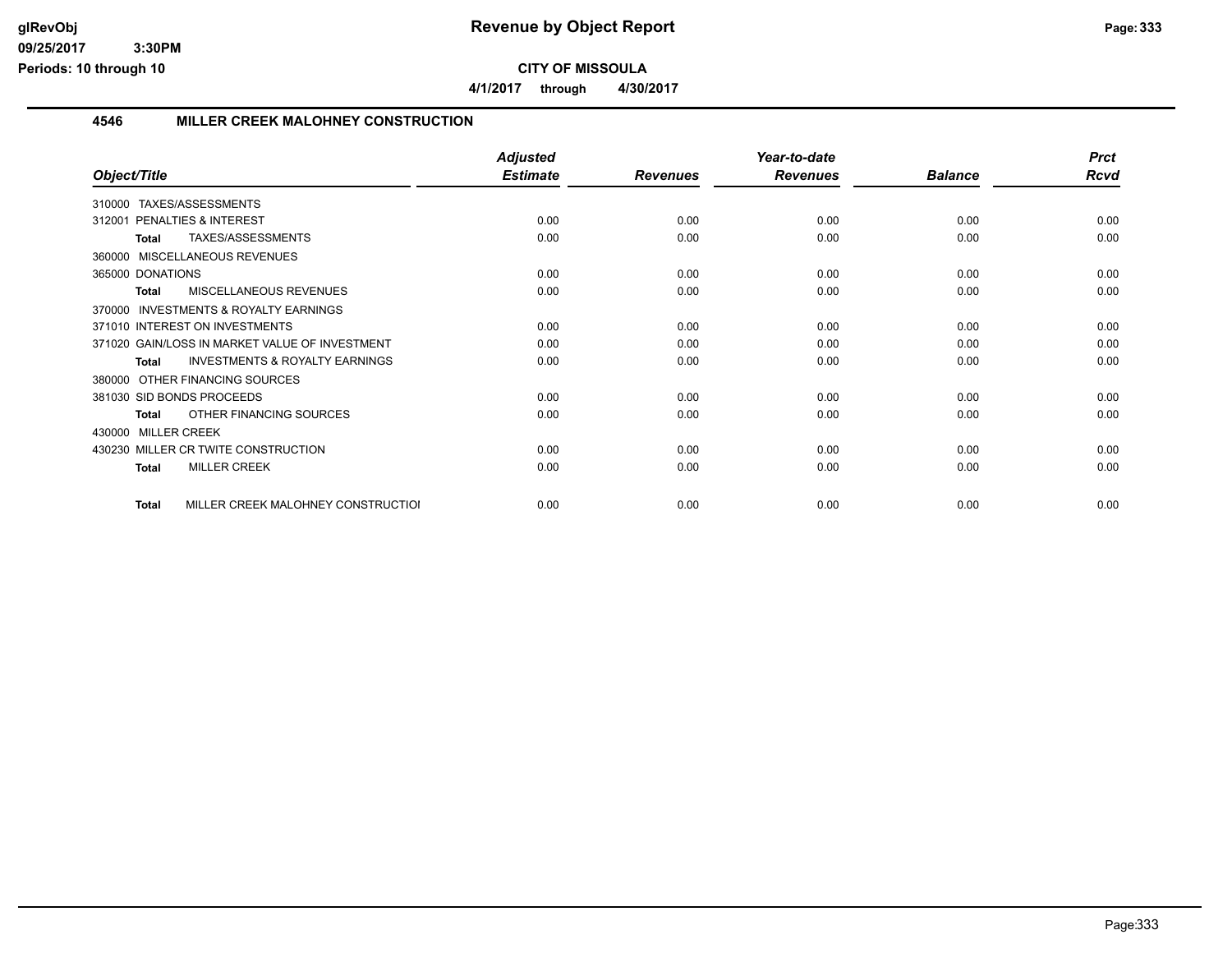**CITY OF MISSOULA**

**4/1/2017 through 4/30/2017**

## 4546 MILLER CREEK MALOHNEY CONSTRUCTION

| Object/Title | Adjusted Estimate | Revenues | Year-to-date Revenues | Balance | Prct Rcvd |
|---|---|---|---|---|---|
| 310000 TAXES/ASSESSMENTS | | | | | |
| 312001 PENALTIES & INTEREST | 0.00 | 0.00 | 0.00 | 0.00 | 0.00 |
| **Total** TAXES/ASSESSMENTS | 0.00 | 0.00 | 0.00 | 0.00 | 0.00 |
| 360000 MISCELLANEOUS REVENUES | | | | | |
| 365000 DONATIONS | 0.00 | 0.00 | 0.00 | 0.00 | 0.00 |
| **Total** MISCELLANEOUS REVENUES | 0.00 | 0.00 | 0.00 | 0.00 | 0.00 |
| 370000 INVESTMENTS & ROYALTY EARNINGS | | | | | |
| 371010 INTEREST ON INVESTMENTS | 0.00 | 0.00 | 0.00 | 0.00 | 0.00 |
| 371020 GAIN/LOSS IN MARKET VALUE OF INVESTMENT | 0.00 | 0.00 | 0.00 | 0.00 | 0.00 |
| **Total** INVESTMENTS & ROYALTY EARNINGS | 0.00 | 0.00 | 0.00 | 0.00 | 0.00 |
| 380000 OTHER FINANCING SOURCES | | | | | |
| 381030 SID BONDS PROCEEDS | 0.00 | 0.00 | 0.00 | 0.00 | 0.00 |
| **Total** OTHER FINANCING SOURCES | 0.00 | 0.00 | 0.00 | 0.00 | 0.00 |
| 430000 MILLER CREEK | | | | | |
| 430230 MILLER CR TWITE CONSTRUCTION | 0.00 | 0.00 | 0.00 | 0.00 | 0.00 |
| **Total** MILLER CREEK | 0.00 | 0.00 | 0.00 | 0.00 | 0.00 |
| **Total** MILLER CREEK MALOHNEY CONSTRUCTIOI | 0.00 | 0.00 | 0.00 | 0.00 | 0.00 |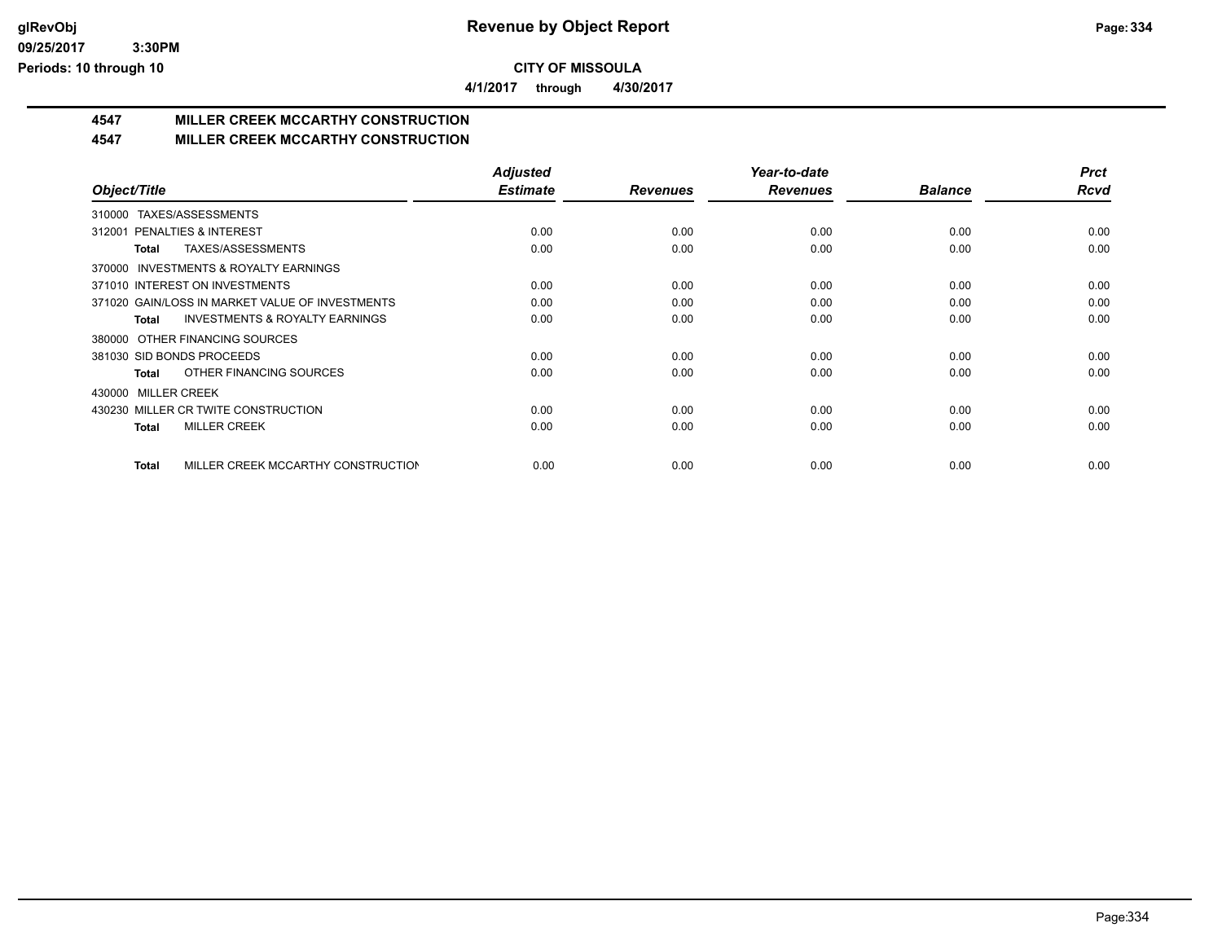# Revenue by Object Report

**CITY OF MISSOULA**

**4/1/2017 through 4/30/2017**

glRevObj
09/25/2017 3:30PM
Periods: 10 through 10

## 4547 MILLER CREEK MCCARTHY CONSTRUCTION
## 4547 MILLER CREEK MCCARTHY CONSTRUCTION

| Object/Title | Adjusted Estimate | Revenues | Year-to-date Revenues | Balance | Prct Rcvd |
|---|---|---|---|---|---|
| 310000 TAXES/ASSESSMENTS | | | | | |
| 312001 PENALTIES & INTEREST | 0.00 | 0.00 | 0.00 | 0.00 | 0.00 |
| **Total** TAXES/ASSESSMENTS | 0.00 | 0.00 | 0.00 | 0.00 | 0.00 |
| 370000 INVESTMENTS & ROYALTY EARNINGS | | | | | |
| 371010 INTEREST ON INVESTMENTS | 0.00 | 0.00 | 0.00 | 0.00 | 0.00 |
| 371020 GAIN/LOSS IN MARKET VALUE OF INVESTMENTS | 0.00 | 0.00 | 0.00 | 0.00 | 0.00 |
| **Total** INVESTMENTS & ROYALTY EARNINGS | 0.00 | 0.00 | 0.00 | 0.00 | 0.00 |
| 380000 OTHER FINANCING SOURCES | | | | | |
| 381030 SID BONDS PROCEEDS | 0.00 | 0.00 | 0.00 | 0.00 | 0.00 |
| **Total** OTHER FINANCING SOURCES | 0.00 | 0.00 | 0.00 | 0.00 | 0.00 |
| 430000 MILLER CREEK | | | | | |
| 430230 MILLER CR TWITE CONSTRUCTION | 0.00 | 0.00 | 0.00 | 0.00 | 0.00 |
| **Total** MILLER CREEK | 0.00 | 0.00 | 0.00 | 0.00 | 0.00 |
| **Total** MILLER CREEK MCCARTHY CONSTRUCTION | 0.00 | 0.00 | 0.00 | 0.00 | 0.00 |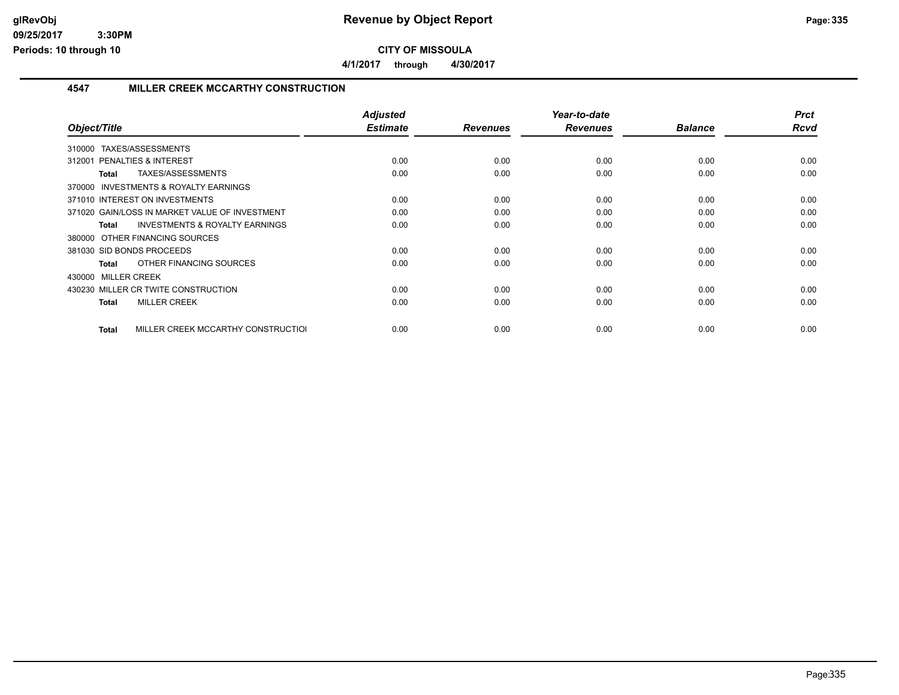# Revenue by Object Report

**CITY OF MISSOULA**

**4/1/2017 through 4/30/2017**

glRevObj
09/25/2017 3:30PM
Periods: 10 through 10

## 4547 MILLER CREEK MCCARTHY CONSTRUCTION

| Object/Title | Adjusted Estimate | Revenues | Year-to-date Revenues | Balance | Prct Rcvd |
|---|---|---|---|---|---|
| 310000 TAXES/ASSESSMENTS | | | | | |
| 312001 PENALTIES & INTEREST | 0.00 | 0.00 | 0.00 | 0.00 | 0.00 |
| **Total** TAXES/ASSESSMENTS | 0.00 | 0.00 | 0.00 | 0.00 | 0.00 |
| 370000 INVESTMENTS & ROYALTY EARNINGS | | | | | |
| 371010 INTEREST ON INVESTMENTS | 0.00 | 0.00 | 0.00 | 0.00 | 0.00 |
| 371020 GAIN/LOSS IN MARKET VALUE OF INVESTMENT | 0.00 | 0.00 | 0.00 | 0.00 | 0.00 |
| **Total** INVESTMENTS & ROYALTY EARNINGS | 0.00 | 0.00 | 0.00 | 0.00 | 0.00 |
| 380000 OTHER FINANCING SOURCES | | | | | |
| 381030 SID BONDS PROCEEDS | 0.00 | 0.00 | 0.00 | 0.00 | 0.00 |
| **Total** OTHER FINANCING SOURCES | 0.00 | 0.00 | 0.00 | 0.00 | 0.00 |
| 430000 MILLER CREEK | | | | | |
| 430230 MILLER CR TWITE CONSTRUCTION | 0.00 | 0.00 | 0.00 | 0.00 | 0.00 |
| **Total** MILLER CREEK | 0.00 | 0.00 | 0.00 | 0.00 | 0.00 |
| **Total** MILLER CREEK MCCARTHY CONSTRUCTIOI | 0.00 | 0.00 | 0.00 | 0.00 | 0.00 |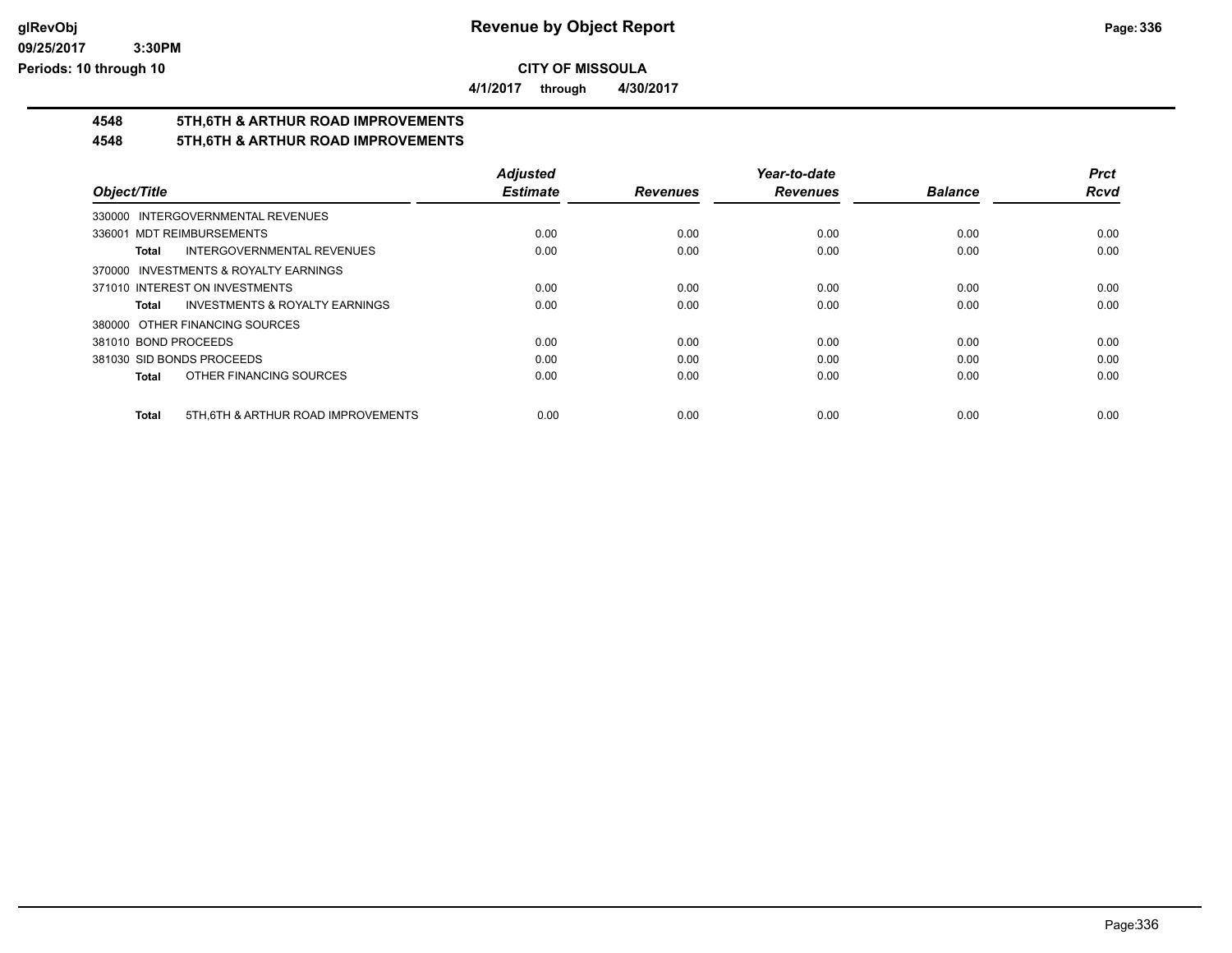# Revenue by Object Report

**CITY OF MISSOULA**

**4/1/2017 through 4/30/2017**

glRevObj
09/25/2017 3:30PM
Periods: 10 through 10

## 4548 5TH,6TH & ARTHUR ROAD IMPROVEMENTS
## 4548 5TH,6TH & ARTHUR ROAD IMPROVEMENTS

| Object/Title | Adjusted Estimate | Revenues | Year-to-date Revenues | Balance | Prct Rcvd |
|---|---|---|---|---|---|
| 330000 INTERGOVERNMENTAL REVENUES | | | | | |
| 336001 MDT REIMBURSEMENTS | 0.00 | 0.00 | 0.00 | 0.00 | 0.00 |
| **Total** INTERGOVERNMENTAL REVENUES | 0.00 | 0.00 | 0.00 | 0.00 | 0.00 |
| 370000 INVESTMENTS & ROYALTY EARNINGS | | | | | |
| 371010 INTEREST ON INVESTMENTS | 0.00 | 0.00 | 0.00 | 0.00 | 0.00 |
| **Total** INVESTMENTS & ROYALTY EARNINGS | 0.00 | 0.00 | 0.00 | 0.00 | 0.00 |
| 380000 OTHER FINANCING SOURCES | | | | | |
| 381010 BOND PROCEEDS | 0.00 | 0.00 | 0.00 | 0.00 | 0.00 |
| 381030 SID BONDS PROCEEDS | 0.00 | 0.00 | 0.00 | 0.00 | 0.00 |
| **Total** OTHER FINANCING SOURCES | 0.00 | 0.00 | 0.00 | 0.00 | 0.00 |
| **Total** 5TH,6TH & ARTHUR ROAD IMPROVEMENTS | 0.00 | 0.00 | 0.00 | 0.00 | 0.00 |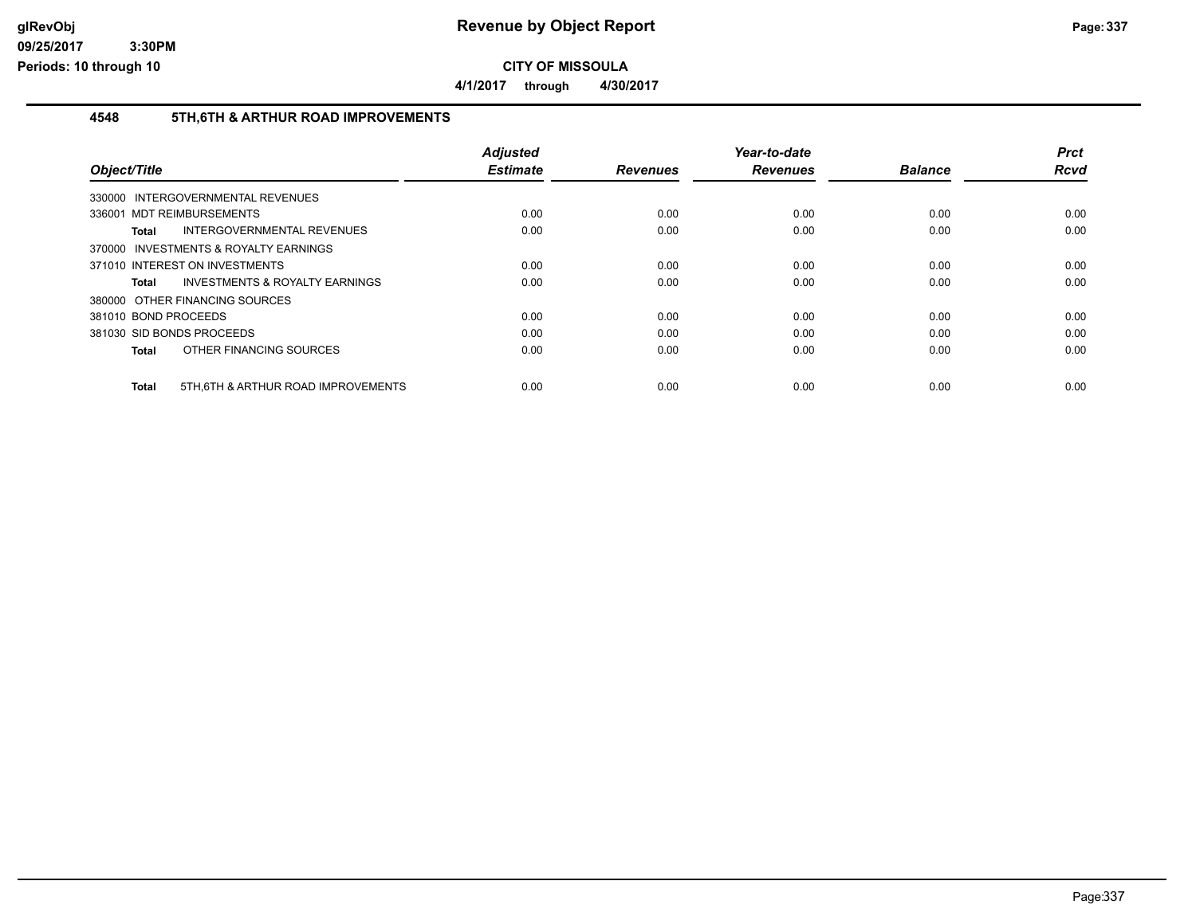# Revenue by Object Report

**CITY OF MISSOULA**

**4/1/2017 through 4/30/2017**

## 4548 5TH,6TH & ARTHUR ROAD IMPROVEMENTS

| Object/Title | Adjusted Estimate | Revenues | Year-to-date Revenues | Balance | Prct Rcvd |
|---|---|---|---|---|---|
| 330000 INTERGOVERNMENTAL REVENUES | | | | | |
| 336001 MDT REIMBURSEMENTS | 0.00 | 0.00 | 0.00 | 0.00 | 0.00 |
| **Total** INTERGOVERNMENTAL REVENUES | 0.00 | 0.00 | 0.00 | 0.00 | 0.00 |
| 370000 INVESTMENTS & ROYALTY EARNINGS | | | | | |
| 371010 INTEREST ON INVESTMENTS | 0.00 | 0.00 | 0.00 | 0.00 | 0.00 |
| **Total** INVESTMENTS & ROYALTY EARNINGS | 0.00 | 0.00 | 0.00 | 0.00 | 0.00 |
| 380000 OTHER FINANCING SOURCES | | | | | |
| 381010 BOND PROCEEDS | 0.00 | 0.00 | 0.00 | 0.00 | 0.00 |
| 381030 SID BONDS PROCEEDS | 0.00 | 0.00 | 0.00 | 0.00 | 0.00 |
| **Total** OTHER FINANCING SOURCES | 0.00 | 0.00 | 0.00 | 0.00 | 0.00 |
| **Total** 5TH,6TH & ARTHUR ROAD IMPROVEMENTS | 0.00 | 0.00 | 0.00 | 0.00 | 0.00 |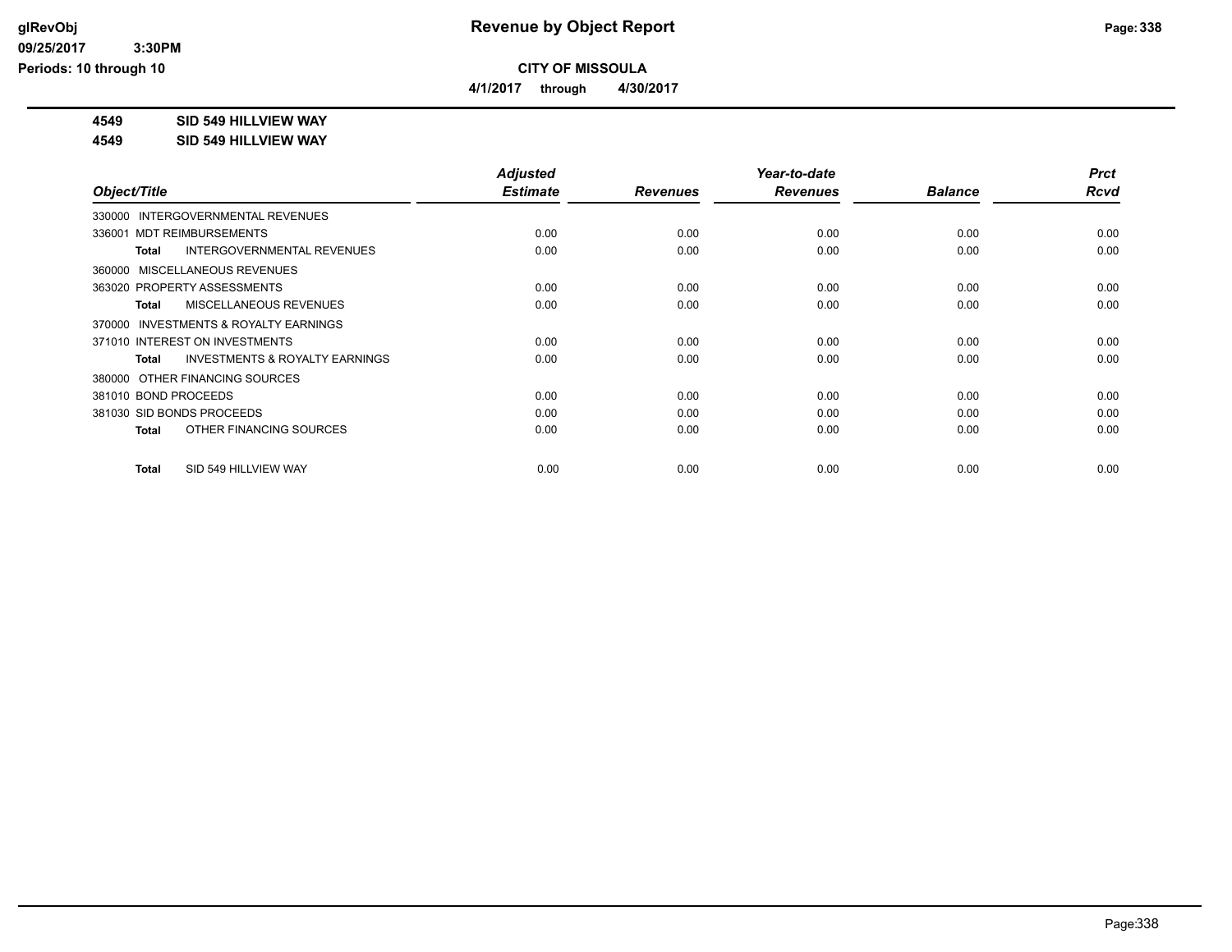**Revenue by Object Report**

**CITY OF MISSOULA**

**4/1/2017 through 4/30/2017**

glRevObj
09/25/2017 3:30PM
Periods: 10 through 10

**4549 SID 549 HILLVIEW WAY**

**4549 SID 549 HILLVIEW WAY**

| Object/Title | Adjusted Estimate | Revenues | Year-to-date Revenues | Balance | Prct Rcvd |
|---|---|---|---|---|---|
| 330000 INTERGOVERNMENTAL REVENUES | | | | | |
| 336001 MDT REIMBURSEMENTS | 0.00 | 0.00 | 0.00 | 0.00 | 0.00 |
| **Total** INTERGOVERNMENTAL REVENUES | 0.00 | 0.00 | 0.00 | 0.00 | 0.00 |
| 360000 MISCELLANEOUS REVENUES | | | | | |
| 363020 PROPERTY ASSESSMENTS | 0.00 | 0.00 | 0.00 | 0.00 | 0.00 |
| **Total** MISCELLANEOUS REVENUES | 0.00 | 0.00 | 0.00 | 0.00 | 0.00 |
| 370000 INVESTMENTS & ROYALTY EARNINGS | | | | | |
| 371010 INTEREST ON INVESTMENTS | 0.00 | 0.00 | 0.00 | 0.00 | 0.00 |
| **Total** INVESTMENTS & ROYALTY EARNINGS | 0.00 | 0.00 | 0.00 | 0.00 | 0.00 |
| 380000 OTHER FINANCING SOURCES | | | | | |
| 381010 BOND PROCEEDS | 0.00 | 0.00 | 0.00 | 0.00 | 0.00 |
| 381030 SID BONDS PROCEEDS | 0.00 | 0.00 | 0.00 | 0.00 | 0.00 |
| **Total** OTHER FINANCING SOURCES | 0.00 | 0.00 | 0.00 | 0.00 | 0.00 |
| **Total** SID 549 HILLVIEW WAY | 0.00 | 0.00 | 0.00 | 0.00 | 0.00 |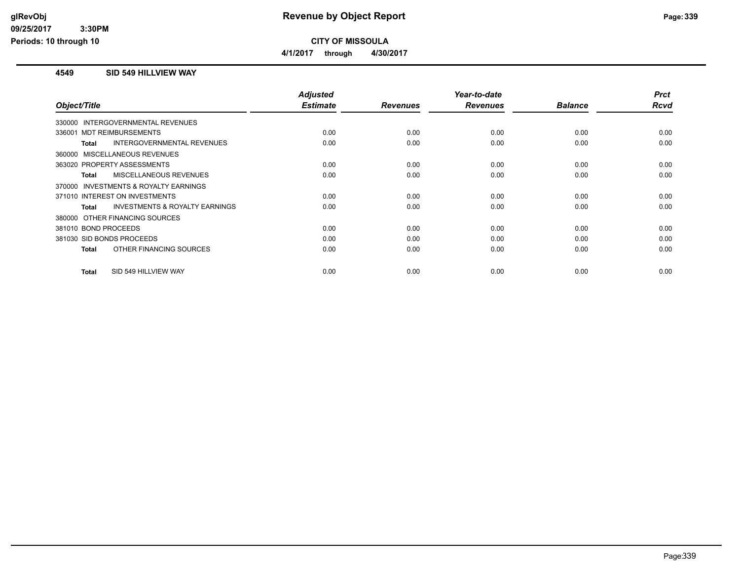# Revenue by Object Report

glRevObj
09/25/2017 3:30PM
Periods: 10 through 10

**CITY OF MISSOULA**

**4/1/2017 through 4/30/2017**

## 4549 SID 549 HILLVIEW WAY

| Object/Title | Adjusted Estimate | Revenues | Year-to-date Revenues | Balance | Prct Rcvd |
|---|---|---|---|---|---|
| 330000 INTERGOVERNMENTAL REVENUES | | | | | |
| 336001 MDT REIMBURSEMENTS | 0.00 | 0.00 | 0.00 | 0.00 | 0.00 |
| **Total** INTERGOVERNMENTAL REVENUES | 0.00 | 0.00 | 0.00 | 0.00 | 0.00 |
| 360000 MISCELLANEOUS REVENUES | | | | | |
| 363020 PROPERTY ASSESSMENTS | 0.00 | 0.00 | 0.00 | 0.00 | 0.00 |
| **Total** MISCELLANEOUS REVENUES | 0.00 | 0.00 | 0.00 | 0.00 | 0.00 |
| 370000 INVESTMENTS & ROYALTY EARNINGS | | | | | |
| 371010 INTEREST ON INVESTMENTS | 0.00 | 0.00 | 0.00 | 0.00 | 0.00 |
| **Total** INVESTMENTS & ROYALTY EARNINGS | 0.00 | 0.00 | 0.00 | 0.00 | 0.00 |
| 380000 OTHER FINANCING SOURCES | | | | | |
| 381010 BOND PROCEEDS | 0.00 | 0.00 | 0.00 | 0.00 | 0.00 |
| 381030 SID BONDS PROCEEDS | 0.00 | 0.00 | 0.00 | 0.00 | 0.00 |
| **Total** OTHER FINANCING SOURCES | 0.00 | 0.00 | 0.00 | 0.00 | 0.00 |
| **Total** SID 549 HILLVIEW WAY | 0.00 | 0.00 | 0.00 | 0.00 | 0.00 |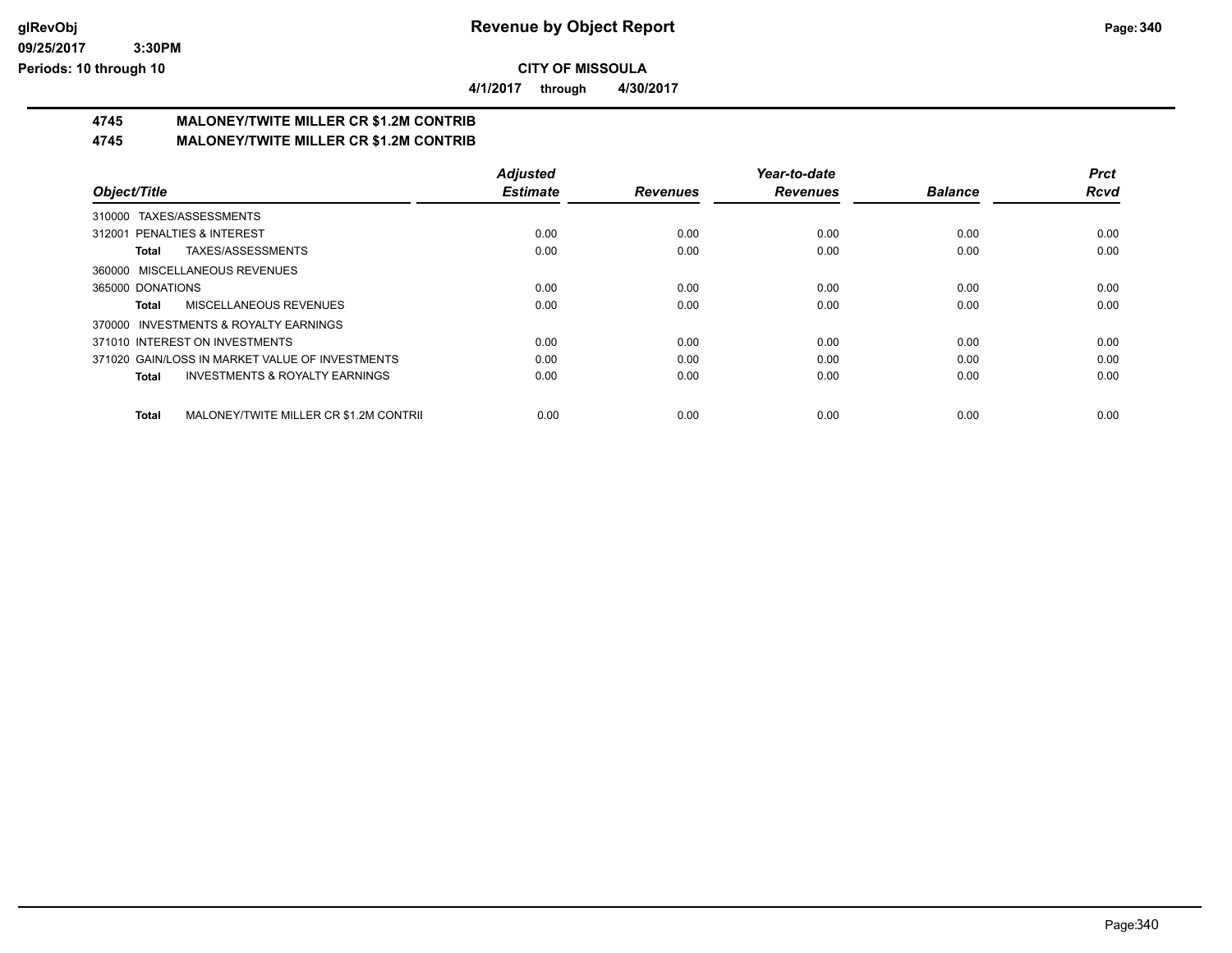**Revenue by Object Report**

**CITY OF MISSOULA**

**4/1/2017 through 4/30/2017**

## 4745 MALONEY/TWITE MILLER CR $1.2M CONTRIB
## 4745 MALONEY/TWITE MILLER CR $1.2M CONTRIB

| Object/Title | Adjusted Estimate | Revenues | Year-to-date Revenues | Balance | Prct Rcvd |
|---|---|---|---|---|---|
| 310000 TAXES/ASSESSMENTS | | | | | |
| 312001 PENALTIES & INTEREST | 0.00 | 0.00 | 0.00 | 0.00 | 0.00 |
| **Total** TAXES/ASSESSMENTS | 0.00 | 0.00 | 0.00 | 0.00 | 0.00 |
| 360000 MISCELLANEOUS REVENUES | | | | | |
| 365000 DONATIONS | 0.00 | 0.00 | 0.00 | 0.00 | 0.00 |
| **Total** MISCELLANEOUS REVENUES | 0.00 | 0.00 | 0.00 | 0.00 | 0.00 |
| 370000 INVESTMENTS & ROYALTY EARNINGS | | | | | |
| 371010 INTEREST ON INVESTMENTS | 0.00 | 0.00 | 0.00 | 0.00 | 0.00 |
| 371020 GAIN/LOSS IN MARKET VALUE OF INVESTMENTS | 0.00 | 0.00 | 0.00 | 0.00 | 0.00 |
| **Total** INVESTMENTS & ROYALTY EARNINGS | 0.00 | 0.00 | 0.00 | 0.00 | 0.00 |
| **Total** MALONEY/TWITE MILLER CR $1.2M CONTRII | 0.00 | 0.00 | 0.00 | 0.00 | 0.00 |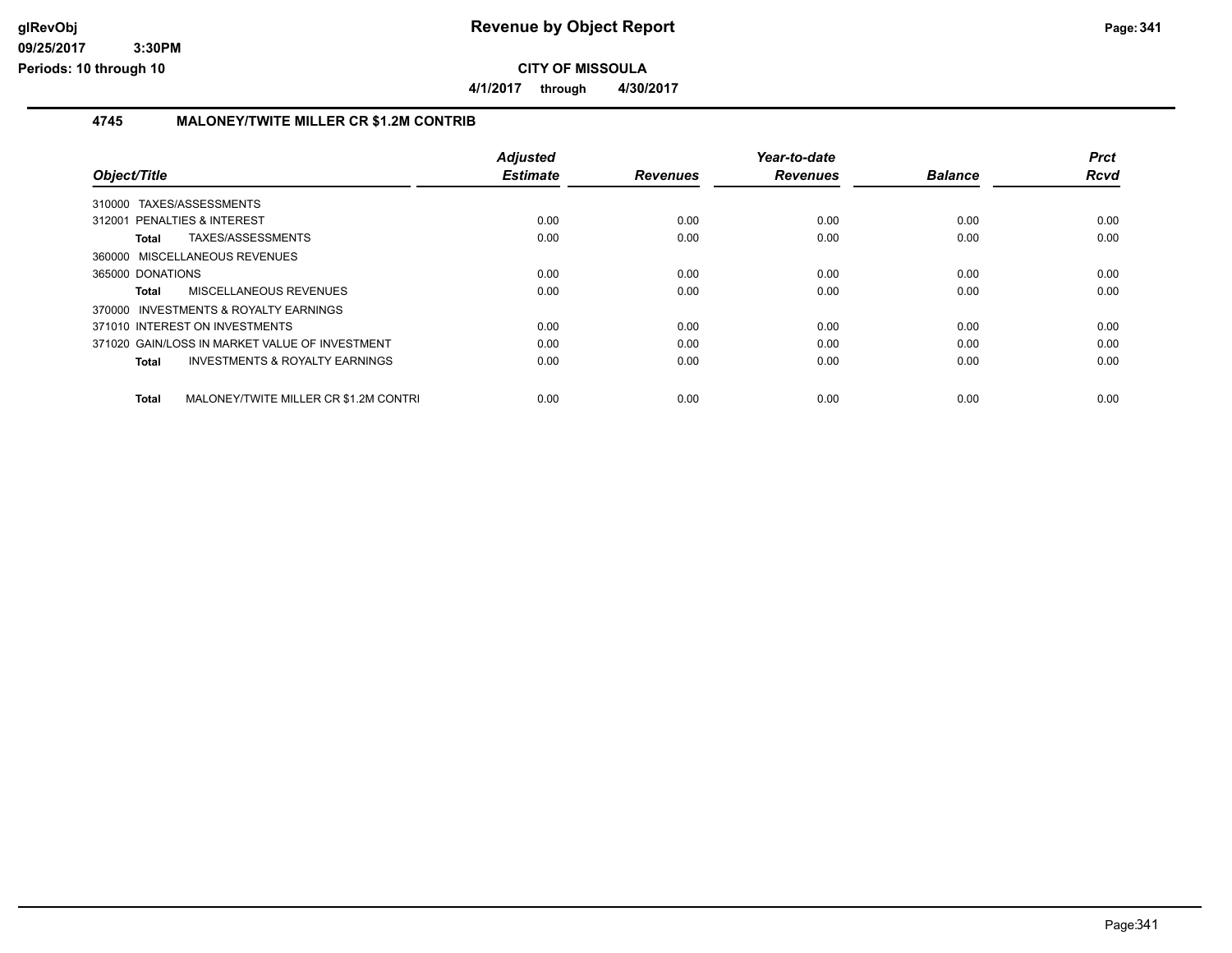# Revenue by Object Report

**CITY OF MISSOULA**

**4/1/2017 through 4/30/2017**

glRevObj
09/25/2017 3:30PM
Periods: 10 through 10

### 4745 MALONEY/TWITE MILLER CR $1.2M CONTRIB

| Object/Title | Adjusted Estimate | Revenues | Year-to-date Revenues | Balance | Prct Rcvd |
|---|---|---|---|---|---|
| 310000 TAXES/ASSESSMENTS | | | | | |
| 312001 PENALTIES & INTEREST | 0.00 | 0.00 | 0.00 | 0.00 | 0.00 |
| **Total** TAXES/ASSESSMENTS | 0.00 | 0.00 | 0.00 | 0.00 | 0.00 |
| 360000 MISCELLANEOUS REVENUES | | | | | |
| 365000 DONATIONS | 0.00 | 0.00 | 0.00 | 0.00 | 0.00 |
| **Total** MISCELLANEOUS REVENUES | 0.00 | 0.00 | 0.00 | 0.00 | 0.00 |
| 370000 INVESTMENTS & ROYALTY EARNINGS | | | | | |
| 371010 INTEREST ON INVESTMENTS | 0.00 | 0.00 | 0.00 | 0.00 | 0.00 |
| 371020 GAIN/LOSS IN MARKET VALUE OF INVESTMENT | 0.00 | 0.00 | 0.00 | 0.00 | 0.00 |
| **Total** INVESTMENTS & ROYALTY EARNINGS | 0.00 | 0.00 | 0.00 | 0.00 | 0.00 |
| **Total** MALONEY/TWITE MILLER CR $1.2M CONTRI | 0.00 | 0.00 | 0.00 | 0.00 | 0.00 |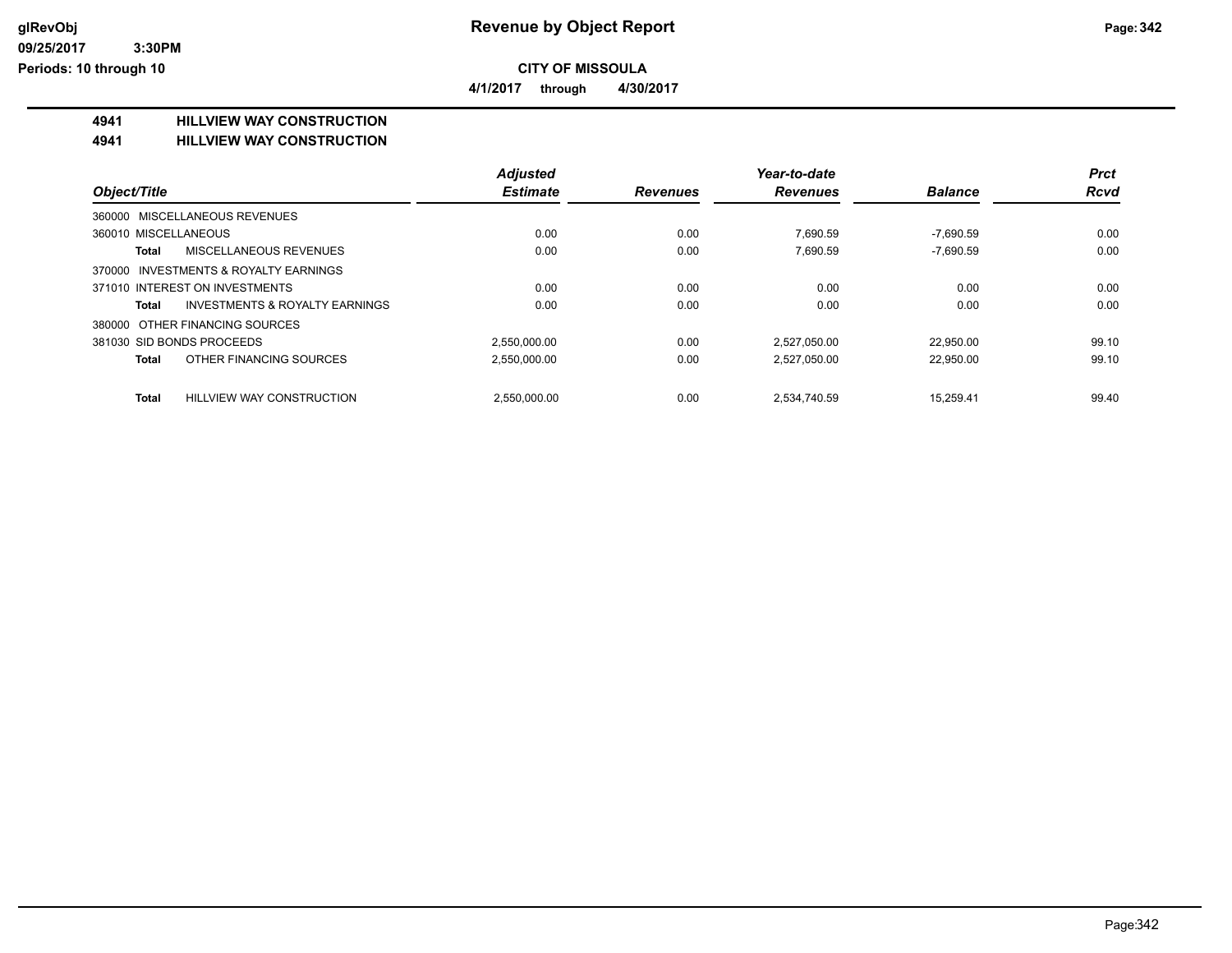# Revenue by Object Report

**CITY OF MISSOULA**

**4/1/2017 through 4/30/2017**

glRevObj
09/25/2017 3:30PM
Periods: 10 through 10

## 4941 HILLVIEW WAY CONSTRUCTION

## 4941 HILLVIEW WAY CONSTRUCTION

| Object/Title | | Adjusted Estimate | Revenues | Year-to-date Revenues | Balance | Prct Rcvd |
|---|---|---|---|---|---|---|
| 360000 MISCELLANEOUS REVENUES | | | | | | |
| 360010 MISCELLANEOUS | | 0.00 | 0.00 | 7,690.59 | -7,690.59 | 0.00 |
| **Total** | MISCELLANEOUS REVENUES | 0.00 | 0.00 | 7,690.59 | -7,690.59 | 0.00 |
| 370000 INVESTMENTS & ROYALTY EARNINGS | | | | | | |
| 371010 INTEREST ON INVESTMENTS | | 0.00 | 0.00 | 0.00 | 0.00 | 0.00 |
| **Total** | INVESTMENTS & ROYALTY EARNINGS | 0.00 | 0.00 | 0.00 | 0.00 | 0.00 |
| 380000 OTHER FINANCING SOURCES | | | | | | |
| 381030 SID BONDS PROCEEDS | | 2,550,000.00 | 0.00 | 2,527,050.00 | 22,950.00 | 99.10 |
| **Total** | OTHER FINANCING SOURCES | 2,550,000.00 | 0.00 | 2,527,050.00 | 22,950.00 | 99.10 |
| **Total** | HILLVIEW WAY CONSTRUCTION | 2,550,000.00 | 0.00 | 2,534,740.59 | 15,259.41 | 99.40 |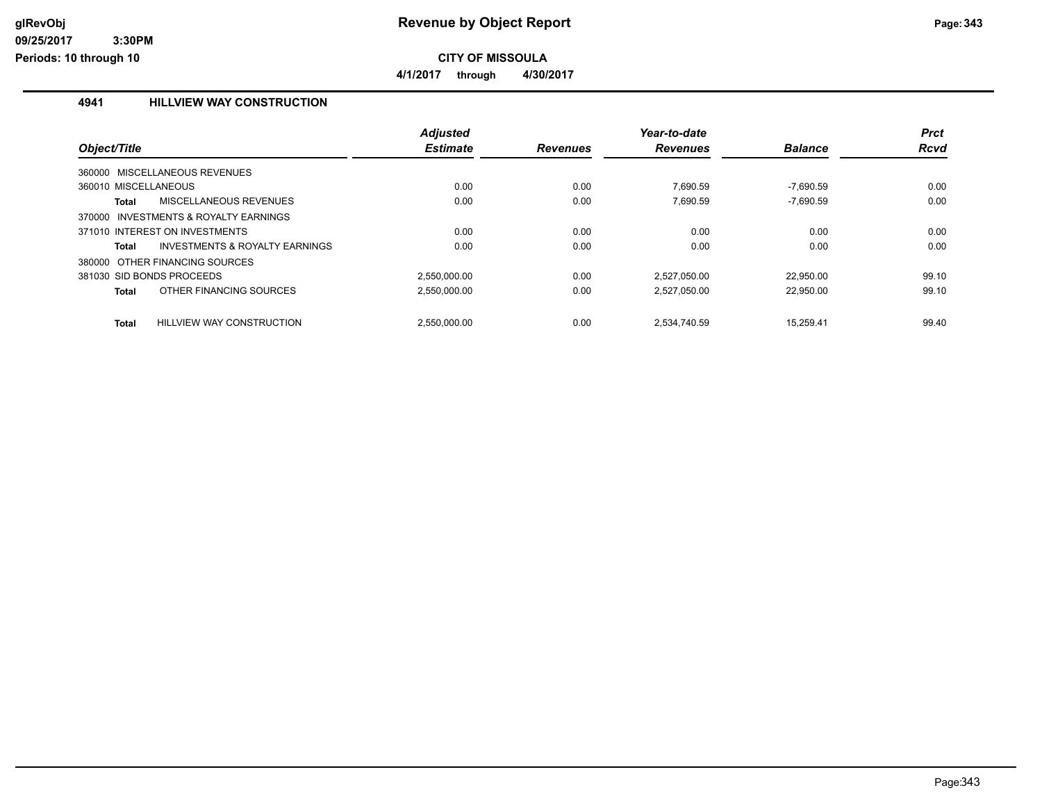# Revenue by Object Report

**CITY OF MISSOULA**

**4/1/2017 through 4/30/2017**

Periods: 10 through 10

glRevObj 09/25/2017 3:30PM

## 4941 HILLVIEW WAY CONSTRUCTION

| Object/Title | | Adjusted Estimate | Revenues | Year-to-date Revenues | Balance | Prct Rcvd |
|---|---|---|---|---|---|---|
| 360000 MISCELLANEOUS REVENUES | | | | | | |
| 360010 MISCELLANEOUS | | 0.00 | 0.00 | 7,690.59 | -7,690.59 | 0.00 |
| **Total** | MISCELLANEOUS REVENUES | 0.00 | 0.00 | 7,690.59 | -7,690.59 | 0.00 |
| 370000 INVESTMENTS & ROYALTY EARNINGS | | | | | | |
| 371010 INTEREST ON INVESTMENTS | | 0.00 | 0.00 | 0.00 | 0.00 | 0.00 |
| **Total** | INVESTMENTS & ROYALTY EARNINGS | 0.00 | 0.00 | 0.00 | 0.00 | 0.00 |
| 380000 OTHER FINANCING SOURCES | | | | | | |
| 381030 SID BONDS PROCEEDS | | 2,550,000.00 | 0.00 | 2,527,050.00 | 22,950.00 | 99.10 |
| **Total** | OTHER FINANCING SOURCES | 2,550,000.00 | 0.00 | 2,527,050.00 | 22,950.00 | 99.10 |
| **Total** | HILLVIEW WAY CONSTRUCTION | 2,550,000.00 | 0.00 | 2,534,740.59 | 15,259.41 | 99.40 |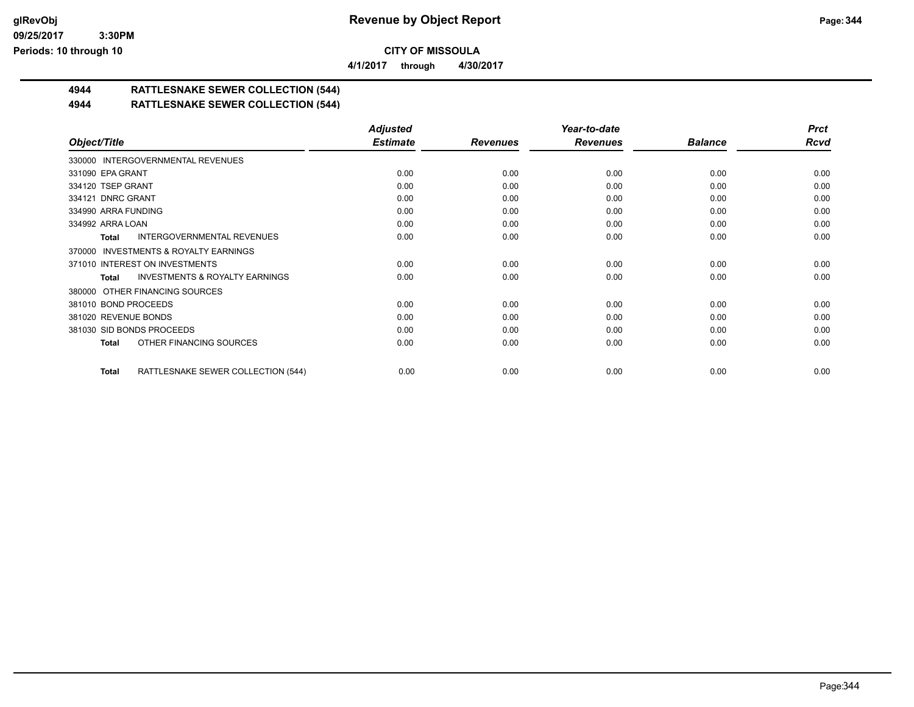# Revenue by Object Report

**CITY OF MISSOULA**

**4/1/2017 through 4/30/2017**

## 4944 RATTLESNAKE SEWER COLLECTION (544)

## 4944 RATTLESNAKE SEWER COLLECTION (544)

| Object/Title | Adjusted Estimate | Revenues | Year-to-date Revenues | Balance | Prct Rcvd |
|---|---|---|---|---|---|
| 330000 INTERGOVERNMENTAL REVENUES | | | | | |
| 331090 EPA GRANT | 0.00 | 0.00 | 0.00 | 0.00 | 0.00 |
| 334120 TSEP GRANT | 0.00 | 0.00 | 0.00 | 0.00 | 0.00 |
| 334121 DNRC GRANT | 0.00 | 0.00 | 0.00 | 0.00 | 0.00 |
| 334990 ARRA FUNDING | 0.00 | 0.00 | 0.00 | 0.00 | 0.00 |
| 334992 ARRA LOAN | 0.00 | 0.00 | 0.00 | 0.00 | 0.00 |
| **Total** INTERGOVERNMENTAL REVENUES | 0.00 | 0.00 | 0.00 | 0.00 | 0.00 |
| 370000 INVESTMENTS & ROYALTY EARNINGS | | | | | |
| 371010 INTEREST ON INVESTMENTS | 0.00 | 0.00 | 0.00 | 0.00 | 0.00 |
| **Total** INVESTMENTS & ROYALTY EARNINGS | 0.00 | 0.00 | 0.00 | 0.00 | 0.00 |
| 380000 OTHER FINANCING SOURCES | | | | | |
| 381010 BOND PROCEEDS | 0.00 | 0.00 | 0.00 | 0.00 | 0.00 |
| 381020 REVENUE BONDS | 0.00 | 0.00 | 0.00 | 0.00 | 0.00 |
| 381030 SID BONDS PROCEEDS | 0.00 | 0.00 | 0.00 | 0.00 | 0.00 |
| **Total** OTHER FINANCING SOURCES | 0.00 | 0.00 | 0.00 | 0.00 | 0.00 |
| **Total** RATTLESNAKE SEWER COLLECTION (544) | 0.00 | 0.00 | 0.00 | 0.00 | 0.00 |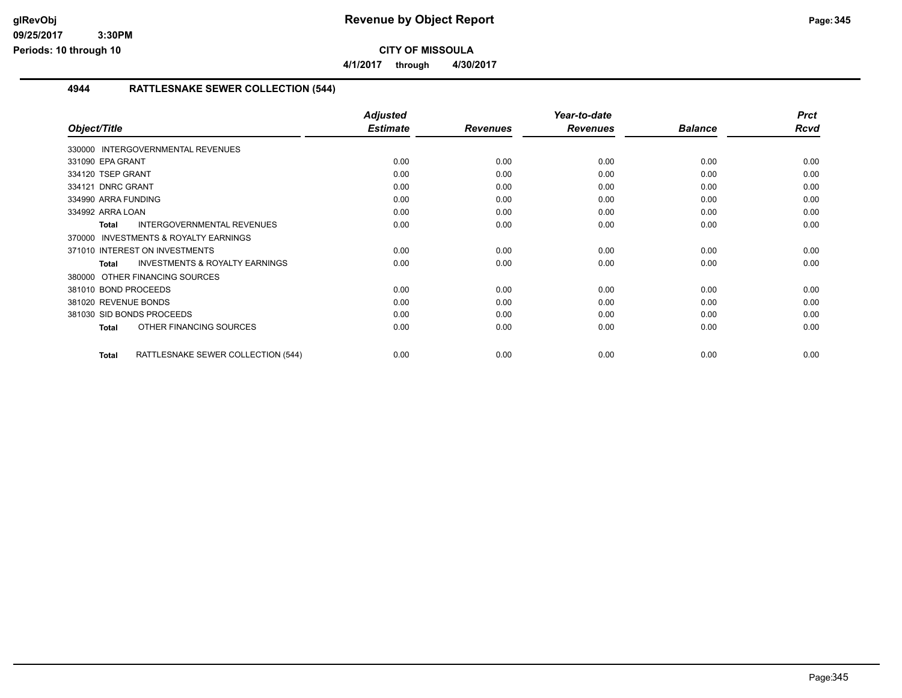# Revenue by Object Report

**CITY OF MISSOULA**

**4/1/2017 through 4/30/2017**

glRevObj
09/25/2017 3:30PM
Periods: 10 through 10

## 4944 RATTLESNAKE SEWER COLLECTION (544)

| Object/Title | Adjusted Estimate | Revenues | Year-to-date Revenues | Balance | Prct Rcvd |
|---|---|---|---|---|---|
| 330000 INTERGOVERNMENTAL REVENUES | | | | | |
| 331090 EPA GRANT | 0.00 | 0.00 | 0.00 | 0.00 | 0.00 |
| 334120 TSEP GRANT | 0.00 | 0.00 | 0.00 | 0.00 | 0.00 |
| 334121 DNRC GRANT | 0.00 | 0.00 | 0.00 | 0.00 | 0.00 |
| 334990 ARRA FUNDING | 0.00 | 0.00 | 0.00 | 0.00 | 0.00 |
| 334992 ARRA LOAN | 0.00 | 0.00 | 0.00 | 0.00 | 0.00 |
| **Total** INTERGOVERNMENTAL REVENUES | 0.00 | 0.00 | 0.00 | 0.00 | 0.00 |
| 370000 INVESTMENTS & ROYALTY EARNINGS | | | | | |
| 371010 INTEREST ON INVESTMENTS | 0.00 | 0.00 | 0.00 | 0.00 | 0.00 |
| **Total** INVESTMENTS & ROYALTY EARNINGS | 0.00 | 0.00 | 0.00 | 0.00 | 0.00 |
| 380000 OTHER FINANCING SOURCES | | | | | |
| 381010 BOND PROCEEDS | 0.00 | 0.00 | 0.00 | 0.00 | 0.00 |
| 381020 REVENUE BONDS | 0.00 | 0.00 | 0.00 | 0.00 | 0.00 |
| 381030 SID BONDS PROCEEDS | 0.00 | 0.00 | 0.00 | 0.00 | 0.00 |
| **Total** OTHER FINANCING SOURCES | 0.00 | 0.00 | 0.00 | 0.00 | 0.00 |
| **Total** RATTLESNAKE SEWER COLLECTION (544) | 0.00 | 0.00 | 0.00 | 0.00 | 0.00 |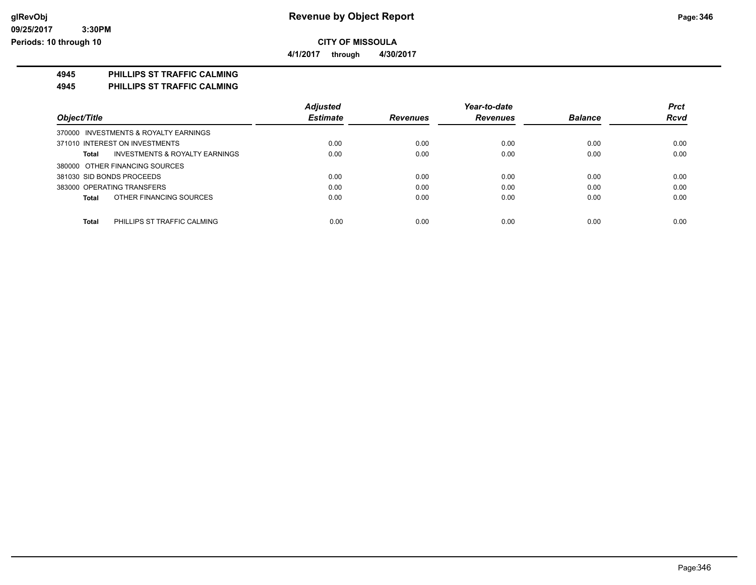# Revenue by Object Report

glRevObj
09/25/2017 3:30PM
Periods: 10 through 10

**CITY OF MISSOULA**

**4/1/2017 through 4/30/2017**

**4945 PHILLIPS ST TRAFFIC CALMING**
**4945 PHILLIPS ST TRAFFIC CALMING**

| Object/Title | Adjusted Estimate | Revenues | Year-to-date Revenues | Balance | Prct Rcvd |
|---|---|---|---|---|---|
| 370000 INVESTMENTS & ROYALTY EARNINGS | | | | | |
| 371010 INTEREST ON INVESTMENTS | 0.00 | 0.00 | 0.00 | 0.00 | 0.00 |
| **Total** INVESTMENTS & ROYALTY EARNINGS | 0.00 | 0.00 | 0.00 | 0.00 | 0.00 |
| 380000 OTHER FINANCING SOURCES | | | | | |
| 381030 SID BONDS PROCEEDS | 0.00 | 0.00 | 0.00 | 0.00 | 0.00 |
| 383000 OPERATING TRANSFERS | 0.00 | 0.00 | 0.00 | 0.00 | 0.00 |
| **Total** OTHER FINANCING SOURCES | 0.00 | 0.00 | 0.00 | 0.00 | 0.00 |
| **Total** PHILLIPS ST TRAFFIC CALMING | 0.00 | 0.00 | 0.00 | 0.00 | 0.00 |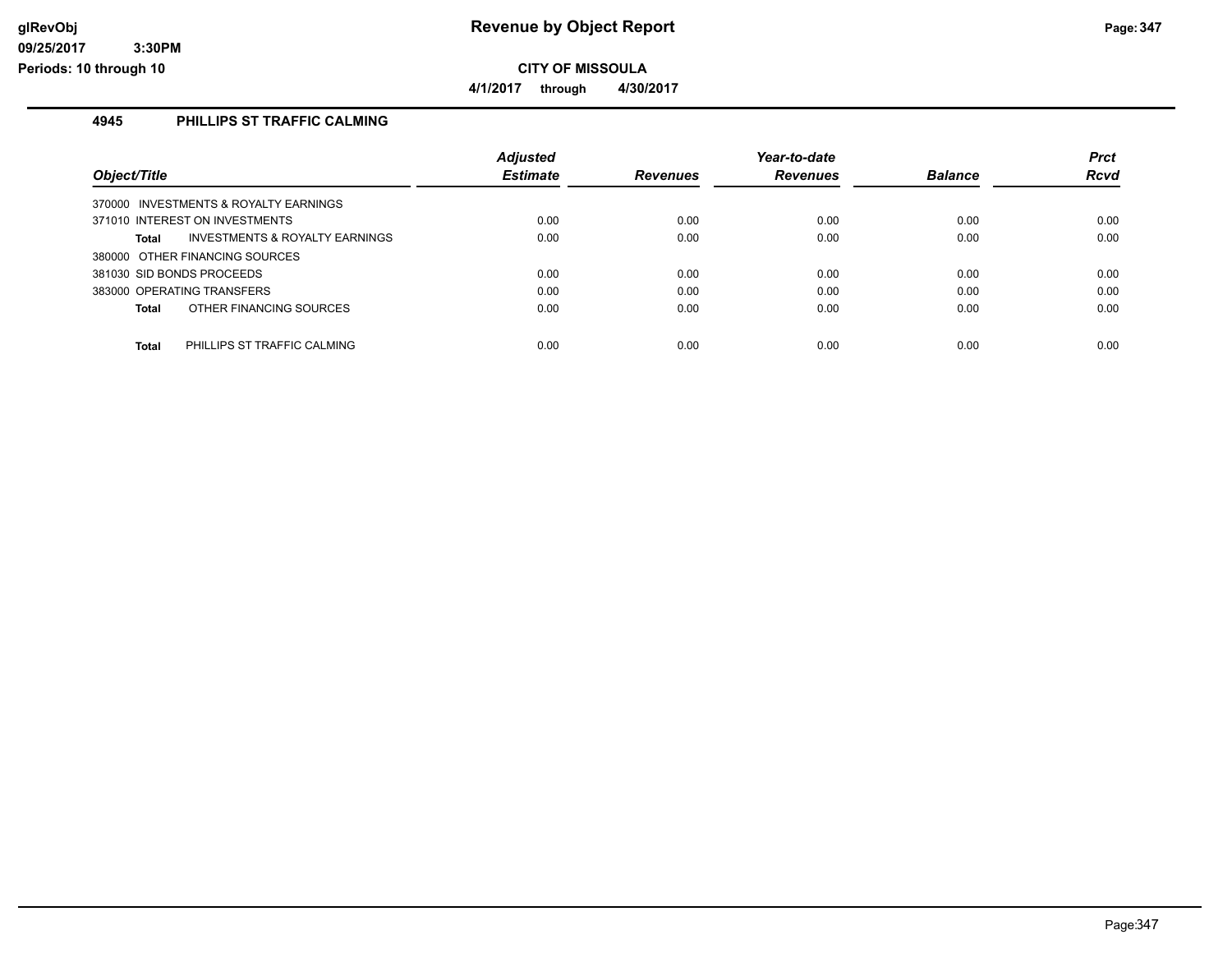**CITY OF MISSOULA**

**4/1/2017 through 4/30/2017**

## 4945 PHILLIPS ST TRAFFIC CALMING

| Object/Title | Adjusted Estimate | Revenues | Year-to-date Revenues | Balance | Prct Rcvd |
|---|---|---|---|---|---|
| 370000 INVESTMENTS & ROYALTY EARNINGS | | | | | |
| 371010 INTEREST ON INVESTMENTS | 0.00 | 0.00 | 0.00 | 0.00 | 0.00 |
| **Total** INVESTMENTS & ROYALTY EARNINGS | 0.00 | 0.00 | 0.00 | 0.00 | 0.00 |
| 380000 OTHER FINANCING SOURCES | | | | | |
| 381030 SID BONDS PROCEEDS | 0.00 | 0.00 | 0.00 | 0.00 | 0.00 |
| 383000 OPERATING TRANSFERS | 0.00 | 0.00 | 0.00 | 0.00 | 0.00 |
| **Total** OTHER FINANCING SOURCES | 0.00 | 0.00 | 0.00 | 0.00 | 0.00 |
| **Total** PHILLIPS ST TRAFFIC CALMING | 0.00 | 0.00 | 0.00 | 0.00 | 0.00 |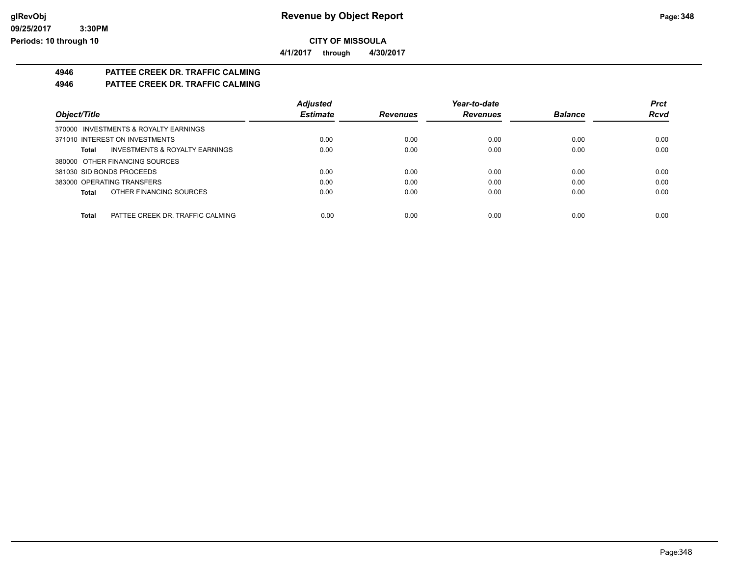**CITY OF MISSOULA**

**4/1/2017 through 4/30/2017**

# 4946 PATTEE CREEK DR. TRAFFIC CALMING

## 4946 PATTEE CREEK DR. TRAFFIC CALMING

| Object/Title | Adjusted Estimate | Revenues | Year-to-date Revenues | Balance | Prct Rcvd |
|---|---|---|---|---|---|
| 370000 INVESTMENTS & ROYALTY EARNINGS | | | | | |
| 371010 INTEREST ON INVESTMENTS | 0.00 | 0.00 | 0.00 | 0.00 | 0.00 |
| **Total** INVESTMENTS & ROYALTY EARNINGS | 0.00 | 0.00 | 0.00 | 0.00 | 0.00 |
| 380000 OTHER FINANCING SOURCES | | | | | |
| 381030 SID BONDS PROCEEDS | 0.00 | 0.00 | 0.00 | 0.00 | 0.00 |
| 383000 OPERATING TRANSFERS | 0.00 | 0.00 | 0.00 | 0.00 | 0.00 |
| **Total** OTHER FINANCING SOURCES | 0.00 | 0.00 | 0.00 | 0.00 | 0.00 |
| **Total** PATTEE CREEK DR. TRAFFIC CALMING | 0.00 | 0.00 | 0.00 | 0.00 | 0.00 |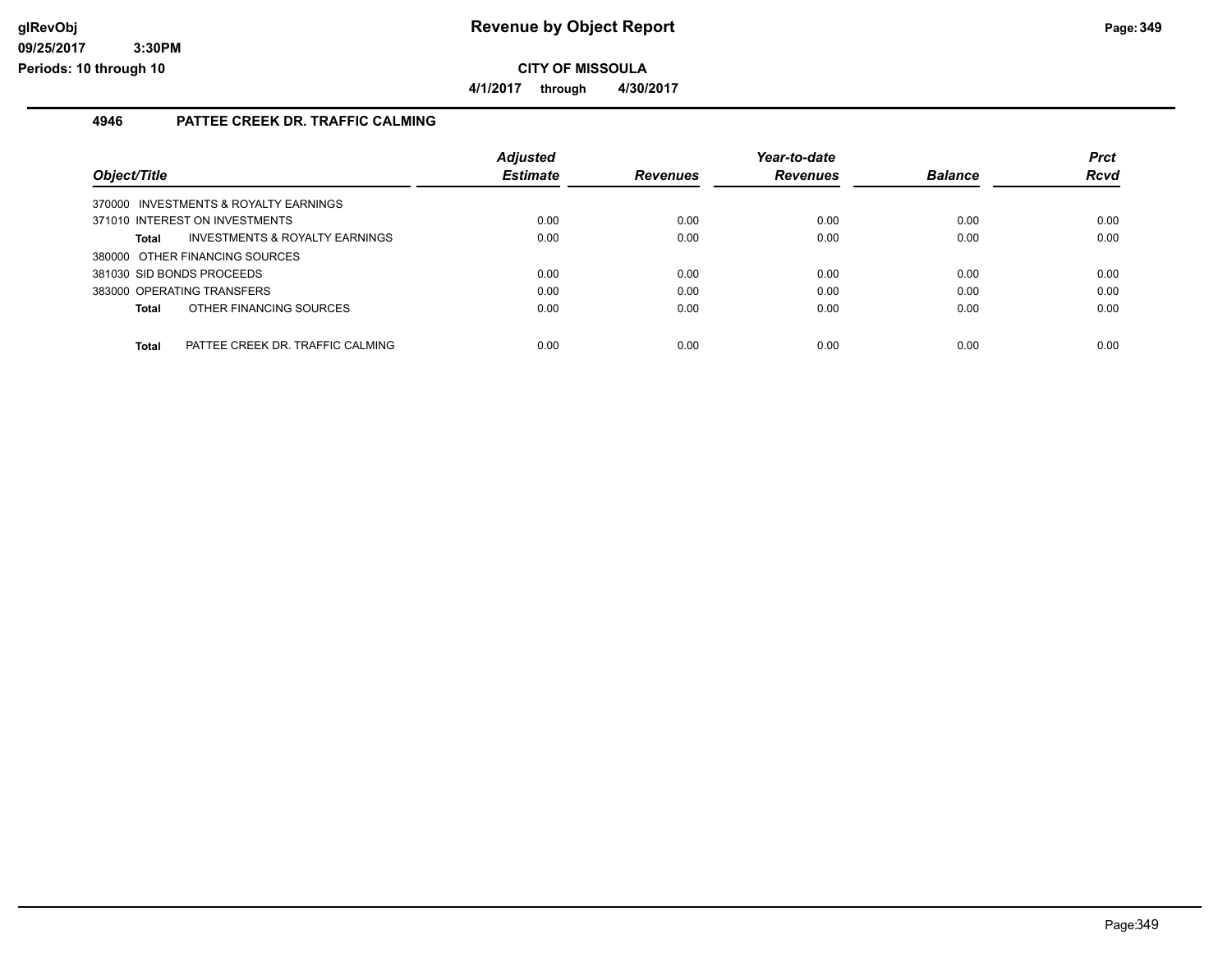# Revenue by Object Report

**CITY OF MISSOULA**

**4/1/2017 through 4/30/2017**

### 4946 PATTEE CREEK DR. TRAFFIC CALMING

| Object/Title | Adjusted Estimate | Revenues | Year-to-date Revenues | Balance | Prct Rcvd |
|---|---|---|---|---|---|
| 370000 INVESTMENTS & ROYALTY EARNINGS | | | | | |
| 371010 INTEREST ON INVESTMENTS | 0.00 | 0.00 | 0.00 | 0.00 | 0.00 |
| **Total** INVESTMENTS & ROYALTY EARNINGS | 0.00 | 0.00 | 0.00 | 0.00 | 0.00 |
| 380000 OTHER FINANCING SOURCES | | | | | |
| 381030 SID BONDS PROCEEDS | 0.00 | 0.00 | 0.00 | 0.00 | 0.00 |
| 383000 OPERATING TRANSFERS | 0.00 | 0.00 | 0.00 | 0.00 | 0.00 |
| **Total** OTHER FINANCING SOURCES | 0.00 | 0.00 | 0.00 | 0.00 | 0.00 |
| **Total** PATTEE CREEK DR. TRAFFIC CALMING | 0.00 | 0.00 | 0.00 | 0.00 | 0.00 |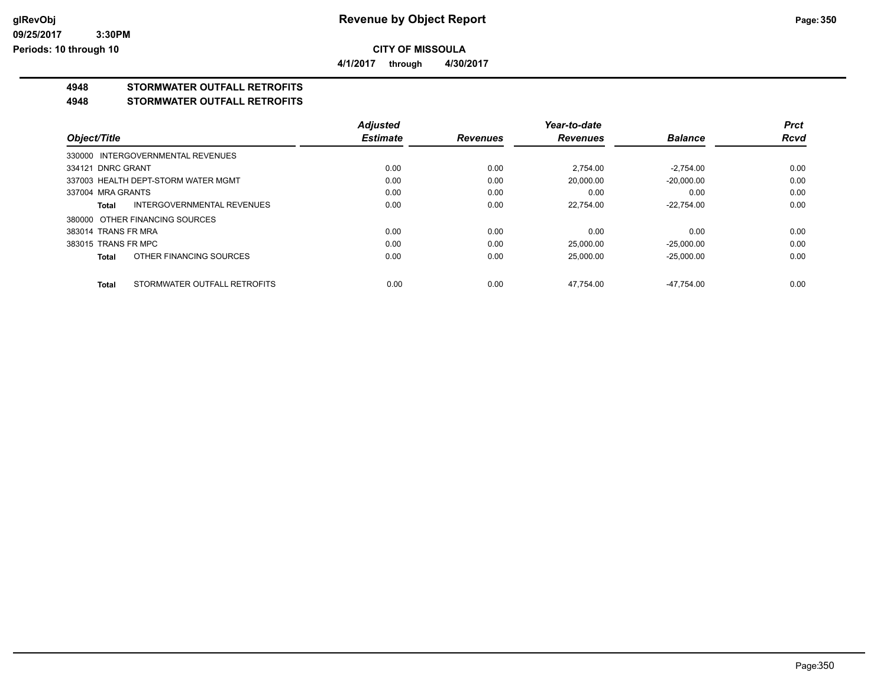**glRevObj**
**09/25/2017 3:30PM**
**Periods: 10 through 10**

# Revenue by Object Report

**CITY OF MISSOULA**

**4/1/2017 through 4/30/2017**

## 4948 STORMWATER OUTFALL RETROFITS

## 4948 STORMWATER OUTFALL RETROFITS

| Object/Title | Adjusted Estimate | Revenues | Year-to-date Revenues | Balance | Prct Rcvd |
|---|---|---|---|---|---|
| 330000 INTERGOVERNMENTAL REVENUES | | | | | |
| 334121 DNRC GRANT | 0.00 | 0.00 | 2,754.00 | -2,754.00 | 0.00 |
| 337003 HEALTH DEPT-STORM WATER MGMT | 0.00 | 0.00 | 20,000.00 | -20,000.00 | 0.00 |
| 337004 MRA GRANTS | 0.00 | 0.00 | 0.00 | 0.00 | 0.00 |
| **Total** INTERGOVERNMENTAL REVENUES | 0.00 | 0.00 | 22,754.00 | -22,754.00 | 0.00 |
| 380000 OTHER FINANCING SOURCES | | | | | |
| 383014 TRANS FR MRA | 0.00 | 0.00 | 0.00 | 0.00 | 0.00 |
| 383015 TRANS FR MPC | 0.00 | 0.00 | 25,000.00 | -25,000.00 | 0.00 |
| **Total** OTHER FINANCING SOURCES | 0.00 | 0.00 | 25,000.00 | -25,000.00 | 0.00 |
| **Total** STORMWATER OUTFALL RETROFITS | 0.00 | 0.00 | 47,754.00 | -47,754.00 | 0.00 |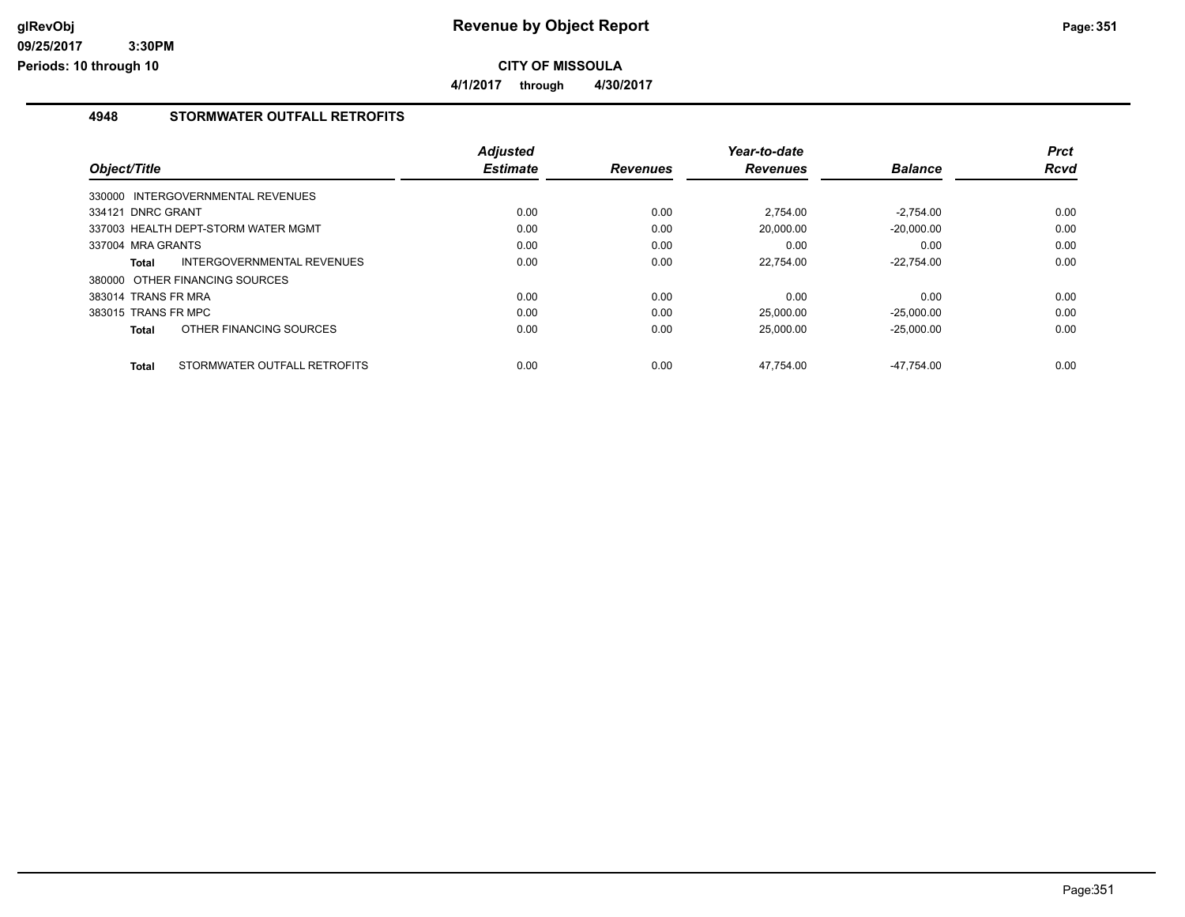**Revenue by Object Report**

**CITY OF MISSOULA**

**4/1/2017 through 4/30/2017**

glRevObj
09/25/2017 3:30PM
Periods: 10 through 10

## 4948 STORMWATER OUTFALL RETROFITS

| Object/Title | Adjusted Estimate | Revenues | Year-to-date Revenues | Balance | Prct Rcvd |
|---|---|---|---|---|---|
| 330000 INTERGOVERNMENTAL REVENUES | | | | | |
| 334121 DNRC GRANT | 0.00 | 0.00 | 2,754.00 | -2,754.00 | 0.00 |
| 337003 HEALTH DEPT-STORM WATER MGMT | 0.00 | 0.00 | 20,000.00 | -20,000.00 | 0.00 |
| 337004 MRA GRANTS | 0.00 | 0.00 | 0.00 | 0.00 | 0.00 |
| **Total** INTERGOVERNMENTAL REVENUES | 0.00 | 0.00 | 22,754.00 | -22,754.00 | 0.00 |
| 380000 OTHER FINANCING SOURCES | | | | | |
| 383014 TRANS FR MRA | 0.00 | 0.00 | 0.00 | 0.00 | 0.00 |
| 383015 TRANS FR MPC | 0.00 | 0.00 | 25,000.00 | -25,000.00 | 0.00 |
| **Total** OTHER FINANCING SOURCES | 0.00 | 0.00 | 25,000.00 | -25,000.00 | 0.00 |
| **Total** STORMWATER OUTFALL RETROFITS | 0.00 | 0.00 | 47,754.00 | -47,754.00 | 0.00 |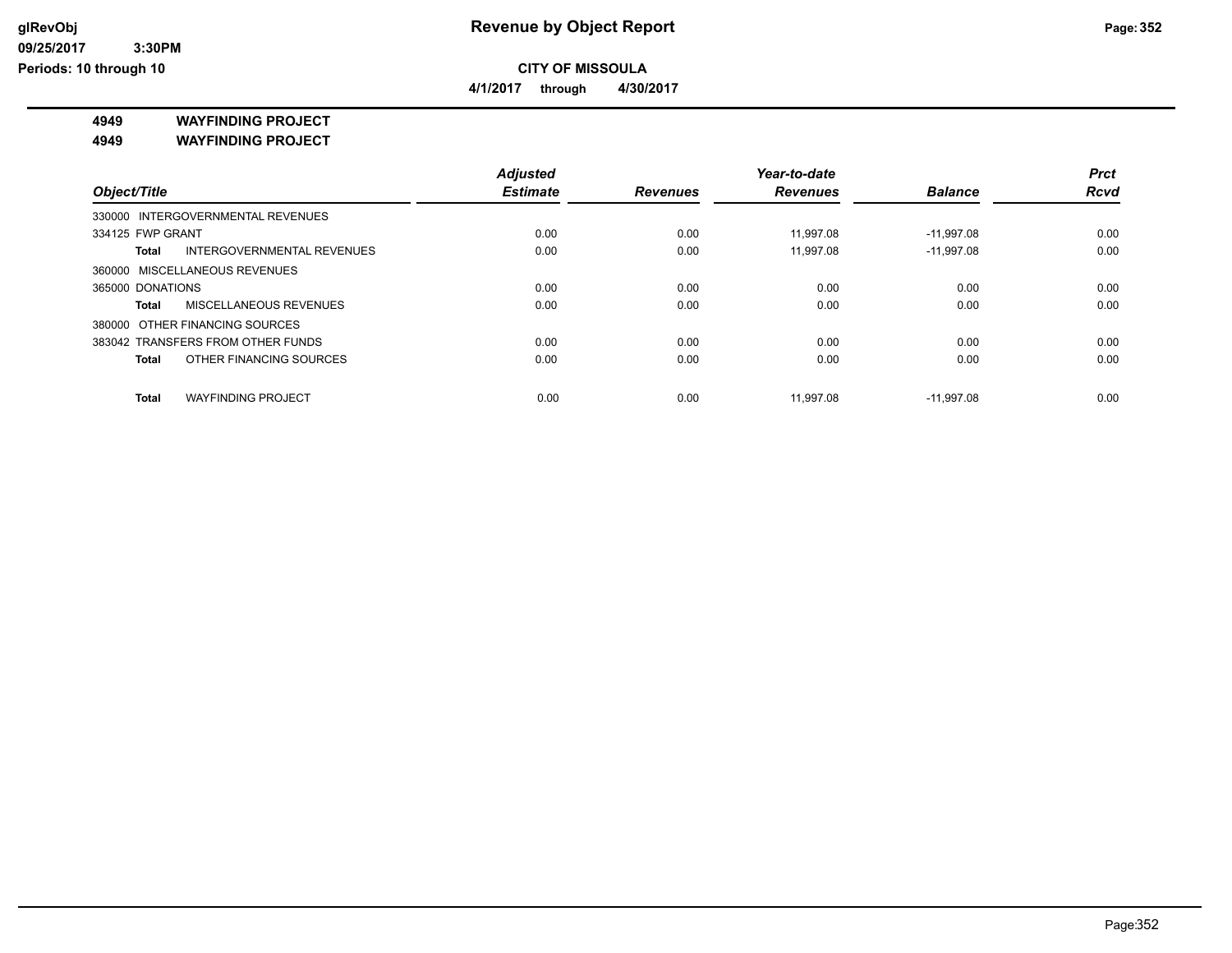**Revenue by Object Report**

**CITY OF MISSOULA**

**4/1/2017 through 4/30/2017**

glRevObj
09/25/2017 3:30PM
Periods: 10 through 10

## 4949 WAYFINDING PROJECT
## 4949 WAYFINDING PROJECT

| Object/Title | Adjusted Estimate | Revenues | Year-to-date Revenues | Balance | Prct Rcvd |
|---|---|---|---|---|---|
| 330000 INTERGOVERNMENTAL REVENUES | | | | | |
| 334125 FWP GRANT | 0.00 | 0.00 | 11,997.08 | -11,997.08 | 0.00 |
| **Total** INTERGOVERNMENTAL REVENUES | 0.00 | 0.00 | 11,997.08 | -11,997.08 | 0.00 |
| 360000 MISCELLANEOUS REVENUES | | | | | |
| 365000 DONATIONS | 0.00 | 0.00 | 0.00 | 0.00 | 0.00 |
| **Total** MISCELLANEOUS REVENUES | 0.00 | 0.00 | 0.00 | 0.00 | 0.00 |
| 380000 OTHER FINANCING SOURCES | | | | | |
| 383042 TRANSFERS FROM OTHER FUNDS | 0.00 | 0.00 | 0.00 | 0.00 | 0.00 |
| **Total** OTHER FINANCING SOURCES | 0.00 | 0.00 | 0.00 | 0.00 | 0.00 |
| **Total** WAYFINDING PROJECT | 0.00 | 0.00 | 11,997.08 | -11,997.08 | 0.00 |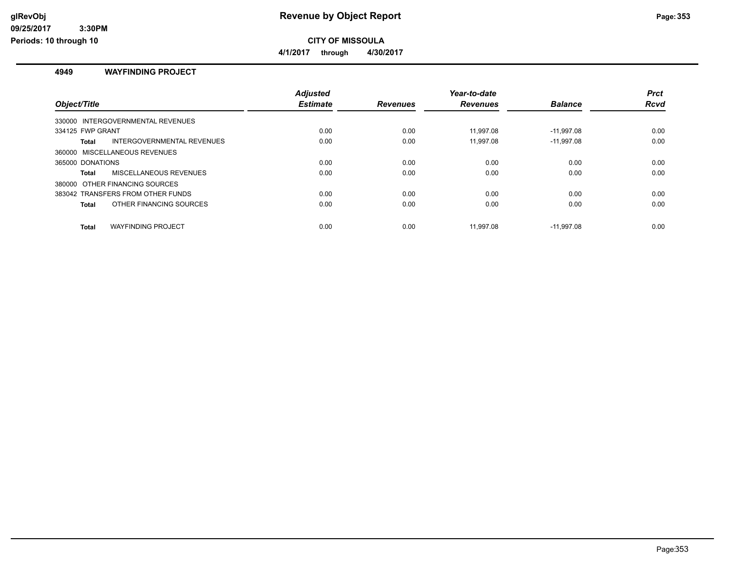glRevObj
09/25/2017 3:30PM
Periods: 10 through 10

# Revenue by Object Report

**CITY OF MISSOULA**

**4/1/2017 through 4/30/2017**

## 4949 WAYFINDING PROJECT

| Object/Title | Adjusted Estimate | Revenues | Year-to-date Revenues | Balance | Prct Rcvd |
|---|---|---|---|---|---|
| 330000 INTERGOVERNMENTAL REVENUES | | | | | |
| 334125 FWP GRANT | 0.00 | 0.00 | 11,997.08 | -11,997.08 | 0.00 |
| **Total** INTERGOVERNMENTAL REVENUES | 0.00 | 0.00 | 11,997.08 | -11,997.08 | 0.00 |
| 360000 MISCELLANEOUS REVENUES | | | | | |
| 365000 DONATIONS | 0.00 | 0.00 | 0.00 | 0.00 | 0.00 |
| **Total** MISCELLANEOUS REVENUES | 0.00 | 0.00 | 0.00 | 0.00 | 0.00 |
| 380000 OTHER FINANCING SOURCES | | | | | |
| 383042 TRANSFERS FROM OTHER FUNDS | 0.00 | 0.00 | 0.00 | 0.00 | 0.00 |
| **Total** OTHER FINANCING SOURCES | 0.00 | 0.00 | 0.00 | 0.00 | 0.00 |
| **Total** WAYFINDING PROJECT | 0.00 | 0.00 | 11,997.08 | -11,997.08 | 0.00 |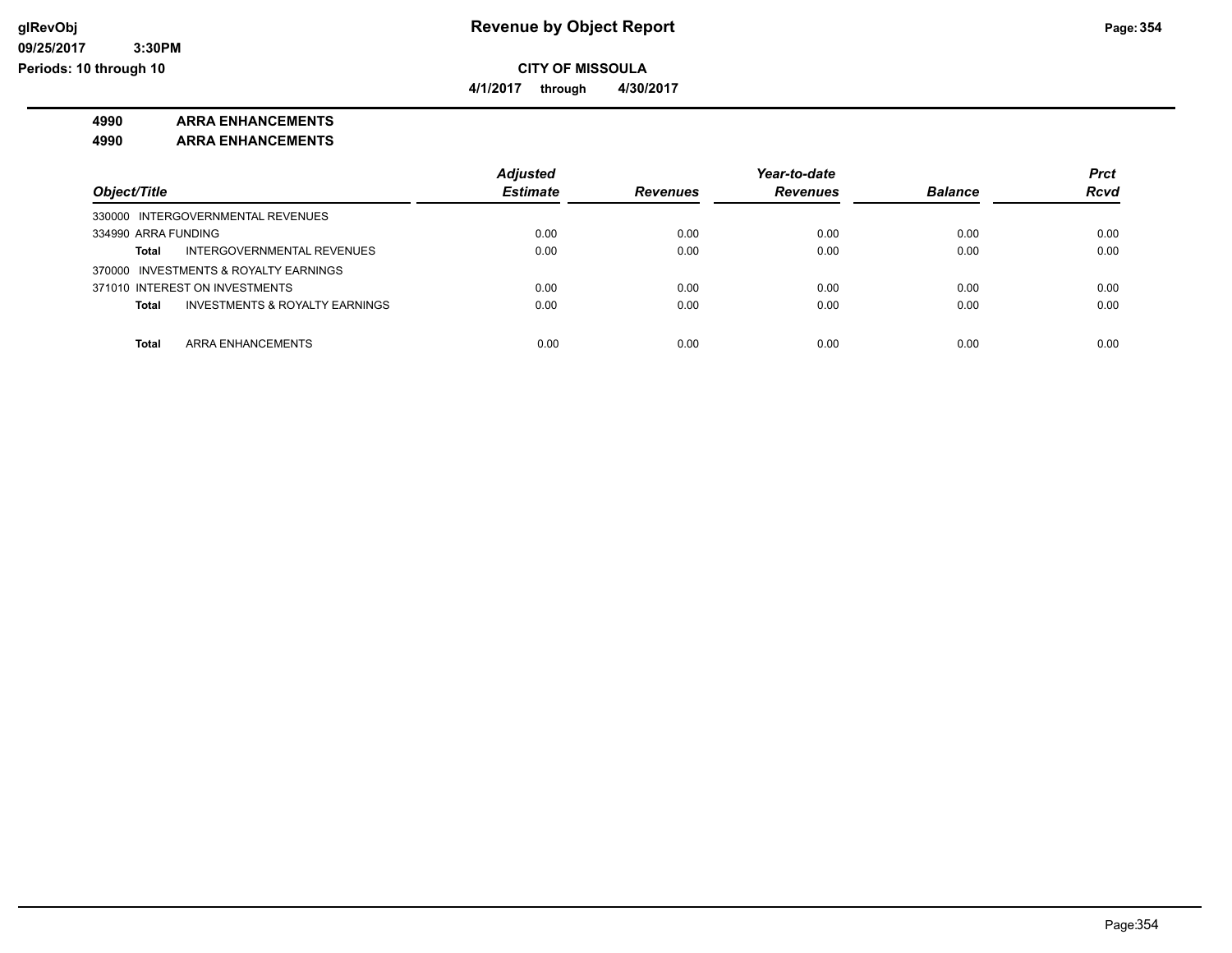# Revenue by Object Report

## CITY OF MISSOULA

**4/1/2017 through 4/30/2017**

**4990 ARRA ENHANCEMENTS**

**4990 ARRA ENHANCEMENTS**

| Object/Title | Adjusted Estimate | Revenues | Year-to-date Revenues | Balance | Prct Rcvd |
|---|---|---|---|---|---|
| 330000 INTERGOVERNMENTAL REVENUES | | | | | |
| 334990 ARRA FUNDING | 0.00 | 0.00 | 0.00 | 0.00 | 0.00 |
| **Total** INTERGOVERNMENTAL REVENUES | 0.00 | 0.00 | 0.00 | 0.00 | 0.00 |
| 370000 INVESTMENTS & ROYALTY EARNINGS | | | | | |
| 371010 INTEREST ON INVESTMENTS | 0.00 | 0.00 | 0.00 | 0.00 | 0.00 |
| **Total** INVESTMENTS & ROYALTY EARNINGS | 0.00 | 0.00 | 0.00 | 0.00 | 0.00 |
| **Total** ARRA ENHANCEMENTS | 0.00 | 0.00 | 0.00 | 0.00 | 0.00 |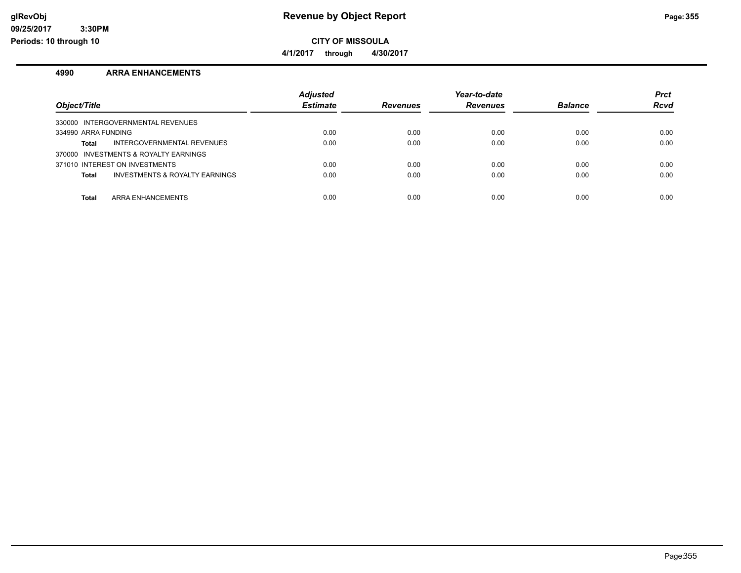# Revenue by Object Report

glRevObj
09/25/2017 3:30PM
Periods: 10 through 10

**CITY OF MISSOULA**

**4/1/2017 through 4/30/2017**

## 4990 ARRA ENHANCEMENTS

| Object/Title | Adjusted Estimate | Revenues | Year-to-date Revenues | Balance | Prct Rcvd |
|---|---|---|---|---|---|
| 330000 INTERGOVERNMENTAL REVENUES | | | | | |
| 334990 ARRA FUNDING | 0.00 | 0.00 | 0.00 | 0.00 | 0.00 |
| **Total** INTERGOVERNMENTAL REVENUES | 0.00 | 0.00 | 0.00 | 0.00 | 0.00 |
| 370000 INVESTMENTS & ROYALTY EARNINGS | | | | | |
| 371010 INTEREST ON INVESTMENTS | 0.00 | 0.00 | 0.00 | 0.00 | 0.00 |
| **Total** INVESTMENTS & ROYALTY EARNINGS | 0.00 | 0.00 | 0.00 | 0.00 | 0.00 |
| **Total** ARRA ENHANCEMENTS | 0.00 | 0.00 | 0.00 | 0.00 | 0.00 |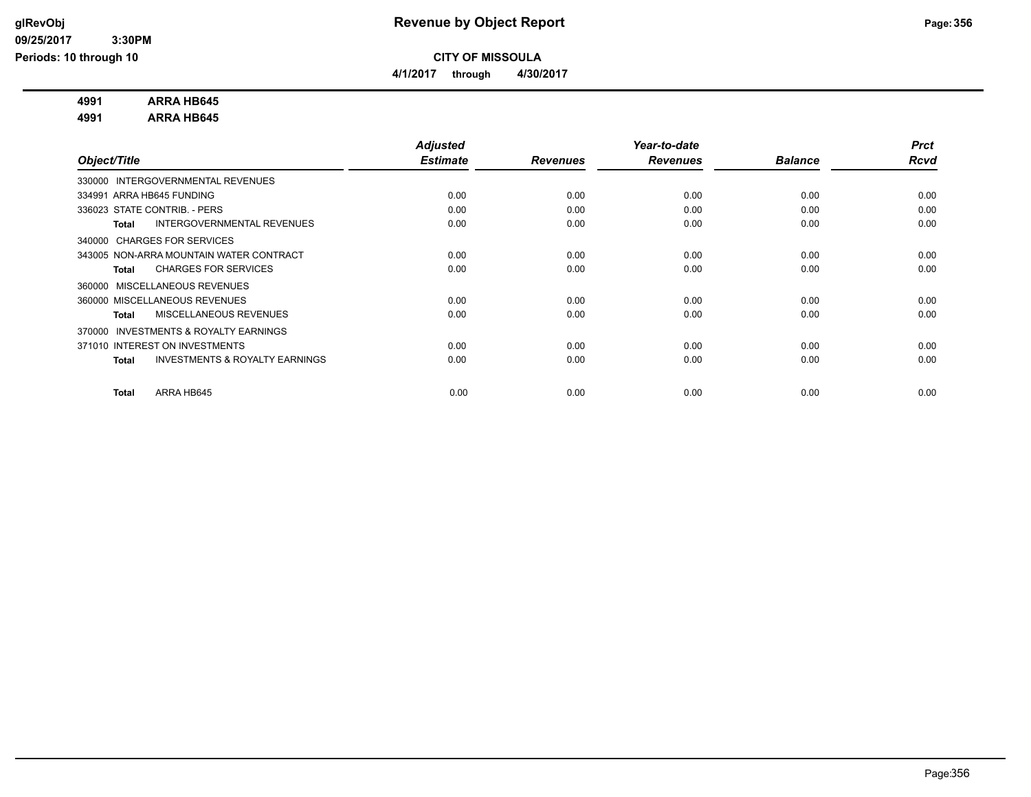# Revenue by Object Report

**CITY OF MISSOULA**

**4/1/2017 through 4/30/2017**

glRevObj
09/25/2017 3:30PM
Periods: 10 through 10

**4991 ARRA HB645**
**4991 ARRA HB645**

| Object/Title | Adjusted Estimate | Revenues | Year-to-date Revenues | Balance | Prct Rcvd |
|---|---|---|---|---|---|
| 330000 INTERGOVERNMENTAL REVENUES | | | | | |
| 334991 ARRA HB645 FUNDING | 0.00 | 0.00 | 0.00 | 0.00 | 0.00 |
| 336023 STATE CONTRIB. - PERS | 0.00 | 0.00 | 0.00 | 0.00 | 0.00 |
| **Total** INTERGOVERNMENTAL REVENUES | 0.00 | 0.00 | 0.00 | 0.00 | 0.00 |
| 340000 CHARGES FOR SERVICES | | | | | |
| 343005 NON-ARRA MOUNTAIN WATER CONTRACT | 0.00 | 0.00 | 0.00 | 0.00 | 0.00 |
| **Total** CHARGES FOR SERVICES | 0.00 | 0.00 | 0.00 | 0.00 | 0.00 |
| 360000 MISCELLANEOUS REVENUES | | | | | |
| 360000 MISCELLANEOUS REVENUES | 0.00 | 0.00 | 0.00 | 0.00 | 0.00 |
| **Total** MISCELLANEOUS REVENUES | 0.00 | 0.00 | 0.00 | 0.00 | 0.00 |
| 370000 INVESTMENTS & ROYALTY EARNINGS | | | | | |
| 371010 INTEREST ON INVESTMENTS | 0.00 | 0.00 | 0.00 | 0.00 | 0.00 |
| **Total** INVESTMENTS & ROYALTY EARNINGS | 0.00 | 0.00 | 0.00 | 0.00 | 0.00 |
| **Total** ARRA HB645 | 0.00 | 0.00 | 0.00 | 0.00 | 0.00 |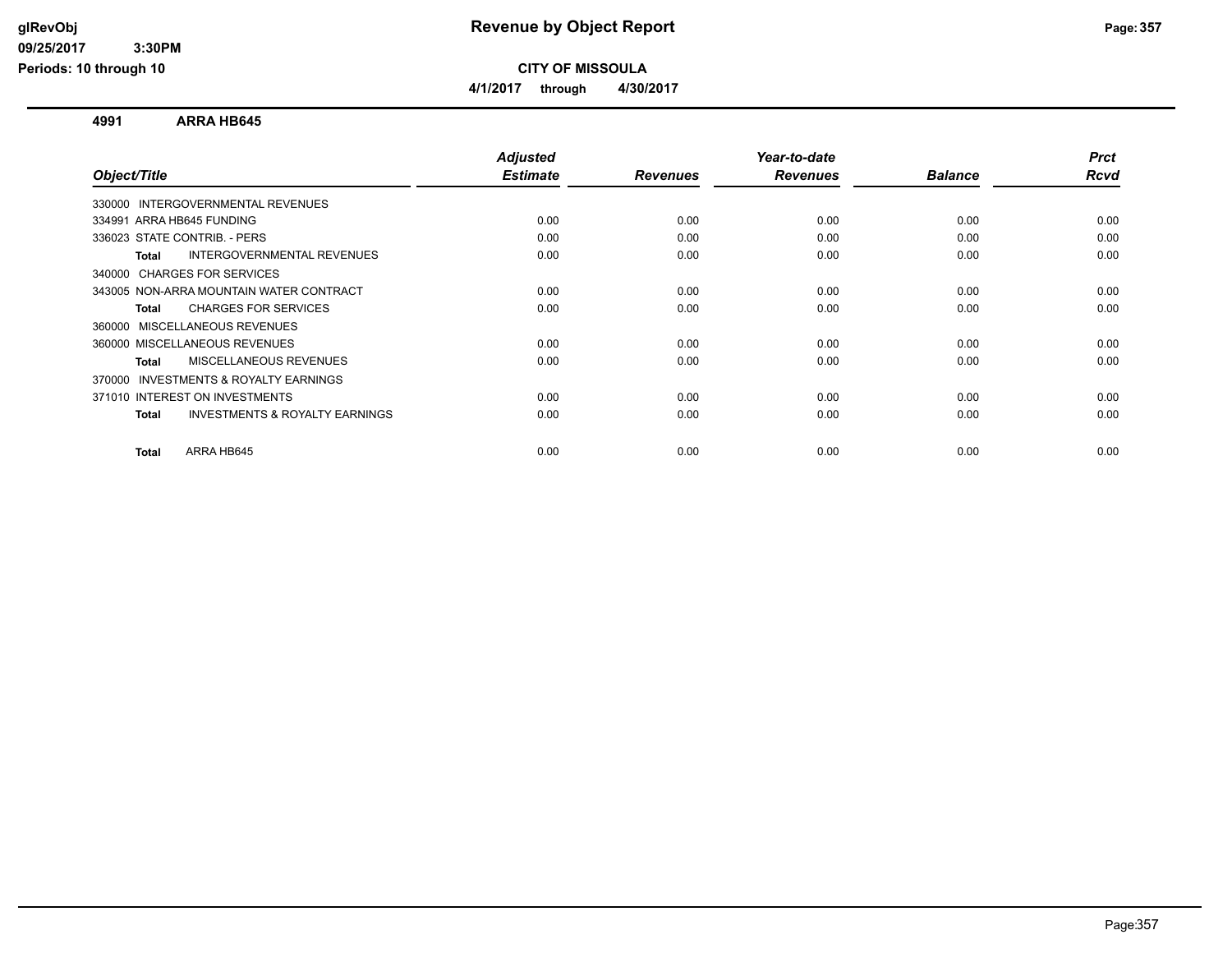# Revenue by Object Report

**CITY OF MISSOULA**

**4/1/2017 through 4/30/2017**

glRevObj
09/25/2017 3:30PM
Periods: 10 through 10

## 4991 ARRA HB645

| Object/Title | Adjusted Estimate | Revenues | Year-to-date Revenues | Balance | Prct Rcvd |
|---|---|---|---|---|---|
| 330000 INTERGOVERNMENTAL REVENUES | | | | | |
| 334991 ARRA HB645 FUNDING | 0.00 | 0.00 | 0.00 | 0.00 | 0.00 |
| 336023 STATE CONTRIB. - PERS | 0.00 | 0.00 | 0.00 | 0.00 | 0.00 |
| **Total** INTERGOVERNMENTAL REVENUES | 0.00 | 0.00 | 0.00 | 0.00 | 0.00 |
| 340000 CHARGES FOR SERVICES | | | | | |
| 343005 NON-ARRA MOUNTAIN WATER CONTRACT | 0.00 | 0.00 | 0.00 | 0.00 | 0.00 |
| **Total** CHARGES FOR SERVICES | 0.00 | 0.00 | 0.00 | 0.00 | 0.00 |
| 360000 MISCELLANEOUS REVENUES | | | | | |
| 360000 MISCELLANEOUS REVENUES | 0.00 | 0.00 | 0.00 | 0.00 | 0.00 |
| **Total** MISCELLANEOUS REVENUES | 0.00 | 0.00 | 0.00 | 0.00 | 0.00 |
| 370000 INVESTMENTS & ROYALTY EARNINGS | | | | | |
| 371010 INTEREST ON INVESTMENTS | 0.00 | 0.00 | 0.00 | 0.00 | 0.00 |
| **Total** INVESTMENTS & ROYALTY EARNINGS | 0.00 | 0.00 | 0.00 | 0.00 | 0.00 |
| **Total** ARRA HB645 | 0.00 | 0.00 | 0.00 | 0.00 | 0.00 |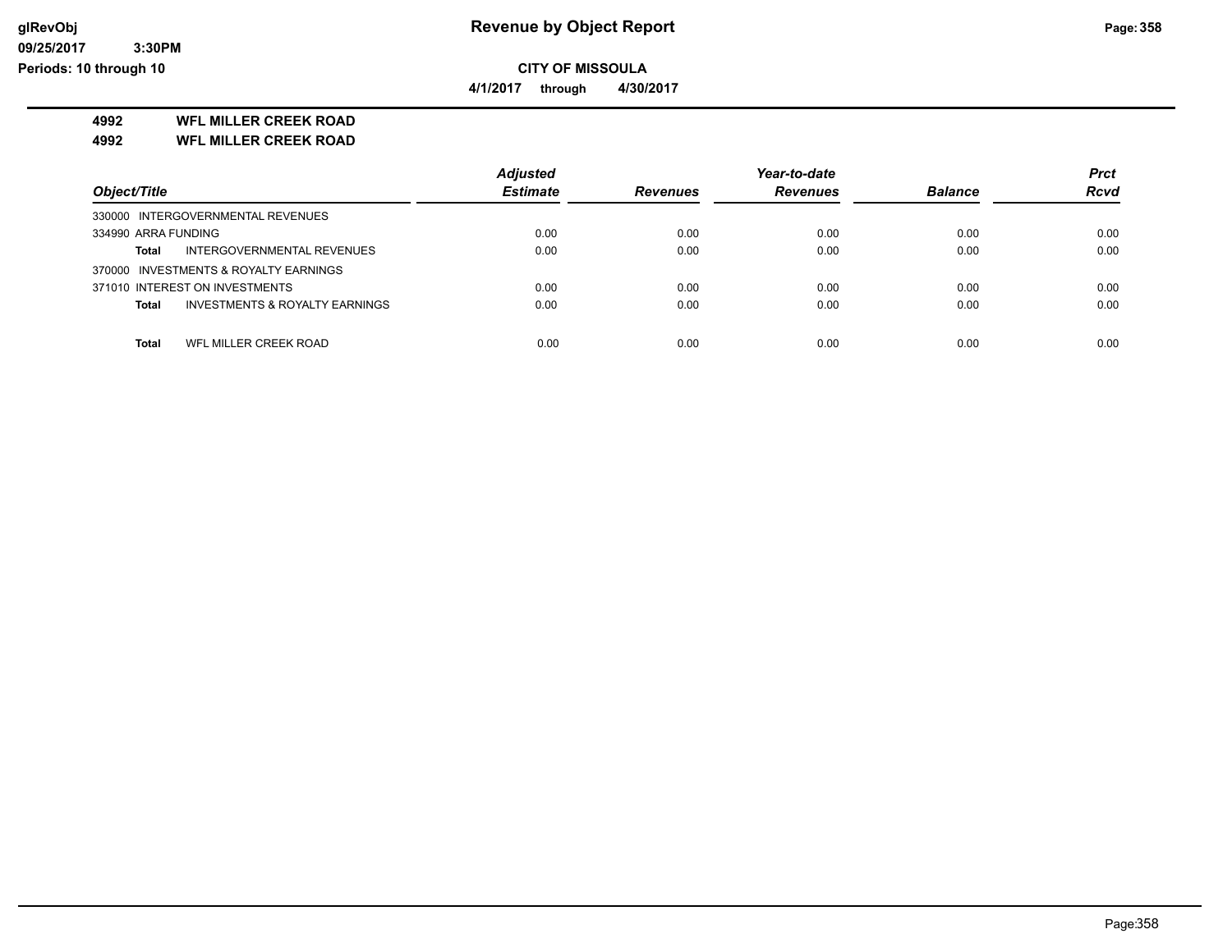**glRevObj**
**09/25/2017 3:30PM**
**Periods: 10 through 10**

# Revenue by Object Report

**CITY OF MISSOULA**

**4/1/2017 through 4/30/2017**

**4992 WFL MILLER CREEK ROAD**

**4992 WFL MILLER CREEK ROAD**

| Object/Title | Adjusted Estimate | Revenues | Year-to-date Revenues | Balance | Prct Rcvd |
|---|---|---|---|---|---|
| 330000 INTERGOVERNMENTAL REVENUES | | | | | |
| 334990 ARRA FUNDING | 0.00 | 0.00 | 0.00 | 0.00 | 0.00 |
| **Total** INTERGOVERNMENTAL REVENUES | 0.00 | 0.00 | 0.00 | 0.00 | 0.00 |
| 370000 INVESTMENTS & ROYALTY EARNINGS | | | | | |
| 371010 INTEREST ON INVESTMENTS | 0.00 | 0.00 | 0.00 | 0.00 | 0.00 |
| **Total** INVESTMENTS & ROYALTY EARNINGS | 0.00 | 0.00 | 0.00 | 0.00 | 0.00 |
| **Total** WFL MILLER CREEK ROAD | 0.00 | 0.00 | 0.00 | 0.00 | 0.00 |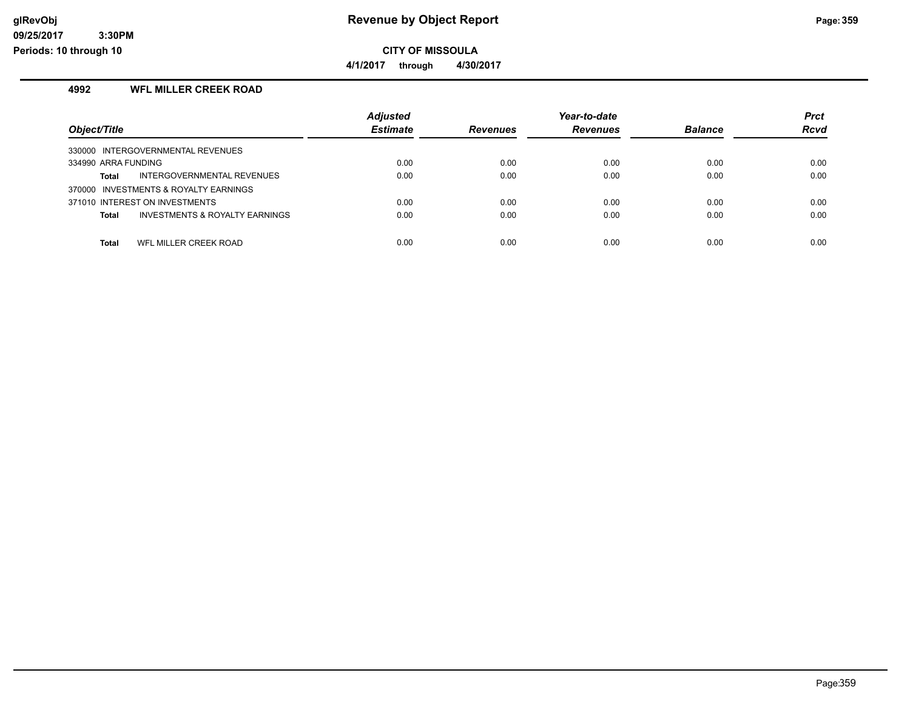**CITY OF MISSOULA**

**4/1/2017 through 4/30/2017**

### 4992 WFL MILLER CREEK ROAD

| Object/Title | Adjusted Estimate | Revenues | Year-to-date Revenues | Balance | Prct Rcvd |
|---|---|---|---|---|---|
| 330000 INTERGOVERNMENTAL REVENUES | | | | | |
| 334990 ARRA FUNDING | 0.00 | 0.00 | 0.00 | 0.00 | 0.00 |
| **Total** INTERGOVERNMENTAL REVENUES | 0.00 | 0.00 | 0.00 | 0.00 | 0.00 |
| 370000 INVESTMENTS & ROYALTY EARNINGS | | | | | |
| 371010 INTEREST ON INVESTMENTS | 0.00 | 0.00 | 0.00 | 0.00 | 0.00 |
| **Total** INVESTMENTS & ROYALTY EARNINGS | 0.00 | 0.00 | 0.00 | 0.00 | 0.00 |
| **Total** WFL MILLER CREEK ROAD | 0.00 | 0.00 | 0.00 | 0.00 | 0.00 |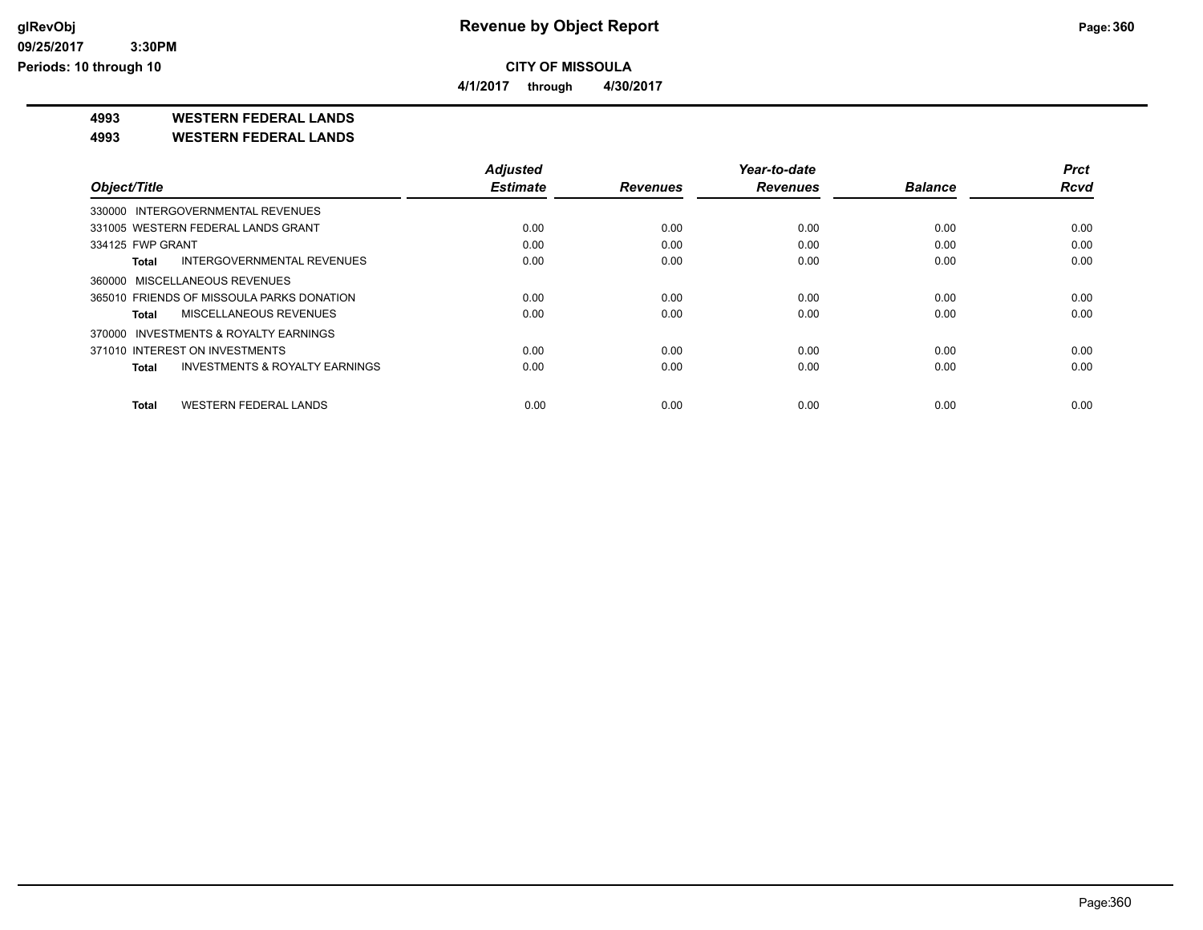# Revenue by Object Report

glRevObj
09/25/2017 3:30PM
Periods: 10 through 10

**CITY OF MISSOULA**

**4/1/2017 through 4/30/2017**

**4993 WESTERN FEDERAL LANDS**

**4993 WESTERN FEDERAL LANDS**

| Object/Title | Adjusted Estimate | Revenues | Year-to-date Revenues | Balance | Prct Rcvd |
|---|---|---|---|---|---|
| 330000 INTERGOVERNMENTAL REVENUES | | | | | |
| 331005 WESTERN FEDERAL LANDS GRANT | 0.00 | 0.00 | 0.00 | 0.00 | 0.00 |
| 334125 FWP GRANT | 0.00 | 0.00 | 0.00 | 0.00 | 0.00 |
| **Total** INTERGOVERNMENTAL REVENUES | 0.00 | 0.00 | 0.00 | 0.00 | 0.00 |
| 360000 MISCELLANEOUS REVENUES | | | | | |
| 365010 FRIENDS OF MISSOULA PARKS DONATION | 0.00 | 0.00 | 0.00 | 0.00 | 0.00 |
| **Total** MISCELLANEOUS REVENUES | 0.00 | 0.00 | 0.00 | 0.00 | 0.00 |
| 370000 INVESTMENTS & ROYALTY EARNINGS | | | | | |
| 371010 INTEREST ON INVESTMENTS | 0.00 | 0.00 | 0.00 | 0.00 | 0.00 |
| **Total** INVESTMENTS & ROYALTY EARNINGS | 0.00 | 0.00 | 0.00 | 0.00 | 0.00 |
| **Total** WESTERN FEDERAL LANDS | 0.00 | 0.00 | 0.00 | 0.00 | 0.00 |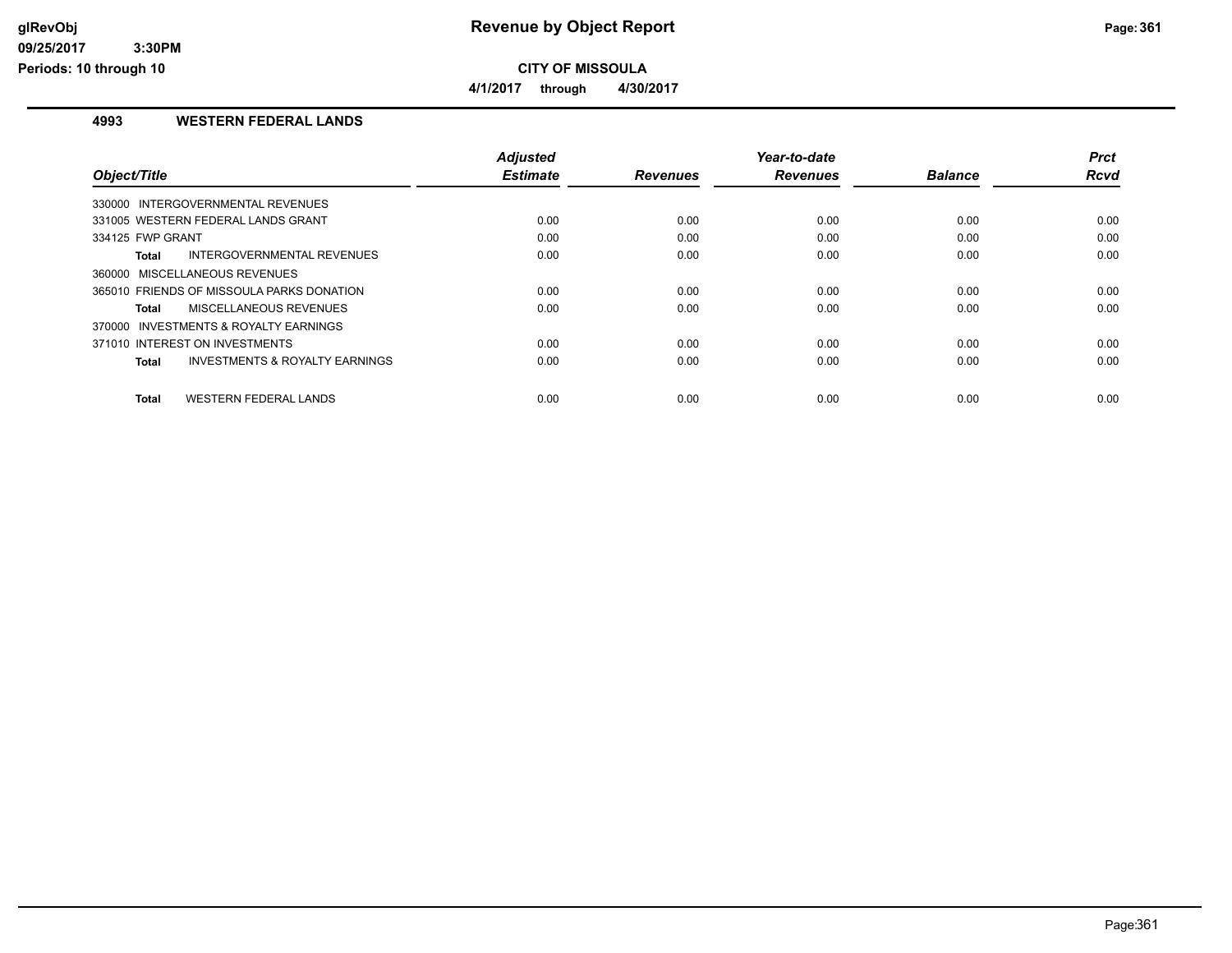**glRevObj**
**09/25/2017 3:30PM**
**Periods: 10 through 10**

# Revenue by Object Report

**CITY OF MISSOULA**

**4/1/2017 through 4/30/2017**

## 4993 WESTERN FEDERAL LANDS

| Object/Title | Adjusted Estimate | Revenues | Year-to-date Revenues | Balance | Prct Rcvd |
|---|---|---|---|---|---|
| 330000 INTERGOVERNMENTAL REVENUES | | | | | |
| 331005 WESTERN FEDERAL LANDS GRANT | 0.00 | 0.00 | 0.00 | 0.00 | 0.00 |
| 334125 FWP GRANT | 0.00 | 0.00 | 0.00 | 0.00 | 0.00 |
| **Total** INTERGOVERNMENTAL REVENUES | 0.00 | 0.00 | 0.00 | 0.00 | 0.00 |
| 360000 MISCELLANEOUS REVENUES | | | | | |
| 365010 FRIENDS OF MISSOULA PARKS DONATION | 0.00 | 0.00 | 0.00 | 0.00 | 0.00 |
| **Total** MISCELLANEOUS REVENUES | 0.00 | 0.00 | 0.00 | 0.00 | 0.00 |
| 370000 INVESTMENTS & ROYALTY EARNINGS | | | | | |
| 371010 INTEREST ON INVESTMENTS | 0.00 | 0.00 | 0.00 | 0.00 | 0.00 |
| **Total** INVESTMENTS & ROYALTY EARNINGS | 0.00 | 0.00 | 0.00 | 0.00 | 0.00 |
| **Total** WESTERN FEDERAL LANDS | 0.00 | 0.00 | 0.00 | 0.00 | 0.00 |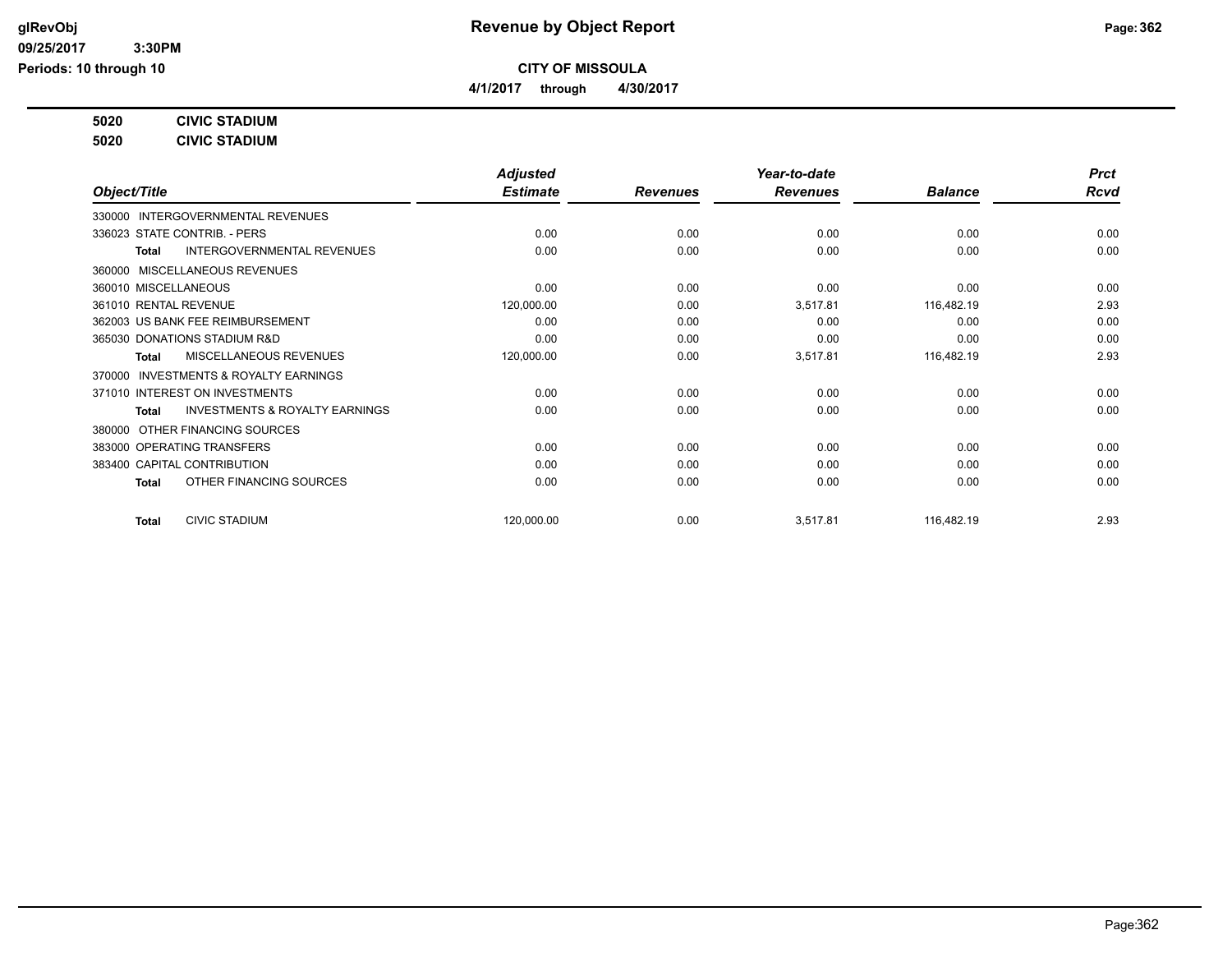# Revenue by Object Report

**CITY OF MISSOULA**

**4/1/2017 through 4/30/2017**

glRevObj
09/25/2017 3:30PM
Periods: 10 through 10

**5020 CIVIC STADIUM**

**5020 CIVIC STADIUM**

| Object/Title | Adjusted Estimate | Revenues | Year-to-date Revenues | Balance | Prct Rcvd |
|---|---|---|---|---|---|
| 330000 INTERGOVERNMENTAL REVENUES | | | | | |
| 336023 STATE CONTRIB. - PERS | 0.00 | 0.00 | 0.00 | 0.00 | 0.00 |
| **Total** INTERGOVERNMENTAL REVENUES | 0.00 | 0.00 | 0.00 | 0.00 | 0.00 |
| 360000 MISCELLANEOUS REVENUES | | | | | |
| 360010 MISCELLANEOUS | 0.00 | 0.00 | 0.00 | 0.00 | 0.00 |
| 361010 RENTAL REVENUE | 120,000.00 | 0.00 | 3,517.81 | 116,482.19 | 2.93 |
| 362003 US BANK FEE REIMBURSEMENT | 0.00 | 0.00 | 0.00 | 0.00 | 0.00 |
| 365030 DONATIONS STADIUM R&D | 0.00 | 0.00 | 0.00 | 0.00 | 0.00 |
| **Total** MISCELLANEOUS REVENUES | 120,000.00 | 0.00 | 3,517.81 | 116,482.19 | 2.93 |
| 370000 INVESTMENTS & ROYALTY EARNINGS | | | | | |
| 371010 INTEREST ON INVESTMENTS | 0.00 | 0.00 | 0.00 | 0.00 | 0.00 |
| **Total** INVESTMENTS & ROYALTY EARNINGS | 0.00 | 0.00 | 0.00 | 0.00 | 0.00 |
| 380000 OTHER FINANCING SOURCES | | | | | |
| 383000 OPERATING TRANSFERS | 0.00 | 0.00 | 0.00 | 0.00 | 0.00 |
| 383400 CAPITAL CONTRIBUTION | 0.00 | 0.00 | 0.00 | 0.00 | 0.00 |
| **Total** OTHER FINANCING SOURCES | 0.00 | 0.00 | 0.00 | 0.00 | 0.00 |
| **Total** CIVIC STADIUM | 120,000.00 | 0.00 | 3,517.81 | 116,482.19 | 2.93 |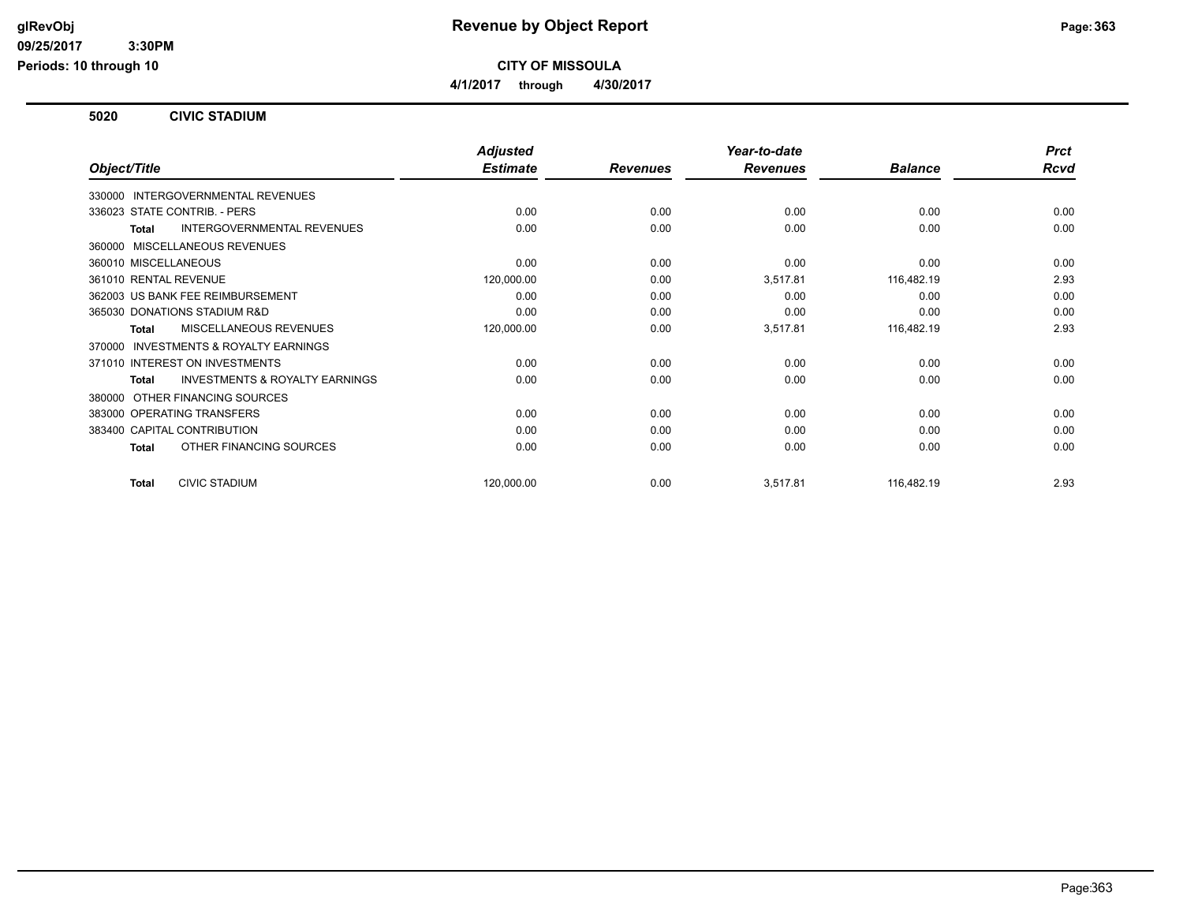# Revenue by Object Report

**CITY OF MISSOULA**

**4/1/2017 through 4/30/2017**

glRevObj
09/25/2017 3:30PM
Periods: 10 through 10

## 5020 CIVIC STADIUM

| Object/Title | Adjusted Estimate | Revenues | Year-to-date Revenues | Balance | Prct Rcvd |
|---|---|---|---|---|---|
| 330000 INTERGOVERNMENTAL REVENUES | | | | | |
| 336023 STATE CONTRIB. - PERS | 0.00 | 0.00 | 0.00 | 0.00 | 0.00 |
| **Total** INTERGOVERNMENTAL REVENUES | 0.00 | 0.00 | 0.00 | 0.00 | 0.00 |
| 360000 MISCELLANEOUS REVENUES | | | | | |
| 360010 MISCELLANEOUS | 0.00 | 0.00 | 0.00 | 0.00 | 0.00 |
| 361010 RENTAL REVENUE | 120,000.00 | 0.00 | 3,517.81 | 116,482.19 | 2.93 |
| 362003 US BANK FEE REIMBURSEMENT | 0.00 | 0.00 | 0.00 | 0.00 | 0.00 |
| 365030 DONATIONS STADIUM R&D | 0.00 | 0.00 | 0.00 | 0.00 | 0.00 |
| **Total** MISCELLANEOUS REVENUES | 120,000.00 | 0.00 | 3,517.81 | 116,482.19 | 2.93 |
| 370000 INVESTMENTS & ROYALTY EARNINGS | | | | | |
| 371010 INTEREST ON INVESTMENTS | 0.00 | 0.00 | 0.00 | 0.00 | 0.00 |
| **Total** INVESTMENTS & ROYALTY EARNINGS | 0.00 | 0.00 | 0.00 | 0.00 | 0.00 |
| 380000 OTHER FINANCING SOURCES | | | | | |
| 383000 OPERATING TRANSFERS | 0.00 | 0.00 | 0.00 | 0.00 | 0.00 |
| 383400 CAPITAL CONTRIBUTION | 0.00 | 0.00 | 0.00 | 0.00 | 0.00 |
| **Total** OTHER FINANCING SOURCES | 0.00 | 0.00 | 0.00 | 0.00 | 0.00 |
| **Total** CIVIC STADIUM | 120,000.00 | 0.00 | 3,517.81 | 116,482.19 | 2.93 |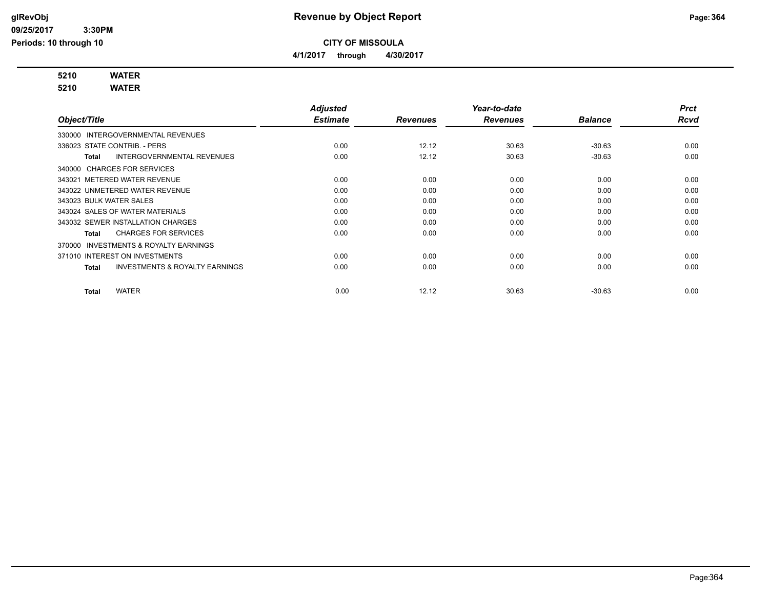**Revenue by Object Report**

**CITY OF MISSOULA**

**4/1/2017 through 4/30/2017**

glRevObj
09/25/2017 3:30PM
Periods: 10 through 10

**5210 WATER**
**5210 WATER**

| Object/Title | Adjusted Estimate | Revenues | Year-to-date Revenues | Balance | Prct Rcvd |
|---|---|---|---|---|---|
| 330000 INTERGOVERNMENTAL REVENUES | | | | | |
| 336023 STATE CONTRIB. - PERS | 0.00 | 12.12 | 30.63 | -30.63 | 0.00 |
| **Total** INTERGOVERNMENTAL REVENUES | 0.00 | 12.12 | 30.63 | -30.63 | 0.00 |
| 340000 CHARGES FOR SERVICES | | | | | |
| 343021 METERED WATER REVENUE | 0.00 | 0.00 | 0.00 | 0.00 | 0.00 |
| 343022 UNMETERED WATER REVENUE | 0.00 | 0.00 | 0.00 | 0.00 | 0.00 |
| 343023 BULK WATER SALES | 0.00 | 0.00 | 0.00 | 0.00 | 0.00 |
| 343024 SALES OF WATER MATERIALS | 0.00 | 0.00 | 0.00 | 0.00 | 0.00 |
| 343032 SEWER INSTALLATION CHARGES | 0.00 | 0.00 | 0.00 | 0.00 | 0.00 |
| **Total** CHARGES FOR SERVICES | 0.00 | 0.00 | 0.00 | 0.00 | 0.00 |
| 370000 INVESTMENTS & ROYALTY EARNINGS | | | | | |
| 371010 INTEREST ON INVESTMENTS | 0.00 | 0.00 | 0.00 | 0.00 | 0.00 |
| **Total** INVESTMENTS & ROYALTY EARNINGS | 0.00 | 0.00 | 0.00 | 0.00 | 0.00 |
| **Total** WATER | 0.00 | 12.12 | 30.63 | -30.63 | 0.00 |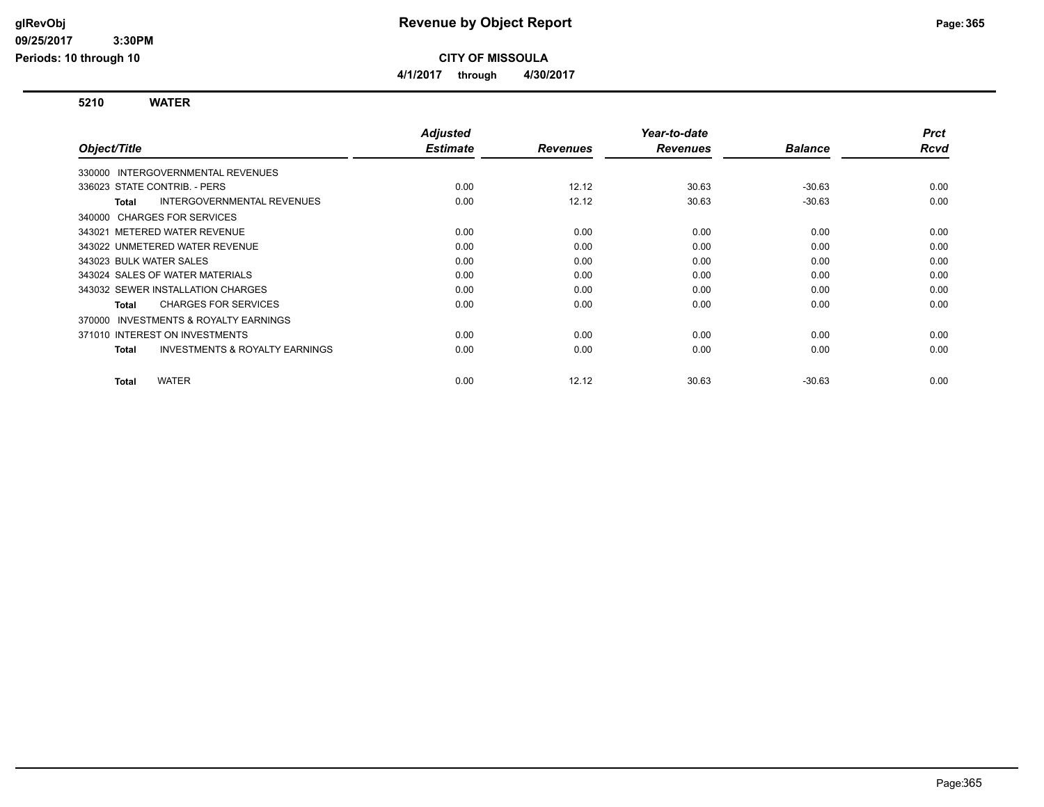# Revenue by Object Report

**CITY OF MISSOULA**

**4/1/2017 through 4/30/2017**

glRevObj
09/25/2017 3:30PM
Periods: 10 through 10

## 5210 WATER

| Object/Title | Adjusted Estimate | Revenues | Year-to-date Revenues | Balance | Prct Rcvd |
|---|---|---|---|---|---|
| 330000 INTERGOVERNMENTAL REVENUES | | | | | |
| 336023 STATE CONTRIB. - PERS | 0.00 | 12.12 | 30.63 | -30.63 | 0.00 |
| **Total** INTERGOVERNMENTAL REVENUES | 0.00 | 12.12 | 30.63 | -30.63 | 0.00 |
| 340000 CHARGES FOR SERVICES | | | | | |
| 343021 METERED WATER REVENUE | 0.00 | 0.00 | 0.00 | 0.00 | 0.00 |
| 343022 UNMETERED WATER REVENUE | 0.00 | 0.00 | 0.00 | 0.00 | 0.00 |
| 343023 BULK WATER SALES | 0.00 | 0.00 | 0.00 | 0.00 | 0.00 |
| 343024 SALES OF WATER MATERIALS | 0.00 | 0.00 | 0.00 | 0.00 | 0.00 |
| 343032 SEWER INSTALLATION CHARGES | 0.00 | 0.00 | 0.00 | 0.00 | 0.00 |
| **Total** CHARGES FOR SERVICES | 0.00 | 0.00 | 0.00 | 0.00 | 0.00 |
| 370000 INVESTMENTS & ROYALTY EARNINGS | | | | | |
| 371010 INTEREST ON INVESTMENTS | 0.00 | 0.00 | 0.00 | 0.00 | 0.00 |
| **Total** INVESTMENTS & ROYALTY EARNINGS | 0.00 | 0.00 | 0.00 | 0.00 | 0.00 |
| **Total** WATER | 0.00 | 12.12 | 30.63 | -30.63 | 0.00 |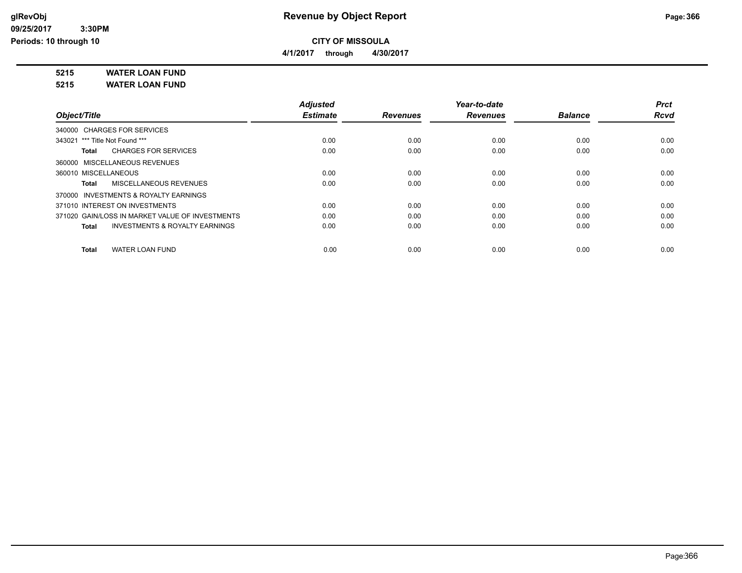# Revenue by Object Report

## CITY OF MISSOULA

**4/1/2017 through 4/30/2017**

**5215 WATER LOAN FUND**

**5215 WATER LOAN FUND**

| Object/Title | Adjusted Estimate | Revenues | Year-to-date Revenues | Balance | Prct Rcvd |
|---|---|---|---|---|---|
| 340000 CHARGES FOR SERVICES | | | | | |
| 343021 *** Title Not Found *** | 0.00 | 0.00 | 0.00 | 0.00 | 0.00 |
| **Total** CHARGES FOR SERVICES | 0.00 | 0.00 | 0.00 | 0.00 | 0.00 |
| 360000 MISCELLANEOUS REVENUES | | | | | |
| 360010 MISCELLANEOUS | 0.00 | 0.00 | 0.00 | 0.00 | 0.00 |
| **Total** MISCELLANEOUS REVENUES | 0.00 | 0.00 | 0.00 | 0.00 | 0.00 |
| 370000 INVESTMENTS & ROYALTY EARNINGS | | | | | |
| 371010 INTEREST ON INVESTMENTS | 0.00 | 0.00 | 0.00 | 0.00 | 0.00 |
| 371020 GAIN/LOSS IN MARKET VALUE OF INVESTMENTS | 0.00 | 0.00 | 0.00 | 0.00 | 0.00 |
| **Total** INVESTMENTS & ROYALTY EARNINGS | 0.00 | 0.00 | 0.00 | 0.00 | 0.00 |
| **Total** WATER LOAN FUND | 0.00 | 0.00 | 0.00 | 0.00 | 0.00 |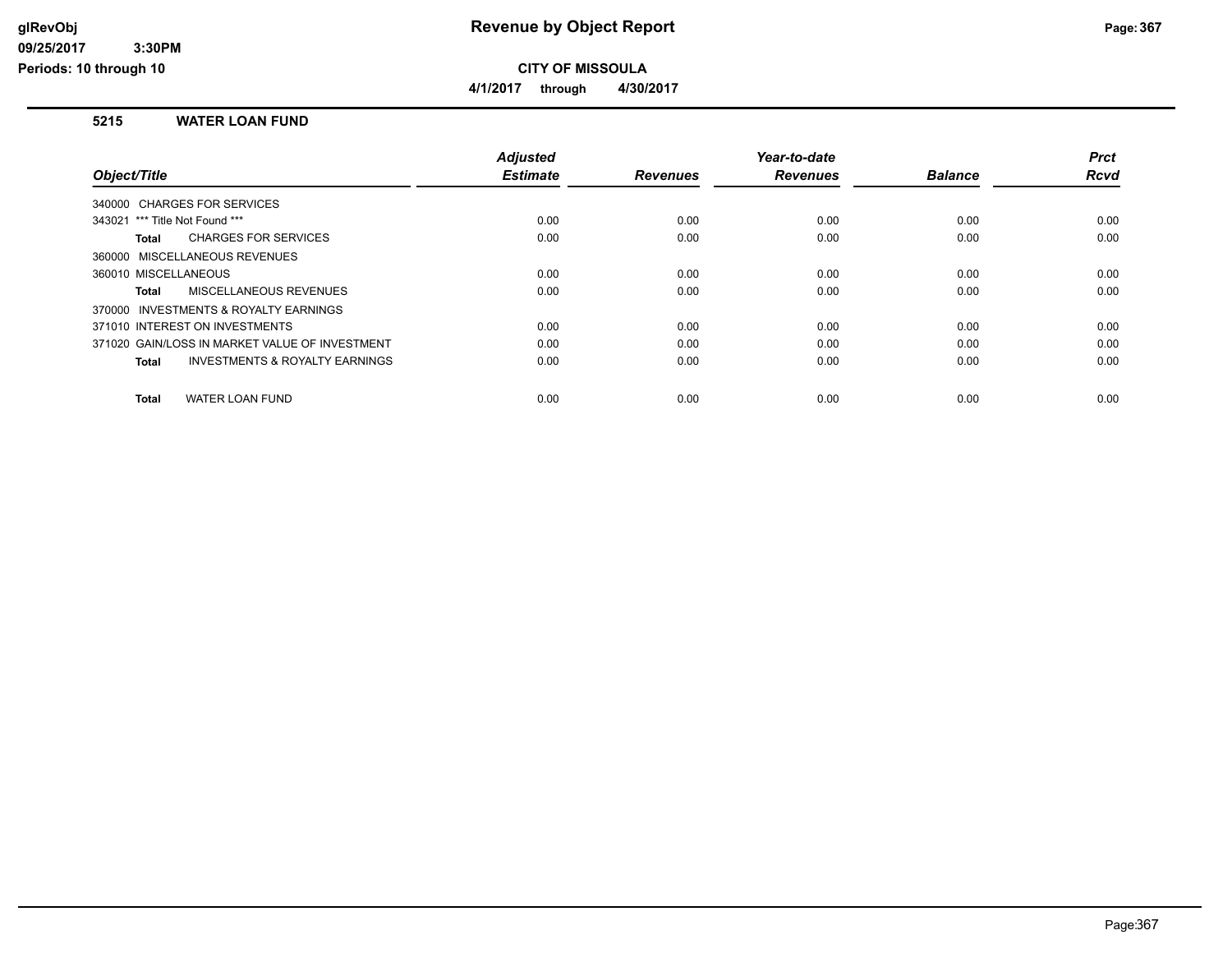# Revenue by Object Report

**CITY OF MISSOULA**

**4/1/2017 through 4/30/2017**

glRevObj
09/25/2017 3:30PM
Periods: 10 through 10

## 5215 WATER LOAN FUND

| Object/Title | Adjusted Estimate | Revenues | Year-to-date Revenues | Balance | Prct Rcvd |
|---|---|---|---|---|---|
| 340000 CHARGES FOR SERVICES | | | | | |
| 343021 *** Title Not Found *** | 0.00 | 0.00 | 0.00 | 0.00 | 0.00 |
| **Total** CHARGES FOR SERVICES | 0.00 | 0.00 | 0.00 | 0.00 | 0.00 |
| 360000 MISCELLANEOUS REVENUES | | | | | |
| 360010 MISCELLANEOUS | 0.00 | 0.00 | 0.00 | 0.00 | 0.00 |
| **Total** MISCELLANEOUS REVENUES | 0.00 | 0.00 | 0.00 | 0.00 | 0.00 |
| 370000 INVESTMENTS & ROYALTY EARNINGS | | | | | |
| 371010 INTEREST ON INVESTMENTS | 0.00 | 0.00 | 0.00 | 0.00 | 0.00 |
| 371020 GAIN/LOSS IN MARKET VALUE OF INVESTMENT | 0.00 | 0.00 | 0.00 | 0.00 | 0.00 |
| **Total** INVESTMENTS & ROYALTY EARNINGS | 0.00 | 0.00 | 0.00 | 0.00 | 0.00 |
| **Total** WATER LOAN FUND | 0.00 | 0.00 | 0.00 | 0.00 | 0.00 |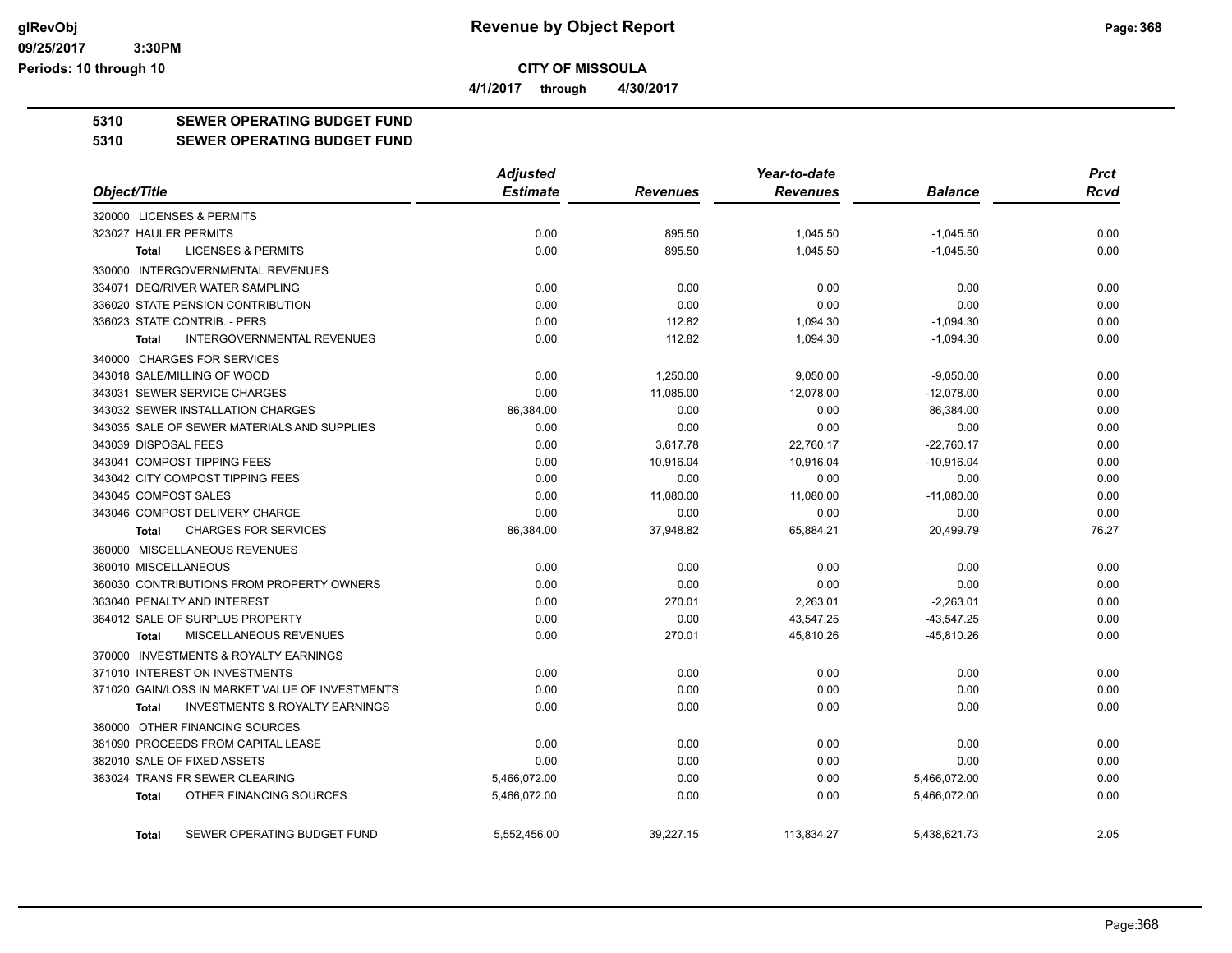**Revenue by Object Report**

**CITY OF MISSOULA**

**4/1/2017 through 4/30/2017**

**5310 SEWER OPERATING BUDGET FUND**

**5310 SEWER OPERATING BUDGET FUND**

| Object/Title | Adjusted Estimate | Revenues | Year-to-date Revenues | Balance | Prct Rcvd |
|---|---|---|---|---|---|
| 320000 LICENSES & PERMITS | | | | | |
| 323027 HAULER PERMITS | 0.00 | 895.50 | 1,045.50 | -1,045.50 | 0.00 |
| Total LICENSES & PERMITS | 0.00 | 895.50 | 1,045.50 | -1,045.50 | 0.00 |
| 330000 INTERGOVERNMENTAL REVENUES | | | | | |
| 334071 DEQ/RIVER WATER SAMPLING | 0.00 | 0.00 | 0.00 | 0.00 | 0.00 |
| 336020 STATE PENSION CONTRIBUTION | 0.00 | 0.00 | 0.00 | 0.00 | 0.00 |
| 336023 STATE CONTRIB. - PERS | 0.00 | 112.82 | 1,094.30 | -1,094.30 | 0.00 |
| Total INTERGOVERNMENTAL REVENUES | 0.00 | 112.82 | 1,094.30 | -1,094.30 | 0.00 |
| 340000 CHARGES FOR SERVICES | | | | | |
| 343018 SALE/MILLING OF WOOD | 0.00 | 1,250.00 | 9,050.00 | -9,050.00 | 0.00 |
| 343031 SEWER SERVICE CHARGES | 0.00 | 11,085.00 | 12,078.00 | -12,078.00 | 0.00 |
| 343032 SEWER INSTALLATION CHARGES | 86,384.00 | 0.00 | 0.00 | 86,384.00 | 0.00 |
| 343035 SALE OF SEWER MATERIALS AND SUPPLIES | 0.00 | 0.00 | 0.00 | 0.00 | 0.00 |
| 343039 DISPOSAL FEES | 0.00 | 3,617.78 | 22,760.17 | -22,760.17 | 0.00 |
| 343041 COMPOST TIPPING FEES | 0.00 | 10,916.04 | 10,916.04 | -10,916.04 | 0.00 |
| 343042 CITY COMPOST TIPPING FEES | 0.00 | 0.00 | 0.00 | 0.00 | 0.00 |
| 343045 COMPOST SALES | 0.00 | 11,080.00 | 11,080.00 | -11,080.00 | 0.00 |
| 343046 COMPOST DELIVERY CHARGE | 0.00 | 0.00 | 0.00 | 0.00 | 0.00 |
| Total CHARGES FOR SERVICES | 86,384.00 | 37,948.82 | 65,884.21 | 20,499.79 | 76.27 |
| 360000 MISCELLANEOUS REVENUES | | | | | |
| 360010 MISCELLANEOUS | 0.00 | 0.00 | 0.00 | 0.00 | 0.00 |
| 360030 CONTRIBUTIONS FROM PROPERTY OWNERS | 0.00 | 0.00 | 0.00 | 0.00 | 0.00 |
| 363040 PENALTY AND INTEREST | 0.00 | 270.01 | 2,263.01 | -2,263.01 | 0.00 |
| 364012 SALE OF SURPLUS PROPERTY | 0.00 | 0.00 | 43,547.25 | -43,547.25 | 0.00 |
| Total MISCELLANEOUS REVENUES | 0.00 | 270.01 | 45,810.26 | -45,810.26 | 0.00 |
| 370000 INVESTMENTS & ROYALTY EARNINGS | | | | | |
| 371010 INTEREST ON INVESTMENTS | 0.00 | 0.00 | 0.00 | 0.00 | 0.00 |
| 371020 GAIN/LOSS IN MARKET VALUE OF INVESTMENTS | 0.00 | 0.00 | 0.00 | 0.00 | 0.00 |
| Total INVESTMENTS & ROYALTY EARNINGS | 0.00 | 0.00 | 0.00 | 0.00 | 0.00 |
| 380000 OTHER FINANCING SOURCES | | | | | |
| 381090 PROCEEDS FROM CAPITAL LEASE | 0.00 | 0.00 | 0.00 | 0.00 | 0.00 |
| 382010 SALE OF FIXED ASSETS | 0.00 | 0.00 | 0.00 | 0.00 | 0.00 |
| 383024 TRANS FR SEWER CLEARING | 5,466,072.00 | 0.00 | 0.00 | 5,466,072.00 | 0.00 |
| Total OTHER FINANCING SOURCES | 5,466,072.00 | 0.00 | 0.00 | 5,466,072.00 | 0.00 |
| Total SEWER OPERATING BUDGET FUND | 5,552,456.00 | 39,227.15 | 113,834.27 | 5,438,621.73 | 2.05 |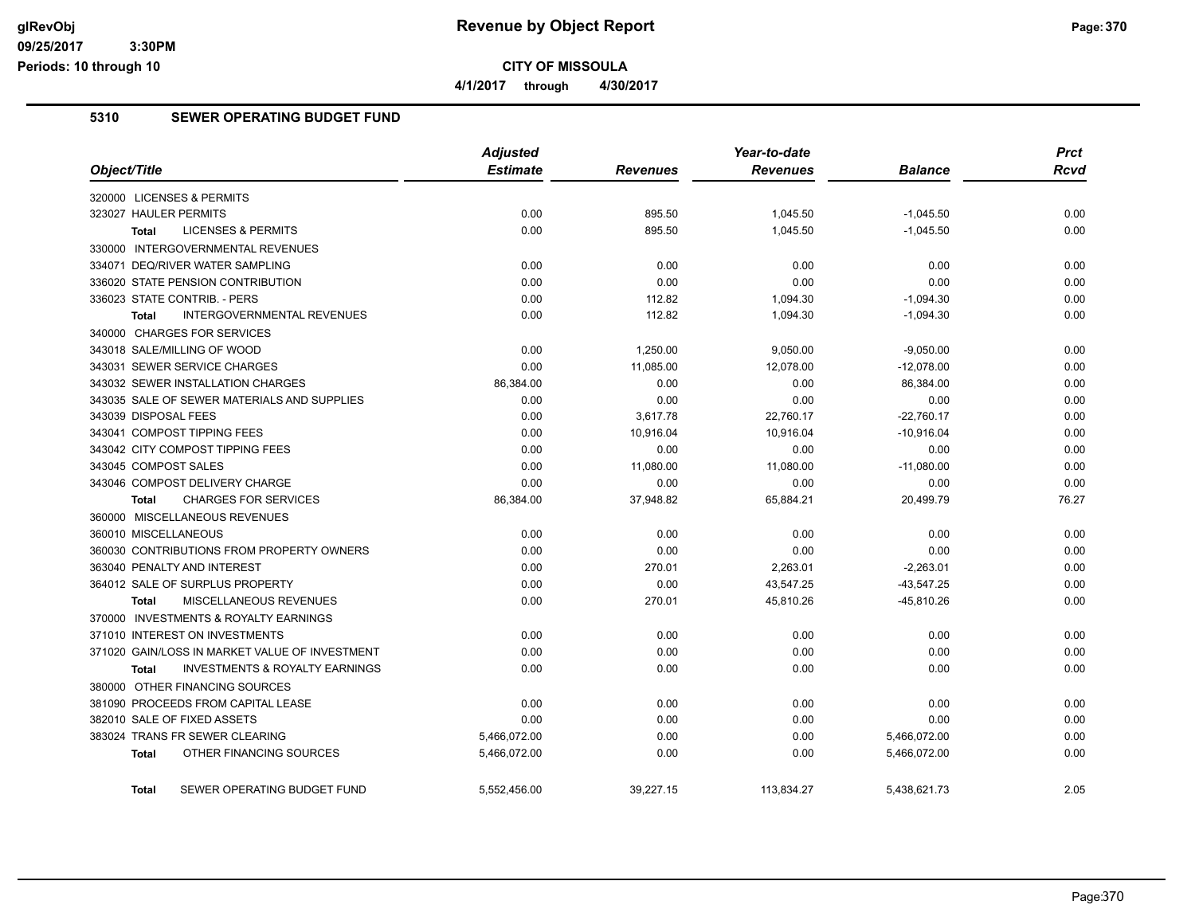**CITY OF MISSOULA**

**4/1/2017 through 4/30/2017**

## 5310 SEWER OPERATING BUDGET FUND

| Object/Title | Adjusted Estimate | Revenues | Year-to-date Revenues | Balance | Prct Rcvd |
|---|---|---|---|---|---|
| 320000 LICENSES & PERMITS | | | | | |
| 323027 HAULER PERMITS | 0.00 | 895.50 | 1,045.50 | -1,045.50 | 0.00 |
| **Total** LICENSES & PERMITS | 0.00 | 895.50 | 1,045.50 | -1,045.50 | 0.00 |
| 330000 INTERGOVERNMENTAL REVENUES | | | | | |
| 334071 DEQ/RIVER WATER SAMPLING | 0.00 | 0.00 | 0.00 | 0.00 | 0.00 |
| 336020 STATE PENSION CONTRIBUTION | 0.00 | 0.00 | 0.00 | 0.00 | 0.00 |
| 336023 STATE CONTRIB. - PERS | 0.00 | 112.82 | 1,094.30 | -1,094.30 | 0.00 |
| **Total** INTERGOVERNMENTAL REVENUES | 0.00 | 112.82 | 1,094.30 | -1,094.30 | 0.00 |
| 340000 CHARGES FOR SERVICES | | | | | |
| 343018 SALE/MILLING OF WOOD | 0.00 | 1,250.00 | 9,050.00 | -9,050.00 | 0.00 |
| 343031 SEWER SERVICE CHARGES | 0.00 | 11,085.00 | 12,078.00 | -12,078.00 | 0.00 |
| 343032 SEWER INSTALLATION CHARGES | 86,384.00 | 0.00 | 0.00 | 86,384.00 | 0.00 |
| 343035 SALE OF SEWER MATERIALS AND SUPPLIES | 0.00 | 0.00 | 0.00 | 0.00 | 0.00 |
| 343039 DISPOSAL FEES | 0.00 | 3,617.78 | 22,760.17 | -22,760.17 | 0.00 |
| 343041 COMPOST TIPPING FEES | 0.00 | 10,916.04 | 10,916.04 | -10,916.04 | 0.00 |
| 343042 CITY COMPOST TIPPING FEES | 0.00 | 0.00 | 0.00 | 0.00 | 0.00 |
| 343045 COMPOST SALES | 0.00 | 11,080.00 | 11,080.00 | -11,080.00 | 0.00 |
| 343046 COMPOST DELIVERY CHARGE | 0.00 | 0.00 | 0.00 | 0.00 | 0.00 |
| **Total** CHARGES FOR SERVICES | 86,384.00 | 37,948.82 | 65,884.21 | 20,499.79 | 76.27 |
| 360000 MISCELLANEOUS REVENUES | | | | | |
| 360010 MISCELLANEOUS | 0.00 | 0.00 | 0.00 | 0.00 | 0.00 |
| 360030 CONTRIBUTIONS FROM PROPERTY OWNERS | 0.00 | 0.00 | 0.00 | 0.00 | 0.00 |
| 363040 PENALTY AND INTEREST | 0.00 | 270.01 | 2,263.01 | -2,263.01 | 0.00 |
| 364012 SALE OF SURPLUS PROPERTY | 0.00 | 0.00 | 43,547.25 | -43,547.25 | 0.00 |
| **Total** MISCELLANEOUS REVENUES | 0.00 | 270.01 | 45,810.26 | -45,810.26 | 0.00 |
| 370000 INVESTMENTS & ROYALTY EARNINGS | | | | | |
| 371010 INTEREST ON INVESTMENTS | 0.00 | 0.00 | 0.00 | 0.00 | 0.00 |
| 371020 GAIN/LOSS IN MARKET VALUE OF INVESTMENT | 0.00 | 0.00 | 0.00 | 0.00 | 0.00 |
| **Total** INVESTMENTS & ROYALTY EARNINGS | 0.00 | 0.00 | 0.00 | 0.00 | 0.00 |
| 380000 OTHER FINANCING SOURCES | | | | | |
| 381090 PROCEEDS FROM CAPITAL LEASE | 0.00 | 0.00 | 0.00 | 0.00 | 0.00 |
| 382010 SALE OF FIXED ASSETS | 0.00 | 0.00 | 0.00 | 0.00 | 0.00 |
| 383024 TRANS FR SEWER CLEARING | 5,466,072.00 | 0.00 | 0.00 | 5,466,072.00 | 0.00 |
| **Total** OTHER FINANCING SOURCES | 5,466,072.00 | 0.00 | 0.00 | 5,466,072.00 | 0.00 |
| **Total** SEWER OPERATING BUDGET FUND | 5,552,456.00 | 39,227.15 | 113,834.27 | 5,438,621.73 | 2.05 |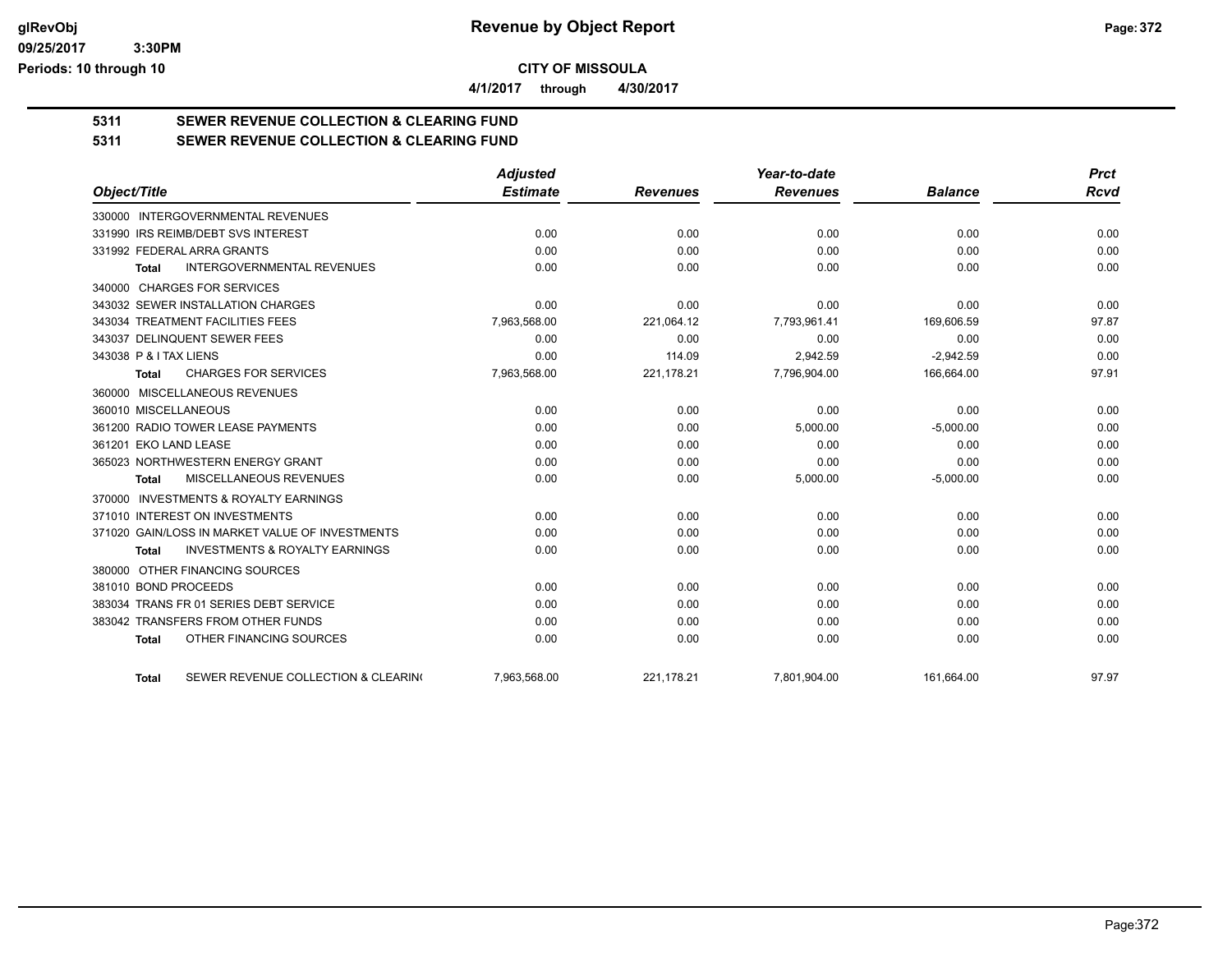# Revenue by Object Report

**CITY OF MISSOULA**

**4/1/2017 through 4/30/2017**

glRevObj
09/25/2017 3:30PM
Periods: 10 through 10

## 5311 SEWER REVENUE COLLECTION & CLEARING FUND

## 5311 SEWER REVENUE COLLECTION & CLEARING FUND

| Object/Title | Adjusted Estimate | Revenues | Year-to-date Revenues | Balance | Prct Rcvd |
|---|---|---|---|---|---|
| 330000 INTERGOVERNMENTAL REVENUES | | | | | |
| 331990 IRS REIMB/DEBT SVS INTEREST | 0.00 | 0.00 | 0.00 | 0.00 | 0.00 |
| 331992 FEDERAL ARRA GRANTS | 0.00 | 0.00 | 0.00 | 0.00 | 0.00 |
| Total INTERGOVERNMENTAL REVENUES | 0.00 | 0.00 | 0.00 | 0.00 | 0.00 |
| 340000 CHARGES FOR SERVICES | | | | | |
| 343032 SEWER INSTALLATION CHARGES | 0.00 | 0.00 | 0.00 | 0.00 | 0.00 |
| 343034 TREATMENT FACILITIES FEES | 7,963,568.00 | 221,064.12 | 7,793,961.41 | 169,606.59 | 97.87 |
| 343037 DELINQUENT SEWER FEES | 0.00 | 0.00 | 0.00 | 0.00 | 0.00 |
| 343038 P & I TAX LIENS | 0.00 | 114.09 | 2,942.59 | -2,942.59 | 0.00 |
| Total CHARGES FOR SERVICES | 7,963,568.00 | 221,178.21 | 7,796,904.00 | 166,664.00 | 97.91 |
| 360000 MISCELLANEOUS REVENUES | | | | | |
| 360010 MISCELLANEOUS | 0.00 | 0.00 | 0.00 | 0.00 | 0.00 |
| 361200 RADIO TOWER LEASE PAYMENTS | 0.00 | 0.00 | 5,000.00 | -5,000.00 | 0.00 |
| 361201 EKO LAND LEASE | 0.00 | 0.00 | 0.00 | 0.00 | 0.00 |
| 365023 NORTHWESTERN ENERGY GRANT | 0.00 | 0.00 | 0.00 | 0.00 | 0.00 |
| Total MISCELLANEOUS REVENUES | 0.00 | 0.00 | 5,000.00 | -5,000.00 | 0.00 |
| 370000 INVESTMENTS & ROYALTY EARNINGS | | | | | |
| 371010 INTEREST ON INVESTMENTS | 0.00 | 0.00 | 0.00 | 0.00 | 0.00 |
| 371020 GAIN/LOSS IN MARKET VALUE OF INVESTMENTS | 0.00 | 0.00 | 0.00 | 0.00 | 0.00 |
| Total INVESTMENTS & ROYALTY EARNINGS | 0.00 | 0.00 | 0.00 | 0.00 | 0.00 |
| 380000 OTHER FINANCING SOURCES | | | | | |
| 381010 BOND PROCEEDS | 0.00 | 0.00 | 0.00 | 0.00 | 0.00 |
| 383034 TRANS FR 01 SERIES DEBT SERVICE | 0.00 | 0.00 | 0.00 | 0.00 | 0.00 |
| 383042 TRANSFERS FROM OTHER FUNDS | 0.00 | 0.00 | 0.00 | 0.00 | 0.00 |
| Total OTHER FINANCING SOURCES | 0.00 | 0.00 | 0.00 | 0.00 | 0.00 |
| Total SEWER REVENUE COLLECTION & CLEARIN( | 7,963,568.00 | 221,178.21 | 7,801,904.00 | 161,664.00 | 97.97 |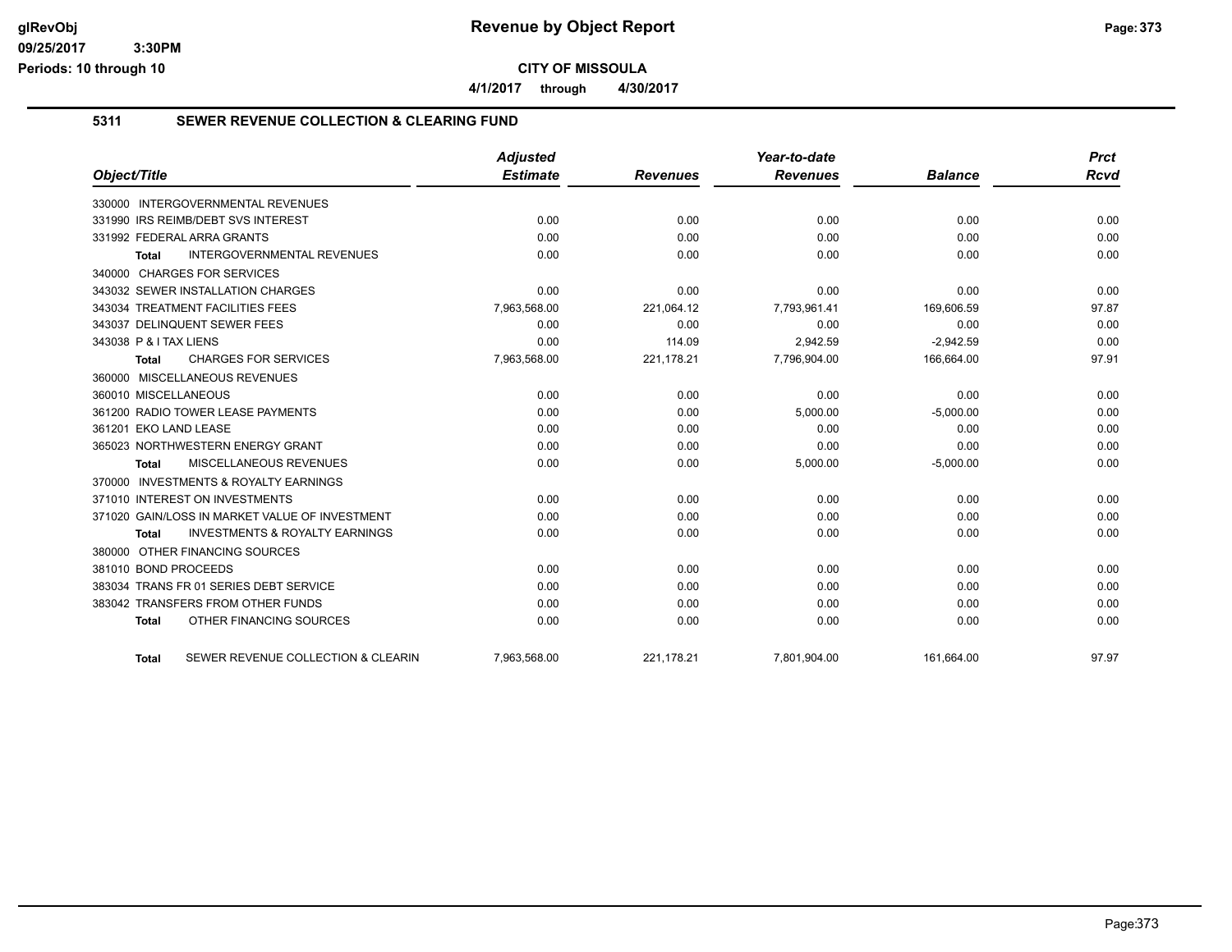**CITY OF MISSOULA**

**4/1/2017 through 4/30/2017**

## 5311 SEWER REVENUE COLLECTION & CLEARING FUND

| Object/Title | Adjusted Estimate | Revenues | Year-to-date Revenues | Balance | Prct Rcvd |
|---|---|---|---|---|---|
| 330000 INTERGOVERNMENTAL REVENUES | | | | | |
| 331990 IRS REIMB/DEBT SVS INTEREST | 0.00 | 0.00 | 0.00 | 0.00 | 0.00 |
| 331992 FEDERAL ARRA GRANTS | 0.00 | 0.00 | 0.00 | 0.00 | 0.00 |
| **Total** INTERGOVERNMENTAL REVENUES | 0.00 | 0.00 | 0.00 | 0.00 | 0.00 |
| 340000 CHARGES FOR SERVICES | | | | | |
| 343032 SEWER INSTALLATION CHARGES | 0.00 | 0.00 | 0.00 | 0.00 | 0.00 |
| 343034 TREATMENT FACILITIES FEES | 7,963,568.00 | 221,064.12 | 7,793,961.41 | 169,606.59 | 97.87 |
| 343037 DELINQUENT SEWER FEES | 0.00 | 0.00 | 0.00 | 0.00 | 0.00 |
| 343038 P & I TAX LIENS | 0.00 | 114.09 | 2,942.59 | -2,942.59 | 0.00 |
| **Total** CHARGES FOR SERVICES | 7,963,568.00 | 221,178.21 | 7,796,904.00 | 166,664.00 | 97.91 |
| 360000 MISCELLANEOUS REVENUES | | | | | |
| 360010 MISCELLANEOUS | 0.00 | 0.00 | 0.00 | 0.00 | 0.00 |
| 361200 RADIO TOWER LEASE PAYMENTS | 0.00 | 0.00 | 5,000.00 | -5,000.00 | 0.00 |
| 361201 EKO LAND LEASE | 0.00 | 0.00 | 0.00 | 0.00 | 0.00 |
| 365023 NORTHWESTERN ENERGY GRANT | 0.00 | 0.00 | 0.00 | 0.00 | 0.00 |
| **Total** MISCELLANEOUS REVENUES | 0.00 | 0.00 | 5,000.00 | -5,000.00 | 0.00 |
| 370000 INVESTMENTS & ROYALTY EARNINGS | | | | | |
| 371010 INTEREST ON INVESTMENTS | 0.00 | 0.00 | 0.00 | 0.00 | 0.00 |
| 371020 GAIN/LOSS IN MARKET VALUE OF INVESTMENT | 0.00 | 0.00 | 0.00 | 0.00 | 0.00 |
| **Total** INVESTMENTS & ROYALTY EARNINGS | 0.00 | 0.00 | 0.00 | 0.00 | 0.00 |
| 380000 OTHER FINANCING SOURCES | | | | | |
| 381010 BOND PROCEEDS | 0.00 | 0.00 | 0.00 | 0.00 | 0.00 |
| 383034 TRANS FR 01 SERIES DEBT SERVICE | 0.00 | 0.00 | 0.00 | 0.00 | 0.00 |
| 383042 TRANSFERS FROM OTHER FUNDS | 0.00 | 0.00 | 0.00 | 0.00 | 0.00 |
| **Total** OTHER FINANCING SOURCES | 0.00 | 0.00 | 0.00 | 0.00 | 0.00 |
| **Total** SEWER REVENUE COLLECTION & CLEARIN | 7,963,568.00 | 221,178.21 | 7,801,904.00 | 161,664.00 | 97.97 |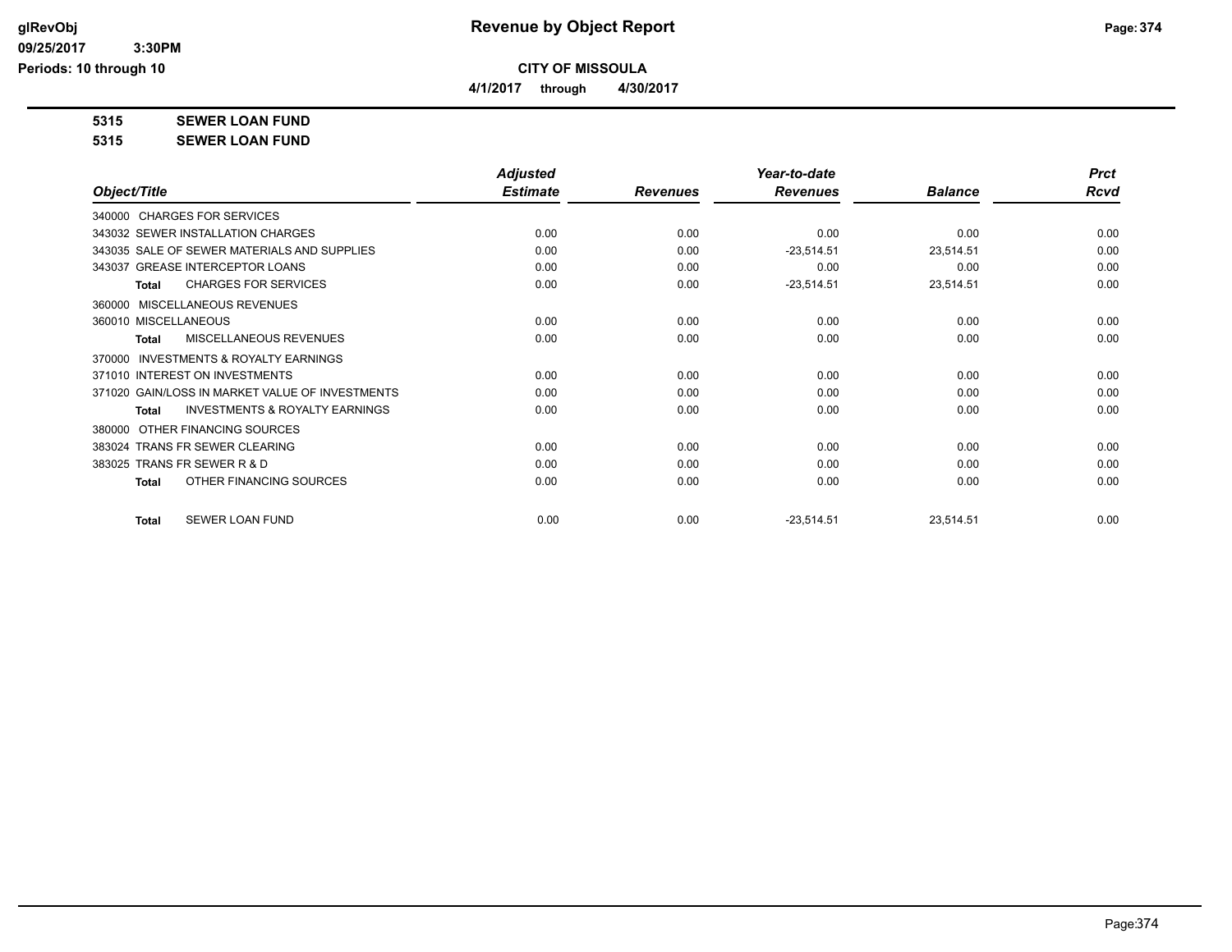# Revenue by Object Report

glRevObj
09/25/2017 3:30PM
Periods: 10 through 10

**CITY OF MISSOULA**

4/1/2017 through 4/30/2017

**5315 SEWER LOAN FUND**

**5315 SEWER LOAN FUND**

| Object/Title | Adjusted Estimate | Revenues | Year-to-date Revenues | Balance | Prct Rcvd |
|---|---|---|---|---|---|
| 340000 CHARGES FOR SERVICES | | | | | |
| 343032 SEWER INSTALLATION CHARGES | 0.00 | 0.00 | 0.00 | 0.00 | 0.00 |
| 343035 SALE OF SEWER MATERIALS AND SUPPLIES | 0.00 | 0.00 | -23,514.51 | 23,514.51 | 0.00 |
| 343037 GREASE INTERCEPTOR LOANS | 0.00 | 0.00 | 0.00 | 0.00 | 0.00 |
| **Total** CHARGES FOR SERVICES | 0.00 | 0.00 | -23,514.51 | 23,514.51 | 0.00 |
| 360000 MISCELLANEOUS REVENUES | | | | | |
| 360010 MISCELLANEOUS | 0.00 | 0.00 | 0.00 | 0.00 | 0.00 |
| **Total** MISCELLANEOUS REVENUES | 0.00 | 0.00 | 0.00 | 0.00 | 0.00 |
| 370000 INVESTMENTS & ROYALTY EARNINGS | | | | | |
| 371010 INTEREST ON INVESTMENTS | 0.00 | 0.00 | 0.00 | 0.00 | 0.00 |
| 371020 GAIN/LOSS IN MARKET VALUE OF INVESTMENTS | 0.00 | 0.00 | 0.00 | 0.00 | 0.00 |
| **Total** INVESTMENTS & ROYALTY EARNINGS | 0.00 | 0.00 | 0.00 | 0.00 | 0.00 |
| 380000 OTHER FINANCING SOURCES | | | | | |
| 383024 TRANS FR SEWER CLEARING | 0.00 | 0.00 | 0.00 | 0.00 | 0.00 |
| 383025 TRANS FR SEWER R & D | 0.00 | 0.00 | 0.00 | 0.00 | 0.00 |
| **Total** OTHER FINANCING SOURCES | 0.00 | 0.00 | 0.00 | 0.00 | 0.00 |
| **Total** SEWER LOAN FUND | 0.00 | 0.00 | -23,514.51 | 23,514.51 | 0.00 |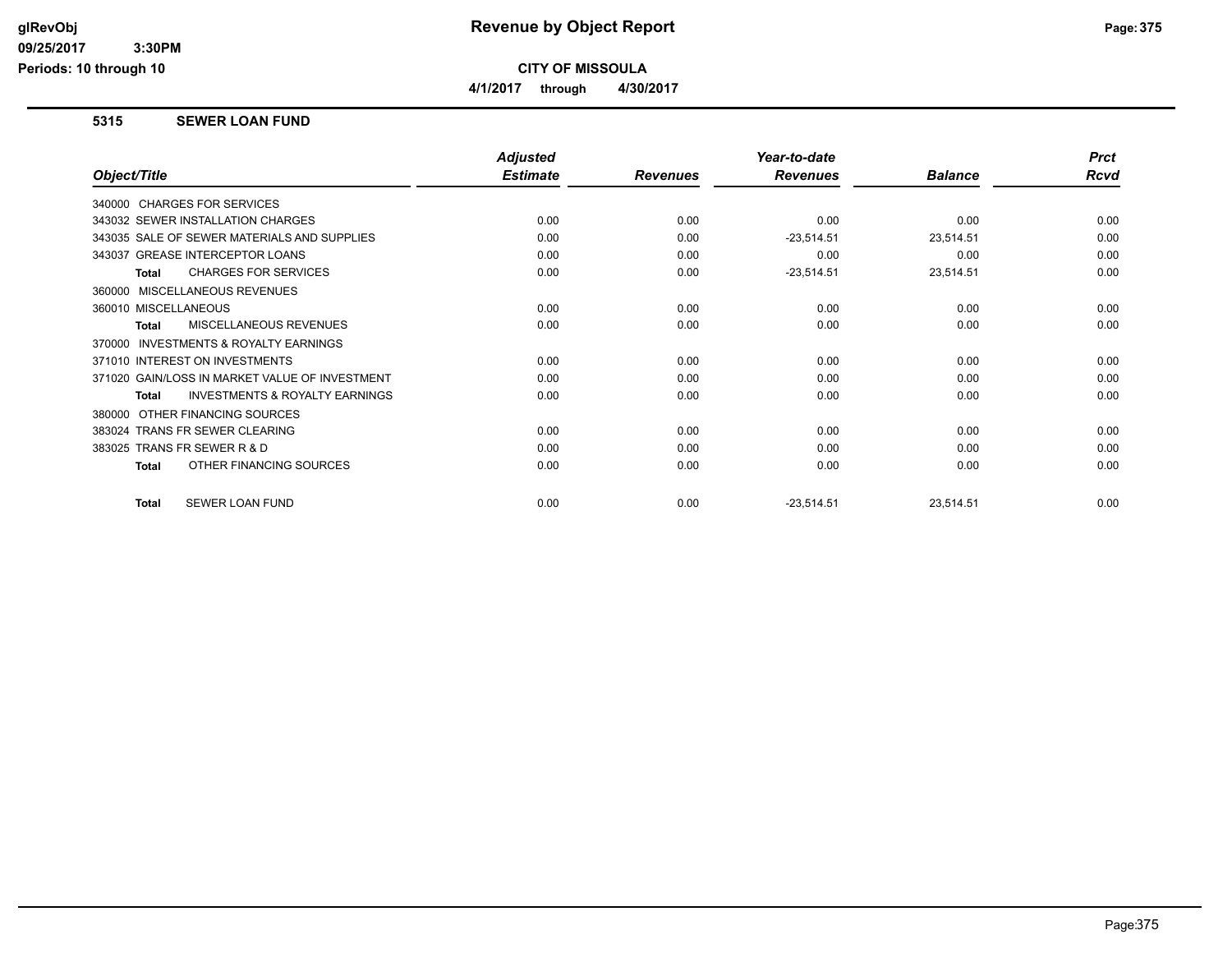**glRevObj**
**09/25/2017 3:30PM**
**Periods: 10 through 10**

# Revenue by Object Report

**CITY OF MISSOULA**

**4/1/2017 through 4/30/2017**

## 5315 SEWER LOAN FUND

| Object/Title | Adjusted Estimate | Revenues | Year-to-date Revenues | Balance | Prct Rcvd |
|---|---|---|---|---|---|
| 340000 CHARGES FOR SERVICES | | | | | |
| 343032 SEWER INSTALLATION CHARGES | 0.00 | 0.00 | 0.00 | 0.00 | 0.00 |
| 343035 SALE OF SEWER MATERIALS AND SUPPLIES | 0.00 | 0.00 | -23,514.51 | 23,514.51 | 0.00 |
| 343037 GREASE INTERCEPTOR LOANS | 0.00 | 0.00 | 0.00 | 0.00 | 0.00 |
| **Total** CHARGES FOR SERVICES | 0.00 | 0.00 | -23,514.51 | 23,514.51 | 0.00 |
| 360000 MISCELLANEOUS REVENUES | | | | | |
| 360010 MISCELLANEOUS | 0.00 | 0.00 | 0.00 | 0.00 | 0.00 |
| **Total** MISCELLANEOUS REVENUES | 0.00 | 0.00 | 0.00 | 0.00 | 0.00 |
| 370000 INVESTMENTS & ROYALTY EARNINGS | | | | | |
| 371010 INTEREST ON INVESTMENTS | 0.00 | 0.00 | 0.00 | 0.00 | 0.00 |
| 371020 GAIN/LOSS IN MARKET VALUE OF INVESTMENT | 0.00 | 0.00 | 0.00 | 0.00 | 0.00 |
| **Total** INVESTMENTS & ROYALTY EARNINGS | 0.00 | 0.00 | 0.00 | 0.00 | 0.00 |
| 380000 OTHER FINANCING SOURCES | | | | | |
| 383024 TRANS FR SEWER CLEARING | 0.00 | 0.00 | 0.00 | 0.00 | 0.00 |
| 383025 TRANS FR SEWER R & D | 0.00 | 0.00 | 0.00 | 0.00 | 0.00 |
| **Total** OTHER FINANCING SOURCES | 0.00 | 0.00 | 0.00 | 0.00 | 0.00 |
| **Total** SEWER LOAN FUND | 0.00 | 0.00 | -23,514.51 | 23,514.51 | 0.00 |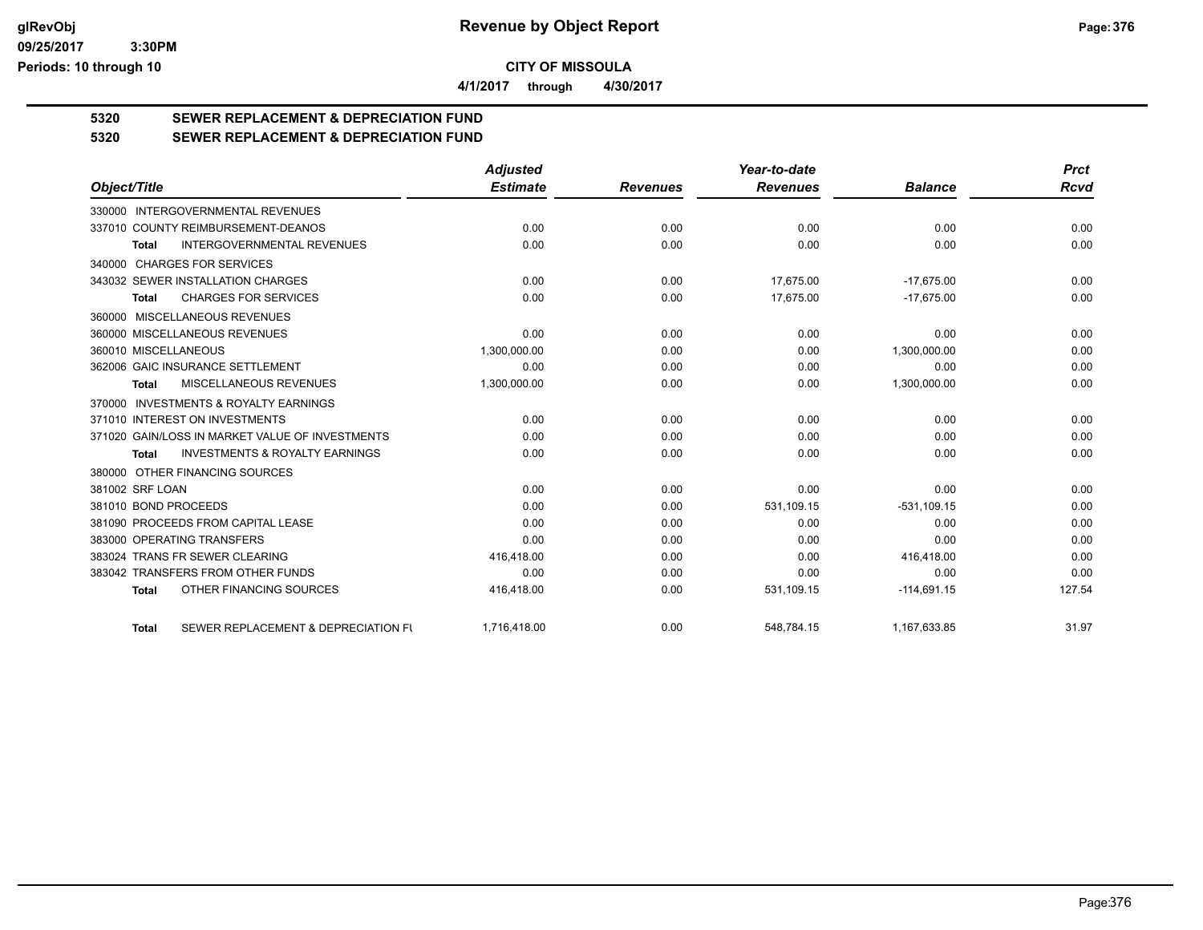**CITY OF MISSOULA**

**4/1/2017 through 4/30/2017**

# 5320 SEWER REPLACEMENT & DEPRECIATION FUND

## 5320 SEWER REPLACEMENT & DEPRECIATION FUND

| Object/Title | Adjusted Estimate | Revenues | Year-to-date Revenues | Balance | Prct Rcvd |
|---|---|---|---|---|---|
| 330000 INTERGOVERNMENTAL REVENUES | | | | | |
| 337010 COUNTY REIMBURSEMENT-DEANOS | 0.00 | 0.00 | 0.00 | 0.00 | 0.00 |
| **Total** INTERGOVERNMENTAL REVENUES | 0.00 | 0.00 | 0.00 | 0.00 | 0.00 |
| 340000 CHARGES FOR SERVICES | | | | | |
| 343032 SEWER INSTALLATION CHARGES | 0.00 | 0.00 | 17,675.00 | -17,675.00 | 0.00 |
| **Total** CHARGES FOR SERVICES | 0.00 | 0.00 | 17,675.00 | -17,675.00 | 0.00 |
| 360000 MISCELLANEOUS REVENUES | | | | | |
| 360000 MISCELLANEOUS REVENUES | 0.00 | 0.00 | 0.00 | 0.00 | 0.00 |
| 360010 MISCELLANEOUS | 1,300,000.00 | 0.00 | 0.00 | 1,300,000.00 | 0.00 |
| 362006 GAIC INSURANCE SETTLEMENT | 0.00 | 0.00 | 0.00 | 0.00 | 0.00 |
| **Total** MISCELLANEOUS REVENUES | 1,300,000.00 | 0.00 | 0.00 | 1,300,000.00 | 0.00 |
| 370000 INVESTMENTS & ROYALTY EARNINGS | | | | | |
| 371010 INTEREST ON INVESTMENTS | 0.00 | 0.00 | 0.00 | 0.00 | 0.00 |
| 371020 GAIN/LOSS IN MARKET VALUE OF INVESTMENTS | 0.00 | 0.00 | 0.00 | 0.00 | 0.00 |
| **Total** INVESTMENTS & ROYALTY EARNINGS | 0.00 | 0.00 | 0.00 | 0.00 | 0.00 |
| 380000 OTHER FINANCING SOURCES | | | | | |
| 381002 SRF LOAN | 0.00 | 0.00 | 0.00 | 0.00 | 0.00 |
| 381010 BOND PROCEEDS | 0.00 | 0.00 | 531,109.15 | -531,109.15 | 0.00 |
| 381090 PROCEEDS FROM CAPITAL LEASE | 0.00 | 0.00 | 0.00 | 0.00 | 0.00 |
| 383000 OPERATING TRANSFERS | 0.00 | 0.00 | 0.00 | 0.00 | 0.00 |
| 383024 TRANS FR SEWER CLEARING | 416,418.00 | 0.00 | 0.00 | 416,418.00 | 0.00 |
| 383042 TRANSFERS FROM OTHER FUNDS | 0.00 | 0.00 | 0.00 | 0.00 | 0.00 |
| **Total** OTHER FINANCING SOURCES | 416,418.00 | 0.00 | 531,109.15 | -114,691.15 | 127.54 |
| **Total** SEWER REPLACEMENT & DEPRECIATION FU | 1,716,418.00 | 0.00 | 548,784.15 | 1,167,633.85 | 31.97 |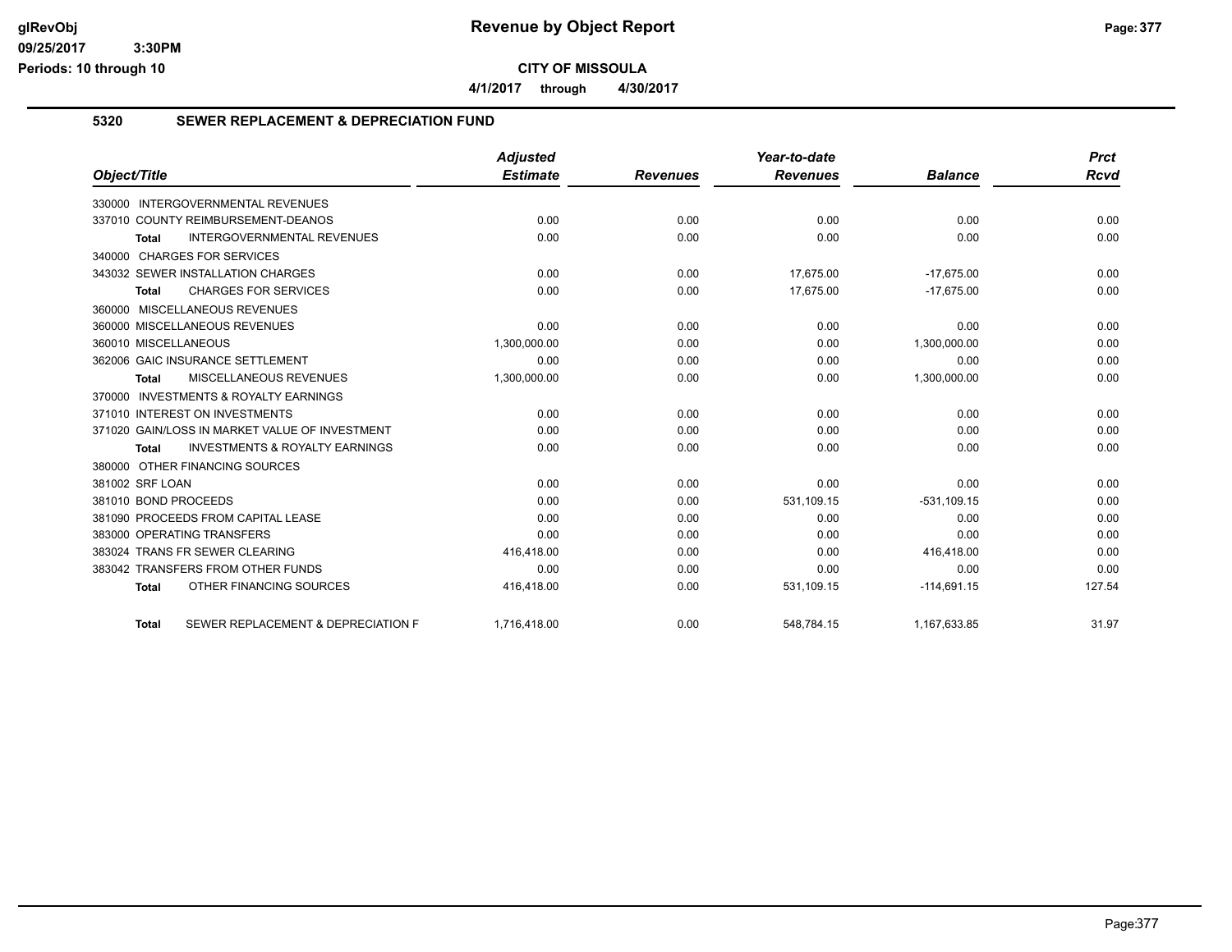**CITY OF MISSOULA**

**4/1/2017 through 4/30/2017**

## 5320 SEWER REPLACEMENT & DEPRECIATION FUND

| Object/Title | Adjusted Estimate | Revenues | Year-to-date Revenues | Balance | Prct Rcvd |
|---|---|---|---|---|---|
| 330000 INTERGOVERNMENTAL REVENUES | | | | | |
| 337010 COUNTY REIMBURSEMENT-DEANOS | 0.00 | 0.00 | 0.00 | 0.00 | 0.00 |
| **Total** INTERGOVERNMENTAL REVENUES | 0.00 | 0.00 | 0.00 | 0.00 | 0.00 |
| 340000 CHARGES FOR SERVICES | | | | | |
| 343032 SEWER INSTALLATION CHARGES | 0.00 | 0.00 | 17,675.00 | -17,675.00 | 0.00 |
| **Total** CHARGES FOR SERVICES | 0.00 | 0.00 | 17,675.00 | -17,675.00 | 0.00 |
| 360000 MISCELLANEOUS REVENUES | | | | | |
| 360000 MISCELLANEOUS REVENUES | 0.00 | 0.00 | 0.00 | 0.00 | 0.00 |
| 360010 MISCELLANEOUS | 1,300,000.00 | 0.00 | 0.00 | 1,300,000.00 | 0.00 |
| 362006 GAIC INSURANCE SETTLEMENT | 0.00 | 0.00 | 0.00 | 0.00 | 0.00 |
| **Total** MISCELLANEOUS REVENUES | 1,300,000.00 | 0.00 | 0.00 | 1,300,000.00 | 0.00 |
| 370000 INVESTMENTS & ROYALTY EARNINGS | | | | | |
| 371010 INTEREST ON INVESTMENTS | 0.00 | 0.00 | 0.00 | 0.00 | 0.00 |
| 371020 GAIN/LOSS IN MARKET VALUE OF INVESTMENT | 0.00 | 0.00 | 0.00 | 0.00 | 0.00 |
| **Total** INVESTMENTS & ROYALTY EARNINGS | 0.00 | 0.00 | 0.00 | 0.00 | 0.00 |
| 380000 OTHER FINANCING SOURCES | | | | | |
| 381002 SRF LOAN | 0.00 | 0.00 | 0.00 | 0.00 | 0.00 |
| 381010 BOND PROCEEDS | 0.00 | 0.00 | 531,109.15 | -531,109.15 | 0.00 |
| 381090 PROCEEDS FROM CAPITAL LEASE | 0.00 | 0.00 | 0.00 | 0.00 | 0.00 |
| 383000 OPERATING TRANSFERS | 0.00 | 0.00 | 0.00 | 0.00 | 0.00 |
| 383024 TRANS FR SEWER CLEARING | 416,418.00 | 0.00 | 0.00 | 416,418.00 | 0.00 |
| 383042 TRANSFERS FROM OTHER FUNDS | 0.00 | 0.00 | 0.00 | 0.00 | 0.00 |
| **Total** OTHER FINANCING SOURCES | 416,418.00 | 0.00 | 531,109.15 | -114,691.15 | 127.54 |
| **Total** SEWER REPLACEMENT & DEPRECIATION F | 1,716,418.00 | 0.00 | 548,784.15 | 1,167,633.85 | 31.97 |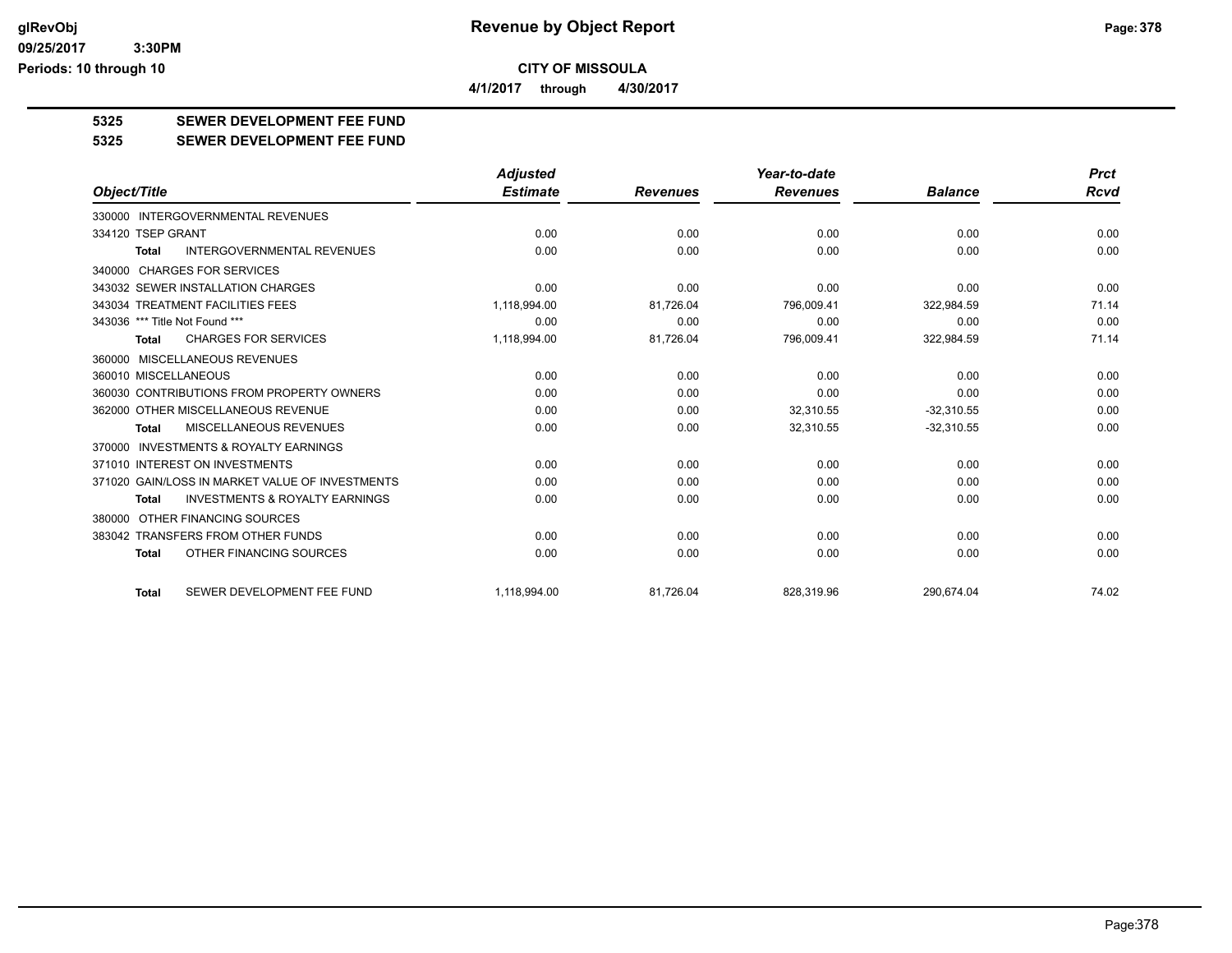# Revenue by Object Report

**CITY OF MISSOULA**

**4/1/2017 through 4/30/2017**

glRevObj
09/25/2017 3:30PM
Periods: 10 through 10

## 5325 SEWER DEVELOPMENT FEE FUND

## 5325 SEWER DEVELOPMENT FEE FUND

| Object/Title | Adjusted Estimate | Revenues | Year-to-date Revenues | Balance | Prct Rcvd |
|---|---|---|---|---|---|
| 330000 INTERGOVERNMENTAL REVENUES | | | | | |
| 334120 TSEP GRANT | 0.00 | 0.00 | 0.00 | 0.00 | 0.00 |
| **Total** INTERGOVERNMENTAL REVENUES | 0.00 | 0.00 | 0.00 | 0.00 | 0.00 |
| 340000 CHARGES FOR SERVICES | | | | | |
| 343032 SEWER INSTALLATION CHARGES | 0.00 | 0.00 | 0.00 | 0.00 | 0.00 |
| 343034 TREATMENT FACILITIES FEES | 1,118,994.00 | 81,726.04 | 796,009.41 | 322,984.59 | 71.14 |
| 343036 *** Title Not Found *** | 0.00 | 0.00 | 0.00 | 0.00 | 0.00 |
| **Total** CHARGES FOR SERVICES | 1,118,994.00 | 81,726.04 | 796,009.41 | 322,984.59 | 71.14 |
| 360000 MISCELLANEOUS REVENUES | | | | | |
| 360010 MISCELLANEOUS | 0.00 | 0.00 | 0.00 | 0.00 | 0.00 |
| 360030 CONTRIBUTIONS FROM PROPERTY OWNERS | 0.00 | 0.00 | 0.00 | 0.00 | 0.00 |
| 362000 OTHER MISCELLANEOUS REVENUE | 0.00 | 0.00 | 32,310.55 | -32,310.55 | 0.00 |
| **Total** MISCELLANEOUS REVENUES | 0.00 | 0.00 | 32,310.55 | -32,310.55 | 0.00 |
| 370000 INVESTMENTS & ROYALTY EARNINGS | | | | | |
| 371010 INTEREST ON INVESTMENTS | 0.00 | 0.00 | 0.00 | 0.00 | 0.00 |
| 371020 GAIN/LOSS IN MARKET VALUE OF INVESTMENTS | 0.00 | 0.00 | 0.00 | 0.00 | 0.00 |
| **Total** INVESTMENTS & ROYALTY EARNINGS | 0.00 | 0.00 | 0.00 | 0.00 | 0.00 |
| 380000 OTHER FINANCING SOURCES | | | | | |
| 383042 TRANSFERS FROM OTHER FUNDS | 0.00 | 0.00 | 0.00 | 0.00 | 0.00 |
| **Total** OTHER FINANCING SOURCES | 0.00 | 0.00 | 0.00 | 0.00 | 0.00 |
| **Total** SEWER DEVELOPMENT FEE FUND | 1,118,994.00 | 81,726.04 | 828,319.96 | 290,674.04 | 74.02 |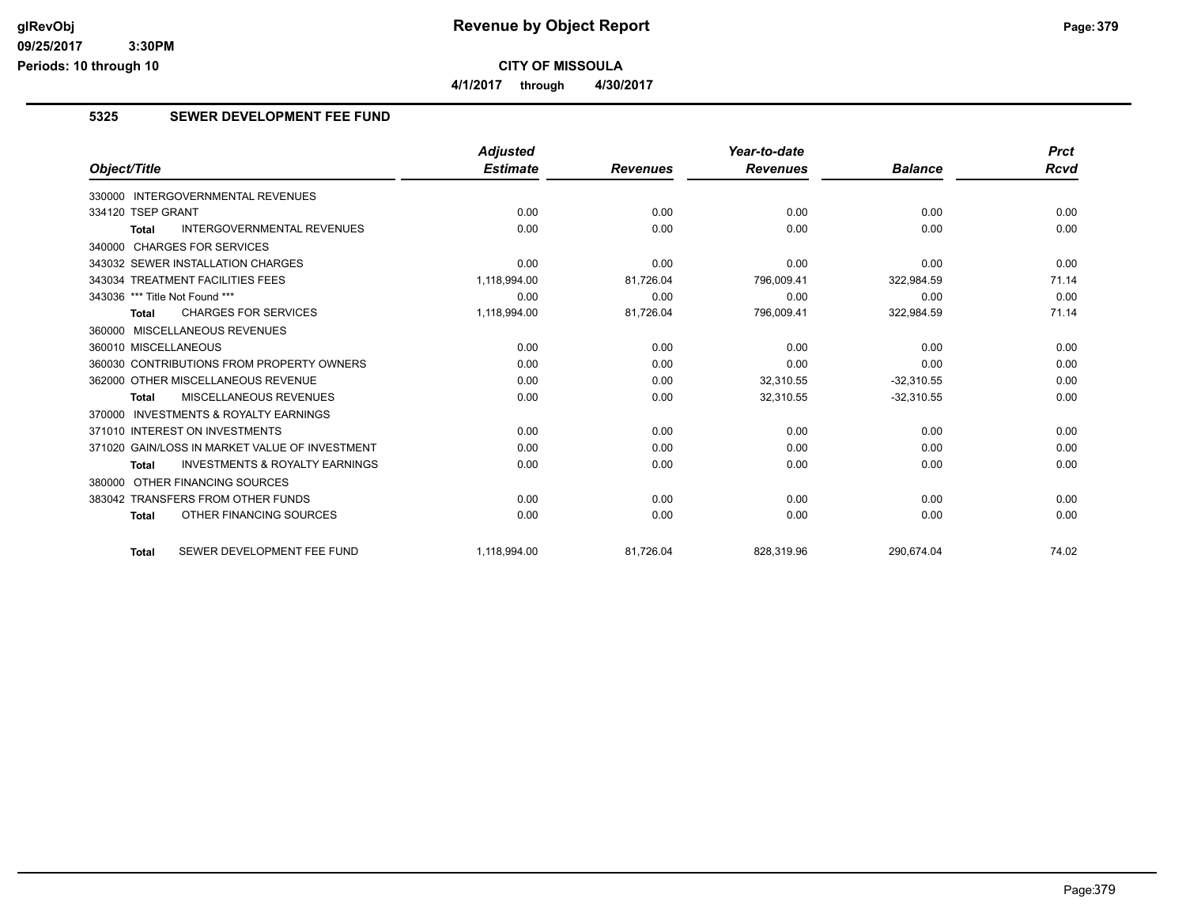**CITY OF MISSOULA**

**4/1/2017 through 4/30/2017**

## 5325 SEWER DEVELOPMENT FEE FUND

| Object/Title | Adjusted Estimate | Revenues | Year-to-date Revenues | Balance | Prct Rcvd |
|---|---|---|---|---|---|
| 330000 INTERGOVERNMENTAL REVENUES | | | | | |
| 334120 TSEP GRANT | 0.00 | 0.00 | 0.00 | 0.00 | 0.00 |
| **Total** INTERGOVERNMENTAL REVENUES | 0.00 | 0.00 | 0.00 | 0.00 | 0.00 |
| 340000 CHARGES FOR SERVICES | | | | | |
| 343032 SEWER INSTALLATION CHARGES | 0.00 | 0.00 | 0.00 | 0.00 | 0.00 |
| 343034 TREATMENT FACILITIES FEES | 1,118,994.00 | 81,726.04 | 796,009.41 | 322,984.59 | 71.14 |
| 343036 *** Title Not Found *** | 0.00 | 0.00 | 0.00 | 0.00 | 0.00 |
| **Total** CHARGES FOR SERVICES | 1,118,994.00 | 81,726.04 | 796,009.41 | 322,984.59 | 71.14 |
| 360000 MISCELLANEOUS REVENUES | | | | | |
| 360010 MISCELLANEOUS | 0.00 | 0.00 | 0.00 | 0.00 | 0.00 |
| 360030 CONTRIBUTIONS FROM PROPERTY OWNERS | 0.00 | 0.00 | 0.00 | 0.00 | 0.00 |
| 362000 OTHER MISCELLANEOUS REVENUE | 0.00 | 0.00 | 32,310.55 | -32,310.55 | 0.00 |
| **Total** MISCELLANEOUS REVENUES | 0.00 | 0.00 | 32,310.55 | -32,310.55 | 0.00 |
| 370000 INVESTMENTS & ROYALTY EARNINGS | | | | | |
| 371010 INTEREST ON INVESTMENTS | 0.00 | 0.00 | 0.00 | 0.00 | 0.00 |
| 371020 GAIN/LOSS IN MARKET VALUE OF INVESTMENT | 0.00 | 0.00 | 0.00 | 0.00 | 0.00 |
| **Total** INVESTMENTS & ROYALTY EARNINGS | 0.00 | 0.00 | 0.00 | 0.00 | 0.00 |
| 380000 OTHER FINANCING SOURCES | | | | | |
| 383042 TRANSFERS FROM OTHER FUNDS | 0.00 | 0.00 | 0.00 | 0.00 | 0.00 |
| **Total** OTHER FINANCING SOURCES | 0.00 | 0.00 | 0.00 | 0.00 | 0.00 |
| **Total** SEWER DEVELOPMENT FEE FUND | 1,118,994.00 | 81,726.04 | 828,319.96 | 290,674.04 | 74.02 |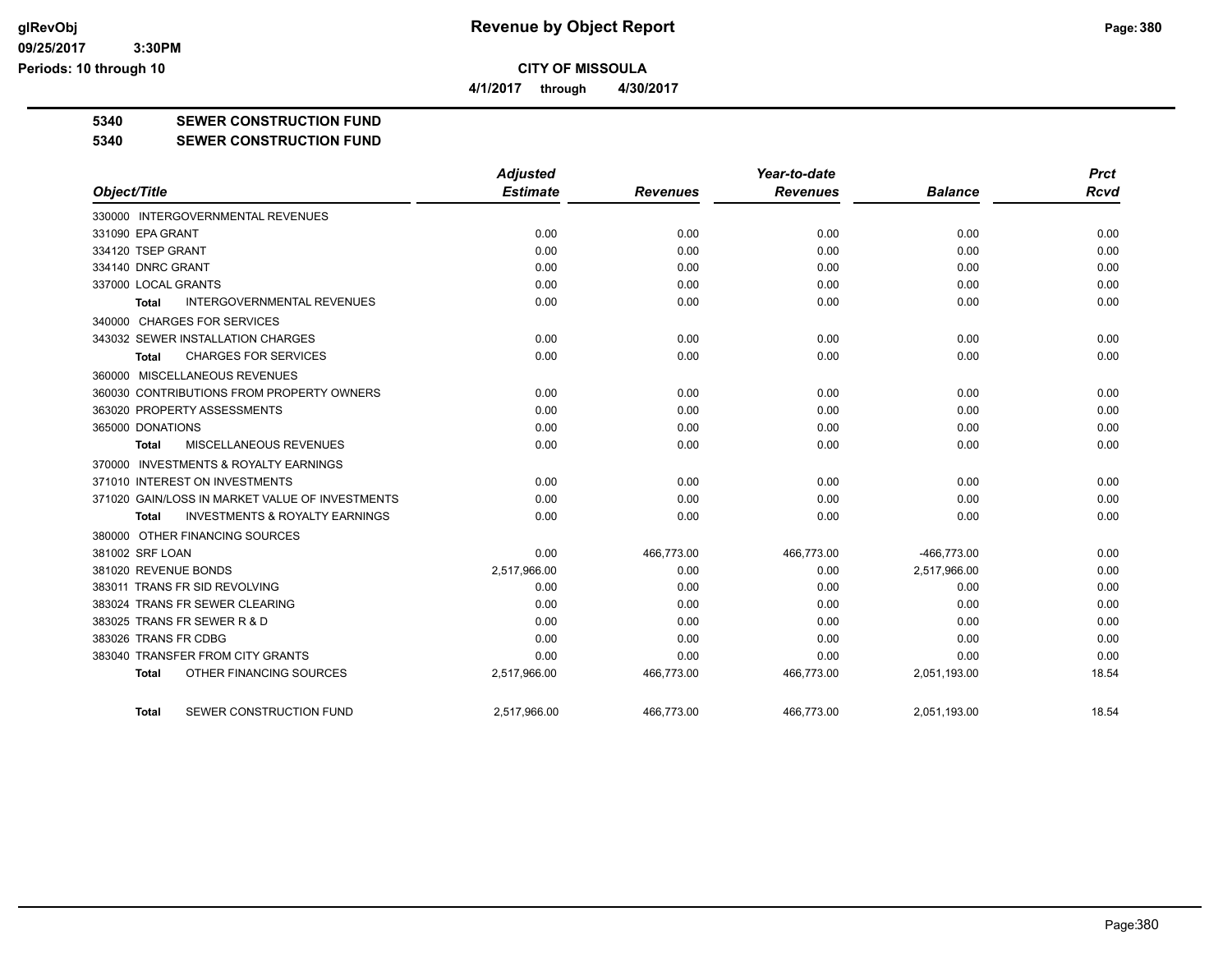# Revenue by Object Report

**CITY OF MISSOULA**

4/1/2017 through 4/30/2017

**5340 SEWER CONSTRUCTION FUND**

**5340 SEWER CONSTRUCTION FUND**

| Object/Title | Adjusted Estimate | Revenues | Year-to-date Revenues | Balance | Prct Rcvd |
|---|---|---|---|---|---|
| 330000 INTERGOVERNMENTAL REVENUES | | | | | |
| 331090 EPA GRANT | 0.00 | 0.00 | 0.00 | 0.00 | 0.00 |
| 334120 TSEP GRANT | 0.00 | 0.00 | 0.00 | 0.00 | 0.00 |
| 334140 DNRC GRANT | 0.00 | 0.00 | 0.00 | 0.00 | 0.00 |
| 337000 LOCAL GRANTS | 0.00 | 0.00 | 0.00 | 0.00 | 0.00 |
| **Total** INTERGOVERNMENTAL REVENUES | 0.00 | 0.00 | 0.00 | 0.00 | 0.00 |
| 340000 CHARGES FOR SERVICES | | | | | |
| 343032 SEWER INSTALLATION CHARGES | 0.00 | 0.00 | 0.00 | 0.00 | 0.00 |
| **Total** CHARGES FOR SERVICES | 0.00 | 0.00 | 0.00 | 0.00 | 0.00 |
| 360000 MISCELLANEOUS REVENUES | | | | | |
| 360030 CONTRIBUTIONS FROM PROPERTY OWNERS | 0.00 | 0.00 | 0.00 | 0.00 | 0.00 |
| 363020 PROPERTY ASSESSMENTS | 0.00 | 0.00 | 0.00 | 0.00 | 0.00 |
| 365000 DONATIONS | 0.00 | 0.00 | 0.00 | 0.00 | 0.00 |
| **Total** MISCELLANEOUS REVENUES | 0.00 | 0.00 | 0.00 | 0.00 | 0.00 |
| 370000 INVESTMENTS & ROYALTY EARNINGS | | | | | |
| 371010 INTEREST ON INVESTMENTS | 0.00 | 0.00 | 0.00 | 0.00 | 0.00 |
| 371020 GAIN/LOSS IN MARKET VALUE OF INVESTMENTS | 0.00 | 0.00 | 0.00 | 0.00 | 0.00 |
| **Total** INVESTMENTS & ROYALTY EARNINGS | 0.00 | 0.00 | 0.00 | 0.00 | 0.00 |
| 380000 OTHER FINANCING SOURCES | | | | | |
| 381002 SRF LOAN | 0.00 | 466,773.00 | 466,773.00 | -466,773.00 | 0.00 |
| 381020 REVENUE BONDS | 2,517,966.00 | 0.00 | 0.00 | 2,517,966.00 | 0.00 |
| 383011 TRANS FR SID REVOLVING | 0.00 | 0.00 | 0.00 | 0.00 | 0.00 |
| 383024 TRANS FR SEWER CLEARING | 0.00 | 0.00 | 0.00 | 0.00 | 0.00 |
| 383025 TRANS FR SEWER R & D | 0.00 | 0.00 | 0.00 | 0.00 | 0.00 |
| 383026 TRANS FR CDBG | 0.00 | 0.00 | 0.00 | 0.00 | 0.00 |
| 383040 TRANSFER FROM CITY GRANTS | 0.00 | 0.00 | 0.00 | 0.00 | 0.00 |
| **Total** OTHER FINANCING SOURCES | 2,517,966.00 | 466,773.00 | 466,773.00 | 2,051,193.00 | 18.54 |
| **Total** SEWER CONSTRUCTION FUND | 2,517,966.00 | 466,773.00 | 466,773.00 | 2,051,193.00 | 18.54 |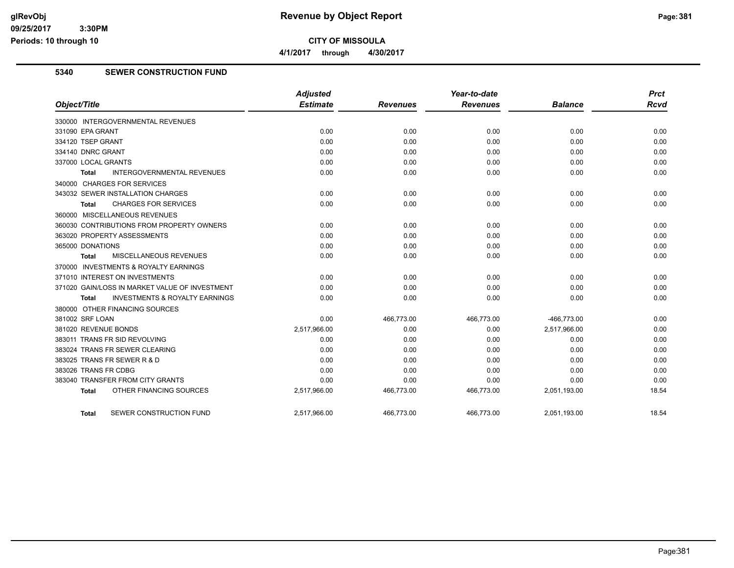**CITY OF MISSOULA**

**4/1/2017 through 4/30/2017**

## 5340 SEWER CONSTRUCTION FUND

| Object/Title | Adjusted Estimate | Revenues | Year-to-date Revenues | Balance | Prct Rcvd |
|---|---|---|---|---|---|
| 330000 INTERGOVERNMENTAL REVENUES | | | | | |
| 331090 EPA GRANT | 0.00 | 0.00 | 0.00 | 0.00 | 0.00 |
| 334120 TSEP GRANT | 0.00 | 0.00 | 0.00 | 0.00 | 0.00 |
| 334140 DNRC GRANT | 0.00 | 0.00 | 0.00 | 0.00 | 0.00 |
| 337000 LOCAL GRANTS | 0.00 | 0.00 | 0.00 | 0.00 | 0.00 |
| **Total** INTERGOVERNMENTAL REVENUES | 0.00 | 0.00 | 0.00 | 0.00 | 0.00 |
| 340000 CHARGES FOR SERVICES | | | | | |
| 343032 SEWER INSTALLATION CHARGES | 0.00 | 0.00 | 0.00 | 0.00 | 0.00 |
| **Total** CHARGES FOR SERVICES | 0.00 | 0.00 | 0.00 | 0.00 | 0.00 |
| 360000 MISCELLANEOUS REVENUES | | | | | |
| 360030 CONTRIBUTIONS FROM PROPERTY OWNERS | 0.00 | 0.00 | 0.00 | 0.00 | 0.00 |
| 363020 PROPERTY ASSESSMENTS | 0.00 | 0.00 | 0.00 | 0.00 | 0.00 |
| 365000 DONATIONS | 0.00 | 0.00 | 0.00 | 0.00 | 0.00 |
| **Total** MISCELLANEOUS REVENUES | 0.00 | 0.00 | 0.00 | 0.00 | 0.00 |
| 370000 INVESTMENTS & ROYALTY EARNINGS | | | | | |
| 371010 INTEREST ON INVESTMENTS | 0.00 | 0.00 | 0.00 | 0.00 | 0.00 |
| 371020 GAIN/LOSS IN MARKET VALUE OF INVESTMENT | 0.00 | 0.00 | 0.00 | 0.00 | 0.00 |
| **Total** INVESTMENTS & ROYALTY EARNINGS | 0.00 | 0.00 | 0.00 | 0.00 | 0.00 |
| 380000 OTHER FINANCING SOURCES | | | | | |
| 381002 SRF LOAN | 0.00 | 466,773.00 | 466,773.00 | -466,773.00 | 0.00 |
| 381020 REVENUE BONDS | 2,517,966.00 | 0.00 | 0.00 | 2,517,966.00 | 0.00 |
| 383011 TRANS FR SID REVOLVING | 0.00 | 0.00 | 0.00 | 0.00 | 0.00 |
| 383024 TRANS FR SEWER CLEARING | 0.00 | 0.00 | 0.00 | 0.00 | 0.00 |
| 383025 TRANS FR SEWER R & D | 0.00 | 0.00 | 0.00 | 0.00 | 0.00 |
| 383026 TRANS FR CDBG | 0.00 | 0.00 | 0.00 | 0.00 | 0.00 |
| 383040 TRANSFER FROM CITY GRANTS | 0.00 | 0.00 | 0.00 | 0.00 | 0.00 |
| **Total** OTHER FINANCING SOURCES | 2,517,966.00 | 466,773.00 | 466,773.00 | 2,051,193.00 | 18.54 |
| **Total** SEWER CONSTRUCTION FUND | 2,517,966.00 | 466,773.00 | 466,773.00 | 2,051,193.00 | 18.54 |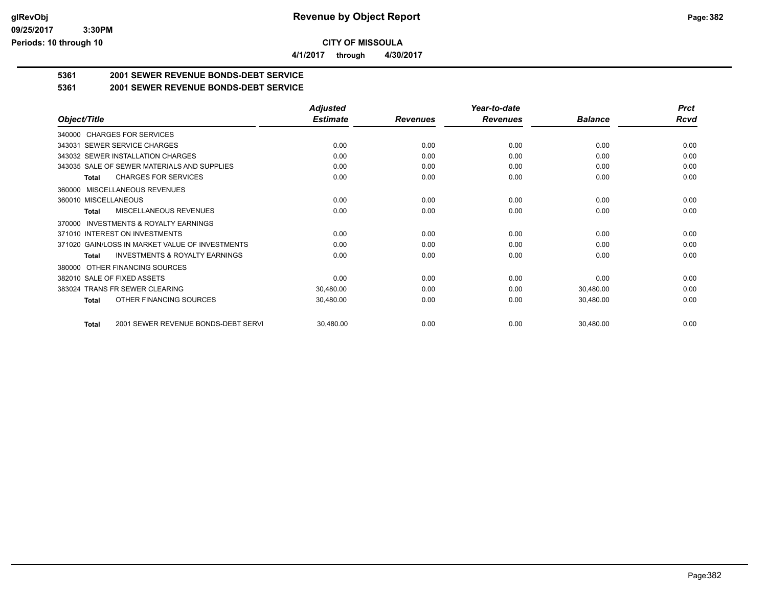# Revenue by Object Report

**CITY OF MISSOULA**

**4/1/2017 through 4/30/2017**

glRevObj
09/25/2017 3:30PM
Periods: 10 through 10

## 5361 2001 SEWER REVENUE BONDS-DEBT SERVICE

### 5361 2001 SEWER REVENUE BONDS-DEBT SERVICE

| Object/Title | Adjusted Estimate | Revenues | Year-to-date Revenues | Balance | Prct Rcvd |
|---|---|---|---|---|---|
| 340000 CHARGES FOR SERVICES | | | | | |
| 343031 SEWER SERVICE CHARGES | 0.00 | 0.00 | 0.00 | 0.00 | 0.00 |
| 343032 SEWER INSTALLATION CHARGES | 0.00 | 0.00 | 0.00 | 0.00 | 0.00 |
| 343035 SALE OF SEWER MATERIALS AND SUPPLIES | 0.00 | 0.00 | 0.00 | 0.00 | 0.00 |
| **Total** CHARGES FOR SERVICES | 0.00 | 0.00 | 0.00 | 0.00 | 0.00 |
| 360000 MISCELLANEOUS REVENUES | | | | | |
| 360010 MISCELLANEOUS | 0.00 | 0.00 | 0.00 | 0.00 | 0.00 |
| **Total** MISCELLANEOUS REVENUES | 0.00 | 0.00 | 0.00 | 0.00 | 0.00 |
| 370000 INVESTMENTS & ROYALTY EARNINGS | | | | | |
| 371010 INTEREST ON INVESTMENTS | 0.00 | 0.00 | 0.00 | 0.00 | 0.00 |
| 371020 GAIN/LOSS IN MARKET VALUE OF INVESTMENTS | 0.00 | 0.00 | 0.00 | 0.00 | 0.00 |
| **Total** INVESTMENTS & ROYALTY EARNINGS | 0.00 | 0.00 | 0.00 | 0.00 | 0.00 |
| 380000 OTHER FINANCING SOURCES | | | | | |
| 382010 SALE OF FIXED ASSETS | 0.00 | 0.00 | 0.00 | 0.00 | 0.00 |
| 383024 TRANS FR SEWER CLEARING | 30,480.00 | 0.00 | 0.00 | 30,480.00 | 0.00 |
| **Total** OTHER FINANCING SOURCES | 30,480.00 | 0.00 | 0.00 | 30,480.00 | 0.00 |
| **Total** 2001 SEWER REVENUE BONDS-DEBT SERVI | 30,480.00 | 0.00 | 0.00 | 30,480.00 | 0.00 |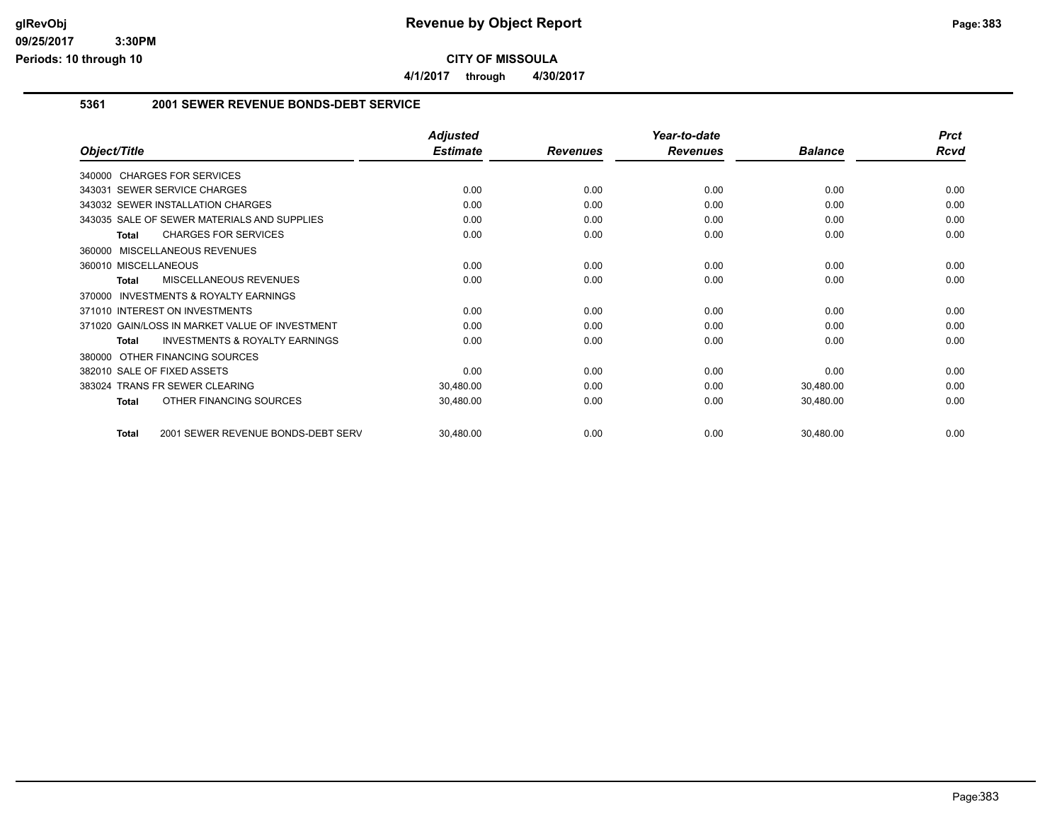# Revenue by Object Report

**CITY OF MISSOULA**

**4/1/2017 through 4/30/2017**

glRevObj
09/25/2017 3:30PM
Periods: 10 through 10

## 5361 2001 SEWER REVENUE BONDS-DEBT SERVICE

| Object/Title | Adjusted Estimate | Revenues | Year-to-date Revenues | Balance | Prct Rcvd |
|---|---|---|---|---|---|
| 340000 CHARGES FOR SERVICES | | | | | |
| 343031 SEWER SERVICE CHARGES | 0.00 | 0.00 | 0.00 | 0.00 | 0.00 |
| 343032 SEWER INSTALLATION CHARGES | 0.00 | 0.00 | 0.00 | 0.00 | 0.00 |
| 343035 SALE OF SEWER MATERIALS AND SUPPLIES | 0.00 | 0.00 | 0.00 | 0.00 | 0.00 |
| **Total** CHARGES FOR SERVICES | 0.00 | 0.00 | 0.00 | 0.00 | 0.00 |
| 360000 MISCELLANEOUS REVENUES | | | | | |
| 360010 MISCELLANEOUS | 0.00 | 0.00 | 0.00 | 0.00 | 0.00 |
| **Total** MISCELLANEOUS REVENUES | 0.00 | 0.00 | 0.00 | 0.00 | 0.00 |
| 370000 INVESTMENTS & ROYALTY EARNINGS | | | | | |
| 371010 INTEREST ON INVESTMENTS | 0.00 | 0.00 | 0.00 | 0.00 | 0.00 |
| 371020 GAIN/LOSS IN MARKET VALUE OF INVESTMENT | 0.00 | 0.00 | 0.00 | 0.00 | 0.00 |
| **Total** INVESTMENTS & ROYALTY EARNINGS | 0.00 | 0.00 | 0.00 | 0.00 | 0.00 |
| 380000 OTHER FINANCING SOURCES | | | | | |
| 382010 SALE OF FIXED ASSETS | 0.00 | 0.00 | 0.00 | 0.00 | 0.00 |
| 383024 TRANS FR SEWER CLEARING | 30,480.00 | 0.00 | 0.00 | 30,480.00 | 0.00 |
| **Total** OTHER FINANCING SOURCES | 30,480.00 | 0.00 | 0.00 | 30,480.00 | 0.00 |
| **Total** 2001 SEWER REVENUE BONDS-DEBT SERV | 30,480.00 | 0.00 | 0.00 | 30,480.00 | 0.00 |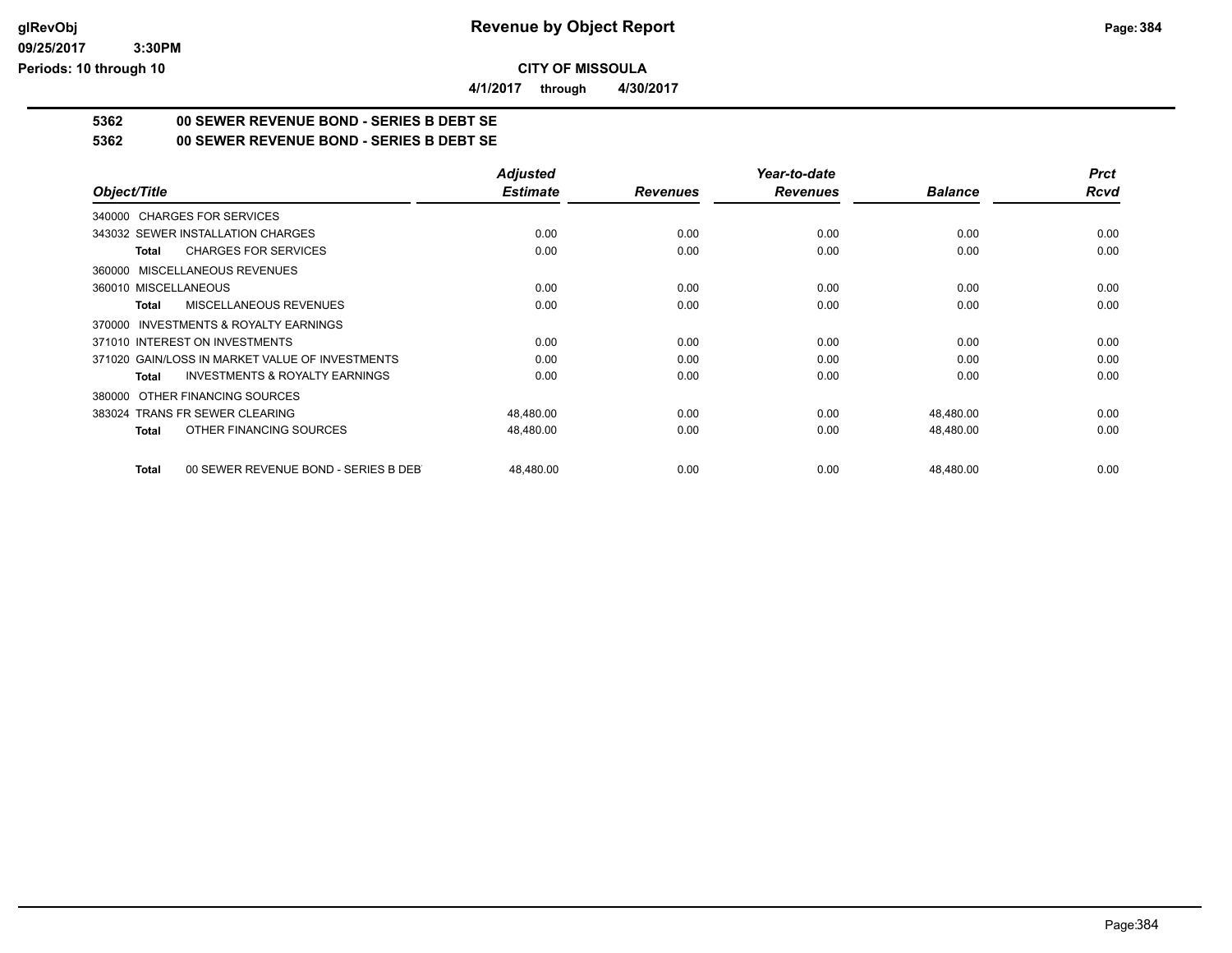**CITY OF MISSOULA**

**4/1/2017 through 4/30/2017**

**5362 00 SEWER REVENUE BOND - SERIES B DEBT SE**

**5362 00 SEWER REVENUE BOND - SERIES B DEBT SE**

| Object/Title | Adjusted Estimate | Revenues | Year-to-date Revenues | Balance | Prct Rcvd |
|---|---|---|---|---|---|
| 340000 CHARGES FOR SERVICES | | | | | |
| 343032 SEWER INSTALLATION CHARGES | 0.00 | 0.00 | 0.00 | 0.00 | 0.00 |
| **Total** CHARGES FOR SERVICES | 0.00 | 0.00 | 0.00 | 0.00 | 0.00 |
| 360000 MISCELLANEOUS REVENUES | | | | | |
| 360010 MISCELLANEOUS | 0.00 | 0.00 | 0.00 | 0.00 | 0.00 |
| **Total** MISCELLANEOUS REVENUES | 0.00 | 0.00 | 0.00 | 0.00 | 0.00 |
| 370000 INVESTMENTS & ROYALTY EARNINGS | | | | | |
| 371010 INTEREST ON INVESTMENTS | 0.00 | 0.00 | 0.00 | 0.00 | 0.00 |
| 371020 GAIN/LOSS IN MARKET VALUE OF INVESTMENTS | 0.00 | 0.00 | 0.00 | 0.00 | 0.00 |
| **Total** INVESTMENTS & ROYALTY EARNINGS | 0.00 | 0.00 | 0.00 | 0.00 | 0.00 |
| 380000 OTHER FINANCING SOURCES | | | | | |
| 383024 TRANS FR SEWER CLEARING | 48,480.00 | 0.00 | 0.00 | 48,480.00 | 0.00 |
| **Total** OTHER FINANCING SOURCES | 48,480.00 | 0.00 | 0.00 | 48,480.00 | 0.00 |
| **Total** 00 SEWER REVENUE BOND - SERIES B DEBT | 48,480.00 | 0.00 | 0.00 | 48,480.00 | 0.00 |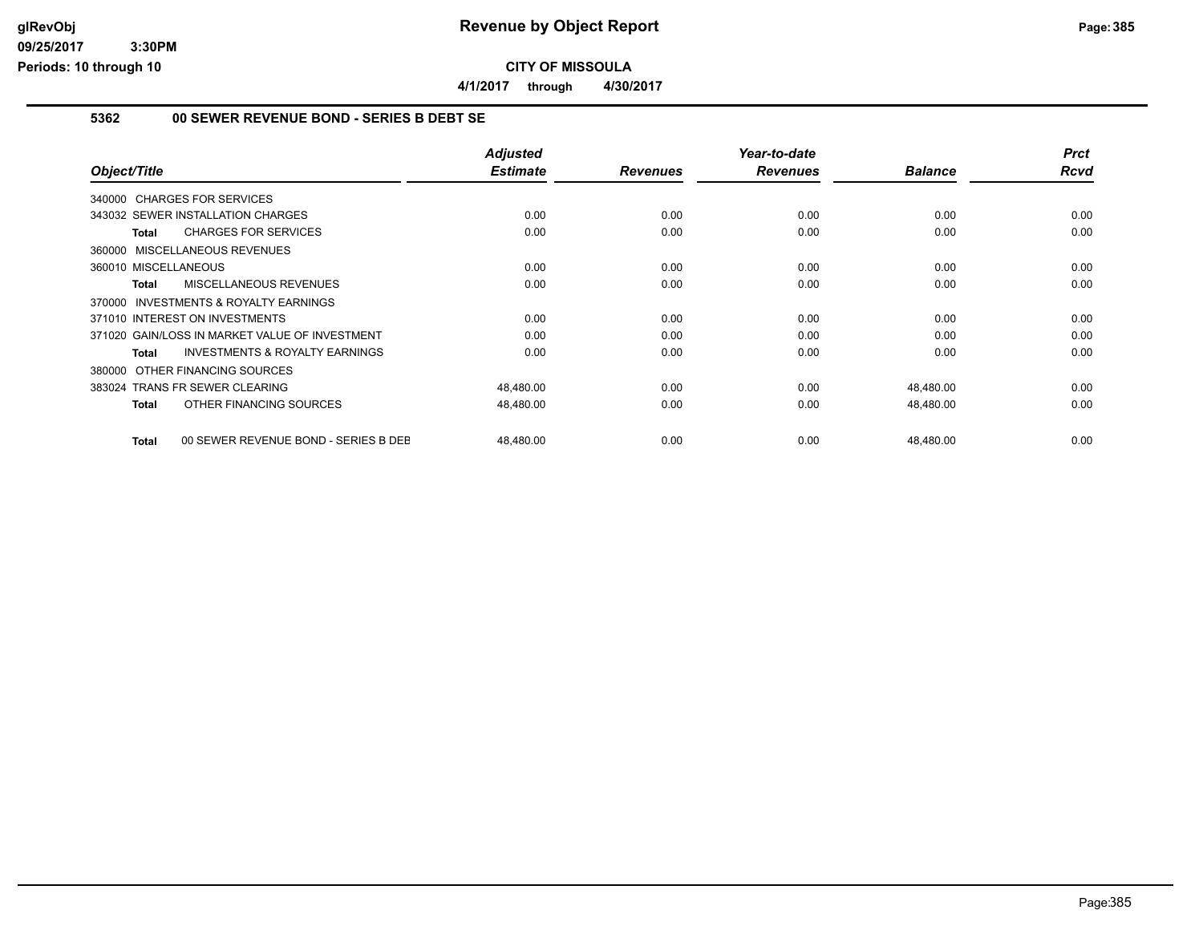**CITY OF MISSOULA**

**4/1/2017 through 4/30/2017**

## 5362 00 SEWER REVENUE BOND - SERIES B DEBT SE

| Object/Title | Adjusted Estimate | Revenues | Year-to-date Revenues | Balance | Prct Rcvd |
|---|---|---|---|---|---|
| 340000 CHARGES FOR SERVICES | | | | | |
| 343032 SEWER INSTALLATION CHARGES | 0.00 | 0.00 | 0.00 | 0.00 | 0.00 |
| **Total** CHARGES FOR SERVICES | 0.00 | 0.00 | 0.00 | 0.00 | 0.00 |
| 360000 MISCELLANEOUS REVENUES | | | | | |
| 360010 MISCELLANEOUS | 0.00 | 0.00 | 0.00 | 0.00 | 0.00 |
| **Total** MISCELLANEOUS REVENUES | 0.00 | 0.00 | 0.00 | 0.00 | 0.00 |
| 370000 INVESTMENTS & ROYALTY EARNINGS | | | | | |
| 371010 INTEREST ON INVESTMENTS | 0.00 | 0.00 | 0.00 | 0.00 | 0.00 |
| 371020 GAIN/LOSS IN MARKET VALUE OF INVESTMENT | 0.00 | 0.00 | 0.00 | 0.00 | 0.00 |
| **Total** INVESTMENTS & ROYALTY EARNINGS | 0.00 | 0.00 | 0.00 | 0.00 | 0.00 |
| 380000 OTHER FINANCING SOURCES | | | | | |
| 383024 TRANS FR SEWER CLEARING | 48,480.00 | 0.00 | 0.00 | 48,480.00 | 0.00 |
| **Total** OTHER FINANCING SOURCES | 48,480.00 | 0.00 | 0.00 | 48,480.00 | 0.00 |
| **Total** 00 SEWER REVENUE BOND - SERIES B DEB | 48,480.00 | 0.00 | 0.00 | 48,480.00 | 0.00 |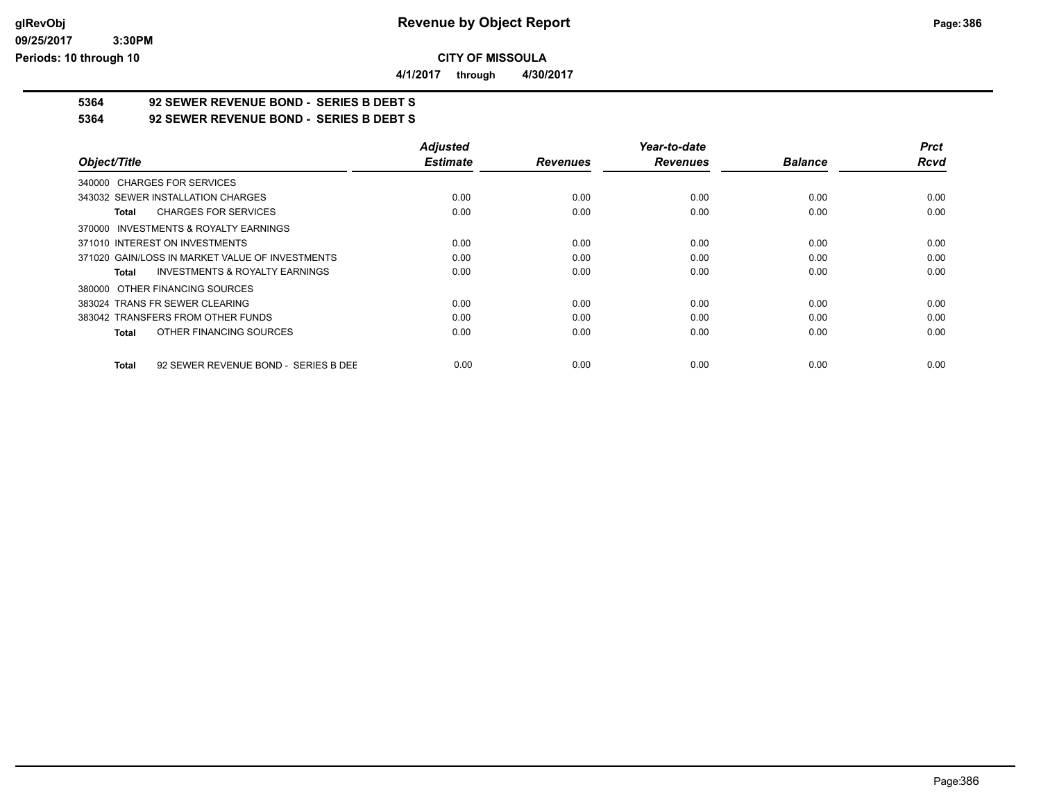**CITY OF MISSOULA**

**4/1/2017 through 4/30/2017**

## 5364 92 SEWER REVENUE BOND - SERIES B DEBT S

## 5364 92 SEWER REVENUE BOND - SERIES B DEBT S

| Object/Title | Adjusted Estimate | Revenues | Year-to-date Revenues | Balance | Prct Rcvd |
|---|---|---|---|---|---|
| 340000 CHARGES FOR SERVICES | | | | | |
| 343032 SEWER INSTALLATION CHARGES | 0.00 | 0.00 | 0.00 | 0.00 | 0.00 |
| **Total** CHARGES FOR SERVICES | 0.00 | 0.00 | 0.00 | 0.00 | 0.00 |
| 370000 INVESTMENTS & ROYALTY EARNINGS | | | | | |
| 371010 INTEREST ON INVESTMENTS | 0.00 | 0.00 | 0.00 | 0.00 | 0.00 |
| 371020 GAIN/LOSS IN MARKET VALUE OF INVESTMENTS | 0.00 | 0.00 | 0.00 | 0.00 | 0.00 |
| **Total** INVESTMENTS & ROYALTY EARNINGS | 0.00 | 0.00 | 0.00 | 0.00 | 0.00 |
| 380000 OTHER FINANCING SOURCES | | | | | |
| 383024 TRANS FR SEWER CLEARING | 0.00 | 0.00 | 0.00 | 0.00 | 0.00 |
| 383042 TRANSFERS FROM OTHER FUNDS | 0.00 | 0.00 | 0.00 | 0.00 | 0.00 |
| **Total** OTHER FINANCING SOURCES | 0.00 | 0.00 | 0.00 | 0.00 | 0.00 |
| **Total** 92 SEWER REVENUE BOND - SERIES B DEE | 0.00 | 0.00 | 0.00 | 0.00 | 0.00 |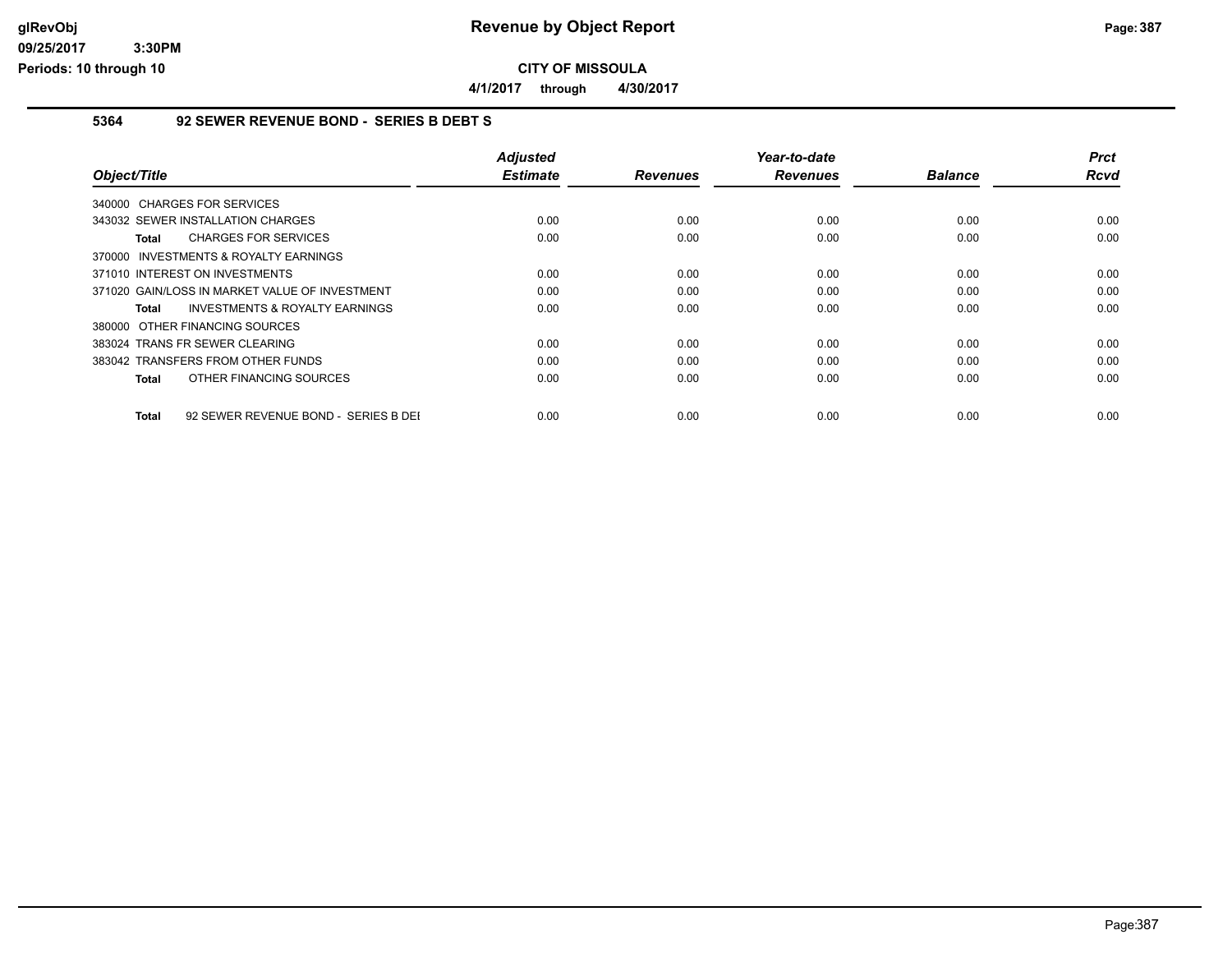# Revenue by Object Report

**CITY OF MISSOULA**

**4/1/2017 through 4/30/2017**

## 5364 92 SEWER REVENUE BOND - SERIES B DEBT S

| Object/Title | Adjusted Estimate | Revenues | Year-to-date Revenues | Balance | Prct Rcvd |
|---|---|---|---|---|---|
| 340000 CHARGES FOR SERVICES | | | | | |
| 343032 SEWER INSTALLATION CHARGES | 0.00 | 0.00 | 0.00 | 0.00 | 0.00 |
| **Total** CHARGES FOR SERVICES | 0.00 | 0.00 | 0.00 | 0.00 | 0.00 |
| 370000 INVESTMENTS & ROYALTY EARNINGS | | | | | |
| 371010 INTEREST ON INVESTMENTS | 0.00 | 0.00 | 0.00 | 0.00 | 0.00 |
| 371020 GAIN/LOSS IN MARKET VALUE OF INVESTMENT | 0.00 | 0.00 | 0.00 | 0.00 | 0.00 |
| **Total** INVESTMENTS & ROYALTY EARNINGS | 0.00 | 0.00 | 0.00 | 0.00 | 0.00 |
| 380000 OTHER FINANCING SOURCES | | | | | |
| 383024 TRANS FR SEWER CLEARING | 0.00 | 0.00 | 0.00 | 0.00 | 0.00 |
| 383042 TRANSFERS FROM OTHER FUNDS | 0.00 | 0.00 | 0.00 | 0.00 | 0.00 |
| **Total** OTHER FINANCING SOURCES | 0.00 | 0.00 | 0.00 | 0.00 | 0.00 |
| **Total** 92 SEWER REVENUE BOND - SERIES B DEI | 0.00 | 0.00 | 0.00 | 0.00 | 0.00 |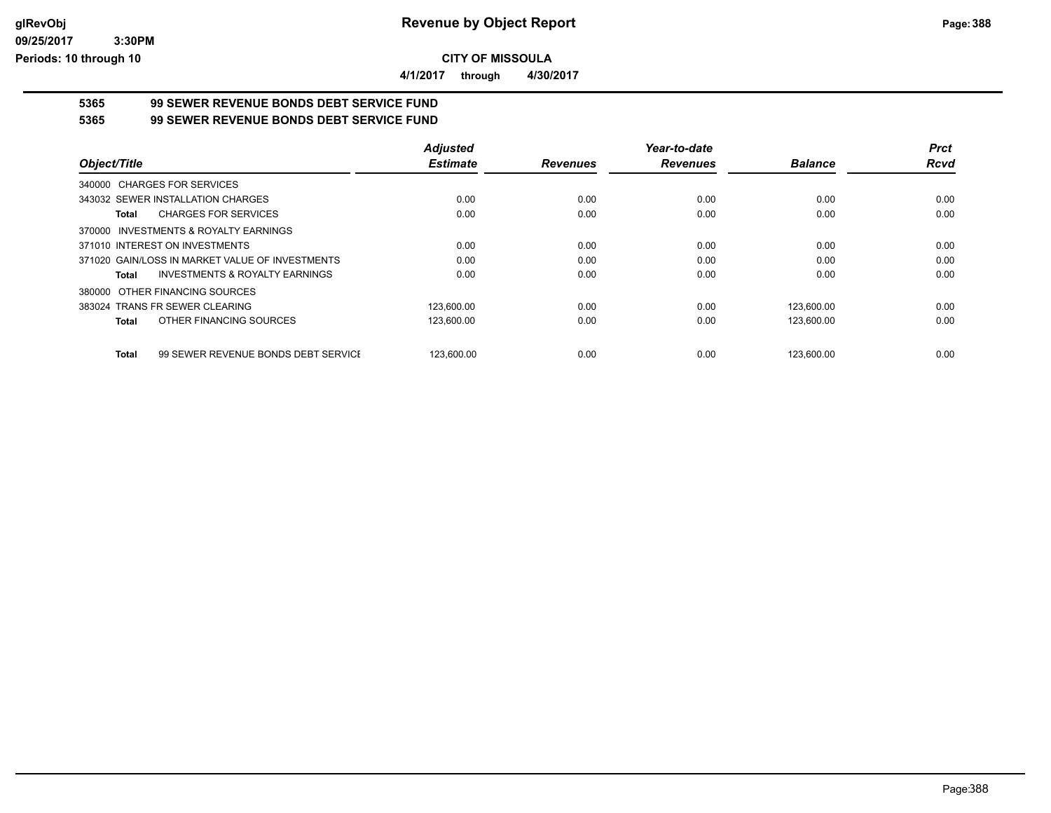# Revenue by Object Report

## CITY OF MISSOULA

4/1/2017 through 4/30/2017

### 5365 99 SEWER REVENUE BONDS DEBT SERVICE FUND

### 5365 99 SEWER REVENUE BONDS DEBT SERVICE FUND

| Object/Title | Adjusted Estimate | Revenues | Year-to-date Revenues | Balance | Prct Rcvd |
|---|---|---|---|---|---|
| 340000 CHARGES FOR SERVICES | | | | | |
| 343032 SEWER INSTALLATION CHARGES | 0.00 | 0.00 | 0.00 | 0.00 | 0.00 |
| **Total** CHARGES FOR SERVICES | 0.00 | 0.00 | 0.00 | 0.00 | 0.00 |
| 370000 INVESTMENTS & ROYALTY EARNINGS | | | | | |
| 371010 INTEREST ON INVESTMENTS | 0.00 | 0.00 | 0.00 | 0.00 | 0.00 |
| 371020 GAIN/LOSS IN MARKET VALUE OF INVESTMENTS | 0.00 | 0.00 | 0.00 | 0.00 | 0.00 |
| **Total** INVESTMENTS & ROYALTY EARNINGS | 0.00 | 0.00 | 0.00 | 0.00 | 0.00 |
| 380000 OTHER FINANCING SOURCES | | | | | |
| 383024 TRANS FR SEWER CLEARING | 123,600.00 | 0.00 | 0.00 | 123,600.00 | 0.00 |
| **Total** OTHER FINANCING SOURCES | 123,600.00 | 0.00 | 0.00 | 123,600.00 | 0.00 |
| **Total** 99 SEWER REVENUE BONDS DEBT SERVICE | 123,600.00 | 0.00 | 0.00 | 123,600.00 | 0.00 |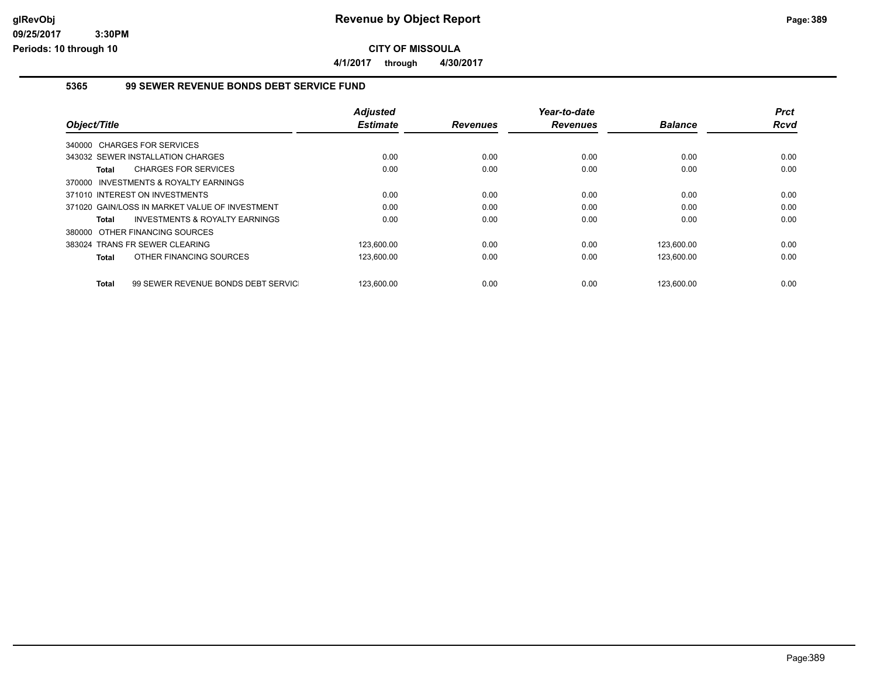# Revenue by Object Report

glRevObj
09/25/2017 3:30PM
Periods: 10 through 10

**CITY OF MISSOULA**

**4/1/2017 through 4/30/2017**

## 5365 99 SEWER REVENUE BONDS DEBT SERVICE FUND

| Object/Title | Adjusted Estimate | Revenues | Year-to-date Revenues | Balance | Prct Rcvd |
|---|---|---|---|---|---|
| 340000 CHARGES FOR SERVICES | | | | | |
| 343032 SEWER INSTALLATION CHARGES | 0.00 | 0.00 | 0.00 | 0.00 | 0.00 |
| **Total** CHARGES FOR SERVICES | 0.00 | 0.00 | 0.00 | 0.00 | 0.00 |
| 370000 INVESTMENTS & ROYALTY EARNINGS | | | | | |
| 371010 INTEREST ON INVESTMENTS | 0.00 | 0.00 | 0.00 | 0.00 | 0.00 |
| 371020 GAIN/LOSS IN MARKET VALUE OF INVESTMENT | 0.00 | 0.00 | 0.00 | 0.00 | 0.00 |
| **Total** INVESTMENTS & ROYALTY EARNINGS | 0.00 | 0.00 | 0.00 | 0.00 | 0.00 |
| 380000 OTHER FINANCING SOURCES | | | | | |
| 383024 TRANS FR SEWER CLEARING | 123,600.00 | 0.00 | 0.00 | 123,600.00 | 0.00 |
| **Total** OTHER FINANCING SOURCES | 123,600.00 | 0.00 | 0.00 | 123,600.00 | 0.00 |
| **Total** 99 SEWER REVENUE BONDS DEBT SERVIC | 123,600.00 | 0.00 | 0.00 | 123,600.00 | 0.00 |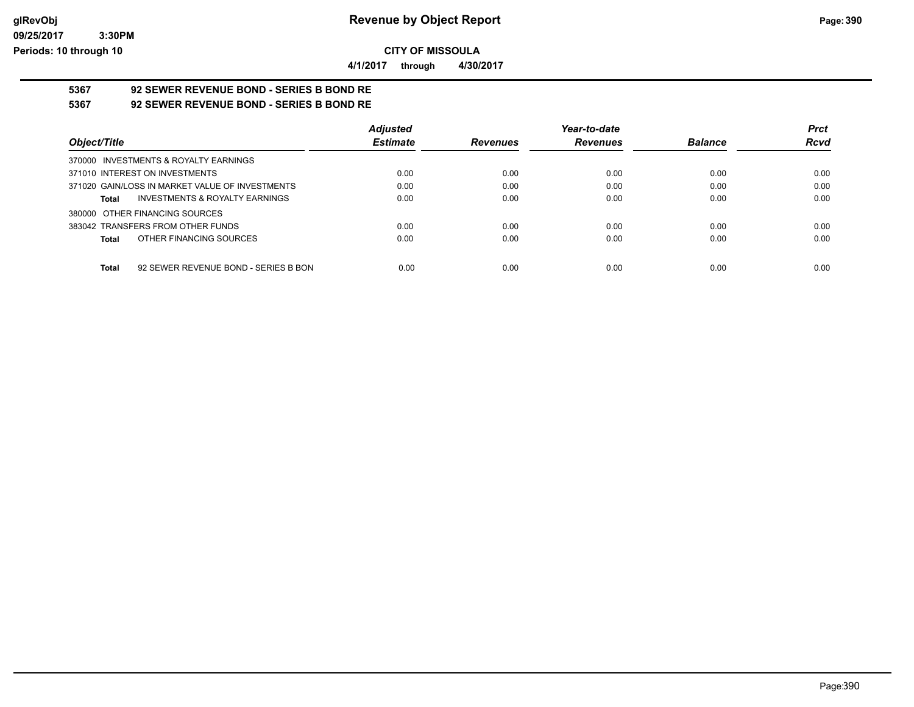# Revenue by Object Report

**CITY OF MISSOULA**

**4/1/2017 through 4/30/2017**

**5367 92 SEWER REVENUE BOND - SERIES B BOND RE**

**5367 92 SEWER REVENUE BOND - SERIES B BOND RE**

| Object/Title | Adjusted Estimate | Revenues | Year-to-date Revenues | Balance | Prct Rcvd |
|---|---|---|---|---|---|
| 370000 INVESTMENTS & ROYALTY EARNINGS | | | | | |
| 371010 INTEREST ON INVESTMENTS | 0.00 | 0.00 | 0.00 | 0.00 | 0.00 |
| 371020 GAIN/LOSS IN MARKET VALUE OF INVESTMENTS | 0.00 | 0.00 | 0.00 | 0.00 | 0.00 |
| **Total** INVESTMENTS & ROYALTY EARNINGS | 0.00 | 0.00 | 0.00 | 0.00 | 0.00 |
| 380000 OTHER FINANCING SOURCES | | | | | |
| 383042 TRANSFERS FROM OTHER FUNDS | 0.00 | 0.00 | 0.00 | 0.00 | 0.00 |
| **Total** OTHER FINANCING SOURCES | 0.00 | 0.00 | 0.00 | 0.00 | 0.00 |
| **Total** 92 SEWER REVENUE BOND - SERIES B BON | 0.00 | 0.00 | 0.00 | 0.00 | 0.00 |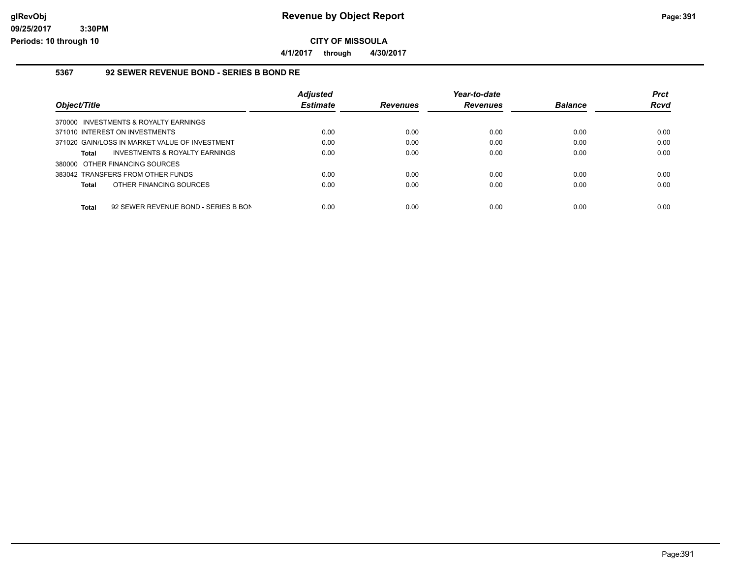# Revenue by Object Report

## CITY OF MISSOULA

**4/1/2017 through 4/30/2017**

### 5367 92 SEWER REVENUE BOND - SERIES B BOND RE

| Object/Title | Adjusted Estimate | Revenues | Year-to-date Revenues | Balance | Prct Rcvd |
|---|---|---|---|---|---|
| 370000 INVESTMENTS & ROYALTY EARNINGS | | | | | |
| 371010 INTEREST ON INVESTMENTS | 0.00 | 0.00 | 0.00 | 0.00 | 0.00 |
| 371020 GAIN/LOSS IN MARKET VALUE OF INVESTMENT | 0.00 | 0.00 | 0.00 | 0.00 | 0.00 |
| **Total** INVESTMENTS & ROYALTY EARNINGS | 0.00 | 0.00 | 0.00 | 0.00 | 0.00 |
| 380000 OTHER FINANCING SOURCES | | | | | |
| 383042 TRANSFERS FROM OTHER FUNDS | 0.00 | 0.00 | 0.00 | 0.00 | 0.00 |
| **Total** OTHER FINANCING SOURCES | 0.00 | 0.00 | 0.00 | 0.00 | 0.00 |
| **Total** 92 SEWER REVENUE BOND - SERIES B BON | 0.00 | 0.00 | 0.00 | 0.00 | 0.00 |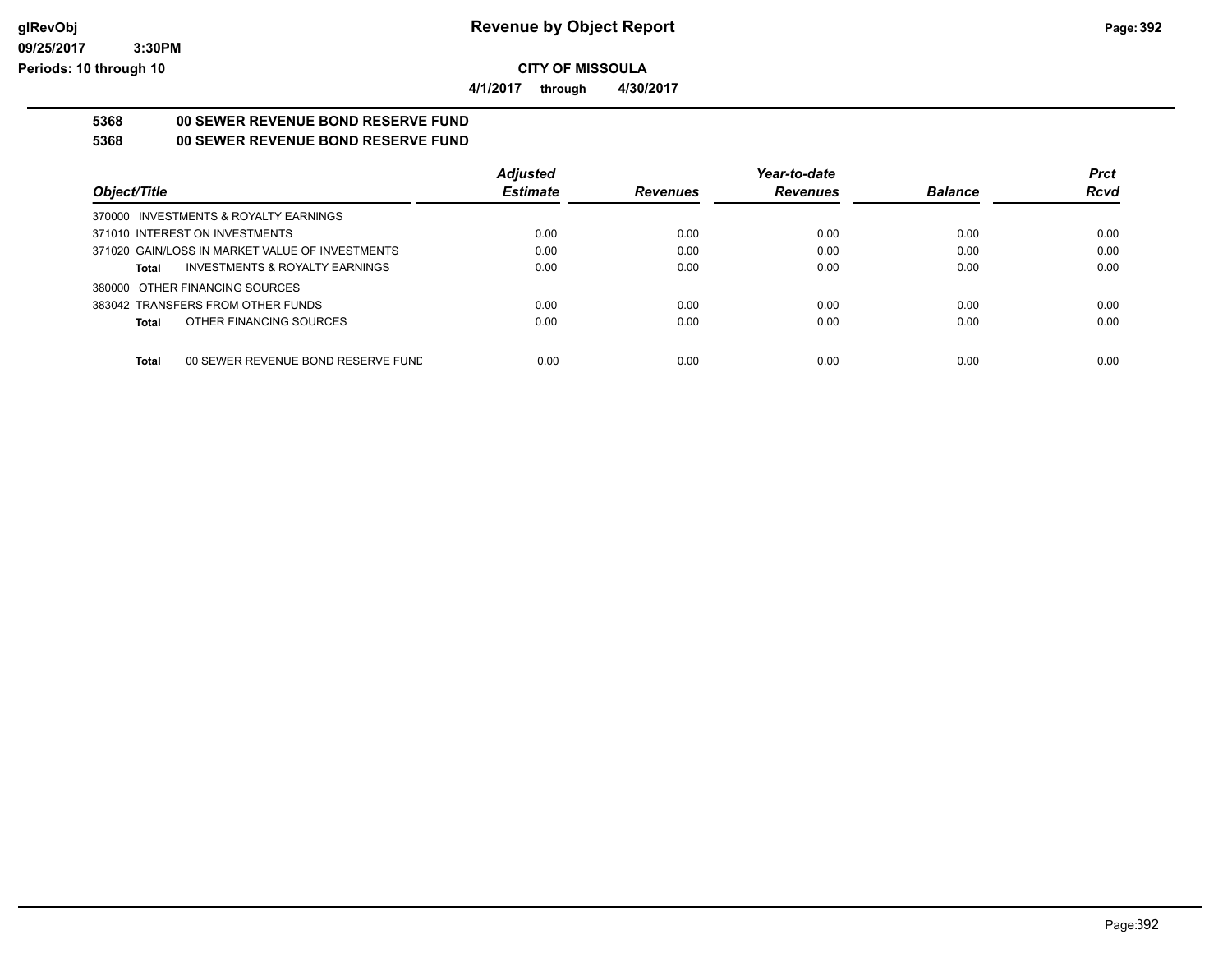# Revenue by Object Report

**CITY OF MISSOULA**

**4/1/2017 through 4/30/2017**

glRevObj
09/25/2017 3:30PM
Periods: 10 through 10

**5368 00 SEWER REVENUE BOND RESERVE FUND**

**5368 00 SEWER REVENUE BOND RESERVE FUND**

| Object/Title | Adjusted Estimate | Revenues | Year-to-date Revenues | Balance | Prct Rcvd |
|---|---|---|---|---|---|
| 370000 INVESTMENTS & ROYALTY EARNINGS | | | | | |
| 371010 INTEREST ON INVESTMENTS | 0.00 | 0.00 | 0.00 | 0.00 | 0.00 |
| 371020 GAIN/LOSS IN MARKET VALUE OF INVESTMENTS | 0.00 | 0.00 | 0.00 | 0.00 | 0.00 |
| **Total** INVESTMENTS & ROYALTY EARNINGS | 0.00 | 0.00 | 0.00 | 0.00 | 0.00 |
| 380000 OTHER FINANCING SOURCES | | | | | |
| 383042 TRANSFERS FROM OTHER FUNDS | 0.00 | 0.00 | 0.00 | 0.00 | 0.00 |
| **Total** OTHER FINANCING SOURCES | 0.00 | 0.00 | 0.00 | 0.00 | 0.00 |
| **Total** 00 SEWER REVENUE BOND RESERVE FUND | 0.00 | 0.00 | 0.00 | 0.00 | 0.00 |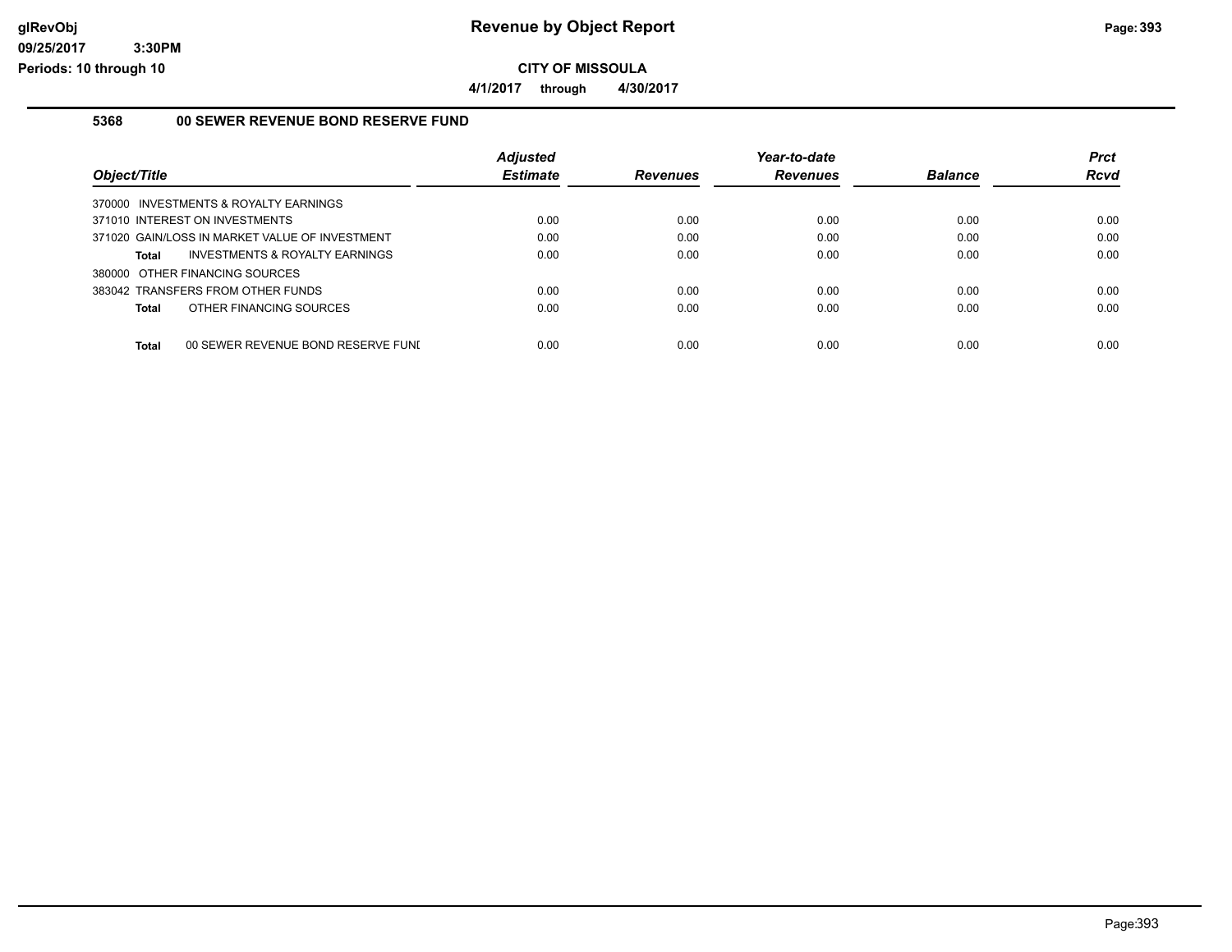# Revenue by Object Report

**CITY OF MISSOULA**

**4/1/2017 through 4/30/2017**

glRevObj
09/25/2017 3:30PM
Periods: 10 through 10

### 5368 00 SEWER REVENUE BOND RESERVE FUND

| Object/Title | Adjusted Estimate | Revenues | Year-to-date Revenues | Balance | Prct Rcvd |
|---|---|---|---|---|---|
| 370000 INVESTMENTS & ROYALTY EARNINGS | | | | | |
| 371010 INTEREST ON INVESTMENTS | 0.00 | 0.00 | 0.00 | 0.00 | 0.00 |
| 371020 GAIN/LOSS IN MARKET VALUE OF INVESTMENT | 0.00 | 0.00 | 0.00 | 0.00 | 0.00 |
| **Total** INVESTMENTS & ROYALTY EARNINGS | 0.00 | 0.00 | 0.00 | 0.00 | 0.00 |
| 380000 OTHER FINANCING SOURCES | | | | | |
| 383042 TRANSFERS FROM OTHER FUNDS | 0.00 | 0.00 | 0.00 | 0.00 | 0.00 |
| **Total** OTHER FINANCING SOURCES | 0.00 | 0.00 | 0.00 | 0.00 | 0.00 |
| **Total** 00 SEWER REVENUE BOND RESERVE FUNI | 0.00 | 0.00 | 0.00 | 0.00 | 0.00 |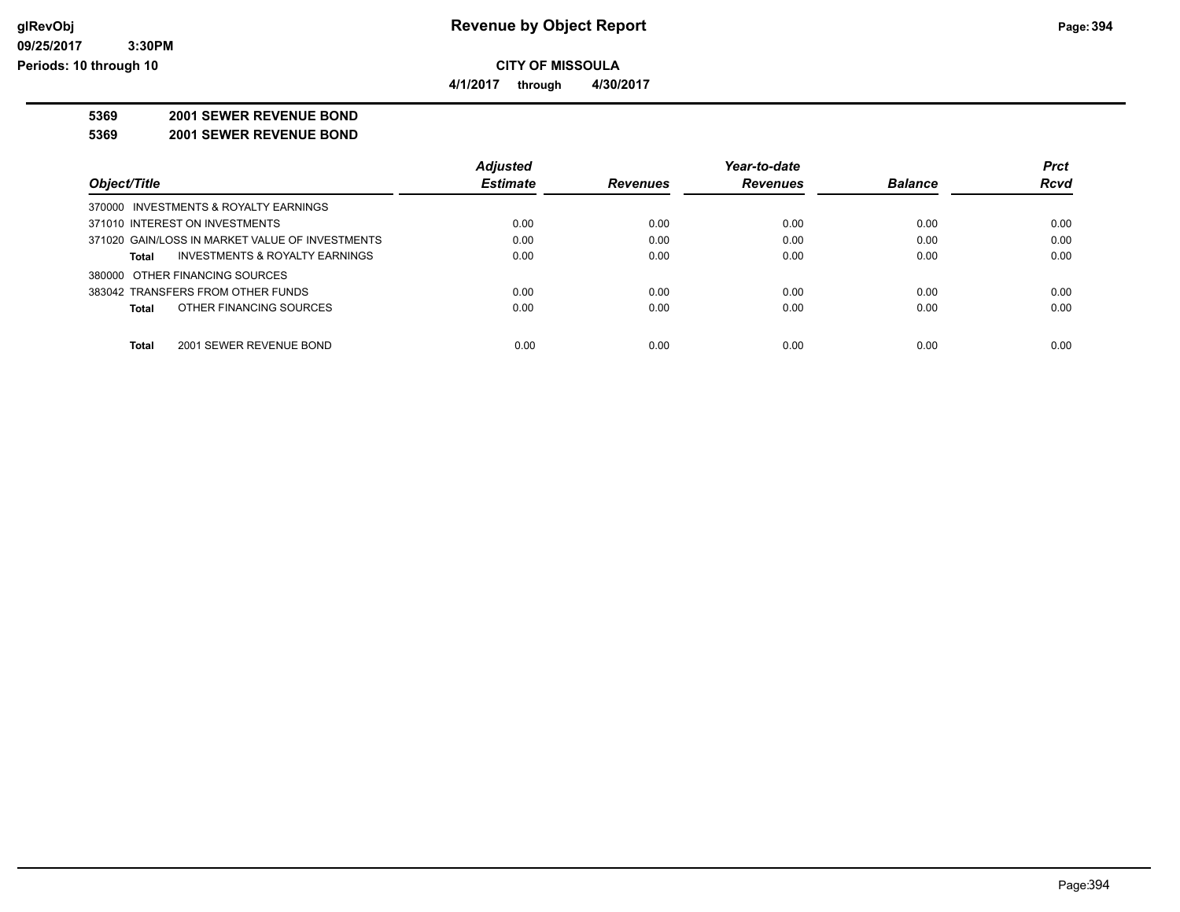# Revenue by Object Report

**CITY OF MISSOULA**

**4/1/2017 through 4/30/2017**

**5369 2001 SEWER REVENUE BOND**

**5369 2001 SEWER REVENUE BOND**

| Object/Title | Adjusted Estimate | Revenues | Year-to-date Revenues | Balance | Prct Rcvd |
|---|---|---|---|---|---|
| 370000 INVESTMENTS & ROYALTY EARNINGS | | | | | |
| 371010 INTEREST ON INVESTMENTS | 0.00 | 0.00 | 0.00 | 0.00 | 0.00 |
| 371020 GAIN/LOSS IN MARKET VALUE OF INVESTMENTS | 0.00 | 0.00 | 0.00 | 0.00 | 0.00 |
| **Total** INVESTMENTS & ROYALTY EARNINGS | 0.00 | 0.00 | 0.00 | 0.00 | 0.00 |
| 380000 OTHER FINANCING SOURCES | | | | | |
| 383042 TRANSFERS FROM OTHER FUNDS | 0.00 | 0.00 | 0.00 | 0.00 | 0.00 |
| **Total** OTHER FINANCING SOURCES | 0.00 | 0.00 | 0.00 | 0.00 | 0.00 |
| **Total** 2001 SEWER REVENUE BOND | 0.00 | 0.00 | 0.00 | 0.00 | 0.00 |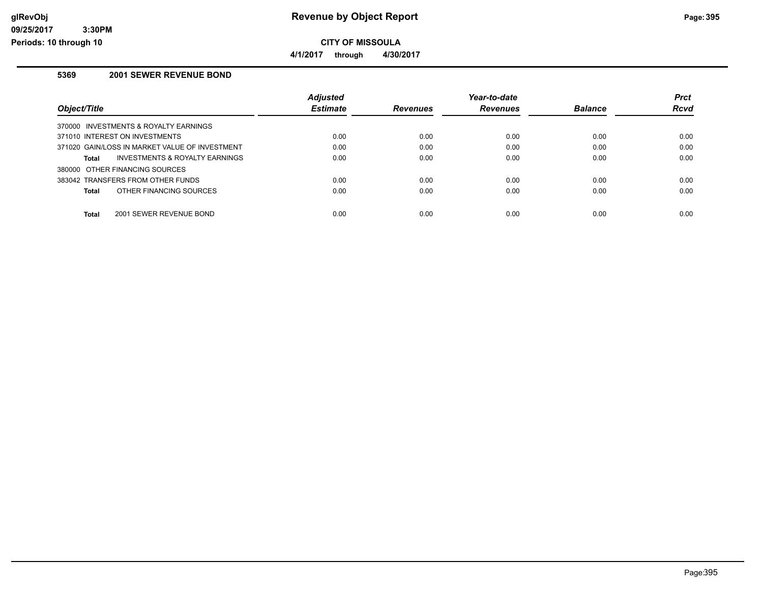# Revenue by Object Report

glRevObj
09/25/2017 3:30PM
Periods: 10 through 10

**CITY OF MISSOULA**

**4/1/2017 through 4/30/2017**

## 5369 2001 SEWER REVENUE BOND

| Object/Title | Adjusted Estimate | Revenues | Year-to-date Revenues | Balance | Prct Rcvd |
|---|---|---|---|---|---|
| 370000 INVESTMENTS & ROYALTY EARNINGS | | | | | |
| 371010 INTEREST ON INVESTMENTS | 0.00 | 0.00 | 0.00 | 0.00 | 0.00 |
| 371020 GAIN/LOSS IN MARKET VALUE OF INVESTMENT | 0.00 | 0.00 | 0.00 | 0.00 | 0.00 |
| **Total** INVESTMENTS & ROYALTY EARNINGS | 0.00 | 0.00 | 0.00 | 0.00 | 0.00 |
| 380000 OTHER FINANCING SOURCES | | | | | |
| 383042 TRANSFERS FROM OTHER FUNDS | 0.00 | 0.00 | 0.00 | 0.00 | 0.00 |
| **Total** OTHER FINANCING SOURCES | 0.00 | 0.00 | 0.00 | 0.00 | 0.00 |
| **Total** 2001 SEWER REVENUE BOND | 0.00 | 0.00 | 0.00 | 0.00 | 0.00 |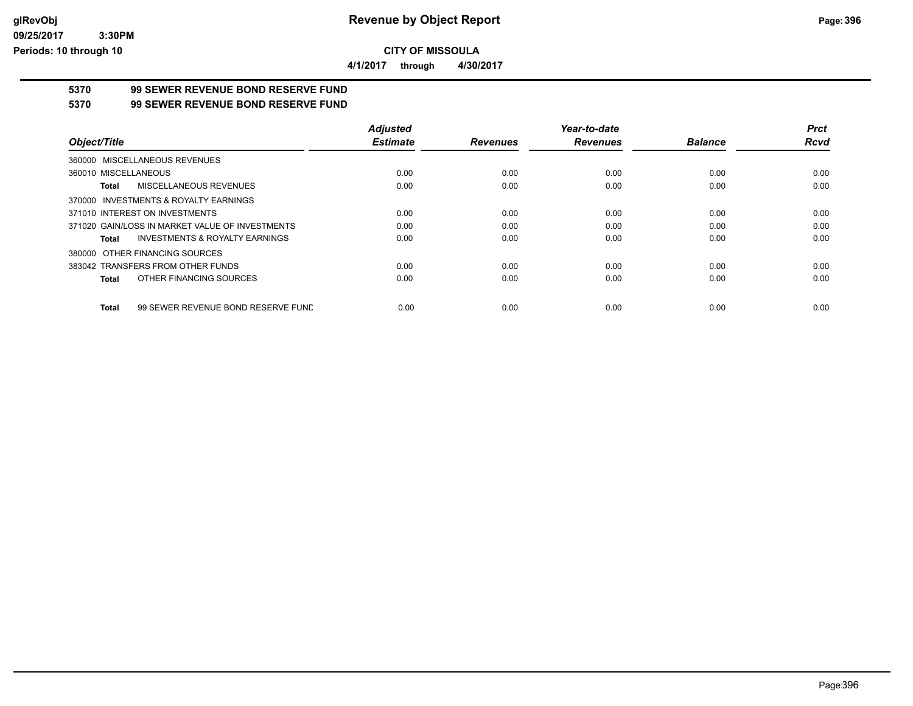**CITY OF MISSOULA**

**4/1/2017 through 4/30/2017**

## 5370 99 SEWER REVENUE BOND RESERVE FUND

## 5370 99 SEWER REVENUE BOND RESERVE FUND

| Object/Title | Adjusted Estimate | Revenues | Year-to-date Revenues | Balance | Prct Rcvd |
|---|---|---|---|---|---|
| 360000 MISCELLANEOUS REVENUES | | | | | |
| 360010 MISCELLANEOUS | 0.00 | 0.00 | 0.00 | 0.00 | 0.00 |
| **Total** MISCELLANEOUS REVENUES | 0.00 | 0.00 | 0.00 | 0.00 | 0.00 |
| 370000 INVESTMENTS & ROYALTY EARNINGS | | | | | |
| 371010 INTEREST ON INVESTMENTS | 0.00 | 0.00 | 0.00 | 0.00 | 0.00 |
| 371020 GAIN/LOSS IN MARKET VALUE OF INVESTMENTS | 0.00 | 0.00 | 0.00 | 0.00 | 0.00 |
| **Total** INVESTMENTS & ROYALTY EARNINGS | 0.00 | 0.00 | 0.00 | 0.00 | 0.00 |
| 380000 OTHER FINANCING SOURCES | | | | | |
| 383042 TRANSFERS FROM OTHER FUNDS | 0.00 | 0.00 | 0.00 | 0.00 | 0.00 |
| **Total** OTHER FINANCING SOURCES | 0.00 | 0.00 | 0.00 | 0.00 | 0.00 |
| **Total** 99 SEWER REVENUE BOND RESERVE FUNE | 0.00 | 0.00 | 0.00 | 0.00 | 0.00 |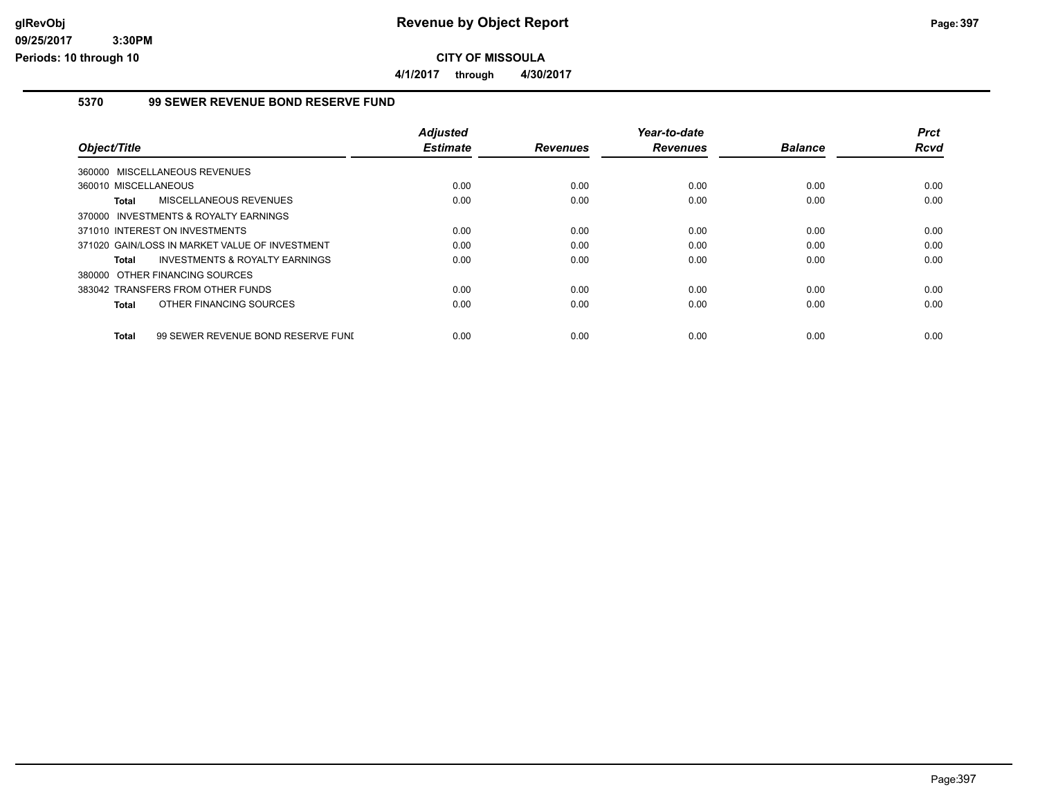**CITY OF MISSOULA**

**4/1/2017 through 4/30/2017**

### 5370 99 SEWER REVENUE BOND RESERVE FUND

| Object/Title | Adjusted Estimate | Revenues | Year-to-date Revenues | Balance | Prct Rcvd |
|---|---|---|---|---|---|
| 360000 MISCELLANEOUS REVENUES | | | | | |
| 360010 MISCELLANEOUS | 0.00 | 0.00 | 0.00 | 0.00 | 0.00 |
| **Total** MISCELLANEOUS REVENUES | 0.00 | 0.00 | 0.00 | 0.00 | 0.00 |
| 370000 INVESTMENTS & ROYALTY EARNINGS | | | | | |
| 371010 INTEREST ON INVESTMENTS | 0.00 | 0.00 | 0.00 | 0.00 | 0.00 |
| 371020 GAIN/LOSS IN MARKET VALUE OF INVESTMENT | 0.00 | 0.00 | 0.00 | 0.00 | 0.00 |
| **Total** INVESTMENTS & ROYALTY EARNINGS | 0.00 | 0.00 | 0.00 | 0.00 | 0.00 |
| 380000 OTHER FINANCING SOURCES | | | | | |
| 383042 TRANSFERS FROM OTHER FUNDS | 0.00 | 0.00 | 0.00 | 0.00 | 0.00 |
| **Total** OTHER FINANCING SOURCES | 0.00 | 0.00 | 0.00 | 0.00 | 0.00 |
| **Total** 99 SEWER REVENUE BOND RESERVE FUNI | 0.00 | 0.00 | 0.00 | 0.00 | 0.00 |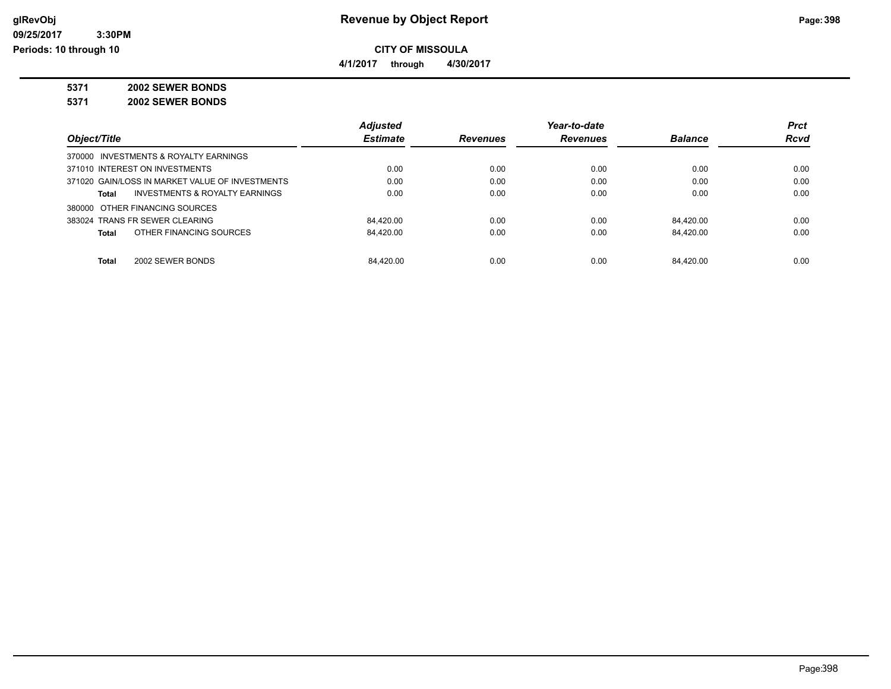# Revenue by Object Report

**CITY OF MISSOULA**

**4/1/2017 through 4/30/2017**

glRevObj
09/25/2017 3:30PM
Periods: 10 through 10

**5371 2002 SEWER BONDS**

**5371 2002 SEWER BONDS**

| Object/Title | Adjusted Estimate | Revenues | Year-to-date Revenues | Balance | Prct Rcvd |
|---|---|---|---|---|---|
| 370000 INVESTMENTS & ROYALTY EARNINGS | | | | | |
| 371010 INTEREST ON INVESTMENTS | 0.00 | 0.00 | 0.00 | 0.00 | 0.00 |
| 371020 GAIN/LOSS IN MARKET VALUE OF INVESTMENTS | 0.00 | 0.00 | 0.00 | 0.00 | 0.00 |
| **Total** INVESTMENTS & ROYALTY EARNINGS | 0.00 | 0.00 | 0.00 | 0.00 | 0.00 |
| 380000 OTHER FINANCING SOURCES | | | | | |
| 383024 TRANS FR SEWER CLEARING | 84,420.00 | 0.00 | 0.00 | 84,420.00 | 0.00 |
| **Total** OTHER FINANCING SOURCES | 84,420.00 | 0.00 | 0.00 | 84,420.00 | 0.00 |
| **Total** 2002 SEWER BONDS | 84,420.00 | 0.00 | 0.00 | 84,420.00 | 0.00 |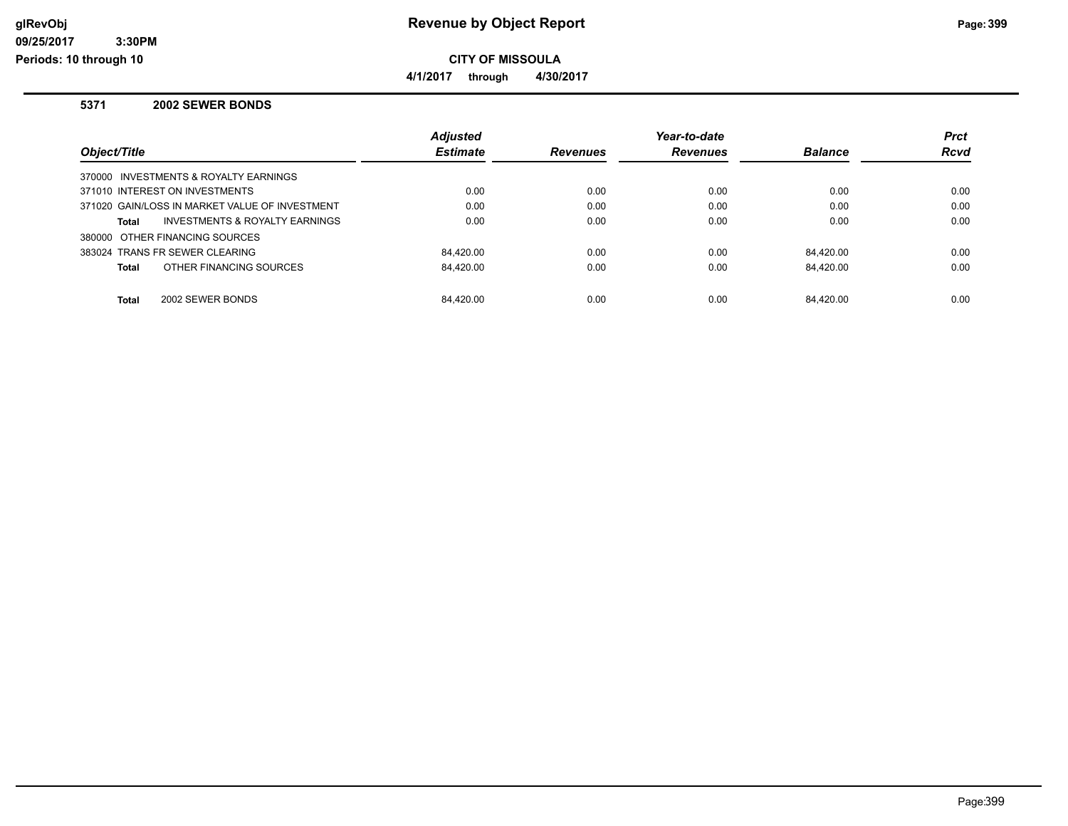# Revenue by Object Report

**CITY OF MISSOULA**

**4/1/2017 through 4/30/2017**

glRevObj
09/25/2017 3:30PM
Periods: 10 through 10

## 5371 2002 SEWER BONDS

| Object/Title | Adjusted Estimate | Revenues | Year-to-date Revenues | Balance | Prct Rcvd |
|---|---|---|---|---|---|
| 370000 INVESTMENTS & ROYALTY EARNINGS | | | | | |
| 371010 INTEREST ON INVESTMENTS | 0.00 | 0.00 | 0.00 | 0.00 | 0.00 |
| 371020 GAIN/LOSS IN MARKET VALUE OF INVESTMENT | 0.00 | 0.00 | 0.00 | 0.00 | 0.00 |
| **Total** INVESTMENTS & ROYALTY EARNINGS | 0.00 | 0.00 | 0.00 | 0.00 | 0.00 |
| 380000 OTHER FINANCING SOURCES | | | | | |
| 383024 TRANS FR SEWER CLEARING | 84,420.00 | 0.00 | 0.00 | 84,420.00 | 0.00 |
| **Total** OTHER FINANCING SOURCES | 84,420.00 | 0.00 | 0.00 | 84,420.00 | 0.00 |
| **Total** 2002 SEWER BONDS | 84,420.00 | 0.00 | 0.00 | 84,420.00 | 0.00 |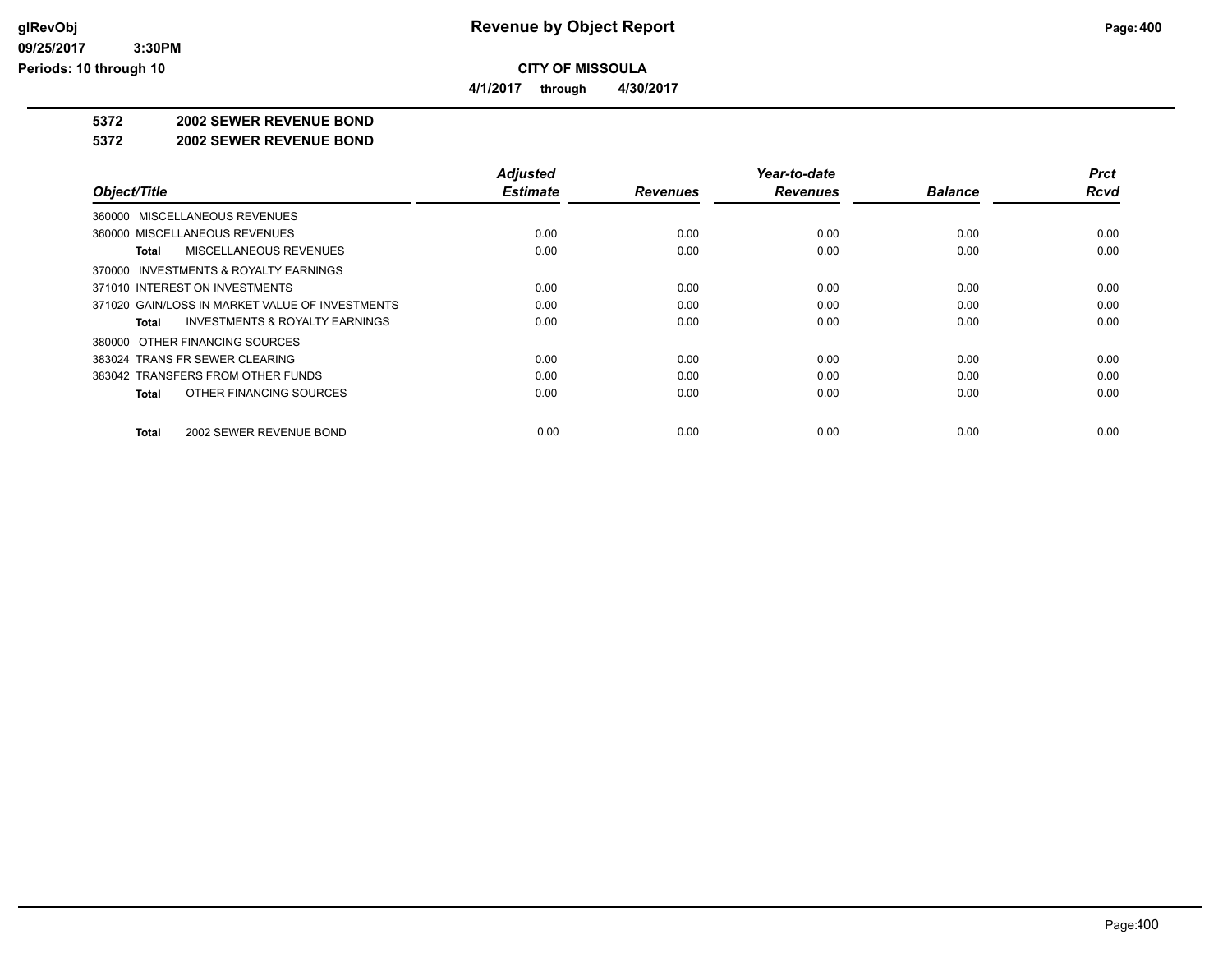**CITY OF MISSOULA**

**4/1/2017 through 4/30/2017**

**5372 2002 SEWER REVENUE BOND**

**5372 2002 SEWER REVENUE BOND**

| Object/Title | Adjusted Estimate | Revenues | Year-to-date Revenues | Balance | Prct Rcvd |
|---|---|---|---|---|---|
| 360000 MISCELLANEOUS REVENUES | | | | | |
| 360000 MISCELLANEOUS REVENUES | 0.00 | 0.00 | 0.00 | 0.00 | 0.00 |
| **Total** MISCELLANEOUS REVENUES | 0.00 | 0.00 | 0.00 | 0.00 | 0.00 |
| 370000 INVESTMENTS & ROYALTY EARNINGS | | | | | |
| 371010 INTEREST ON INVESTMENTS | 0.00 | 0.00 | 0.00 | 0.00 | 0.00 |
| 371020 GAIN/LOSS IN MARKET VALUE OF INVESTMENTS | 0.00 | 0.00 | 0.00 | 0.00 | 0.00 |
| **Total** INVESTMENTS & ROYALTY EARNINGS | 0.00 | 0.00 | 0.00 | 0.00 | 0.00 |
| 380000 OTHER FINANCING SOURCES | | | | | |
| 383024 TRANS FR SEWER CLEARING | 0.00 | 0.00 | 0.00 | 0.00 | 0.00 |
| 383042 TRANSFERS FROM OTHER FUNDS | 0.00 | 0.00 | 0.00 | 0.00 | 0.00 |
| **Total** OTHER FINANCING SOURCES | 0.00 | 0.00 | 0.00 | 0.00 | 0.00 |
| **Total** 2002 SEWER REVENUE BOND | 0.00 | 0.00 | 0.00 | 0.00 | 0.00 |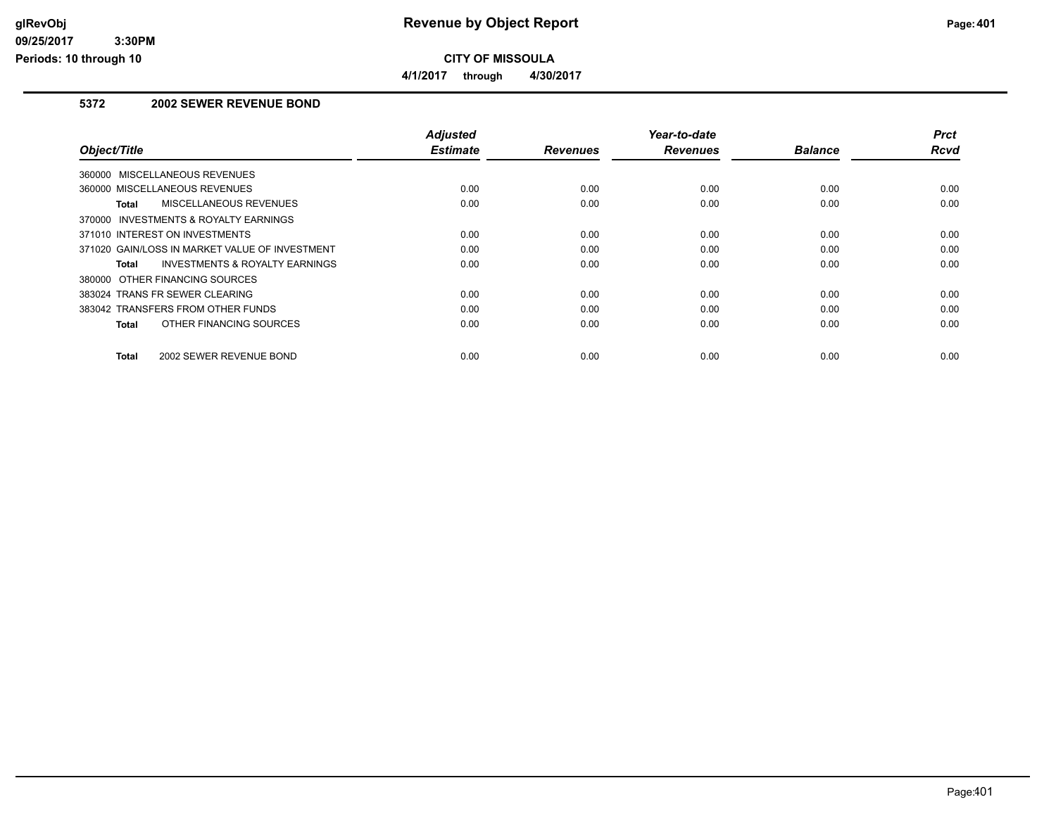# Revenue by Object Report

**CITY OF MISSOULA**

**4/1/2017 through 4/30/2017**

glRevObj
09/25/2017 3:30PM
Periods: 10 through 10

### 5372 2002 SEWER REVENUE BOND

| Object/Title | Adjusted Estimate | Revenues | Year-to-date Revenues | Balance | Prct Rcvd |
|---|---|---|---|---|---|
| 360000 MISCELLANEOUS REVENUES | | | | | |
| 360000 MISCELLANEOUS REVENUES | 0.00 | 0.00 | 0.00 | 0.00 | 0.00 |
| **Total** MISCELLANEOUS REVENUES | 0.00 | 0.00 | 0.00 | 0.00 | 0.00 |
| 370000 INVESTMENTS & ROYALTY EARNINGS | | | | | |
| 371010 INTEREST ON INVESTMENTS | 0.00 | 0.00 | 0.00 | 0.00 | 0.00 |
| 371020 GAIN/LOSS IN MARKET VALUE OF INVESTMENT | 0.00 | 0.00 | 0.00 | 0.00 | 0.00 |
| **Total** INVESTMENTS & ROYALTY EARNINGS | 0.00 | 0.00 | 0.00 | 0.00 | 0.00 |
| 380000 OTHER FINANCING SOURCES | | | | | |
| 383024 TRANS FR SEWER CLEARING | 0.00 | 0.00 | 0.00 | 0.00 | 0.00 |
| 383042 TRANSFERS FROM OTHER FUNDS | 0.00 | 0.00 | 0.00 | 0.00 | 0.00 |
| **Total** OTHER FINANCING SOURCES | 0.00 | 0.00 | 0.00 | 0.00 | 0.00 |
| **Total** 2002 SEWER REVENUE BOND | 0.00 | 0.00 | 0.00 | 0.00 | 0.00 |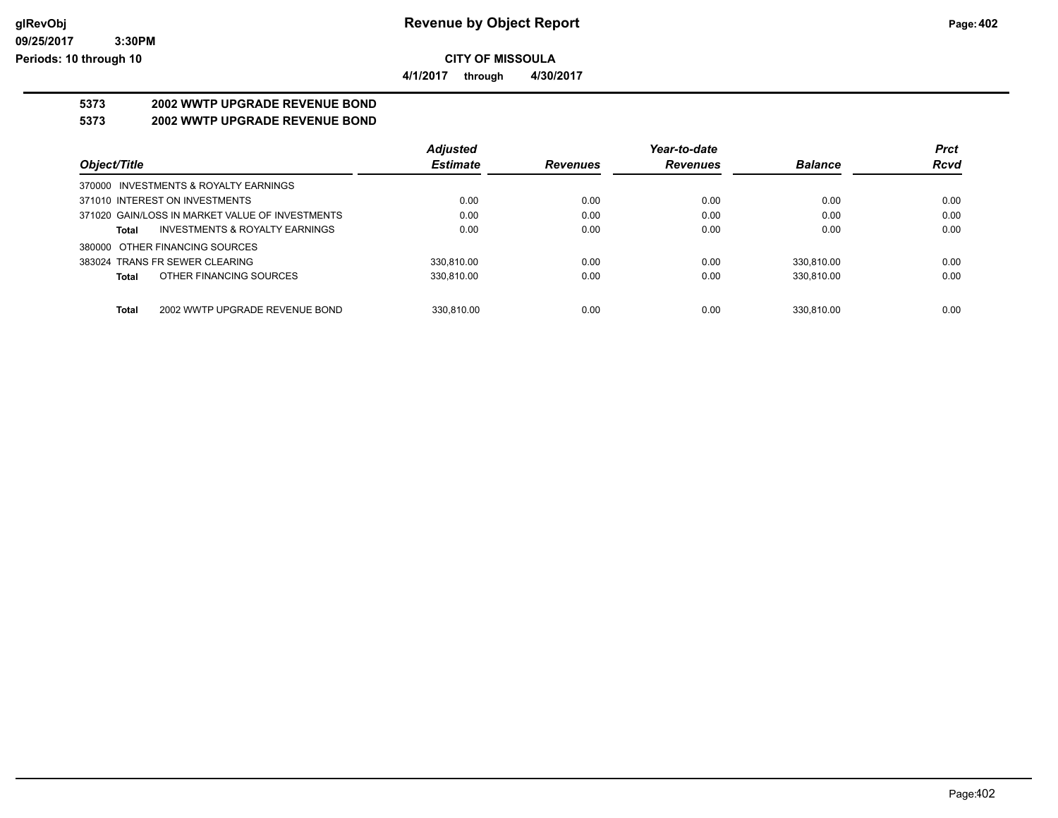# Revenue by Object Report

**CITY OF MISSOULA**

**4/1/2017 through 4/30/2017**

glRevObj
09/25/2017 3:30PM
Periods: 10 through 10

## 5373 2002 WWTP UPGRADE REVENUE BOND

## 5373 2002 WWTP UPGRADE REVENUE BOND

| Object/Title | Adjusted Estimate | Revenues | Year-to-date Revenues | Balance | Prct Rcvd |
|---|---|---|---|---|---|
| 370000 INVESTMENTS & ROYALTY EARNINGS | | | | | |
| 371010 INTEREST ON INVESTMENTS | 0.00 | 0.00 | 0.00 | 0.00 | 0.00 |
| 371020 GAIN/LOSS IN MARKET VALUE OF INVESTMENTS | 0.00 | 0.00 | 0.00 | 0.00 | 0.00 |
| **Total** INVESTMENTS & ROYALTY EARNINGS | 0.00 | 0.00 | 0.00 | 0.00 | 0.00 |
| 380000 OTHER FINANCING SOURCES | | | | | |
| 383024 TRANS FR SEWER CLEARING | 330,810.00 | 0.00 | 0.00 | 330,810.00 | 0.00 |
| **Total** OTHER FINANCING SOURCES | 330,810.00 | 0.00 | 0.00 | 330,810.00 | 0.00 |
| **Total** 2002 WWTP UPGRADE REVENUE BOND | 330,810.00 | 0.00 | 0.00 | 330,810.00 | 0.00 |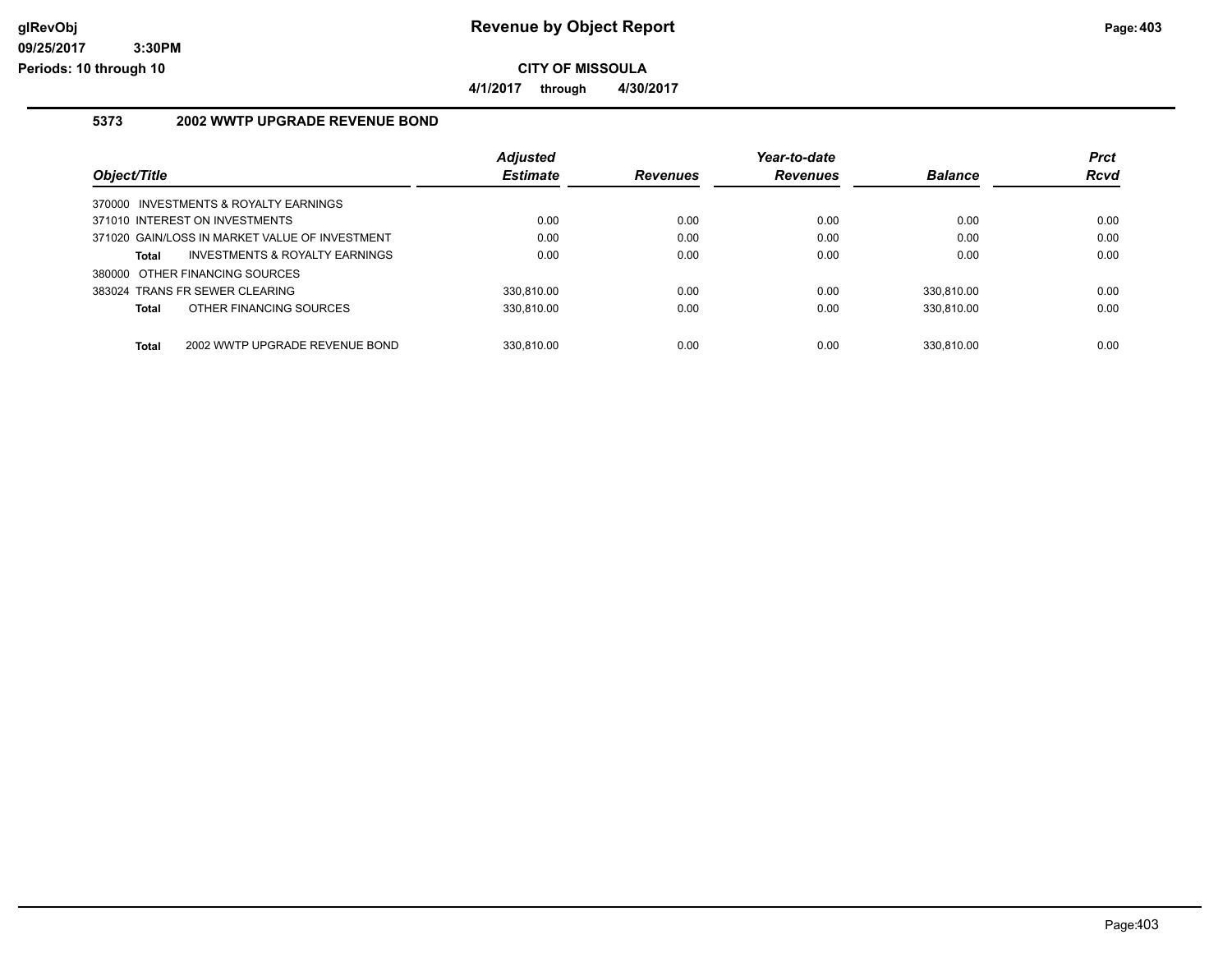**Revenue by Object Report**

**CITY OF MISSOULA**

**4/1/2017 through 4/30/2017**

glRevObj
09/25/2017 3:30PM
Periods: 10 through 10

### 5373 2002 WWTP UPGRADE REVENUE BOND

| Object/Title | Adjusted Estimate | Revenues | Year-to-date Revenues | Balance | Prct Rcvd |
|---|---|---|---|---|---|
| 370000 INVESTMENTS & ROYALTY EARNINGS | | | | | |
| 371010 INTEREST ON INVESTMENTS | 0.00 | 0.00 | 0.00 | 0.00 | 0.00 |
| 371020 GAIN/LOSS IN MARKET VALUE OF INVESTMENT | 0.00 | 0.00 | 0.00 | 0.00 | 0.00 |
| **Total** INVESTMENTS & ROYALTY EARNINGS | 0.00 | 0.00 | 0.00 | 0.00 | 0.00 |
| 380000 OTHER FINANCING SOURCES | | | | | |
| 383024 TRANS FR SEWER CLEARING | 330,810.00 | 0.00 | 0.00 | 330,810.00 | 0.00 |
| **Total** OTHER FINANCING SOURCES | 330,810.00 | 0.00 | 0.00 | 330,810.00 | 0.00 |
| **Total** 2002 WWTP UPGRADE REVENUE BOND | 330,810.00 | 0.00 | 0.00 | 330,810.00 | 0.00 |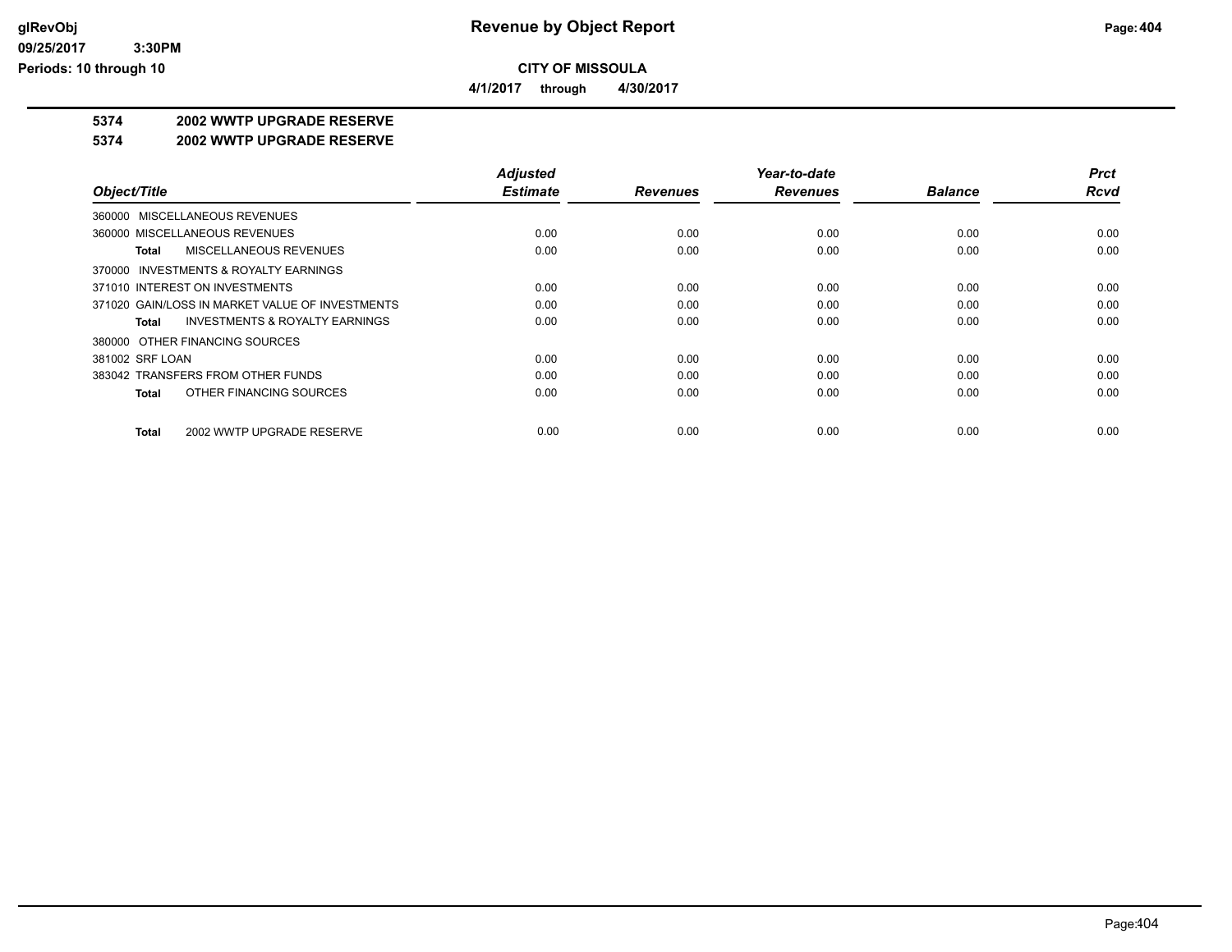**CITY OF MISSOULA**

**4/1/2017 through 4/30/2017**

**glRevObj**
**09/25/2017 3:30PM**
**Periods: 10 through 10**

## Revenue by Object Report

### 5374 2002 WWTP UPGRADE RESERVE

### 5374 2002 WWTP UPGRADE RESERVE

| Object/Title | Adjusted Estimate | Revenues | Year-to-date Revenues | Balance | Prct Rcvd |
|---|---|---|---|---|---|
| 360000 MISCELLANEOUS REVENUES | | | | | |
| 360000 MISCELLANEOUS REVENUES | 0.00 | 0.00 | 0.00 | 0.00 | 0.00 |
| **Total** MISCELLANEOUS REVENUES | 0.00 | 0.00 | 0.00 | 0.00 | 0.00 |
| 370000 INVESTMENTS & ROYALTY EARNINGS | | | | | |
| 371010 INTEREST ON INVESTMENTS | 0.00 | 0.00 | 0.00 | 0.00 | 0.00 |
| 371020 GAIN/LOSS IN MARKET VALUE OF INVESTMENTS | 0.00 | 0.00 | 0.00 | 0.00 | 0.00 |
| **Total** INVESTMENTS & ROYALTY EARNINGS | 0.00 | 0.00 | 0.00 | 0.00 | 0.00 |
| 380000 OTHER FINANCING SOURCES | | | | | |
| 381002 SRF LOAN | 0.00 | 0.00 | 0.00 | 0.00 | 0.00 |
| 383042 TRANSFERS FROM OTHER FUNDS | 0.00 | 0.00 | 0.00 | 0.00 | 0.00 |
| **Total** OTHER FINANCING SOURCES | 0.00 | 0.00 | 0.00 | 0.00 | 0.00 |
| **Total** 2002 WWTP UPGRADE RESERVE | 0.00 | 0.00 | 0.00 | 0.00 | 0.00 |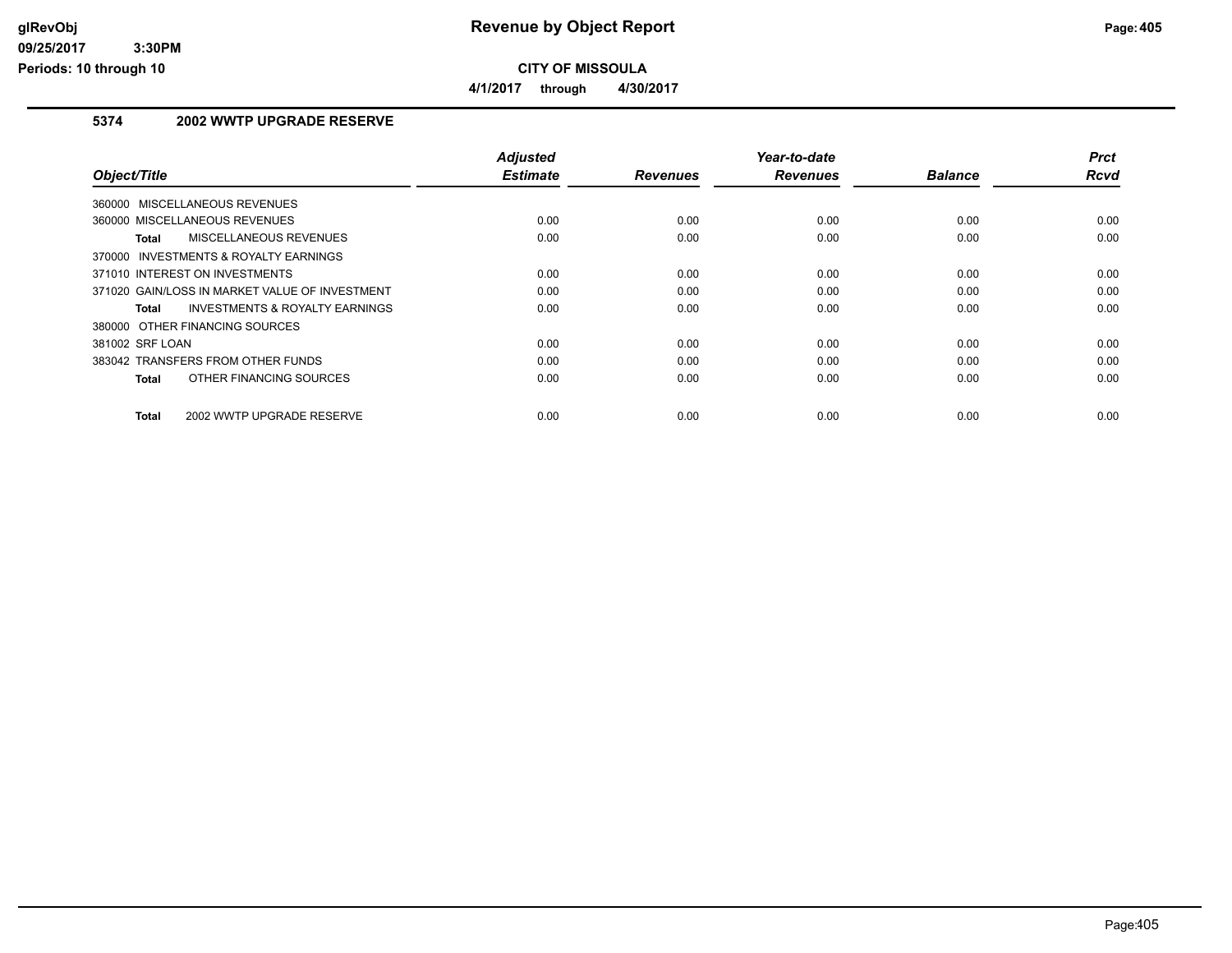# Revenue by Object Report

glRevObj
09/25/2017 3:30PM
Periods: 10 through 10

**CITY OF MISSOULA**

**4/1/2017 through 4/30/2017**

## 5374 2002 WWTP UPGRADE RESERVE

| Object/Title | Adjusted Estimate | Revenues | Year-to-date Revenues | Balance | Prct Rcvd |
|---|---|---|---|---|---|
| 360000 MISCELLANEOUS REVENUES | | | | | |
| 360000 MISCELLANEOUS REVENUES | 0.00 | 0.00 | 0.00 | 0.00 | 0.00 |
| **Total** MISCELLANEOUS REVENUES | 0.00 | 0.00 | 0.00 | 0.00 | 0.00 |
| 370000 INVESTMENTS & ROYALTY EARNINGS | | | | | |
| 371010 INTEREST ON INVESTMENTS | 0.00 | 0.00 | 0.00 | 0.00 | 0.00 |
| 371020 GAIN/LOSS IN MARKET VALUE OF INVESTMENT | 0.00 | 0.00 | 0.00 | 0.00 | 0.00 |
| **Total** INVESTMENTS & ROYALTY EARNINGS | 0.00 | 0.00 | 0.00 | 0.00 | 0.00 |
| 380000 OTHER FINANCING SOURCES | | | | | |
| 381002 SRF LOAN | 0.00 | 0.00 | 0.00 | 0.00 | 0.00 |
| 383042 TRANSFERS FROM OTHER FUNDS | 0.00 | 0.00 | 0.00 | 0.00 | 0.00 |
| **Total** OTHER FINANCING SOURCES | 0.00 | 0.00 | 0.00 | 0.00 | 0.00 |
| **Total** 2002 WWTP UPGRADE RESERVE | 0.00 | 0.00 | 0.00 | 0.00 | 0.00 |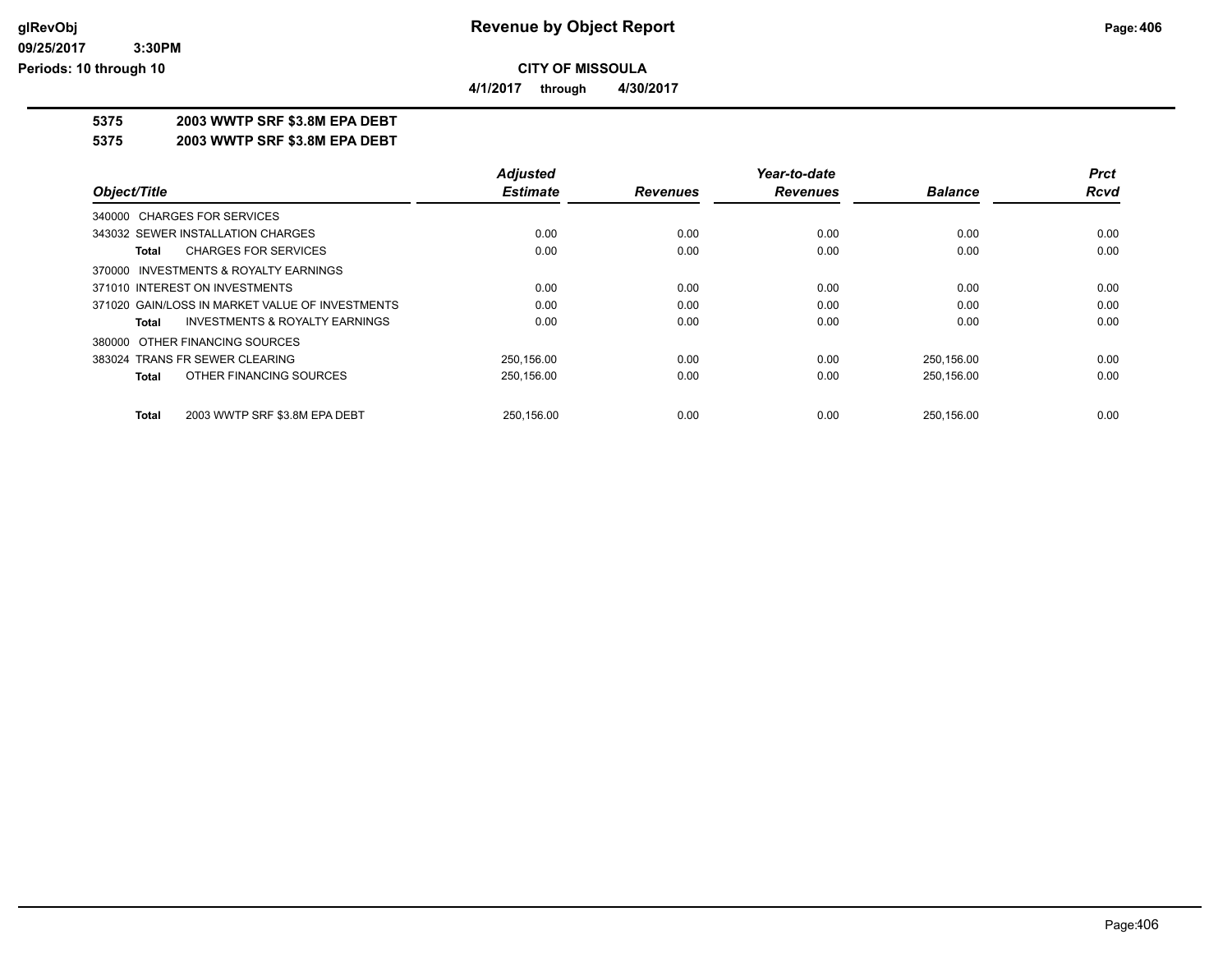# Revenue by Object Report

**CITY OF MISSOULA**

**4/1/2017 through 4/30/2017**

glRevObj
09/25/2017 3:30PM
Periods: 10 through 10

**5375 2003 WWTP SRF $3.8M EPA DEBT**

**5375 2003 WWTP SRF $3.8M EPA DEBT**

| Object/Title | Adjusted Estimate | Revenues | Year-to-date Revenues | Balance | Prct Rcvd |
|---|---|---|---|---|---|
| 340000 CHARGES FOR SERVICES | | | | | |
| 343032 SEWER INSTALLATION CHARGES | 0.00 | 0.00 | 0.00 | 0.00 | 0.00 |
| **Total** CHARGES FOR SERVICES | 0.00 | 0.00 | 0.00 | 0.00 | 0.00 |
| 370000 INVESTMENTS & ROYALTY EARNINGS | | | | | |
| 371010 INTEREST ON INVESTMENTS | 0.00 | 0.00 | 0.00 | 0.00 | 0.00 |
| 371020 GAIN/LOSS IN MARKET VALUE OF INVESTMENTS | 0.00 | 0.00 | 0.00 | 0.00 | 0.00 |
| **Total** INVESTMENTS & ROYALTY EARNINGS | 0.00 | 0.00 | 0.00 | 0.00 | 0.00 |
| 380000 OTHER FINANCING SOURCES | | | | | |
| 383024 TRANS FR SEWER CLEARING | 250,156.00 | 0.00 | 0.00 | 250,156.00 | 0.00 |
| **Total** OTHER FINANCING SOURCES | 250,156.00 | 0.00 | 0.00 | 250,156.00 | 0.00 |
| **Total** 2003 WWTP SRF $3.8M EPA DEBT | 250,156.00 | 0.00 | 0.00 | 250,156.00 | 0.00 |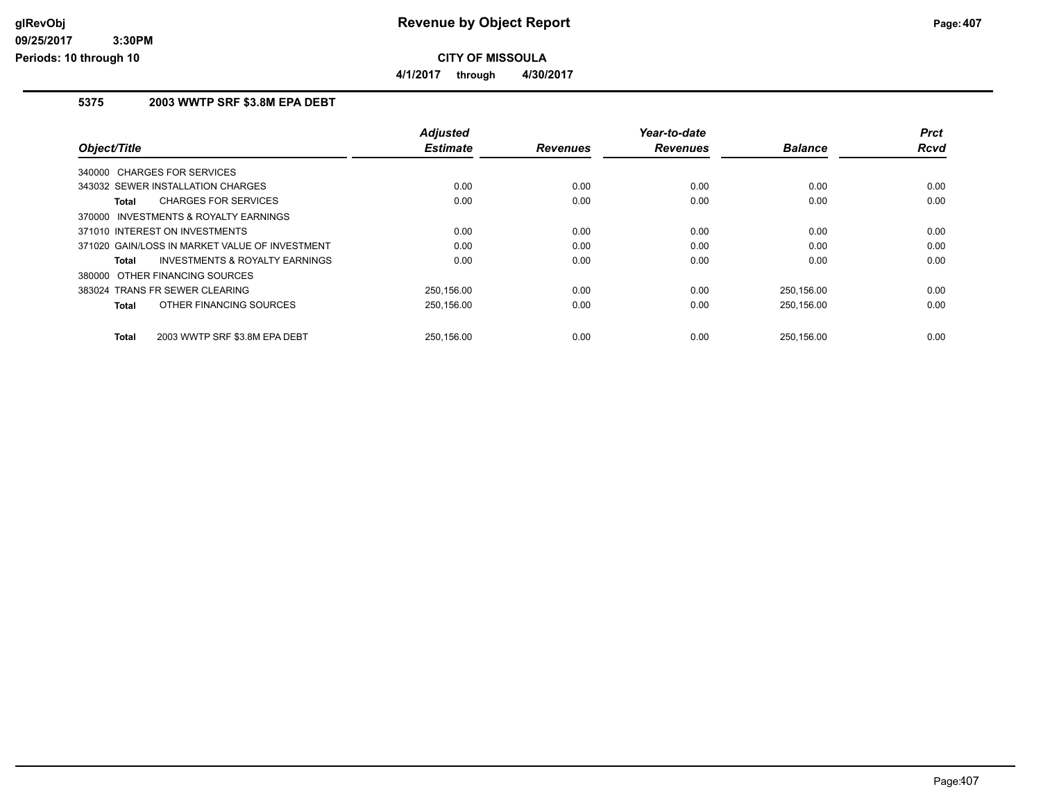# Revenue by Object Report

**CITY OF MISSOULA**

**4/1/2017 through 4/30/2017**

glRevObj
09/25/2017 3:30PM
Periods: 10 through 10

## 5375 2003 WWTP SRF $3.8M EPA DEBT

| Object/Title | Adjusted Estimate | Revenues | Year-to-date Revenues | Balance | Prct Rcvd |
|---|---|---|---|---|---|
| 340000 CHARGES FOR SERVICES | | | | | |
| 343032 SEWER INSTALLATION CHARGES | 0.00 | 0.00 | 0.00 | 0.00 | 0.00 |
| **Total** CHARGES FOR SERVICES | 0.00 | 0.00 | 0.00 | 0.00 | 0.00 |
| 370000 INVESTMENTS & ROYALTY EARNINGS | | | | | |
| 371010 INTEREST ON INVESTMENTS | 0.00 | 0.00 | 0.00 | 0.00 | 0.00 |
| 371020 GAIN/LOSS IN MARKET VALUE OF INVESTMENT | 0.00 | 0.00 | 0.00 | 0.00 | 0.00 |
| **Total** INVESTMENTS & ROYALTY EARNINGS | 0.00 | 0.00 | 0.00 | 0.00 | 0.00 |
| 380000 OTHER FINANCING SOURCES | | | | | |
| 383024 TRANS FR SEWER CLEARING | 250,156.00 | 0.00 | 0.00 | 250,156.00 | 0.00 |
| **Total** OTHER FINANCING SOURCES | 250,156.00 | 0.00 | 0.00 | 250,156.00 | 0.00 |
| **Total** 2003 WWTP SRF $3.8M EPA DEBT | 250,156.00 | 0.00 | 0.00 | 250,156.00 | 0.00 |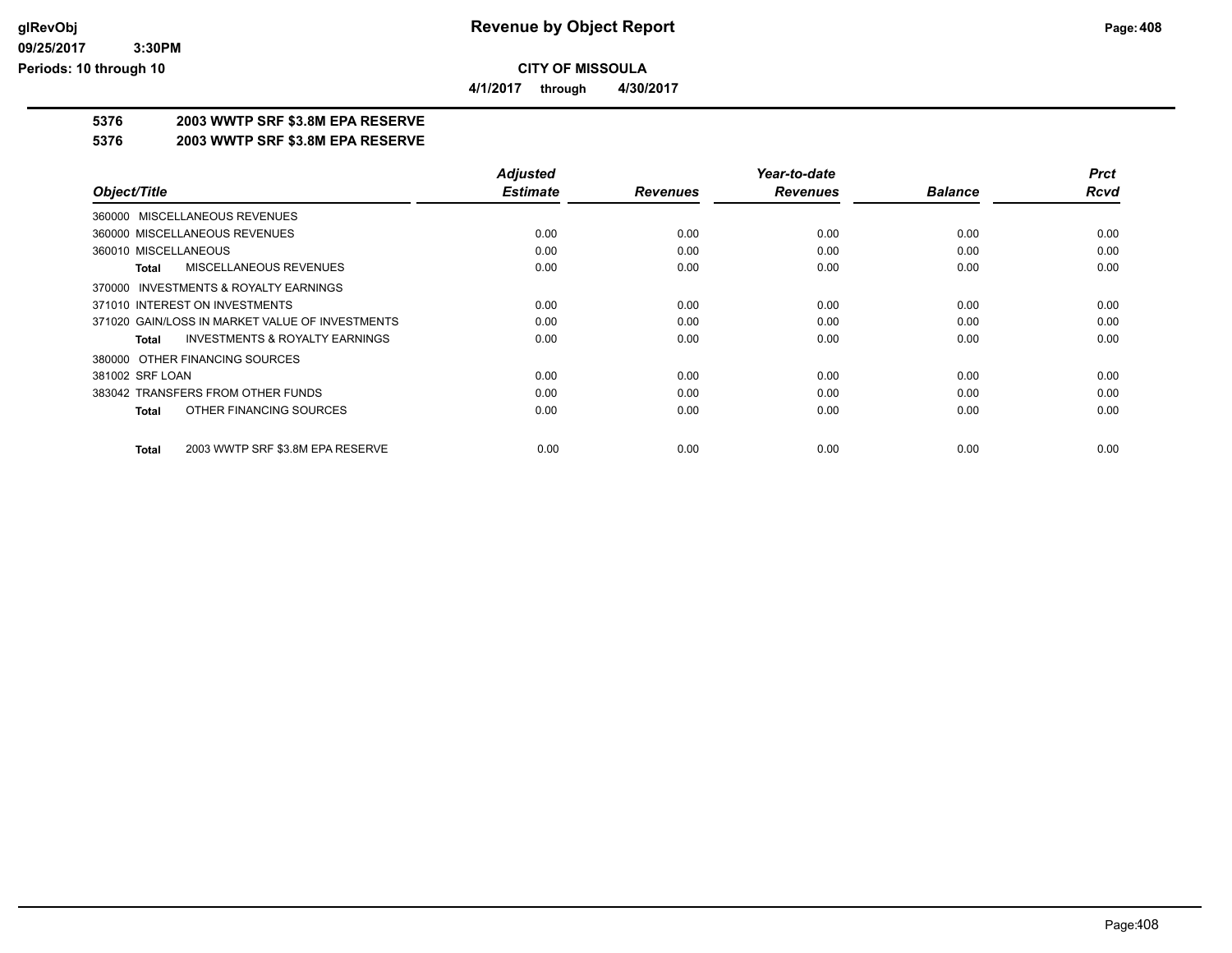# Revenue by Object Report

## CITY OF MISSOULA

**4/1/2017 through 4/30/2017**

### 5376 2003 WWTP SRF $3.8M EPA RESERVE
### 5376 2003 WWTP SRF $3.8M EPA RESERVE

| Object/Title | Adjusted Estimate | Revenues | Year-to-date Revenues | Balance | Prct Rcvd |
|---|---|---|---|---|---|
| 360000 MISCELLANEOUS REVENUES | | | | | |
| 360000 MISCELLANEOUS REVENUES | 0.00 | 0.00 | 0.00 | 0.00 | 0.00 |
| 360010 MISCELLANEOUS | 0.00 | 0.00 | 0.00 | 0.00 | 0.00 |
| **Total** MISCELLANEOUS REVENUES | 0.00 | 0.00 | 0.00 | 0.00 | 0.00 |
| 370000 INVESTMENTS & ROYALTY EARNINGS | | | | | |
| 371010 INTEREST ON INVESTMENTS | 0.00 | 0.00 | 0.00 | 0.00 | 0.00 |
| 371020 GAIN/LOSS IN MARKET VALUE OF INVESTMENTS | 0.00 | 0.00 | 0.00 | 0.00 | 0.00 |
| **Total** INVESTMENTS & ROYALTY EARNINGS | 0.00 | 0.00 | 0.00 | 0.00 | 0.00 |
| 380000 OTHER FINANCING SOURCES | | | | | |
| 381002 SRF LOAN | 0.00 | 0.00 | 0.00 | 0.00 | 0.00 |
| 383042 TRANSFERS FROM OTHER FUNDS | 0.00 | 0.00 | 0.00 | 0.00 | 0.00 |
| **Total** OTHER FINANCING SOURCES | 0.00 | 0.00 | 0.00 | 0.00 | 0.00 |
| **Total** 2003 WWTP SRF $3.8M EPA RESERVE | 0.00 | 0.00 | 0.00 | 0.00 | 0.00 |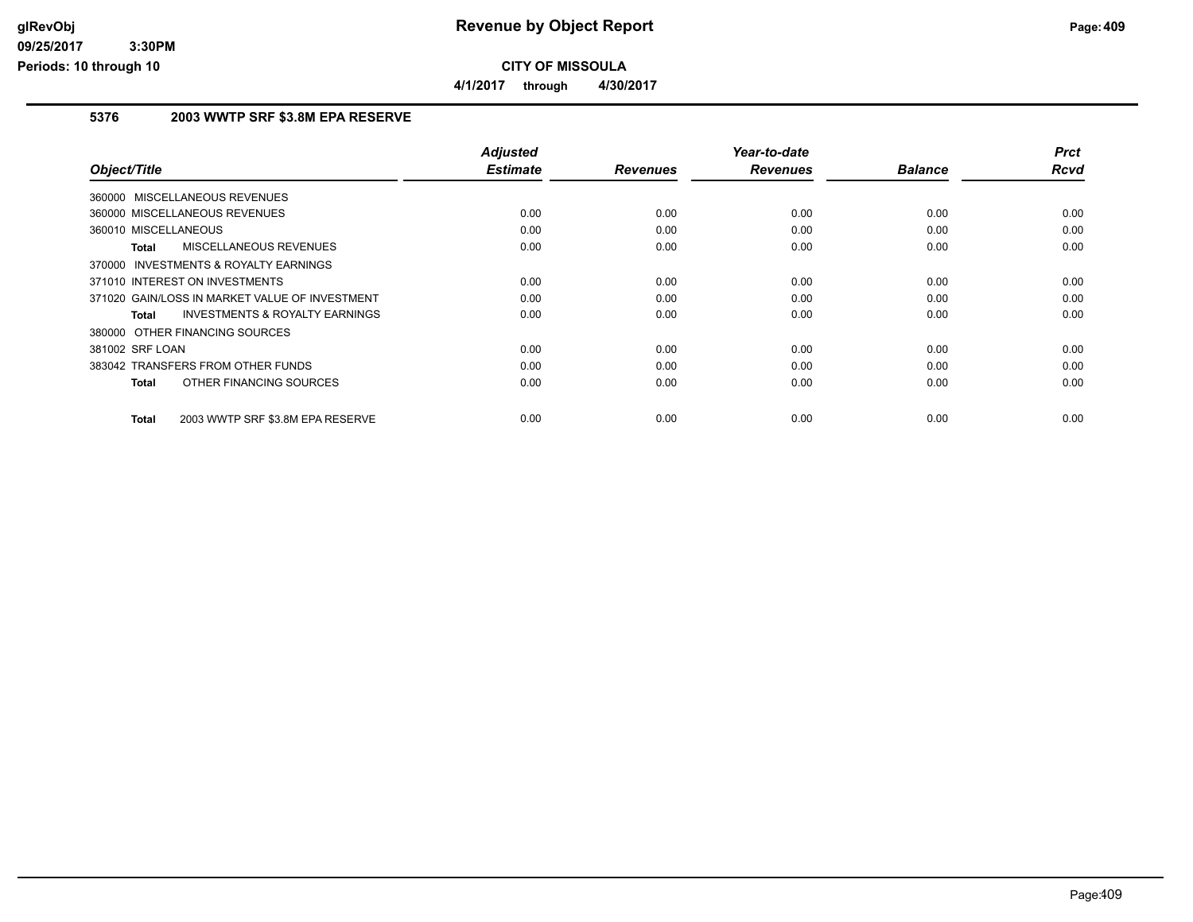**CITY OF MISSOULA**

**4/1/2017 through 4/30/2017**

## 5376 2003 WWTP SRF $3.8M EPA RESERVE

| Object/Title | Adjusted Estimate | Revenues | Year-to-date Revenues | Balance | Prct Rcvd |
|---|---|---|---|---|---|
| 360000 MISCELLANEOUS REVENUES | | | | | |
| 360000 MISCELLANEOUS REVENUES | 0.00 | 0.00 | 0.00 | 0.00 | 0.00 |
| 360010 MISCELLANEOUS | 0.00 | 0.00 | 0.00 | 0.00 | 0.00 |
| **Total** MISCELLANEOUS REVENUES | 0.00 | 0.00 | 0.00 | 0.00 | 0.00 |
| 370000 INVESTMENTS & ROYALTY EARNINGS | | | | | |
| 371010 INTEREST ON INVESTMENTS | 0.00 | 0.00 | 0.00 | 0.00 | 0.00 |
| 371020 GAIN/LOSS IN MARKET VALUE OF INVESTMENT | 0.00 | 0.00 | 0.00 | 0.00 | 0.00 |
| **Total** INVESTMENTS & ROYALTY EARNINGS | 0.00 | 0.00 | 0.00 | 0.00 | 0.00 |
| 380000 OTHER FINANCING SOURCES | | | | | |
| 381002 SRF LOAN | 0.00 | 0.00 | 0.00 | 0.00 | 0.00 |
| 383042 TRANSFERS FROM OTHER FUNDS | 0.00 | 0.00 | 0.00 | 0.00 | 0.00 |
| **Total** OTHER FINANCING SOURCES | 0.00 | 0.00 | 0.00 | 0.00 | 0.00 |
| **Total** 2003 WWTP SRF $3.8M EPA RESERVE | 0.00 | 0.00 | 0.00 | 0.00 | 0.00 |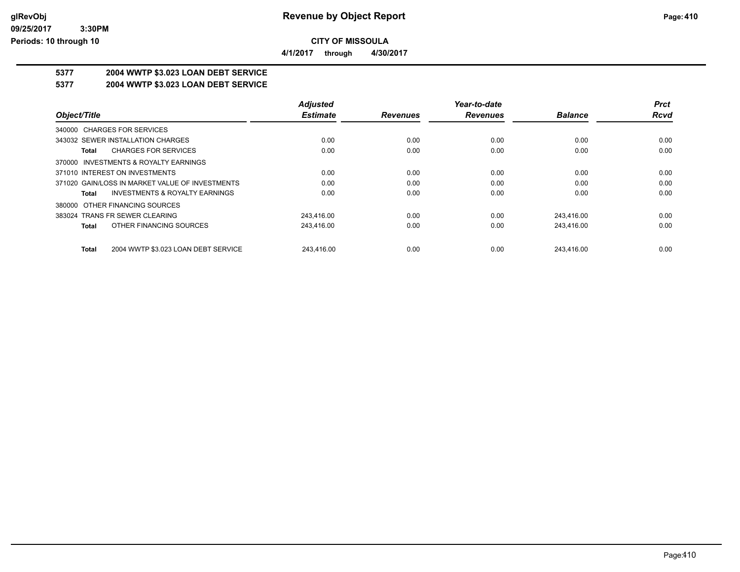**Revenue by Object Report**

**CITY OF MISSOULA**

**4/1/2017 through 4/30/2017**

glRevObj
09/25/2017 3:30PM
Periods: 10 through 10

## 5377 2004 WWTP $3.023 LOAN DEBT SERVICE

## 5377 2004 WWTP $3.023 LOAN DEBT SERVICE

| Object/Title | Adjusted Estimate | Revenues | Year-to-date Revenues | Balance | Prct Rcvd |
|---|---|---|---|---|---|
| 340000 CHARGES FOR SERVICES | | | | | |
| 343032 SEWER INSTALLATION CHARGES | 0.00 | 0.00 | 0.00 | 0.00 | 0.00 |
| **Total** CHARGES FOR SERVICES | 0.00 | 0.00 | 0.00 | 0.00 | 0.00 |
| 370000 INVESTMENTS & ROYALTY EARNINGS | | | | | |
| 371010 INTEREST ON INVESTMENTS | 0.00 | 0.00 | 0.00 | 0.00 | 0.00 |
| 371020 GAIN/LOSS IN MARKET VALUE OF INVESTMENTS | 0.00 | 0.00 | 0.00 | 0.00 | 0.00 |
| **Total** INVESTMENTS & ROYALTY EARNINGS | 0.00 | 0.00 | 0.00 | 0.00 | 0.00 |
| 380000 OTHER FINANCING SOURCES | | | | | |
| 383024 TRANS FR SEWER CLEARING | 243,416.00 | 0.00 | 0.00 | 243,416.00 | 0.00 |
| **Total** OTHER FINANCING SOURCES | 243,416.00 | 0.00 | 0.00 | 243,416.00 | 0.00 |
| **Total** 2004 WWTP $3.023 LOAN DEBT SERVICE | 243,416.00 | 0.00 | 0.00 | 243,416.00 | 0.00 |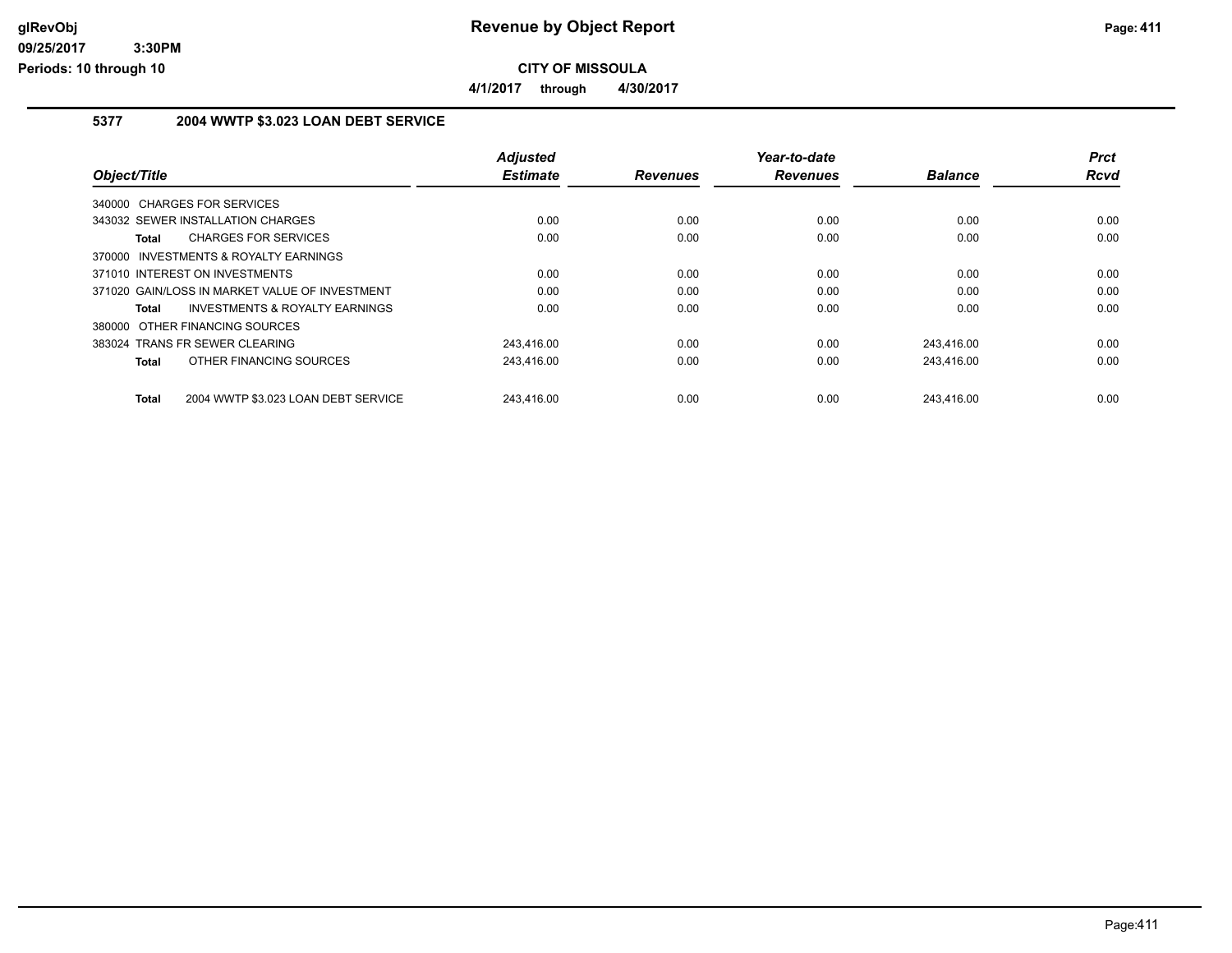**Revenue by Object Report**

**CITY OF MISSOULA**

**4/1/2017 through 4/30/2017**

### 5377 2004 WWTP $3.023 LOAN DEBT SERVICE

| Object/Title | Adjusted Estimate | Revenues | Year-to-date Revenues | Balance | Prct Rcvd |
|---|---|---|---|---|---|
| 340000 CHARGES FOR SERVICES | | | | | |
| 343032 SEWER INSTALLATION CHARGES | 0.00 | 0.00 | 0.00 | 0.00 | 0.00 |
| **Total** CHARGES FOR SERVICES | 0.00 | 0.00 | 0.00 | 0.00 | 0.00 |
| 370000 INVESTMENTS & ROYALTY EARNINGS | | | | | |
| 371010 INTEREST ON INVESTMENTS | 0.00 | 0.00 | 0.00 | 0.00 | 0.00 |
| 371020 GAIN/LOSS IN MARKET VALUE OF INVESTMENT | 0.00 | 0.00 | 0.00 | 0.00 | 0.00 |
| **Total** INVESTMENTS & ROYALTY EARNINGS | 0.00 | 0.00 | 0.00 | 0.00 | 0.00 |
| 380000 OTHER FINANCING SOURCES | | | | | |
| 383024 TRANS FR SEWER CLEARING | 243,416.00 | 0.00 | 0.00 | 243,416.00 | 0.00 |
| **Total** OTHER FINANCING SOURCES | 243,416.00 | 0.00 | 0.00 | 243,416.00 | 0.00 |
| **Total** 2004 WWTP $3.023 LOAN DEBT SERVICE | 243,416.00 | 0.00 | 0.00 | 243,416.00 | 0.00 |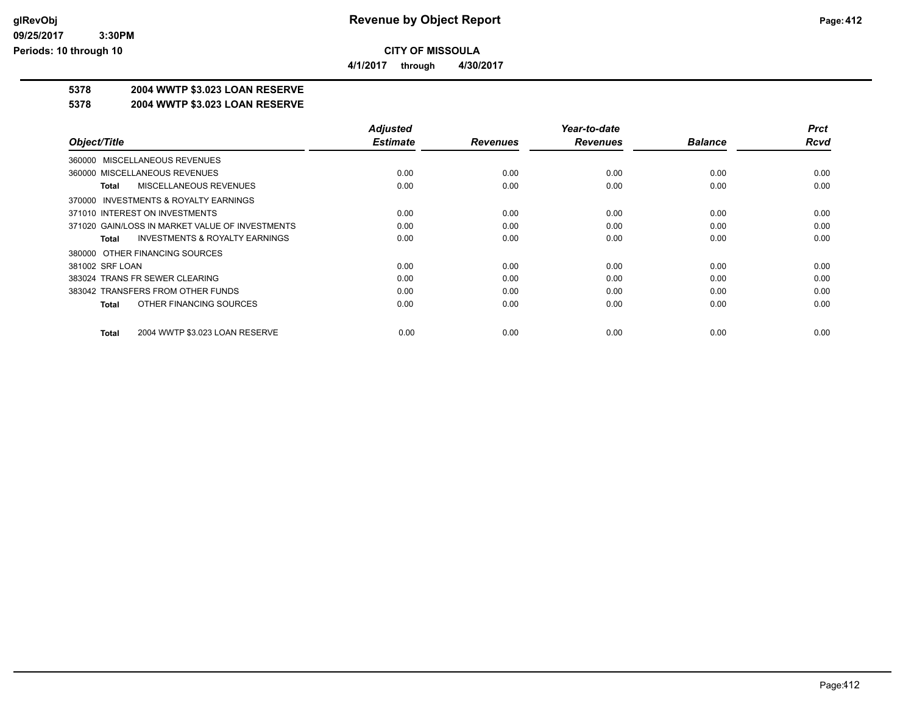# Revenue by Object Report

**CITY OF MISSOULA**

**4/1/2017 through 4/30/2017**

**5378 2004 WWTP $3.023 LOAN RESERVE**

**5378 2004 WWTP $3.023 LOAN RESERVE**

| Object/Title | Adjusted Estimate | Revenues | Year-to-date Revenues | Balance | Prct Rcvd |
|---|---|---|---|---|---|
| 360000 MISCELLANEOUS REVENUES | | | | | |
| 360000 MISCELLANEOUS REVENUES | 0.00 | 0.00 | 0.00 | 0.00 | 0.00 |
| **Total** MISCELLANEOUS REVENUES | 0.00 | 0.00 | 0.00 | 0.00 | 0.00 |
| 370000 INVESTMENTS & ROYALTY EARNINGS | | | | | |
| 371010 INTEREST ON INVESTMENTS | 0.00 | 0.00 | 0.00 | 0.00 | 0.00 |
| 371020 GAIN/LOSS IN MARKET VALUE OF INVESTMENTS | 0.00 | 0.00 | 0.00 | 0.00 | 0.00 |
| **Total** INVESTMENTS & ROYALTY EARNINGS | 0.00 | 0.00 | 0.00 | 0.00 | 0.00 |
| 380000 OTHER FINANCING SOURCES | | | | | |
| 381002 SRF LOAN | 0.00 | 0.00 | 0.00 | 0.00 | 0.00 |
| 383024 TRANS FR SEWER CLEARING | 0.00 | 0.00 | 0.00 | 0.00 | 0.00 |
| 383042 TRANSFERS FROM OTHER FUNDS | 0.00 | 0.00 | 0.00 | 0.00 | 0.00 |
| **Total** OTHER FINANCING SOURCES | 0.00 | 0.00 | 0.00 | 0.00 | 0.00 |
| **Total** 2004 WWTP $3.023 LOAN RESERVE | 0.00 | 0.00 | 0.00 | 0.00 | 0.00 |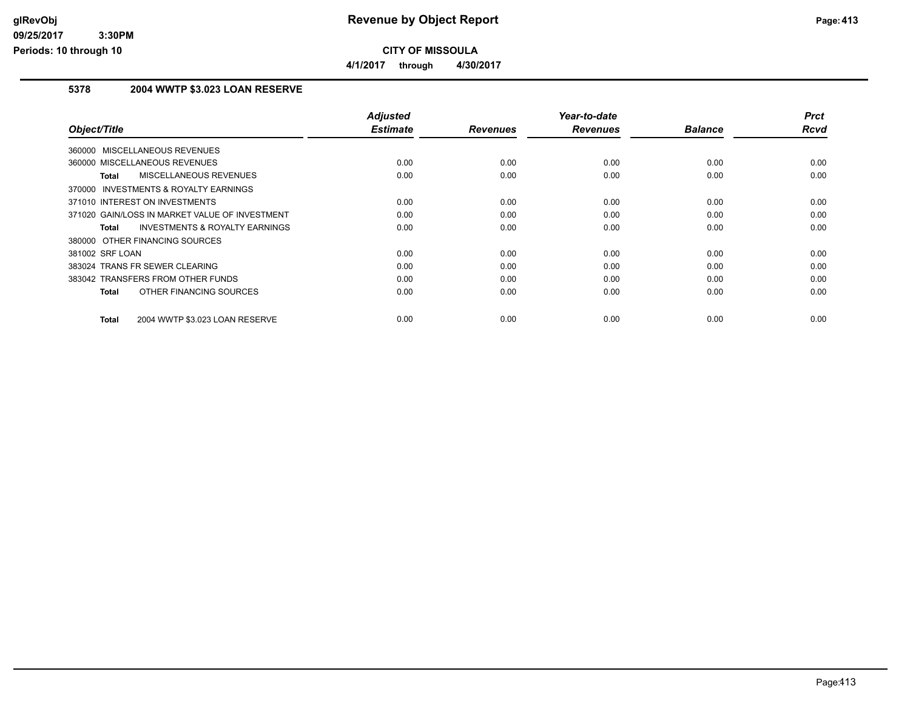**Revenue by Object Report**

**CITY OF MISSOULA**

**4/1/2017 through 4/30/2017**

### 5378 2004 WWTP $3.023 LOAN RESERVE

| Object/Title | Adjusted Estimate | Revenues | Year-to-date Revenues | Balance | Prct Rcvd |
|---|---|---|---|---|---|
| 360000 MISCELLANEOUS REVENUES | | | | | |
| 360000 MISCELLANEOUS REVENUES | 0.00 | 0.00 | 0.00 | 0.00 | 0.00 |
| **Total** MISCELLANEOUS REVENUES | 0.00 | 0.00 | 0.00 | 0.00 | 0.00 |
| 370000 INVESTMENTS & ROYALTY EARNINGS | | | | | |
| 371010 INTEREST ON INVESTMENTS | 0.00 | 0.00 | 0.00 | 0.00 | 0.00 |
| 371020 GAIN/LOSS IN MARKET VALUE OF INVESTMENT | 0.00 | 0.00 | 0.00 | 0.00 | 0.00 |
| **Total** INVESTMENTS & ROYALTY EARNINGS | 0.00 | 0.00 | 0.00 | 0.00 | 0.00 |
| 380000 OTHER FINANCING SOURCES | | | | | |
| 381002 SRF LOAN | 0.00 | 0.00 | 0.00 | 0.00 | 0.00 |
| 383024 TRANS FR SEWER CLEARING | 0.00 | 0.00 | 0.00 | 0.00 | 0.00 |
| 383042 TRANSFERS FROM OTHER FUNDS | 0.00 | 0.00 | 0.00 | 0.00 | 0.00 |
| **Total** OTHER FINANCING SOURCES | 0.00 | 0.00 | 0.00 | 0.00 | 0.00 |
| **Total** 2004 WWTP $3.023 LOAN RESERVE | 0.00 | 0.00 | 0.00 | 0.00 | 0.00 |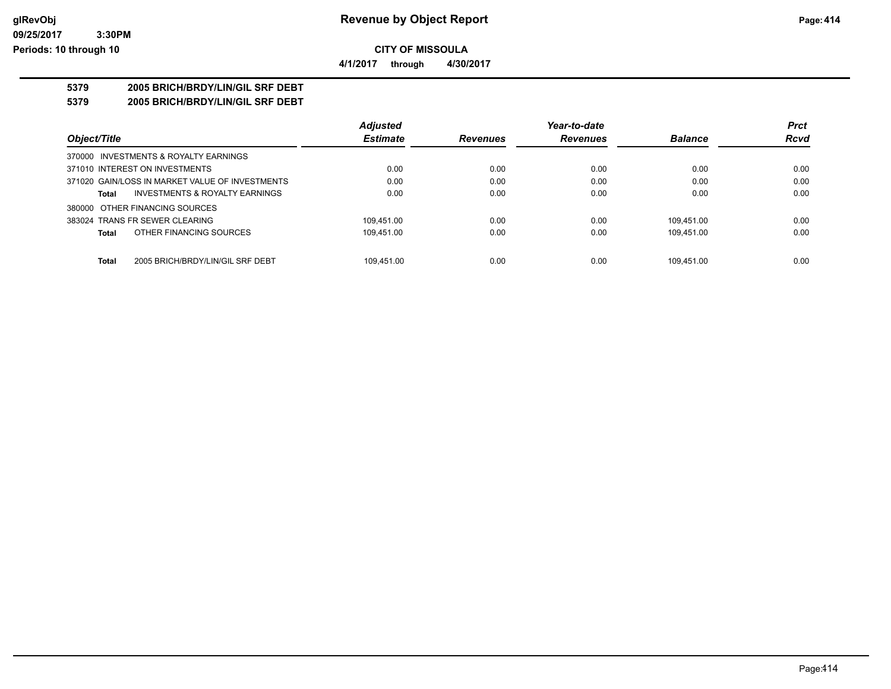# Revenue by Object Report

**CITY OF MISSOULA**

**4/1/2017 through 4/30/2017**

glRevObj
09/25/2017 3:30PM
Periods: 10 through 10

**5379 2005 BRICH/BRDY/LIN/GIL SRF DEBT**

**5379 2005 BRICH/BRDY/LIN/GIL SRF DEBT**

| Object/Title | Adjusted Estimate | Revenues | Year-to-date Revenues | Balance | Prct Rcvd |
|---|---|---|---|---|---|
| 370000 INVESTMENTS & ROYALTY EARNINGS | | | | | |
| 371010 INTEREST ON INVESTMENTS | 0.00 | 0.00 | 0.00 | 0.00 | 0.00 |
| 371020 GAIN/LOSS IN MARKET VALUE OF INVESTMENTS | 0.00 | 0.00 | 0.00 | 0.00 | 0.00 |
| **Total** INVESTMENTS & ROYALTY EARNINGS | 0.00 | 0.00 | 0.00 | 0.00 | 0.00 |
| 380000 OTHER FINANCING SOURCES | | | | | |
| 383024 TRANS FR SEWER CLEARING | 109,451.00 | 0.00 | 0.00 | 109,451.00 | 0.00 |
| **Total** OTHER FINANCING SOURCES | 109,451.00 | 0.00 | 0.00 | 109,451.00 | 0.00 |
| **Total** 2005 BRICH/BRDY/LIN/GIL SRF DEBT | 109,451.00 | 0.00 | 0.00 | 109,451.00 | 0.00 |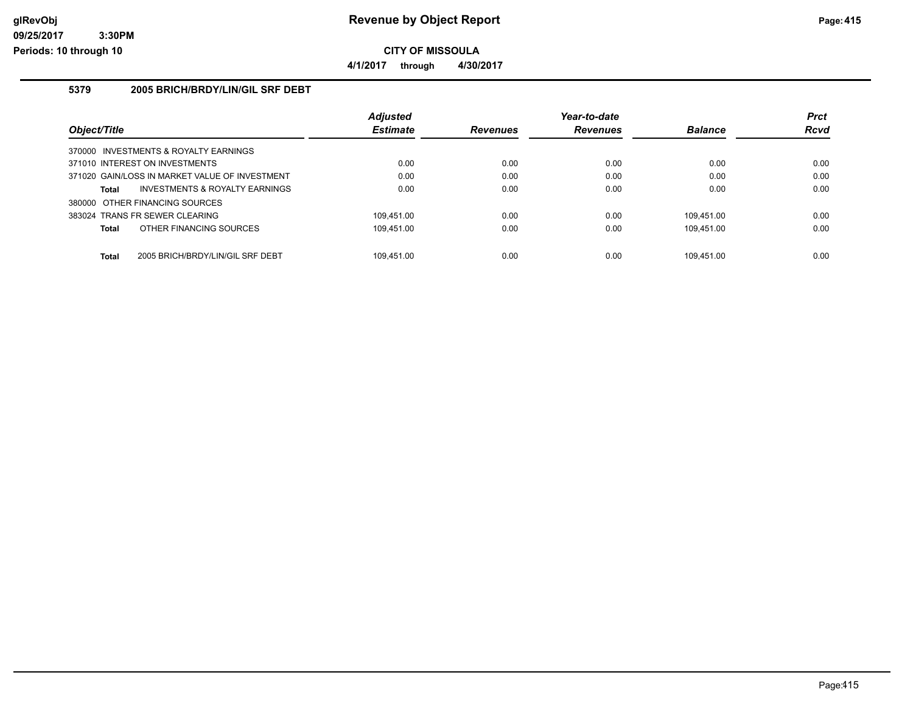# Revenue by Object Report

**CITY OF MISSOULA**

**4/1/2017 through 4/30/2017**

glRevObj
09/25/2017 3:30PM
Periods: 10 through 10

### 5379 2005 BRICH/BRDY/LIN/GIL SRF DEBT

| Object/Title | Adjusted Estimate | Revenues | Year-to-date Revenues | Balance | Prct Rcvd |
|---|---|---|---|---|---|
| 370000 INVESTMENTS & ROYALTY EARNINGS | | | | | |
| 371010 INTEREST ON INVESTMENTS | 0.00 | 0.00 | 0.00 | 0.00 | 0.00 |
| 371020 GAIN/LOSS IN MARKET VALUE OF INVESTMENT | 0.00 | 0.00 | 0.00 | 0.00 | 0.00 |
| **Total** INVESTMENTS & ROYALTY EARNINGS | 0.00 | 0.00 | 0.00 | 0.00 | 0.00 |
| 380000 OTHER FINANCING SOURCES | | | | | |
| 383024 TRANS FR SEWER CLEARING | 109,451.00 | 0.00 | 0.00 | 109,451.00 | 0.00 |
| **Total** OTHER FINANCING SOURCES | 109,451.00 | 0.00 | 0.00 | 109,451.00 | 0.00 |
| **Total** 2005 BRICH/BRDY/LIN/GIL SRF DEBT | 109,451.00 | 0.00 | 0.00 | 109,451.00 | 0.00 |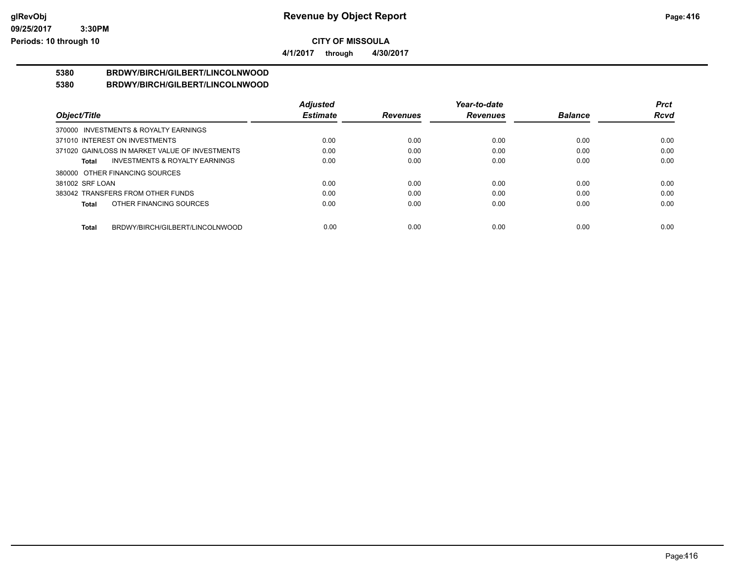# Revenue by Object Report

**CITY OF MISSOULA**

**4/1/2017 through 4/30/2017**

glRevObj
09/25/2017 3:30PM
Periods: 10 through 10

## 5380 BRDWY/BIRCH/GILBERT/LINCOLNWOOD

## 5380 BRDWY/BIRCH/GILBERT/LINCOLNWOOD

| Object/Title | Adjusted Estimate | Revenues | Year-to-date Revenues | Balance | Prct Rcvd |
|---|---|---|---|---|---|
| 370000 INVESTMENTS & ROYALTY EARNINGS | | | | | |
| 371010 INTEREST ON INVESTMENTS | 0.00 | 0.00 | 0.00 | 0.00 | 0.00 |
| 371020 GAIN/LOSS IN MARKET VALUE OF INVESTMENTS | 0.00 | 0.00 | 0.00 | 0.00 | 0.00 |
| **Total** INVESTMENTS & ROYALTY EARNINGS | 0.00 | 0.00 | 0.00 | 0.00 | 0.00 |
| 380000 OTHER FINANCING SOURCES | | | | | |
| 381002 SRF LOAN | 0.00 | 0.00 | 0.00 | 0.00 | 0.00 |
| 383042 TRANSFERS FROM OTHER FUNDS | 0.00 | 0.00 | 0.00 | 0.00 | 0.00 |
| **Total** OTHER FINANCING SOURCES | 0.00 | 0.00 | 0.00 | 0.00 | 0.00 |
| **Total** BRDWY/BIRCH/GILBERT/LINCOLNWOOD | 0.00 | 0.00 | 0.00 | 0.00 | 0.00 |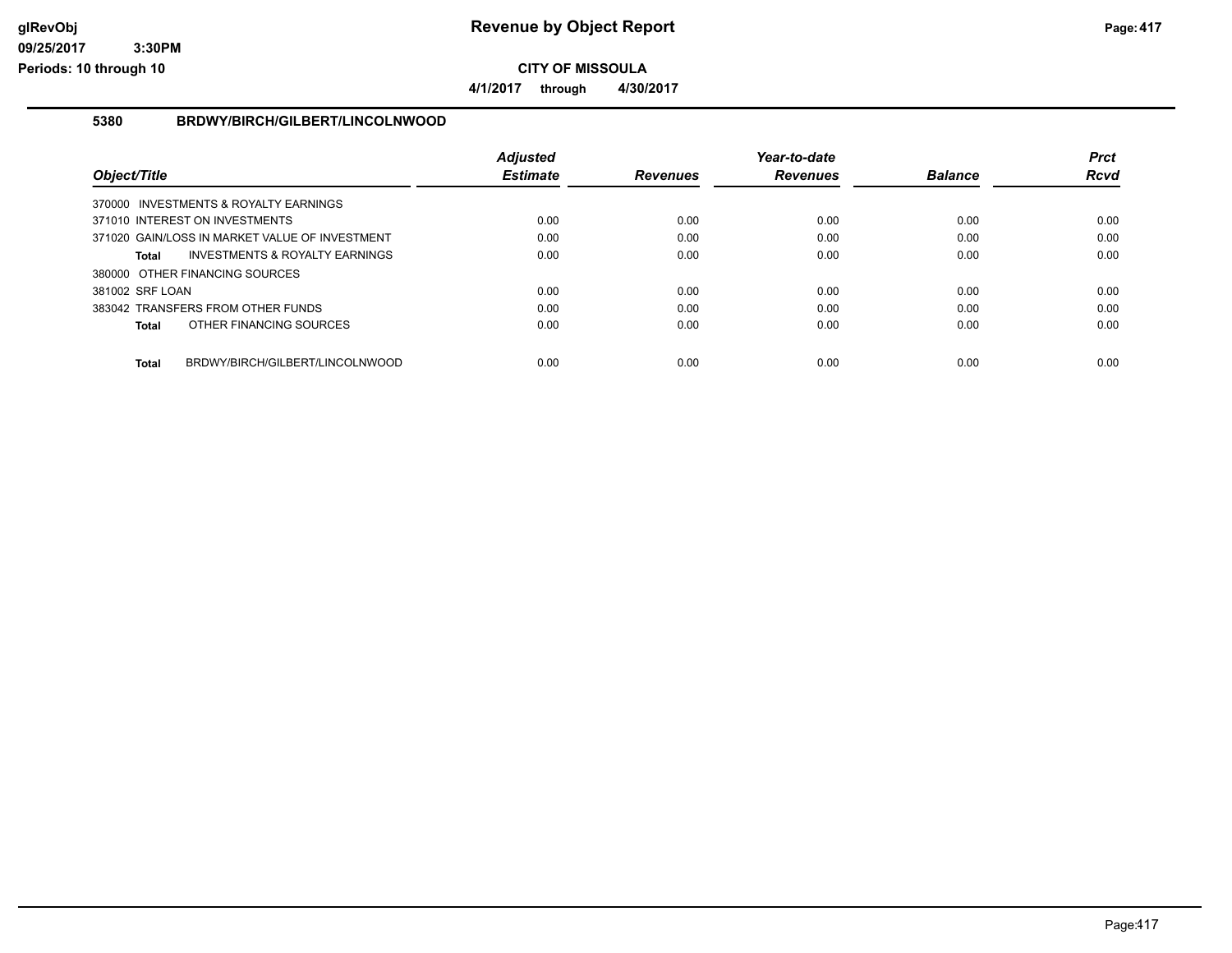**CITY OF MISSOULA**

**4/1/2017 through 4/30/2017**

### 5380 BRDWY/BIRCH/GILBERT/LINCOLNWOOD

| Object/Title | Adjusted Estimate | Revenues | Year-to-date Revenues | Balance | Prct Rcvd |
|---|---|---|---|---|---|
| 370000 INVESTMENTS & ROYALTY EARNINGS | | | | | |
| 371010 INTEREST ON INVESTMENTS | 0.00 | 0.00 | 0.00 | 0.00 | 0.00 |
| 371020 GAIN/LOSS IN MARKET VALUE OF INVESTMENT | 0.00 | 0.00 | 0.00 | 0.00 | 0.00 |
| **Total** INVESTMENTS & ROYALTY EARNINGS | 0.00 | 0.00 | 0.00 | 0.00 | 0.00 |
| 380000 OTHER FINANCING SOURCES | | | | | |
| 381002 SRF LOAN | 0.00 | 0.00 | 0.00 | 0.00 | 0.00 |
| 383042 TRANSFERS FROM OTHER FUNDS | 0.00 | 0.00 | 0.00 | 0.00 | 0.00 |
| **Total** OTHER FINANCING SOURCES | 0.00 | 0.00 | 0.00 | 0.00 | 0.00 |
| **Total** BRDWY/BIRCH/GILBERT/LINCOLNWOOD | 0.00 | 0.00 | 0.00 | 0.00 | 0.00 |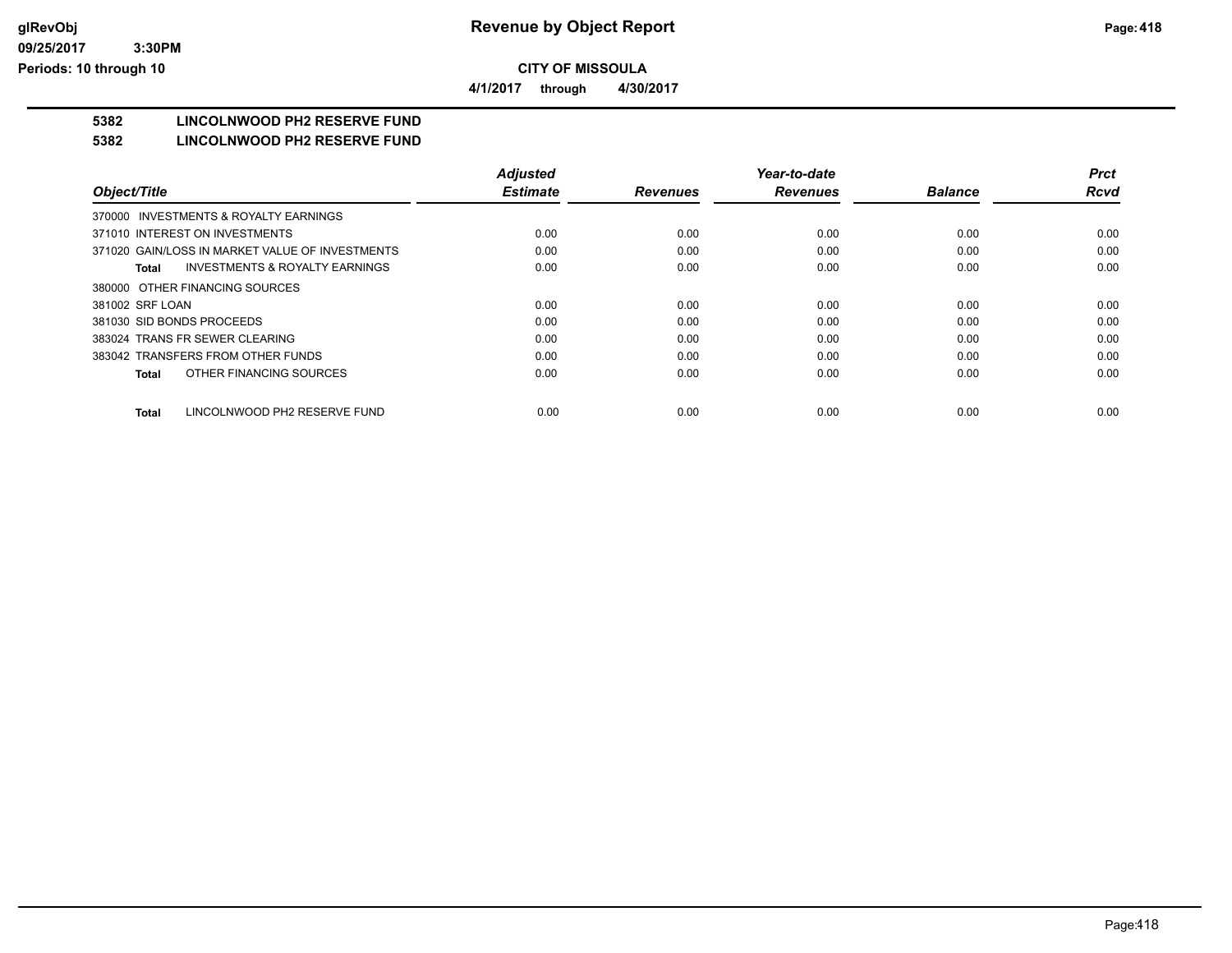# Revenue by Object Report

**CITY OF MISSOULA**

**4/1/2017 through 4/30/2017**

glRevObj
09/25/2017 3:30PM
Periods: 10 through 10

## 5382 LINCOLNWOOD PH2 RESERVE FUND

### 5382 LINCOLNWOOD PH2 RESERVE FUND

| Object/Title | Adjusted Estimate | Revenues | Year-to-date Revenues | Balance | Prct Rcvd |
|---|---|---|---|---|---|
| 370000 INVESTMENTS & ROYALTY EARNINGS | | | | | |
| 371010 INTEREST ON INVESTMENTS | 0.00 | 0.00 | 0.00 | 0.00 | 0.00 |
| 371020 GAIN/LOSS IN MARKET VALUE OF INVESTMENTS | 0.00 | 0.00 | 0.00 | 0.00 | 0.00 |
| **Total** INVESTMENTS & ROYALTY EARNINGS | 0.00 | 0.00 | 0.00 | 0.00 | 0.00 |
| 380000 OTHER FINANCING SOURCES | | | | | |
| 381002 SRF LOAN | 0.00 | 0.00 | 0.00 | 0.00 | 0.00 |
| 381030 SID BONDS PROCEEDS | 0.00 | 0.00 | 0.00 | 0.00 | 0.00 |
| 383024 TRANS FR SEWER CLEARING | 0.00 | 0.00 | 0.00 | 0.00 | 0.00 |
| 383042 TRANSFERS FROM OTHER FUNDS | 0.00 | 0.00 | 0.00 | 0.00 | 0.00 |
| **Total** OTHER FINANCING SOURCES | 0.00 | 0.00 | 0.00 | 0.00 | 0.00 |
| **Total** LINCOLNWOOD PH2 RESERVE FUND | 0.00 | 0.00 | 0.00 | 0.00 | 0.00 |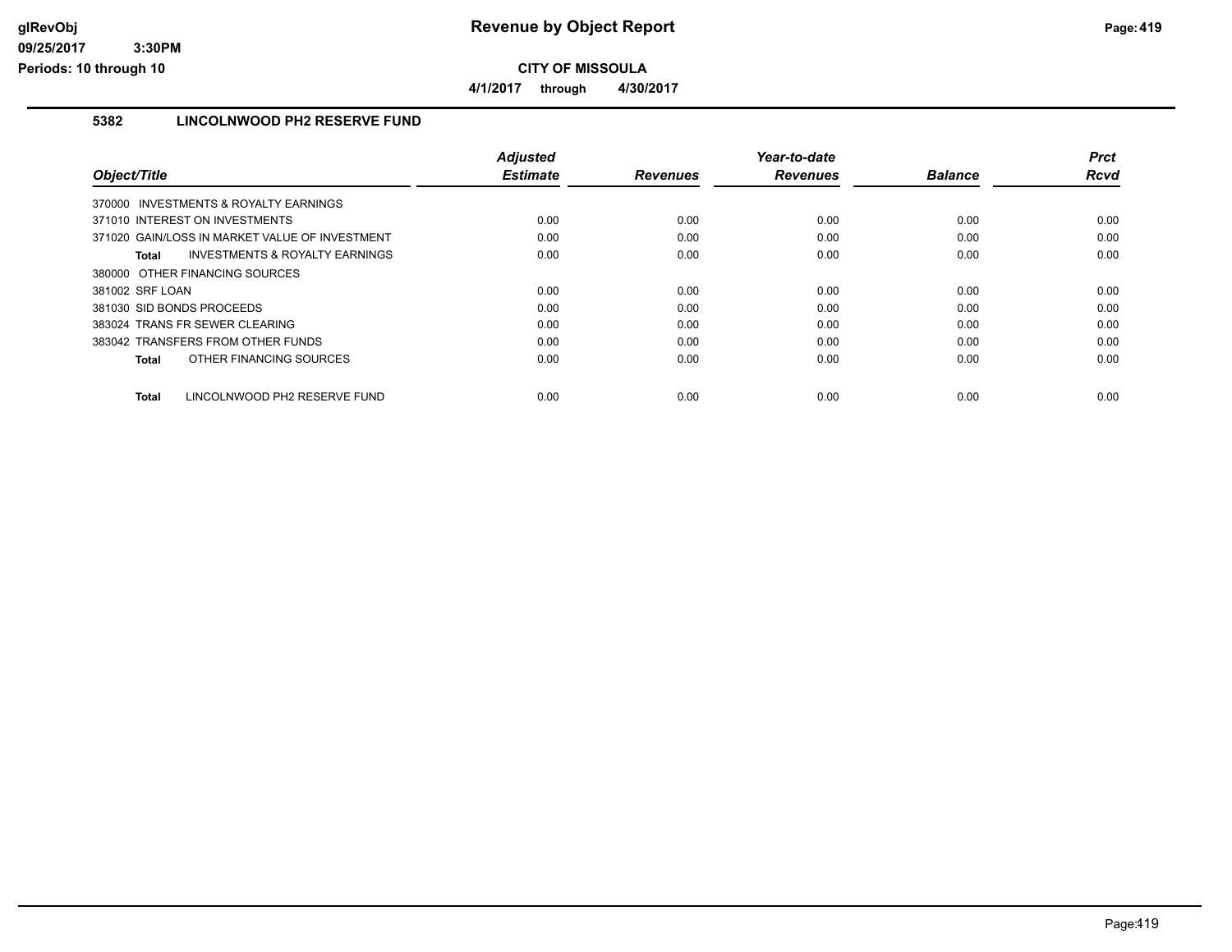# Revenue by Object Report

**CITY OF MISSOULA**

**4/1/2017 through 4/30/2017**

glRevObj
09/25/2017 3:30PM
Periods: 10 through 10

## 5382 LINCOLNWOOD PH2 RESERVE FUND

| Object/Title | Adjusted Estimate | Revenues | Year-to-date Revenues | Balance | Prct Rcvd |
|---|---|---|---|---|---|
| 370000 INVESTMENTS & ROYALTY EARNINGS | | | | | |
| 371010 INTEREST ON INVESTMENTS | 0.00 | 0.00 | 0.00 | 0.00 | 0.00 |
| 371020 GAIN/LOSS IN MARKET VALUE OF INVESTMENT | 0.00 | 0.00 | 0.00 | 0.00 | 0.00 |
| **Total** INVESTMENTS & ROYALTY EARNINGS | 0.00 | 0.00 | 0.00 | 0.00 | 0.00 |
| 380000 OTHER FINANCING SOURCES | | | | | |
| 381002 SRF LOAN | 0.00 | 0.00 | 0.00 | 0.00 | 0.00 |
| 381030 SID BONDS PROCEEDS | 0.00 | 0.00 | 0.00 | 0.00 | 0.00 |
| 383024 TRANS FR SEWER CLEARING | 0.00 | 0.00 | 0.00 | 0.00 | 0.00 |
| 383042 TRANSFERS FROM OTHER FUNDS | 0.00 | 0.00 | 0.00 | 0.00 | 0.00 |
| **Total** OTHER FINANCING SOURCES | 0.00 | 0.00 | 0.00 | 0.00 | 0.00 |
| **Total** LINCOLNWOOD PH2 RESERVE FUND | 0.00 | 0.00 | 0.00 | 0.00 | 0.00 |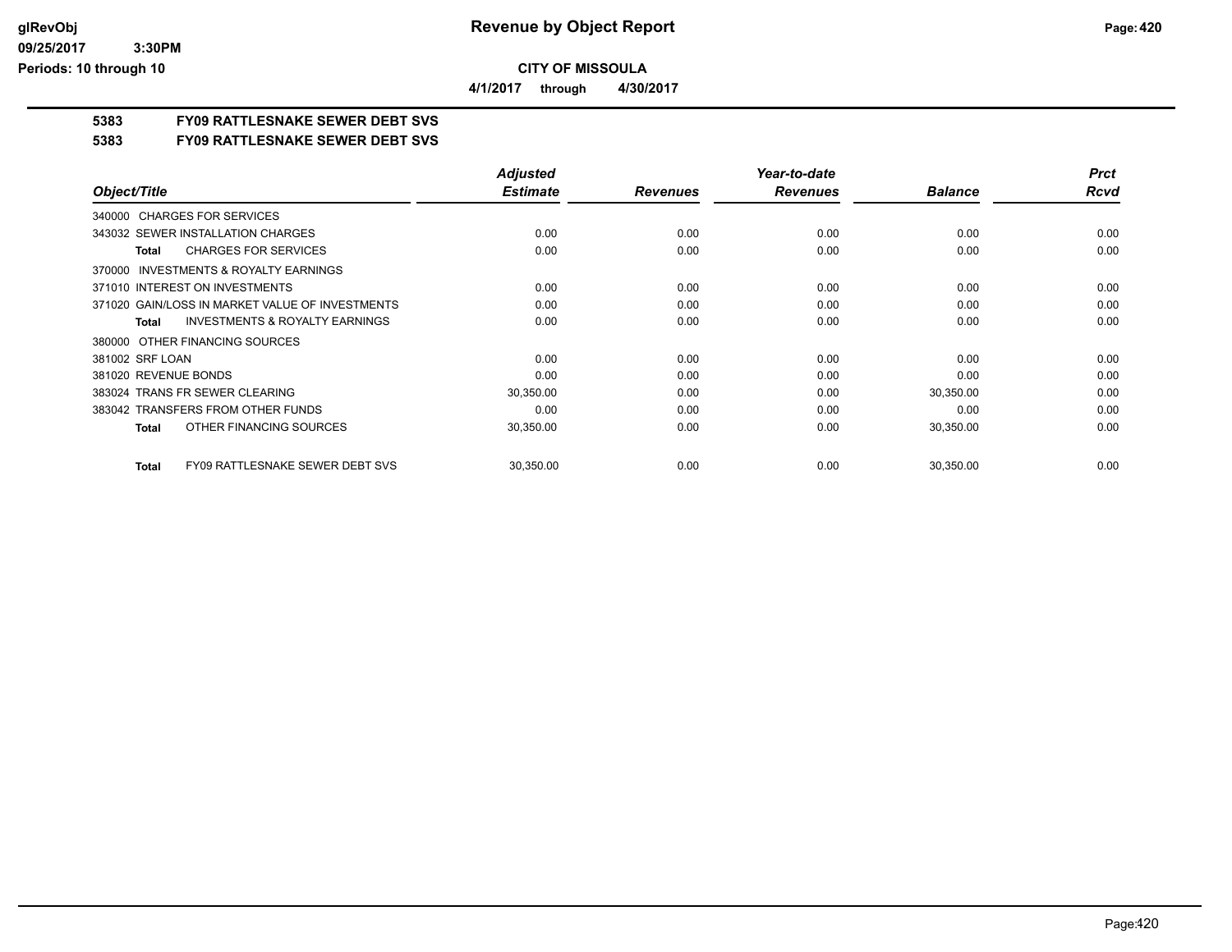**CITY OF MISSOULA**

**4/1/2017 through 4/30/2017**

## 5383 FY09 RATTLESNAKE SEWER DEBT SVS

## 5383 FY09 RATTLESNAKE SEWER DEBT SVS

| Object/Title | Adjusted Estimate | Revenues | Year-to-date Revenues | Balance | Prct Rcvd |
|---|---|---|---|---|---|
| 340000 CHARGES FOR SERVICES | | | | | |
| 343032 SEWER INSTALLATION CHARGES | 0.00 | 0.00 | 0.00 | 0.00 | 0.00 |
| **Total** CHARGES FOR SERVICES | 0.00 | 0.00 | 0.00 | 0.00 | 0.00 |
| 370000 INVESTMENTS & ROYALTY EARNINGS | | | | | |
| 371010 INTEREST ON INVESTMENTS | 0.00 | 0.00 | 0.00 | 0.00 | 0.00 |
| 371020 GAIN/LOSS IN MARKET VALUE OF INVESTMENTS | 0.00 | 0.00 | 0.00 | 0.00 | 0.00 |
| **Total** INVESTMENTS & ROYALTY EARNINGS | 0.00 | 0.00 | 0.00 | 0.00 | 0.00 |
| 380000 OTHER FINANCING SOURCES | | | | | |
| 381002 SRF LOAN | 0.00 | 0.00 | 0.00 | 0.00 | 0.00 |
| 381020 REVENUE BONDS | 0.00 | 0.00 | 0.00 | 0.00 | 0.00 |
| 383024 TRANS FR SEWER CLEARING | 30,350.00 | 0.00 | 0.00 | 30,350.00 | 0.00 |
| 383042 TRANSFERS FROM OTHER FUNDS | 0.00 | 0.00 | 0.00 | 0.00 | 0.00 |
| **Total** OTHER FINANCING SOURCES | 30,350.00 | 0.00 | 0.00 | 30,350.00 | 0.00 |
| **Total** FY09 RATTLESNAKE SEWER DEBT SVS | 30,350.00 | 0.00 | 0.00 | 30,350.00 | 0.00 |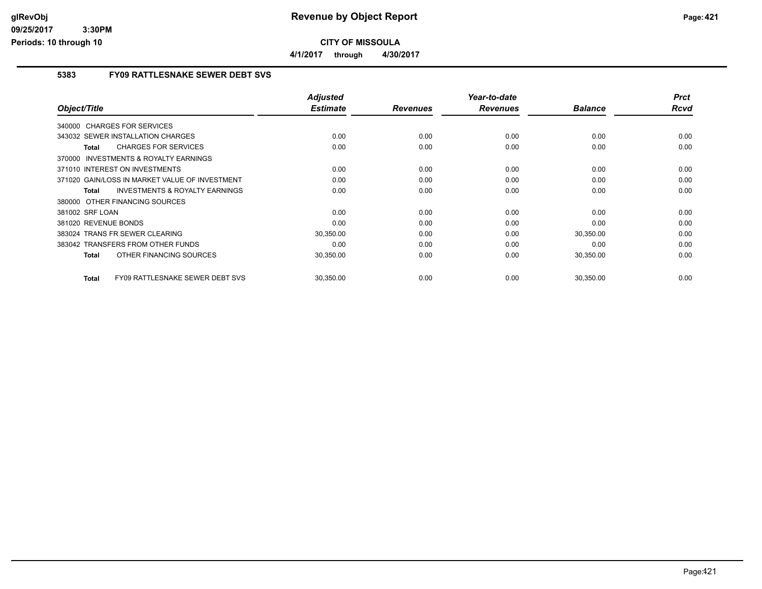# Revenue by Object Report

**CITY OF MISSOULA**

**4/1/2017 through 4/30/2017**

### 5383 FY09 RATTLESNAKE SEWER DEBT SVS

| Object/Title | Adjusted Estimate | Revenues | Year-to-date Revenues | Balance | Prct Rcvd |
|---|---|---|---|---|---|
| 340000 CHARGES FOR SERVICES | | | | | |
| 343032 SEWER INSTALLATION CHARGES | 0.00 | 0.00 | 0.00 | 0.00 | 0.00 |
| **Total** CHARGES FOR SERVICES | 0.00 | 0.00 | 0.00 | 0.00 | 0.00 |
| 370000 INVESTMENTS & ROYALTY EARNINGS | | | | | |
| 371010 INTEREST ON INVESTMENTS | 0.00 | 0.00 | 0.00 | 0.00 | 0.00 |
| 371020 GAIN/LOSS IN MARKET VALUE OF INVESTMENT | 0.00 | 0.00 | 0.00 | 0.00 | 0.00 |
| **Total** INVESTMENTS & ROYALTY EARNINGS | 0.00 | 0.00 | 0.00 | 0.00 | 0.00 |
| 380000 OTHER FINANCING SOURCES | | | | | |
| 381002 SRF LOAN | 0.00 | 0.00 | 0.00 | 0.00 | 0.00 |
| 381020 REVENUE BONDS | 0.00 | 0.00 | 0.00 | 0.00 | 0.00 |
| 383024 TRANS FR SEWER CLEARING | 30,350.00 | 0.00 | 0.00 | 30,350.00 | 0.00 |
| 383042 TRANSFERS FROM OTHER FUNDS | 0.00 | 0.00 | 0.00 | 0.00 | 0.00 |
| **Total** OTHER FINANCING SOURCES | 30,350.00 | 0.00 | 0.00 | 30,350.00 | 0.00 |
| **Total** FY09 RATTLESNAKE SEWER DEBT SVS | 30,350.00 | 0.00 | 0.00 | 30,350.00 | 0.00 |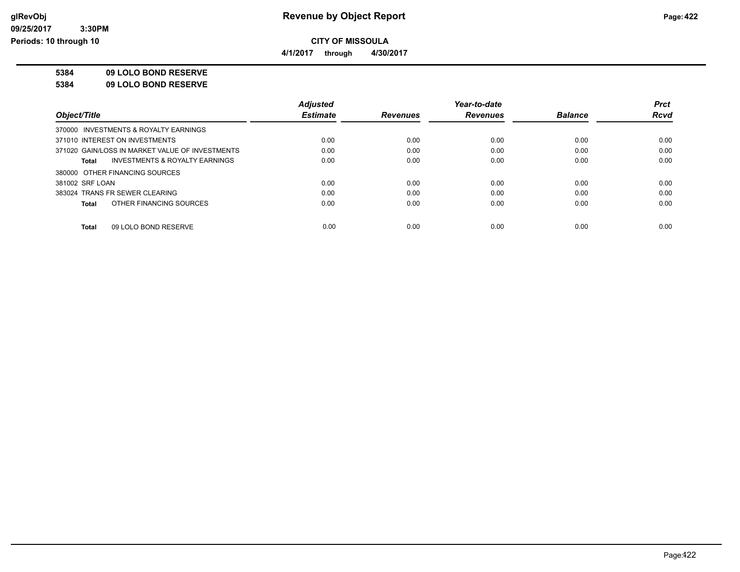**Revenue by Object Report**

**CITY OF MISSOULA**

**4/1/2017 through 4/30/2017**

glRevObj
09/25/2017 3:30PM
Periods: 10 through 10

**5384 09 LOLO BOND RESERVE**

**5384 09 LOLO BOND RESERVE**

| Object/Title | Adjusted Estimate | Revenues | Year-to-date Revenues | Balance | Prct Rcvd |
|---|---|---|---|---|---|
| 370000 INVESTMENTS & ROYALTY EARNINGS | | | | | |
| 371010 INTEREST ON INVESTMENTS | 0.00 | 0.00 | 0.00 | 0.00 | 0.00 |
| 371020 GAIN/LOSS IN MARKET VALUE OF INVESTMENTS | 0.00 | 0.00 | 0.00 | 0.00 | 0.00 |
| **Total** INVESTMENTS & ROYALTY EARNINGS | 0.00 | 0.00 | 0.00 | 0.00 | 0.00 |
| 380000 OTHER FINANCING SOURCES | | | | | |
| 381002 SRF LOAN | 0.00 | 0.00 | 0.00 | 0.00 | 0.00 |
| 383024 TRANS FR SEWER CLEARING | 0.00 | 0.00 | 0.00 | 0.00 | 0.00 |
| **Total** OTHER FINANCING SOURCES | 0.00 | 0.00 | 0.00 | 0.00 | 0.00 |
| **Total** 09 LOLO BOND RESERVE | 0.00 | 0.00 | 0.00 | 0.00 | 0.00 |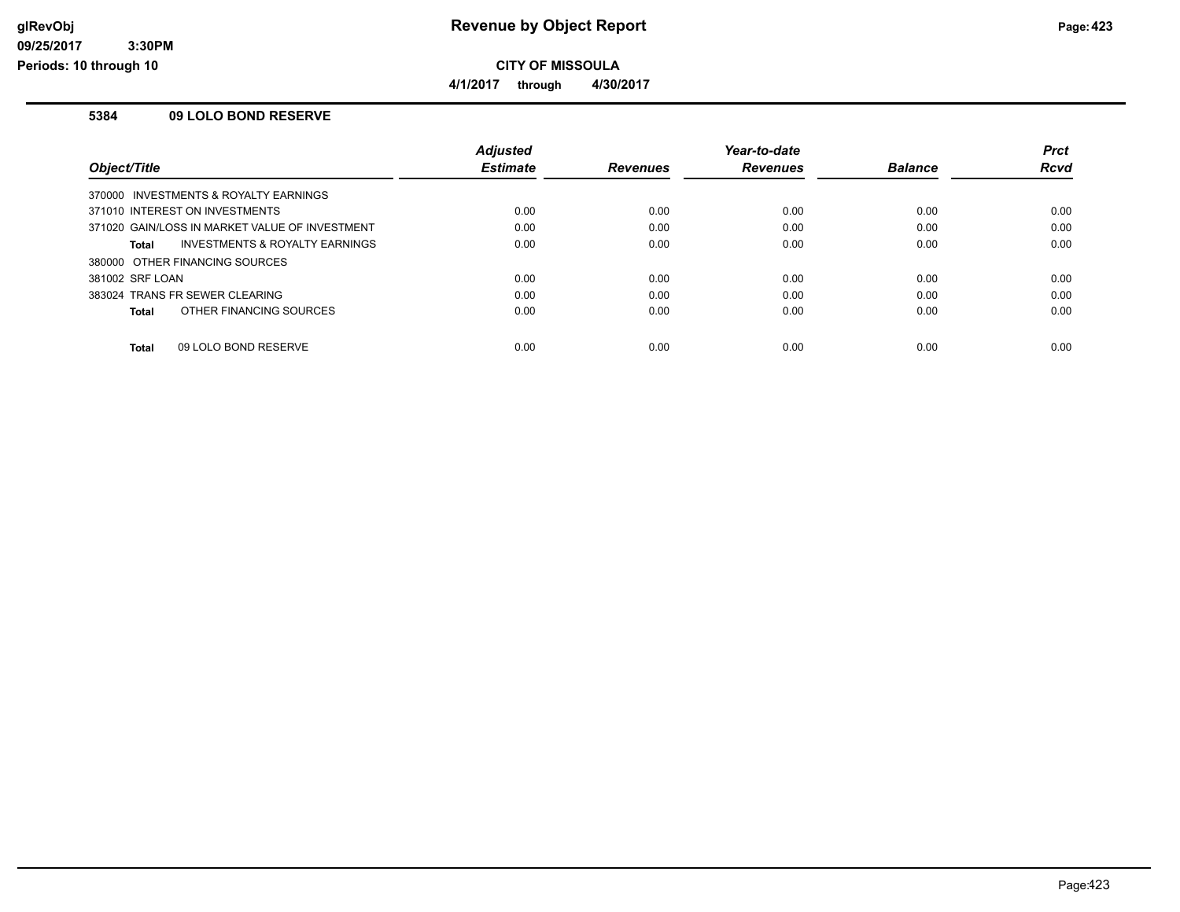# Revenue by Object Report

**CITY OF MISSOULA**

**4/1/2017 through 4/30/2017**

glRevObj
09/25/2017 3:30PM
Periods: 10 through 10

### 5384 09 LOLO BOND RESERVE

| Object/Title | Adjusted Estimate | Revenues | Year-to-date Revenues | Balance | Prct Rcvd |
|---|---|---|---|---|---|
| 370000 INVESTMENTS & ROYALTY EARNINGS | | | | | |
| 371010 INTEREST ON INVESTMENTS | 0.00 | 0.00 | 0.00 | 0.00 | 0.00 |
| 371020 GAIN/LOSS IN MARKET VALUE OF INVESTMENT | 0.00 | 0.00 | 0.00 | 0.00 | 0.00 |
| **Total** INVESTMENTS & ROYALTY EARNINGS | 0.00 | 0.00 | 0.00 | 0.00 | 0.00 |
| 380000 OTHER FINANCING SOURCES | | | | | |
| 381002 SRF LOAN | 0.00 | 0.00 | 0.00 | 0.00 | 0.00 |
| 383024 TRANS FR SEWER CLEARING | 0.00 | 0.00 | 0.00 | 0.00 | 0.00 |
| **Total** OTHER FINANCING SOURCES | 0.00 | 0.00 | 0.00 | 0.00 | 0.00 |
| **Total** 09 LOLO BOND RESERVE | 0.00 | 0.00 | 0.00 | 0.00 | 0.00 |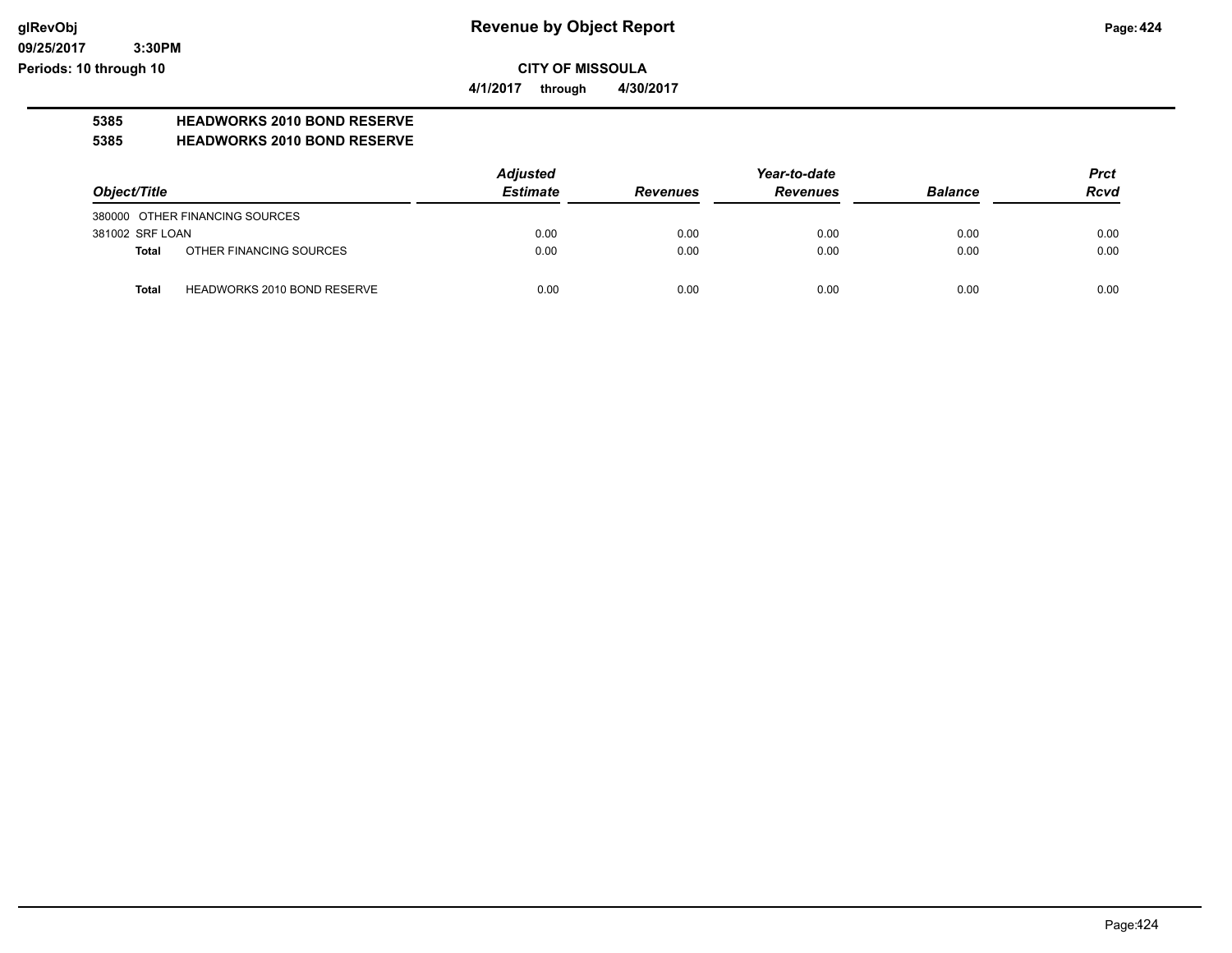# Revenue by Object Report

**CITY OF MISSOULA**

**4/1/2017 through 4/30/2017**

**5385 HEADWORKS 2010 BOND RESERVE**

**5385 HEADWORKS 2010 BOND RESERVE**

| Object/Title | Adjusted Estimate | Revenues | Year-to-date Revenues | Balance | Prct Rcvd |
|---|---|---|---|---|---|
| 380000 OTHER FINANCING SOURCES | | | | | |
| 381002 SRF LOAN | 0.00 | 0.00 | 0.00 | 0.00 | 0.00 |
| **Total** OTHER FINANCING SOURCES | 0.00 | 0.00 | 0.00 | 0.00 | 0.00 |
| **Total** HEADWORKS 2010 BOND RESERVE | 0.00 | 0.00 | 0.00 | 0.00 | 0.00 |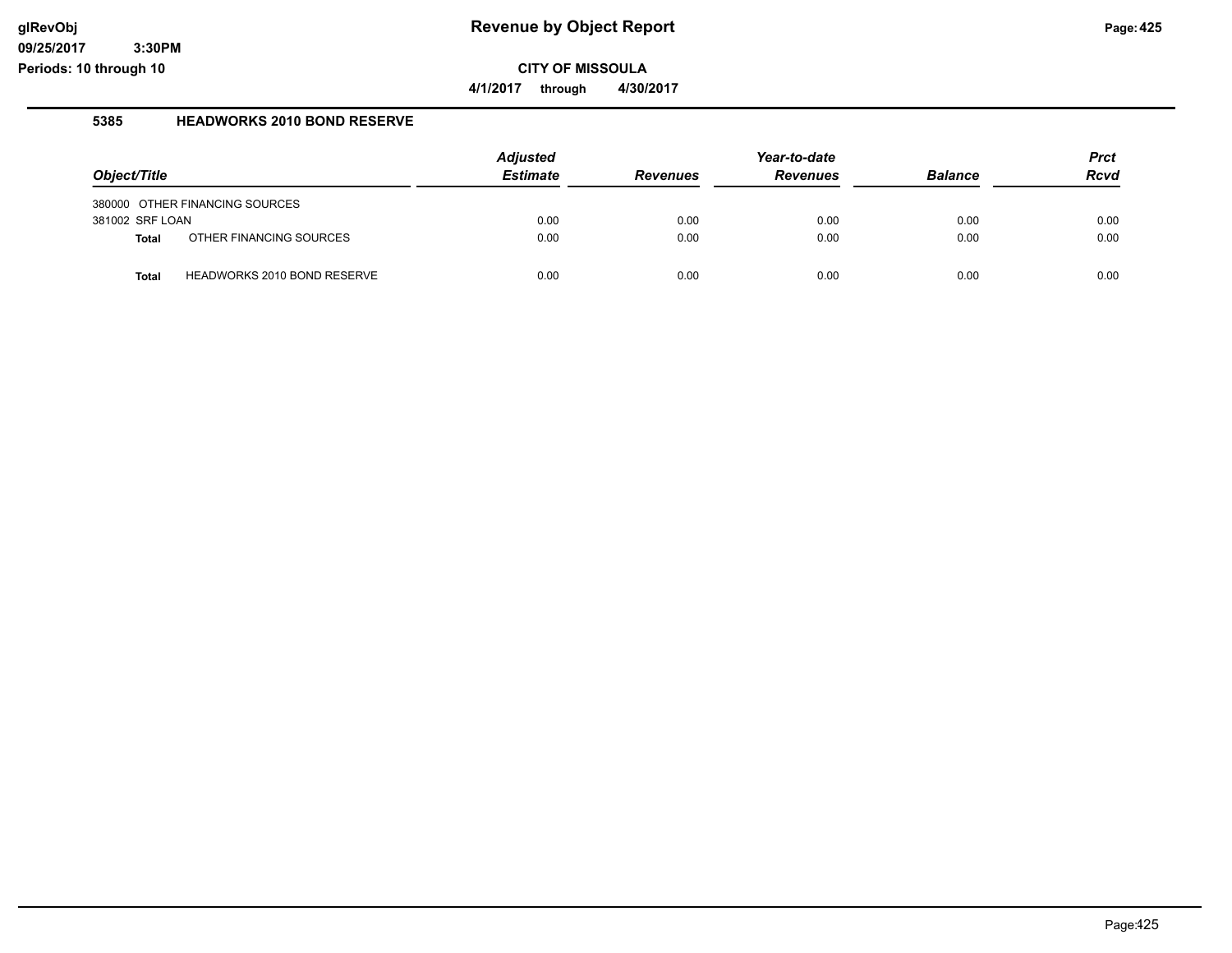# Revenue by Object Report

## CITY OF MISSOULA

**4/1/2017 through 4/30/2017**

### 5385 HEADWORKS 2010 BOND RESERVE

| Object/Title | | Adjusted Estimate | Revenues | Year-to-date Revenues | Balance | Prct Rcvd |
|---|---|---|---|---|---|---|
| 380000 OTHER FINANCING SOURCES | | | | | | |
| 381002 SRF LOAN | | 0.00 | 0.00 | 0.00 | 0.00 | 0.00 |
| **Total** | OTHER FINANCING SOURCES | 0.00 | 0.00 | 0.00 | 0.00 | 0.00 |
| **Total** | HEADWORKS 2010 BOND RESERVE | 0.00 | 0.00 | 0.00 | 0.00 | 0.00 |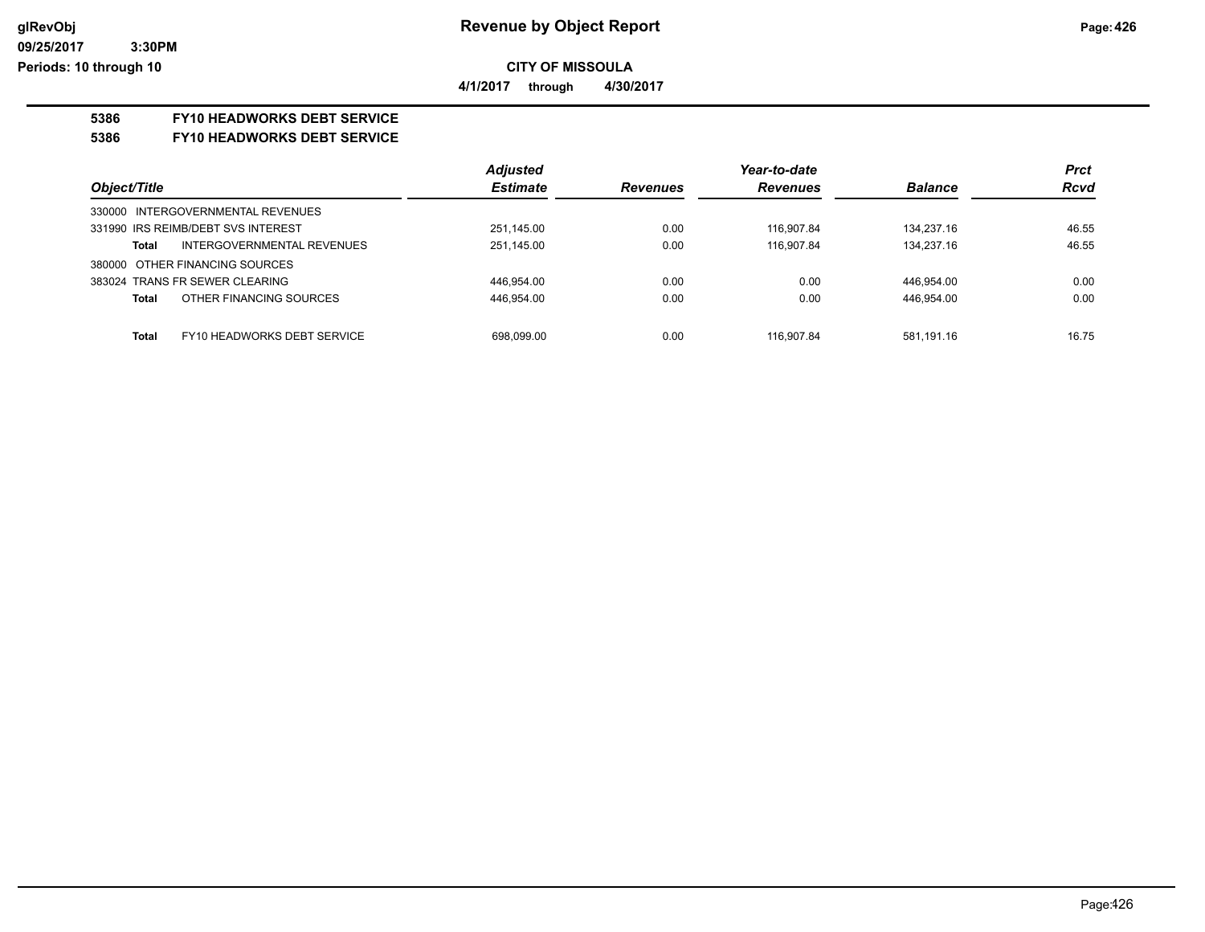**Revenue by Object Report**

**CITY OF MISSOULA**

**4/1/2017 through 4/30/2017**

**5386 FY10 HEADWORKS DEBT SERVICE**

**5386 FY10 HEADWORKS DEBT SERVICE**

| Object/Title | | Adjusted Estimate | Revenues | Year-to-date Revenues | Balance | Prct Rcvd |
|---|---|---|---|---|---|---|
| 330000 INTERGOVERNMENTAL REVENUES | | | | | | |
| 331990 IRS REIMB/DEBT SVS INTEREST | | 251,145.00 | 0.00 | 116,907.84 | 134,237.16 | 46.55 |
| **Total** | INTERGOVERNMENTAL REVENUES | 251,145.00 | 0.00 | 116,907.84 | 134,237.16 | 46.55 |
| 380000 OTHER FINANCING SOURCES | | | | | | |
| 383024 TRANS FR SEWER CLEARING | | 446,954.00 | 0.00 | 0.00 | 446,954.00 | 0.00 |
| **Total** | OTHER FINANCING SOURCES | 446,954.00 | 0.00 | 0.00 | 446,954.00 | 0.00 |
| **Total** | FY10 HEADWORKS DEBT SERVICE | 698,099.00 | 0.00 | 116,907.84 | 581,191.16 | 16.75 |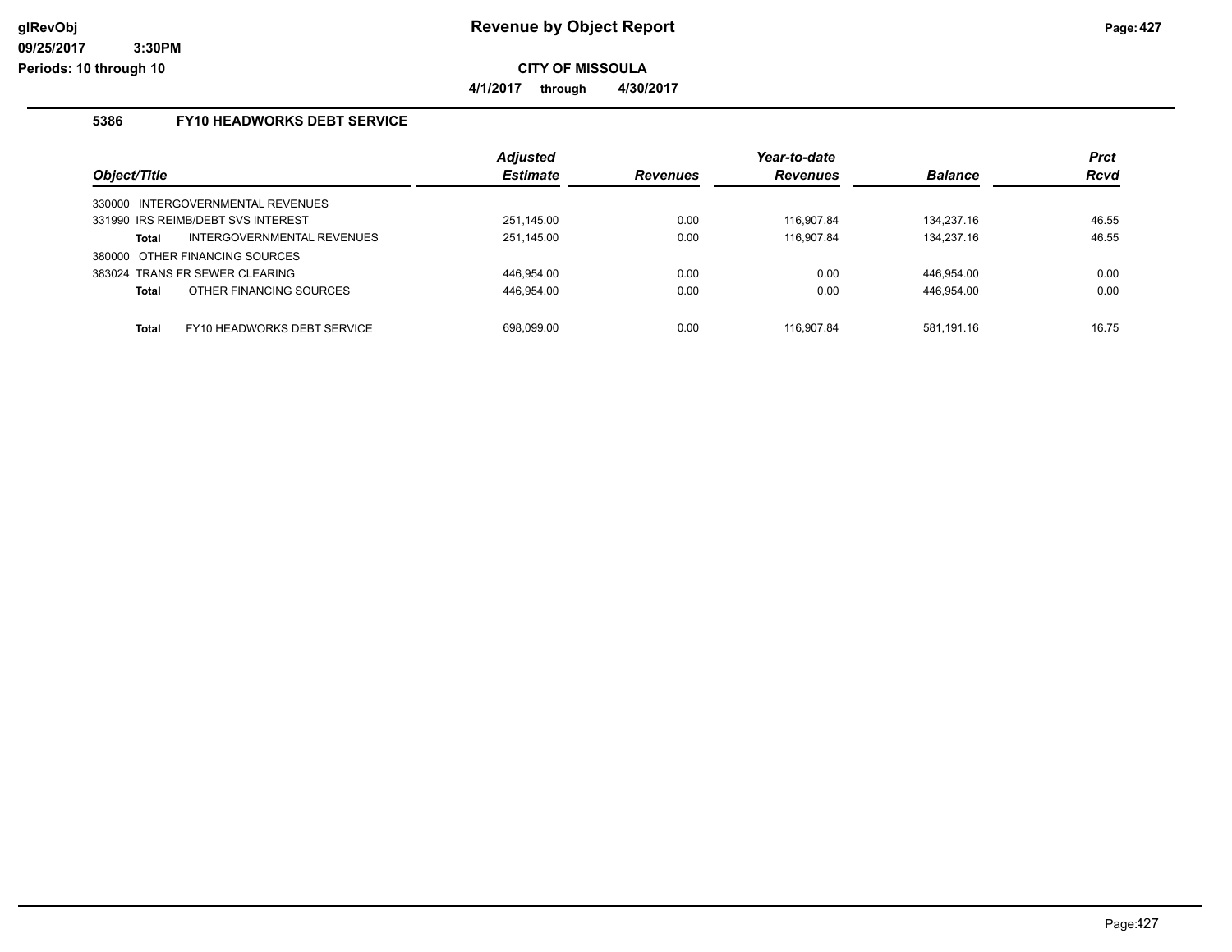# CITY OF MISSOULA

**4/1/2017 through 4/30/2017**

## 5386 FY10 HEADWORKS DEBT SERVICE

| Object/Title | Adjusted Estimate | Revenues | Year-to-date Revenues | Balance | Prct Rcvd |
|---|---|---|---|---|---|
| 330000 INTERGOVERNMENTAL REVENUES | | | | | |
| 331990 IRS REIMB/DEBT SVS INTEREST | 251,145.00 | 0.00 | 116,907.84 | 134,237.16 | 46.55 |
| **Total** INTERGOVERNMENTAL REVENUES | 251,145.00 | 0.00 | 116,907.84 | 134,237.16 | 46.55 |
| 380000 OTHER FINANCING SOURCES | | | | | |
| 383024 TRANS FR SEWER CLEARING | 446,954.00 | 0.00 | 0.00 | 446,954.00 | 0.00 |
| **Total** OTHER FINANCING SOURCES | 446,954.00 | 0.00 | 0.00 | 446,954.00 | 0.00 |
| **Total** FY10 HEADWORKS DEBT SERVICE | 698,099.00 | 0.00 | 116,907.84 | 581,191.16 | 16.75 |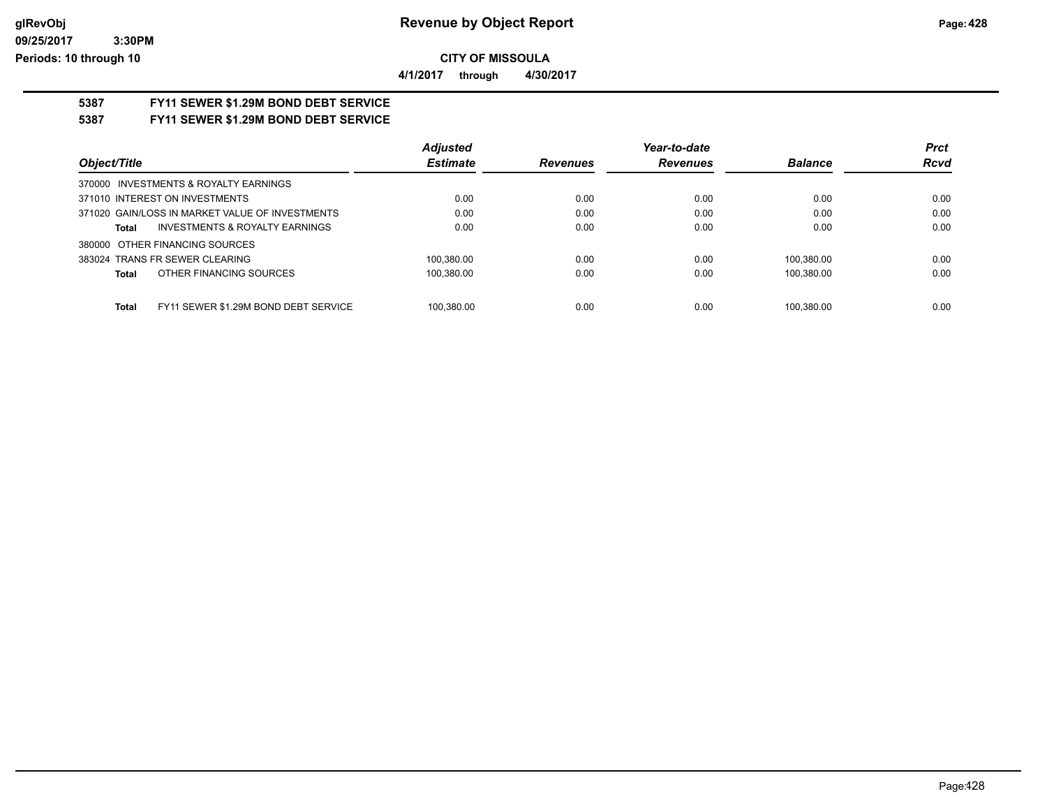**CITY OF MISSOULA**

**4/1/2017 through 4/30/2017**

**Revenue by Object Report**

## 5387 FY11 SEWER $1.29M BOND DEBT SERVICE

## 5387 FY11 SEWER $1.29M BOND DEBT SERVICE

| Object/Title | Adjusted Estimate | Revenues | Year-to-date Revenues | Balance | Prct Rcvd |
|---|---|---|---|---|---|
| 370000 INVESTMENTS & ROYALTY EARNINGS | | | | | |
| 371010 INTEREST ON INVESTMENTS | 0.00 | 0.00 | 0.00 | 0.00 | 0.00 |
| 371020 GAIN/LOSS IN MARKET VALUE OF INVESTMENTS | 0.00 | 0.00 | 0.00 | 0.00 | 0.00 |
| **Total** INVESTMENTS & ROYALTY EARNINGS | 0.00 | 0.00 | 0.00 | 0.00 | 0.00 |
| 380000 OTHER FINANCING SOURCES | | | | | |
| 383024 TRANS FR SEWER CLEARING | 100,380.00 | 0.00 | 0.00 | 100,380.00 | 0.00 |
| **Total** OTHER FINANCING SOURCES | 100,380.00 | 0.00 | 0.00 | 100,380.00 | 0.00 |
| **Total** FY11 SEWER $1.29M BOND DEBT SERVICE | 100,380.00 | 0.00 | 0.00 | 100,380.00 | 0.00 |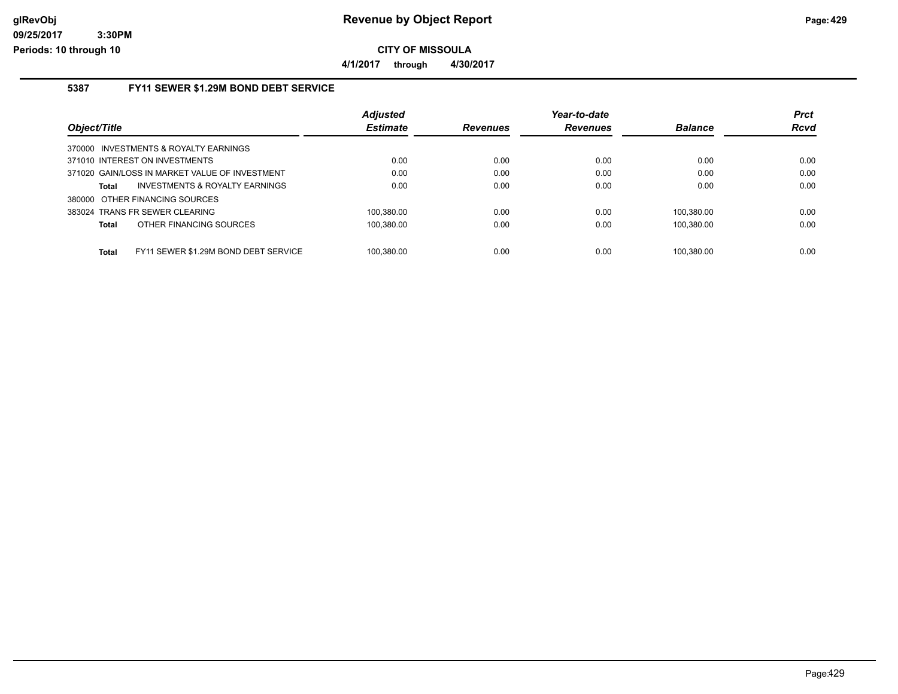# Revenue by Object Report

**CITY OF MISSOULA**

**4/1/2017 through 4/30/2017**

glRevObj
09/25/2017 3:30PM
Periods: 10 through 10

## 5387 FY11 SEWER $1.29M BOND DEBT SERVICE

| Object/Title | Adjusted Estimate | Revenues | Year-to-date Revenues | Balance | Prct Rcvd |
|---|---|---|---|---|---|
| 370000 INVESTMENTS & ROYALTY EARNINGS | | | | | |
| 371010 INTEREST ON INVESTMENTS | 0.00 | 0.00 | 0.00 | 0.00 | 0.00 |
| 371020 GAIN/LOSS IN MARKET VALUE OF INVESTMENT | 0.00 | 0.00 | 0.00 | 0.00 | 0.00 |
| **Total** INVESTMENTS & ROYALTY EARNINGS | 0.00 | 0.00 | 0.00 | 0.00 | 0.00 |
| 380000 OTHER FINANCING SOURCES | | | | | |
| 383024 TRANS FR SEWER CLEARING | 100,380.00 | 0.00 | 0.00 | 100,380.00 | 0.00 |
| **Total** OTHER FINANCING SOURCES | 100,380.00 | 0.00 | 0.00 | 100,380.00 | 0.00 |
| **Total** FY11 SEWER $1.29M BOND DEBT SERVICE | 100,380.00 | 0.00 | 0.00 | 100,380.00 | 0.00 |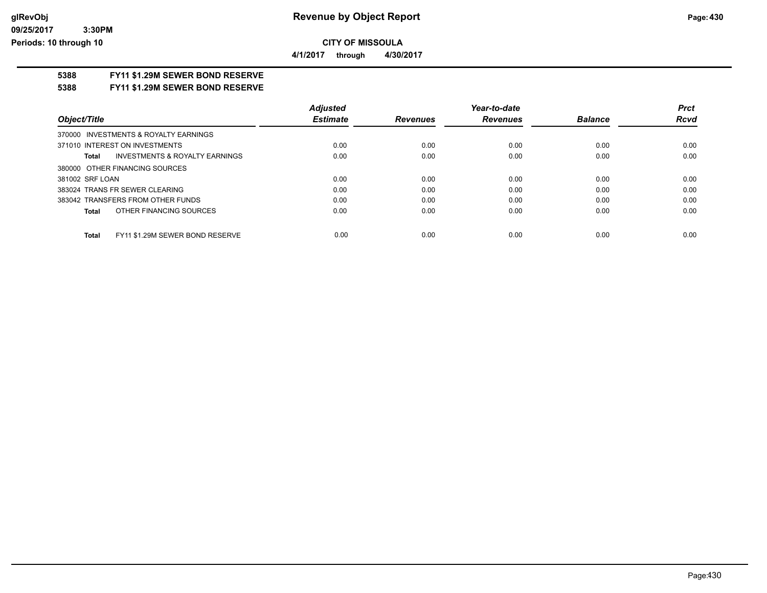# Revenue by Object Report

**CITY OF MISSOULA**

**4/1/2017 through 4/30/2017**

glRevObj
09/25/2017 3:30PM
Periods: 10 through 10

## 5388 FY11 $1.29M SEWER BOND RESERVE

### 5388 FY11 $1.29M SEWER BOND RESERVE

| Object/Title | Adjusted Estimate | Revenues | Year-to-date Revenues | Balance | Prct Rcvd |
|---|---|---|---|---|---|
| 370000 INVESTMENTS & ROYALTY EARNINGS | | | | | |
| 371010 INTEREST ON INVESTMENTS | 0.00 | 0.00 | 0.00 | 0.00 | 0.00 |
| **Total** INVESTMENTS & ROYALTY EARNINGS | 0.00 | 0.00 | 0.00 | 0.00 | 0.00 |
| 380000 OTHER FINANCING SOURCES | | | | | |
| 381002 SRF LOAN | 0.00 | 0.00 | 0.00 | 0.00 | 0.00 |
| 383024 TRANS FR SEWER CLEARING | 0.00 | 0.00 | 0.00 | 0.00 | 0.00 |
| 383042 TRANSFERS FROM OTHER FUNDS | 0.00 | 0.00 | 0.00 | 0.00 | 0.00 |
| **Total** OTHER FINANCING SOURCES | 0.00 | 0.00 | 0.00 | 0.00 | 0.00 |
| **Total** FY11 $1.29M SEWER BOND RESERVE | 0.00 | 0.00 | 0.00 | 0.00 | 0.00 |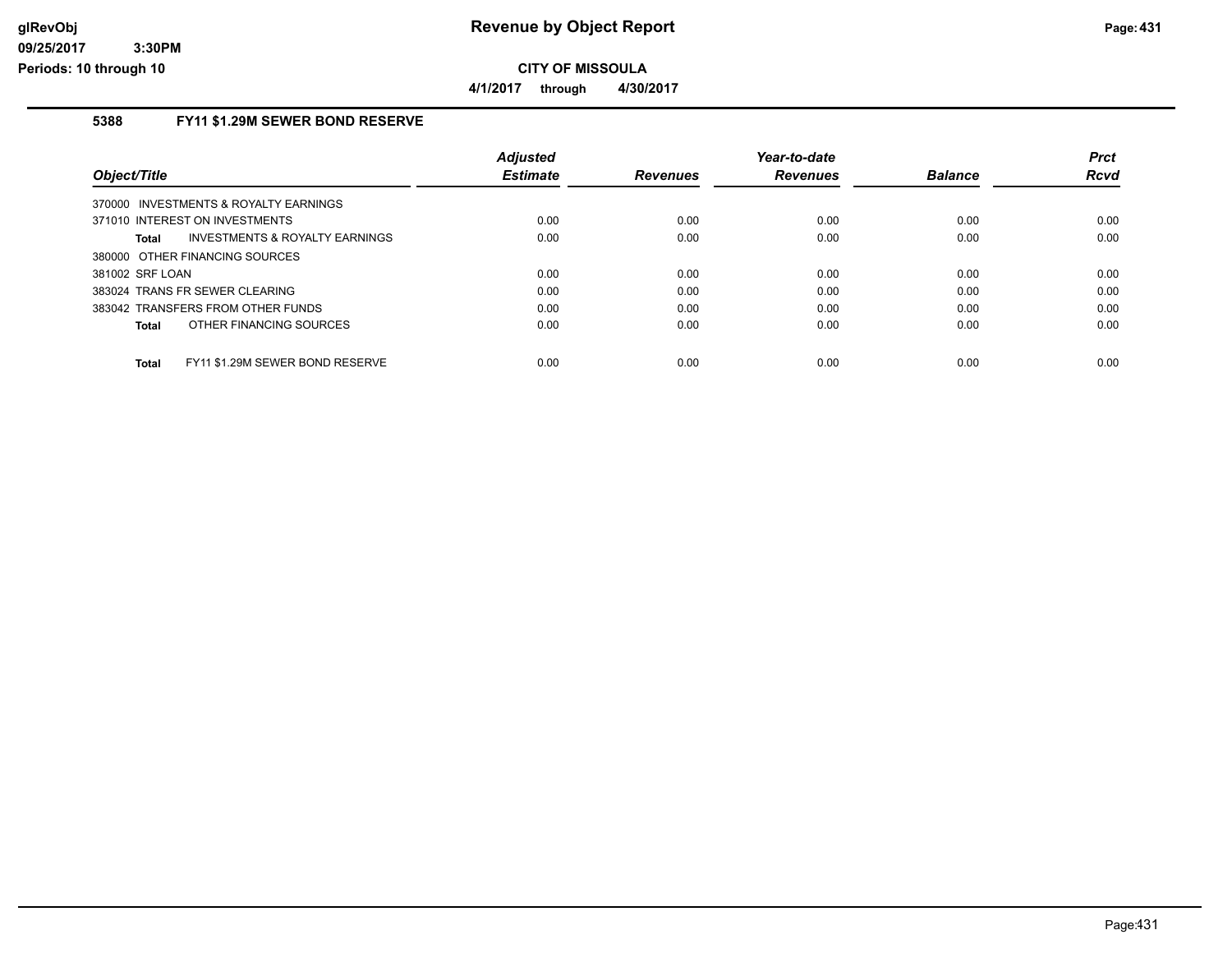# Revenue by Object Report

**CITY OF MISSOULA**

**4/1/2017 through 4/30/2017**

glRevObj
09/25/2017 3:30PM
Periods: 10 through 10

### 5388 FY11 $1.29M SEWER BOND RESERVE

| Object/Title | Adjusted Estimate | Revenues | Year-to-date Revenues | Balance | Prct Rcvd |
|---|---|---|---|---|---|
| 370000 INVESTMENTS & ROYALTY EARNINGS | | | | | |
| 371010 INTEREST ON INVESTMENTS | 0.00 | 0.00 | 0.00 | 0.00 | 0.00 |
| **Total** INVESTMENTS & ROYALTY EARNINGS | 0.00 | 0.00 | 0.00 | 0.00 | 0.00 |
| 380000 OTHER FINANCING SOURCES | | | | | |
| 381002 SRF LOAN | 0.00 | 0.00 | 0.00 | 0.00 | 0.00 |
| 383024 TRANS FR SEWER CLEARING | 0.00 | 0.00 | 0.00 | 0.00 | 0.00 |
| 383042 TRANSFERS FROM OTHER FUNDS | 0.00 | 0.00 | 0.00 | 0.00 | 0.00 |
| **Total** OTHER FINANCING SOURCES | 0.00 | 0.00 | 0.00 | 0.00 | 0.00 |
| **Total** FY11 $1.29M SEWER BOND RESERVE | 0.00 | 0.00 | 0.00 | 0.00 | 0.00 |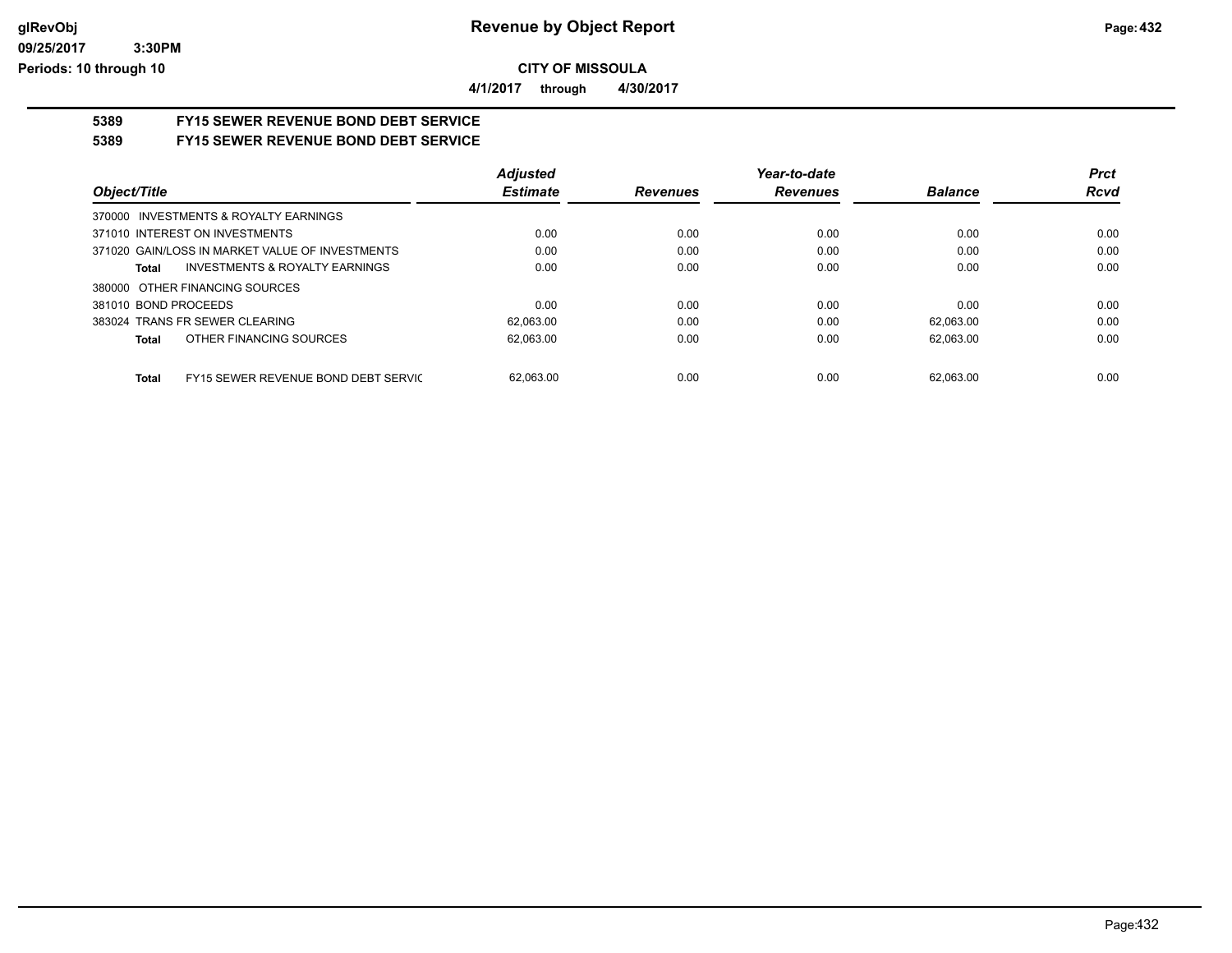**CITY OF MISSOULA**

**4/1/2017 through 4/30/2017**

## 5389 FY15 SEWER REVENUE BOND DEBT SERVICE

## 5389 FY15 SEWER REVENUE BOND DEBT SERVICE

| Object/Title | Adjusted Estimate | Revenues | Year-to-date Revenues | Balance | Prct Rcvd |
|---|---|---|---|---|---|
| 370000 INVESTMENTS & ROYALTY EARNINGS | | | | | |
| 371010 INTEREST ON INVESTMENTS | 0.00 | 0.00 | 0.00 | 0.00 | 0.00 |
| 371020 GAIN/LOSS IN MARKET VALUE OF INVESTMENTS | 0.00 | 0.00 | 0.00 | 0.00 | 0.00 |
| **Total** INVESTMENTS & ROYALTY EARNINGS | 0.00 | 0.00 | 0.00 | 0.00 | 0.00 |
| 380000 OTHER FINANCING SOURCES | | | | | |
| 381010 BOND PROCEEDS | 0.00 | 0.00 | 0.00 | 0.00 | 0.00 |
| 383024 TRANS FR SEWER CLEARING | 62,063.00 | 0.00 | 0.00 | 62,063.00 | 0.00 |
| **Total** OTHER FINANCING SOURCES | 62,063.00 | 0.00 | 0.00 | 62,063.00 | 0.00 |
| **Total** FY15 SEWER REVENUE BOND DEBT SERVIC | 62,063.00 | 0.00 | 0.00 | 62,063.00 | 0.00 |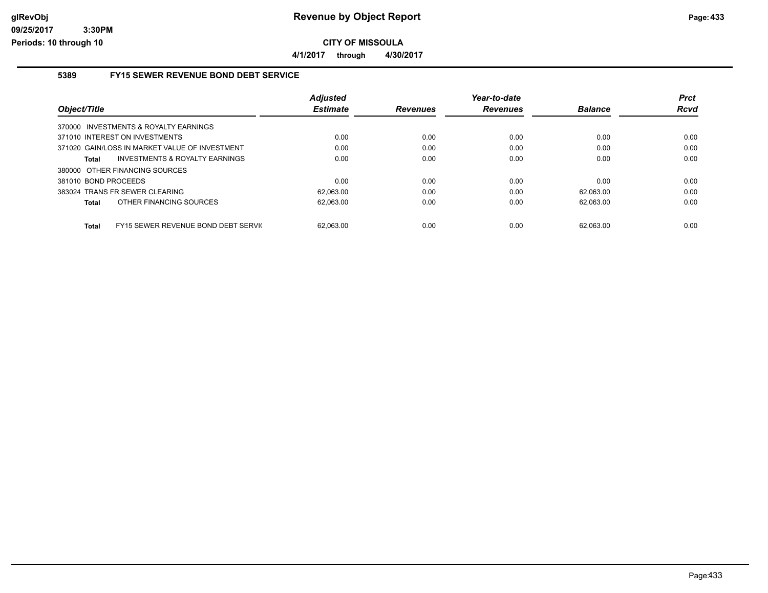**Revenue by Object Report**

**CITY OF MISSOULA**

**4/1/2017 through 4/30/2017**

### 5389 FY15 SEWER REVENUE BOND DEBT SERVICE

| Object/Title | Adjusted Estimate | Revenues | Year-to-date Revenues | Balance | Prct Rcvd |
|---|---|---|---|---|---|
| 370000 INVESTMENTS & ROYALTY EARNINGS | | | | | |
| 371010 INTEREST ON INVESTMENTS | 0.00 | 0.00 | 0.00 | 0.00 | 0.00 |
| 371020 GAIN/LOSS IN MARKET VALUE OF INVESTMENT | 0.00 | 0.00 | 0.00 | 0.00 | 0.00 |
| **Total** INVESTMENTS & ROYALTY EARNINGS | 0.00 | 0.00 | 0.00 | 0.00 | 0.00 |
| 380000 OTHER FINANCING SOURCES | | | | | |
| 381010 BOND PROCEEDS | 0.00 | 0.00 | 0.00 | 0.00 | 0.00 |
| 383024 TRANS FR SEWER CLEARING | 62,063.00 | 0.00 | 0.00 | 62,063.00 | 0.00 |
| **Total** OTHER FINANCING SOURCES | 62,063.00 | 0.00 | 0.00 | 62,063.00 | 0.00 |
| **Total** FY15 SEWER REVENUE BOND DEBT SERVI( | 62,063.00 | 0.00 | 0.00 | 62,063.00 | 0.00 |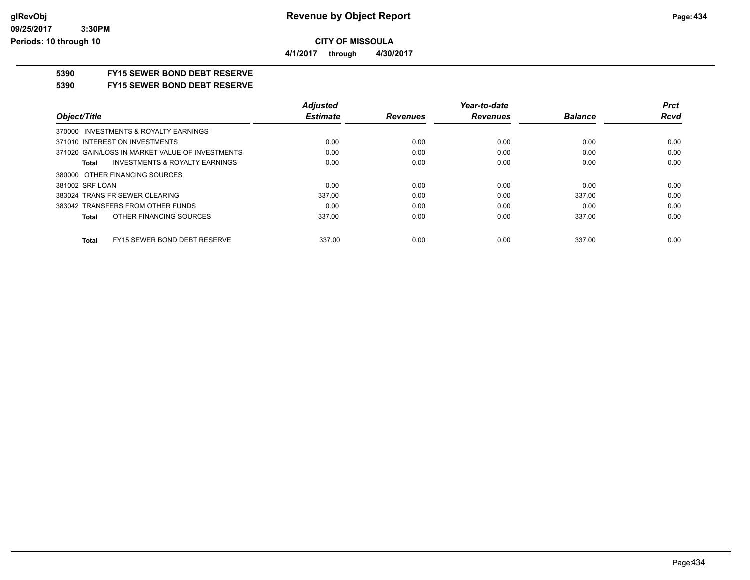**Revenue by Object Report**

**CITY OF MISSOULA**

**4/1/2017 through 4/30/2017**

glRevObj
09/25/2017 3:30PM
Periods: 10 through 10

## 5390 FY15 SEWER BOND DEBT RESERVE

## 5390 FY15 SEWER BOND DEBT RESERVE

| Object/Title | Adjusted Estimate | Revenues | Year-to-date Revenues | Balance | Prct Rcvd |
|---|---|---|---|---|---|
| 370000 INVESTMENTS & ROYALTY EARNINGS | | | | | |
| 371010 INTEREST ON INVESTMENTS | 0.00 | 0.00 | 0.00 | 0.00 | 0.00 |
| 371020 GAIN/LOSS IN MARKET VALUE OF INVESTMENTS | 0.00 | 0.00 | 0.00 | 0.00 | 0.00 |
| **Total** INVESTMENTS & ROYALTY EARNINGS | 0.00 | 0.00 | 0.00 | 0.00 | 0.00 |
| 380000 OTHER FINANCING SOURCES | | | | | |
| 381002 SRF LOAN | 0.00 | 0.00 | 0.00 | 0.00 | 0.00 |
| 383024 TRANS FR SEWER CLEARING | 337.00 | 0.00 | 0.00 | 337.00 | 0.00 |
| 383042 TRANSFERS FROM OTHER FUNDS | 0.00 | 0.00 | 0.00 | 0.00 | 0.00 |
| **Total** OTHER FINANCING SOURCES | 337.00 | 0.00 | 0.00 | 337.00 | 0.00 |
| **Total** FY15 SEWER BOND DEBT RESERVE | 337.00 | 0.00 | 0.00 | 337.00 | 0.00 |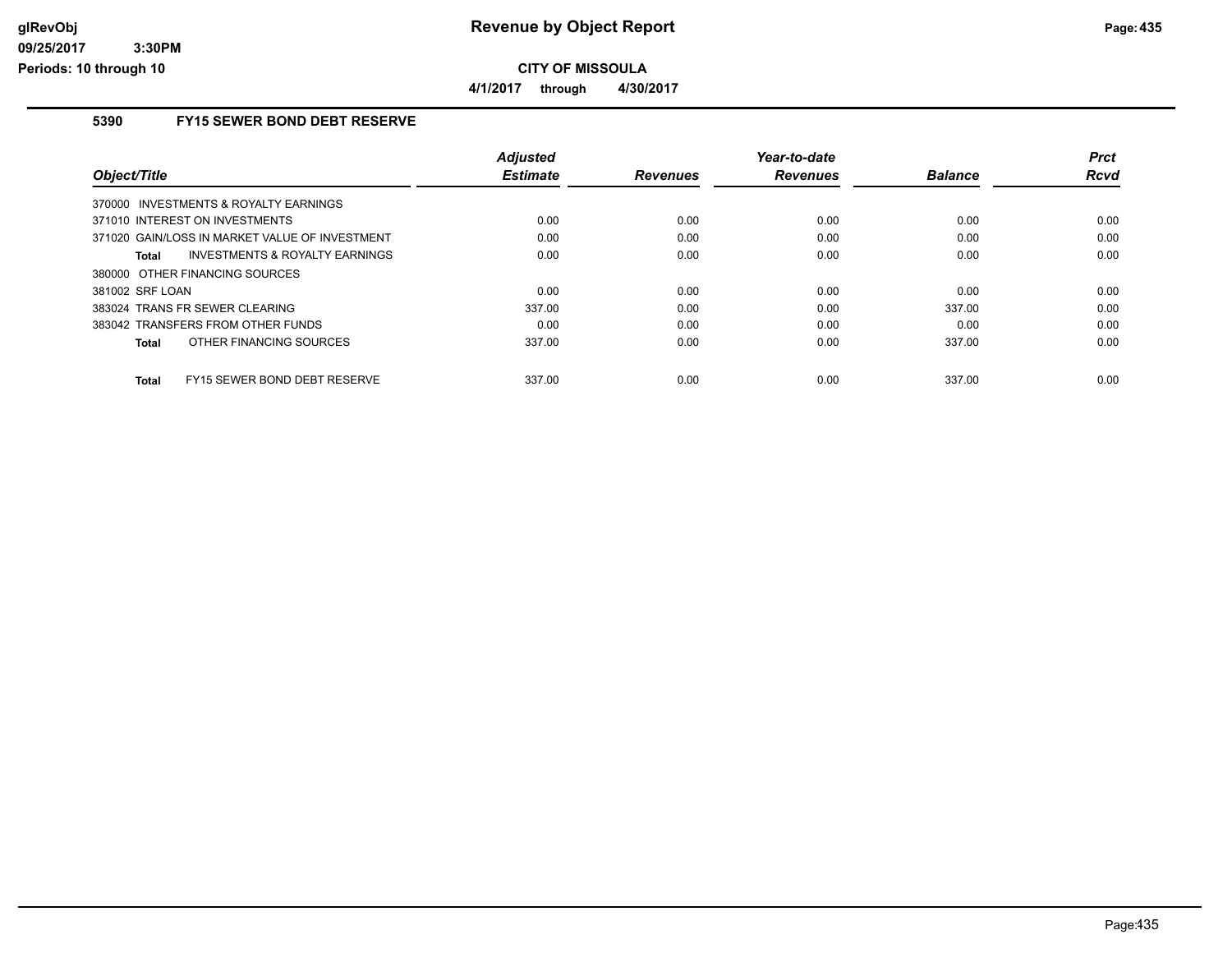**Revenue by Object Report**

**CITY OF MISSOULA**

**4/1/2017 through 4/30/2017**

glRevObj
09/25/2017 3:30PM
Periods: 10 through 10

## 5390 FY15 SEWER BOND DEBT RESERVE

| Object/Title | Adjusted Estimate | Revenues | Year-to-date Revenues | Balance | Prct Rcvd |
|---|---|---|---|---|---|
| 370000 INVESTMENTS & ROYALTY EARNINGS | | | | | |
| 371010 INTEREST ON INVESTMENTS | 0.00 | 0.00 | 0.00 | 0.00 | 0.00 |
| 371020 GAIN/LOSS IN MARKET VALUE OF INVESTMENT | 0.00 | 0.00 | 0.00 | 0.00 | 0.00 |
| **Total** INVESTMENTS & ROYALTY EARNINGS | 0.00 | 0.00 | 0.00 | 0.00 | 0.00 |
| 380000 OTHER FINANCING SOURCES | | | | | |
| 381002 SRF LOAN | 0.00 | 0.00 | 0.00 | 0.00 | 0.00 |
| 383024 TRANS FR SEWER CLEARING | 337.00 | 0.00 | 0.00 | 337.00 | 0.00 |
| 383042 TRANSFERS FROM OTHER FUNDS | 0.00 | 0.00 | 0.00 | 0.00 | 0.00 |
| **Total** OTHER FINANCING SOURCES | 337.00 | 0.00 | 0.00 | 337.00 | 0.00 |
| **Total** FY15 SEWER BOND DEBT RESERVE | 337.00 | 0.00 | 0.00 | 337.00 | 0.00 |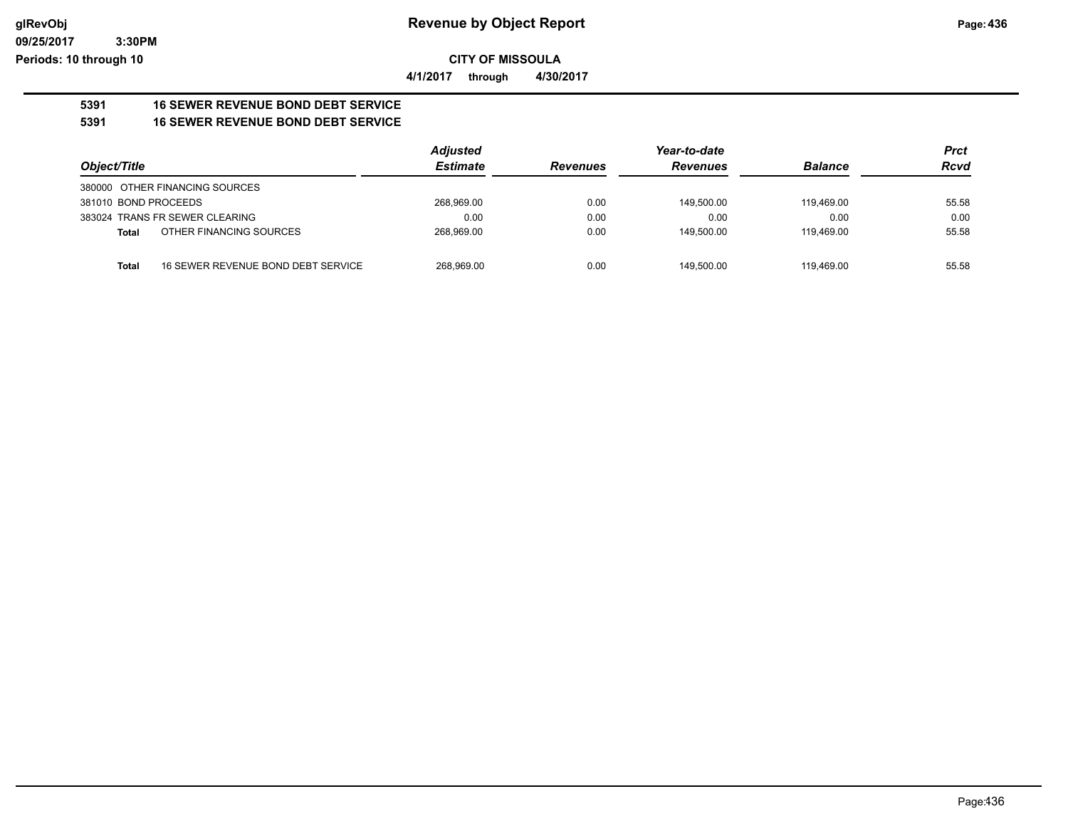# Revenue by Object Report

**CITY OF MISSOULA**

**4/1/2017 through 4/30/2017**

**5391 16 SEWER REVENUE BOND DEBT SERVICE**

**5391 16 SEWER REVENUE BOND DEBT SERVICE**

| Object/Title | | Adjusted Estimate | Revenues | Year-to-date Revenues | Balance | Prct Rcvd |
|---|---|---|---|---|---|---|
| 380000 OTHER FINANCING SOURCES | | | | | | |
| 381010 BOND PROCEEDS | | 268,969.00 | 0.00 | 149,500.00 | 119,469.00 | 55.58 |
| 383024 TRANS FR SEWER CLEARING | | 0.00 | 0.00 | 0.00 | 0.00 | 0.00 |
| **Total** | OTHER FINANCING SOURCES | 268,969.00 | 0.00 | 149,500.00 | 119,469.00 | 55.58 |
| **Total** | 16 SEWER REVENUE BOND DEBT SERVICE | 268,969.00 | 0.00 | 149,500.00 | 119,469.00 | 55.58 |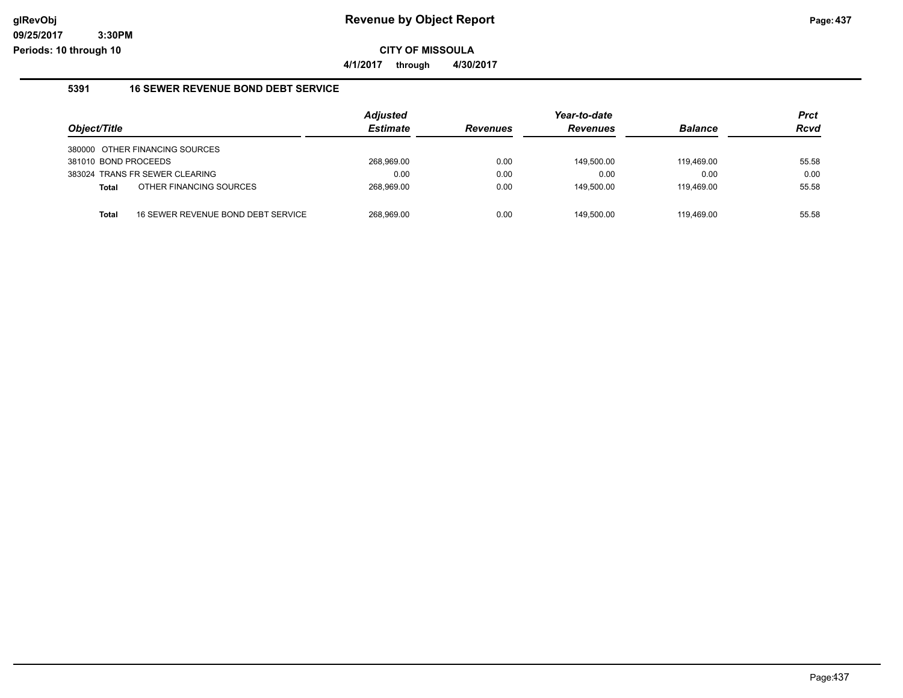**CITY OF MISSOULA**

**4/1/2017 through 4/30/2017**

### 5391 16 SEWER REVENUE BOND DEBT SERVICE

| Object/Title | | Adjusted Estimate | Revenues | Year-to-date Revenues | Balance | Prct Rcvd |
|---|---|---|---|---|---|---|
| 380000 OTHER FINANCING SOURCES | | | | | | |
| 381010 BOND PROCEEDS | | 268,969.00 | 0.00 | 149,500.00 | 119,469.00 | 55.58 |
| 383024 TRANS FR SEWER CLEARING | | 0.00 | 0.00 | 0.00 | 0.00 | 0.00 |
| **Total** | OTHER FINANCING SOURCES | 268,969.00 | 0.00 | 149,500.00 | 119,469.00 | 55.58 |
| **Total** | 16 SEWER REVENUE BOND DEBT SERVICE | 268,969.00 | 0.00 | 149,500.00 | 119,469.00 | 55.58 |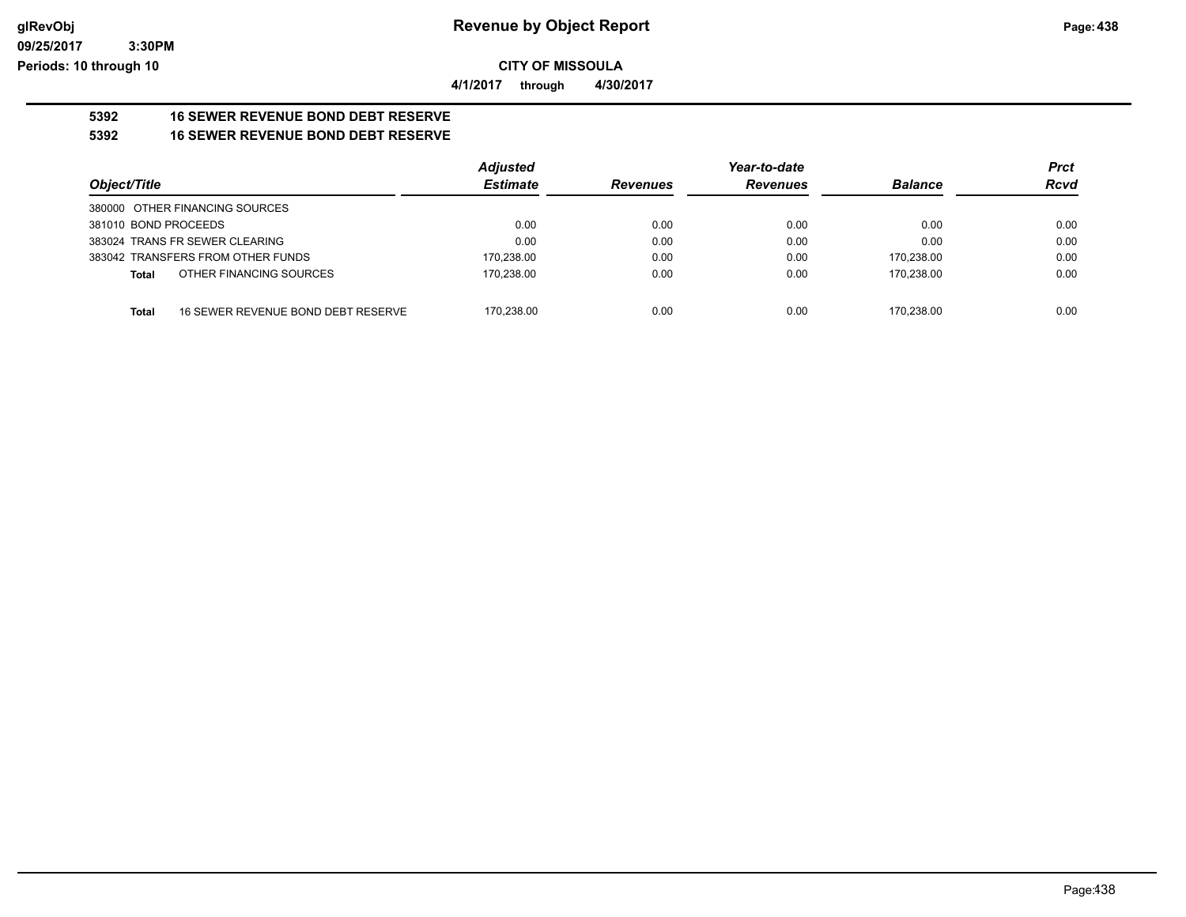# Revenue by Object Report

**CITY OF MISSOULA**

**4/1/2017 through 4/30/2017**

glRevObj
09/25/2017 3:30PM
Periods: 10 through 10

**5392 16 SEWER REVENUE BOND DEBT RESERVE**

**5392 16 SEWER REVENUE BOND DEBT RESERVE**

| Object/Title | Adjusted Estimate | Revenues | Year-to-date Revenues | Balance | Prct Rcvd |
|---|---|---|---|---|---|
| 380000 OTHER FINANCING SOURCES | | | | | |
| 381010 BOND PROCEEDS | 0.00 | 0.00 | 0.00 | 0.00 | 0.00 |
| 383024 TRANS FR SEWER CLEARING | 0.00 | 0.00 | 0.00 | 0.00 | 0.00 |
| 383042 TRANSFERS FROM OTHER FUNDS | 170,238.00 | 0.00 | 0.00 | 170,238.00 | 0.00 |
| **Total** OTHER FINANCING SOURCES | 170,238.00 | 0.00 | 0.00 | 170,238.00 | 0.00 |
| **Total** 16 SEWER REVENUE BOND DEBT RESERVE | 170,238.00 | 0.00 | 0.00 | 170,238.00 | 0.00 |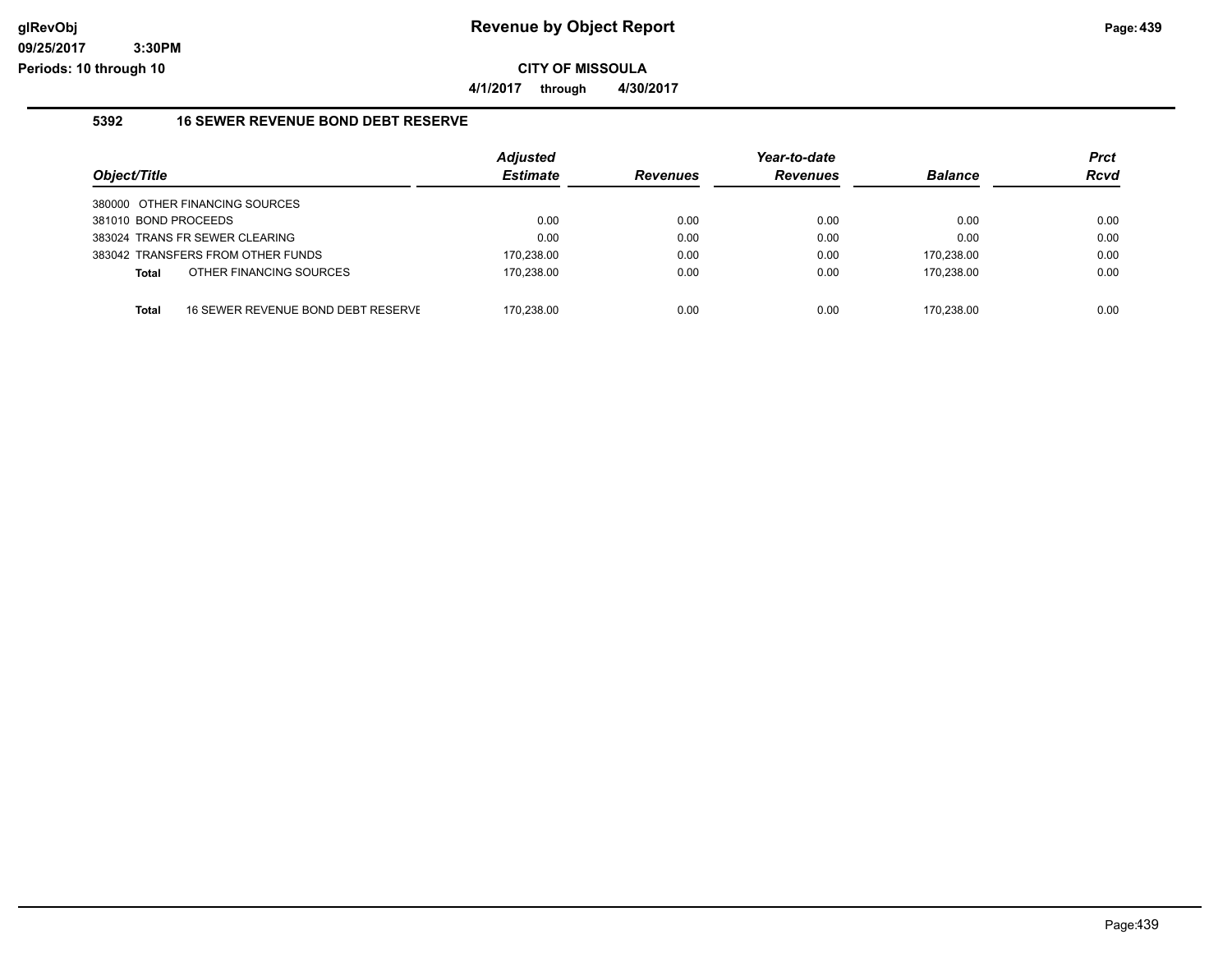# Revenue by Object Report

## CITY OF MISSOULA

**4/1/2017 through 4/30/2017**

### 5392 16 SEWER REVENUE BOND DEBT RESERVE

| Object/Title | Adjusted Estimate | Revenues | Year-to-date Revenues | Balance | Prct Rcvd |
|---|---|---|---|---|---|
| 380000 OTHER FINANCING SOURCES | | | | | |
| 381010 BOND PROCEEDS | 0.00 | 0.00 | 0.00 | 0.00 | 0.00 |
| 383024 TRANS FR SEWER CLEARING | 0.00 | 0.00 | 0.00 | 0.00 | 0.00 |
| 383042 TRANSFERS FROM OTHER FUNDS | 170,238.00 | 0.00 | 0.00 | 170,238.00 | 0.00 |
| **Total** OTHER FINANCING SOURCES | 170,238.00 | 0.00 | 0.00 | 170,238.00 | 0.00 |
| **Total** 16 SEWER REVENUE BOND DEBT RESERVE | 170,238.00 | 0.00 | 0.00 | 170,238.00 | 0.00 |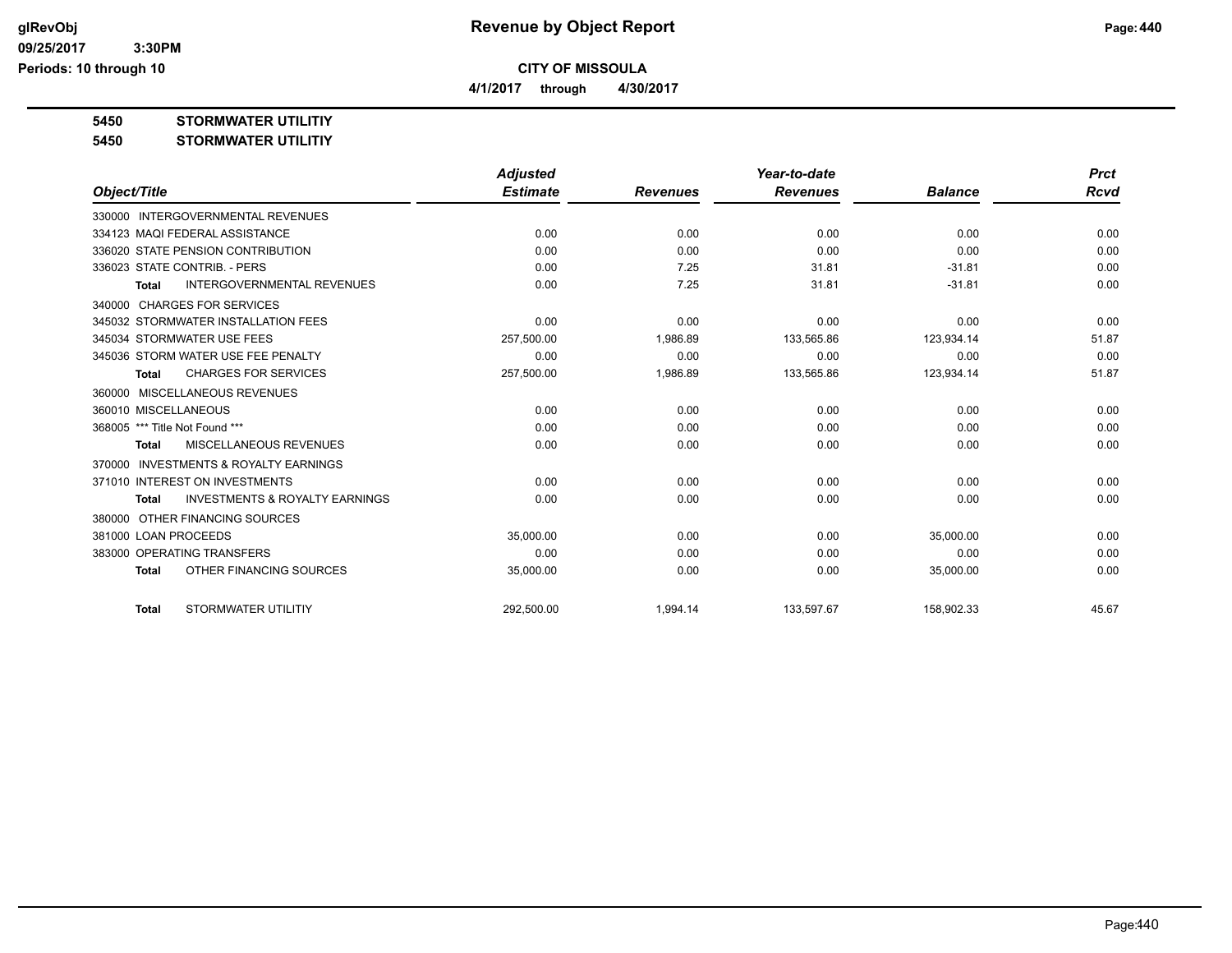# Revenue by Object Report

glRevObj
09/25/2017 3:30PM
Periods: 10 through 10

**CITY OF MISSOULA**

4/1/2017 through 4/30/2017

**5450 STORMWATER UTILITIY**

**5450 STORMWATER UTILITIY**

| Object/Title | Adjusted Estimate | Revenues | Year-to-date Revenues | Balance | Prct Rcvd |
|---|---|---|---|---|---|
| 330000 INTERGOVERNMENTAL REVENUES | | | | | |
| 334123 MAQI FEDERAL ASSISTANCE | 0.00 | 0.00 | 0.00 | 0.00 | 0.00 |
| 336020 STATE PENSION CONTRIBUTION | 0.00 | 0.00 | 0.00 | 0.00 | 0.00 |
| 336023 STATE CONTRIB. - PERS | 0.00 | 7.25 | 31.81 | -31.81 | 0.00 |
| **Total** INTERGOVERNMENTAL REVENUES | 0.00 | 7.25 | 31.81 | -31.81 | 0.00 |
| 340000 CHARGES FOR SERVICES | | | | | |
| 345032 STORMWATER INSTALLATION FEES | 0.00 | 0.00 | 0.00 | 0.00 | 0.00 |
| 345034 STORMWATER USE FEES | 257,500.00 | 1,986.89 | 133,565.86 | 123,934.14 | 51.87 |
| 345036 STORM WATER USE FEE PENALTY | 0.00 | 0.00 | 0.00 | 0.00 | 0.00 |
| **Total** CHARGES FOR SERVICES | 257,500.00 | 1,986.89 | 133,565.86 | 123,934.14 | 51.87 |
| 360000 MISCELLANEOUS REVENUES | | | | | |
| 360010 MISCELLANEOUS | 0.00 | 0.00 | 0.00 | 0.00 | 0.00 |
| 368005 *** Title Not Found *** | 0.00 | 0.00 | 0.00 | 0.00 | 0.00 |
| **Total** MISCELLANEOUS REVENUES | 0.00 | 0.00 | 0.00 | 0.00 | 0.00 |
| 370000 INVESTMENTS & ROYALTY EARNINGS | | | | | |
| 371010 INTEREST ON INVESTMENTS | 0.00 | 0.00 | 0.00 | 0.00 | 0.00 |
| **Total** INVESTMENTS & ROYALTY EARNINGS | 0.00 | 0.00 | 0.00 | 0.00 | 0.00 |
| 380000 OTHER FINANCING SOURCES | | | | | |
| 381000 LOAN PROCEEDS | 35,000.00 | 0.00 | 0.00 | 35,000.00 | 0.00 |
| 383000 OPERATING TRANSFERS | 0.00 | 0.00 | 0.00 | 0.00 | 0.00 |
| **Total** OTHER FINANCING SOURCES | 35,000.00 | 0.00 | 0.00 | 35,000.00 | 0.00 |
| **Total** STORMWATER UTILITIY | 292,500.00 | 1,994.14 | 133,597.67 | 158,902.33 | 45.67 |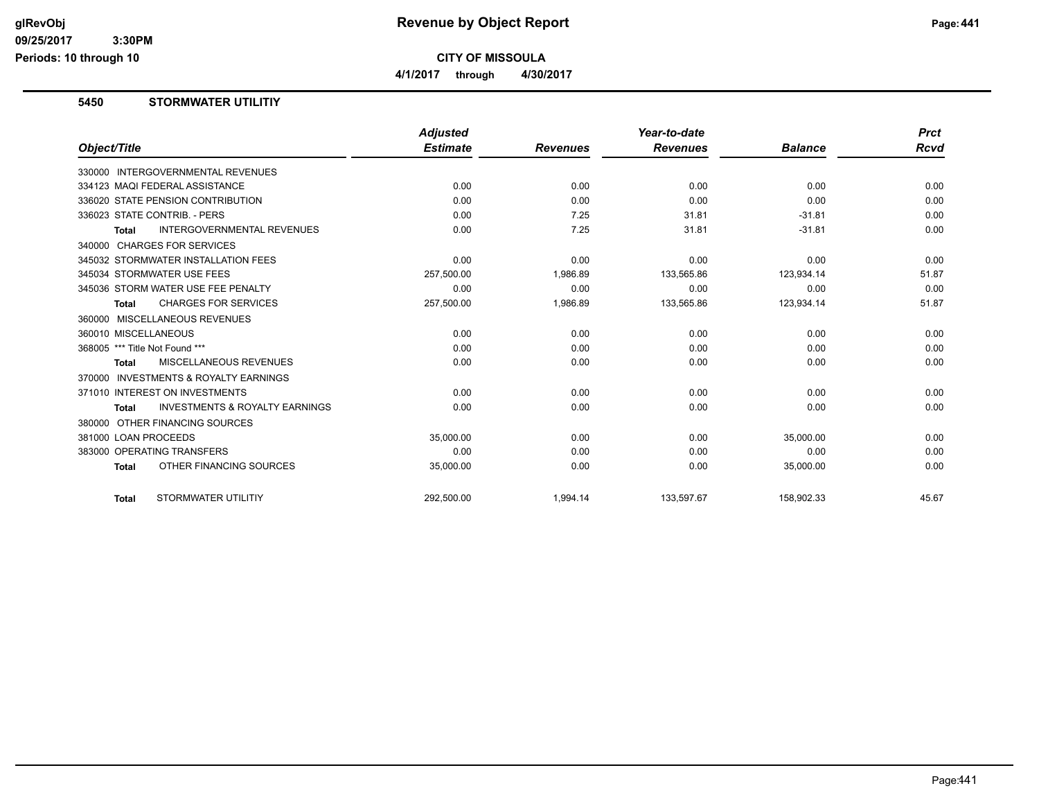**glRevObj**
**09/25/2017 3:30PM**
**Periods: 10 through 10**

# Revenue by Object Report

**CITY OF MISSOULA**

**4/1/2017 through 4/30/2017**

## 5450 STORMWATER UTILITIY

| Object/Title | Adjusted Estimate | Revenues | Year-to-date Revenues | Balance | Prct Rcvd |
|---|---|---|---|---|---|
| 330000 INTERGOVERNMENTAL REVENUES | | | | | |
| 334123 MAQI FEDERAL ASSISTANCE | 0.00 | 0.00 | 0.00 | 0.00 | 0.00 |
| 336020 STATE PENSION CONTRIBUTION | 0.00 | 0.00 | 0.00 | 0.00 | 0.00 |
| 336023 STATE CONTRIB. - PERS | 0.00 | 7.25 | 31.81 | -31.81 | 0.00 |
| **Total** INTERGOVERNMENTAL REVENUES | 0.00 | 7.25 | 31.81 | -31.81 | 0.00 |
| 340000 CHARGES FOR SERVICES | | | | | |
| 345032 STORMWATER INSTALLATION FEES | 0.00 | 0.00 | 0.00 | 0.00 | 0.00 |
| 345034 STORMWATER USE FEES | 257,500.00 | 1,986.89 | 133,565.86 | 123,934.14 | 51.87 |
| 345036 STORM WATER USE FEE PENALTY | 0.00 | 0.00 | 0.00 | 0.00 | 0.00 |
| **Total** CHARGES FOR SERVICES | 257,500.00 | 1,986.89 | 133,565.86 | 123,934.14 | 51.87 |
| 360000 MISCELLANEOUS REVENUES | | | | | |
| 360010 MISCELLANEOUS | 0.00 | 0.00 | 0.00 | 0.00 | 0.00 |
| 368005 *** Title Not Found *** | 0.00 | 0.00 | 0.00 | 0.00 | 0.00 |
| **Total** MISCELLANEOUS REVENUES | 0.00 | 0.00 | 0.00 | 0.00 | 0.00 |
| 370000 INVESTMENTS & ROYALTY EARNINGS | | | | | |
| 371010 INTEREST ON INVESTMENTS | 0.00 | 0.00 | 0.00 | 0.00 | 0.00 |
| **Total** INVESTMENTS & ROYALTY EARNINGS | 0.00 | 0.00 | 0.00 | 0.00 | 0.00 |
| 380000 OTHER FINANCING SOURCES | | | | | |
| 381000 LOAN PROCEEDS | 35,000.00 | 0.00 | 0.00 | 35,000.00 | 0.00 |
| 383000 OPERATING TRANSFERS | 0.00 | 0.00 | 0.00 | 0.00 | 0.00 |
| **Total** OTHER FINANCING SOURCES | 35,000.00 | 0.00 | 0.00 | 35,000.00 | 0.00 |
| **Total** STORMWATER UTILITIY | 292,500.00 | 1,994.14 | 133,597.67 | 158,902.33 | 45.67 |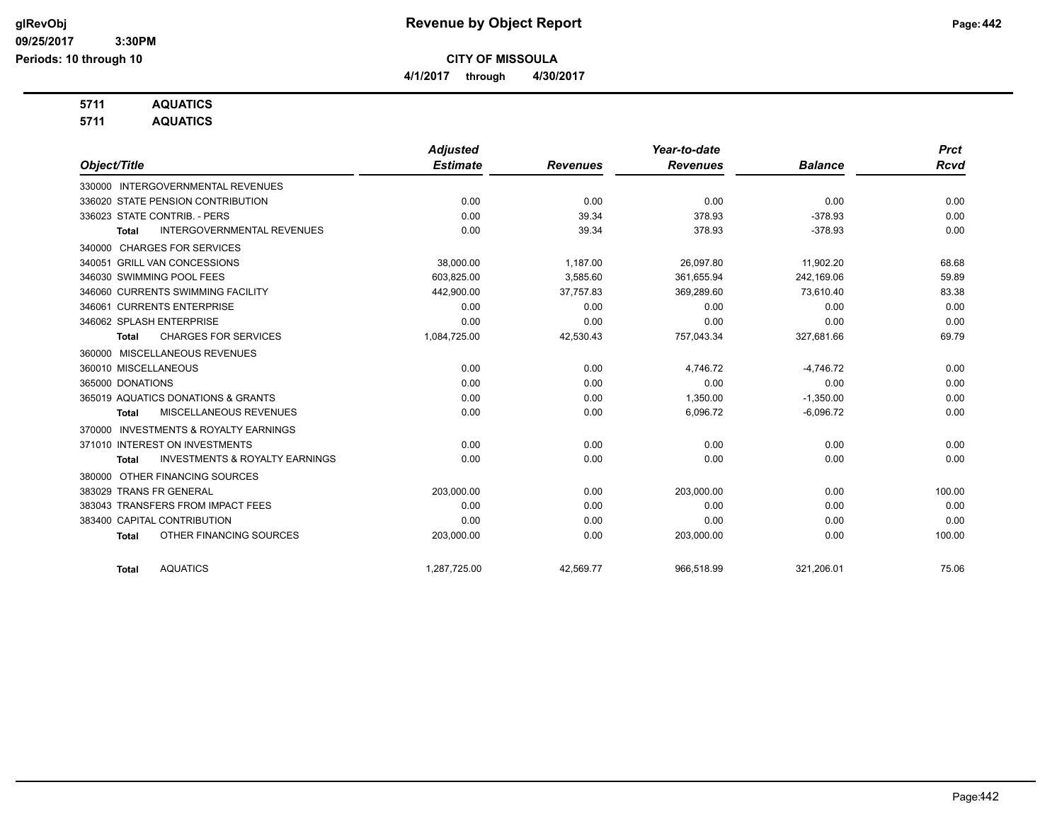# Revenue by Object Report

## CITY OF MISSOULA

4/1/2017 through 4/30/2017

**5711 AQUATICS**

**5711 AQUATICS**

| Object/Title | Adjusted Estimate | Revenues | Year-to-date Revenues | Balance | Prct Rcvd |
|---|---|---|---|---|---|
| 330000 INTERGOVERNMENTAL REVENUES | | | | | |
| 336020 STATE PENSION CONTRIBUTION | 0.00 | 0.00 | 0.00 | 0.00 | 0.00 |
| 336023 STATE CONTRIB. - PERS | 0.00 | 39.34 | 378.93 | -378.93 | 0.00 |
| **Total** INTERGOVERNMENTAL REVENUES | 0.00 | 39.34 | 378.93 | -378.93 | 0.00 |
| 340000 CHARGES FOR SERVICES | | | | | |
| 340051 GRILL VAN CONCESSIONS | 38,000.00 | 1,187.00 | 26,097.80 | 11,902.20 | 68.68 |
| 346030 SWIMMING POOL FEES | 603,825.00 | 3,585.60 | 361,655.94 | 242,169.06 | 59.89 |
| 346060 CURRENTS SWIMMING FACILITY | 442,900.00 | 37,757.83 | 369,289.60 | 73,610.40 | 83.38 |
| 346061 CURRENTS ENTERPRISE | 0.00 | 0.00 | 0.00 | 0.00 | 0.00 |
| 346062 SPLASH ENTERPRISE | 0.00 | 0.00 | 0.00 | 0.00 | 0.00 |
| **Total** CHARGES FOR SERVICES | 1,084,725.00 | 42,530.43 | 757,043.34 | 327,681.66 | 69.79 |
| 360000 MISCELLANEOUS REVENUES | | | | | |
| 360010 MISCELLANEOUS | 0.00 | 0.00 | 4,746.72 | -4,746.72 | 0.00 |
| 365000 DONATIONS | 0.00 | 0.00 | 0.00 | 0.00 | 0.00 |
| 365019 AQUATICS DONATIONS & GRANTS | 0.00 | 0.00 | 1,350.00 | -1,350.00 | 0.00 |
| **Total** MISCELLANEOUS REVENUES | 0.00 | 0.00 | 6,096.72 | -6,096.72 | 0.00 |
| 370000 INVESTMENTS & ROYALTY EARNINGS | | | | | |
| 371010 INTEREST ON INVESTMENTS | 0.00 | 0.00 | 0.00 | 0.00 | 0.00 |
| **Total** INVESTMENTS & ROYALTY EARNINGS | 0.00 | 0.00 | 0.00 | 0.00 | 0.00 |
| 380000 OTHER FINANCING SOURCES | | | | | |
| 383029 TRANS FR GENERAL | 203,000.00 | 0.00 | 203,000.00 | 0.00 | 100.00 |
| 383043 TRANSFERS FROM IMPACT FEES | 0.00 | 0.00 | 0.00 | 0.00 | 0.00 |
| 383400 CAPITAL CONTRIBUTION | 0.00 | 0.00 | 0.00 | 0.00 | 0.00 |
| **Total** OTHER FINANCING SOURCES | 203,000.00 | 0.00 | 203,000.00 | 0.00 | 100.00 |
| **Total** AQUATICS | 1,287,725.00 | 42,569.77 | 966,518.99 | 321,206.01 | 75.06 |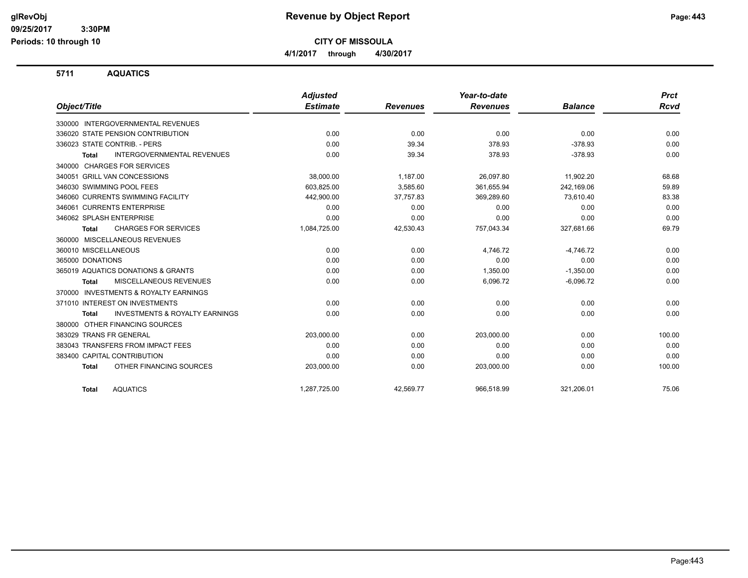# Revenue by Object Report

**CITY OF MISSOULA**

**4/1/2017 through 4/30/2017**

glRevObj
09/25/2017 3:30PM
Periods: 10 through 10

## 5711 AQUATICS

| Object/Title | Adjusted Estimate | Revenues | Year-to-date Revenues | Balance | Prct Rcvd |
|---|---|---|---|---|---|
| 330000 INTERGOVERNMENTAL REVENUES | | | | | |
| 336020 STATE PENSION CONTRIBUTION | 0.00 | 0.00 | 0.00 | 0.00 | 0.00 |
| 336023 STATE CONTRIB. - PERS | 0.00 | 39.34 | 378.93 | -378.93 | 0.00 |
| **Total** INTERGOVERNMENTAL REVENUES | 0.00 | 39.34 | 378.93 | -378.93 | 0.00 |
| 340000 CHARGES FOR SERVICES | | | | | |
| 340051 GRILL VAN CONCESSIONS | 38,000.00 | 1,187.00 | 26,097.80 | 11,902.20 | 68.68 |
| 346030 SWIMMING POOL FEES | 603,825.00 | 3,585.60 | 361,655.94 | 242,169.06 | 59.89 |
| 346060 CURRENTS SWIMMING FACILITY | 442,900.00 | 37,757.83 | 369,289.60 | 73,610.40 | 83.38 |
| 346061 CURRENTS ENTERPRISE | 0.00 | 0.00 | 0.00 | 0.00 | 0.00 |
| 346062 SPLASH ENTERPRISE | 0.00 | 0.00 | 0.00 | 0.00 | 0.00 |
| **Total** CHARGES FOR SERVICES | 1,084,725.00 | 42,530.43 | 757,043.34 | 327,681.66 | 69.79 |
| 360000 MISCELLANEOUS REVENUES | | | | | |
| 360010 MISCELLANEOUS | 0.00 | 0.00 | 4,746.72 | -4,746.72 | 0.00 |
| 365000 DONATIONS | 0.00 | 0.00 | 0.00 | 0.00 | 0.00 |
| 365019 AQUATICS DONATIONS & GRANTS | 0.00 | 0.00 | 1,350.00 | -1,350.00 | 0.00 |
| **Total** MISCELLANEOUS REVENUES | 0.00 | 0.00 | 6,096.72 | -6,096.72 | 0.00 |
| 370000 INVESTMENTS & ROYALTY EARNINGS | | | | | |
| 371010 INTEREST ON INVESTMENTS | 0.00 | 0.00 | 0.00 | 0.00 | 0.00 |
| **Total** INVESTMENTS & ROYALTY EARNINGS | 0.00 | 0.00 | 0.00 | 0.00 | 0.00 |
| 380000 OTHER FINANCING SOURCES | | | | | |
| 383029 TRANS FR GENERAL | 203,000.00 | 0.00 | 203,000.00 | 0.00 | 100.00 |
| 383043 TRANSFERS FROM IMPACT FEES | 0.00 | 0.00 | 0.00 | 0.00 | 0.00 |
| 383400 CAPITAL CONTRIBUTION | 0.00 | 0.00 | 0.00 | 0.00 | 0.00 |
| **Total** OTHER FINANCING SOURCES | 203,000.00 | 0.00 | 203,000.00 | 0.00 | 100.00 |
| **Total** AQUATICS | 1,287,725.00 | 42,569.77 | 966,518.99 | 321,206.01 | 75.06 |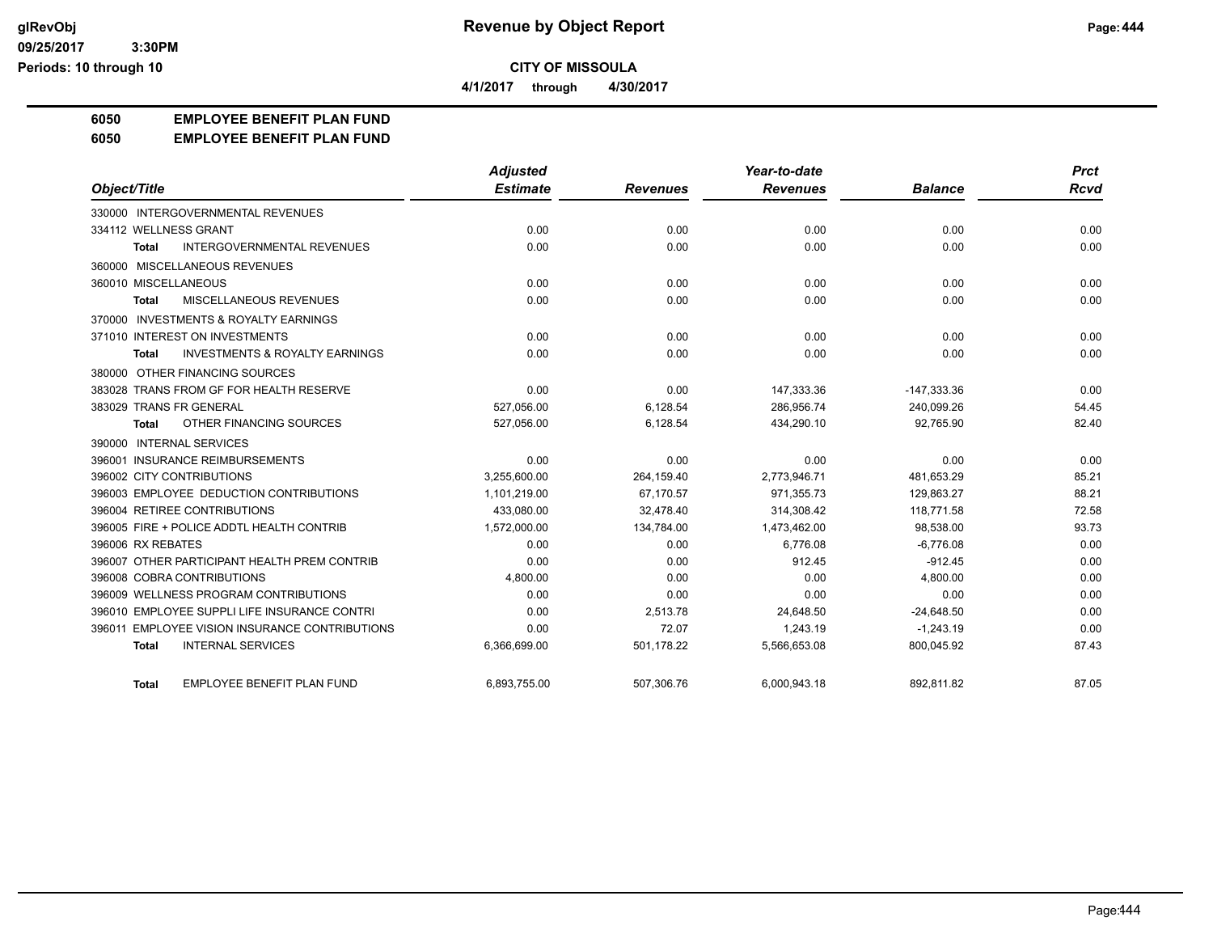**glRevObj**
**09/25/2017 3:30PM**
**Periods: 10 through 10**

# Revenue by Object Report

**CITY OF MISSOULA**

**4/1/2017 through 4/30/2017**

## 6050 EMPLOYEE BENEFIT PLAN FUND
## 6050 EMPLOYEE BENEFIT PLAN FUND

| Object/Title | Adjusted Estimate | Revenues | Year-to-date Revenues | Balance | Prct Rcvd |
|---|---|---|---|---|---|
| 330000 INTERGOVERNMENTAL REVENUES | | | | | |
| 334112 WELLNESS GRANT | 0.00 | 0.00 | 0.00 | 0.00 | 0.00 |
| Total INTERGOVERNMENTAL REVENUES | 0.00 | 0.00 | 0.00 | 0.00 | 0.00 |
| 360000 MISCELLANEOUS REVENUES | | | | | |
| 360010 MISCELLANEOUS | 0.00 | 0.00 | 0.00 | 0.00 | 0.00 |
| Total MISCELLANEOUS REVENUES | 0.00 | 0.00 | 0.00 | 0.00 | 0.00 |
| 370000 INVESTMENTS & ROYALTY EARNINGS | | | | | |
| 371010 INTEREST ON INVESTMENTS | 0.00 | 0.00 | 0.00 | 0.00 | 0.00 |
| Total INVESTMENTS & ROYALTY EARNINGS | 0.00 | 0.00 | 0.00 | 0.00 | 0.00 |
| 380000 OTHER FINANCING SOURCES | | | | | |
| 383028 TRANS FROM GF FOR HEALTH RESERVE | 0.00 | 0.00 | 147,333.36 | -147,333.36 | 0.00 |
| 383029 TRANS FR GENERAL | 527,056.00 | 6,128.54 | 286,956.74 | 240,099.26 | 54.45 |
| Total OTHER FINANCING SOURCES | 527,056.00 | 6,128.54 | 434,290.10 | 92,765.90 | 82.40 |
| 390000 INTERNAL SERVICES | | | | | |
| 396001 INSURANCE REIMBURSEMENTS | 0.00 | 0.00 | 0.00 | 0.00 | 0.00 |
| 396002 CITY CONTRIBUTIONS | 3,255,600.00 | 264,159.40 | 2,773,946.71 | 481,653.29 | 85.21 |
| 396003 EMPLOYEE DEDUCTION CONTRIBUTIONS | 1,101,219.00 | 67,170.57 | 971,355.73 | 129,863.27 | 88.21 |
| 396004 RETIREE CONTRIBUTIONS | 433,080.00 | 32,478.40 | 314,308.42 | 118,771.58 | 72.58 |
| 396005 FIRE + POLICE ADDTL HEALTH CONTRIB | 1,572,000.00 | 134,784.00 | 1,473,462.00 | 98,538.00 | 93.73 |
| 396006 RX REBATES | 0.00 | 0.00 | 6,776.08 | -6,776.08 | 0.00 |
| 396007 OTHER PARTICIPANT HEALTH PREM CONTRIB | 0.00 | 0.00 | 912.45 | -912.45 | 0.00 |
| 396008 COBRA CONTRIBUTIONS | 4,800.00 | 0.00 | 0.00 | 4,800.00 | 0.00 |
| 396009 WELLNESS PROGRAM CONTRIBUTIONS | 0.00 | 0.00 | 0.00 | 0.00 | 0.00 |
| 396010 EMPLOYEE SUPPLI LIFE INSURANCE CONTRI | 0.00 | 2,513.78 | 24,648.50 | -24,648.50 | 0.00 |
| 396011 EMPLOYEE VISION INSURANCE CONTRIBUTIONS | 0.00 | 72.07 | 1,243.19 | -1,243.19 | 0.00 |
| Total INTERNAL SERVICES | 6,366,699.00 | 501,178.22 | 5,566,653.08 | 800,045.92 | 87.43 |
| Total EMPLOYEE BENEFIT PLAN FUND | 6,893,755.00 | 507,306.76 | 6,000,943.18 | 892,811.82 | 87.05 |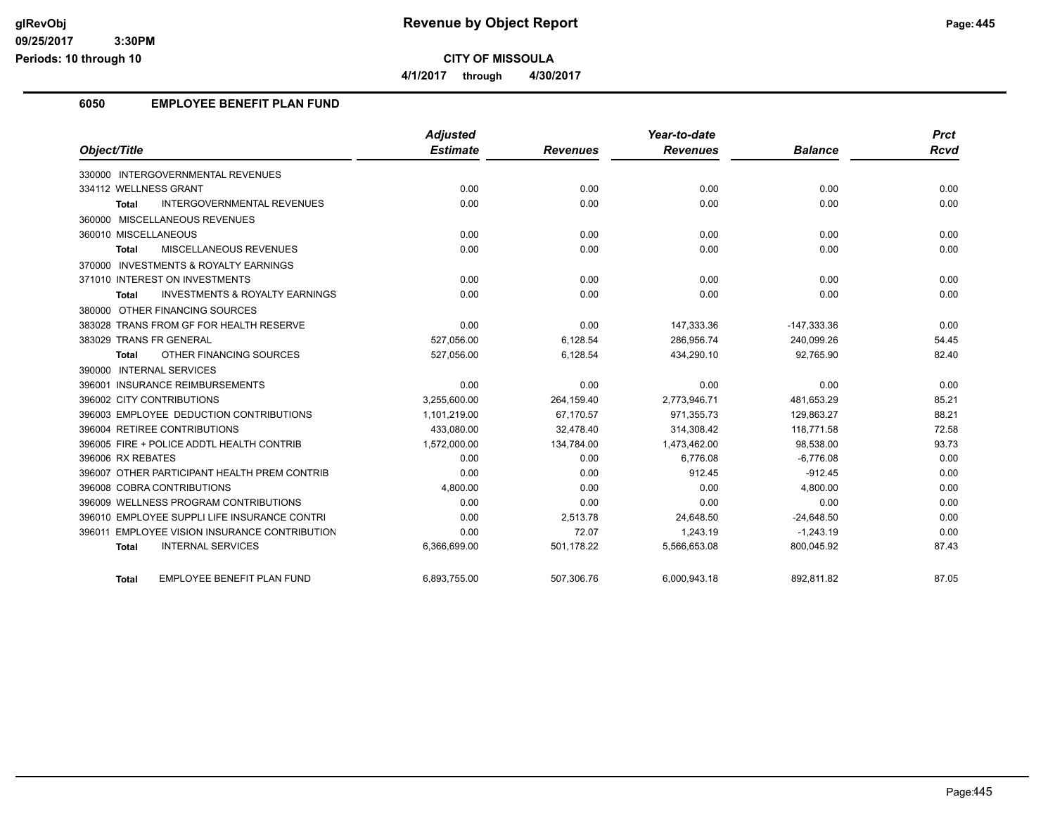# Revenue by Object Report

**CITY OF MISSOULA**

**4/1/2017 through 4/30/2017**

glRevObj
09/25/2017 3:30PM
Periods: 10 through 10

## 6050 EMPLOYEE BENEFIT PLAN FUND

| Object/Title | Adjusted Estimate | Revenues | Year-to-date Revenues | Balance | Prct Rcvd |
|---|---|---|---|---|---|
| 330000 INTERGOVERNMENTAL REVENUES | | | | | |
| 334112 WELLNESS GRANT | 0.00 | 0.00 | 0.00 | 0.00 | 0.00 |
| **Total** INTERGOVERNMENTAL REVENUES | 0.00 | 0.00 | 0.00 | 0.00 | 0.00 |
| 360000 MISCELLANEOUS REVENUES | | | | | |
| 360010 MISCELLANEOUS | 0.00 | 0.00 | 0.00 | 0.00 | 0.00 |
| **Total** MISCELLANEOUS REVENUES | 0.00 | 0.00 | 0.00 | 0.00 | 0.00 |
| 370000 INVESTMENTS & ROYALTY EARNINGS | | | | | |
| 371010 INTEREST ON INVESTMENTS | 0.00 | 0.00 | 0.00 | 0.00 | 0.00 |
| **Total** INVESTMENTS & ROYALTY EARNINGS | 0.00 | 0.00 | 0.00 | 0.00 | 0.00 |
| 380000 OTHER FINANCING SOURCES | | | | | |
| 383028 TRANS FROM GF FOR HEALTH RESERVE | 0.00 | 0.00 | 147,333.36 | -147,333.36 | 0.00 |
| 383029 TRANS FR GENERAL | 527,056.00 | 6,128.54 | 286,956.74 | 240,099.26 | 54.45 |
| **Total** OTHER FINANCING SOURCES | 527,056.00 | 6,128.54 | 434,290.10 | 92,765.90 | 82.40 |
| 390000 INTERNAL SERVICES | | | | | |
| 396001 INSURANCE REIMBURSEMENTS | 0.00 | 0.00 | 0.00 | 0.00 | 0.00 |
| 396002 CITY CONTRIBUTIONS | 3,255,600.00 | 264,159.40 | 2,773,946.71 | 481,653.29 | 85.21 |
| 396003 EMPLOYEE DEDUCTION CONTRIBUTIONS | 1,101,219.00 | 67,170.57 | 971,355.73 | 129,863.27 | 88.21 |
| 396004 RETIREE CONTRIBUTIONS | 433,080.00 | 32,478.40 | 314,308.42 | 118,771.58 | 72.58 |
| 396005 FIRE + POLICE ADDTL HEALTH CONTRIB | 1,572,000.00 | 134,784.00 | 1,473,462.00 | 98,538.00 | 93.73 |
| 396006 RX REBATES | 0.00 | 0.00 | 6,776.08 | -6,776.08 | 0.00 |
| 396007 OTHER PARTICIPANT HEALTH PREM CONTRIB | 0.00 | 0.00 | 912.45 | -912.45 | 0.00 |
| 396008 COBRA CONTRIBUTIONS | 4,800.00 | 0.00 | 0.00 | 4,800.00 | 0.00 |
| 396009 WELLNESS PROGRAM CONTRIBUTIONS | 0.00 | 0.00 | 0.00 | 0.00 | 0.00 |
| 396010 EMPLOYEE SUPPLI LIFE INSURANCE CONTRI | 0.00 | 2,513.78 | 24,648.50 | -24,648.50 | 0.00 |
| 396011 EMPLOYEE VISION INSURANCE CONTRIBUTION | 0.00 | 72.07 | 1,243.19 | -1,243.19 | 0.00 |
| **Total** INTERNAL SERVICES | 6,366,699.00 | 501,178.22 | 5,566,653.08 | 800,045.92 | 87.43 |
| **Total** EMPLOYEE BENEFIT PLAN FUND | 6,893,755.00 | 507,306.76 | 6,000,943.18 | 892,811.82 | 87.05 |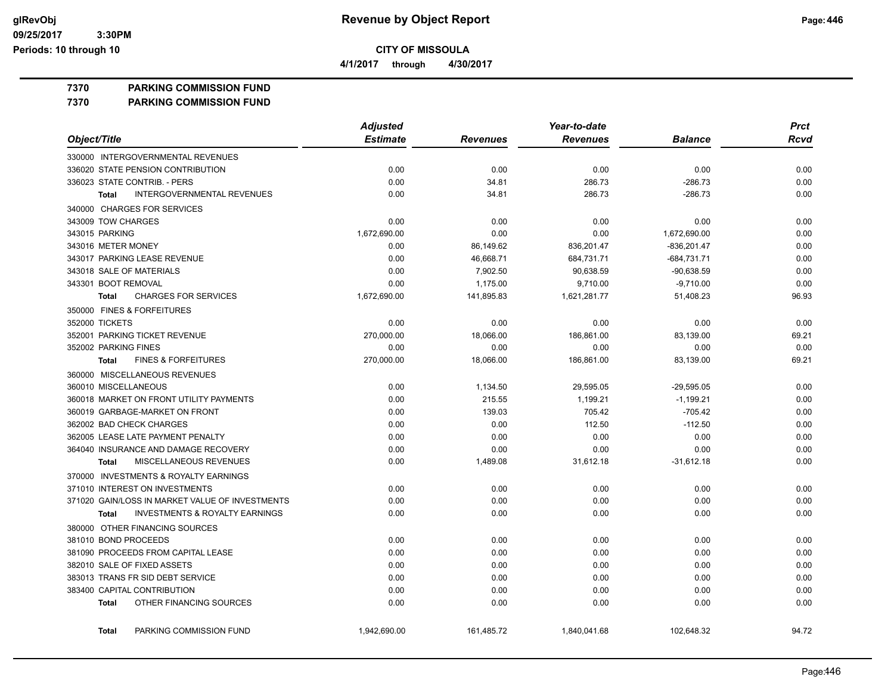glRevObj
09/25/2017 3:30PM
Periods: 10 through 10

# Revenue by Object Report

**CITY OF MISSOULA**

**4/1/2017 through 4/30/2017**

**7370 PARKING COMMISSION FUND**

**7370 PARKING COMMISSION FUND**

| Object/Title | Adjusted Estimate | Revenues | Year-to-date Revenues | Balance | Prct Rcvd |
|---|---|---|---|---|---|
| 330000 INTERGOVERNMENTAL REVENUES | | | | | |
| 336020 STATE PENSION CONTRIBUTION | 0.00 | 0.00 | 0.00 | 0.00 | 0.00 |
| 336023 STATE CONTRIB. - PERS | 0.00 | 34.81 | 286.73 | -286.73 | 0.00 |
| **Total** INTERGOVERNMENTAL REVENUES | 0.00 | 34.81 | 286.73 | -286.73 | 0.00 |
| 340000 CHARGES FOR SERVICES | | | | | |
| 343009 TOW CHARGES | 0.00 | 0.00 | 0.00 | 0.00 | 0.00 |
| 343015 PARKING | 1,672,690.00 | 0.00 | 0.00 | 1,672,690.00 | 0.00 |
| 343016 METER MONEY | 0.00 | 86,149.62 | 836,201.47 | -836,201.47 | 0.00 |
| 343017 PARKING LEASE REVENUE | 0.00 | 46,668.71 | 684,731.71 | -684,731.71 | 0.00 |
| 343018 SALE OF MATERIALS | 0.00 | 7,902.50 | 90,638.59 | -90,638.59 | 0.00 |
| 343301 BOOT REMOVAL | 0.00 | 1,175.00 | 9,710.00 | -9,710.00 | 0.00 |
| **Total** CHARGES FOR SERVICES | 1,672,690.00 | 141,895.83 | 1,621,281.77 | 51,408.23 | 96.93 |
| 350000 FINES & FORFEITURES | | | | | |
| 352000 TICKETS | 0.00 | 0.00 | 0.00 | 0.00 | 0.00 |
| 352001 PARKING TICKET REVENUE | 270,000.00 | 18,066.00 | 186,861.00 | 83,139.00 | 69.21 |
| 352002 PARKING FINES | 0.00 | 0.00 | 0.00 | 0.00 | 0.00 |
| **Total** FINES & FORFEITURES | 270,000.00 | 18,066.00 | 186,861.00 | 83,139.00 | 69.21 |
| 360000 MISCELLANEOUS REVENUES | | | | | |
| 360010 MISCELLANEOUS | 0.00 | 1,134.50 | 29,595.05 | -29,595.05 | 0.00 |
| 360018 MARKET ON FRONT UTILITY PAYMENTS | 0.00 | 215.55 | 1,199.21 | -1,199.21 | 0.00 |
| 360019 GARBAGE-MARKET ON FRONT | 0.00 | 139.03 | 705.42 | -705.42 | 0.00 |
| 362002 BAD CHECK CHARGES | 0.00 | 0.00 | 112.50 | -112.50 | 0.00 |
| 362005 LEASE LATE PAYMENT PENALTY | 0.00 | 0.00 | 0.00 | 0.00 | 0.00 |
| 364040 INSURANCE AND DAMAGE RECOVERY | 0.00 | 0.00 | 0.00 | 0.00 | 0.00 |
| **Total** MISCELLANEOUS REVENUES | 0.00 | 1,489.08 | 31,612.18 | -31,612.18 | 0.00 |
| 370000 INVESTMENTS & ROYALTY EARNINGS | | | | | |
| 371010 INTEREST ON INVESTMENTS | 0.00 | 0.00 | 0.00 | 0.00 | 0.00 |
| 371020 GAIN/LOSS IN MARKET VALUE OF INVESTMENTS | 0.00 | 0.00 | 0.00 | 0.00 | 0.00 |
| **Total** INVESTMENTS & ROYALTY EARNINGS | 0.00 | 0.00 | 0.00 | 0.00 | 0.00 |
| 380000 OTHER FINANCING SOURCES | | | | | |
| 381010 BOND PROCEEDS | 0.00 | 0.00 | 0.00 | 0.00 | 0.00 |
| 381090 PROCEEDS FROM CAPITAL LEASE | 0.00 | 0.00 | 0.00 | 0.00 | 0.00 |
| 382010 SALE OF FIXED ASSETS | 0.00 | 0.00 | 0.00 | 0.00 | 0.00 |
| 383013 TRANS FR SID DEBT SERVICE | 0.00 | 0.00 | 0.00 | 0.00 | 0.00 |
| 383400 CAPITAL CONTRIBUTION | 0.00 | 0.00 | 0.00 | 0.00 | 0.00 |
| **Total** OTHER FINANCING SOURCES | 0.00 | 0.00 | 0.00 | 0.00 | 0.00 |
| **Total** PARKING COMMISSION FUND | 1,942,690.00 | 161,485.72 | 1,840,041.68 | 102,648.32 | 94.72 |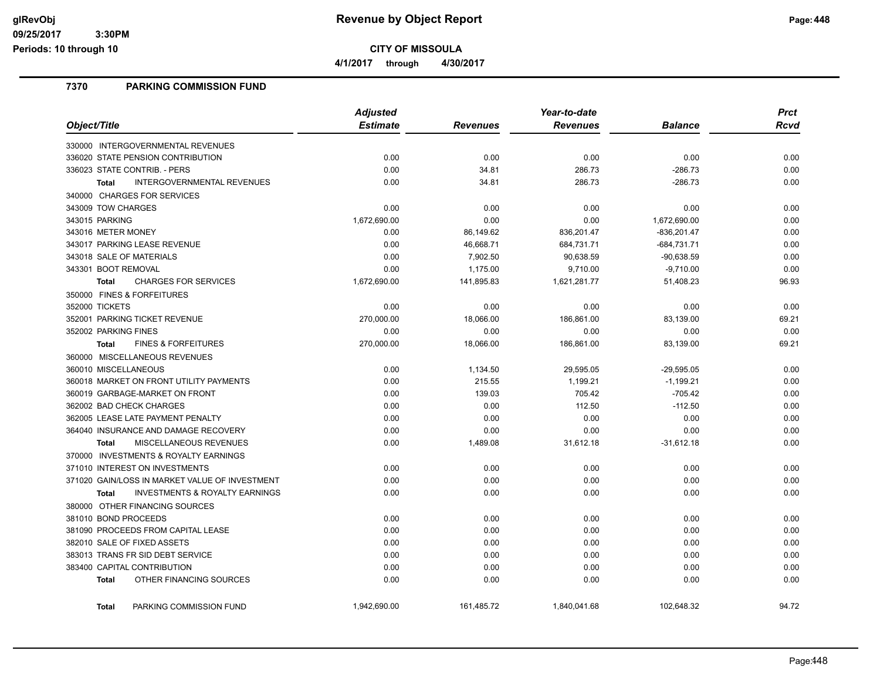**CITY OF MISSOULA**

**4/1/2017 through 4/30/2017**

## 7370 PARKING COMMISSION FUND

| Object/Title | Adjusted Estimate | Revenues | Year-to-date Revenues | Balance | Prct Rcvd |
|---|---|---|---|---|---|
| 330000 INTERGOVERNMENTAL REVENUES | | | | | |
| 336020 STATE PENSION CONTRIBUTION | 0.00 | 0.00 | 0.00 | 0.00 | 0.00 |
| 336023 STATE CONTRIB. - PERS | 0.00 | 34.81 | 286.73 | -286.73 | 0.00 |
| **Total** INTERGOVERNMENTAL REVENUES | 0.00 | 34.81 | 286.73 | -286.73 | 0.00 |
| 340000 CHARGES FOR SERVICES | | | | | |
| 343009 TOW CHARGES | 0.00 | 0.00 | 0.00 | 0.00 | 0.00 |
| 343015 PARKING | 1,672,690.00 | 0.00 | 0.00 | 1,672,690.00 | 0.00 |
| 343016 METER MONEY | 0.00 | 86,149.62 | 836,201.47 | -836,201.47 | 0.00 |
| 343017 PARKING LEASE REVENUE | 0.00 | 46,668.71 | 684,731.71 | -684,731.71 | 0.00 |
| 343018 SALE OF MATERIALS | 0.00 | 7,902.50 | 90,638.59 | -90,638.59 | 0.00 |
| 343301 BOOT REMOVAL | 0.00 | 1,175.00 | 9,710.00 | -9,710.00 | 0.00 |
| **Total** CHARGES FOR SERVICES | 1,672,690.00 | 141,895.83 | 1,621,281.77 | 51,408.23 | 96.93 |
| 350000 FINES & FORFEITURES | | | | | |
| 352000 TICKETS | 0.00 | 0.00 | 0.00 | 0.00 | 0.00 |
| 352001 PARKING TICKET REVENUE | 270,000.00 | 18,066.00 | 186,861.00 | 83,139.00 | 69.21 |
| 352002 PARKING FINES | 0.00 | 0.00 | 0.00 | 0.00 | 0.00 |
| **Total** FINES & FORFEITURES | 270,000.00 | 18,066.00 | 186,861.00 | 83,139.00 | 69.21 |
| 360000 MISCELLANEOUS REVENUES | | | | | |
| 360010 MISCELLANEOUS | 0.00 | 1,134.50 | 29,595.05 | -29,595.05 | 0.00 |
| 360018 MARKET ON FRONT UTILITY PAYMENTS | 0.00 | 215.55 | 1,199.21 | -1,199.21 | 0.00 |
| 360019 GARBAGE-MARKET ON FRONT | 0.00 | 139.03 | 705.42 | -705.42 | 0.00 |
| 362002 BAD CHECK CHARGES | 0.00 | 0.00 | 112.50 | -112.50 | 0.00 |
| 362005 LEASE LATE PAYMENT PENALTY | 0.00 | 0.00 | 0.00 | 0.00 | 0.00 |
| 364040 INSURANCE AND DAMAGE RECOVERY | 0.00 | 0.00 | 0.00 | 0.00 | 0.00 |
| **Total** MISCELLANEOUS REVENUES | 0.00 | 1,489.08 | 31,612.18 | -31,612.18 | 0.00 |
| 370000 INVESTMENTS & ROYALTY EARNINGS | | | | | |
| 371010 INTEREST ON INVESTMENTS | 0.00 | 0.00 | 0.00 | 0.00 | 0.00 |
| 371020 GAIN/LOSS IN MARKET VALUE OF INVESTMENT | 0.00 | 0.00 | 0.00 | 0.00 | 0.00 |
| **Total** INVESTMENTS & ROYALTY EARNINGS | 0.00 | 0.00 | 0.00 | 0.00 | 0.00 |
| 380000 OTHER FINANCING SOURCES | | | | | |
| 381010 BOND PROCEEDS | 0.00 | 0.00 | 0.00 | 0.00 | 0.00 |
| 381090 PROCEEDS FROM CAPITAL LEASE | 0.00 | 0.00 | 0.00 | 0.00 | 0.00 |
| 382010 SALE OF FIXED ASSETS | 0.00 | 0.00 | 0.00 | 0.00 | 0.00 |
| 383013 TRANS FR SID DEBT SERVICE | 0.00 | 0.00 | 0.00 | 0.00 | 0.00 |
| 383400 CAPITAL CONTRIBUTION | 0.00 | 0.00 | 0.00 | 0.00 | 0.00 |
| **Total** OTHER FINANCING SOURCES | 0.00 | 0.00 | 0.00 | 0.00 | 0.00 |
| **Total** PARKING COMMISSION FUND | 1,942,690.00 | 161,485.72 | 1,840,041.68 | 102,648.32 | 94.72 |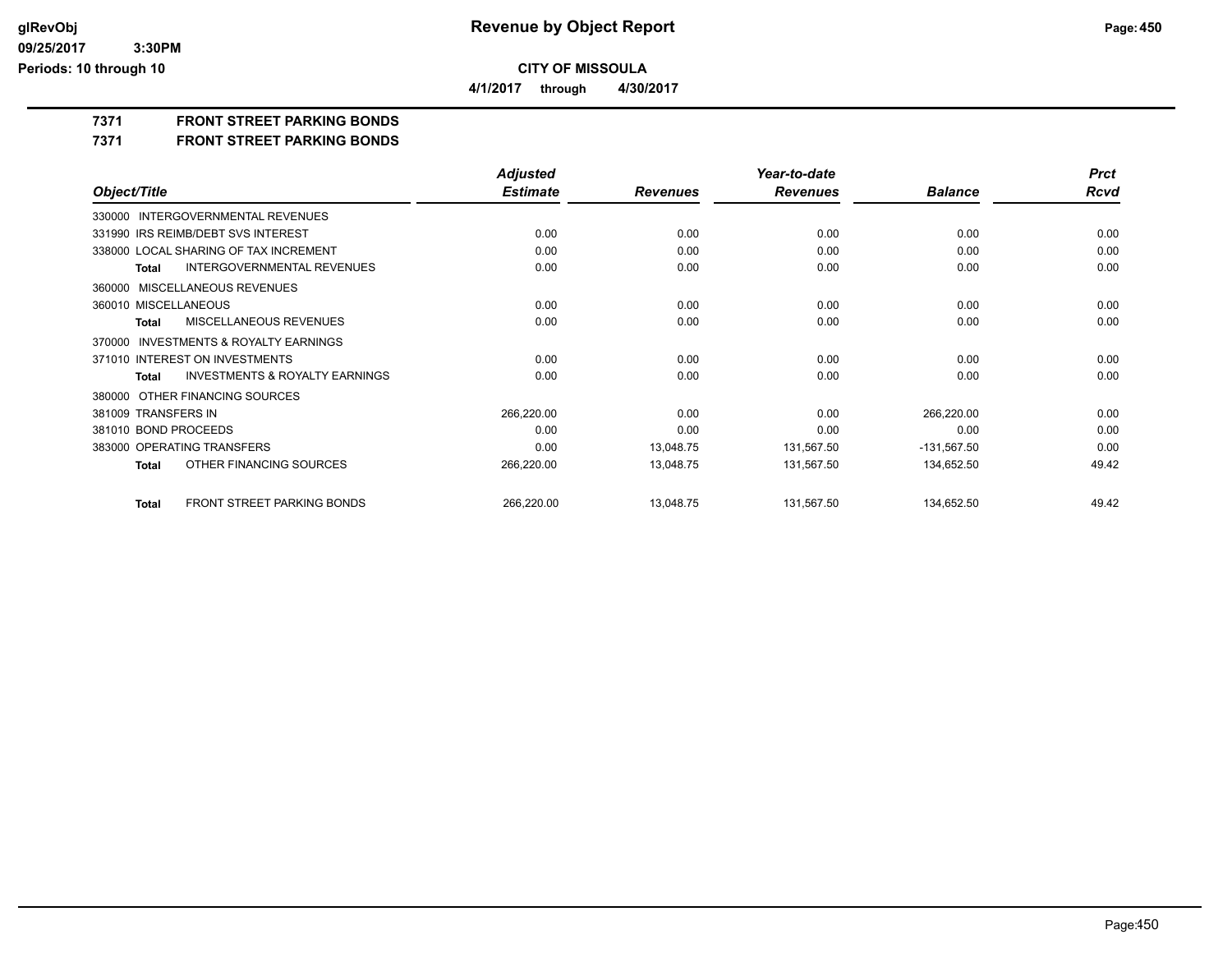**CITY OF MISSOULA**

**4/1/2017 through 4/30/2017**

## 7371 FRONT STREET PARKING BONDS

## 7371 FRONT STREET PARKING BONDS

| Object/Title | Adjusted Estimate | Revenues | Year-to-date Revenues | Balance | Prct Rcvd |
|---|---|---|---|---|---|
| 330000 INTERGOVERNMENTAL REVENUES | | | | | |
| 331990 IRS REIMB/DEBT SVS INTEREST | 0.00 | 0.00 | 0.00 | 0.00 | 0.00 |
| 338000 LOCAL SHARING OF TAX INCREMENT | 0.00 | 0.00 | 0.00 | 0.00 | 0.00 |
| **Total** INTERGOVERNMENTAL REVENUES | 0.00 | 0.00 | 0.00 | 0.00 | 0.00 |
| 360000 MISCELLANEOUS REVENUES | | | | | |
| 360010 MISCELLANEOUS | 0.00 | 0.00 | 0.00 | 0.00 | 0.00 |
| **Total** MISCELLANEOUS REVENUES | 0.00 | 0.00 | 0.00 | 0.00 | 0.00 |
| 370000 INVESTMENTS & ROYALTY EARNINGS | | | | | |
| 371010 INTEREST ON INVESTMENTS | 0.00 | 0.00 | 0.00 | 0.00 | 0.00 |
| **Total** INVESTMENTS & ROYALTY EARNINGS | 0.00 | 0.00 | 0.00 | 0.00 | 0.00 |
| 380000 OTHER FINANCING SOURCES | | | | | |
| 381009 TRANSFERS IN | 266,220.00 | 0.00 | 0.00 | 266,220.00 | 0.00 |
| 381010 BOND PROCEEDS | 0.00 | 0.00 | 0.00 | 0.00 | 0.00 |
| 383000 OPERATING TRANSFERS | 0.00 | 13,048.75 | 131,567.50 | -131,567.50 | 0.00 |
| **Total** OTHER FINANCING SOURCES | 266,220.00 | 13,048.75 | 131,567.50 | 134,652.50 | 49.42 |
| **Total** FRONT STREET PARKING BONDS | 266,220.00 | 13,048.75 | 131,567.50 | 134,652.50 | 49.42 |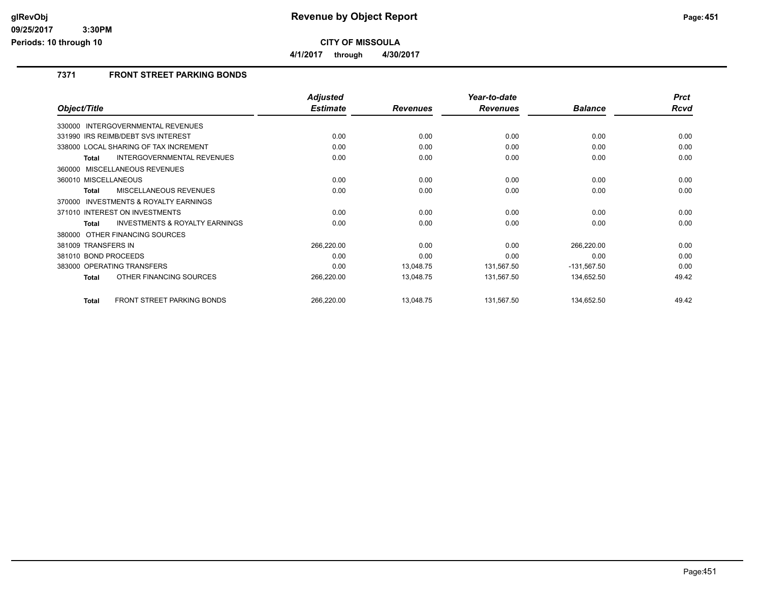**CITY OF MISSOULA**

**4/1/2017 through 4/30/2017**

### 7371 FRONT STREET PARKING BONDS

| Object/Title | Adjusted Estimate | Revenues | Year-to-date Revenues | Balance | Prct Rcvd |
|---|---|---|---|---|---|
| 330000 INTERGOVERNMENTAL REVENUES | | | | | |
| 331990 IRS REIMB/DEBT SVS INTEREST | 0.00 | 0.00 | 0.00 | 0.00 | 0.00 |
| 338000 LOCAL SHARING OF TAX INCREMENT | 0.00 | 0.00 | 0.00 | 0.00 | 0.00 |
| **Total** INTERGOVERNMENTAL REVENUES | 0.00 | 0.00 | 0.00 | 0.00 | 0.00 |
| 360000 MISCELLANEOUS REVENUES | | | | | |
| 360010 MISCELLANEOUS | 0.00 | 0.00 | 0.00 | 0.00 | 0.00 |
| **Total** MISCELLANEOUS REVENUES | 0.00 | 0.00 | 0.00 | 0.00 | 0.00 |
| 370000 INVESTMENTS & ROYALTY EARNINGS | | | | | |
| 371010 INTEREST ON INVESTMENTS | 0.00 | 0.00 | 0.00 | 0.00 | 0.00 |
| **Total** INVESTMENTS & ROYALTY EARNINGS | 0.00 | 0.00 | 0.00 | 0.00 | 0.00 |
| 380000 OTHER FINANCING SOURCES | | | | | |
| 381009 TRANSFERS IN | 266,220.00 | 0.00 | 0.00 | 266,220.00 | 0.00 |
| 381010 BOND PROCEEDS | 0.00 | 0.00 | 0.00 | 0.00 | 0.00 |
| 383000 OPERATING TRANSFERS | 0.00 | 13,048.75 | 131,567.50 | -131,567.50 | 0.00 |
| **Total** OTHER FINANCING SOURCES | 266,220.00 | 13,048.75 | 131,567.50 | 134,652.50 | 49.42 |
| **Total** FRONT STREET PARKING BONDS | 266,220.00 | 13,048.75 | 131,567.50 | 134,652.50 | 49.42 |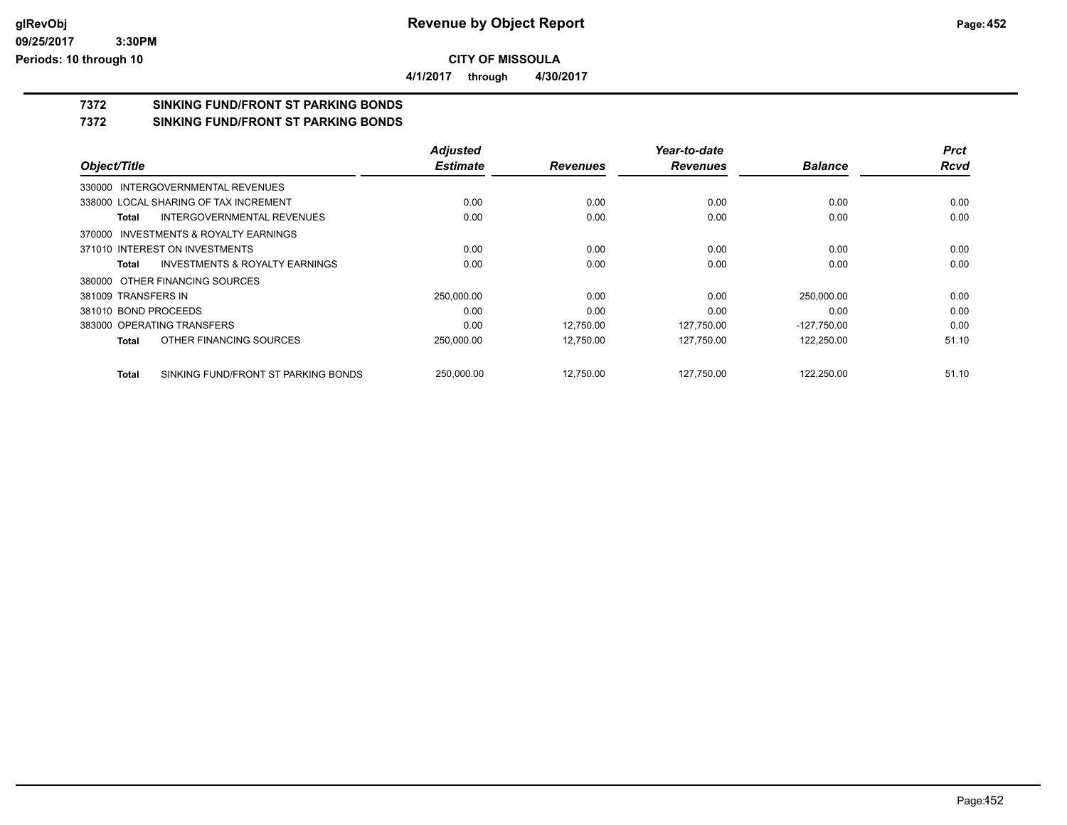**CITY OF MISSOULA**

**4/1/2017 through 4/30/2017**

## 7372 SINKING FUND/FRONT ST PARKING BONDS

## 7372 SINKING FUND/FRONT ST PARKING BONDS

| Object/Title | Adjusted Estimate | Revenues | Year-to-date Revenues | Balance | Prct Rcvd |
|---|---|---|---|---|---|
| 330000 INTERGOVERNMENTAL REVENUES | | | | | |
| 338000 LOCAL SHARING OF TAX INCREMENT | 0.00 | 0.00 | 0.00 | 0.00 | 0.00 |
| **Total** INTERGOVERNMENTAL REVENUES | 0.00 | 0.00 | 0.00 | 0.00 | 0.00 |
| 370000 INVESTMENTS & ROYALTY EARNINGS | | | | | |
| 371010 INTEREST ON INVESTMENTS | 0.00 | 0.00 | 0.00 | 0.00 | 0.00 |
| **Total** INVESTMENTS & ROYALTY EARNINGS | 0.00 | 0.00 | 0.00 | 0.00 | 0.00 |
| 380000 OTHER FINANCING SOURCES | | | | | |
| 381009 TRANSFERS IN | 250,000.00 | 0.00 | 0.00 | 250,000.00 | 0.00 |
| 381010 BOND PROCEEDS | 0.00 | 0.00 | 0.00 | 0.00 | 0.00 |
| 383000 OPERATING TRANSFERS | 0.00 | 12,750.00 | 127,750.00 | -127,750.00 | 0.00 |
| **Total** OTHER FINANCING SOURCES | 250,000.00 | 12,750.00 | 127,750.00 | 122,250.00 | 51.10 |
| **Total** SINKING FUND/FRONT ST PARKING BONDS | 250,000.00 | 12,750.00 | 127,750.00 | 122,250.00 | 51.10 |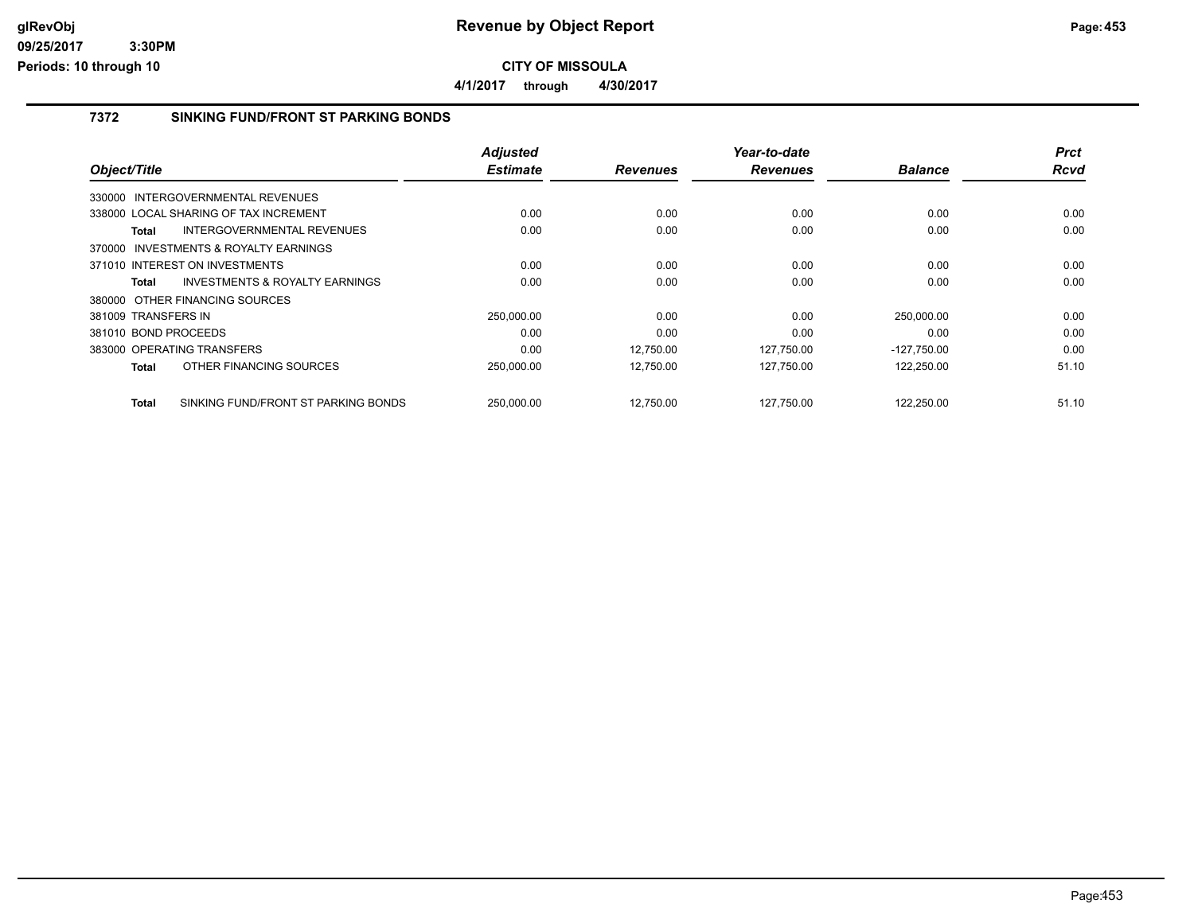**CITY OF MISSOULA**

**4/1/2017 through 4/30/2017**

## 7372 SINKING FUND/FRONT ST PARKING BONDS

| Object/Title | | Adjusted Estimate | Revenues | Year-to-date Revenues | Balance | Prct Rcvd |
|---|---|---|---|---|---|---|
| 330000 INTERGOVERNMENTAL REVENUES | | | | | | |
| 338000 LOCAL SHARING OF TAX INCREMENT | | 0.00 | 0.00 | 0.00 | 0.00 | 0.00 |
| **Total** | INTERGOVERNMENTAL REVENUES | 0.00 | 0.00 | 0.00 | 0.00 | 0.00 |
| 370000 INVESTMENTS & ROYALTY EARNINGS | | | | | | |
| 371010 INTEREST ON INVESTMENTS | | 0.00 | 0.00 | 0.00 | 0.00 | 0.00 |
| **Total** | INVESTMENTS & ROYALTY EARNINGS | 0.00 | 0.00 | 0.00 | 0.00 | 0.00 |
| 380000 OTHER FINANCING SOURCES | | | | | | |
| 381009 TRANSFERS IN | | 250,000.00 | 0.00 | 0.00 | 250,000.00 | 0.00 |
| 381010 BOND PROCEEDS | | 0.00 | 0.00 | 0.00 | 0.00 | 0.00 |
| 383000 OPERATING TRANSFERS | | 0.00 | 12,750.00 | 127,750.00 | -127,750.00 | 0.00 |
| **Total** | OTHER FINANCING SOURCES | 250,000.00 | 12,750.00 | 127,750.00 | 122,250.00 | 51.10 |
| **Total** | SINKING FUND/FRONT ST PARKING BONDS | 250,000.00 | 12,750.00 | 127,750.00 | 122,250.00 | 51.10 |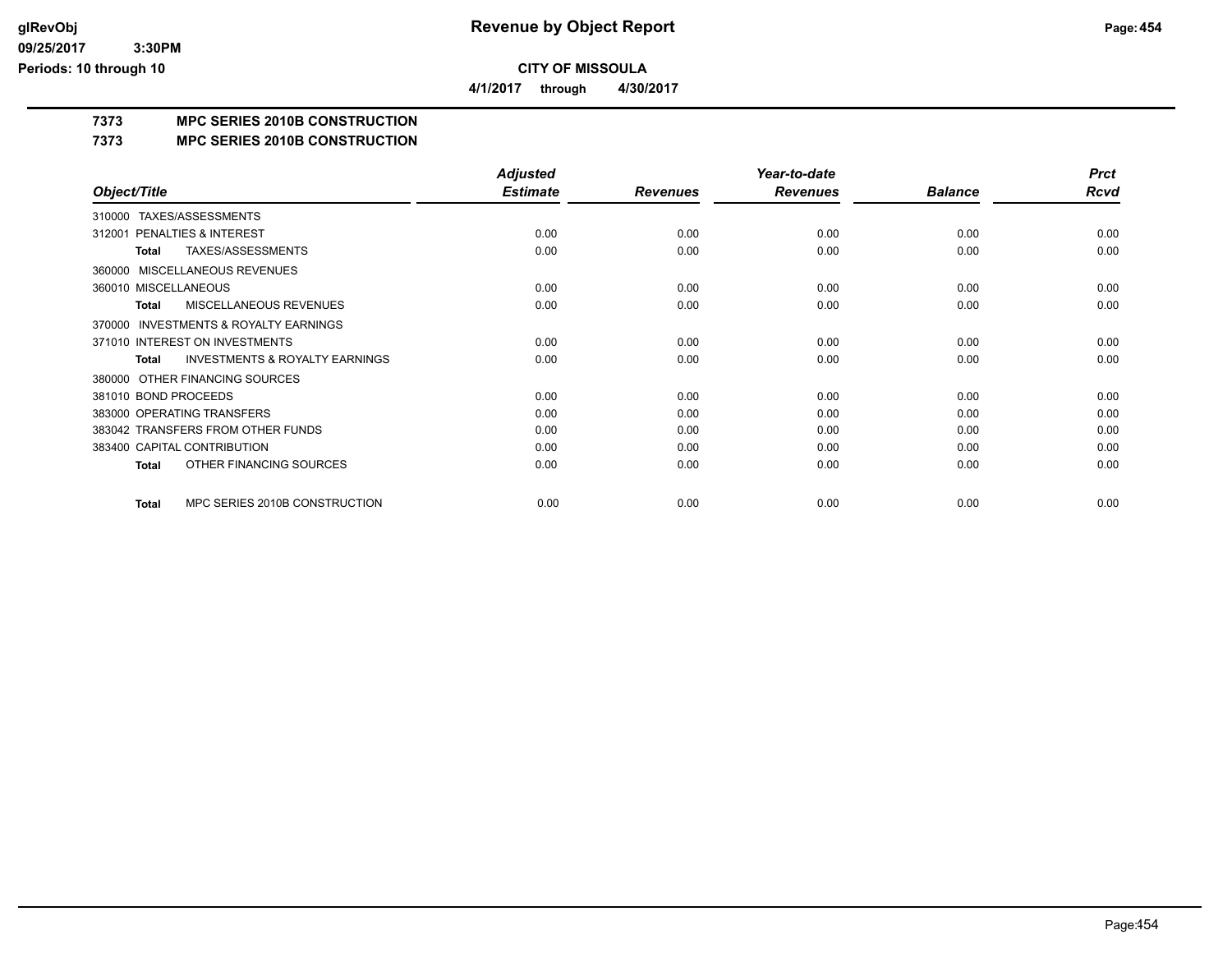# Revenue by Object Report

**CITY OF MISSOULA**

**4/1/2017 through 4/30/2017**

glRevObj
09/25/2017 3:30PM
Periods: 10 through 10

## 7373 MPC SERIES 2010B CONSTRUCTION

### 7373 MPC SERIES 2010B CONSTRUCTION

| Object/Title | Adjusted Estimate | Revenues | Year-to-date Revenues | Balance | Prct Rcvd |
|---|---|---|---|---|---|
| 310000 TAXES/ASSESSMENTS | | | | | |
| 312001 PENALTIES & INTEREST | 0.00 | 0.00 | 0.00 | 0.00 | 0.00 |
| **Total** TAXES/ASSESSMENTS | 0.00 | 0.00 | 0.00 | 0.00 | 0.00 |
| 360000 MISCELLANEOUS REVENUES | | | | | |
| 360010 MISCELLANEOUS | 0.00 | 0.00 | 0.00 | 0.00 | 0.00 |
| **Total** MISCELLANEOUS REVENUES | 0.00 | 0.00 | 0.00 | 0.00 | 0.00 |
| 370000 INVESTMENTS & ROYALTY EARNINGS | | | | | |
| 371010 INTEREST ON INVESTMENTS | 0.00 | 0.00 | 0.00 | 0.00 | 0.00 |
| **Total** INVESTMENTS & ROYALTY EARNINGS | 0.00 | 0.00 | 0.00 | 0.00 | 0.00 |
| 380000 OTHER FINANCING SOURCES | | | | | |
| 381010 BOND PROCEEDS | 0.00 | 0.00 | 0.00 | 0.00 | 0.00 |
| 383000 OPERATING TRANSFERS | 0.00 | 0.00 | 0.00 | 0.00 | 0.00 |
| 383042 TRANSFERS FROM OTHER FUNDS | 0.00 | 0.00 | 0.00 | 0.00 | 0.00 |
| 383400 CAPITAL CONTRIBUTION | 0.00 | 0.00 | 0.00 | 0.00 | 0.00 |
| **Total** OTHER FINANCING SOURCES | 0.00 | 0.00 | 0.00 | 0.00 | 0.00 |
| **Total** MPC SERIES 2010B CONSTRUCTION | 0.00 | 0.00 | 0.00 | 0.00 | 0.00 |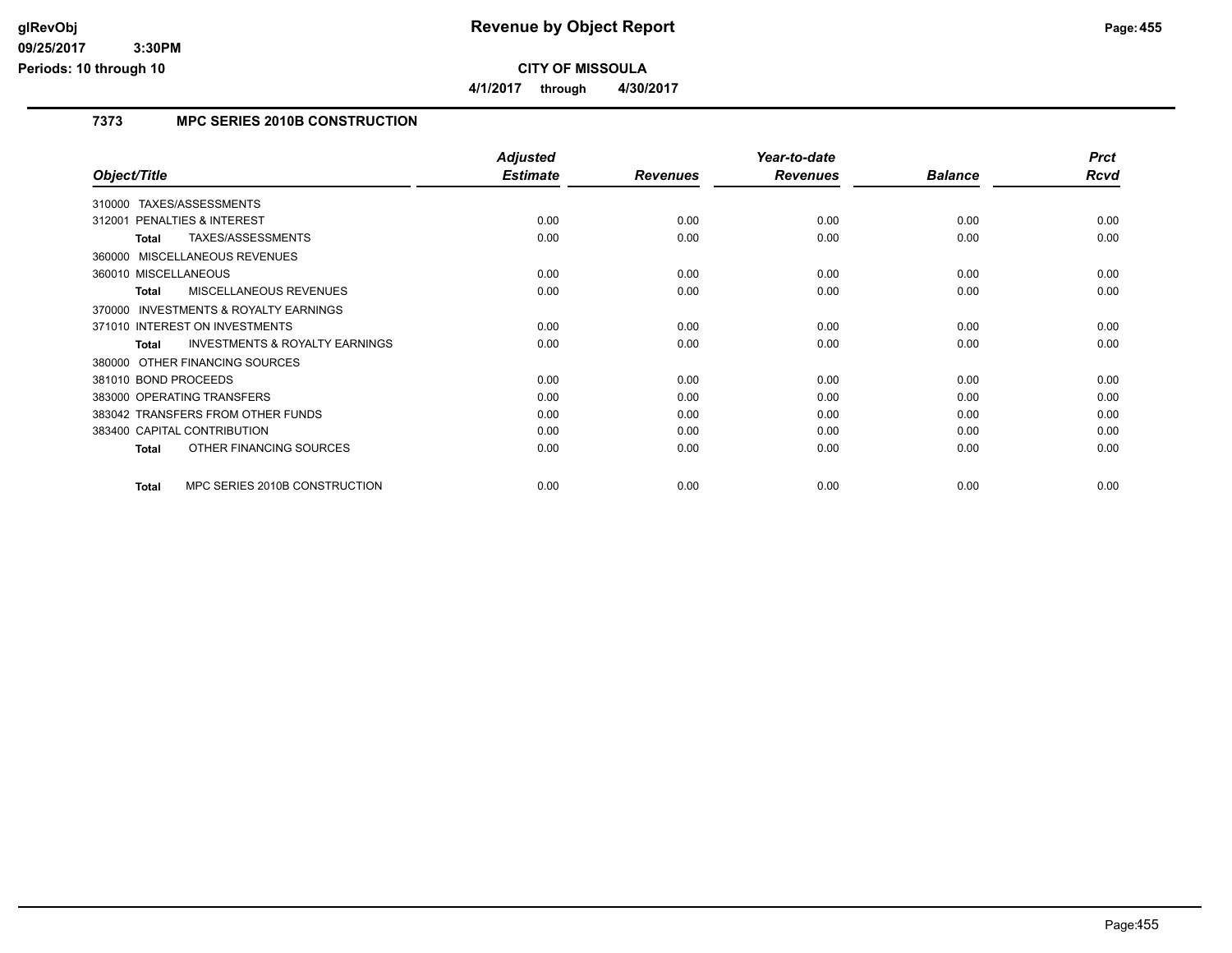**Revenue by Object Report**

**CITY OF MISSOULA**

**4/1/2017 through 4/30/2017**

glRevObj
09/25/2017 3:30PM
Periods: 10 through 10

### 7373 MPC SERIES 2010B CONSTRUCTION

| Object/Title | Adjusted Estimate | Revenues | Year-to-date Revenues | Balance | Prct Rcvd |
|---|---|---|---|---|---|
| 310000 TAXES/ASSESSMENTS | | | | | |
| 312001 PENALTIES & INTEREST | 0.00 | 0.00 | 0.00 | 0.00 | 0.00 |
| **Total** TAXES/ASSESSMENTS | 0.00 | 0.00 | 0.00 | 0.00 | 0.00 |
| 360000 MISCELLANEOUS REVENUES | | | | | |
| 360010 MISCELLANEOUS | 0.00 | 0.00 | 0.00 | 0.00 | 0.00 |
| **Total** MISCELLANEOUS REVENUES | 0.00 | 0.00 | 0.00 | 0.00 | 0.00 |
| 370000 INVESTMENTS & ROYALTY EARNINGS | | | | | |
| 371010 INTEREST ON INVESTMENTS | 0.00 | 0.00 | 0.00 | 0.00 | 0.00 |
| **Total** INVESTMENTS & ROYALTY EARNINGS | 0.00 | 0.00 | 0.00 | 0.00 | 0.00 |
| 380000 OTHER FINANCING SOURCES | | | | | |
| 381010 BOND PROCEEDS | 0.00 | 0.00 | 0.00 | 0.00 | 0.00 |
| 383000 OPERATING TRANSFERS | 0.00 | 0.00 | 0.00 | 0.00 | 0.00 |
| 383042 TRANSFERS FROM OTHER FUNDS | 0.00 | 0.00 | 0.00 | 0.00 | 0.00 |
| 383400 CAPITAL CONTRIBUTION | 0.00 | 0.00 | 0.00 | 0.00 | 0.00 |
| **Total** OTHER FINANCING SOURCES | 0.00 | 0.00 | 0.00 | 0.00 | 0.00 |
| **Total** MPC SERIES 2010B CONSTRUCTION | 0.00 | 0.00 | 0.00 | 0.00 | 0.00 |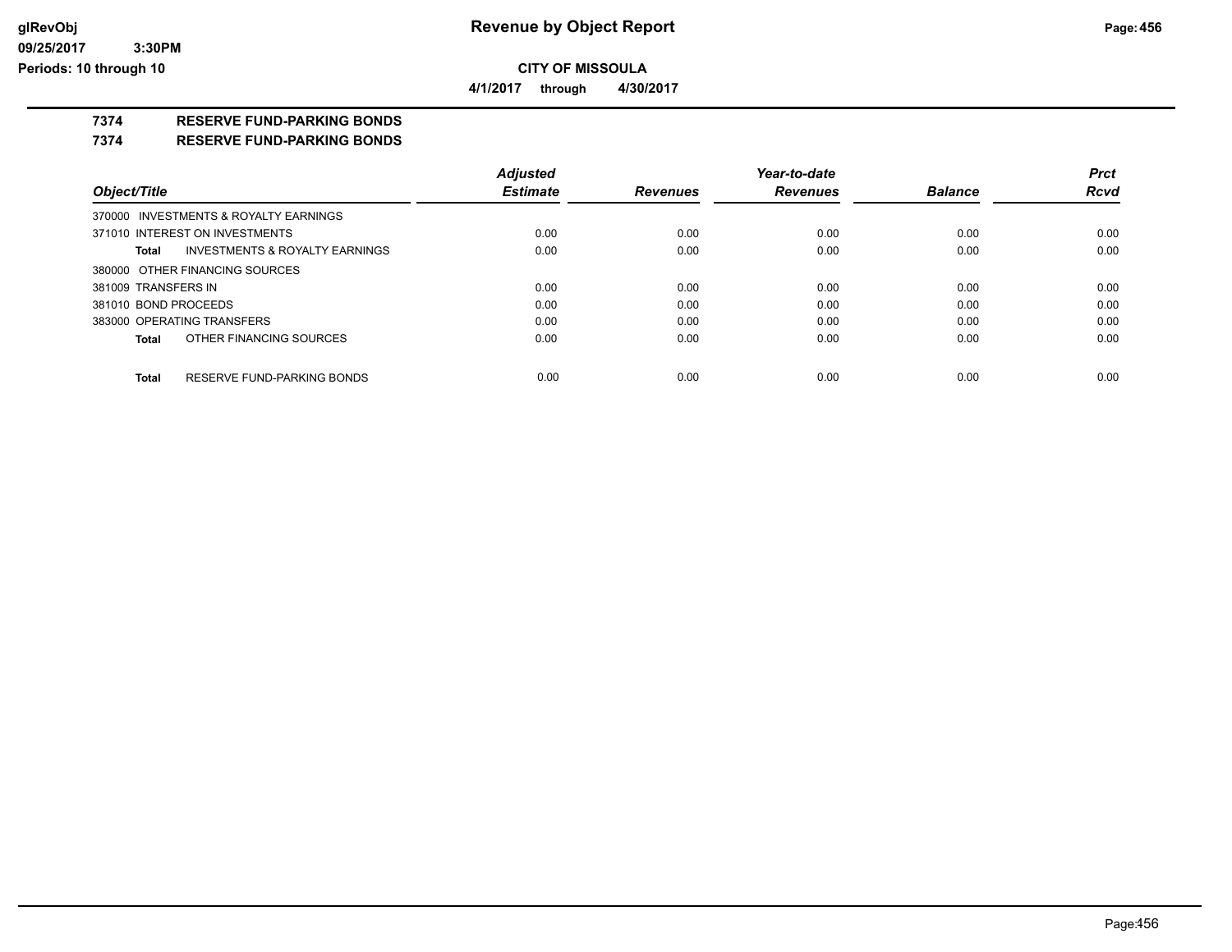**CITY OF MISSOULA**

**4/1/2017 through 4/30/2017**

**7374 RESERVE FUND-PARKING BONDS**

**7374 RESERVE FUND-PARKING BONDS**

| Object/Title | Adjusted Estimate | Revenues | Year-to-date Revenues | Balance | Prct Rcvd |
|---|---|---|---|---|---|
| 370000 INVESTMENTS & ROYALTY EARNINGS | | | | | |
| 371010 INTEREST ON INVESTMENTS | 0.00 | 0.00 | 0.00 | 0.00 | 0.00 |
| **Total** INVESTMENTS & ROYALTY EARNINGS | 0.00 | 0.00 | 0.00 | 0.00 | 0.00 |
| 380000 OTHER FINANCING SOURCES | | | | | |
| 381009 TRANSFERS IN | 0.00 | 0.00 | 0.00 | 0.00 | 0.00 |
| 381010 BOND PROCEEDS | 0.00 | 0.00 | 0.00 | 0.00 | 0.00 |
| 383000 OPERATING TRANSFERS | 0.00 | 0.00 | 0.00 | 0.00 | 0.00 |
| **Total** OTHER FINANCING SOURCES | 0.00 | 0.00 | 0.00 | 0.00 | 0.00 |
| **Total** RESERVE FUND-PARKING BONDS | 0.00 | 0.00 | 0.00 | 0.00 | 0.00 |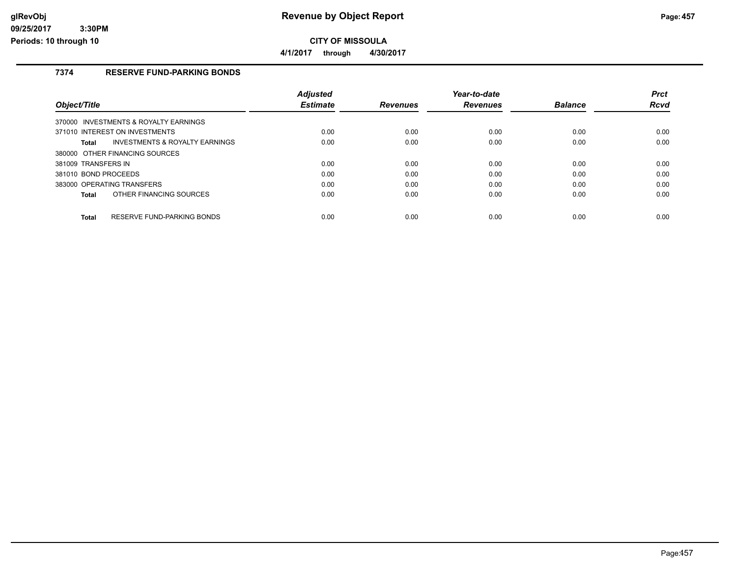# Revenue by Object Report

**CITY OF MISSOULA**

**4/1/2017 through 4/30/2017**

glRevObj
09/25/2017 3:30PM
Periods: 10 through 10

## 7374 RESERVE FUND-PARKING BONDS

| Object/Title | Adjusted Estimate | Revenues | Year-to-date Revenues | Balance | Prct Rcvd |
|---|---|---|---|---|---|
| 370000 INVESTMENTS & ROYALTY EARNINGS | | | | | |
| 371010 INTEREST ON INVESTMENTS | 0.00 | 0.00 | 0.00 | 0.00 | 0.00 |
| **Total** INVESTMENTS & ROYALTY EARNINGS | 0.00 | 0.00 | 0.00 | 0.00 | 0.00 |
| 380000 OTHER FINANCING SOURCES | | | | | |
| 381009 TRANSFERS IN | 0.00 | 0.00 | 0.00 | 0.00 | 0.00 |
| 381010 BOND PROCEEDS | 0.00 | 0.00 | 0.00 | 0.00 | 0.00 |
| 383000 OPERATING TRANSFERS | 0.00 | 0.00 | 0.00 | 0.00 | 0.00 |
| **Total** OTHER FINANCING SOURCES | 0.00 | 0.00 | 0.00 | 0.00 | 0.00 |
| **Total** RESERVE FUND-PARKING BONDS | 0.00 | 0.00 | 0.00 | 0.00 | 0.00 |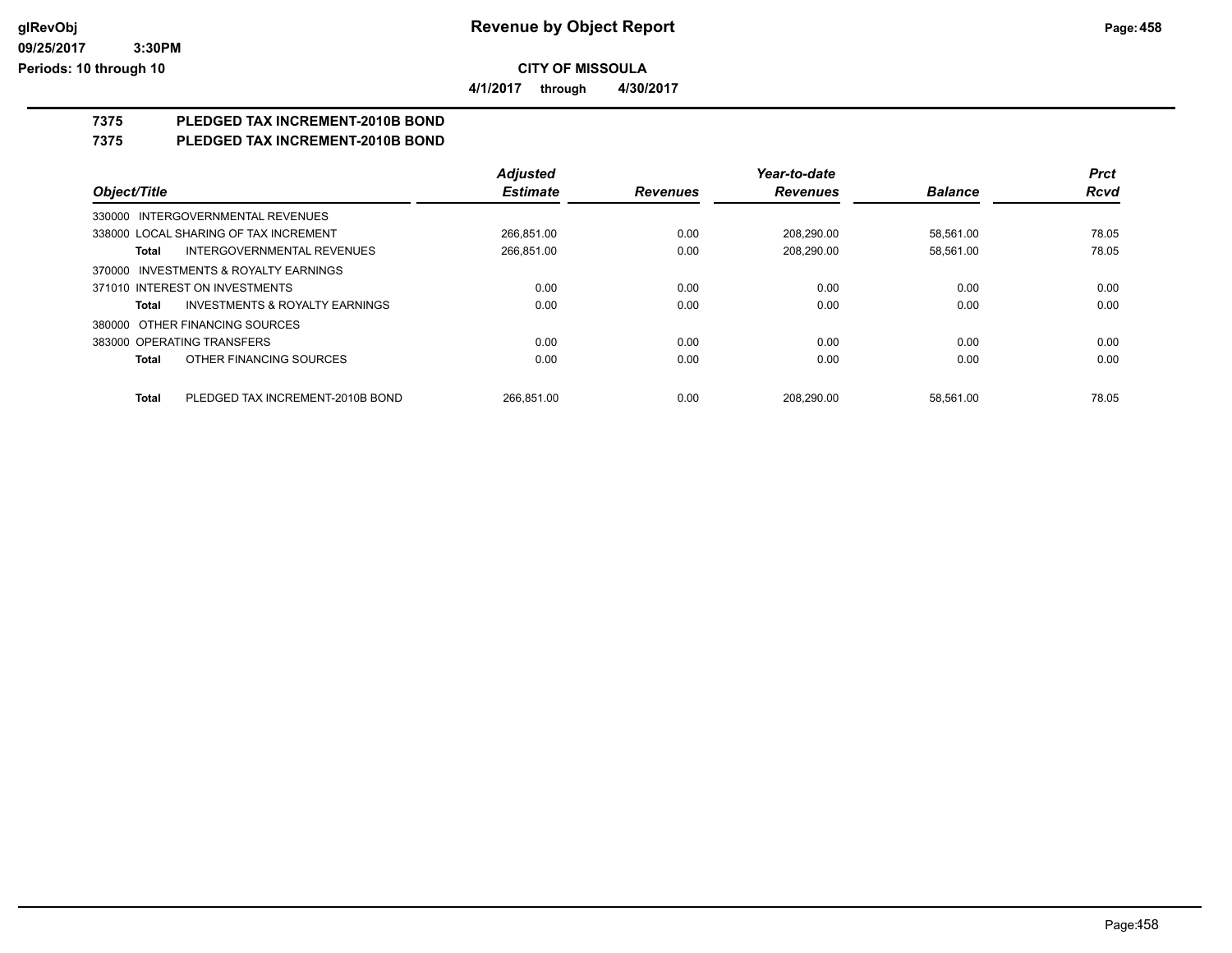# Revenue by Object Report

**CITY OF MISSOULA**

**4/1/2017 through 4/30/2017**

**7375 PLEDGED TAX INCREMENT-2010B BOND**

**7375 PLEDGED TAX INCREMENT-2010B BOND**

| Object/Title | Adjusted Estimate | Revenues | Year-to-date Revenues | Balance | Prct Rcvd |
|---|---|---|---|---|---|
| 330000 INTERGOVERNMENTAL REVENUES | | | | | |
| 338000 LOCAL SHARING OF TAX INCREMENT | 266,851.00 | 0.00 | 208,290.00 | 58,561.00 | 78.05 |
| **Total** INTERGOVERNMENTAL REVENUES | 266,851.00 | 0.00 | 208,290.00 | 58,561.00 | 78.05 |
| 370000 INVESTMENTS & ROYALTY EARNINGS | | | | | |
| 371010 INTEREST ON INVESTMENTS | 0.00 | 0.00 | 0.00 | 0.00 | 0.00 |
| **Total** INVESTMENTS & ROYALTY EARNINGS | 0.00 | 0.00 | 0.00 | 0.00 | 0.00 |
| 380000 OTHER FINANCING SOURCES | | | | | |
| 383000 OPERATING TRANSFERS | 0.00 | 0.00 | 0.00 | 0.00 | 0.00 |
| **Total** OTHER FINANCING SOURCES | 0.00 | 0.00 | 0.00 | 0.00 | 0.00 |
| **Total** PLEDGED TAX INCREMENT-2010B BOND | 266,851.00 | 0.00 | 208,290.00 | 58,561.00 | 78.05 |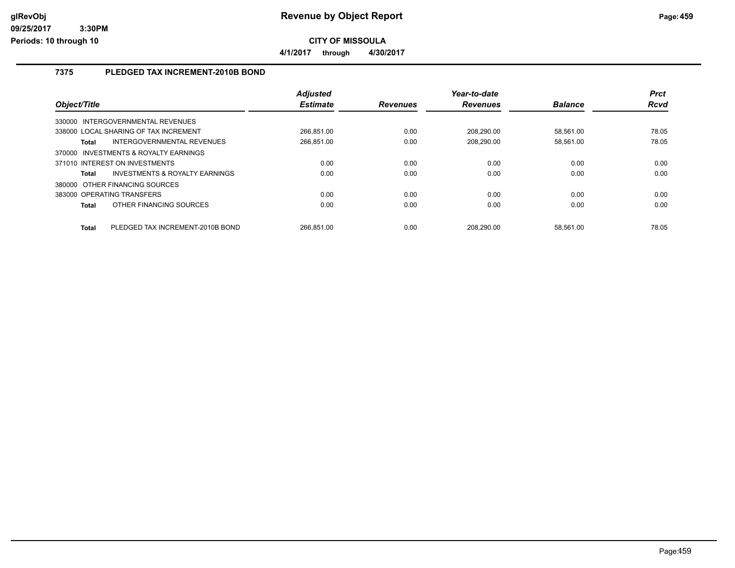**Revenue by Object Report**

**CITY OF MISSOULA**

**4/1/2017 through 4/30/2017**

glRevObj
09/25/2017 3:30PM
Periods: 10 through 10

## 7375 PLEDGED TAX INCREMENT-2010B BOND

| Object/Title | Adjusted Estimate | Revenues | Year-to-date Revenues | Balance | Prct Rcvd |
|---|---|---|---|---|---|
| 330000 INTERGOVERNMENTAL REVENUES | | | | | |
| 338000 LOCAL SHARING OF TAX INCREMENT | 266,851.00 | 0.00 | 208,290.00 | 58,561.00 | 78.05 |
| **Total** INTERGOVERNMENTAL REVENUES | 266,851.00 | 0.00 | 208,290.00 | 58,561.00 | 78.05 |
| 370000 INVESTMENTS & ROYALTY EARNINGS | | | | | |
| 371010 INTEREST ON INVESTMENTS | 0.00 | 0.00 | 0.00 | 0.00 | 0.00 |
| **Total** INVESTMENTS & ROYALTY EARNINGS | 0.00 | 0.00 | 0.00 | 0.00 | 0.00 |
| 380000 OTHER FINANCING SOURCES | | | | | |
| 383000 OPERATING TRANSFERS | 0.00 | 0.00 | 0.00 | 0.00 | 0.00 |
| **Total** OTHER FINANCING SOURCES | 0.00 | 0.00 | 0.00 | 0.00 | 0.00 |
| **Total** PLEDGED TAX INCREMENT-2010B BOND | 266,851.00 | 0.00 | 208,290.00 | 58,561.00 | 78.05 |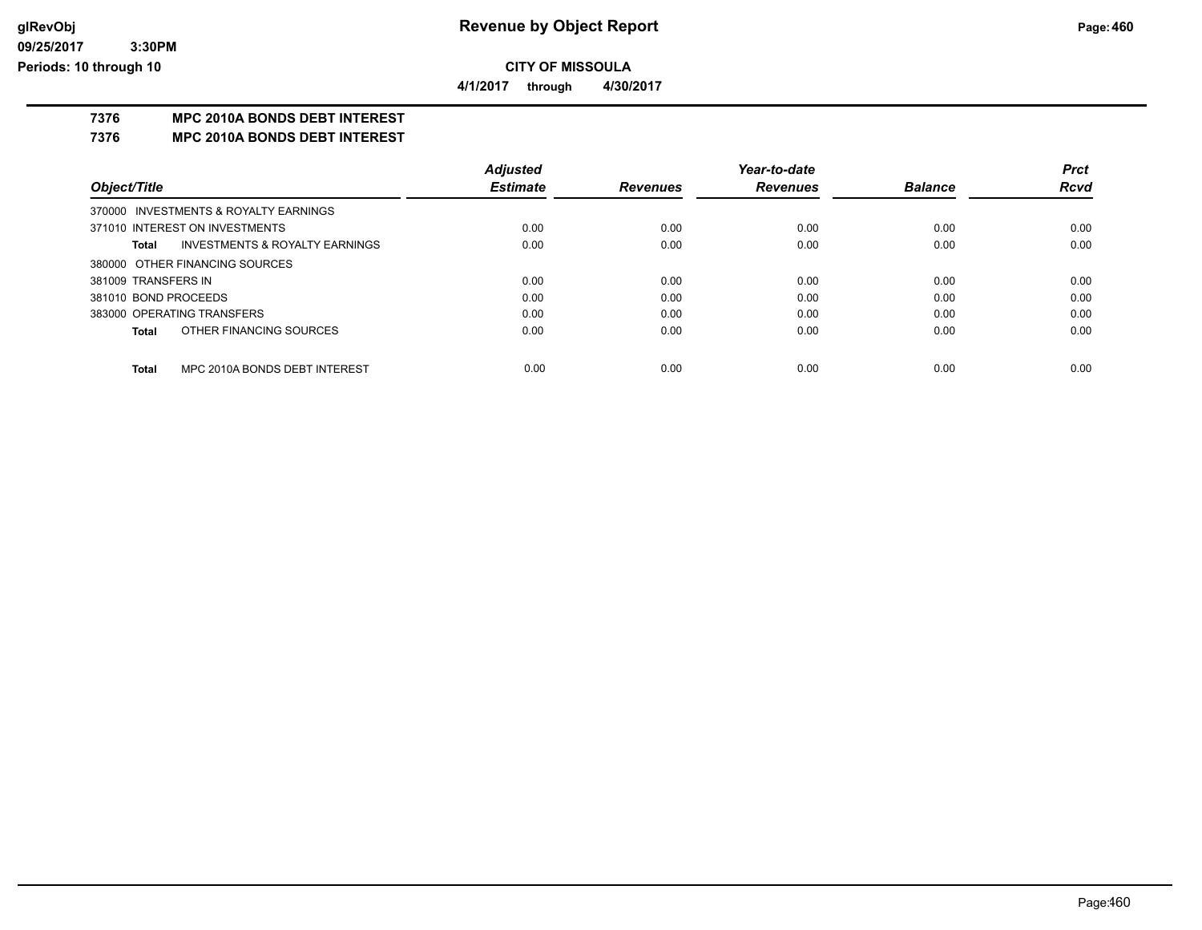# Revenue by Object Report

**CITY OF MISSOULA**

**4/1/2017 through 4/30/2017**

**7376 MPC 2010A BONDS DEBT INTEREST**

**7376 MPC 2010A BONDS DEBT INTEREST**

| Object/Title | | Adjusted Estimate | Revenues | Year-to-date Revenues | Balance | Prct Rcvd |
|---|---|---|---|---|---|---|
| 370000 INVESTMENTS & ROYALTY EARNINGS | | | | | | |
| 371010 INTEREST ON INVESTMENTS | | 0.00 | 0.00 | 0.00 | 0.00 | 0.00 |
| Total | INVESTMENTS & ROYALTY EARNINGS | 0.00 | 0.00 | 0.00 | 0.00 | 0.00 |
| 380000 OTHER FINANCING SOURCES | | | | | | |
| 381009 TRANSFERS IN | | 0.00 | 0.00 | 0.00 | 0.00 | 0.00 |
| 381010 BOND PROCEEDS | | 0.00 | 0.00 | 0.00 | 0.00 | 0.00 |
| 383000 OPERATING TRANSFERS | | 0.00 | 0.00 | 0.00 | 0.00 | 0.00 |
| Total | OTHER FINANCING SOURCES | 0.00 | 0.00 | 0.00 | 0.00 | 0.00 |
| Total | MPC 2010A BONDS DEBT INTEREST | 0.00 | 0.00 | 0.00 | 0.00 | 0.00 |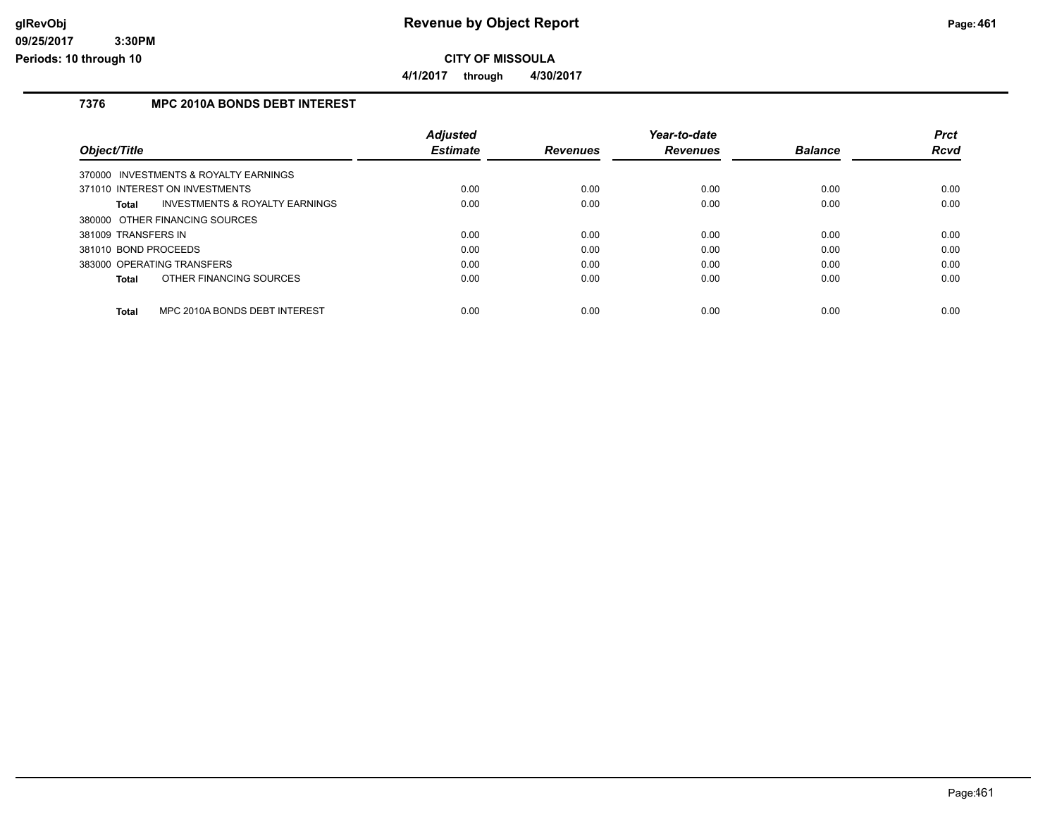**CITY OF MISSOULA**

**4/1/2017 through 4/30/2017**

### 7376 MPC 2010A BONDS DEBT INTEREST

| Object/Title | | Adjusted Estimate | Revenues | Year-to-date Revenues | Balance | Prct Rcvd |
|---|---|---|---|---|---|---|
| 370000 INVESTMENTS & ROYALTY EARNINGS | | | | | | |
| 371010 INTEREST ON INVESTMENTS | | 0.00 | 0.00 | 0.00 | 0.00 | 0.00 |
| **Total** | INVESTMENTS & ROYALTY EARNINGS | 0.00 | 0.00 | 0.00 | 0.00 | 0.00 |
| 380000 OTHER FINANCING SOURCES | | | | | | |
| 381009 TRANSFERS IN | | 0.00 | 0.00 | 0.00 | 0.00 | 0.00 |
| 381010 BOND PROCEEDS | | 0.00 | 0.00 | 0.00 | 0.00 | 0.00 |
| 383000 OPERATING TRANSFERS | | 0.00 | 0.00 | 0.00 | 0.00 | 0.00 |
| **Total** | OTHER FINANCING SOURCES | 0.00 | 0.00 | 0.00 | 0.00 | 0.00 |
| **Total** | MPC 2010A BONDS DEBT INTEREST | 0.00 | 0.00 | 0.00 | 0.00 | 0.00 |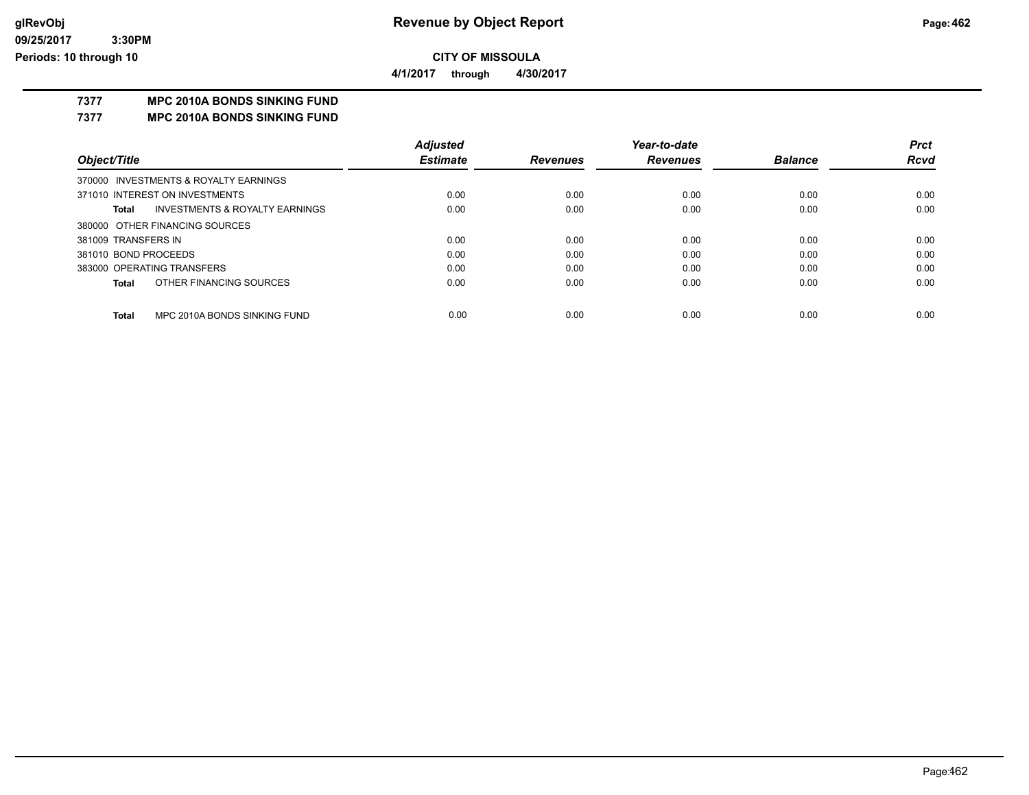# Revenue by Object Report

## CITY OF MISSOULA

4/1/2017 through 4/30/2017

**7377 MPC 2010A BONDS SINKING FUND**

**7377 MPC 2010A BONDS SINKING FUND**

| Object/Title | Adjusted Estimate | Revenues | Year-to-date Revenues | Balance | Prct Rcvd |
|---|---|---|---|---|---|
| 370000 INVESTMENTS & ROYALTY EARNINGS | | | | | |
| 371010 INTEREST ON INVESTMENTS | 0.00 | 0.00 | 0.00 | 0.00 | 0.00 |
| **Total** INVESTMENTS & ROYALTY EARNINGS | 0.00 | 0.00 | 0.00 | 0.00 | 0.00 |
| 380000 OTHER FINANCING SOURCES | | | | | |
| 381009 TRANSFERS IN | 0.00 | 0.00 | 0.00 | 0.00 | 0.00 |
| 381010 BOND PROCEEDS | 0.00 | 0.00 | 0.00 | 0.00 | 0.00 |
| 383000 OPERATING TRANSFERS | 0.00 | 0.00 | 0.00 | 0.00 | 0.00 |
| **Total** OTHER FINANCING SOURCES | 0.00 | 0.00 | 0.00 | 0.00 | 0.00 |
| **Total** MPC 2010A BONDS SINKING FUND | 0.00 | 0.00 | 0.00 | 0.00 | 0.00 |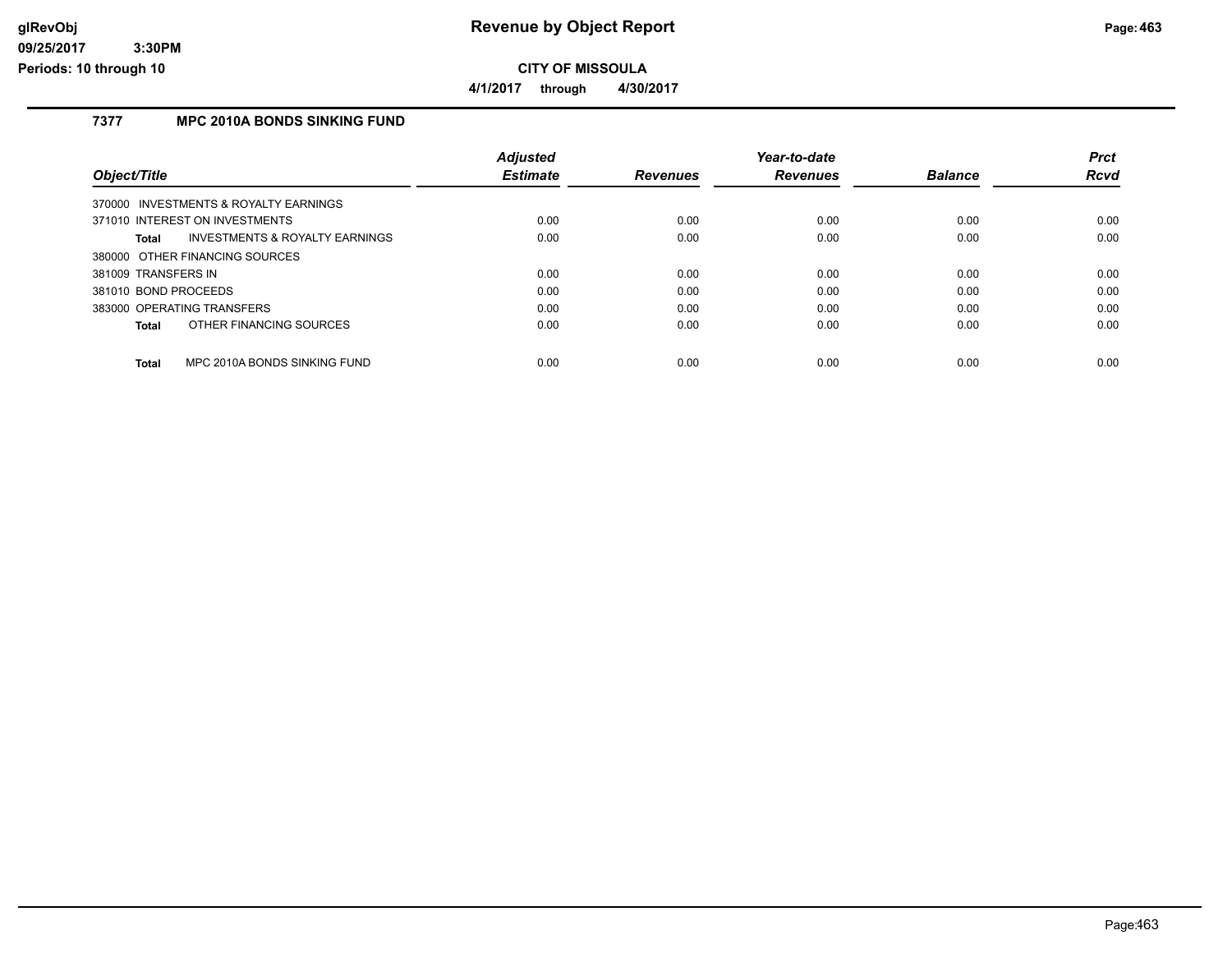# Revenue by Object Report

**CITY OF MISSOULA**

**4/1/2017 through 4/30/2017**

### 7377 MPC 2010A BONDS SINKING FUND

| Object/Title | Adjusted Estimate | Revenues | Year-to-date Revenues | Balance | Prct Rcvd |
|---|---|---|---|---|---|
| 370000 INVESTMENTS & ROYALTY EARNINGS | | | | | |
| 371010 INTEREST ON INVESTMENTS | 0.00 | 0.00 | 0.00 | 0.00 | 0.00 |
| **Total** INVESTMENTS & ROYALTY EARNINGS | 0.00 | 0.00 | 0.00 | 0.00 | 0.00 |
| 380000 OTHER FINANCING SOURCES | | | | | |
| 381009 TRANSFERS IN | 0.00 | 0.00 | 0.00 | 0.00 | 0.00 |
| 381010 BOND PROCEEDS | 0.00 | 0.00 | 0.00 | 0.00 | 0.00 |
| 383000 OPERATING TRANSFERS | 0.00 | 0.00 | 0.00 | 0.00 | 0.00 |
| **Total** OTHER FINANCING SOURCES | 0.00 | 0.00 | 0.00 | 0.00 | 0.00 |
| **Total** MPC 2010A BONDS SINKING FUND | 0.00 | 0.00 | 0.00 | 0.00 | 0.00 |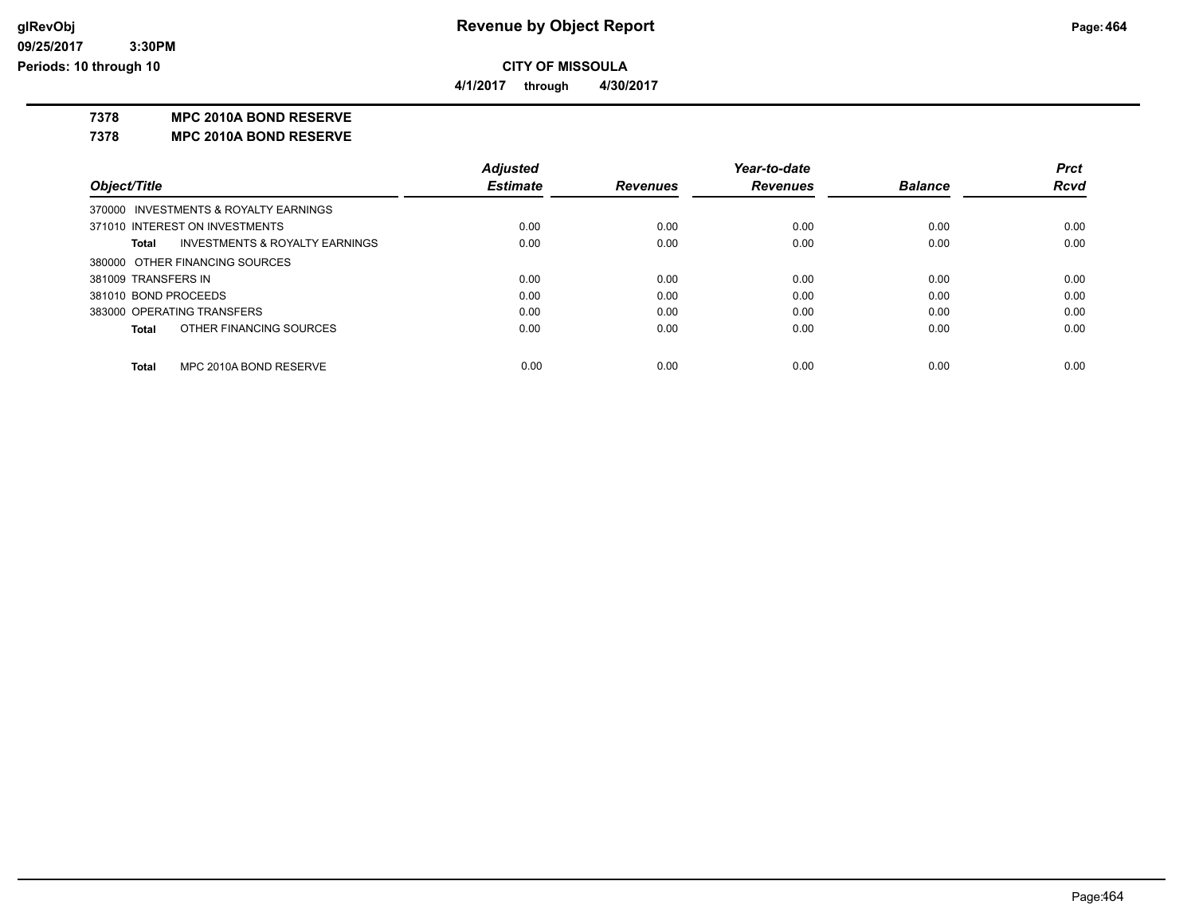**Revenue by Object Report**

**CITY OF MISSOULA**

**4/1/2017 through 4/30/2017**

glRevObj
09/25/2017 3:30PM
Periods: 10 through 10

**7378 MPC 2010A BOND RESERVE**

**7378 MPC 2010A BOND RESERVE**

| Object/Title | Adjusted Estimate | Revenues | Year-to-date Revenues | Balance | Prct Rcvd |
|---|---|---|---|---|---|
| 370000 INVESTMENTS & ROYALTY EARNINGS | | | | | |
| 371010 INTEREST ON INVESTMENTS | 0.00 | 0.00 | 0.00 | 0.00 | 0.00 |
| **Total** INVESTMENTS & ROYALTY EARNINGS | 0.00 | 0.00 | 0.00 | 0.00 | 0.00 |
| 380000 OTHER FINANCING SOURCES | | | | | |
| 381009 TRANSFERS IN | 0.00 | 0.00 | 0.00 | 0.00 | 0.00 |
| 381010 BOND PROCEEDS | 0.00 | 0.00 | 0.00 | 0.00 | 0.00 |
| 383000 OPERATING TRANSFERS | 0.00 | 0.00 | 0.00 | 0.00 | 0.00 |
| **Total** OTHER FINANCING SOURCES | 0.00 | 0.00 | 0.00 | 0.00 | 0.00 |
| **Total** MPC 2010A BOND RESERVE | 0.00 | 0.00 | 0.00 | 0.00 | 0.00 |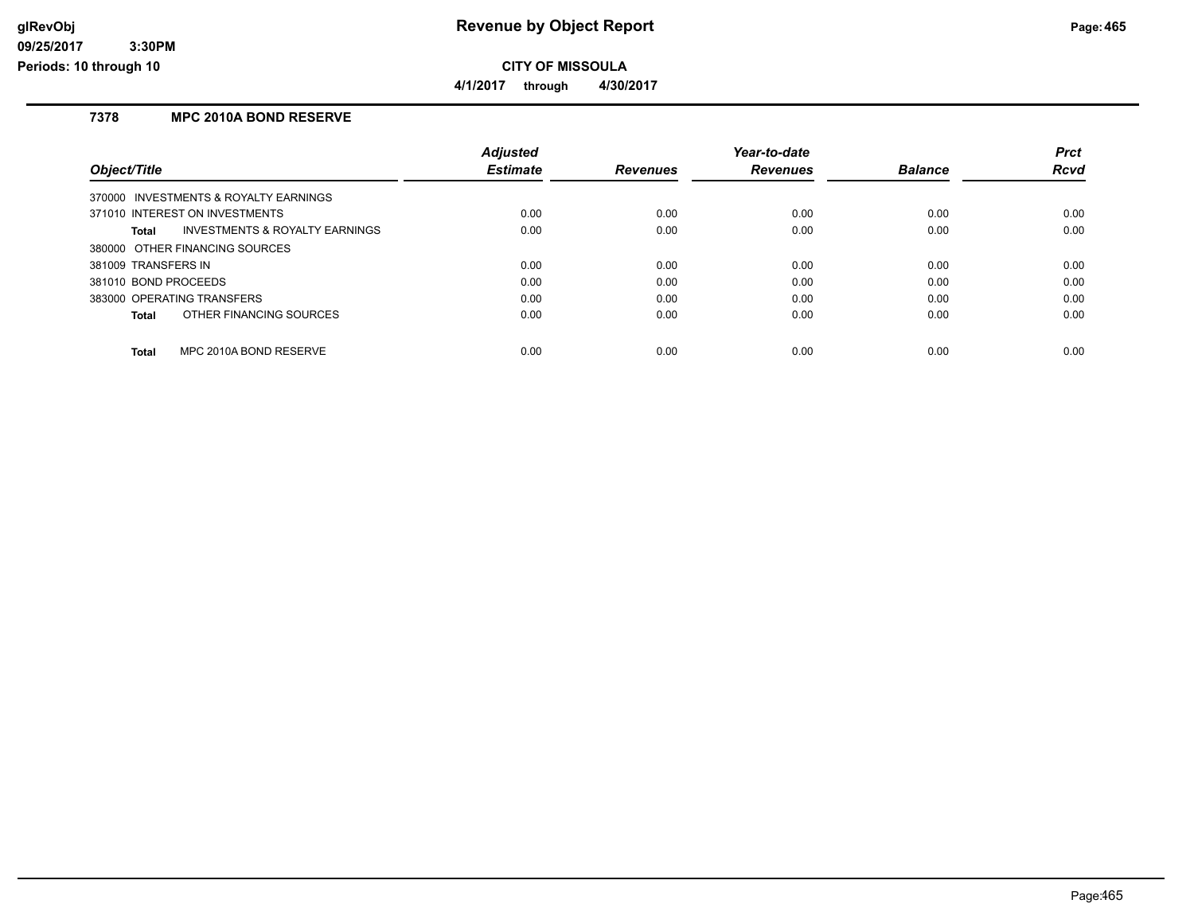# Revenue by Object Report

**CITY OF MISSOULA**

**4/1/2017 through 4/30/2017**

## 7378 MPC 2010A BOND RESERVE

| Object/Title | Adjusted Estimate | Revenues | Year-to-date Revenues | Balance | Prct Rcvd |
|---|---|---|---|---|---|
| 370000 INVESTMENTS & ROYALTY EARNINGS | | | | | |
| 371010 INTEREST ON INVESTMENTS | 0.00 | 0.00 | 0.00 | 0.00 | 0.00 |
| **Total** INVESTMENTS & ROYALTY EARNINGS | 0.00 | 0.00 | 0.00 | 0.00 | 0.00 |
| 380000 OTHER FINANCING SOURCES | | | | | |
| 381009 TRANSFERS IN | 0.00 | 0.00 | 0.00 | 0.00 | 0.00 |
| 381010 BOND PROCEEDS | 0.00 | 0.00 | 0.00 | 0.00 | 0.00 |
| 383000 OPERATING TRANSFERS | 0.00 | 0.00 | 0.00 | 0.00 | 0.00 |
| **Total** OTHER FINANCING SOURCES | 0.00 | 0.00 | 0.00 | 0.00 | 0.00 |
| **Total** MPC 2010A BOND RESERVE | 0.00 | 0.00 | 0.00 | 0.00 | 0.00 |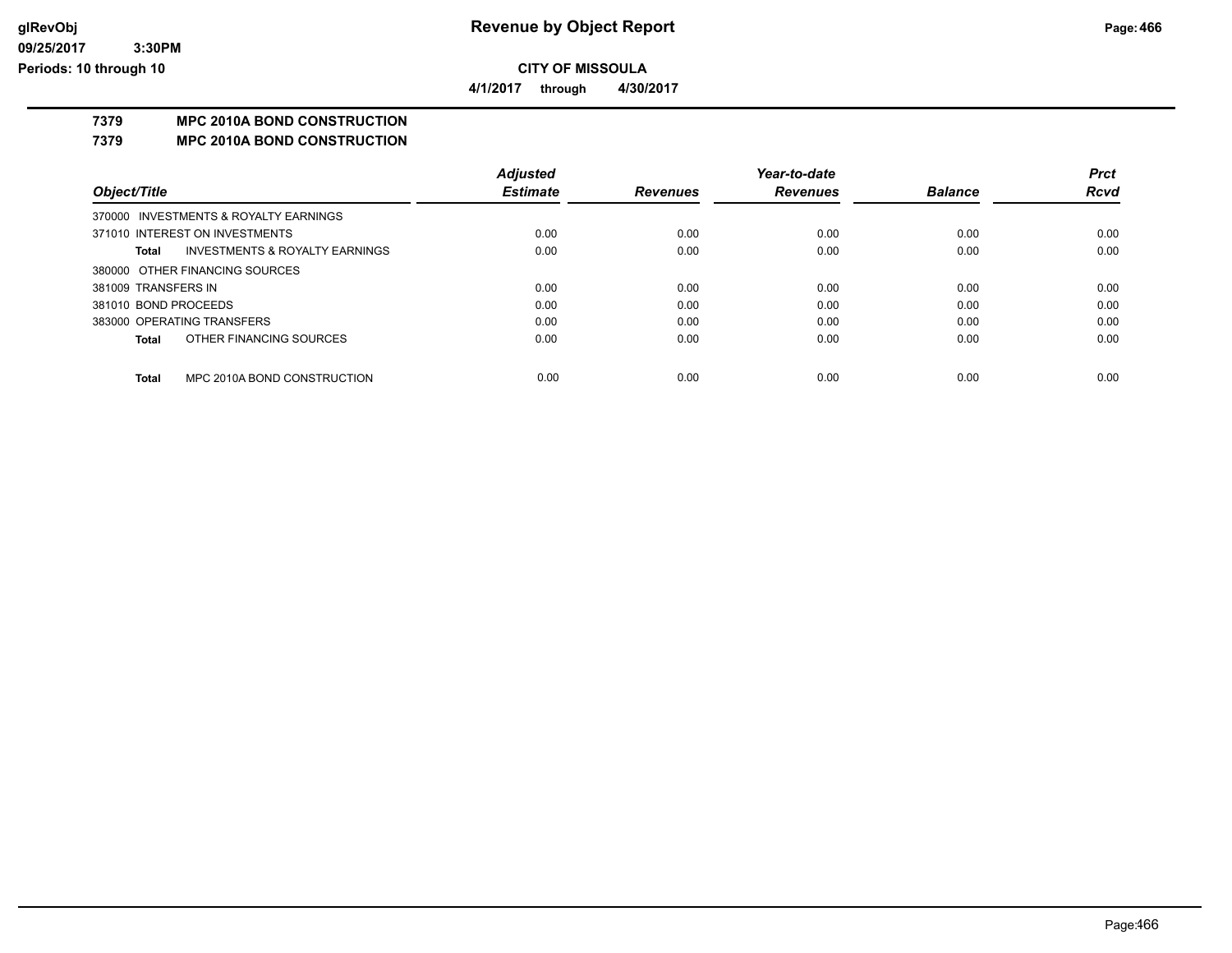**CITY OF MISSOULA**

**4/1/2017 through 4/30/2017**

## 7379 MPC 2010A BOND CONSTRUCTION

## 7379 MPC 2010A BOND CONSTRUCTION

| Object/Title | Adjusted Estimate | Revenues | Year-to-date Revenues | Balance | Prct Rcvd |
|---|---|---|---|---|---|
| 370000 INVESTMENTS & ROYALTY EARNINGS | | | | | |
| 371010 INTEREST ON INVESTMENTS | 0.00 | 0.00 | 0.00 | 0.00 | 0.00 |
| **Total** INVESTMENTS & ROYALTY EARNINGS | 0.00 | 0.00 | 0.00 | 0.00 | 0.00 |
| 380000 OTHER FINANCING SOURCES | | | | | |
| 381009 TRANSFERS IN | 0.00 | 0.00 | 0.00 | 0.00 | 0.00 |
| 381010 BOND PROCEEDS | 0.00 | 0.00 | 0.00 | 0.00 | 0.00 |
| 383000 OPERATING TRANSFERS | 0.00 | 0.00 | 0.00 | 0.00 | 0.00 |
| **Total** OTHER FINANCING SOURCES | 0.00 | 0.00 | 0.00 | 0.00 | 0.00 |
| **Total** MPC 2010A BOND CONSTRUCTION | 0.00 | 0.00 | 0.00 | 0.00 | 0.00 |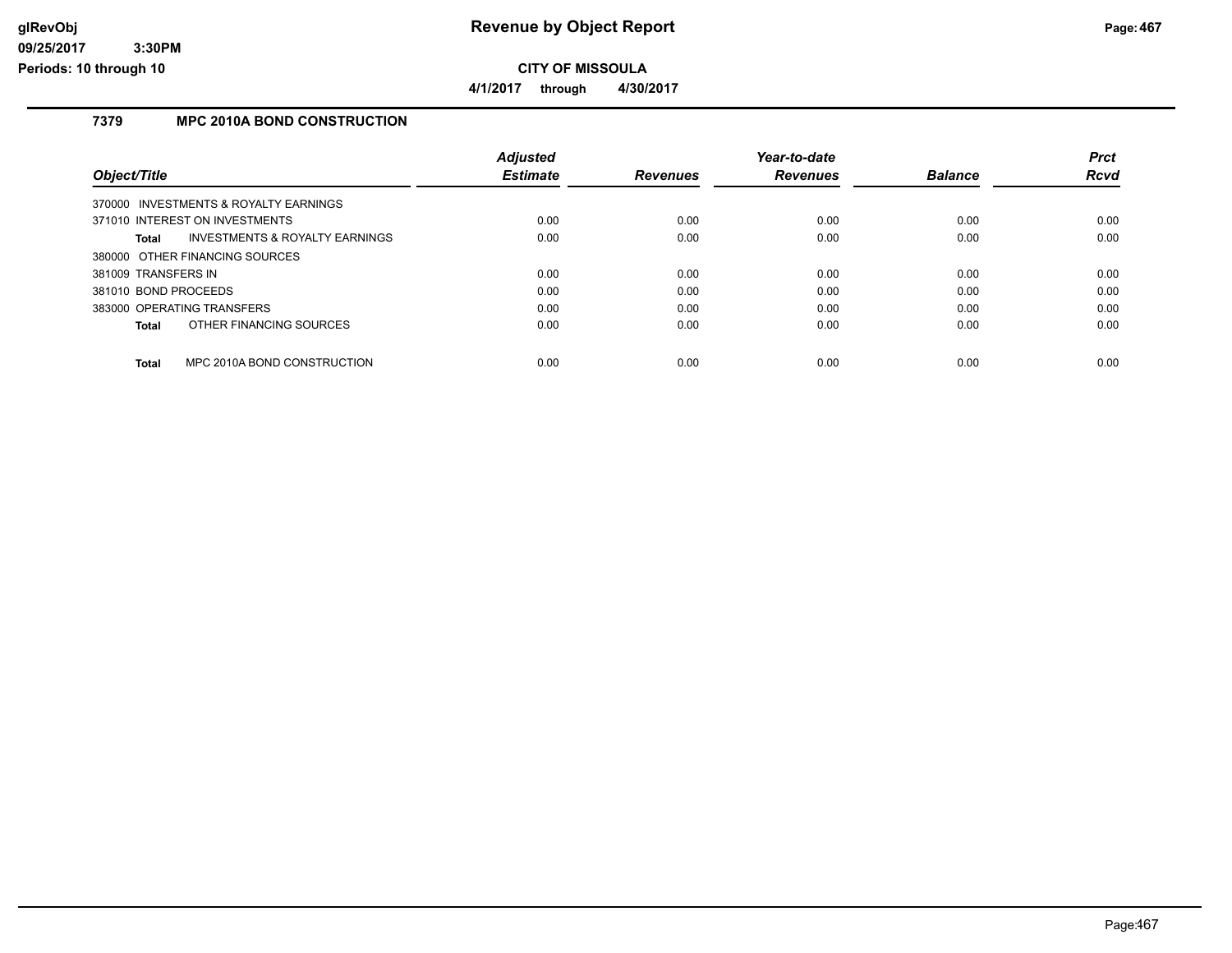# Revenue by Object Report

**CITY OF MISSOULA**

**4/1/2017 through 4/30/2017**

### 7379 MPC 2010A BOND CONSTRUCTION

| Object/Title | Adjusted Estimate | Revenues | Year-to-date Revenues | Balance | Prct Rcvd |
|---|---|---|---|---|---|
| 370000 INVESTMENTS & ROYALTY EARNINGS | | | | | |
| 371010 INTEREST ON INVESTMENTS | 0.00 | 0.00 | 0.00 | 0.00 | 0.00 |
| **Total** INVESTMENTS & ROYALTY EARNINGS | 0.00 | 0.00 | 0.00 | 0.00 | 0.00 |
| 380000 OTHER FINANCING SOURCES | | | | | |
| 381009 TRANSFERS IN | 0.00 | 0.00 | 0.00 | 0.00 | 0.00 |
| 381010 BOND PROCEEDS | 0.00 | 0.00 | 0.00 | 0.00 | 0.00 |
| 383000 OPERATING TRANSFERS | 0.00 | 0.00 | 0.00 | 0.00 | 0.00 |
| **Total** OTHER FINANCING SOURCES | 0.00 | 0.00 | 0.00 | 0.00 | 0.00 |
| **Total** MPC 2010A BOND CONSTRUCTION | 0.00 | 0.00 | 0.00 | 0.00 | 0.00 |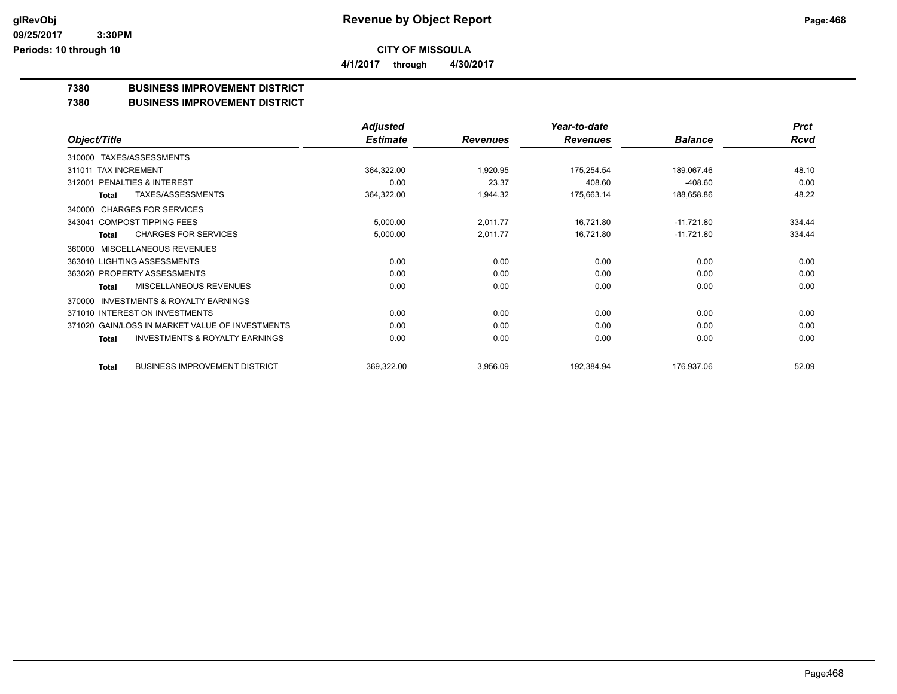**CITY OF MISSOULA**

**4/1/2017 through 4/30/2017**

## 7380 BUSINESS IMPROVEMENT DISTRICT

## 7380 BUSINESS IMPROVEMENT DISTRICT

| Object/Title | Adjusted Estimate | Revenues | Year-to-date Revenues | Balance | Prct Rcvd |
|---|---|---|---|---|---|
| 310000 TAXES/ASSESSMENTS | | | | | |
| 311011 TAX INCREMENT | 364,322.00 | 1,920.95 | 175,254.54 | 189,067.46 | 48.10 |
| 312001 PENALTIES & INTEREST | 0.00 | 23.37 | 408.60 | -408.60 | 0.00 |
| **Total** TAXES/ASSESSMENTS | 364,322.00 | 1,944.32 | 175,663.14 | 188,658.86 | 48.22 |
| 340000 CHARGES FOR SERVICES | | | | | |
| 343041 COMPOST TIPPING FEES | 5,000.00 | 2,011.77 | 16,721.80 | -11,721.80 | 334.44 |
| **Total** CHARGES FOR SERVICES | 5,000.00 | 2,011.77 | 16,721.80 | -11,721.80 | 334.44 |
| 360000 MISCELLANEOUS REVENUES | | | | | |
| 363010 LIGHTING ASSESSMENTS | 0.00 | 0.00 | 0.00 | 0.00 | 0.00 |
| 363020 PROPERTY ASSESSMENTS | 0.00 | 0.00 | 0.00 | 0.00 | 0.00 |
| **Total** MISCELLANEOUS REVENUES | 0.00 | 0.00 | 0.00 | 0.00 | 0.00 |
| 370000 INVESTMENTS & ROYALTY EARNINGS | | | | | |
| 371010 INTEREST ON INVESTMENTS | 0.00 | 0.00 | 0.00 | 0.00 | 0.00 |
| 371020 GAIN/LOSS IN MARKET VALUE OF INVESTMENTS | 0.00 | 0.00 | 0.00 | 0.00 | 0.00 |
| **Total** INVESTMENTS & ROYALTY EARNINGS | 0.00 | 0.00 | 0.00 | 0.00 | 0.00 |
| **Total** BUSINESS IMPROVEMENT DISTRICT | 369,322.00 | 3,956.09 | 192,384.94 | 176,937.06 | 52.09 |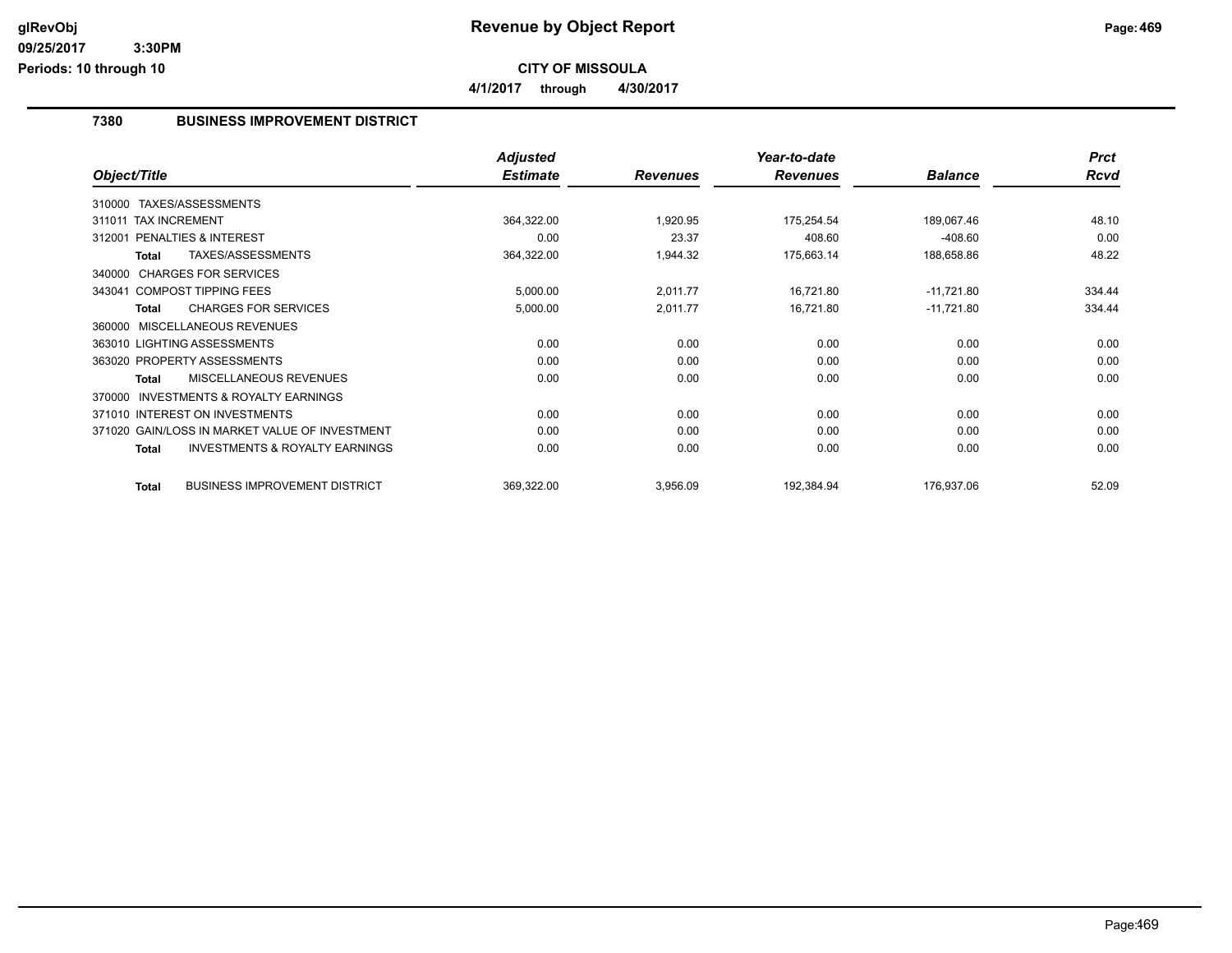# Revenue by Object Report

**CITY OF MISSOULA**

**4/1/2017 through 4/30/2017**

glRevObj
09/25/2017 3:30PM
Periods: 10 through 10

## 7380 BUSINESS IMPROVEMENT DISTRICT

| Object/Title | Adjusted Estimate | Revenues | Year-to-date Revenues | Balance | Prct Rcvd |
|---|---|---|---|---|---|
| 310000 TAXES/ASSESSMENTS | | | | | |
| 311011 TAX INCREMENT | 364,322.00 | 1,920.95 | 175,254.54 | 189,067.46 | 48.10 |
| 312001 PENALTIES & INTEREST | 0.00 | 23.37 | 408.60 | -408.60 | 0.00 |
| **Total** TAXES/ASSESSMENTS | 364,322.00 | 1,944.32 | 175,663.14 | 188,658.86 | 48.22 |
| 340000 CHARGES FOR SERVICES | | | | | |
| 343041 COMPOST TIPPING FEES | 5,000.00 | 2,011.77 | 16,721.80 | -11,721.80 | 334.44 |
| **Total** CHARGES FOR SERVICES | 5,000.00 | 2,011.77 | 16,721.80 | -11,721.80 | 334.44 |
| 360000 MISCELLANEOUS REVENUES | | | | | |
| 363010 LIGHTING ASSESSMENTS | 0.00 | 0.00 | 0.00 | 0.00 | 0.00 |
| 363020 PROPERTY ASSESSMENTS | 0.00 | 0.00 | 0.00 | 0.00 | 0.00 |
| **Total** MISCELLANEOUS REVENUES | 0.00 | 0.00 | 0.00 | 0.00 | 0.00 |
| 370000 INVESTMENTS & ROYALTY EARNINGS | | | | | |
| 371010 INTEREST ON INVESTMENTS | 0.00 | 0.00 | 0.00 | 0.00 | 0.00 |
| 371020 GAIN/LOSS IN MARKET VALUE OF INVESTMENT | 0.00 | 0.00 | 0.00 | 0.00 | 0.00 |
| **Total** INVESTMENTS & ROYALTY EARNINGS | 0.00 | 0.00 | 0.00 | 0.00 | 0.00 |
| **Total** BUSINESS IMPROVEMENT DISTRICT | 369,322.00 | 3,956.09 | 192,384.94 | 176,937.06 | 52.09 |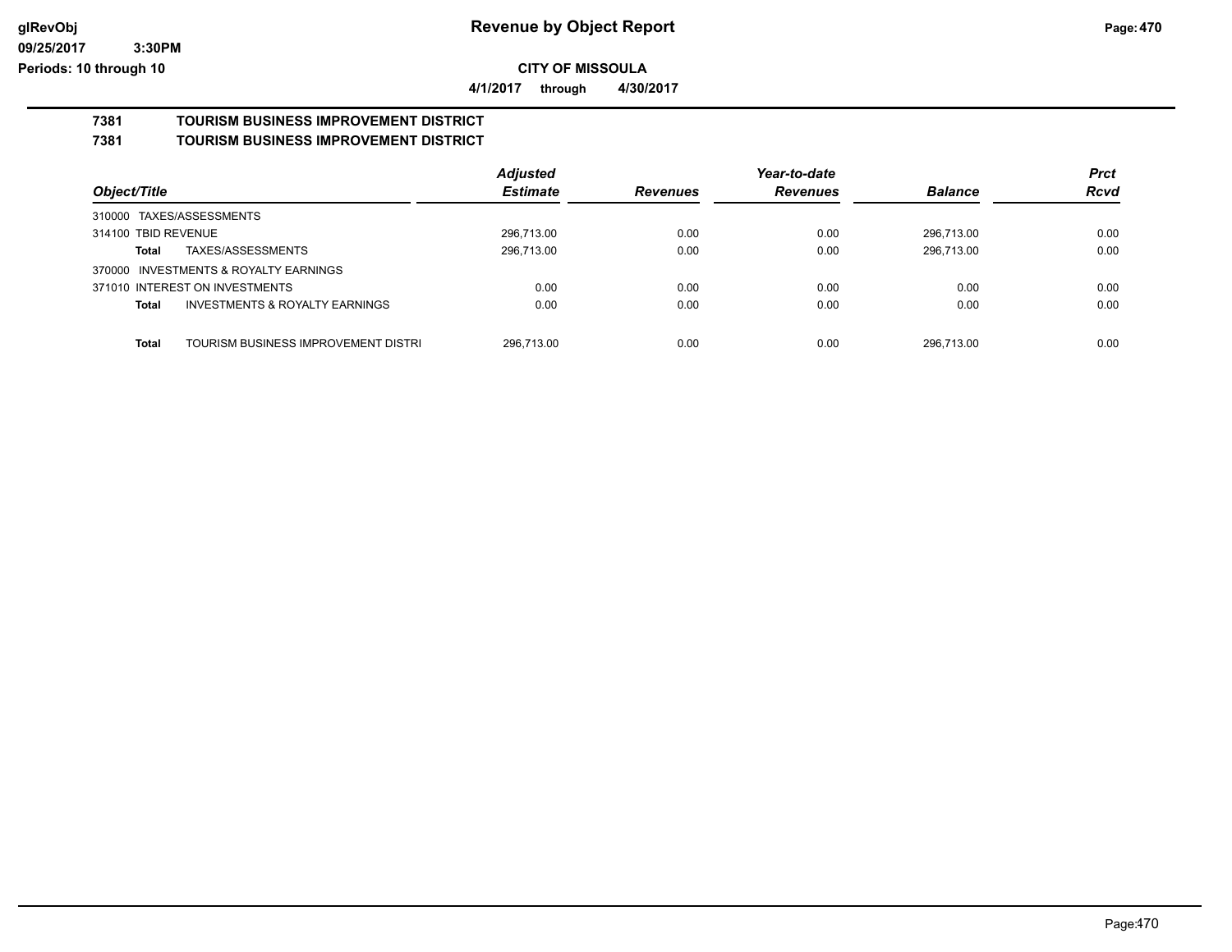# Revenue by Object Report

**CITY OF MISSOULA**

**4/1/2017 through 4/30/2017**

glRevObj
09/25/2017 3:30PM
Periods: 10 through 10

## 7381 TOURISM BUSINESS IMPROVEMENT DISTRICT
## 7381 TOURISM BUSINESS IMPROVEMENT DISTRICT

| Object/Title | | Adjusted Estimate | Revenues | Year-to-date Revenues | Balance | Prct Rcvd |
|---|---|---|---|---|---|---|
| 310000 TAXES/ASSESSMENTS | | | | | | |
| 314100 TBID REVENUE | | 296,713.00 | 0.00 | 0.00 | 296,713.00 | 0.00 |
| **Total** | TAXES/ASSESSMENTS | 296,713.00 | 0.00 | 0.00 | 296,713.00 | 0.00 |
| 370000 INVESTMENTS & ROYALTY EARNINGS | | | | | | |
| 371010 INTEREST ON INVESTMENTS | | 0.00 | 0.00 | 0.00 | 0.00 | 0.00 |
| **Total** | INVESTMENTS & ROYALTY EARNINGS | 0.00 | 0.00 | 0.00 | 0.00 | 0.00 |
| **Total** | TOURISM BUSINESS IMPROVEMENT DISTRI | 296,713.00 | 0.00 | 0.00 | 296,713.00 | 0.00 |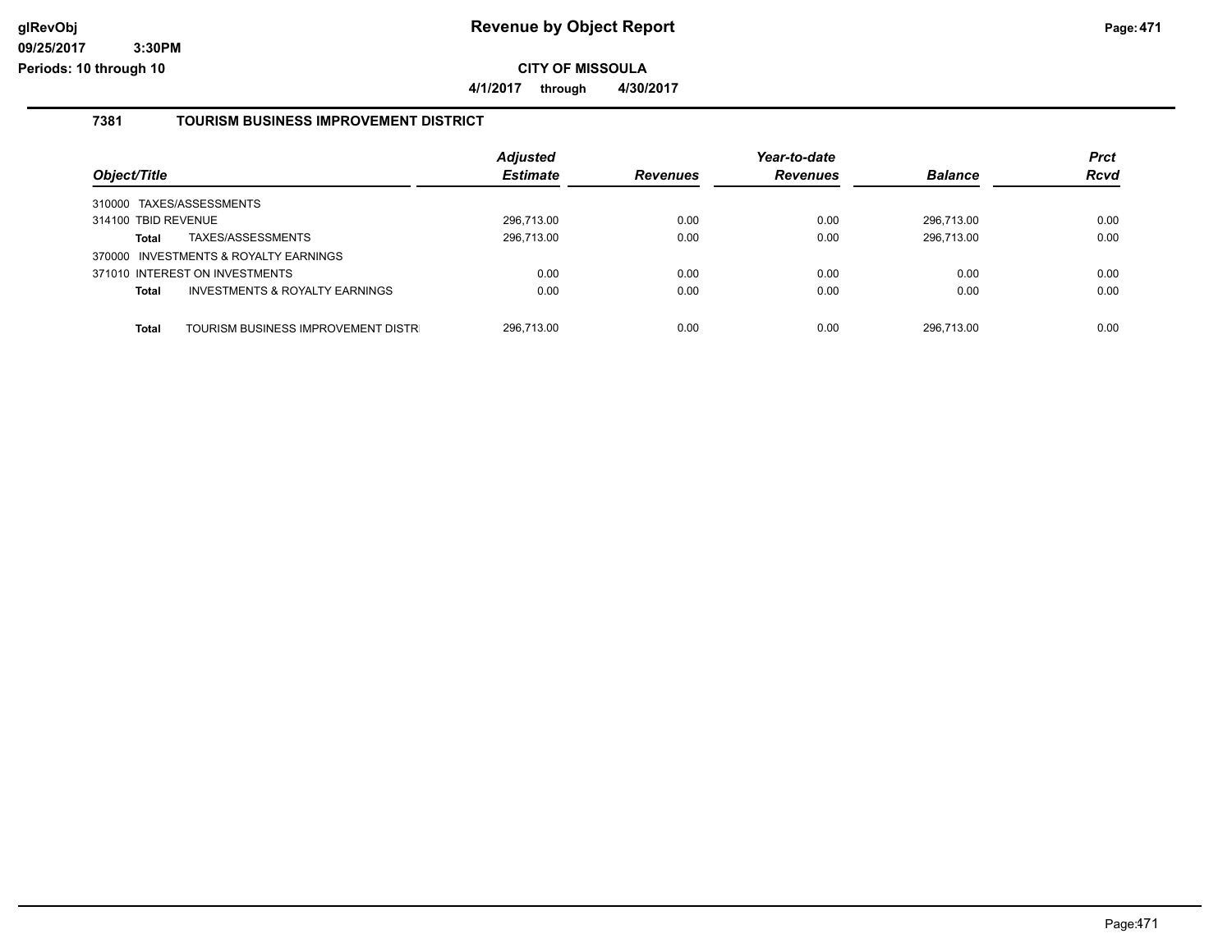# Revenue by Object Report

**CITY OF MISSOULA**

**4/1/2017 through 4/30/2017**

### 7381 TOURISM BUSINESS IMPROVEMENT DISTRICT

| Object/Title | | Adjusted Estimate | Revenues | Year-to-date Revenues | Balance | Prct Rcvd |
|---|---|---|---|---|---|---|
| 310000 TAXES/ASSESSMENTS | | | | | | |
| 314100 TBID REVENUE | | 296,713.00 | 0.00 | 0.00 | 296,713.00 | 0.00 |
| **Total** | TAXES/ASSESSMENTS | 296,713.00 | 0.00 | 0.00 | 296,713.00 | 0.00 |
| 370000 INVESTMENTS & ROYALTY EARNINGS | | | | | | |
| 371010 INTEREST ON INVESTMENTS | | 0.00 | 0.00 | 0.00 | 0.00 | 0.00 |
| **Total** | INVESTMENTS & ROYALTY EARNINGS | 0.00 | 0.00 | 0.00 | 0.00 | 0.00 |
| **Total** | TOURISM BUSINESS IMPROVEMENT DISTR | 296,713.00 | 0.00 | 0.00 | 296,713.00 | 0.00 |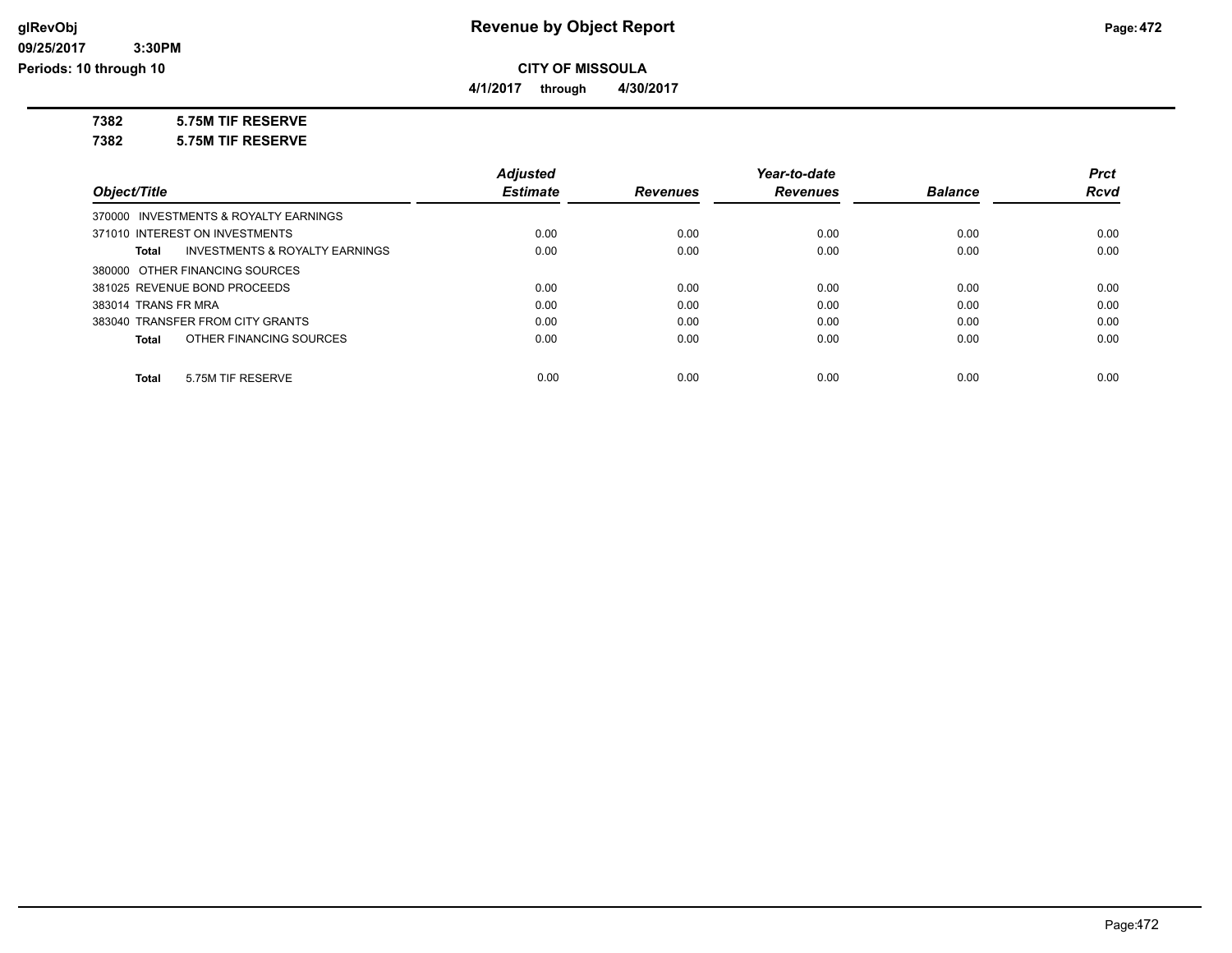# Revenue by Object Report

## CITY OF MISSOULA

**4/1/2017 through 4/30/2017**

**7382 5.75M TIF RESERVE**

**7382 5.75M TIF RESERVE**

| Object/Title | Adjusted Estimate | Revenues | Year-to-date Revenues | Balance | Prct Rcvd |
|---|---|---|---|---|---|
| 370000 INVESTMENTS & ROYALTY EARNINGS | | | | | |
| 371010 INTEREST ON INVESTMENTS | 0.00 | 0.00 | 0.00 | 0.00 | 0.00 |
| **Total** INVESTMENTS & ROYALTY EARNINGS | 0.00 | 0.00 | 0.00 | 0.00 | 0.00 |
| 380000 OTHER FINANCING SOURCES | | | | | |
| 381025 REVENUE BOND PROCEEDS | 0.00 | 0.00 | 0.00 | 0.00 | 0.00 |
| 383014 TRANS FR MRA | 0.00 | 0.00 | 0.00 | 0.00 | 0.00 |
| 383040 TRANSFER FROM CITY GRANTS | 0.00 | 0.00 | 0.00 | 0.00 | 0.00 |
| **Total** OTHER FINANCING SOURCES | 0.00 | 0.00 | 0.00 | 0.00 | 0.00 |
| **Total** 5.75M TIF RESERVE | 0.00 | 0.00 | 0.00 | 0.00 | 0.00 |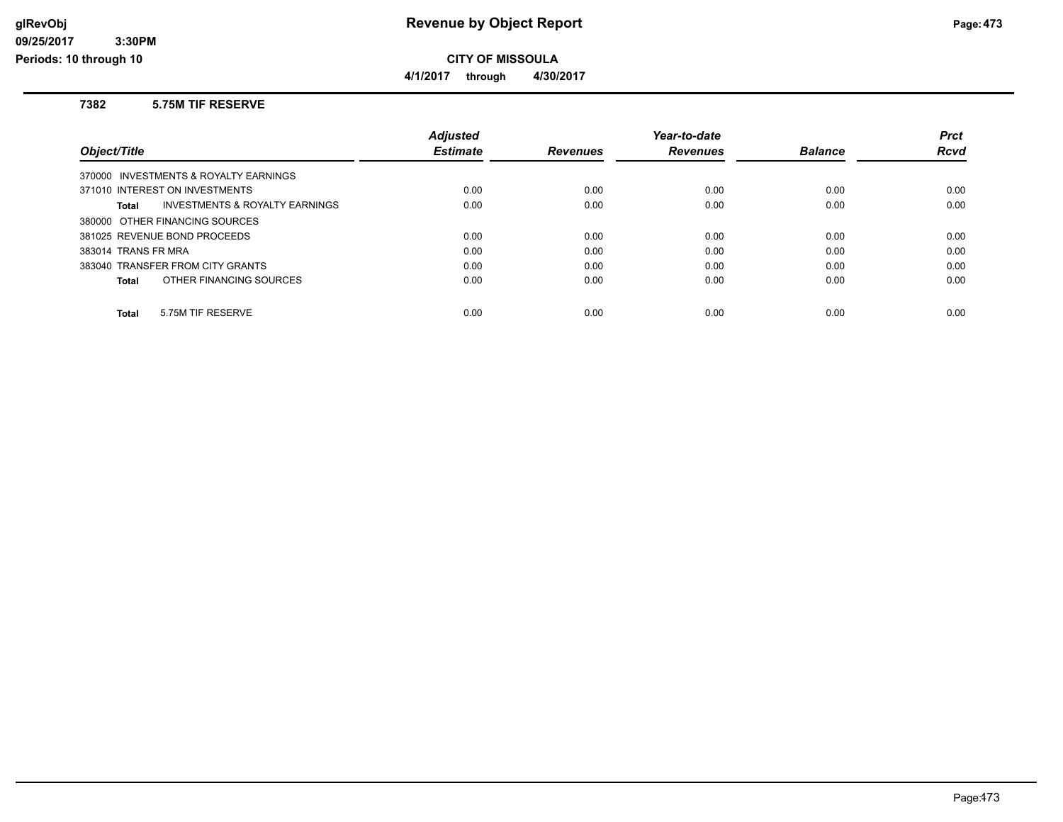# Revenue by Object Report

**CITY OF MISSOULA**

**4/1/2017 through 4/30/2017**

### 7382 5.75M TIF RESERVE

| Object/Title | Adjusted Estimate | Revenues | Year-to-date Revenues | Balance | Prct Rcvd |
|---|---|---|---|---|---|
| 370000 INVESTMENTS & ROYALTY EARNINGS | | | | | |
| 371010 INTEREST ON INVESTMENTS | 0.00 | 0.00 | 0.00 | 0.00 | 0.00 |
| **Total** INVESTMENTS & ROYALTY EARNINGS | 0.00 | 0.00 | 0.00 | 0.00 | 0.00 |
| 380000 OTHER FINANCING SOURCES | | | | | |
| 381025 REVENUE BOND PROCEEDS | 0.00 | 0.00 | 0.00 | 0.00 | 0.00 |
| 383014 TRANS FR MRA | 0.00 | 0.00 | 0.00 | 0.00 | 0.00 |
| 383040 TRANSFER FROM CITY GRANTS | 0.00 | 0.00 | 0.00 | 0.00 | 0.00 |
| **Total** OTHER FINANCING SOURCES | 0.00 | 0.00 | 0.00 | 0.00 | 0.00 |
| **Total** 5.75M TIF RESERVE | 0.00 | 0.00 | 0.00 | 0.00 | 0.00 |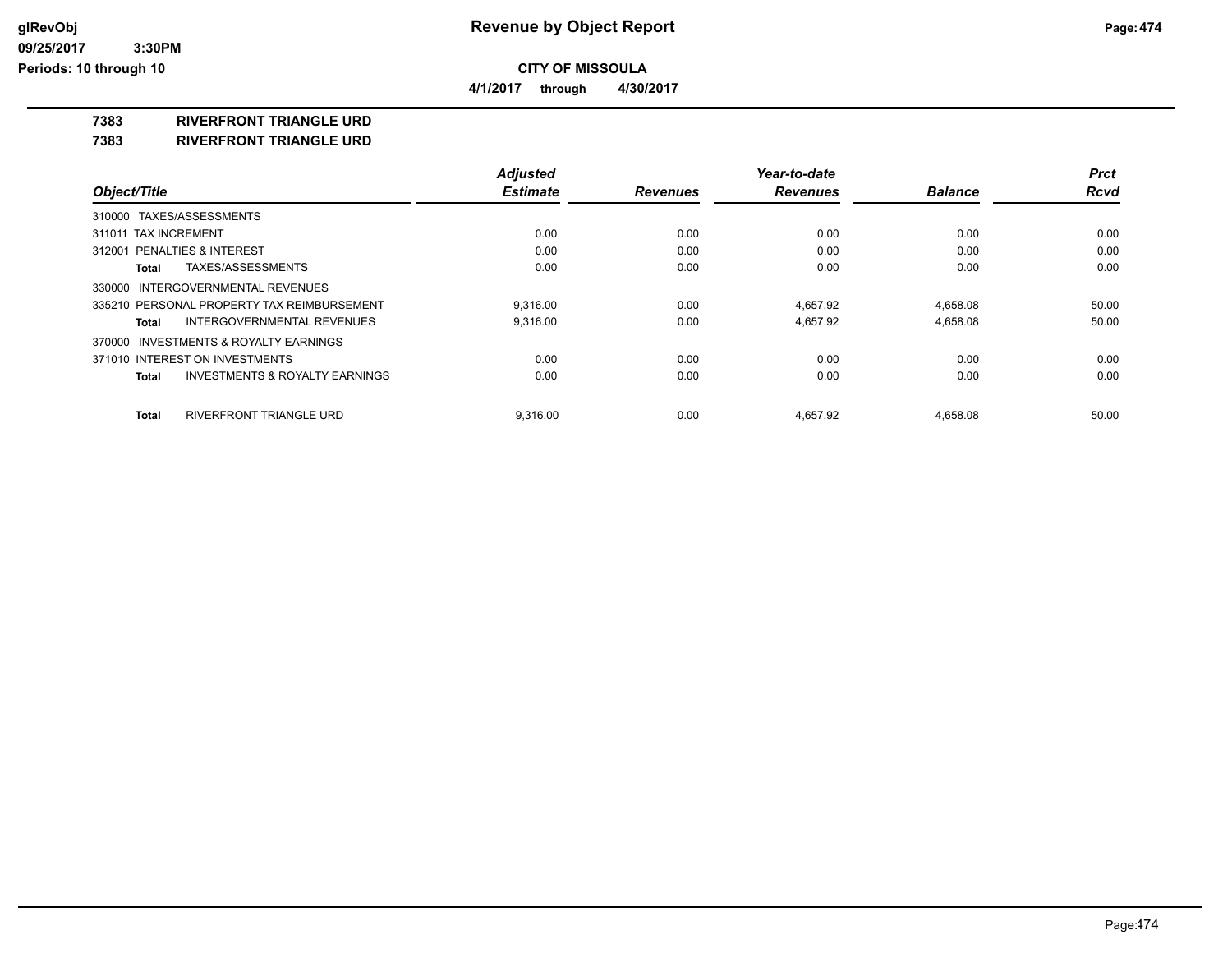# Revenue by Object Report

**CITY OF MISSOULA**

**4/1/2017 through 4/30/2017**

**7383 RIVERFRONT TRIANGLE URD**

**7383 RIVERFRONT TRIANGLE URD**

| Object/Title | Adjusted Estimate | Revenues | Year-to-date Revenues | Balance | Prct Rcvd |
|---|---|---|---|---|---|
| 310000 TAXES/ASSESSMENTS | | | | | |
| 311011 TAX INCREMENT | 0.00 | 0.00 | 0.00 | 0.00 | 0.00 |
| 312001 PENALTIES & INTEREST | 0.00 | 0.00 | 0.00 | 0.00 | 0.00 |
| **Total** TAXES/ASSESSMENTS | 0.00 | 0.00 | 0.00 | 0.00 | 0.00 |
| 330000 INTERGOVERNMENTAL REVENUES | | | | | |
| 335210 PERSONAL PROPERTY TAX REIMBURSEMENT | 9,316.00 | 0.00 | 4,657.92 | 4,658.08 | 50.00 |
| **Total** INTERGOVERNMENTAL REVENUES | 9,316.00 | 0.00 | 4,657.92 | 4,658.08 | 50.00 |
| 370000 INVESTMENTS & ROYALTY EARNINGS | | | | | |
| 371010 INTEREST ON INVESTMENTS | 0.00 | 0.00 | 0.00 | 0.00 | 0.00 |
| **Total** INVESTMENTS & ROYALTY EARNINGS | 0.00 | 0.00 | 0.00 | 0.00 | 0.00 |
| **Total** RIVERFRONT TRIANGLE URD | 9,316.00 | 0.00 | 4,657.92 | 4,658.08 | 50.00 |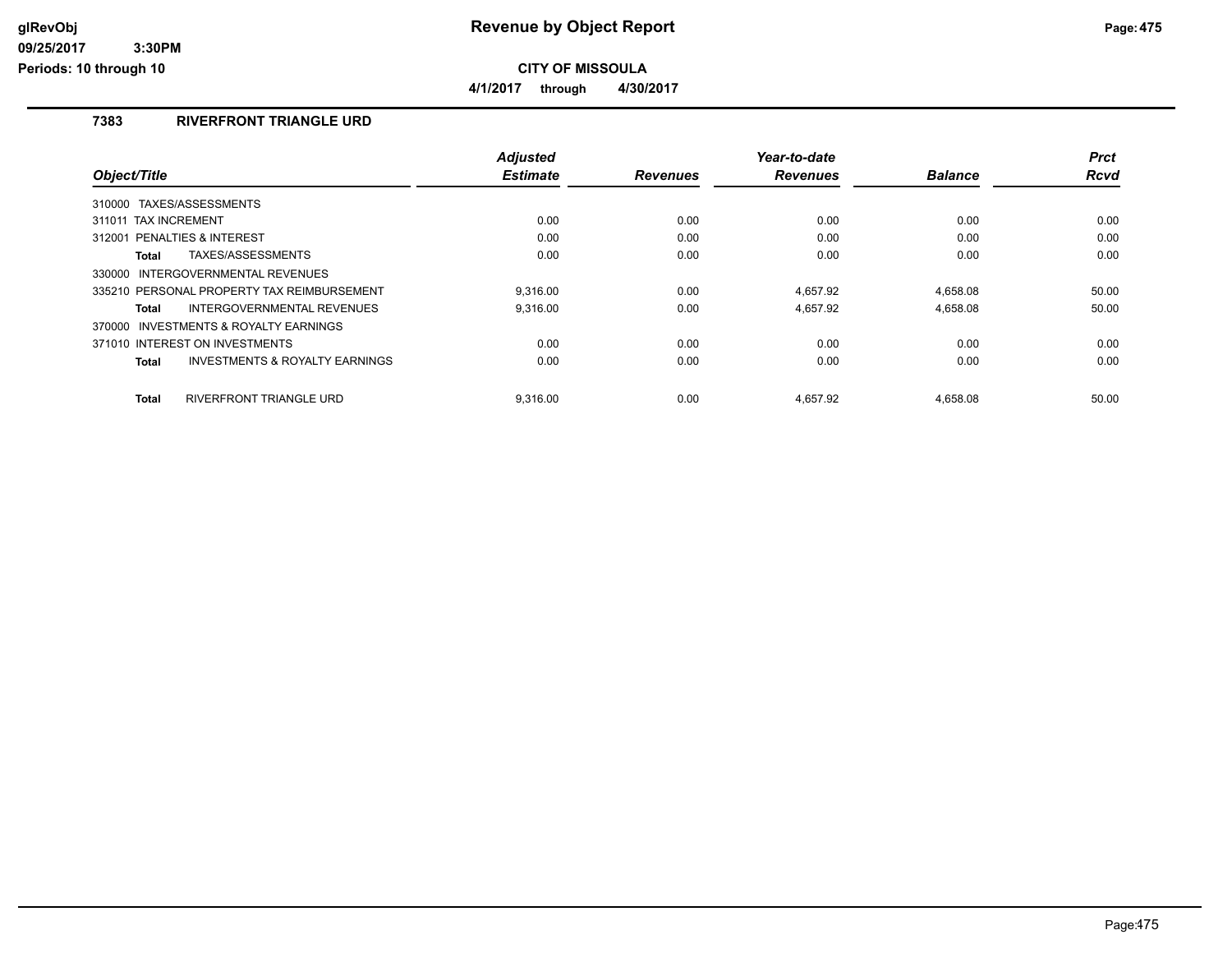# Revenue by Object Report

**CITY OF MISSOULA**

**4/1/2017 through 4/30/2017**

glRevObj
09/25/2017 3:30PM
Periods: 10 through 10

## 7383 RIVERFRONT TRIANGLE URD

| Object/Title | Adjusted Estimate | Revenues | Year-to-date Revenues | Balance | Prct Rcvd |
|---|---|---|---|---|---|
| 310000 TAXES/ASSESSMENTS | | | | | |
| 311011 TAX INCREMENT | 0.00 | 0.00 | 0.00 | 0.00 | 0.00 |
| 312001 PENALTIES & INTEREST | 0.00 | 0.00 | 0.00 | 0.00 | 0.00 |
| **Total** TAXES/ASSESSMENTS | 0.00 | 0.00 | 0.00 | 0.00 | 0.00 |
| 330000 INTERGOVERNMENTAL REVENUES | | | | | |
| 335210 PERSONAL PROPERTY TAX REIMBURSEMENT | 9,316.00 | 0.00 | 4,657.92 | 4,658.08 | 50.00 |
| **Total** INTERGOVERNMENTAL REVENUES | 9,316.00 | 0.00 | 4,657.92 | 4,658.08 | 50.00 |
| 370000 INVESTMENTS & ROYALTY EARNINGS | | | | | |
| 371010 INTEREST ON INVESTMENTS | 0.00 | 0.00 | 0.00 | 0.00 | 0.00 |
| **Total** INVESTMENTS & ROYALTY EARNINGS | 0.00 | 0.00 | 0.00 | 0.00 | 0.00 |
| **Total** RIVERFRONT TRIANGLE URD | 9,316.00 | 0.00 | 4,657.92 | 4,658.08 | 50.00 |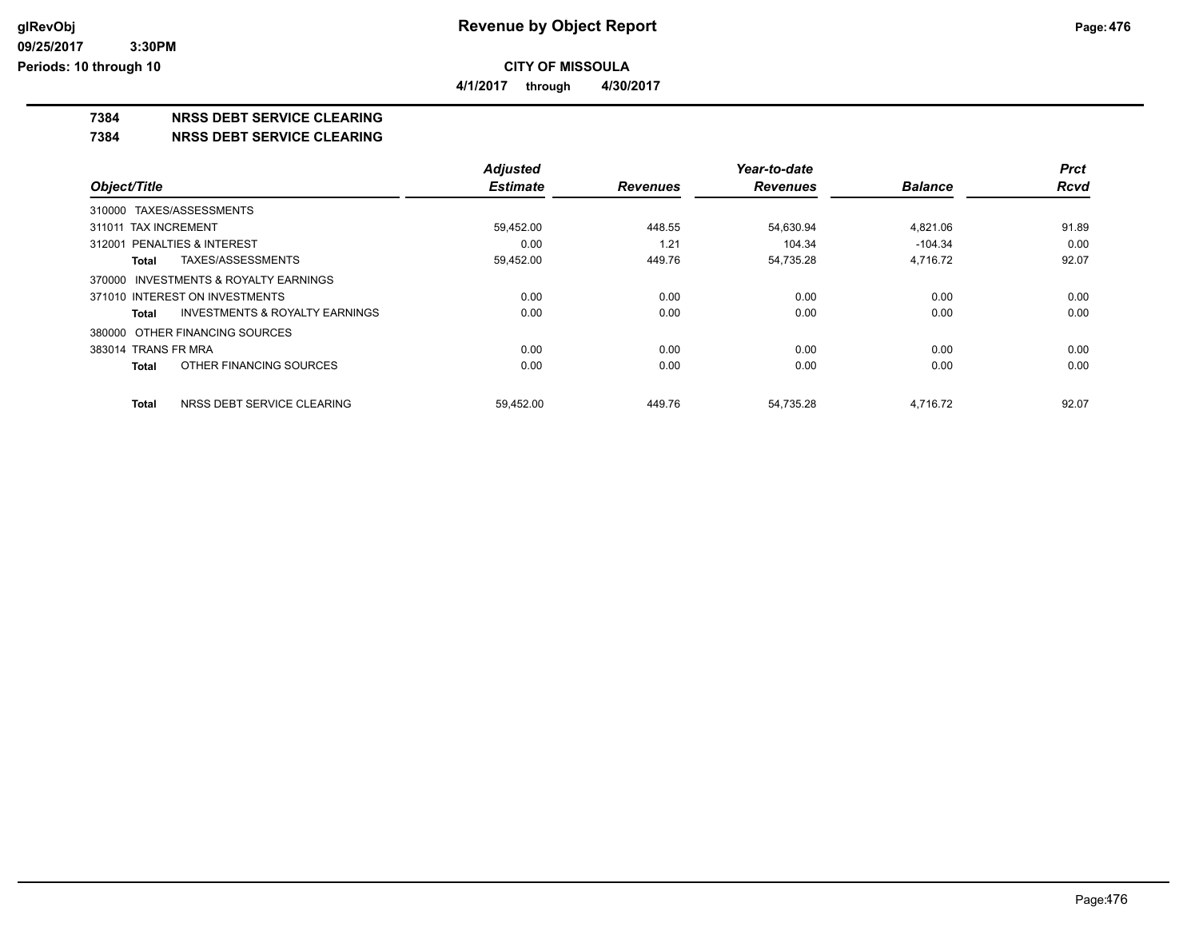**Revenue by Object Report**

**CITY OF MISSOULA**

**4/1/2017 through 4/30/2017**

glRevObj
09/25/2017 3:30PM
Periods: 10 through 10

# 7384 NRSS DEBT SERVICE CLEARING

## 7384 NRSS DEBT SERVICE CLEARING

| Object/Title | Adjusted Estimate | Revenues | Year-to-date Revenues | Balance | Prct Rcvd |
|---|---|---|---|---|---|
| 310000 TAXES/ASSESSMENTS | | | | | |
| 311011 TAX INCREMENT | 59,452.00 | 448.55 | 54,630.94 | 4,821.06 | 91.89 |
| 312001 PENALTIES & INTEREST | 0.00 | 1.21 | 104.34 | -104.34 | 0.00 |
| **Total** TAXES/ASSESSMENTS | 59,452.00 | 449.76 | 54,735.28 | 4,716.72 | 92.07 |
| 370000 INVESTMENTS & ROYALTY EARNINGS | | | | | |
| 371010 INTEREST ON INVESTMENTS | 0.00 | 0.00 | 0.00 | 0.00 | 0.00 |
| **Total** INVESTMENTS & ROYALTY EARNINGS | 0.00 | 0.00 | 0.00 | 0.00 | 0.00 |
| 380000 OTHER FINANCING SOURCES | | | | | |
| 383014 TRANS FR MRA | 0.00 | 0.00 | 0.00 | 0.00 | 0.00 |
| **Total** OTHER FINANCING SOURCES | 0.00 | 0.00 | 0.00 | 0.00 | 0.00 |
| **Total** NRSS DEBT SERVICE CLEARING | 59,452.00 | 449.76 | 54,735.28 | 4,716.72 | 92.07 |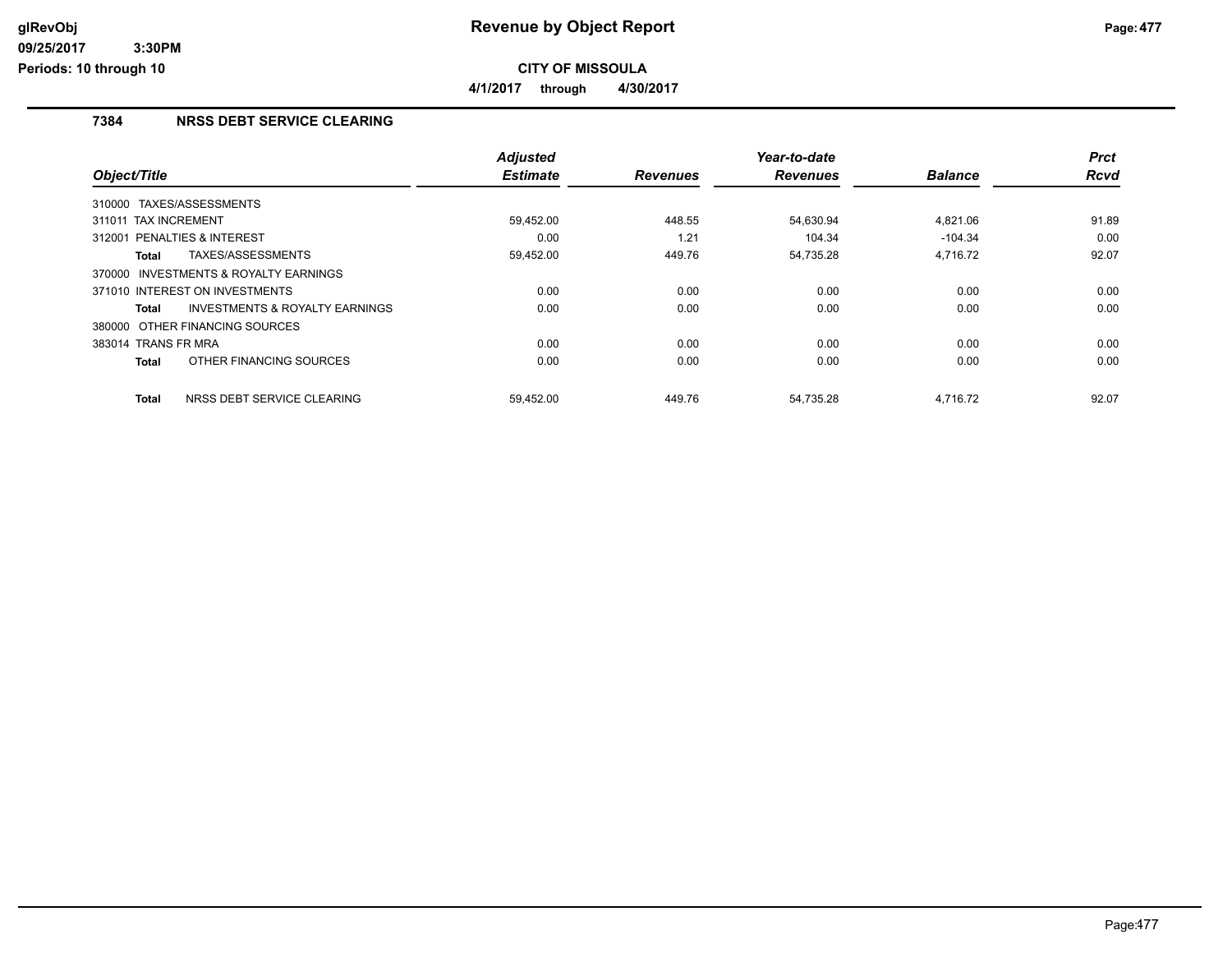**Revenue by Object Report**

**CITY OF MISSOULA**

**4/1/2017 through 4/30/2017**

glRevObj
09/25/2017 3:30PM
Periods: 10 through 10

## 7384 NRSS DEBT SERVICE CLEARING

| Object/Title | Adjusted Estimate | Revenues | Year-to-date Revenues | Balance | Prct Rcvd |
|---|---|---|---|---|---|
| 310000 TAXES/ASSESSMENTS | | | | | |
| 311011 TAX INCREMENT | 59,452.00 | 448.55 | 54,630.94 | 4,821.06 | 91.89 |
| 312001 PENALTIES & INTEREST | 0.00 | 1.21 | 104.34 | -104.34 | 0.00 |
| **Total** TAXES/ASSESSMENTS | 59,452.00 | 449.76 | 54,735.28 | 4,716.72 | 92.07 |
| 370000 INVESTMENTS & ROYALTY EARNINGS | | | | | |
| 371010 INTEREST ON INVESTMENTS | 0.00 | 0.00 | 0.00 | 0.00 | 0.00 |
| **Total** INVESTMENTS & ROYALTY EARNINGS | 0.00 | 0.00 | 0.00 | 0.00 | 0.00 |
| 380000 OTHER FINANCING SOURCES | | | | | |
| 383014 TRANS FR MRA | 0.00 | 0.00 | 0.00 | 0.00 | 0.00 |
| **Total** OTHER FINANCING SOURCES | 0.00 | 0.00 | 0.00 | 0.00 | 0.00 |
| **Total** NRSS DEBT SERVICE CLEARING | 59,452.00 | 449.76 | 54,735.28 | 4,716.72 | 92.07 |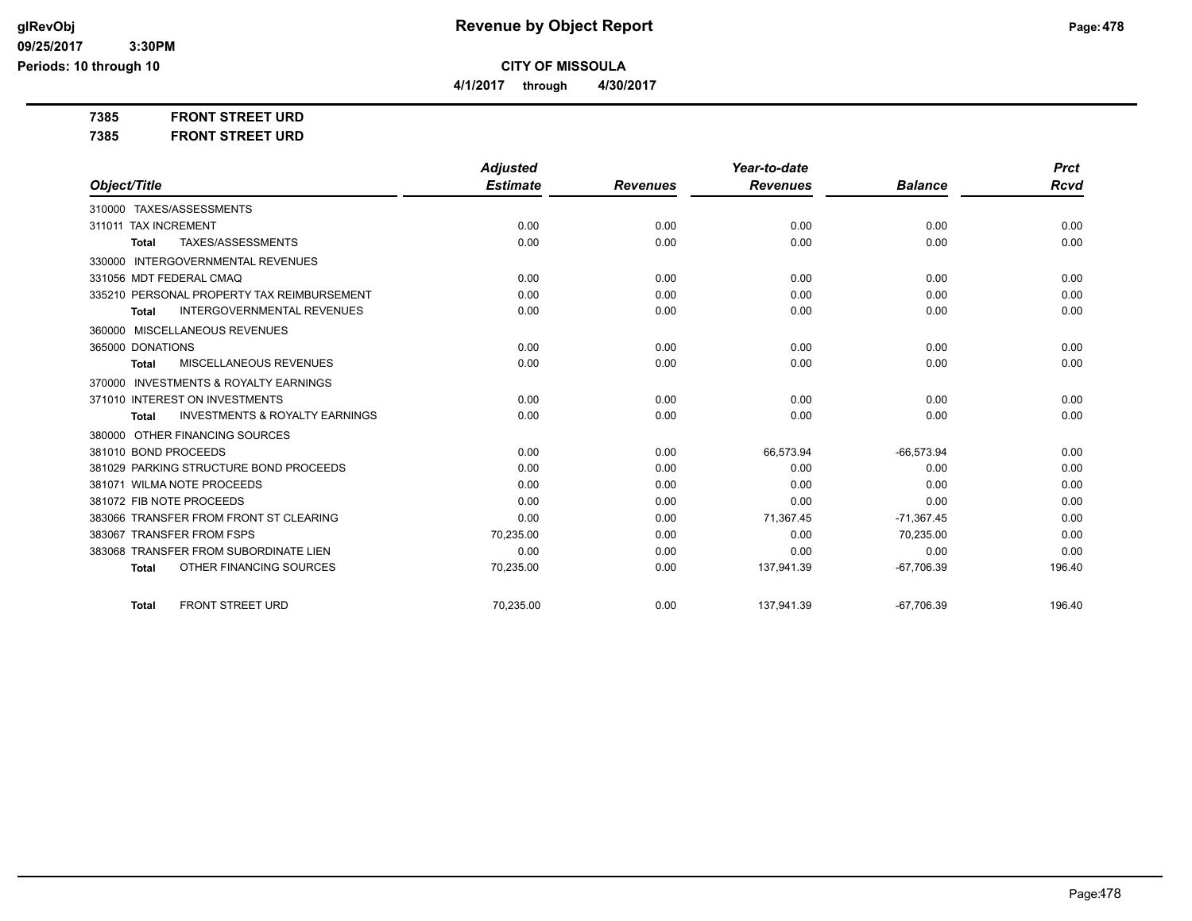# Revenue by Object Report

**CITY OF MISSOULA**

**4/1/2017 through 4/30/2017**

glRevObj
09/25/2017 3:30PM
Periods: 10 through 10

**7385 FRONT STREET URD**
**7385 FRONT STREET URD**

| Object/Title | Adjusted Estimate | Revenues | Year-to-date Revenues | Balance | Prct Rcvd |
|---|---|---|---|---|---|
| 310000 TAXES/ASSESSMENTS | | | | | |
| 311011 TAX INCREMENT | 0.00 | 0.00 | 0.00 | 0.00 | 0.00 |
| **Total** TAXES/ASSESSMENTS | 0.00 | 0.00 | 0.00 | 0.00 | 0.00 |
| 330000 INTERGOVERNMENTAL REVENUES | | | | | |
| 331056 MDT FEDERAL CMAQ | 0.00 | 0.00 | 0.00 | 0.00 | 0.00 |
| 335210 PERSONAL PROPERTY TAX REIMBURSEMENT | 0.00 | 0.00 | 0.00 | 0.00 | 0.00 |
| **Total** INTERGOVERNMENTAL REVENUES | 0.00 | 0.00 | 0.00 | 0.00 | 0.00 |
| 360000 MISCELLANEOUS REVENUES | | | | | |
| 365000 DONATIONS | 0.00 | 0.00 | 0.00 | 0.00 | 0.00 |
| **Total** MISCELLANEOUS REVENUES | 0.00 | 0.00 | 0.00 | 0.00 | 0.00 |
| 370000 INVESTMENTS & ROYALTY EARNINGS | | | | | |
| 371010 INTEREST ON INVESTMENTS | 0.00 | 0.00 | 0.00 | 0.00 | 0.00 |
| **Total** INVESTMENTS & ROYALTY EARNINGS | 0.00 | 0.00 | 0.00 | 0.00 | 0.00 |
| 380000 OTHER FINANCING SOURCES | | | | | |
| 381010 BOND PROCEEDS | 0.00 | 0.00 | 66,573.94 | -66,573.94 | 0.00 |
| 381029 PARKING STRUCTURE BOND PROCEEDS | 0.00 | 0.00 | 0.00 | 0.00 | 0.00 |
| 381071 WILMA NOTE PROCEEDS | 0.00 | 0.00 | 0.00 | 0.00 | 0.00 |
| 381072 FIB NOTE PROCEEDS | 0.00 | 0.00 | 0.00 | 0.00 | 0.00 |
| 383066 TRANSFER FROM FRONT ST CLEARING | 0.00 | 0.00 | 71,367.45 | -71,367.45 | 0.00 |
| 383067 TRANSFER FROM FSPS | 70,235.00 | 0.00 | 0.00 | 70,235.00 | 0.00 |
| 383068 TRANSFER FROM SUBORDINATE LIEN | 0.00 | 0.00 | 0.00 | 0.00 | 0.00 |
| **Total** OTHER FINANCING SOURCES | 70,235.00 | 0.00 | 137,941.39 | -67,706.39 | 196.40 |
| **Total** FRONT STREET URD | 70,235.00 | 0.00 | 137,941.39 | -67,706.39 | 196.40 |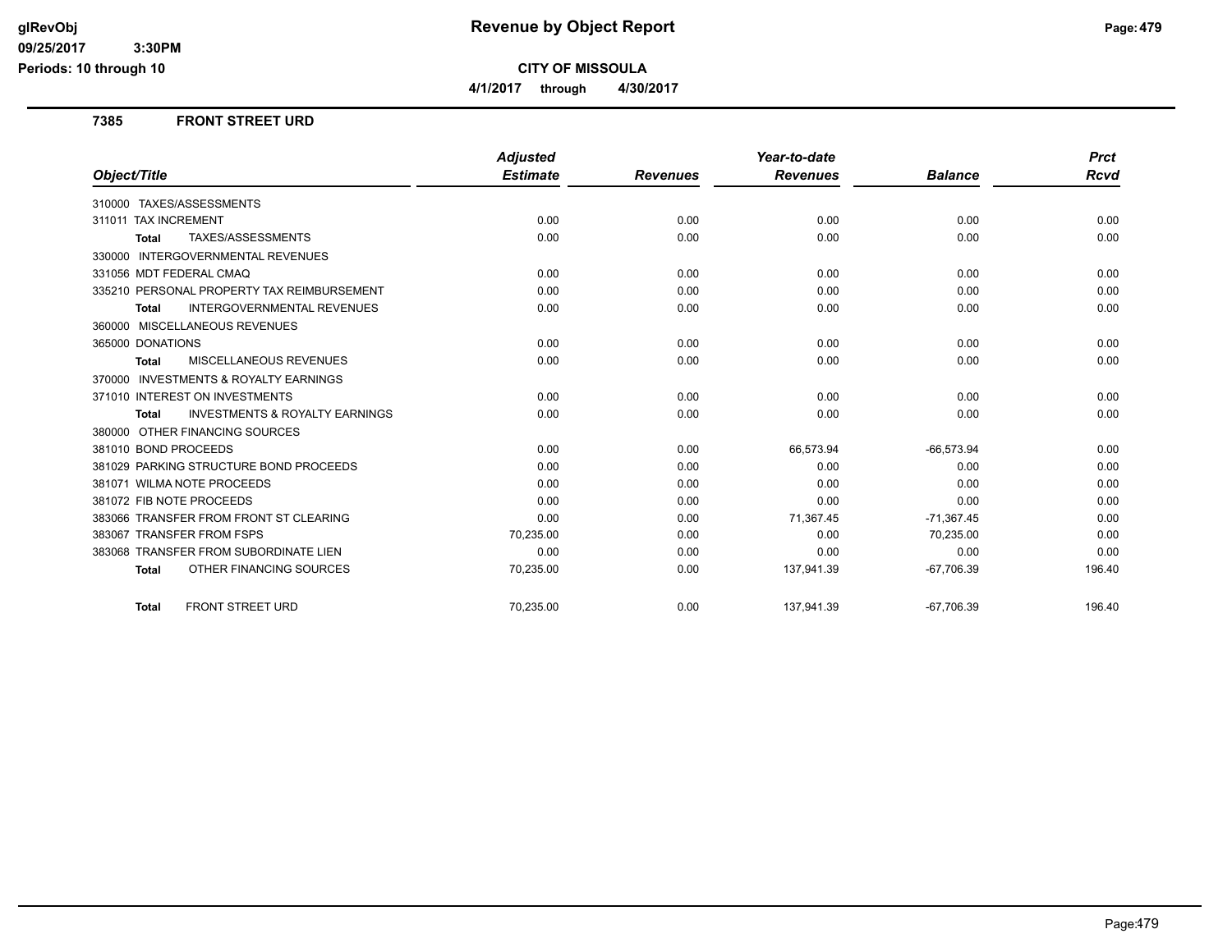# Revenue by Object Report

**CITY OF MISSOULA**

**4/1/2017 through 4/30/2017**

glRevObj
09/25/2017 3:30PM
Periods: 10 through 10

### 7385 FRONT STREET URD

| Object/Title | Adjusted Estimate | Revenues | Year-to-date Revenues | Balance | Prct Rcvd |
|---|---|---|---|---|---|
| 310000 TAXES/ASSESSMENTS | | | | | |
| 311011 TAX INCREMENT | 0.00 | 0.00 | 0.00 | 0.00 | 0.00 |
| **Total** TAXES/ASSESSMENTS | 0.00 | 0.00 | 0.00 | 0.00 | 0.00 |
| 330000 INTERGOVERNMENTAL REVENUES | | | | | |
| 331056 MDT FEDERAL CMAQ | 0.00 | 0.00 | 0.00 | 0.00 | 0.00 |
| 335210 PERSONAL PROPERTY TAX REIMBURSEMENT | 0.00 | 0.00 | 0.00 | 0.00 | 0.00 |
| **Total** INTERGOVERNMENTAL REVENUES | 0.00 | 0.00 | 0.00 | 0.00 | 0.00 |
| 360000 MISCELLANEOUS REVENUES | | | | | |
| 365000 DONATIONS | 0.00 | 0.00 | 0.00 | 0.00 | 0.00 |
| **Total** MISCELLANEOUS REVENUES | 0.00 | 0.00 | 0.00 | 0.00 | 0.00 |
| 370000 INVESTMENTS & ROYALTY EARNINGS | | | | | |
| 371010 INTEREST ON INVESTMENTS | 0.00 | 0.00 | 0.00 | 0.00 | 0.00 |
| **Total** INVESTMENTS & ROYALTY EARNINGS | 0.00 | 0.00 | 0.00 | 0.00 | 0.00 |
| 380000 OTHER FINANCING SOURCES | | | | | |
| 381010 BOND PROCEEDS | 0.00 | 0.00 | 66,573.94 | -66,573.94 | 0.00 |
| 381029 PARKING STRUCTURE BOND PROCEEDS | 0.00 | 0.00 | 0.00 | 0.00 | 0.00 |
| 381071 WILMA NOTE PROCEEDS | 0.00 | 0.00 | 0.00 | 0.00 | 0.00 |
| 381072 FIB NOTE PROCEEDS | 0.00 | 0.00 | 0.00 | 0.00 | 0.00 |
| 383066 TRANSFER FROM FRONT ST CLEARING | 0.00 | 0.00 | 71,367.45 | -71,367.45 | 0.00 |
| 383067 TRANSFER FROM FSPS | 70,235.00 | 0.00 | 0.00 | 70,235.00 | 0.00 |
| 383068 TRANSFER FROM SUBORDINATE LIEN | 0.00 | 0.00 | 0.00 | 0.00 | 0.00 |
| **Total** OTHER FINANCING SOURCES | 70,235.00 | 0.00 | 137,941.39 | -67,706.39 | 196.40 |
| **Total** FRONT STREET URD | 70,235.00 | 0.00 | 137,941.39 | -67,706.39 | 196.40 |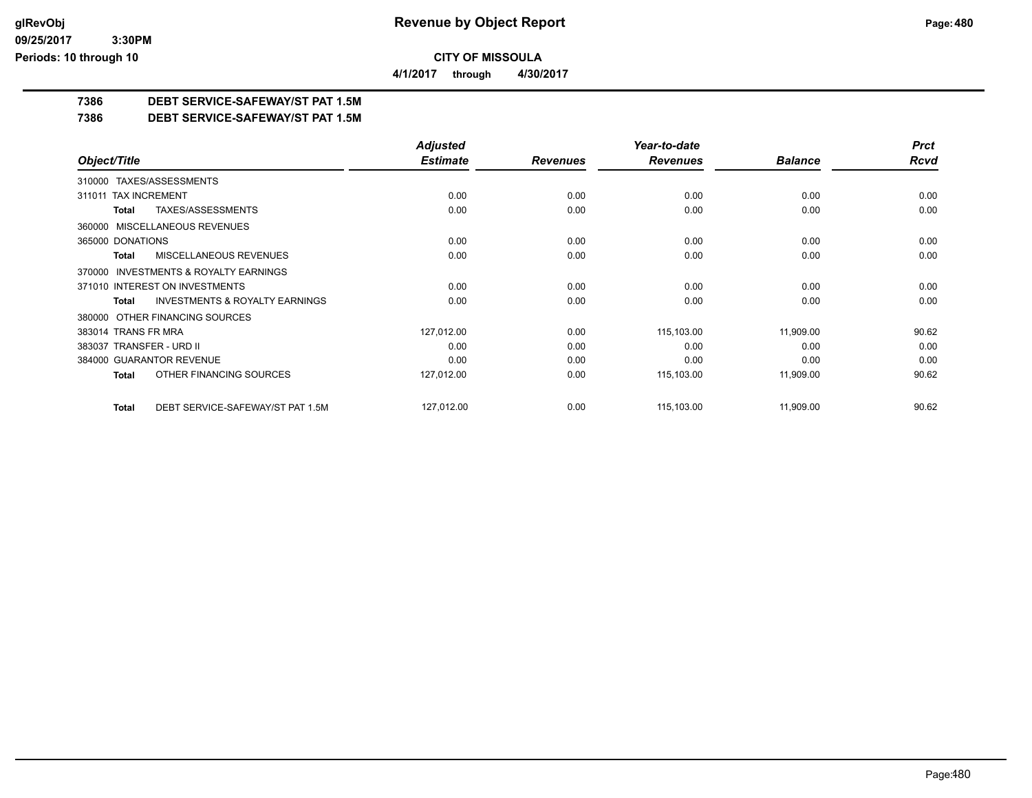glRevObj
09/25/2017 3:30PM
Periods: 10 through 10

# Revenue by Object Report

**CITY OF MISSOULA**

**4/1/2017 through 4/30/2017**

**7386 DEBT SERVICE-SAFEWAY/ST PAT 1.5M**

**7386 DEBT SERVICE-SAFEWAY/ST PAT 1.5M**

| Object/Title | Adjusted Estimate | Revenues | Year-to-date Revenues | Balance | Prct Rcvd |
|---|---|---|---|---|---|
| 310000 TAXES/ASSESSMENTS | | | | | |
| 311011 TAX INCREMENT | 0.00 | 0.00 | 0.00 | 0.00 | 0.00 |
| **Total** TAXES/ASSESSMENTS | 0.00 | 0.00 | 0.00 | 0.00 | 0.00 |
| 360000 MISCELLANEOUS REVENUES | | | | | |
| 365000 DONATIONS | 0.00 | 0.00 | 0.00 | 0.00 | 0.00 |
| **Total** MISCELLANEOUS REVENUES | 0.00 | 0.00 | 0.00 | 0.00 | 0.00 |
| 370000 INVESTMENTS & ROYALTY EARNINGS | | | | | |
| 371010 INTEREST ON INVESTMENTS | 0.00 | 0.00 | 0.00 | 0.00 | 0.00 |
| **Total** INVESTMENTS & ROYALTY EARNINGS | 0.00 | 0.00 | 0.00 | 0.00 | 0.00 |
| 380000 OTHER FINANCING SOURCES | | | | | |
| 383014 TRANS FR MRA | 127,012.00 | 0.00 | 115,103.00 | 11,909.00 | 90.62 |
| 383037 TRANSFER - URD II | 0.00 | 0.00 | 0.00 | 0.00 | 0.00 |
| 384000 GUARANTOR REVENUE | 0.00 | 0.00 | 0.00 | 0.00 | 0.00 |
| **Total** OTHER FINANCING SOURCES | 127,012.00 | 0.00 | 115,103.00 | 11,909.00 | 90.62 |
| **Total** DEBT SERVICE-SAFEWAY/ST PAT 1.5M | 127,012.00 | 0.00 | 115,103.00 | 11,909.00 | 90.62 |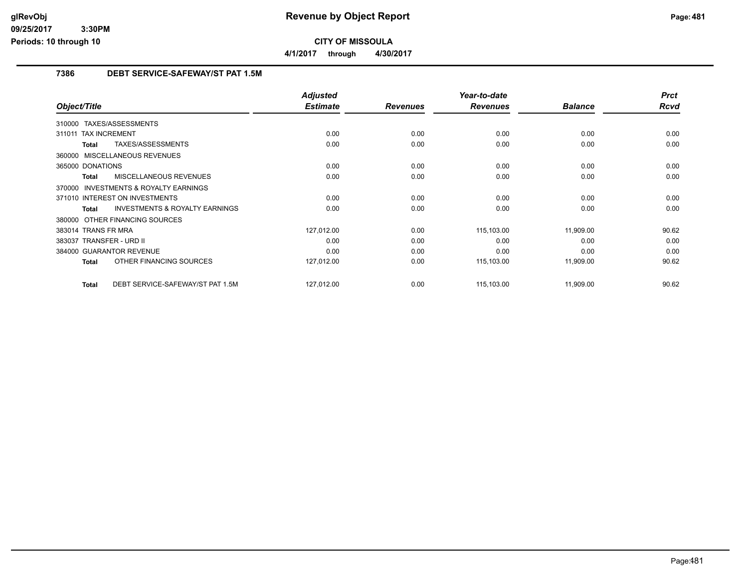**CITY OF MISSOULA**

**4/1/2017 through 4/30/2017**

**Revenue by Object Report**

glRevObj
09/25/2017 3:30PM
Periods: 10 through 10

## 7386 DEBT SERVICE-SAFEWAY/ST PAT 1.5M

| Object/Title | Adjusted Estimate | Revenues | Year-to-date Revenues | Balance | Prct Rcvd |
|---|---|---|---|---|---|
| 310000 TAXES/ASSESSMENTS | | | | | |
| 311011 TAX INCREMENT | 0.00 | 0.00 | 0.00 | 0.00 | 0.00 |
| **Total** TAXES/ASSESSMENTS | 0.00 | 0.00 | 0.00 | 0.00 | 0.00 |
| 360000 MISCELLANEOUS REVENUES | | | | | |
| 365000 DONATIONS | 0.00 | 0.00 | 0.00 | 0.00 | 0.00 |
| **Total** MISCELLANEOUS REVENUES | 0.00 | 0.00 | 0.00 | 0.00 | 0.00 |
| 370000 INVESTMENTS & ROYALTY EARNINGS | | | | | |
| 371010 INTEREST ON INVESTMENTS | 0.00 | 0.00 | 0.00 | 0.00 | 0.00 |
| **Total** INVESTMENTS & ROYALTY EARNINGS | 0.00 | 0.00 | 0.00 | 0.00 | 0.00 |
| 380000 OTHER FINANCING SOURCES | | | | | |
| 383014 TRANS FR MRA | 127,012.00 | 0.00 | 115,103.00 | 11,909.00 | 90.62 |
| 383037 TRANSFER - URD II | 0.00 | 0.00 | 0.00 | 0.00 | 0.00 |
| 384000 GUARANTOR REVENUE | 0.00 | 0.00 | 0.00 | 0.00 | 0.00 |
| **Total** OTHER FINANCING SOURCES | 127,012.00 | 0.00 | 115,103.00 | 11,909.00 | 90.62 |
| **Total** DEBT SERVICE-SAFEWAY/ST PAT 1.5M | 127,012.00 | 0.00 | 115,103.00 | 11,909.00 | 90.62 |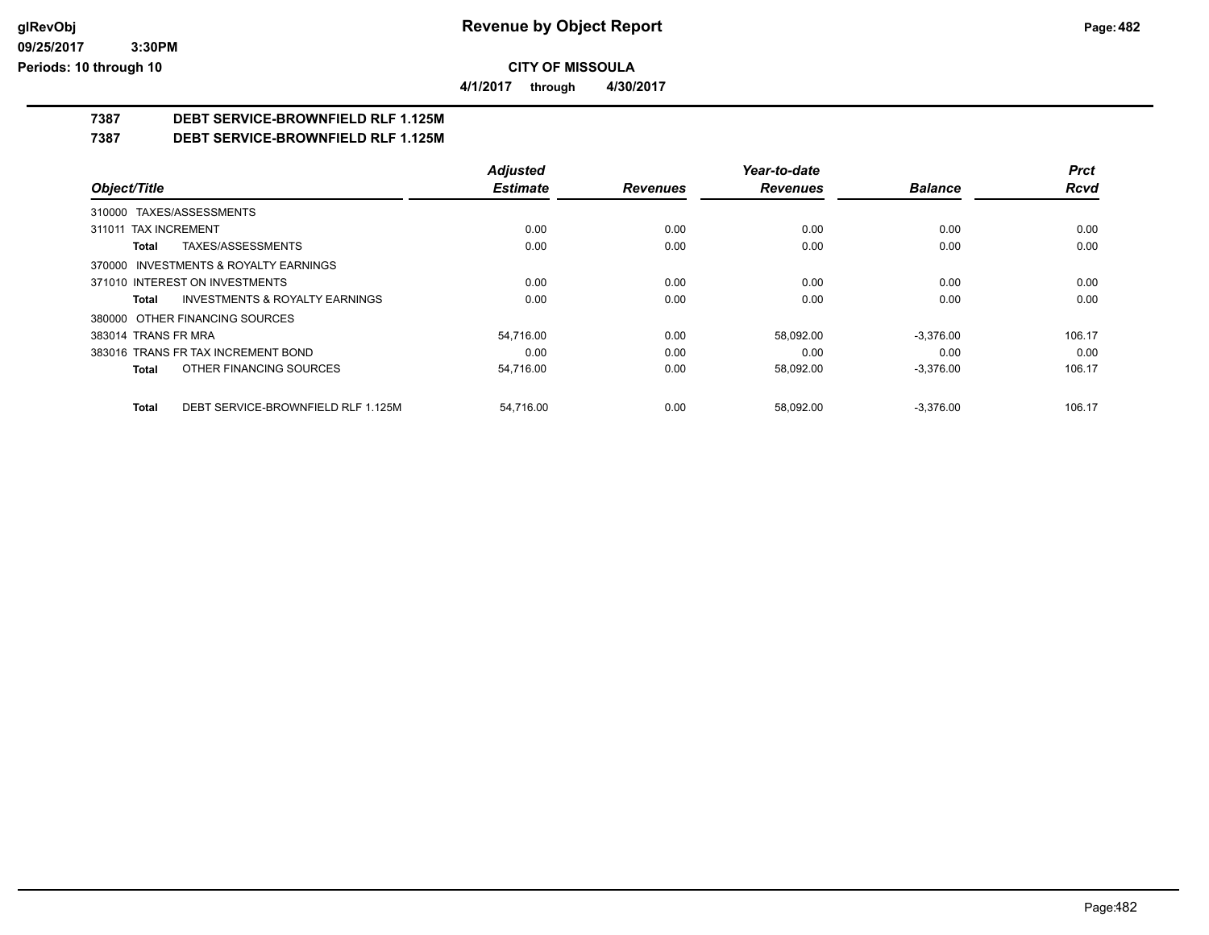# Revenue by Object Report

## CITY OF MISSOULA

4/1/2017 through 4/30/2017

### 7387 DEBT SERVICE-BROWNFIELD RLF 1.125M
### 7387 DEBT SERVICE-BROWNFIELD RLF 1.125M

| Object/Title | Adjusted Estimate | Revenues | Year-to-date Revenues | Balance | Prct Rcvd |
|---|---|---|---|---|---|
| 310000 TAXES/ASSESSMENTS | | | | | |
| 311011 TAX INCREMENT | 0.00 | 0.00 | 0.00 | 0.00 | 0.00 |
| **Total** TAXES/ASSESSMENTS | 0.00 | 0.00 | 0.00 | 0.00 | 0.00 |
| 370000 INVESTMENTS & ROYALTY EARNINGS | | | | | |
| 371010 INTEREST ON INVESTMENTS | 0.00 | 0.00 | 0.00 | 0.00 | 0.00 |
| **Total** INVESTMENTS & ROYALTY EARNINGS | 0.00 | 0.00 | 0.00 | 0.00 | 0.00 |
| 380000 OTHER FINANCING SOURCES | | | | | |
| 383014 TRANS FR MRA | 54,716.00 | 0.00 | 58,092.00 | -3,376.00 | 106.17 |
| 383016 TRANS FR TAX INCREMENT BOND | 0.00 | 0.00 | 0.00 | 0.00 | 0.00 |
| **Total** OTHER FINANCING SOURCES | 54,716.00 | 0.00 | 58,092.00 | -3,376.00 | 106.17 |
| **Total** DEBT SERVICE-BROWNFIELD RLF 1.125M | 54,716.00 | 0.00 | 58,092.00 | -3,376.00 | 106.17 |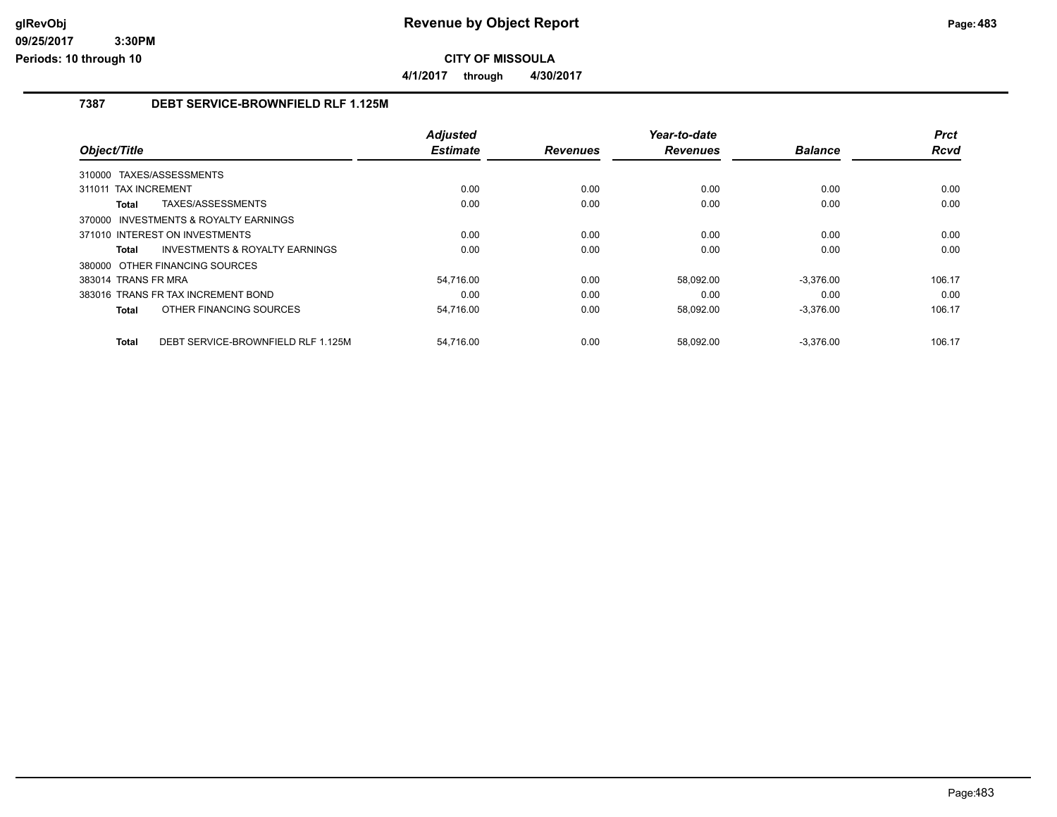# Revenue by Object Report

**CITY OF MISSOULA**

**4/1/2017 through 4/30/2017**

## 7387 DEBT SERVICE-BROWNFIELD RLF 1.125M

| Object/Title | Adjusted Estimate | Revenues | Year-to-date Revenues | Balance | Prct Rcvd |
|---|---|---|---|---|---|
| 310000 TAXES/ASSESSMENTS | | | | | |
| 311011 TAX INCREMENT | 0.00 | 0.00 | 0.00 | 0.00 | 0.00 |
| **Total** TAXES/ASSESSMENTS | 0.00 | 0.00 | 0.00 | 0.00 | 0.00 |
| 370000 INVESTMENTS & ROYALTY EARNINGS | | | | | |
| 371010 INTEREST ON INVESTMENTS | 0.00 | 0.00 | 0.00 | 0.00 | 0.00 |
| **Total** INVESTMENTS & ROYALTY EARNINGS | 0.00 | 0.00 | 0.00 | 0.00 | 0.00 |
| 380000 OTHER FINANCING SOURCES | | | | | |
| 383014 TRANS FR MRA | 54,716.00 | 0.00 | 58,092.00 | -3,376.00 | 106.17 |
| 383016 TRANS FR TAX INCREMENT BOND | 0.00 | 0.00 | 0.00 | 0.00 | 0.00 |
| **Total** OTHER FINANCING SOURCES | 54,716.00 | 0.00 | 58,092.00 | -3,376.00 | 106.17 |
| **Total** DEBT SERVICE-BROWNFIELD RLF 1.125M | 54,716.00 | 0.00 | 58,092.00 | -3,376.00 | 106.17 |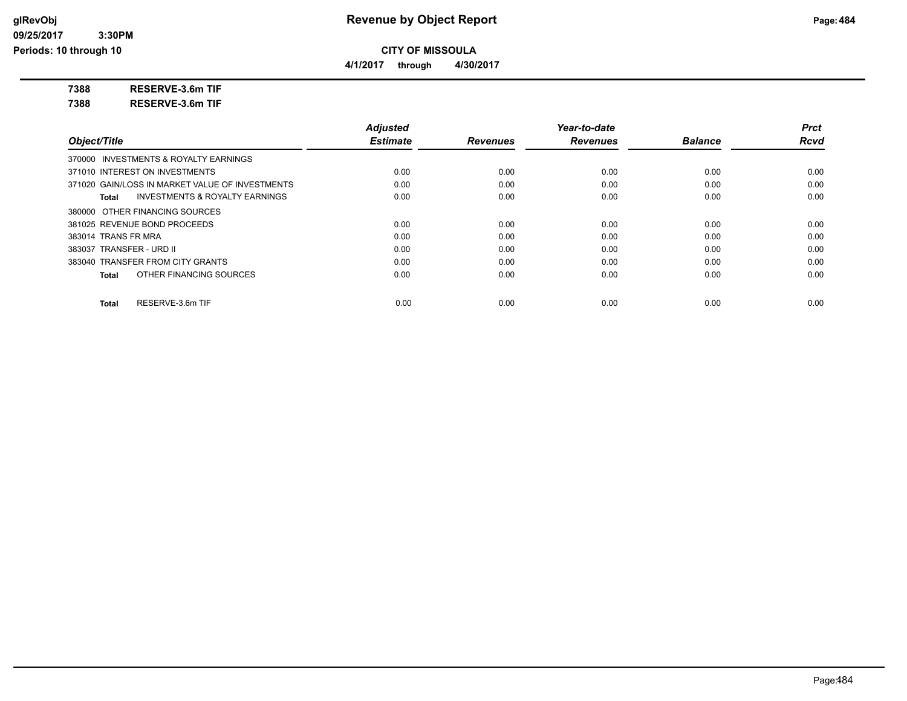# Revenue by Object Report

**CITY OF MISSOULA**

**4/1/2017 through 4/30/2017**

glRevObj
09/25/2017 3:30PM
Periods: 10 through 10

**7388 RESERVE-3.6m TIF**

**7388 RESERVE-3.6m TIF**

| Object/Title | Adjusted Estimate | Revenues | Year-to-date Revenues | Balance | Prct Rcvd |
|---|---|---|---|---|---|
| 370000 INVESTMENTS & ROYALTY EARNINGS | | | | | |
| 371010 INTEREST ON INVESTMENTS | 0.00 | 0.00 | 0.00 | 0.00 | 0.00 |
| 371020 GAIN/LOSS IN MARKET VALUE OF INVESTMENTS | 0.00 | 0.00 | 0.00 | 0.00 | 0.00 |
| **Total** INVESTMENTS & ROYALTY EARNINGS | 0.00 | 0.00 | 0.00 | 0.00 | 0.00 |
| 380000 OTHER FINANCING SOURCES | | | | | |
| 381025 REVENUE BOND PROCEEDS | 0.00 | 0.00 | 0.00 | 0.00 | 0.00 |
| 383014 TRANS FR MRA | 0.00 | 0.00 | 0.00 | 0.00 | 0.00 |
| 383037 TRANSFER - URD II | 0.00 | 0.00 | 0.00 | 0.00 | 0.00 |
| 383040 TRANSFER FROM CITY GRANTS | 0.00 | 0.00 | 0.00 | 0.00 | 0.00 |
| **Total** OTHER FINANCING SOURCES | 0.00 | 0.00 | 0.00 | 0.00 | 0.00 |
| **Total** RESERVE-3.6m TIF | 0.00 | 0.00 | 0.00 | 0.00 | 0.00 |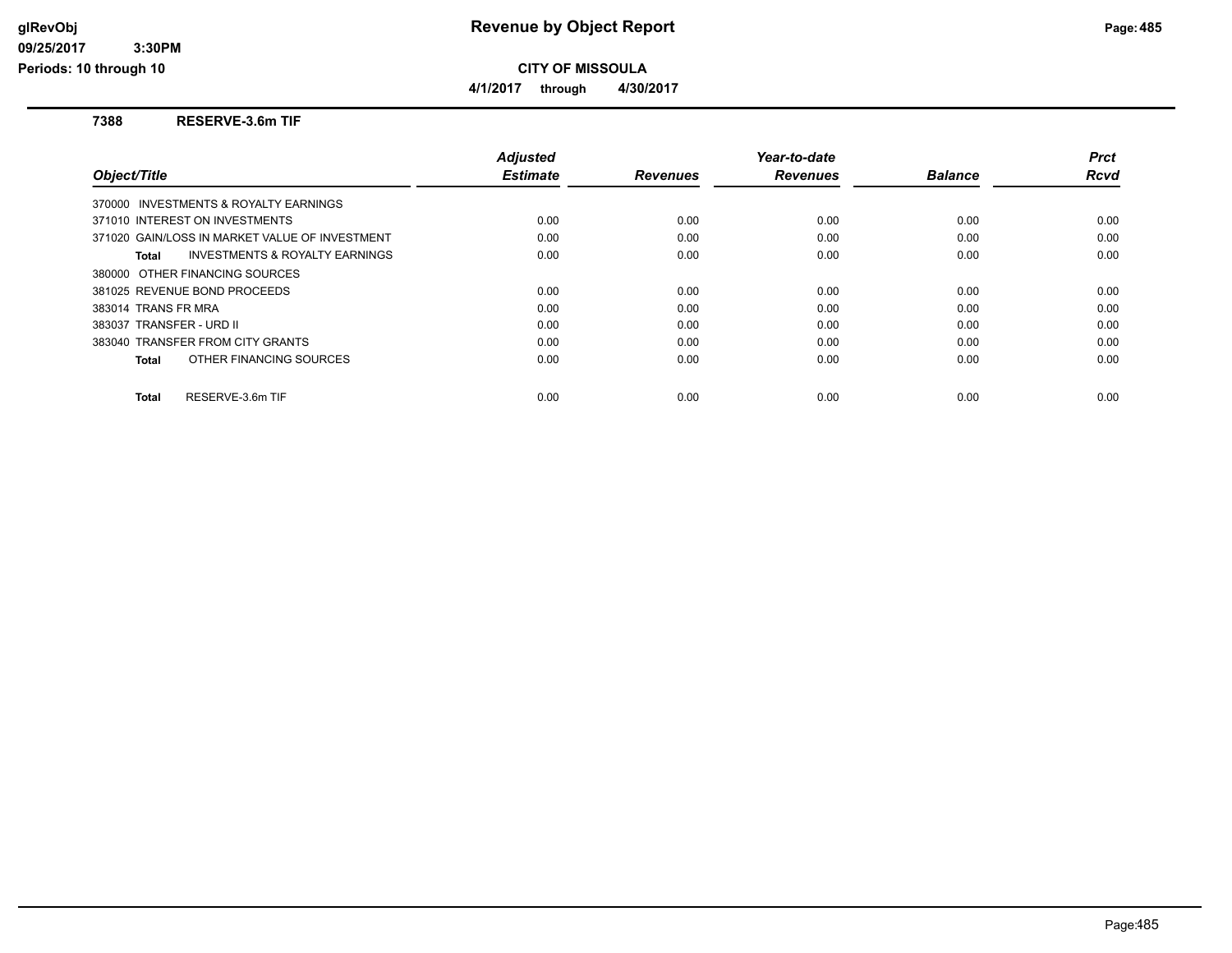# Revenue by Object Report

**CITY OF MISSOULA**

**4/1/2017 through 4/30/2017**

glRevObj
09/25/2017 3:30PM
Periods: 10 through 10

## 7388 RESERVE-3.6m TIF

| Object/Title | Adjusted Estimate | Revenues | Year-to-date Revenues | Balance | Prct Rcvd |
|---|---|---|---|---|---|
| 370000 INVESTMENTS & ROYALTY EARNINGS | | | | | |
| 371010 INTEREST ON INVESTMENTS | 0.00 | 0.00 | 0.00 | 0.00 | 0.00 |
| 371020 GAIN/LOSS IN MARKET VALUE OF INVESTMENT | 0.00 | 0.00 | 0.00 | 0.00 | 0.00 |
| **Total** INVESTMENTS & ROYALTY EARNINGS | 0.00 | 0.00 | 0.00 | 0.00 | 0.00 |
| 380000 OTHER FINANCING SOURCES | | | | | |
| 381025 REVENUE BOND PROCEEDS | 0.00 | 0.00 | 0.00 | 0.00 | 0.00 |
| 383014 TRANS FR MRA | 0.00 | 0.00 | 0.00 | 0.00 | 0.00 |
| 383037 TRANSFER - URD II | 0.00 | 0.00 | 0.00 | 0.00 | 0.00 |
| 383040 TRANSFER FROM CITY GRANTS | 0.00 | 0.00 | 0.00 | 0.00 | 0.00 |
| **Total** OTHER FINANCING SOURCES | 0.00 | 0.00 | 0.00 | 0.00 | 0.00 |
| **Total** RESERVE-3.6m TIF | 0.00 | 0.00 | 0.00 | 0.00 | 0.00 |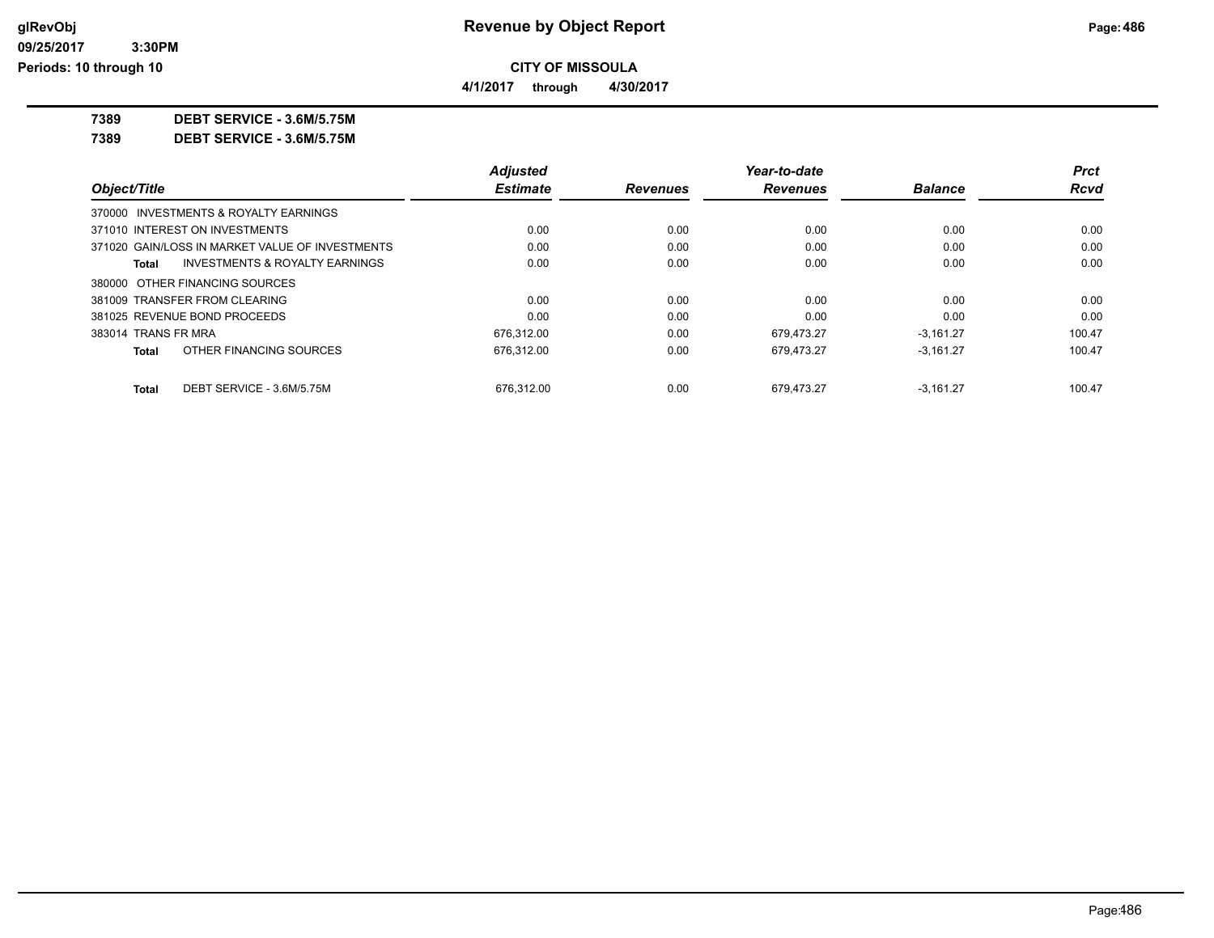**Revenue by Object Report**

**CITY OF MISSOULA**

**4/1/2017 through 4/30/2017**

**7389 DEBT SERVICE - 3.6M/5.75M**

**7389 DEBT SERVICE - 3.6M/5.75M**

| Object/Title | Adjusted Estimate | Revenues | Year-to-date Revenues | Balance | Prct Rcvd |
|---|---|---|---|---|---|
| 370000 INVESTMENTS & ROYALTY EARNINGS | | | | | |
| 371010 INTEREST ON INVESTMENTS | 0.00 | 0.00 | 0.00 | 0.00 | 0.00 |
| 371020 GAIN/LOSS IN MARKET VALUE OF INVESTMENTS | 0.00 | 0.00 | 0.00 | 0.00 | 0.00 |
| **Total** INVESTMENTS & ROYALTY EARNINGS | 0.00 | 0.00 | 0.00 | 0.00 | 0.00 |
| 380000 OTHER FINANCING SOURCES | | | | | |
| 381009 TRANSFER FROM CLEARING | 0.00 | 0.00 | 0.00 | 0.00 | 0.00 |
| 381025 REVENUE BOND PROCEEDS | 0.00 | 0.00 | 0.00 | 0.00 | 0.00 |
| 383014 TRANS FR MRA | 676,312.00 | 0.00 | 679,473.27 | -3,161.27 | 100.47 |
| **Total** OTHER FINANCING SOURCES | 676,312.00 | 0.00 | 679,473.27 | -3,161.27 | 100.47 |
| **Total** DEBT SERVICE - 3.6M/5.75M | 676,312.00 | 0.00 | 679,473.27 | -3,161.27 | 100.47 |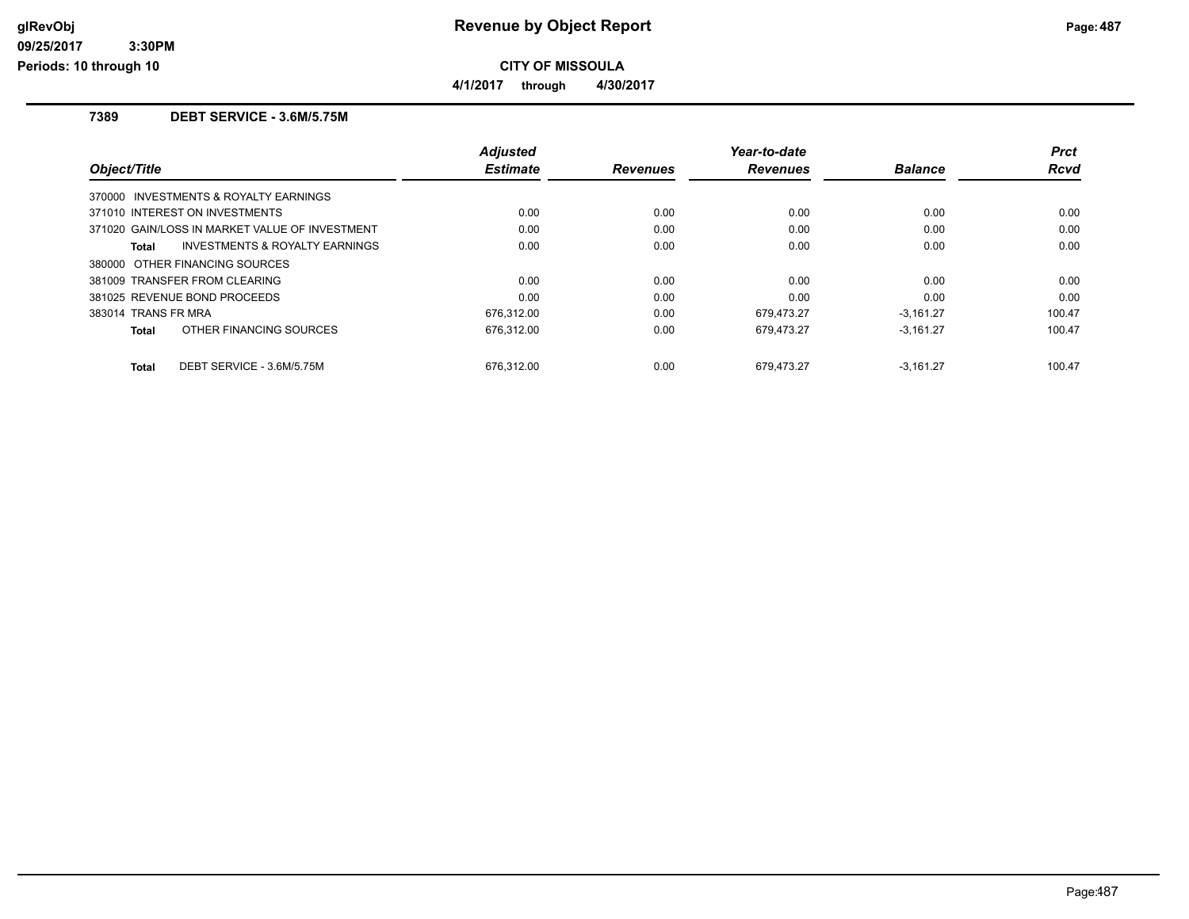# Revenue by Object Report

**CITY OF MISSOULA**

**4/1/2017 through 4/30/2017**

glRevObj
09/25/2017 3:30PM
Periods: 10 through 10

## 7389 DEBT SERVICE - 3.6M/5.75M

| Object/Title | Adjusted Estimate | Revenues | Year-to-date Revenues | Balance | Prct Rcvd |
|---|---|---|---|---|---|
| 370000 INVESTMENTS & ROYALTY EARNINGS | | | | | |
| 371010 INTEREST ON INVESTMENTS | 0.00 | 0.00 | 0.00 | 0.00 | 0.00 |
| 371020 GAIN/LOSS IN MARKET VALUE OF INVESTMENT | 0.00 | 0.00 | 0.00 | 0.00 | 0.00 |
| **Total** INVESTMENTS & ROYALTY EARNINGS | 0.00 | 0.00 | 0.00 | 0.00 | 0.00 |
| 380000 OTHER FINANCING SOURCES | | | | | |
| 381009 TRANSFER FROM CLEARING | 0.00 | 0.00 | 0.00 | 0.00 | 0.00 |
| 381025 REVENUE BOND PROCEEDS | 0.00 | 0.00 | 0.00 | 0.00 | 0.00 |
| 383014 TRANS FR MRA | 676,312.00 | 0.00 | 679,473.27 | -3,161.27 | 100.47 |
| **Total** OTHER FINANCING SOURCES | 676,312.00 | 0.00 | 679,473.27 | -3,161.27 | 100.47 |
| **Total** DEBT SERVICE - 3.6M/5.75M | 676,312.00 | 0.00 | 679,473.27 | -3,161.27 | 100.47 |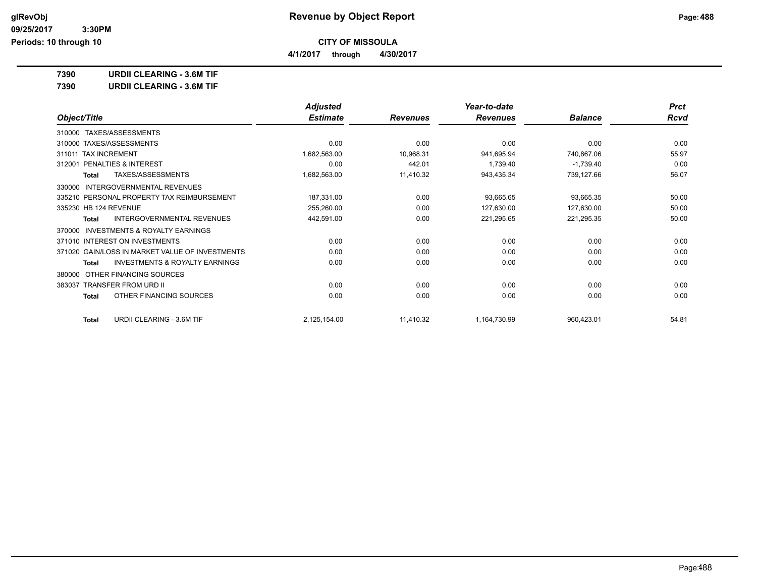**Revenue by Object Report**

**CITY OF MISSOULA**

**4/1/2017 through 4/30/2017**

glRevObj
09/25/2017 3:30PM
Periods: 10 through 10

**7390 URDII CLEARING - 3.6M TIF**

**7390 URDII CLEARING - 3.6M TIF**

| Object/Title | Adjusted Estimate | Revenues | Year-to-date Revenues | Balance | Prct Rcvd |
|---|---|---|---|---|---|
| 310000 TAXES/ASSESSMENTS | | | | | |
| 310000 TAXES/ASSESSMENTS | 0.00 | 0.00 | 0.00 | 0.00 | 0.00 |
| 311011 TAX INCREMENT | 1,682,563.00 | 10,968.31 | 941,695.94 | 740,867.06 | 55.97 |
| 312001 PENALTIES & INTEREST | 0.00 | 442.01 | 1,739.40 | -1,739.40 | 0.00 |
| **Total** TAXES/ASSESSMENTS | 1,682,563.00 | 11,410.32 | 943,435.34 | 739,127.66 | 56.07 |
| 330000 INTERGOVERNMENTAL REVENUES | | | | | |
| 335210 PERSONAL PROPERTY TAX REIMBURSEMENT | 187,331.00 | 0.00 | 93,665.65 | 93,665.35 | 50.00 |
| 335230 HB 124 REVENUE | 255,260.00 | 0.00 | 127,630.00 | 127,630.00 | 50.00 |
| **Total** INTERGOVERNMENTAL REVENUES | 442,591.00 | 0.00 | 221,295.65 | 221,295.35 | 50.00 |
| 370000 INVESTMENTS & ROYALTY EARNINGS | | | | | |
| 371010 INTEREST ON INVESTMENTS | 0.00 | 0.00 | 0.00 | 0.00 | 0.00 |
| 371020 GAIN/LOSS IN MARKET VALUE OF INVESTMENTS | 0.00 | 0.00 | 0.00 | 0.00 | 0.00 |
| **Total** INVESTMENTS & ROYALTY EARNINGS | 0.00 | 0.00 | 0.00 | 0.00 | 0.00 |
| 380000 OTHER FINANCING SOURCES | | | | | |
| 383037 TRANSFER FROM URD II | 0.00 | 0.00 | 0.00 | 0.00 | 0.00 |
| **Total** OTHER FINANCING SOURCES | 0.00 | 0.00 | 0.00 | 0.00 | 0.00 |
| **Total** URDII CLEARING - 3.6M TIF | 2,125,154.00 | 11,410.32 | 1,164,730.99 | 960,423.01 | 54.81 |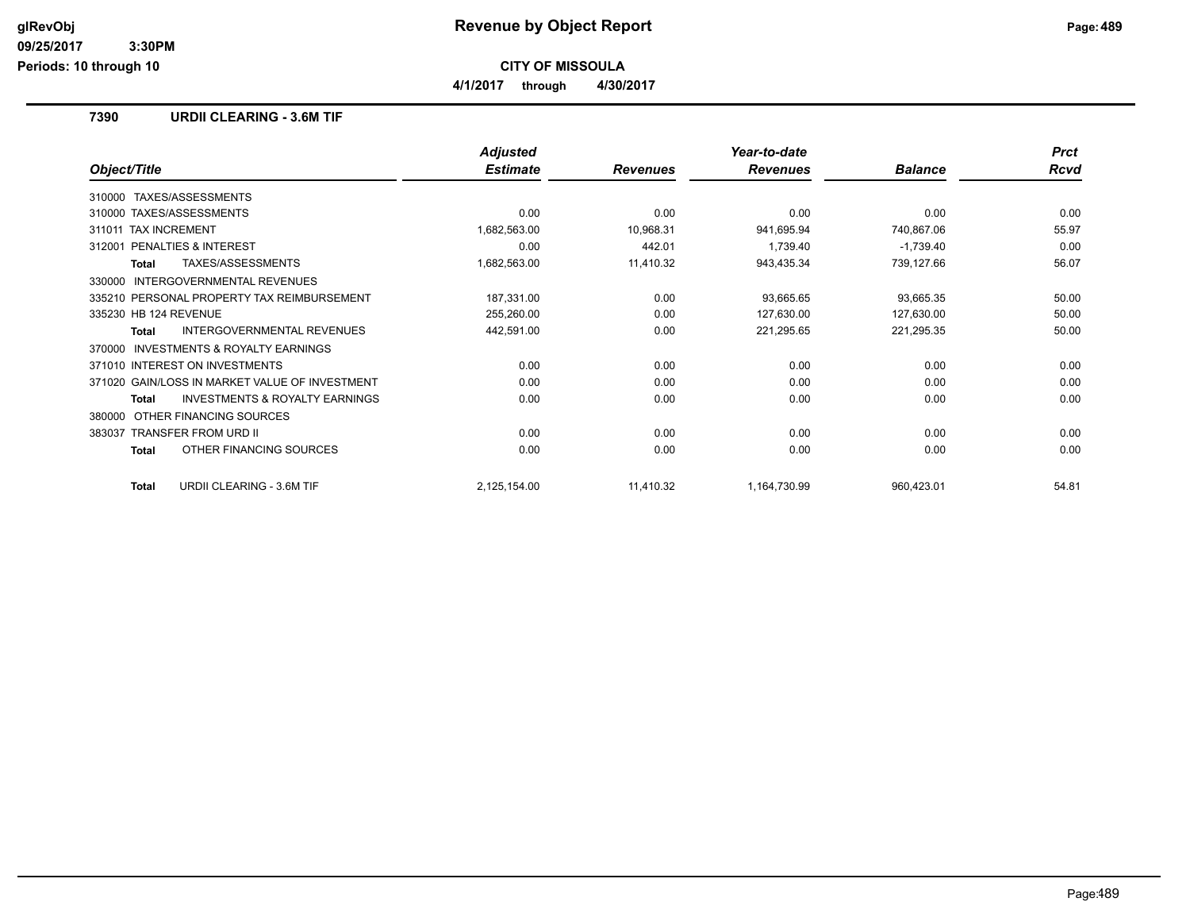**glRevObj**
**09/25/2017 3:30PM**
**Periods: 10 through 10**

# Revenue by Object Report

**CITY OF MISSOULA**

**4/1/2017 through 4/30/2017**

## 7390 URDII CLEARING - 3.6M TIF

| Object/Title | Adjusted Estimate | Revenues | Year-to-date Revenues | Balance | Prct Rcvd |
|---|---|---|---|---|---|
| 310000 TAXES/ASSESSMENTS | | | | | |
| 310000 TAXES/ASSESSMENTS | 0.00 | 0.00 | 0.00 | 0.00 | 0.00 |
| 311011 TAX INCREMENT | 1,682,563.00 | 10,968.31 | 941,695.94 | 740,867.06 | 55.97 |
| 312001 PENALTIES & INTEREST | 0.00 | 442.01 | 1,739.40 | -1,739.40 | 0.00 |
| **Total** TAXES/ASSESSMENTS | 1,682,563.00 | 11,410.32 | 943,435.34 | 739,127.66 | 56.07 |
| 330000 INTERGOVERNMENTAL REVENUES | | | | | |
| 335210 PERSONAL PROPERTY TAX REIMBURSEMENT | 187,331.00 | 0.00 | 93,665.65 | 93,665.35 | 50.00 |
| 335230 HB 124 REVENUE | 255,260.00 | 0.00 | 127,630.00 | 127,630.00 | 50.00 |
| **Total** INTERGOVERNMENTAL REVENUES | 442,591.00 | 0.00 | 221,295.65 | 221,295.35 | 50.00 |
| 370000 INVESTMENTS & ROYALTY EARNINGS | | | | | |
| 371010 INTEREST ON INVESTMENTS | 0.00 | 0.00 | 0.00 | 0.00 | 0.00 |
| 371020 GAIN/LOSS IN MARKET VALUE OF INVESTMENT | 0.00 | 0.00 | 0.00 | 0.00 | 0.00 |
| **Total** INVESTMENTS & ROYALTY EARNINGS | 0.00 | 0.00 | 0.00 | 0.00 | 0.00 |
| 380000 OTHER FINANCING SOURCES | | | | | |
| 383037 TRANSFER FROM URD II | 0.00 | 0.00 | 0.00 | 0.00 | 0.00 |
| **Total** OTHER FINANCING SOURCES | 0.00 | 0.00 | 0.00 | 0.00 | 0.00 |
| **Total** URDII CLEARING - 3.6M TIF | 2,125,154.00 | 11,410.32 | 1,164,730.99 | 960,423.01 | 54.81 |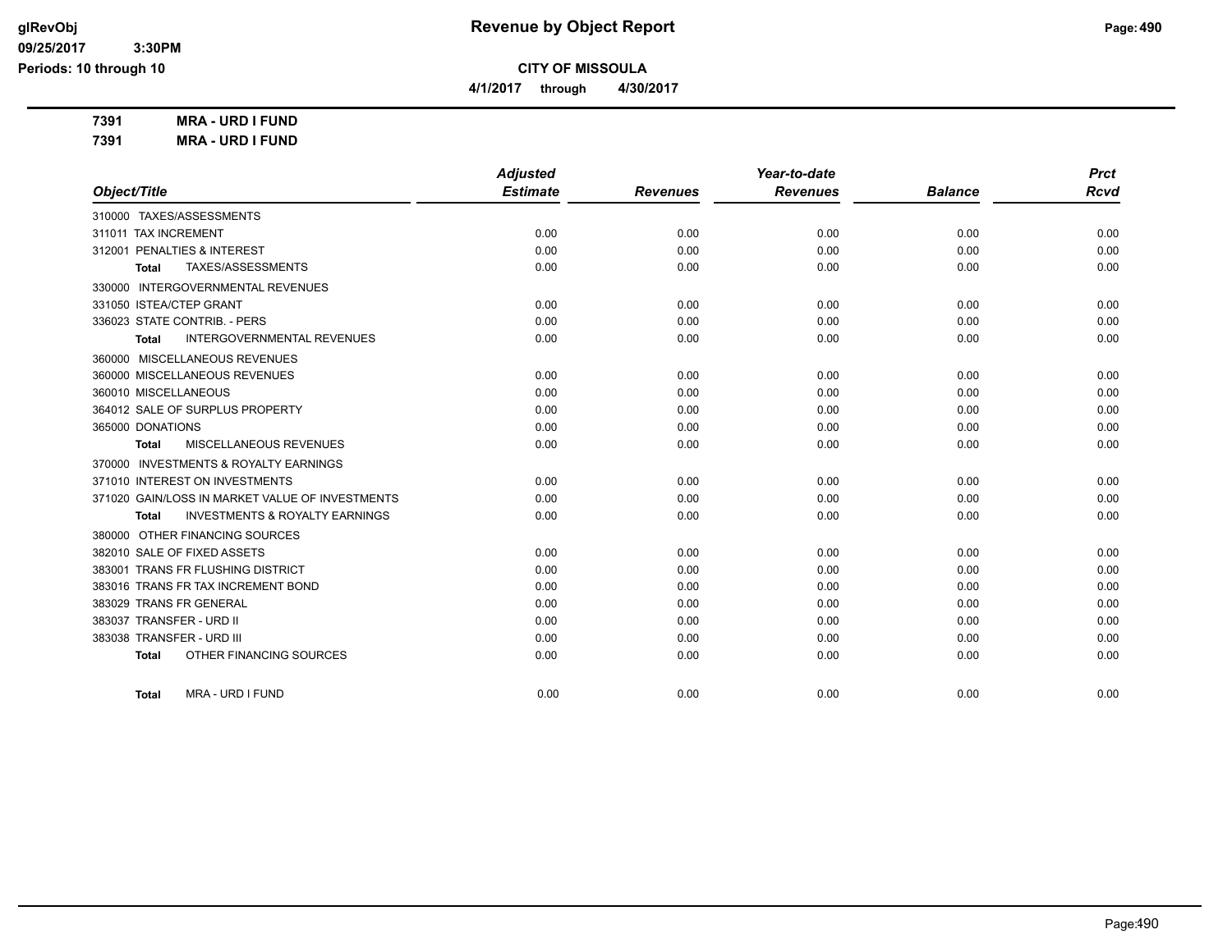**Revenue by Object Report**

**CITY OF MISSOULA**

**4/1/2017 through 4/30/2017**

**7391 MRA - URD I FUND**

**7391 MRA - URD I FUND**

| Object/Title | Adjusted Estimate | Revenues | Year-to-date Revenues | Balance | Prct Rcvd |
|---|---|---|---|---|---|
| 310000 TAXES/ASSESSMENTS | | | | | |
| 311011 TAX INCREMENT | 0.00 | 0.00 | 0.00 | 0.00 | 0.00 |
| 312001 PENALTIES & INTEREST | 0.00 | 0.00 | 0.00 | 0.00 | 0.00 |
| **Total** TAXES/ASSESSMENTS | 0.00 | 0.00 | 0.00 | 0.00 | 0.00 |
| 330000 INTERGOVERNMENTAL REVENUES | | | | | |
| 331050 ISTEA/CTEP GRANT | 0.00 | 0.00 | 0.00 | 0.00 | 0.00 |
| 336023 STATE CONTRIB. - PERS | 0.00 | 0.00 | 0.00 | 0.00 | 0.00 |
| **Total** INTERGOVERNMENTAL REVENUES | 0.00 | 0.00 | 0.00 | 0.00 | 0.00 |
| 360000 MISCELLANEOUS REVENUES | | | | | |
| 360000 MISCELLANEOUS REVENUES | 0.00 | 0.00 | 0.00 | 0.00 | 0.00 |
| 360010 MISCELLANEOUS | 0.00 | 0.00 | 0.00 | 0.00 | 0.00 |
| 364012 SALE OF SURPLUS PROPERTY | 0.00 | 0.00 | 0.00 | 0.00 | 0.00 |
| 365000 DONATIONS | 0.00 | 0.00 | 0.00 | 0.00 | 0.00 |
| **Total** MISCELLANEOUS REVENUES | 0.00 | 0.00 | 0.00 | 0.00 | 0.00 |
| 370000 INVESTMENTS & ROYALTY EARNINGS | | | | | |
| 371010 INTEREST ON INVESTMENTS | 0.00 | 0.00 | 0.00 | 0.00 | 0.00 |
| 371020 GAIN/LOSS IN MARKET VALUE OF INVESTMENTS | 0.00 | 0.00 | 0.00 | 0.00 | 0.00 |
| **Total** INVESTMENTS & ROYALTY EARNINGS | 0.00 | 0.00 | 0.00 | 0.00 | 0.00 |
| 380000 OTHER FINANCING SOURCES | | | | | |
| 382010 SALE OF FIXED ASSETS | 0.00 | 0.00 | 0.00 | 0.00 | 0.00 |
| 383001 TRANS FR FLUSHING DISTRICT | 0.00 | 0.00 | 0.00 | 0.00 | 0.00 |
| 383016 TRANS FR TAX INCREMENT BOND | 0.00 | 0.00 | 0.00 | 0.00 | 0.00 |
| 383029 TRANS FR GENERAL | 0.00 | 0.00 | 0.00 | 0.00 | 0.00 |
| 383037 TRANSFER - URD II | 0.00 | 0.00 | 0.00 | 0.00 | 0.00 |
| 383038 TRANSFER - URD III | 0.00 | 0.00 | 0.00 | 0.00 | 0.00 |
| **Total** OTHER FINANCING SOURCES | 0.00 | 0.00 | 0.00 | 0.00 | 0.00 |
| **Total** MRA - URD I FUND | 0.00 | 0.00 | 0.00 | 0.00 | 0.00 |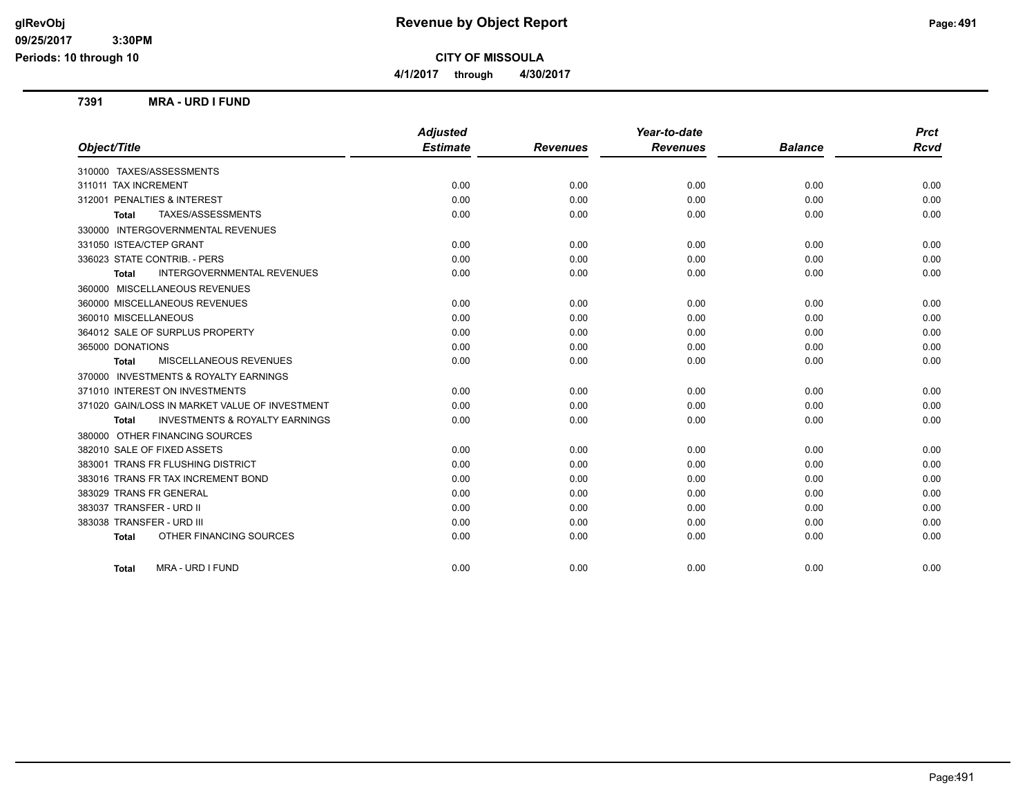# Revenue by Object Report

**CITY OF MISSOULA**

**4/1/2017 through 4/30/2017**

glRevObj
09/25/2017 3:30PM
Periods: 10 through 10

## 7391 MRA - URD I FUND

| Object/Title | Adjusted Estimate | Revenues | Year-to-date Revenues | Balance | Prct Rcvd |
|---|---|---|---|---|---|
| 310000 TAXES/ASSESSMENTS | | | | | |
| 311011 TAX INCREMENT | 0.00 | 0.00 | 0.00 | 0.00 | 0.00 |
| 312001 PENALTIES & INTEREST | 0.00 | 0.00 | 0.00 | 0.00 | 0.00 |
| **Total** TAXES/ASSESSMENTS | 0.00 | 0.00 | 0.00 | 0.00 | 0.00 |
| 330000 INTERGOVERNMENTAL REVENUES | | | | | |
| 331050 ISTEA/CTEP GRANT | 0.00 | 0.00 | 0.00 | 0.00 | 0.00 |
| 336023 STATE CONTRIB. - PERS | 0.00 | 0.00 | 0.00 | 0.00 | 0.00 |
| **Total** INTERGOVERNMENTAL REVENUES | 0.00 | 0.00 | 0.00 | 0.00 | 0.00 |
| 360000 MISCELLANEOUS REVENUES | | | | | |
| 360000 MISCELLANEOUS REVENUES | 0.00 | 0.00 | 0.00 | 0.00 | 0.00 |
| 360010 MISCELLANEOUS | 0.00 | 0.00 | 0.00 | 0.00 | 0.00 |
| 364012 SALE OF SURPLUS PROPERTY | 0.00 | 0.00 | 0.00 | 0.00 | 0.00 |
| 365000 DONATIONS | 0.00 | 0.00 | 0.00 | 0.00 | 0.00 |
| **Total** MISCELLANEOUS REVENUES | 0.00 | 0.00 | 0.00 | 0.00 | 0.00 |
| 370000 INVESTMENTS & ROYALTY EARNINGS | | | | | |
| 371010 INTEREST ON INVESTMENTS | 0.00 | 0.00 | 0.00 | 0.00 | 0.00 |
| 371020 GAIN/LOSS IN MARKET VALUE OF INVESTMENT | 0.00 | 0.00 | 0.00 | 0.00 | 0.00 |
| **Total** INVESTMENTS & ROYALTY EARNINGS | 0.00 | 0.00 | 0.00 | 0.00 | 0.00 |
| 380000 OTHER FINANCING SOURCES | | | | | |
| 382010 SALE OF FIXED ASSETS | 0.00 | 0.00 | 0.00 | 0.00 | 0.00 |
| 383001 TRANS FR FLUSHING DISTRICT | 0.00 | 0.00 | 0.00 | 0.00 | 0.00 |
| 383016 TRANS FR TAX INCREMENT BOND | 0.00 | 0.00 | 0.00 | 0.00 | 0.00 |
| 383029 TRANS FR GENERAL | 0.00 | 0.00 | 0.00 | 0.00 | 0.00 |
| 383037 TRANSFER - URD II | 0.00 | 0.00 | 0.00 | 0.00 | 0.00 |
| 383038 TRANSFER - URD III | 0.00 | 0.00 | 0.00 | 0.00 | 0.00 |
| **Total** OTHER FINANCING SOURCES | 0.00 | 0.00 | 0.00 | 0.00 | 0.00 |
| **Total** MRA - URD I FUND | 0.00 | 0.00 | 0.00 | 0.00 | 0.00 |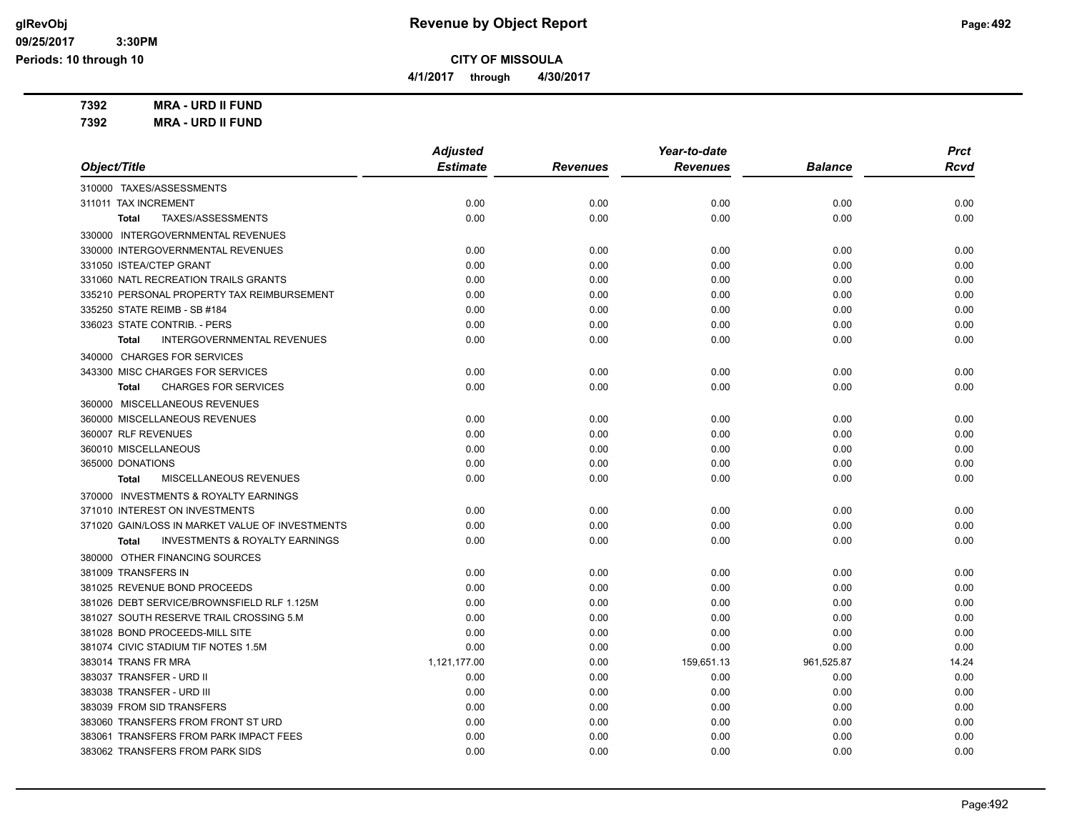# Revenue by Object Report

**CITY OF MISSOULA**

4/1/2017 through 4/30/2017

glRevObj
09/25/2017 3:30PM
Periods: 10 through 10

**7392 MRA - URD II FUND**
**7392 MRA - URD II FUND**

| Object/Title | Adjusted Estimate | Revenues | Year-to-date Revenues | Balance | Prct Rcvd |
|---|---|---|---|---|---|
| 310000 TAXES/ASSESSMENTS | | | | | |
| 311011 TAX INCREMENT | 0.00 | 0.00 | 0.00 | 0.00 | 0.00 |
| **Total** TAXES/ASSESSMENTS | 0.00 | 0.00 | 0.00 | 0.00 | 0.00 |
| 330000 INTERGOVERNMENTAL REVENUES | | | | | |
| 330000 INTERGOVERNMENTAL REVENUES | 0.00 | 0.00 | 0.00 | 0.00 | 0.00 |
| 331050 ISTEA/CTEP GRANT | 0.00 | 0.00 | 0.00 | 0.00 | 0.00 |
| 331060 NATL RECREATION TRAILS GRANTS | 0.00 | 0.00 | 0.00 | 0.00 | 0.00 |
| 335210 PERSONAL PROPERTY TAX REIMBURSEMENT | 0.00 | 0.00 | 0.00 | 0.00 | 0.00 |
| 335250 STATE REIMB - SB #184 | 0.00 | 0.00 | 0.00 | 0.00 | 0.00 |
| 336023 STATE CONTRIB. - PERS | 0.00 | 0.00 | 0.00 | 0.00 | 0.00 |
| **Total** INTERGOVERNMENTAL REVENUES | 0.00 | 0.00 | 0.00 | 0.00 | 0.00 |
| 340000 CHARGES FOR SERVICES | | | | | |
| 343300 MISC CHARGES FOR SERVICES | 0.00 | 0.00 | 0.00 | 0.00 | 0.00 |
| **Total** CHARGES FOR SERVICES | 0.00 | 0.00 | 0.00 | 0.00 | 0.00 |
| 360000 MISCELLANEOUS REVENUES | | | | | |
| 360000 MISCELLANEOUS REVENUES | 0.00 | 0.00 | 0.00 | 0.00 | 0.00 |
| 360007 RLF REVENUES | 0.00 | 0.00 | 0.00 | 0.00 | 0.00 |
| 360010 MISCELLANEOUS | 0.00 | 0.00 | 0.00 | 0.00 | 0.00 |
| 365000 DONATIONS | 0.00 | 0.00 | 0.00 | 0.00 | 0.00 |
| **Total** MISCELLANEOUS REVENUES | 0.00 | 0.00 | 0.00 | 0.00 | 0.00 |
| 370000 INVESTMENTS & ROYALTY EARNINGS | | | | | |
| 371010 INTEREST ON INVESTMENTS | 0.00 | 0.00 | 0.00 | 0.00 | 0.00 |
| 371020 GAIN/LOSS IN MARKET VALUE OF INVESTMENTS | 0.00 | 0.00 | 0.00 | 0.00 | 0.00 |
| **Total** INVESTMENTS & ROYALTY EARNINGS | 0.00 | 0.00 | 0.00 | 0.00 | 0.00 |
| 380000 OTHER FINANCING SOURCES | | | | | |
| 381009 TRANSFERS IN | 0.00 | 0.00 | 0.00 | 0.00 | 0.00 |
| 381025 REVENUE BOND PROCEEDS | 0.00 | 0.00 | 0.00 | 0.00 | 0.00 |
| 381026 DEBT SERVICE/BROWNSFIELD RLF 1.125M | 0.00 | 0.00 | 0.00 | 0.00 | 0.00 |
| 381027 SOUTH RESERVE TRAIL CROSSING 5.M | 0.00 | 0.00 | 0.00 | 0.00 | 0.00 |
| 381028 BOND PROCEEDS-MILL SITE | 0.00 | 0.00 | 0.00 | 0.00 | 0.00 |
| 381074 CIVIC STADIUM TIF NOTES 1.5M | 0.00 | 0.00 | 0.00 | 0.00 | 0.00 |
| 383014 TRANS FR MRA | 1,121,177.00 | 0.00 | 159,651.13 | 961,525.87 | 14.24 |
| 383037 TRANSFER - URD II | 0.00 | 0.00 | 0.00 | 0.00 | 0.00 |
| 383038 TRANSFER - URD III | 0.00 | 0.00 | 0.00 | 0.00 | 0.00 |
| 383039 FROM SID TRANSFERS | 0.00 | 0.00 | 0.00 | 0.00 | 0.00 |
| 383060 TRANSFERS FROM FRONT ST URD | 0.00 | 0.00 | 0.00 | 0.00 | 0.00 |
| 383061 TRANSFERS FROM PARK IMPACT FEES | 0.00 | 0.00 | 0.00 | 0.00 | 0.00 |
| 383062 TRANSFERS FROM PARK SIDS | 0.00 | 0.00 | 0.00 | 0.00 | 0.00 |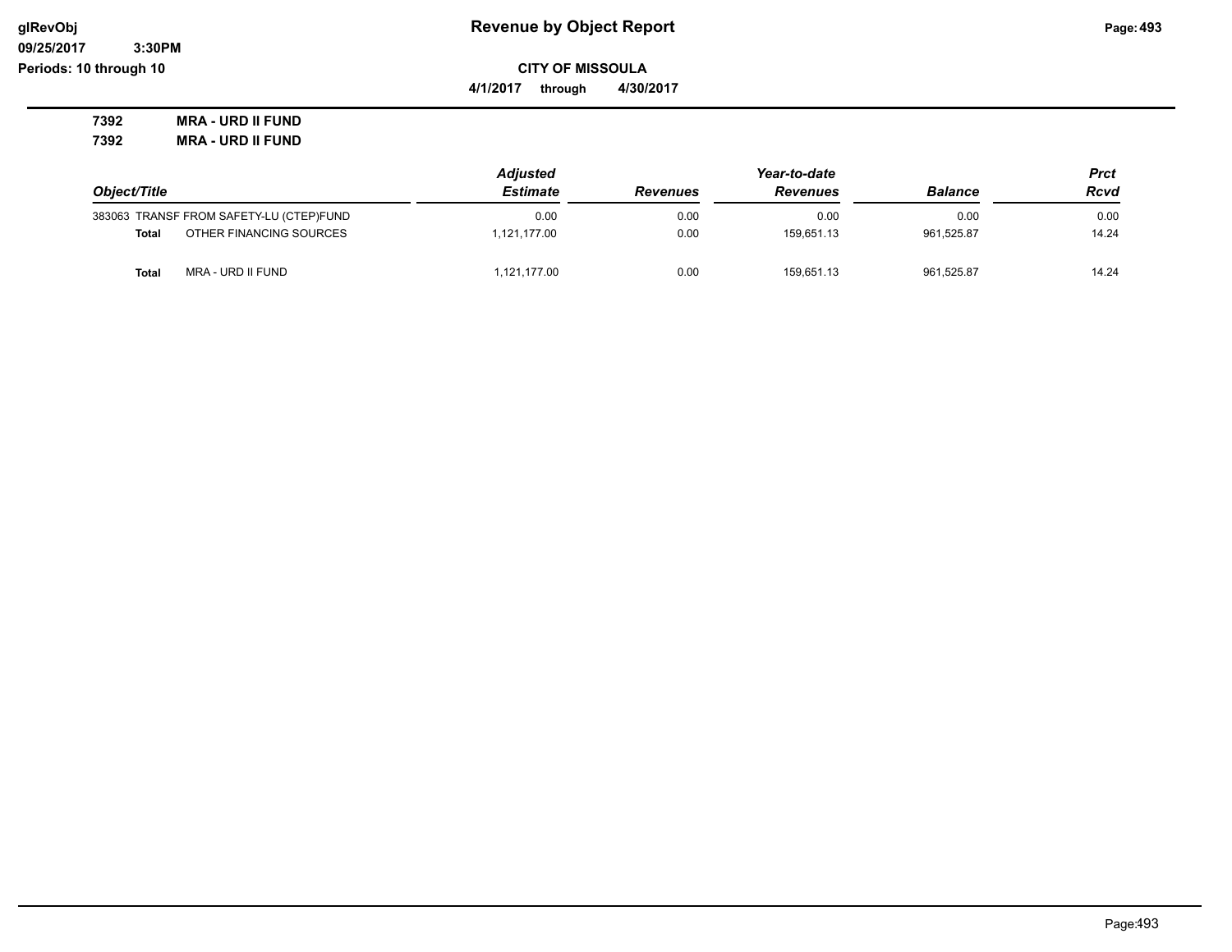**Revenue by Object Report**

**CITY OF MISSOULA**

**4/1/2017 through 4/30/2017**

**7392 MRA - URD II FUND**

**7392 MRA - URD II FUND**

| Object/Title | | Adjusted Estimate | Revenues | Year-to-date Revenues | Balance | Prct Rcvd |
|---|---|---|---|---|---|---|
| 383063 | TRANSF FROM SAFETY-LU (CTEP)FUND | 0.00 | 0.00 | 0.00 | 0.00 | 0.00 |
| **Total** | OTHER FINANCING SOURCES | 1,121,177.00 | 0.00 | 159,651.13 | 961,525.87 | 14.24 |
| **Total** | MRA - URD II FUND | 1,121,177.00 | 0.00 | 159,651.13 | 961,525.87 | 14.24 |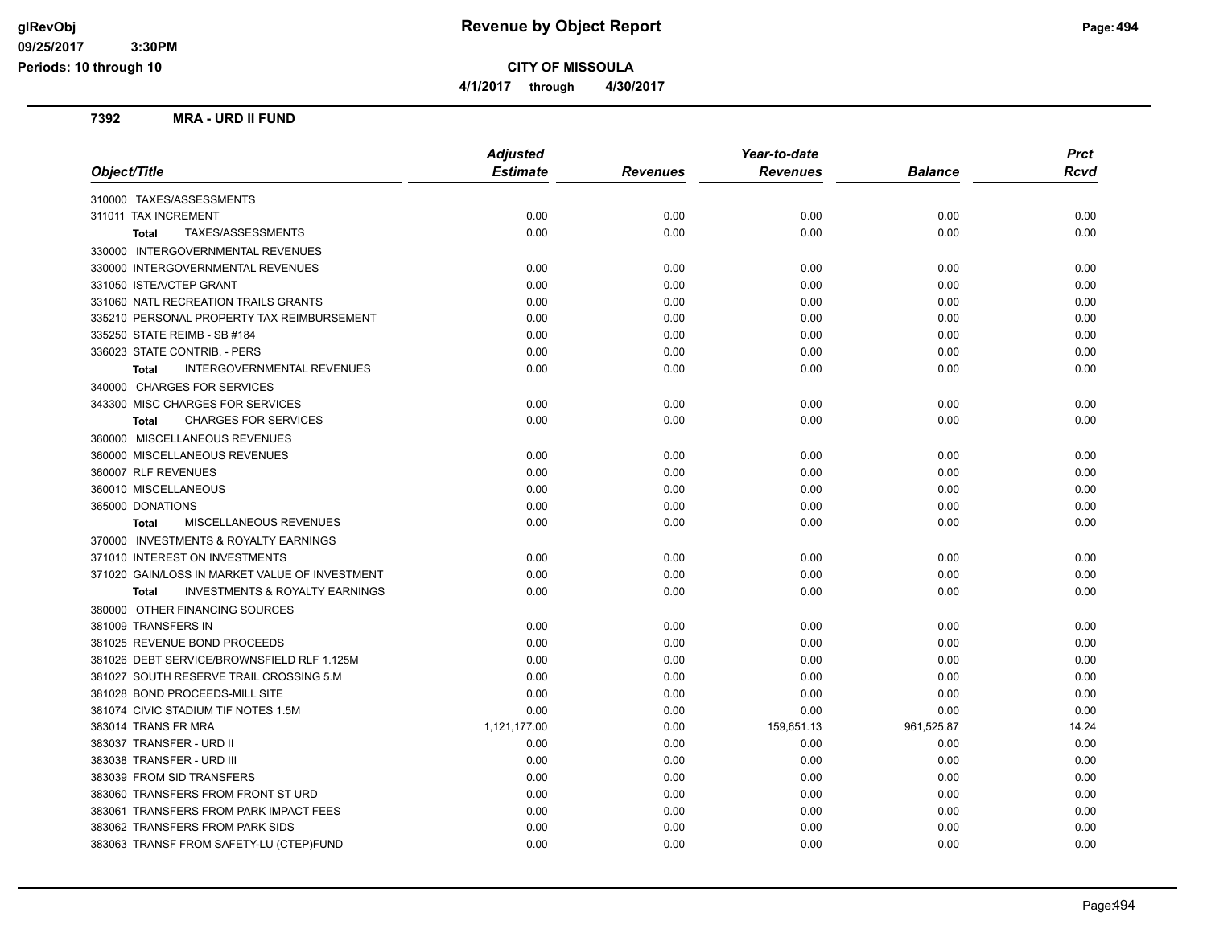# Revenue by Object Report

**CITY OF MISSOULA**

4/1/2017 through 4/30/2017

glRevObj
09/25/2017 3:30PM
Periods: 10 through 10

## 7392 MRA - URD II FUND

| Object/Title | Adjusted Estimate | Revenues | Year-to-date Revenues | Balance | Prct Rcvd |
|---|---|---|---|---|---|
| 310000 TAXES/ASSESSMENTS | | | | | |
| 311011 TAX INCREMENT | 0.00 | 0.00 | 0.00 | 0.00 | 0.00 |
| **Total** TAXES/ASSESSMENTS | 0.00 | 0.00 | 0.00 | 0.00 | 0.00 |
| 330000 INTERGOVERNMENTAL REVENUES | | | | | |
| 330000 INTERGOVERNMENTAL REVENUES | 0.00 | 0.00 | 0.00 | 0.00 | 0.00 |
| 331050 ISTEA/CTEP GRANT | 0.00 | 0.00 | 0.00 | 0.00 | 0.00 |
| 331060 NATL RECREATION TRAILS GRANTS | 0.00 | 0.00 | 0.00 | 0.00 | 0.00 |
| 335210 PERSONAL PROPERTY TAX REIMBURSEMENT | 0.00 | 0.00 | 0.00 | 0.00 | 0.00 |
| 335250 STATE REIMB - SB #184 | 0.00 | 0.00 | 0.00 | 0.00 | 0.00 |
| 336023 STATE CONTRIB. - PERS | 0.00 | 0.00 | 0.00 | 0.00 | 0.00 |
| **Total** INTERGOVERNMENTAL REVENUES | 0.00 | 0.00 | 0.00 | 0.00 | 0.00 |
| 340000 CHARGES FOR SERVICES | | | | | |
| 343300 MISC CHARGES FOR SERVICES | 0.00 | 0.00 | 0.00 | 0.00 | 0.00 |
| **Total** CHARGES FOR SERVICES | 0.00 | 0.00 | 0.00 | 0.00 | 0.00 |
| 360000 MISCELLANEOUS REVENUES | | | | | |
| 360000 MISCELLANEOUS REVENUES | 0.00 | 0.00 | 0.00 | 0.00 | 0.00 |
| 360007 RLF REVENUES | 0.00 | 0.00 | 0.00 | 0.00 | 0.00 |
| 360010 MISCELLANEOUS | 0.00 | 0.00 | 0.00 | 0.00 | 0.00 |
| 365000 DONATIONS | 0.00 | 0.00 | 0.00 | 0.00 | 0.00 |
| **Total** MISCELLANEOUS REVENUES | 0.00 | 0.00 | 0.00 | 0.00 | 0.00 |
| 370000 INVESTMENTS & ROYALTY EARNINGS | | | | | |
| 371010 INTEREST ON INVESTMENTS | 0.00 | 0.00 | 0.00 | 0.00 | 0.00 |
| 371020 GAIN/LOSS IN MARKET VALUE OF INVESTMENT | 0.00 | 0.00 | 0.00 | 0.00 | 0.00 |
| **Total** INVESTMENTS & ROYALTY EARNINGS | 0.00 | 0.00 | 0.00 | 0.00 | 0.00 |
| 380000 OTHER FINANCING SOURCES | | | | | |
| 381009 TRANSFERS IN | 0.00 | 0.00 | 0.00 | 0.00 | 0.00 |
| 381025 REVENUE BOND PROCEEDS | 0.00 | 0.00 | 0.00 | 0.00 | 0.00 |
| 381026 DEBT SERVICE/BROWNSFIELD RLF 1.125M | 0.00 | 0.00 | 0.00 | 0.00 | 0.00 |
| 381027 SOUTH RESERVE TRAIL CROSSING 5.M | 0.00 | 0.00 | 0.00 | 0.00 | 0.00 |
| 381028 BOND PROCEEDS-MILL SITE | 0.00 | 0.00 | 0.00 | 0.00 | 0.00 |
| 381074 CIVIC STADIUM TIF NOTES 1.5M | 0.00 | 0.00 | 0.00 | 0.00 | 0.00 |
| 383014 TRANS FR MRA | 1,121,177.00 | 0.00 | 159,651.13 | 961,525.87 | 14.24 |
| 383037 TRANSFER - URD II | 0.00 | 0.00 | 0.00 | 0.00 | 0.00 |
| 383038 TRANSFER - URD III | 0.00 | 0.00 | 0.00 | 0.00 | 0.00 |
| 383039 FROM SID TRANSFERS | 0.00 | 0.00 | 0.00 | 0.00 | 0.00 |
| 383060 TRANSFERS FROM FRONT ST URD | 0.00 | 0.00 | 0.00 | 0.00 | 0.00 |
| 383061 TRANSFERS FROM PARK IMPACT FEES | 0.00 | 0.00 | 0.00 | 0.00 | 0.00 |
| 383062 TRANSFERS FROM PARK SIDS | 0.00 | 0.00 | 0.00 | 0.00 | 0.00 |
| 383063 TRANSF FROM SAFETY-LU (CTEP)FUND | 0.00 | 0.00 | 0.00 | 0.00 | 0.00 |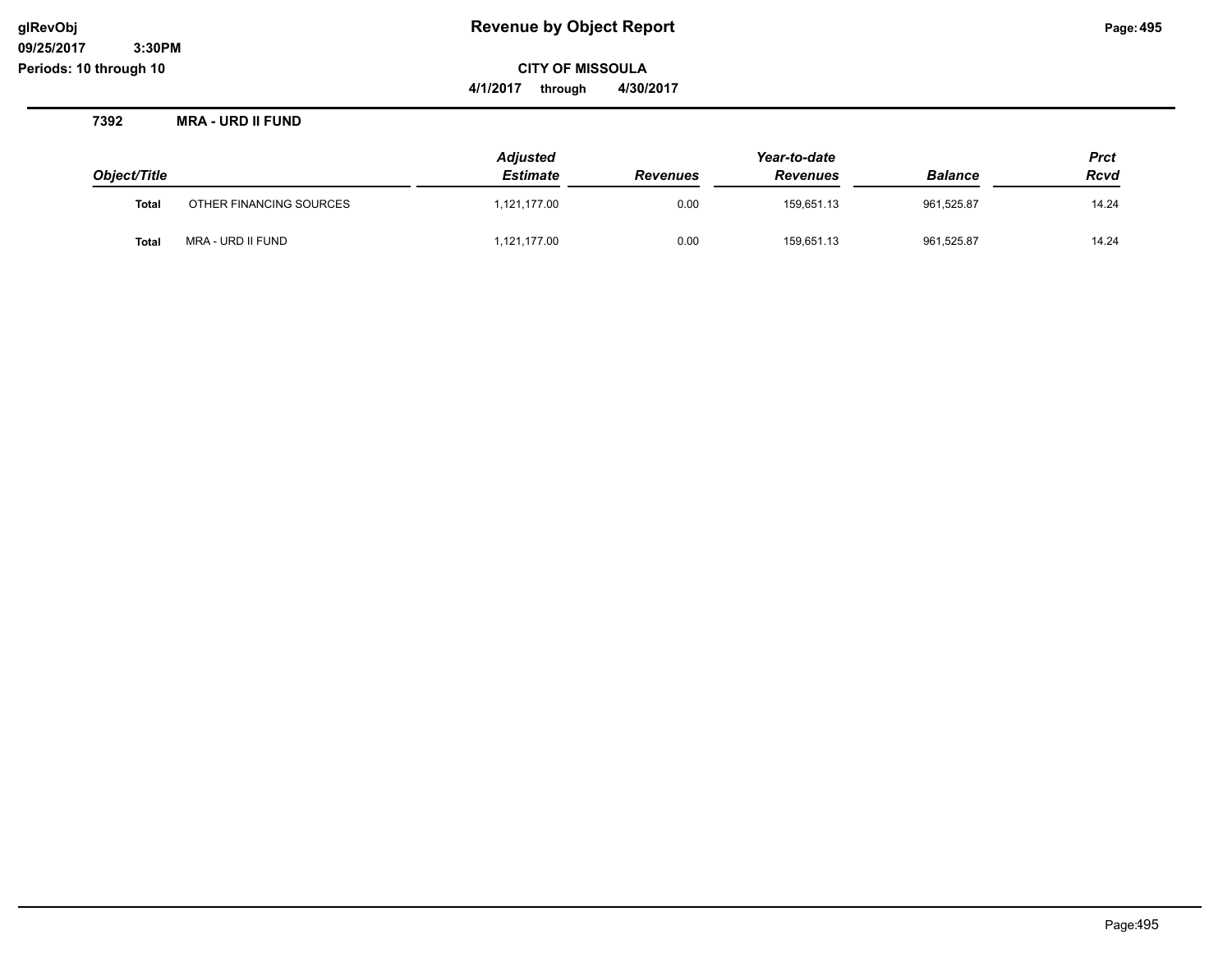**CITY OF MISSOULA**

**4/1/2017 through 4/30/2017**

## 7392 MRA - URD II FUND

| Object/Title | | Adjusted Estimate | Revenues | Year-to-date Revenues | Balance | Prct Rcvd |
|---|---|---|---|---|---|---|
| **Total** | OTHER FINANCING SOURCES | 1,121,177.00 | 0.00 | 159,651.13 | 961,525.87 | 14.24 |
| **Total** | MRA - URD II FUND | 1,121,177.00 | 0.00 | 159,651.13 | 961,525.87 | 14.24 |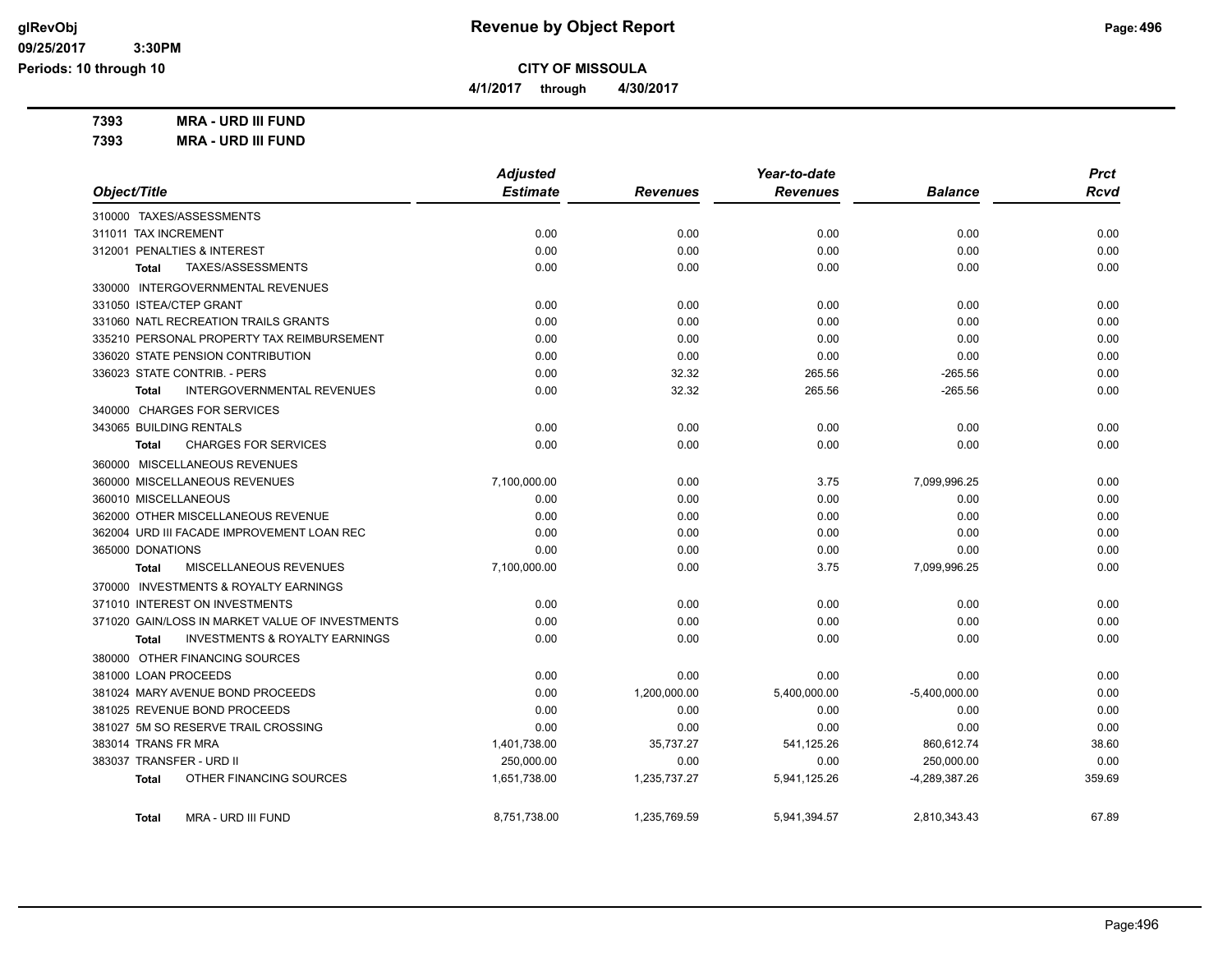**CITY OF MISSOULA**

**4/1/2017 through 4/30/2017**

**Revenue by Object Report**

glRevObj
09/25/2017 3:30PM
Periods: 10 through 10

**7393 MRA - URD III FUND**
**7393 MRA - URD III FUND**

| Object/Title | Adjusted Estimate | Revenues | Year-to-date Revenues | Balance | Prct Rcvd |
|---|---|---|---|---|---|
| 310000 TAXES/ASSESSMENTS | | | | | |
| 311011 TAX INCREMENT | 0.00 | 0.00 | 0.00 | 0.00 | 0.00 |
| 312001 PENALTIES & INTEREST | 0.00 | 0.00 | 0.00 | 0.00 | 0.00 |
| **Total** TAXES/ASSESSMENTS | 0.00 | 0.00 | 0.00 | 0.00 | 0.00 |
| 330000 INTERGOVERNMENTAL REVENUES | | | | | |
| 331050 ISTEA/CTEP GRANT | 0.00 | 0.00 | 0.00 | 0.00 | 0.00 |
| 331060 NATL RECREATION TRAILS GRANTS | 0.00 | 0.00 | 0.00 | 0.00 | 0.00 |
| 335210 PERSONAL PROPERTY TAX REIMBURSEMENT | 0.00 | 0.00 | 0.00 | 0.00 | 0.00 |
| 336020 STATE PENSION CONTRIBUTION | 0.00 | 0.00 | 0.00 | 0.00 | 0.00 |
| 336023 STATE CONTRIB. - PERS | 0.00 | 32.32 | 265.56 | -265.56 | 0.00 |
| **Total** INTERGOVERNMENTAL REVENUES | 0.00 | 32.32 | 265.56 | -265.56 | 0.00 |
| 340000 CHARGES FOR SERVICES | | | | | |
| 343065 BUILDING RENTALS | 0.00 | 0.00 | 0.00 | 0.00 | 0.00 |
| **Total** CHARGES FOR SERVICES | 0.00 | 0.00 | 0.00 | 0.00 | 0.00 |
| 360000 MISCELLANEOUS REVENUES | | | | | |
| 360000 MISCELLANEOUS REVENUES | 7,100,000.00 | 0.00 | 3.75 | 7,099,996.25 | 0.00 |
| 360010 MISCELLANEOUS | 0.00 | 0.00 | 0.00 | 0.00 | 0.00 |
| 362000 OTHER MISCELLANEOUS REVENUE | 0.00 | 0.00 | 0.00 | 0.00 | 0.00 |
| 362004 URD III FACADE IMPROVEMENT LOAN REC | 0.00 | 0.00 | 0.00 | 0.00 | 0.00 |
| 365000 DONATIONS | 0.00 | 0.00 | 0.00 | 0.00 | 0.00 |
| **Total** MISCELLANEOUS REVENUES | 7,100,000.00 | 0.00 | 3.75 | 7,099,996.25 | 0.00 |
| 370000 INVESTMENTS & ROYALTY EARNINGS | | | | | |
| 371010 INTEREST ON INVESTMENTS | 0.00 | 0.00 | 0.00 | 0.00 | 0.00 |
| 371020 GAIN/LOSS IN MARKET VALUE OF INVESTMENTS | 0.00 | 0.00 | 0.00 | 0.00 | 0.00 |
| **Total** INVESTMENTS & ROYALTY EARNINGS | 0.00 | 0.00 | 0.00 | 0.00 | 0.00 |
| 380000 OTHER FINANCING SOURCES | | | | | |
| 381000 LOAN PROCEEDS | 0.00 | 0.00 | 0.00 | 0.00 | 0.00 |
| 381024 MARY AVENUE BOND PROCEEDS | 0.00 | 1,200,000.00 | 5,400,000.00 | -5,400,000.00 | 0.00 |
| 381025 REVENUE BOND PROCEEDS | 0.00 | 0.00 | 0.00 | 0.00 | 0.00 |
| 381027 5M SO RESERVE TRAIL CROSSING | 0.00 | 0.00 | 0.00 | 0.00 | 0.00 |
| 383014 TRANS FR MRA | 1,401,738.00 | 35,737.27 | 541,125.26 | 860,612.74 | 38.60 |
| 383037 TRANSFER - URD II | 250,000.00 | 0.00 | 0.00 | 250,000.00 | 0.00 |
| **Total** OTHER FINANCING SOURCES | 1,651,738.00 | 1,235,737.27 | 5,941,125.26 | -4,289,387.26 | 359.69 |
| **Total** MRA - URD III FUND | 8,751,738.00 | 1,235,769.59 | 5,941,394.57 | 2,810,343.43 | 67.89 |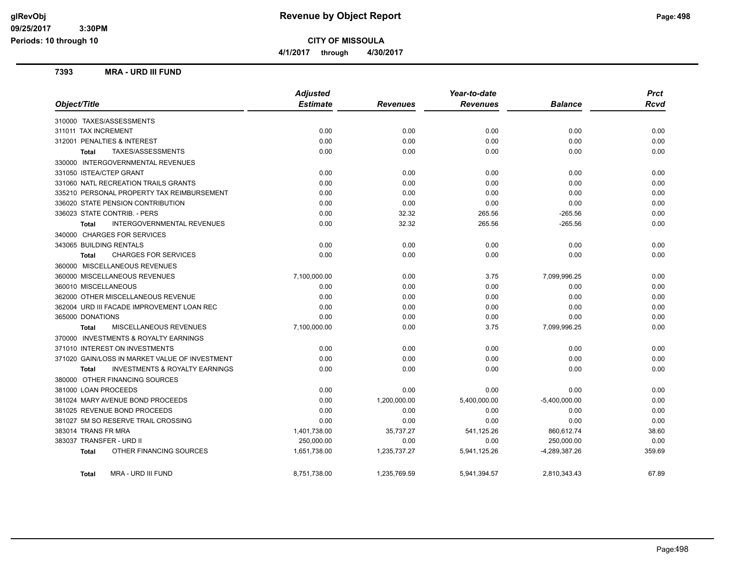# Revenue by Object Report

**CITY OF MISSOULA**

**4/1/2017 through 4/30/2017**

glRevObj
09/25/2017 3:30PM
Periods: 10 through 10

## 7393 MRA - URD III FUND

| Object/Title | Adjusted Estimate | Revenues | Year-to-date Revenues | Balance | Prct Rcvd |
|---|---|---|---|---|---|
| 310000 TAXES/ASSESSMENTS | | | | | |
| 311011 TAX INCREMENT | 0.00 | 0.00 | 0.00 | 0.00 | 0.00 |
| 312001 PENALTIES & INTEREST | 0.00 | 0.00 | 0.00 | 0.00 | 0.00 |
| **Total** TAXES/ASSESSMENTS | 0.00 | 0.00 | 0.00 | 0.00 | 0.00 |
| 330000 INTERGOVERNMENTAL REVENUES | | | | | |
| 331050 ISTEA/CTEP GRANT | 0.00 | 0.00 | 0.00 | 0.00 | 0.00 |
| 331060 NATL RECREATION TRAILS GRANTS | 0.00 | 0.00 | 0.00 | 0.00 | 0.00 |
| 335210 PERSONAL PROPERTY TAX REIMBURSEMENT | 0.00 | 0.00 | 0.00 | 0.00 | 0.00 |
| 336020 STATE PENSION CONTRIBUTION | 0.00 | 0.00 | 0.00 | 0.00 | 0.00 |
| 336023 STATE CONTRIB. - PERS | 0.00 | 32.32 | 265.56 | -265.56 | 0.00 |
| **Total** INTERGOVERNMENTAL REVENUES | 0.00 | 32.32 | 265.56 | -265.56 | 0.00 |
| 340000 CHARGES FOR SERVICES | | | | | |
| 343065 BUILDING RENTALS | 0.00 | 0.00 | 0.00 | 0.00 | 0.00 |
| **Total** CHARGES FOR SERVICES | 0.00 | 0.00 | 0.00 | 0.00 | 0.00 |
| 360000 MISCELLANEOUS REVENUES | | | | | |
| 360000 MISCELLANEOUS REVENUES | 7,100,000.00 | 0.00 | 3.75 | 7,099,996.25 | 0.00 |
| 360010 MISCELLANEOUS | 0.00 | 0.00 | 0.00 | 0.00 | 0.00 |
| 362000 OTHER MISCELLANEOUS REVENUE | 0.00 | 0.00 | 0.00 | 0.00 | 0.00 |
| 362004 URD III FACADE IMPROVEMENT LOAN REC | 0.00 | 0.00 | 0.00 | 0.00 | 0.00 |
| 365000 DONATIONS | 0.00 | 0.00 | 0.00 | 0.00 | 0.00 |
| **Total** MISCELLANEOUS REVENUES | 7,100,000.00 | 0.00 | 3.75 | 7,099,996.25 | 0.00 |
| 370000 INVESTMENTS & ROYALTY EARNINGS | | | | | |
| 371010 INTEREST ON INVESTMENTS | 0.00 | 0.00 | 0.00 | 0.00 | 0.00 |
| 371020 GAIN/LOSS IN MARKET VALUE OF INVESTMENT | 0.00 | 0.00 | 0.00 | 0.00 | 0.00 |
| **Total** INVESTMENTS & ROYALTY EARNINGS | 0.00 | 0.00 | 0.00 | 0.00 | 0.00 |
| 380000 OTHER FINANCING SOURCES | | | | | |
| 381000 LOAN PROCEEDS | 0.00 | 0.00 | 0.00 | 0.00 | 0.00 |
| 381024 MARY AVENUE BOND PROCEEDS | 0.00 | 1,200,000.00 | 5,400,000.00 | -5,400,000.00 | 0.00 |
| 381025 REVENUE BOND PROCEEDS | 0.00 | 0.00 | 0.00 | 0.00 | 0.00 |
| 381027 5M SO RESERVE TRAIL CROSSING | 0.00 | 0.00 | 0.00 | 0.00 | 0.00 |
| 383014 TRANS FR MRA | 1,401,738.00 | 35,737.27 | 541,125.26 | 860,612.74 | 38.60 |
| 383037 TRANSFER - URD II | 250,000.00 | 0.00 | 0.00 | 250,000.00 | 0.00 |
| **Total** OTHER FINANCING SOURCES | 1,651,738.00 | 1,235,737.27 | 5,941,125.26 | -4,289,387.26 | 359.69 |
| **Total** MRA - URD III FUND | 8,751,738.00 | 1,235,769.59 | 5,941,394.57 | 2,810,343.43 | 67.89 |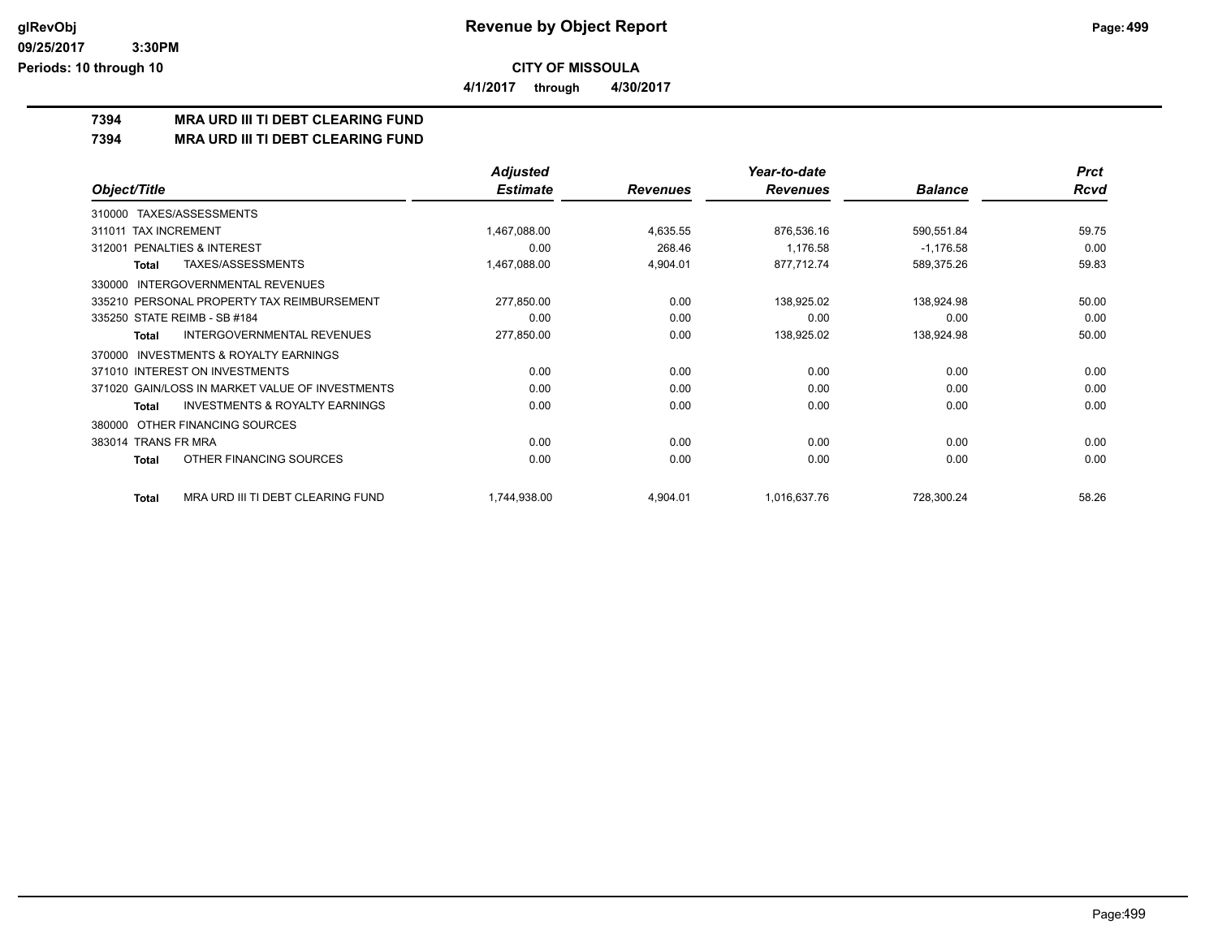**CITY OF MISSOULA**

**4/1/2017 through 4/30/2017**

## 7394 MRA URD III TI DEBT CLEARING FUND

## 7394 MRA URD III TI DEBT CLEARING FUND

| Object/Title | Adjusted Estimate | Revenues | Year-to-date Revenues | Balance | Prct Rcvd |
|---|---|---|---|---|---|
| 310000 TAXES/ASSESSMENTS | | | | | |
| 311011 TAX INCREMENT | 1,467,088.00 | 4,635.55 | 876,536.16 | 590,551.84 | 59.75 |
| 312001 PENALTIES & INTEREST | 0.00 | 268.46 | 1,176.58 | -1,176.58 | 0.00 |
| **Total** TAXES/ASSESSMENTS | 1,467,088.00 | 4,904.01 | 877,712.74 | 589,375.26 | 59.83 |
| 330000 INTERGOVERNMENTAL REVENUES | | | | | |
| 335210 PERSONAL PROPERTY TAX REIMBURSEMENT | 277,850.00 | 0.00 | 138,925.02 | 138,924.98 | 50.00 |
| 335250 STATE REIMB - SB #184 | 0.00 | 0.00 | 0.00 | 0.00 | 0.00 |
| **Total** INTERGOVERNMENTAL REVENUES | 277,850.00 | 0.00 | 138,925.02 | 138,924.98 | 50.00 |
| 370000 INVESTMENTS & ROYALTY EARNINGS | | | | | |
| 371010 INTEREST ON INVESTMENTS | 0.00 | 0.00 | 0.00 | 0.00 | 0.00 |
| 371020 GAIN/LOSS IN MARKET VALUE OF INVESTMENTS | 0.00 | 0.00 | 0.00 | 0.00 | 0.00 |
| **Total** INVESTMENTS & ROYALTY EARNINGS | 0.00 | 0.00 | 0.00 | 0.00 | 0.00 |
| 380000 OTHER FINANCING SOURCES | | | | | |
| 383014 TRANS FR MRA | 0.00 | 0.00 | 0.00 | 0.00 | 0.00 |
| **Total** OTHER FINANCING SOURCES | 0.00 | 0.00 | 0.00 | 0.00 | 0.00 |
| **Total** MRA URD III TI DEBT CLEARING FUND | 1,744,938.00 | 4,904.01 | 1,016,637.76 | 728,300.24 | 58.26 |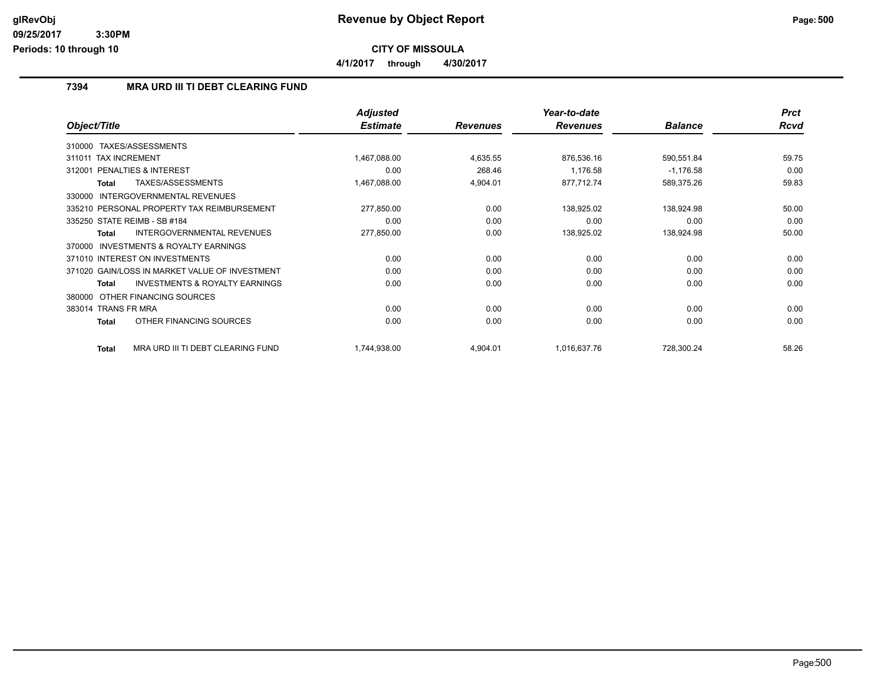# Revenue by Object Report

**CITY OF MISSOULA**

**4/1/2017 through 4/30/2017**

glRevObj
09/25/2017 3:30PM
Periods: 10 through 10

### 7394 MRA URD III TI DEBT CLEARING FUND

| Object/Title | Adjusted Estimate | Revenues | Year-to-date Revenues | Balance | Prct Rcvd |
|---|---|---|---|---|---|
| 310000 TAXES/ASSESSMENTS | | | | | |
| 311011 TAX INCREMENT | 1,467,088.00 | 4,635.55 | 876,536.16 | 590,551.84 | 59.75 |
| 312001 PENALTIES & INTEREST | 0.00 | 268.46 | 1,176.58 | -1,176.58 | 0.00 |
| **Total** TAXES/ASSESSMENTS | 1,467,088.00 | 4,904.01 | 877,712.74 | 589,375.26 | 59.83 |
| 330000 INTERGOVERNMENTAL REVENUES | | | | | |
| 335210 PERSONAL PROPERTY TAX REIMBURSEMENT | 277,850.00 | 0.00 | 138,925.02 | 138,924.98 | 50.00 |
| 335250 STATE REIMB - SB #184 | 0.00 | 0.00 | 0.00 | 0.00 | 0.00 |
| **Total** INTERGOVERNMENTAL REVENUES | 277,850.00 | 0.00 | 138,925.02 | 138,924.98 | 50.00 |
| 370000 INVESTMENTS & ROYALTY EARNINGS | | | | | |
| 371010 INTEREST ON INVESTMENTS | 0.00 | 0.00 | 0.00 | 0.00 | 0.00 |
| 371020 GAIN/LOSS IN MARKET VALUE OF INVESTMENT | 0.00 | 0.00 | 0.00 | 0.00 | 0.00 |
| **Total** INVESTMENTS & ROYALTY EARNINGS | 0.00 | 0.00 | 0.00 | 0.00 | 0.00 |
| 380000 OTHER FINANCING SOURCES | | | | | |
| 383014 TRANS FR MRA | 0.00 | 0.00 | 0.00 | 0.00 | 0.00 |
| **Total** OTHER FINANCING SOURCES | 0.00 | 0.00 | 0.00 | 0.00 | 0.00 |
| **Total** MRA URD III TI DEBT CLEARING FUND | 1,744,938.00 | 4,904.01 | 1,016,637.76 | 728,300.24 | 58.26 |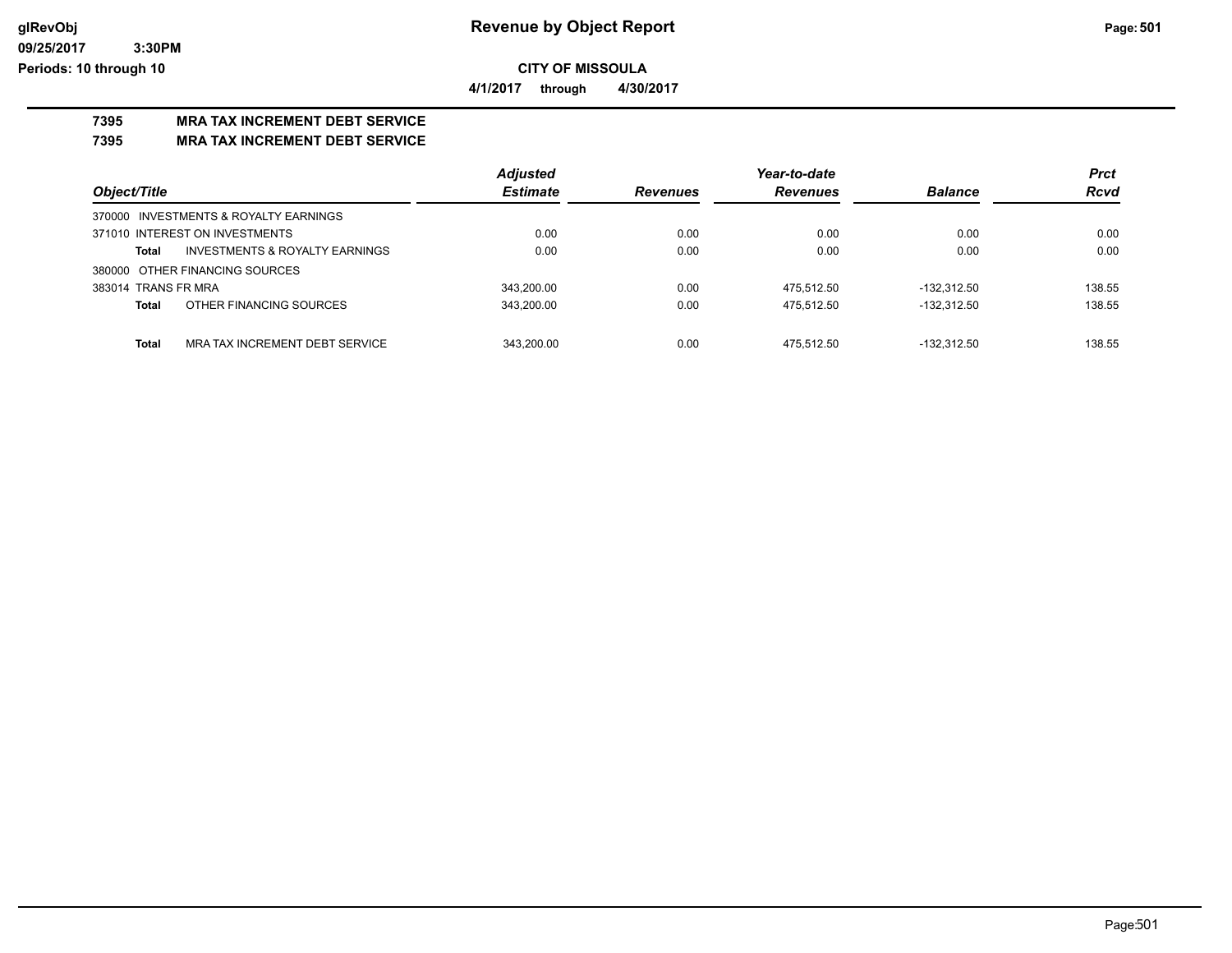**Revenue by Object Report**

**CITY OF MISSOULA**

**4/1/2017 through 4/30/2017**

glRevObj
09/25/2017 3:30PM
Periods: 10 through 10

## 7395 MRA TAX INCREMENT DEBT SERVICE
## 7395 MRA TAX INCREMENT DEBT SERVICE

| Object/Title | Adjusted Estimate | Revenues | Year-to-date Revenues | Balance | Prct Rcvd |
|---|---|---|---|---|---|
| 370000 INVESTMENTS & ROYALTY EARNINGS | | | | | |
| 371010 INTEREST ON INVESTMENTS | 0.00 | 0.00 | 0.00 | 0.00 | 0.00 |
| **Total** INVESTMENTS & ROYALTY EARNINGS | 0.00 | 0.00 | 0.00 | 0.00 | 0.00 |
| 380000 OTHER FINANCING SOURCES | | | | | |
| 383014 TRANS FR MRA | 343,200.00 | 0.00 | 475,512.50 | -132,312.50 | 138.55 |
| **Total** OTHER FINANCING SOURCES | 343,200.00 | 0.00 | 475,512.50 | -132,312.50 | 138.55 |
| **Total** MRA TAX INCREMENT DEBT SERVICE | 343,200.00 | 0.00 | 475,512.50 | -132,312.50 | 138.55 |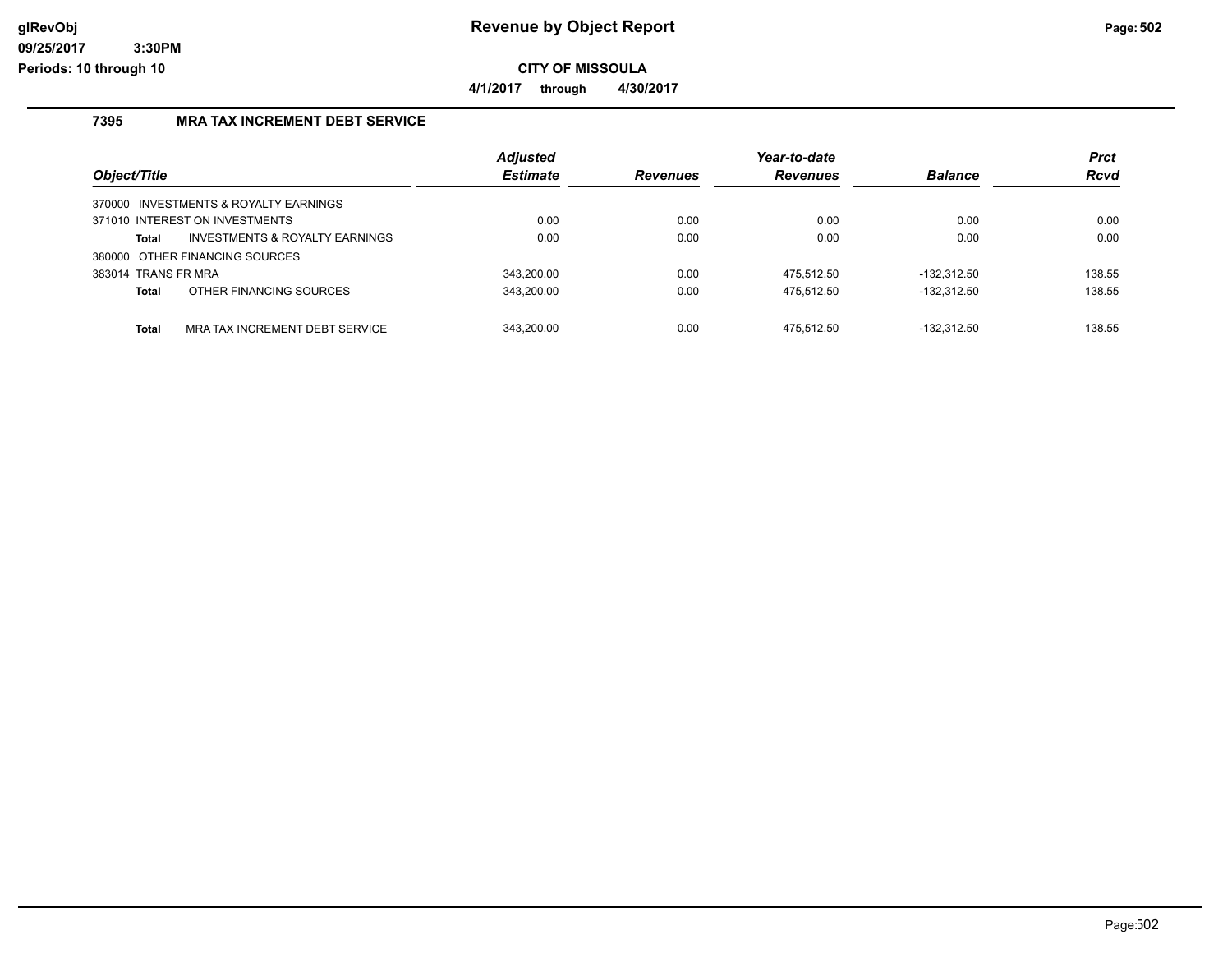# Revenue by Object Report

**CITY OF MISSOULA**

**4/1/2017 through 4/30/2017**

glRevObj
09/25/2017 3:30PM
Periods: 10 through 10

### 7395 MRA TAX INCREMENT DEBT SERVICE

| Object/Title | Adjusted Estimate | Revenues | Year-to-date Revenues | Balance | Prct Rcvd |
|---|---|---|---|---|---|
| 370000 INVESTMENTS & ROYALTY EARNINGS | | | | | |
| 371010 INTEREST ON INVESTMENTS | 0.00 | 0.00 | 0.00 | 0.00 | 0.00 |
| **Total** INVESTMENTS & ROYALTY EARNINGS | 0.00 | 0.00 | 0.00 | 0.00 | 0.00 |
| 380000 OTHER FINANCING SOURCES | | | | | |
| 383014 TRANS FR MRA | 343,200.00 | 0.00 | 475,512.50 | -132,312.50 | 138.55 |
| **Total** OTHER FINANCING SOURCES | 343,200.00 | 0.00 | 475,512.50 | -132,312.50 | 138.55 |
| **Total** MRA TAX INCREMENT DEBT SERVICE | 343,200.00 | 0.00 | 475,512.50 | -132,312.50 | 138.55 |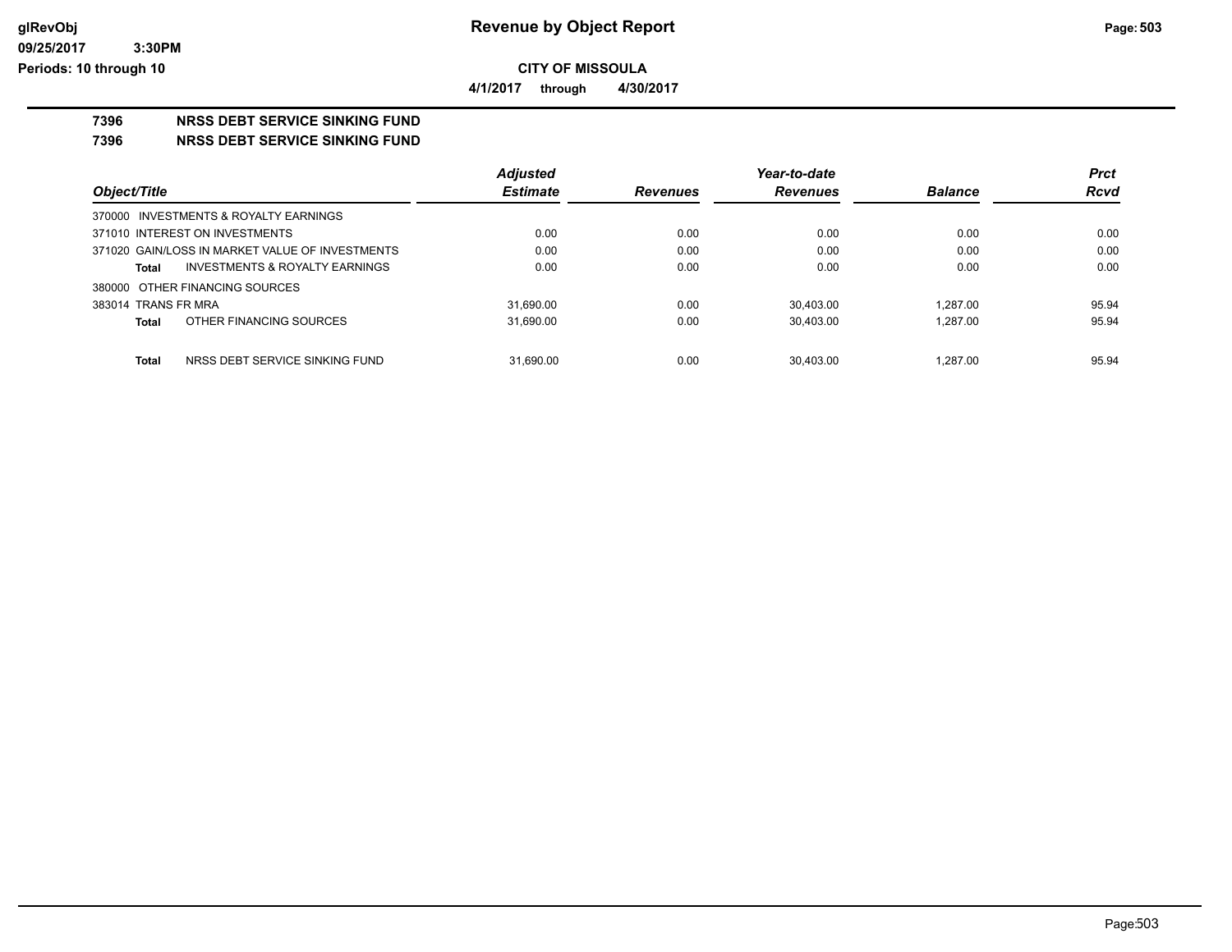# Revenue by Object Report

**CITY OF MISSOULA**

**4/1/2017 through 4/30/2017**

glRevObj
09/25/2017 3:30PM
Periods: 10 through 10

## 7396 NRSS DEBT SERVICE SINKING FUND

## 7396 NRSS DEBT SERVICE SINKING FUND

| Object/Title | Adjusted Estimate | Revenues | Year-to-date Revenues | Balance | Prct Rcvd |
|---|---|---|---|---|---|
| 370000 INVESTMENTS & ROYALTY EARNINGS | | | | | |
| 371010 INTEREST ON INVESTMENTS | 0.00 | 0.00 | 0.00 | 0.00 | 0.00 |
| 371020 GAIN/LOSS IN MARKET VALUE OF INVESTMENTS | 0.00 | 0.00 | 0.00 | 0.00 | 0.00 |
| **Total** INVESTMENTS & ROYALTY EARNINGS | 0.00 | 0.00 | 0.00 | 0.00 | 0.00 |
| 380000 OTHER FINANCING SOURCES | | | | | |
| 383014 TRANS FR MRA | 31,690.00 | 0.00 | 30,403.00 | 1,287.00 | 95.94 |
| **Total** OTHER FINANCING SOURCES | 31,690.00 | 0.00 | 30,403.00 | 1,287.00 | 95.94 |
| **Total** NRSS DEBT SERVICE SINKING FUND | 31,690.00 | 0.00 | 30,403.00 | 1,287.00 | 95.94 |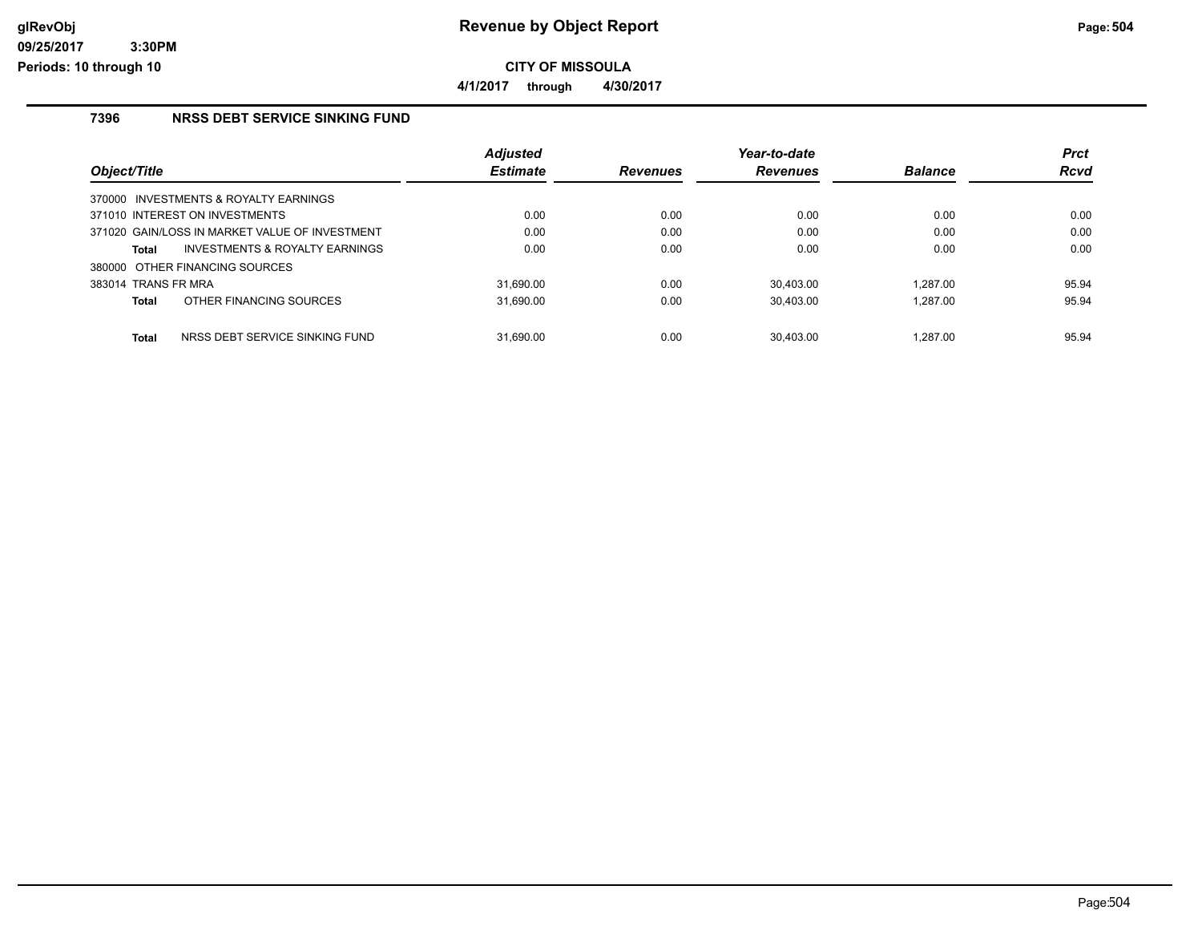# Revenue by Object Report

**CITY OF MISSOULA**

**4/1/2017 through 4/30/2017**

glRevObj
09/25/2017 3:30PM
Periods: 10 through 10

## 7396 NRSS DEBT SERVICE SINKING FUND

| Object/Title | Adjusted Estimate | Revenues | Year-to-date Revenues | Balance | Prct Rcvd |
|---|---|---|---|---|---|
| 370000 INVESTMENTS & ROYALTY EARNINGS | | | | | |
| 371010 INTEREST ON INVESTMENTS | 0.00 | 0.00 | 0.00 | 0.00 | 0.00 |
| 371020 GAIN/LOSS IN MARKET VALUE OF INVESTMENT | 0.00 | 0.00 | 0.00 | 0.00 | 0.00 |
| **Total** INVESTMENTS & ROYALTY EARNINGS | 0.00 | 0.00 | 0.00 | 0.00 | 0.00 |
| 380000 OTHER FINANCING SOURCES | | | | | |
| 383014 TRANS FR MRA | 31,690.00 | 0.00 | 30,403.00 | 1,287.00 | 95.94 |
| **Total** OTHER FINANCING SOURCES | 31,690.00 | 0.00 | 30,403.00 | 1,287.00 | 95.94 |
| **Total** NRSS DEBT SERVICE SINKING FUND | 31,690.00 | 0.00 | 30,403.00 | 1,287.00 | 95.94 |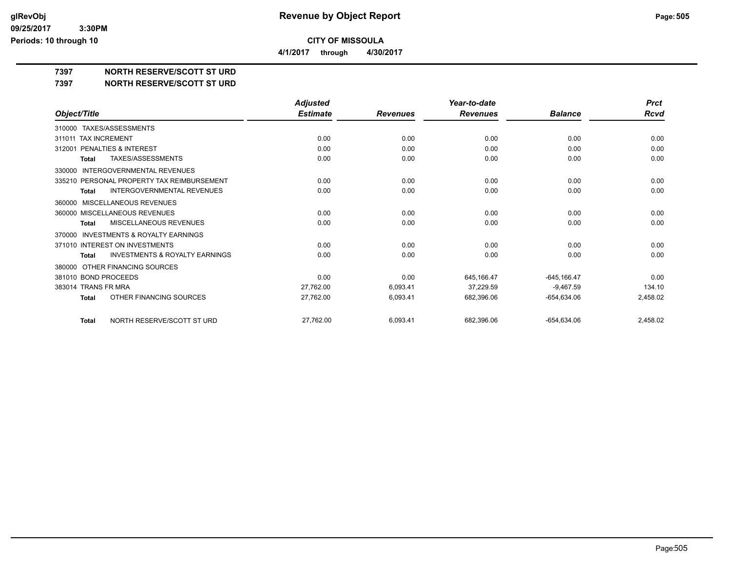# Revenue by Object Report

**CITY OF MISSOULA**

**4/1/2017 through 4/30/2017**

glRevObj
09/25/2017 3:30PM
Periods: 10 through 10

**7397 NORTH RESERVE/SCOTT ST URD**

**7397 NORTH RESERVE/SCOTT ST URD**

| Object/Title | Adjusted Estimate | Revenues | Year-to-date Revenues | Balance | Prct Rcvd |
|---|---|---|---|---|---|
| 310000 TAXES/ASSESSMENTS | | | | | |
| 311011 TAX INCREMENT | 0.00 | 0.00 | 0.00 | 0.00 | 0.00 |
| 312001 PENALTIES & INTEREST | 0.00 | 0.00 | 0.00 | 0.00 | 0.00 |
| **Total** TAXES/ASSESSMENTS | 0.00 | 0.00 | 0.00 | 0.00 | 0.00 |
| 330000 INTERGOVERNMENTAL REVENUES | | | | | |
| 335210 PERSONAL PROPERTY TAX REIMBURSEMENT | 0.00 | 0.00 | 0.00 | 0.00 | 0.00 |
| **Total** INTERGOVERNMENTAL REVENUES | 0.00 | 0.00 | 0.00 | 0.00 | 0.00 |
| 360000 MISCELLANEOUS REVENUES | | | | | |
| 360000 MISCELLANEOUS REVENUES | 0.00 | 0.00 | 0.00 | 0.00 | 0.00 |
| **Total** MISCELLANEOUS REVENUES | 0.00 | 0.00 | 0.00 | 0.00 | 0.00 |
| 370000 INVESTMENTS & ROYALTY EARNINGS | | | | | |
| 371010 INTEREST ON INVESTMENTS | 0.00 | 0.00 | 0.00 | 0.00 | 0.00 |
| **Total** INVESTMENTS & ROYALTY EARNINGS | 0.00 | 0.00 | 0.00 | 0.00 | 0.00 |
| 380000 OTHER FINANCING SOURCES | | | | | |
| 381010 BOND PROCEEDS | 0.00 | 0.00 | 645,166.47 | -645,166.47 | 0.00 |
| 383014 TRANS FR MRA | 27,762.00 | 6,093.41 | 37,229.59 | -9,467.59 | 134.10 |
| **Total** OTHER FINANCING SOURCES | 27,762.00 | 6,093.41 | 682,396.06 | -654,634.06 | 2,458.02 |
| **Total** NORTH RESERVE/SCOTT ST URD | 27,762.00 | 6,093.41 | 682,396.06 | -654,634.06 | 2,458.02 |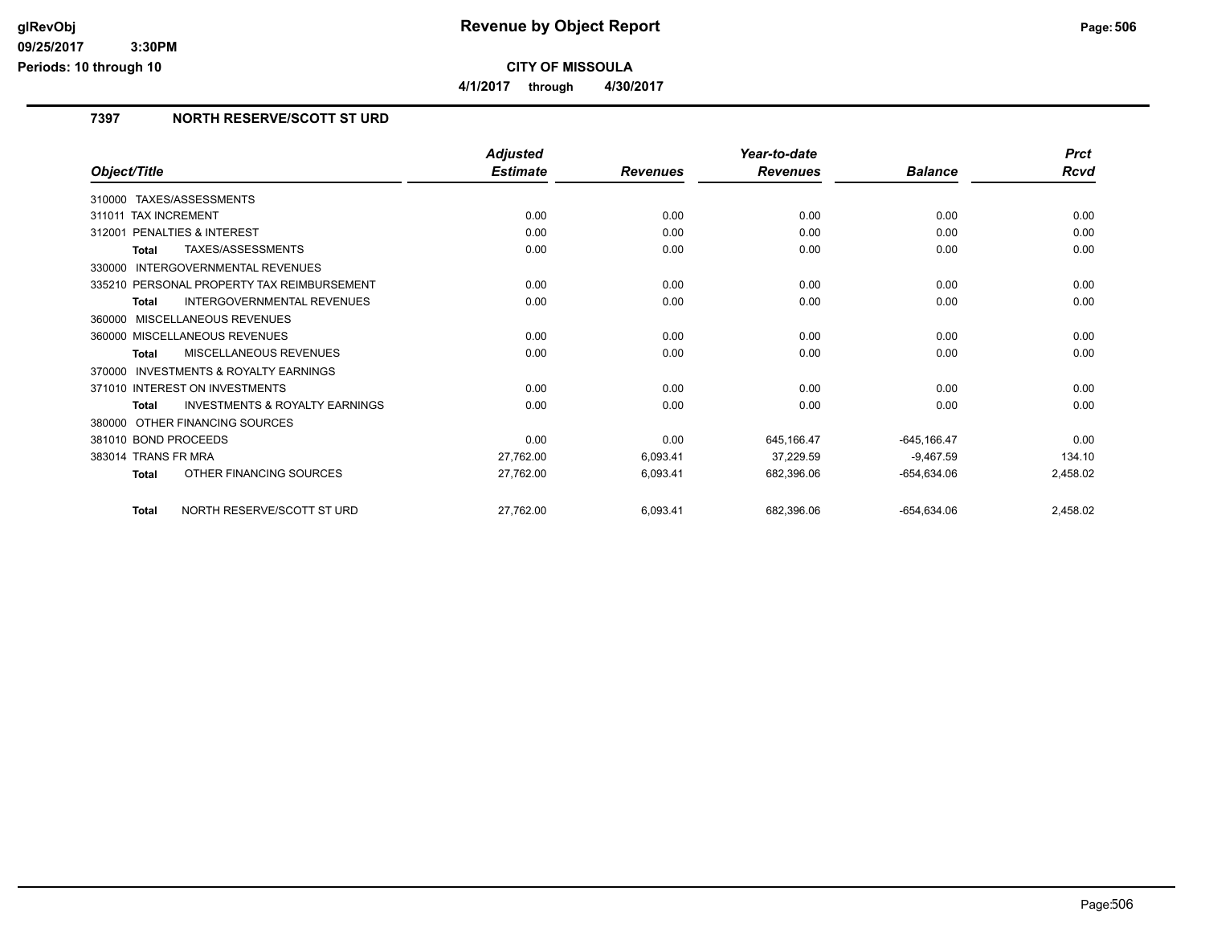# Revenue by Object Report

**CITY OF MISSOULA**

**4/1/2017 through 4/30/2017**

## 7397 NORTH RESERVE/SCOTT ST URD

| Object/Title | Adjusted Estimate | Revenues | Year-to-date Revenues | Balance | Prct Rcvd |
|---|---|---|---|---|---|
| 310000 TAXES/ASSESSMENTS | | | | | |
| 311011 TAX INCREMENT | 0.00 | 0.00 | 0.00 | 0.00 | 0.00 |
| 312001 PENALTIES & INTEREST | 0.00 | 0.00 | 0.00 | 0.00 | 0.00 |
| **Total** TAXES/ASSESSMENTS | 0.00 | 0.00 | 0.00 | 0.00 | 0.00 |
| 330000 INTERGOVERNMENTAL REVENUES | | | | | |
| 335210 PERSONAL PROPERTY TAX REIMBURSEMENT | 0.00 | 0.00 | 0.00 | 0.00 | 0.00 |
| **Total** INTERGOVERNMENTAL REVENUES | 0.00 | 0.00 | 0.00 | 0.00 | 0.00 |
| 360000 MISCELLANEOUS REVENUES | | | | | |
| 360000 MISCELLANEOUS REVENUES | 0.00 | 0.00 | 0.00 | 0.00 | 0.00 |
| **Total** MISCELLANEOUS REVENUES | 0.00 | 0.00 | 0.00 | 0.00 | 0.00 |
| 370000 INVESTMENTS & ROYALTY EARNINGS | | | | | |
| 371010 INTEREST ON INVESTMENTS | 0.00 | 0.00 | 0.00 | 0.00 | 0.00 |
| **Total** INVESTMENTS & ROYALTY EARNINGS | 0.00 | 0.00 | 0.00 | 0.00 | 0.00 |
| 380000 OTHER FINANCING SOURCES | | | | | |
| 381010 BOND PROCEEDS | 0.00 | 0.00 | 645,166.47 | -645,166.47 | 0.00 |
| 383014 TRANS FR MRA | 27,762.00 | 6,093.41 | 37,229.59 | -9,467.59 | 134.10 |
| **Total** OTHER FINANCING SOURCES | 27,762.00 | 6,093.41 | 682,396.06 | -654,634.06 | 2,458.02 |
| **Total** NORTH RESERVE/SCOTT ST URD | 27,762.00 | 6,093.41 | 682,396.06 | -654,634.06 | 2,458.02 |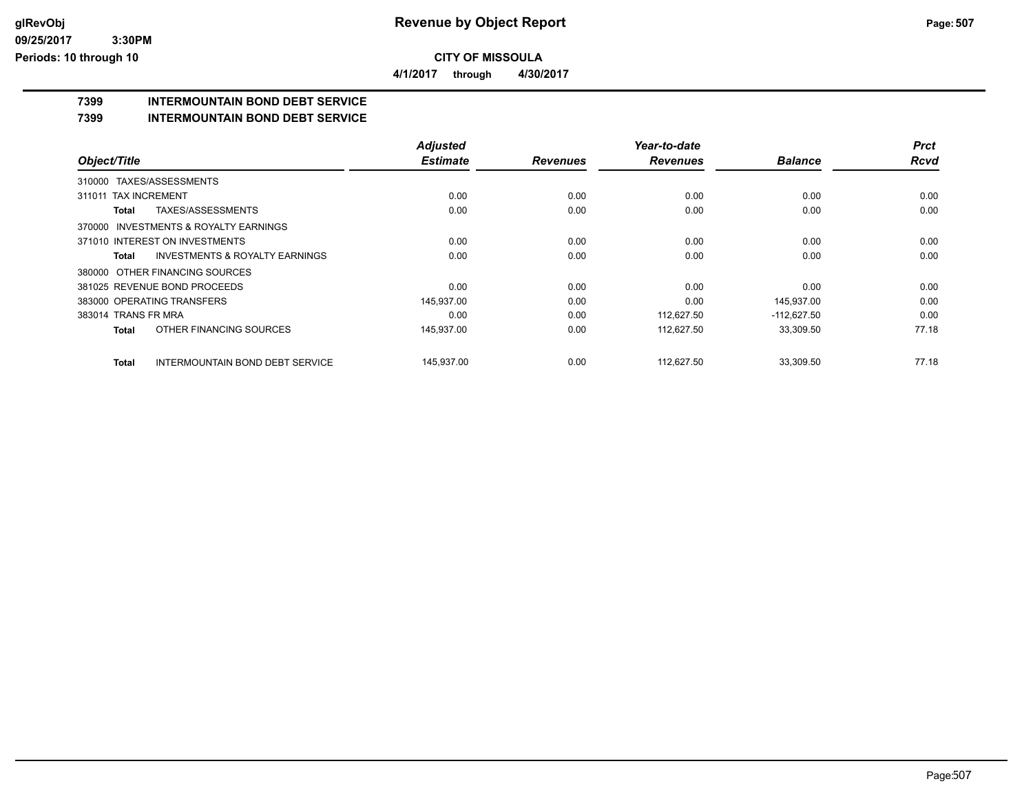# Revenue by Object Report

**CITY OF MISSOULA**

**4/1/2017 through 4/30/2017**

glRevObj
09/25/2017 3:30PM
Periods: 10 through 10

## 7399 INTERMOUNTAIN BOND DEBT SERVICE

## 7399 INTERMOUNTAIN BOND DEBT SERVICE

| Object/Title | Adjusted Estimate | Revenues | Year-to-date Revenues | Balance | Prct Rcvd |
|---|---|---|---|---|---|
| 310000 TAXES/ASSESSMENTS | | | | | |
| 311011 TAX INCREMENT | 0.00 | 0.00 | 0.00 | 0.00 | 0.00 |
| **Total** TAXES/ASSESSMENTS | 0.00 | 0.00 | 0.00 | 0.00 | 0.00 |
| 370000 INVESTMENTS & ROYALTY EARNINGS | | | | | |
| 371010 INTEREST ON INVESTMENTS | 0.00 | 0.00 | 0.00 | 0.00 | 0.00 |
| **Total** INVESTMENTS & ROYALTY EARNINGS | 0.00 | 0.00 | 0.00 | 0.00 | 0.00 |
| 380000 OTHER FINANCING SOURCES | | | | | |
| 381025 REVENUE BOND PROCEEDS | 0.00 | 0.00 | 0.00 | 0.00 | 0.00 |
| 383000 OPERATING TRANSFERS | 145,937.00 | 0.00 | 0.00 | 145,937.00 | 0.00 |
| 383014 TRANS FR MRA | 0.00 | 0.00 | 112,627.50 | -112,627.50 | 0.00 |
| **Total** OTHER FINANCING SOURCES | 145,937.00 | 0.00 | 112,627.50 | 33,309.50 | 77.18 |
| **Total** INTERMOUNTAIN BOND DEBT SERVICE | 145,937.00 | 0.00 | 112,627.50 | 33,309.50 | 77.18 |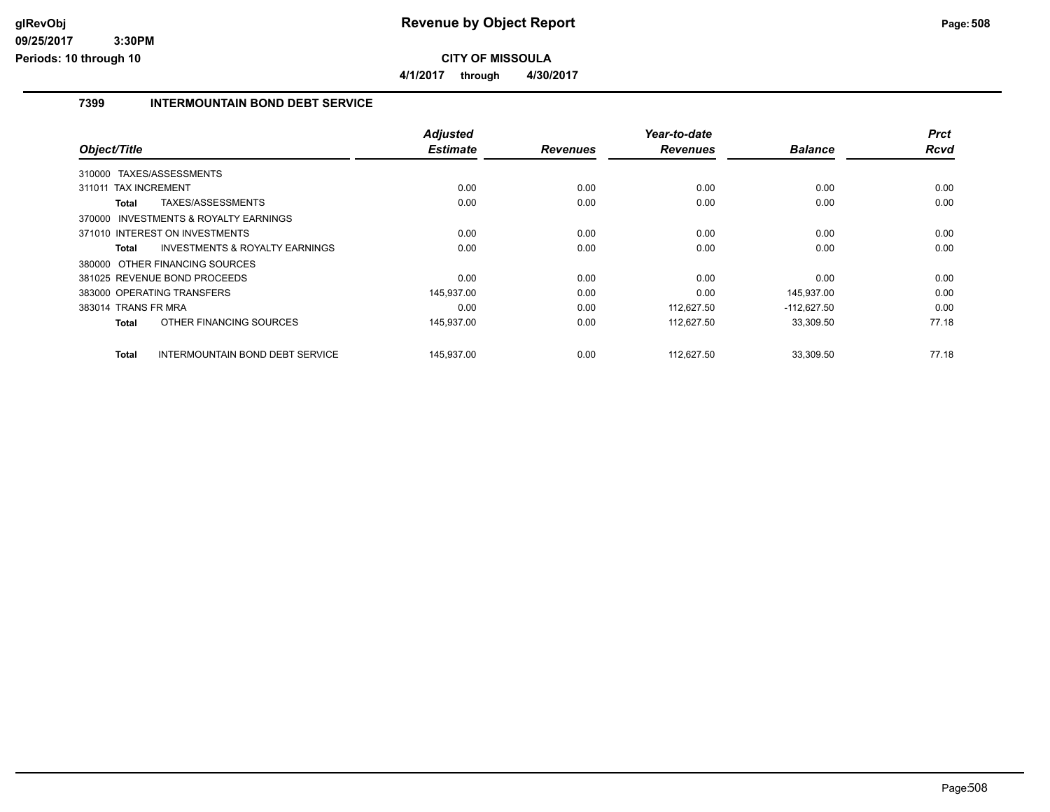# Revenue by Object Report

**CITY OF MISSOULA**

**4/1/2017 through 4/30/2017**

glRevObj
09/25/2017 3:30PM
Periods: 10 through 10

## 7399 INTERMOUNTAIN BOND DEBT SERVICE

| Object/Title | Adjusted Estimate | Revenues | Year-to-date Revenues | Balance | Prct Rcvd |
|---|---|---|---|---|---|
| 310000 TAXES/ASSESSMENTS | | | | | |
| 311011 TAX INCREMENT | 0.00 | 0.00 | 0.00 | 0.00 | 0.00 |
| **Total** TAXES/ASSESSMENTS | 0.00 | 0.00 | 0.00 | 0.00 | 0.00 |
| 370000 INVESTMENTS & ROYALTY EARNINGS | | | | | |
| 371010 INTEREST ON INVESTMENTS | 0.00 | 0.00 | 0.00 | 0.00 | 0.00 |
| **Total** INVESTMENTS & ROYALTY EARNINGS | 0.00 | 0.00 | 0.00 | 0.00 | 0.00 |
| 380000 OTHER FINANCING SOURCES | | | | | |
| 381025 REVENUE BOND PROCEEDS | 0.00 | 0.00 | 0.00 | 0.00 | 0.00 |
| 383000 OPERATING TRANSFERS | 145,937.00 | 0.00 | 0.00 | 145,937.00 | 0.00 |
| 383014 TRANS FR MRA | 0.00 | 0.00 | 112,627.50 | -112,627.50 | 0.00 |
| **Total** OTHER FINANCING SOURCES | 145,937.00 | 0.00 | 112,627.50 | 33,309.50 | 77.18 |
| **Total** INTERMOUNTAIN BOND DEBT SERVICE | 145,937.00 | 0.00 | 112,627.50 | 33,309.50 | 77.18 |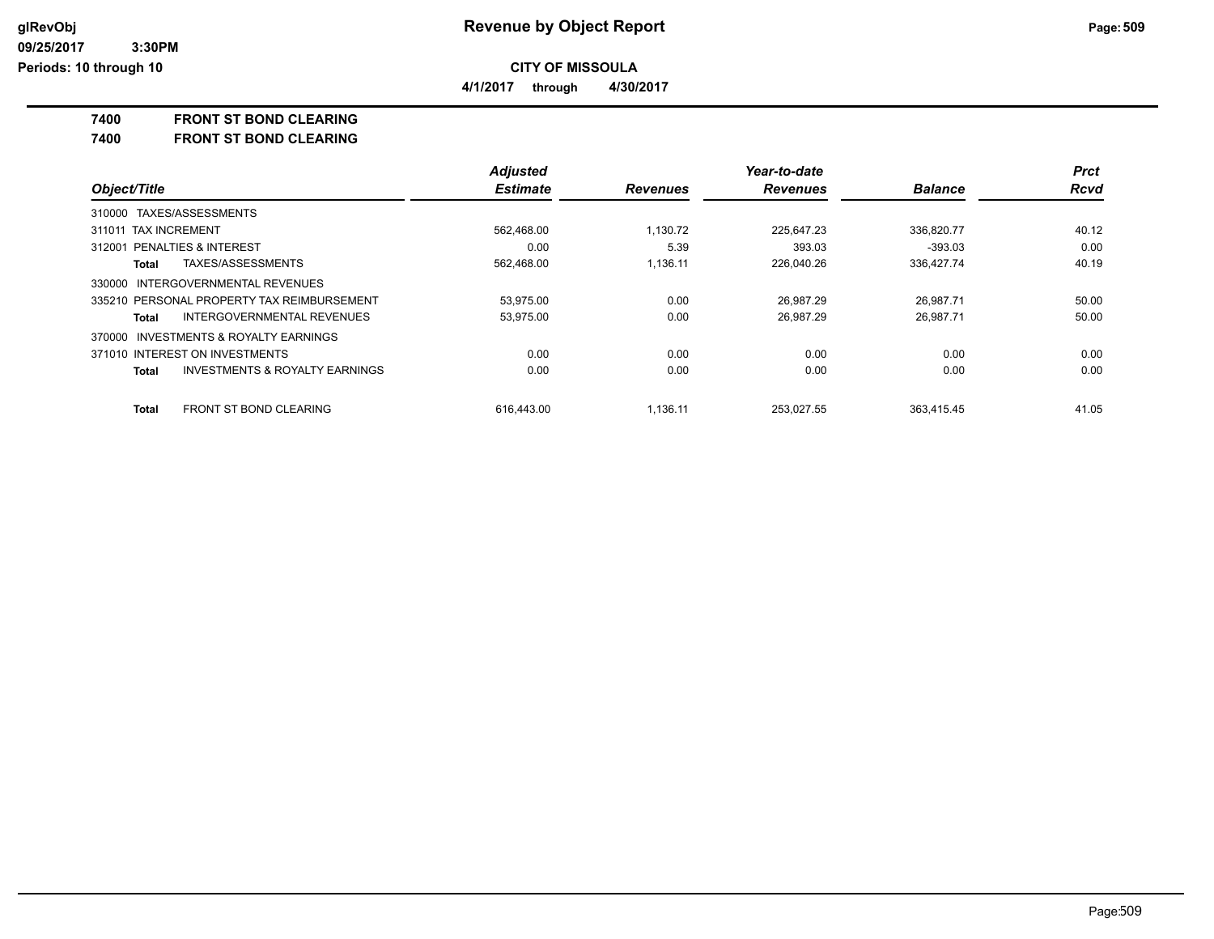**Revenue by Object Report**

**CITY OF MISSOULA**

**4/1/2017 through 4/30/2017**

**7400 FRONT ST BOND CLEARING**

**7400 FRONT ST BOND CLEARING**

| Object/Title | Adjusted Estimate | Revenues | Year-to-date Revenues | Balance | Prct Rcvd |
|---|---|---|---|---|---|
| 310000 TAXES/ASSESSMENTS | | | | | |
| 311011 TAX INCREMENT | 562,468.00 | 1,130.72 | 225,647.23 | 336,820.77 | 40.12 |
| 312001 PENALTIES & INTEREST | 0.00 | 5.39 | 393.03 | -393.03 | 0.00 |
| **Total** TAXES/ASSESSMENTS | 562,468.00 | 1,136.11 | 226,040.26 | 336,427.74 | 40.19 |
| 330000 INTERGOVERNMENTAL REVENUES | | | | | |
| 335210 PERSONAL PROPERTY TAX REIMBURSEMENT | 53,975.00 | 0.00 | 26,987.29 | 26,987.71 | 50.00 |
| **Total** INTERGOVERNMENTAL REVENUES | 53,975.00 | 0.00 | 26,987.29 | 26,987.71 | 50.00 |
| 370000 INVESTMENTS & ROYALTY EARNINGS | | | | | |
| 371010 INTEREST ON INVESTMENTS | 0.00 | 0.00 | 0.00 | 0.00 | 0.00 |
| **Total** INVESTMENTS & ROYALTY EARNINGS | 0.00 | 0.00 | 0.00 | 0.00 | 0.00 |
| **Total** FRONT ST BOND CLEARING | 616,443.00 | 1,136.11 | 253,027.55 | 363,415.45 | 41.05 |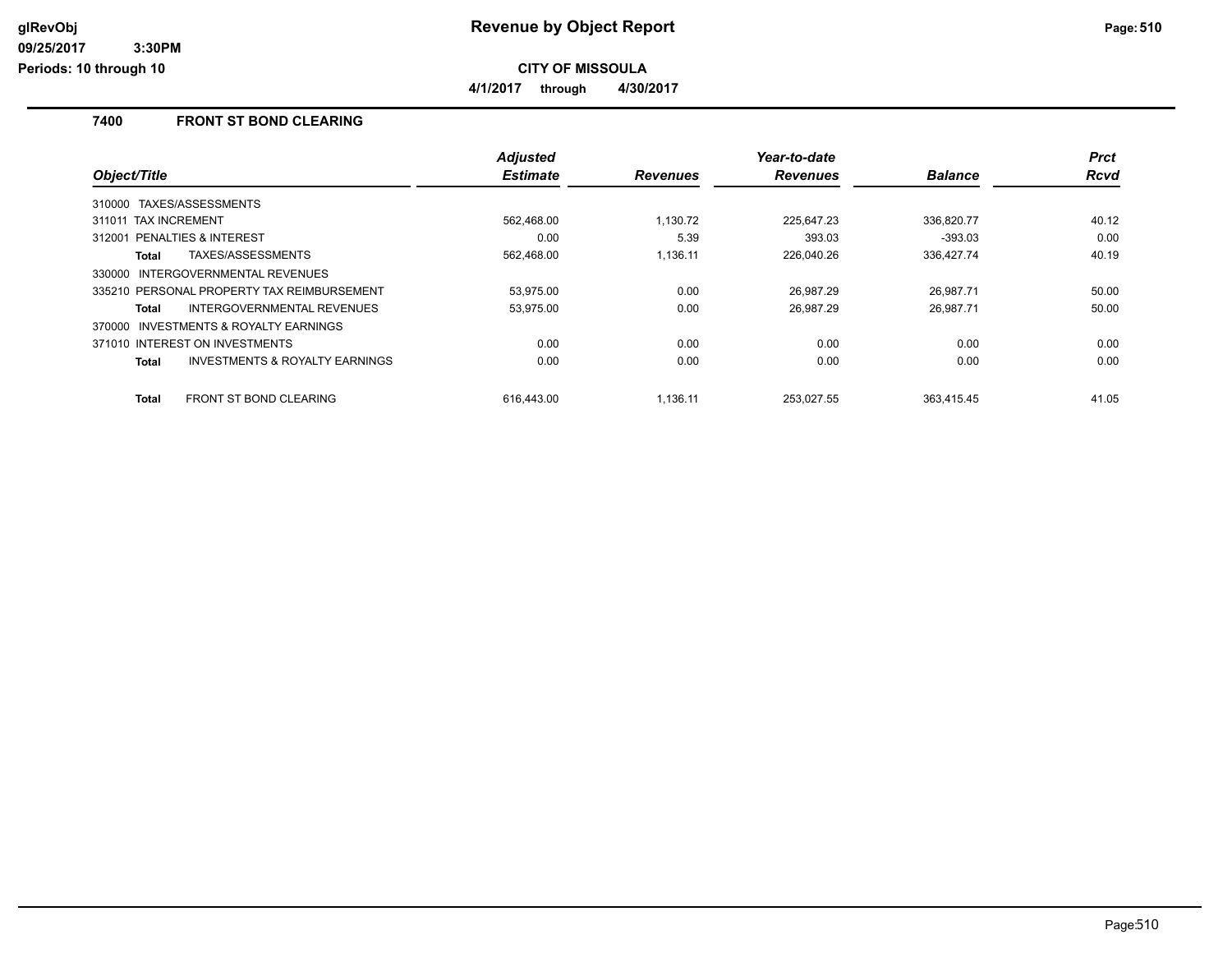# Revenue by Object Report

**CITY OF MISSOULA**

**4/1/2017 through 4/30/2017**

### 7400 FRONT ST BOND CLEARING

| Object/Title | Adjusted Estimate | Revenues | Year-to-date Revenues | Balance | Prct Rcvd |
|---|---|---|---|---|---|
| 310000 TAXES/ASSESSMENTS | | | | | |
| 311011 TAX INCREMENT | 562,468.00 | 1,130.72 | 225,647.23 | 336,820.77 | 40.12 |
| 312001 PENALTIES & INTEREST | 0.00 | 5.39 | 393.03 | -393.03 | 0.00 |
| **Total** TAXES/ASSESSMENTS | 562,468.00 | 1,136.11 | 226,040.26 | 336,427.74 | 40.19 |
| 330000 INTERGOVERNMENTAL REVENUES | | | | | |
| 335210 PERSONAL PROPERTY TAX REIMBURSEMENT | 53,975.00 | 0.00 | 26,987.29 | 26,987.71 | 50.00 |
| **Total** INTERGOVERNMENTAL REVENUES | 53,975.00 | 0.00 | 26,987.29 | 26,987.71 | 50.00 |
| 370000 INVESTMENTS & ROYALTY EARNINGS | | | | | |
| 371010 INTEREST ON INVESTMENTS | 0.00 | 0.00 | 0.00 | 0.00 | 0.00 |
| **Total** INVESTMENTS & ROYALTY EARNINGS | 0.00 | 0.00 | 0.00 | 0.00 | 0.00 |
| **Total** FRONT ST BOND CLEARING | 616,443.00 | 1,136.11 | 253,027.55 | 363,415.45 | 41.05 |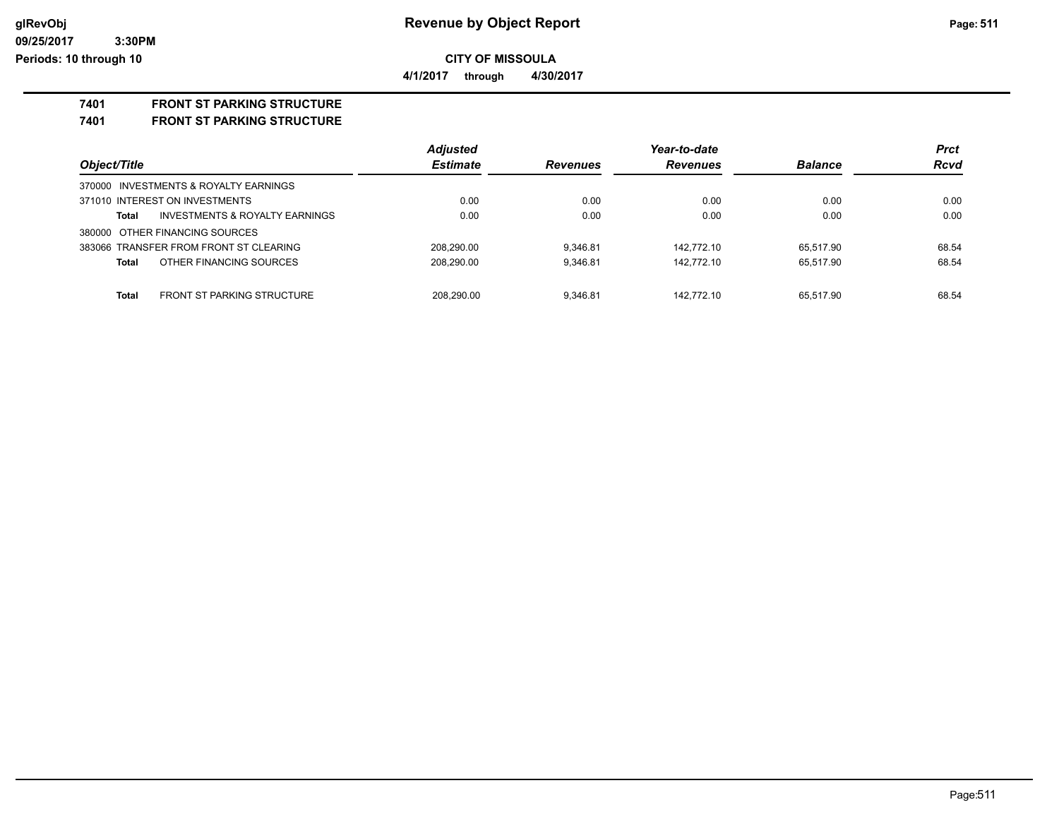# Revenue by Object Report

**CITY OF MISSOULA**

**4/1/2017 through 4/30/2017**

**7401 FRONT ST PARKING STRUCTURE**

**7401 FRONT ST PARKING STRUCTURE**

| Object/Title | Adjusted Estimate | Revenues | Year-to-date Revenues | Balance | Prct Rcvd |
|---|---|---|---|---|---|
| 370000 INVESTMENTS & ROYALTY EARNINGS | | | | | |
| 371010 INTEREST ON INVESTMENTS | 0.00 | 0.00 | 0.00 | 0.00 | 0.00 |
| **Total** INVESTMENTS & ROYALTY EARNINGS | 0.00 | 0.00 | 0.00 | 0.00 | 0.00 |
| 380000 OTHER FINANCING SOURCES | | | | | |
| 383066 TRANSFER FROM FRONT ST CLEARING | 208,290.00 | 9,346.81 | 142,772.10 | 65,517.90 | 68.54 |
| **Total** OTHER FINANCING SOURCES | 208,290.00 | 9,346.81 | 142,772.10 | 65,517.90 | 68.54 |
| **Total** FRONT ST PARKING STRUCTURE | 208,290.00 | 9,346.81 | 142,772.10 | 65,517.90 | 68.54 |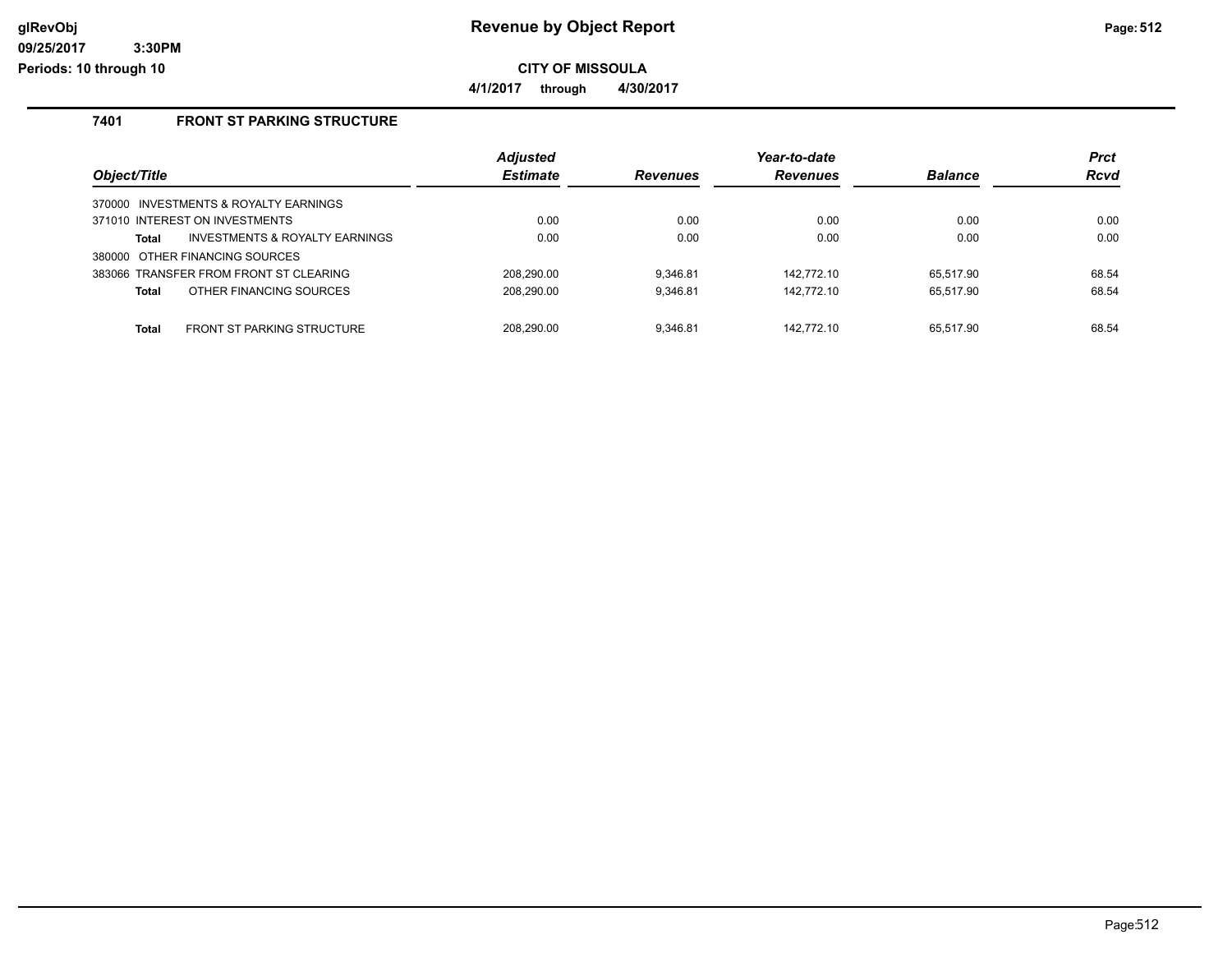# Revenue by Object Report

**CITY OF MISSOULA**

**4/1/2017 through 4/30/2017**

glRevObj
09/25/2017 3:30PM
Periods: 10 through 10

## 7401 FRONT ST PARKING STRUCTURE

| Object/Title | Adjusted Estimate | Revenues | Year-to-date Revenues | Balance | Prct Rcvd |
|---|---|---|---|---|---|
| 370000 INVESTMENTS & ROYALTY EARNINGS | | | | | |
| 371010 INTEREST ON INVESTMENTS | 0.00 | 0.00 | 0.00 | 0.00 | 0.00 |
| **Total** INVESTMENTS & ROYALTY EARNINGS | 0.00 | 0.00 | 0.00 | 0.00 | 0.00 |
| 380000 OTHER FINANCING SOURCES | | | | | |
| 383066 TRANSFER FROM FRONT ST CLEARING | 208,290.00 | 9,346.81 | 142,772.10 | 65,517.90 | 68.54 |
| **Total** OTHER FINANCING SOURCES | 208,290.00 | 9,346.81 | 142,772.10 | 65,517.90 | 68.54 |
| **Total** FRONT ST PARKING STRUCTURE | 208,290.00 | 9,346.81 | 142,772.10 | 65,517.90 | 68.54 |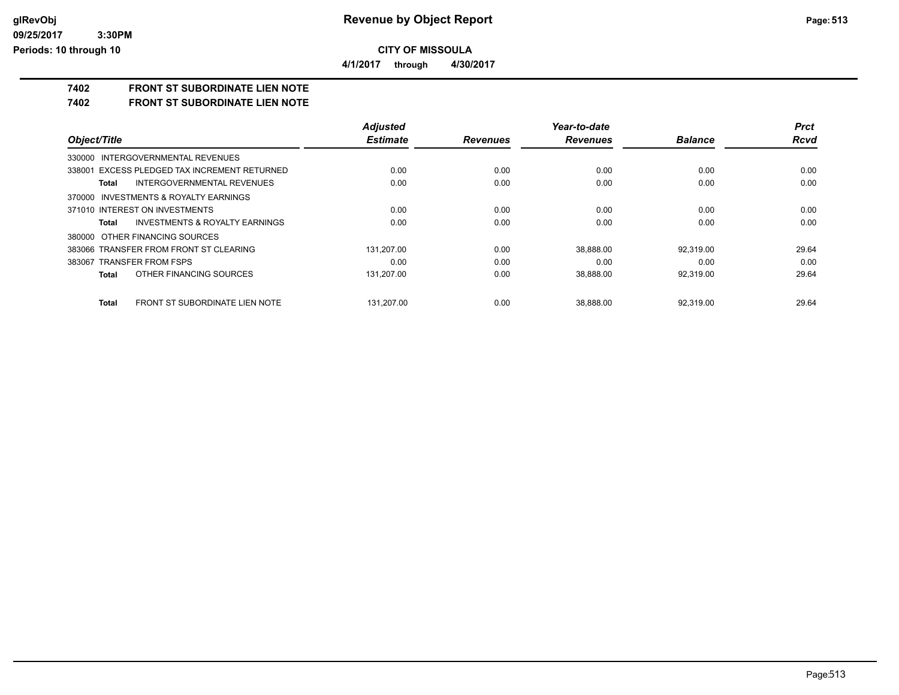# Revenue by Object Report

**CITY OF MISSOULA**

**4/1/2017 through 4/30/2017**

## 7402 FRONT ST SUBORDINATE LIEN NOTE

## 7402 FRONT ST SUBORDINATE LIEN NOTE

| Object/Title | Adjusted Estimate | Revenues | Year-to-date Revenues | Balance | Prct Rcvd |
|---|---|---|---|---|---|
| 330000 INTERGOVERNMENTAL REVENUES | | | | | |
| 338001 EXCESS PLEDGED TAX INCREMENT RETURNED | 0.00 | 0.00 | 0.00 | 0.00 | 0.00 |
| **Total** INTERGOVERNMENTAL REVENUES | 0.00 | 0.00 | 0.00 | 0.00 | 0.00 |
| 370000 INVESTMENTS & ROYALTY EARNINGS | | | | | |
| 371010 INTEREST ON INVESTMENTS | 0.00 | 0.00 | 0.00 | 0.00 | 0.00 |
| **Total** INVESTMENTS & ROYALTY EARNINGS | 0.00 | 0.00 | 0.00 | 0.00 | 0.00 |
| 380000 OTHER FINANCING SOURCES | | | | | |
| 383066 TRANSFER FROM FRONT ST CLEARING | 131,207.00 | 0.00 | 38,888.00 | 92,319.00 | 29.64 |
| 383067 TRANSFER FROM FSPS | 0.00 | 0.00 | 0.00 | 0.00 | 0.00 |
| **Total** OTHER FINANCING SOURCES | 131,207.00 | 0.00 | 38,888.00 | 92,319.00 | 29.64 |
| **Total** FRONT ST SUBORDINATE LIEN NOTE | 131,207.00 | 0.00 | 38,888.00 | 92,319.00 | 29.64 |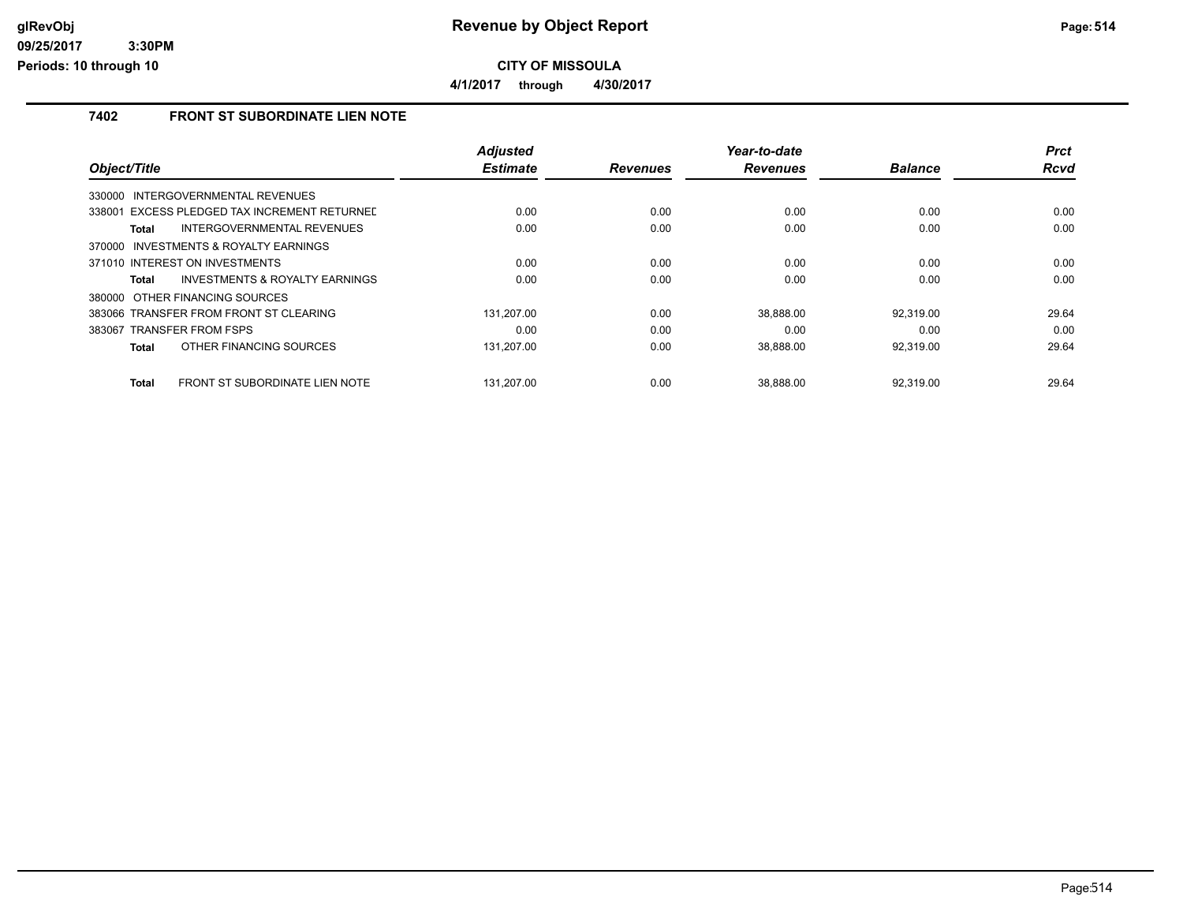# Revenue by Object Report

**CITY OF MISSOULA**

**4/1/2017 through 4/30/2017**

glRevObj
09/25/2017 3:30PM
Periods: 10 through 10

## 7402 FRONT ST SUBORDINATE LIEN NOTE

| Object/Title | Adjusted Estimate | Revenues | Year-to-date Revenues | Balance | Prct Rcvd |
|---|---|---|---|---|---|
| 330000 INTERGOVERNMENTAL REVENUES | | | | | |
| 338001 EXCESS PLEDGED TAX INCREMENT RETURNED | 0.00 | 0.00 | 0.00 | 0.00 | 0.00 |
| **Total** INTERGOVERNMENTAL REVENUES | 0.00 | 0.00 | 0.00 | 0.00 | 0.00 |
| 370000 INVESTMENTS & ROYALTY EARNINGS | | | | | |
| 371010 INTEREST ON INVESTMENTS | 0.00 | 0.00 | 0.00 | 0.00 | 0.00 |
| **Total** INVESTMENTS & ROYALTY EARNINGS | 0.00 | 0.00 | 0.00 | 0.00 | 0.00 |
| 380000 OTHER FINANCING SOURCES | | | | | |
| 383066 TRANSFER FROM FRONT ST CLEARING | 131,207.00 | 0.00 | 38,888.00 | 92,319.00 | 29.64 |
| 383067 TRANSFER FROM FSPS | 0.00 | 0.00 | 0.00 | 0.00 | 0.00 |
| **Total** OTHER FINANCING SOURCES | 131,207.00 | 0.00 | 38,888.00 | 92,319.00 | 29.64 |
| **Total** FRONT ST SUBORDINATE LIEN NOTE | 131,207.00 | 0.00 | 38,888.00 | 92,319.00 | 29.64 |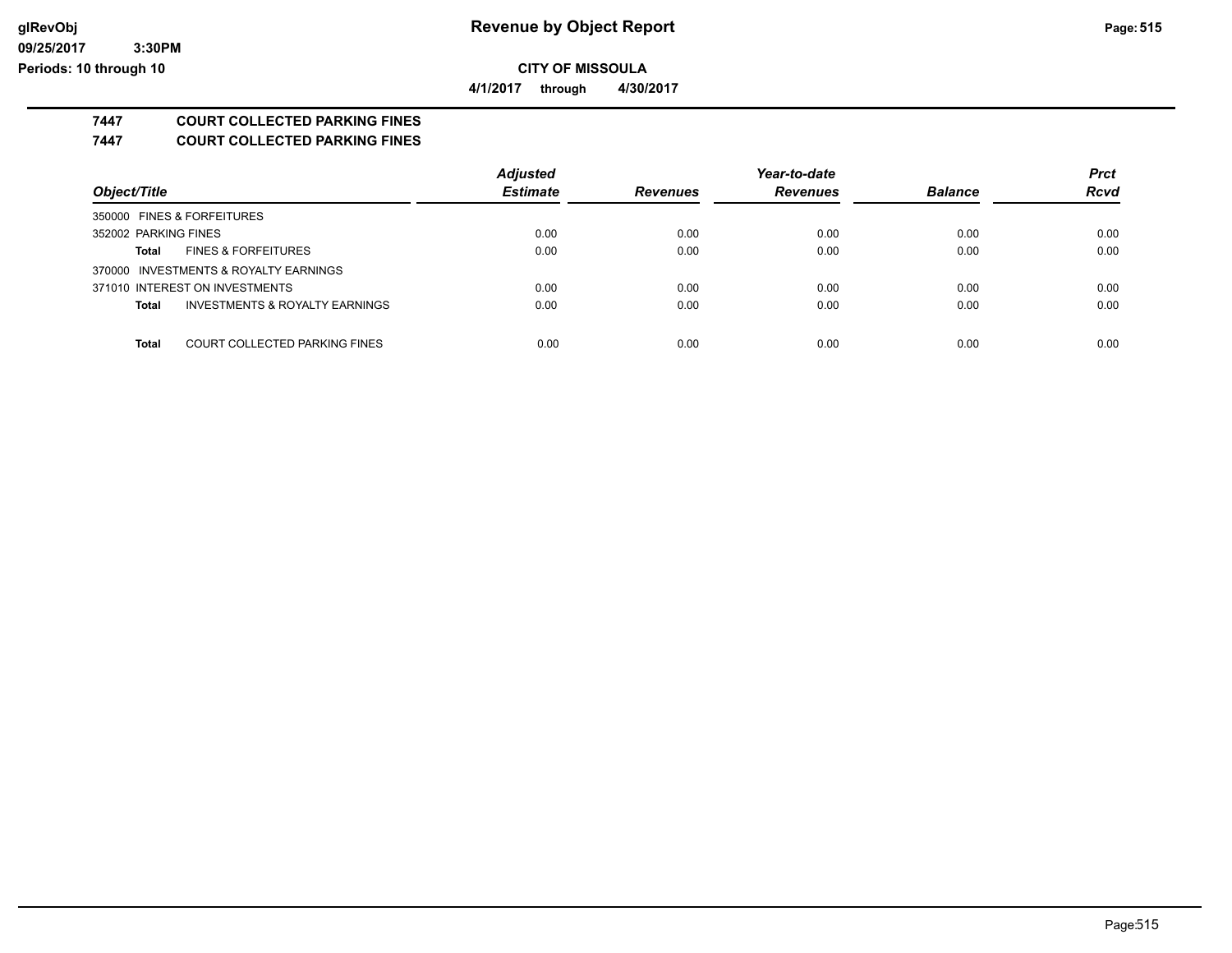**Revenue by Object Report**

**CITY OF MISSOULA**

**4/1/2017 through 4/30/2017**

glRevObj
09/25/2017 3:30PM
Periods: 10 through 10

## 7447 COURT COLLECTED PARKING FINES

## 7447 COURT COLLECTED PARKING FINES

| Object/Title | Adjusted Estimate | Revenues | Year-to-date Revenues | Balance | Prct Rcvd |
|---|---|---|---|---|---|
| 350000 FINES & FORFEITURES | | | | | |
| 352002 PARKING FINES | 0.00 | 0.00 | 0.00 | 0.00 | 0.00 |
| **Total** FINES & FORFEITURES | 0.00 | 0.00 | 0.00 | 0.00 | 0.00 |
| 370000 INVESTMENTS & ROYALTY EARNINGS | | | | | |
| 371010 INTEREST ON INVESTMENTS | 0.00 | 0.00 | 0.00 | 0.00 | 0.00 |
| **Total** INVESTMENTS & ROYALTY EARNINGS | 0.00 | 0.00 | 0.00 | 0.00 | 0.00 |
| **Total** COURT COLLECTED PARKING FINES | 0.00 | 0.00 | 0.00 | 0.00 | 0.00 |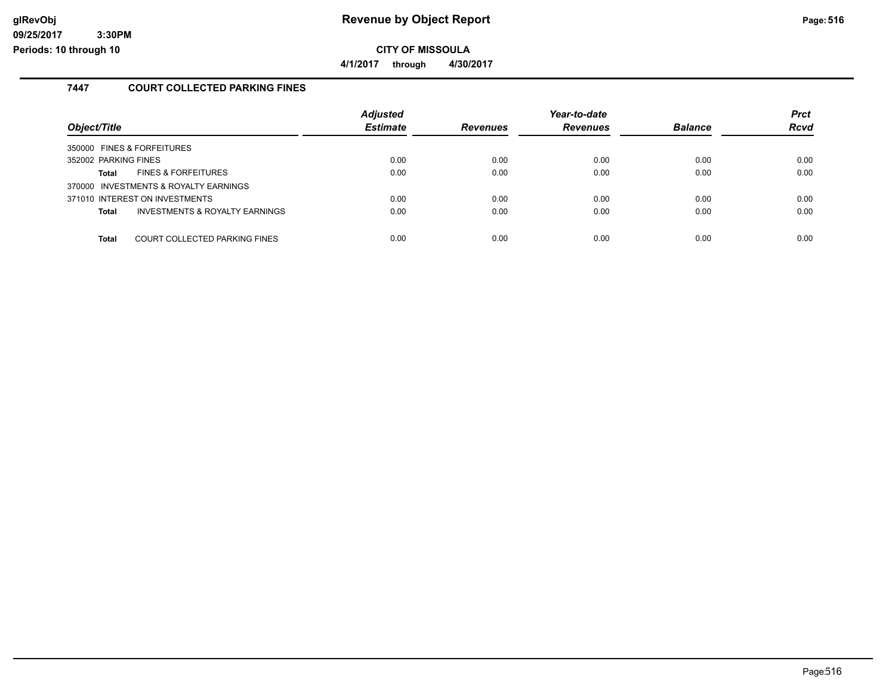**Revenue by Object Report**

**CITY OF MISSOULA**

**4/1/2017 through 4/30/2017**

glRevObj
09/25/2017 3:30PM
Periods: 10 through 10

## 7447 COURT COLLECTED PARKING FINES

| Object/Title | | Adjusted Estimate | Revenues | Year-to-date Revenues | Balance | Prct Rcvd |
|---|---|---|---|---|---|---|
| 350000 FINES & FORFEITURES | | | | | | |
| 352002 PARKING FINES | | 0.00 | 0.00 | 0.00 | 0.00 | 0.00 |
| **Total** | FINES & FORFEITURES | 0.00 | 0.00 | 0.00 | 0.00 | 0.00 |
| 370000 INVESTMENTS & ROYALTY EARNINGS | | | | | | |
| 371010 INTEREST ON INVESTMENTS | | 0.00 | 0.00 | 0.00 | 0.00 | 0.00 |
| **Total** | INVESTMENTS & ROYALTY EARNINGS | 0.00 | 0.00 | 0.00 | 0.00 | 0.00 |
| **Total** | COURT COLLECTED PARKING FINES | 0.00 | 0.00 | 0.00 | 0.00 | 0.00 |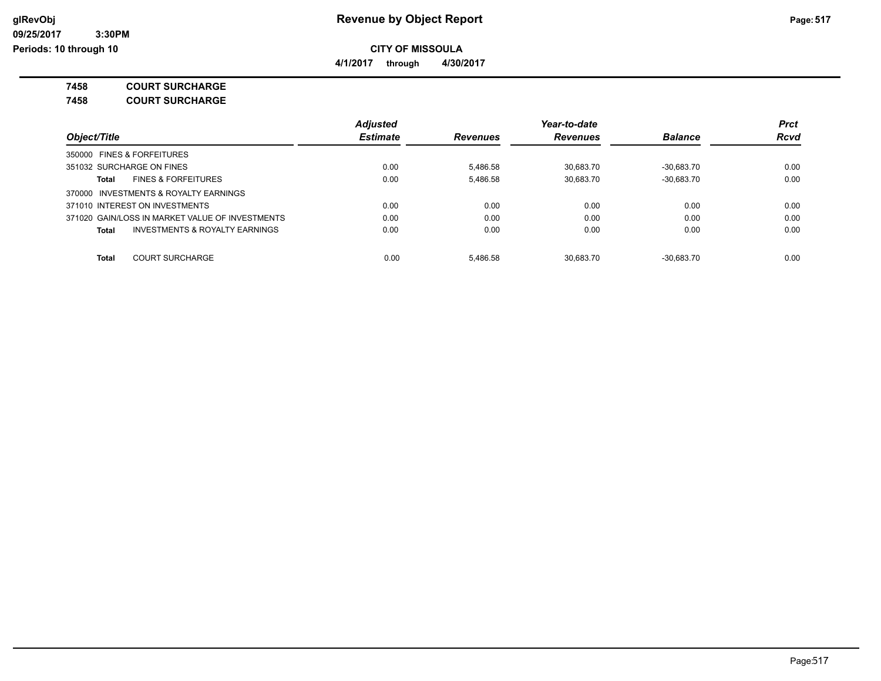# Revenue by Object Report

**CITY OF MISSOULA**

**4/1/2017 through 4/30/2017**

glRevObj
09/25/2017 3:30PM
Periods: 10 through 10

## 7458 COURT SURCHARGE

### 7458 COURT SURCHARGE

| Object/Title | Adjusted Estimate | Revenues | Year-to-date Revenues | Balance | Prct Rcvd |
|---|---|---|---|---|---|
| 350000 FINES & FORFEITURES | | | | | |
| 351032 SURCHARGE ON FINES | 0.00 | 5,486.58 | 30,683.70 | -30,683.70 | 0.00 |
| **Total** FINES & FORFEITURES | 0.00 | 5,486.58 | 30,683.70 | -30,683.70 | 0.00 |
| 370000 INVESTMENTS & ROYALTY EARNINGS | | | | | |
| 371010 INTEREST ON INVESTMENTS | 0.00 | 0.00 | 0.00 | 0.00 | 0.00 |
| 371020 GAIN/LOSS IN MARKET VALUE OF INVESTMENTS | 0.00 | 0.00 | 0.00 | 0.00 | 0.00 |
| **Total** INVESTMENTS & ROYALTY EARNINGS | 0.00 | 0.00 | 0.00 | 0.00 | 0.00 |
| **Total** COURT SURCHARGE | 0.00 | 5,486.58 | 30,683.70 | -30,683.70 | 0.00 |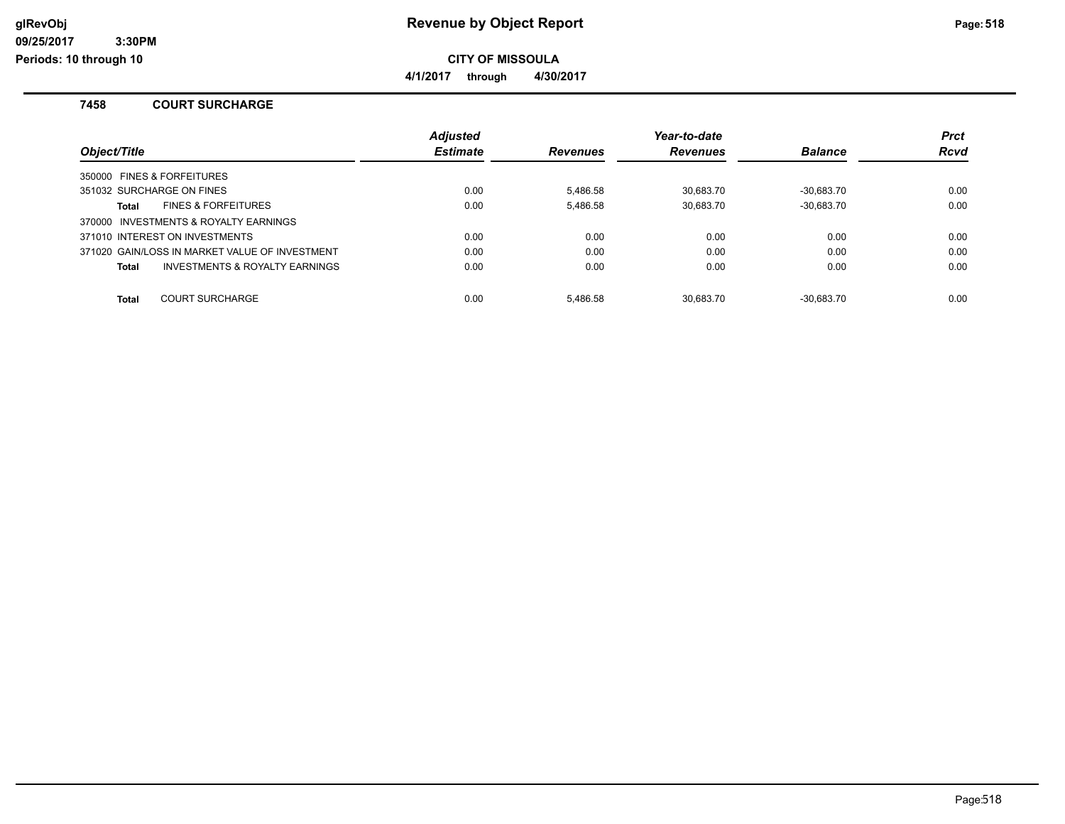# Revenue by Object Report

**CITY OF MISSOULA**

**4/1/2017 through 4/30/2017**

### 7458 COURT SURCHARGE

| Object/Title | Adjusted Estimate | Revenues | Year-to-date Revenues | Balance | Prct Rcvd |
|---|---|---|---|---|---|
| 350000 FINES & FORFEITURES | | | | | |
| 351032 SURCHARGE ON FINES | 0.00 | 5,486.58 | 30,683.70 | -30,683.70 | 0.00 |
| **Total** FINES & FORFEITURES | 0.00 | 5,486.58 | 30,683.70 | -30,683.70 | 0.00 |
| 370000 INVESTMENTS & ROYALTY EARNINGS | | | | | |
| 371010 INTEREST ON INVESTMENTS | 0.00 | 0.00 | 0.00 | 0.00 | 0.00 |
| 371020 GAIN/LOSS IN MARKET VALUE OF INVESTMENT | 0.00 | 0.00 | 0.00 | 0.00 | 0.00 |
| **Total** INVESTMENTS & ROYALTY EARNINGS | 0.00 | 0.00 | 0.00 | 0.00 | 0.00 |
| **Total** COURT SURCHARGE | 0.00 | 5,486.58 | 30,683.70 | -30,683.70 | 0.00 |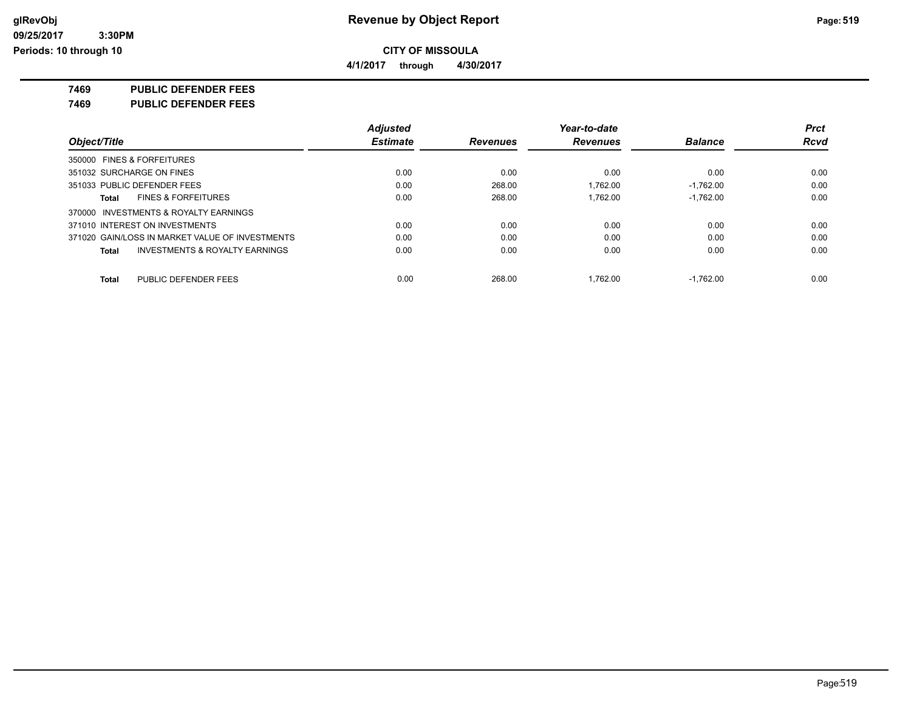# Revenue by Object Report

**CITY OF MISSOULA**

**4/1/2017 through 4/30/2017**

glRevObj
09/25/2017 3:30PM
Periods: 10 through 10

**7469 PUBLIC DEFENDER FEES**

**7469 PUBLIC DEFENDER FEES**

| Object/Title | Adjusted Estimate | Revenues | Year-to-date Revenues | Balance | Prct Rcvd |
|---|---|---|---|---|---|
| 350000 FINES & FORFEITURES | | | | | |
| 351032 SURCHARGE ON FINES | 0.00 | 0.00 | 0.00 | 0.00 | 0.00 |
| 351033 PUBLIC DEFENDER FEES | 0.00 | 268.00 | 1,762.00 | -1,762.00 | 0.00 |
| **Total** FINES & FORFEITURES | 0.00 | 268.00 | 1,762.00 | -1,762.00 | 0.00 |
| 370000 INVESTMENTS & ROYALTY EARNINGS | | | | | |
| 371010 INTEREST ON INVESTMENTS | 0.00 | 0.00 | 0.00 | 0.00 | 0.00 |
| 371020 GAIN/LOSS IN MARKET VALUE OF INVESTMENTS | 0.00 | 0.00 | 0.00 | 0.00 | 0.00 |
| **Total** INVESTMENTS & ROYALTY EARNINGS | 0.00 | 0.00 | 0.00 | 0.00 | 0.00 |
| **Total** PUBLIC DEFENDER FEES | 0.00 | 268.00 | 1,762.00 | -1,762.00 | 0.00 |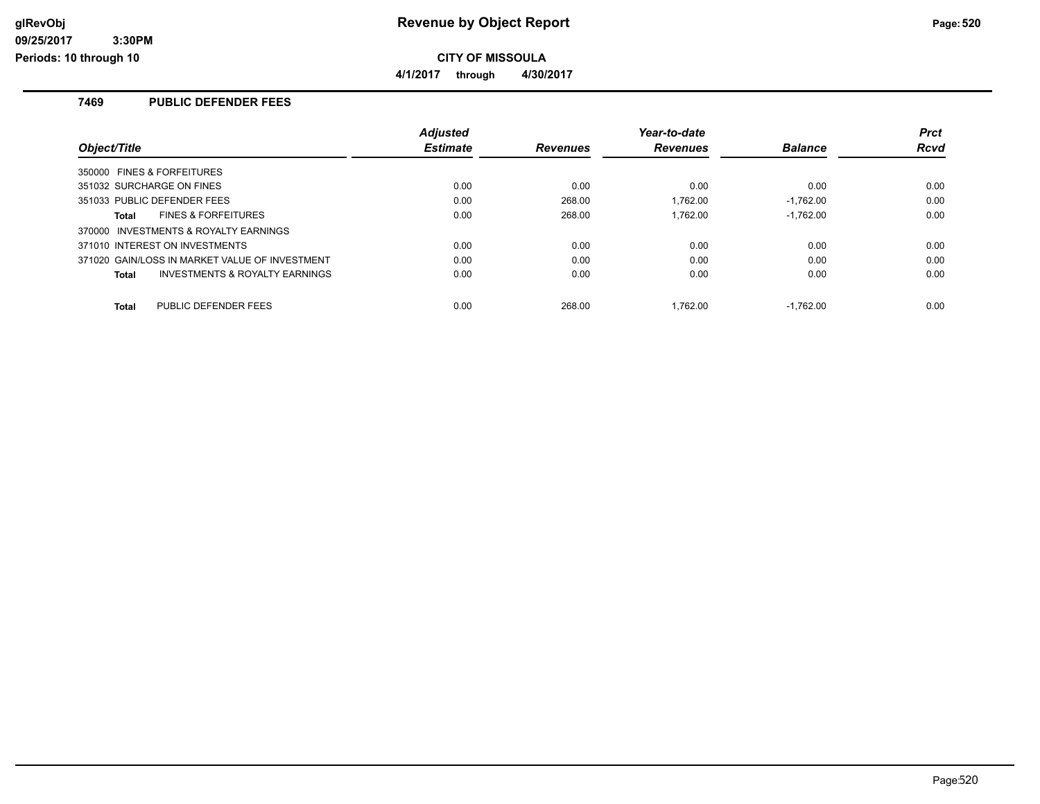# Revenue by Object Report

**CITY OF MISSOULA**

**4/1/2017 through 4/30/2017**

### 7469 PUBLIC DEFENDER FEES

| Object/Title | Adjusted Estimate | Revenues | Year-to-date Revenues | Balance | Prct Rcvd |
|---|---|---|---|---|---|
| 350000 FINES & FORFEITURES | | | | | |
| 351032 SURCHARGE ON FINES | 0.00 | 0.00 | 0.00 | 0.00 | 0.00 |
| 351033 PUBLIC DEFENDER FEES | 0.00 | 268.00 | 1,762.00 | -1,762.00 | 0.00 |
| **Total** FINES & FORFEITURES | 0.00 | 268.00 | 1,762.00 | -1,762.00 | 0.00 |
| 370000 INVESTMENTS & ROYALTY EARNINGS | | | | | |
| 371010 INTEREST ON INVESTMENTS | 0.00 | 0.00 | 0.00 | 0.00 | 0.00 |
| 371020 GAIN/LOSS IN MARKET VALUE OF INVESTMENT | 0.00 | 0.00 | 0.00 | 0.00 | 0.00 |
| **Total** INVESTMENTS & ROYALTY EARNINGS | 0.00 | 0.00 | 0.00 | 0.00 | 0.00 |
| **Total** PUBLIC DEFENDER FEES | 0.00 | 268.00 | 1,762.00 | -1,762.00 | 0.00 |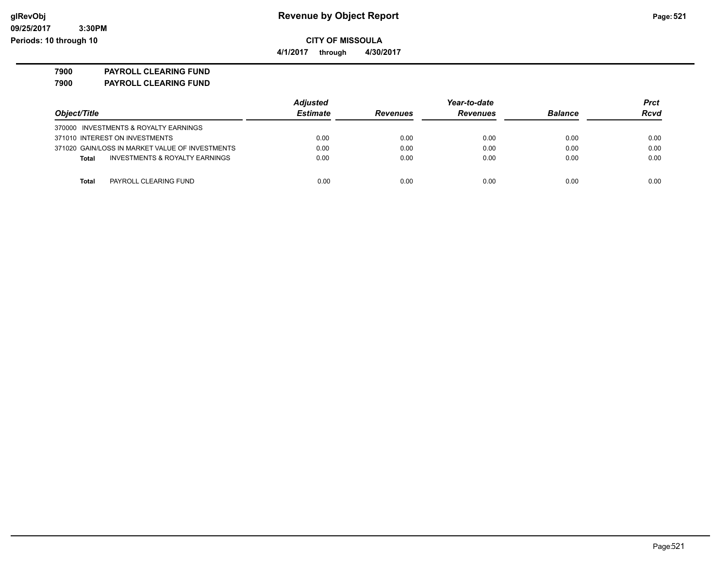**glRevObj**
**09/25/2017 3:30PM**
**Periods: 10 through 10**

# Revenue by Object Report

**CITY OF MISSOULA**

**4/1/2017 through 4/30/2017**

**7900 PAYROLL CLEARING FUND**
**7900 PAYROLL CLEARING FUND**

| Object/Title | Adjusted Estimate | Revenues | Year-to-date Revenues | Balance | Prct Rcvd |
|---|---|---|---|---|---|
| 370000 INVESTMENTS & ROYALTY EARNINGS | | | | | |
| 371010 INTEREST ON INVESTMENTS | 0.00 | 0.00 | 0.00 | 0.00 | 0.00 |
| 371020 GAIN/LOSS IN MARKET VALUE OF INVESTMENTS | 0.00 | 0.00 | 0.00 | 0.00 | 0.00 |
| **Total** INVESTMENTS & ROYALTY EARNINGS | 0.00 | 0.00 | 0.00 | 0.00 | 0.00 |
| | | | | | |
| **Total** PAYROLL CLEARING FUND | 0.00 | 0.00 | 0.00 | 0.00 | 0.00 |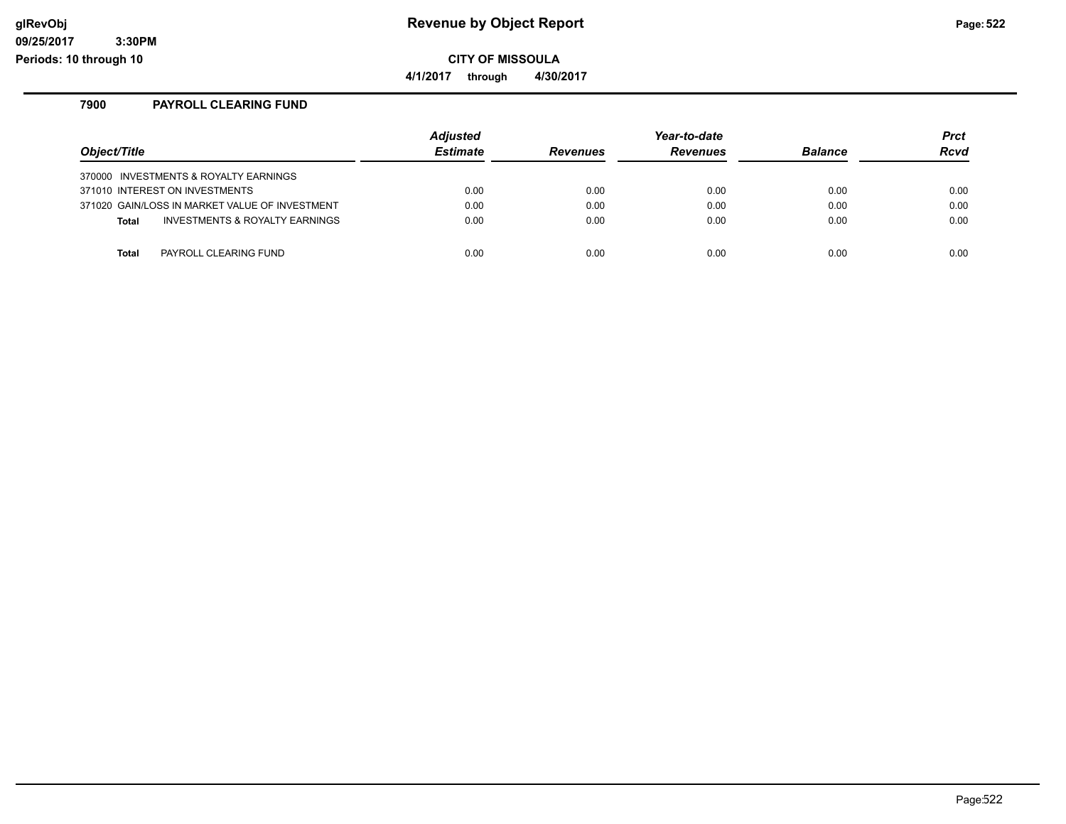# Revenue by Object Report

**CITY OF MISSOULA**

**4/1/2017 through 4/30/2017**

### 7900 PAYROLL CLEARING FUND

| Object/Title | Adjusted Estimate | Revenues | Year-to-date Revenues | Balance | Prct Rcvd |
|---|---|---|---|---|---|
| 370000 INVESTMENTS & ROYALTY EARNINGS | | | | | |
| 371010 INTEREST ON INVESTMENTS | 0.00 | 0.00 | 0.00 | 0.00 | 0.00 |
| 371020 GAIN/LOSS IN MARKET VALUE OF INVESTMENT | 0.00 | 0.00 | 0.00 | 0.00 | 0.00 |
| **Total** INVESTMENTS & ROYALTY EARNINGS | 0.00 | 0.00 | 0.00 | 0.00 | 0.00 |
| | | | | | |
| **Total** PAYROLL CLEARING FUND | 0.00 | 0.00 | 0.00 | 0.00 | 0.00 |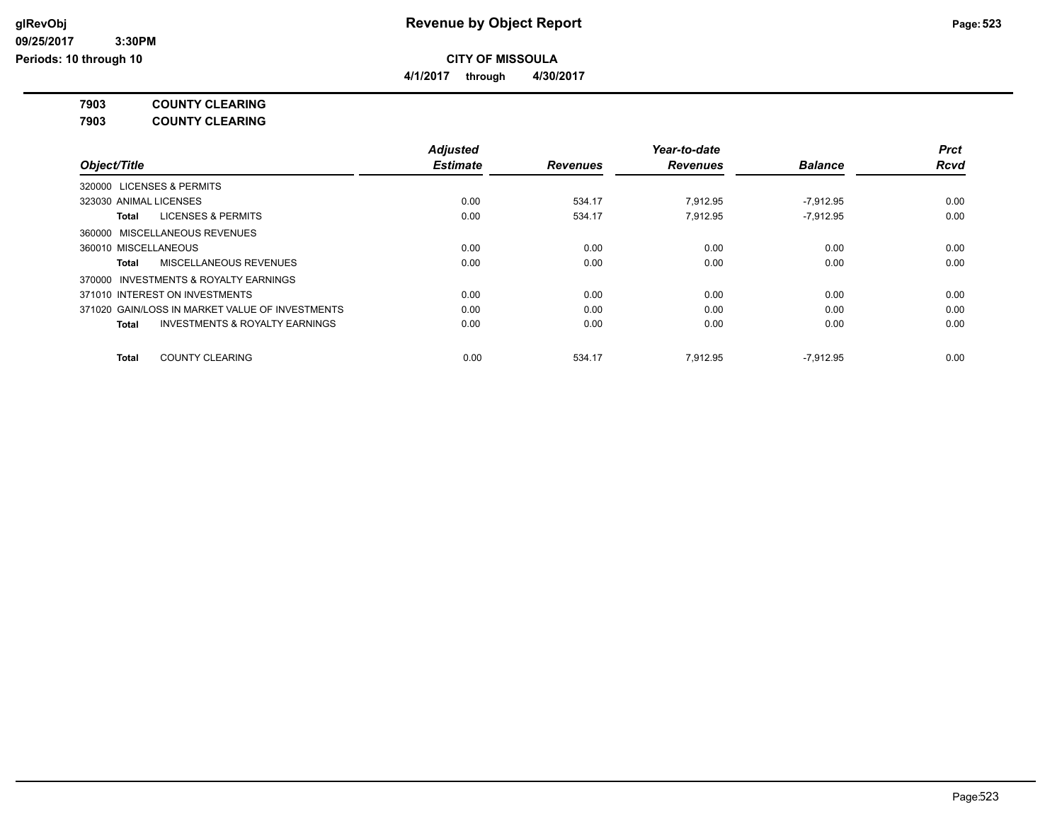# Revenue by Object Report

**CITY OF MISSOULA**

**4/1/2017 through 4/30/2017**

**7903 COUNTY CLEARING**

**7903 COUNTY CLEARING**

| Object/Title | Adjusted Estimate | Revenues | Year-to-date Revenues | Balance | Prct Rcvd |
|---|---|---|---|---|---|
| 320000 LICENSES & PERMITS | | | | | |
| 323030 ANIMAL LICENSES | 0.00 | 534.17 | 7,912.95 | -7,912.95 | 0.00 |
| **Total** LICENSES & PERMITS | 0.00 | 534.17 | 7,912.95 | -7,912.95 | 0.00 |
| 360000 MISCELLANEOUS REVENUES | | | | | |
| 360010 MISCELLANEOUS | 0.00 | 0.00 | 0.00 | 0.00 | 0.00 |
| **Total** MISCELLANEOUS REVENUES | 0.00 | 0.00 | 0.00 | 0.00 | 0.00 |
| 370000 INVESTMENTS & ROYALTY EARNINGS | | | | | |
| 371010 INTEREST ON INVESTMENTS | 0.00 | 0.00 | 0.00 | 0.00 | 0.00 |
| 371020 GAIN/LOSS IN MARKET VALUE OF INVESTMENTS | 0.00 | 0.00 | 0.00 | 0.00 | 0.00 |
| **Total** INVESTMENTS & ROYALTY EARNINGS | 0.00 | 0.00 | 0.00 | 0.00 | 0.00 |
| **Total** COUNTY CLEARING | 0.00 | 534.17 | 7,912.95 | -7,912.95 | 0.00 |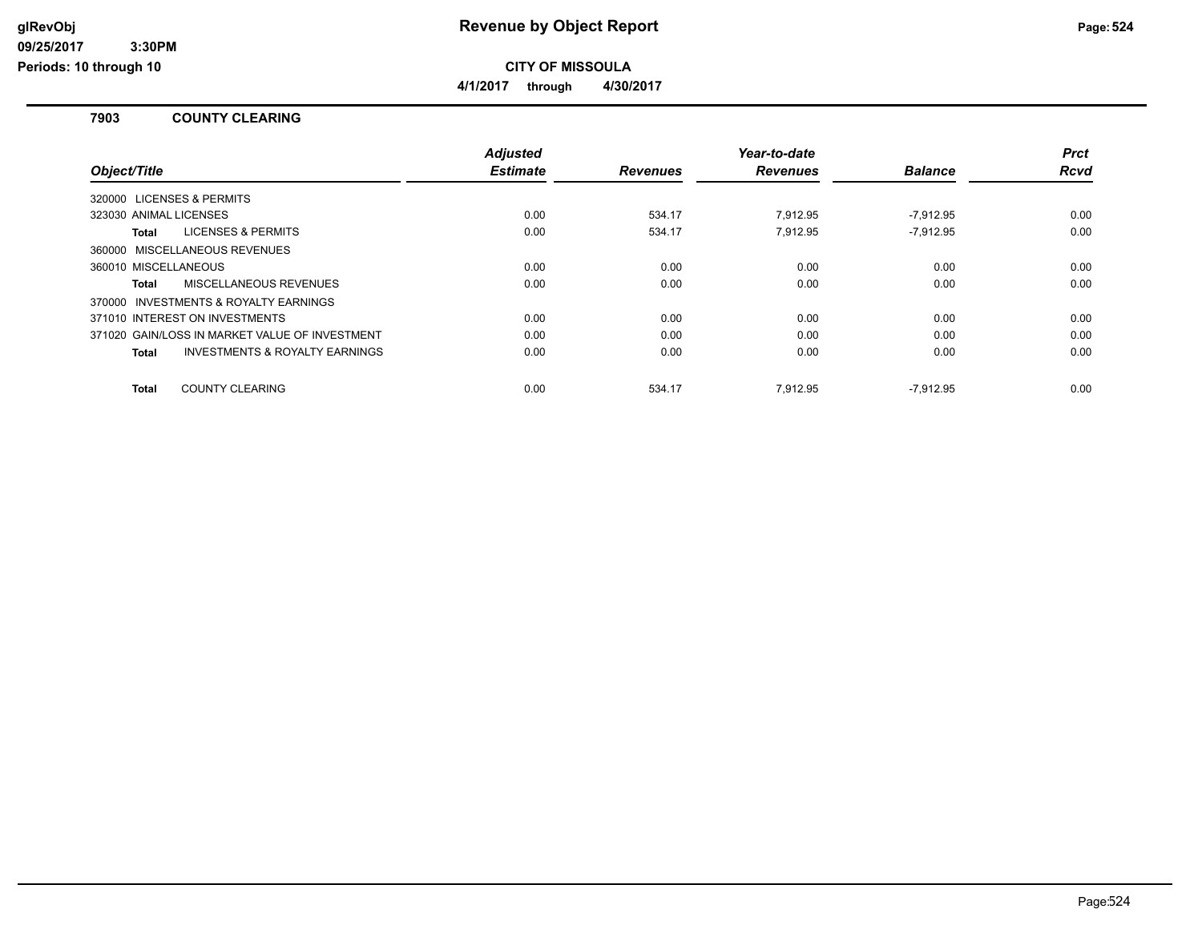# Revenue by Object Report

**CITY OF MISSOULA**

**4/1/2017 through 4/30/2017**

## 7903 COUNTY CLEARING

| Object/Title | Adjusted Estimate | Revenues | Year-to-date Revenues | Balance | Prct Rcvd |
|---|---|---|---|---|---|
| 320000 LICENSES & PERMITS | | | | | |
| 323030 ANIMAL LICENSES | 0.00 | 534.17 | 7,912.95 | -7,912.95 | 0.00 |
| **Total** LICENSES & PERMITS | 0.00 | 534.17 | 7,912.95 | -7,912.95 | 0.00 |
| 360000 MISCELLANEOUS REVENUES | | | | | |
| 360010 MISCELLANEOUS | 0.00 | 0.00 | 0.00 | 0.00 | 0.00 |
| **Total** MISCELLANEOUS REVENUES | 0.00 | 0.00 | 0.00 | 0.00 | 0.00 |
| 370000 INVESTMENTS & ROYALTY EARNINGS | | | | | |
| 371010 INTEREST ON INVESTMENTS | 0.00 | 0.00 | 0.00 | 0.00 | 0.00 |
| 371020 GAIN/LOSS IN MARKET VALUE OF INVESTMENT | 0.00 | 0.00 | 0.00 | 0.00 | 0.00 |
| **Total** INVESTMENTS & ROYALTY EARNINGS | 0.00 | 0.00 | 0.00 | 0.00 | 0.00 |
| **Total** COUNTY CLEARING | 0.00 | 534.17 | 7,912.95 | -7,912.95 | 0.00 |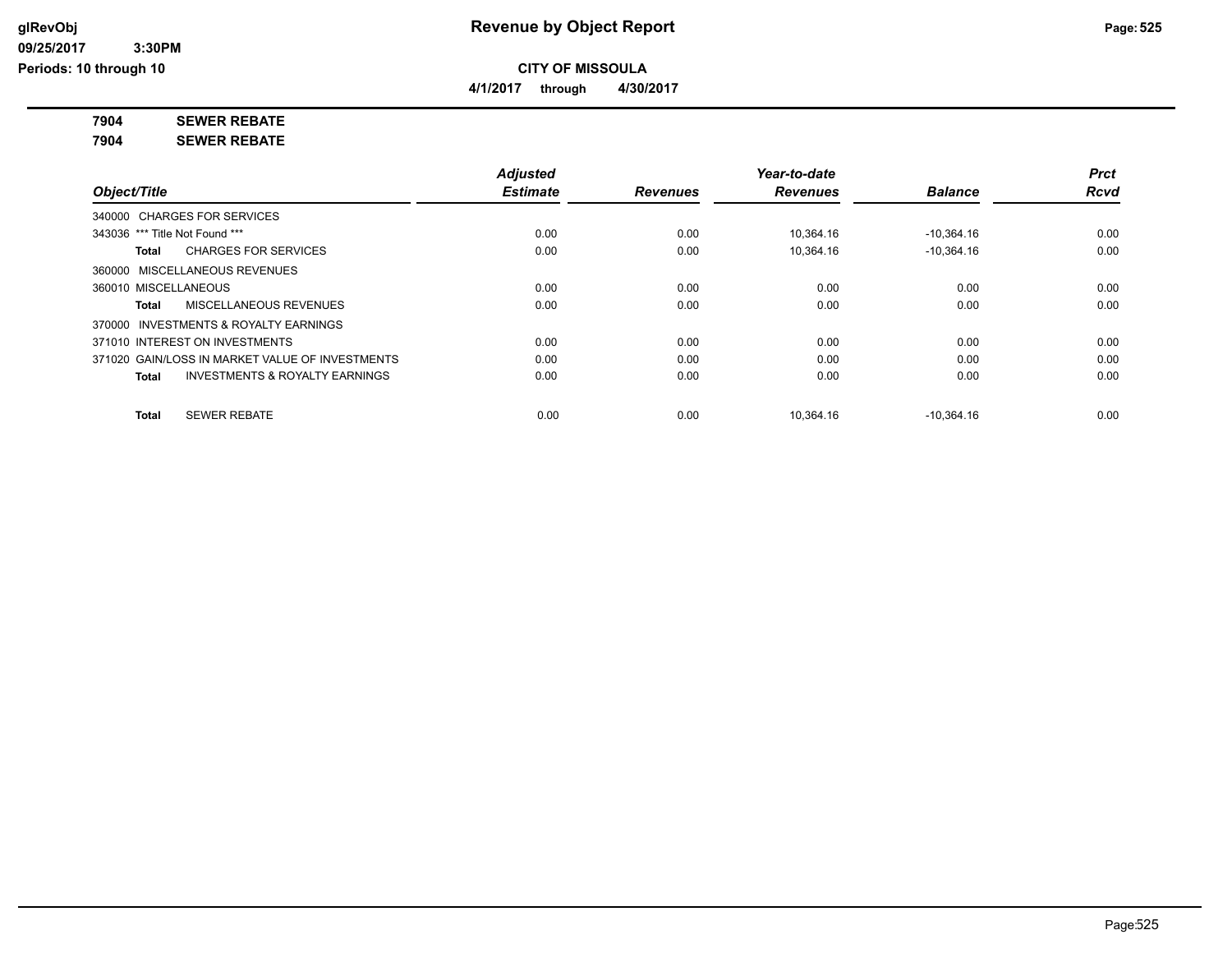**Revenue by Object Report**

**CITY OF MISSOULA**

**4/1/2017 through 4/30/2017**

**7904 SEWER REBATE**

**7904 SEWER REBATE**

| Object/Title | Adjusted Estimate | Revenues | Year-to-date Revenues | Balance | Prct Rcvd |
|---|---|---|---|---|---|
| 340000 CHARGES FOR SERVICES | | | | | |
| 343036 *** Title Not Found *** | 0.00 | 0.00 | 10,364.16 | -10,364.16 | 0.00 |
| **Total** CHARGES FOR SERVICES | 0.00 | 0.00 | 10,364.16 | -10,364.16 | 0.00 |
| 360000 MISCELLANEOUS REVENUES | | | | | |
| 360010 MISCELLANEOUS | 0.00 | 0.00 | 0.00 | 0.00 | 0.00 |
| **Total** MISCELLANEOUS REVENUES | 0.00 | 0.00 | 0.00 | 0.00 | 0.00 |
| 370000 INVESTMENTS & ROYALTY EARNINGS | | | | | |
| 371010 INTEREST ON INVESTMENTS | 0.00 | 0.00 | 0.00 | 0.00 | 0.00 |
| 371020 GAIN/LOSS IN MARKET VALUE OF INVESTMENTS | 0.00 | 0.00 | 0.00 | 0.00 | 0.00 |
| **Total** INVESTMENTS & ROYALTY EARNINGS | 0.00 | 0.00 | 0.00 | 0.00 | 0.00 |
| **Total** SEWER REBATE | 0.00 | 0.00 | 10,364.16 | -10,364.16 | 0.00 |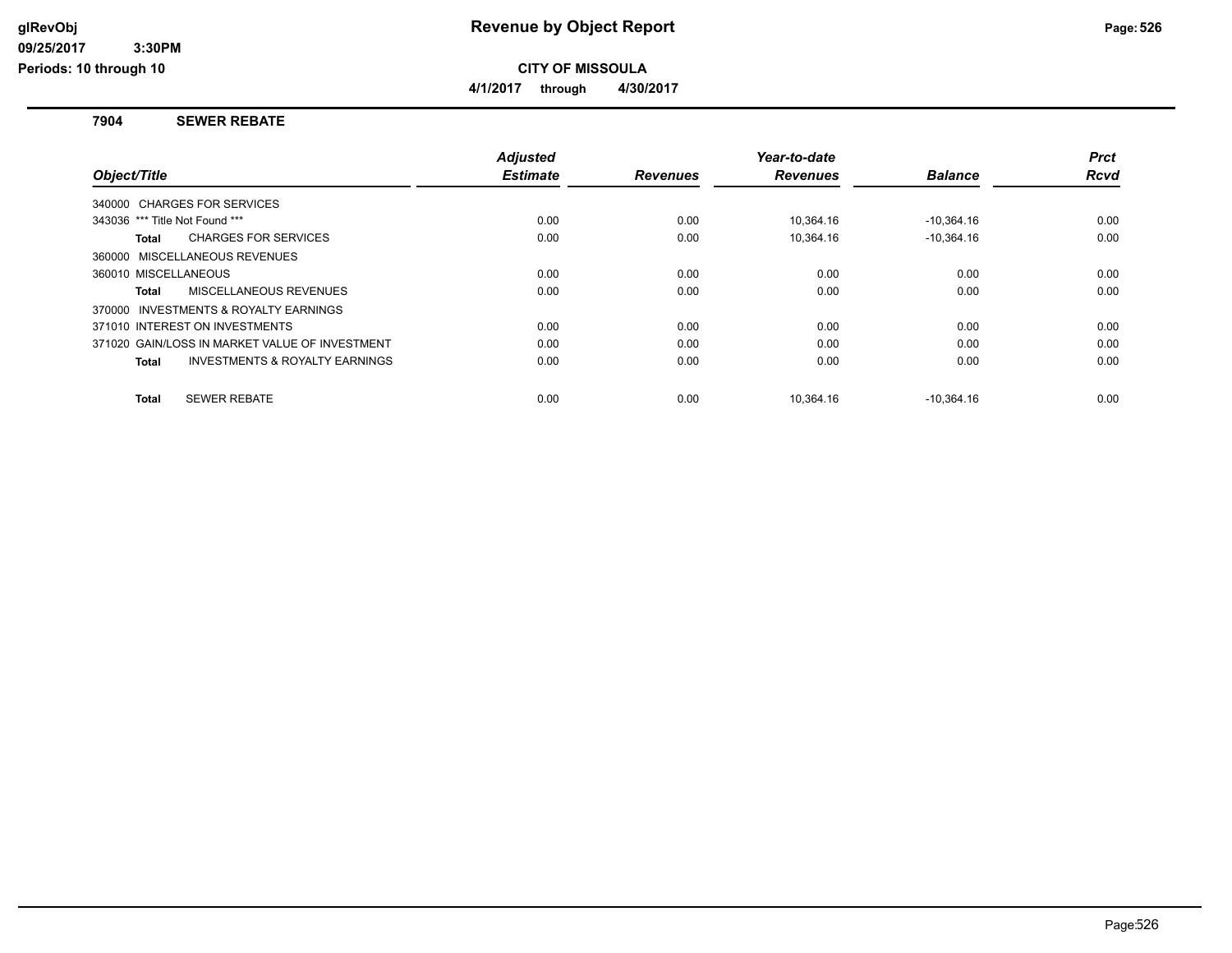# Revenue by Object Report

## CITY OF MISSOULA

**4/1/2017 through 4/30/2017**

glRevObj
09/25/2017 3:30PM
Periods: 10 through 10

### 7904 SEWER REBATE

| Object/Title | Adjusted Estimate | Revenues | Year-to-date Revenues | Balance | Prct Rcvd |
|---|---|---|---|---|---|
| 340000 CHARGES FOR SERVICES | | | | | |
| 343036 *** Title Not Found *** | 0.00 | 0.00 | 10,364.16 | -10,364.16 | 0.00 |
| **Total** CHARGES FOR SERVICES | 0.00 | 0.00 | 10,364.16 | -10,364.16 | 0.00 |
| 360000 MISCELLANEOUS REVENUES | | | | | |
| 360010 MISCELLANEOUS | 0.00 | 0.00 | 0.00 | 0.00 | 0.00 |
| **Total** MISCELLANEOUS REVENUES | 0.00 | 0.00 | 0.00 | 0.00 | 0.00 |
| 370000 INVESTMENTS & ROYALTY EARNINGS | | | | | |
| 371010 INTEREST ON INVESTMENTS | 0.00 | 0.00 | 0.00 | 0.00 | 0.00 |
| 371020 GAIN/LOSS IN MARKET VALUE OF INVESTMENT | 0.00 | 0.00 | 0.00 | 0.00 | 0.00 |
| **Total** INVESTMENTS & ROYALTY EARNINGS | 0.00 | 0.00 | 0.00 | 0.00 | 0.00 |
| **Total** SEWER REBATE | 0.00 | 0.00 | 10,364.16 | -10,364.16 | 0.00 |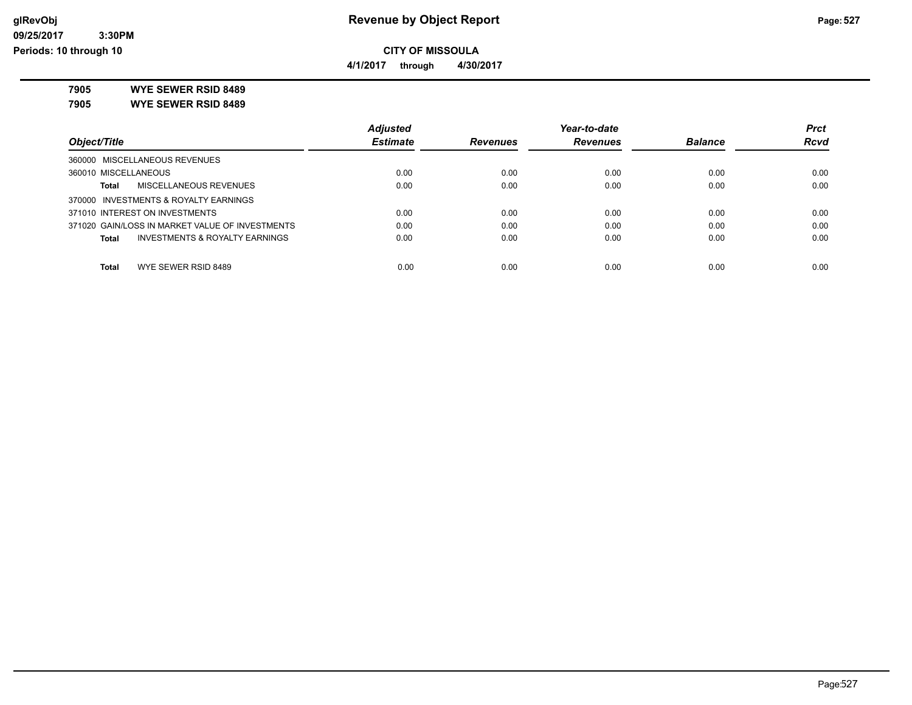# Revenue by Object Report

**CITY OF MISSOULA**

**4/1/2017 through 4/30/2017**

**7905 WYE SEWER RSID 8489**

**7905 WYE SEWER RSID 8489**

| Object/Title | Adjusted Estimate | Revenues | Year-to-date Revenues | Balance | Prct Rcvd |
|---|---|---|---|---|---|
| 360000 MISCELLANEOUS REVENUES | | | | | |
| 360010 MISCELLANEOUS | 0.00 | 0.00 | 0.00 | 0.00 | 0.00 |
| **Total** MISCELLANEOUS REVENUES | 0.00 | 0.00 | 0.00 | 0.00 | 0.00 |
| 370000 INVESTMENTS & ROYALTY EARNINGS | | | | | |
| 371010 INTEREST ON INVESTMENTS | 0.00 | 0.00 | 0.00 | 0.00 | 0.00 |
| 371020 GAIN/LOSS IN MARKET VALUE OF INVESTMENTS | 0.00 | 0.00 | 0.00 | 0.00 | 0.00 |
| **Total** INVESTMENTS & ROYALTY EARNINGS | 0.00 | 0.00 | 0.00 | 0.00 | 0.00 |
| **Total** WYE SEWER RSID 8489 | 0.00 | 0.00 | 0.00 | 0.00 | 0.00 |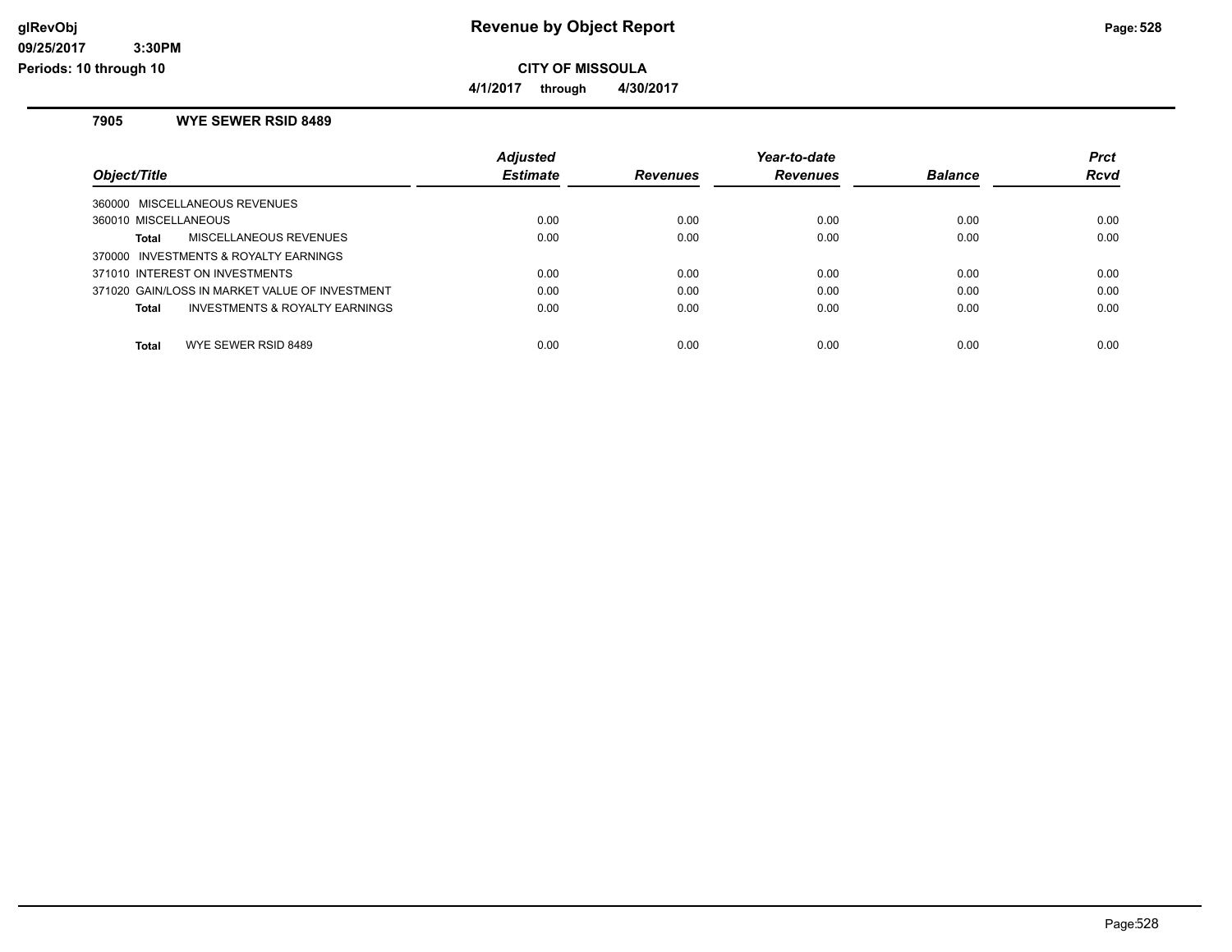# Revenue by Object Report

**CITY OF MISSOULA**

**4/1/2017 through 4/30/2017**

## 7905 WYE SEWER RSID 8489

| Object/Title | Adjusted Estimate | Revenues | Year-to-date Revenues | Balance | Prct Rcvd |
|---|---|---|---|---|---|
| 360000 MISCELLANEOUS REVENUES | | | | | |
| 360010 MISCELLANEOUS | 0.00 | 0.00 | 0.00 | 0.00 | 0.00 |
| **Total** MISCELLANEOUS REVENUES | 0.00 | 0.00 | 0.00 | 0.00 | 0.00 |
| 370000 INVESTMENTS & ROYALTY EARNINGS | | | | | |
| 371010 INTEREST ON INVESTMENTS | 0.00 | 0.00 | 0.00 | 0.00 | 0.00 |
| 371020 GAIN/LOSS IN MARKET VALUE OF INVESTMENT | 0.00 | 0.00 | 0.00 | 0.00 | 0.00 |
| **Total** INVESTMENTS & ROYALTY EARNINGS | 0.00 | 0.00 | 0.00 | 0.00 | 0.00 |
| **Total** WYE SEWER RSID 8489 | 0.00 | 0.00 | 0.00 | 0.00 | 0.00 |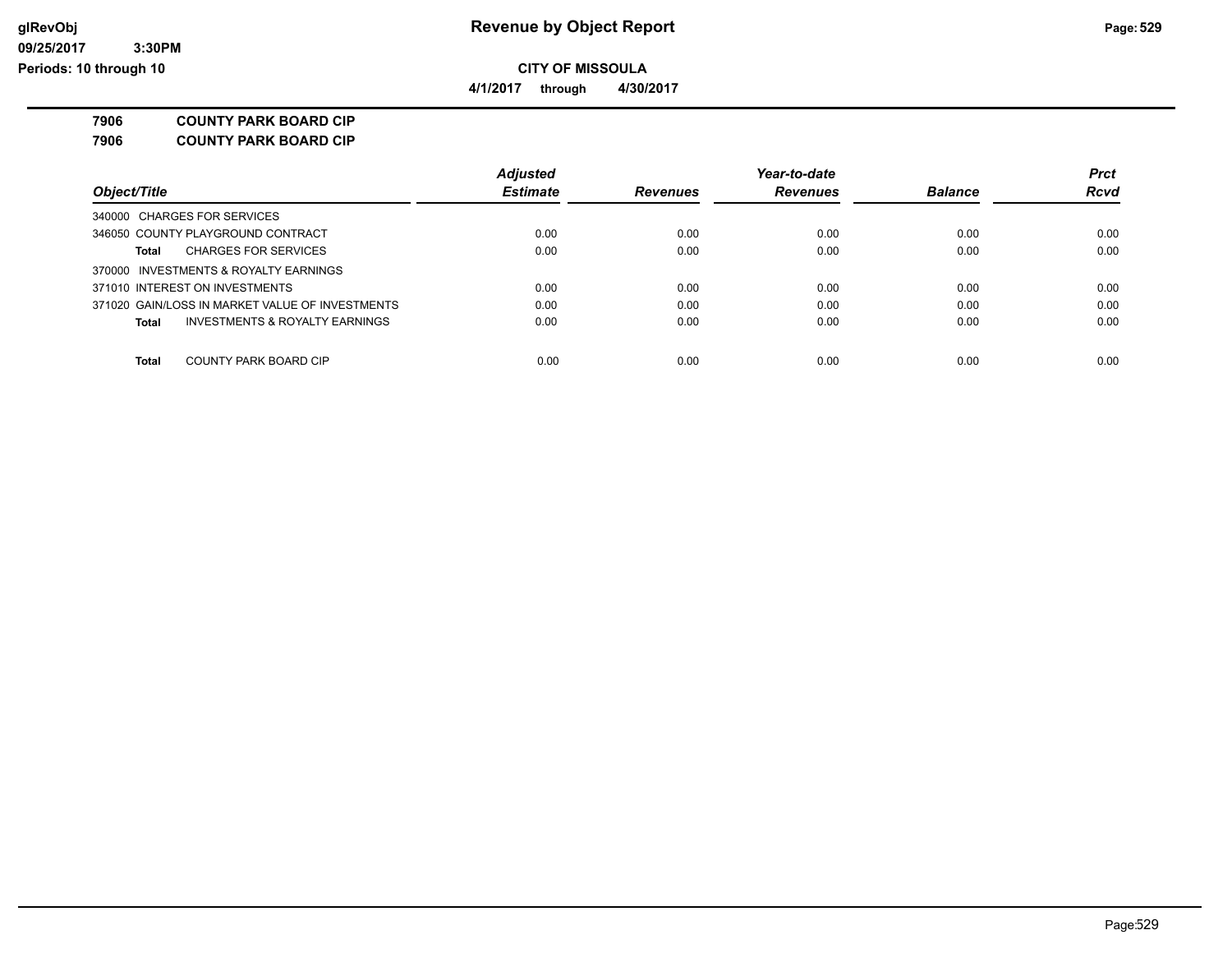**Revenue by Object Report**

**CITY OF MISSOULA**

**4/1/2017 through 4/30/2017**

glRevObj
09/25/2017 3:30PM
Periods: 10 through 10

**7906 COUNTY PARK BOARD CIP**

**7906 COUNTY PARK BOARD CIP**

| Object/Title | Adjusted Estimate | Revenues | Year-to-date Revenues | Balance | Prct Rcvd |
|---|---|---|---|---|---|
| 340000 CHARGES FOR SERVICES | | | | | |
| 346050 COUNTY PLAYGROUND CONTRACT | 0.00 | 0.00 | 0.00 | 0.00 | 0.00 |
| **Total** CHARGES FOR SERVICES | 0.00 | 0.00 | 0.00 | 0.00 | 0.00 |
| 370000 INVESTMENTS & ROYALTY EARNINGS | | | | | |
| 371010 INTEREST ON INVESTMENTS | 0.00 | 0.00 | 0.00 | 0.00 | 0.00 |
| 371020 GAIN/LOSS IN MARKET VALUE OF INVESTMENTS | 0.00 | 0.00 | 0.00 | 0.00 | 0.00 |
| **Total** INVESTMENTS & ROYALTY EARNINGS | 0.00 | 0.00 | 0.00 | 0.00 | 0.00 |
| **Total** COUNTY PARK BOARD CIP | 0.00 | 0.00 | 0.00 | 0.00 | 0.00 |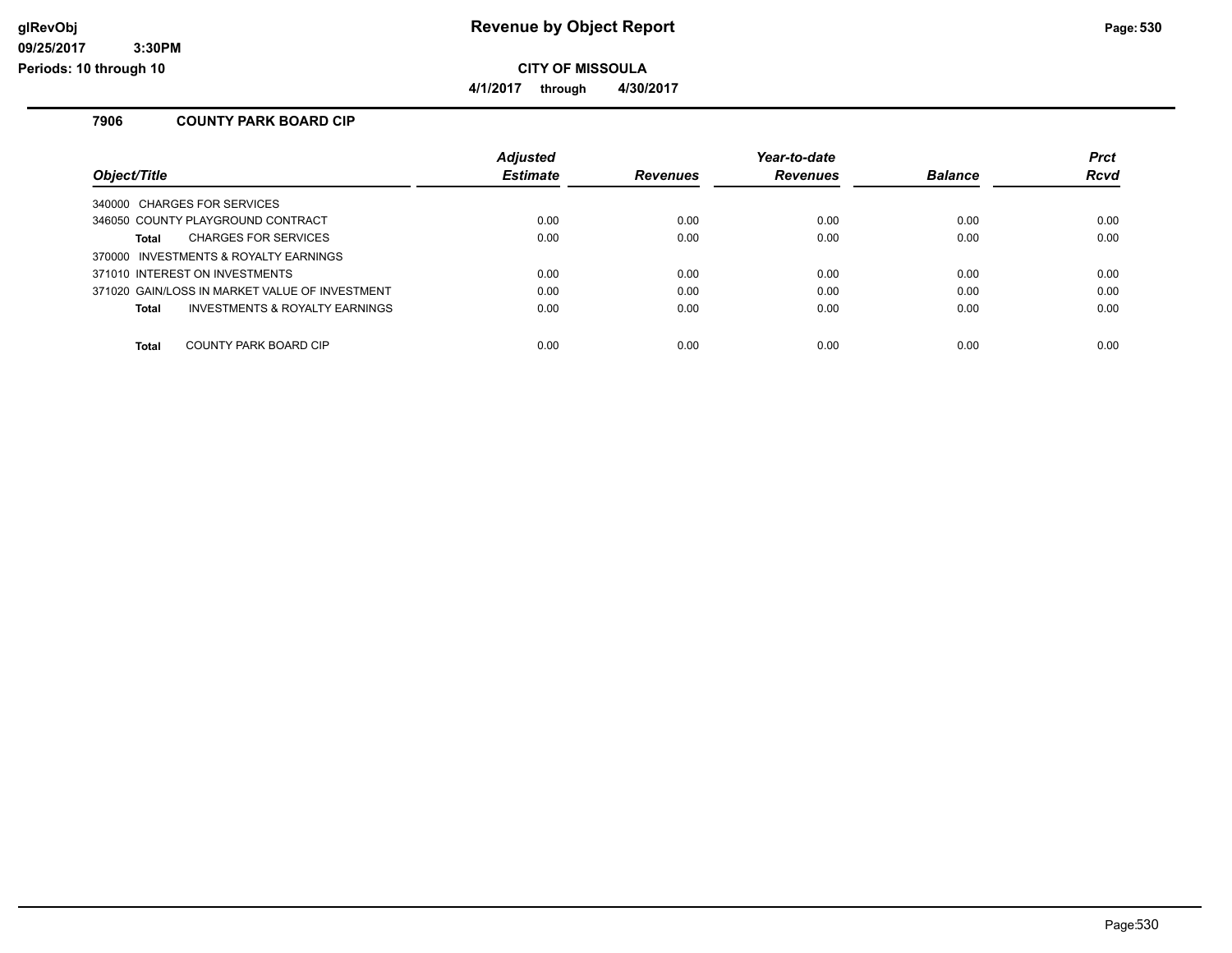# Revenue by Object Report

**CITY OF MISSOULA**

**4/1/2017 through 4/30/2017**

### 7906 COUNTY PARK BOARD CIP

| Object/Title | Adjusted Estimate | Revenues | Year-to-date Revenues | Balance | Prct Rcvd |
|---|---|---|---|---|---|
| 340000 CHARGES FOR SERVICES | | | | | |
| 346050 COUNTY PLAYGROUND CONTRACT | 0.00 | 0.00 | 0.00 | 0.00 | 0.00 |
| **Total** CHARGES FOR SERVICES | 0.00 | 0.00 | 0.00 | 0.00 | 0.00 |
| 370000 INVESTMENTS & ROYALTY EARNINGS | | | | | |
| 371010 INTEREST ON INVESTMENTS | 0.00 | 0.00 | 0.00 | 0.00 | 0.00 |
| 371020 GAIN/LOSS IN MARKET VALUE OF INVESTMENT | 0.00 | 0.00 | 0.00 | 0.00 | 0.00 |
| **Total** INVESTMENTS & ROYALTY EARNINGS | 0.00 | 0.00 | 0.00 | 0.00 | 0.00 |
| **Total** COUNTY PARK BOARD CIP | 0.00 | 0.00 | 0.00 | 0.00 | 0.00 |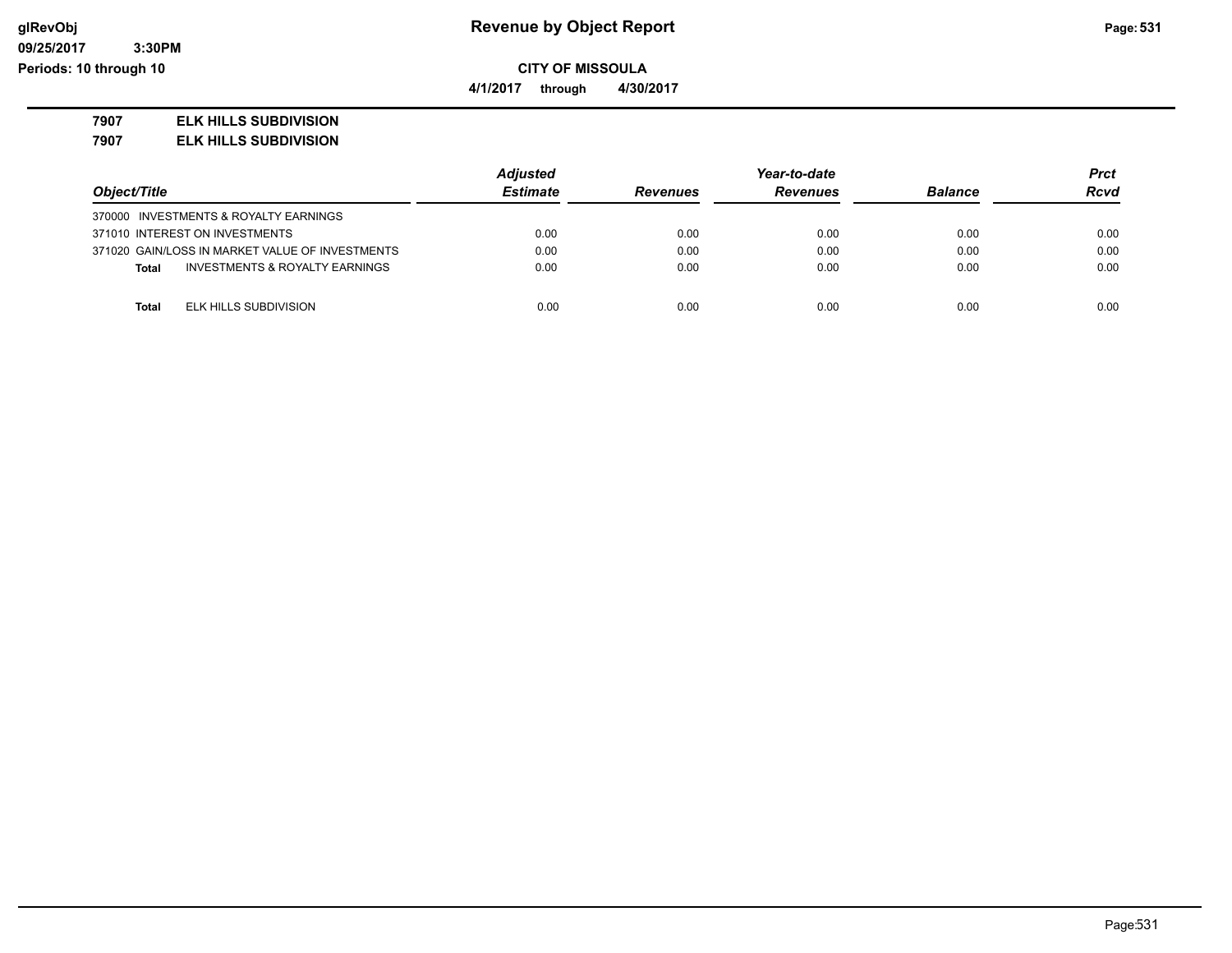# Revenue by Object Report

**CITY OF MISSOULA**

**4/1/2017 through 4/30/2017**

**7907 ELK HILLS SUBDIVISION**

**7907 ELK HILLS SUBDIVISION**

| Object/Title | Adjusted Estimate | Revenues | Year-to-date Revenues | Balance | Prct Rcvd |
|---|---|---|---|---|---|
| 370000 INVESTMENTS & ROYALTY EARNINGS | | | | | |
| 371010 INTEREST ON INVESTMENTS | 0.00 | 0.00 | 0.00 | 0.00 | 0.00 |
| 371020 GAIN/LOSS IN MARKET VALUE OF INVESTMENTS | 0.00 | 0.00 | 0.00 | 0.00 | 0.00 |
| **Total** INVESTMENTS & ROYALTY EARNINGS | 0.00 | 0.00 | 0.00 | 0.00 | 0.00 |
| **Total** ELK HILLS SUBDIVISION | 0.00 | 0.00 | 0.00 | 0.00 | 0.00 |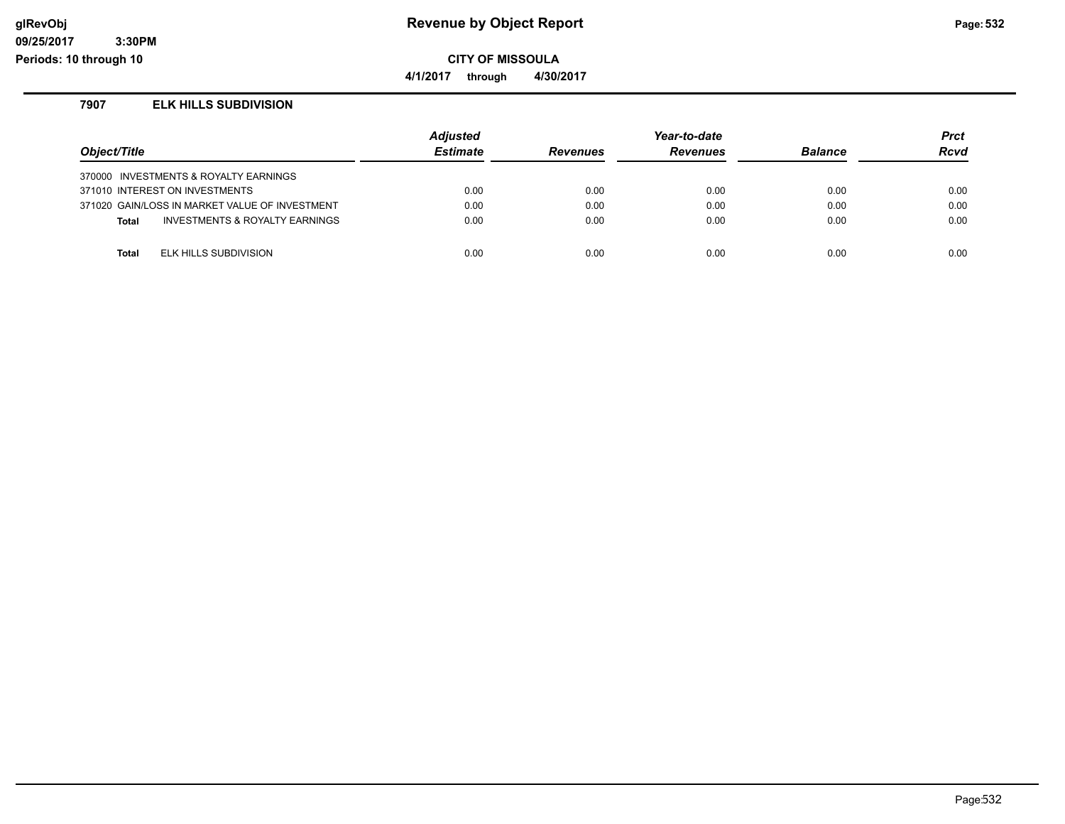**glRevObj**
**09/25/2017 3:30PM**
**Periods: 10 through 10**

# Revenue by Object Report

**CITY OF MISSOULA**

**4/1/2017 through 4/30/2017**

## 7907 ELK HILLS SUBDIVISION

| *Object/Title* | *Adjusted Estimate* | *Revenues* | *Year-to-date Revenues* | *Balance* | *Prct Rcvd* |
|---|---|---|---|---|---|
| 370000 INVESTMENTS & ROYALTY EARNINGS | | | | | |
| 371010 INTEREST ON INVESTMENTS | 0.00 | 0.00 | 0.00 | 0.00 | 0.00 |
| 371020 GAIN/LOSS IN MARKET VALUE OF INVESTMENT | 0.00 | 0.00 | 0.00 | 0.00 | 0.00 |
| **Total** INVESTMENTS & ROYALTY EARNINGS | 0.00 | 0.00 | 0.00 | 0.00 | 0.00 |
| **Total** ELK HILLS SUBDIVISION | 0.00 | 0.00 | 0.00 | 0.00 | 0.00 |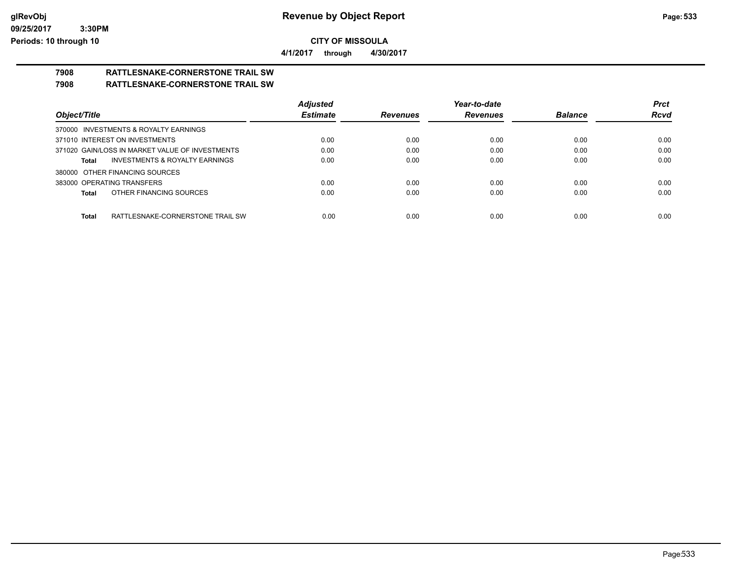# Revenue by Object Report

**CITY OF MISSOULA**

**4/1/2017 through 4/30/2017**

**7908 RATTLESNAKE-CORNERSTONE TRAIL SW**

**7908 RATTLESNAKE-CORNERSTONE TRAIL SW**

| Object/Title | Adjusted Estimate | Revenues | Year-to-date Revenues | Balance | Prct Rcvd |
|---|---|---|---|---|---|
| 370000 INVESTMENTS & ROYALTY EARNINGS | | | | | |
| 371010 INTEREST ON INVESTMENTS | 0.00 | 0.00 | 0.00 | 0.00 | 0.00 |
| 371020 GAIN/LOSS IN MARKET VALUE OF INVESTMENTS | 0.00 | 0.00 | 0.00 | 0.00 | 0.00 |
| **Total** INVESTMENTS & ROYALTY EARNINGS | 0.00 | 0.00 | 0.00 | 0.00 | 0.00 |
| 380000 OTHER FINANCING SOURCES | | | | | |
| 383000 OPERATING TRANSFERS | 0.00 | 0.00 | 0.00 | 0.00 | 0.00 |
| **Total** OTHER FINANCING SOURCES | 0.00 | 0.00 | 0.00 | 0.00 | 0.00 |
| **Total** RATTLESNAKE-CORNERSTONE TRAIL SW | 0.00 | 0.00 | 0.00 | 0.00 | 0.00 |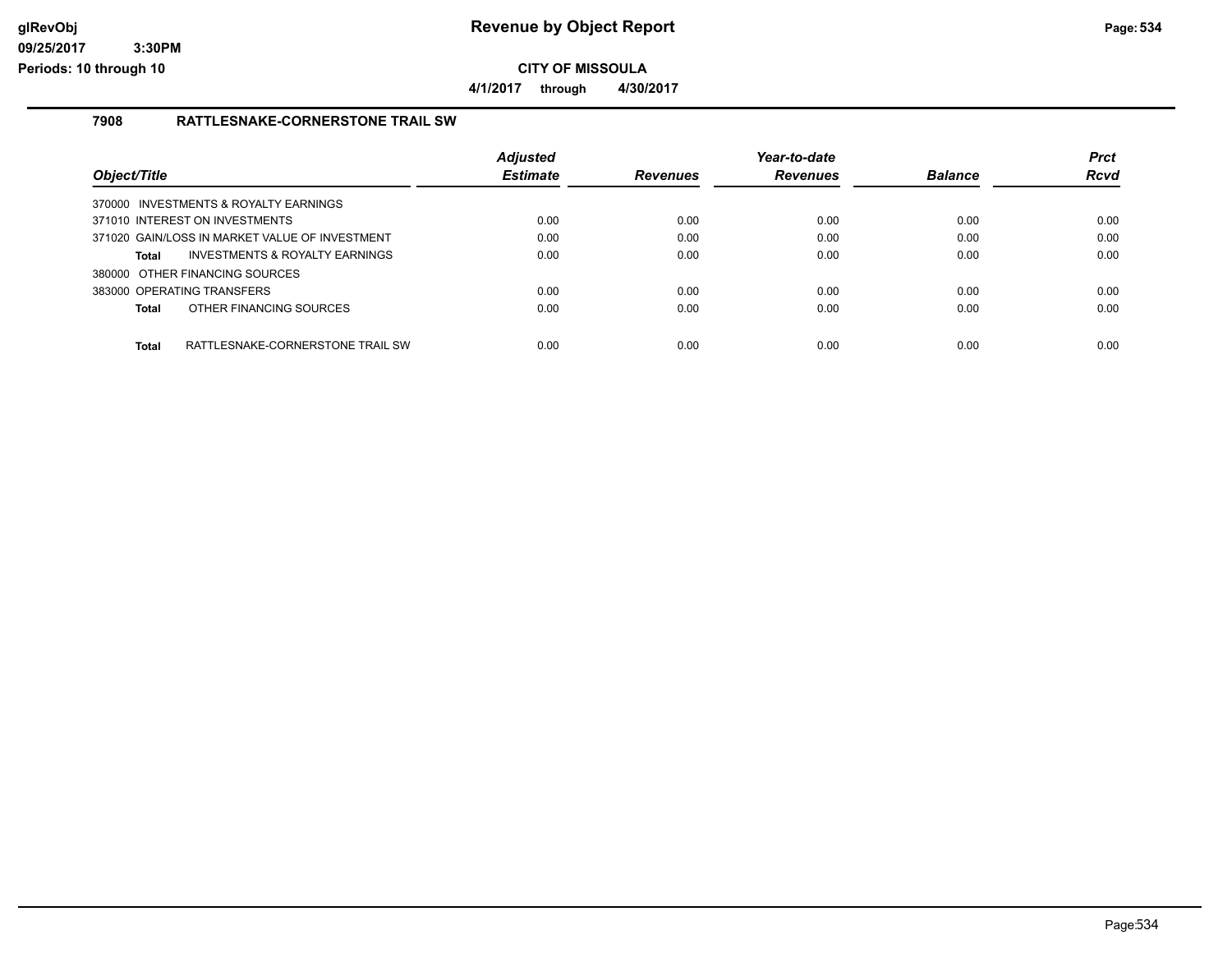# Revenue by Object Report

**CITY OF MISSOULA**

**4/1/2017 through 4/30/2017**

glRevObj
09/25/2017 3:30PM
Periods: 10 through 10

### 7908 RATTLESNAKE-CORNERSTONE TRAIL SW

| Object/Title | Adjusted Estimate | Revenues | Year-to-date Revenues | Balance | Prct Rcvd |
|---|---|---|---|---|---|
| 370000 INVESTMENTS & ROYALTY EARNINGS | | | | | |
| 371010 INTEREST ON INVESTMENTS | 0.00 | 0.00 | 0.00 | 0.00 | 0.00 |
| 371020 GAIN/LOSS IN MARKET VALUE OF INVESTMENT | 0.00 | 0.00 | 0.00 | 0.00 | 0.00 |
| **Total** INVESTMENTS & ROYALTY EARNINGS | 0.00 | 0.00 | 0.00 | 0.00 | 0.00 |
| 380000 OTHER FINANCING SOURCES | | | | | |
| 383000 OPERATING TRANSFERS | 0.00 | 0.00 | 0.00 | 0.00 | 0.00 |
| **Total** OTHER FINANCING SOURCES | 0.00 | 0.00 | 0.00 | 0.00 | 0.00 |
| **Total** RATTLESNAKE-CORNERSTONE TRAIL SW | 0.00 | 0.00 | 0.00 | 0.00 | 0.00 |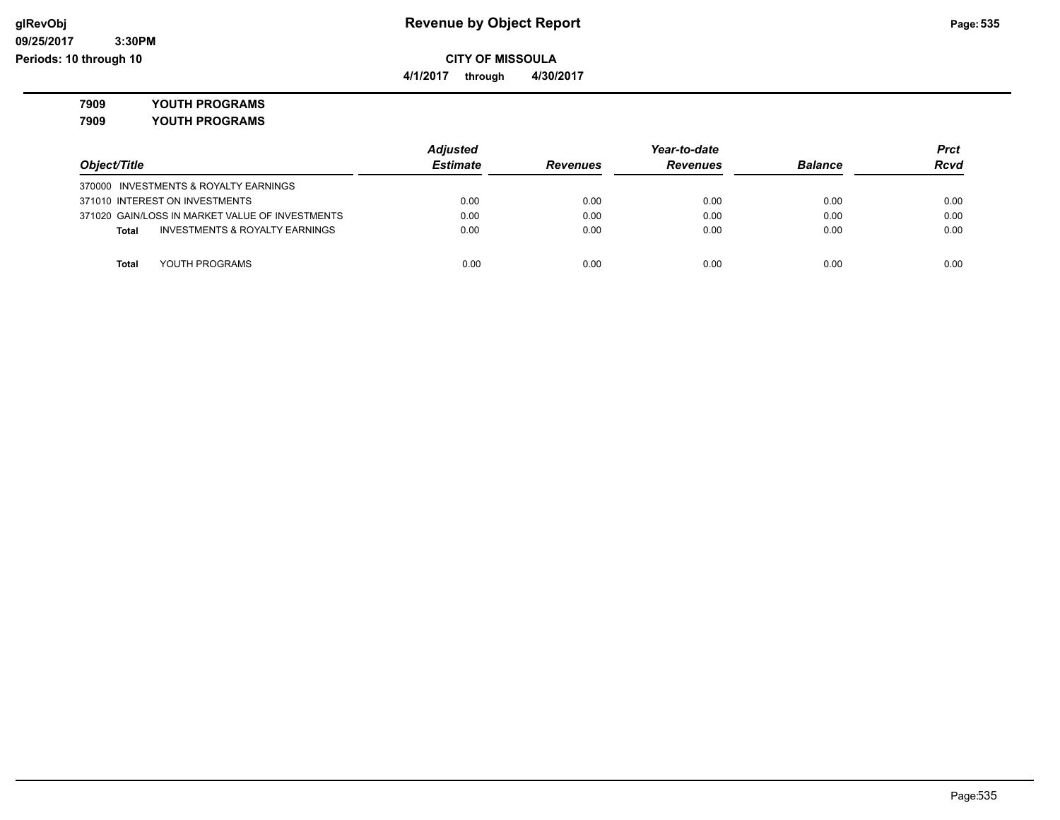**Revenue by Object Report**

**CITY OF MISSOULA**

**4/1/2017 through 4/30/2017**

glRevObj
09/25/2017 3:30PM
Periods: 10 through 10

**7909 YOUTH PROGRAMS**

**7909 YOUTH PROGRAMS**

| Object/Title | Adjusted Estimate | Revenues | Year-to-date Revenues | Balance | Prct Rcvd |
|---|---|---|---|---|---|
| 370000 INVESTMENTS & ROYALTY EARNINGS | | | | | |
| 371010 INTEREST ON INVESTMENTS | 0.00 | 0.00 | 0.00 | 0.00 | 0.00 |
| 371020 GAIN/LOSS IN MARKET VALUE OF INVESTMENTS | 0.00 | 0.00 | 0.00 | 0.00 | 0.00 |
| **Total** INVESTMENTS & ROYALTY EARNINGS | 0.00 | 0.00 | 0.00 | 0.00 | 0.00 |
| **Total** YOUTH PROGRAMS | 0.00 | 0.00 | 0.00 | 0.00 | 0.00 |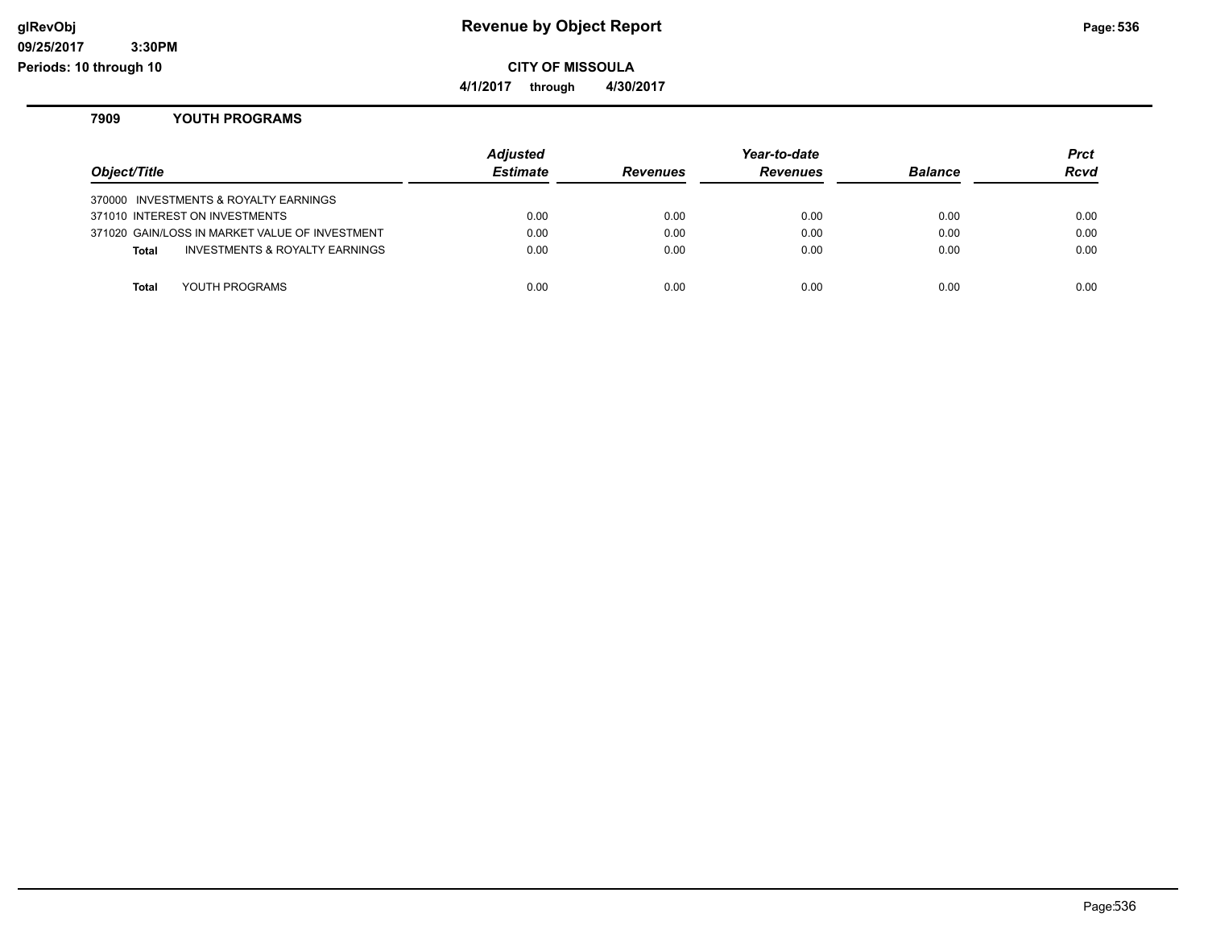**Revenue by Object Report**

**CITY OF MISSOULA**

**4/1/2017 through 4/30/2017**

## 7909 YOUTH PROGRAMS

| Object/Title | Adjusted Estimate | Revenues | Year-to-date Revenues | Balance | Prct Rcvd |
|---|---|---|---|---|---|
| 370000 INVESTMENTS & ROYALTY EARNINGS | | | | | |
| 371010 INTEREST ON INVESTMENTS | 0.00 | 0.00 | 0.00 | 0.00 | 0.00 |
| 371020 GAIN/LOSS IN MARKET VALUE OF INVESTMENT | 0.00 | 0.00 | 0.00 | 0.00 | 0.00 |
| **Total** INVESTMENTS & ROYALTY EARNINGS | 0.00 | 0.00 | 0.00 | 0.00 | 0.00 |
| **Total** YOUTH PROGRAMS | 0.00 | 0.00 | 0.00 | 0.00 | 0.00 |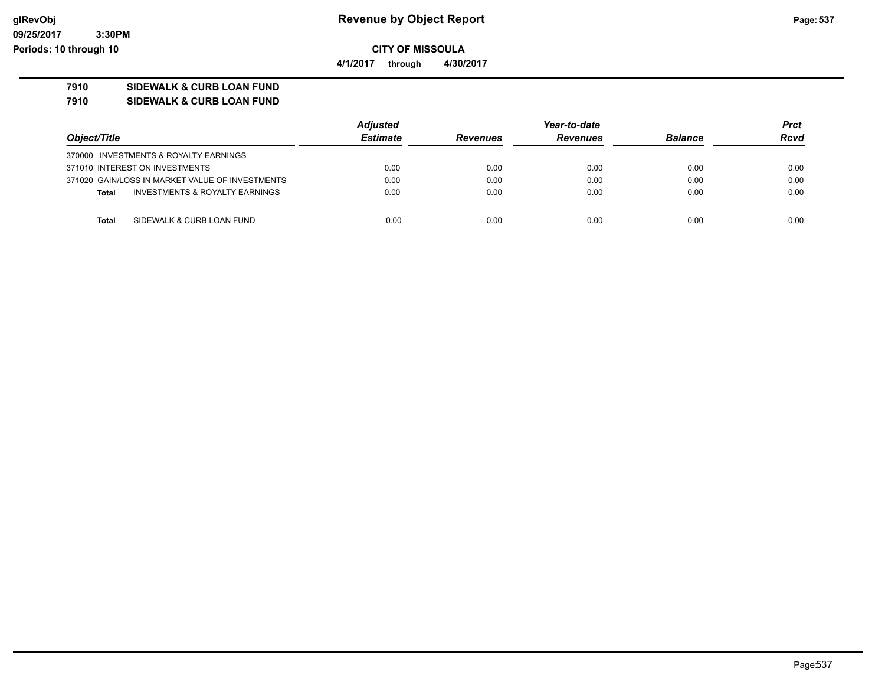# Revenue by Object Report

**CITY OF MISSOULA**

**4/1/2017 through 4/30/2017**

**7910 SIDEWALK & CURB LOAN FUND**

**7910 SIDEWALK & CURB LOAN FUND**

| Object/Title | Adjusted Estimate | Revenues | Year-to-date Revenues | Balance | Prct Rcvd |
|---|---|---|---|---|---|
| 370000 INVESTMENTS & ROYALTY EARNINGS | | | | | |
| 371010 INTEREST ON INVESTMENTS | 0.00 | 0.00 | 0.00 | 0.00 | 0.00 |
| 371020 GAIN/LOSS IN MARKET VALUE OF INVESTMENTS | 0.00 | 0.00 | 0.00 | 0.00 | 0.00 |
| **Total** INVESTMENTS & ROYALTY EARNINGS | 0.00 | 0.00 | 0.00 | 0.00 | 0.00 |
| **Total** SIDEWALK & CURB LOAN FUND | 0.00 | 0.00 | 0.00 | 0.00 | 0.00 |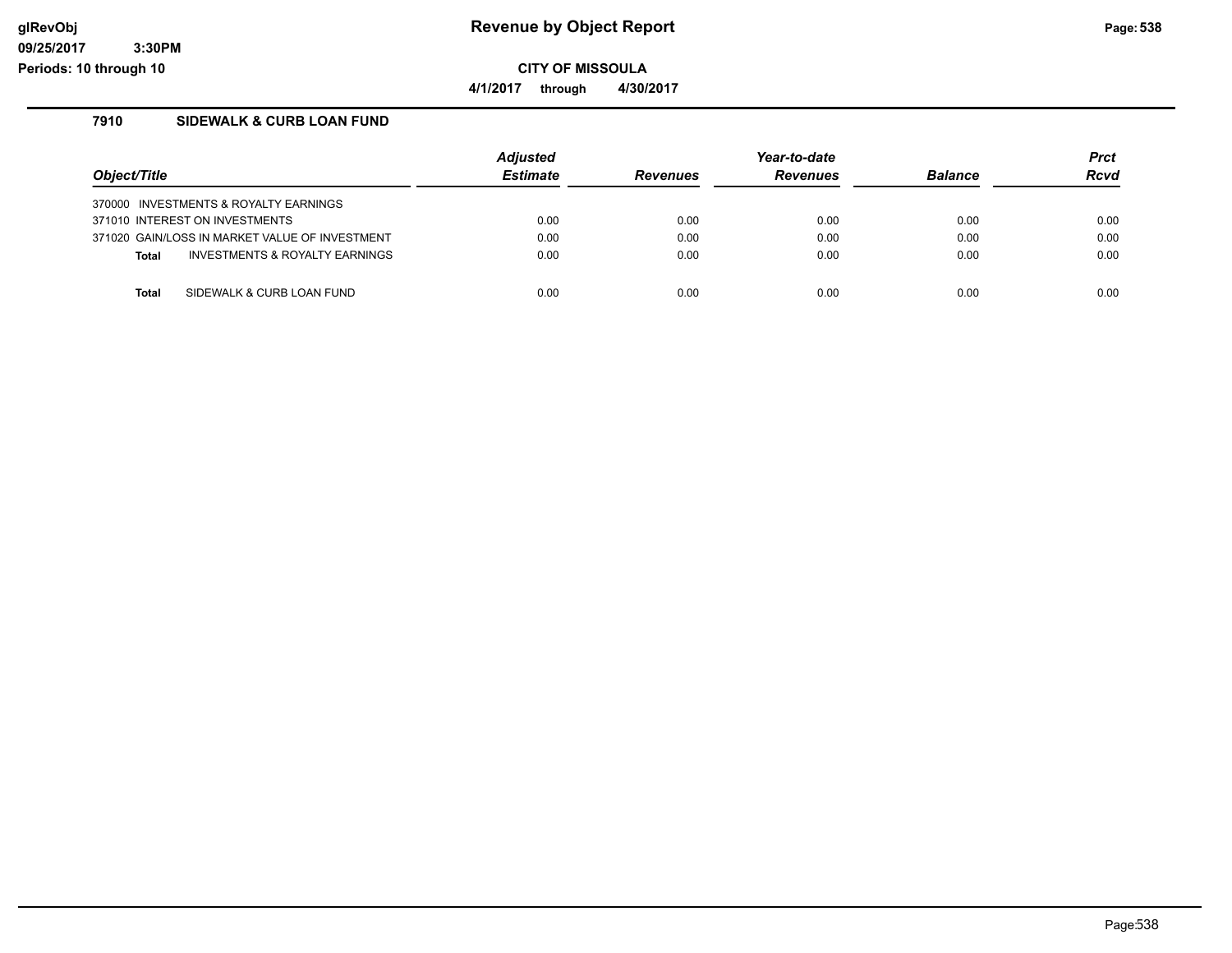# Revenue by Object Report

**CITY OF MISSOULA**

**4/1/2017 through 4/30/2017**

glRevObj
09/25/2017 3:30PM
Periods: 10 through 10

## 7910 SIDEWALK & CURB LOAN FUND

| Object/Title | Adjusted Estimate | Revenues | Year-to-date Revenues | Balance | Prct Rcvd |
|---|---|---|---|---|---|
| 370000 INVESTMENTS & ROYALTY EARNINGS | | | | | |
| 371010 INTEREST ON INVESTMENTS | 0.00 | 0.00 | 0.00 | 0.00 | 0.00 |
| 371020 GAIN/LOSS IN MARKET VALUE OF INVESTMENT | 0.00 | 0.00 | 0.00 | 0.00 | 0.00 |
| **Total** INVESTMENTS & ROYALTY EARNINGS | 0.00 | 0.00 | 0.00 | 0.00 | 0.00 |
| | | | | | |
| **Total** SIDEWALK & CURB LOAN FUND | 0.00 | 0.00 | 0.00 | 0.00 | 0.00 |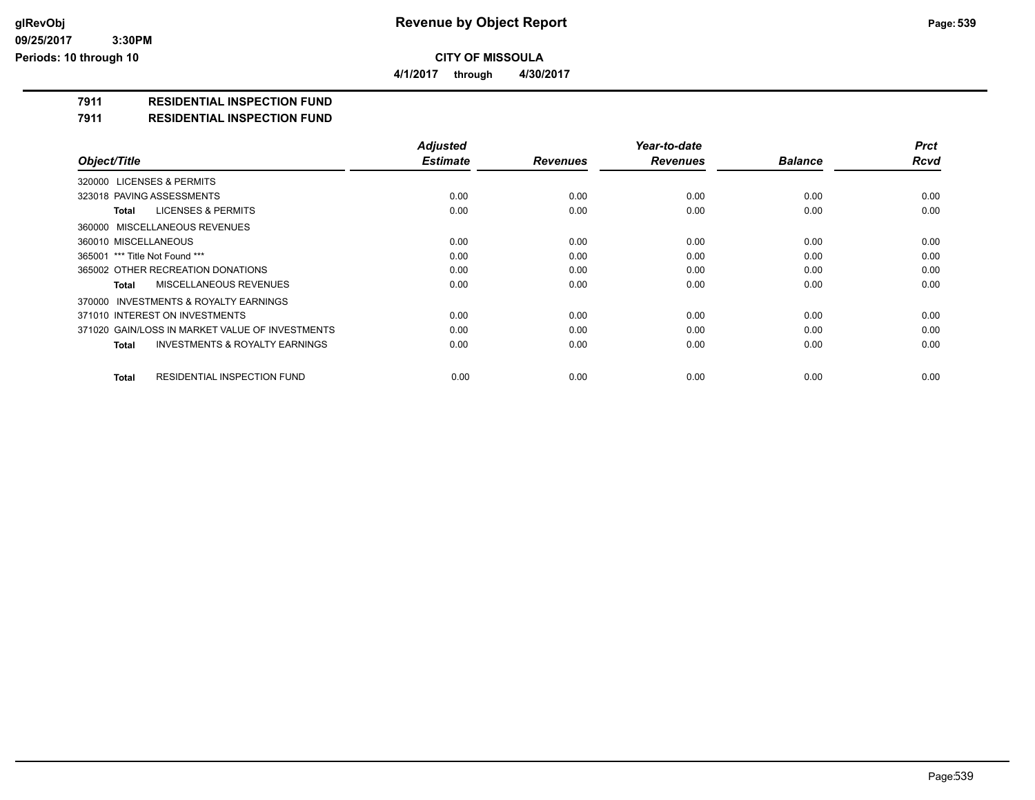# Revenue by Object Report

**CITY OF MISSOULA**

**4/1/2017 through 4/30/2017**

glRevObj
09/25/2017 3:30PM
Periods: 10 through 10

## 7911 RESIDENTIAL INSPECTION FUND
## 7911 RESIDENTIAL INSPECTION FUND

| Object/Title | Adjusted Estimate | Revenues | Year-to-date Revenues | Balance | Prct Rcvd |
|---|---|---|---|---|---|
| 320000 LICENSES & PERMITS | | | | | |
| 323018 PAVING ASSESSMENTS | 0.00 | 0.00 | 0.00 | 0.00 | 0.00 |
| **Total** LICENSES & PERMITS | 0.00 | 0.00 | 0.00 | 0.00 | 0.00 |
| 360000 MISCELLANEOUS REVENUES | | | | | |
| 360010 MISCELLANEOUS | 0.00 | 0.00 | 0.00 | 0.00 | 0.00 |
| 365001 *** Title Not Found *** | 0.00 | 0.00 | 0.00 | 0.00 | 0.00 |
| 365002 OTHER RECREATION DONATIONS | 0.00 | 0.00 | 0.00 | 0.00 | 0.00 |
| **Total** MISCELLANEOUS REVENUES | 0.00 | 0.00 | 0.00 | 0.00 | 0.00 |
| 370000 INVESTMENTS & ROYALTY EARNINGS | | | | | |
| 371010 INTEREST ON INVESTMENTS | 0.00 | 0.00 | 0.00 | 0.00 | 0.00 |
| 371020 GAIN/LOSS IN MARKET VALUE OF INVESTMENTS | 0.00 | 0.00 | 0.00 | 0.00 | 0.00 |
| **Total** INVESTMENTS & ROYALTY EARNINGS | 0.00 | 0.00 | 0.00 | 0.00 | 0.00 |
| **Total** RESIDENTIAL INSPECTION FUND | 0.00 | 0.00 | 0.00 | 0.00 | 0.00 |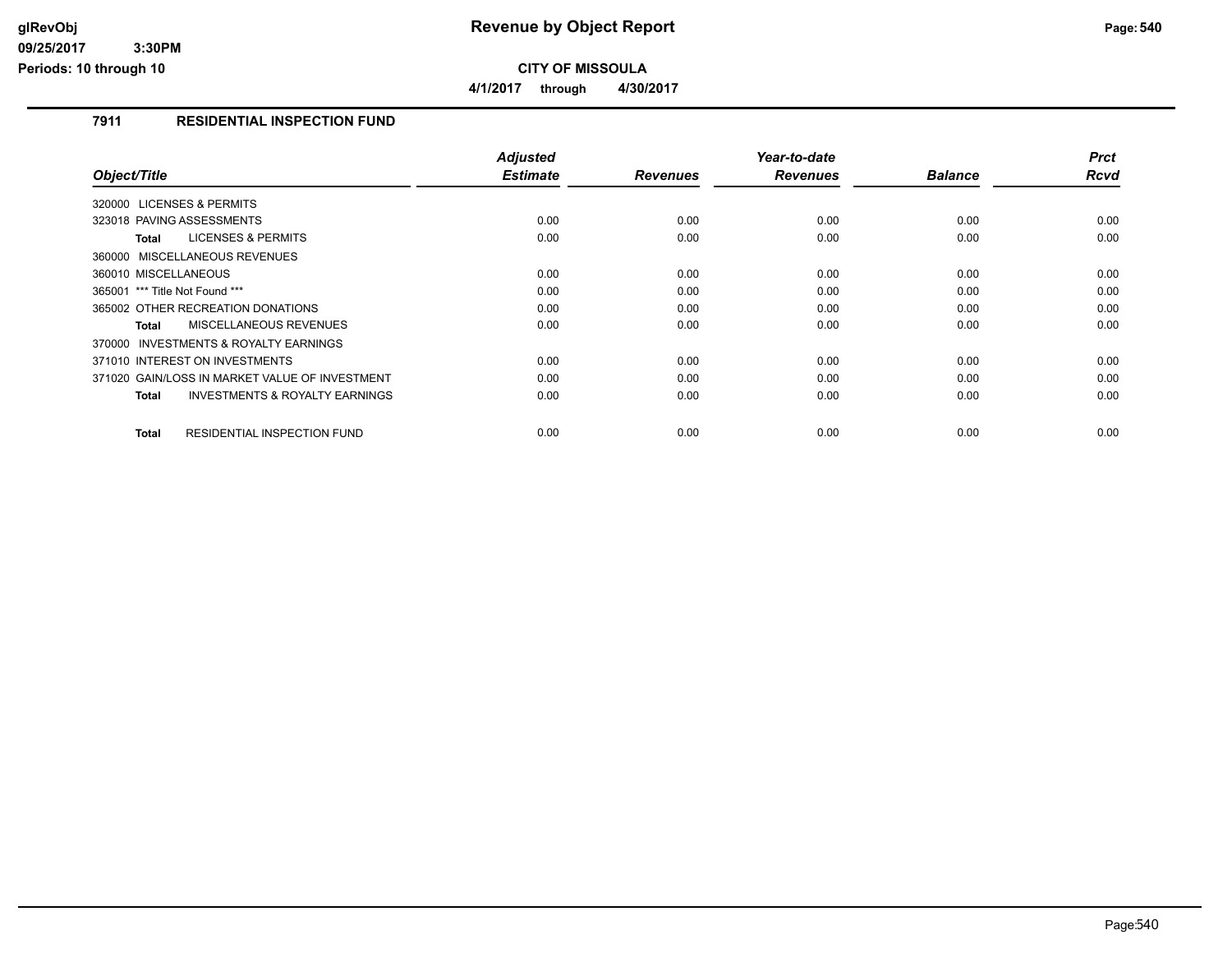# Revenue by Object Report

**CITY OF MISSOULA**

**4/1/2017 through 4/30/2017**

glRevObj
09/25/2017 3:30PM
Periods: 10 through 10

## 7911 RESIDENTIAL INSPECTION FUND

| Object/Title | Adjusted Estimate | Revenues | Year-to-date Revenues | Balance | Prct Rcvd |
|---|---|---|---|---|---|
| 320000 LICENSES & PERMITS | | | | | |
| 323018 PAVING ASSESSMENTS | 0.00 | 0.00 | 0.00 | 0.00 | 0.00 |
| **Total** LICENSES & PERMITS | 0.00 | 0.00 | 0.00 | 0.00 | 0.00 |
| 360000 MISCELLANEOUS REVENUES | | | | | |
| 360010 MISCELLANEOUS | 0.00 | 0.00 | 0.00 | 0.00 | 0.00 |
| 365001 *** Title Not Found *** | 0.00 | 0.00 | 0.00 | 0.00 | 0.00 |
| 365002 OTHER RECREATION DONATIONS | 0.00 | 0.00 | 0.00 | 0.00 | 0.00 |
| **Total** MISCELLANEOUS REVENUES | 0.00 | 0.00 | 0.00 | 0.00 | 0.00 |
| 370000 INVESTMENTS & ROYALTY EARNINGS | | | | | |
| 371010 INTEREST ON INVESTMENTS | 0.00 | 0.00 | 0.00 | 0.00 | 0.00 |
| 371020 GAIN/LOSS IN MARKET VALUE OF INVESTMENT | 0.00 | 0.00 | 0.00 | 0.00 | 0.00 |
| **Total** INVESTMENTS & ROYALTY EARNINGS | 0.00 | 0.00 | 0.00 | 0.00 | 0.00 |
| **Total** RESIDENTIAL INSPECTION FUND | 0.00 | 0.00 | 0.00 | 0.00 | 0.00 |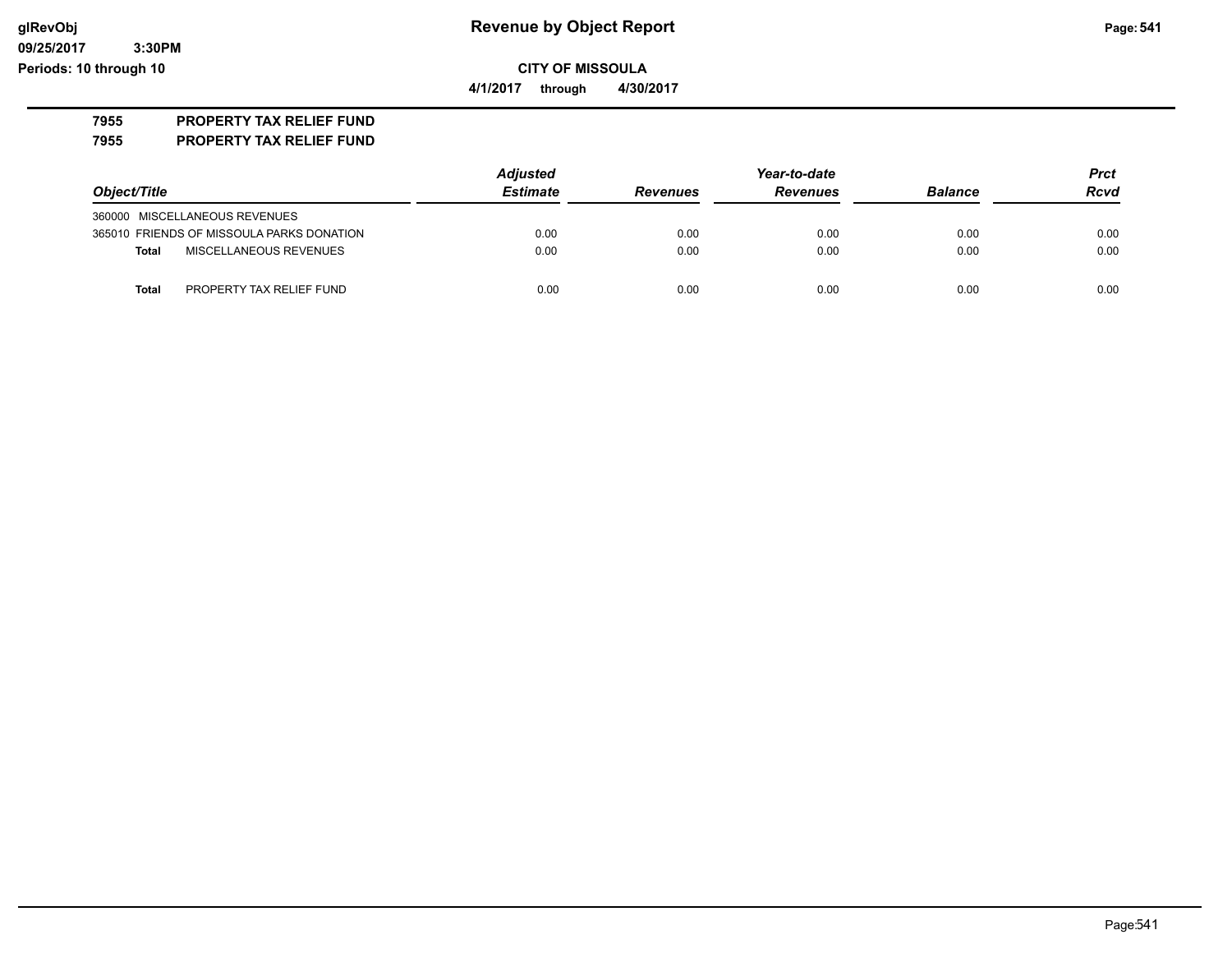# Revenue by Object Report

glRevObj
09/25/2017 3:30PM
Periods: 10 through 10

**CITY OF MISSOULA**

**4/1/2017 through 4/30/2017**

## 7955 PROPERTY TAX RELIEF FUND
## 7955 PROPERTY TAX RELIEF FUND

| Object/Title | Adjusted Estimate | Revenues | Year-to-date Revenues | Balance | Prct Rcvd |
|---|---|---|---|---|---|
| 360000 MISCELLANEOUS REVENUES | | | | | |
| 365010 FRIENDS OF MISSOULA PARKS DONATION | 0.00 | 0.00 | 0.00 | 0.00 | 0.00 |
| **Total** MISCELLANEOUS REVENUES | 0.00 | 0.00 | 0.00 | 0.00 | 0.00 |
| **Total** PROPERTY TAX RELIEF FUND | 0.00 | 0.00 | 0.00 | 0.00 | 0.00 |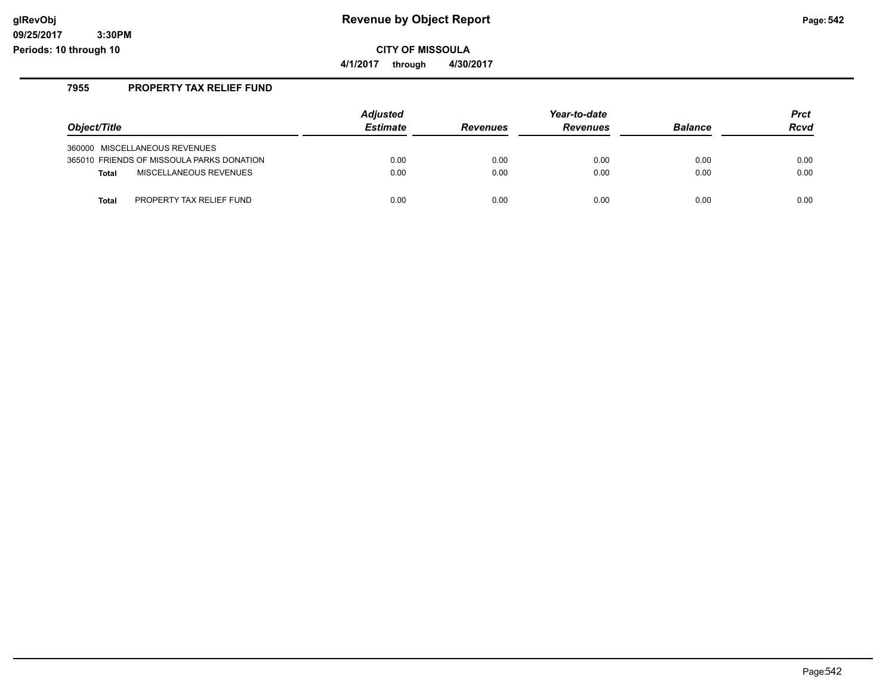**Revenue by Object Report**

**CITY OF MISSOULA**

**4/1/2017 through 4/30/2017**

glRevObj
09/25/2017 3:30PM
Periods: 10 through 10

### 7955 PROPERTY TAX RELIEF FUND

| Object/Title | Adjusted Estimate | Revenues | Year-to-date Revenues | Balance | Prct Rcvd |
|---|---|---|---|---|---|
| 360000 MISCELLANEOUS REVENUES | | | | | |
| 365010 FRIENDS OF MISSOULA PARKS DONATION | 0.00 | 0.00 | 0.00 | 0.00 | 0.00 |
| **Total** MISCELLANEOUS REVENUES | 0.00 | 0.00 | 0.00 | 0.00 | 0.00 |
| **Total** PROPERTY TAX RELIEF FUND | 0.00 | 0.00 | 0.00 | 0.00 | 0.00 |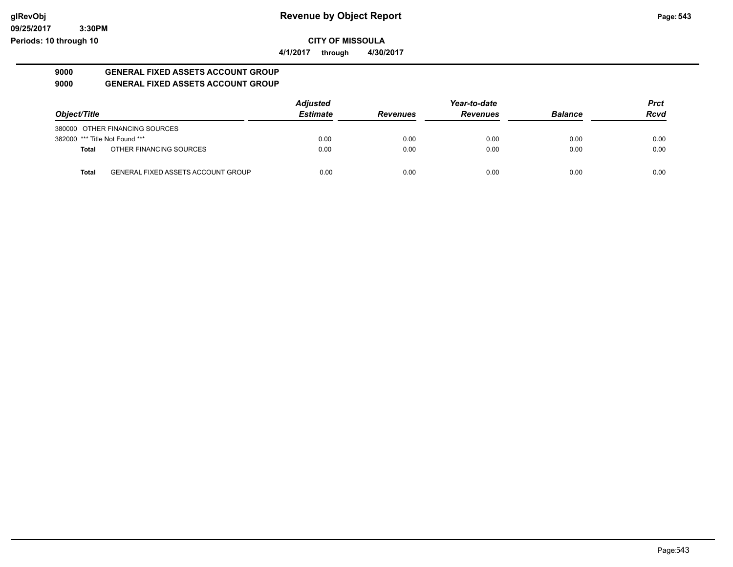# Revenue by Object Report

**CITY OF MISSOULA**

**4/1/2017 through 4/30/2017**

**9000 GENERAL FIXED ASSETS ACCOUNT GROUP**

**9000 GENERAL FIXED ASSETS ACCOUNT GROUP**

| Object/Title | | Adjusted Estimate | Revenues | Year-to-date Revenues | Balance | Prct Rcvd |
|---|---|---|---|---|---|---|
| 380000 OTHER FINANCING SOURCES | | | | | | |
| 382000 *** Title Not Found *** | | 0.00 | 0.00 | 0.00 | 0.00 | 0.00 |
| **Total** | OTHER FINANCING SOURCES | 0.00 | 0.00 | 0.00 | 0.00 | 0.00 |
| **Total** | GENERAL FIXED ASSETS ACCOUNT GROUP | 0.00 | 0.00 | 0.00 | 0.00 | 0.00 |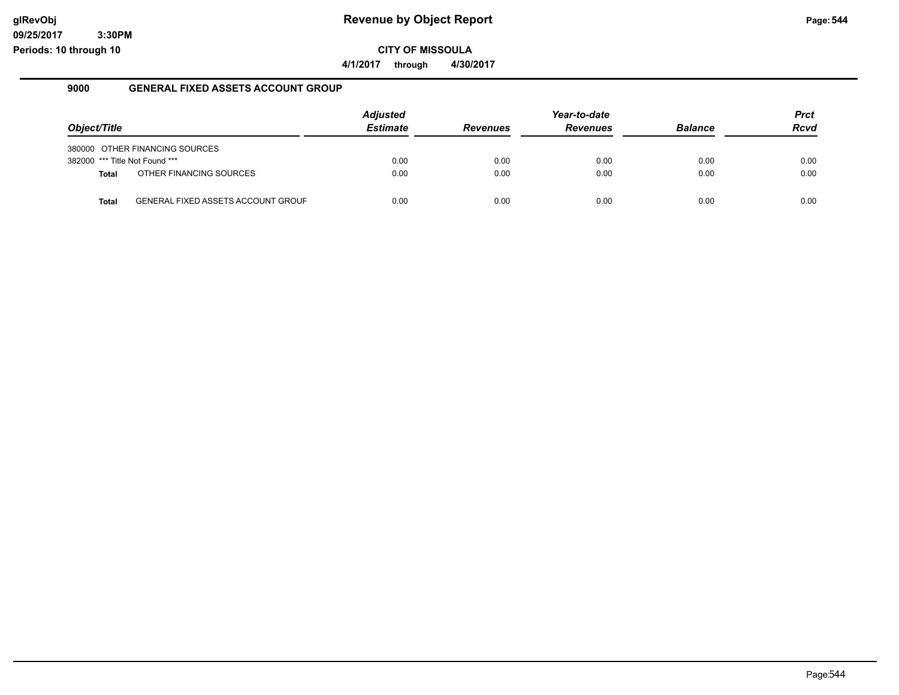**Revenue by Object Report**

**CITY OF MISSOULA**

**4/1/2017 through 4/30/2017**

glRevObj
09/25/2017 3:30PM
Periods: 10 through 10

## 9000 GENERAL FIXED ASSETS ACCOUNT GROUP

| Object/Title | Adjusted Estimate | Revenues | Year-to-date Revenues | Balance | Prct Rcvd |
|---|---|---|---|---|---|
| 380000 OTHER FINANCING SOURCES | | | | | |
| 382000 *** Title Not Found *** | 0.00 | 0.00 | 0.00 | 0.00 | 0.00 |
| **Total** OTHER FINANCING SOURCES | 0.00 | 0.00 | 0.00 | 0.00 | 0.00 |
| **Total** GENERAL FIXED ASSETS ACCOUNT GROUF | 0.00 | 0.00 | 0.00 | 0.00 | 0.00 |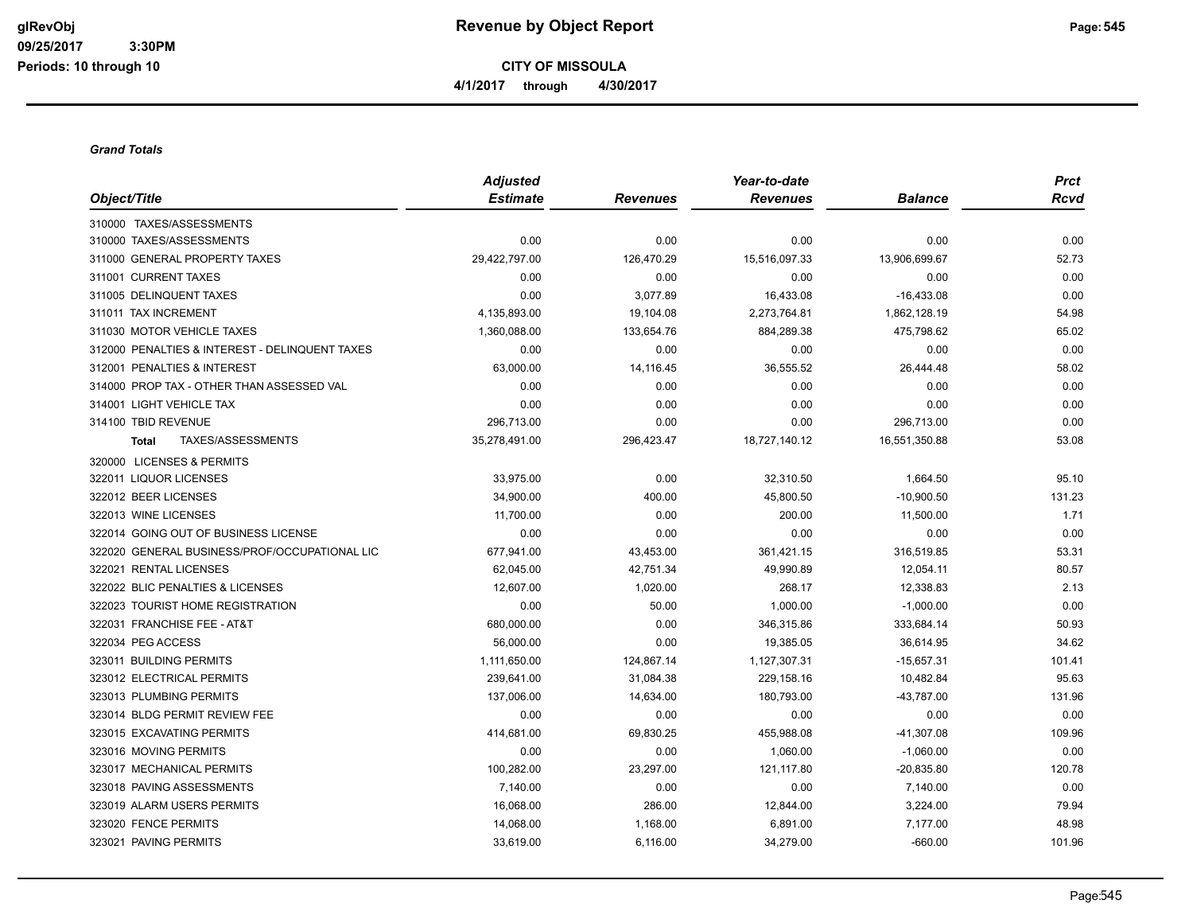**Revenue by Object Report**

**CITY OF MISSOULA**

**4/1/2017 through 4/30/2017**

glRevObj
09/25/2017 3:30PM
Periods: 10 through 10

***Grand Totals***

| Object/Title | Adjusted Estimate | Revenues | Year-to-date Revenues | Balance | Prct Rcvd |
|---|---|---|---|---|---|
| 310000 TAXES/ASSESSMENTS | | | | | |
| 310000 TAXES/ASSESSMENTS | 0.00 | 0.00 | 0.00 | 0.00 | 0.00 |
| 311000 GENERAL PROPERTY TAXES | 29,422,797.00 | 126,470.29 | 15,516,097.33 | 13,906,699.67 | 52.73 |
| 311001 CURRENT TAXES | 0.00 | 0.00 | 0.00 | 0.00 | 0.00 |
| 311005 DELINQUENT TAXES | 0.00 | 3,077.89 | 16,433.08 | -16,433.08 | 0.00 |
| 311011 TAX INCREMENT | 4,135,893.00 | 19,104.08 | 2,273,764.81 | 1,862,128.19 | 54.98 |
| 311030 MOTOR VEHICLE TAXES | 1,360,088.00 | 133,654.76 | 884,289.38 | 475,798.62 | 65.02 |
| 312000 PENALTIES & INTEREST - DELINQUENT TAXES | 0.00 | 0.00 | 0.00 | 0.00 | 0.00 |
| 312001 PENALTIES & INTEREST | 63,000.00 | 14,116.45 | 36,555.52 | 26,444.48 | 58.02 |
| 314000 PROP TAX - OTHER THAN ASSESSED VAL | 0.00 | 0.00 | 0.00 | 0.00 | 0.00 |
| 314001 LIGHT VEHICLE TAX | 0.00 | 0.00 | 0.00 | 0.00 | 0.00 |
| 314100 TBID REVENUE | 296,713.00 | 0.00 | 0.00 | 296,713.00 | 0.00 |
| **Total** TAXES/ASSESSMENTS | 35,278,491.00 | 296,423.47 | 18,727,140.12 | 16,551,350.88 | 53.08 |
| 320000 LICENSES & PERMITS | | | | | |
| 322011 LIQUOR LICENSES | 33,975.00 | 0.00 | 32,310.50 | 1,664.50 | 95.10 |
| 322012 BEER LICENSES | 34,900.00 | 400.00 | 45,800.50 | -10,900.50 | 131.23 |
| 322013 WINE LICENSES | 11,700.00 | 0.00 | 200.00 | 11,500.00 | 1.71 |
| 322014 GOING OUT OF BUSINESS LICENSE | 0.00 | 0.00 | 0.00 | 0.00 | 0.00 |
| 322020 GENERAL BUSINESS/PROF/OCCUPATIONAL LIC | 677,941.00 | 43,453.00 | 361,421.15 | 316,519.85 | 53.31 |
| 322021 RENTAL LICENSES | 62,045.00 | 42,751.34 | 49,990.89 | 12,054.11 | 80.57 |
| 322022 BLIC PENALTIES & LICENSES | 12,607.00 | 1,020.00 | 268.17 | 12,338.83 | 2.13 |
| 322023 TOURIST HOME REGISTRATION | 0.00 | 50.00 | 1,000.00 | -1,000.00 | 0.00 |
| 322031 FRANCHISE FEE - AT&T | 680,000.00 | 0.00 | 346,315.86 | 333,684.14 | 50.93 |
| 322034 PEG ACCESS | 56,000.00 | 0.00 | 19,385.05 | 36,614.95 | 34.62 |
| 323011 BUILDING PERMITS | 1,111,650.00 | 124,867.14 | 1,127,307.31 | -15,657.31 | 101.41 |
| 323012 ELECTRICAL PERMITS | 239,641.00 | 31,084.38 | 229,158.16 | 10,482.84 | 95.63 |
| 323013 PLUMBING PERMITS | 137,006.00 | 14,634.00 | 180,793.00 | -43,787.00 | 131.96 |
| 323014 BLDG PERMIT REVIEW FEE | 0.00 | 0.00 | 0.00 | 0.00 | 0.00 |
| 323015 EXCAVATING PERMITS | 414,681.00 | 69,830.25 | 455,988.08 | -41,307.08 | 109.96 |
| 323016 MOVING PERMITS | 0.00 | 0.00 | 1,060.00 | -1,060.00 | 0.00 |
| 323017 MECHANICAL PERMITS | 100,282.00 | 23,297.00 | 121,117.80 | -20,835.80 | 120.78 |
| 323018 PAVING ASSESSMENTS | 7,140.00 | 0.00 | 0.00 | 7,140.00 | 0.00 |
| 323019 ALARM USERS PERMITS | 16,068.00 | 286.00 | 12,844.00 | 3,224.00 | 79.94 |
| 323020 FENCE PERMITS | 14,068.00 | 1,168.00 | 6,891.00 | 7,177.00 | 48.98 |
| 323021 PAVING PERMITS | 33,619.00 | 6,116.00 | 34,279.00 | -660.00 | 101.96 |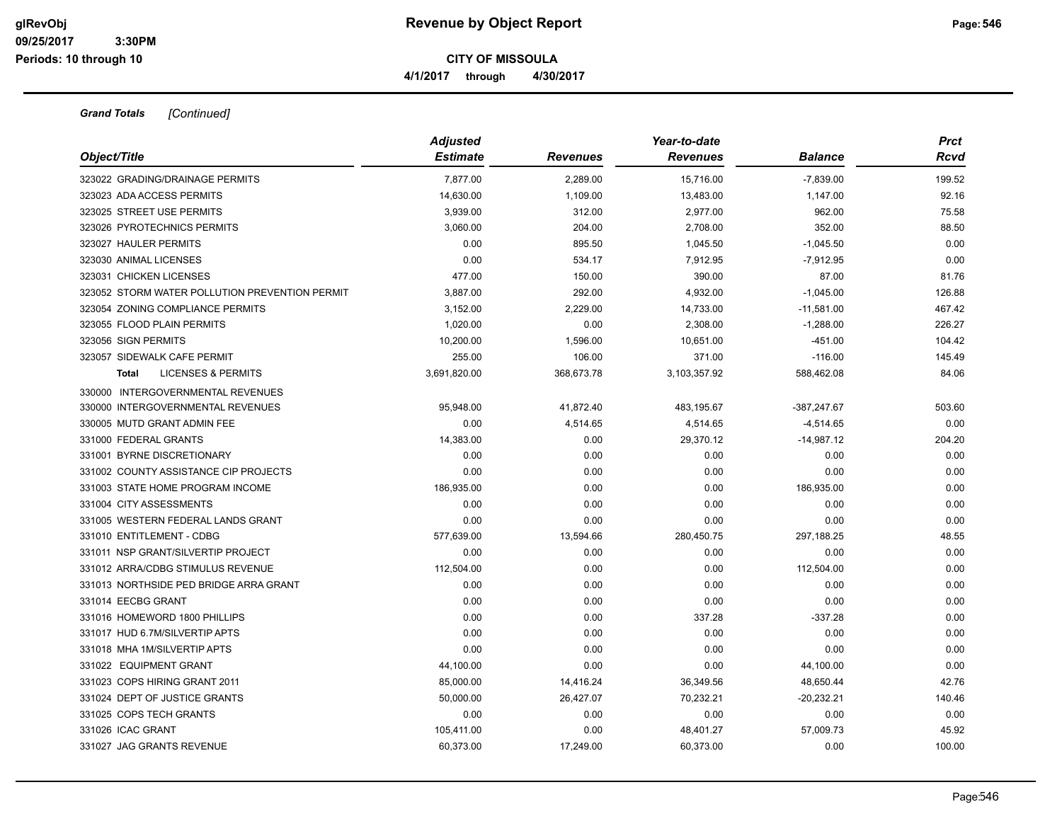**CITY OF MISSOULA**

**4/1/2017 through 4/30/2017**

***Grand Totals*** *[Continued]*

| *Object/Title* | *Adjusted Estimate* | *Revenues* | *Year-to-date Revenues* | *Balance* | *Prct Rcvd* |
|---|---|---|---|---|---|
| 323022 GRADING/DRAINAGE PERMITS | 7,877.00 | 2,289.00 | 15,716.00 | -7,839.00 | 199.52 |
| 323023 ADA ACCESS PERMITS | 14,630.00 | 1,109.00 | 13,483.00 | 1,147.00 | 92.16 |
| 323025 STREET USE PERMITS | 3,939.00 | 312.00 | 2,977.00 | 962.00 | 75.58 |
| 323026 PYROTECHNICS PERMITS | 3,060.00 | 204.00 | 2,708.00 | 352.00 | 88.50 |
| 323027 HAULER PERMITS | 0.00 | 895.50 | 1,045.50 | -1,045.50 | 0.00 |
| 323030 ANIMAL LICENSES | 0.00 | 534.17 | 7,912.95 | -7,912.95 | 0.00 |
| 323031 CHICKEN LICENSES | 477.00 | 150.00 | 390.00 | 87.00 | 81.76 |
| 323052 STORM WATER POLLUTION PREVENTION PERMIT | 3,887.00 | 292.00 | 4,932.00 | -1,045.00 | 126.88 |
| 323054 ZONING COMPLIANCE PERMITS | 3,152.00 | 2,229.00 | 14,733.00 | -11,581.00 | 467.42 |
| 323055 FLOOD PLAIN PERMITS | 1,020.00 | 0.00 | 2,308.00 | -1,288.00 | 226.27 |
| 323056 SIGN PERMITS | 10,200.00 | 1,596.00 | 10,651.00 | -451.00 | 104.42 |
| 323057 SIDEWALK CAFE PERMIT | 255.00 | 106.00 | 371.00 | -116.00 | 145.49 |
| **Total** LICENSES & PERMITS | 3,691,820.00 | 368,673.78 | 3,103,357.92 | 588,462.08 | 84.06 |
| 330000 INTERGOVERNMENTAL REVENUES | | | | | |
| 330000 INTERGOVERNMENTAL REVENUES | 95,948.00 | 41,872.40 | 483,195.67 | -387,247.67 | 503.60 |
| 330005 MUTD GRANT ADMIN FEE | 0.00 | 4,514.65 | 4,514.65 | -4,514.65 | 0.00 |
| 331000 FEDERAL GRANTS | 14,383.00 | 0.00 | 29,370.12 | -14,987.12 | 204.20 |
| 331001 BYRNE DISCRETIONARY | 0.00 | 0.00 | 0.00 | 0.00 | 0.00 |
| 331002 COUNTY ASSISTANCE CIP PROJECTS | 0.00 | 0.00 | 0.00 | 0.00 | 0.00 |
| 331003 STATE HOME PROGRAM INCOME | 186,935.00 | 0.00 | 0.00 | 186,935.00 | 0.00 |
| 331004 CITY ASSESSMENTS | 0.00 | 0.00 | 0.00 | 0.00 | 0.00 |
| 331005 WESTERN FEDERAL LANDS GRANT | 0.00 | 0.00 | 0.00 | 0.00 | 0.00 |
| 331010 ENTITLEMENT - CDBG | 577,639.00 | 13,594.66 | 280,450.75 | 297,188.25 | 48.55 |
| 331011 NSP GRANT/SILVERTIP PROJECT | 0.00 | 0.00 | 0.00 | 0.00 | 0.00 |
| 331012 ARRA/CDBG STIMULUS REVENUE | 112,504.00 | 0.00 | 0.00 | 112,504.00 | 0.00 |
| 331013 NORTHSIDE PED BRIDGE ARRA GRANT | 0.00 | 0.00 | 0.00 | 0.00 | 0.00 |
| 331014 EECBG GRANT | 0.00 | 0.00 | 0.00 | 0.00 | 0.00 |
| 331016 HOMEWORD 1800 PHILLIPS | 0.00 | 0.00 | 337.28 | -337.28 | 0.00 |
| 331017 HUD 6.7M/SILVERTIP APTS | 0.00 | 0.00 | 0.00 | 0.00 | 0.00 |
| 331018 MHA 1M/SILVERTIP APTS | 0.00 | 0.00 | 0.00 | 0.00 | 0.00 |
| 331022 EQUIPMENT GRANT | 44,100.00 | 0.00 | 0.00 | 44,100.00 | 0.00 |
| 331023 COPS HIRING GRANT 2011 | 85,000.00 | 14,416.24 | 36,349.56 | 48,650.44 | 42.76 |
| 331024 DEPT OF JUSTICE GRANTS | 50,000.00 | 26,427.07 | 70,232.21 | -20,232.21 | 140.46 |
| 331025 COPS TECH GRANTS | 0.00 | 0.00 | 0.00 | 0.00 | 0.00 |
| 331026 ICAC GRANT | 105,411.00 | 0.00 | 48,401.27 | 57,009.73 | 45.92 |
| 331027 JAG GRANTS REVENUE | 60,373.00 | 17,249.00 | 60,373.00 | 0.00 | 100.00 |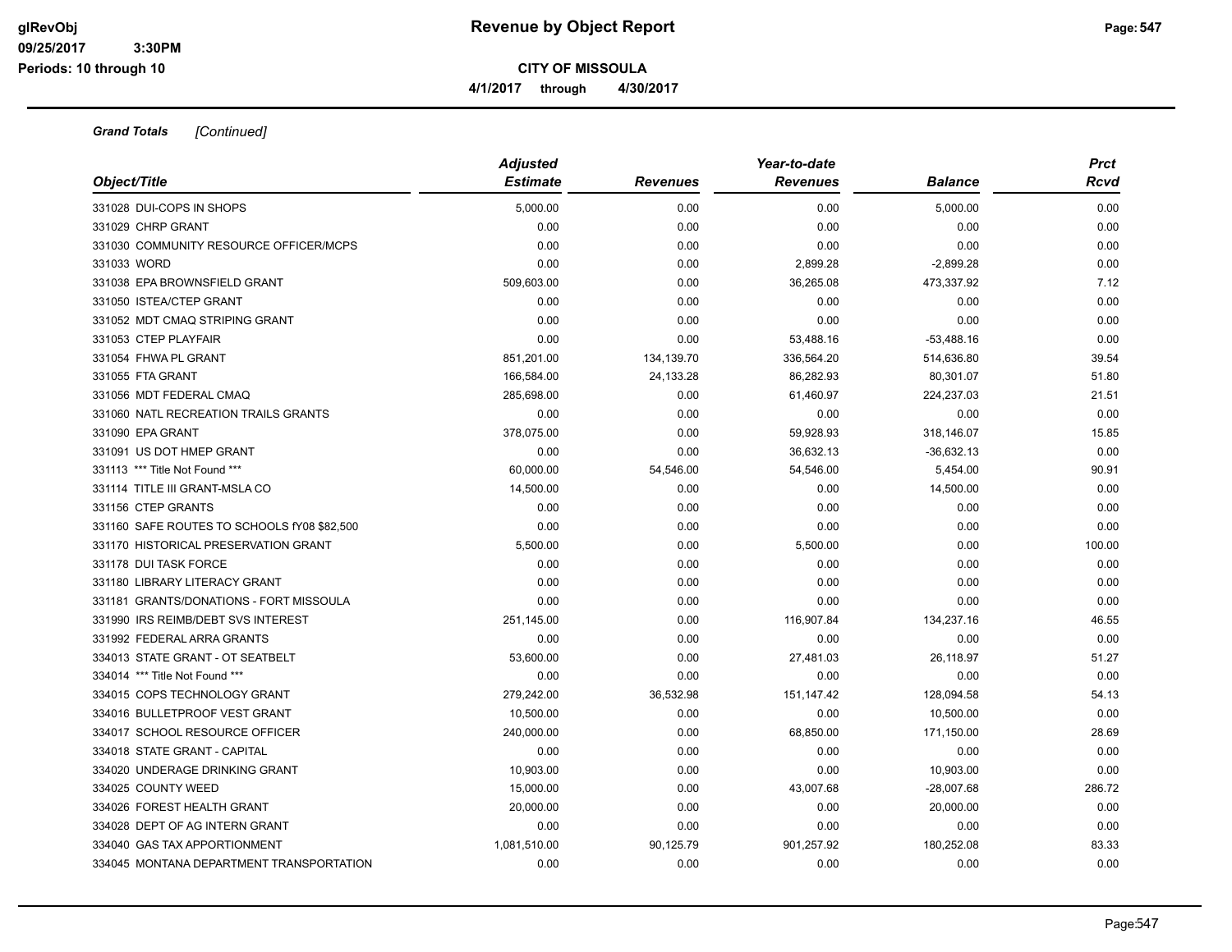**Grand Totals** *[Continued]*

| Object/Title | Adjusted Estimate | Revenues | Year-to-date Revenues | Balance | Prct Rcvd |
|---|---|---|---|---|---|
| 331028 DUI-COPS IN SHOPS | 5,000.00 | 0.00 | 0.00 | 5,000.00 | 0.00 |
| 331029 CHRP GRANT | 0.00 | 0.00 | 0.00 | 0.00 | 0.00 |
| 331030 COMMUNITY RESOURCE OFFICER/MCPS | 0.00 | 0.00 | 0.00 | 0.00 | 0.00 |
| 331033 WORD | 0.00 | 0.00 | 2,899.28 | -2,899.28 | 0.00 |
| 331038 EPA BROWNSFIELD GRANT | 509,603.00 | 0.00 | 36,265.08 | 473,337.92 | 7.12 |
| 331050 ISTEA/CTEP GRANT | 0.00 | 0.00 | 0.00 | 0.00 | 0.00 |
| 331052 MDT CMAQ STRIPING GRANT | 0.00 | 0.00 | 0.00 | 0.00 | 0.00 |
| 331053 CTEP PLAYFAIR | 0.00 | 0.00 | 53,488.16 | -53,488.16 | 0.00 |
| 331054 FHWA PL GRANT | 851,201.00 | 134,139.70 | 336,564.20 | 514,636.80 | 39.54 |
| 331055 FTA GRANT | 166,584.00 | 24,133.28 | 86,282.93 | 80,301.07 | 51.80 |
| 331056 MDT FEDERAL CMAQ | 285,698.00 | 0.00 | 61,460.97 | 224,237.03 | 21.51 |
| 331060 NATL RECREATION TRAILS GRANTS | 0.00 | 0.00 | 0.00 | 0.00 | 0.00 |
| 331090 EPA GRANT | 378,075.00 | 0.00 | 59,928.93 | 318,146.07 | 15.85 |
| 331091 US DOT HMEP GRANT | 0.00 | 0.00 | 36,632.13 | -36,632.13 | 0.00 |
| 331113 *** Title Not Found *** | 60,000.00 | 54,546.00 | 54,546.00 | 5,454.00 | 90.91 |
| 331114 TITLE III GRANT-MSLA CO | 14,500.00 | 0.00 | 0.00 | 14,500.00 | 0.00 |
| 331156 CTEP GRANTS | 0.00 | 0.00 | 0.00 | 0.00 | 0.00 |
| 331160 SAFE ROUTES TO SCHOOLS fY08 $82,500 | 0.00 | 0.00 | 0.00 | 0.00 | 0.00 |
| 331170 HISTORICAL PRESERVATION GRANT | 5,500.00 | 0.00 | 5,500.00 | 0.00 | 100.00 |
| 331178 DUI TASK FORCE | 0.00 | 0.00 | 0.00 | 0.00 | 0.00 |
| 331180 LIBRARY LITERACY GRANT | 0.00 | 0.00 | 0.00 | 0.00 | 0.00 |
| 331181 GRANTS/DONATIONS - FORT MISSOULA | 0.00 | 0.00 | 0.00 | 0.00 | 0.00 |
| 331990 IRS REIMB/DEBT SVS INTEREST | 251,145.00 | 0.00 | 116,907.84 | 134,237.16 | 46.55 |
| 331992 FEDERAL ARRA GRANTS | 0.00 | 0.00 | 0.00 | 0.00 | 0.00 |
| 334013 STATE GRANT - OT SEATBELT | 53,600.00 | 0.00 | 27,481.03 | 26,118.97 | 51.27 |
| 334014 *** Title Not Found *** | 0.00 | 0.00 | 0.00 | 0.00 | 0.00 |
| 334015 COPS TECHNOLOGY GRANT | 279,242.00 | 36,532.98 | 151,147.42 | 128,094.58 | 54.13 |
| 334016 BULLETPROOF VEST GRANT | 10,500.00 | 0.00 | 0.00 | 10,500.00 | 0.00 |
| 334017 SCHOOL RESOURCE OFFICER | 240,000.00 | 0.00 | 68,850.00 | 171,150.00 | 28.69 |
| 334018 STATE GRANT - CAPITAL | 0.00 | 0.00 | 0.00 | 0.00 | 0.00 |
| 334020 UNDERAGE DRINKING GRANT | 10,903.00 | 0.00 | 0.00 | 10,903.00 | 0.00 |
| 334025 COUNTY WEED | 15,000.00 | 0.00 | 43,007.68 | -28,007.68 | 286.72 |
| 334026 FOREST HEALTH GRANT | 20,000.00 | 0.00 | 0.00 | 20,000.00 | 0.00 |
| 334028 DEPT OF AG INTERN GRANT | 0.00 | 0.00 | 0.00 | 0.00 | 0.00 |
| 334040 GAS TAX APPORTIONMENT | 1,081,510.00 | 90,125.79 | 901,257.92 | 180,252.08 | 83.33 |
| 334045 MONTANA DEPARTMENT TRANSPORTATION | 0.00 | 0.00 | 0.00 | 0.00 | 0.00 |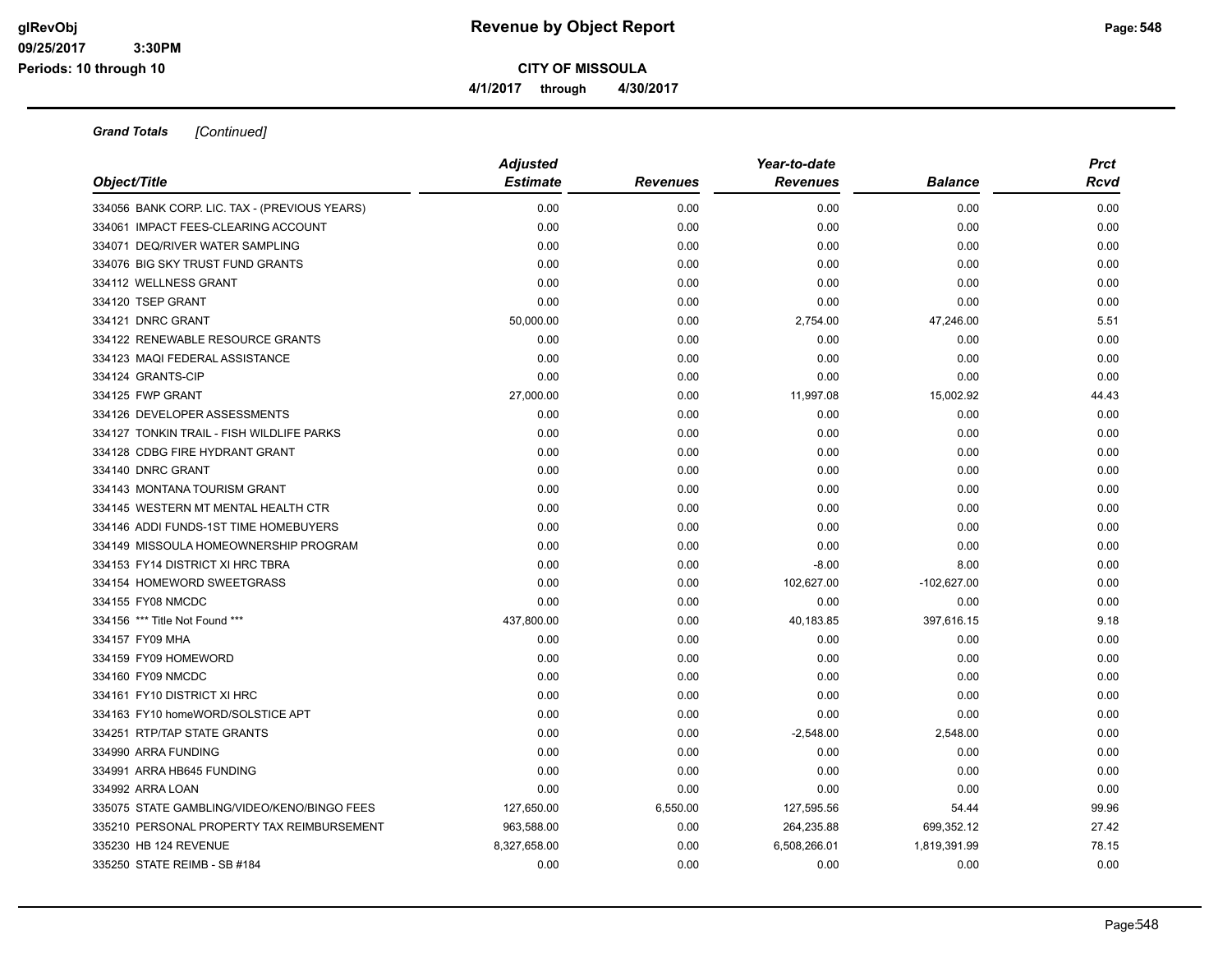**Revenue by Object Report**

**CITY OF MISSOULA**

**4/1/2017 through 4/30/2017**

glRevObj
09/25/2017 3:30PM
Periods: 10 through 10

***Grand Totals*** *[Continued]*

| Object/Title | Adjusted Estimate | Revenues | Year-to-date Revenues | Balance | Prct Rcvd |
|---|---|---|---|---|---|
| 334056 BANK CORP. LIC. TAX - (PREVIOUS YEARS) | 0.00 | 0.00 | 0.00 | 0.00 | 0.00 |
| 334061 IMPACT FEES-CLEARING ACCOUNT | 0.00 | 0.00 | 0.00 | 0.00 | 0.00 |
| 334071 DEQ/RIVER WATER SAMPLING | 0.00 | 0.00 | 0.00 | 0.00 | 0.00 |
| 334076 BIG SKY TRUST FUND GRANTS | 0.00 | 0.00 | 0.00 | 0.00 | 0.00 |
| 334112 WELLNESS GRANT | 0.00 | 0.00 | 0.00 | 0.00 | 0.00 |
| 334120 TSEP GRANT | 0.00 | 0.00 | 0.00 | 0.00 | 0.00 |
| 334121 DNRC GRANT | 50,000.00 | 0.00 | 2,754.00 | 47,246.00 | 5.51 |
| 334122 RENEWABLE RESOURCE GRANTS | 0.00 | 0.00 | 0.00 | 0.00 | 0.00 |
| 334123 MAQI FEDERAL ASSISTANCE | 0.00 | 0.00 | 0.00 | 0.00 | 0.00 |
| 334124 GRANTS-CIP | 0.00 | 0.00 | 0.00 | 0.00 | 0.00 |
| 334125 FWP GRANT | 27,000.00 | 0.00 | 11,997.08 | 15,002.92 | 44.43 |
| 334126 DEVELOPER ASSESSMENTS | 0.00 | 0.00 | 0.00 | 0.00 | 0.00 |
| 334127 TONKIN TRAIL - FISH WILDLIFE PARKS | 0.00 | 0.00 | 0.00 | 0.00 | 0.00 |
| 334128 CDBG FIRE HYDRANT GRANT | 0.00 | 0.00 | 0.00 | 0.00 | 0.00 |
| 334140 DNRC GRANT | 0.00 | 0.00 | 0.00 | 0.00 | 0.00 |
| 334143 MONTANA TOURISM GRANT | 0.00 | 0.00 | 0.00 | 0.00 | 0.00 |
| 334145 WESTERN MT MENTAL HEALTH CTR | 0.00 | 0.00 | 0.00 | 0.00 | 0.00 |
| 334146 ADDI FUNDS-1ST TIME HOMEBUYERS | 0.00 | 0.00 | 0.00 | 0.00 | 0.00 |
| 334149 MISSOULA HOMEOWNERSHIP PROGRAM | 0.00 | 0.00 | 0.00 | 0.00 | 0.00 |
| 334153 FY14 DISTRICT XI HRC TBRA | 0.00 | 0.00 | -8.00 | 8.00 | 0.00 |
| 334154 HOMEWORD SWEETGRASS | 0.00 | 0.00 | 102,627.00 | -102,627.00 | 0.00 |
| 334155 FY08 NMCDC | 0.00 | 0.00 | 0.00 | 0.00 | 0.00 |
| 334156 *** Title Not Found *** | 437,800.00 | 0.00 | 40,183.85 | 397,616.15 | 9.18 |
| 334157 FY09 MHA | 0.00 | 0.00 | 0.00 | 0.00 | 0.00 |
| 334159 FY09 HOMEWORD | 0.00 | 0.00 | 0.00 | 0.00 | 0.00 |
| 334160 FY09 NMCDC | 0.00 | 0.00 | 0.00 | 0.00 | 0.00 |
| 334161 FY10 DISTRICT XI HRC | 0.00 | 0.00 | 0.00 | 0.00 | 0.00 |
| 334163 FY10 homeWORD/SOLSTICE APT | 0.00 | 0.00 | 0.00 | 0.00 | 0.00 |
| 334251 RTP/TAP STATE GRANTS | 0.00 | 0.00 | -2,548.00 | 2,548.00 | 0.00 |
| 334990 ARRA FUNDING | 0.00 | 0.00 | 0.00 | 0.00 | 0.00 |
| 334991 ARRA HB645 FUNDING | 0.00 | 0.00 | 0.00 | 0.00 | 0.00 |
| 334992 ARRA LOAN | 0.00 | 0.00 | 0.00 | 0.00 | 0.00 |
| 335075 STATE GAMBLING/VIDEO/KENO/BINGO FEES | 127,650.00 | 6,550.00 | 127,595.56 | 54.44 | 99.96 |
| 335210 PERSONAL PROPERTY TAX REIMBURSEMENT | 963,588.00 | 0.00 | 264,235.88 | 699,352.12 | 27.42 |
| 335230 HB 124 REVENUE | 8,327,658.00 | 0.00 | 6,508,266.01 | 1,819,391.99 | 78.15 |
| 335250 STATE REIMB - SB #184 | 0.00 | 0.00 | 0.00 | 0.00 | 0.00 |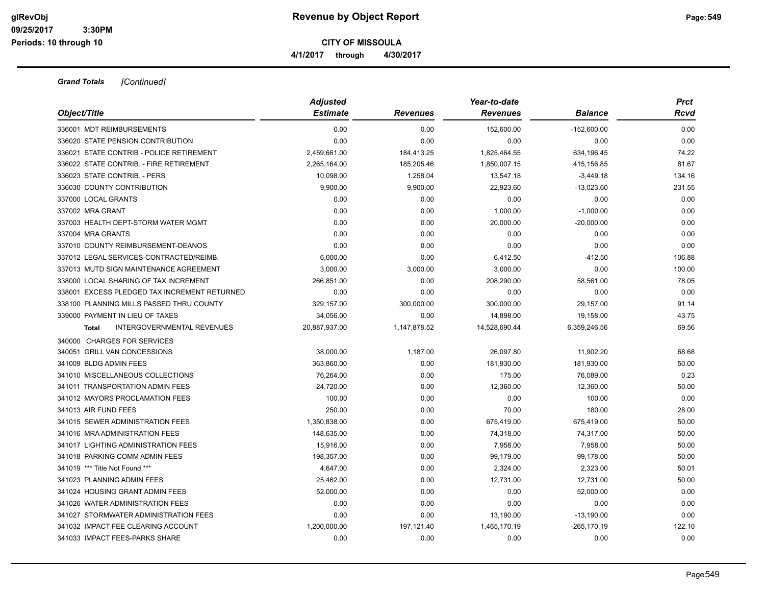# Revenue by Object Report

**CITY OF MISSOULA**

**4/1/2017 through 4/30/2017**

glRevObj
09/25/2017 3:30PM
Periods: 10 through 10

***Grand Totals*** *[Continued]*

| Object/Title | Adjusted Estimate | Revenues | Year-to-date Revenues | Balance | Prct Rcvd |
|---|---|---|---|---|---|
| 336001 MDT REIMBURSEMENTS | 0.00 | 0.00 | 152,600.00 | -152,600.00 | 0.00 |
| 336020 STATE PENSION CONTRIBUTION | 0.00 | 0.00 | 0.00 | 0.00 | 0.00 |
| 336021 STATE CONTRIB - POLICE RETIREMENT | 2,459,661.00 | 184,413.25 | 1,825,464.55 | 634,196.45 | 74.22 |
| 336022 STATE CONTRIB. - FIRE RETIREMENT | 2,265,164.00 | 185,205.46 | 1,850,007.15 | 415,156.85 | 81.67 |
| 336023 STATE CONTRIB. - PERS | 10,098.00 | 1,258.04 | 13,547.18 | -3,449.18 | 134.16 |
| 336030 COUNTY CONTRIBUTION | 9,900.00 | 9,900.00 | 22,923.60 | -13,023.60 | 231.55 |
| 337000 LOCAL GRANTS | 0.00 | 0.00 | 0.00 | 0.00 | 0.00 |
| 337002 MRA GRANT | 0.00 | 0.00 | 1,000.00 | -1,000.00 | 0.00 |
| 337003 HEALTH DEPT-STORM WATER MGMT | 0.00 | 0.00 | 20,000.00 | -20,000.00 | 0.00 |
| 337004 MRA GRANTS | 0.00 | 0.00 | 0.00 | 0.00 | 0.00 |
| 337010 COUNTY REIMBURSEMENT-DEANOS | 0.00 | 0.00 | 0.00 | 0.00 | 0.00 |
| 337012 LEGAL SERVICES-CONTRACTED/REIMB. | 6,000.00 | 0.00 | 6,412.50 | -412.50 | 106.88 |
| 337013 MUTD SIGN MAINTENANCE AGREEMENT | 3,000.00 | 3,000.00 | 3,000.00 | 0.00 | 100.00 |
| 338000 LOCAL SHARING OF TAX INCREMENT | 266,851.00 | 0.00 | 208,290.00 | 58,561.00 | 78.05 |
| 338001 EXCESS PLEDGED TAX INCREMENT RETURNED | 0.00 | 0.00 | 0.00 | 0.00 | 0.00 |
| 338100 PLANNING MILLS PASSED THRU COUNTY | 329,157.00 | 300,000.00 | 300,000.00 | 29,157.00 | 91.14 |
| 339000 PAYMENT IN LIEU OF TAXES | 34,056.00 | 0.00 | 14,898.00 | 19,158.00 | 43.75 |
| **Total** INTERGOVERNMENTAL REVENUES | 20,887,937.00 | 1,147,878.52 | 14,528,690.44 | 6,359,246.56 | 69.56 |
| 340000 CHARGES FOR SERVICES | | | | | |
| 340051 GRILL VAN CONCESSIONS | 38,000.00 | 1,187.00 | 26,097.80 | 11,902.20 | 68.68 |
| 341009 BLDG ADMIN FEES | 363,860.00 | 0.00 | 181,930.00 | 181,930.00 | 50.00 |
| 341010 MISCELLANEOUS COLLECTIONS | 76,264.00 | 0.00 | 175.00 | 76,089.00 | 0.23 |
| 341011 TRANSPORTATION ADMIN FEES | 24,720.00 | 0.00 | 12,360.00 | 12,360.00 | 50.00 |
| 341012 MAYORS PROCLAMATION FEES | 100.00 | 0.00 | 0.00 | 100.00 | 0.00 |
| 341013 AIR FUND FEES | 250.00 | 0.00 | 70.00 | 180.00 | 28.00 |
| 341015 SEWER ADMINISTRATION FEES | 1,350,838.00 | 0.00 | 675,419.00 | 675,419.00 | 50.00 |
| 341016 MRA ADMINISTRATION FEES | 148,635.00 | 0.00 | 74,318.00 | 74,317.00 | 50.00 |
| 341017 LIGHTING ADMINISTRATION FEES | 15,916.00 | 0.00 | 7,958.00 | 7,958.00 | 50.00 |
| 341018 PARKING COMM ADMIN FEES | 198,357.00 | 0.00 | 99,179.00 | 99,178.00 | 50.00 |
| 341019 *** Title Not Found *** | 4,647.00 | 0.00 | 2,324.00 | 2,323.00 | 50.01 |
| 341023 PLANNING ADMIN FEES | 25,462.00 | 0.00 | 12,731.00 | 12,731.00 | 50.00 |
| 341024 HOUSING GRANT ADMIN FEES | 52,000.00 | 0.00 | 0.00 | 52,000.00 | 0.00 |
| 341026 WATER ADMINISTRATION FEES | 0.00 | 0.00 | 0.00 | 0.00 | 0.00 |
| 341027 STORMWATER ADMINISTRATION FEES | 0.00 | 0.00 | 13,190.00 | -13,190.00 | 0.00 |
| 341032 IMPACT FEE CLEARING ACCOUNT | 1,200,000.00 | 197,121.40 | 1,465,170.19 | -265,170.19 | 122.10 |
| 341033 IMPACT FEES-PARKS SHARE | 0.00 | 0.00 | 0.00 | 0.00 | 0.00 |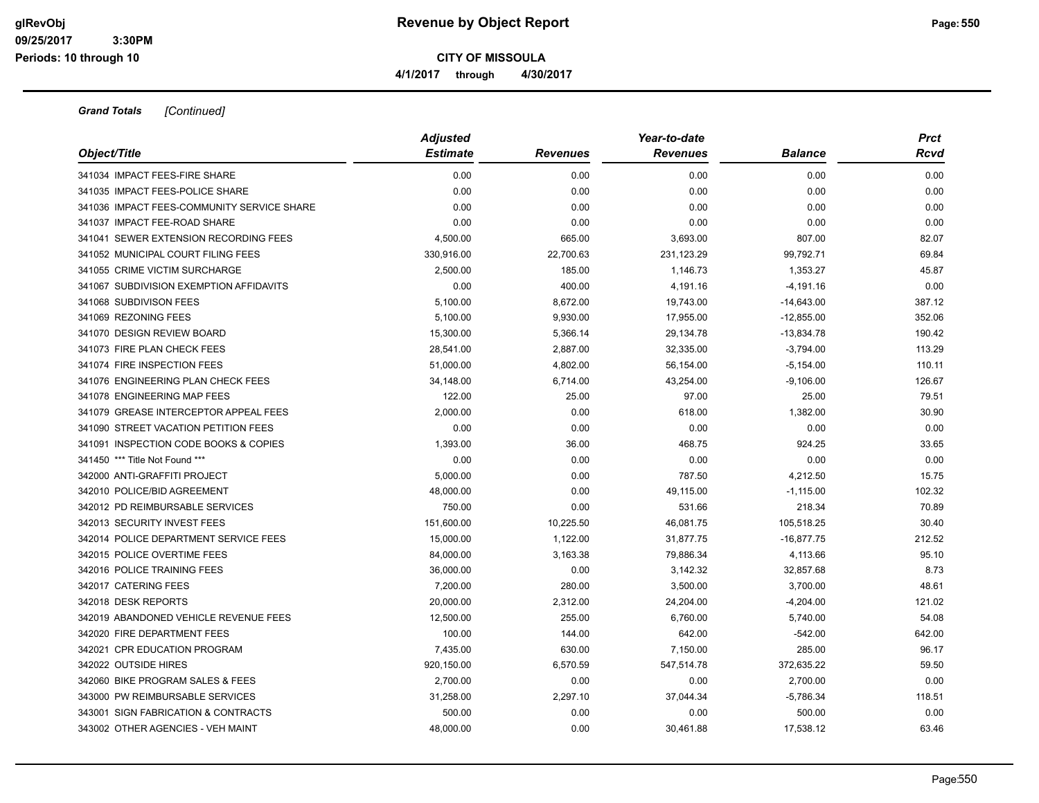**Revenue by Object Report**

**CITY OF MISSOULA**

**4/1/2017 through 4/30/2017**

glRevObj
09/25/2017 3:30PM
Periods: 10 through 10

***Grand Totals*** *[Continued]*

| *Object/Title* | *Adjusted Estimate* | *Revenues* | *Year-to-date Revenues* | *Balance* | *Prct Rcvd* |
|---|---|---|---|---|---|
| 341034 IMPACT FEES-FIRE SHARE | 0.00 | 0.00 | 0.00 | 0.00 | 0.00 |
| 341035 IMPACT FEES-POLICE SHARE | 0.00 | 0.00 | 0.00 | 0.00 | 0.00 |
| 341036 IMPACT FEES-COMMUNITY SERVICE SHARE | 0.00 | 0.00 | 0.00 | 0.00 | 0.00 |
| 341037 IMPACT FEE-ROAD SHARE | 0.00 | 0.00 | 0.00 | 0.00 | 0.00 |
| 341041 SEWER EXTENSION RECORDING FEES | 4,500.00 | 665.00 | 3,693.00 | 807.00 | 82.07 |
| 341052 MUNICIPAL COURT FILING FEES | 330,916.00 | 22,700.63 | 231,123.29 | 99,792.71 | 69.84 |
| 341055 CRIME VICTIM SURCHARGE | 2,500.00 | 185.00 | 1,146.73 | 1,353.27 | 45.87 |
| 341067 SUBDIVISION EXEMPTION AFFIDAVITS | 0.00 | 400.00 | 4,191.16 | -4,191.16 | 0.00 |
| 341068 SUBDIVISON FEES | 5,100.00 | 8,672.00 | 19,743.00 | -14,643.00 | 387.12 |
| 341069 REZONING FEES | 5,100.00 | 9,930.00 | 17,955.00 | -12,855.00 | 352.06 |
| 341070 DESIGN REVIEW BOARD | 15,300.00 | 5,366.14 | 29,134.78 | -13,834.78 | 190.42 |
| 341073 FIRE PLAN CHECK FEES | 28,541.00 | 2,887.00 | 32,335.00 | -3,794.00 | 113.29 |
| 341074 FIRE INSPECTION FEES | 51,000.00 | 4,802.00 | 56,154.00 | -5,154.00 | 110.11 |
| 341076 ENGINEERING PLAN CHECK FEES | 34,148.00 | 6,714.00 | 43,254.00 | -9,106.00 | 126.67 |
| 341078 ENGINEERING MAP FEES | 122.00 | 25.00 | 97.00 | 25.00 | 79.51 |
| 341079 GREASE INTERCEPTOR APPEAL FEES | 2,000.00 | 0.00 | 618.00 | 1,382.00 | 30.90 |
| 341090 STREET VACATION PETITION FEES | 0.00 | 0.00 | 0.00 | 0.00 | 0.00 |
| 341091 INSPECTION CODE BOOKS & COPIES | 1,393.00 | 36.00 | 468.75 | 924.25 | 33.65 |
| 341450 *** Title Not Found *** | 0.00 | 0.00 | 0.00 | 0.00 | 0.00 |
| 342000 ANTI-GRAFFITI PROJECT | 5,000.00 | 0.00 | 787.50 | 4,212.50 | 15.75 |
| 342010 POLICE/BID AGREEMENT | 48,000.00 | 0.00 | 49,115.00 | -1,115.00 | 102.32 |
| 342012 PD REIMBURSABLE SERVICES | 750.00 | 0.00 | 531.66 | 218.34 | 70.89 |
| 342013 SECURITY INVEST FEES | 151,600.00 | 10,225.50 | 46,081.75 | 105,518.25 | 30.40 |
| 342014 POLICE DEPARTMENT SERVICE FEES | 15,000.00 | 1,122.00 | 31,877.75 | -16,877.75 | 212.52 |
| 342015 POLICE OVERTIME FEES | 84,000.00 | 3,163.38 | 79,886.34 | 4,113.66 | 95.10 |
| 342016 POLICE TRAINING FEES | 36,000.00 | 0.00 | 3,142.32 | 32,857.68 | 8.73 |
| 342017 CATERING FEES | 7,200.00 | 280.00 | 3,500.00 | 3,700.00 | 48.61 |
| 342018 DESK REPORTS | 20,000.00 | 2,312.00 | 24,204.00 | -4,204.00 | 121.02 |
| 342019 ABANDONED VEHICLE REVENUE FEES | 12,500.00 | 255.00 | 6,760.00 | 5,740.00 | 54.08 |
| 342020 FIRE DEPARTMENT FEES | 100.00 | 144.00 | 642.00 | -542.00 | 642.00 |
| 342021 CPR EDUCATION PROGRAM | 7,435.00 | 630.00 | 7,150.00 | 285.00 | 96.17 |
| 342022 OUTSIDE HIRES | 920,150.00 | 6,570.59 | 547,514.78 | 372,635.22 | 59.50 |
| 342060 BIKE PROGRAM SALES & FEES | 2,700.00 | 0.00 | 0.00 | 2,700.00 | 0.00 |
| 343000 PW REIMBURSABLE SERVICES | 31,258.00 | 2,297.10 | 37,044.34 | -5,786.34 | 118.51 |
| 343001 SIGN FABRICATION & CONTRACTS | 500.00 | 0.00 | 0.00 | 500.00 | 0.00 |
| 343002 OTHER AGENCIES - VEH MAINT | 48,000.00 | 0.00 | 30,461.88 | 17,538.12 | 63.46 |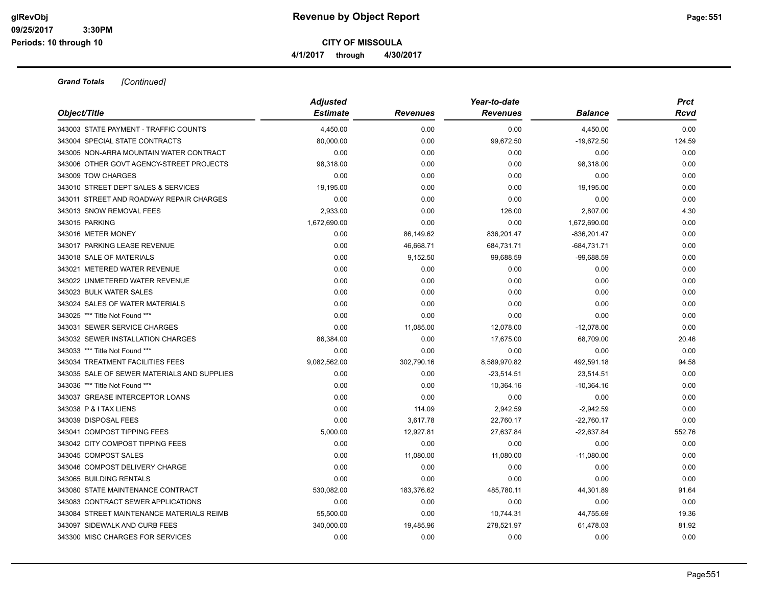# Revenue by Object Report

**CITY OF MISSOULA**

**4/1/2017 through 4/30/2017**

glRevObj
09/25/2017 3:30PM
Periods: 10 through 10

***Grand Totals*** *[Continued]*

| Object/Title | Adjusted Estimate | Revenues | Year-to-date Revenues | Balance | Prct Rcvd |
|---|---|---|---|---|---|
| 343003 STATE PAYMENT - TRAFFIC COUNTS | 4,450.00 | 0.00 | 0.00 | 4,450.00 | 0.00 |
| 343004 SPECIAL STATE CONTRACTS | 80,000.00 | 0.00 | 99,672.50 | -19,672.50 | 124.59 |
| 343005 NON-ARRA MOUNTAIN WATER CONTRACT | 0.00 | 0.00 | 0.00 | 0.00 | 0.00 |
| 343006 OTHER GOVT AGENCY-STREET PROJECTS | 98,318.00 | 0.00 | 0.00 | 98,318.00 | 0.00 |
| 343009 TOW CHARGES | 0.00 | 0.00 | 0.00 | 0.00 | 0.00 |
| 343010 STREET DEPT SALES & SERVICES | 19,195.00 | 0.00 | 0.00 | 19,195.00 | 0.00 |
| 343011 STREET AND ROADWAY REPAIR CHARGES | 0.00 | 0.00 | 0.00 | 0.00 | 0.00 |
| 343013 SNOW REMOVAL FEES | 2,933.00 | 0.00 | 126.00 | 2,807.00 | 4.30 |
| 343015 PARKING | 1,672,690.00 | 0.00 | 0.00 | 1,672,690.00 | 0.00 |
| 343016 METER MONEY | 0.00 | 86,149.62 | 836,201.47 | -836,201.47 | 0.00 |
| 343017 PARKING LEASE REVENUE | 0.00 | 46,668.71 | 684,731.71 | -684,731.71 | 0.00 |
| 343018 SALE OF MATERIALS | 0.00 | 9,152.50 | 99,688.59 | -99,688.59 | 0.00 |
| 343021 METERED WATER REVENUE | 0.00 | 0.00 | 0.00 | 0.00 | 0.00 |
| 343022 UNMETERED WATER REVENUE | 0.00 | 0.00 | 0.00 | 0.00 | 0.00 |
| 343023 BULK WATER SALES | 0.00 | 0.00 | 0.00 | 0.00 | 0.00 |
| 343024 SALES OF WATER MATERIALS | 0.00 | 0.00 | 0.00 | 0.00 | 0.00 |
| 343025 *** Title Not Found *** | 0.00 | 0.00 | 0.00 | 0.00 | 0.00 |
| 343031 SEWER SERVICE CHARGES | 0.00 | 11,085.00 | 12,078.00 | -12,078.00 | 0.00 |
| 343032 SEWER INSTALLATION CHARGES | 86,384.00 | 0.00 | 17,675.00 | 68,709.00 | 20.46 |
| 343033 *** Title Not Found *** | 0.00 | 0.00 | 0.00 | 0.00 | 0.00 |
| 343034 TREATMENT FACILITIES FEES | 9,082,562.00 | 302,790.16 | 8,589,970.82 | 492,591.18 | 94.58 |
| 343035 SALE OF SEWER MATERIALS AND SUPPLIES | 0.00 | 0.00 | -23,514.51 | 23,514.51 | 0.00 |
| 343036 *** Title Not Found *** | 0.00 | 0.00 | 10,364.16 | -10,364.16 | 0.00 |
| 343037 GREASE INTERCEPTOR LOANS | 0.00 | 0.00 | 0.00 | 0.00 | 0.00 |
| 343038 P & I TAX LIENS | 0.00 | 114.09 | 2,942.59 | -2,942.59 | 0.00 |
| 343039 DISPOSAL FEES | 0.00 | 3,617.78 | 22,760.17 | -22,760.17 | 0.00 |
| 343041 COMPOST TIPPING FEES | 5,000.00 | 12,927.81 | 27,637.84 | -22,637.84 | 552.76 |
| 343042 CITY COMPOST TIPPING FEES | 0.00 | 0.00 | 0.00 | 0.00 | 0.00 |
| 343045 COMPOST SALES | 0.00 | 11,080.00 | 11,080.00 | -11,080.00 | 0.00 |
| 343046 COMPOST DELIVERY CHARGE | 0.00 | 0.00 | 0.00 | 0.00 | 0.00 |
| 343065 BUILDING RENTALS | 0.00 | 0.00 | 0.00 | 0.00 | 0.00 |
| 343080 STATE MAINTENANCE CONTRACT | 530,082.00 | 183,376.62 | 485,780.11 | 44,301.89 | 91.64 |
| 343083 CONTRACT SEWER APPLICATIONS | 0.00 | 0.00 | 0.00 | 0.00 | 0.00 |
| 343084 STREET MAINTENANCE MATERIALS REIMB | 55,500.00 | 0.00 | 10,744.31 | 44,755.69 | 19.36 |
| 343097 SIDEWALK AND CURB FEES | 340,000.00 | 19,485.96 | 278,521.97 | 61,478.03 | 81.92 |
| 343300 MISC CHARGES FOR SERVICES | 0.00 | 0.00 | 0.00 | 0.00 | 0.00 |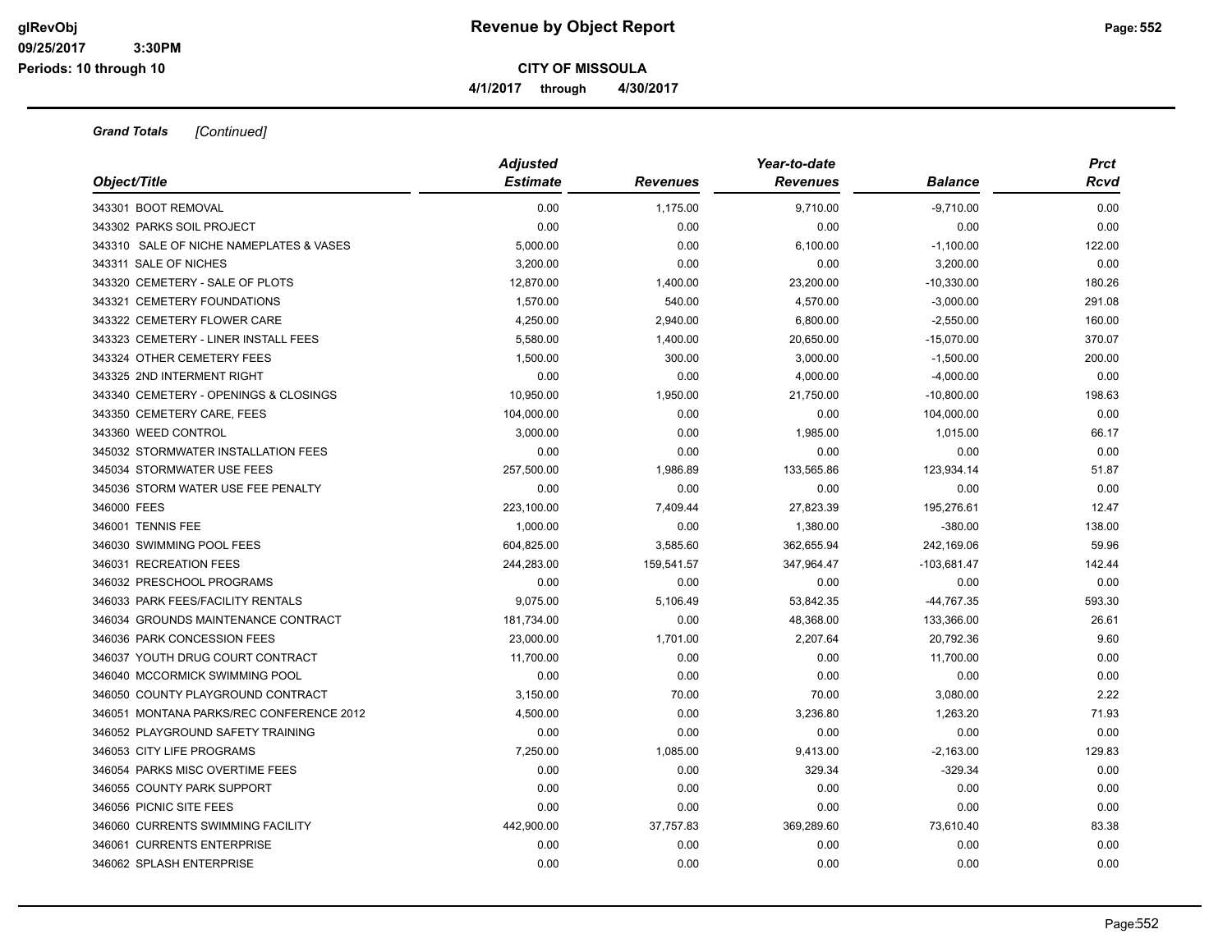**CITY OF MISSOULA**

**4/1/2017 through 4/30/2017**

***Grand Totals*** *[Continued]*

| *Object/Title* | *Adjusted Estimate* | *Revenues* | *Year-to-date Revenues* | *Balance* | *Prct Rcvd* |
|---|---|---|---|---|---|
| 343301 BOOT REMOVAL | 0.00 | 1,175.00 | 9,710.00 | -9,710.00 | 0.00 |
| 343302 PARKS SOIL PROJECT | 0.00 | 0.00 | 0.00 | 0.00 | 0.00 |
| 343310 SALE OF NICHE NAMEPLATES & VASES | 5,000.00 | 0.00 | 6,100.00 | -1,100.00 | 122.00 |
| 343311 SALE OF NICHES | 3,200.00 | 0.00 | 0.00 | 3,200.00 | 0.00 |
| 343320 CEMETERY - SALE OF PLOTS | 12,870.00 | 1,400.00 | 23,200.00 | -10,330.00 | 180.26 |
| 343321 CEMETERY FOUNDATIONS | 1,570.00 | 540.00 | 4,570.00 | -3,000.00 | 291.08 |
| 343322 CEMETERY FLOWER CARE | 4,250.00 | 2,940.00 | 6,800.00 | -2,550.00 | 160.00 |
| 343323 CEMETERY - LINER INSTALL FEES | 5,580.00 | 1,400.00 | 20,650.00 | -15,070.00 | 370.07 |
| 343324 OTHER CEMETERY FEES | 1,500.00 | 300.00 | 3,000.00 | -1,500.00 | 200.00 |
| 343325 2ND INTERMENT RIGHT | 0.00 | 0.00 | 4,000.00 | -4,000.00 | 0.00 |
| 343340 CEMETERY - OPENINGS & CLOSINGS | 10,950.00 | 1,950.00 | 21,750.00 | -10,800.00 | 198.63 |
| 343350 CEMETERY CARE, FEES | 104,000.00 | 0.00 | 0.00 | 104,000.00 | 0.00 |
| 343360 WEED CONTROL | 3,000.00 | 0.00 | 1,985.00 | 1,015.00 | 66.17 |
| 345032 STORMWATER INSTALLATION FEES | 0.00 | 0.00 | 0.00 | 0.00 | 0.00 |
| 345034 STORMWATER USE FEES | 257,500.00 | 1,986.89 | 133,565.86 | 123,934.14 | 51.87 |
| 345036 STORM WATER USE FEE PENALTY | 0.00 | 0.00 | 0.00 | 0.00 | 0.00 |
| 346000 FEES | 223,100.00 | 7,409.44 | 27,823.39 | 195,276.61 | 12.47 |
| 346001 TENNIS FEE | 1,000.00 | 0.00 | 1,380.00 | -380.00 | 138.00 |
| 346030 SWIMMING POOL FEES | 604,825.00 | 3,585.60 | 362,655.94 | 242,169.06 | 59.96 |
| 346031 RECREATION FEES | 244,283.00 | 159,541.57 | 347,964.47 | -103,681.47 | 142.44 |
| 346032 PRESCHOOL PROGRAMS | 0.00 | 0.00 | 0.00 | 0.00 | 0.00 |
| 346033 PARK FEES/FACILITY RENTALS | 9,075.00 | 5,106.49 | 53,842.35 | -44,767.35 | 593.30 |
| 346034 GROUNDS MAINTENANCE CONTRACT | 181,734.00 | 0.00 | 48,368.00 | 133,366.00 | 26.61 |
| 346036 PARK CONCESSION FEES | 23,000.00 | 1,701.00 | 2,207.64 | 20,792.36 | 9.60 |
| 346037 YOUTH DRUG COURT CONTRACT | 11,700.00 | 0.00 | 0.00 | 11,700.00 | 0.00 |
| 346040 MCCORMICK SWIMMING POOL | 0.00 | 0.00 | 0.00 | 0.00 | 0.00 |
| 346050 COUNTY PLAYGROUND CONTRACT | 3,150.00 | 70.00 | 70.00 | 3,080.00 | 2.22 |
| 346051 MONTANA PARKS/REC CONFERENCE 2012 | 4,500.00 | 0.00 | 3,236.80 | 1,263.20 | 71.93 |
| 346052 PLAYGROUND SAFETY TRAINING | 0.00 | 0.00 | 0.00 | 0.00 | 0.00 |
| 346053 CITY LIFE PROGRAMS | 7,250.00 | 1,085.00 | 9,413.00 | -2,163.00 | 129.83 |
| 346054 PARKS MISC OVERTIME FEES | 0.00 | 0.00 | 329.34 | -329.34 | 0.00 |
| 346055 COUNTY PARK SUPPORT | 0.00 | 0.00 | 0.00 | 0.00 | 0.00 |
| 346056 PICNIC SITE FEES | 0.00 | 0.00 | 0.00 | 0.00 | 0.00 |
| 346060 CURRENTS SWIMMING FACILITY | 442,900.00 | 37,757.83 | 369,289.60 | 73,610.40 | 83.38 |
| 346061 CURRENTS ENTERPRISE | 0.00 | 0.00 | 0.00 | 0.00 | 0.00 |
| 346062 SPLASH ENTERPRISE | 0.00 | 0.00 | 0.00 | 0.00 | 0.00 |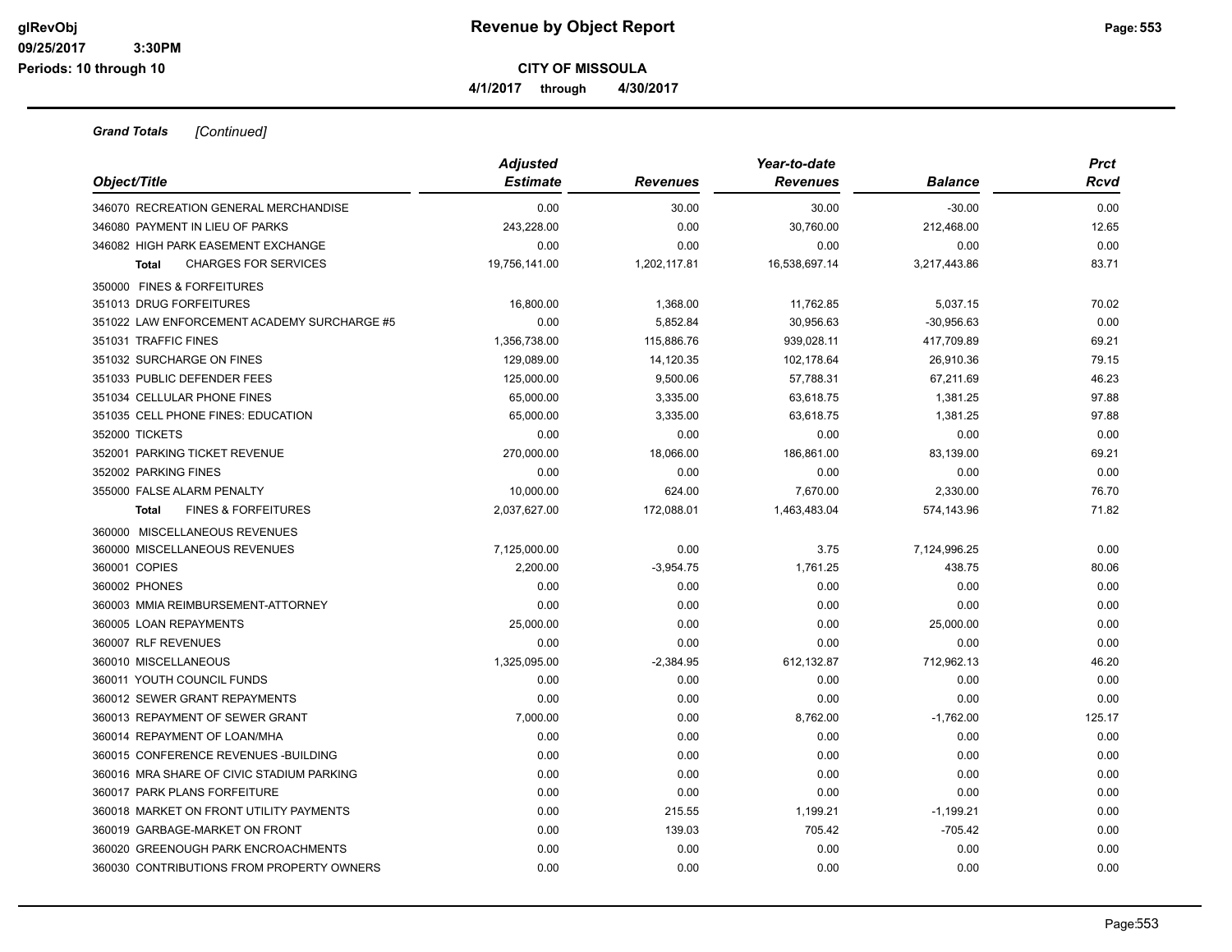**Revenue by Object Report**

**CITY OF MISSOULA**

**4/1/2017 through 4/30/2017**

glRevObj
09/25/2017 3:30PM
Periods: 10 through 10

***Grand Totals*** *[Continued]*

| Object/Title | Adjusted Estimate | Revenues | Year-to-date Revenues | Balance | Prct Rcvd |
|---|---|---|---|---|---|
| 346070 RECREATION GENERAL MERCHANDISE | 0.00 | 30.00 | 30.00 | -30.00 | 0.00 |
| 346080 PAYMENT IN LIEU OF PARKS | 243,228.00 | 0.00 | 30,760.00 | 212,468.00 | 12.65 |
| 346082 HIGH PARK EASEMENT EXCHANGE | 0.00 | 0.00 | 0.00 | 0.00 | 0.00 |
| **Total** CHARGES FOR SERVICES | 19,756,141.00 | 1,202,117.81 | 16,538,697.14 | 3,217,443.86 | 83.71 |
| 350000 FINES & FORFEITURES | | | | | |
| 351013 DRUG FORFEITURES | 16,800.00 | 1,368.00 | 11,762.85 | 5,037.15 | 70.02 |
| 351022 LAW ENFORCEMENT ACADEMY SURCHARGE #5 | 0.00 | 5,852.84 | 30,956.63 | -30,956.63 | 0.00 |
| 351031 TRAFFIC FINES | 1,356,738.00 | 115,886.76 | 939,028.11 | 417,709.89 | 69.21 |
| 351032 SURCHARGE ON FINES | 129,089.00 | 14,120.35 | 102,178.64 | 26,910.36 | 79.15 |
| 351033 PUBLIC DEFENDER FEES | 125,000.00 | 9,500.06 | 57,788.31 | 67,211.69 | 46.23 |
| 351034 CELLULAR PHONE FINES | 65,000.00 | 3,335.00 | 63,618.75 | 1,381.25 | 97.88 |
| 351035 CELL PHONE FINES: EDUCATION | 65,000.00 | 3,335.00 | 63,618.75 | 1,381.25 | 97.88 |
| 352000 TICKETS | 0.00 | 0.00 | 0.00 | 0.00 | 0.00 |
| 352001 PARKING TICKET REVENUE | 270,000.00 | 18,066.00 | 186,861.00 | 83,139.00 | 69.21 |
| 352002 PARKING FINES | 0.00 | 0.00 | 0.00 | 0.00 | 0.00 |
| 355000 FALSE ALARM PENALTY | 10,000.00 | 624.00 | 7,670.00 | 2,330.00 | 76.70 |
| **Total** FINES & FORFEITURES | 2,037,627.00 | 172,088.01 | 1,463,483.04 | 574,143.96 | 71.82 |
| 360000 MISCELLANEOUS REVENUES | | | | | |
| 360000 MISCELLANEOUS REVENUES | 7,125,000.00 | 0.00 | 3.75 | 7,124,996.25 | 0.00 |
| 360001 COPIES | 2,200.00 | -3,954.75 | 1,761.25 | 438.75 | 80.06 |
| 360002 PHONES | 0.00 | 0.00 | 0.00 | 0.00 | 0.00 |
| 360003 MMIA REIMBURSEMENT-ATTORNEY | 0.00 | 0.00 | 0.00 | 0.00 | 0.00 |
| 360005 LOAN REPAYMENTS | 25,000.00 | 0.00 | 0.00 | 25,000.00 | 0.00 |
| 360007 RLF REVENUES | 0.00 | 0.00 | 0.00 | 0.00 | 0.00 |
| 360010 MISCELLANEOUS | 1,325,095.00 | -2,384.95 | 612,132.87 | 712,962.13 | 46.20 |
| 360011 YOUTH COUNCIL FUNDS | 0.00 | 0.00 | 0.00 | 0.00 | 0.00 |
| 360012 SEWER GRANT REPAYMENTS | 0.00 | 0.00 | 0.00 | 0.00 | 0.00 |
| 360013 REPAYMENT OF SEWER GRANT | 7,000.00 | 0.00 | 8,762.00 | -1,762.00 | 125.17 |
| 360014 REPAYMENT OF LOAN/MHA | 0.00 | 0.00 | 0.00 | 0.00 | 0.00 |
| 360015 CONFERENCE REVENUES -BUILDING | 0.00 | 0.00 | 0.00 | 0.00 | 0.00 |
| 360016 MRA SHARE OF CIVIC STADIUM PARKING | 0.00 | 0.00 | 0.00 | 0.00 | 0.00 |
| 360017 PARK PLANS FORFEITURE | 0.00 | 0.00 | 0.00 | 0.00 | 0.00 |
| 360018 MARKET ON FRONT UTILITY PAYMENTS | 0.00 | 215.55 | 1,199.21 | -1,199.21 | 0.00 |
| 360019 GARBAGE-MARKET ON FRONT | 0.00 | 139.03 | 705.42 | -705.42 | 0.00 |
| 360020 GREENOUGH PARK ENCROACHMENTS | 0.00 | 0.00 | 0.00 | 0.00 | 0.00 |
| 360030 CONTRIBUTIONS FROM PROPERTY OWNERS | 0.00 | 0.00 | 0.00 | 0.00 | 0.00 |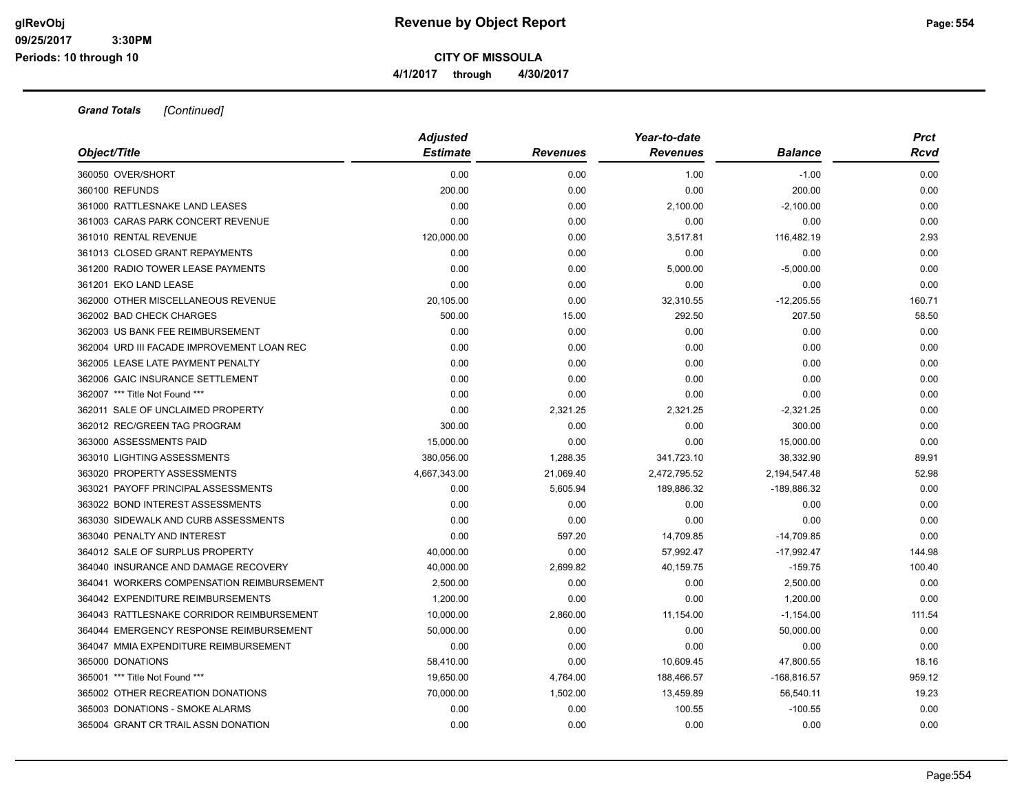**Revenue by Object Report**

**CITY OF MISSOULA**

**4/1/2017 through 4/30/2017**

glRevObj
09/25/2017 3:30PM
Periods: 10 through 10

***Grand Totals*** *[Continued]*

| Object/Title | Adjusted Estimate | Revenues | Year-to-date Revenues | Balance | Prct Rcvd |
|---|---|---|---|---|---|
| 360050 OVER/SHORT | 0.00 | 0.00 | 1.00 | -1.00 | 0.00 |
| 360100 REFUNDS | 200.00 | 0.00 | 0.00 | 200.00 | 0.00 |
| 361000 RATTLESNAKE LAND LEASES | 0.00 | 0.00 | 2,100.00 | -2,100.00 | 0.00 |
| 361003 CARAS PARK CONCERT REVENUE | 0.00 | 0.00 | 0.00 | 0.00 | 0.00 |
| 361010 RENTAL REVENUE | 120,000.00 | 0.00 | 3,517.81 | 116,482.19 | 2.93 |
| 361013 CLOSED GRANT REPAYMENTS | 0.00 | 0.00 | 0.00 | 0.00 | 0.00 |
| 361200 RADIO TOWER LEASE PAYMENTS | 0.00 | 0.00 | 5,000.00 | -5,000.00 | 0.00 |
| 361201 EKO LAND LEASE | 0.00 | 0.00 | 0.00 | 0.00 | 0.00 |
| 362000 OTHER MISCELLANEOUS REVENUE | 20,105.00 | 0.00 | 32,310.55 | -12,205.55 | 160.71 |
| 362002 BAD CHECK CHARGES | 500.00 | 15.00 | 292.50 | 207.50 | 58.50 |
| 362003 US BANK FEE REIMBURSEMENT | 0.00 | 0.00 | 0.00 | 0.00 | 0.00 |
| 362004 URD III FACADE IMPROVEMENT LOAN REC | 0.00 | 0.00 | 0.00 | 0.00 | 0.00 |
| 362005 LEASE LATE PAYMENT PENALTY | 0.00 | 0.00 | 0.00 | 0.00 | 0.00 |
| 362006 GAIC INSURANCE SETTLEMENT | 0.00 | 0.00 | 0.00 | 0.00 | 0.00 |
| 362007 *** Title Not Found *** | 0.00 | 0.00 | 0.00 | 0.00 | 0.00 |
| 362011 SALE OF UNCLAIMED PROPERTY | 0.00 | 2,321.25 | 2,321.25 | -2,321.25 | 0.00 |
| 362012 REC/GREEN TAG PROGRAM | 300.00 | 0.00 | 0.00 | 300.00 | 0.00 |
| 363000 ASSESSMENTS PAID | 15,000.00 | 0.00 | 0.00 | 15,000.00 | 0.00 |
| 363010 LIGHTING ASSESSMENTS | 380,056.00 | 1,288.35 | 341,723.10 | 38,332.90 | 89.91 |
| 363020 PROPERTY ASSESSMENTS | 4,667,343.00 | 21,069.40 | 2,472,795.52 | 2,194,547.48 | 52.98 |
| 363021 PAYOFF PRINCIPAL ASSESSMENTS | 0.00 | 5,605.94 | 189,886.32 | -189,886.32 | 0.00 |
| 363022 BOND INTEREST ASSESSMENTS | 0.00 | 0.00 | 0.00 | 0.00 | 0.00 |
| 363030 SIDEWALK AND CURB ASSESSMENTS | 0.00 | 0.00 | 0.00 | 0.00 | 0.00 |
| 363040 PENALTY AND INTEREST | 0.00 | 597.20 | 14,709.85 | -14,709.85 | 0.00 |
| 364012 SALE OF SURPLUS PROPERTY | 40,000.00 | 0.00 | 57,992.47 | -17,992.47 | 144.98 |
| 364040 INSURANCE AND DAMAGE RECOVERY | 40,000.00 | 2,699.82 | 40,159.75 | -159.75 | 100.40 |
| 364041 WORKERS COMPENSATION REIMBURSEMENT | 2,500.00 | 0.00 | 0.00 | 2,500.00 | 0.00 |
| 364042 EXPENDITURE REIMBURSEMENTS | 1,200.00 | 0.00 | 0.00 | 1,200.00 | 0.00 |
| 364043 RATTLESNAKE CORRIDOR REIMBURSEMENT | 10,000.00 | 2,860.00 | 11,154.00 | -1,154.00 | 111.54 |
| 364044 EMERGENCY RESPONSE REIMBURSEMENT | 50,000.00 | 0.00 | 0.00 | 50,000.00 | 0.00 |
| 364047 MMIA EXPENDITURE REIMBURSEMENT | 0.00 | 0.00 | 0.00 | 0.00 | 0.00 |
| 365000 DONATIONS | 58,410.00 | 0.00 | 10,609.45 | 47,800.55 | 18.16 |
| 365001 *** Title Not Found *** | 19,650.00 | 4,764.00 | 188,466.57 | -168,816.57 | 959.12 |
| 365002 OTHER RECREATION DONATIONS | 70,000.00 | 1,502.00 | 13,459.89 | 56,540.11 | 19.23 |
| 365003 DONATIONS - SMOKE ALARMS | 0.00 | 0.00 | 100.55 | -100.55 | 0.00 |
| 365004 GRANT CR TRAIL ASSN DONATION | 0.00 | 0.00 | 0.00 | 0.00 | 0.00 |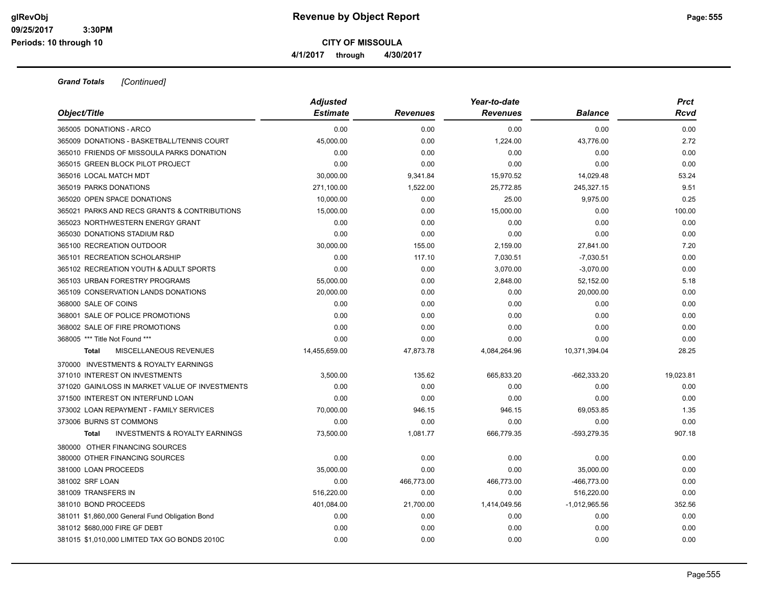*Grand Totals [Continued]*

| Object/Title | Adjusted Estimate | Revenues | Year-to-date Revenues | Balance | Prct Rcvd |
|---|---|---|---|---|---|
| 365005 DONATIONS - ARCO | 0.00 | 0.00 | 0.00 | 0.00 | 0.00 |
| 365009 DONATIONS - BASKETBALL/TENNIS COURT | 45,000.00 | 0.00 | 1,224.00 | 43,776.00 | 2.72 |
| 365010 FRIENDS OF MISSOULA PARKS DONATION | 0.00 | 0.00 | 0.00 | 0.00 | 0.00 |
| 365015 GREEN BLOCK PILOT PROJECT | 0.00 | 0.00 | 0.00 | 0.00 | 0.00 |
| 365016 LOCAL MATCH MDT | 30,000.00 | 9,341.84 | 15,970.52 | 14,029.48 | 53.24 |
| 365019 PARKS DONATIONS | 271,100.00 | 1,522.00 | 25,772.85 | 245,327.15 | 9.51 |
| 365020 OPEN SPACE DONATIONS | 10,000.00 | 0.00 | 25.00 | 9,975.00 | 0.25 |
| 365021 PARKS AND RECS GRANTS & CONTRIBUTIONS | 15,000.00 | 0.00 | 15,000.00 | 0.00 | 100.00 |
| 365023 NORTHWESTERN ENERGY GRANT | 0.00 | 0.00 | 0.00 | 0.00 | 0.00 |
| 365030 DONATIONS STADIUM R&D | 0.00 | 0.00 | 0.00 | 0.00 | 0.00 |
| 365100 RECREATION OUTDOOR | 30,000.00 | 155.00 | 2,159.00 | 27,841.00 | 7.20 |
| 365101 RECREATION SCHOLARSHIP | 0.00 | 117.10 | 7,030.51 | -7,030.51 | 0.00 |
| 365102 RECREATION YOUTH & ADULT SPORTS | 0.00 | 0.00 | 3,070.00 | -3,070.00 | 0.00 |
| 365103 URBAN FORESTRY PROGRAMS | 55,000.00 | 0.00 | 2,848.00 | 52,152.00 | 5.18 |
| 365109 CONSERVATION LANDS DONATIONS | 20,000.00 | 0.00 | 0.00 | 20,000.00 | 0.00 |
| 368000 SALE OF COINS | 0.00 | 0.00 | 0.00 | 0.00 | 0.00 |
| 368001 SALE OF POLICE PROMOTIONS | 0.00 | 0.00 | 0.00 | 0.00 | 0.00 |
| 368002 SALE OF FIRE PROMOTIONS | 0.00 | 0.00 | 0.00 | 0.00 | 0.00 |
| 368005 *** Title Not Found *** | 0.00 | 0.00 | 0.00 | 0.00 | 0.00 |
| **Total** MISCELLANEOUS REVENUES | 14,455,659.00 | 47,873.78 | 4,084,264.96 | 10,371,394.04 | 28.25 |
| 370000 INVESTMENTS & ROYALTY EARNINGS | | | | | |
| 371010 INTEREST ON INVESTMENTS | 3,500.00 | 135.62 | 665,833.20 | -662,333.20 | 19,023.81 |
| 371020 GAIN/LOSS IN MARKET VALUE OF INVESTMENTS | 0.00 | 0.00 | 0.00 | 0.00 | 0.00 |
| 371500 INTEREST ON INTERFUND LOAN | 0.00 | 0.00 | 0.00 | 0.00 | 0.00 |
| 373002 LOAN REPAYMENT - FAMILY SERVICES | 70,000.00 | 946.15 | 946.15 | 69,053.85 | 1.35 |
| 373006 BURNS ST COMMONS | 0.00 | 0.00 | 0.00 | 0.00 | 0.00 |
| **Total** INVESTMENTS & ROYALTY EARNINGS | 73,500.00 | 1,081.77 | 666,779.35 | -593,279.35 | 907.18 |
| 380000 OTHER FINANCING SOURCES | | | | | |
| 380000 OTHER FINANCING SOURCES | 0.00 | 0.00 | 0.00 | 0.00 | 0.00 |
| 381000 LOAN PROCEEDS | 35,000.00 | 0.00 | 0.00 | 35,000.00 | 0.00 |
| 381002 SRF LOAN | 0.00 | 466,773.00 | 466,773.00 | -466,773.00 | 0.00 |
| 381009 TRANSFERS IN | 516,220.00 | 0.00 | 0.00 | 516,220.00 | 0.00 |
| 381010 BOND PROCEEDS | 401,084.00 | 21,700.00 | 1,414,049.56 | -1,012,965.56 | 352.56 |
| 381011 $1,860,000 General Fund Obligation Bond | 0.00 | 0.00 | 0.00 | 0.00 | 0.00 |
| 381012 $680,000 FIRE GF DEBT | 0.00 | 0.00 | 0.00 | 0.00 | 0.00 |
| 381015 $1,010,000 LIMITED TAX GO BONDS 2010C | 0.00 | 0.00 | 0.00 | 0.00 | 0.00 |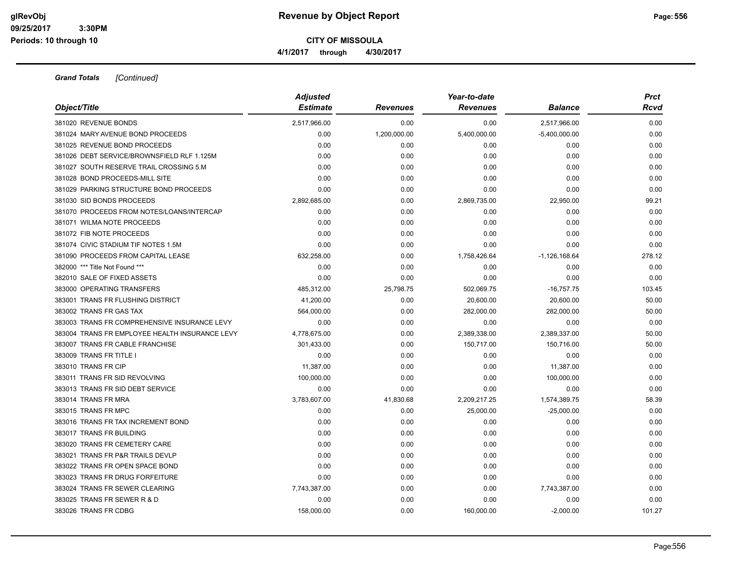**Revenue by Object Report**

**CITY OF MISSOULA**

**4/1/2017 through 4/30/2017**

***Grand Totals*** *[Continued]*

| Object/Title | Adjusted Estimate | Revenues | Year-to-date Revenues | Balance | Prct Rcvd |
|---|---|---|---|---|---|
| 381020 REVENUE BONDS | 2,517,966.00 | 0.00 | 0.00 | 2,517,966.00 | 0.00 |
| 381024 MARY AVENUE BOND PROCEEDS | 0.00 | 1,200,000.00 | 5,400,000.00 | -5,400,000.00 | 0.00 |
| 381025 REVENUE BOND PROCEEDS | 0.00 | 0.00 | 0.00 | 0.00 | 0.00 |
| 381026 DEBT SERVICE/BROWNSFIELD RLF 1.125M | 0.00 | 0.00 | 0.00 | 0.00 | 0.00 |
| 381027 SOUTH RESERVE TRAIL CROSSING 5.M | 0.00 | 0.00 | 0.00 | 0.00 | 0.00 |
| 381028 BOND PROCEEDS-MILL SITE | 0.00 | 0.00 | 0.00 | 0.00 | 0.00 |
| 381029 PARKING STRUCTURE BOND PROCEEDS | 0.00 | 0.00 | 0.00 | 0.00 | 0.00 |
| 381030 SID BONDS PROCEEDS | 2,892,685.00 | 0.00 | 2,869,735.00 | 22,950.00 | 99.21 |
| 381070 PROCEEDS FROM NOTES/LOANS/INTERCAP | 0.00 | 0.00 | 0.00 | 0.00 | 0.00 |
| 381071 WILMA NOTE PROCEEDS | 0.00 | 0.00 | 0.00 | 0.00 | 0.00 |
| 381072 FIB NOTE PROCEEDS | 0.00 | 0.00 | 0.00 | 0.00 | 0.00 |
| 381074 CIVIC STADIUM TIF NOTES 1.5M | 0.00 | 0.00 | 0.00 | 0.00 | 0.00 |
| 381090 PROCEEDS FROM CAPITAL LEASE | 632,258.00 | 0.00 | 1,758,426.64 | -1,126,168.64 | 278.12 |
| 382000 *** Title Not Found *** | 0.00 | 0.00 | 0.00 | 0.00 | 0.00 |
| 382010 SALE OF FIXED ASSETS | 0.00 | 0.00 | 0.00 | 0.00 | 0.00 |
| 383000 OPERATING TRANSFERS | 485,312.00 | 25,798.75 | 502,069.75 | -16,757.75 | 103.45 |
| 383001 TRANS FR FLUSHING DISTRICT | 41,200.00 | 0.00 | 20,600.00 | 20,600.00 | 50.00 |
| 383002 TRANS FR GAS TAX | 564,000.00 | 0.00 | 282,000.00 | 282,000.00 | 50.00 |
| 383003 TRANS FR COMPREHENSIVE INSURANCE LEVY | 0.00 | 0.00 | 0.00 | 0.00 | 0.00 |
| 383004 TRANS FR EMPLOYEE HEALTH INSURANCE LEVY | 4,778,675.00 | 0.00 | 2,389,338.00 | 2,389,337.00 | 50.00 |
| 383007 TRANS FR CABLE FRANCHISE | 301,433.00 | 0.00 | 150,717.00 | 150,716.00 | 50.00 |
| 383009 TRANS FR TITLE I | 0.00 | 0.00 | 0.00 | 0.00 | 0.00 |
| 383010 TRANS FR CIP | 11,387.00 | 0.00 | 0.00 | 11,387.00 | 0.00 |
| 383011 TRANS FR SID REVOLVING | 100,000.00 | 0.00 | 0.00 | 100,000.00 | 0.00 |
| 383013 TRANS FR SID DEBT SERVICE | 0.00 | 0.00 | 0.00 | 0.00 | 0.00 |
| 383014 TRANS FR MRA | 3,783,607.00 | 41,830.68 | 2,209,217.25 | 1,574,389.75 | 58.39 |
| 383015 TRANS FR MPC | 0.00 | 0.00 | 25,000.00 | -25,000.00 | 0.00 |
| 383016 TRANS FR TAX INCREMENT BOND | 0.00 | 0.00 | 0.00 | 0.00 | 0.00 |
| 383017 TRANS FR BUILDING | 0.00 | 0.00 | 0.00 | 0.00 | 0.00 |
| 383020 TRANS FR CEMETERY CARE | 0.00 | 0.00 | 0.00 | 0.00 | 0.00 |
| 383021 TRANS FR P&R TRAILS DEVLP | 0.00 | 0.00 | 0.00 | 0.00 | 0.00 |
| 383022 TRANS FR OPEN SPACE BOND | 0.00 | 0.00 | 0.00 | 0.00 | 0.00 |
| 383023 TRANS FR DRUG FORFEITURE | 0.00 | 0.00 | 0.00 | 0.00 | 0.00 |
| 383024 TRANS FR SEWER CLEARING | 7,743,387.00 | 0.00 | 0.00 | 7,743,387.00 | 0.00 |
| 383025 TRANS FR SEWER R & D | 0.00 | 0.00 | 0.00 | 0.00 | 0.00 |
| 383026 TRANS FR CDBG | 158,000.00 | 0.00 | 160,000.00 | -2,000.00 | 101.27 |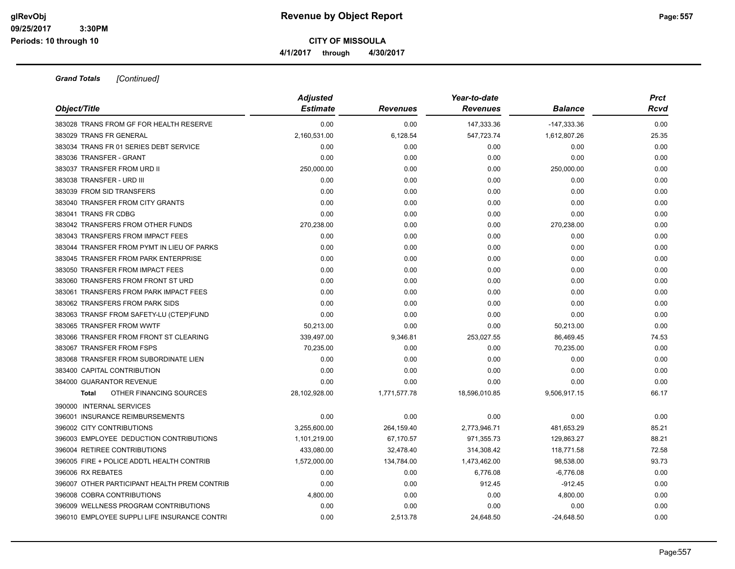# Revenue by Object Report

**CITY OF MISSOULA**

**4/1/2017 through 4/30/2017**

glRevObj
09/25/2017 3:30PM
Periods: 10 through 10

***Grand Totals*** *[Continued]*

| Object/Title | Adjusted Estimate | Revenues | Year-to-date Revenues | Balance | Prct Rcvd |
|---|---|---|---|---|---|
| 383028 TRANS FROM GF FOR HEALTH RESERVE | 0.00 | 0.00 | 147,333.36 | -147,333.36 | 0.00 |
| 383029 TRANS FR GENERAL | 2,160,531.00 | 6,128.54 | 547,723.74 | 1,612,807.26 | 25.35 |
| 383034 TRANS FR 01 SERIES DEBT SERVICE | 0.00 | 0.00 | 0.00 | 0.00 | 0.00 |
| 383036 TRANSFER - GRANT | 0.00 | 0.00 | 0.00 | 0.00 | 0.00 |
| 383037 TRANSFER FROM URD II | 250,000.00 | 0.00 | 0.00 | 250,000.00 | 0.00 |
| 383038 TRANSFER - URD III | 0.00 | 0.00 | 0.00 | 0.00 | 0.00 |
| 383039 FROM SID TRANSFERS | 0.00 | 0.00 | 0.00 | 0.00 | 0.00 |
| 383040 TRANSFER FROM CITY GRANTS | 0.00 | 0.00 | 0.00 | 0.00 | 0.00 |
| 383041 TRANS FR CDBG | 0.00 | 0.00 | 0.00 | 0.00 | 0.00 |
| 383042 TRANSFERS FROM OTHER FUNDS | 270,238.00 | 0.00 | 0.00 | 270,238.00 | 0.00 |
| 383043 TRANSFERS FROM IMPACT FEES | 0.00 | 0.00 | 0.00 | 0.00 | 0.00 |
| 383044 TRANSFER FROM PYMT IN LIEU OF PARKS | 0.00 | 0.00 | 0.00 | 0.00 | 0.00 |
| 383045 TRANSFER FROM PARK ENTERPRISE | 0.00 | 0.00 | 0.00 | 0.00 | 0.00 |
| 383050 TRANSFER FROM IMPACT FEES | 0.00 | 0.00 | 0.00 | 0.00 | 0.00 |
| 383060 TRANSFERS FROM FRONT ST URD | 0.00 | 0.00 | 0.00 | 0.00 | 0.00 |
| 383061 TRANSFERS FROM PARK IMPACT FEES | 0.00 | 0.00 | 0.00 | 0.00 | 0.00 |
| 383062 TRANSFERS FROM PARK SIDS | 0.00 | 0.00 | 0.00 | 0.00 | 0.00 |
| 383063 TRANSF FROM SAFETY-LU (CTEP)FUND | 0.00 | 0.00 | 0.00 | 0.00 | 0.00 |
| 383065 TRANSFER FROM WWTF | 50,213.00 | 0.00 | 0.00 | 50,213.00 | 0.00 |
| 383066 TRANSFER FROM FRONT ST CLEARING | 339,497.00 | 9,346.81 | 253,027.55 | 86,469.45 | 74.53 |
| 383067 TRANSFER FROM FSPS | 70,235.00 | 0.00 | 0.00 | 70,235.00 | 0.00 |
| 383068 TRANSFER FROM SUBORDINATE LIEN | 0.00 | 0.00 | 0.00 | 0.00 | 0.00 |
| 383400 CAPITAL CONTRIBUTION | 0.00 | 0.00 | 0.00 | 0.00 | 0.00 |
| 384000 GUARANTOR REVENUE | 0.00 | 0.00 | 0.00 | 0.00 | 0.00 |
| **Total** OTHER FINANCING SOURCES | 28,102,928.00 | 1,771,577.78 | 18,596,010.85 | 9,506,917.15 | 66.17 |
| 390000 INTERNAL SERVICES | | | | | |
| 396001 INSURANCE REIMBURSEMENTS | 0.00 | 0.00 | 0.00 | 0.00 | 0.00 |
| 396002 CITY CONTRIBUTIONS | 3,255,600.00 | 264,159.40 | 2,773,946.71 | 481,653.29 | 85.21 |
| 396003 EMPLOYEE DEDUCTION CONTRIBUTIONS | 1,101,219.00 | 67,170.57 | 971,355.73 | 129,863.27 | 88.21 |
| 396004 RETIREE CONTRIBUTIONS | 433,080.00 | 32,478.40 | 314,308.42 | 118,771.58 | 72.58 |
| 396005 FIRE + POLICE ADDTL HEALTH CONTRIB | 1,572,000.00 | 134,784.00 | 1,473,462.00 | 98,538.00 | 93.73 |
| 396006 RX REBATES | 0.00 | 0.00 | 6,776.08 | -6,776.08 | 0.00 |
| 396007 OTHER PARTICIPANT HEALTH PREM CONTRIB | 0.00 | 0.00 | 912.45 | -912.45 | 0.00 |
| 396008 COBRA CONTRIBUTIONS | 4,800.00 | 0.00 | 0.00 | 4,800.00 | 0.00 |
| 396009 WELLNESS PROGRAM CONTRIBUTIONS | 0.00 | 0.00 | 0.00 | 0.00 | 0.00 |
| 396010 EMPLOYEE SUPPLI LIFE INSURANCE CONTRI | 0.00 | 2,513.78 | 24,648.50 | -24,648.50 | 0.00 |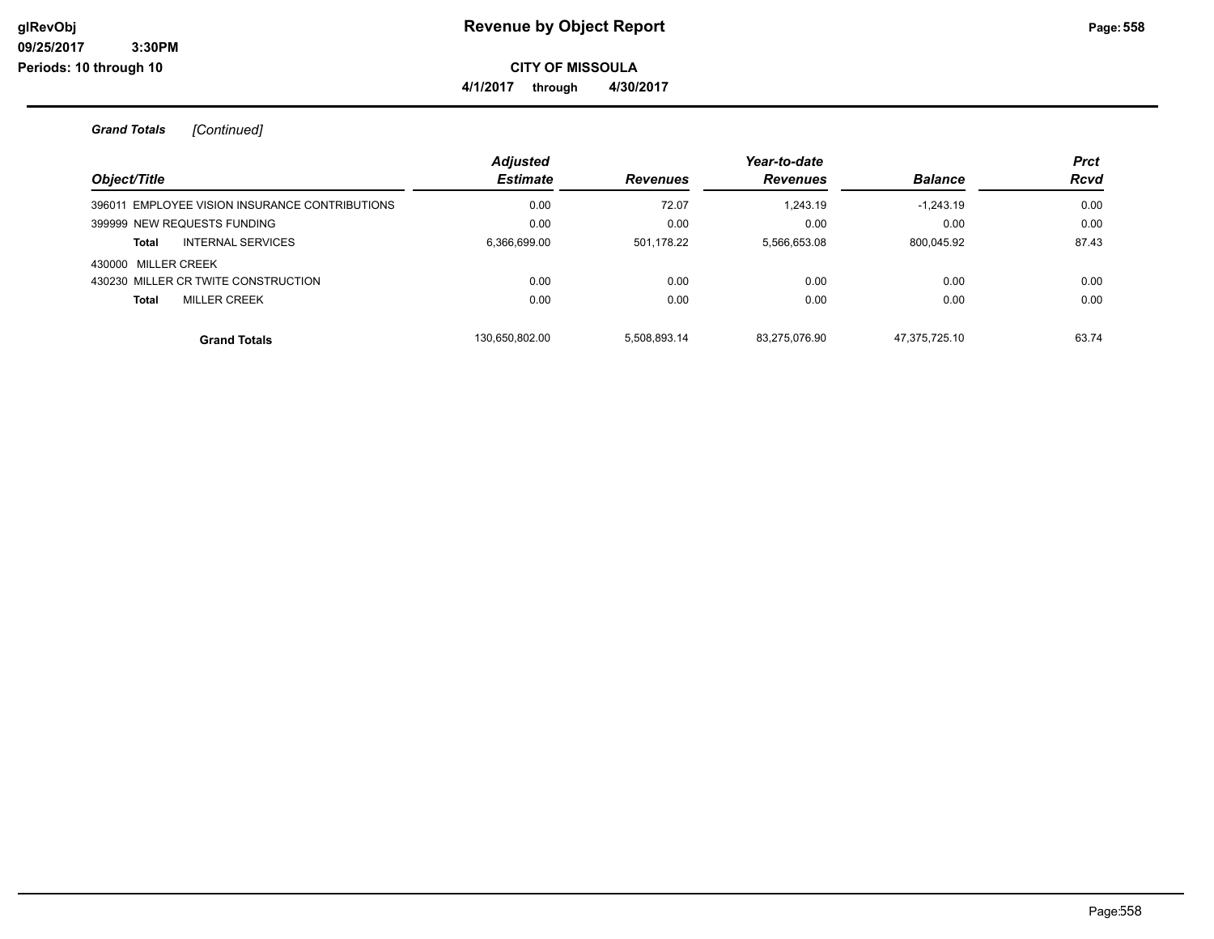**Revenue by Object Report**

**CITY OF MISSOULA**

**4/1/2017 through 4/30/2017**

***Grand Totals*** *[Continued]*

| Object/Title | Adjusted Estimate | Revenues | Year-to-date Revenues | Balance | Prct Rcvd |
|---|---|---|---|---|---|
| 396011 EMPLOYEE VISION INSURANCE CONTRIBUTIONS | 0.00 | 72.07 | 1,243.19 | -1,243.19 | 0.00 |
| 399999 NEW REQUESTS FUNDING | 0.00 | 0.00 | 0.00 | 0.00 | 0.00 |
| **Total** INTERNAL SERVICES | 6,366,699.00 | 501,178.22 | 5,566,653.08 | 800,045.92 | 87.43 |
| 430000 MILLER CREEK | | | | | |
| 430230 MILLER CR TWITE CONSTRUCTION | 0.00 | 0.00 | 0.00 | 0.00 | 0.00 |
| **Total** MILLER CREEK | 0.00 | 0.00 | 0.00 | 0.00 | 0.00 |
| **Grand Totals** | 130,650,802.00 | 5,508,893.14 | 83,275,076.90 | 47,375,725.10 | 63.74 |